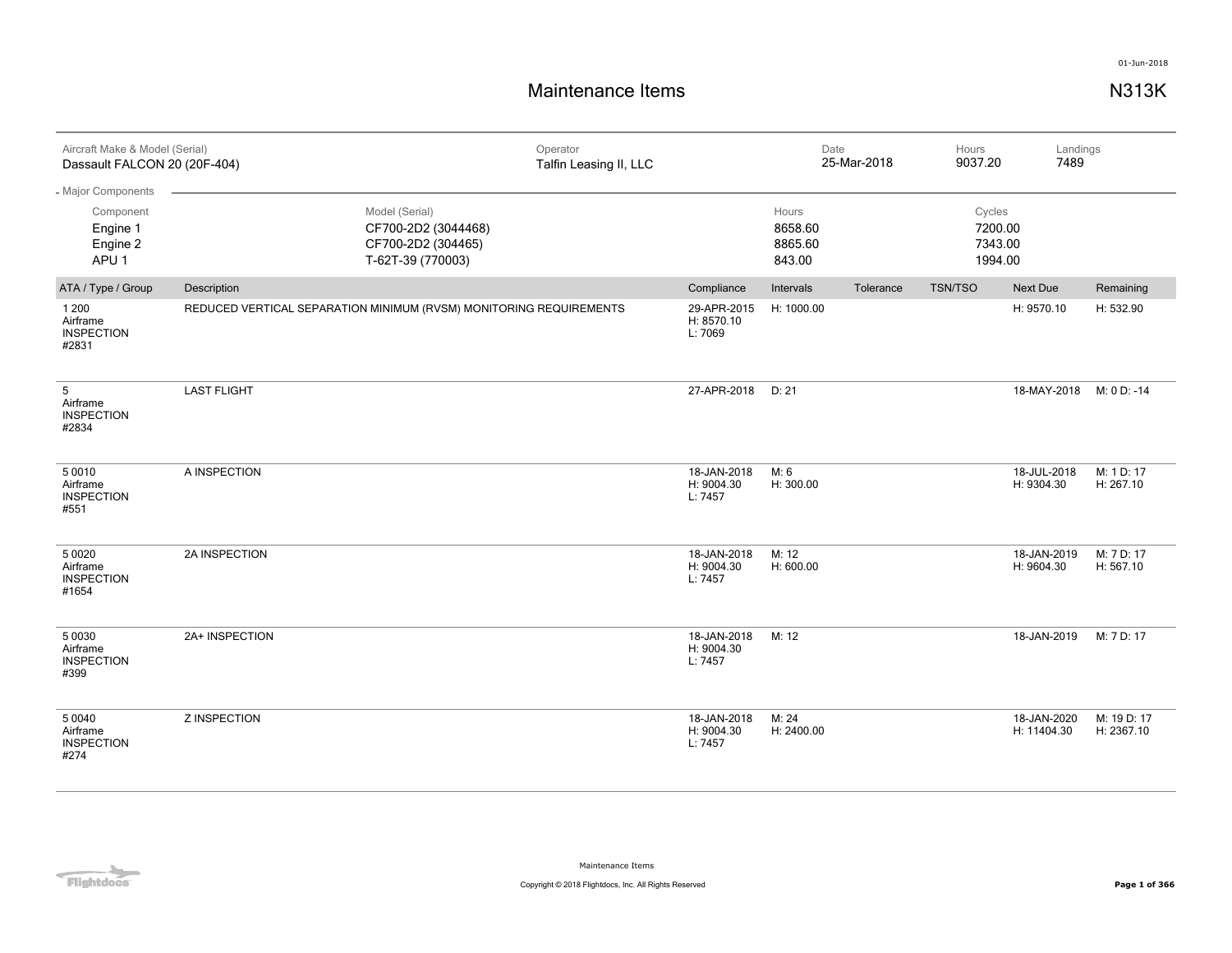# Maintenance Items

## N313K

| Aircraft Make & Model (Serial) | Operator | Date | Hours | Landings |
|---|---|---|---|---|
| Dassault FALCON 20 (20F-404) | Talfin Leasing II, LLC | 25-Mar-2018 | 9037.20 | 7489 |

**Major Components**

| Component | Model (Serial) | Hours | Cycles |
|---|---|---|---|
| Engine 1 | CF700-2D2 (3044468) | 8658.60 | 7200.00 |
| Engine 2 | CF700-2D2 (304465) | 8865.60 | 7343.00 |
| APU 1 | T-62T-39 (770003) | 843.00 | 1994.00 |

| ATA / Type / Group | Description | Compliance | Intervals | Tolerance | TSN/TSO | Next Due | Remaining |
|---|---|---|---|---|---|---|---|
| 1 200 Airframe INSPECTION #2831 | REDUCED VERTICAL SEPARATION MINIMUM (RVSM) MONITORING REQUIREMENTS | 29-APR-2015 H: 8570.10 L: 7069 | H: 1000.00 | | | H: 9570.10 | H: 532.90 |
| 5 Airframe INSPECTION #2834 | LAST FLIGHT | 27-APR-2018 | D: 21 | | | 18-MAY-2018 | M: 0 D: -14 |
| 5 0010 Airframe INSPECTION #551 | A INSPECTION | 18-JAN-2018 H: 9004.30 L: 7457 | M: 6 H: 300.00 | | | 18-JUL-2018 H: 9304.30 | M: 1 D: 17 H: 267.10 |
| 5 0020 Airframe INSPECTION #1654 | 2A INSPECTION | 18-JAN-2018 H: 9004.30 L: 7457 | M: 12 H: 600.00 | | | 18-JAN-2019 H: 9604.30 | M: 7 D: 17 H: 567.10 |
| 5 0030 Airframe INSPECTION #399 | 2A+ INSPECTION | 18-JAN-2018 H: 9004.30 L: 7457 | M: 12 | | | 18-JAN-2019 | M: 7 D: 17 |
| 5 0040 Airframe INSPECTION #274 | Z INSPECTION | 18-JAN-2018 H: 9004.30 L: 7457 | M: 24 H: 2400.00 | | | 18-JAN-2020 H: 11404.30 | M: 19 D: 17 H: 2367.10 |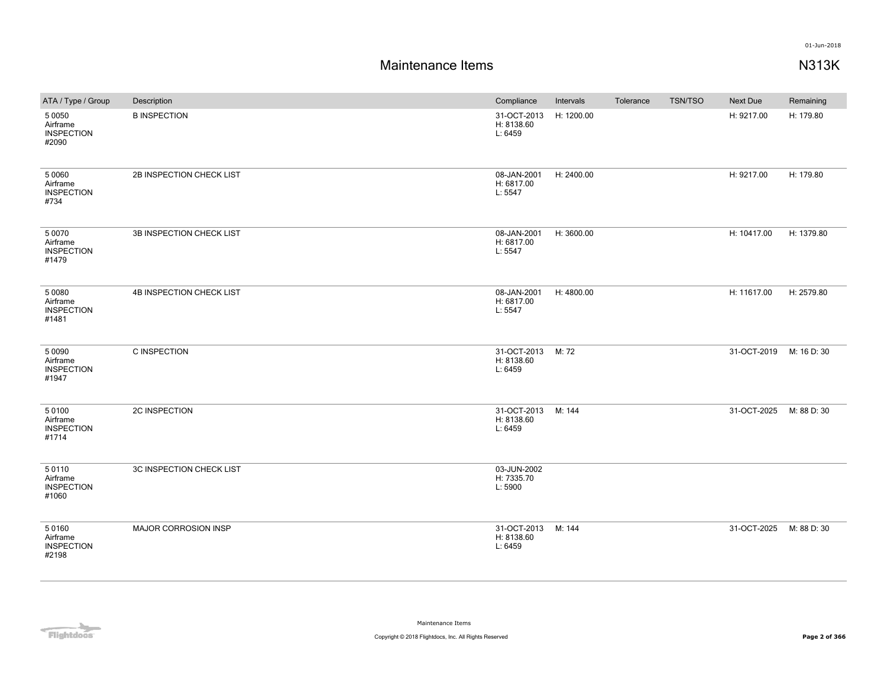# Maintenance Items

N313K

| ATA / Type / Group | Description | Compliance | Intervals | Tolerance | TSN/TSO | Next Due | Remaining |
|---|---|---|---|---|---|---|---|
| 5 0050 Airframe INSPECTION #2090 | B INSPECTION | 31-OCT-2013 H: 8138.60 L: 6459 | H: 1200.00 | | | H: 9217.00 | H: 179.80 |
| 5 0060 Airframe INSPECTION #734 | 2B INSPECTION CHECK LIST | 08-JAN-2001 H: 6817.00 L: 5547 | H: 2400.00 | | | H: 9217.00 | H: 179.80 |
| 5 0070 Airframe INSPECTION #1479 | 3B INSPECTION CHECK LIST | 08-JAN-2001 H: 6817.00 L: 5547 | H: 3600.00 | | | H: 10417.00 | H: 1379.80 |
| 5 0080 Airframe INSPECTION #1481 | 4B INSPECTION CHECK LIST | 08-JAN-2001 H: 6817.00 L: 5547 | H: 4800.00 | | | H: 11617.00 | H: 2579.80 |
| 5 0090 Airframe INSPECTION #1947 | C INSPECTION | 31-OCT-2013 H: 8138.60 L: 6459 | M: 72 | | | 31-OCT-2019 | M: 16 D: 30 |
| 5 0100 Airframe INSPECTION #1714 | 2C INSPECTION | 31-OCT-2013 H: 8138.60 L: 6459 | M: 144 | | | 31-OCT-2025 | M: 88 D: 30 |
| 5 0110 Airframe INSPECTION #1060 | 3C INSPECTION CHECK LIST | 03-JUN-2002 H: 7335.70 L: 5900 | | | | | |
| 5 0160 Airframe INSPECTION #2198 | MAJOR CORROSION INSP | 31-OCT-2013 H: 8138.60 L: 6459 | M: 144 | | | 31-OCT-2025 | M: 88 D: 30 |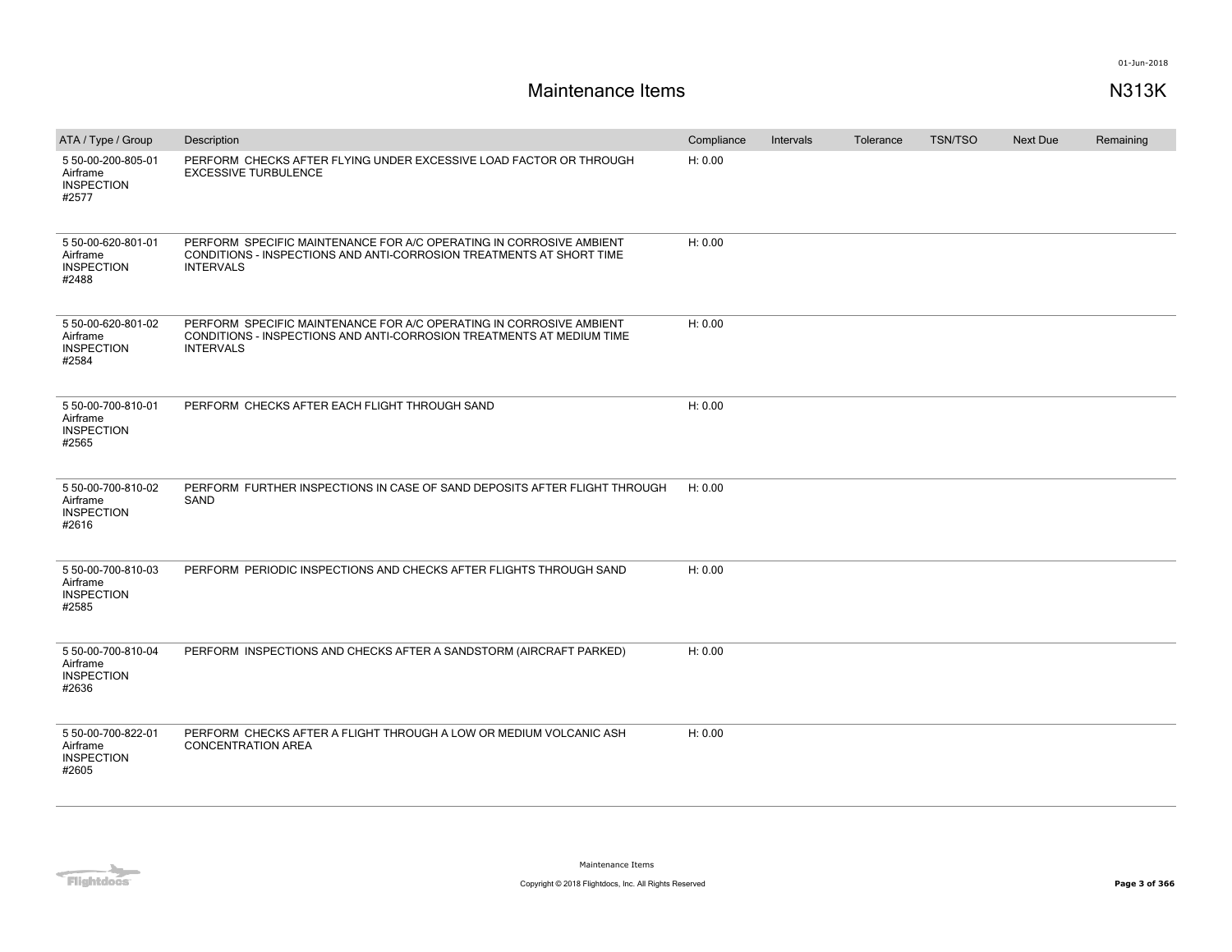# Maintenance Items

N313K

| ATA / Type / Group | Description | Compliance | Intervals | Tolerance | TSN/TSO | Next Due | Remaining |
|---|---|---|---|---|---|---|---|
| 5 50-00-200-805-01 Airframe INSPECTION #2577 | PERFORM CHECKS AFTER FLYING UNDER EXCESSIVE LOAD FACTOR OR THROUGH EXCESSIVE TURBULENCE | H: 0.00 | | | | | |
| 5 50-00-620-801-01 Airframe INSPECTION #2488 | PERFORM SPECIFIC MAINTENANCE FOR A/C OPERATING IN CORROSIVE AMBIENT CONDITIONS - INSPECTIONS AND ANTI-CORROSION TREATMENTS AT SHORT TIME INTERVALS | H: 0.00 | | | | | |
| 5 50-00-620-801-02 Airframe INSPECTION #2584 | PERFORM SPECIFIC MAINTENANCE FOR A/C OPERATING IN CORROSIVE AMBIENT CONDITIONS - INSPECTIONS AND ANTI-CORROSION TREATMENTS AT MEDIUM TIME INTERVALS | H: 0.00 | | | | | |
| 5 50-00-700-810-01 Airframe INSPECTION #2565 | PERFORM CHECKS AFTER EACH FLIGHT THROUGH SAND | H: 0.00 | | | | | |
| 5 50-00-700-810-02 Airframe INSPECTION #2616 | PERFORM FURTHER INSPECTIONS IN CASE OF SAND DEPOSITS AFTER FLIGHT THROUGH SAND | H: 0.00 | | | | | |
| 5 50-00-700-810-03 Airframe INSPECTION #2585 | PERFORM PERIODIC INSPECTIONS AND CHECKS AFTER FLIGHTS THROUGH SAND | H: 0.00 | | | | | |
| 5 50-00-700-810-04 Airframe INSPECTION #2636 | PERFORM INSPECTIONS AND CHECKS AFTER A SANDSTORM (AIRCRAFT PARKED) | H: 0.00 | | | | | |
| 5 50-00-700-822-01 Airframe INSPECTION #2605 | PERFORM CHECKS AFTER A FLIGHT THROUGH A LOW OR MEDIUM VOLCANIC ASH CONCENTRATION AREA | H: 0.00 | | | | | |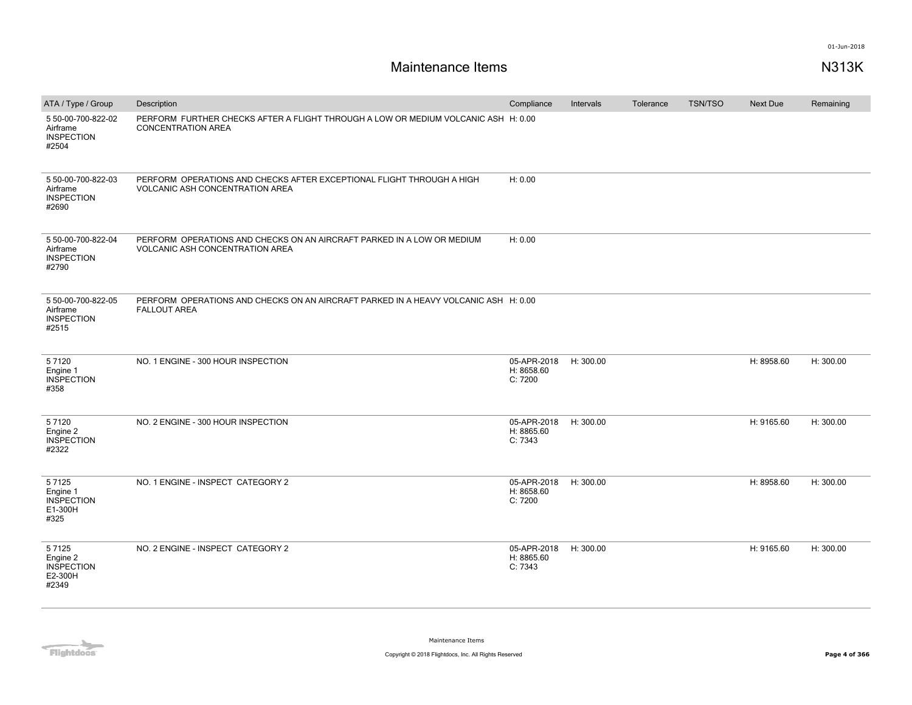# Maintenance Items

N313K

| ATA / Type / Group | Description | Compliance | Intervals | Tolerance | TSN/TSO | Next Due | Remaining |
|---|---|---|---|---|---|---|---|
| 5 50-00-700-822-02 Airframe INSPECTION #2504 | PERFORM FURTHER CHECKS AFTER A FLIGHT THROUGH A LOW OR MEDIUM VOLCANIC ASH CONCENTRATION AREA | H: 0.00 | | | | | |
| 5 50-00-700-822-03 Airframe INSPECTION #2690 | PERFORM OPERATIONS AND CHECKS AFTER EXCEPTIONAL FLIGHT THROUGH A HIGH VOLCANIC ASH CONCENTRATION AREA | H: 0.00 | | | | | |
| 5 50-00-700-822-04 Airframe INSPECTION #2790 | PERFORM OPERATIONS AND CHECKS ON AN AIRCRAFT PARKED IN A LOW OR MEDIUM VOLCANIC ASH CONCENTRATION AREA | H: 0.00 | | | | | |
| 5 50-00-700-822-05 Airframe INSPECTION #2515 | PERFORM OPERATIONS AND CHECKS ON AN AIRCRAFT PARKED IN A HEAVY VOLCANIC ASH FALLOUT AREA | H: 0.00 | | | | | |
| 5 7120 Engine 1 INSPECTION #358 | NO. 1 ENGINE - 300 HOUR INSPECTION | 05-APR-2018 H: 8658.60 C: 7200 | H: 300.00 | | | H: 8958.60 | H: 300.00 |
| 5 7120 Engine 2 INSPECTION #2322 | NO. 2 ENGINE - 300 HOUR INSPECTION | 05-APR-2018 H: 8865.60 C: 7343 | H: 300.00 | | | H: 9165.60 | H: 300.00 |
| 5 7125 Engine 1 INSPECTION E1-300H #325 | NO. 1 ENGINE - INSPECT CATEGORY 2 | 05-APR-2018 H: 8658.60 C: 7200 | H: 300.00 | | | H: 8958.60 | H: 300.00 |
| 5 7125 Engine 2 INSPECTION E2-300H #2349 | NO. 2 ENGINE - INSPECT CATEGORY 2 | 05-APR-2018 H: 8865.60 C: 7343 | H: 300.00 | | | H: 9165.60 | H: 300.00 |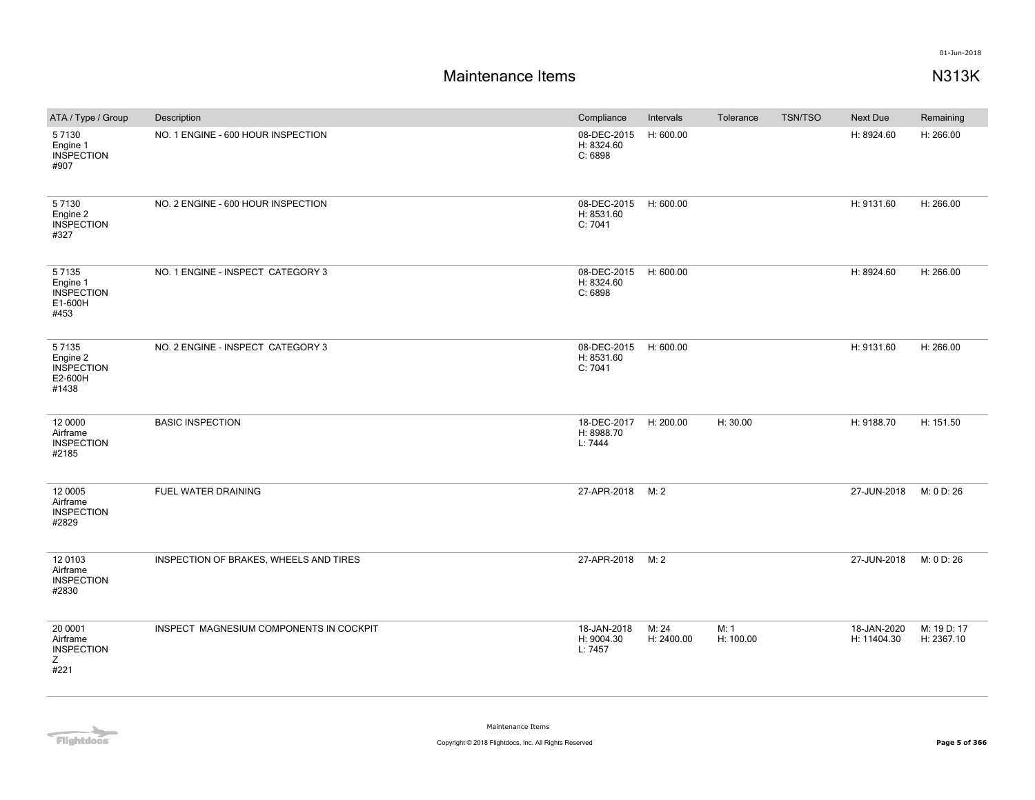# Maintenance Items

**N313K**

| ATA / Type / Group | Description | Compliance | Intervals | Tolerance | TSN/TSO | Next Due | Remaining |
|---|---|---|---|---|---|---|---|
| 5 7130 Engine 1 INSPECTION #907 | NO. 1 ENGINE - 600 HOUR INSPECTION | 08-DEC-2015 H: 8324.60 C: 6898 | H: 600.00 | | | H: 8924.60 | H: 266.00 |
| 5 7130 Engine 2 INSPECTION #327 | NO. 2 ENGINE - 600 HOUR INSPECTION | 08-DEC-2015 H: 8531.60 C: 7041 | H: 600.00 | | | H: 9131.60 | H: 266.00 |
| 5 7135 Engine 1 INSPECTION E1-600H #453 | NO. 1 ENGINE - INSPECT CATEGORY 3 | 08-DEC-2015 H: 8324.60 C: 6898 | H: 600.00 | | | H: 8924.60 | H: 266.00 |
| 5 7135 Engine 2 INSPECTION E2-600H #1438 | NO. 2 ENGINE - INSPECT CATEGORY 3 | 08-DEC-2015 H: 8531.60 C: 7041 | H: 600.00 | | | H: 9131.60 | H: 266.00 |
| 12 0000 Airframe INSPECTION #2185 | BASIC INSPECTION | 18-DEC-2017 H: 8988.70 L: 7444 | H: 200.00 | H: 30.00 | | H: 9188.70 | H: 151.50 |
| 12 0005 Airframe INSPECTION #2829 | FUEL WATER DRAINING | 27-APR-2018 | M: 2 | | | 27-JUN-2018 | M: 0 D: 26 |
| 12 0103 Airframe INSPECTION #2830 | INSPECTION OF BRAKES, WHEELS AND TIRES | 27-APR-2018 | M: 2 | | | 27-JUN-2018 | M: 0 D: 26 |
| 20 0001 Airframe INSPECTION Z #221 | INSPECT MAGNESIUM COMPONENTS IN COCKPIT | 18-JAN-2018 H: 9004.30 L: 7457 | M: 24 H: 2400.00 | M: 1 H: 100.00 | | 18-JAN-2020 H: 11404.30 | M: 19 D: 17 H: 2367.10 |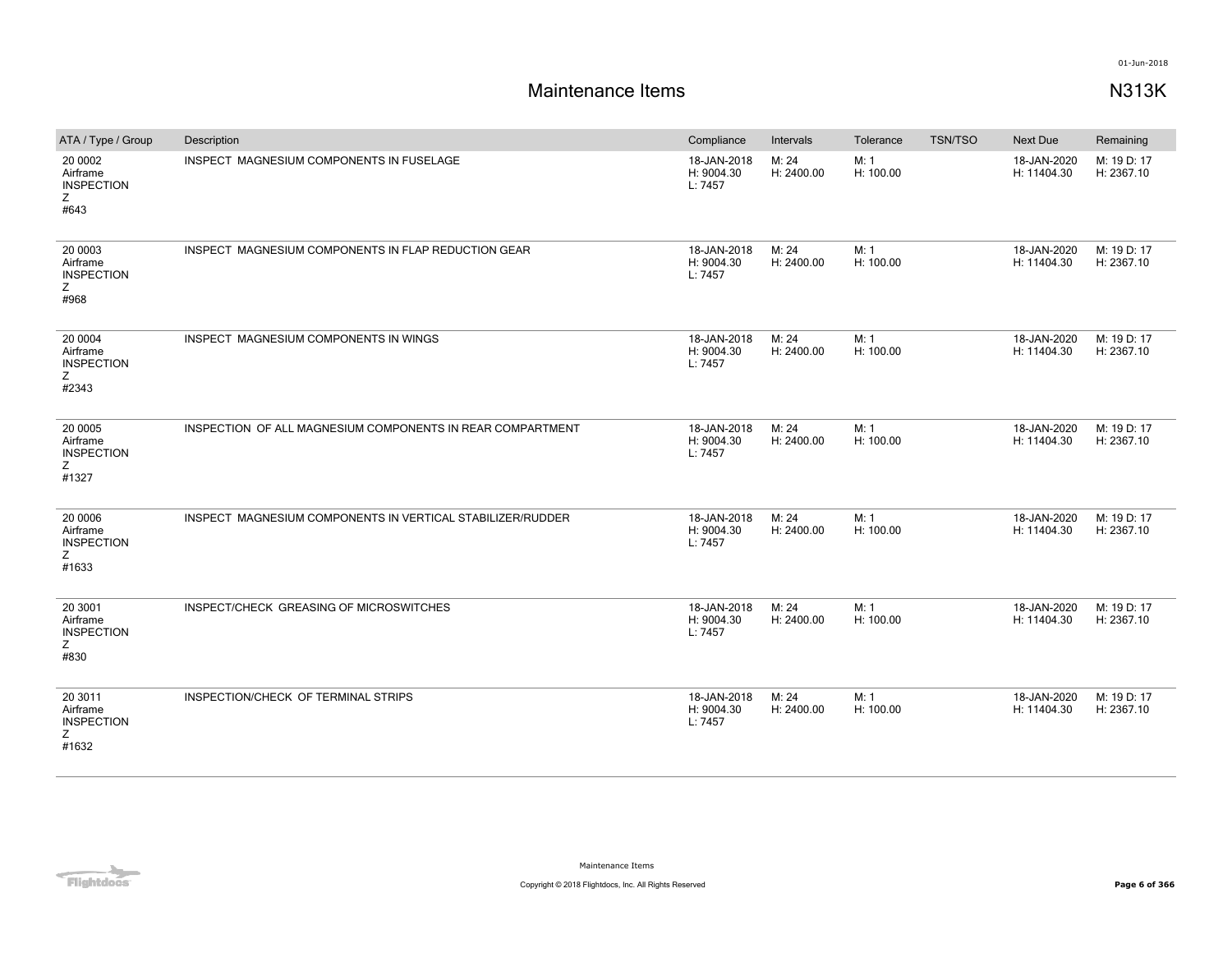# Maintenance Items

N313K

| ATA / Type / Group | Description | Compliance | Intervals | Tolerance | TSN/TSO | Next Due | Remaining |
|---|---|---|---|---|---|---|---|
| 20 0002<br>Airframe<br>INSPECTION<br>Z<br>#643 | INSPECT MAGNESIUM COMPONENTS IN FUSELAGE | 18-JAN-2018<br>H: 9004.30<br>L: 7457 | M: 24<br>H: 2400.00 | M: 1<br>H: 100.00 | | 18-JAN-2020<br>H: 11404.30 | M: 19 D: 17<br>H: 2367.10 |
| 20 0003<br>Airframe<br>INSPECTION<br>Z<br>#968 | INSPECT MAGNESIUM COMPONENTS IN FLAP REDUCTION GEAR | 18-JAN-2018<br>H: 9004.30<br>L: 7457 | M: 24<br>H: 2400.00 | M: 1<br>H: 100.00 | | 18-JAN-2020<br>H: 11404.30 | M: 19 D: 17<br>H: 2367.10 |
| 20 0004<br>Airframe<br>INSPECTION<br>Z<br>#2343 | INSPECT MAGNESIUM COMPONENTS IN WINGS | 18-JAN-2018<br>H: 9004.30<br>L: 7457 | M: 24<br>H: 2400.00 | M: 1<br>H: 100.00 | | 18-JAN-2020<br>H: 11404.30 | M: 19 D: 17<br>H: 2367.10 |
| 20 0005<br>Airframe<br>INSPECTION<br>Z<br>#1327 | INSPECTION OF ALL MAGNESIUM COMPONENTS IN REAR COMPARTMENT | 18-JAN-2018<br>H: 9004.30<br>L: 7457 | M: 24<br>H: 2400.00 | M: 1<br>H: 100.00 | | 18-JAN-2020<br>H: 11404.30 | M: 19 D: 17<br>H: 2367.10 |
| 20 0006<br>Airframe<br>INSPECTION<br>Z<br>#1633 | INSPECT MAGNESIUM COMPONENTS IN VERTICAL STABILIZER/RUDDER | 18-JAN-2018<br>H: 9004.30<br>L: 7457 | M: 24<br>H: 2400.00 | M: 1<br>H: 100.00 | | 18-JAN-2020<br>H: 11404.30 | M: 19 D: 17<br>H: 2367.10 |
| 20 3001<br>Airframe<br>INSPECTION<br>Z<br>#830 | INSPECT/CHECK GREASING OF MICROSWITCHES | 18-JAN-2018<br>H: 9004.30<br>L: 7457 | M: 24<br>H: 2400.00 | M: 1<br>H: 100.00 | | 18-JAN-2020<br>H: 11404.30 | M: 19 D: 17<br>H: 2367.10 |
| 20 3011<br>Airframe<br>INSPECTION<br>Z<br>#1632 | INSPECTION/CHECK OF TERMINAL STRIPS | 18-JAN-2018<br>H: 9004.30<br>L: 7457 | M: 24<br>H: 2400.00 | M: 1<br>H: 100.00 | | 18-JAN-2020<br>H: 11404.30 | M: 19 D: 17<br>H: 2367.10 |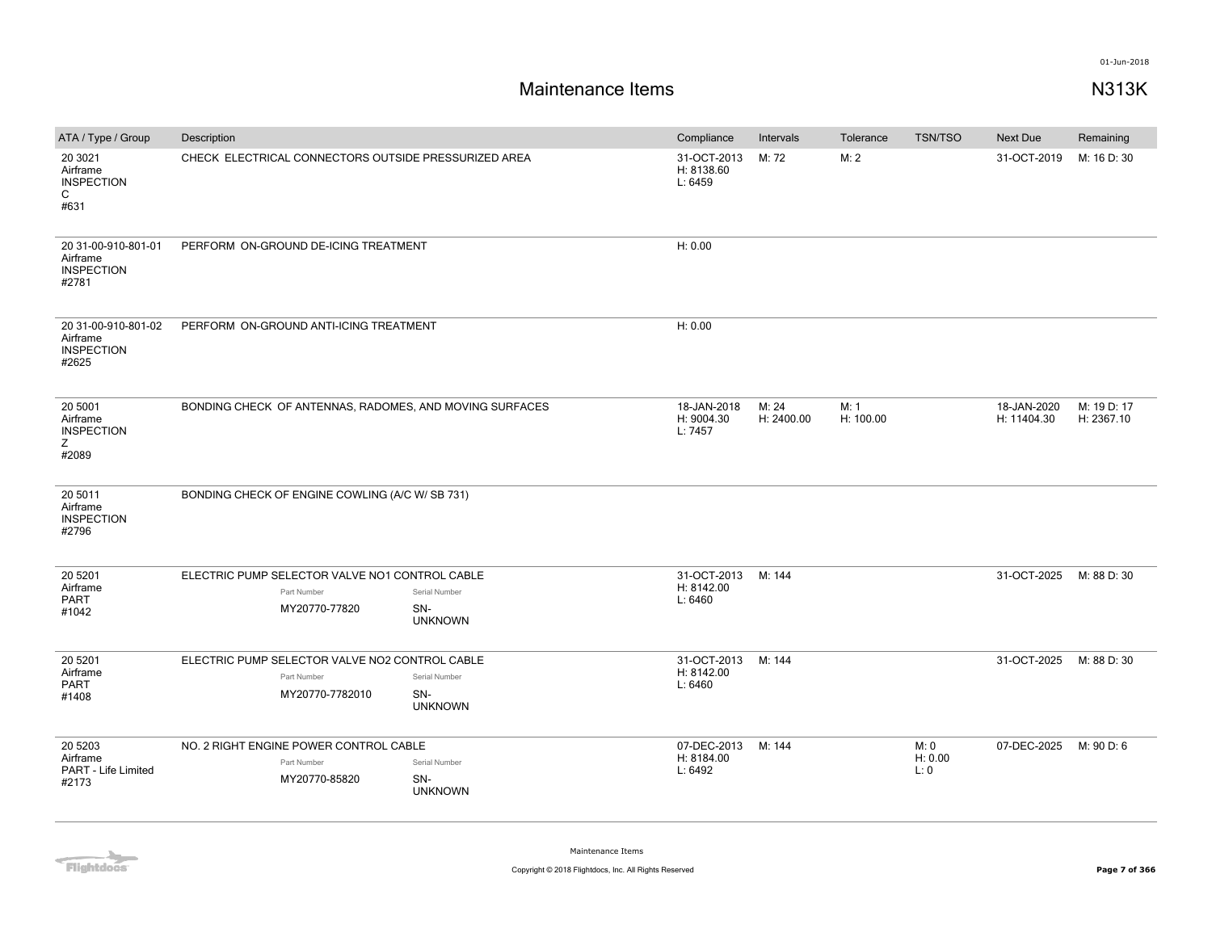# Maintenance Items

N313K

| ATA / Type / Group | Description | Compliance | Intervals | Tolerance | TSN/TSO | Next Due | Remaining |
|---|---|---|---|---|---|---|---|
| 20 3021 Airframe INSPECTION C #631 | CHECK ELECTRICAL CONNECTORS OUTSIDE PRESSURIZED AREA | 31-OCT-2013 H: 8138.60 L: 6459 | M: 72 | M: 2 | | 31-OCT-2019 | M: 16 D: 30 |
| 20 31-00-910-801-01 Airframe INSPECTION #2781 | PERFORM ON-GROUND DE-ICING TREATMENT | H: 0.00 | | | | | |
| 20 31-00-910-801-02 Airframe INSPECTION #2625 | PERFORM ON-GROUND ANTI-ICING TREATMENT | H: 0.00 | | | | | |
| 20 5001 Airframe INSPECTION Z #2089 | BONDING CHECK OF ANTENNAS, RADOMES, AND MOVING SURFACES | 18-JAN-2018 H: 9004.30 L: 7457 | M: 24 H: 2400.00 | M: 1 H: 100.00 | | 18-JAN-2020 H: 11404.30 | M: 19 D: 17 H: 2367.10 |
| 20 5011 Airframe INSPECTION #2796 | BONDING CHECK OF ENGINE COWLING (A/C W/ SB 731) | | | | | | |
| 20 5201 Airframe PART #1042 | ELECTRIC PUMP SELECTOR VALVE NO1 CONTROL CABLE Part Number: MY20770-77820 Serial Number: SN-UNKNOWN | 31-OCT-2013 H: 8142.00 L: 6460 | M: 144 | | | 31-OCT-2025 | M: 88 D: 30 |
| 20 5201 Airframe PART #1408 | ELECTRIC PUMP SELECTOR VALVE NO2 CONTROL CABLE Part Number: MY20770-7782010 Serial Number: SN-UNKNOWN | 31-OCT-2013 H: 8142.00 L: 6460 | M: 144 | | | 31-OCT-2025 | M: 88 D: 30 |
| 20 5203 Airframe PART - Life Limited #2173 | NO. 2 RIGHT ENGINE POWER CONTROL CABLE Part Number: MY20770-85820 Serial Number: SN-UNKNOWN | 07-DEC-2013 H: 8184.00 L: 6492 | M: 144 | | M: 0 H: 0.00 L: 0 | 07-DEC-2025 | M: 90 D: 6 |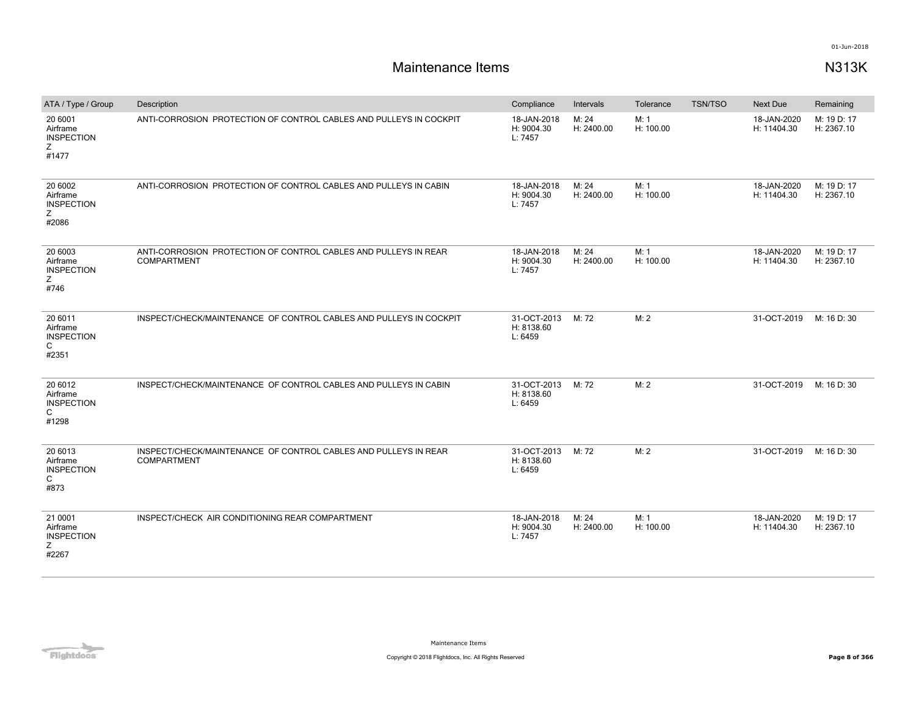# Maintenance Items

N313K

| ATA / Type / Group | Description | Compliance | Intervals | Tolerance | TSN/TSO | Next Due | Remaining |
| --- | --- | --- | --- | --- | --- | --- | --- |
| 20 6001<br>Airframe<br>INSPECTION<br>Z<br>#1477 | ANTI-CORROSION PROTECTION OF CONTROL CABLES AND PULLEYS IN COCKPIT | 18-JAN-2018<br>H: 9004.30<br>L: 7457 | M: 24<br>H: 2400.00 | M: 1<br>H: 100.00 | | 18-JAN-2020<br>H: 11404.30 | M: 19 D: 17<br>H: 2367.10 |
| 20 6002<br>Airframe<br>INSPECTION<br>Z<br>#2086 | ANTI-CORROSION PROTECTION OF CONTROL CABLES AND PULLEYS IN CABIN | 18-JAN-2018<br>H: 9004.30<br>L: 7457 | M: 24<br>H: 2400.00 | M: 1<br>H: 100.00 | | 18-JAN-2020<br>H: 11404.30 | M: 19 D: 17<br>H: 2367.10 |
| 20 6003<br>Airframe<br>INSPECTION<br>Z<br>#746 | ANTI-CORROSION PROTECTION OF CONTROL CABLES AND PULLEYS IN REAR COMPARTMENT | 18-JAN-2018<br>H: 9004.30<br>L: 7457 | M: 24<br>H: 2400.00 | M: 1<br>H: 100.00 | | 18-JAN-2020<br>H: 11404.30 | M: 19 D: 17<br>H: 2367.10 |
| 20 6011<br>Airframe<br>INSPECTION<br>C<br>#2351 | INSPECT/CHECK/MAINTENANCE OF CONTROL CABLES AND PULLEYS IN COCKPIT | 31-OCT-2013<br>H: 8138.60<br>L: 6459 | M: 72 | M: 2 | | 31-OCT-2019 | M: 16 D: 30 |
| 20 6012<br>Airframe<br>INSPECTION<br>C<br>#1298 | INSPECT/CHECK/MAINTENANCE OF CONTROL CABLES AND PULLEYS IN CABIN | 31-OCT-2013<br>H: 8138.60<br>L: 6459 | M: 72 | M: 2 | | 31-OCT-2019 | M: 16 D: 30 |
| 20 6013<br>Airframe<br>INSPECTION<br>C<br>#873 | INSPECT/CHECK/MAINTENANCE OF CONTROL CABLES AND PULLEYS IN REAR COMPARTMENT | 31-OCT-2013<br>H: 8138.60<br>L: 6459 | M: 72 | M: 2 | | 31-OCT-2019 | M: 16 D: 30 |
| 21 0001<br>Airframe<br>INSPECTION<br>Z<br>#2267 | INSPECT/CHECK AIR CONDITIONING REAR COMPARTMENT | 18-JAN-2018<br>H: 9004.30<br>L: 7457 | M: 24<br>H: 2400.00 | M: 1<br>H: 100.00 | | 18-JAN-2020<br>H: 11404.30 | M: 19 D: 17<br>H: 2367.10 |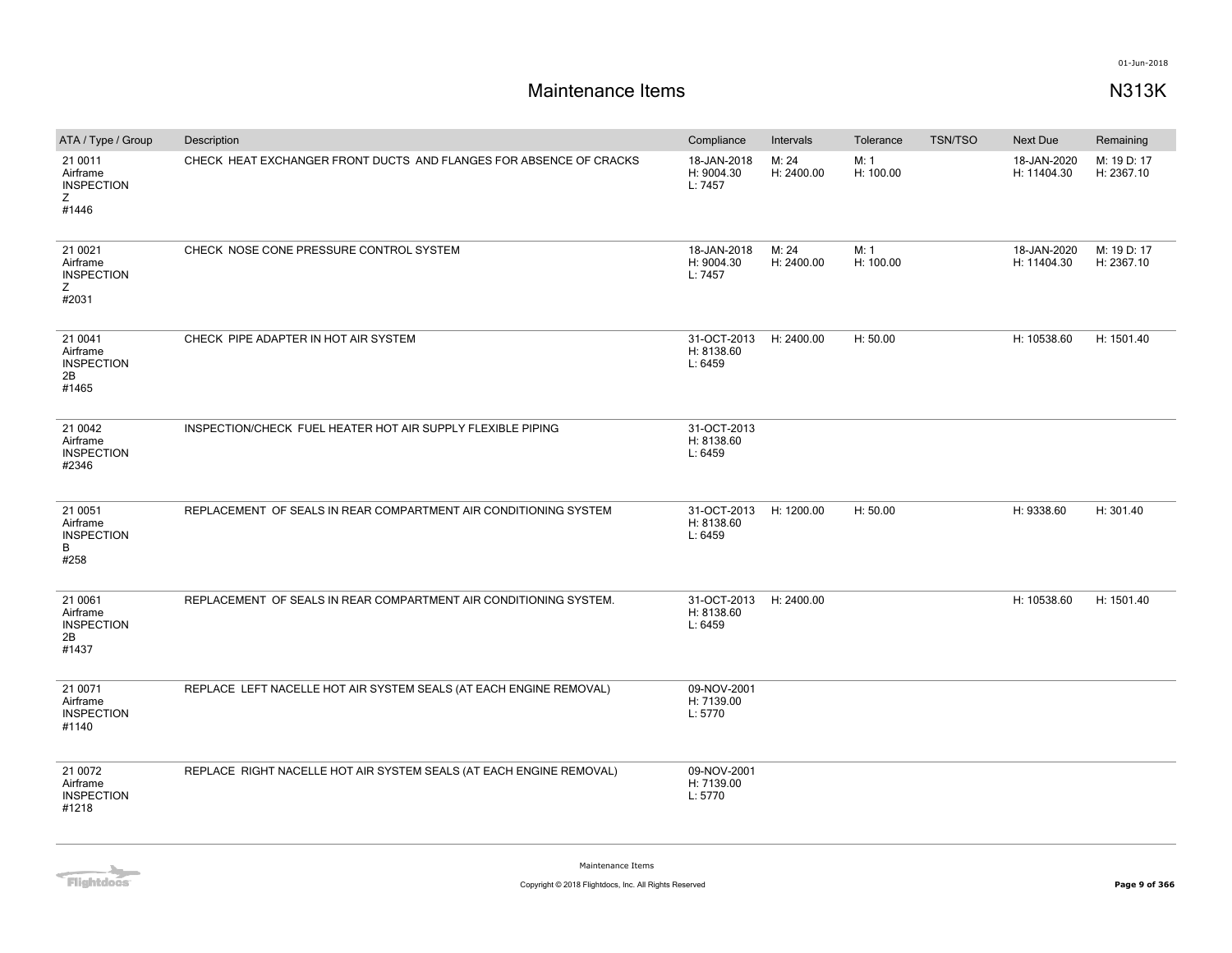# Maintenance Items

N313K

| ATA / Type / Group | Description | Compliance | Intervals | Tolerance | TSN/TSO | Next Due | Remaining |
|---|---|---|---|---|---|---|---|
| 21 0011<br>Airframe<br>INSPECTION<br>Z<br>#1446 | CHECK HEAT EXCHANGER FRONT DUCTS AND FLANGES FOR ABSENCE OF CRACKS | 18-JAN-2018<br>H: 9004.30<br>L: 7457 | M: 24<br>H: 2400.00 | M: 1<br>H: 100.00 | | 18-JAN-2020<br>H: 11404.30 | M: 19 D: 17<br>H: 2367.10 |
| 21 0021<br>Airframe<br>INSPECTION<br>Z<br>#2031 | CHECK NOSE CONE PRESSURE CONTROL SYSTEM | 18-JAN-2018<br>H: 9004.30<br>L: 7457 | M: 24<br>H: 2400.00 | M: 1<br>H: 100.00 | | 18-JAN-2020<br>H: 11404.30 | M: 19 D: 17<br>H: 2367.10 |
| 21 0041<br>Airframe<br>INSPECTION<br>2B<br>#1465 | CHECK PIPE ADAPTER IN HOT AIR SYSTEM | 31-OCT-2013<br>H: 8138.60<br>L: 6459 | H: 2400.00 | H: 50.00 | | H: 10538.60 | H: 1501.40 |
| 21 0042<br>Airframe<br>INSPECTION<br>#2346 | INSPECTION/CHECK FUEL HEATER HOT AIR SUPPLY FLEXIBLE PIPING | 31-OCT-2013<br>H: 8138.60<br>L: 6459 | | | | | |
| 21 0051<br>Airframe<br>INSPECTION<br>B<br>#258 | REPLACEMENT OF SEALS IN REAR COMPARTMENT AIR CONDITIONING SYSTEM | 31-OCT-2013<br>H: 8138.60<br>L: 6459 | H: 1200.00 | H: 50.00 | | H: 9338.60 | H: 301.40 |
| 21 0061<br>Airframe<br>INSPECTION<br>2B<br>#1437 | REPLACEMENT OF SEALS IN REAR COMPARTMENT AIR CONDITIONING SYSTEM. | 31-OCT-2013<br>H: 8138.60<br>L: 6459 | H: 2400.00 | | | H: 10538.60 | H: 1501.40 |
| 21 0071<br>Airframe<br>INSPECTION<br>#1140 | REPLACE LEFT NACELLE HOT AIR SYSTEM SEALS (AT EACH ENGINE REMOVAL) | 09-NOV-2001<br>H: 7139.00<br>L: 5770 | | | | | |
| 21 0072<br>Airframe<br>INSPECTION<br>#1218 | REPLACE RIGHT NACELLE HOT AIR SYSTEM SEALS (AT EACH ENGINE REMOVAL) | 09-NOV-2001<br>H: 7139.00<br>L: 5770 | | | | | |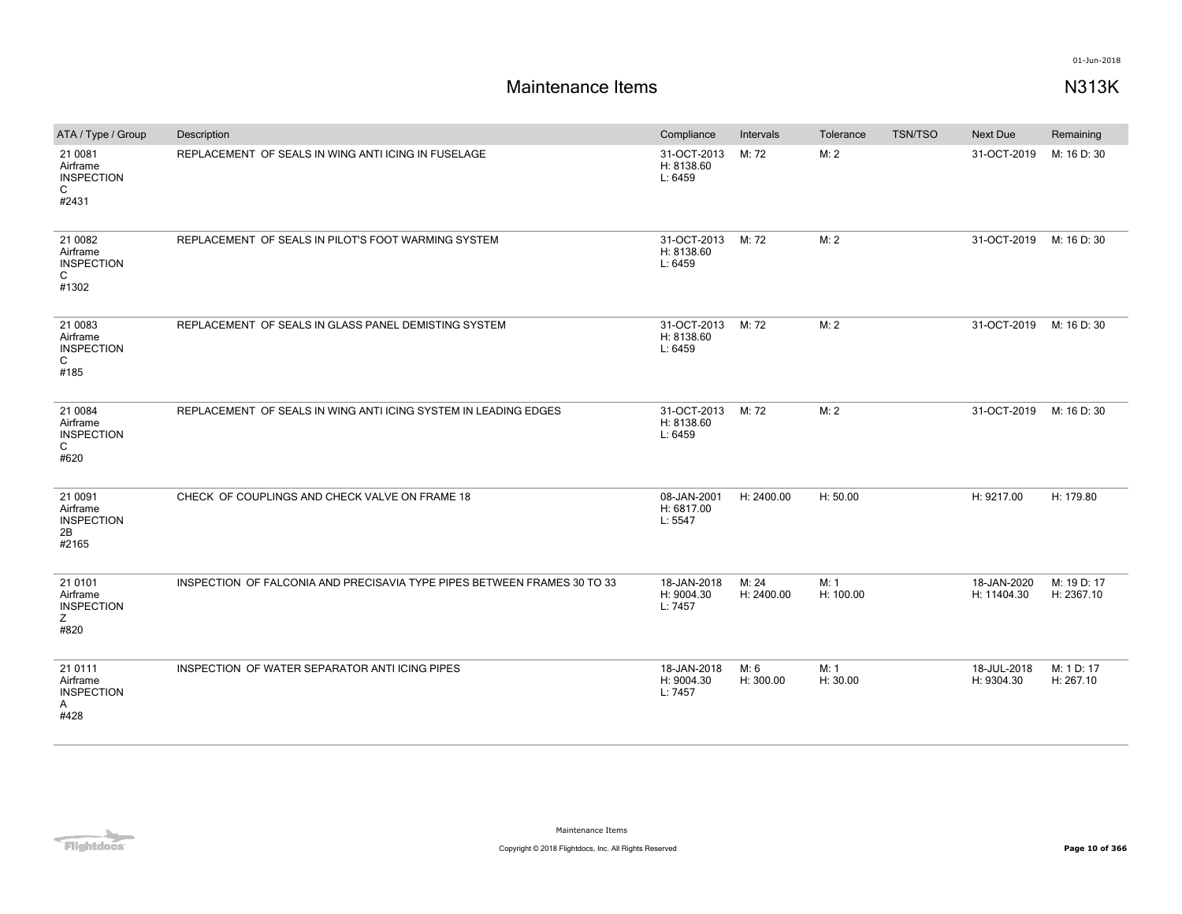# Maintenance Items

## N313K

| ATA / Type / Group | Description | Compliance | Intervals | Tolerance | TSN/TSO | Next Due | Remaining |
|---|---|---|---|---|---|---|---|
| 21 0081<br>Airframe<br>INSPECTION<br>C<br>#2431 | REPLACEMENT OF SEALS IN WING ANTI ICING IN FUSELAGE | 31-OCT-2013<br>H: 8138.60<br>L: 6459 | M: 72 | M: 2 | | 31-OCT-2019 | M: 16 D: 30 |
| 21 0082<br>Airframe<br>INSPECTION<br>C<br>#1302 | REPLACEMENT OF SEALS IN PILOT'S FOOT WARMING SYSTEM | 31-OCT-2013<br>H: 8138.60<br>L: 6459 | M: 72 | M: 2 | | 31-OCT-2019 | M: 16 D: 30 |
| 21 0083<br>Airframe<br>INSPECTION<br>C<br>#185 | REPLACEMENT OF SEALS IN GLASS PANEL DEMISTING SYSTEM | 31-OCT-2013<br>H: 8138.60<br>L: 6459 | M: 72 | M: 2 | | 31-OCT-2019 | M: 16 D: 30 |
| 21 0084<br>Airframe<br>INSPECTION<br>C<br>#620 | REPLACEMENT OF SEALS IN WING ANTI ICING SYSTEM IN LEADING EDGES | 31-OCT-2013<br>H: 8138.60<br>L: 6459 | M: 72 | M: 2 | | 31-OCT-2019 | M: 16 D: 30 |
| 21 0091<br>Airframe<br>INSPECTION<br>2B<br>#2165 | CHECK OF COUPLINGS AND CHECK VALVE ON FRAME 18 | 08-JAN-2001<br>H: 6817.00<br>L: 5547 | H: 2400.00 | H: 50.00 | | H: 9217.00 | H: 179.80 |
| 21 0101<br>Airframe<br>INSPECTION<br>Z<br>#820 | INSPECTION OF FALCONIA AND PRECISAVIA TYPE PIPES BETWEEN FRAMES 30 TO 33 | 18-JAN-2018<br>H: 9004.30<br>L: 7457 | M: 24<br>H: 2400.00 | M: 1<br>H: 100.00 | | 18-JAN-2020<br>H: 11404.30 | M: 19 D: 17<br>H: 2367.10 |
| 21 0111<br>Airframe<br>INSPECTION<br>A<br>#428 | INSPECTION OF WATER SEPARATOR ANTI ICING PIPES | 18-JAN-2018<br>H: 9004.30<br>L: 7457 | M: 6<br>H: 300.00 | M: 1<br>H: 30.00 | | 18-JUL-2018<br>H: 9304.30 | M: 1 D: 17<br>H: 267.10 |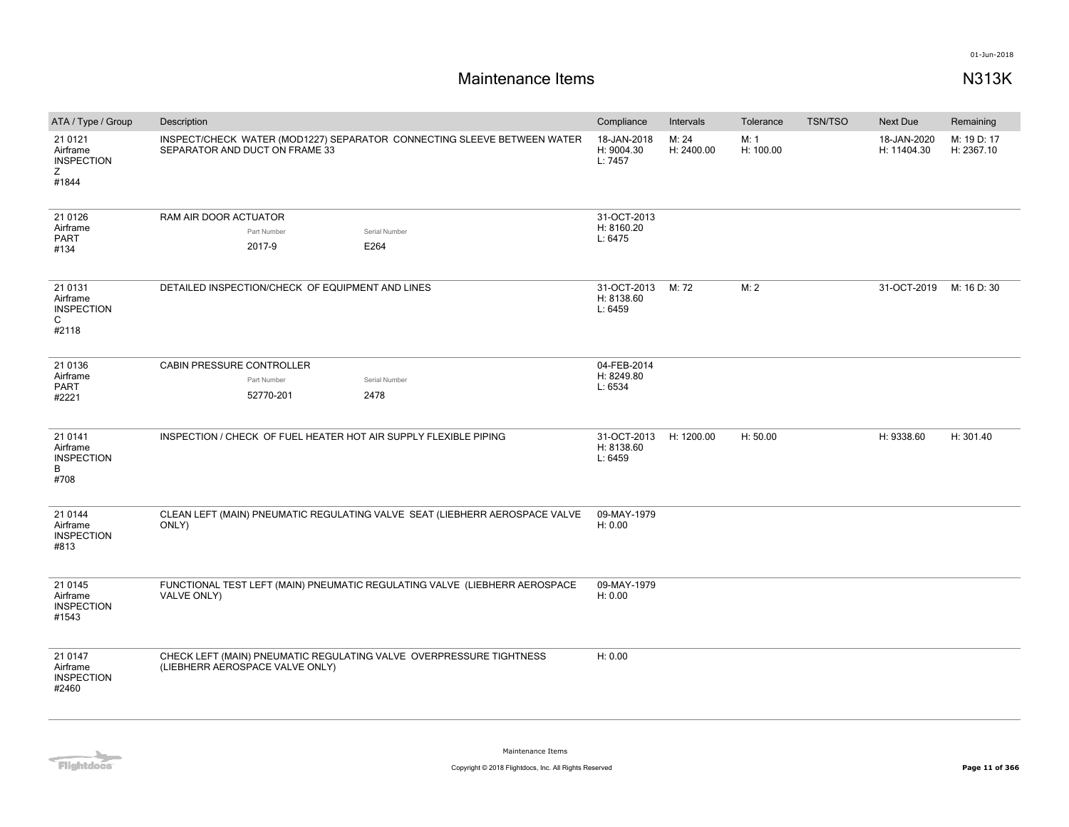# Maintenance Items

N313K

| ATA / Type / Group | Description | Compliance | Intervals | Tolerance | TSN/TSO | Next Due | Remaining |
|---|---|---|---|---|---|---|---|
| 21 0121<br>Airframe<br>INSPECTION<br>Z<br>#1844 | INSPECT/CHECK WATER (MOD1227) SEPARATOR CONNECTING SLEEVE BETWEEN WATER SEPARATOR AND DUCT ON FRAME 33 | 18-JAN-2018<br>H: 9004.30<br>L: 7457 | M: 24<br>H: 2400.00 | M: 1<br>H: 100.00 | | 18-JAN-2020<br>H: 11404.30 | M: 19 D: 17<br>H: 2367.10 |
| 21 0126<br>Airframe<br>PART<br>#134 | RAM AIR DOOR ACTUATOR<br>Part Number: 2017-9<br>Serial Number: E264 | 31-OCT-2013<br>H: 8160.20<br>L: 6475 | | | | | |
| 21 0131<br>Airframe<br>INSPECTION<br>C<br>#2118 | DETAILED INSPECTION/CHECK OF EQUIPMENT AND LINES | 31-OCT-2013<br>H: 8138.60<br>L: 6459 | M: 72 | M: 2 | | 31-OCT-2019 | M: 16 D: 30 |
| 21 0136<br>Airframe<br>PART<br>#2221 | CABIN PRESSURE CONTROLLER<br>Part Number: 52770-201<br>Serial Number: 2478 | 04-FEB-2014<br>H: 8249.80<br>L: 6534 | | | | | |
| 21 0141<br>Airframe<br>INSPECTION<br>B<br>#708 | INSPECTION / CHECK OF FUEL HEATER HOT AIR SUPPLY FLEXIBLE PIPING | 31-OCT-2013<br>H: 8138.60<br>L: 6459 | H: 1200.00 | H: 50.00 | | H: 9338.60 | H: 301.40 |
| 21 0144<br>Airframe<br>INSPECTION<br>#813 | CLEAN LEFT (MAIN) PNEUMATIC REGULATING VALVE SEAT (LIEBHERR AEROSPACE VALVE ONLY) | 09-MAY-1979<br>H: 0.00 | | | | | |
| 21 0145<br>Airframe<br>INSPECTION<br>#1543 | FUNCTIONAL TEST LEFT (MAIN) PNEUMATIC REGULATING VALVE (LIEBHERR AEROSPACE VALVE ONLY) | 09-MAY-1979<br>H: 0.00 | | | | | |
| 21 0147<br>Airframe<br>INSPECTION<br>#2460 | CHECK LEFT (MAIN) PNEUMATIC REGULATING VALVE OVERPRESSURE TIGHTNESS (LIEBHERR AEROSPACE VALVE ONLY) | H: 0.00 | | | | | |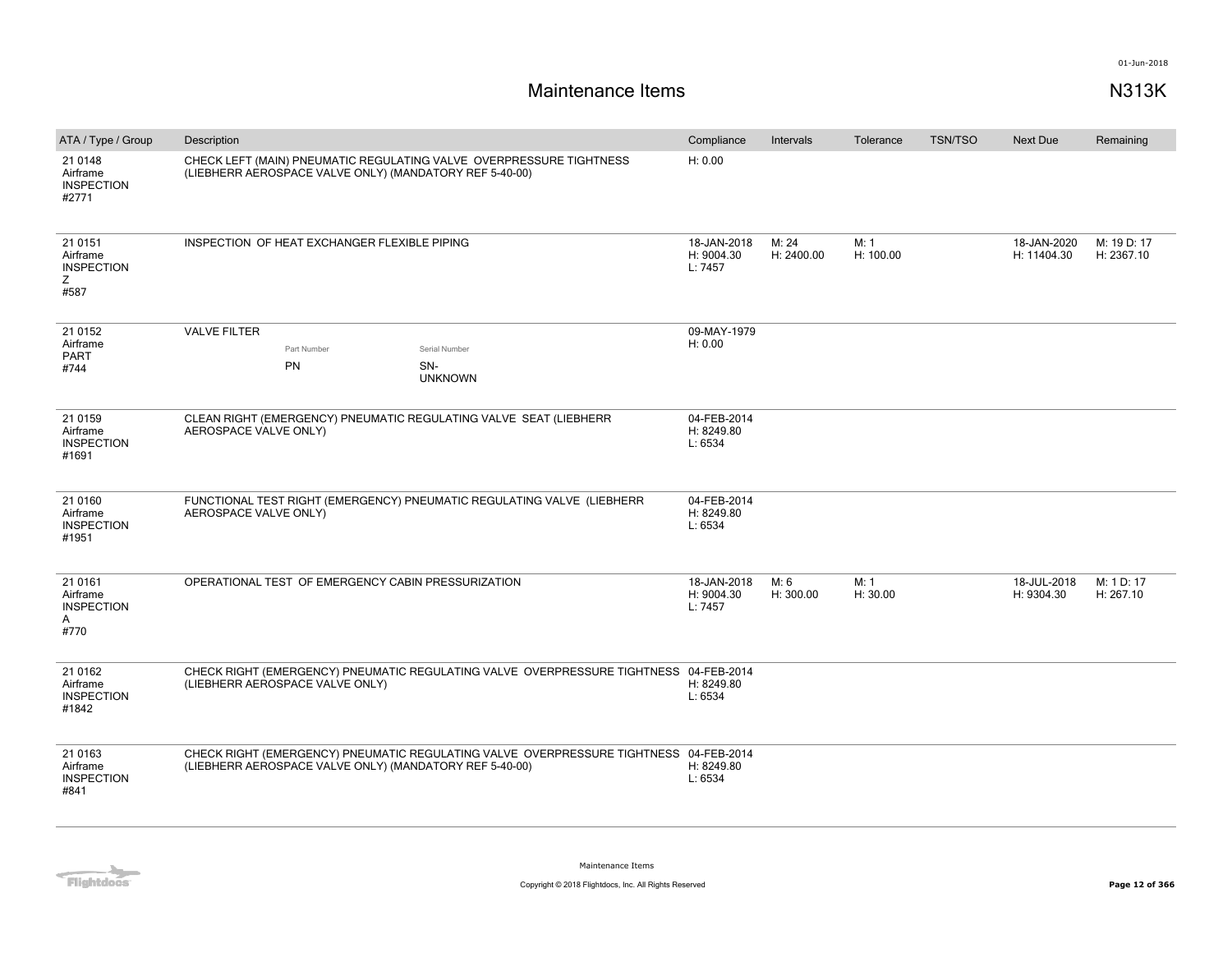# Maintenance Items

N313K

| ATA / Type / Group | Description | Compliance | Intervals | Tolerance | TSN/TSO | Next Due | Remaining |
|---|---|---|---|---|---|---|---|
| 21 0148<br>Airframe<br>INSPECTION<br>#2771 | CHECK LEFT (MAIN) PNEUMATIC REGULATING VALVE OVERPRESSURE TIGHTNESS (LIEBHERR AEROSPACE VALVE ONLY) (MANDATORY REF 5-40-00) | H: 0.00 | | | | | |
| 21 0151<br>Airframe<br>INSPECTION<br>Z<br>#587 | INSPECTION OF HEAT EXCHANGER FLEXIBLE PIPING | 18-JAN-2018<br>H: 9004.30<br>L: 7457 | M: 24<br>H: 2400.00 | M: 1<br>H: 100.00 | | 18-JAN-2020<br>H: 11404.30 | M: 19 D: 17<br>H: 2367.10 |
| 21 0152<br>Airframe<br>PART<br>#744 | VALVE FILTER<br>Part Number: PN<br>Serial Number: SN-UNKNOWN | 09-MAY-1979<br>H: 0.00 | | | | | |
| 21 0159<br>Airframe<br>INSPECTION<br>#1691 | CLEAN RIGHT (EMERGENCY) PNEUMATIC REGULATING VALVE SEAT (LIEBHERR AEROSPACE VALVE ONLY) | 04-FEB-2014<br>H: 8249.80<br>L: 6534 | | | | | |
| 21 0160<br>Airframe<br>INSPECTION<br>#1951 | FUNCTIONAL TEST RIGHT (EMERGENCY) PNEUMATIC REGULATING VALVE (LIEBHERR AEROSPACE VALVE ONLY) | 04-FEB-2014<br>H: 8249.80<br>L: 6534 | | | | | |
| 21 0161<br>Airframe<br>INSPECTION<br>A<br>#770 | OPERATIONAL TEST OF EMERGENCY CABIN PRESSURIZATION | 18-JAN-2018<br>H: 9004.30<br>L: 7457 | M: 6<br>H: 300.00 | M: 1<br>H: 30.00 | | 18-JUL-2018<br>H: 9304.30 | M: 1 D: 17<br>H: 267.10 |
| 21 0162<br>Airframe<br>INSPECTION<br>#1842 | CHECK RIGHT (EMERGENCY) PNEUMATIC REGULATING VALVE OVERPRESSURE TIGHTNESS (LIEBHERR AEROSPACE VALVE ONLY) | 04-FEB-2014<br>H: 8249.80<br>L: 6534 | | | | | |
| 21 0163<br>Airframe<br>INSPECTION<br>#841 | CHECK RIGHT (EMERGENCY) PNEUMATIC REGULATING VALVE OVERPRESSURE TIGHTNESS (LIEBHERR AEROSPACE VALVE ONLY) (MANDATORY REF 5-40-00) | 04-FEB-2014<br>H: 8249.80<br>L: 6534 | | | | | |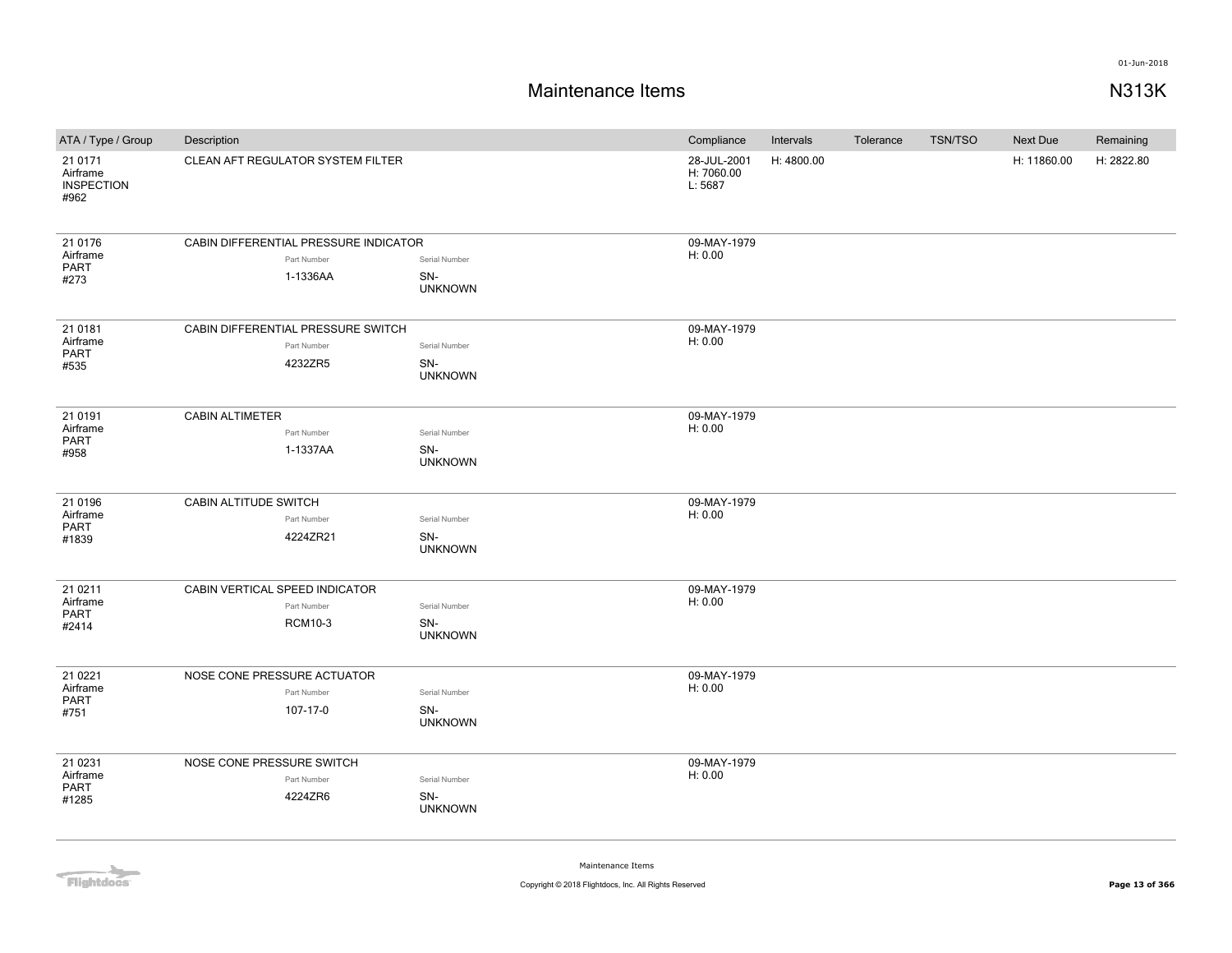# Maintenance Items

N313K

| ATA / Type / Group | Description | Compliance | Intervals | Tolerance | TSN/TSO | Next Due | Remaining |
|---|---|---|---|---|---|---|---|
| 21 0171 Airframe INSPECTION #962 | CLEAN AFT REGULATOR SYSTEM FILTER | 28-JUL-2001 H: 7060.00 L: 5687 | H: 4800.00 | | | H: 11860.00 | H: 2822.80 |
| 21 0176 Airframe PART #273 | CABIN DIFFERENTIAL PRESSURE INDICATOR<br>Part Number: 1-1336AA<br>Serial Number: SN-UNKNOWN | 09-MAY-1979 H: 0.00 | | | | | |
| 21 0181 Airframe PART #535 | CABIN DIFFERENTIAL PRESSURE SWITCH<br>Part Number: 4232ZR5<br>Serial Number: SN-UNKNOWN | 09-MAY-1979 H: 0.00 | | | | | |
| 21 0191 Airframe PART #958 | CABIN ALTIMETER<br>Part Number: 1-1337AA<br>Serial Number: SN-UNKNOWN | 09-MAY-1979 H: 0.00 | | | | | |
| 21 0196 Airframe PART #1839 | CABIN ALTITUDE SWITCH<br>Part Number: 4224ZR21<br>Serial Number: SN-UNKNOWN | 09-MAY-1979 H: 0.00 | | | | | |
| 21 0211 Airframe PART #2414 | CABIN VERTICAL SPEED INDICATOR<br>Part Number: RCM10-3<br>Serial Number: SN-UNKNOWN | 09-MAY-1979 H: 0.00 | | | | | |
| 21 0221 Airframe PART #751 | NOSE CONE PRESSURE ACTUATOR<br>Part Number: 107-17-0<br>Serial Number: SN-UNKNOWN | 09-MAY-1979 H: 0.00 | | | | | |
| 21 0231 Airframe PART #1285 | NOSE CONE PRESSURE SWITCH<br>Part Number: 4224ZR6<br>Serial Number: SN-UNKNOWN | 09-MAY-1979 H: 0.00 | | | | | |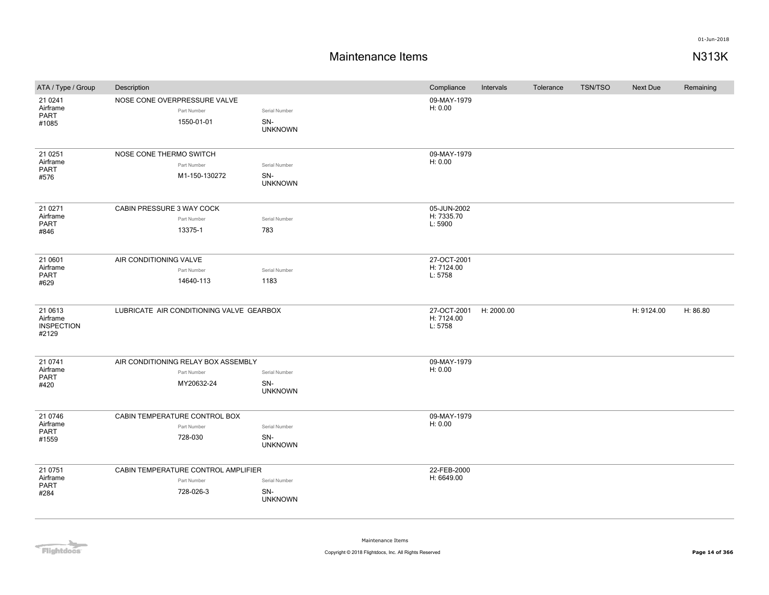# Maintenance Items

N313K

| ATA / Type / Group | Description | | | Compliance | Intervals | Tolerance | TSN/TSO | Next Due | Remaining |
|---|---|---|---|---|---|---|---|---|---|
| 21 0241 Airframe PART #1085 | NOSE CONE OVERPRESSURE VALVE | Part Number 1550-01-01 | Serial Number SN-UNKNOWN | 09-MAY-1979 H: 0.00 | | | | | |
| 21 0251 Airframe PART #576 | NOSE CONE THERMO SWITCH | Part Number M1-150-130272 | Serial Number SN-UNKNOWN | 09-MAY-1979 H: 0.00 | | | | | |
| 21 0271 Airframe PART #846 | CABIN PRESSURE 3 WAY COCK | Part Number 13375-1 | Serial Number 783 | 05-JUN-2002 H: 7335.70 L: 5900 | | | | | |
| 21 0601 Airframe PART #629 | AIR CONDITIONING VALVE | Part Number 14640-113 | Serial Number 1183 | 27-OCT-2001 H: 7124.00 L: 5758 | | | | | |
| 21 0613 Airframe INSPECTION #2129 | LUBRICATE AIR CONDITIONING VALVE GEARBOX | | | 27-OCT-2001 H: 7124.00 L: 5758 | H: 2000.00 | | | H: 9124.00 | H: 86.80 |
| 21 0741 Airframe PART #420 | AIR CONDITIONING RELAY BOX ASSEMBLY | Part Number MY20632-24 | Serial Number SN-UNKNOWN | 09-MAY-1979 H: 0.00 | | | | | |
| 21 0746 Airframe PART #1559 | CABIN TEMPERATURE CONTROL BOX | Part Number 728-030 | Serial Number SN-UNKNOWN | 09-MAY-1979 H: 0.00 | | | | | |
| 21 0751 Airframe PART #284 | CABIN TEMPERATURE CONTROL AMPLIFIER | Part Number 728-026-3 | Serial Number SN-UNKNOWN | 22-FEB-2000 H: 6649.00 | | | | | |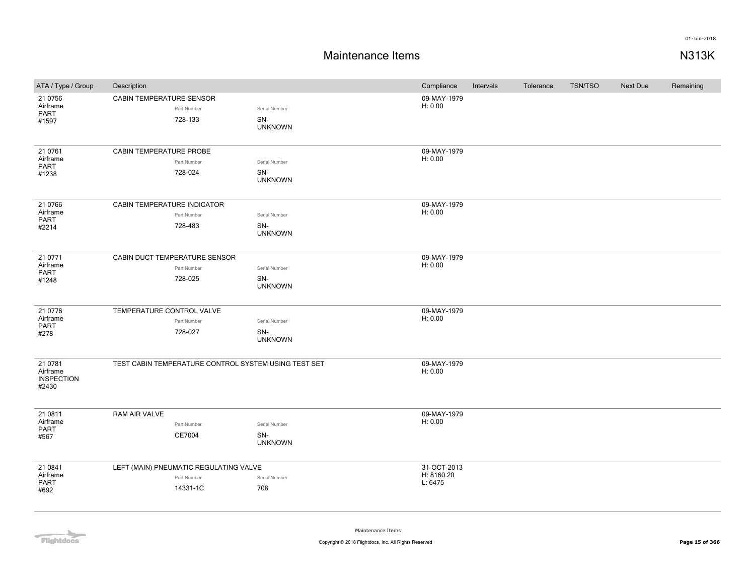# Maintenance Items

## N313K

| ATA / Type / Group | Description | Part Number | Serial Number | Compliance | Intervals | Tolerance | TSN/TSO | Next Due | Remaining |
|---|---|---|---|---|---|---|---|---|---|
| 21 0756 Airframe PART #1597 | CABIN TEMPERATURE SENSOR | 728-133 | SN-UNKNOWN | 09-MAY-1979 H: 0.00 | | | | | |
| 21 0761 Airframe PART #1238 | CABIN TEMPERATURE PROBE | 728-024 | SN-UNKNOWN | 09-MAY-1979 H: 0.00 | | | | | |
| 21 0766 Airframe PART #2214 | CABIN TEMPERATURE INDICATOR | 728-483 | SN-UNKNOWN | 09-MAY-1979 H: 0.00 | | | | | |
| 21 0771 Airframe PART #1248 | CABIN DUCT TEMPERATURE SENSOR | 728-025 | SN-UNKNOWN | 09-MAY-1979 H: 0.00 | | | | | |
| 21 0776 Airframe PART #278 | TEMPERATURE CONTROL VALVE | 728-027 | SN-UNKNOWN | 09-MAY-1979 H: 0.00 | | | | | |
| 21 0781 Airframe INSPECTION #2430 | TEST CABIN TEMPERATURE CONTROL SYSTEM USING TEST SET | | | 09-MAY-1979 H: 0.00 | | | | | |
| 21 0811 Airframe PART #567 | RAM AIR VALVE | CE7004 | SN-UNKNOWN | 09-MAY-1979 H: 0.00 | | | | | |
| 21 0841 Airframe PART #692 | LEFT (MAIN) PNEUMATIC REGULATING VALVE | 14331-1C | 708 | 31-OCT-2013 H: 8160.20 L: 6475 | | | | | |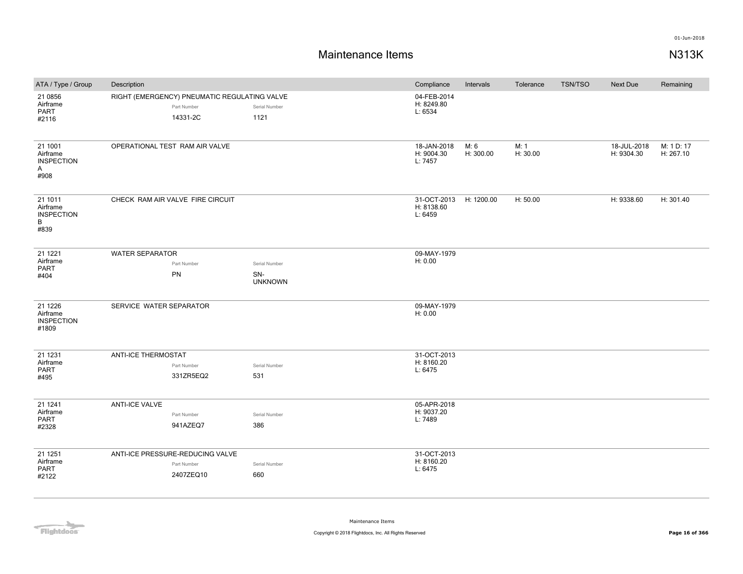# Maintenance Items

## N313K

| ATA / Type / Group | Description | Compliance | Intervals | Tolerance | TSN/TSO | Next Due | Remaining |
|---|---|---|---|---|---|---|---|
| 21 0856 Airframe PART #2116 | RIGHT (EMERGENCY) PNEUMATIC REGULATING VALVE<br>Part Number: 14331-2C<br>Serial Number: 1121 | 04-FEB-2014<br>H: 8249.80<br>L: 6534 | | | | | |
| 21 1001 Airframe INSPECTION A #908 | OPERATIONAL TEST RAM AIR VALVE | 18-JAN-2018<br>H: 9004.30<br>L: 7457 | M: 6<br>H: 300.00 | M: 1<br>H: 30.00 | | 18-JUL-2018<br>H: 9304.30 | M: 1 D: 17<br>H: 267.10 |
| 21 1011 Airframe INSPECTION B #839 | CHECK RAM AIR VALVE FIRE CIRCUIT | 31-OCT-2013<br>H: 8138.60<br>L: 6459 | H: 1200.00 | H: 50.00 | | H: 9338.60 | H: 301.40 |
| 21 1221 Airframe PART #404 | WATER SEPARATOR<br>Part Number: PN<br>Serial Number: SN-UNKNOWN | 09-MAY-1979<br>H: 0.00 | | | | | |
| 21 1226 Airframe INSPECTION #1809 | SERVICE WATER SEPARATOR | 09-MAY-1979<br>H: 0.00 | | | | | |
| 21 1231 Airframe PART #495 | ANTI-ICE THERMOSTAT<br>Part Number: 331ZR5EQ2<br>Serial Number: 531 | 31-OCT-2013<br>H: 8160.20<br>L: 6475 | | | | | |
| 21 1241 Airframe PART #2328 | ANTI-ICE VALVE<br>Part Number: 941AZEQ7<br>Serial Number: 386 | 05-APR-2018<br>H: 9037.20<br>L: 7489 | | | | | |
| 21 1251 Airframe PART #2122 | ANTI-ICE PRESSURE-REDUCING VALVE<br>Part Number: 2407ZEQ10<br>Serial Number: 660 | 31-OCT-2013<br>H: 8160.20<br>L: 6475 | | | | | |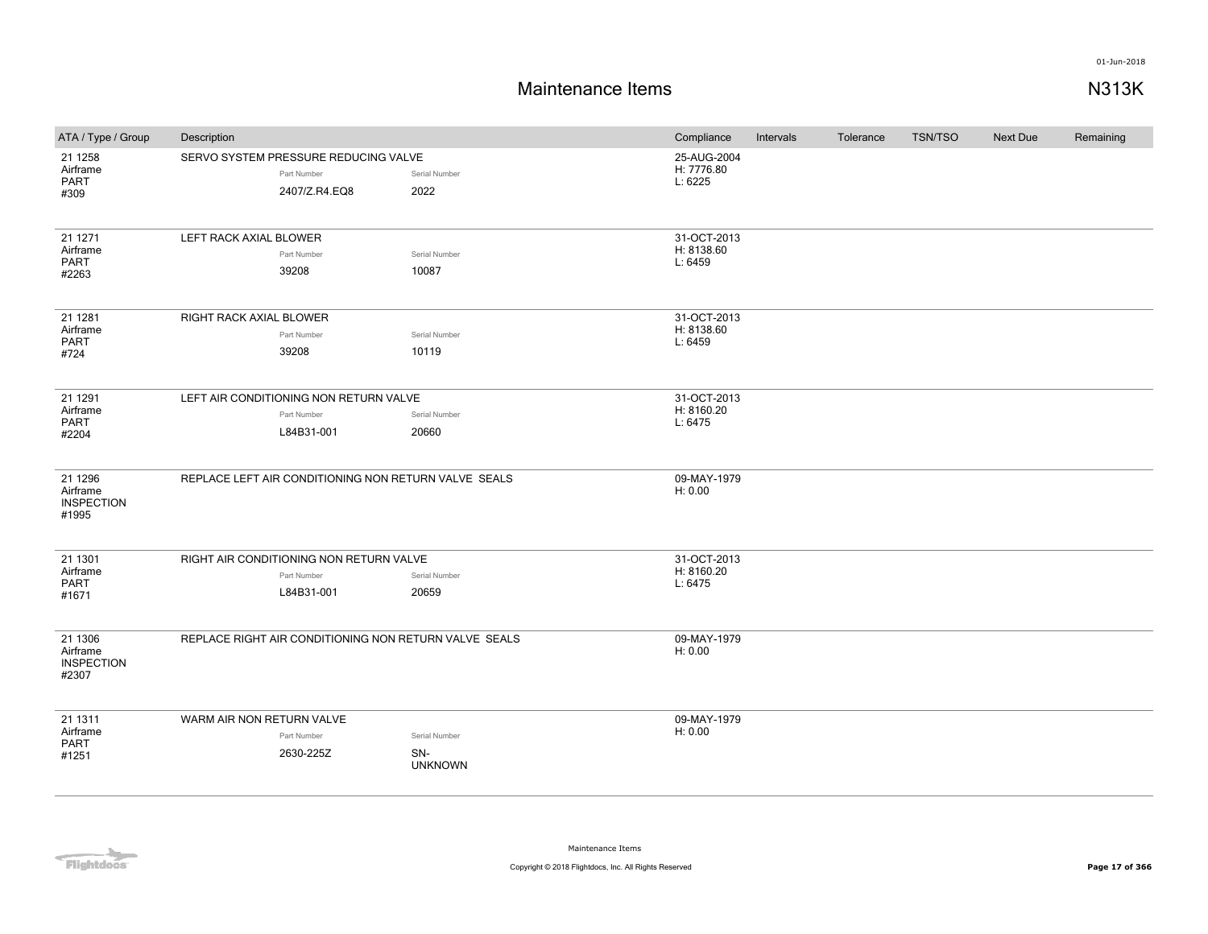# Maintenance Items

N313K

| ATA / Type / Group | Description | Compliance | Intervals | Tolerance | TSN/TSO | Next Due | Remaining |
|---|---|---|---|---|---|---|---|
| 21 1258 Airframe PART #309 | SERVO SYSTEM PRESSURE REDUCING VALVE<br>Part Number: 2407/Z.R4.EQ8<br>Serial Number: 2022 | 25-AUG-2004 H: 7776.80 L: 6225 | | | | | |
| 21 1271 Airframe PART #2263 | LEFT RACK AXIAL BLOWER<br>Part Number: 39208<br>Serial Number: 10087 | 31-OCT-2013 H: 8138.60 L: 6459 | | | | | |
| 21 1281 Airframe PART #724 | RIGHT RACK AXIAL BLOWER<br>Part Number: 39208<br>Serial Number: 10119 | 31-OCT-2013 H: 8138.60 L: 6459 | | | | | |
| 21 1291 Airframe PART #2204 | LEFT AIR CONDITIONING NON RETURN VALVE<br>Part Number: L84B31-001<br>Serial Number: 20660 | 31-OCT-2013 H: 8160.20 L: 6475 | | | | | |
| 21 1296 Airframe INSPECTION #1995 | REPLACE LEFT AIR CONDITIONING NON RETURN VALVE SEALS | 09-MAY-1979 H: 0.00 | | | | | |
| 21 1301 Airframe PART #1671 | RIGHT AIR CONDITIONING NON RETURN VALVE<br>Part Number: L84B31-001<br>Serial Number: 20659 | 31-OCT-2013 H: 8160.20 L: 6475 | | | | | |
| 21 1306 Airframe INSPECTION #2307 | REPLACE RIGHT AIR CONDITIONING NON RETURN VALVE SEALS | 09-MAY-1979 H: 0.00 | | | | | |
| 21 1311 Airframe PART #1251 | WARM AIR NON RETURN VALVE<br>Part Number: 2630-225Z<br>Serial Number: SN-UNKNOWN | 09-MAY-1979 H: 0.00 | | | | | |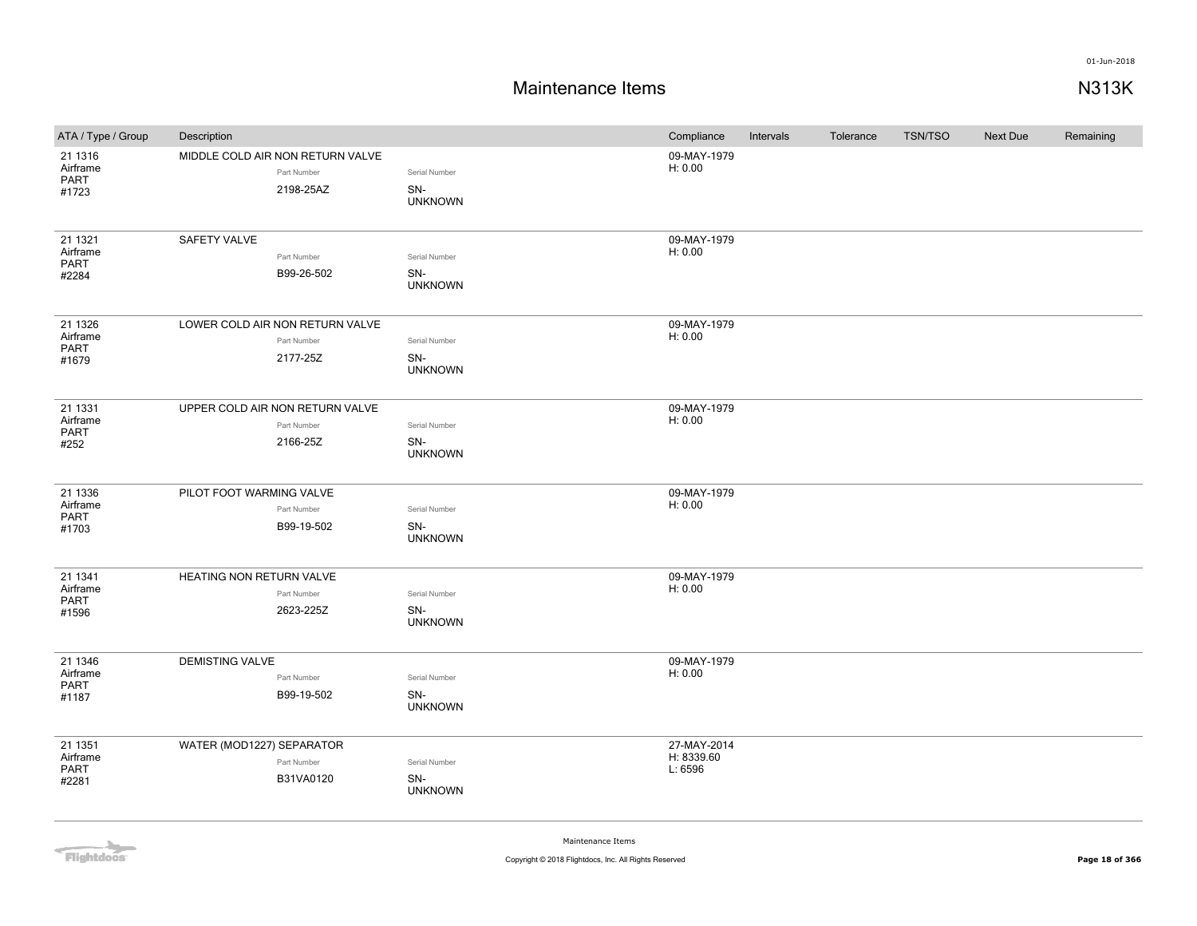# Maintenance Items

N313K

| ATA / Type / Group | Description | Part Number | Serial Number | Compliance | Intervals | Tolerance | TSN/TSO | Next Due | Remaining |
|---|---|---|---|---|---|---|---|---|---|
| 21 1316 Airframe PART #1723 | MIDDLE COLD AIR NON RETURN VALVE | 2198-25AZ | SN-UNKNOWN | 09-MAY-1979 H: 0.00 | | | | | |
| 21 1321 Airframe PART #2284 | SAFETY VALVE | B99-26-502 | SN-UNKNOWN | 09-MAY-1979 H: 0.00 | | | | | |
| 21 1326 Airframe PART #1679 | LOWER COLD AIR NON RETURN VALVE | 2177-25Z | SN-UNKNOWN | 09-MAY-1979 H: 0.00 | | | | | |
| 21 1331 Airframe PART #252 | UPPER COLD AIR NON RETURN VALVE | 2166-25Z | SN-UNKNOWN | 09-MAY-1979 H: 0.00 | | | | | |
| 21 1336 Airframe PART #1703 | PILOT FOOT WARMING VALVE | B99-19-502 | SN-UNKNOWN | 09-MAY-1979 H: 0.00 | | | | | |
| 21 1341 Airframe PART #1596 | HEATING NON RETURN VALVE | 2623-225Z | SN-UNKNOWN | 09-MAY-1979 H: 0.00 | | | | | |
| 21 1346 Airframe PART #1187 | DEMISTING VALVE | B99-19-502 | SN-UNKNOWN | 09-MAY-1979 H: 0.00 | | | | | |
| 21 1351 Airframe PART #2281 | WATER (MOD1227) SEPARATOR | B31VA0120 | SN-UNKNOWN | 27-MAY-2014 H: 8339.60 L: 6596 | | | | | |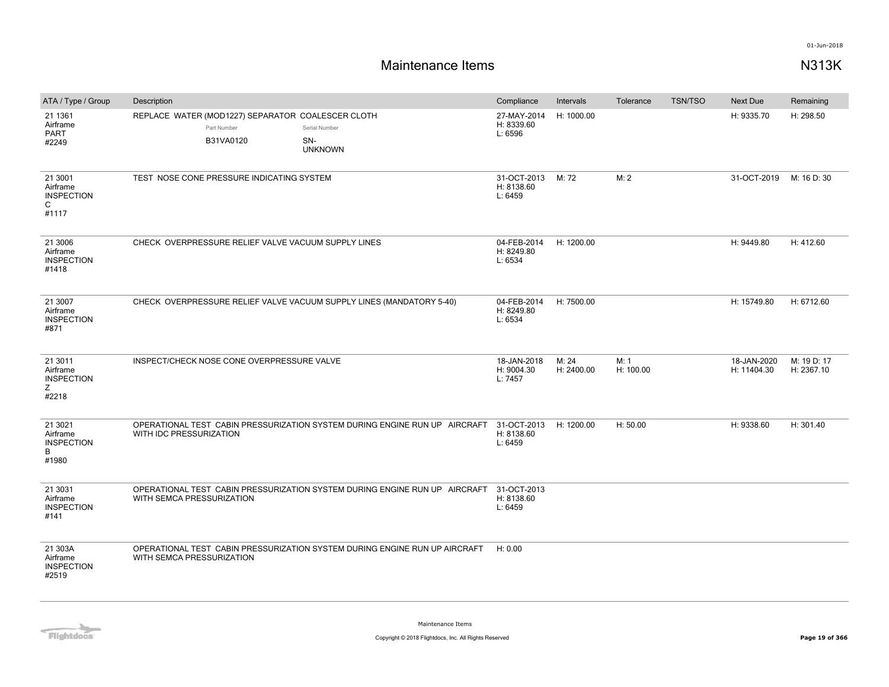# Maintenance Items

N313K

| ATA / Type / Group | Description | Compliance | Intervals | Tolerance | TSN/TSO | Next Due | Remaining |
|---|---|---|---|---|---|---|---|
| 21 1361 Airframe PART #2249 | REPLACE WATER (MOD1227) SEPARATOR COALESCER CLOTH<br>Part Number: B31VA0120<br>Serial Number: SN-UNKNOWN | 27-MAY-2014 H: 8339.60 L: 6596 | H: 1000.00 | | | H: 9335.70 | H: 298.50 |
| 21 3001 Airframe INSPECTION C #1117 | TEST NOSE CONE PRESSURE INDICATING SYSTEM | 31-OCT-2013 H: 8138.60 L: 6459 | M: 72 | M: 2 | | 31-OCT-2019 | M: 16 D: 30 |
| 21 3006 Airframe INSPECTION #1418 | CHECK OVERPRESSURE RELIEF VALVE VACUUM SUPPLY LINES | 04-FEB-2014 H: 8249.80 L: 6534 | H: 1200.00 | | | H: 9449.80 | H: 412.60 |
| 21 3007 Airframe INSPECTION #871 | CHECK OVERPRESSURE RELIEF VALVE VACUUM SUPPLY LINES (MANDATORY 5-40) | 04-FEB-2014 H: 8249.80 L: 6534 | H: 7500.00 | | | H: 15749.80 | H: 6712.60 |
| 21 3011 Airframe INSPECTION Z #2218 | INSPECT/CHECK NOSE CONE OVERPRESSURE VALVE | 18-JAN-2018 H: 9004.30 L: 7457 | M: 24 H: 2400.00 | M: 1 H: 100.00 | | 18-JAN-2020 H: 11404.30 | M: 19 D: 17 H: 2367.10 |
| 21 3021 Airframe INSPECTION B #1980 | OPERATIONAL TEST CABIN PRESSURIZATION SYSTEM DURING ENGINE RUN UP AIRCRAFT WITH IDC PRESSURIZATION | 31-OCT-2013 H: 8138.60 L: 6459 | H: 1200.00 | H: 50.00 | | H: 9338.60 | H: 301.40 |
| 21 3031 Airframe INSPECTION #141 | OPERATIONAL TEST CABIN PRESSURIZATION SYSTEM DURING ENGINE RUN UP AIRCRAFT WITH SEMCA PRESSURIZATION | 31-OCT-2013 H: 8138.60 L: 6459 | | | | | |
| 21 303A Airframe INSPECTION #2519 | OPERATIONAL TEST CABIN PRESSURIZATION SYSTEM DURING ENGINE RUN UP AIRCRAFT WITH SEMCA PRESSURIZATION | H: 0.00 | | | | | |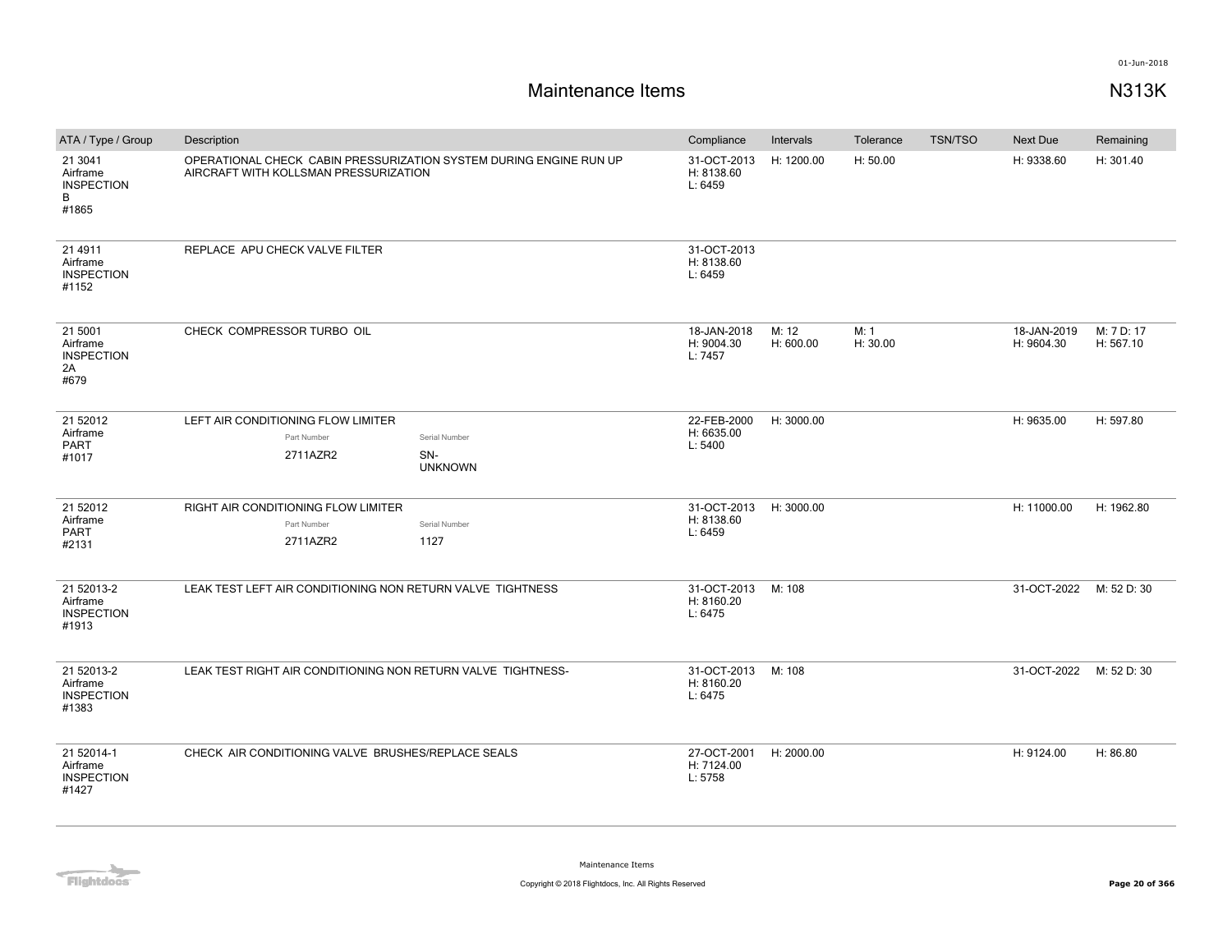# Maintenance Items

N313K

| ATA / Type / Group | Description | Compliance | Intervals | Tolerance | TSN/TSO | Next Due | Remaining |
|---|---|---|---|---|---|---|---|
| 21 3041 Airframe INSPECTION B #1865 | OPERATIONAL CHECK CABIN PRESSURIZATION SYSTEM DURING ENGINE RUN UP AIRCRAFT WITH KOLLSMAN PRESSURIZATION | 31-OCT-2013 H: 8138.60 L: 6459 | H: 1200.00 | H: 50.00 | | H: 9338.60 | H: 301.40 |
| 21 4911 Airframe INSPECTION #1152 | REPLACE APU CHECK VALVE FILTER | 31-OCT-2013 H: 8138.60 L: 6459 | | | | | |
| 21 5001 Airframe INSPECTION 2A #679 | CHECK COMPRESSOR TURBO OIL | 18-JAN-2018 H: 9004.30 L: 7457 | M: 12 H: 600.00 | M: 1 H: 30.00 | | 18-JAN-2019 H: 9604.30 | M: 7 D: 17 H: 567.10 |
| 21 52012 Airframe PART #1017 | LEFT AIR CONDITIONING FLOW LIMITER<br>Part Number: 2711AZR2<br>Serial Number: SN-UNKNOWN | 22-FEB-2000 H: 6635.00 L: 5400 | H: 3000.00 | | | H: 9635.00 | H: 597.80 |
| 21 52012 Airframe PART #2131 | RIGHT AIR CONDITIONING FLOW LIMITER<br>Part Number: 2711AZR2<br>Serial Number: 1127 | 31-OCT-2013 H: 8138.60 L: 6459 | H: 3000.00 | | | H: 11000.00 | H: 1962.80 |
| 21 52013-2 Airframe INSPECTION #1913 | LEAK TEST LEFT AIR CONDITIONING NON RETURN VALVE TIGHTNESS | 31-OCT-2013 H: 8160.20 L: 6475 | M: 108 | | | 31-OCT-2022 | M: 52 D: 30 |
| 21 52013-2 Airframe INSPECTION #1383 | LEAK TEST RIGHT AIR CONDITIONING NON RETURN VALVE TIGHTNESS- | 31-OCT-2013 H: 8160.20 L: 6475 | M: 108 | | | 31-OCT-2022 | M: 52 D: 30 |
| 21 52014-1 Airframe INSPECTION #1427 | CHECK AIR CONDITIONING VALVE BRUSHES/REPLACE SEALS | 27-OCT-2001 H: 7124.00 L: 5758 | H: 2000.00 | | | H: 9124.00 | H: 86.80 |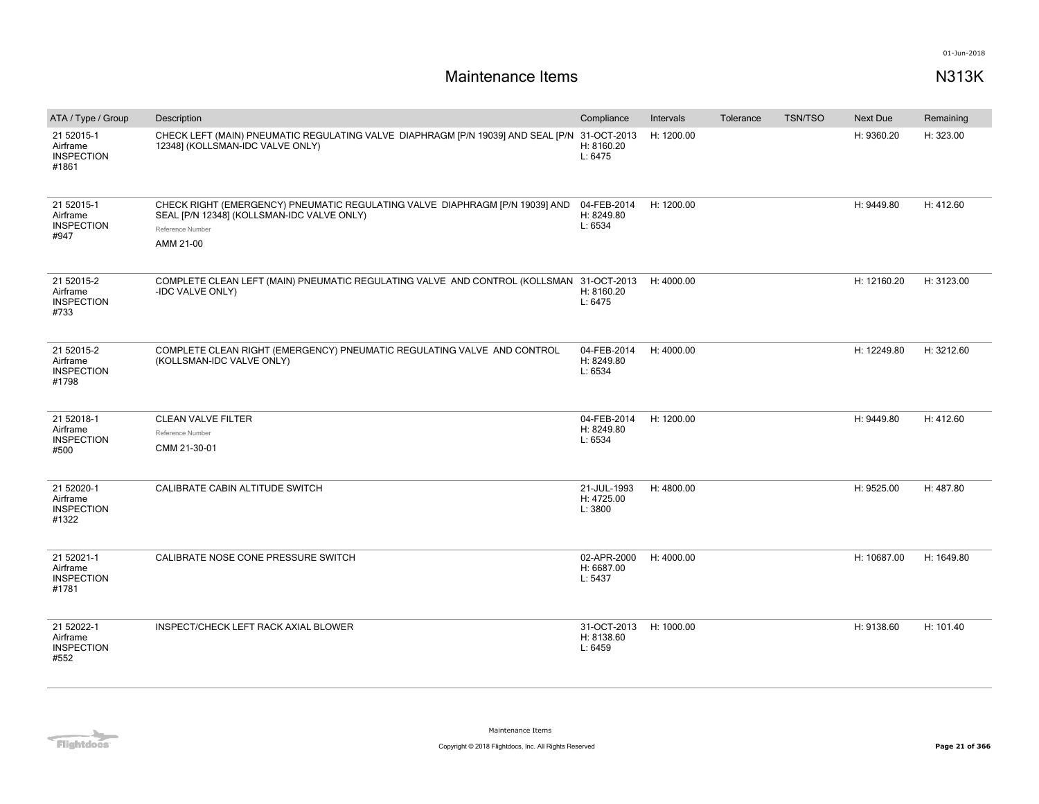# Maintenance Items

N313K

| ATA / Type / Group | Description | Compliance | Intervals | Tolerance | TSN/TSO | Next Due | Remaining |
|---|---|---|---|---|---|---|---|
| 21 52015-1 Airframe INSPECTION #1861 | CHECK LEFT (MAIN) PNEUMATIC REGULATING VALVE DIAPHRAGM [P/N 19039] AND SEAL [P/N 12348] (KOLLSMAN-IDC VALVE ONLY) | 31-OCT-2013 H: 8160.20 L: 6475 | H: 1200.00 | | | H: 9360.20 | H: 323.00 |
| 21 52015-1 Airframe INSPECTION #947 | CHECK RIGHT (EMERGENCY) PNEUMATIC REGULATING VALVE DIAPHRAGM [P/N 19039] AND SEAL [P/N 12348] (KOLLSMAN-IDC VALVE ONLY) Reference Number AMM 21-00 | 04-FEB-2014 H: 8249.80 L: 6534 | H: 1200.00 | | | H: 9449.80 | H: 412.60 |
| 21 52015-2 Airframe INSPECTION #733 | COMPLETE CLEAN LEFT (MAIN) PNEUMATIC REGULATING VALVE AND CONTROL (KOLLSMAN -IDC VALVE ONLY) | 31-OCT-2013 H: 8160.20 L: 6475 | H: 4000.00 | | | H: 12160.20 | H: 3123.00 |
| 21 52015-2 Airframe INSPECTION #1798 | COMPLETE CLEAN RIGHT (EMERGENCY) PNEUMATIC REGULATING VALVE AND CONTROL (KOLLSMAN-IDC VALVE ONLY) | 04-FEB-2014 H: 8249.80 L: 6534 | H: 4000.00 | | | H: 12249.80 | H: 3212.60 |
| 21 52018-1 Airframe INSPECTION #500 | CLEAN VALVE FILTER Reference Number CMM 21-30-01 | 04-FEB-2014 H: 8249.80 L: 6534 | H: 1200.00 | | | H: 9449.80 | H: 412.60 |
| 21 52020-1 Airframe INSPECTION #1322 | CALIBRATE CABIN ALTITUDE SWITCH | 21-JUL-1993 H: 4725.00 L: 3800 | H: 4800.00 | | | H: 9525.00 | H: 487.80 |
| 21 52021-1 Airframe INSPECTION #1781 | CALIBRATE NOSE CONE PRESSURE SWITCH | 02-APR-2000 H: 6687.00 L: 5437 | H: 4000.00 | | | H: 10687.00 | H: 1649.80 |
| 21 52022-1 Airframe INSPECTION #552 | INSPECT/CHECK LEFT RACK AXIAL BLOWER | 31-OCT-2013 H: 8138.60 L: 6459 | H: 1000.00 | | | H: 9138.60 | H: 101.40 |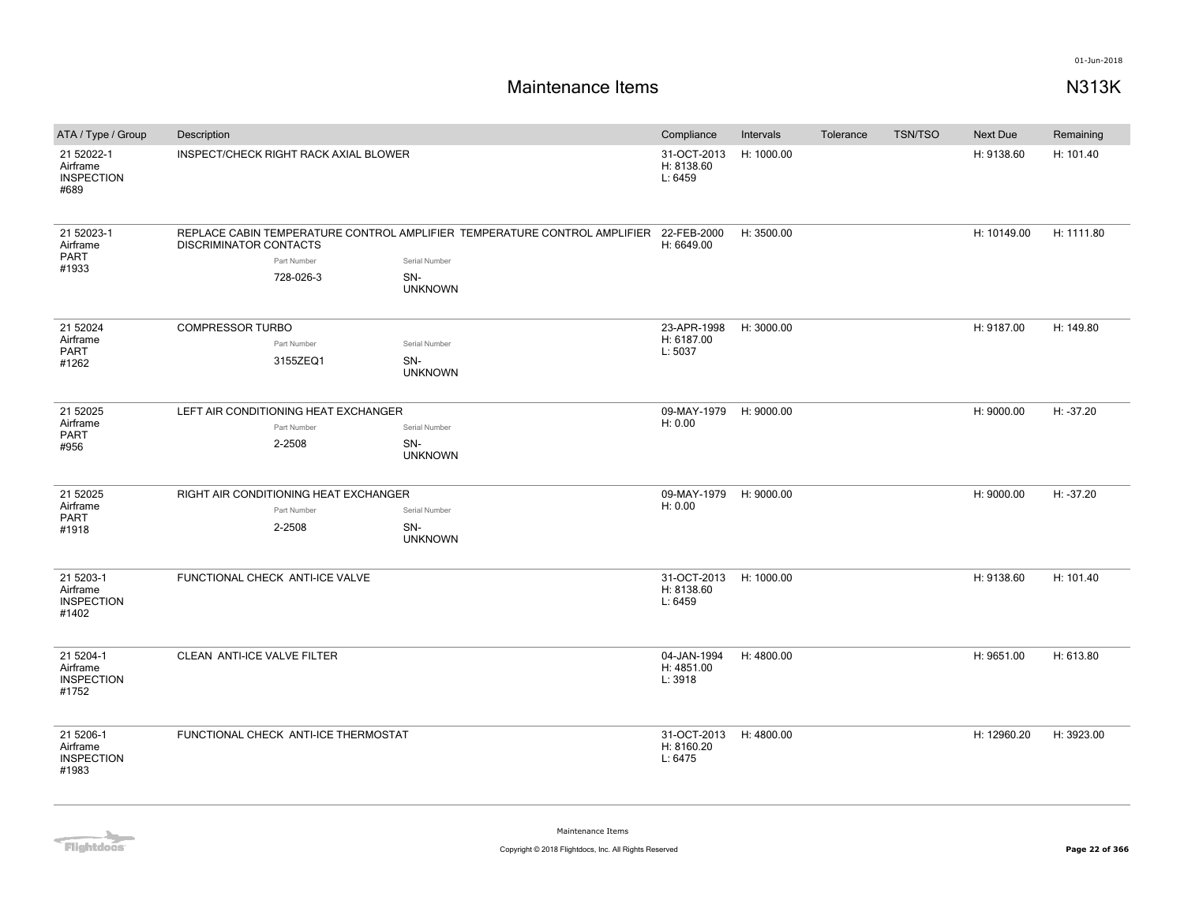# Maintenance Items

N313K

| ATA / Type / Group | Description | Compliance | Intervals | Tolerance | TSN/TSO | Next Due | Remaining |
|---|---|---|---|---|---|---|---|
| 21 52022-1 Airframe INSPECTION #689 | INSPECT/CHECK RIGHT RACK AXIAL BLOWER | 31-OCT-2013 H: 8138.60 L: 6459 | H: 1000.00 | | | H: 9138.60 | H: 101.40 |
| 21 52023-1 Airframe PART #1933 | REPLACE CABIN TEMPERATURE CONTROL AMPLIFIER TEMPERATURE CONTROL AMPLIFIER DISCRIMINATOR CONTACTS<br>Part Number: 728-026-3<br>Serial Number: SN-UNKNOWN | 22-FEB-2000 H: 6649.00 | H: 3500.00 | | | H: 10149.00 | H: 1111.80 |
| 21 52024 Airframe PART #1262 | COMPRESSOR TURBO<br>Part Number: 3155ZEQ1<br>Serial Number: SN-UNKNOWN | 23-APR-1998 H: 6187.00 L: 5037 | H: 3000.00 | | | H: 9187.00 | H: 149.80 |
| 21 52025 Airframe PART #956 | LEFT AIR CONDITIONING HEAT EXCHANGER<br>Part Number: 2-2508<br>Serial Number: SN-UNKNOWN | 09-MAY-1979 H: 0.00 | H: 9000.00 | | | H: 9000.00 | H: -37.20 |
| 21 52025 Airframe PART #1918 | RIGHT AIR CONDITIONING HEAT EXCHANGER<br>Part Number: 2-2508<br>Serial Number: SN-UNKNOWN | 09-MAY-1979 H: 0.00 | H: 9000.00 | | | H: 9000.00 | H: -37.20 |
| 21 5203-1 Airframe INSPECTION #1402 | FUNCTIONAL CHECK ANTI-ICE VALVE | 31-OCT-2013 H: 8138.60 L: 6459 | H: 1000.00 | | | H: 9138.60 | H: 101.40 |
| 21 5204-1 Airframe INSPECTION #1752 | CLEAN ANTI-ICE VALVE FILTER | 04-JAN-1994 H: 4851.00 L: 3918 | H: 4800.00 | | | H: 9651.00 | H: 613.80 |
| 21 5206-1 Airframe INSPECTION #1983 | FUNCTIONAL CHECK ANTI-ICE THERMOSTAT | 31-OCT-2013 H: 8160.20 L: 6475 | H: 4800.00 | | | H: 12960.20 | H: 3923.00 |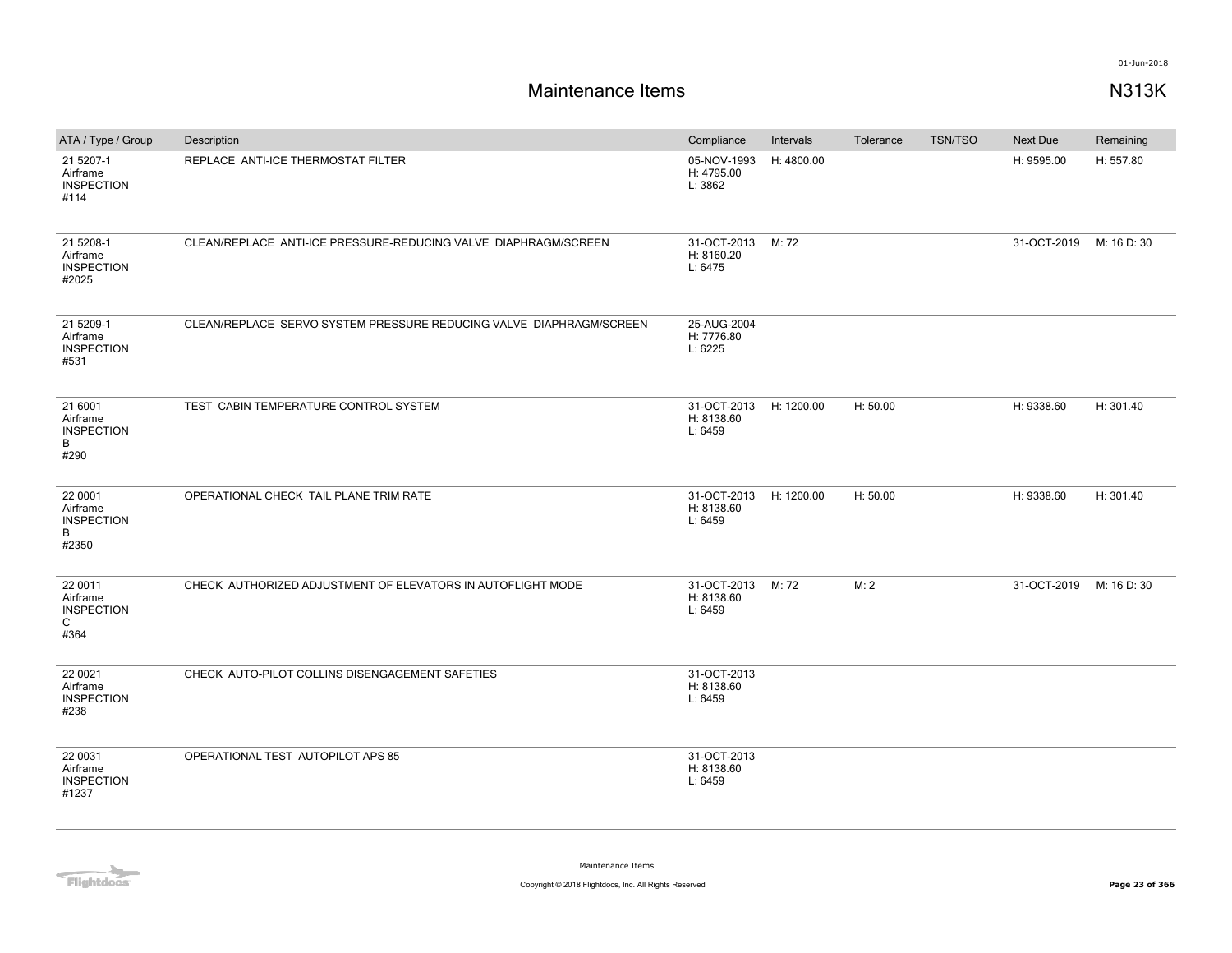# Maintenance Items

N313K

| ATA / Type / Group | Description | Compliance | Intervals | Tolerance | TSN/TSO | Next Due | Remaining |
|---|---|---|---|---|---|---|---|
| 21 5207-1 Airframe INSPECTION #114 | REPLACE ANTI-ICE THERMOSTAT FILTER | 05-NOV-1993 H: 4795.00 L: 3862 | H: 4800.00 | | | H: 9595.00 | H: 557.80 |
| 21 5208-1 Airframe INSPECTION #2025 | CLEAN/REPLACE ANTI-ICE PRESSURE-REDUCING VALVE DIAPHRAGM/SCREEN | 31-OCT-2013 H: 8160.20 L: 6475 | M: 72 | | | 31-OCT-2019 | M: 16 D: 30 |
| 21 5209-1 Airframe INSPECTION #531 | CLEAN/REPLACE SERVO SYSTEM PRESSURE REDUCING VALVE DIAPHRAGM/SCREEN | 25-AUG-2004 H: 7776.80 L: 6225 | | | | | |
| 21 6001 Airframe INSPECTION B #290 | TEST CABIN TEMPERATURE CONTROL SYSTEM | 31-OCT-2013 H: 8138.60 L: 6459 | H: 1200.00 | H: 50.00 | | H: 9338.60 | H: 301.40 |
| 22 0001 Airframe INSPECTION B #2350 | OPERATIONAL CHECK TAIL PLANE TRIM RATE | 31-OCT-2013 H: 8138.60 L: 6459 | H: 1200.00 | H: 50.00 | | H: 9338.60 | H: 301.40 |
| 22 0011 Airframe INSPECTION C #364 | CHECK AUTHORIZED ADJUSTMENT OF ELEVATORS IN AUTOFLIGHT MODE | 31-OCT-2013 H: 8138.60 L: 6459 | M: 72 | M: 2 | | 31-OCT-2019 | M: 16 D: 30 |
| 22 0021 Airframe INSPECTION #238 | CHECK AUTO-PILOT COLLINS DISENGAGEMENT SAFETIES | 31-OCT-2013 H: 8138.60 L: 6459 | | | | | |
| 22 0031 Airframe INSPECTION #1237 | OPERATIONAL TEST AUTOPILOT APS 85 | 31-OCT-2013 H: 8138.60 L: 6459 | | | | | |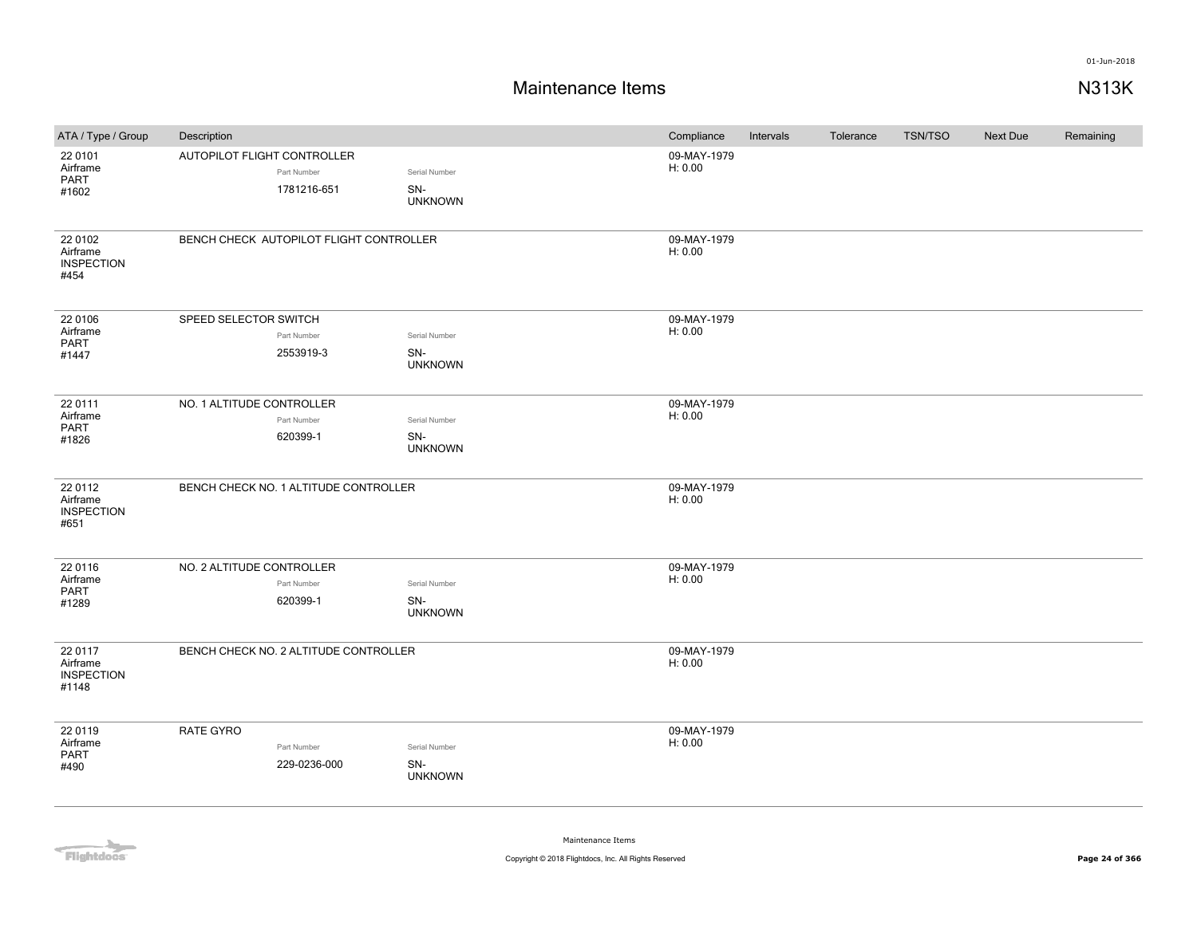# Maintenance Items

N313K

| ATA / Type / Group | Description | Compliance | Intervals | Tolerance | TSN/TSO | Next Due | Remaining |
|---|---|---|---|---|---|---|---|
| 22 0101 Airframe PART #1602 | AUTOPILOT FLIGHT CONTROLLER<br>Part Number: 1781216-651<br>Serial Number: SN-UNKNOWN | 09-MAY-1979 H: 0.00 | | | | | |
| 22 0102 Airframe INSPECTION #454 | BENCH CHECK AUTOPILOT FLIGHT CONTROLLER | 09-MAY-1979 H: 0.00 | | | | | |
| 22 0106 Airframe PART #1447 | SPEED SELECTOR SWITCH<br>Part Number: 2553919-3<br>Serial Number: SN-UNKNOWN | 09-MAY-1979 H: 0.00 | | | | | |
| 22 0111 Airframe PART #1826 | NO. 1 ALTITUDE CONTROLLER<br>Part Number: 620399-1<br>Serial Number: SN-UNKNOWN | 09-MAY-1979 H: 0.00 | | | | | |
| 22 0112 Airframe INSPECTION #651 | BENCH CHECK NO. 1 ALTITUDE CONTROLLER | 09-MAY-1979 H: 0.00 | | | | | |
| 22 0116 Airframe PART #1289 | NO. 2 ALTITUDE CONTROLLER<br>Part Number: 620399-1<br>Serial Number: SN-UNKNOWN | 09-MAY-1979 H: 0.00 | | | | | |
| 22 0117 Airframe INSPECTION #1148 | BENCH CHECK NO. 2 ALTITUDE CONTROLLER | 09-MAY-1979 H: 0.00 | | | | | |
| 22 0119 Airframe PART #490 | RATE GYRO<br>Part Number: 229-0236-000<br>Serial Number: SN-UNKNOWN | 09-MAY-1979 H: 0.00 | | | | | |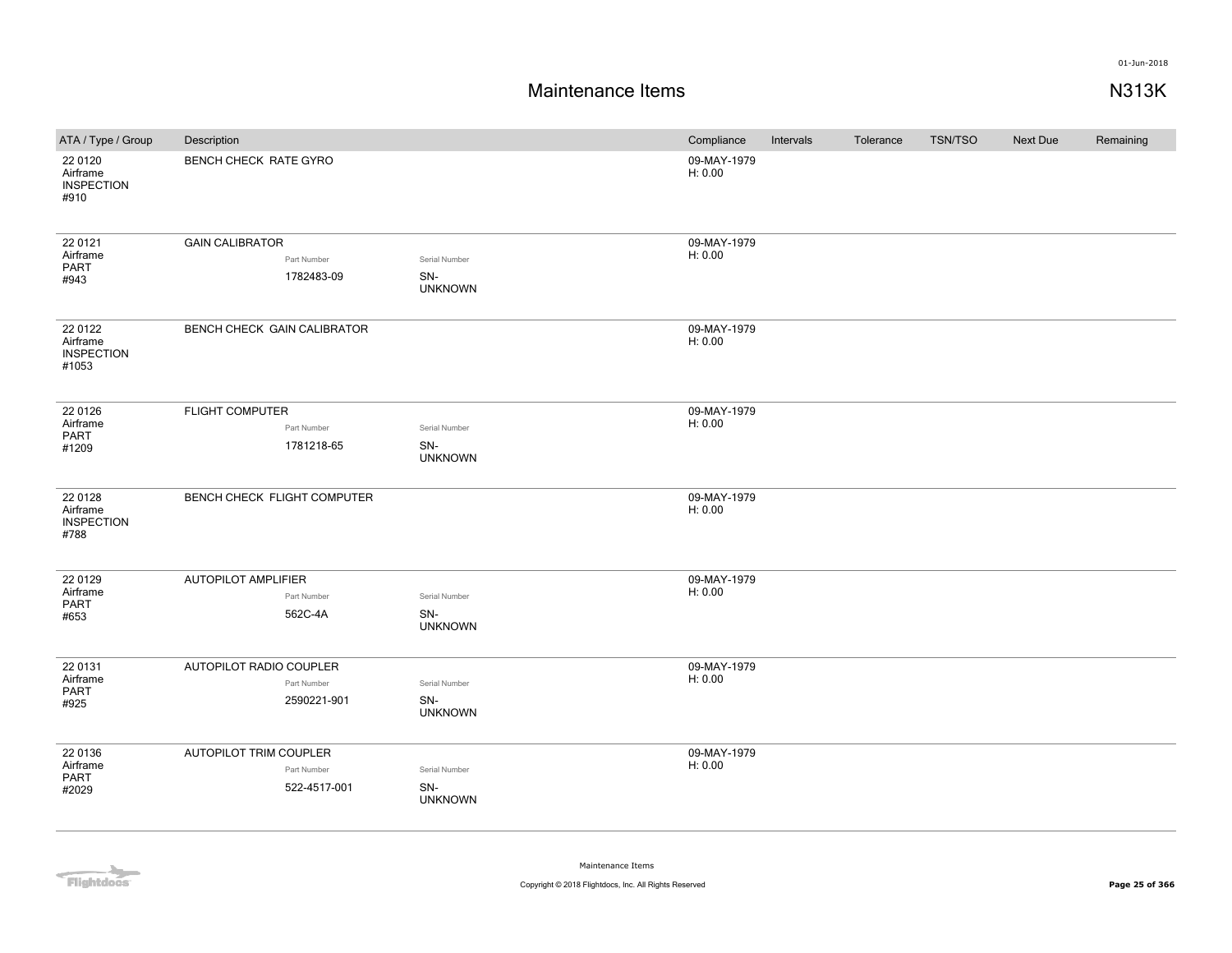# Maintenance Items

N313K

| ATA / Type / Group | Description | | | Compliance | Intervals | Tolerance | TSN/TSO | Next Due | Remaining |
|---|---|---|---|---|---|---|---|---|---|
| 22 0120 Airframe INSPECTION #910 | BENCH CHECK RATE GYRO | | | 09-MAY-1979 H: 0.00 | | | | | |
| 22 0121 Airframe PART #943 | GAIN CALIBRATOR | Part Number 1782483-09 | Serial Number SN-UNKNOWN | 09-MAY-1979 H: 0.00 | | | | | |
| 22 0122 Airframe INSPECTION #1053 | BENCH CHECK GAIN CALIBRATOR | | | 09-MAY-1979 H: 0.00 | | | | | |
| 22 0126 Airframe PART #1209 | FLIGHT COMPUTER | Part Number 1781218-65 | Serial Number SN-UNKNOWN | 09-MAY-1979 H: 0.00 | | | | | |
| 22 0128 Airframe INSPECTION #788 | BENCH CHECK FLIGHT COMPUTER | | | 09-MAY-1979 H: 0.00 | | | | | |
| 22 0129 Airframe PART #653 | AUTOPILOT AMPLIFIER | Part Number 562C-4A | Serial Number SN-UNKNOWN | 09-MAY-1979 H: 0.00 | | | | | |
| 22 0131 Airframe PART #925 | AUTOPILOT RADIO COUPLER | Part Number 2590221-901 | Serial Number SN-UNKNOWN | 09-MAY-1979 H: 0.00 | | | | | |
| 22 0136 Airframe PART #2029 | AUTOPILOT TRIM COUPLER | Part Number 522-4517-001 | Serial Number SN-UNKNOWN | 09-MAY-1979 H: 0.00 | | | | | |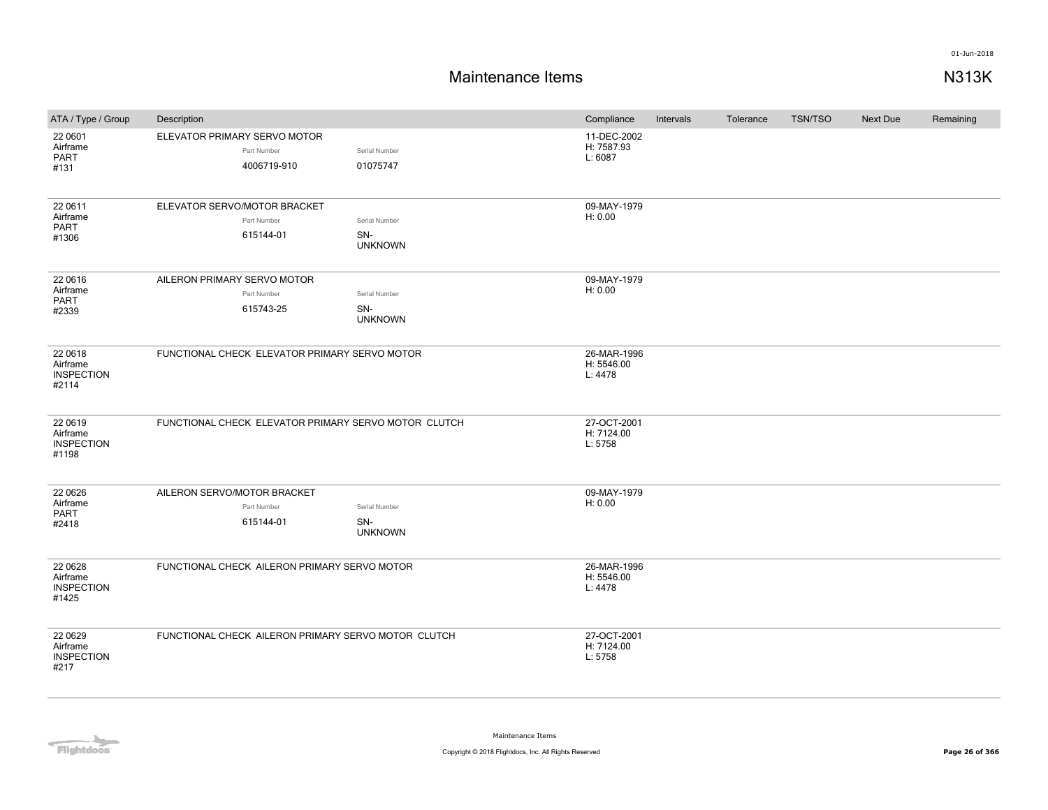# Maintenance Items

N313K

| ATA / Type / Group | Description | Compliance | Intervals | Tolerance | TSN/TSO | Next Due | Remaining |
|---|---|---|---|---|---|---|---|
| 22 0601 Airframe PART #131 | ELEVATOR PRIMARY SERVO MOTOR<br>Part Number: 4006719-910<br>Serial Number: 01075747 | 11-DEC-2002<br>H: 7587.93<br>L: 6087 | | | | | |
| 22 0611 Airframe PART #1306 | ELEVATOR SERVO/MOTOR BRACKET<br>Part Number: 615144-01<br>Serial Number: SN-UNKNOWN | 09-MAY-1979<br>H: 0.00 | | | | | |
| 22 0616 Airframe PART #2339 | AILERON PRIMARY SERVO MOTOR<br>Part Number: 615743-25<br>Serial Number: SN-UNKNOWN | 09-MAY-1979<br>H: 0.00 | | | | | |
| 22 0618 Airframe INSPECTION #2114 | FUNCTIONAL CHECK ELEVATOR PRIMARY SERVO MOTOR | 26-MAR-1996<br>H: 5546.00<br>L: 4478 | | | | | |
| 22 0619 Airframe INSPECTION #1198 | FUNCTIONAL CHECK ELEVATOR PRIMARY SERVO MOTOR CLUTCH | 27-OCT-2001<br>H: 7124.00<br>L: 5758 | | | | | |
| 22 0626 Airframe PART #2418 | AILERON SERVO/MOTOR BRACKET<br>Part Number: 615144-01<br>Serial Number: SN-UNKNOWN | 09-MAY-1979<br>H: 0.00 | | | | | |
| 22 0628 Airframe INSPECTION #1425 | FUNCTIONAL CHECK AILERON PRIMARY SERVO MOTOR | 26-MAR-1996<br>H: 5546.00<br>L: 4478 | | | | | |
| 22 0629 Airframe INSPECTION #217 | FUNCTIONAL CHECK AILERON PRIMARY SERVO MOTOR CLUTCH | 27-OCT-2001<br>H: 7124.00<br>L: 5758 | | | | | |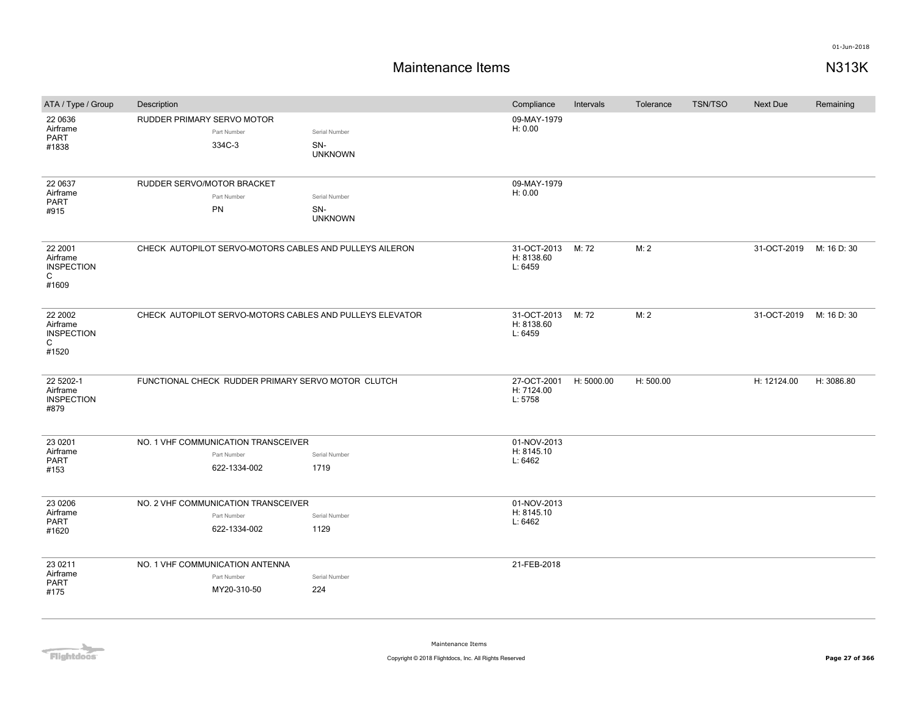# Maintenance Items

N313K

| ATA / Type / Group | Description | Compliance | Intervals | Tolerance | TSN/TSO | Next Due | Remaining |
|---|---|---|---|---|---|---|---|
| 22 0636 Airframe PART #1838 | RUDDER PRIMARY SERVO MOTOR<br>Part Number: 334C-3<br>Serial Number: SN-UNKNOWN | 09-MAY-1979<br>H: 0.00 | | | | | |
| 22 0637 Airframe PART #915 | RUDDER SERVO/MOTOR BRACKET<br>Part Number: PN<br>Serial Number: SN-UNKNOWN | 09-MAY-1979<br>H: 0.00 | | | | | |
| 22 2001 Airframe INSPECTION C #1609 | CHECK AUTOPILOT SERVO-MOTORS CABLES AND PULLEYS AILERON | 31-OCT-2013<br>H: 8138.60<br>L: 6459 | M: 72 | M: 2 | | 31-OCT-2019 | M: 16 D: 30 |
| 22 2002 Airframe INSPECTION C #1520 | CHECK AUTOPILOT SERVO-MOTORS CABLES AND PULLEYS ELEVATOR | 31-OCT-2013<br>H: 8138.60<br>L: 6459 | M: 72 | M: 2 | | 31-OCT-2019 | M: 16 D: 30 |
| 22 5202-1 Airframe INSPECTION #879 | FUNCTIONAL CHECK RUDDER PRIMARY SERVO MOTOR CLUTCH | 27-OCT-2001<br>H: 7124.00<br>L: 5758 | H: 5000.00 | H: 500.00 | | H: 12124.00 | H: 3086.80 |
| 23 0201 Airframe PART #153 | NO. 1 VHF COMMUNICATION TRANSCEIVER<br>Part Number: 622-1334-002<br>Serial Number: 1719 | 01-NOV-2013<br>H: 8145.10<br>L: 6462 | | | | | |
| 23 0206 Airframe PART #1620 | NO. 2 VHF COMMUNICATION TRANSCEIVER<br>Part Number: 622-1334-002<br>Serial Number: 1129 | 01-NOV-2013<br>H: 8145.10<br>L: 6462 | | | | | |
| 23 0211 Airframe PART #175 | NO. 1 VHF COMMUNICATION ANTENNA<br>Part Number: MY20-310-50<br>Serial Number: 224 | 21-FEB-2018 | | | | | |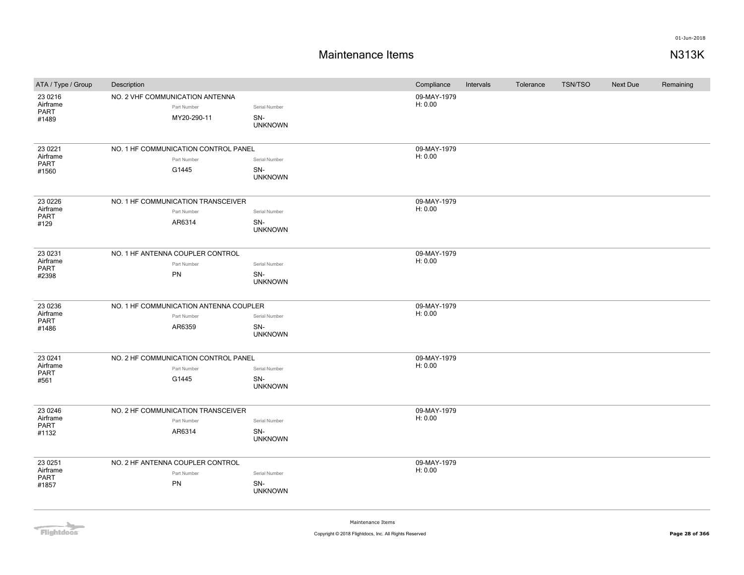# Maintenance Items

N313K

| ATA / Type / Group | Description | Compliance | Intervals | Tolerance | TSN/TSO | Next Due | Remaining |
|---|---|---|---|---|---|---|---|
| 23 0216 Airframe PART #1489 | NO. 2 VHF COMMUNICATION ANTENNA<br>Part Number: MY20-290-11<br>Serial Number: SN-UNKNOWN | 09-MAY-1979 H: 0.00 | | | | | |
| 23 0221 Airframe PART #1560 | NO. 1 HF COMMUNICATION CONTROL PANEL<br>Part Number: G1445<br>Serial Number: SN-UNKNOWN | 09-MAY-1979 H: 0.00 | | | | | |
| 23 0226 Airframe PART #129 | NO. 1 HF COMMUNICATION TRANSCEIVER<br>Part Number: AR6314<br>Serial Number: SN-UNKNOWN | 09-MAY-1979 H: 0.00 | | | | | |
| 23 0231 Airframe PART #2398 | NO. 1 HF ANTENNA COUPLER CONTROL<br>Part Number: PN<br>Serial Number: SN-UNKNOWN | 09-MAY-1979 H: 0.00 | | | | | |
| 23 0236 Airframe PART #1486 | NO. 1 HF COMMUNICATION ANTENNA COUPLER<br>Part Number: AR6359<br>Serial Number: SN-UNKNOWN | 09-MAY-1979 H: 0.00 | | | | | |
| 23 0241 Airframe PART #561 | NO. 2 HF COMMUNICATION CONTROL PANEL<br>Part Number: G1445<br>Serial Number: SN-UNKNOWN | 09-MAY-1979 H: 0.00 | | | | | |
| 23 0246 Airframe PART #1132 | NO. 2 HF COMMUNICATION TRANSCEIVER<br>Part Number: AR6314<br>Serial Number: SN-UNKNOWN | 09-MAY-1979 H: 0.00 | | | | | |
| 23 0251 Airframe PART #1857 | NO. 2 HF ANTENNA COUPLER CONTROL<br>Part Number: PN<br>Serial Number: SN-UNKNOWN | 09-MAY-1979 H: 0.00 | | | | | |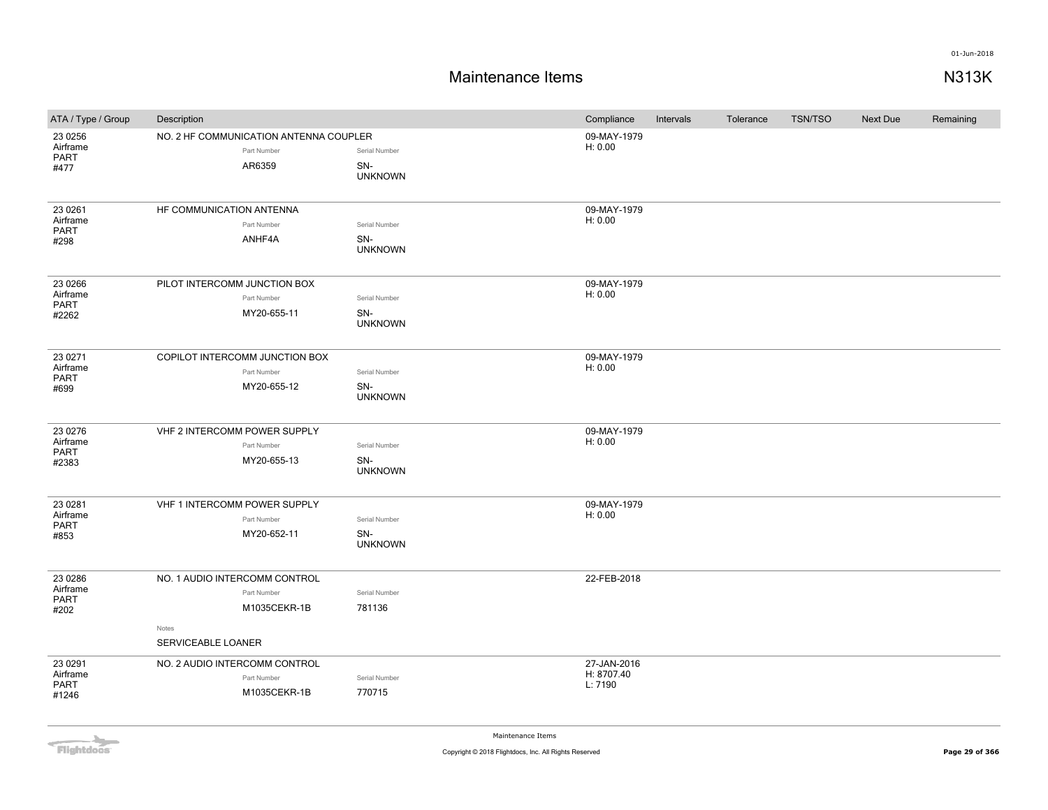# Maintenance Items

N313K

| ATA / Type / Group | Description | Compliance | Intervals | Tolerance | TSN/TSO | Next Due | Remaining |
|---|---|---|---|---|---|---|---|
| 23 0256 Airframe PART #477 | NO. 2 HF COMMUNICATION ANTENNA COUPLER<br>Part Number: AR6359<br>Serial Number: SN-UNKNOWN | 09-MAY-1979<br>H: 0.00 | | | | | |
| 23 0261 Airframe PART #298 | HF COMMUNICATION ANTENNA<br>Part Number: ANHF4A<br>Serial Number: SN-UNKNOWN | 09-MAY-1979<br>H: 0.00 | | | | | |
| 23 0266 Airframe PART #2262 | PILOT INTERCOMM JUNCTION BOX<br>Part Number: MY20-655-11<br>Serial Number: SN-UNKNOWN | 09-MAY-1979<br>H: 0.00 | | | | | |
| 23 0271 Airframe PART #699 | COPILOT INTERCOMM JUNCTION BOX<br>Part Number: MY20-655-12<br>Serial Number: SN-UNKNOWN | 09-MAY-1979<br>H: 0.00 | | | | | |
| 23 0276 Airframe PART #2383 | VHF 2 INTERCOMM POWER SUPPLY<br>Part Number: MY20-655-13<br>Serial Number: SN-UNKNOWN | 09-MAY-1979<br>H: 0.00 | | | | | |
| 23 0281 Airframe PART #853 | VHF 1 INTERCOMM POWER SUPPLY<br>Part Number: MY20-652-11<br>Serial Number: SN-UNKNOWN | 09-MAY-1979<br>H: 0.00 | | | | | |
| 23 0286 Airframe PART #202 | NO. 1 AUDIO INTERCOMM CONTROL<br>Part Number: M1035CEKR-1B<br>Serial Number: 781136<br>Notes: SERVICEABLE LOANER | 22-FEB-2018 | | | | | |
| 23 0291 Airframe PART #1246 | NO. 2 AUDIO INTERCOMM CONTROL<br>Part Number: M1035CEKR-1B<br>Serial Number: 770715 | 27-JAN-2016<br>H: 8707.40<br>L: 7190 | | | | | |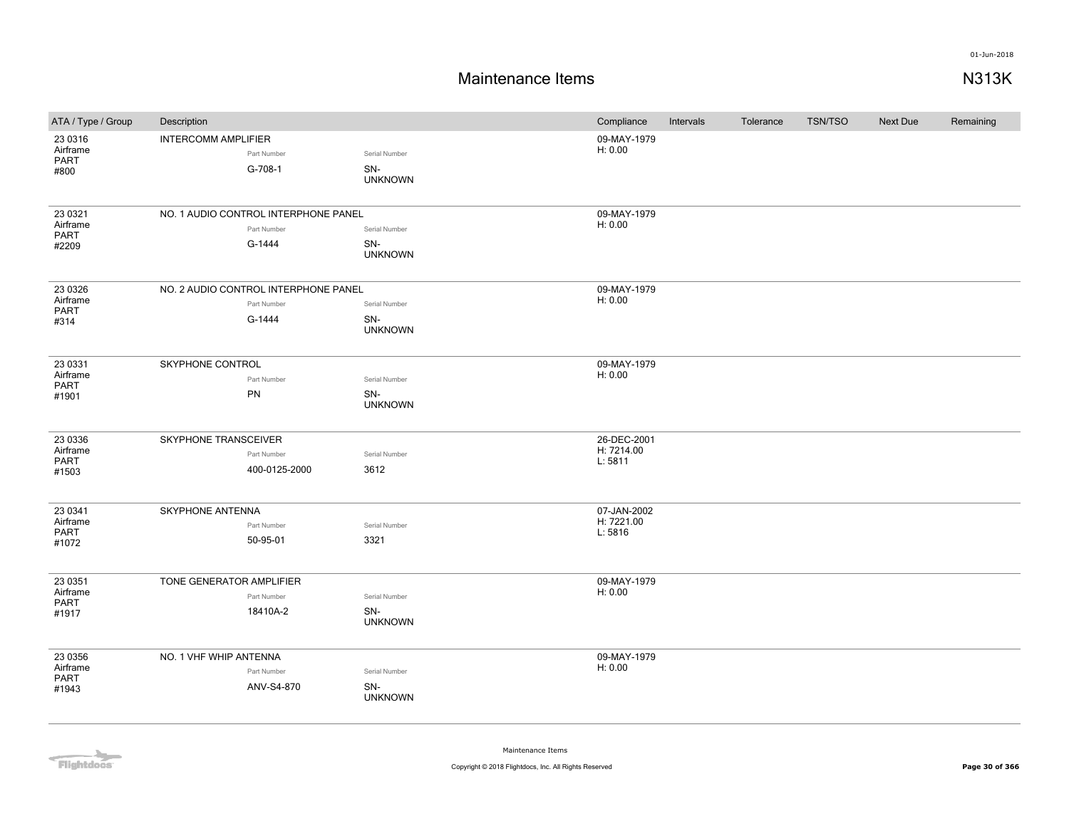# Maintenance Items

**N313K**

01-Jun-2018

| ATA / Type / Group | Description | Part Number | Serial Number | Compliance | Intervals | Tolerance | TSN/TSO | Next Due | Remaining |
|---|---|---|---|---|---|---|---|---|---|
| 23 0316 Airframe PART #800 | INTERCOMM AMPLIFIER | G-708-1 | SN-UNKNOWN | 09-MAY-1979 H: 0.00 | | | | | |
| 23 0321 Airframe PART #2209 | NO. 1 AUDIO CONTROL INTERPHONE PANEL | G-1444 | SN-UNKNOWN | 09-MAY-1979 H: 0.00 | | | | | |
| 23 0326 Airframe PART #314 | NO. 2 AUDIO CONTROL INTERPHONE PANEL | G-1444 | SN-UNKNOWN | 09-MAY-1979 H: 0.00 | | | | | |
| 23 0331 Airframe PART #1901 | SKYPHONE CONTROL | PN | SN-UNKNOWN | 09-MAY-1979 H: 0.00 | | | | | |
| 23 0336 Airframe PART #1503 | SKYPHONE TRANSCEIVER | 400-0125-2000 | 3612 | 26-DEC-2001 H: 7214.00 L: 5811 | | | | | |
| 23 0341 Airframe PART #1072 | SKYPHONE ANTENNA | 50-95-01 | 3321 | 07-JAN-2002 H: 7221.00 L: 5816 | | | | | |
| 23 0351 Airframe PART #1917 | TONE GENERATOR AMPLIFIER | 18410A-2 | SN-UNKNOWN | 09-MAY-1979 H: 0.00 | | | | | |
| 23 0356 Airframe PART #1943 | NO. 1 VHF WHIP ANTENNA | ANV-S4-870 | SN-UNKNOWN | 09-MAY-1979 H: 0.00 | | | | | |

Maintenance Items

Copyright © 2018 Flightdocs, Inc. All Rights Reserved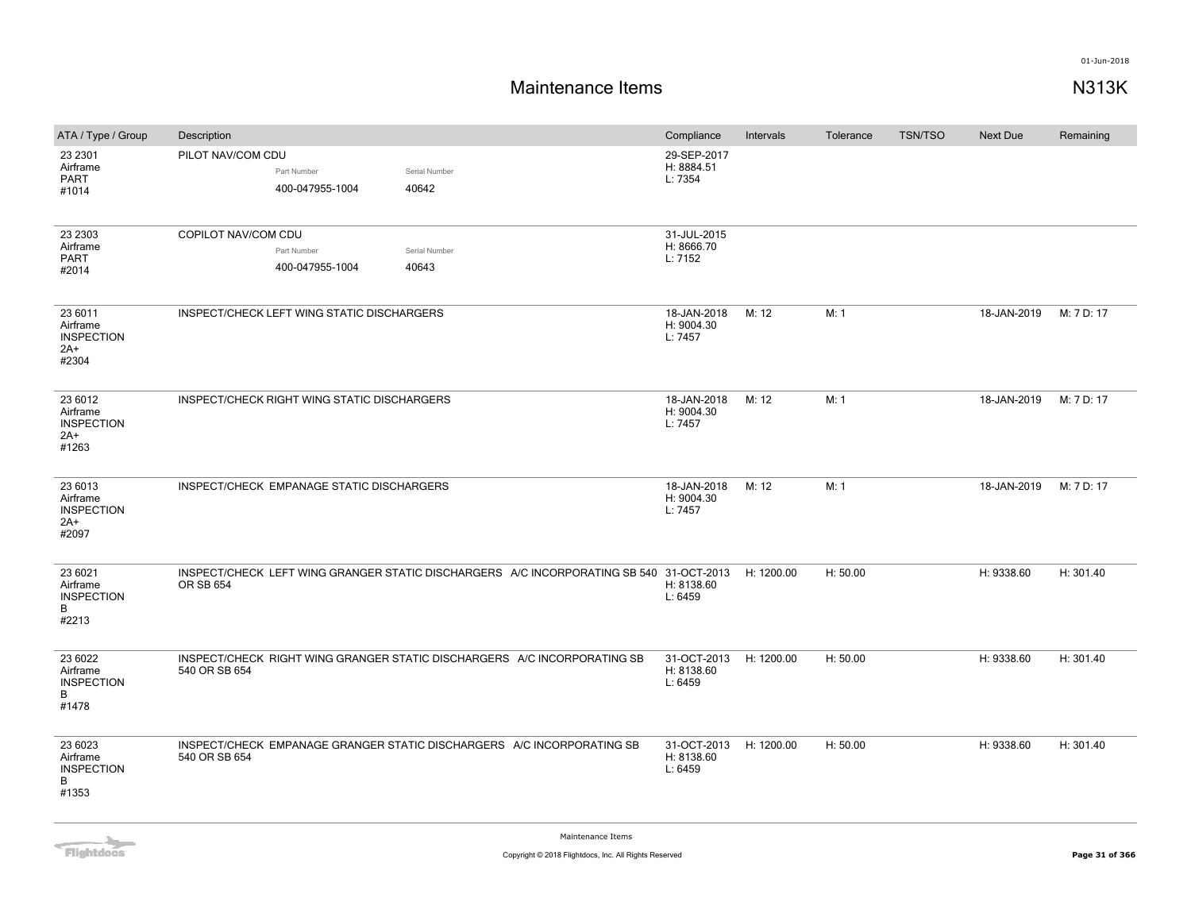# Maintenance Items

N313K

| ATA / Type / Group | Description | Compliance | Intervals | Tolerance | TSN/TSO | Next Due | Remaining |
|---|---|---|---|---|---|---|---|
| 23 2301 Airframe PART #1014 | PILOT NAV/COM CDU<br>Part Number: 400-047955-1004<br>Serial Number: 40642 | 29-SEP-2017 H: 8884.51 L: 7354 | | | | | |
| 23 2303 Airframe PART #2014 | COPILOT NAV/COM CDU<br>Part Number: 400-047955-1004<br>Serial Number: 40643 | 31-JUL-2015 H: 8666.70 L: 7152 | | | | | |
| 23 6011 Airframe INSPECTION 2A+ #2304 | INSPECT/CHECK LEFT WING STATIC DISCHARGERS | 18-JAN-2018 H: 9004.30 L: 7457 | M: 12 | M: 1 | | 18-JAN-2019 | M: 7 D: 17 |
| 23 6012 Airframe INSPECTION 2A+ #1263 | INSPECT/CHECK RIGHT WING STATIC DISCHARGERS | 18-JAN-2018 H: 9004.30 L: 7457 | M: 12 | M: 1 | | 18-JAN-2019 | M: 7 D: 17 |
| 23 6013 Airframe INSPECTION 2A+ #2097 | INSPECT/CHECK EMPANAGE STATIC DISCHARGERS | 18-JAN-2018 H: 9004.30 L: 7457 | M: 12 | M: 1 | | 18-JAN-2019 | M: 7 D: 17 |
| 23 6021 Airframe INSPECTION B #2213 | INSPECT/CHECK LEFT WING GRANGER STATIC DISCHARGERS A/C INCORPORATING SB 540 OR SB 654 | 31-OCT-2013 H: 8138.60 L: 6459 | H: 1200.00 | H: 50.00 | | H: 9338.60 | H: 301.40 |
| 23 6022 Airframe INSPECTION B #1478 | INSPECT/CHECK RIGHT WING GRANGER STATIC DISCHARGERS A/C INCORPORATING SB 540 OR SB 654 | 31-OCT-2013 H: 8138.60 L: 6459 | H: 1200.00 | H: 50.00 | | H: 9338.60 | H: 301.40 |
| 23 6023 Airframe INSPECTION B #1353 | INSPECT/CHECK EMPANAGE GRANGER STATIC DISCHARGERS A/C INCORPORATING SB 540 OR SB 654 | 31-OCT-2013 H: 8138.60 L: 6459 | H: 1200.00 | H: 50.00 | | H: 9338.60 | H: 301.40 |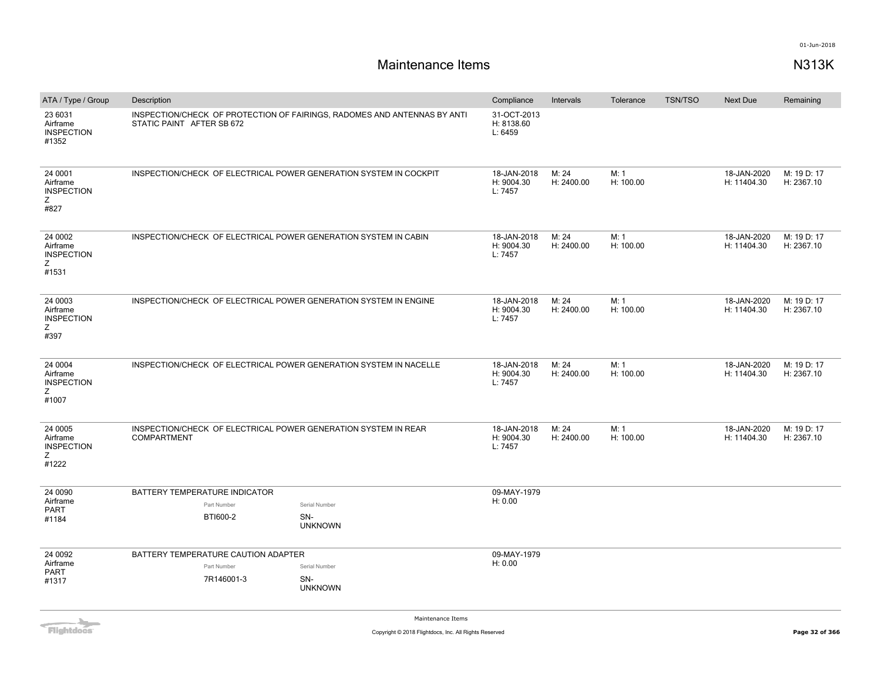# Maintenance Items

**N313K**

01-Jun-2018

| ATA / Type / Group | Description | Compliance | Intervals | Tolerance | TSN/TSO | Next Due | Remaining |
|---|---|---|---|---|---|---|---|
| 23 6031<br>Airframe<br>INSPECTION<br>#1352 | INSPECTION/CHECK OF PROTECTION OF FAIRINGS, RADOMES AND ANTENNAS BY ANTI STATIC PAINT AFTER SB 672 | 31-OCT-2013<br>H: 8138.60<br>L: 6459 | | | | | |
| 24 0001<br>Airframe<br>INSPECTION<br>Z<br>#827 | INSPECTION/CHECK OF ELECTRICAL POWER GENERATION SYSTEM IN COCKPIT | 18-JAN-2018<br>H: 9004.30<br>L: 7457 | M: 24<br>H: 2400.00 | M: 1<br>H: 100.00 | | 18-JAN-2020<br>H: 11404.30 | M: 19 D: 17<br>H: 2367.10 |
| 24 0002<br>Airframe<br>INSPECTION<br>Z<br>#1531 | INSPECTION/CHECK OF ELECTRICAL POWER GENERATION SYSTEM IN CABIN | 18-JAN-2018<br>H: 9004.30<br>L: 7457 | M: 24<br>H: 2400.00 | M: 1<br>H: 100.00 | | 18-JAN-2020<br>H: 11404.30 | M: 19 D: 17<br>H: 2367.10 |
| 24 0003<br>Airframe<br>INSPECTION<br>Z<br>#397 | INSPECTION/CHECK OF ELECTRICAL POWER GENERATION SYSTEM IN ENGINE | 18-JAN-2018<br>H: 9004.30<br>L: 7457 | M: 24<br>H: 2400.00 | M: 1<br>H: 100.00 | | 18-JAN-2020<br>H: 11404.30 | M: 19 D: 17<br>H: 2367.10 |
| 24 0004<br>Airframe<br>INSPECTION<br>Z<br>#1007 | INSPECTION/CHECK OF ELECTRICAL POWER GENERATION SYSTEM IN NACELLE | 18-JAN-2018<br>H: 9004.30<br>L: 7457 | M: 24<br>H: 2400.00 | M: 1<br>H: 100.00 | | 18-JAN-2020<br>H: 11404.30 | M: 19 D: 17<br>H: 2367.10 |
| 24 0005<br>Airframe<br>INSPECTION<br>Z<br>#1222 | INSPECTION/CHECK OF ELECTRICAL POWER GENERATION SYSTEM IN REAR COMPARTMENT | 18-JAN-2018<br>H: 9004.30<br>L: 7457 | M: 24<br>H: 2400.00 | M: 1<br>H: 100.00 | | 18-JAN-2020<br>H: 11404.30 | M: 19 D: 17<br>H: 2367.10 |
| 24 0090<br>Airframe<br>PART<br>#1184 | BATTERY TEMPERATURE INDICATOR<br>Part Number: BTI600-2<br>Serial Number: SN-UNKNOWN | 09-MAY-1979<br>H: 0.00 | | | | | |
| 24 0092<br>Airframe<br>PART<br>#1317 | BATTERY TEMPERATURE CAUTION ADAPTER<br>Part Number: 7R146001-3<br>Serial Number: SN-UNKNOWN | 09-MAY-1979<br>H: 0.00 | | | | | |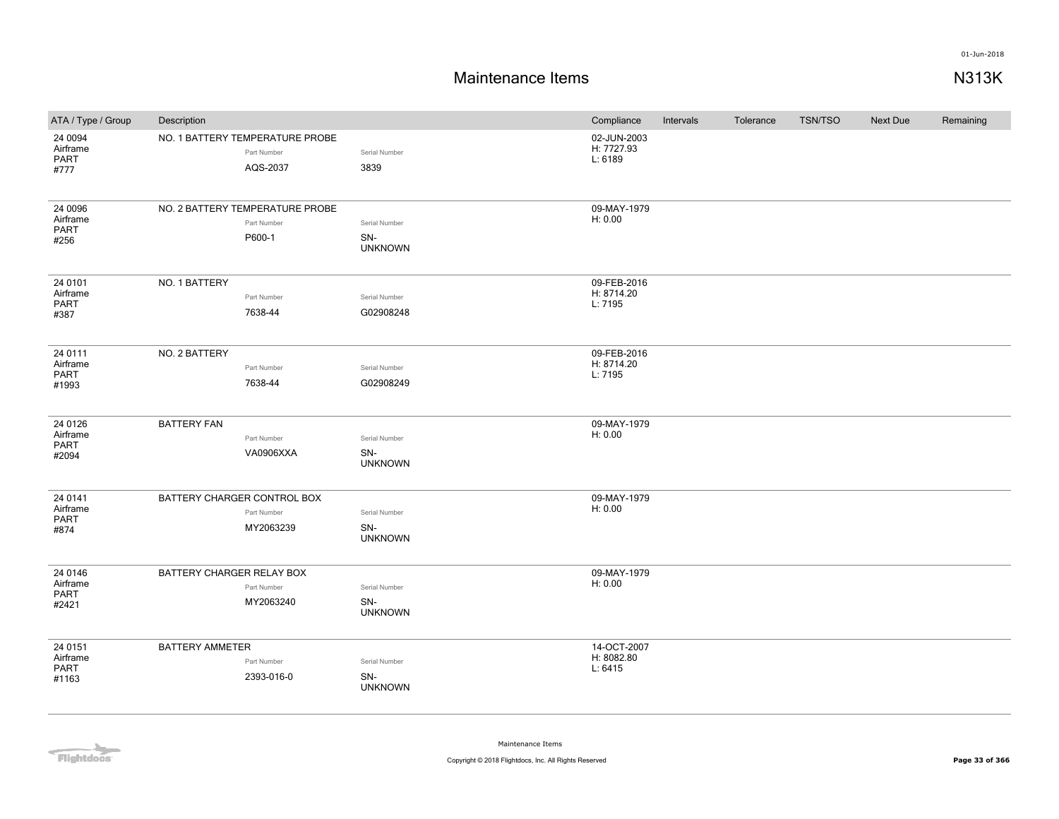# Maintenance Items

**N313K**

| ATA / Type / Group | Description | Part Number | Serial Number | Compliance | Intervals | Tolerance | TSN/TSO | Next Due | Remaining |
|---|---|---|---|---|---|---|---|---|---|
| 24 0094<br>Airframe<br>PART<br>#777 | NO. 1 BATTERY TEMPERATURE PROBE | AQS-2037 | 3839 | 02-JUN-2003<br>H: 7727.93<br>L: 6189 | | | | | |
| 24 0096<br>Airframe<br>PART<br>#256 | NO. 2 BATTERY TEMPERATURE PROBE | P600-1 | SN-UNKNOWN | 09-MAY-1979<br>H: 0.00 | | | | | |
| 24 0101<br>Airframe<br>PART<br>#387 | NO. 1 BATTERY | 7638-44 | G02908248 | 09-FEB-2016<br>H: 8714.20<br>L: 7195 | | | | | |
| 24 0111<br>Airframe<br>PART<br>#1993 | NO. 2 BATTERY | 7638-44 | G02908249 | 09-FEB-2016<br>H: 8714.20<br>L: 7195 | | | | | |
| 24 0126<br>Airframe<br>PART<br>#2094 | BATTERY FAN | VA0906XXA | SN-UNKNOWN | 09-MAY-1979<br>H: 0.00 | | | | | |
| 24 0141<br>Airframe<br>PART<br>#874 | BATTERY CHARGER CONTROL BOX | MY2063239 | SN-UNKNOWN | 09-MAY-1979<br>H: 0.00 | | | | | |
| 24 0146<br>Airframe<br>PART<br>#2421 | BATTERY CHARGER RELAY BOX | MY2063240 | SN-UNKNOWN | 09-MAY-1979<br>H: 0.00 | | | | | |
| 24 0151<br>Airframe<br>PART<br>#1163 | BATTERY AMMETER | 2393-016-0 | SN-UNKNOWN | 14-OCT-2007<br>H: 8082.80<br>L: 6415 | | | | | |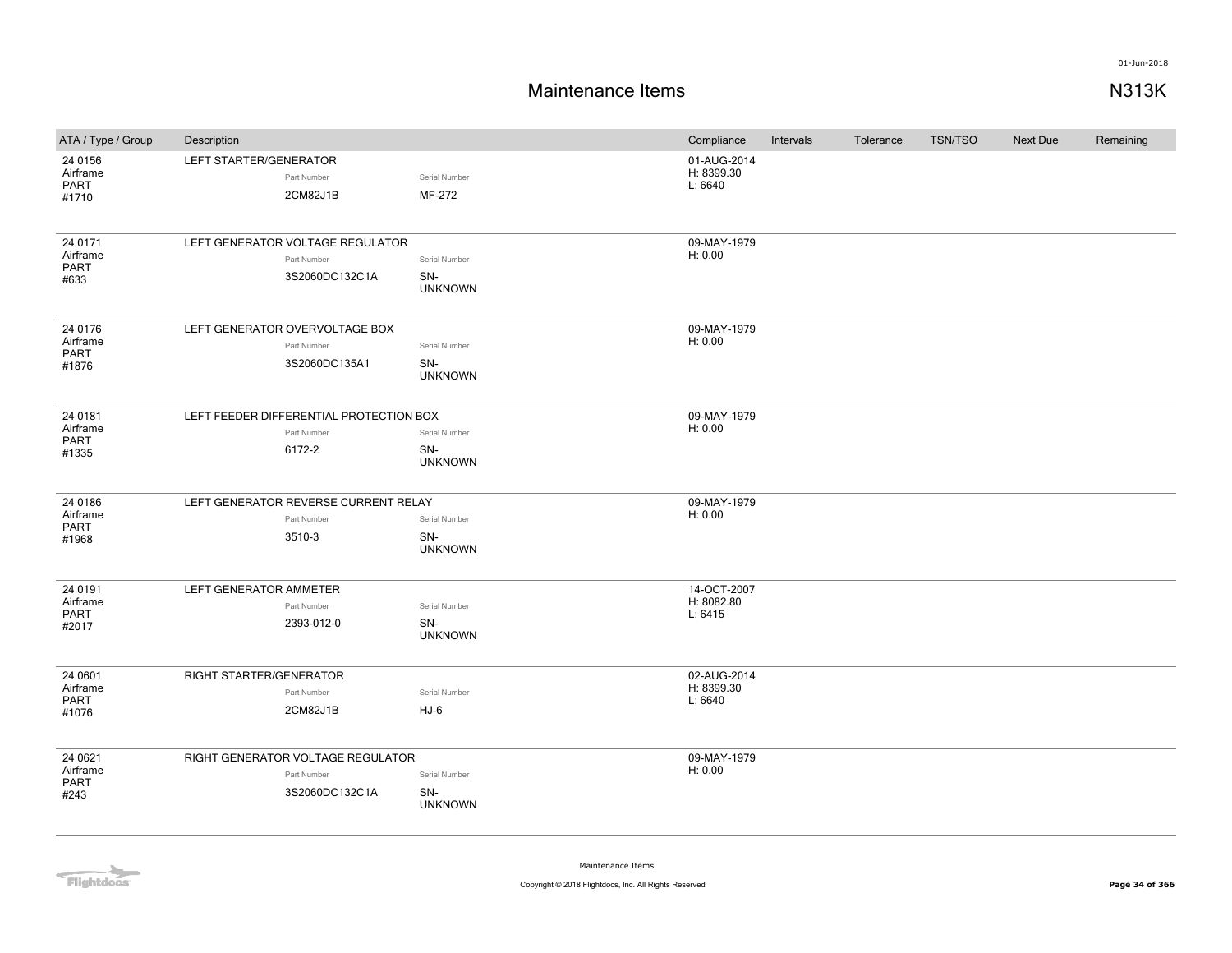# Maintenance Items

**N313K**

01-Jun-2018

| ATA / Type / Group | Description | Part Number | Serial Number | Compliance | Intervals | Tolerance | TSN/TSO | Next Due | Remaining |
|---|---|---|---|---|---|---|---|---|---|
| 24 0156<br>Airframe<br>PART<br>#1710 | LEFT STARTER/GENERATOR | 2CM82J1B | MF-272 | 01-AUG-2014<br>H: 8399.30<br>L: 6640 | | | | | |
| 24 0171<br>Airframe<br>PART<br>#633 | LEFT GENERATOR VOLTAGE REGULATOR | 3S2060DC132C1A | SN-UNKNOWN | 09-MAY-1979<br>H: 0.00 | | | | | |
| 24 0176<br>Airframe<br>PART<br>#1876 | LEFT GENERATOR OVERVOLTAGE BOX | 3S2060DC135A1 | SN-UNKNOWN | 09-MAY-1979<br>H: 0.00 | | | | | |
| 24 0181<br>Airframe<br>PART<br>#1335 | LEFT FEEDER DIFFERENTIAL PROTECTION BOX | 6172-2 | SN-UNKNOWN | 09-MAY-1979<br>H: 0.00 | | | | | |
| 24 0186<br>Airframe<br>PART<br>#1968 | LEFT GENERATOR REVERSE CURRENT RELAY | 3510-3 | SN-UNKNOWN | 09-MAY-1979<br>H: 0.00 | | | | | |
| 24 0191<br>Airframe<br>PART<br>#2017 | LEFT GENERATOR AMMETER | 2393-012-0 | SN-UNKNOWN | 14-OCT-2007<br>H: 8082.80<br>L: 6415 | | | | | |
| 24 0601<br>Airframe<br>PART<br>#1076 | RIGHT STARTER/GENERATOR | 2CM82J1B | HJ-6 | 02-AUG-2014<br>H: 8399.30<br>L: 6640 | | | | | |
| 24 0621<br>Airframe<br>PART<br>#243 | RIGHT GENERATOR VOLTAGE REGULATOR | 3S2060DC132C1A | SN-UNKNOWN | 09-MAY-1979<br>H: 0.00 | | | | | |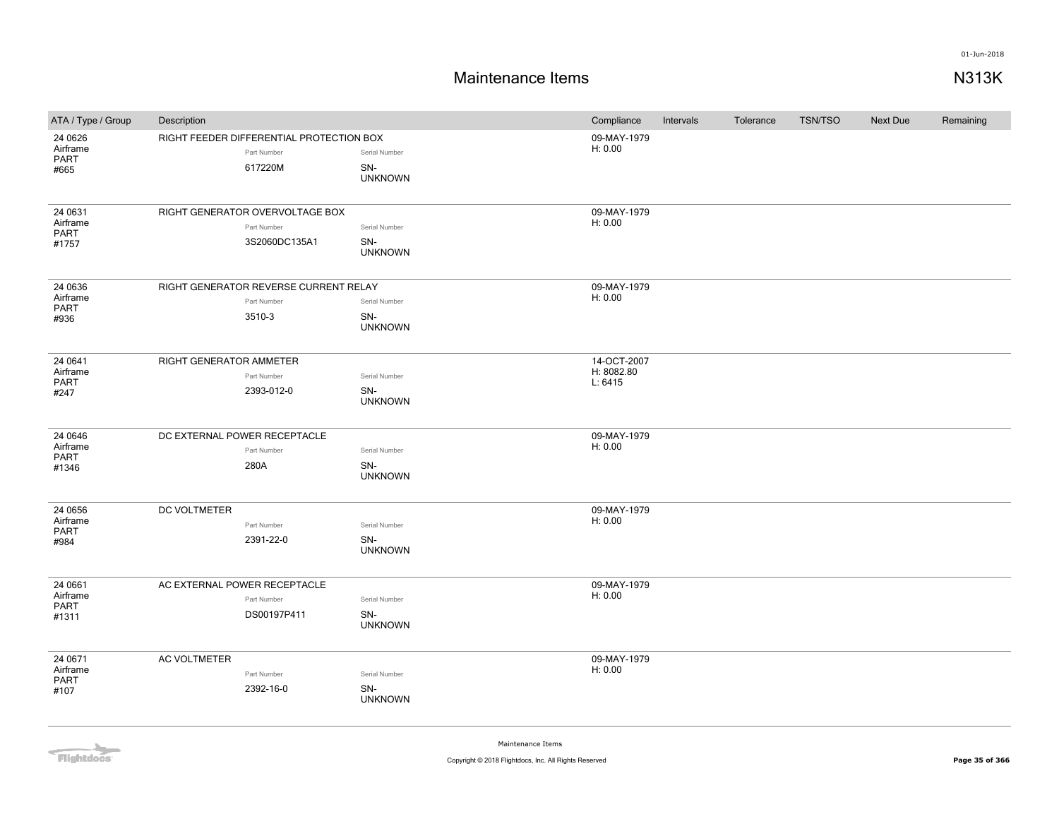# Maintenance Items

N313K

01-Jun-2018

| ATA / Type / Group | Description | Compliance | Intervals | Tolerance | TSN/TSO | Next Due | Remaining |
|---|---|---|---|---|---|---|---|
| 24 0626<br>Airframe<br>PART<br>#665 | RIGHT FEEDER DIFFERENTIAL PROTECTION BOX<br>Part Number: 617220M<br>Serial Number: SN-UNKNOWN | 09-MAY-1979<br>H: 0.00 | | | | | |
| 24 0631<br>Airframe<br>PART<br>#1757 | RIGHT GENERATOR OVERVOLTAGE BOX<br>Part Number: 3S2060DC135A1<br>Serial Number: SN-UNKNOWN | 09-MAY-1979<br>H: 0.00 | | | | | |
| 24 0636<br>Airframe<br>PART<br>#936 | RIGHT GENERATOR REVERSE CURRENT RELAY<br>Part Number: 3510-3<br>Serial Number: SN-UNKNOWN | 09-MAY-1979<br>H: 0.00 | | | | | |
| 24 0641<br>Airframe<br>PART<br>#247 | RIGHT GENERATOR AMMETER<br>Part Number: 2393-012-0<br>Serial Number: SN-UNKNOWN | 14-OCT-2007<br>H: 8082.80<br>L: 6415 | | | | | |
| 24 0646<br>Airframe<br>PART<br>#1346 | DC EXTERNAL POWER RECEPTACLE<br>Part Number: 280A<br>Serial Number: SN-UNKNOWN | 09-MAY-1979<br>H: 0.00 | | | | | |
| 24 0656<br>Airframe<br>PART<br>#984 | DC VOLTMETER<br>Part Number: 2391-22-0<br>Serial Number: SN-UNKNOWN | 09-MAY-1979<br>H: 0.00 | | | | | |
| 24 0661<br>Airframe<br>PART<br>#1311 | AC EXTERNAL POWER RECEPTACLE<br>Part Number: DS00197P411<br>Serial Number: SN-UNKNOWN | 09-MAY-1979<br>H: 0.00 | | | | | |
| 24 0671<br>Airframe<br>PART<br>#107 | AC VOLTMETER<br>Part Number: 2392-16-0<br>Serial Number: SN-UNKNOWN | 09-MAY-1979<br>H: 0.00 | | | | | |

Maintenance Items

Copyright © 2018 Flightdocs, Inc. All Rights Reserved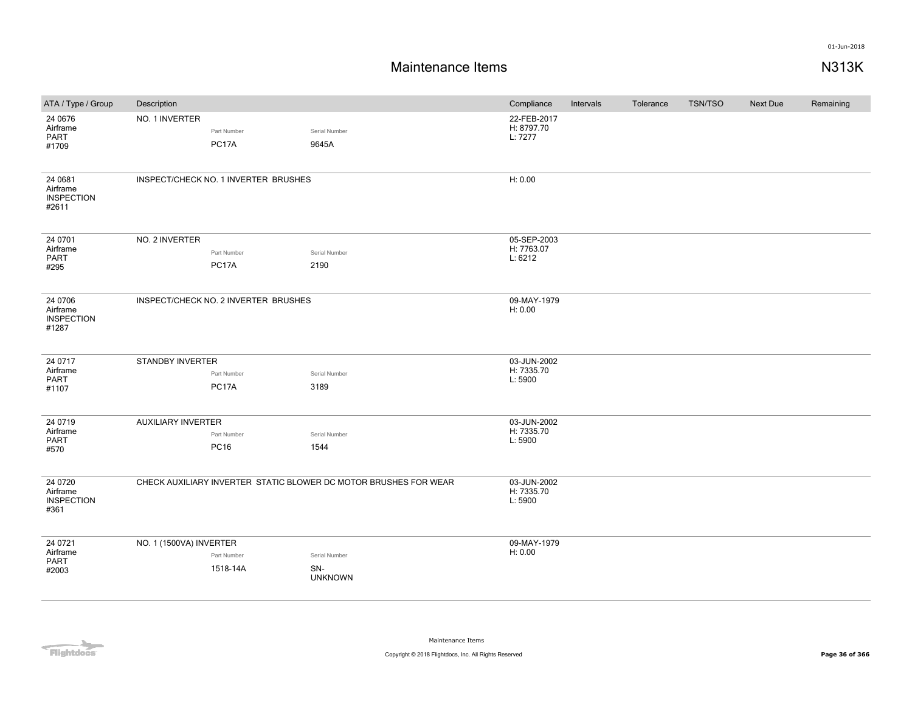# Maintenance Items

N313K

01-Jun-2018

| ATA / Type / Group | Description | Compliance | Intervals | Tolerance | TSN/TSO | Next Due | Remaining |
|---|---|---|---|---|---|---|---|
| 24 0676 Airframe PART #1709 | NO. 1 INVERTER<br>Part Number: PC17A<br>Serial Number: 9645A | 22-FEB-2017<br>H: 8797.70<br>L: 7277 | | | | | |
| 24 0681 Airframe INSPECTION #2611 | INSPECT/CHECK NO. 1 INVERTER BRUSHES | H: 0.00 | | | | | |
| 24 0701 Airframe PART #295 | NO. 2 INVERTER<br>Part Number: PC17A<br>Serial Number: 2190 | 05-SEP-2003<br>H: 7763.07<br>L: 6212 | | | | | |
| 24 0706 Airframe INSPECTION #1287 | INSPECT/CHECK NO. 2 INVERTER BRUSHES | 09-MAY-1979<br>H: 0.00 | | | | | |
| 24 0717 Airframe PART #1107 | STANDBY INVERTER<br>Part Number: PC17A<br>Serial Number: 3189 | 03-JUN-2002<br>H: 7335.70<br>L: 5900 | | | | | |
| 24 0719 Airframe PART #570 | AUXILIARY INVERTER<br>Part Number: PC16<br>Serial Number: 1544 | 03-JUN-2002<br>H: 7335.70<br>L: 5900 | | | | | |
| 24 0720 Airframe INSPECTION #361 | CHECK AUXILIARY INVERTER STATIC BLOWER DC MOTOR BRUSHES FOR WEAR | 03-JUN-2002<br>H: 7335.70<br>L: 5900 | | | | | |
| 24 0721 Airframe PART #2003 | NO. 1 (1500VA) INVERTER<br>Part Number: 1518-14A<br>Serial Number: SN-UNKNOWN | 09-MAY-1979<br>H: 0.00 | | | | | |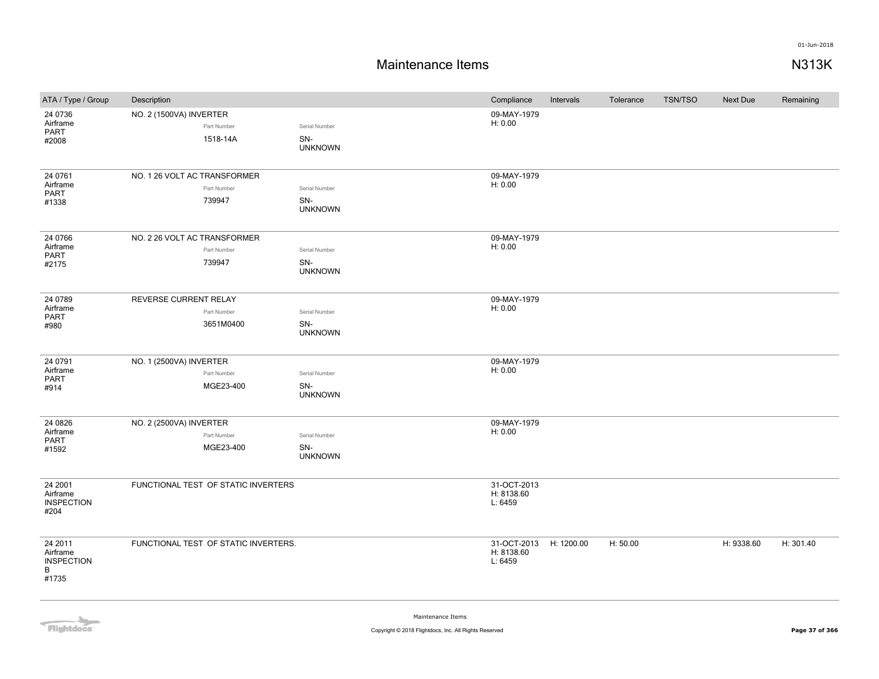# Maintenance Items

N313K

| ATA / Type / Group | Description | | | Compliance | Intervals | Tolerance | TSN/TSO | Next Due | Remaining |
|---|---|---|---|---|---|---|---|---|---|
| 24 0736 Airframe PART #2008 | NO. 2 (1500VA) INVERTER | Part Number 1518-14A | Serial Number SN-UNKNOWN | 09-MAY-1979 H: 0.00 | | | | | |
| 24 0761 Airframe PART #1338 | NO. 1 26 VOLT AC TRANSFORMER | Part Number 739947 | Serial Number SN-UNKNOWN | 09-MAY-1979 H: 0.00 | | | | | |
| 24 0766 Airframe PART #2175 | NO. 2 26 VOLT AC TRANSFORMER | Part Number 739947 | Serial Number SN-UNKNOWN | 09-MAY-1979 H: 0.00 | | | | | |
| 24 0789 Airframe PART #980 | REVERSE CURRENT RELAY | Part Number 3651M0400 | Serial Number SN-UNKNOWN | 09-MAY-1979 H: 0.00 | | | | | |
| 24 0791 Airframe PART #914 | NO. 1 (2500VA) INVERTER | Part Number MGE23-400 | Serial Number SN-UNKNOWN | 09-MAY-1979 H: 0.00 | | | | | |
| 24 0826 Airframe PART #1592 | NO. 2 (2500VA) INVERTER | Part Number MGE23-400 | Serial Number SN-UNKNOWN | 09-MAY-1979 H: 0.00 | | | | | |
| 24 2001 Airframe INSPECTION #204 | FUNCTIONAL TEST OF STATIC INVERTERS | | | 31-OCT-2013 H: 8138.60 L: 6459 | | | | | |
| 24 2011 Airframe INSPECTION B #1735 | FUNCTIONAL TEST OF STATIC INVERTERS. | | | 31-OCT-2013 H: 8138.60 L: 6459 | H: 1200.00 | H: 50.00 | | H: 9338.60 | H: 301.40 |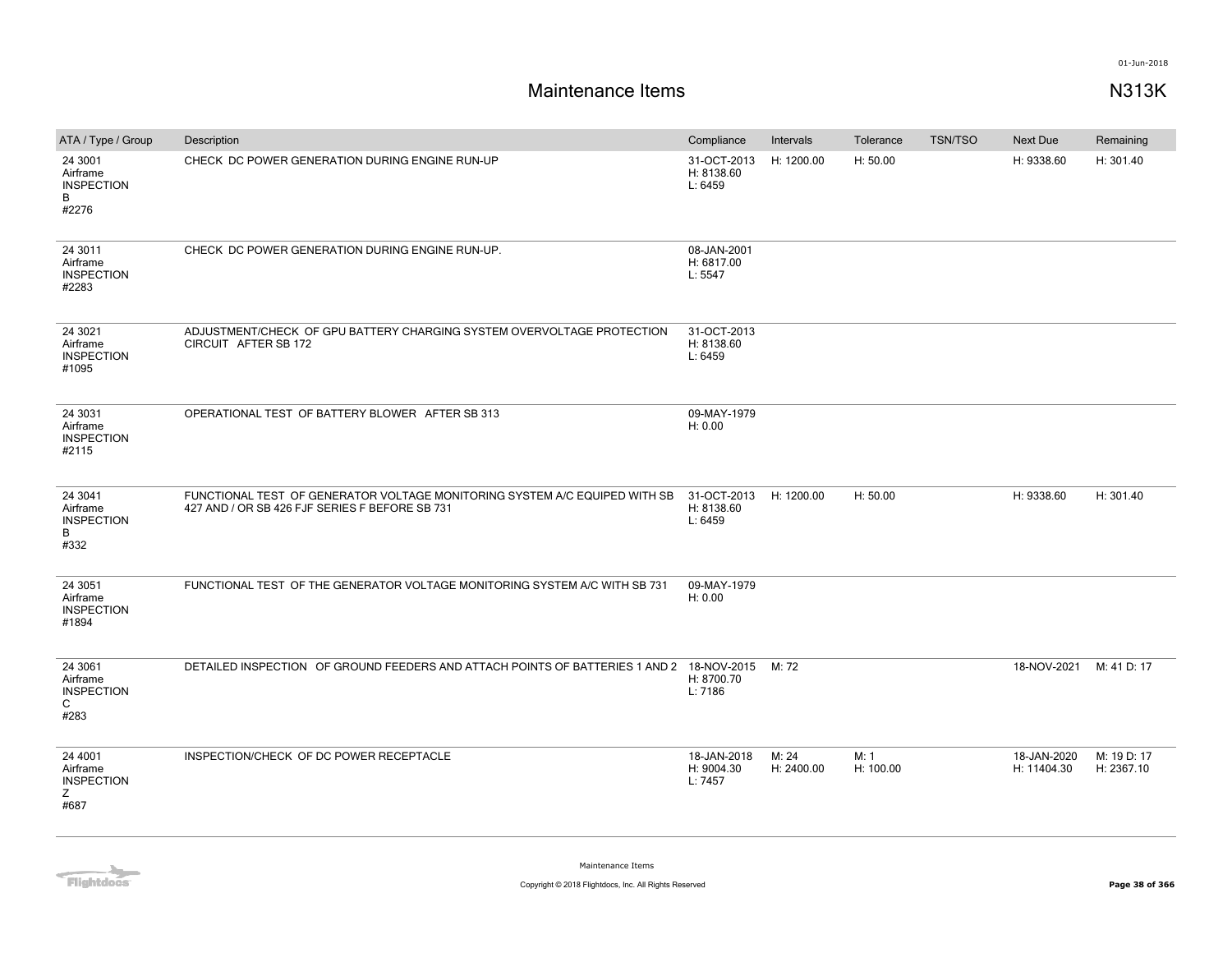# Maintenance Items

N313K

| ATA / Type / Group | Description | Compliance | Intervals | Tolerance | TSN/TSO | Next Due | Remaining |
|---|---|---|---|---|---|---|---|
| 24 3001 Airframe INSPECTION B #2276 | CHECK DC POWER GENERATION DURING ENGINE RUN-UP | 31-OCT-2013 H: 8138.60 L: 6459 | H: 1200.00 | H: 50.00 | | H: 9338.60 | H: 301.40 |
| 24 3011 Airframe INSPECTION #2283 | CHECK DC POWER GENERATION DURING ENGINE RUN-UP. | 08-JAN-2001 H: 6817.00 L: 5547 | | | | | |
| 24 3021 Airframe INSPECTION #1095 | ADJUSTMENT/CHECK OF GPU BATTERY CHARGING SYSTEM OVERVOLTAGE PROTECTION CIRCUIT AFTER SB 172 | 31-OCT-2013 H: 8138.60 L: 6459 | | | | | |
| 24 3031 Airframe INSPECTION #2115 | OPERATIONAL TEST OF BATTERY BLOWER AFTER SB 313 | 09-MAY-1979 H: 0.00 | | | | | |
| 24 3041 Airframe INSPECTION B #332 | FUNCTIONAL TEST OF GENERATOR VOLTAGE MONITORING SYSTEM A/C EQUIPED WITH SB 427 AND / OR SB 426 FJF SERIES F BEFORE SB 731 | 31-OCT-2013 H: 8138.60 L: 6459 | H: 1200.00 | H: 50.00 | | H: 9338.60 | H: 301.40 |
| 24 3051 Airframe INSPECTION #1894 | FUNCTIONAL TEST OF THE GENERATOR VOLTAGE MONITORING SYSTEM A/C WITH SB 731 | 09-MAY-1979 H: 0.00 | | | | | |
| 24 3061 Airframe INSPECTION C #283 | DETAILED INSPECTION OF GROUND FEEDERS AND ATTACH POINTS OF BATTERIES 1 AND 2 | 18-NOV-2015 H: 8700.70 L: 7186 | M: 72 | | | 18-NOV-2021 | M: 41 D: 17 |
| 24 4001 Airframe INSPECTION Z #687 | INSPECTION/CHECK OF DC POWER RECEPTACLE | 18-JAN-2018 H: 9004.30 L: 7457 | M: 24 H: 2400.00 | M: 1 H: 100.00 | | 18-JAN-2020 H: 11404.30 | M: 19 D: 17 H: 2367.10 |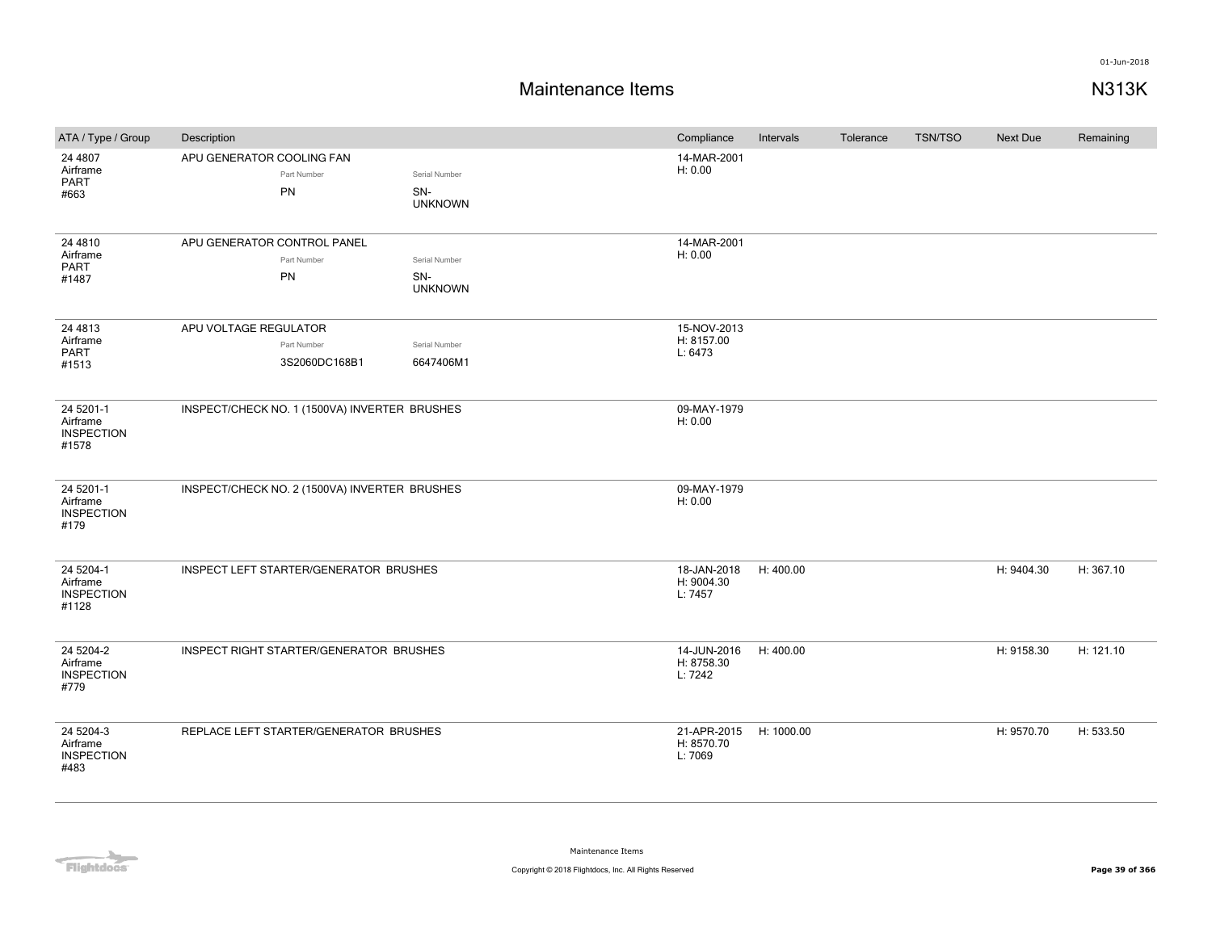# Maintenance Items

N313K

| ATA / Type / Group | Description | Compliance | Intervals | Tolerance | TSN/TSO | Next Due | Remaining |
| --- | --- | --- | --- | --- | --- | --- | --- |
| 24 4807<br>Airframe<br>PART<br>#663 | APU GENERATOR COOLING FAN<br>Part Number: PN<br>Serial Number: SN-UNKNOWN | 14-MAR-2001<br>H: 0.00 | | | | | |
| 24 4810<br>Airframe<br>PART<br>#1487 | APU GENERATOR CONTROL PANEL<br>Part Number: PN<br>Serial Number: SN-UNKNOWN | 14-MAR-2001<br>H: 0.00 | | | | | |
| 24 4813<br>Airframe<br>PART<br>#1513 | APU VOLTAGE REGULATOR<br>Part Number: 3S2060DC168B1<br>Serial Number: 6647406M1 | 15-NOV-2013<br>H: 8157.00<br>L: 6473 | | | | | |
| 24 5201-1<br>Airframe<br>INSPECTION<br>#1578 | INSPECT/CHECK NO. 1 (1500VA) INVERTER BRUSHES | 09-MAY-1979<br>H: 0.00 | | | | | |
| 24 5201-1<br>Airframe<br>INSPECTION<br>#179 | INSPECT/CHECK NO. 2 (1500VA) INVERTER BRUSHES | 09-MAY-1979<br>H: 0.00 | | | | | |
| 24 5204-1<br>Airframe<br>INSPECTION<br>#1128 | INSPECT LEFT STARTER/GENERATOR BRUSHES | 18-JAN-2018<br>H: 9004.30<br>L: 7457 | H: 400.00 | | | H: 9404.30 | H: 367.10 |
| 24 5204-2<br>Airframe<br>INSPECTION<br>#779 | INSPECT RIGHT STARTER/GENERATOR BRUSHES | 14-JUN-2016<br>H: 8758.30<br>L: 7242 | H: 400.00 | | | H: 9158.30 | H: 121.10 |
| 24 5204-3<br>Airframe<br>INSPECTION<br>#483 | REPLACE LEFT STARTER/GENERATOR BRUSHES | 21-APR-2015<br>H: 8570.70<br>L: 7069 | H: 1000.00 | | | H: 9570.70 | H: 533.50 |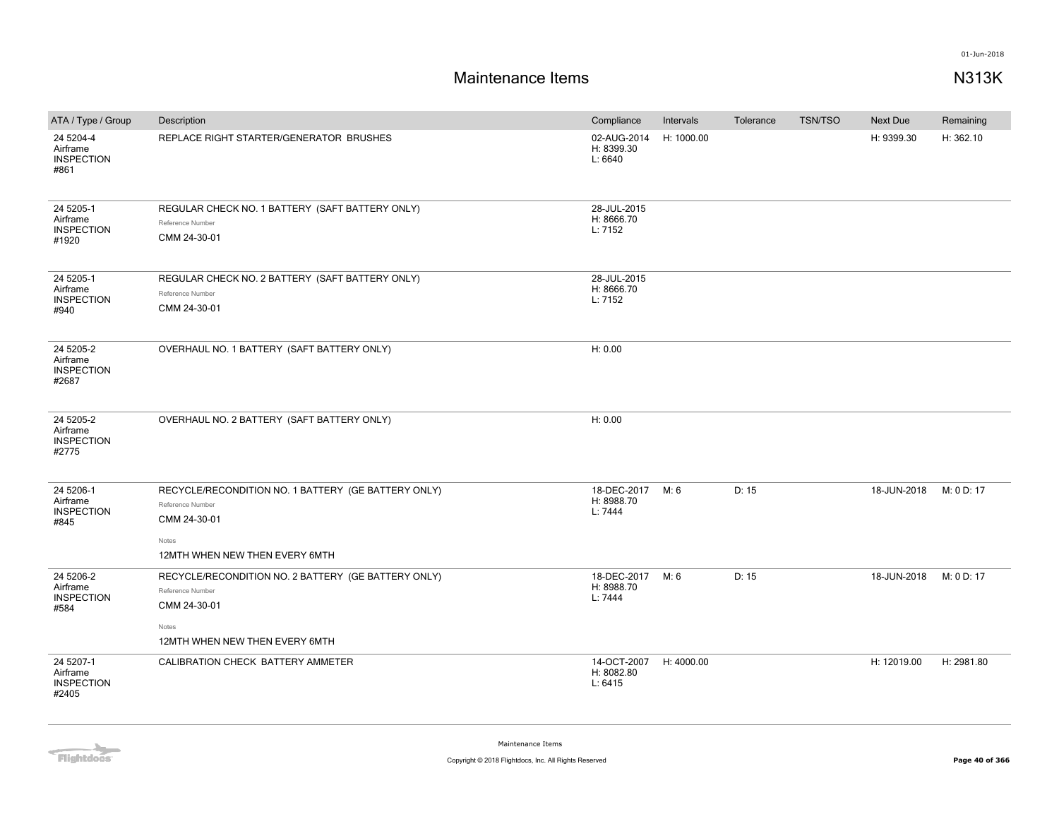# Maintenance Items

N313K

| ATA / Type / Group | Description | Compliance | Intervals | Tolerance | TSN/TSO | Next Due | Remaining |
|---|---|---|---|---|---|---|---|
| 24 5204-4 Airframe INSPECTION #861 | REPLACE RIGHT STARTER/GENERATOR BRUSHES | 02-AUG-2014 H: 8399.30 L: 6640 | H: 1000.00 | | | H: 9399.30 | H: 362.10 |
| 24 5205-1 Airframe INSPECTION #1920 | REGULAR CHECK NO. 1 BATTERY (SAFT BATTERY ONLY) Reference Number CMM 24-30-01 | 28-JUL-2015 H: 8666.70 L: 7152 | | | | | |
| 24 5205-1 Airframe INSPECTION #940 | REGULAR CHECK NO. 2 BATTERY (SAFT BATTERY ONLY) Reference Number CMM 24-30-01 | 28-JUL-2015 H: 8666.70 L: 7152 | | | | | |
| 24 5205-2 Airframe INSPECTION #2687 | OVERHAUL NO. 1 BATTERY (SAFT BATTERY ONLY) | H: 0.00 | | | | | |
| 24 5205-2 Airframe INSPECTION #2775 | OVERHAUL NO. 2 BATTERY (SAFT BATTERY ONLY) | H: 0.00 | | | | | |
| 24 5206-1 Airframe INSPECTION #845 | RECYCLE/RECONDITION NO. 1 BATTERY (GE BATTERY ONLY) Reference Number CMM 24-30-01 Notes 12MTH WHEN NEW THEN EVERY 6MTH | 18-DEC-2017 H: 8988.70 L: 7444 | M: 6 | D: 15 | | 18-JUN-2018 | M: 0 D: 17 |
| 24 5206-2 Airframe INSPECTION #584 | RECYCLE/RECONDITION NO. 2 BATTERY (GE BATTERY ONLY) Reference Number CMM 24-30-01 Notes 12MTH WHEN NEW THEN EVERY 6MTH | 18-DEC-2017 H: 8988.70 L: 7444 | M: 6 | D: 15 | | 18-JUN-2018 | M: 0 D: 17 |
| 24 5207-1 Airframe INSPECTION #2405 | CALIBRATION CHECK BATTERY AMMETER | 14-OCT-2007 H: 8082.80 L: 6415 | H: 4000.00 | | | H: 12019.00 | H: 2981.80 |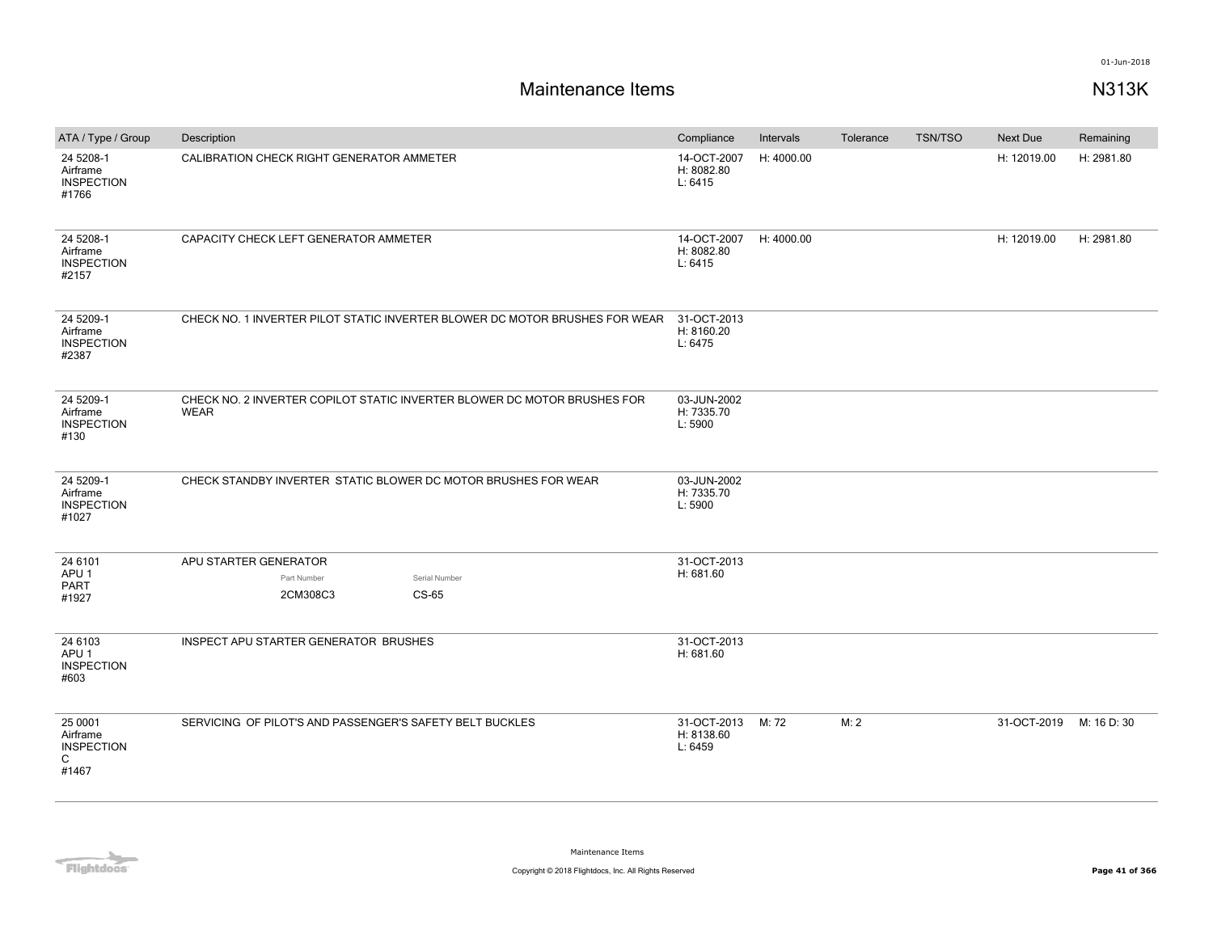# Maintenance Items

N313K

| ATA / Type / Group | Description | Compliance | Intervals | Tolerance | TSN/TSO | Next Due | Remaining |
|---|---|---|---|---|---|---|---|
| 24 5208-1 Airframe INSPECTION #1766 | CALIBRATION CHECK RIGHT GENERATOR AMMETER | 14-OCT-2007 H: 8082.80 L: 6415 | H: 4000.00 | | | H: 12019.00 | H: 2981.80 |
| 24 5208-1 Airframe INSPECTION #2157 | CAPACITY CHECK LEFT GENERATOR AMMETER | 14-OCT-2007 H: 8082.80 L: 6415 | H: 4000.00 | | | H: 12019.00 | H: 2981.80 |
| 24 5209-1 Airframe INSPECTION #2387 | CHECK NO. 1 INVERTER PILOT STATIC INVERTER BLOWER DC MOTOR BRUSHES FOR WEAR | 31-OCT-2013 H: 8160.20 L: 6475 | | | | | |
| 24 5209-1 Airframe INSPECTION #130 | CHECK NO. 2 INVERTER COPILOT STATIC INVERTER BLOWER DC MOTOR BRUSHES FOR WEAR | 03-JUN-2002 H: 7335.70 L: 5900 | | | | | |
| 24 5209-1 Airframe INSPECTION #1027 | CHECK STANDBY INVERTER STATIC BLOWER DC MOTOR BRUSHES FOR WEAR | 03-JUN-2002 H: 7335.70 L: 5900 | | | | | |
| 24 6101 APU 1 PART #1927 | APU STARTER GENERATOR<br>Part Number: 2CM308C3<br>Serial Number: CS-65 | 31-OCT-2013 H: 681.60 | | | | | |
| 24 6103 APU 1 INSPECTION #603 | INSPECT APU STARTER GENERATOR BRUSHES | 31-OCT-2013 H: 681.60 | | | | | |
| 25 0001 Airframe INSPECTION C #1467 | SERVICING OF PILOT'S AND PASSENGER'S SAFETY BELT BUCKLES | 31-OCT-2013 H: 8138.60 L: 6459 | M: 72 | M: 2 | | 31-OCT-2019 | M: 16 D: 30 |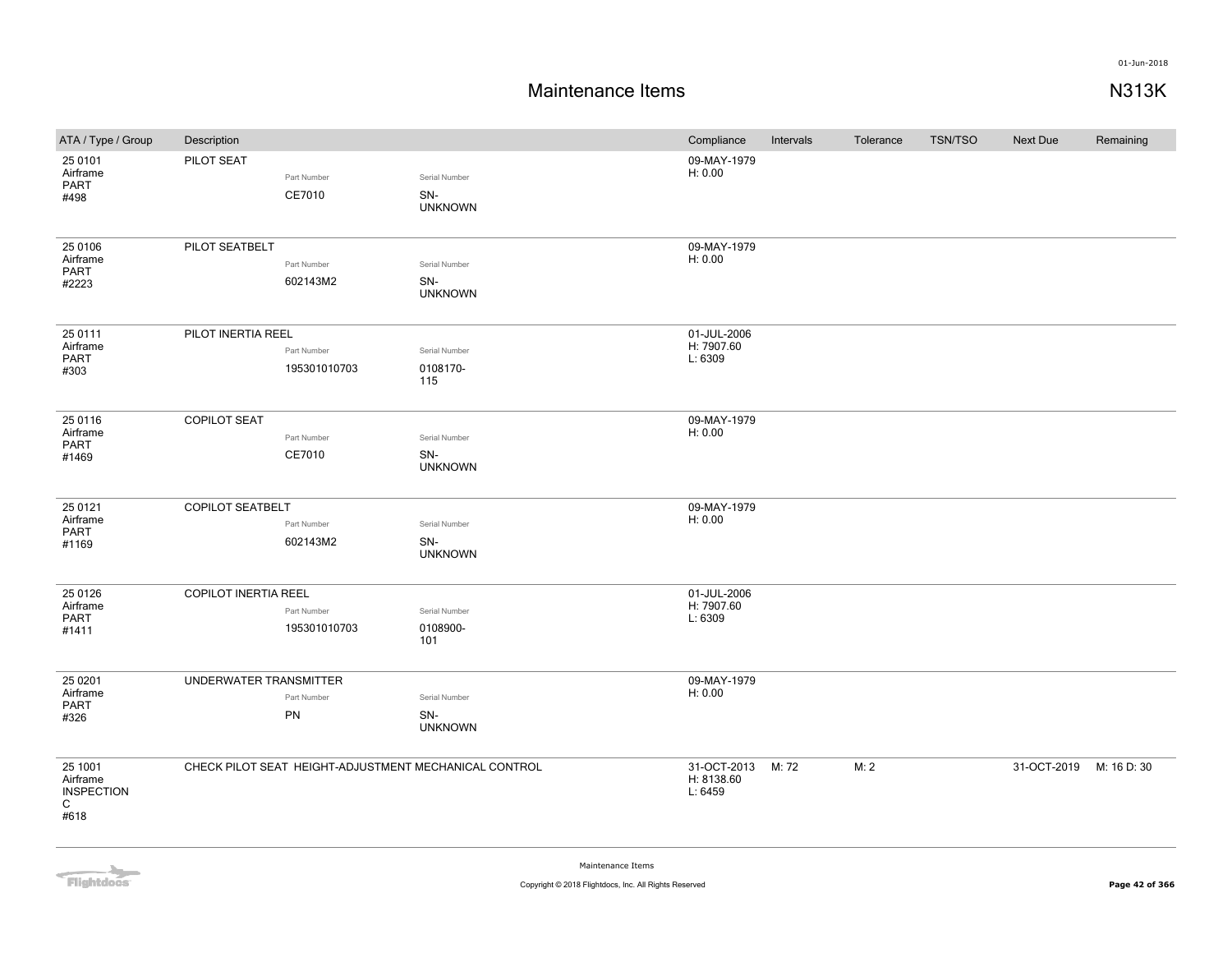# Maintenance Items

N313K

| ATA / Type / Group | Description | Part Number | Serial Number | Compliance | Intervals | Tolerance | TSN/TSO | Next Due | Remaining |
|---|---|---|---|---|---|---|---|---|---|
| 25 0101 Airframe PART #498 | PILOT SEAT | CE7010 | SN-UNKNOWN | 09-MAY-1979 H: 0.00 | | | | | |
| 25 0106 Airframe PART #2223 | PILOT SEATBELT | 602143M2 | SN-UNKNOWN | 09-MAY-1979 H: 0.00 | | | | | |
| 25 0111 Airframe PART #303 | PILOT INERTIA REEL | 195301010703 | 0108170-115 | 01-JUL-2006 H: 7907.60 L: 6309 | | | | | |
| 25 0116 Airframe PART #1469 | COPILOT SEAT | CE7010 | SN-UNKNOWN | 09-MAY-1979 H: 0.00 | | | | | |
| 25 0121 Airframe PART #1169 | COPILOT SEATBELT | 602143M2 | SN-UNKNOWN | 09-MAY-1979 H: 0.00 | | | | | |
| 25 0126 Airframe PART #1411 | COPILOT INERTIA REEL | 195301010703 | 0108900-101 | 01-JUL-2006 H: 7907.60 L: 6309 | | | | | |
| 25 0201 Airframe PART #326 | UNDERWATER TRANSMITTER | PN | SN-UNKNOWN | 09-MAY-1979 H: 0.00 | | | | | |
| 25 1001 Airframe INSPECTION C #618 | CHECK PILOT SEAT HEIGHT-ADJUSTMENT MECHANICAL CONTROL | | | 31-OCT-2013 H: 8138.60 L: 6459 | M: 72 | M: 2 | | 31-OCT-2019 | M: 16 D: 30 |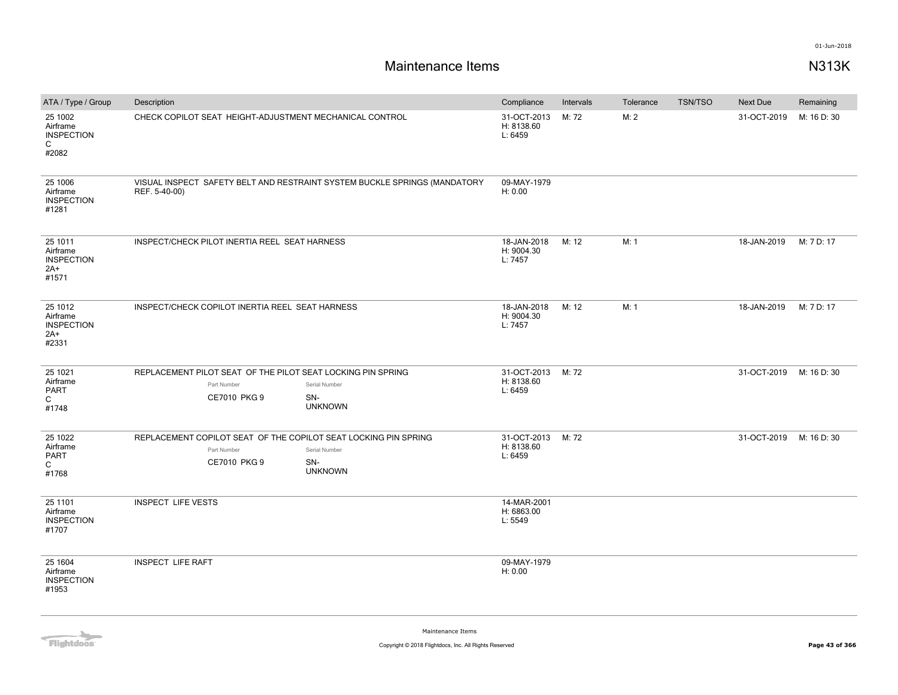01-Jun-2018

# Maintenance Items

## N313K

| ATA / Type / Group | Description | Compliance | Intervals | Tolerance | TSN/TSO | Next Due | Remaining |
|---|---|---|---|---|---|---|---|
| 25 1002<br>Airframe<br>INSPECTION<br>C<br>#2082 | CHECK COPILOT SEAT HEIGHT-ADJUSTMENT MECHANICAL CONTROL | 31-OCT-2013<br>H: 8138.60<br>L: 6459 | M: 72 | M: 2 | | 31-OCT-2019 | M: 16 D: 30 |
| 25 1006<br>Airframe<br>INSPECTION<br>#1281 | VISUAL INSPECT SAFETY BELT AND RESTRAINT SYSTEM BUCKLE SPRINGS (MANDATORY REF. 5-40-00) | 09-MAY-1979<br>H: 0.00 | | | | | |
| 25 1011<br>Airframe<br>INSPECTION<br>2A+<br>#1571 | INSPECT/CHECK PILOT INERTIA REEL SEAT HARNESS | 18-JAN-2018<br>H: 9004.30<br>L: 7457 | M: 12 | M: 1 | | 18-JAN-2019 | M: 7 D: 17 |
| 25 1012<br>Airframe<br>INSPECTION<br>2A+<br>#2331 | INSPECT/CHECK COPILOT INERTIA REEL SEAT HARNESS | 18-JAN-2018<br>H: 9004.30<br>L: 7457 | M: 12 | M: 1 | | 18-JAN-2019 | M: 7 D: 17 |
| 25 1021<br>Airframe<br>PART<br>C<br>#1748 | REPLACEMENT PILOT SEAT OF THE PILOT SEAT LOCKING PIN SPRING<br>Part Number: CE7010 PKG 9<br>Serial Number: SN-UNKNOWN | 31-OCT-2013<br>H: 8138.60<br>L: 6459 | M: 72 | | | 31-OCT-2019 | M: 16 D: 30 |
| 25 1022<br>Airframe<br>PART<br>C<br>#1768 | REPLACEMENT COPILOT SEAT OF THE COPILOT SEAT LOCKING PIN SPRING<br>Part Number: CE7010 PKG 9<br>Serial Number: SN-UNKNOWN | 31-OCT-2013<br>H: 8138.60<br>L: 6459 | M: 72 | | | 31-OCT-2019 | M: 16 D: 30 |
| 25 1101<br>Airframe<br>INSPECTION<br>#1707 | INSPECT LIFE VESTS | 14-MAR-2001<br>H: 6863.00<br>L: 5549 | | | | | |
| 25 1604<br>Airframe<br>INSPECTION<br>#1953 | INSPECT LIFE RAFT | 09-MAY-1979<br>H: 0.00 | | | | | |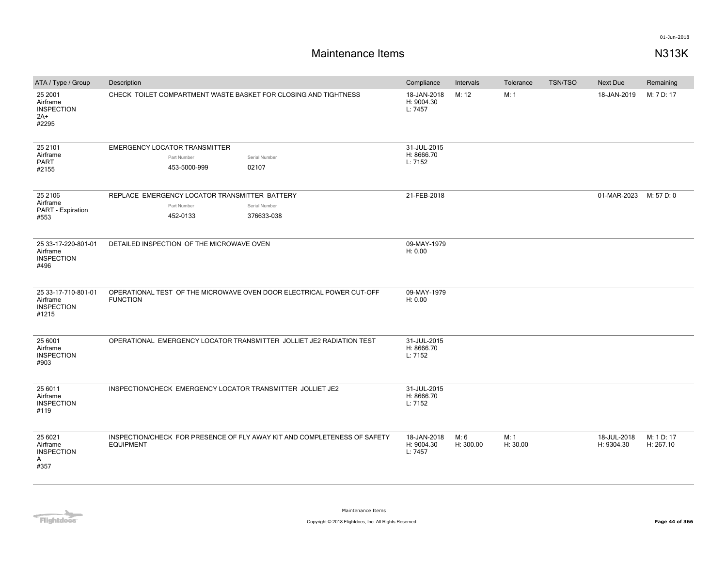# Maintenance Items

N313K

| ATA / Type / Group | Description | Compliance | Intervals | Tolerance | TSN/TSO | Next Due | Remaining |
|---|---|---|---|---|---|---|---|
| 25 2001<br>Airframe<br>INSPECTION<br>2A+<br>#2295 | CHECK TOILET COMPARTMENT WASTE BASKET FOR CLOSING AND TIGHTNESS | 18-JAN-2018<br>H: 9004.30<br>L: 7457 | M: 12 | M: 1 | | 18-JAN-2019 | M: 7 D: 17 |
| 25 2101<br>Airframe<br>PART<br>#2155 | EMERGENCY LOCATOR TRANSMITTER<br>Part Number: 453-5000-999<br>Serial Number: 02107 | 31-JUL-2015<br>H: 8666.70<br>L: 7152 | | | | | |
| 25 2106<br>Airframe<br>PART - Expiration<br>#553 | REPLACE EMERGENCY LOCATOR TRANSMITTER BATTERY<br>Part Number: 452-0133<br>Serial Number: 376633-038 | 21-FEB-2018 | | | | 01-MAR-2023 | M: 57 D: 0 |
| 25 33-17-220-801-01<br>Airframe<br>INSPECTION<br>#496 | DETAILED INSPECTION OF THE MICROWAVE OVEN | 09-MAY-1979<br>H: 0.00 | | | | | |
| 25 33-17-710-801-01<br>Airframe<br>INSPECTION<br>#1215 | OPERATIONAL TEST OF THE MICROWAVE OVEN DOOR ELECTRICAL POWER CUT-OFF FUNCTION | 09-MAY-1979<br>H: 0.00 | | | | | |
| 25 6001<br>Airframe<br>INSPECTION<br>#903 | OPERATIONAL EMERGENCY LOCATOR TRANSMITTER JOLLIET JE2 RADIATION TEST | 31-JUL-2015<br>H: 8666.70<br>L: 7152 | | | | | |
| 25 6011<br>Airframe<br>INSPECTION<br>#119 | INSPECTION/CHECK EMERGENCY LOCATOR TRANSMITTER JOLLIET JE2 | 31-JUL-2015<br>H: 8666.70<br>L: 7152 | | | | | |
| 25 6021<br>Airframe<br>INSPECTION<br>A<br>#357 | INSPECTION/CHECK FOR PRESENCE OF FLY AWAY KIT AND COMPLETENESS OF SAFETY EQUIPMENT | 18-JAN-2018<br>H: 9004.30<br>L: 7457 | M: 6<br>H: 300.00 | M: 1<br>H: 30.00 | | 18-JUL-2018<br>H: 9304.30 | M: 1 D: 17<br>H: 267.10 |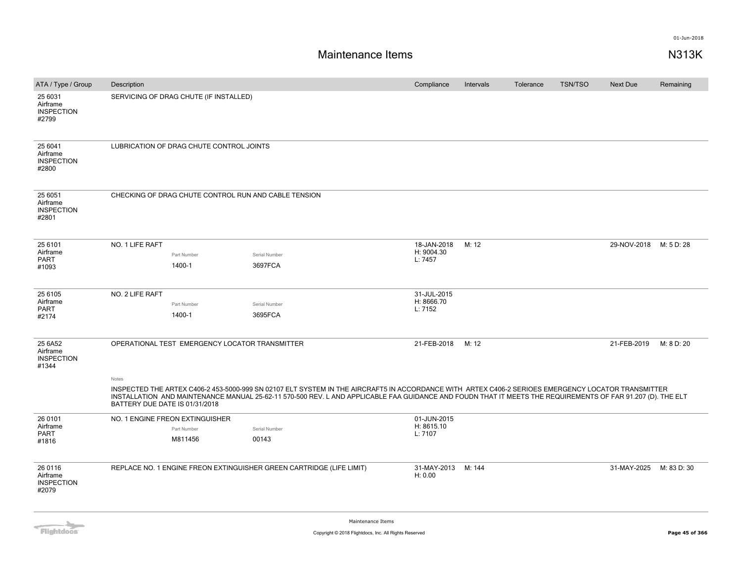# Maintenance Items

N313K

| ATA / Type / Group | Description | Compliance | Intervals | Tolerance | TSN/TSO | Next Due | Remaining |
|---|---|---|---|---|---|---|---|
| 25 6031 Airframe INSPECTION #2799 | SERVICING OF DRAG CHUTE (IF INSTALLED) | | | | | | |
| 25 6041 Airframe INSPECTION #2800 | LUBRICATION OF DRAG CHUTE CONTROL JOINTS | | | | | | |
| 25 6051 Airframe INSPECTION #2801 | CHECKING OF DRAG CHUTE CONTROL RUN AND CABLE TENSION | | | | | | |
| 25 6101 Airframe PART #1093 | NO. 1 LIFE RAFT<br>Part Number: 1400-1<br>Serial Number: 3697FCA | 18-JAN-2018 H: 9004.30 L: 7457 | M: 12 | | | 29-NOV-2018 | M: 5 D: 28 |
| 25 6105 Airframe PART #2174 | NO. 2 LIFE RAFT<br>Part Number: 1400-1<br>Serial Number: 3695FCA | 31-JUL-2015 H: 8666.70 L: 7152 | | | | | |
| 25 6A52 Airframe INSPECTION #1344 | OPERATIONAL TEST EMERGENCY LOCATOR TRANSMITTER<br>Notes<br>INSPECTED THE ARTEX C406-2 453-5000-999 SN 02107 ELT SYSTEM IN THE AIRCRAFT5 IN ACCORDANCE WITH ARTEX C406-2 SERIOES EMERGENCY LOCATOR TRANSMITTER INSTALLATION AND MAINTENANCE MANUAL 25-62-11 570-500 REV. L AND APPLICABLE FAA GUIDANCE AND FOUDN THAT IT MEETS THE REQUIREMENTS OF FAR 91.207 (D). THE ELT BATTERY DUE DATE IS 01/31/2018 | 21-FEB-2018 | M: 12 | | | 21-FEB-2019 | M: 8 D: 20 |
| 26 0101 Airframe PART #1816 | NO. 1 ENGINE FREON EXTINGUISHER<br>Part Number: M811456<br>Serial Number: 00143 | 01-JUN-2015 H: 8615.10 L: 7107 | | | | | |
| 26 0116 Airframe INSPECTION #2079 | REPLACE NO. 1 ENGINE FREON EXTINGUISHER GREEN CARTRIDGE (LIFE LIMIT) | 31-MAY-2013 H: 0.00 | M: 144 | | | 31-MAY-2025 | M: 83 D: 30 |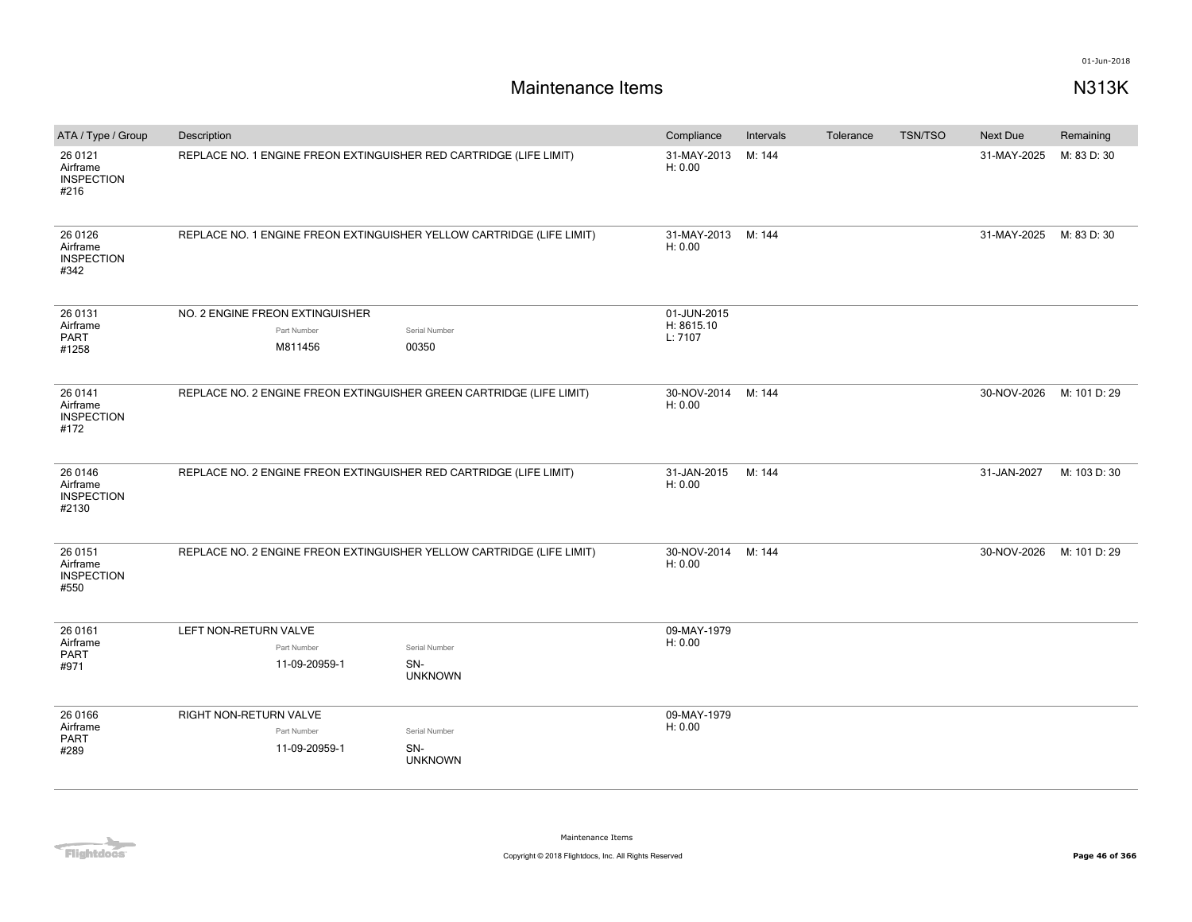# Maintenance Items

N313K

| ATA / Type / Group | Description | Compliance | Intervals | Tolerance | TSN/TSO | Next Due | Remaining |
|---|---|---|---|---|---|---|---|
| 26 0121 Airframe INSPECTION #216 | REPLACE NO. 1 ENGINE FREON EXTINGUISHER RED CARTRIDGE (LIFE LIMIT) | 31-MAY-2013 H: 0.00 | M: 144 | | | 31-MAY-2025 | M: 83 D: 30 |
| 26 0126 Airframe INSPECTION #342 | REPLACE NO. 1 ENGINE FREON EXTINGUISHER YELLOW CARTRIDGE (LIFE LIMIT) | 31-MAY-2013 H: 0.00 | M: 144 | | | 31-MAY-2025 | M: 83 D: 30 |
| 26 0131 Airframe PART #1258 | NO. 2 ENGINE FREON EXTINGUISHER<br>Part Number: M811456<br>Serial Number: 00350 | 01-JUN-2015 H: 8615.10 L: 7107 | | | | | |
| 26 0141 Airframe INSPECTION #172 | REPLACE NO. 2 ENGINE FREON EXTINGUISHER GREEN CARTRIDGE (LIFE LIMIT) | 30-NOV-2014 H: 0.00 | M: 144 | | | 30-NOV-2026 | M: 101 D: 29 |
| 26 0146 Airframe INSPECTION #2130 | REPLACE NO. 2 ENGINE FREON EXTINGUISHER RED CARTRIDGE (LIFE LIMIT) | 31-JAN-2015 H: 0.00 | M: 144 | | | 31-JAN-2027 | M: 103 D: 30 |
| 26 0151 Airframe INSPECTION #550 | REPLACE NO. 2 ENGINE FREON EXTINGUISHER YELLOW CARTRIDGE (LIFE LIMIT) | 30-NOV-2014 H: 0.00 | M: 144 | | | 30-NOV-2026 | M: 101 D: 29 |
| 26 0161 Airframe PART #971 | LEFT NON-RETURN VALVE<br>Part Number: 11-09-20959-1<br>Serial Number: SN-UNKNOWN | 09-MAY-1979 H: 0.00 | | | | | |
| 26 0166 Airframe PART #289 | RIGHT NON-RETURN VALVE<br>Part Number: 11-09-20959-1<br>Serial Number: SN-UNKNOWN | 09-MAY-1979 H: 0.00 | | | | | |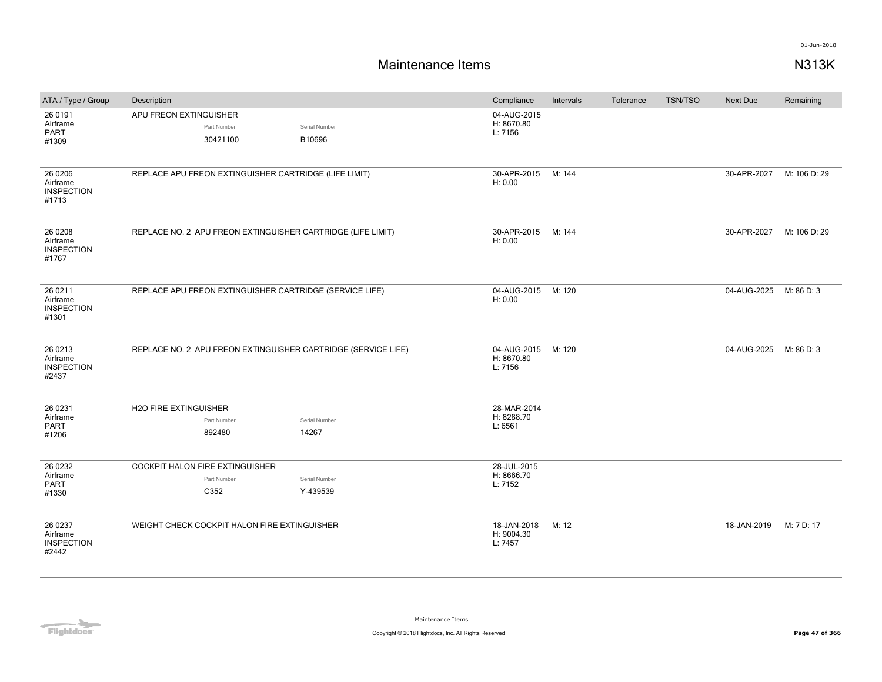# Maintenance Items

N313K

01-Jun-2018

| ATA / Type / Group | Description | Compliance | Intervals | Tolerance | TSN/TSO | Next Due | Remaining |
|---|---|---|---|---|---|---|---|
| 26 0191 Airframe PART #1309 | APU FREON EXTINGUISHER Part Number: 30421100 Serial Number: B10696 | 04-AUG-2015 H: 8670.80 L: 7156 | | | | | |
| 26 0206 Airframe INSPECTION #1713 | REPLACE APU FREON EXTINGUISHER CARTRIDGE (LIFE LIMIT) | 30-APR-2015 H: 0.00 | M: 144 | | | 30-APR-2027 | M: 106 D: 29 |
| 26 0208 Airframe INSPECTION #1767 | REPLACE NO. 2 APU FREON EXTINGUISHER CARTRIDGE (LIFE LIMIT) | 30-APR-2015 H: 0.00 | M: 144 | | | 30-APR-2027 | M: 106 D: 29 |
| 26 0211 Airframe INSPECTION #1301 | REPLACE APU FREON EXTINGUISHER CARTRIDGE (SERVICE LIFE) | 04-AUG-2015 H: 0.00 | M: 120 | | | 04-AUG-2025 | M: 86 D: 3 |
| 26 0213 Airframe INSPECTION #2437 | REPLACE NO. 2 APU FREON EXTINGUISHER CARTRIDGE (SERVICE LIFE) | 04-AUG-2015 H: 8670.80 L: 7156 | M: 120 | | | 04-AUG-2025 | M: 86 D: 3 |
| 26 0231 Airframe PART #1206 | H2O FIRE EXTINGUISHER Part Number: 892480 Serial Number: 14267 | 28-MAR-2014 H: 8288.70 L: 6561 | | | | | |
| 26 0232 Airframe PART #1330 | COCKPIT HALON FIRE EXTINGUISHER Part Number: C352 Serial Number: Y-439539 | 28-JUL-2015 H: 8666.70 L: 7152 | | | | | |
| 26 0237 Airframe INSPECTION #2442 | WEIGHT CHECK COCKPIT HALON FIRE EXTINGUISHER | 18-JAN-2018 H: 9004.30 L: 7457 | M: 12 | | | 18-JAN-2019 | M: 7 D: 17 |

Maintenance Items

Copyright © 2018 Flightdocs, Inc. All Rights Reserved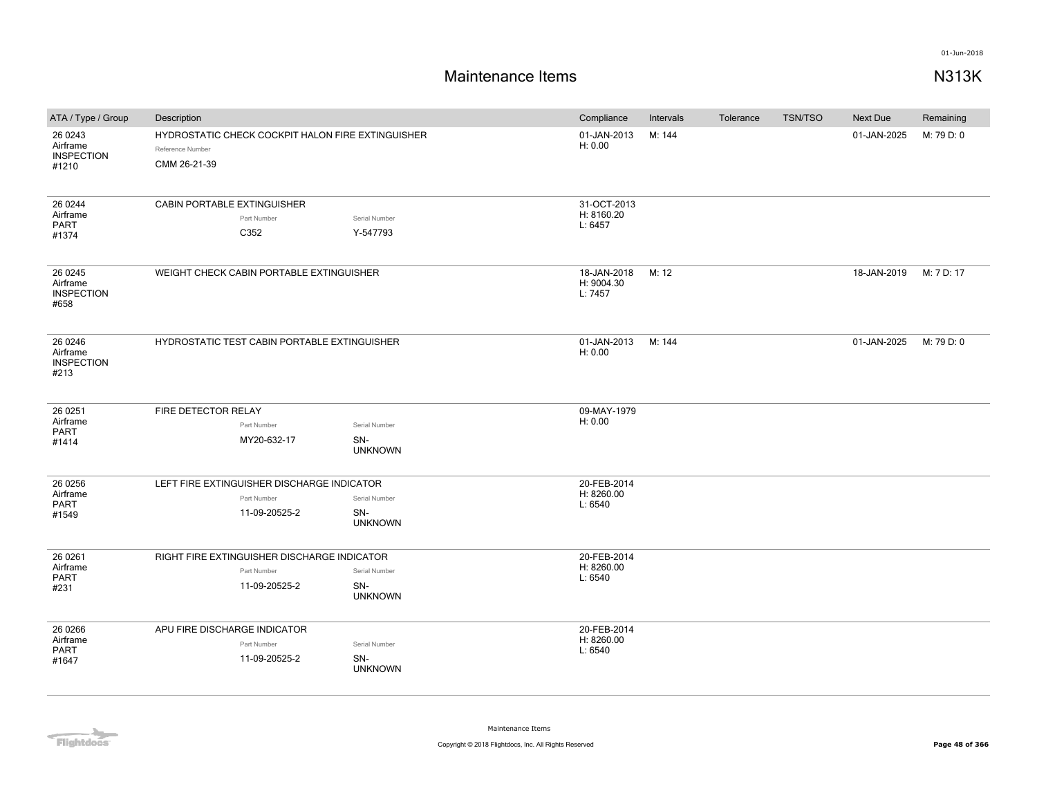# Maintenance Items

N313K

| ATA / Type / Group | Description | Compliance | Intervals | Tolerance | TSN/TSO | Next Due | Remaining |
|---|---|---|---|---|---|---|---|
| 26 0243 Airframe INSPECTION #1210 | HYDROSTATIC CHECK COCKPIT HALON FIRE EXTINGUISHER<br>Reference Number<br>CMM 26-21-39 | 01-JAN-2013<br>H: 0.00 | M: 144 | | | 01-JAN-2025 | M: 79 D: 0 |
| 26 0244 Airframe PART #1374 | CABIN PORTABLE EXTINGUISHER<br>Part Number: C352<br>Serial Number: Y-547793 | 31-OCT-2013<br>H: 8160.20<br>L: 6457 | | | | | |
| 26 0245 Airframe INSPECTION #658 | WEIGHT CHECK CABIN PORTABLE EXTINGUISHER | 18-JAN-2018<br>H: 9004.30<br>L: 7457 | M: 12 | | | 18-JAN-2019 | M: 7 D: 17 |
| 26 0246 Airframe INSPECTION #213 | HYDROSTATIC TEST CABIN PORTABLE EXTINGUISHER | 01-JAN-2013<br>H: 0.00 | M: 144 | | | 01-JAN-2025 | M: 79 D: 0 |
| 26 0251 Airframe PART #1414 | FIRE DETECTOR RELAY<br>Part Number: MY20-632-17<br>Serial Number: SN-UNKNOWN | 09-MAY-1979<br>H: 0.00 | | | | | |
| 26 0256 Airframe PART #1549 | LEFT FIRE EXTINGUISHER DISCHARGE INDICATOR<br>Part Number: 11-09-20525-2<br>Serial Number: SN-UNKNOWN | 20-FEB-2014<br>H: 8260.00<br>L: 6540 | | | | | |
| 26 0261 Airframe PART #231 | RIGHT FIRE EXTINGUISHER DISCHARGE INDICATOR<br>Part Number: 11-09-20525-2<br>Serial Number: SN-UNKNOWN | 20-FEB-2014<br>H: 8260.00<br>L: 6540 | | | | | |
| 26 0266 Airframe PART #1647 | APU FIRE DISCHARGE INDICATOR<br>Part Number: 11-09-20525-2<br>Serial Number: SN-UNKNOWN | 20-FEB-2014<br>H: 8260.00<br>L: 6540 | | | | | |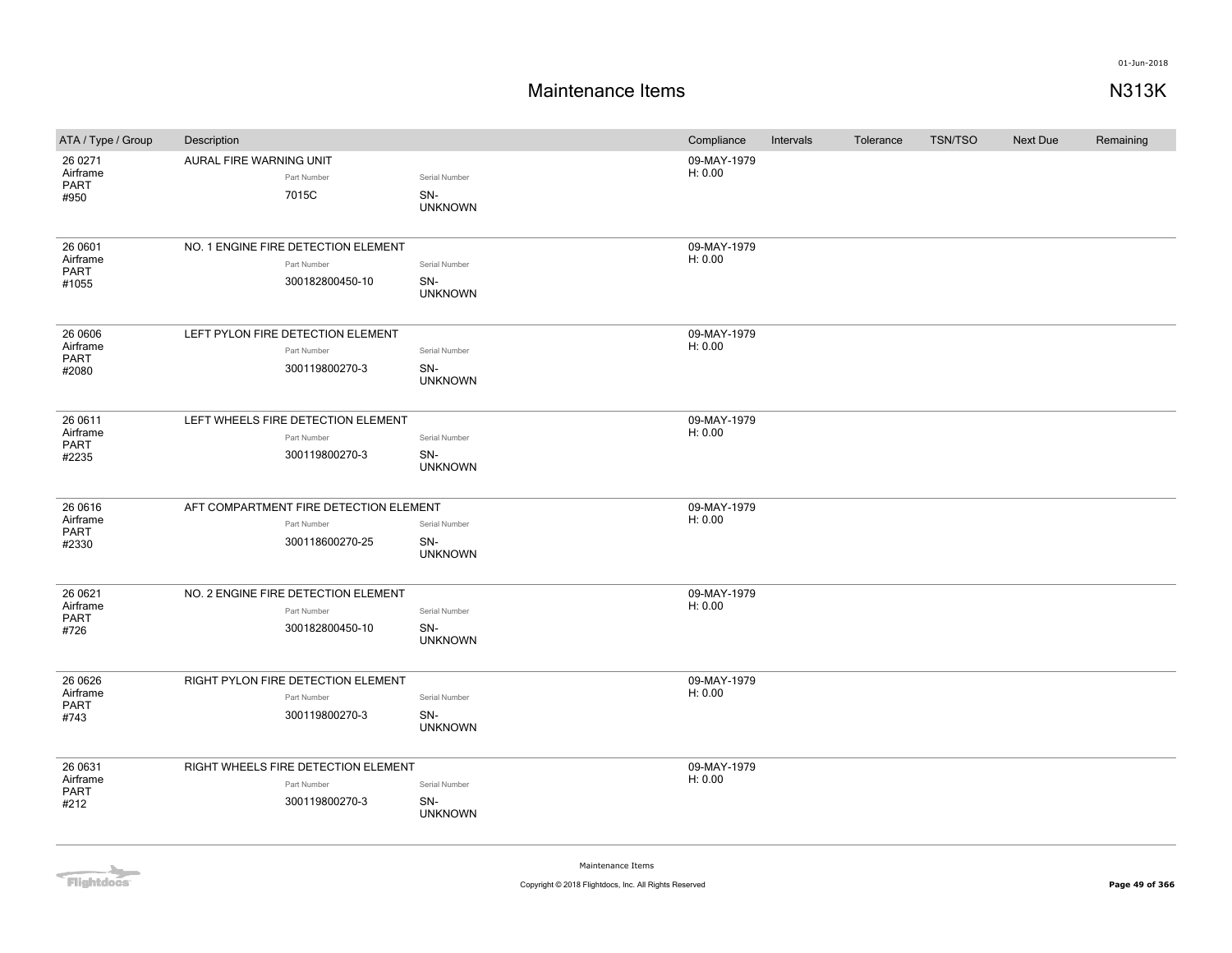# Maintenance Items

N313K

| ATA / Type / Group | Description | Compliance | Intervals | Tolerance | TSN/TSO | Next Due | Remaining |
|---|---|---|---|---|---|---|---|
| 26 0271 Airframe PART #950 | AURAL FIRE WARNING UNIT<br>Part Number: 7015C<br>Serial Number: SN-UNKNOWN | 09-MAY-1979 H: 0.00 | | | | | |
| 26 0601 Airframe PART #1055 | NO. 1 ENGINE FIRE DETECTION ELEMENT<br>Part Number: 300182800450-10<br>Serial Number: SN-UNKNOWN | 09-MAY-1979 H: 0.00 | | | | | |
| 26 0606 Airframe PART #2080 | LEFT PYLON FIRE DETECTION ELEMENT<br>Part Number: 300119800270-3<br>Serial Number: SN-UNKNOWN | 09-MAY-1979 H: 0.00 | | | | | |
| 26 0611 Airframe PART #2235 | LEFT WHEELS FIRE DETECTION ELEMENT<br>Part Number: 300119800270-3<br>Serial Number: SN-UNKNOWN | 09-MAY-1979 H: 0.00 | | | | | |
| 26 0616 Airframe PART #2330 | AFT COMPARTMENT FIRE DETECTION ELEMENT<br>Part Number: 300118600270-25<br>Serial Number: SN-UNKNOWN | 09-MAY-1979 H: 0.00 | | | | | |
| 26 0621 Airframe PART #726 | NO. 2 ENGINE FIRE DETECTION ELEMENT<br>Part Number: 300182800450-10<br>Serial Number: SN-UNKNOWN | 09-MAY-1979 H: 0.00 | | | | | |
| 26 0626 Airframe PART #743 | RIGHT PYLON FIRE DETECTION ELEMENT<br>Part Number: 300119800270-3<br>Serial Number: SN-UNKNOWN | 09-MAY-1979 H: 0.00 | | | | | |
| 26 0631 Airframe PART #212 | RIGHT WHEELS FIRE DETECTION ELEMENT<br>Part Number: 300119800270-3<br>Serial Number: SN-UNKNOWN | 09-MAY-1979 H: 0.00 | | | | | |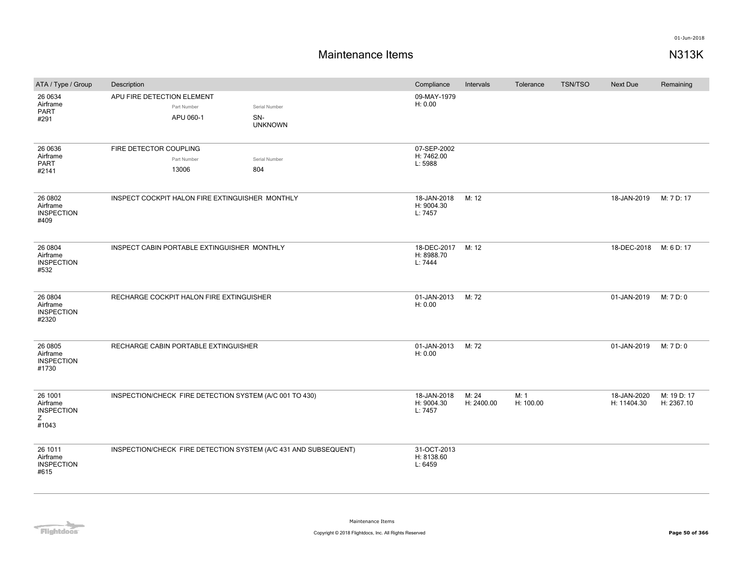# Maintenance Items

N313K

| ATA / Type / Group | Description | Compliance | Intervals | Tolerance | TSN/TSO | Next Due | Remaining |
|---|---|---|---|---|---|---|---|
| 26 0634 Airframe PART #291 | APU FIRE DETECTION ELEMENT<br>Part Number: APU 060-1<br>Serial Number: SN-UNKNOWN | 09-MAY-1979 H: 0.00 | | | | | |
| 26 0636 Airframe PART #2141 | FIRE DETECTOR COUPLING<br>Part Number: 13006<br>Serial Number: 804 | 07-SEP-2002 H: 7462.00 L: 5988 | | | | | |
| 26 0802 Airframe INSPECTION #409 | INSPECT COCKPIT HALON FIRE EXTINGUISHER MONTHLY | 18-JAN-2018 H: 9004.30 L: 7457 | M: 12 | | | 18-JAN-2019 | M: 7 D: 17 |
| 26 0804 Airframe INSPECTION #532 | INSPECT CABIN PORTABLE EXTINGUISHER MONTHLY | 18-DEC-2017 H: 8988.70 L: 7444 | M: 12 | | | 18-DEC-2018 | M: 6 D: 17 |
| 26 0804 Airframe INSPECTION #2320 | RECHARGE COCKPIT HALON FIRE EXTINGUISHER | 01-JAN-2013 H: 0.00 | M: 72 | | | 01-JAN-2019 | M: 7 D: 0 |
| 26 0805 Airframe INSPECTION #1730 | RECHARGE CABIN PORTABLE EXTINGUISHER | 01-JAN-2013 H: 0.00 | M: 72 | | | 01-JAN-2019 | M: 7 D: 0 |
| 26 1001 Airframe INSPECTION Z #1043 | INSPECTION/CHECK FIRE DETECTION SYSTEM (A/C 001 TO 430) | 18-JAN-2018 H: 9004.30 L: 7457 | M: 24 H: 2400.00 | M: 1 H: 100.00 | | 18-JAN-2020 H: 11404.30 | M: 19 D: 17 H: 2367.10 |
| 26 1011 Airframe INSPECTION #615 | INSPECTION/CHECK FIRE DETECTION SYSTEM (A/C 431 AND SUBSEQUENT) | 31-OCT-2013 H: 8138.60 L: 6459 | | | | | |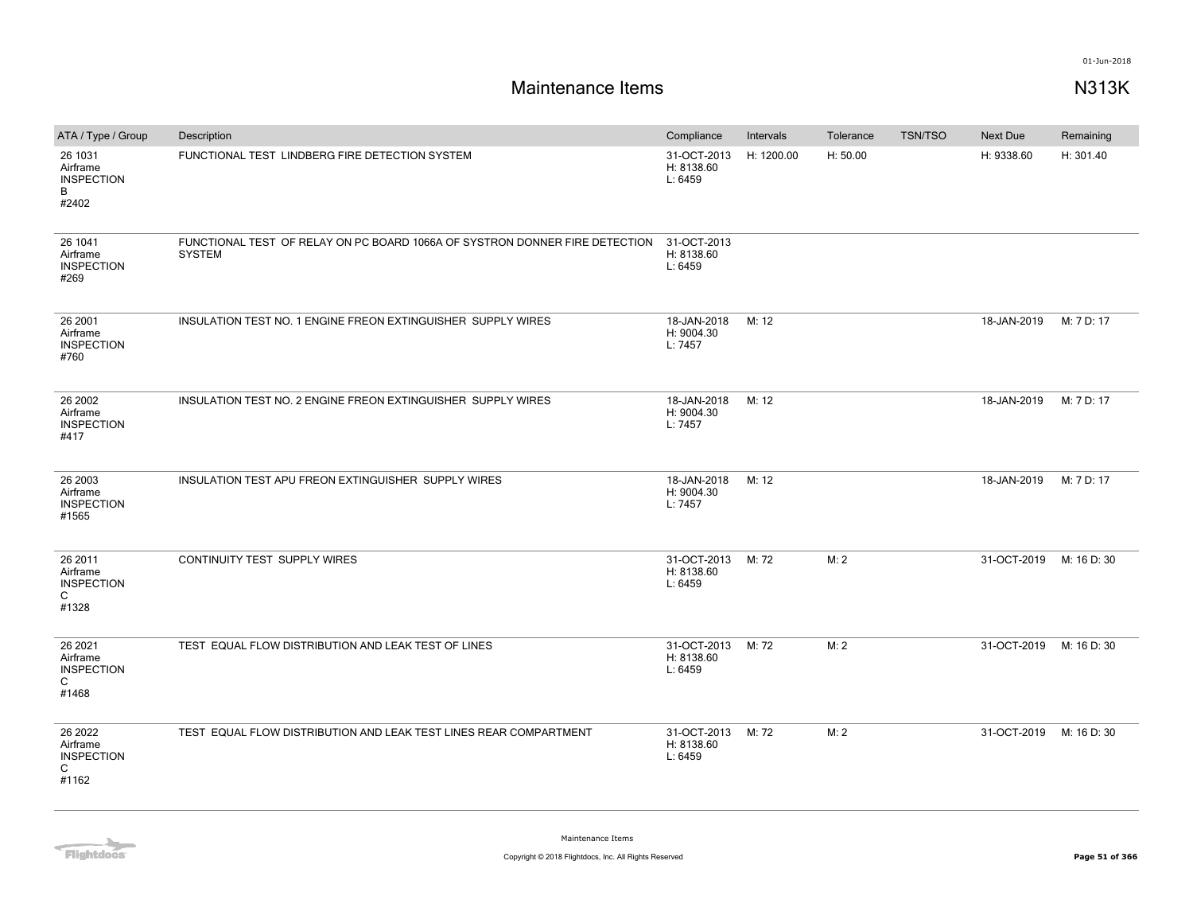# Maintenance Items

N313K

| ATA / Type / Group | Description | Compliance | Intervals | Tolerance | TSN/TSO | Next Due | Remaining |
|---|---|---|---|---|---|---|---|
| 26 1031 Airframe INSPECTION B #2402 | FUNCTIONAL TEST LINDBERG FIRE DETECTION SYSTEM | 31-OCT-2013 H: 8138.60 L: 6459 | H: 1200.00 | H: 50.00 | | H: 9338.60 | H: 301.40 |
| 26 1041 Airframe INSPECTION #269 | FUNCTIONAL TEST OF RELAY ON PC BOARD 1066A OF SYSTRON DONNER FIRE DETECTION SYSTEM | 31-OCT-2013 H: 8138.60 L: 6459 | | | | | |
| 26 2001 Airframe INSPECTION #760 | INSULATION TEST NO. 1 ENGINE FREON EXTINGUISHER SUPPLY WIRES | 18-JAN-2018 H: 9004.30 L: 7457 | M: 12 | | | 18-JAN-2019 | M: 7 D: 17 |
| 26 2002 Airframe INSPECTION #417 | INSULATION TEST NO. 2 ENGINE FREON EXTINGUISHER SUPPLY WIRES | 18-JAN-2018 H: 9004.30 L: 7457 | M: 12 | | | 18-JAN-2019 | M: 7 D: 17 |
| 26 2003 Airframe INSPECTION #1565 | INSULATION TEST APU FREON EXTINGUISHER SUPPLY WIRES | 18-JAN-2018 H: 9004.30 L: 7457 | M: 12 | | | 18-JAN-2019 | M: 7 D: 17 |
| 26 2011 Airframe INSPECTION C #1328 | CONTINUITY TEST SUPPLY WIRES | 31-OCT-2013 H: 8138.60 L: 6459 | M: 72 | M: 2 | | 31-OCT-2019 | M: 16 D: 30 |
| 26 2021 Airframe INSPECTION C #1468 | TEST EQUAL FLOW DISTRIBUTION AND LEAK TEST OF LINES | 31-OCT-2013 H: 8138.60 L: 6459 | M: 72 | M: 2 | | 31-OCT-2019 | M: 16 D: 30 |
| 26 2022 Airframe INSPECTION C #1162 | TEST EQUAL FLOW DISTRIBUTION AND LEAK TEST LINES REAR COMPARTMENT | 31-OCT-2013 H: 8138.60 L: 6459 | M: 72 | M: 2 | | 31-OCT-2019 | M: 16 D: 30 |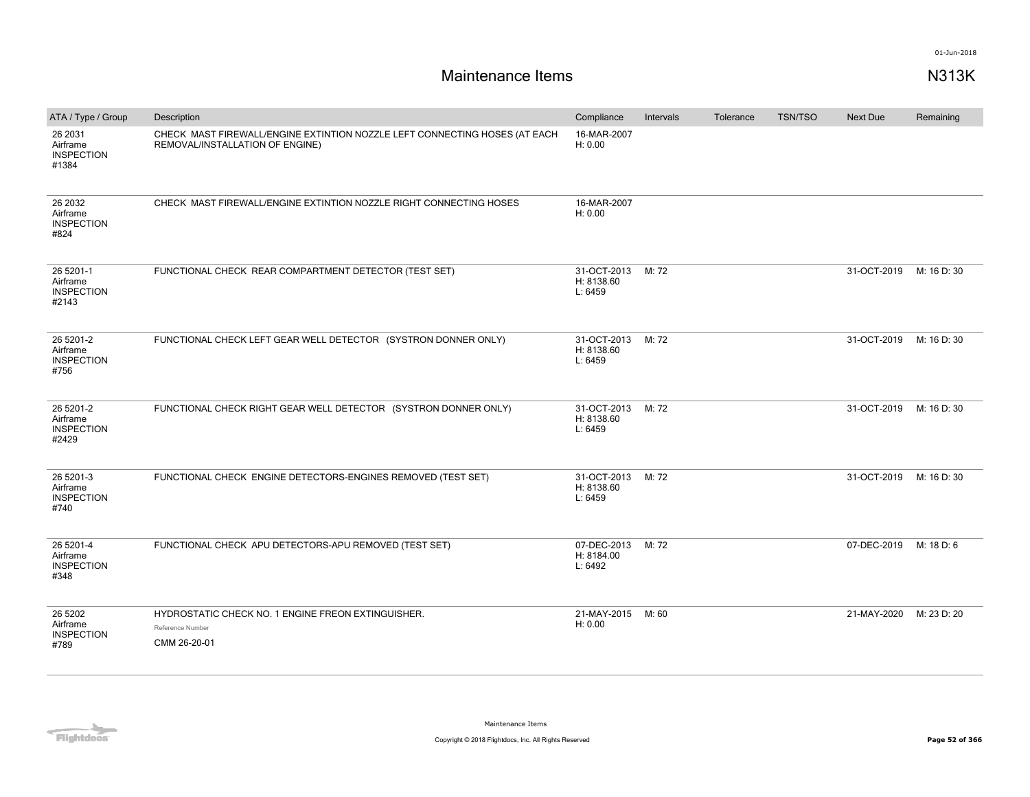# Maintenance Items

N313K

| ATA / Type / Group | Description | Compliance | Intervals | Tolerance | TSN/TSO | Next Due | Remaining |
|---|---|---|---|---|---|---|---|
| 26 2031<br>Airframe<br>INSPECTION<br>#1384 | CHECK MAST FIREWALL/ENGINE EXTINTION NOZZLE LEFT CONNECTING HOSES (AT EACH REMOVAL/INSTALLATION OF ENGINE) | 16-MAR-2007<br>H: 0.00 | | | | | |
| 26 2032<br>Airframe<br>INSPECTION<br>#824 | CHECK MAST FIREWALL/ENGINE EXTINTION NOZZLE RIGHT CONNECTING HOSES | 16-MAR-2007<br>H: 0.00 | | | | | |
| 26 5201-1<br>Airframe<br>INSPECTION<br>#2143 | FUNCTIONAL CHECK REAR COMPARTMENT DETECTOR (TEST SET) | 31-OCT-2013<br>H: 8138.60<br>L: 6459 | M: 72 | | | 31-OCT-2019 | M: 16 D: 30 |
| 26 5201-2<br>Airframe<br>INSPECTION<br>#756 | FUNCTIONAL CHECK LEFT GEAR WELL DETECTOR (SYSTRON DONNER ONLY) | 31-OCT-2013<br>H: 8138.60<br>L: 6459 | M: 72 | | | 31-OCT-2019 | M: 16 D: 30 |
| 26 5201-2<br>Airframe<br>INSPECTION<br>#2429 | FUNCTIONAL CHECK RIGHT GEAR WELL DETECTOR (SYSTRON DONNER ONLY) | 31-OCT-2013<br>H: 8138.60<br>L: 6459 | M: 72 | | | 31-OCT-2019 | M: 16 D: 30 |
| 26 5201-3<br>Airframe<br>INSPECTION<br>#740 | FUNCTIONAL CHECK ENGINE DETECTORS-ENGINES REMOVED (TEST SET) | 31-OCT-2013<br>H: 8138.60<br>L: 6459 | M: 72 | | | 31-OCT-2019 | M: 16 D: 30 |
| 26 5201-4<br>Airframe<br>INSPECTION<br>#348 | FUNCTIONAL CHECK APU DETECTORS-APU REMOVED (TEST SET) | 07-DEC-2013<br>H: 8184.00<br>L: 6492 | M: 72 | | | 07-DEC-2019 | M: 18 D: 6 |
| 26 5202<br>Airframe<br>INSPECTION<br>#789 | HYDROSTATIC CHECK NO. 1 ENGINE FREON EXTINGUISHER.<br>Reference Number<br>CMM 26-20-01 | 21-MAY-2015<br>H: 0.00 | M: 60 | | | 21-MAY-2020 | M: 23 D: 20 |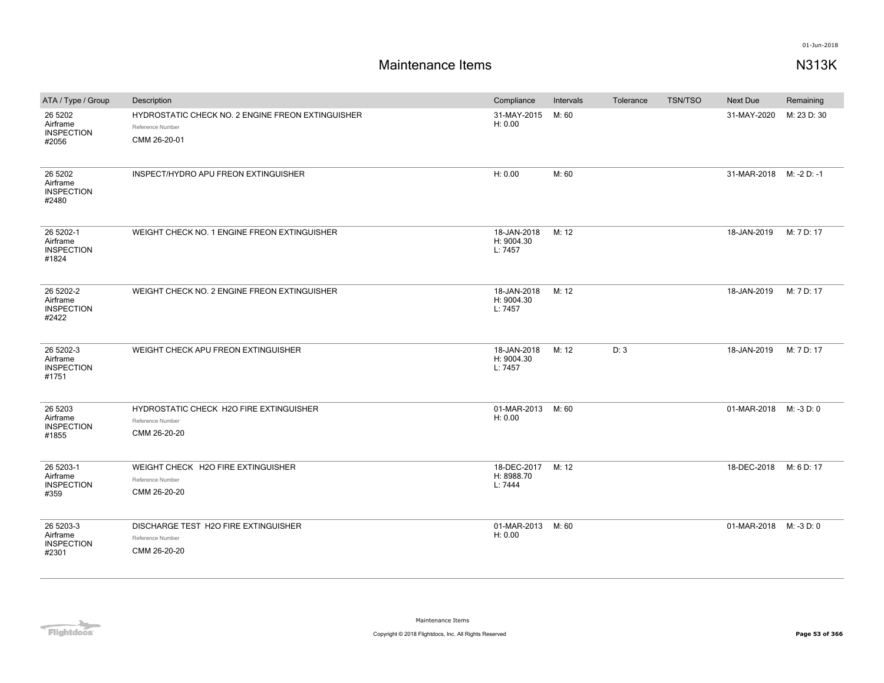# Maintenance Items

01-Jun-2018

N313K

| ATA / Type / Group | Description | Compliance | Intervals | Tolerance | TSN/TSO | Next Due | Remaining |
|---|---|---|---|---|---|---|---|
| 26 5202<br>Airframe<br>INSPECTION<br>#2056 | HYDROSTATIC CHECK NO. 2 ENGINE FREON EXTINGUISHER<br>Reference Number<br>CMM 26-20-01 | 31-MAY-2015<br>H: 0.00 | M: 60 | | | 31-MAY-2020 | M: 23 D: 30 |
| 26 5202<br>Airframe<br>INSPECTION<br>#2480 | INSPECT/HYDRO APU FREON EXTINGUISHER | H: 0.00 | M: 60 | | | 31-MAR-2018 | M: -2 D: -1 |
| 26 5202-1<br>Airframe<br>INSPECTION<br>#1824 | WEIGHT CHECK NO. 1 ENGINE FREON EXTINGUISHER | 18-JAN-2018<br>H: 9004.30<br>L: 7457 | M: 12 | | | 18-JAN-2019 | M: 7 D: 17 |
| 26 5202-2<br>Airframe<br>INSPECTION<br>#2422 | WEIGHT CHECK NO. 2 ENGINE FREON EXTINGUISHER | 18-JAN-2018<br>H: 9004.30<br>L: 7457 | M: 12 | | | 18-JAN-2019 | M: 7 D: 17 |
| 26 5202-3<br>Airframe<br>INSPECTION<br>#1751 | WEIGHT CHECK APU FREON EXTINGUISHER | 18-JAN-2018<br>H: 9004.30<br>L: 7457 | M: 12 | D: 3 | | 18-JAN-2019 | M: 7 D: 17 |
| 26 5203<br>Airframe<br>INSPECTION<br>#1855 | HYDROSTATIC CHECK H2O FIRE EXTINGUISHER<br>Reference Number<br>CMM 26-20-20 | 01-MAR-2013<br>H: 0.00 | M: 60 | | | 01-MAR-2018 | M: -3 D: 0 |
| 26 5203-1<br>Airframe<br>INSPECTION<br>#359 | WEIGHT CHECK H2O FIRE EXTINGUISHER<br>Reference Number<br>CMM 26-20-20 | 18-DEC-2017<br>H: 8988.70<br>L: 7444 | M: 12 | | | 18-DEC-2018 | M: 6 D: 17 |
| 26 5203-3<br>Airframe<br>INSPECTION<br>#2301 | DISCHARGE TEST H2O FIRE EXTINGUISHER<br>Reference Number<br>CMM 26-20-20 | 01-MAR-2013<br>H: 0.00 | M: 60 | | | 01-MAR-2018 | M: -3 D: 0 |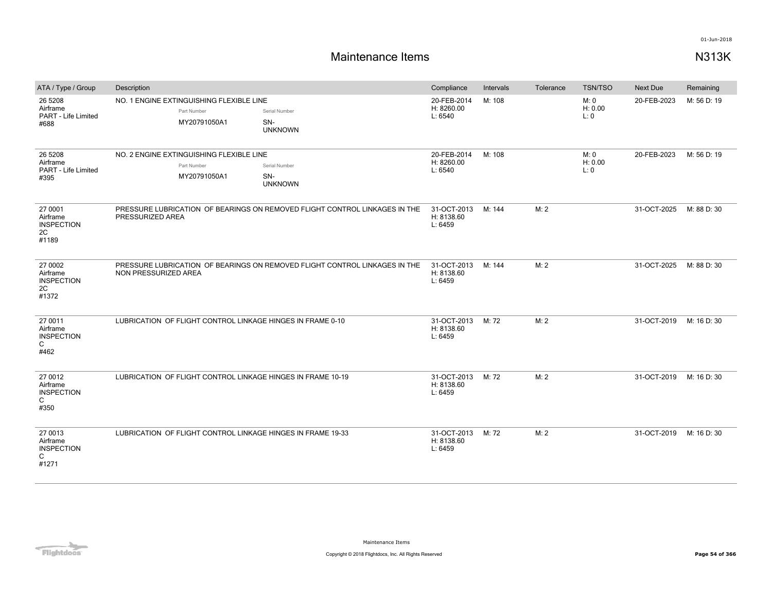# Maintenance Items

N313K

| ATA / Type / Group | Description | Compliance | Intervals | Tolerance | TSN/TSO | Next Due | Remaining |
|---|---|---|---|---|---|---|---|
| 26 5208<br>Airframe<br>PART - Life Limited<br>#688 | NO. 1 ENGINE EXTINGUISHING FLEXIBLE LINE<br>Part Number: MY20791050A1<br>Serial Number: SN-UNKNOWN | 20-FEB-2014<br>H: 8260.00<br>L: 6540 | M: 108 | | M: 0<br>H: 0.00<br>L: 0 | 20-FEB-2023 | M: 56 D: 19 |
| 26 5208<br>Airframe<br>PART - Life Limited<br>#395 | NO. 2 ENGINE EXTINGUISHING FLEXIBLE LINE<br>Part Number: MY20791050A1<br>Serial Number: SN-UNKNOWN | 20-FEB-2014<br>H: 8260.00<br>L: 6540 | M: 108 | | M: 0<br>H: 0.00<br>L: 0 | 20-FEB-2023 | M: 56 D: 19 |
| 27 0001<br>Airframe<br>INSPECTION<br>2C<br>#1189 | PRESSURE LUBRICATION OF BEARINGS ON REMOVED FLIGHT CONTROL LINKAGES IN THE PRESSURIZED AREA | 31-OCT-2013<br>H: 8138.60<br>L: 6459 | M: 144 | M: 2 | | 31-OCT-2025 | M: 88 D: 30 |
| 27 0002<br>Airframe<br>INSPECTION<br>2C<br>#1372 | PRESSURE LUBRICATION OF BEARINGS ON REMOVED FLIGHT CONTROL LINKAGES IN THE NON PRESSURIZED AREA | 31-OCT-2013<br>H: 8138.60<br>L: 6459 | M: 144 | M: 2 | | 31-OCT-2025 | M: 88 D: 30 |
| 27 0011<br>Airframe<br>INSPECTION<br>C<br>#462 | LUBRICATION OF FLIGHT CONTROL LINKAGE HINGES IN FRAME 0-10 | 31-OCT-2013<br>H: 8138.60<br>L: 6459 | M: 72 | M: 2 | | 31-OCT-2019 | M: 16 D: 30 |
| 27 0012<br>Airframe<br>INSPECTION<br>C<br>#350 | LUBRICATION OF FLIGHT CONTROL LINKAGE HINGES IN FRAME 10-19 | 31-OCT-2013<br>H: 8138.60<br>L: 6459 | M: 72 | M: 2 | | 31-OCT-2019 | M: 16 D: 30 |
| 27 0013<br>Airframe<br>INSPECTION<br>C<br>#1271 | LUBRICATION OF FLIGHT CONTROL LINKAGE HINGES IN FRAME 19-33 | 31-OCT-2013<br>H: 8138.60<br>L: 6459 | M: 72 | M: 2 | | 31-OCT-2019 | M: 16 D: 30 |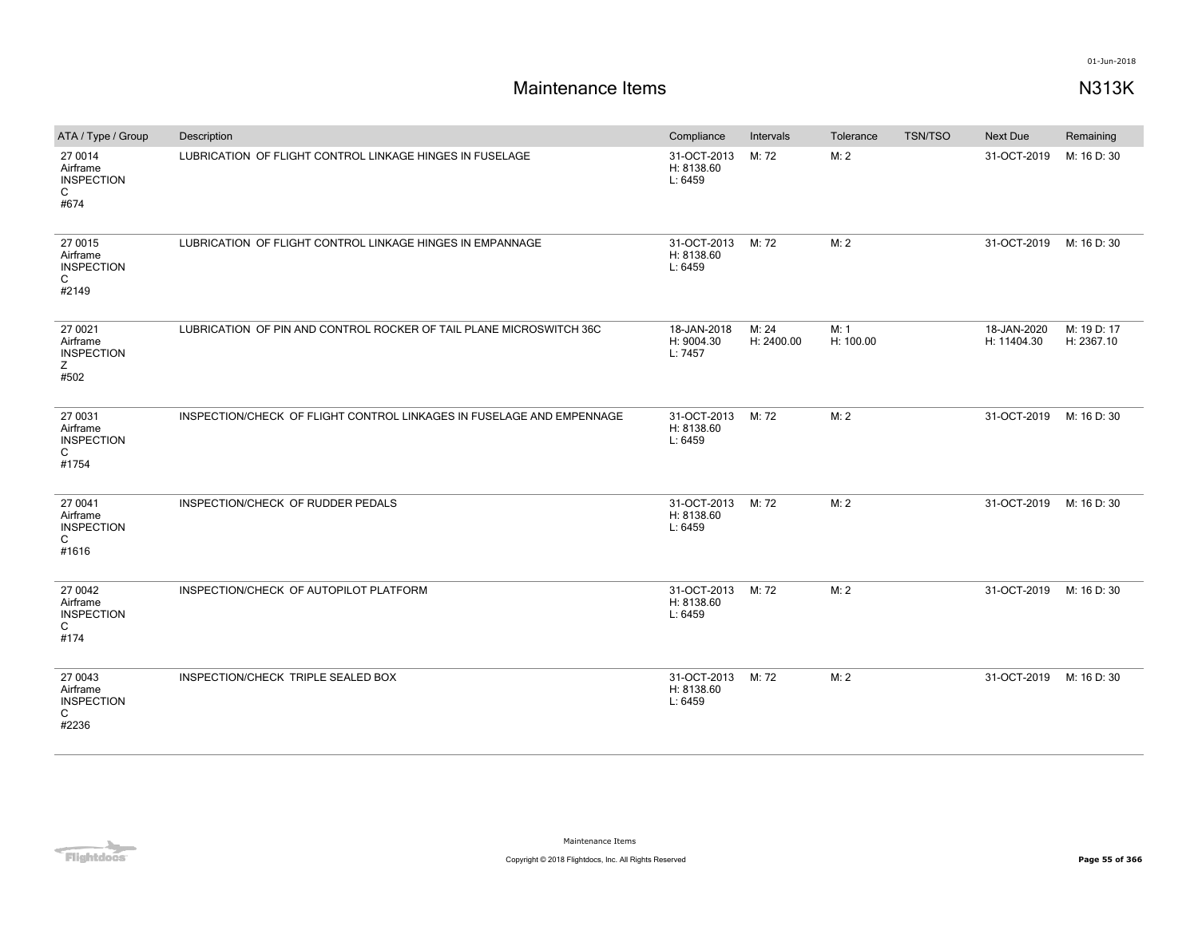# Maintenance Items

N313K

| ATA / Type / Group | Description | Compliance | Intervals | Tolerance | TSN/TSO | Next Due | Remaining |
|---|---|---|---|---|---|---|---|
| 27 0014 Airframe INSPECTION C #674 | LUBRICATION OF FLIGHT CONTROL LINKAGE HINGES IN FUSELAGE | 31-OCT-2013 H: 8138.60 L: 6459 | M: 72 | M: 2 | | 31-OCT-2019 | M: 16 D: 30 |
| 27 0015 Airframe INSPECTION C #2149 | LUBRICATION OF FLIGHT CONTROL LINKAGE HINGES IN EMPANNAGE | 31-OCT-2013 H: 8138.60 L: 6459 | M: 72 | M: 2 | | 31-OCT-2019 | M: 16 D: 30 |
| 27 0021 Airframe INSPECTION Z #502 | LUBRICATION OF PIN AND CONTROL ROCKER OF TAIL PLANE MICROSWITCH 36C | 18-JAN-2018 H: 9004.30 L: 7457 | M: 24 H: 2400.00 | M: 1 H: 100.00 | | 18-JAN-2020 H: 11404.30 | M: 19 D: 17 H: 2367.10 |
| 27 0031 Airframe INSPECTION C #1754 | INSPECTION/CHECK OF FLIGHT CONTROL LINKAGES IN FUSELAGE AND EMPENNAGE | 31-OCT-2013 H: 8138.60 L: 6459 | M: 72 | M: 2 | | 31-OCT-2019 | M: 16 D: 30 |
| 27 0041 Airframe INSPECTION C #1616 | INSPECTION/CHECK OF RUDDER PEDALS | 31-OCT-2013 H: 8138.60 L: 6459 | M: 72 | M: 2 | | 31-OCT-2019 | M: 16 D: 30 |
| 27 0042 Airframe INSPECTION C #174 | INSPECTION/CHECK OF AUTOPILOT PLATFORM | 31-OCT-2013 H: 8138.60 L: 6459 | M: 72 | M: 2 | | 31-OCT-2019 | M: 16 D: 30 |
| 27 0043 Airframe INSPECTION C #2236 | INSPECTION/CHECK TRIPLE SEALED BOX | 31-OCT-2013 H: 8138.60 L: 6459 | M: 72 | M: 2 | | 31-OCT-2019 | M: 16 D: 30 |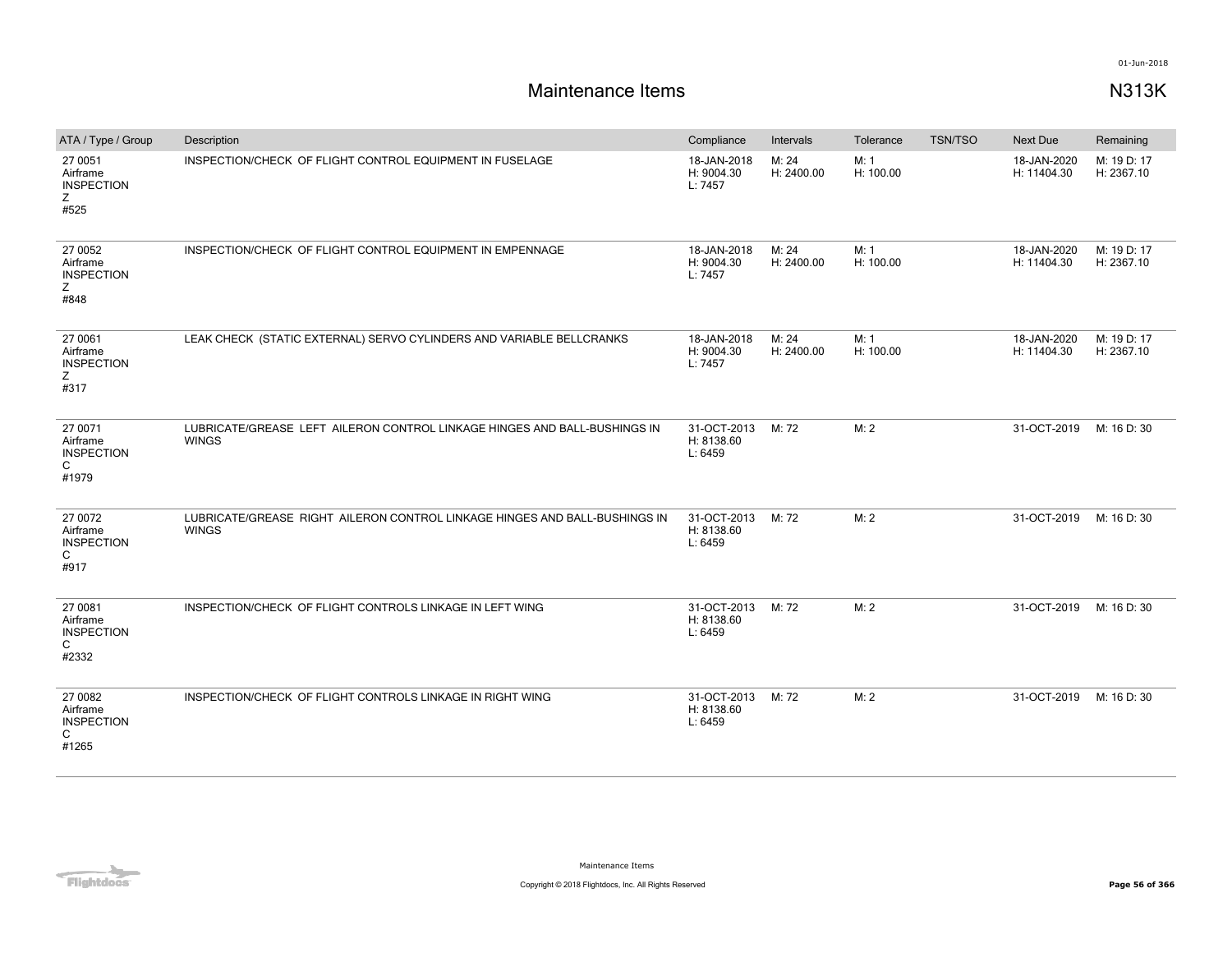# Maintenance Items

N313K

| ATA / Type / Group | Description | Compliance | Intervals | Tolerance | TSN/TSO | Next Due | Remaining |
|---|---|---|---|---|---|---|---|
| 27 0051<br>Airframe<br>INSPECTION<br>Z<br>#525 | INSPECTION/CHECK OF FLIGHT CONTROL EQUIPMENT IN FUSELAGE | 18-JAN-2018<br>H: 9004.30<br>L: 7457 | M: 24<br>H: 2400.00 | M: 1<br>H: 100.00 | | 18-JAN-2020<br>H: 11404.30 | M: 19 D: 17<br>H: 2367.10 |
| 27 0052<br>Airframe<br>INSPECTION<br>Z<br>#848 | INSPECTION/CHECK OF FLIGHT CONTROL EQUIPMENT IN EMPENNAGE | 18-JAN-2018<br>H: 9004.30<br>L: 7457 | M: 24<br>H: 2400.00 | M: 1<br>H: 100.00 | | 18-JAN-2020<br>H: 11404.30 | M: 19 D: 17<br>H: 2367.10 |
| 27 0061<br>Airframe<br>INSPECTION<br>Z<br>#317 | LEAK CHECK (STATIC EXTERNAL) SERVO CYLINDERS AND VARIABLE BELLCRANKS | 18-JAN-2018<br>H: 9004.30<br>L: 7457 | M: 24<br>H: 2400.00 | M: 1<br>H: 100.00 | | 18-JAN-2020<br>H: 11404.30 | M: 19 D: 17<br>H: 2367.10 |
| 27 0071<br>Airframe<br>INSPECTION<br>C<br>#1979 | LUBRICATE/GREASE LEFT AILERON CONTROL LINKAGE HINGES AND BALL-BUSHINGS IN WINGS | 31-OCT-2013<br>H: 8138.60<br>L: 6459 | M: 72 | M: 2 | | 31-OCT-2019 | M: 16 D: 30 |
| 27 0072<br>Airframe<br>INSPECTION<br>C<br>#917 | LUBRICATE/GREASE RIGHT AILERON CONTROL LINKAGE HINGES AND BALL-BUSHINGS IN WINGS | 31-OCT-2013<br>H: 8138.60<br>L: 6459 | M: 72 | M: 2 | | 31-OCT-2019 | M: 16 D: 30 |
| 27 0081<br>Airframe<br>INSPECTION<br>C<br>#2332 | INSPECTION/CHECK OF FLIGHT CONTROLS LINKAGE IN LEFT WING | 31-OCT-2013<br>H: 8138.60<br>L: 6459 | M: 72 | M: 2 | | 31-OCT-2019 | M: 16 D: 30 |
| 27 0082<br>Airframe<br>INSPECTION<br>C<br>#1265 | INSPECTION/CHECK OF FLIGHT CONTROLS LINKAGE IN RIGHT WING | 31-OCT-2013<br>H: 8138.60<br>L: 6459 | M: 72 | M: 2 | | 31-OCT-2019 | M: 16 D: 30 |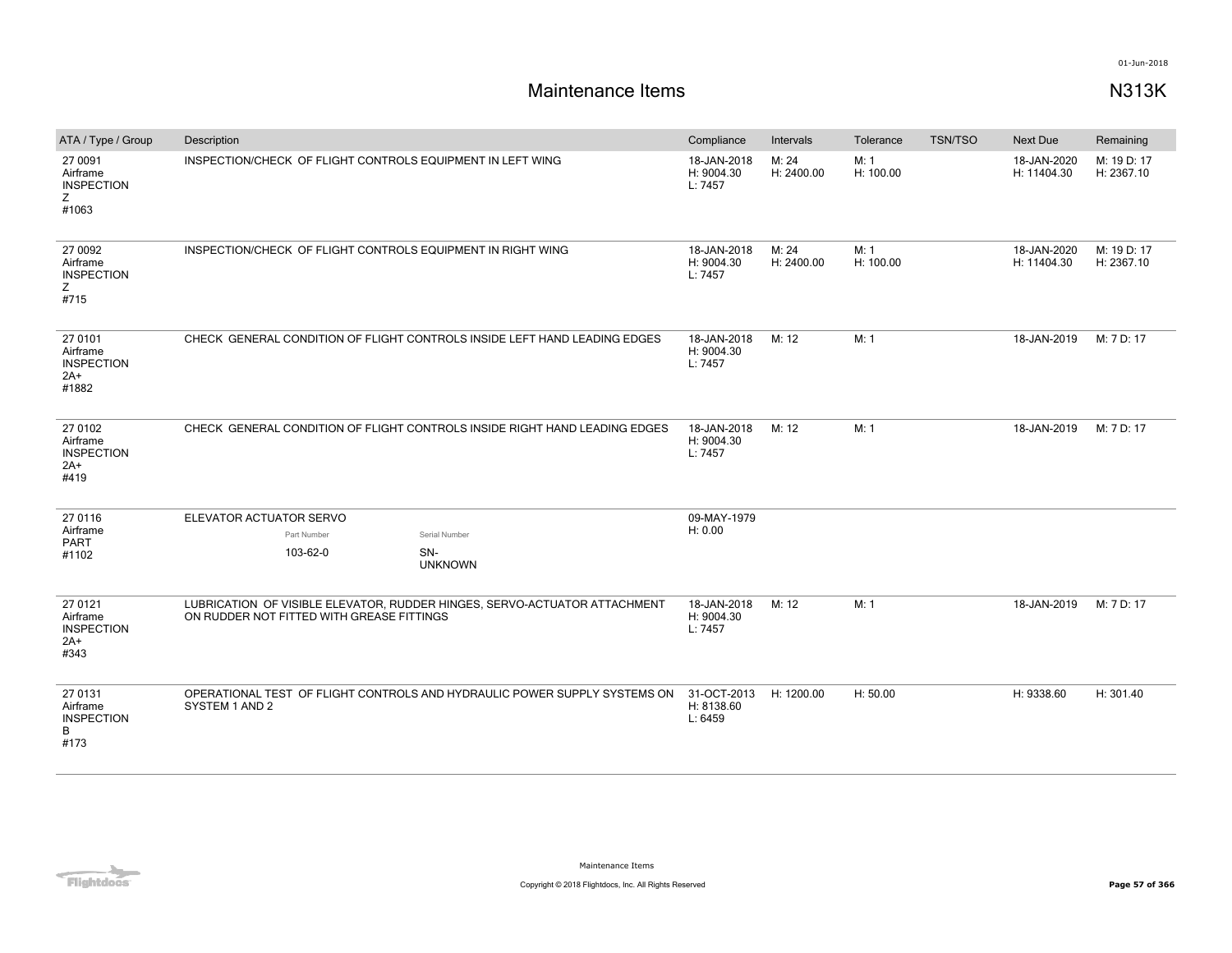# Maintenance Items

## N313K

| ATA / Type / Group | Description | Compliance | Intervals | Tolerance | TSN/TSO | Next Due | Remaining |
|---|---|---|---|---|---|---|---|
| 27 0091 Airframe INSPECTION Z #1063 | INSPECTION/CHECK OF FLIGHT CONTROLS EQUIPMENT IN LEFT WING | 18-JAN-2018 H: 9004.30 L: 7457 | M: 24 H: 2400.00 | M: 1 H: 100.00 | | 18-JAN-2020 H: 11404.30 | M: 19 D: 17 H: 2367.10 |
| 27 0092 Airframe INSPECTION Z #715 | INSPECTION/CHECK OF FLIGHT CONTROLS EQUIPMENT IN RIGHT WING | 18-JAN-2018 H: 9004.30 L: 7457 | M: 24 H: 2400.00 | M: 1 H: 100.00 | | 18-JAN-2020 H: 11404.30 | M: 19 D: 17 H: 2367.10 |
| 27 0101 Airframe INSPECTION 2A+ #1882 | CHECK GENERAL CONDITION OF FLIGHT CONTROLS INSIDE LEFT HAND LEADING EDGES | 18-JAN-2018 H: 9004.30 L: 7457 | M: 12 | M: 1 | | 18-JAN-2019 | M: 7 D: 17 |
| 27 0102 Airframe INSPECTION 2A+ #419 | CHECK GENERAL CONDITION OF FLIGHT CONTROLS INSIDE RIGHT HAND LEADING EDGES | 18-JAN-2018 H: 9004.30 L: 7457 | M: 12 | M: 1 | | 18-JAN-2019 | M: 7 D: 17 |
| 27 0116 Airframe PART #1102 | ELEVATOR ACTUATOR SERVO<br>Part Number: 103-62-0<br>Serial Number: SN-UNKNOWN | 09-MAY-1979 H: 0.00 | | | | | |
| 27 0121 Airframe INSPECTION 2A+ #343 | LUBRICATION OF VISIBLE ELEVATOR, RUDDER HINGES, SERVO-ACTUATOR ATTACHMENT ON RUDDER NOT FITTED WITH GREASE FITTINGS | 18-JAN-2018 H: 9004.30 L: 7457 | M: 12 | M: 1 | | 18-JAN-2019 | M: 7 D: 17 |
| 27 0131 Airframe INSPECTION B #173 | OPERATIONAL TEST OF FLIGHT CONTROLS AND HYDRAULIC POWER SUPPLY SYSTEMS ON SYSTEM 1 AND 2 | 31-OCT-2013 H: 8138.60 L: 6459 | H: 1200.00 | H: 50.00 | | H: 9338.60 | H: 301.40 |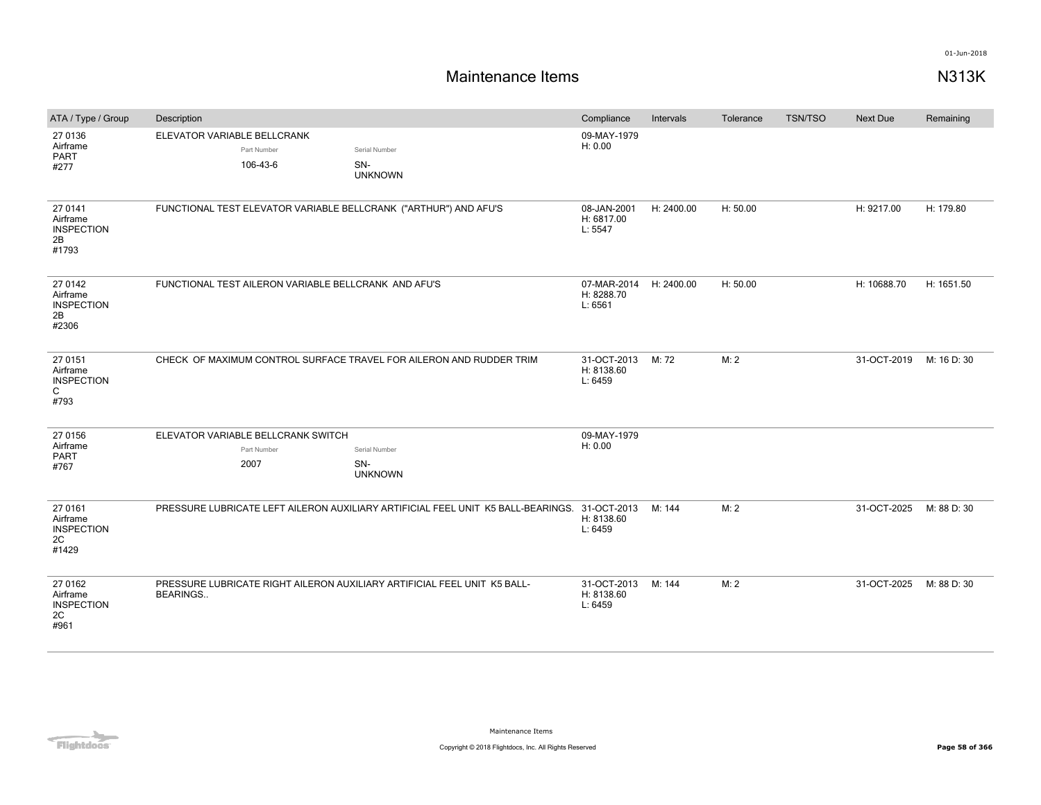# Maintenance Items

N313K

| ATA / Type / Group | Description | Compliance | Intervals | Tolerance | TSN/TSO | Next Due | Remaining |
|---|---|---|---|---|---|---|---|
| 27 0136 Airframe PART #277 | ELEVATOR VARIABLE BELLCRANK<br>Part Number: 106-43-6<br>Serial Number: SN-UNKNOWN | 09-MAY-1979 H: 0.00 | | | | | |
| 27 0141 Airframe INSPECTION 2B #1793 | FUNCTIONAL TEST ELEVATOR VARIABLE BELLCRANK ("ARTHUR") AND AFU'S | 08-JAN-2001 H: 6817.00 L: 5547 | H: 2400.00 | H: 50.00 | | H: 9217.00 | H: 179.80 |
| 27 0142 Airframe INSPECTION 2B #2306 | FUNCTIONAL TEST AILERON VARIABLE BELLCRANK AND AFU'S | 07-MAR-2014 H: 8288.70 L: 6561 | H: 2400.00 | H: 50.00 | | H: 10688.70 | H: 1651.50 |
| 27 0151 Airframe INSPECTION C #793 | CHECK OF MAXIMUM CONTROL SURFACE TRAVEL FOR AILERON AND RUDDER TRIM | 31-OCT-2013 H: 8138.60 L: 6459 | M: 72 | M: 2 | | 31-OCT-2019 | M: 16 D: 30 |
| 27 0156 Airframe PART #767 | ELEVATOR VARIABLE BELLCRANK SWITCH<br>Part Number: 2007<br>Serial Number: SN-UNKNOWN | 09-MAY-1979 H: 0.00 | | | | | |
| 27 0161 Airframe INSPECTION 2C #1429 | PRESSURE LUBRICATE LEFT AILERON AUXILIARY ARTIFICIAL FEEL UNIT K5 BALL-BEARINGS. | 31-OCT-2013 H: 8138.60 L: 6459 | M: 144 | M: 2 | | 31-OCT-2025 | M: 88 D: 30 |
| 27 0162 Airframe INSPECTION 2C #961 | PRESSURE LUBRICATE RIGHT AILERON AUXILIARY ARTIFICIAL FEEL UNIT K5 BALL-BEARINGS.. | 31-OCT-2013 H: 8138.60 L: 6459 | M: 144 | M: 2 | | 31-OCT-2025 | M: 88 D: 30 |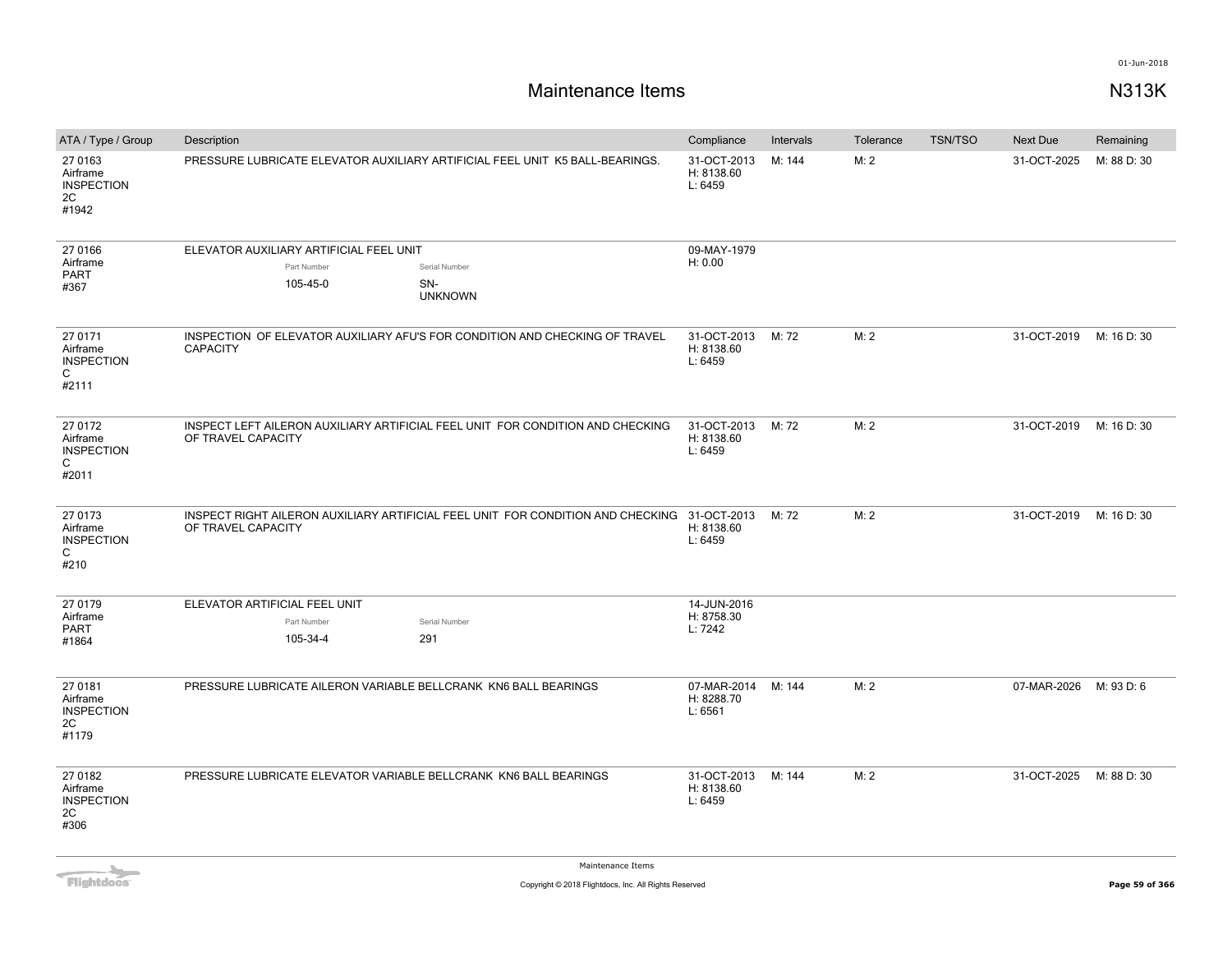# Maintenance Items

N313K

| ATA / Type / Group | Description | Compliance | Intervals | Tolerance | TSN/TSO | Next Due | Remaining |
|---|---|---|---|---|---|---|---|
| 27 0163 Airframe INSPECTION 2C #1942 | PRESSURE LUBRICATE ELEVATOR AUXILIARY ARTIFICIAL FEEL UNIT K5 BALL-BEARINGS. | 31-OCT-2013 H: 8138.60 L: 6459 | M: 144 | M: 2 | | 31-OCT-2025 | M: 88 D: 30 |
| 27 0166 Airframe PART #367 | ELEVATOR AUXILIARY ARTIFICIAL FEEL UNIT<br>Part Number: 105-45-0<br>Serial Number: SN-UNKNOWN | 09-MAY-1979 H: 0.00 | | | | | |
| 27 0171 Airframe INSPECTION C #2111 | INSPECTION OF ELEVATOR AUXILIARY AFU'S FOR CONDITION AND CHECKING OF TRAVEL CAPACITY | 31-OCT-2013 H: 8138.60 L: 6459 | M: 72 | M: 2 | | 31-OCT-2019 | M: 16 D: 30 |
| 27 0172 Airframe INSPECTION C #2011 | INSPECT LEFT AILERON AUXILIARY ARTIFICIAL FEEL UNIT FOR CONDITION AND CHECKING OF TRAVEL CAPACITY | 31-OCT-2013 H: 8138.60 L: 6459 | M: 72 | M: 2 | | 31-OCT-2019 | M: 16 D: 30 |
| 27 0173 Airframe INSPECTION C #210 | INSPECT RIGHT AILERON AUXILIARY ARTIFICIAL FEEL UNIT FOR CONDITION AND CHECKING OF TRAVEL CAPACITY | 31-OCT-2013 H: 8138.60 L: 6459 | M: 72 | M: 2 | | 31-OCT-2019 | M: 16 D: 30 |
| 27 0179 Airframe PART #1864 | ELEVATOR ARTIFICIAL FEEL UNIT<br>Part Number: 105-34-4<br>Serial Number: 291 | 14-JUN-2016 H: 8758.30 L: 7242 | | | | | |
| 27 0181 Airframe INSPECTION 2C #1179 | PRESSURE LUBRICATE AILERON VARIABLE BELLCRANK KN6 BALL BEARINGS | 07-MAR-2014 H: 8288.70 L: 6561 | M: 144 | M: 2 | | 07-MAR-2026 | M: 93 D: 6 |
| 27 0182 Airframe INSPECTION 2C #306 | PRESSURE LUBRICATE ELEVATOR VARIABLE BELLCRANK KN6 BALL BEARINGS | 31-OCT-2013 H: 8138.60 L: 6459 | M: 144 | M: 2 | | 31-OCT-2025 | M: 88 D: 30 |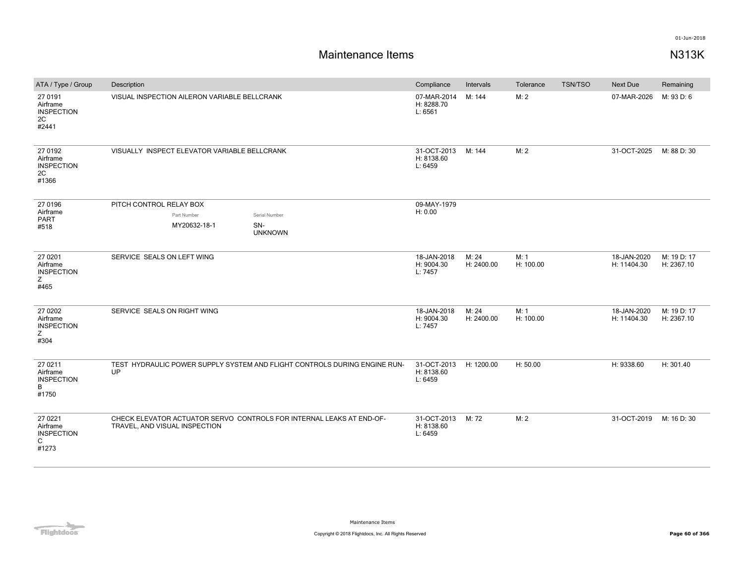# Maintenance Items

## N313K

| ATA / Type / Group | Description | Compliance | Intervals | Tolerance | TSN/TSO | Next Due | Remaining |
|---|---|---|---|---|---|---|---|
| 27 0191<br>Airframe<br>INSPECTION<br>2C<br>#2441 | VISUAL INSPECTION AILERON VARIABLE BELLCRANK | 07-MAR-2014<br>H: 8288.70<br>L: 6561 | M: 144 | M: 2 | | 07-MAR-2026 | M: 93 D: 6 |
| 27 0192<br>Airframe<br>INSPECTION<br>2C<br>#1366 | VISUALLY INSPECT ELEVATOR VARIABLE BELLCRANK | 31-OCT-2013<br>H: 8138.60<br>L: 6459 | M: 144 | M: 2 | | 31-OCT-2025 | M: 88 D: 30 |
| 27 0196<br>Airframe<br>PART<br>#518 | PITCH CONTROL RELAY BOX<br>Part Number: MY20632-18-1<br>Serial Number: SN-UNKNOWN | 09-MAY-1979<br>H: 0.00 | | | | | |
| 27 0201<br>Airframe<br>INSPECTION<br>Z<br>#465 | SERVICE SEALS ON LEFT WING | 18-JAN-2018<br>H: 9004.30<br>L: 7457 | M: 24<br>H: 2400.00 | M: 1<br>H: 100.00 | | 18-JAN-2020<br>H: 11404.30 | M: 19 D: 17<br>H: 2367.10 |
| 27 0202<br>Airframe<br>INSPECTION<br>Z<br>#304 | SERVICE SEALS ON RIGHT WING | 18-JAN-2018<br>H: 9004.30<br>L: 7457 | M: 24<br>H: 2400.00 | M: 1<br>H: 100.00 | | 18-JAN-2020<br>H: 11404.30 | M: 19 D: 17<br>H: 2367.10 |
| 27 0211<br>Airframe<br>INSPECTION<br>B<br>#1750 | TEST HYDRAULIC POWER SUPPLY SYSTEM AND FLIGHT CONTROLS DURING ENGINE RUN-UP | 31-OCT-2013<br>H: 8138.60<br>L: 6459 | H: 1200.00 | H: 50.00 | | H: 9338.60 | H: 301.40 |
| 27 0221<br>Airframe<br>INSPECTION<br>C<br>#1273 | CHECK ELEVATOR ACTUATOR SERVO CONTROLS FOR INTERNAL LEAKS AT END-OF-TRAVEL, AND VISUAL INSPECTION | 31-OCT-2013<br>H: 8138.60<br>L: 6459 | M: 72 | M: 2 | | 31-OCT-2019 | M: 16 D: 30 |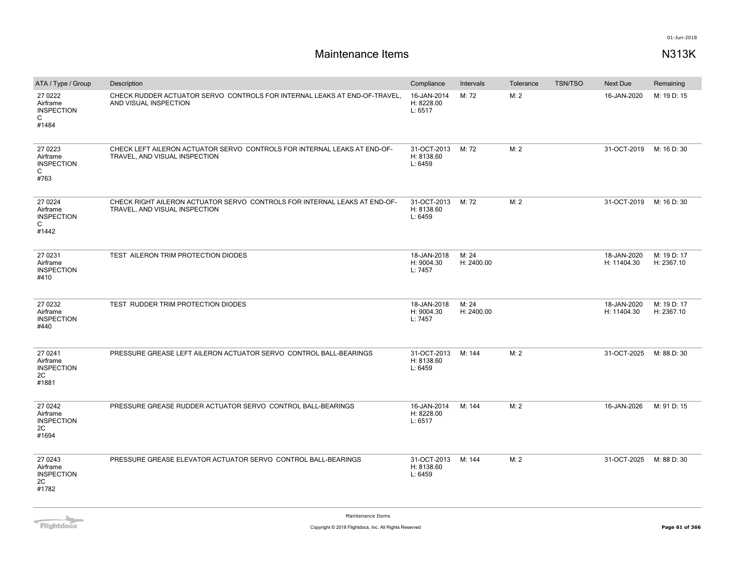# Maintenance Items

N313K

| ATA / Type / Group | Description | Compliance | Intervals | Tolerance | TSN/TSO | Next Due | Remaining |
|---|---|---|---|---|---|---|---|
| 27 0222 Airframe INSPECTION C #1484 | CHECK RUDDER ACTUATOR SERVO CONTROLS FOR INTERNAL LEAKS AT END-OF-TRAVEL, AND VISUAL INSPECTION | 16-JAN-2014 H: 8228.00 L: 6517 | M: 72 | M: 2 | | 16-JAN-2020 | M: 19 D: 15 |
| 27 0223 Airframe INSPECTION C #763 | CHECK LEFT AILERON ACTUATOR SERVO CONTROLS FOR INTERNAL LEAKS AT END-OF-TRAVEL, AND VISUAL INSPECTION | 31-OCT-2013 H: 8138.60 L: 6459 | M: 72 | M: 2 | | 31-OCT-2019 | M: 16 D: 30 |
| 27 0224 Airframe INSPECTION C #1442 | CHECK RIGHT AILERON ACTUATOR SERVO CONTROLS FOR INTERNAL LEAKS AT END-OF-TRAVEL, AND VISUAL INSPECTION | 31-OCT-2013 H: 8138.60 L: 6459 | M: 72 | M: 2 | | 31-OCT-2019 | M: 16 D: 30 |
| 27 0231 Airframe INSPECTION #410 | TEST AILERON TRIM PROTECTION DIODES | 18-JAN-2018 H: 9004.30 L: 7457 | M: 24 H: 2400.00 | | | 18-JAN-2020 H: 11404.30 | M: 19 D: 17 H: 2367.10 |
| 27 0232 Airframe INSPECTION #440 | TEST RUDDER TRIM PROTECTION DIODES | 18-JAN-2018 H: 9004.30 L: 7457 | M: 24 H: 2400.00 | | | 18-JAN-2020 H: 11404.30 | M: 19 D: 17 H: 2367.10 |
| 27 0241 Airframe INSPECTION 2C #1881 | PRESSURE GREASE LEFT AILERON ACTUATOR SERVO CONTROL BALL-BEARINGS | 31-OCT-2013 H: 8138.60 L: 6459 | M: 144 | M: 2 | | 31-OCT-2025 | M: 88 D: 30 |
| 27 0242 Airframe INSPECTION 2C #1694 | PRESSURE GREASE RUDDER ACTUATOR SERVO CONTROL BALL-BEARINGS | 16-JAN-2014 H: 8228.00 L: 6517 | M: 144 | M: 2 | | 16-JAN-2026 | M: 91 D: 15 |
| 27 0243 Airframe INSPECTION 2C #1782 | PRESSURE GREASE ELEVATOR ACTUATOR SERVO CONTROL BALL-BEARINGS | 31-OCT-2013 H: 8138.60 L: 6459 | M: 144 | M: 2 | | 31-OCT-2025 | M: 88 D: 30 |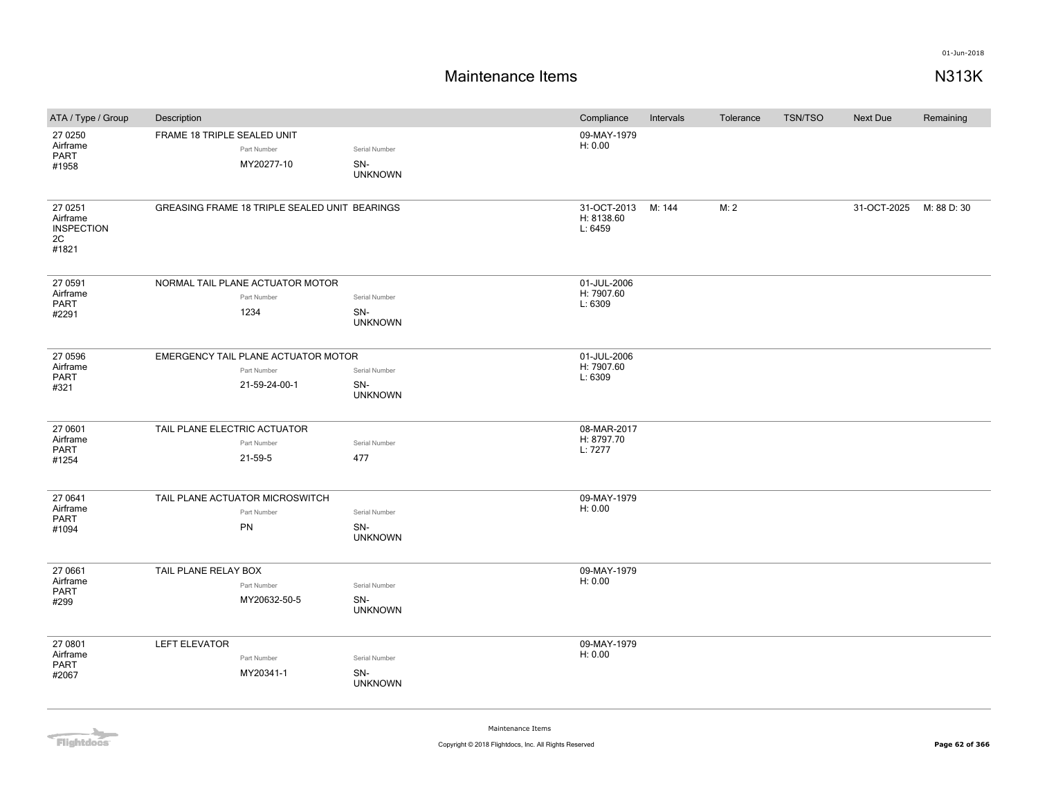# Maintenance Items

**N313K**

| ATA / Type / Group | Description | Compliance | Intervals | Tolerance | TSN/TSO | Next Due | Remaining |
|---|---|---|---|---|---|---|---|
| 27 0250<br>Airframe<br>PART<br>#1958 | FRAME 18 TRIPLE SEALED UNIT<br>Part Number: MY20277-10<br>Serial Number: SN-UNKNOWN | 09-MAY-1979<br>H: 0.00 | | | | | |
| 27 0251<br>Airframe<br>INSPECTION<br>2C<br>#1821 | GREASING FRAME 18 TRIPLE SEALED UNIT BEARINGS | 31-OCT-2013<br>H: 8138.60<br>L: 6459 | M: 144 | M: 2 | | 31-OCT-2025 | M: 88 D: 30 |
| 27 0591<br>Airframe<br>PART<br>#2291 | NORMAL TAIL PLANE ACTUATOR MOTOR<br>Part Number: 1234<br>Serial Number: SN-UNKNOWN | 01-JUL-2006<br>H: 7907.60<br>L: 6309 | | | | | |
| 27 0596<br>Airframe<br>PART<br>#321 | EMERGENCY TAIL PLANE ACTUATOR MOTOR<br>Part Number: 21-59-24-00-1<br>Serial Number: SN-UNKNOWN | 01-JUL-2006<br>H: 7907.60<br>L: 6309 | | | | | |
| 27 0601<br>Airframe<br>PART<br>#1254 | TAIL PLANE ELECTRIC ACTUATOR<br>Part Number: 21-59-5<br>Serial Number: 477 | 08-MAR-2017<br>H: 8797.70<br>L: 7277 | | | | | |
| 27 0641<br>Airframe<br>PART<br>#1094 | TAIL PLANE ACTUATOR MICROSWITCH<br>Part Number: PN<br>Serial Number: SN-UNKNOWN | 09-MAY-1979<br>H: 0.00 | | | | | |
| 27 0661<br>Airframe<br>PART<br>#299 | TAIL PLANE RELAY BOX<br>Part Number: MY20632-50-5<br>Serial Number: SN-UNKNOWN | 09-MAY-1979<br>H: 0.00 | | | | | |
| 27 0801<br>Airframe<br>PART<br>#2067 | LEFT ELEVATOR<br>Part Number: MY20341-1<br>Serial Number: SN-UNKNOWN | 09-MAY-1979<br>H: 0.00 | | | | | |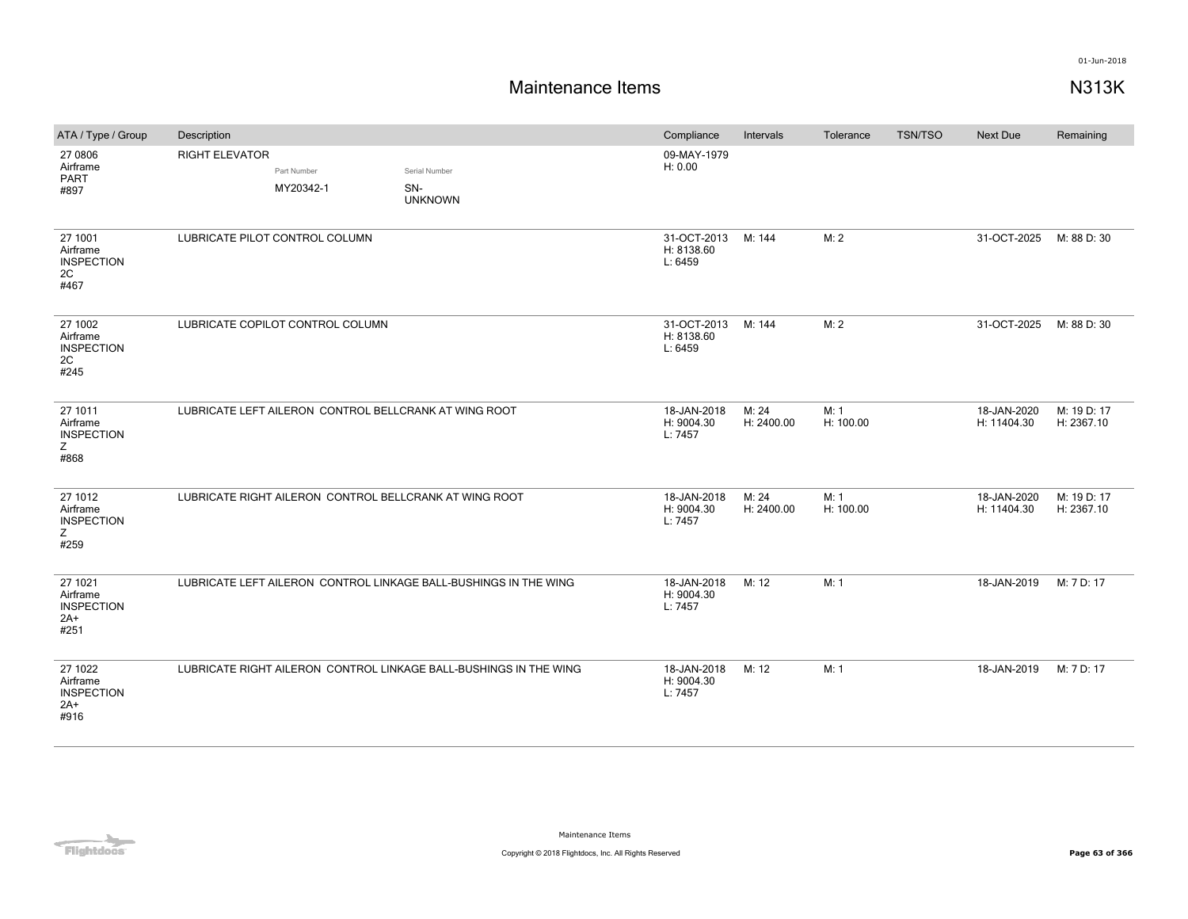# Maintenance Items

N313K

| ATA / Type / Group | Description | Compliance | Intervals | Tolerance | TSN/TSO | Next Due | Remaining |
|---|---|---|---|---|---|---|---|
| 27 0806 Airframe PART #897 | RIGHT ELEVATOR Part Number: MY20342-1 Serial Number: SN-UNKNOWN | 09-MAY-1979 H: 0.00 | | | | | |
| 27 1001 Airframe INSPECTION 2C #467 | LUBRICATE PILOT CONTROL COLUMN | 31-OCT-2013 H: 8138.60 L: 6459 | M: 144 | M: 2 | | 31-OCT-2025 | M: 88 D: 30 |
| 27 1002 Airframe INSPECTION 2C #245 | LUBRICATE COPILOT CONTROL COLUMN | 31-OCT-2013 H: 8138.60 L: 6459 | M: 144 | M: 2 | | 31-OCT-2025 | M: 88 D: 30 |
| 27 1011 Airframe INSPECTION Z #868 | LUBRICATE LEFT AILERON CONTROL BELLCRANK AT WING ROOT | 18-JAN-2018 H: 9004.30 L: 7457 | M: 24 H: 2400.00 | M: 1 H: 100.00 | | 18-JAN-2020 H: 11404.30 | M: 19 D: 17 H: 2367.10 |
| 27 1012 Airframe INSPECTION Z #259 | LUBRICATE RIGHT AILERON CONTROL BELLCRANK AT WING ROOT | 18-JAN-2018 H: 9004.30 L: 7457 | M: 24 H: 2400.00 | M: 1 H: 100.00 | | 18-JAN-2020 H: 11404.30 | M: 19 D: 17 H: 2367.10 |
| 27 1021 Airframe INSPECTION 2A+ #251 | LUBRICATE LEFT AILERON CONTROL LINKAGE BALL-BUSHINGS IN THE WING | 18-JAN-2018 H: 9004.30 L: 7457 | M: 12 | M: 1 | | 18-JAN-2019 | M: 7 D: 17 |
| 27 1022 Airframe INSPECTION 2A+ #916 | LUBRICATE RIGHT AILERON CONTROL LINKAGE BALL-BUSHINGS IN THE WING | 18-JAN-2018 H: 9004.30 L: 7457 | M: 12 | M: 1 | | 18-JAN-2019 | M: 7 D: 17 |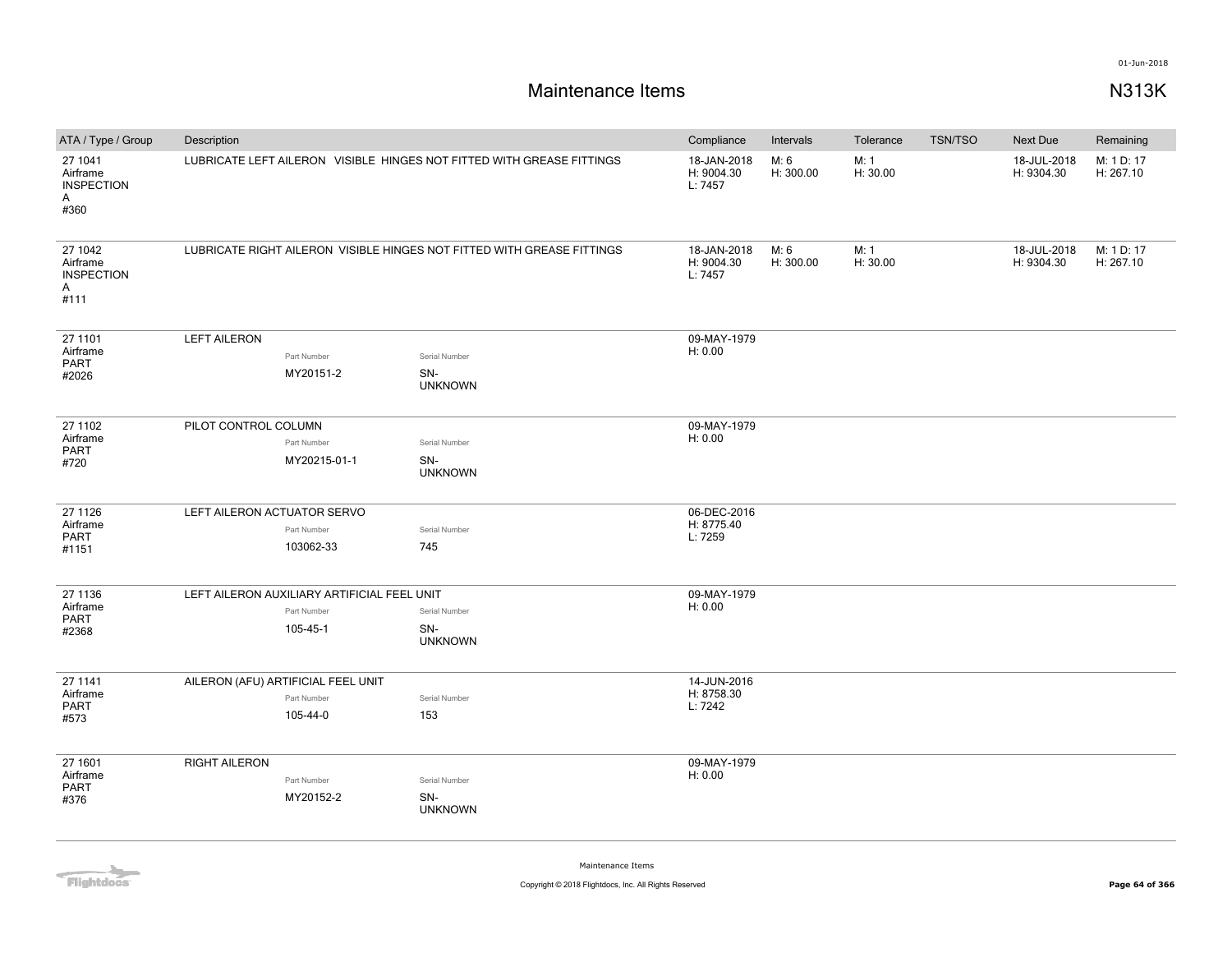# Maintenance Items

N313K

| ATA / Type / Group | Description | Compliance | Intervals | Tolerance | TSN/TSO | Next Due | Remaining |
|---|---|---|---|---|---|---|---|
| 27 1041<br>Airframe<br>INSPECTION<br>A<br>#360 | LUBRICATE LEFT AILERON VISIBLE HINGES NOT FITTED WITH GREASE FITTINGS | 18-JAN-2018<br>H: 9004.30<br>L: 7457 | M: 6<br>H: 300.00 | M: 1<br>H: 30.00 | | 18-JUL-2018<br>H: 9304.30 | M: 1 D: 17<br>H: 267.10 |
| 27 1042<br>Airframe<br>INSPECTION<br>A<br>#111 | LUBRICATE RIGHT AILERON VISIBLE HINGES NOT FITTED WITH GREASE FITTINGS | 18-JAN-2018<br>H: 9004.30<br>L: 7457 | M: 6<br>H: 300.00 | M: 1<br>H: 30.00 | | 18-JUL-2018<br>H: 9304.30 | M: 1 D: 17<br>H: 267.10 |
| 27 1101<br>Airframe<br>PART<br>#2026 | LEFT AILERON<br>Part Number: MY20151-2<br>Serial Number: SN-UNKNOWN | 09-MAY-1979<br>H: 0.00 | | | | | |
| 27 1102<br>Airframe<br>PART<br>#720 | PILOT CONTROL COLUMN<br>Part Number: MY20215-01-1<br>Serial Number: SN-UNKNOWN | 09-MAY-1979<br>H: 0.00 | | | | | |
| 27 1126<br>Airframe<br>PART<br>#1151 | LEFT AILERON ACTUATOR SERVO<br>Part Number: 103062-33<br>Serial Number: 745 | 06-DEC-2016<br>H: 8775.40<br>L: 7259 | | | | | |
| 27 1136<br>Airframe<br>PART<br>#2368 | LEFT AILERON AUXILIARY ARTIFICIAL FEEL UNIT<br>Part Number: 105-45-1<br>Serial Number: SN-UNKNOWN | 09-MAY-1979<br>H: 0.00 | | | | | |
| 27 1141<br>Airframe<br>PART<br>#573 | AILERON (AFU) ARTIFICIAL FEEL UNIT<br>Part Number: 105-44-0<br>Serial Number: 153 | 14-JUN-2016<br>H: 8758.30<br>L: 7242 | | | | | |
| 27 1601<br>Airframe<br>PART<br>#376 | RIGHT AILERON<br>Part Number: MY20152-2<br>Serial Number: SN-UNKNOWN | 09-MAY-1979<br>H: 0.00 | | | | | |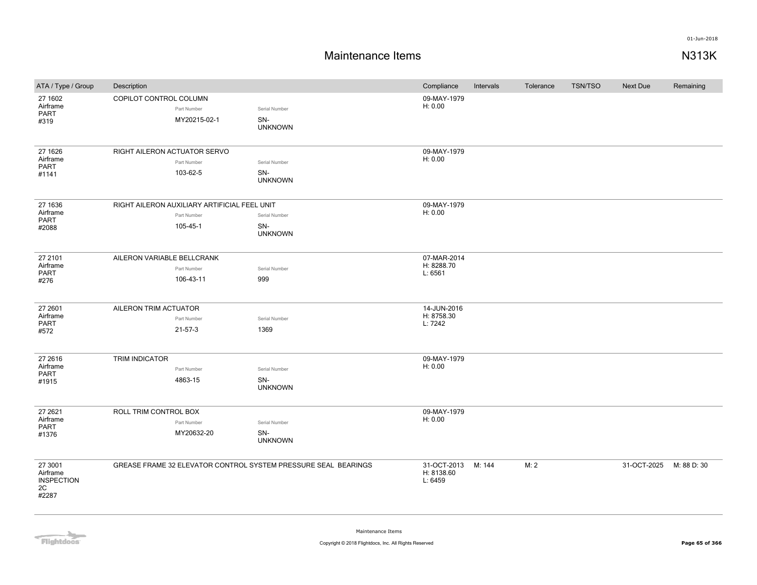# Maintenance Items

N313K

| ATA / Type / Group | Description | Part Number | Serial Number | Compliance | Intervals | Tolerance | TSN/TSO | Next Due | Remaining |
|---|---|---|---|---|---|---|---|---|---|
| 27 1602 Airframe PART #319 | COPILOT CONTROL COLUMN | MY20215-02-1 | SN-UNKNOWN | 09-MAY-1979 H: 0.00 | | | | | |
| 27 1626 Airframe PART #1141 | RIGHT AILERON ACTUATOR SERVO | 103-62-5 | SN-UNKNOWN | 09-MAY-1979 H: 0.00 | | | | | |
| 27 1636 Airframe PART #2088 | RIGHT AILERON AUXILIARY ARTIFICIAL FEEL UNIT | 105-45-1 | SN-UNKNOWN | 09-MAY-1979 H: 0.00 | | | | | |
| 27 2101 Airframe PART #276 | AILERON VARIABLE BELLCRANK | 106-43-11 | 999 | 07-MAR-2014 H: 8288.70 L: 6561 | | | | | |
| 27 2601 Airframe PART #572 | AILERON TRIM ACTUATOR | 21-57-3 | 1369 | 14-JUN-2016 H: 8758.30 L: 7242 | | | | | |
| 27 2616 Airframe PART #1915 | TRIM INDICATOR | 4863-15 | SN-UNKNOWN | 09-MAY-1979 H: 0.00 | | | | | |
| 27 2621 Airframe PART #1376 | ROLL TRIM CONTROL BOX | MY20632-20 | SN-UNKNOWN | 09-MAY-1979 H: 0.00 | | | | | |
| 27 3001 Airframe INSPECTION 2C #2287 | GREASE FRAME 32 ELEVATOR CONTROL SYSTEM PRESSURE SEAL BEARINGS | | | 31-OCT-2013 H: 8138.60 L: 6459 | M: 144 | M: 2 | | 31-OCT-2025 | M: 88 D: 30 |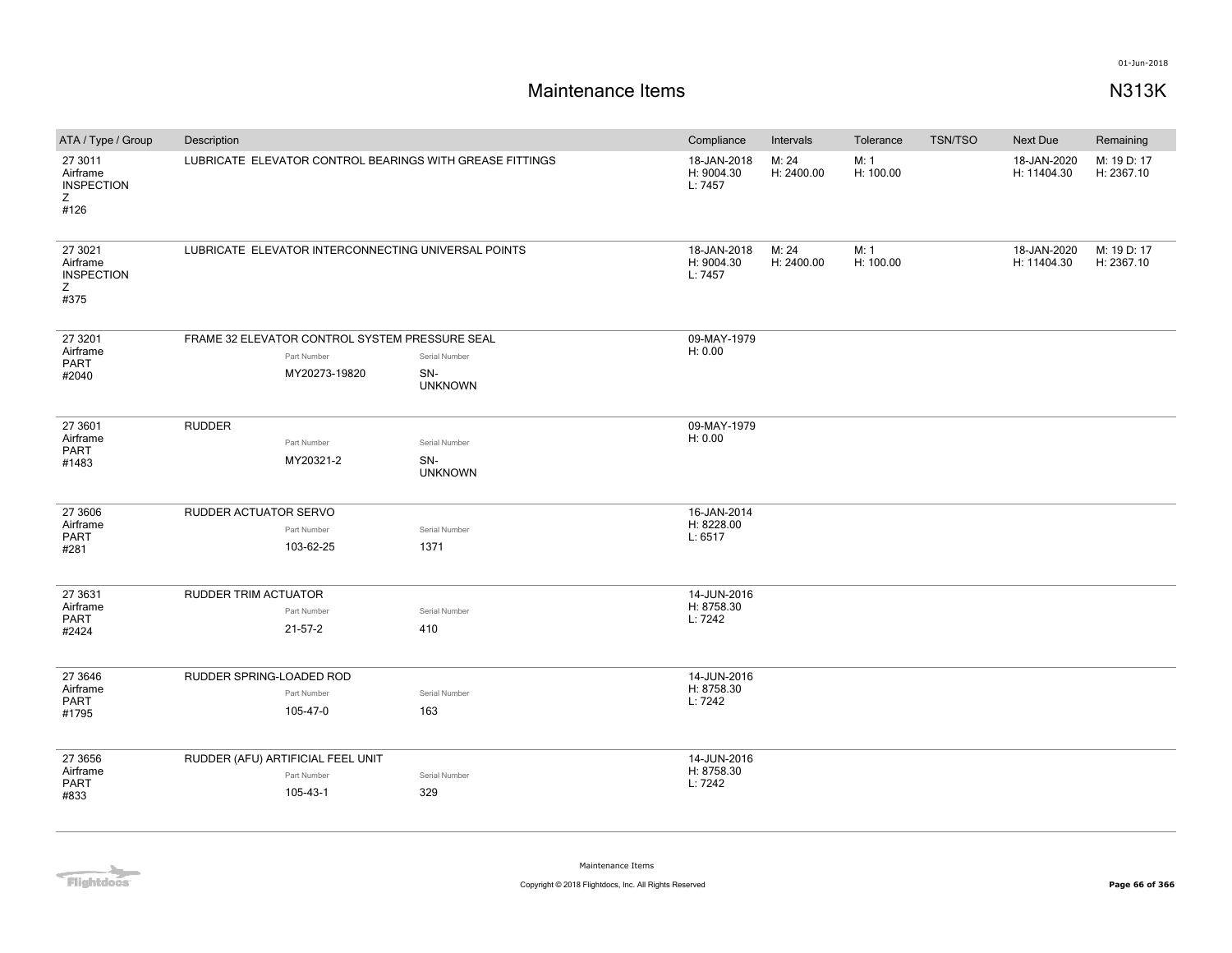# Maintenance Items

## N313K

| ATA / Type / Group | Description | Compliance | Intervals | Tolerance | TSN/TSO | Next Due | Remaining |
|---|---|---|---|---|---|---|---|
| 27 3011<br>Airframe<br>INSPECTION<br>Z<br>#126 | LUBRICATE ELEVATOR CONTROL BEARINGS WITH GREASE FITTINGS | 18-JAN-2018<br>H: 9004.30<br>L: 7457 | M: 24<br>H: 2400.00 | M: 1<br>H: 100.00 | | 18-JAN-2020<br>H: 11404.30 | M: 19 D: 17<br>H: 2367.10 |
| 27 3021<br>Airframe<br>INSPECTION<br>Z<br>#375 | LUBRICATE ELEVATOR INTERCONNECTING UNIVERSAL POINTS | 18-JAN-2018<br>H: 9004.30<br>L: 7457 | M: 24<br>H: 2400.00 | M: 1<br>H: 100.00 | | 18-JAN-2020<br>H: 11404.30 | M: 19 D: 17<br>H: 2367.10 |
| 27 3201<br>Airframe<br>PART<br>#2040 | FRAME 32 ELEVATOR CONTROL SYSTEM PRESSURE SEAL<br>Part Number: MY20273-19820<br>Serial Number: SN-UNKNOWN | 09-MAY-1979<br>H: 0.00 | | | | | |
| 27 3601<br>Airframe<br>PART<br>#1483 | RUDDER<br>Part Number: MY20321-2<br>Serial Number: SN-UNKNOWN | 09-MAY-1979<br>H: 0.00 | | | | | |
| 27 3606<br>Airframe<br>PART<br>#281 | RUDDER ACTUATOR SERVO<br>Part Number: 103-62-25<br>Serial Number: 1371 | 16-JAN-2014<br>H: 8228.00<br>L: 6517 | | | | | |
| 27 3631<br>Airframe<br>PART<br>#2424 | RUDDER TRIM ACTUATOR<br>Part Number: 21-57-2<br>Serial Number: 410 | 14-JUN-2016<br>H: 8758.30<br>L: 7242 | | | | | |
| 27 3646<br>Airframe<br>PART<br>#1795 | RUDDER SPRING-LOADED ROD<br>Part Number: 105-47-0<br>Serial Number: 163 | 14-JUN-2016<br>H: 8758.30<br>L: 7242 | | | | | |
| 27 3656<br>Airframe<br>PART<br>#833 | RUDDER (AFU) ARTIFICIAL FEEL UNIT<br>Part Number: 105-43-1<br>Serial Number: 329 | 14-JUN-2016<br>H: 8758.30<br>L: 7242 | | | | | |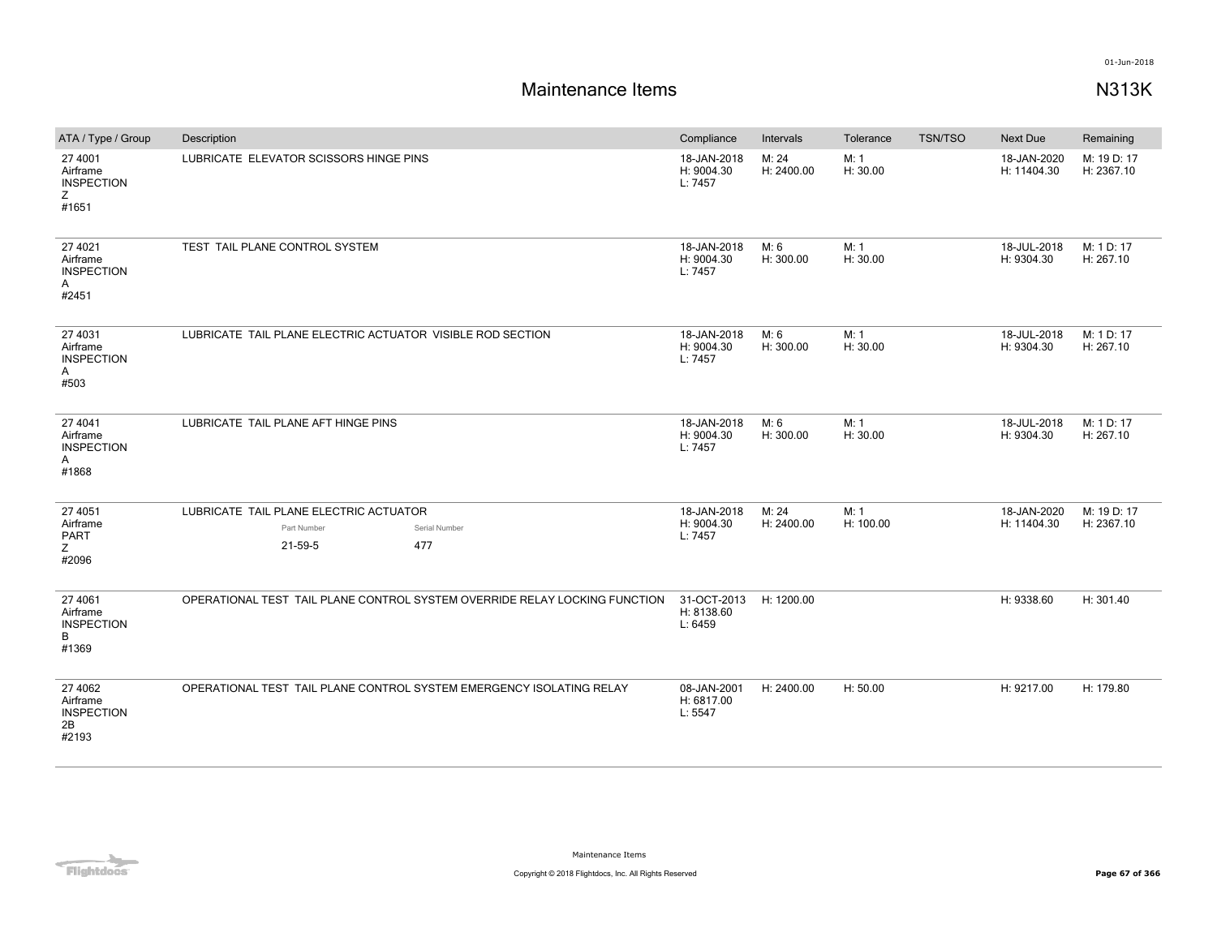# Maintenance Items

## N313K

| ATA / Type / Group | Description | Compliance | Intervals | Tolerance | TSN/TSO | Next Due | Remaining |
|---|---|---|---|---|---|---|---|
| 27 4001<br>Airframe<br>INSPECTION<br>Z<br>#1651 | LUBRICATE ELEVATOR SCISSORS HINGE PINS | 18-JAN-2018<br>H: 9004.30<br>L: 7457 | M: 24<br>H: 2400.00 | M: 1<br>H: 30.00 | | 18-JAN-2020<br>H: 11404.30 | M: 19 D: 17<br>H: 2367.10 |
| 27 4021<br>Airframe<br>INSPECTION<br>A<br>#2451 | TEST TAIL PLANE CONTROL SYSTEM | 18-JAN-2018<br>H: 9004.30<br>L: 7457 | M: 6<br>H: 300.00 | M: 1<br>H: 30.00 | | 18-JUL-2018<br>H: 9304.30 | M: 1 D: 17<br>H: 267.10 |
| 27 4031<br>Airframe<br>INSPECTION<br>A<br>#503 | LUBRICATE TAIL PLANE ELECTRIC ACTUATOR VISIBLE ROD SECTION | 18-JAN-2018<br>H: 9004.30<br>L: 7457 | M: 6<br>H: 300.00 | M: 1<br>H: 30.00 | | 18-JUL-2018<br>H: 9304.30 | M: 1 D: 17<br>H: 267.10 |
| 27 4041<br>Airframe<br>INSPECTION<br>A<br>#1868 | LUBRICATE TAIL PLANE AFT HINGE PINS | 18-JAN-2018<br>H: 9004.30<br>L: 7457 | M: 6<br>H: 300.00 | M: 1<br>H: 30.00 | | 18-JUL-2018<br>H: 9304.30 | M: 1 D: 17<br>H: 267.10 |
| 27 4051<br>Airframe<br>PART<br>Z<br>#2096 | LUBRICATE TAIL PLANE ELECTRIC ACTUATOR<br>Part Number: 21-59-5<br>Serial Number: 477 | 18-JAN-2018<br>H: 9004.30<br>L: 7457 | M: 24<br>H: 2400.00 | M: 1<br>H: 100.00 | | 18-JAN-2020<br>H: 11404.30 | M: 19 D: 17<br>H: 2367.10 |
| 27 4061<br>Airframe<br>INSPECTION<br>B<br>#1369 | OPERATIONAL TEST TAIL PLANE CONTROL SYSTEM OVERRIDE RELAY LOCKING FUNCTION | 31-OCT-2013<br>H: 8138.60<br>L: 6459 | H: 1200.00 | | | H: 9338.60 | H: 301.40 |
| 27 4062<br>Airframe<br>INSPECTION<br>2B<br>#2193 | OPERATIONAL TEST TAIL PLANE CONTROL SYSTEM EMERGENCY ISOLATING RELAY | 08-JAN-2001<br>H: 6817.00<br>L: 5547 | H: 2400.00 | H: 50.00 | | H: 9217.00 | H: 179.80 |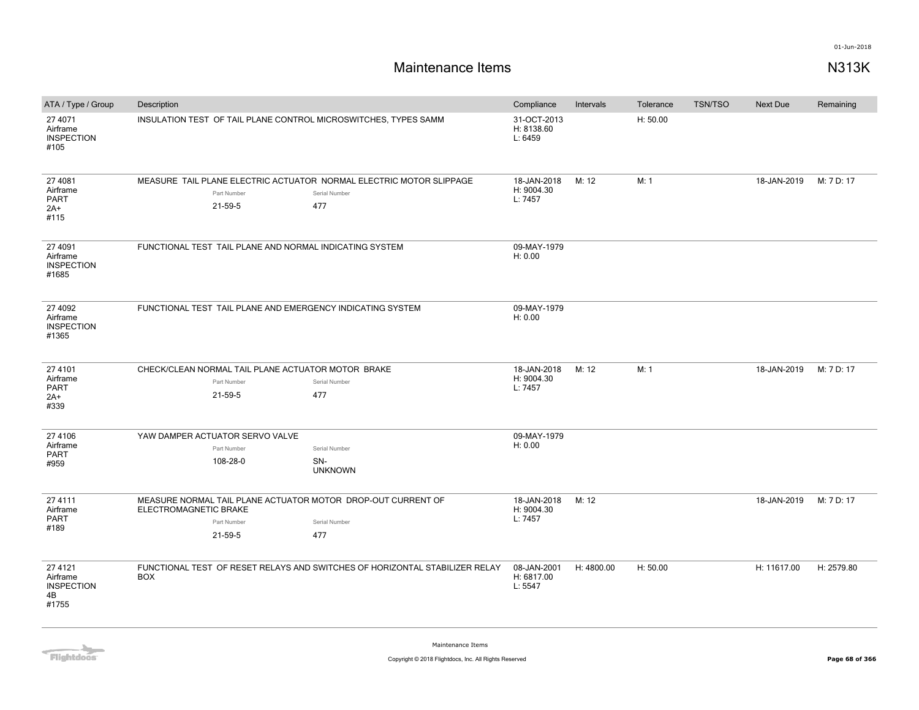# Maintenance Items

N313K

| ATA / Type / Group | Description | Compliance | Intervals | Tolerance | TSN/TSO | Next Due | Remaining |
|---|---|---|---|---|---|---|---|
| 27 4071<br>Airframe<br>INSPECTION<br>#105 | INSULATION TEST OF TAIL PLANE CONTROL MICROSWITCHES, TYPES SAMM | 31-OCT-2013<br>H: 8138.60<br>L: 6459 | | H: 50.00 | | | |
| 27 4081<br>Airframe<br>PART<br>2A+<br>#115 | MEASURE TAIL PLANE ELECTRIC ACTUATOR NORMAL ELECTRIC MOTOR SLIPPAGE<br>Part Number: 21-59-5<br>Serial Number: 477 | 18-JAN-2018<br>H: 9004.30<br>L: 7457 | M: 12 | M: 1 | | 18-JAN-2019 | M: 7 D: 17 |
| 27 4091<br>Airframe<br>INSPECTION<br>#1685 | FUNCTIONAL TEST TAIL PLANE AND NORMAL INDICATING SYSTEM | 09-MAY-1979<br>H: 0.00 | | | | | |
| 27 4092<br>Airframe<br>INSPECTION<br>#1365 | FUNCTIONAL TEST TAIL PLANE AND EMERGENCY INDICATING SYSTEM | 09-MAY-1979<br>H: 0.00 | | | | | |
| 27 4101<br>Airframe<br>PART<br>2A+<br>#339 | CHECK/CLEAN NORMAL TAIL PLANE ACTUATOR MOTOR BRAKE<br>Part Number: 21-59-5<br>Serial Number: 477 | 18-JAN-2018<br>H: 9004.30<br>L: 7457 | M: 12 | M: 1 | | 18-JAN-2019 | M: 7 D: 17 |
| 27 4106<br>Airframe<br>PART<br>#959 | YAW DAMPER ACTUATOR SERVO VALVE<br>Part Number: 108-28-0<br>Serial Number: SN-UNKNOWN | 09-MAY-1979<br>H: 0.00 | | | | | |
| 27 4111<br>Airframe<br>PART<br>#189 | MEASURE NORMAL TAIL PLANE ACTUATOR MOTOR DROP-OUT CURRENT OF ELECTROMAGNETIC BRAKE<br>Part Number: 21-59-5<br>Serial Number: 477 | 18-JAN-2018<br>H: 9004.30<br>L: 7457 | M: 12 | | | 18-JAN-2019 | M: 7 D: 17 |
| 27 4121<br>Airframe<br>INSPECTION<br>4B<br>#1755 | FUNCTIONAL TEST OF RESET RELAYS AND SWITCHES OF HORIZONTAL STABILIZER RELAY BOX | 08-JAN-2001<br>H: 6817.00<br>L: 5547 | H: 4800.00 | H: 50.00 | | H: 11617.00 | H: 2579.80 |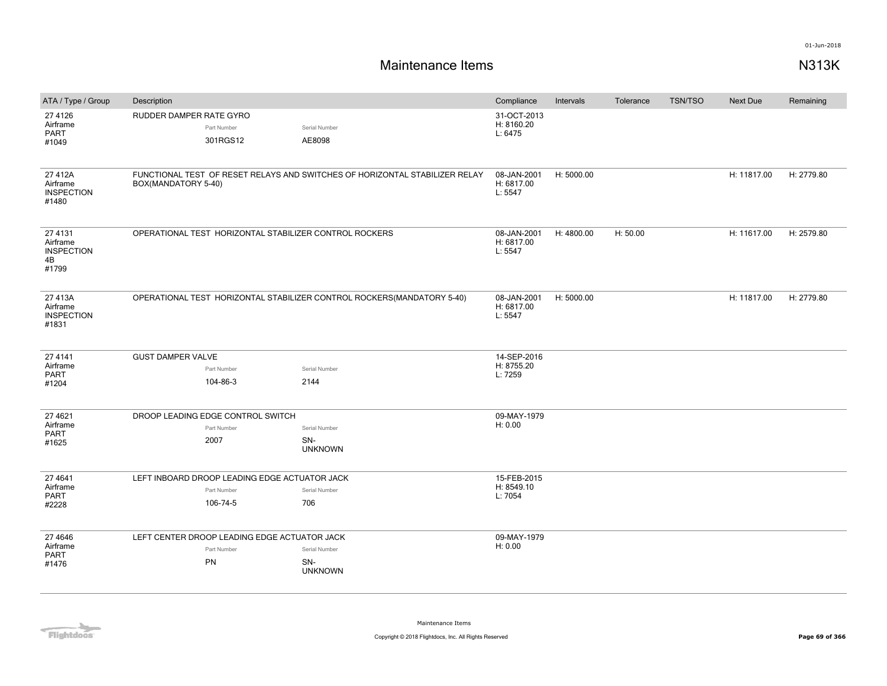# Maintenance Items

N313K

| ATA / Type / Group | Description | Compliance | Intervals | Tolerance | TSN/TSO | Next Due | Remaining |
|---|---|---|---|---|---|---|---|
| 27 4126 Airframe PART #1049 | RUDDER DAMPER RATE GYRO<br>Part Number: 301RGS12<br>Serial Number: AE8098 | 31-OCT-2013 H: 8160.20 L: 6475 | | | | | |
| 27 412A Airframe INSPECTION #1480 | FUNCTIONAL TEST OF RESET RELAYS AND SWITCHES OF HORIZONTAL STABILIZER RELAY BOX(MANDATORY 5-40) | 08-JAN-2001 H: 6817.00 L: 5547 | H: 5000.00 | | | H: 11817.00 | H: 2779.80 |
| 27 4131 Airframe INSPECTION 4B #1799 | OPERATIONAL TEST HORIZONTAL STABILIZER CONTROL ROCKERS | 08-JAN-2001 H: 6817.00 L: 5547 | H: 4800.00 | H: 50.00 | | H: 11617.00 | H: 2579.80 |
| 27 413A Airframe INSPECTION #1831 | OPERATIONAL TEST HORIZONTAL STABILIZER CONTROL ROCKERS(MANDATORY 5-40) | 08-JAN-2001 H: 6817.00 L: 5547 | H: 5000.00 | | | H: 11817.00 | H: 2779.80 |
| 27 4141 Airframe PART #1204 | GUST DAMPER VALVE<br>Part Number: 104-86-3<br>Serial Number: 2144 | 14-SEP-2016 H: 8755.20 L: 7259 | | | | | |
| 27 4621 Airframe PART #1625 | DROOP LEADING EDGE CONTROL SWITCH<br>Part Number: 2007<br>Serial Number: SN-UNKNOWN | 09-MAY-1979 H: 0.00 | | | | | |
| 27 4641 Airframe PART #2228 | LEFT INBOARD DROOP LEADING EDGE ACTUATOR JACK<br>Part Number: 106-74-5<br>Serial Number: 706 | 15-FEB-2015 H: 8549.10 L: 7054 | | | | | |
| 27 4646 Airframe PART #1476 | LEFT CENTER DROOP LEADING EDGE ACTUATOR JACK<br>Part Number: PN<br>Serial Number: SN-UNKNOWN | 09-MAY-1979 H: 0.00 | | | | | |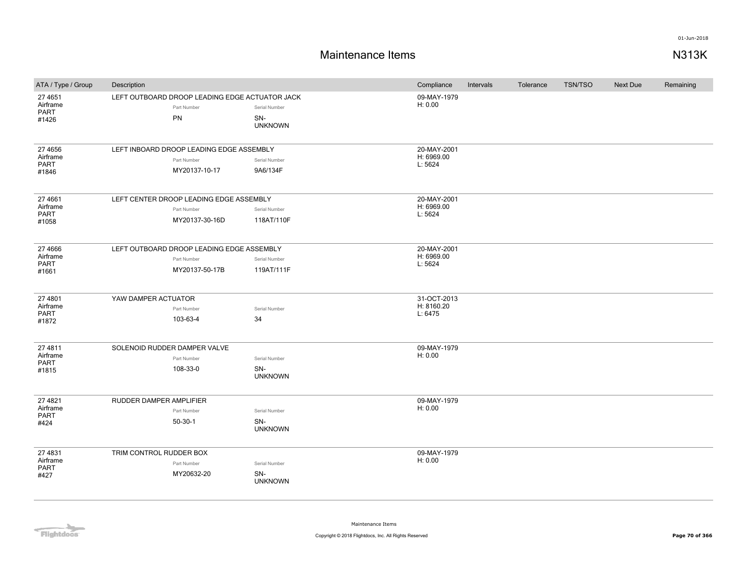# Maintenance Items

N313K

| ATA / Type / Group | Description | Compliance | Intervals | Tolerance | TSN/TSO | Next Due | Remaining |
|---|---|---|---|---|---|---|---|
| 27 4651<br>Airframe<br>PART<br>#1426 | LEFT OUTBOARD DROOP LEADING EDGE ACTUATOR JACK<br>Part Number: PN<br>Serial Number: SN-UNKNOWN | 09-MAY-1979<br>H: 0.00 | | | | | |
| 27 4656<br>Airframe<br>PART<br>#1846 | LEFT INBOARD DROOP LEADING EDGE ASSEMBLY<br>Part Number: MY20137-10-17<br>Serial Number: 9A6/134F | 20-MAY-2001<br>H: 6969.00<br>L: 5624 | | | | | |
| 27 4661<br>Airframe<br>PART<br>#1058 | LEFT CENTER DROOP LEADING EDGE ASSEMBLY<br>Part Number: MY20137-30-16D<br>Serial Number: 118AT/110F | 20-MAY-2001<br>H: 6969.00<br>L: 5624 | | | | | |
| 27 4666<br>Airframe<br>PART<br>#1661 | LEFT OUTBOARD DROOP LEADING EDGE ASSEMBLY<br>Part Number: MY20137-50-17B<br>Serial Number: 119AT/111F | 20-MAY-2001<br>H: 6969.00<br>L: 5624 | | | | | |
| 27 4801<br>Airframe<br>PART<br>#1872 | YAW DAMPER ACTUATOR<br>Part Number: 103-63-4<br>Serial Number: 34 | 31-OCT-2013<br>H: 8160.20<br>L: 6475 | | | | | |
| 27 4811<br>Airframe<br>PART<br>#1815 | SOLENOID RUDDER DAMPER VALVE<br>Part Number: 108-33-0<br>Serial Number: SN-UNKNOWN | 09-MAY-1979<br>H: 0.00 | | | | | |
| 27 4821<br>Airframe<br>PART<br>#424 | RUDDER DAMPER AMPLIFIER<br>Part Number: 50-30-1<br>Serial Number: SN-UNKNOWN | 09-MAY-1979<br>H: 0.00 | | | | | |
| 27 4831<br>Airframe<br>PART<br>#427 | TRIM CONTROL RUDDER BOX<br>Part Number: MY20632-20<br>Serial Number: SN-UNKNOWN | 09-MAY-1979<br>H: 0.00 | | | | | |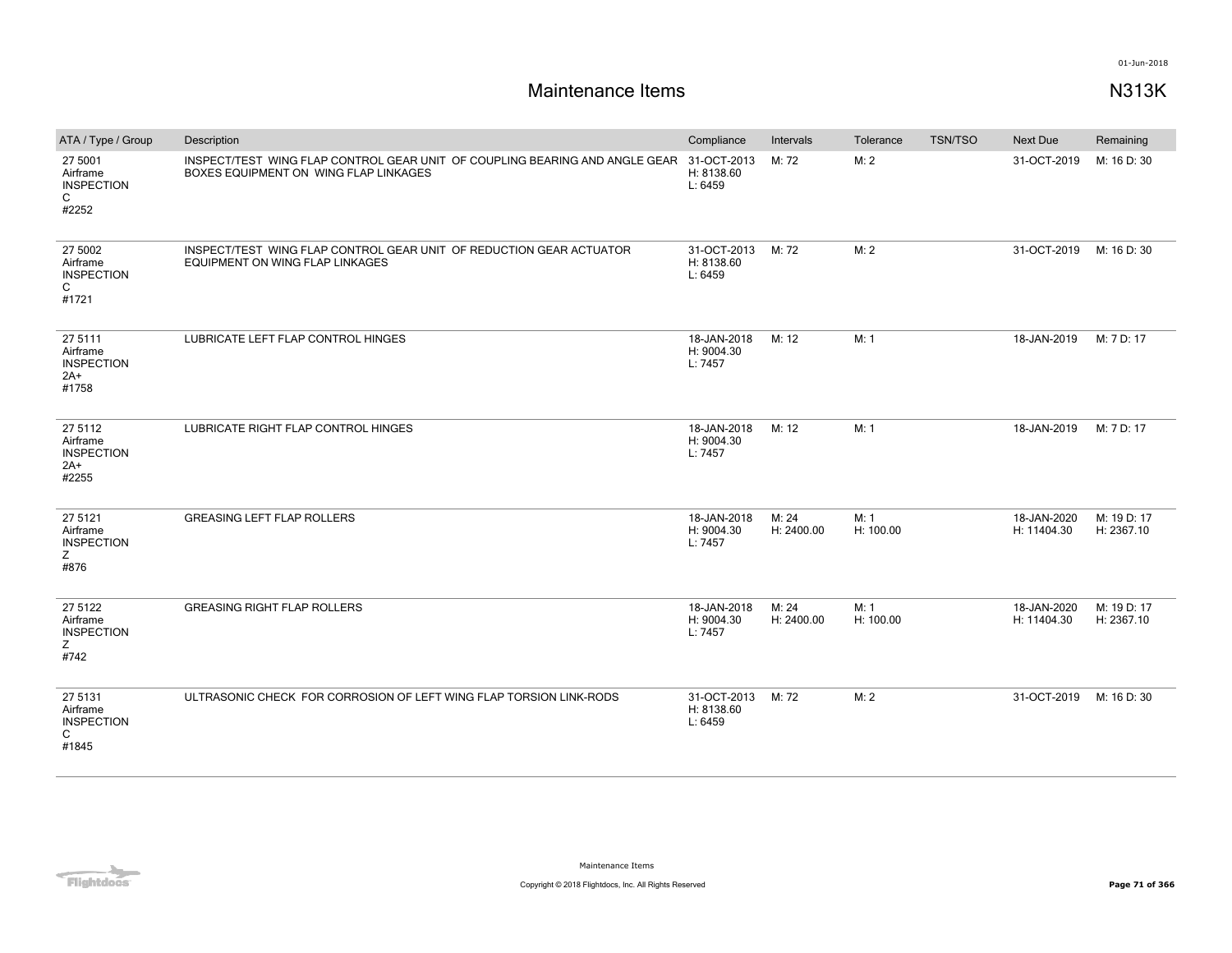# Maintenance Items

N313K

| ATA / Type / Group | Description | Compliance | Intervals | Tolerance | TSN/TSO | Next Due | Remaining |
|---|---|---|---|---|---|---|---|
| 27 5001<br>Airframe<br>INSPECTION<br>C<br>#2252 | INSPECT/TEST WING FLAP CONTROL GEAR UNIT OF COUPLING BEARING AND ANGLE GEAR BOXES EQUIPMENT ON WING FLAP LINKAGES | 31-OCT-2013<br>H: 8138.60<br>L: 6459 | M: 72 | M: 2 | | 31-OCT-2019 | M: 16 D: 30 |
| 27 5002<br>Airframe<br>INSPECTION<br>C<br>#1721 | INSPECT/TEST WING FLAP CONTROL GEAR UNIT OF REDUCTION GEAR ACTUATOR EQUIPMENT ON WING FLAP LINKAGES | 31-OCT-2013<br>H: 8138.60<br>L: 6459 | M: 72 | M: 2 | | 31-OCT-2019 | M: 16 D: 30 |
| 27 5111<br>Airframe<br>INSPECTION<br>2A+<br>#1758 | LUBRICATE LEFT FLAP CONTROL HINGES | 18-JAN-2018<br>H: 9004.30<br>L: 7457 | M: 12 | M: 1 | | 18-JAN-2019 | M: 7 D: 17 |
| 27 5112<br>Airframe<br>INSPECTION<br>2A+<br>#2255 | LUBRICATE RIGHT FLAP CONTROL HINGES | 18-JAN-2018<br>H: 9004.30<br>L: 7457 | M: 12 | M: 1 | | 18-JAN-2019 | M: 7 D: 17 |
| 27 5121<br>Airframe<br>INSPECTION<br>Z<br>#876 | GREASING LEFT FLAP ROLLERS | 18-JAN-2018<br>H: 9004.30<br>L: 7457 | M: 24<br>H: 2400.00 | M: 1<br>H: 100.00 | | 18-JAN-2020<br>H: 11404.30 | M: 19 D: 17<br>H: 2367.10 |
| 27 5122<br>Airframe<br>INSPECTION<br>Z<br>#742 | GREASING RIGHT FLAP ROLLERS | 18-JAN-2018<br>H: 9004.30<br>L: 7457 | M: 24<br>H: 2400.00 | M: 1<br>H: 100.00 | | 18-JAN-2020<br>H: 11404.30 | M: 19 D: 17<br>H: 2367.10 |
| 27 5131<br>Airframe<br>INSPECTION<br>C<br>#1845 | ULTRASONIC CHECK FOR CORROSION OF LEFT WING FLAP TORSION LINK-RODS | 31-OCT-2013<br>H: 8138.60<br>L: 6459 | M: 72 | M: 2 | | 31-OCT-2019 | M: 16 D: 30 |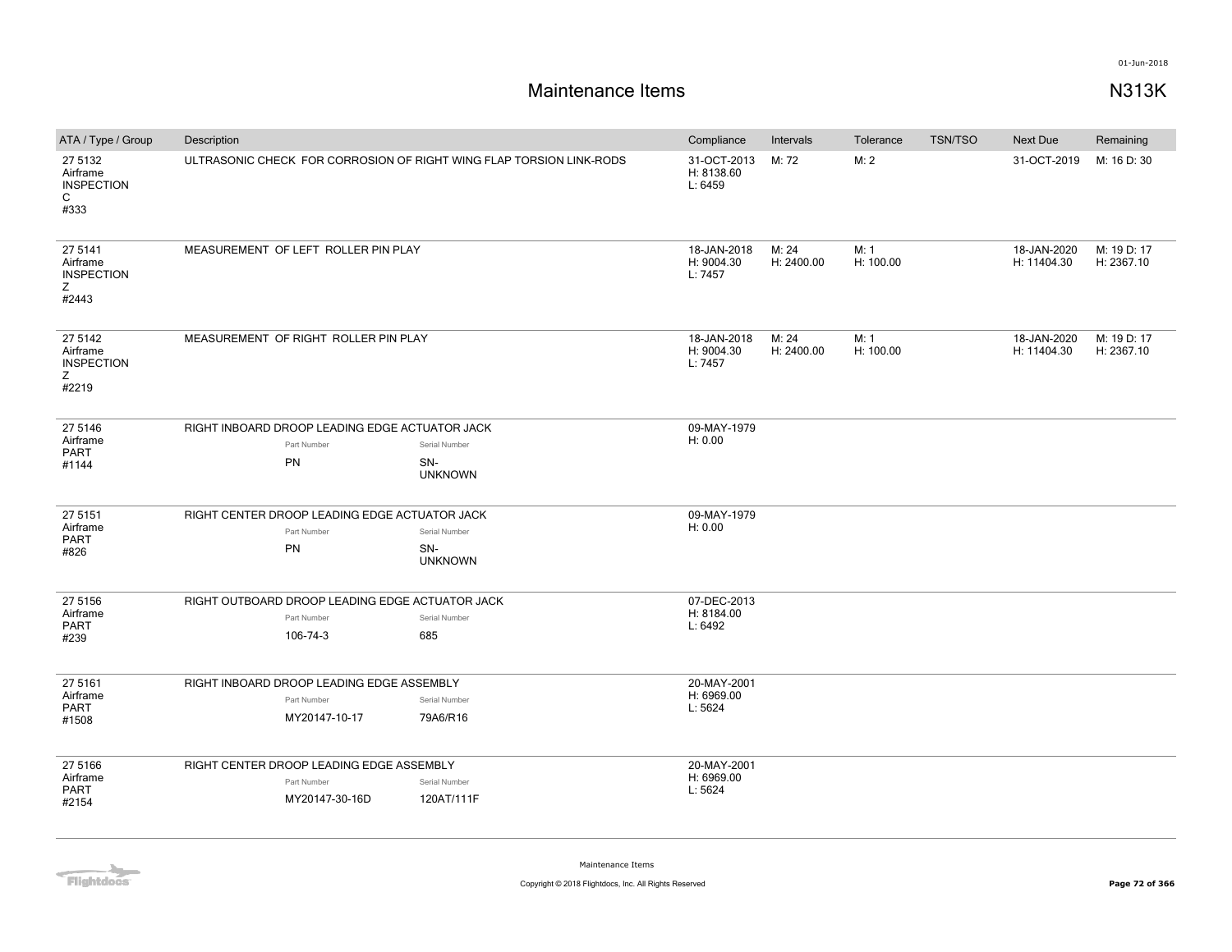# Maintenance Items

N313K

| ATA / Type / Group | Description | Compliance | Intervals | Tolerance | TSN/TSO | Next Due | Remaining |
|---|---|---|---|---|---|---|---|
| 27 5132 Airframe INSPECTION C #333 | ULTRASONIC CHECK FOR CORROSION OF RIGHT WING FLAP TORSION LINK-RODS | 31-OCT-2013 H: 8138.60 L: 6459 | M: 72 | M: 2 | | 31-OCT-2019 | M: 16 D: 30 |
| 27 5141 Airframe INSPECTION Z #2443 | MEASUREMENT OF LEFT ROLLER PIN PLAY | 18-JAN-2018 H: 9004.30 L: 7457 | M: 24 H: 2400.00 | M: 1 H: 100.00 | | 18-JAN-2020 H: 11404.30 | M: 19 D: 17 H: 2367.10 |
| 27 5142 Airframe INSPECTION Z #2219 | MEASUREMENT OF RIGHT ROLLER PIN PLAY | 18-JAN-2018 H: 9004.30 L: 7457 | M: 24 H: 2400.00 | M: 1 H: 100.00 | | 18-JAN-2020 H: 11404.30 | M: 19 D: 17 H: 2367.10 |
| 27 5146 Airframe PART #1144 | RIGHT INBOARD DROOP LEADING EDGE ACTUATOR JACK<br>Part Number: PN<br>Serial Number: SN-UNKNOWN | 09-MAY-1979 H: 0.00 | | | | | |
| 27 5151 Airframe PART #826 | RIGHT CENTER DROOP LEADING EDGE ACTUATOR JACK<br>Part Number: PN<br>Serial Number: SN-UNKNOWN | 09-MAY-1979 H: 0.00 | | | | | |
| 27 5156 Airframe PART #239 | RIGHT OUTBOARD DROOP LEADING EDGE ACTUATOR JACK<br>Part Number: 106-74-3<br>Serial Number: 685 | 07-DEC-2013 H: 8184.00 L: 6492 | | | | | |
| 27 5161 Airframe PART #1508 | RIGHT INBOARD DROOP LEADING EDGE ASSEMBLY<br>Part Number: MY20147-10-17<br>Serial Number: 79A6/R16 | 20-MAY-2001 H: 6969.00 L: 5624 | | | | | |
| 27 5166 Airframe PART #2154 | RIGHT CENTER DROOP LEADING EDGE ASSEMBLY<br>Part Number: MY20147-30-16D<br>Serial Number: 120AT/111F | 20-MAY-2001 H: 6969.00 L: 5624 | | | | | |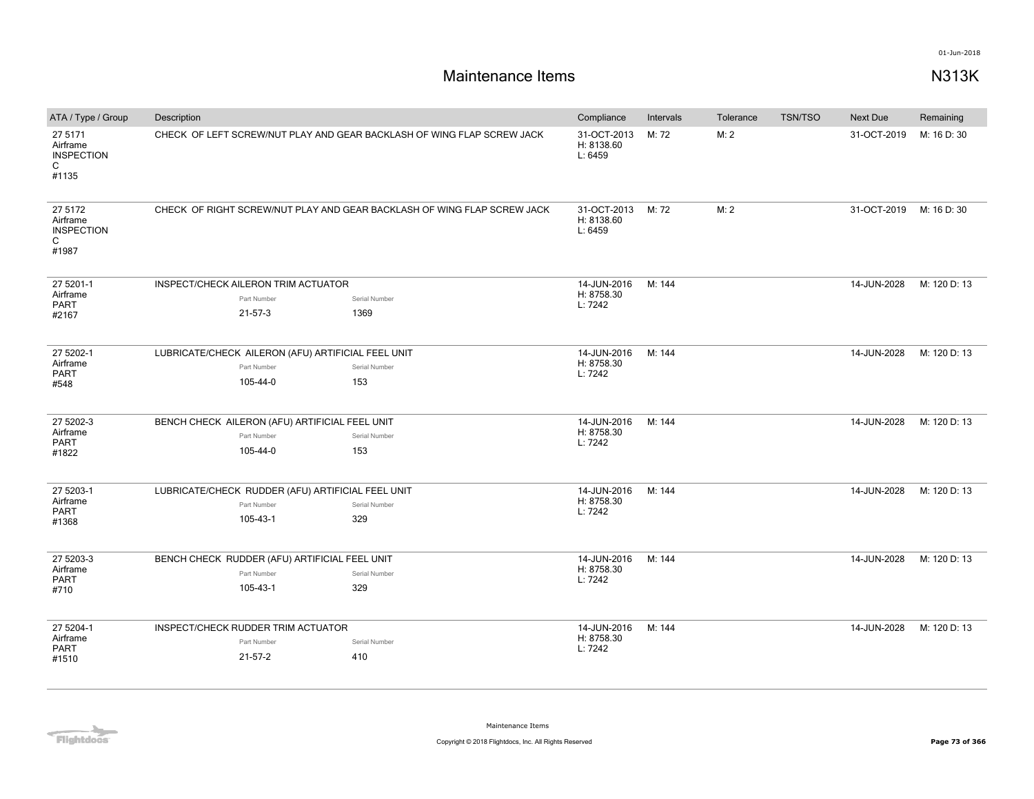# Maintenance Items

N313K

| ATA / Type / Group | Description | Compliance | Intervals | Tolerance | TSN/TSO | Next Due | Remaining |
|---|---|---|---|---|---|---|---|
| 27 5171 Airframe INSPECTION C #1135 | CHECK OF LEFT SCREW/NUT PLAY AND GEAR BACKLASH OF WING FLAP SCREW JACK | 31-OCT-2013 H: 8138.60 L: 6459 | M: 72 | M: 2 | | 31-OCT-2019 | M: 16 D: 30 |
| 27 5172 Airframe INSPECTION C #1987 | CHECK OF RIGHT SCREW/NUT PLAY AND GEAR BACKLASH OF WING FLAP SCREW JACK | 31-OCT-2013 H: 8138.60 L: 6459 | M: 72 | M: 2 | | 31-OCT-2019 | M: 16 D: 30 |
| 27 5201-1 Airframe PART #2167 | INSPECT/CHECK AILERON TRIM ACTUATOR Part Number: 21-57-3 Serial Number: 1369 | 14-JUN-2016 H: 8758.30 L: 7242 | M: 144 | | | 14-JUN-2028 | M: 120 D: 13 |
| 27 5202-1 Airframe PART #548 | LUBRICATE/CHECK AILERON (AFU) ARTIFICIAL FEEL UNIT Part Number: 105-44-0 Serial Number: 153 | 14-JUN-2016 H: 8758.30 L: 7242 | M: 144 | | | 14-JUN-2028 | M: 120 D: 13 |
| 27 5202-3 Airframe PART #1822 | BENCH CHECK AILERON (AFU) ARTIFICIAL FEEL UNIT Part Number: 105-44-0 Serial Number: 153 | 14-JUN-2016 H: 8758.30 L: 7242 | M: 144 | | | 14-JUN-2028 | M: 120 D: 13 |
| 27 5203-1 Airframe PART #1368 | LUBRICATE/CHECK RUDDER (AFU) ARTIFICIAL FEEL UNIT Part Number: 105-43-1 Serial Number: 329 | 14-JUN-2016 H: 8758.30 L: 7242 | M: 144 | | | 14-JUN-2028 | M: 120 D: 13 |
| 27 5203-3 Airframe PART #710 | BENCH CHECK RUDDER (AFU) ARTIFICIAL FEEL UNIT Part Number: 105-43-1 Serial Number: 329 | 14-JUN-2016 H: 8758.30 L: 7242 | M: 144 | | | 14-JUN-2028 | M: 120 D: 13 |
| 27 5204-1 Airframe PART #1510 | INSPECT/CHECK RUDDER TRIM ACTUATOR Part Number: 21-57-2 Serial Number: 410 | 14-JUN-2016 H: 8758.30 L: 7242 | M: 144 | | | 14-JUN-2028 | M: 120 D: 13 |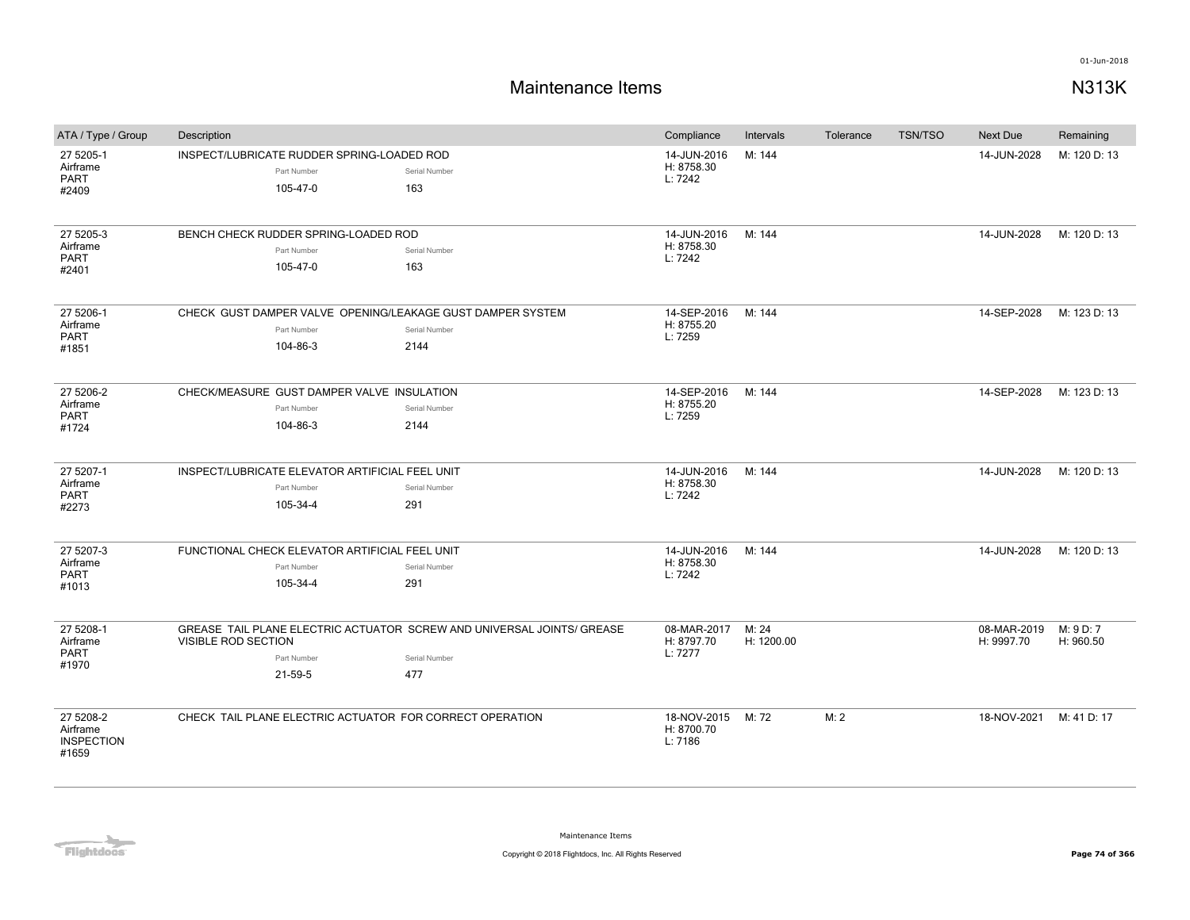# Maintenance Items

## N313K

| ATA / Type / Group | Description | Compliance | Intervals | Tolerance | TSN/TSO | Next Due | Remaining |
|---|---|---|---|---|---|---|---|
| 27 5205-1 Airframe PART #2409 | INSPECT/LUBRICATE RUDDER SPRING-LOADED ROD<br>Part Number: 105-47-0 Serial Number: 163 | 14-JUN-2016 H: 8758.30 L: 7242 | M: 144 | | | 14-JUN-2028 | M: 120 D: 13 |
| 27 5205-3 Airframe PART #2401 | BENCH CHECK RUDDER SPRING-LOADED ROD<br>Part Number: 105-47-0 Serial Number: 163 | 14-JUN-2016 H: 8758.30 L: 7242 | M: 144 | | | 14-JUN-2028 | M: 120 D: 13 |
| 27 5206-1 Airframe PART #1851 | CHECK GUST DAMPER VALVE OPENING/LEAKAGE GUST DAMPER SYSTEM<br>Part Number: 104-86-3 Serial Number: 2144 | 14-SEP-2016 H: 8755.20 L: 7259 | M: 144 | | | 14-SEP-2028 | M: 123 D: 13 |
| 27 5206-2 Airframe PART #1724 | CHECK/MEASURE GUST DAMPER VALVE INSULATION<br>Part Number: 104-86-3 Serial Number: 2144 | 14-SEP-2016 H: 8755.20 L: 7259 | M: 144 | | | 14-SEP-2028 | M: 123 D: 13 |
| 27 5207-1 Airframe PART #2273 | INSPECT/LUBRICATE ELEVATOR ARTIFICIAL FEEL UNIT<br>Part Number: 105-34-4 Serial Number: 291 | 14-JUN-2016 H: 8758.30 L: 7242 | M: 144 | | | 14-JUN-2028 | M: 120 D: 13 |
| 27 5207-3 Airframe PART #1013 | FUNCTIONAL CHECK ELEVATOR ARTIFICIAL FEEL UNIT<br>Part Number: 105-34-4 Serial Number: 291 | 14-JUN-2016 H: 8758.30 L: 7242 | M: 144 | | | 14-JUN-2028 | M: 120 D: 13 |
| 27 5208-1 Airframe PART #1970 | GREASE TAIL PLANE ELECTRIC ACTUATOR SCREW AND UNIVERSAL JOINTS/ GREASE VISIBLE ROD SECTION<br>Part Number: 21-59-5 Serial Number: 477 | 08-MAR-2017 H: 8797.70 L: 7277 | M: 24 H: 1200.00 | | | 08-MAR-2019 H: 9997.70 | M: 9 D: 7 H: 960.50 |
| 27 5208-2 Airframe INSPECTION #1659 | CHECK TAIL PLANE ELECTRIC ACTUATOR FOR CORRECT OPERATION | 18-NOV-2015 H: 8700.70 L: 7186 | M: 72 | M: 2 | | 18-NOV-2021 | M: 41 D: 17 |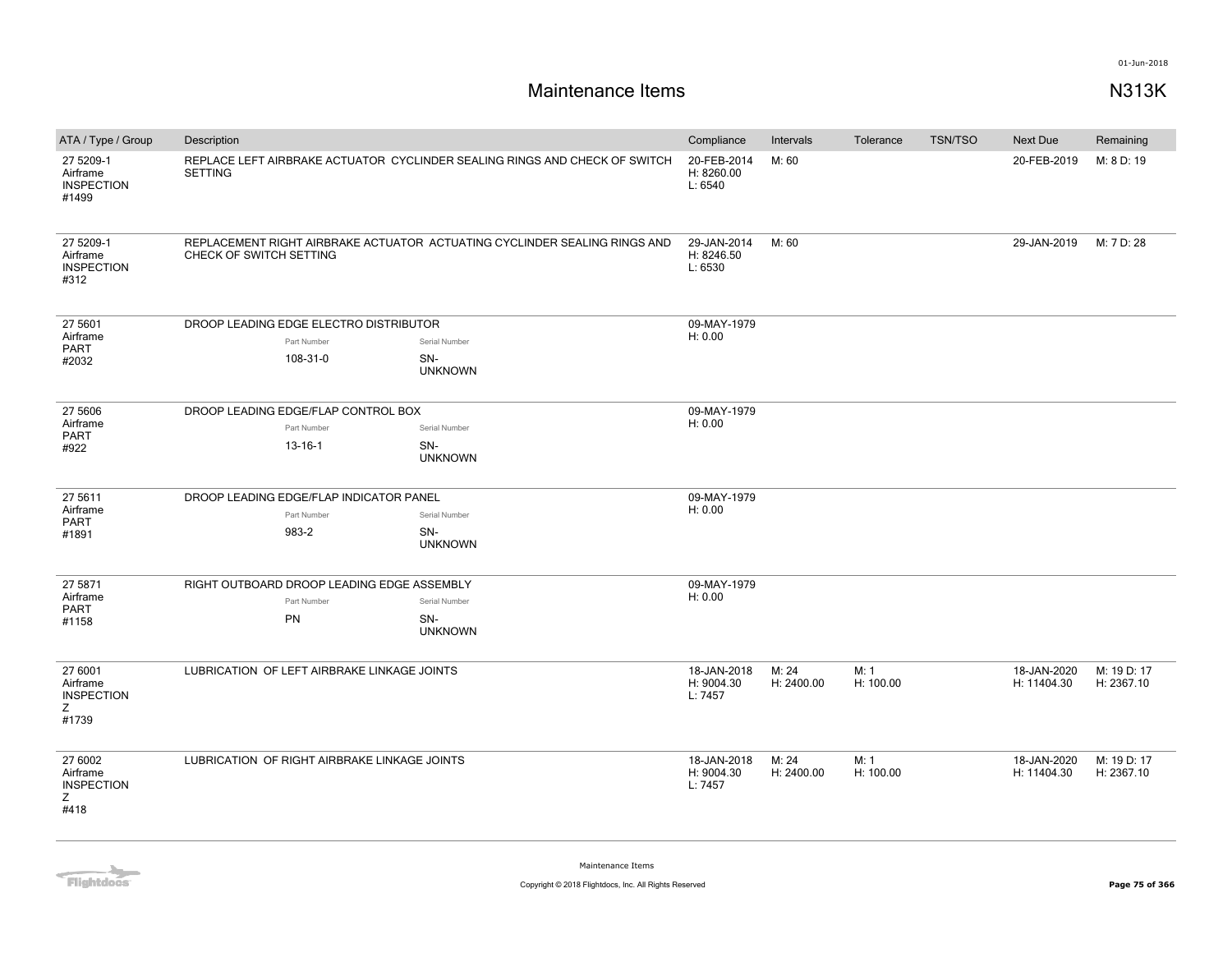# Maintenance Items

N313K

| ATA / Type / Group | Description | Compliance | Intervals | Tolerance | TSN/TSO | Next Due | Remaining |
|---|---|---|---|---|---|---|---|
| 27 5209-1 Airframe INSPECTION #1499 | REPLACE LEFT AIRBRAKE ACTUATOR CYCLINDER SEALING RINGS AND CHECK OF SWITCH SETTING | 20-FEB-2014 H: 8260.00 L: 6540 | M: 60 | | | 20-FEB-2019 | M: 8 D: 19 |
| 27 5209-1 Airframe INSPECTION #312 | REPLACEMENT RIGHT AIRBRAKE ACTUATOR ACTUATING CYCLINDER SEALING RINGS AND CHECK OF SWITCH SETTING | 29-JAN-2014 H: 8246.50 L: 6530 | M: 60 | | | 29-JAN-2019 | M: 7 D: 28 |
| 27 5601 Airframe PART #2032 | DROOP LEADING EDGE ELECTRO DISTRIBUTOR<br>Part Number: 108-31-0<br>Serial Number: SN-UNKNOWN | 09-MAY-1979 H: 0.00 | | | | | |
| 27 5606 Airframe PART #922 | DROOP LEADING EDGE/FLAP CONTROL BOX<br>Part Number: 13-16-1<br>Serial Number: SN-UNKNOWN | 09-MAY-1979 H: 0.00 | | | | | |
| 27 5611 Airframe PART #1891 | DROOP LEADING EDGE/FLAP INDICATOR PANEL<br>Part Number: 983-2<br>Serial Number: SN-UNKNOWN | 09-MAY-1979 H: 0.00 | | | | | |
| 27 5871 Airframe PART #1158 | RIGHT OUTBOARD DROOP LEADING EDGE ASSEMBLY<br>Part Number: PN<br>Serial Number: SN-UNKNOWN | 09-MAY-1979 H: 0.00 | | | | | |
| 27 6001 Airframe INSPECTION Z #1739 | LUBRICATION OF LEFT AIRBRAKE LINKAGE JOINTS | 18-JAN-2018 H: 9004.30 L: 7457 | M: 24 H: 2400.00 | M: 1 H: 100.00 | | 18-JAN-2020 H: 11404.30 | M: 19 D: 17 H: 2367.10 |
| 27 6002 Airframe INSPECTION Z #418 | LUBRICATION OF RIGHT AIRBRAKE LINKAGE JOINTS | 18-JAN-2018 H: 9004.30 L: 7457 | M: 24 H: 2400.00 | M: 1 H: 100.00 | | 18-JAN-2020 H: 11404.30 | M: 19 D: 17 H: 2367.10 |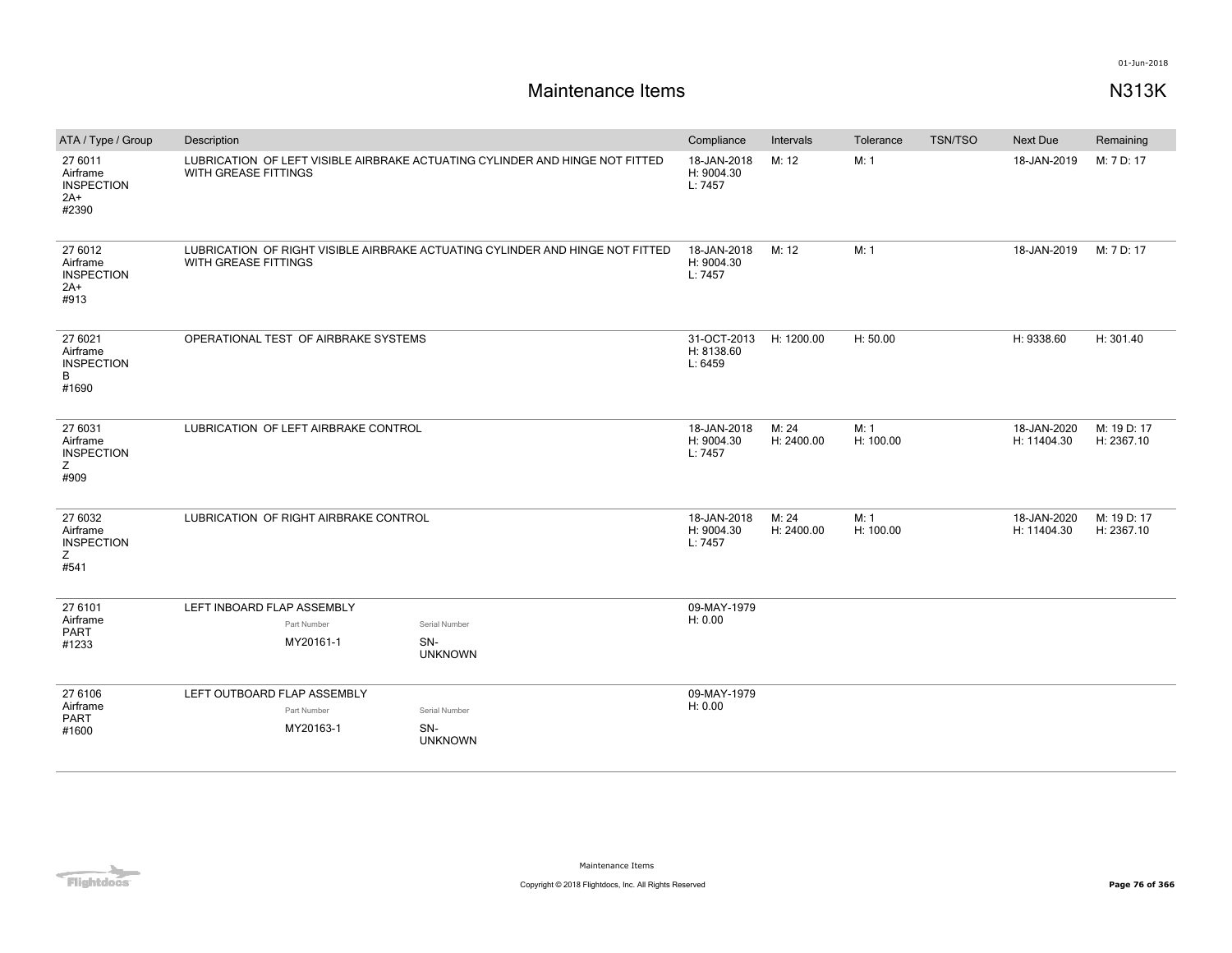# Maintenance Items

N313K

| ATA / Type / Group | Description | Compliance | Intervals | Tolerance | TSN/TSO | Next Due | Remaining |
|---|---|---|---|---|---|---|---|
| 27 6011 Airframe INSPECTION 2A+ #2390 | LUBRICATION OF LEFT VISIBLE AIRBRAKE ACTUATING CYLINDER AND HINGE NOT FITTED WITH GREASE FITTINGS | 18-JAN-2018 H: 9004.30 L: 7457 | M: 12 | M: 1 | | 18-JAN-2019 | M: 7 D: 17 |
| 27 6012 Airframe INSPECTION 2A+ #913 | LUBRICATION OF RIGHT VISIBLE AIRBRAKE ACTUATING CYLINDER AND HINGE NOT FITTED WITH GREASE FITTINGS | 18-JAN-2018 H: 9004.30 L: 7457 | M: 12 | M: 1 | | 18-JAN-2019 | M: 7 D: 17 |
| 27 6021 Airframe INSPECTION B #1690 | OPERATIONAL TEST OF AIRBRAKE SYSTEMS | 31-OCT-2013 H: 8138.60 L: 6459 | H: 1200.00 | H: 50.00 | | H: 9338.60 | H: 301.40 |
| 27 6031 Airframe INSPECTION Z #909 | LUBRICATION OF LEFT AIRBRAKE CONTROL | 18-JAN-2018 H: 9004.30 L: 7457 | M: 24 H: 2400.00 | M: 1 H: 100.00 | | 18-JAN-2020 H: 11404.30 | M: 19 D: 17 H: 2367.10 |
| 27 6032 Airframe INSPECTION Z #541 | LUBRICATION OF RIGHT AIRBRAKE CONTROL | 18-JAN-2018 H: 9004.30 L: 7457 | M: 24 H: 2400.00 | M: 1 H: 100.00 | | 18-JAN-2020 H: 11404.30 | M: 19 D: 17 H: 2367.10 |
| 27 6101 Airframe PART #1233 | LEFT INBOARD FLAP ASSEMBLY<br>Part Number: MY20161-1<br>Serial Number: SN-UNKNOWN | 09-MAY-1979 H: 0.00 | | | | | |
| 27 6106 Airframe PART #1600 | LEFT OUTBOARD FLAP ASSEMBLY<br>Part Number: MY20163-1<br>Serial Number: SN-UNKNOWN | 09-MAY-1979 H: 0.00 | | | | | |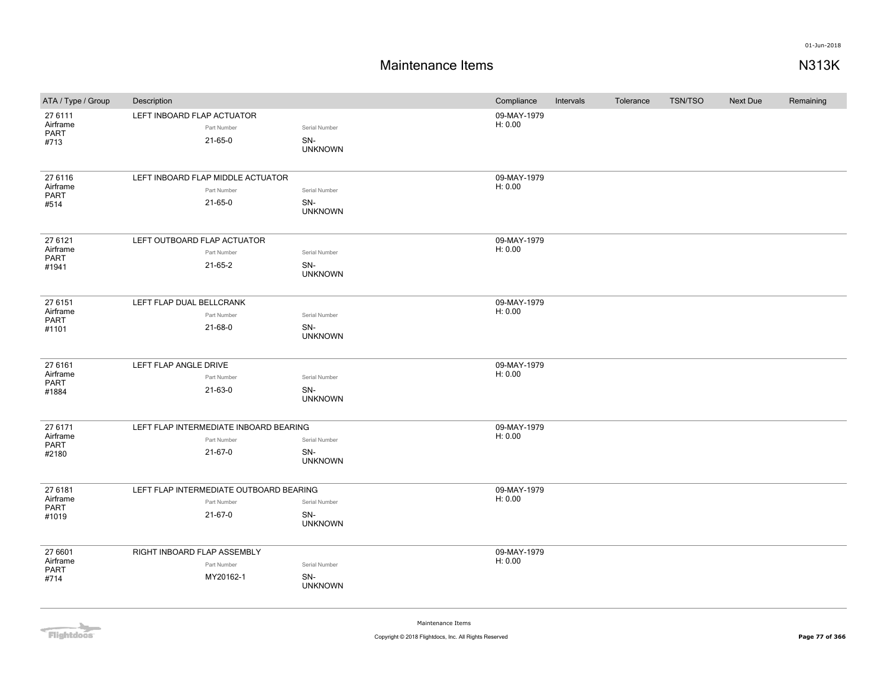# Maintenance Items

**N313K**

| ATA / Type / Group | Description | Compliance | Intervals | Tolerance | TSN/TSO | Next Due | Remaining |
|---|---|---|---|---|---|---|---|
| 27 6111 Airframe PART #713 | LEFT INBOARD FLAP ACTUATOR<br>Part Number: 21-65-0<br>Serial Number: SN-UNKNOWN | 09-MAY-1979 H: 0.00 | | | | | |
| 27 6116 Airframe PART #514 | LEFT INBOARD FLAP MIDDLE ACTUATOR<br>Part Number: 21-65-0<br>Serial Number: SN-UNKNOWN | 09-MAY-1979 H: 0.00 | | | | | |
| 27 6121 Airframe PART #1941 | LEFT OUTBOARD FLAP ACTUATOR<br>Part Number: 21-65-2<br>Serial Number: SN-UNKNOWN | 09-MAY-1979 H: 0.00 | | | | | |
| 27 6151 Airframe PART #1101 | LEFT FLAP DUAL BELLCRANK<br>Part Number: 21-68-0<br>Serial Number: SN-UNKNOWN | 09-MAY-1979 H: 0.00 | | | | | |
| 27 6161 Airframe PART #1884 | LEFT FLAP ANGLE DRIVE<br>Part Number: 21-63-0<br>Serial Number: SN-UNKNOWN | 09-MAY-1979 H: 0.00 | | | | | |
| 27 6171 Airframe PART #2180 | LEFT FLAP INTERMEDIATE INBOARD BEARING<br>Part Number: 21-67-0<br>Serial Number: SN-UNKNOWN | 09-MAY-1979 H: 0.00 | | | | | |
| 27 6181 Airframe PART #1019 | LEFT FLAP INTERMEDIATE OUTBOARD BEARING<br>Part Number: 21-67-0<br>Serial Number: SN-UNKNOWN | 09-MAY-1979 H: 0.00 | | | | | |
| 27 6601 Airframe PART #714 | RIGHT INBOARD FLAP ASSEMBLY<br>Part Number: MY20162-1<br>Serial Number: SN-UNKNOWN | 09-MAY-1979 H: 0.00 | | | | | |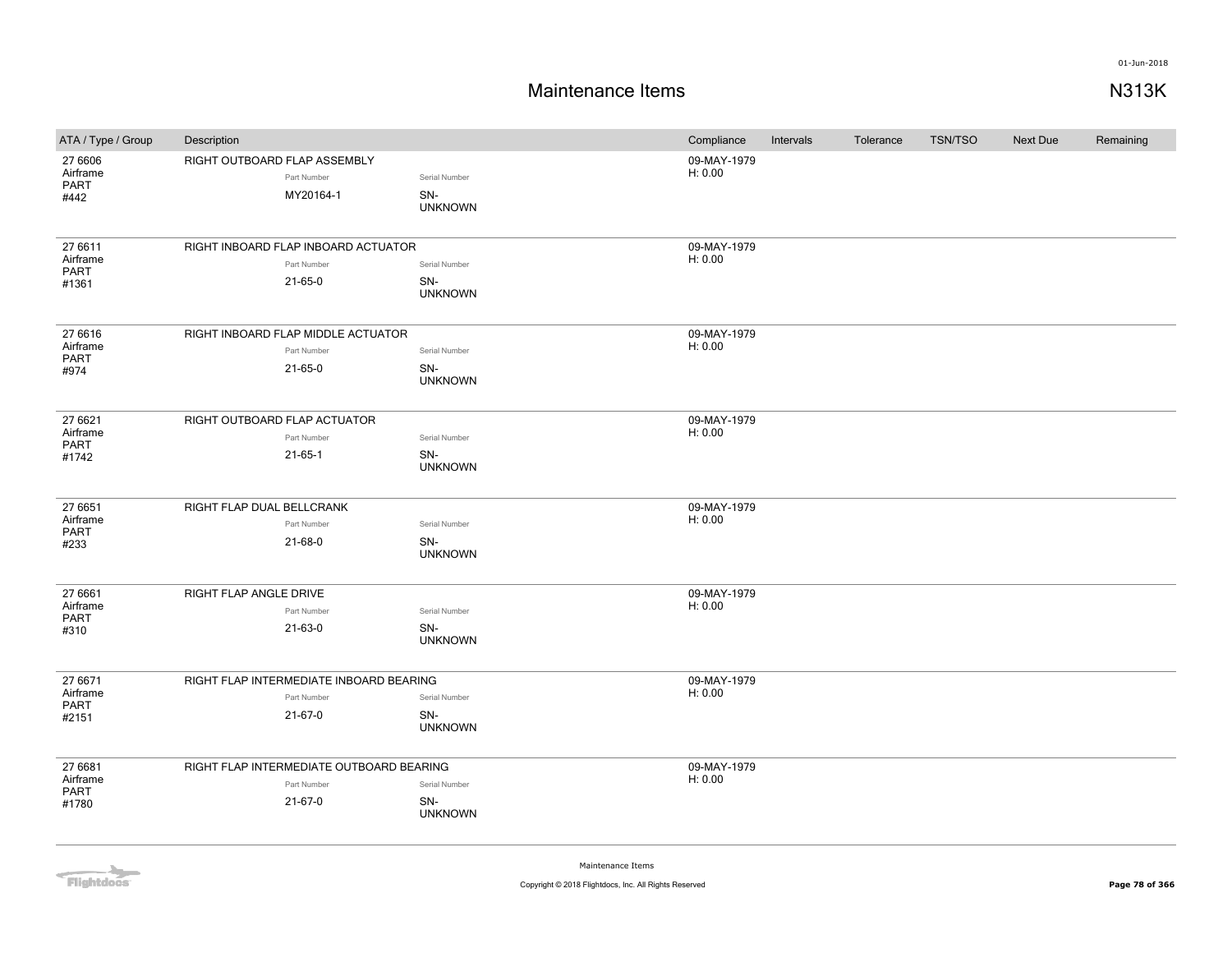# Maintenance Items

N313K

| ATA / Type / Group | Description | Part Number | Serial Number | Compliance | Intervals | Tolerance | TSN/TSO | Next Due | Remaining |
|---|---|---|---|---|---|---|---|---|---|
| 27 6606 Airframe PART #442 | RIGHT OUTBOARD FLAP ASSEMBLY | MY20164-1 | SN-UNKNOWN | 09-MAY-1979 H: 0.00 | | | | | |
| 27 6611 Airframe PART #1361 | RIGHT INBOARD FLAP INBOARD ACTUATOR | 21-65-0 | SN-UNKNOWN | 09-MAY-1979 H: 0.00 | | | | | |
| 27 6616 Airframe PART #974 | RIGHT INBOARD FLAP MIDDLE ACTUATOR | 21-65-0 | SN-UNKNOWN | 09-MAY-1979 H: 0.00 | | | | | |
| 27 6621 Airframe PART #1742 | RIGHT OUTBOARD FLAP ACTUATOR | 21-65-1 | SN-UNKNOWN | 09-MAY-1979 H: 0.00 | | | | | |
| 27 6651 Airframe PART #233 | RIGHT FLAP DUAL BELLCRANK | 21-68-0 | SN-UNKNOWN | 09-MAY-1979 H: 0.00 | | | | | |
| 27 6661 Airframe PART #310 | RIGHT FLAP ANGLE DRIVE | 21-63-0 | SN-UNKNOWN | 09-MAY-1979 H: 0.00 | | | | | |
| 27 6671 Airframe PART #2151 | RIGHT FLAP INTERMEDIATE INBOARD BEARING | 21-67-0 | SN-UNKNOWN | 09-MAY-1979 H: 0.00 | | | | | |
| 27 6681 Airframe PART #1780 | RIGHT FLAP INTERMEDIATE OUTBOARD BEARING | 21-67-0 | SN-UNKNOWN | 09-MAY-1979 H: 0.00 | | | | | |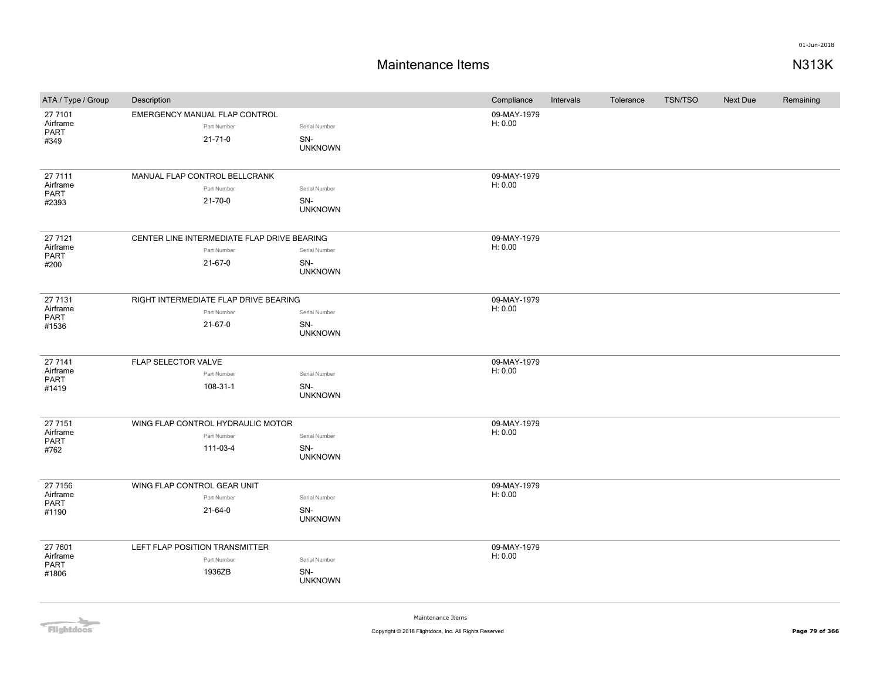# Maintenance Items

N313K

| ATA / Type / Group | Description | | | Compliance | Intervals | Tolerance | TSN/TSO | Next Due | Remaining |
|---|---|---|---|---|---|---|---|---|---|
| 27 7101 Airframe PART #349 | EMERGENCY MANUAL FLAP CONTROL | Part Number 21-71-0 | Serial Number SN-UNKNOWN | 09-MAY-1979 H: 0.00 | | | | | |
| 27 7111 Airframe PART #2393 | MANUAL FLAP CONTROL BELLCRANK | Part Number 21-70-0 | Serial Number SN-UNKNOWN | 09-MAY-1979 H: 0.00 | | | | | |
| 27 7121 Airframe PART #200 | CENTER LINE INTERMEDIATE FLAP DRIVE BEARING | Part Number 21-67-0 | Serial Number SN-UNKNOWN | 09-MAY-1979 H: 0.00 | | | | | |
| 27 7131 Airframe PART #1536 | RIGHT INTERMEDIATE FLAP DRIVE BEARING | Part Number 21-67-0 | Serial Number SN-UNKNOWN | 09-MAY-1979 H: 0.00 | | | | | |
| 27 7141 Airframe PART #1419 | FLAP SELECTOR VALVE | Part Number 108-31-1 | Serial Number SN-UNKNOWN | 09-MAY-1979 H: 0.00 | | | | | |
| 27 7151 Airframe PART #762 | WING FLAP CONTROL HYDRAULIC MOTOR | Part Number 111-03-4 | Serial Number SN-UNKNOWN | 09-MAY-1979 H: 0.00 | | | | | |
| 27 7156 Airframe PART #1190 | WING FLAP CONTROL GEAR UNIT | Part Number 21-64-0 | Serial Number SN-UNKNOWN | 09-MAY-1979 H: 0.00 | | | | | |
| 27 7601 Airframe PART #1806 | LEFT FLAP POSITION TRANSMITTER | Part Number 1936ZB | Serial Number SN-UNKNOWN | 09-MAY-1979 H: 0.00 | | | | | |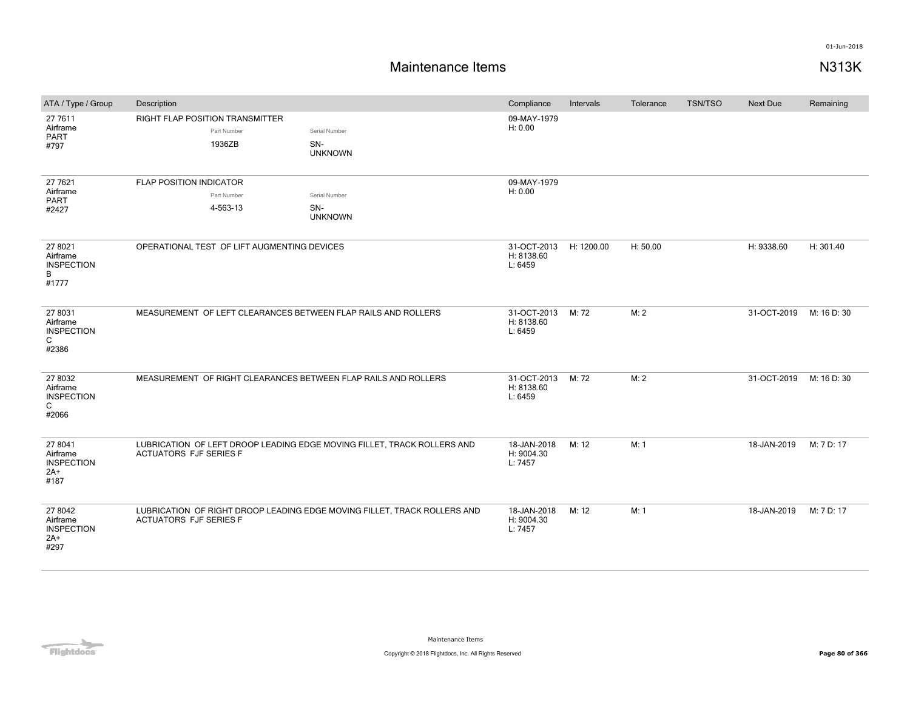01-Jun-2018

# Maintenance Items

## N313K

| ATA / Type / Group | Description | Compliance | Intervals | Tolerance | TSN/TSO | Next Due | Remaining |
|---|---|---|---|---|---|---|---|
| 27 7611 Airframe PART #797 | RIGHT FLAP POSITION TRANSMITTER<br>Part Number: 1936ZB<br>Serial Number: SN-UNKNOWN | 09-MAY-1979 H: 0.00 | | | | | |
| 27 7621 Airframe PART #2427 | FLAP POSITION INDICATOR<br>Part Number: 4-563-13<br>Serial Number: SN-UNKNOWN | 09-MAY-1979 H: 0.00 | | | | | |
| 27 8021 Airframe INSPECTION B #1777 | OPERATIONAL TEST OF LIFT AUGMENTING DEVICES | 31-OCT-2013 H: 8138.60 L: 6459 | H: 1200.00 | H: 50.00 | | H: 9338.60 | H: 301.40 |
| 27 8031 Airframe INSPECTION C #2386 | MEASUREMENT OF LEFT CLEARANCES BETWEEN FLAP RAILS AND ROLLERS | 31-OCT-2013 H: 8138.60 L: 6459 | M: 72 | M: 2 | | 31-OCT-2019 | M: 16 D: 30 |
| 27 8032 Airframe INSPECTION C #2066 | MEASUREMENT OF RIGHT CLEARANCES BETWEEN FLAP RAILS AND ROLLERS | 31-OCT-2013 H: 8138.60 L: 6459 | M: 72 | M: 2 | | 31-OCT-2019 | M: 16 D: 30 |
| 27 8041 Airframe INSPECTION 2A+ #187 | LUBRICATION OF LEFT DROOP LEADING EDGE MOVING FILLET, TRACK ROLLERS AND ACTUATORS FJF SERIES F | 18-JAN-2018 H: 9004.30 L: 7457 | M: 12 | M: 1 | | 18-JAN-2019 | M: 7 D: 17 |
| 27 8042 Airframe INSPECTION 2A+ #297 | LUBRICATION OF RIGHT DROOP LEADING EDGE MOVING FILLET, TRACK ROLLERS AND ACTUATORS FJF SERIES F | 18-JAN-2018 H: 9004.30 L: 7457 | M: 12 | M: 1 | | 18-JAN-2019 | M: 7 D: 17 |

Maintenance Items

Copyright © 2018 Flightdocs, Inc. All Rights Reserved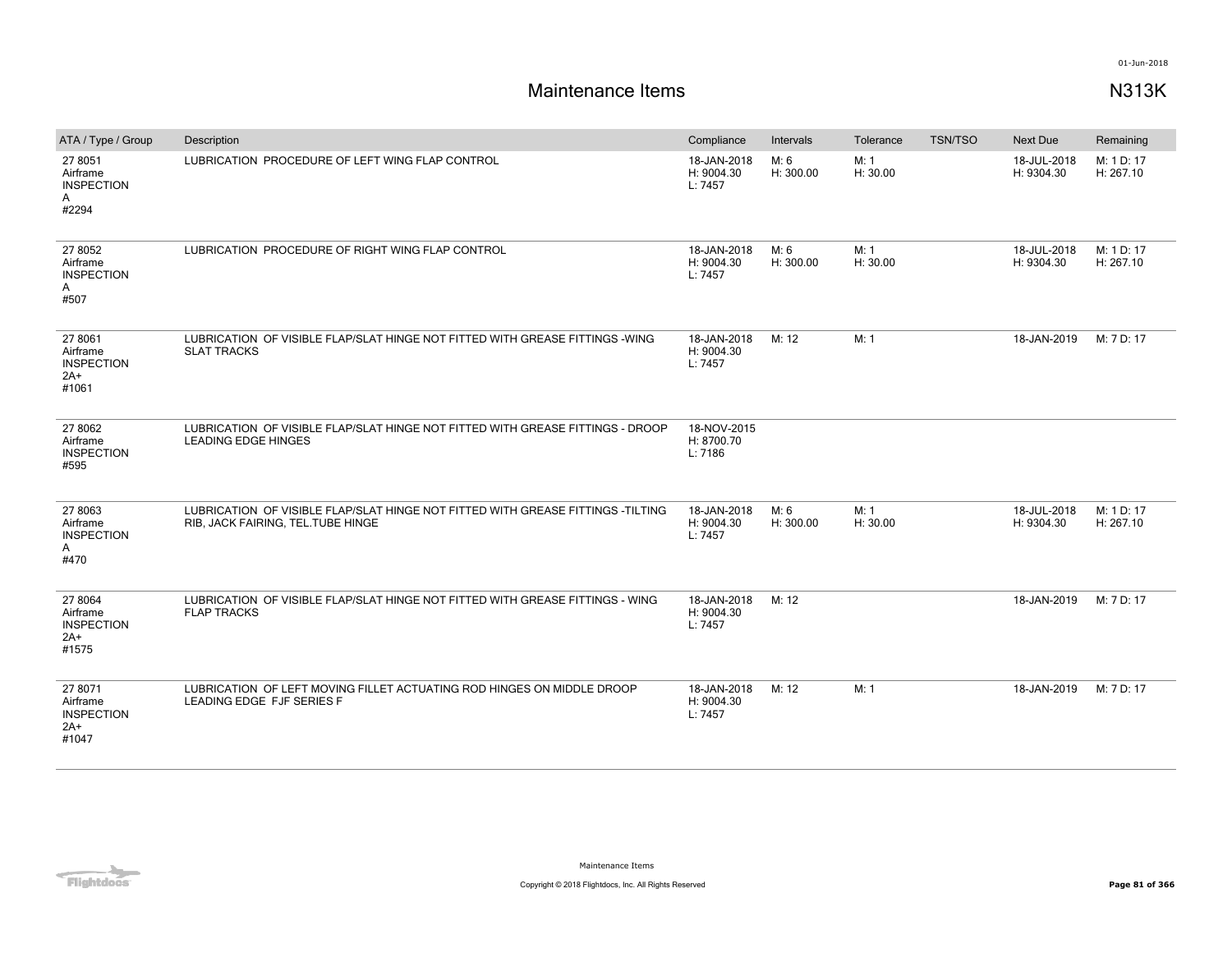# Maintenance Items

**N313K**

| ATA / Type / Group | Description | Compliance | Intervals | Tolerance | TSN/TSO | Next Due | Remaining |
|---|---|---|---|---|---|---|---|
| 27 8051<br>Airframe<br>INSPECTION<br>A<br>#2294 | LUBRICATION PROCEDURE OF LEFT WING FLAP CONTROL | 18-JAN-2018<br>H: 9004.30<br>L: 7457 | M: 6<br>H: 300.00 | M: 1<br>H: 30.00 | | 18-JUL-2018<br>H: 9304.30 | M: 1 D: 17<br>H: 267.10 |
| 27 8052<br>Airframe<br>INSPECTION<br>A<br>#507 | LUBRICATION PROCEDURE OF RIGHT WING FLAP CONTROL | 18-JAN-2018<br>H: 9004.30<br>L: 7457 | M: 6<br>H: 300.00 | M: 1<br>H: 30.00 | | 18-JUL-2018<br>H: 9304.30 | M: 1 D: 17<br>H: 267.10 |
| 27 8061<br>Airframe<br>INSPECTION<br>2A+<br>#1061 | LUBRICATION OF VISIBLE FLAP/SLAT HINGE NOT FITTED WITH GREASE FITTINGS -WING SLAT TRACKS | 18-JAN-2018<br>H: 9004.30<br>L: 7457 | M: 12 | M: 1 | | 18-JAN-2019 | M: 7 D: 17 |
| 27 8062<br>Airframe<br>INSPECTION<br>#595 | LUBRICATION OF VISIBLE FLAP/SLAT HINGE NOT FITTED WITH GREASE FITTINGS - DROOP LEADING EDGE HINGES | 18-NOV-2015<br>H: 8700.70<br>L: 7186 | | | | | |
| 27 8063<br>Airframe<br>INSPECTION<br>A<br>#470 | LUBRICATION OF VISIBLE FLAP/SLAT HINGE NOT FITTED WITH GREASE FITTINGS -TILTING RIB, JACK FAIRING, TEL.TUBE HINGE | 18-JAN-2018<br>H: 9004.30<br>L: 7457 | M: 6<br>H: 300.00 | M: 1<br>H: 30.00 | | 18-JUL-2018<br>H: 9304.30 | M: 1 D: 17<br>H: 267.10 |
| 27 8064<br>Airframe<br>INSPECTION<br>2A+<br>#1575 | LUBRICATION OF VISIBLE FLAP/SLAT HINGE NOT FITTED WITH GREASE FITTINGS - WING FLAP TRACKS | 18-JAN-2018<br>H: 9004.30<br>L: 7457 | M: 12 | | | 18-JAN-2019 | M: 7 D: 17 |
| 27 8071<br>Airframe<br>INSPECTION<br>2A+<br>#1047 | LUBRICATION OF LEFT MOVING FILLET ACTUATING ROD HINGES ON MIDDLE DROOP LEADING EDGE FJF SERIES F | 18-JAN-2018<br>H: 9004.30<br>L: 7457 | M: 12 | M: 1 | | 18-JAN-2019 | M: 7 D: 17 |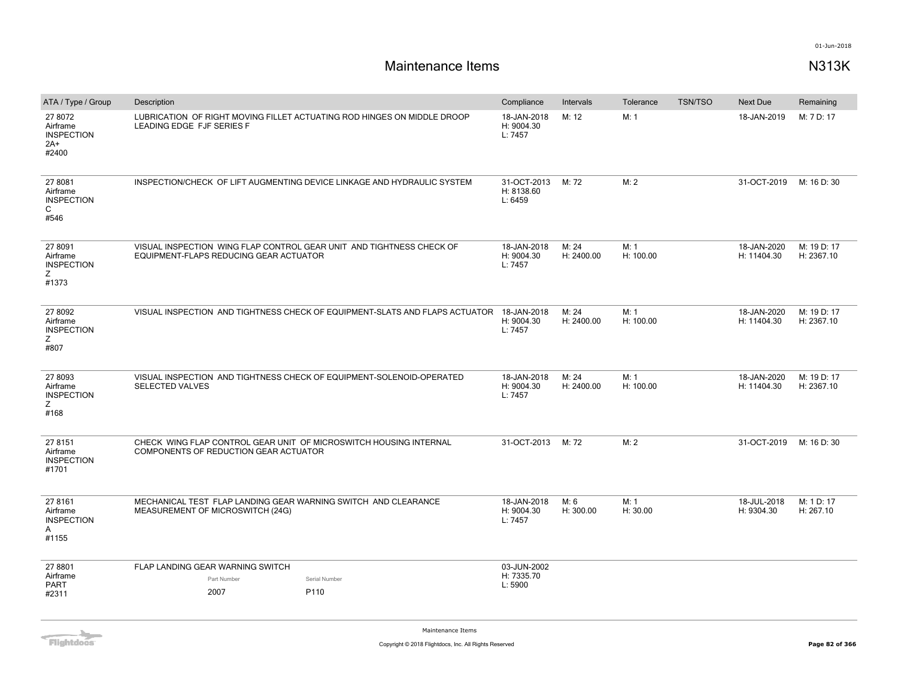# Maintenance Items

N313K

| ATA / Type / Group | Description | Compliance | Intervals | Tolerance | TSN/TSO | Next Due | Remaining |
|---|---|---|---|---|---|---|---|
| 27 8072 Airframe INSPECTION 2A+ #2400 | LUBRICATION OF RIGHT MOVING FILLET ACTUATING ROD HINGES ON MIDDLE DROOP LEADING EDGE FJF SERIES F | 18-JAN-2018 H: 9004.30 L: 7457 | M: 12 | M: 1 | | 18-JAN-2019 | M: 7 D: 17 |
| 27 8081 Airframe INSPECTION C #546 | INSPECTION/CHECK OF LIFT AUGMENTING DEVICE LINKAGE AND HYDRAULIC SYSTEM | 31-OCT-2013 H: 8138.60 L: 6459 | M: 72 | M: 2 | | 31-OCT-2019 | M: 16 D: 30 |
| 27 8091 Airframe INSPECTION Z #1373 | VISUAL INSPECTION WING FLAP CONTROL GEAR UNIT AND TIGHTNESS CHECK OF EQUIPMENT-FLAPS REDUCING GEAR ACTUATOR | 18-JAN-2018 H: 9004.30 L: 7457 | M: 24 H: 2400.00 | M: 1 H: 100.00 | | 18-JAN-2020 H: 11404.30 | M: 19 D: 17 H: 2367.10 |
| 27 8092 Airframe INSPECTION Z #807 | VISUAL INSPECTION AND TIGHTNESS CHECK OF EQUIPMENT-SLATS AND FLAPS ACTUATOR | 18-JAN-2018 H: 9004.30 L: 7457 | M: 24 H: 2400.00 | M: 1 H: 100.00 | | 18-JAN-2020 H: 11404.30 | M: 19 D: 17 H: 2367.10 |
| 27 8093 Airframe INSPECTION Z #168 | VISUAL INSPECTION AND TIGHTNESS CHECK OF EQUIPMENT-SOLENOID-OPERATED SELECTED VALVES | 18-JAN-2018 H: 9004.30 L: 7457 | M: 24 H: 2400.00 | M: 1 H: 100.00 | | 18-JAN-2020 H: 11404.30 | M: 19 D: 17 H: 2367.10 |
| 27 8151 Airframe INSPECTION #1701 | CHECK WING FLAP CONTROL GEAR UNIT OF MICROSWITCH HOUSING INTERNAL COMPONENTS OF REDUCTION GEAR ACTUATOR | 31-OCT-2013 | M: 72 | M: 2 | | 31-OCT-2019 | M: 16 D: 30 |
| 27 8161 Airframe INSPECTION A #1155 | MECHANICAL TEST FLAP LANDING GEAR WARNING SWITCH AND CLEARANCE MEASUREMENT OF MICROSWITCH (24G) | 18-JAN-2018 H: 9004.30 L: 7457 | M: 6 H: 300.00 | M: 1 H: 30.00 | | 18-JUL-2018 H: 9304.30 | M: 1 D: 17 H: 267.10 |
| 27 8801 Airframe PART #2311 | FLAP LANDING GEAR WARNING SWITCH<br>Part Number: 2007<br>Serial Number: P110 | 03-JUN-2002 H: 7335.70 L: 5900 | | | | | |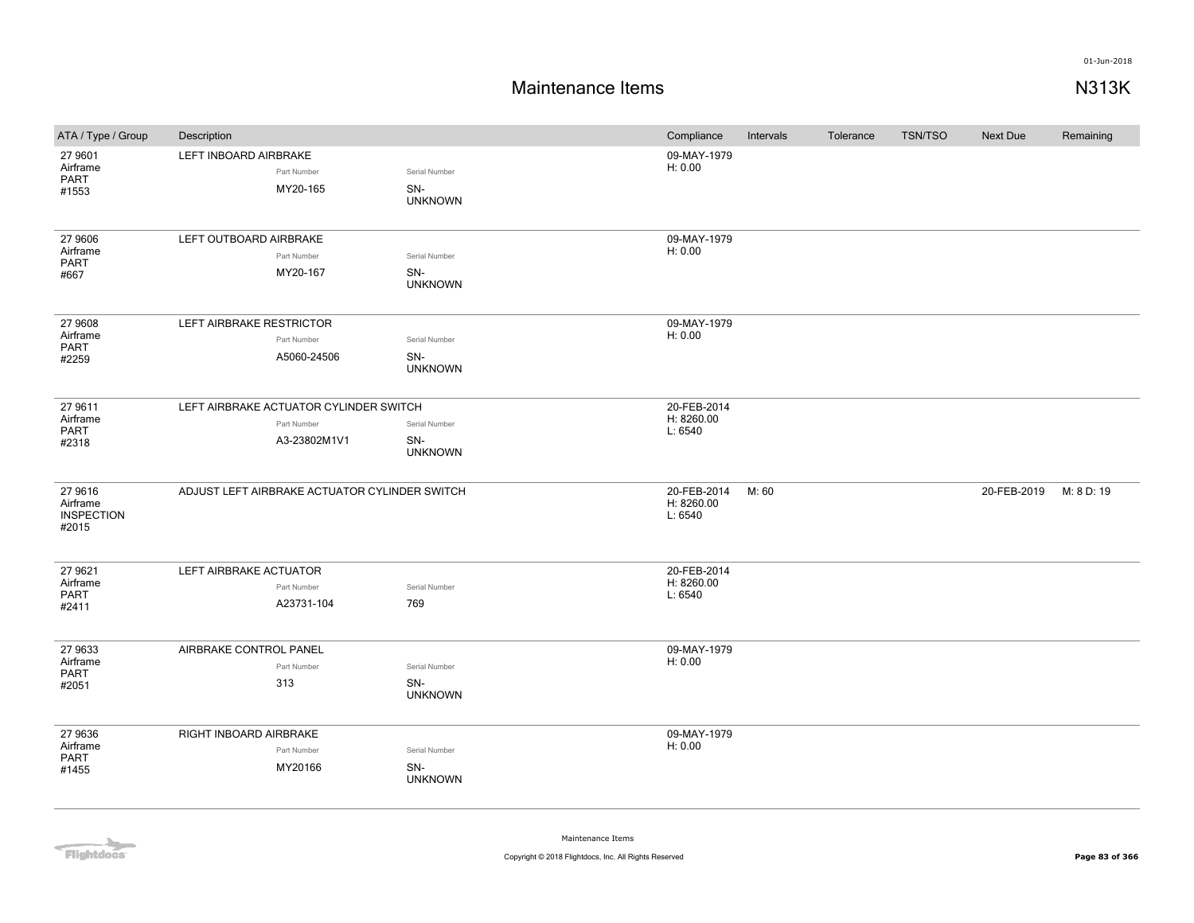# Maintenance Items

N313K

| ATA / Type / Group | Description | | | Compliance | Intervals | Tolerance | TSN/TSO | Next Due | Remaining |
|---|---|---|---|---|---|---|---|---|---|
| 27 9601<br>Airframe<br>PART<br>#1553 | LEFT INBOARD AIRBRAKE | Part Number<br>MY20-165 | Serial Number<br>SN-UNKNOWN | 09-MAY-1979<br>H: 0.00 | | | | | |
| 27 9606<br>Airframe<br>PART<br>#667 | LEFT OUTBOARD AIRBRAKE | Part Number<br>MY20-167 | Serial Number<br>SN-UNKNOWN | 09-MAY-1979<br>H: 0.00 | | | | | |
| 27 9608<br>Airframe<br>PART<br>#2259 | LEFT AIRBRAKE RESTRICTOR | Part Number<br>A5060-24506 | Serial Number<br>SN-UNKNOWN | 09-MAY-1979<br>H: 0.00 | | | | | |
| 27 9611<br>Airframe<br>PART<br>#2318 | LEFT AIRBRAKE ACTUATOR CYLINDER SWITCH | Part Number<br>A3-23802M1V1 | Serial Number<br>SN-UNKNOWN | 20-FEB-2014<br>H: 8260.00<br>L: 6540 | | | | | |
| 27 9616<br>Airframe<br>INSPECTION<br>#2015 | ADJUST LEFT AIRBRAKE ACTUATOR CYLINDER SWITCH | | | 20-FEB-2014<br>H: 8260.00<br>L: 6540 | M: 60 | | | 20-FEB-2019 | M: 8 D: 19 |
| 27 9621<br>Airframe<br>PART<br>#2411 | LEFT AIRBRAKE ACTUATOR | Part Number<br>A23731-104 | Serial Number<br>769 | 20-FEB-2014<br>H: 8260.00<br>L: 6540 | | | | | |
| 27 9633<br>Airframe<br>PART<br>#2051 | AIRBRAKE CONTROL PANEL | Part Number<br>313 | Serial Number<br>SN-UNKNOWN | 09-MAY-1979<br>H: 0.00 | | | | | |
| 27 9636<br>Airframe<br>PART<br>#1455 | RIGHT INBOARD AIRBRAKE | Part Number<br>MY20166 | Serial Number<br>SN-UNKNOWN | 09-MAY-1979<br>H: 0.00 | | | | | |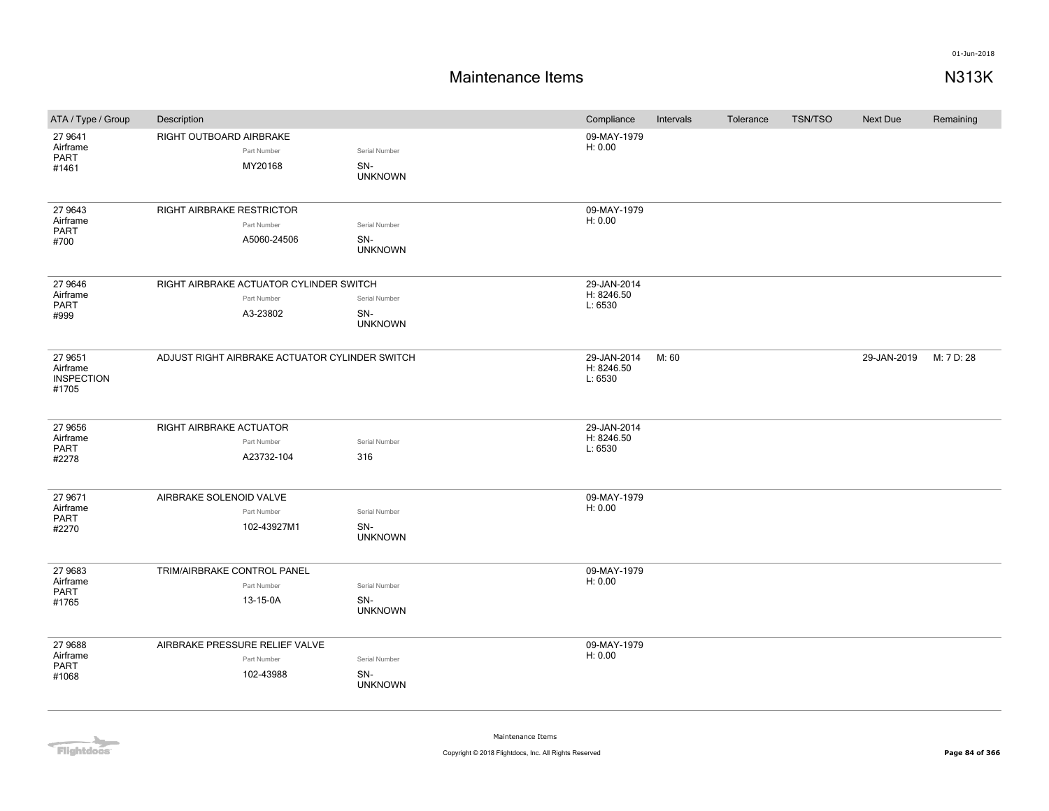# Maintenance Items

N313K

| ATA / Type / Group | Description | | | Compliance | Intervals | Tolerance | TSN/TSO | Next Due | Remaining |
|---|---|---|---|---|---|---|---|---|---|
| 27 9641 Airframe PART #1461 | RIGHT OUTBOARD AIRBRAKE | Part Number MY20168 | Serial Number SN-UNKNOWN | 09-MAY-1979 H: 0.00 | | | | | |
| 27 9643 Airframe PART #700 | RIGHT AIRBRAKE RESTRICTOR | Part Number A5060-24506 | Serial Number SN-UNKNOWN | 09-MAY-1979 H: 0.00 | | | | | |
| 27 9646 Airframe PART #999 | RIGHT AIRBRAKE ACTUATOR CYLINDER SWITCH | Part Number A3-23802 | Serial Number SN-UNKNOWN | 29-JAN-2014 H: 8246.50 L: 6530 | | | | | |
| 27 9651 Airframe INSPECTION #1705 | ADJUST RIGHT AIRBRAKE ACTUATOR CYLINDER SWITCH | | | 29-JAN-2014 H: 8246.50 L: 6530 | M: 60 | | | 29-JAN-2019 | M: 7 D: 28 |
| 27 9656 Airframe PART #2278 | RIGHT AIRBRAKE ACTUATOR | Part Number A23732-104 | Serial Number 316 | 29-JAN-2014 H: 8246.50 L: 6530 | | | | | |
| 27 9671 Airframe PART #2270 | AIRBRAKE SOLENOID VALVE | Part Number 102-43927M1 | Serial Number SN-UNKNOWN | 09-MAY-1979 H: 0.00 | | | | | |
| 27 9683 Airframe PART #1765 | TRIM/AIRBRAKE CONTROL PANEL | Part Number 13-15-0A | Serial Number SN-UNKNOWN | 09-MAY-1979 H: 0.00 | | | | | |
| 27 9688 Airframe PART #1068 | AIRBRAKE PRESSURE RELIEF VALVE | Part Number 102-43988 | Serial Number SN-UNKNOWN | 09-MAY-1979 H: 0.00 | | | | | |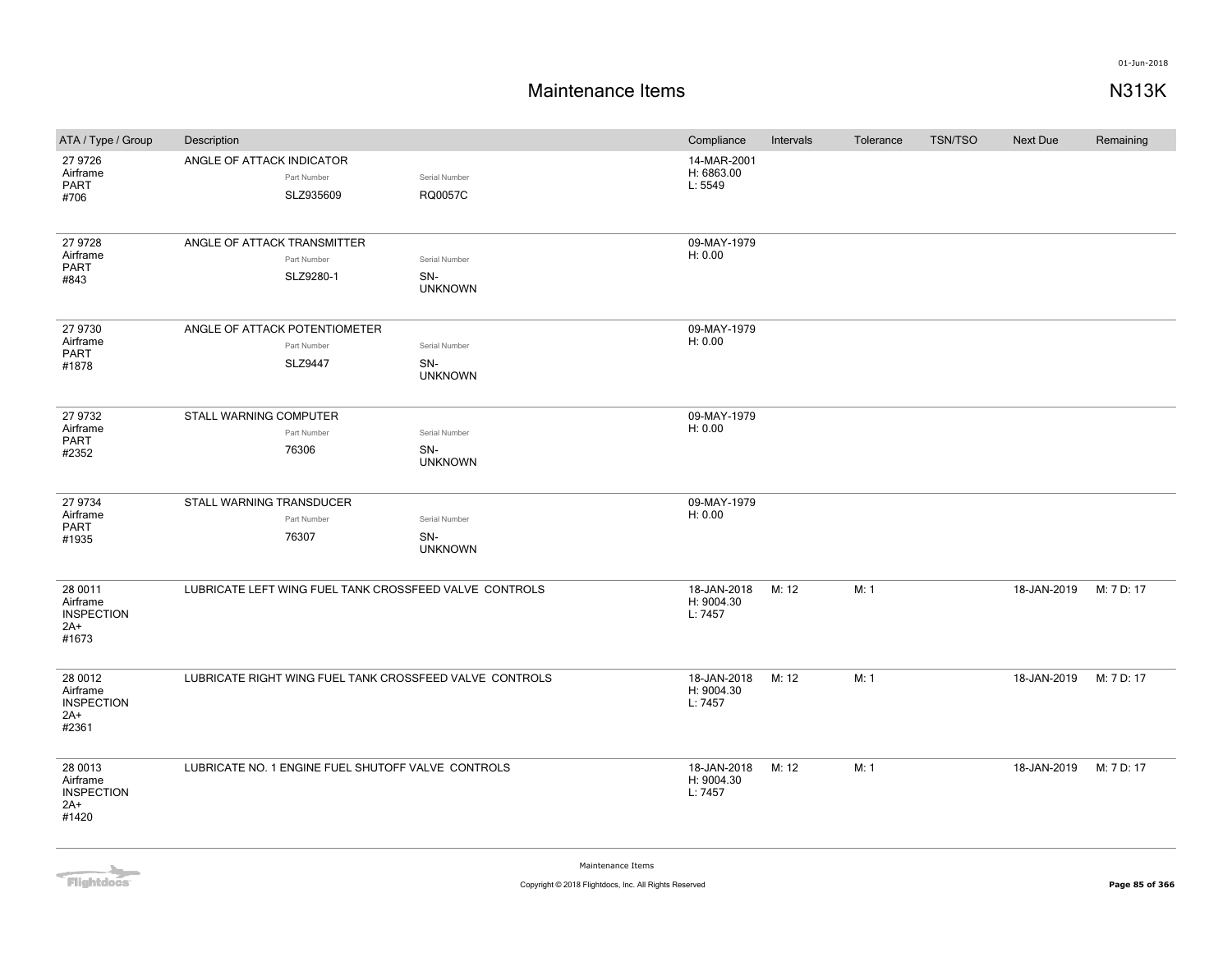# Maintenance Items

## N313K

| ATA / Type / Group | Description | Compliance | Intervals | Tolerance | TSN/TSO | Next Due | Remaining |
|---|---|---|---|---|---|---|---|
| 27 9726 Airframe PART #706 | ANGLE OF ATTACK INDICATOR Part Number SLZ935609 Serial Number RQ0057C | 14-MAR-2001 H: 6863.00 L: 5549 | | | | | |
| 27 9728 Airframe PART #843 | ANGLE OF ATTACK TRANSMITTER Part Number SLZ9280-1 Serial Number SN-UNKNOWN | 09-MAY-1979 H: 0.00 | | | | | |
| 27 9730 Airframe PART #1878 | ANGLE OF ATTACK POTENTIOMETER Part Number SLZ9447 Serial Number SN-UNKNOWN | 09-MAY-1979 H: 0.00 | | | | | |
| 27 9732 Airframe PART #2352 | STALL WARNING COMPUTER Part Number 76306 Serial Number SN-UNKNOWN | 09-MAY-1979 H: 0.00 | | | | | |
| 27 9734 Airframe PART #1935 | STALL WARNING TRANSDUCER Part Number 76307 Serial Number SN-UNKNOWN | 09-MAY-1979 H: 0.00 | | | | | |
| 28 0011 Airframe INSPECTION 2A+ #1673 | LUBRICATE LEFT WING FUEL TANK CROSSFEED VALVE CONTROLS | 18-JAN-2018 H: 9004.30 L: 7457 | M: 12 | M: 1 | | 18-JAN-2019 | M: 7 D: 17 |
| 28 0012 Airframe INSPECTION 2A+ #2361 | LUBRICATE RIGHT WING FUEL TANK CROSSFEED VALVE CONTROLS | 18-JAN-2018 H: 9004.30 L: 7457 | M: 12 | M: 1 | | 18-JAN-2019 | M: 7 D: 17 |
| 28 0013 Airframe INSPECTION 2A+ #1420 | LUBRICATE NO. 1 ENGINE FUEL SHUTOFF VALVE CONTROLS | 18-JAN-2018 H: 9004.30 L: 7457 | M: 12 | M: 1 | | 18-JAN-2019 | M: 7 D: 17 |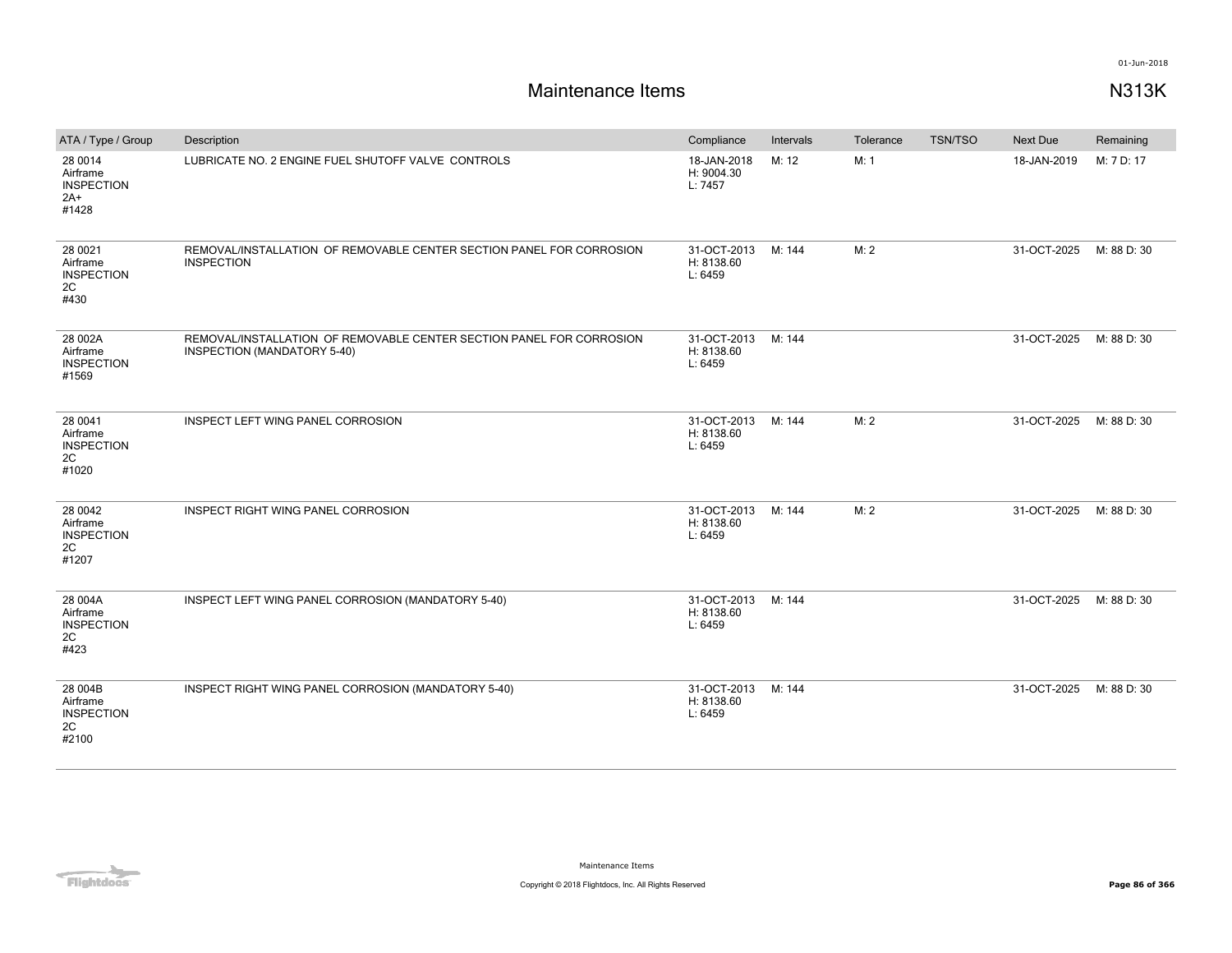# Maintenance Items

N313K

| ATA / Type / Group | Description | Compliance | Intervals | Tolerance | TSN/TSO | Next Due | Remaining |
|---|---|---|---|---|---|---|---|
| 28 0014 Airframe INSPECTION 2A+ #1428 | LUBRICATE NO. 2 ENGINE FUEL SHUTOFF VALVE CONTROLS | 18-JAN-2018 H: 9004.30 L: 7457 | M: 12 | M: 1 | | 18-JAN-2019 | M: 7 D: 17 |
| 28 0021 Airframe INSPECTION 2C #430 | REMOVAL/INSTALLATION OF REMOVABLE CENTER SECTION PANEL FOR CORROSION INSPECTION | 31-OCT-2013 H: 8138.60 L: 6459 | M: 144 | M: 2 | | 31-OCT-2025 | M: 88 D: 30 |
| 28 002A Airframe INSPECTION #1569 | REMOVAL/INSTALLATION OF REMOVABLE CENTER SECTION PANEL FOR CORROSION INSPECTION (MANDATORY 5-40) | 31-OCT-2013 H: 8138.60 L: 6459 | M: 144 | | | 31-OCT-2025 | M: 88 D: 30 |
| 28 0041 Airframe INSPECTION 2C #1020 | INSPECT LEFT WING PANEL CORROSION | 31-OCT-2013 H: 8138.60 L: 6459 | M: 144 | M: 2 | | 31-OCT-2025 | M: 88 D: 30 |
| 28 0042 Airframe INSPECTION 2C #1207 | INSPECT RIGHT WING PANEL CORROSION | 31-OCT-2013 H: 8138.60 L: 6459 | M: 144 | M: 2 | | 31-OCT-2025 | M: 88 D: 30 |
| 28 004A Airframe INSPECTION 2C #423 | INSPECT LEFT WING PANEL CORROSION (MANDATORY 5-40) | 31-OCT-2013 H: 8138.60 L: 6459 | M: 144 | | | 31-OCT-2025 | M: 88 D: 30 |
| 28 004B Airframe INSPECTION 2C #2100 | INSPECT RIGHT WING PANEL CORROSION (MANDATORY 5-40) | 31-OCT-2013 H: 8138.60 L: 6459 | M: 144 | | | 31-OCT-2025 | M: 88 D: 30 |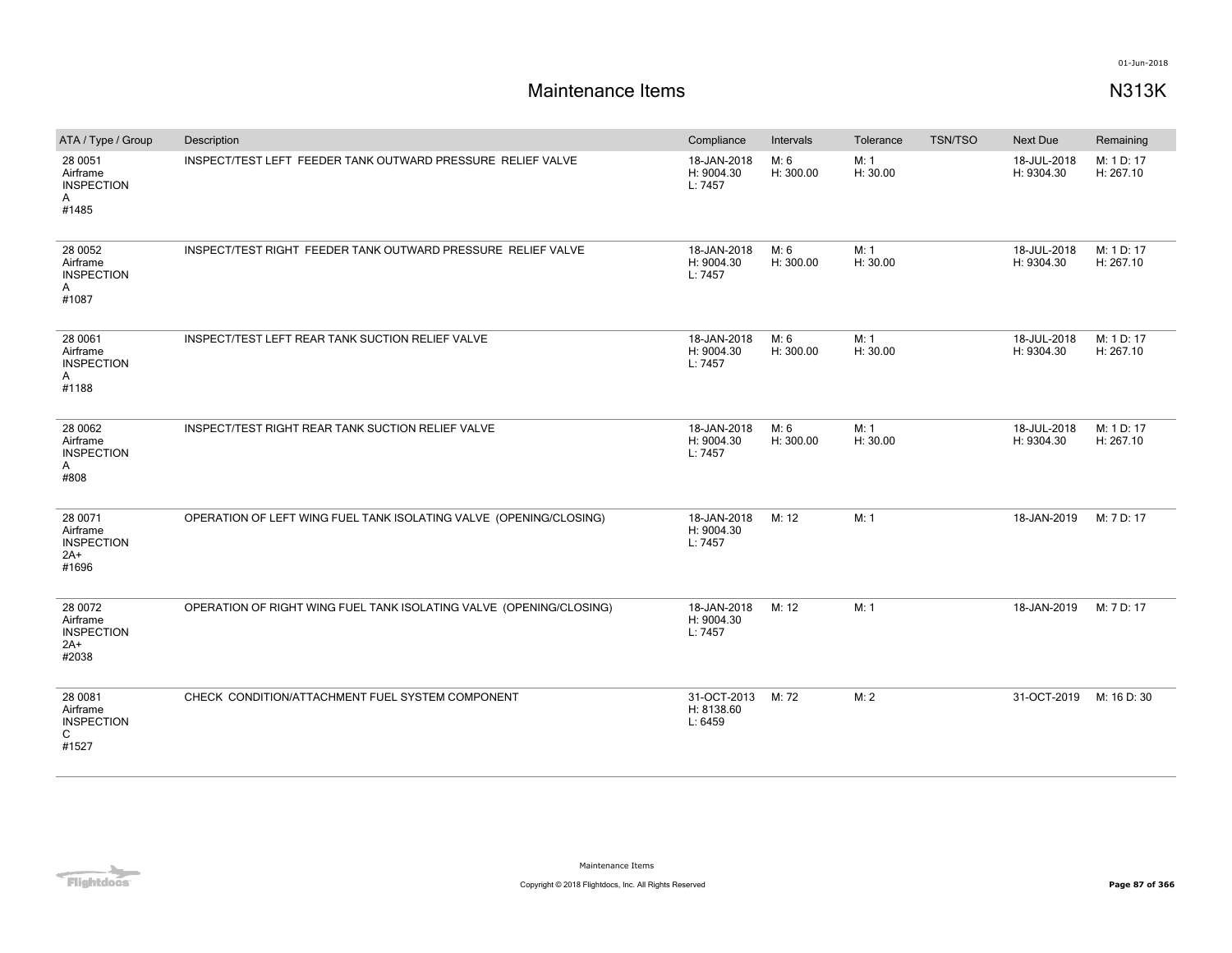# Maintenance Items

**N313K**

| ATA / Type / Group | Description | Compliance | Intervals | Tolerance | TSN/TSO | Next Due | Remaining |
|---|---|---|---|---|---|---|---|
| 28 0051<br>Airframe<br>INSPECTION<br>A<br>#1485 | INSPECT/TEST LEFT FEEDER TANK OUTWARD PRESSURE RELIEF VALVE | 18-JAN-2018<br>H: 9004.30<br>L: 7457 | M: 6<br>H: 300.00 | M: 1<br>H: 30.00 | | 18-JUL-2018<br>H: 9304.30 | M: 1 D: 17<br>H: 267.10 |
| 28 0052<br>Airframe<br>INSPECTION<br>A<br>#1087 | INSPECT/TEST RIGHT FEEDER TANK OUTWARD PRESSURE RELIEF VALVE | 18-JAN-2018<br>H: 9004.30<br>L: 7457 | M: 6<br>H: 300.00 | M: 1<br>H: 30.00 | | 18-JUL-2018<br>H: 9304.30 | M: 1 D: 17<br>H: 267.10 |
| 28 0061<br>Airframe<br>INSPECTION<br>A<br>#1188 | INSPECT/TEST LEFT REAR TANK SUCTION RELIEF VALVE | 18-JAN-2018<br>H: 9004.30<br>L: 7457 | M: 6<br>H: 300.00 | M: 1<br>H: 30.00 | | 18-JUL-2018<br>H: 9304.30 | M: 1 D: 17<br>H: 267.10 |
| 28 0062<br>Airframe<br>INSPECTION<br>A<br>#808 | INSPECT/TEST RIGHT REAR TANK SUCTION RELIEF VALVE | 18-JAN-2018<br>H: 9004.30<br>L: 7457 | M: 6<br>H: 300.00 | M: 1<br>H: 30.00 | | 18-JUL-2018<br>H: 9304.30 | M: 1 D: 17<br>H: 267.10 |
| 28 0071<br>Airframe<br>INSPECTION<br>2A+<br>#1696 | OPERATION OF LEFT WING FUEL TANK ISOLATING VALVE (OPENING/CLOSING) | 18-JAN-2018<br>H: 9004.30<br>L: 7457 | M: 12 | M: 1 | | 18-JAN-2019 | M: 7 D: 17 |
| 28 0072<br>Airframe<br>INSPECTION<br>2A+<br>#2038 | OPERATION OF RIGHT WING FUEL TANK ISOLATING VALVE (OPENING/CLOSING) | 18-JAN-2018<br>H: 9004.30<br>L: 7457 | M: 12 | M: 1 | | 18-JAN-2019 | M: 7 D: 17 |
| 28 0081<br>Airframe<br>INSPECTION<br>C<br>#1527 | CHECK CONDITION/ATTACHMENT FUEL SYSTEM COMPONENT | 31-OCT-2013<br>H: 8138.60<br>L: 6459 | M: 72 | M: 2 | | 31-OCT-2019 | M: 16 D: 30 |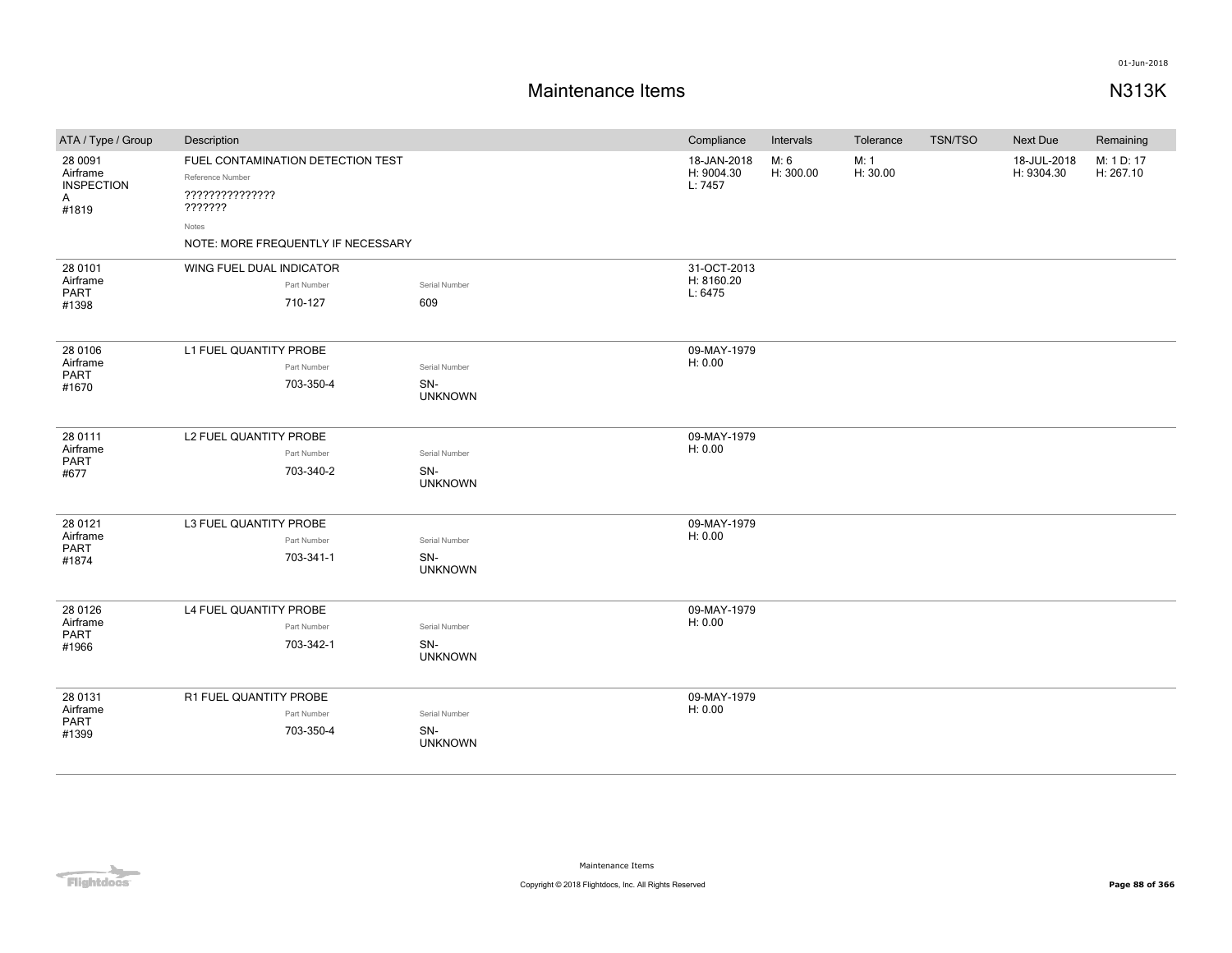# Maintenance Items

01-Jun-2018

N313K

| ATA / Type / Group | Description | | | Compliance | Intervals | Tolerance | TSN/TSO | Next Due | Remaining |
|---|---|---|---|---|---|---|---|---|---|
| 28 0091<br>Airframe<br>INSPECTION<br>A<br>#1819 | FUEL CONTAMINATION DETECTION TEST<br>Reference Number<br>???????????????<br>???????<br>Notes<br>NOTE: MORE FREQUENTLY IF NECESSARY | | | 18-JAN-2018<br>H: 9004.30<br>L: 7457 | M: 6<br>H: 300.00 | M: 1<br>H: 30.00 | | 18-JUL-2018<br>H: 9304.30 | M: 1 D: 17<br>H: 267.10 |
| 28 0101<br>Airframe<br>PART<br>#1398 | WING FUEL DUAL INDICATOR | Part Number<br>710-127 | Serial Number<br>609 | 31-OCT-2013<br>H: 8160.20<br>L: 6475 | | | | | |
| 28 0106<br>Airframe<br>PART<br>#1670 | L1 FUEL QUANTITY PROBE | Part Number<br>703-350-4 | Serial Number<br>SN-UNKNOWN | 09-MAY-1979<br>H: 0.00 | | | | | |
| 28 0111<br>Airframe<br>PART<br>#677 | L2 FUEL QUANTITY PROBE | Part Number<br>703-340-2 | Serial Number<br>SN-UNKNOWN | 09-MAY-1979<br>H: 0.00 | | | | | |
| 28 0121<br>Airframe<br>PART<br>#1874 | L3 FUEL QUANTITY PROBE | Part Number<br>703-341-1 | Serial Number<br>SN-UNKNOWN | 09-MAY-1979<br>H: 0.00 | | | | | |
| 28 0126<br>Airframe<br>PART<br>#1966 | L4 FUEL QUANTITY PROBE | Part Number<br>703-342-1 | Serial Number<br>SN-UNKNOWN | 09-MAY-1979<br>H: 0.00 | | | | | |
| 28 0131<br>Airframe<br>PART<br>#1399 | R1 FUEL QUANTITY PROBE | Part Number<br>703-350-4 | Serial Number<br>SN-UNKNOWN | 09-MAY-1979<br>H: 0.00 | | | | | |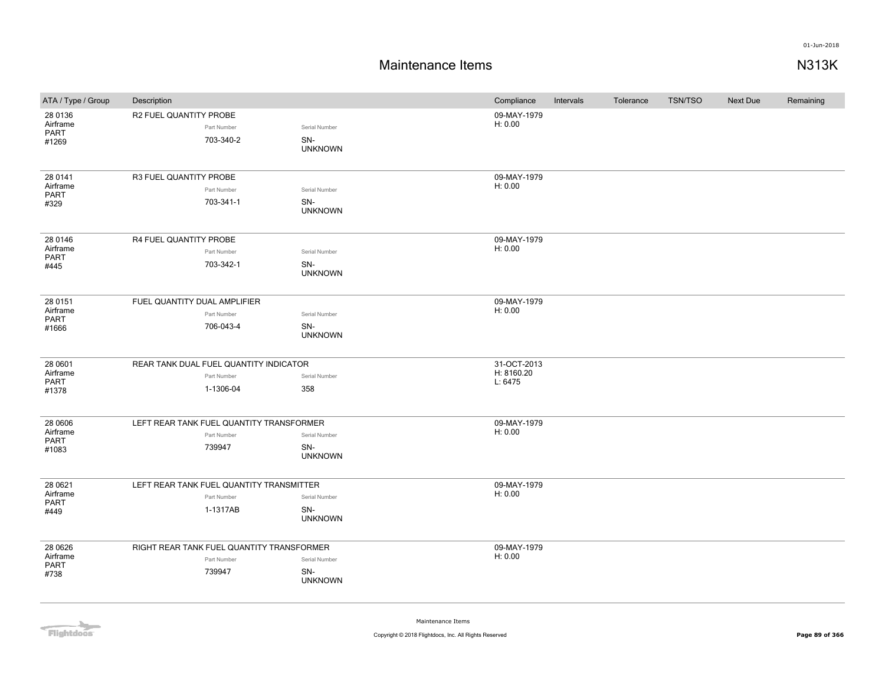# Maintenance Items

N313K

| ATA / Type / Group | Description | Compliance | Intervals | Tolerance | TSN/TSO | Next Due | Remaining |
|---|---|---|---|---|---|---|---|
| 28 0136 Airframe PART #1269 | R2 FUEL QUANTITY PROBE<br>Part Number: 703-340-2<br>Serial Number: SN-UNKNOWN | 09-MAY-1979<br>H: 0.00 | | | | | |
| 28 0141 Airframe PART #329 | R3 FUEL QUANTITY PROBE<br>Part Number: 703-341-1<br>Serial Number: SN-UNKNOWN | 09-MAY-1979<br>H: 0.00 | | | | | |
| 28 0146 Airframe PART #445 | R4 FUEL QUANTITY PROBE<br>Part Number: 703-342-1<br>Serial Number: SN-UNKNOWN | 09-MAY-1979<br>H: 0.00 | | | | | |
| 28 0151 Airframe PART #1666 | FUEL QUANTITY DUAL AMPLIFIER<br>Part Number: 706-043-4<br>Serial Number: SN-UNKNOWN | 09-MAY-1979<br>H: 0.00 | | | | | |
| 28 0601 Airframe PART #1378 | REAR TANK DUAL FUEL QUANTITY INDICATOR<br>Part Number: 1-1306-04<br>Serial Number: 358 | 31-OCT-2013<br>H: 8160.20<br>L: 6475 | | | | | |
| 28 0606 Airframe PART #1083 | LEFT REAR TANK FUEL QUANTITY TRANSFORMER<br>Part Number: 739947<br>Serial Number: SN-UNKNOWN | 09-MAY-1979<br>H: 0.00 | | | | | |
| 28 0621 Airframe PART #449 | LEFT REAR TANK FUEL QUANTITY TRANSMITTER<br>Part Number: 1-1317AB<br>Serial Number: SN-UNKNOWN | 09-MAY-1979<br>H: 0.00 | | | | | |
| 28 0626 Airframe PART #738 | RIGHT REAR TANK FUEL QUANTITY TRANSFORMER<br>Part Number: 739947<br>Serial Number: SN-UNKNOWN | 09-MAY-1979<br>H: 0.00 | | | | | |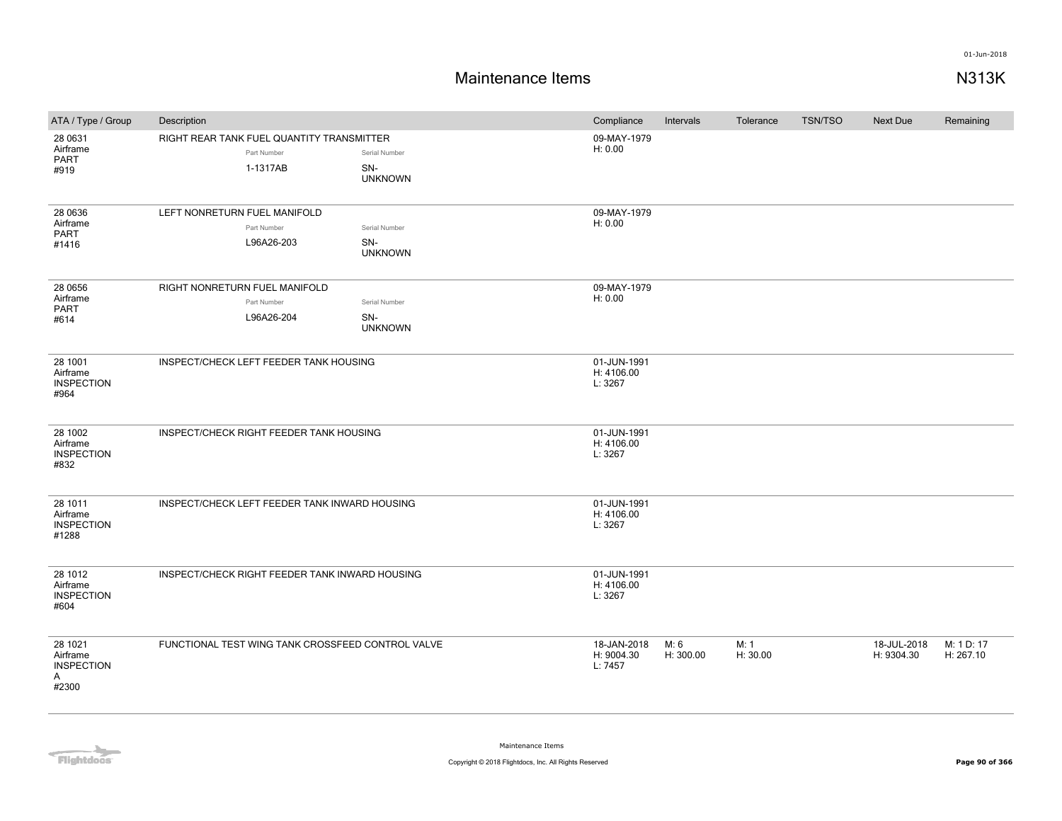# Maintenance Items

N313K

01-Jun-2018

| ATA / Type / Group | Description | Compliance | Intervals | Tolerance | TSN/TSO | Next Due | Remaining |
|---|---|---|---|---|---|---|---|
| 28 0631 Airframe PART #919 | RIGHT REAR TANK FUEL QUANTITY TRANSMITTER Part Number: 1-1317AB Serial Number: SN-UNKNOWN | 09-MAY-1979 H: 0.00 | | | | | |
| 28 0636 Airframe PART #1416 | LEFT NONRETURN FUEL MANIFOLD Part Number: L96A26-203 Serial Number: SN-UNKNOWN | 09-MAY-1979 H: 0.00 | | | | | |
| 28 0656 Airframe PART #614 | RIGHT NONRETURN FUEL MANIFOLD Part Number: L96A26-204 Serial Number: SN-UNKNOWN | 09-MAY-1979 H: 0.00 | | | | | |
| 28 1001 Airframe INSPECTION #964 | INSPECT/CHECK LEFT FEEDER TANK HOUSING | 01-JUN-1991 H: 4106.00 L: 3267 | | | | | |
| 28 1002 Airframe INSPECTION #832 | INSPECT/CHECK RIGHT FEEDER TANK HOUSING | 01-JUN-1991 H: 4106.00 L: 3267 | | | | | |
| 28 1011 Airframe INSPECTION #1288 | INSPECT/CHECK LEFT FEEDER TANK INWARD HOUSING | 01-JUN-1991 H: 4106.00 L: 3267 | | | | | |
| 28 1012 Airframe INSPECTION #604 | INSPECT/CHECK RIGHT FEEDER TANK INWARD HOUSING | 01-JUN-1991 H: 4106.00 L: 3267 | | | | | |
| 28 1021 Airframe INSPECTION A #2300 | FUNCTIONAL TEST WING TANK CROSSFEED CONTROL VALVE | 18-JAN-2018 H: 9004.30 L: 7457 | M: 6 H: 300.00 | M: 1 H: 30.00 | | 18-JUL-2018 H: 9304.30 | M: 1 D: 17 H: 267.10 |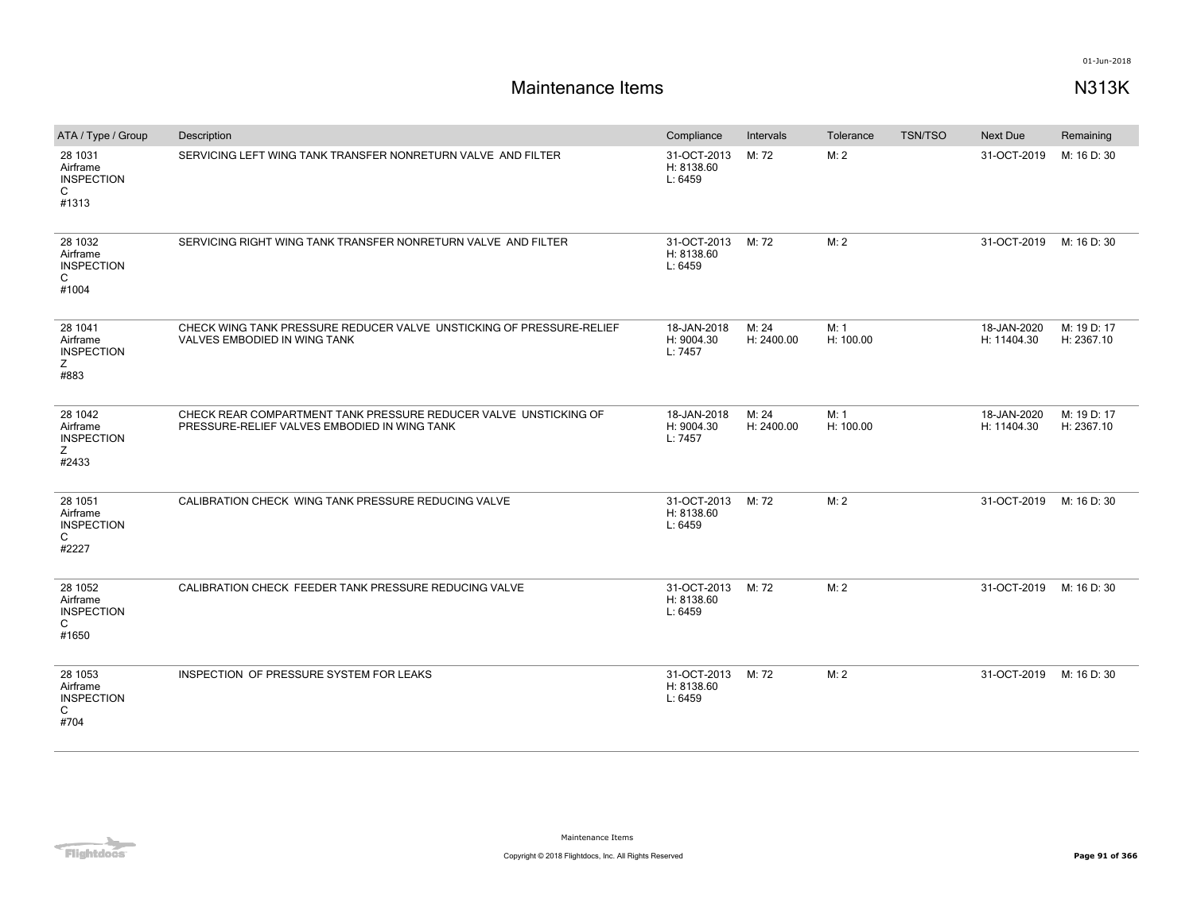# Maintenance Items

## N313K

| ATA / Type / Group | Description | Compliance | Intervals | Tolerance | TSN/TSO | Next Due | Remaining |
|---|---|---|---|---|---|---|---|
| 28 1031<br>Airframe<br>INSPECTION<br>C<br>#1313 | SERVICING LEFT WING TANK TRANSFER NONRETURN VALVE AND FILTER | 31-OCT-2013<br>H: 8138.60<br>L: 6459 | M: 72 | M: 2 | | 31-OCT-2019 | M: 16 D: 30 |
| 28 1032<br>Airframe<br>INSPECTION<br>C<br>#1004 | SERVICING RIGHT WING TANK TRANSFER NONRETURN VALVE AND FILTER | 31-OCT-2013<br>H: 8138.60<br>L: 6459 | M: 72 | M: 2 | | 31-OCT-2019 | M: 16 D: 30 |
| 28 1041<br>Airframe<br>INSPECTION<br>Z<br>#883 | CHECK WING TANK PRESSURE REDUCER VALVE UNSTICKING OF PRESSURE-RELIEF VALVES EMBODIED IN WING TANK | 18-JAN-2018<br>H: 9004.30<br>L: 7457 | M: 24<br>H: 2400.00 | M: 1<br>H: 100.00 | | 18-JAN-2020<br>H: 11404.30 | M: 19 D: 17<br>H: 2367.10 |
| 28 1042<br>Airframe<br>INSPECTION<br>Z<br>#2433 | CHECK REAR COMPARTMENT TANK PRESSURE REDUCER VALVE UNSTICKING OF PRESSURE-RELIEF VALVES EMBODIED IN WING TANK | 18-JAN-2018<br>H: 9004.30<br>L: 7457 | M: 24<br>H: 2400.00 | M: 1<br>H: 100.00 | | 18-JAN-2020<br>H: 11404.30 | M: 19 D: 17<br>H: 2367.10 |
| 28 1051<br>Airframe<br>INSPECTION<br>C<br>#2227 | CALIBRATION CHECK WING TANK PRESSURE REDUCING VALVE | 31-OCT-2013<br>H: 8138.60<br>L: 6459 | M: 72 | M: 2 | | 31-OCT-2019 | M: 16 D: 30 |
| 28 1052<br>Airframe<br>INSPECTION<br>C<br>#1650 | CALIBRATION CHECK FEEDER TANK PRESSURE REDUCING VALVE | 31-OCT-2013<br>H: 8138.60<br>L: 6459 | M: 72 | M: 2 | | 31-OCT-2019 | M: 16 D: 30 |
| 28 1053<br>Airframe<br>INSPECTION<br>C<br>#704 | INSPECTION OF PRESSURE SYSTEM FOR LEAKS | 31-OCT-2013<br>H: 8138.60<br>L: 6459 | M: 72 | M: 2 | | 31-OCT-2019 | M: 16 D: 30 |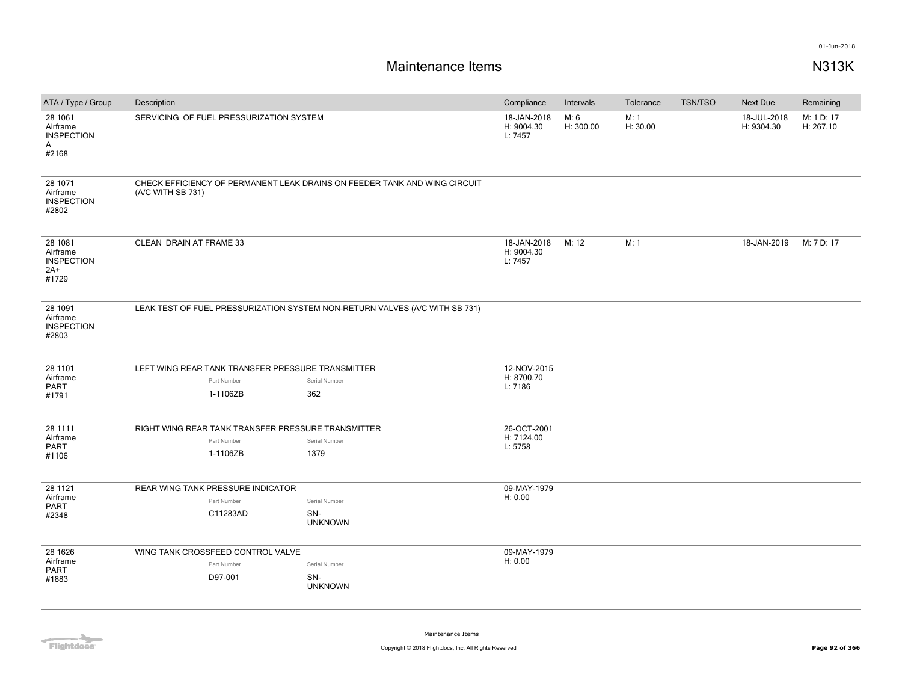# Maintenance Items

N313K

| ATA / Type / Group | Description | Compliance | Intervals | Tolerance | TSN/TSO | Next Due | Remaining |
|---|---|---|---|---|---|---|---|
| 28 1061 Airframe INSPECTION A #2168 | SERVICING OF FUEL PRESSURIZATION SYSTEM | 18-JAN-2018 H: 9004.30 L: 7457 | M: 6 H: 300.00 | M: 1 H: 30.00 | | 18-JUL-2018 H: 9304.30 | M: 1 D: 17 H: 267.10 |
| 28 1071 Airframe INSPECTION #2802 | CHECK EFFICIENCY OF PERMANENT LEAK DRAINS ON FEEDER TANK AND WING CIRCUIT (A/C WITH SB 731) | | | | | | |
| 28 1081 Airframe INSPECTION 2A+ #1729 | CLEAN DRAIN AT FRAME 33 | 18-JAN-2018 H: 9004.30 L: 7457 | M: 12 | M: 1 | | 18-JAN-2019 | M: 7 D: 17 |
| 28 1091 Airframe INSPECTION #2803 | LEAK TEST OF FUEL PRESSURIZATION SYSTEM NON-RETURN VALVES (A/C WITH SB 731) | | | | | | |
| 28 1101 Airframe PART #1791 | LEFT WING REAR TANK TRANSFER PRESSURE TRANSMITTER<br>Part Number: 1-1106ZB<br>Serial Number: 362 | 12-NOV-2015 H: 8700.70 L: 7186 | | | | | |
| 28 1111 Airframe PART #1106 | RIGHT WING REAR TANK TRANSFER PRESSURE TRANSMITTER<br>Part Number: 1-1106ZB<br>Serial Number: 1379 | 26-OCT-2001 H: 7124.00 L: 5758 | | | | | |
| 28 1121 Airframe PART #2348 | REAR WING TANK PRESSURE INDICATOR<br>Part Number: C11283AD<br>Serial Number: SN-UNKNOWN | 09-MAY-1979 H: 0.00 | | | | | |
| 28 1626 Airframe PART #1883 | WING TANK CROSSFEED CONTROL VALVE<br>Part Number: D97-001<br>Serial Number: SN-UNKNOWN | 09-MAY-1979 H: 0.00 | | | | | |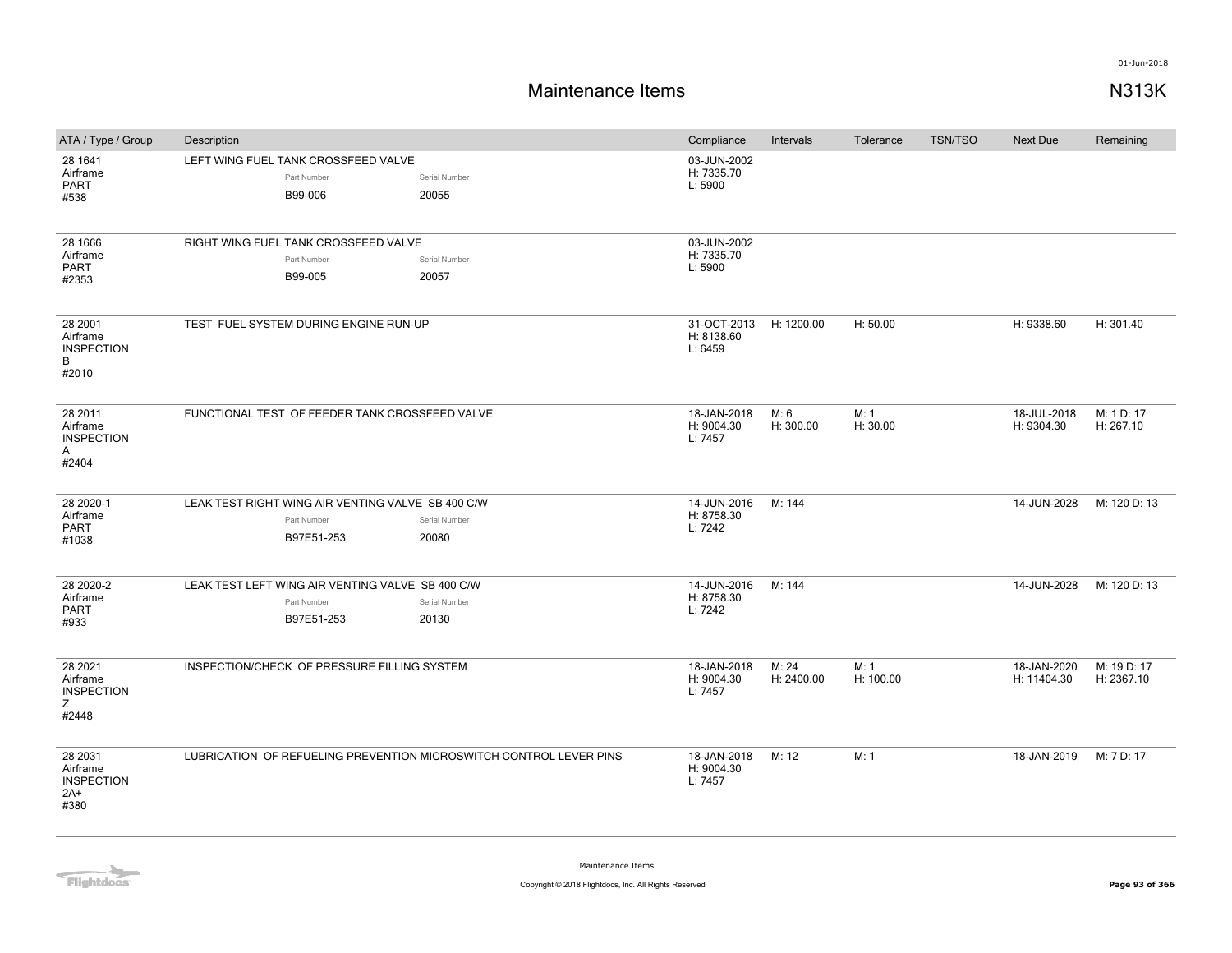# Maintenance Items

N313K

01-Jun-2018

| ATA / Type / Group | Description | Compliance | Intervals | Tolerance | TSN/TSO | Next Due | Remaining |
|---|---|---|---|---|---|---|---|
| 28 1641<br>Airframe<br>PART<br>#538 | LEFT WING FUEL TANK CROSSFEED VALVE<br>Part Number: B99-006<br>Serial Number: 20055 | 03-JUN-2002<br>H: 7335.70<br>L: 5900 | | | | | |
| 28 1666<br>Airframe<br>PART<br>#2353 | RIGHT WING FUEL TANK CROSSFEED VALVE<br>Part Number: B99-005<br>Serial Number: 20057 | 03-JUN-2002<br>H: 7335.70<br>L: 5900 | | | | | |
| 28 2001<br>Airframe<br>INSPECTION<br>B<br>#2010 | TEST FUEL SYSTEM DURING ENGINE RUN-UP | 31-OCT-2013<br>H: 8138.60<br>L: 6459 | H: 1200.00 | H: 50.00 | | H: 9338.60 | H: 301.40 |
| 28 2011<br>Airframe<br>INSPECTION<br>A<br>#2404 | FUNCTIONAL TEST OF FEEDER TANK CROSSFEED VALVE | 18-JAN-2018<br>H: 9004.30<br>L: 7457 | M: 6<br>H: 300.00 | M: 1<br>H: 30.00 | | 18-JUL-2018<br>H: 9304.30 | M: 1 D: 17<br>H: 267.10 |
| 28 2020-1<br>Airframe<br>PART<br>#1038 | LEAK TEST RIGHT WING AIR VENTING VALVE SB 400 C/W<br>Part Number: B97E51-253<br>Serial Number: 20080 | 14-JUN-2016<br>H: 8758.30<br>L: 7242 | M: 144 | | | 14-JUN-2028 | M: 120 D: 13 |
| 28 2020-2<br>Airframe<br>PART<br>#933 | LEAK TEST LEFT WING AIR VENTING VALVE SB 400 C/W<br>Part Number: B97E51-253<br>Serial Number: 20130 | 14-JUN-2016<br>H: 8758.30<br>L: 7242 | M: 144 | | | 14-JUN-2028 | M: 120 D: 13 |
| 28 2021<br>Airframe<br>INSPECTION<br>Z<br>#2448 | INSPECTION/CHECK OF PRESSURE FILLING SYSTEM | 18-JAN-2018<br>H: 9004.30<br>L: 7457 | M: 24<br>H: 2400.00 | M: 1<br>H: 100.00 | | 18-JAN-2020<br>H: 11404.30 | M: 19 D: 17<br>H: 2367.10 |
| 28 2031<br>Airframe<br>INSPECTION<br>2A+<br>#380 | LUBRICATION OF REFUELING PREVENTION MICROSWITCH CONTROL LEVER PINS | 18-JAN-2018<br>H: 9004.30<br>L: 7457 | M: 12 | M: 1 | | 18-JAN-2019 | M: 7 D: 17 |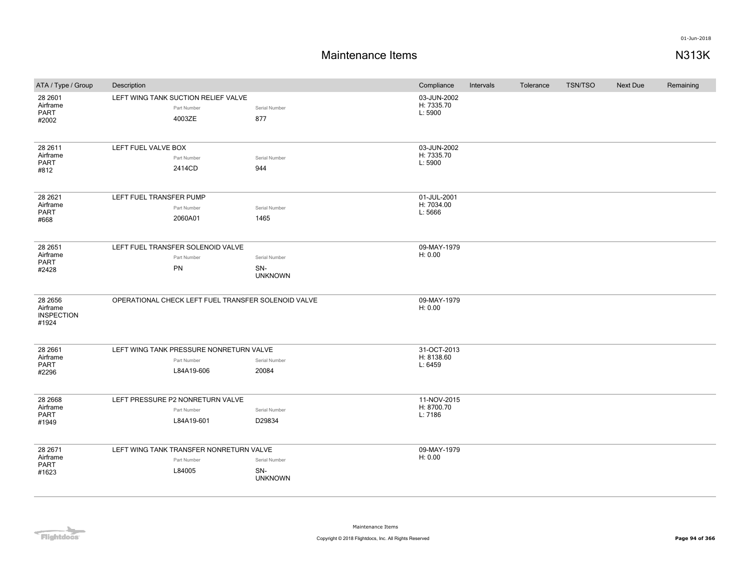# Maintenance Items

N313K

| ATA / Type / Group | Description | Part Number | Serial Number | Compliance | Intervals | Tolerance | TSN/TSO | Next Due | Remaining |
|---|---|---|---|---|---|---|---|---|---|
| 28 2601 Airframe PART #2002 | LEFT WING TANK SUCTION RELIEF VALVE | 4003ZE | 877 | 03-JUN-2002 H: 7335.70 L: 5900 | | | | | |
| 28 2611 Airframe PART #812 | LEFT FUEL VALVE BOX | 2414CD | 944 | 03-JUN-2002 H: 7335.70 L: 5900 | | | | | |
| 28 2621 Airframe PART #668 | LEFT FUEL TRANSFER PUMP | 2060A01 | 1465 | 01-JUL-2001 H: 7034.00 L: 5666 | | | | | |
| 28 2651 Airframe PART #2428 | LEFT FUEL TRANSFER SOLENOID VALVE | PN | SN-UNKNOWN | 09-MAY-1979 H: 0.00 | | | | | |
| 28 2656 Airframe INSPECTION #1924 | OPERATIONAL CHECK LEFT FUEL TRANSFER SOLENOID VALVE | | | 09-MAY-1979 H: 0.00 | | | | | |
| 28 2661 Airframe PART #2296 | LEFT WING TANK PRESSURE NONRETURN VALVE | L84A19-606 | 20084 | 31-OCT-2013 H: 8138.60 L: 6459 | | | | | |
| 28 2668 Airframe PART #1949 | LEFT PRESSURE P2 NONRETURN VALVE | L84A19-601 | D29834 | 11-NOV-2015 H: 8700.70 L: 7186 | | | | | |
| 28 2671 Airframe PART #1623 | LEFT WING TANK TRANSFER NONRETURN VALVE | L84005 | SN-UNKNOWN | 09-MAY-1979 H: 0.00 | | | | | |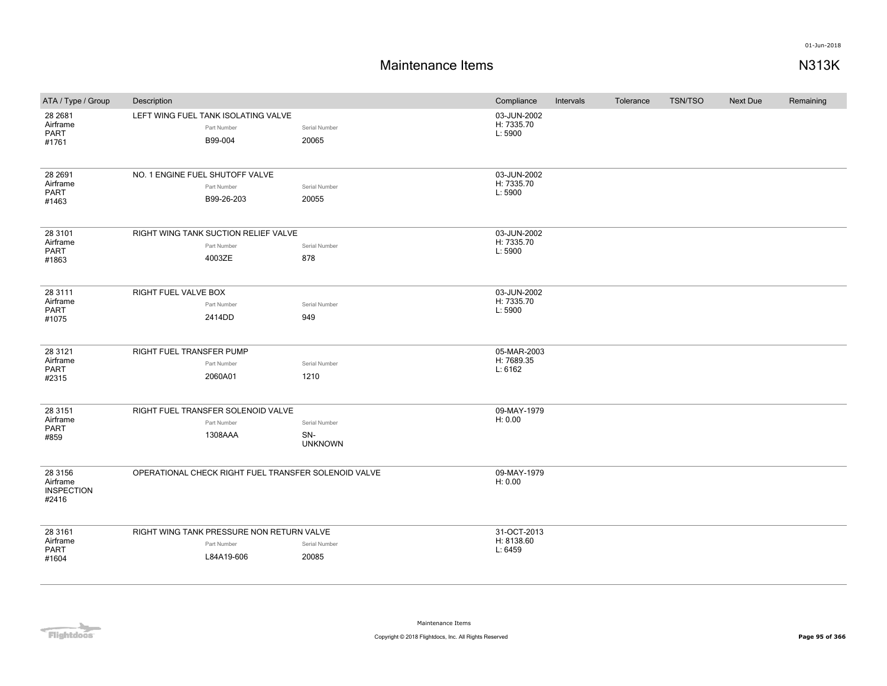# Maintenance Items

N313K

| ATA / Type / Group | Description | Compliance | Intervals | Tolerance | TSN/TSO | Next Due | Remaining |
|---|---|---|---|---|---|---|---|
| 28 2681 Airframe PART #1761 | LEFT WING FUEL TANK ISOLATING VALVE<br>Part Number: B99-004<br>Serial Number: 20065 | 03-JUN-2002<br>H: 7335.70<br>L: 5900 | | | | | |
| 28 2691 Airframe PART #1463 | NO. 1 ENGINE FUEL SHUTOFF VALVE<br>Part Number: B99-26-203<br>Serial Number: 20055 | 03-JUN-2002<br>H: 7335.70<br>L: 5900 | | | | | |
| 28 3101 Airframe PART #1863 | RIGHT WING TANK SUCTION RELIEF VALVE<br>Part Number: 4003ZE<br>Serial Number: 878 | 03-JUN-2002<br>H: 7335.70<br>L: 5900 | | | | | |
| 28 3111 Airframe PART #1075 | RIGHT FUEL VALVE BOX<br>Part Number: 2414DD<br>Serial Number: 949 | 03-JUN-2002<br>H: 7335.70<br>L: 5900 | | | | | |
| 28 3121 Airframe PART #2315 | RIGHT FUEL TRANSFER PUMP<br>Part Number: 2060A01<br>Serial Number: 1210 | 05-MAR-2003<br>H: 7689.35<br>L: 6162 | | | | | |
| 28 3151 Airframe PART #859 | RIGHT FUEL TRANSFER SOLENOID VALVE<br>Part Number: 1308AAA<br>Serial Number: SN-UNKNOWN | 09-MAY-1979<br>H: 0.00 | | | | | |
| 28 3156 Airframe INSPECTION #2416 | OPERATIONAL CHECK RIGHT FUEL TRANSFER SOLENOID VALVE | 09-MAY-1979<br>H: 0.00 | | | | | |
| 28 3161 Airframe PART #1604 | RIGHT WING TANK PRESSURE NON RETURN VALVE<br>Part Number: L84A19-606<br>Serial Number: 20085 | 31-OCT-2013<br>H: 8138.60<br>L: 6459 | | | | | |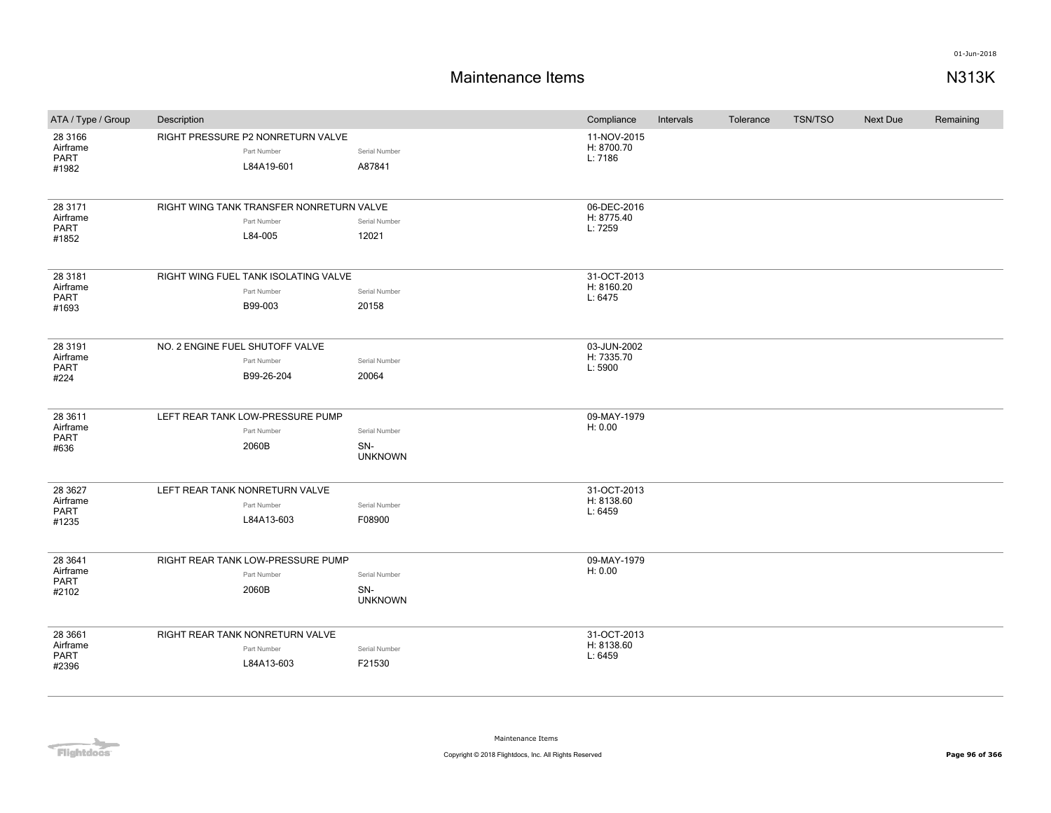# Maintenance Items

N313K

| ATA / Type / Group | Description | Part Number | Serial Number | Compliance | Intervals | Tolerance | TSN/TSO | Next Due | Remaining |
|---|---|---|---|---|---|---|---|---|---|
| 28 3166 Airframe PART #1982 | RIGHT PRESSURE P2 NONRETURN VALVE | L84A19-601 | A87841 | 11-NOV-2015 H: 8700.70 L: 7186 | | | | | |
| 28 3171 Airframe PART #1852 | RIGHT WING TANK TRANSFER NONRETURN VALVE | L84-005 | 12021 | 06-DEC-2016 H: 8775.40 L: 7259 | | | | | |
| 28 3181 Airframe PART #1693 | RIGHT WING FUEL TANK ISOLATING VALVE | B99-003 | 20158 | 31-OCT-2013 H: 8160.20 L: 6475 | | | | | |
| 28 3191 Airframe PART #224 | NO. 2 ENGINE FUEL SHUTOFF VALVE | B99-26-204 | 20064 | 03-JUN-2002 H: 7335.70 L: 5900 | | | | | |
| 28 3611 Airframe PART #636 | LEFT REAR TANK LOW-PRESSURE PUMP | 2060B | SN-UNKNOWN | 09-MAY-1979 H: 0.00 | | | | | |
| 28 3627 Airframe PART #1235 | LEFT REAR TANK NONRETURN VALVE | L84A13-603 | F08900 | 31-OCT-2013 H: 8138.60 L: 6459 | | | | | |
| 28 3641 Airframe PART #2102 | RIGHT REAR TANK LOW-PRESSURE PUMP | 2060B | SN-UNKNOWN | 09-MAY-1979 H: 0.00 | | | | | |
| 28 3661 Airframe PART #2396 | RIGHT REAR TANK NONRETURN VALVE | L84A13-603 | F21530 | 31-OCT-2013 H: 8138.60 L: 6459 | | | | | |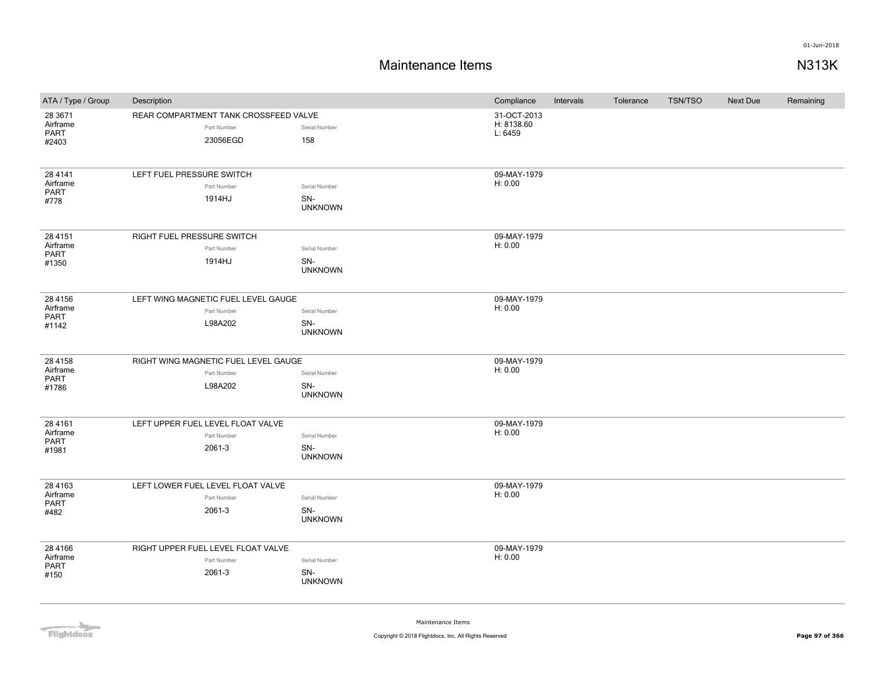# Maintenance Items

N313K

| ATA / Type / Group | Description | Part Number | Serial Number | Compliance | Intervals | Tolerance | TSN/TSO | Next Due | Remaining |
|---|---|---|---|---|---|---|---|---|---|
| 28 3671 Airframe PART #2403 | REAR COMPARTMENT TANK CROSSFEED VALVE | 23056EGD | 158 | 31-OCT-2013 H: 8138.60 L: 6459 | | | | | |
| 28 4141 Airframe PART #778 | LEFT FUEL PRESSURE SWITCH | 1914HJ | SN-UNKNOWN | 09-MAY-1979 H: 0.00 | | | | | |
| 28 4151 Airframe PART #1350 | RIGHT FUEL PRESSURE SWITCH | 1914HJ | SN-UNKNOWN | 09-MAY-1979 H: 0.00 | | | | | |
| 28 4156 Airframe PART #1142 | LEFT WING MAGNETIC FUEL LEVEL GAUGE | L98A202 | SN-UNKNOWN | 09-MAY-1979 H: 0.00 | | | | | |
| 28 4158 Airframe PART #1786 | RIGHT WING MAGNETIC FUEL LEVEL GAUGE | L98A202 | SN-UNKNOWN | 09-MAY-1979 H: 0.00 | | | | | |
| 28 4161 Airframe PART #1981 | LEFT UPPER FUEL LEVEL FLOAT VALVE | 2061-3 | SN-UNKNOWN | 09-MAY-1979 H: 0.00 | | | | | |
| 28 4163 Airframe PART #482 | LEFT LOWER FUEL LEVEL FLOAT VALVE | 2061-3 | SN-UNKNOWN | 09-MAY-1979 H: 0.00 | | | | | |
| 28 4166 Airframe PART #150 | RIGHT UPPER FUEL LEVEL FLOAT VALVE | 2061-3 | SN-UNKNOWN | 09-MAY-1979 H: 0.00 | | | | | |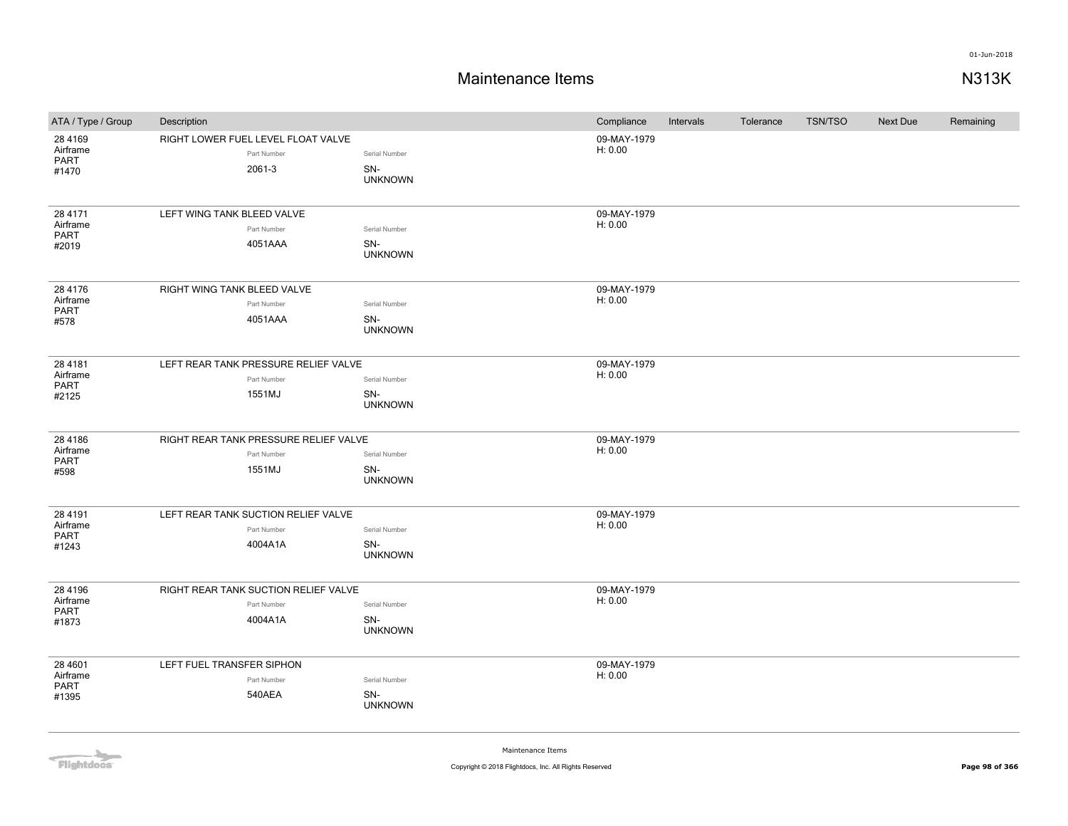# Maintenance Items

N313K

| ATA / Type / Group | Description | Compliance | Intervals | Tolerance | TSN/TSO | Next Due | Remaining |
|---|---|---|---|---|---|---|---|
| 28 4169 Airframe PART #1470 | RIGHT LOWER FUEL LEVEL FLOAT VALVE<br>Part Number: 2061-3<br>Serial Number: SN-UNKNOWN | 09-MAY-1979 H: 0.00 | | | | | |
| 28 4171 Airframe PART #2019 | LEFT WING TANK BLEED VALVE<br>Part Number: 4051AAA<br>Serial Number: SN-UNKNOWN | 09-MAY-1979 H: 0.00 | | | | | |
| 28 4176 Airframe PART #578 | RIGHT WING TANK BLEED VALVE<br>Part Number: 4051AAA<br>Serial Number: SN-UNKNOWN | 09-MAY-1979 H: 0.00 | | | | | |
| 28 4181 Airframe PART #2125 | LEFT REAR TANK PRESSURE RELIEF VALVE<br>Part Number: 1551MJ<br>Serial Number: SN-UNKNOWN | 09-MAY-1979 H: 0.00 | | | | | |
| 28 4186 Airframe PART #598 | RIGHT REAR TANK PRESSURE RELIEF VALVE<br>Part Number: 1551MJ<br>Serial Number: SN-UNKNOWN | 09-MAY-1979 H: 0.00 | | | | | |
| 28 4191 Airframe PART #1243 | LEFT REAR TANK SUCTION RELIEF VALVE<br>Part Number: 4004A1A<br>Serial Number: SN-UNKNOWN | 09-MAY-1979 H: 0.00 | | | | | |
| 28 4196 Airframe PART #1873 | RIGHT REAR TANK SUCTION RELIEF VALVE<br>Part Number: 4004A1A<br>Serial Number: SN-UNKNOWN | 09-MAY-1979 H: 0.00 | | | | | |
| 28 4601 Airframe PART #1395 | LEFT FUEL TRANSFER SIPHON<br>Part Number: 540AEA<br>Serial Number: SN-UNKNOWN | 09-MAY-1979 H: 0.00 | | | | | |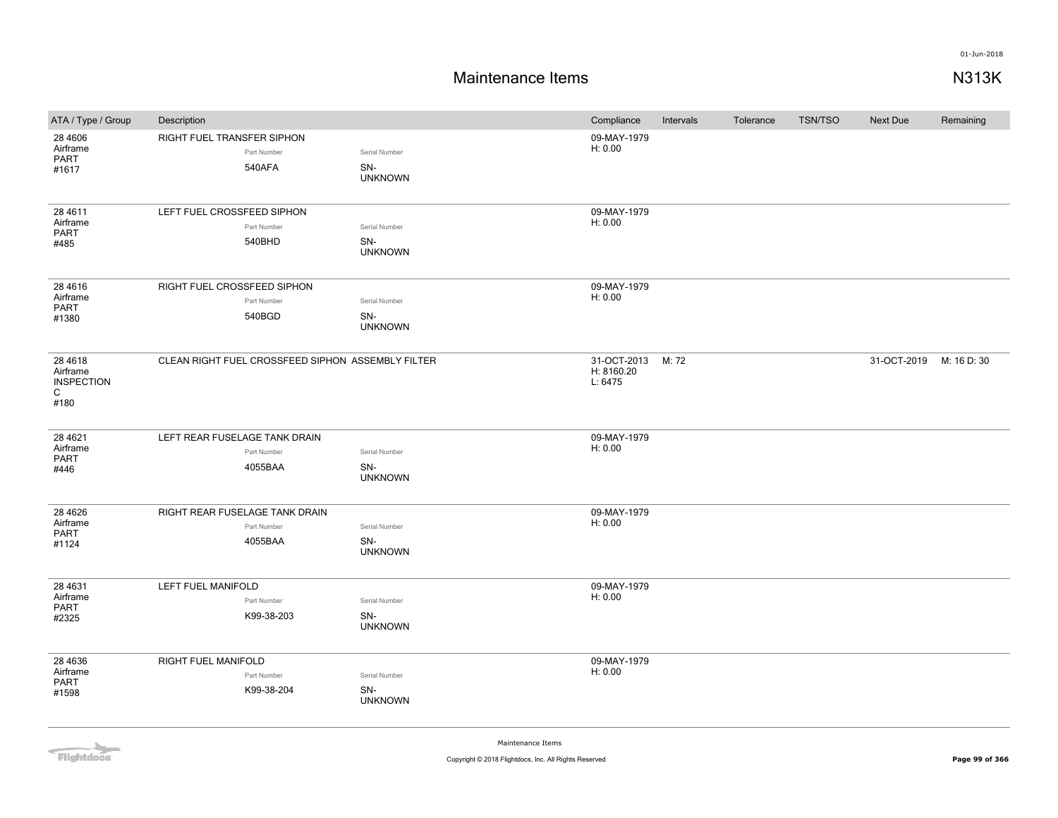# Maintenance Items

N313K

| ATA / Type / Group | Description | Compliance | Intervals | Tolerance | TSN/TSO | Next Due | Remaining |
|---|---|---|---|---|---|---|---|
| 28 4606 Airframe PART #1617 | RIGHT FUEL TRANSFER SIPHON<br>Part Number: 540AFA<br>Serial Number: SN-UNKNOWN | 09-MAY-1979 H: 0.00 | | | | | |
| 28 4611 Airframe PART #485 | LEFT FUEL CROSSFEED SIPHON<br>Part Number: 540BHD<br>Serial Number: SN-UNKNOWN | 09-MAY-1979 H: 0.00 | | | | | |
| 28 4616 Airframe PART #1380 | RIGHT FUEL CROSSFEED SIPHON<br>Part Number: 540BGD<br>Serial Number: SN-UNKNOWN | 09-MAY-1979 H: 0.00 | | | | | |
| 28 4618 Airframe INSPECTION C #180 | CLEAN RIGHT FUEL CROSSFEED SIPHON ASSEMBLY FILTER | 31-OCT-2013 H: 8160.20 L: 6475 | M: 72 | | | 31-OCT-2019 | M: 16 D: 30 |
| 28 4621 Airframe PART #446 | LEFT REAR FUSELAGE TANK DRAIN<br>Part Number: 4055BAA<br>Serial Number: SN-UNKNOWN | 09-MAY-1979 H: 0.00 | | | | | |
| 28 4626 Airframe PART #1124 | RIGHT REAR FUSELAGE TANK DRAIN<br>Part Number: 4055BAA<br>Serial Number: SN-UNKNOWN | 09-MAY-1979 H: 0.00 | | | | | |
| 28 4631 Airframe PART #2325 | LEFT FUEL MANIFOLD<br>Part Number: K99-38-203<br>Serial Number: SN-UNKNOWN | 09-MAY-1979 H: 0.00 | | | | | |
| 28 4636 Airframe PART #1598 | RIGHT FUEL MANIFOLD<br>Part Number: K99-38-204<br>Serial Number: SN-UNKNOWN | 09-MAY-1979 H: 0.00 | | | | | |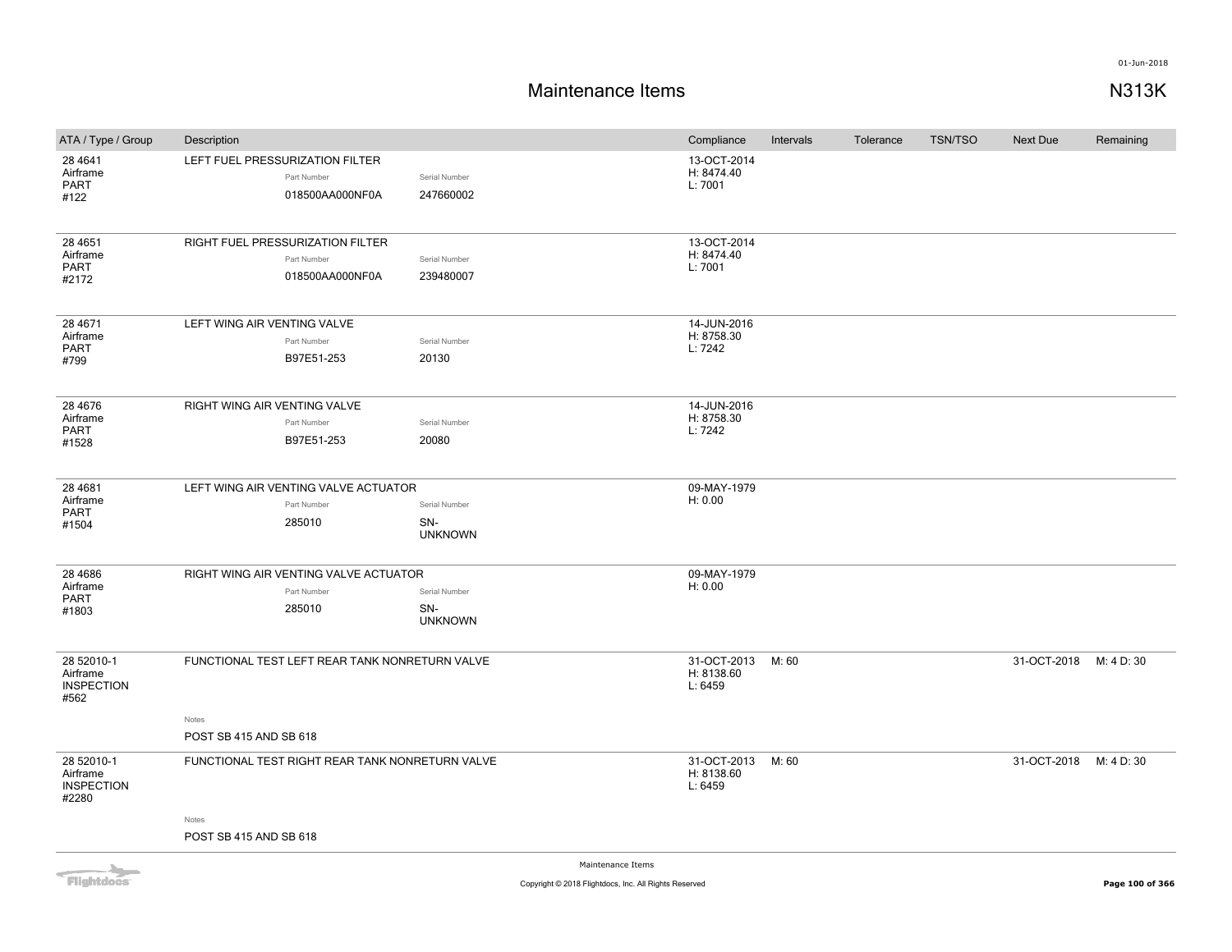# Maintenance Items

N313K

| ATA / Type / Group | Description | Compliance | Intervals | Tolerance | TSN/TSO | Next Due | Remaining |
|---|---|---|---|---|---|---|---|
| 28 4641<br>Airframe<br>PART<br>#122 | LEFT FUEL PRESSURIZATION FILTER<br>Part Number: 018500AA000NF0A<br>Serial Number: 247660002 | 13-OCT-2014<br>H: 8474.40<br>L: 7001 | | | | | |
| 28 4651<br>Airframe<br>PART<br>#2172 | RIGHT FUEL PRESSURIZATION FILTER<br>Part Number: 018500AA000NF0A<br>Serial Number: 239480007 | 13-OCT-2014<br>H: 8474.40<br>L: 7001 | | | | | |
| 28 4671<br>Airframe<br>PART<br>#799 | LEFT WING AIR VENTING VALVE<br>Part Number: B97E51-253<br>Serial Number: 20130 | 14-JUN-2016<br>H: 8758.30<br>L: 7242 | | | | | |
| 28 4676<br>Airframe<br>PART<br>#1528 | RIGHT WING AIR VENTING VALVE<br>Part Number: B97E51-253<br>Serial Number: 20080 | 14-JUN-2016<br>H: 8758.30<br>L: 7242 | | | | | |
| 28 4681<br>Airframe<br>PART<br>#1504 | LEFT WING AIR VENTING VALVE ACTUATOR<br>Part Number: 285010<br>Serial Number: SN-UNKNOWN | 09-MAY-1979<br>H: 0.00 | | | | | |
| 28 4686<br>Airframe<br>PART<br>#1803 | RIGHT WING AIR VENTING VALVE ACTUATOR<br>Part Number: 285010<br>Serial Number: SN-UNKNOWN | 09-MAY-1979<br>H: 0.00 | | | | | |
| 28 52010-1<br>Airframe<br>INSPECTION<br>#562 | FUNCTIONAL TEST LEFT REAR TANK NONRETURN VALVE<br>Notes: POST SB 415 AND SB 618 | 31-OCT-2013<br>H: 8138.60<br>L: 6459 | M: 60 | | | 31-OCT-2018 | M: 4 D: 30 |
| 28 52010-1<br>Airframe<br>INSPECTION<br>#2280 | FUNCTIONAL TEST RIGHT REAR TANK NONRETURN VALVE<br>Notes: POST SB 415 AND SB 618 | 31-OCT-2013<br>H: 8138.60<br>L: 6459 | M: 60 | | | 31-OCT-2018 | M: 4 D: 30 |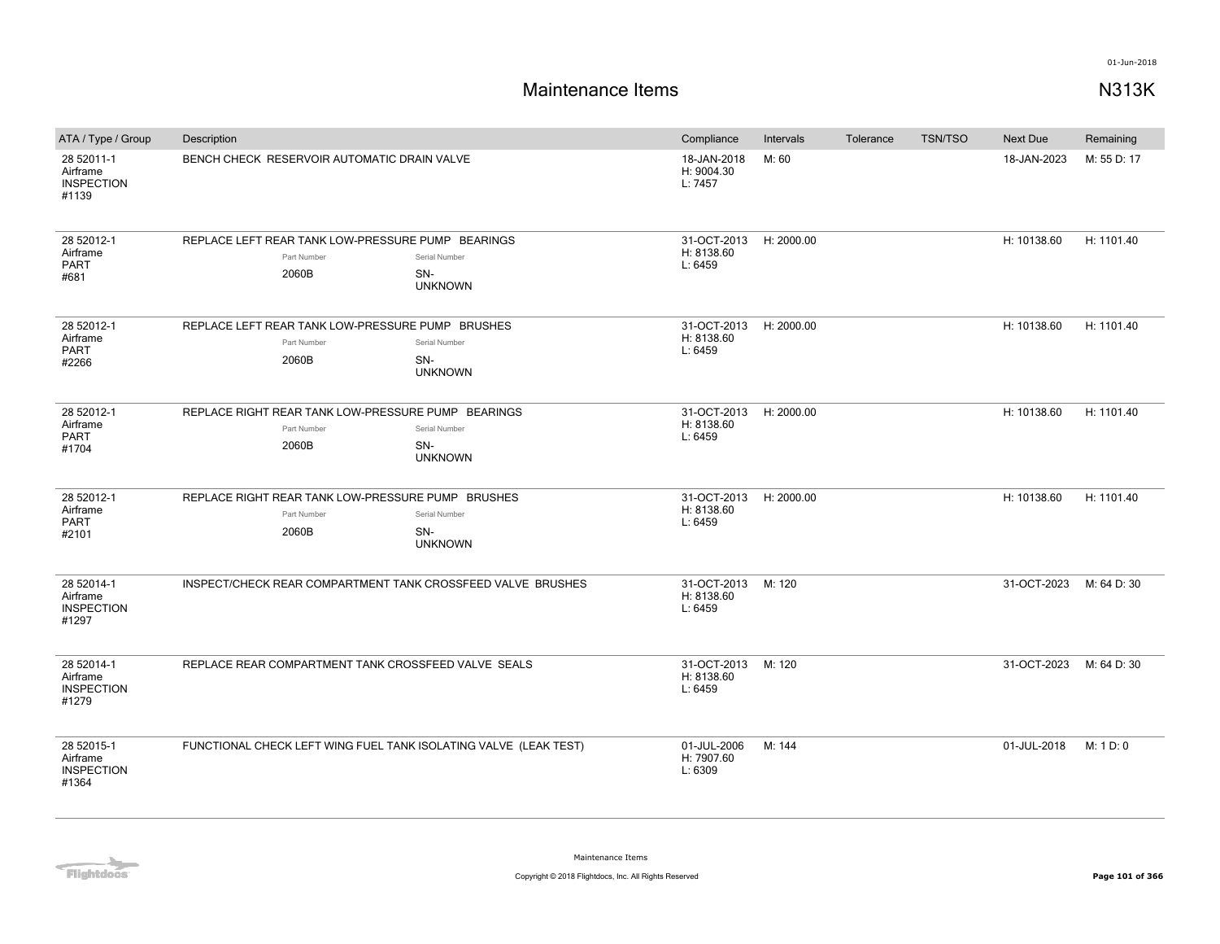01-Jun-2018

# Maintenance Items

## N313K

| ATA / Type / Group | Description | Compliance | Intervals | Tolerance | TSN/TSO | Next Due | Remaining |
|---|---|---|---|---|---|---|---|
| 28 52011-1 Airframe INSPECTION #1139 | BENCH CHECK RESERVOIR AUTOMATIC DRAIN VALVE | 18-JAN-2018 H: 9004.30 L: 7457 | M: 60 | | | 18-JAN-2023 | M: 55 D: 17 |
| 28 52012-1 Airframe PART #681 | REPLACE LEFT REAR TANK LOW-PRESSURE PUMP BEARINGS<br>Part Number: 2060B<br>Serial Number: SN-UNKNOWN | 31-OCT-2013 H: 8138.60 L: 6459 | H: 2000.00 | | | H: 10138.60 | H: 1101.40 |
| 28 52012-1 Airframe PART #2266 | REPLACE LEFT REAR TANK LOW-PRESSURE PUMP BRUSHES<br>Part Number: 2060B<br>Serial Number: SN-UNKNOWN | 31-OCT-2013 H: 8138.60 L: 6459 | H: 2000.00 | | | H: 10138.60 | H: 1101.40 |
| 28 52012-1 Airframe PART #1704 | REPLACE RIGHT REAR TANK LOW-PRESSURE PUMP BEARINGS<br>Part Number: 2060B<br>Serial Number: SN-UNKNOWN | 31-OCT-2013 H: 8138.60 L: 6459 | H: 2000.00 | | | H: 10138.60 | H: 1101.40 |
| 28 52012-1 Airframe PART #2101 | REPLACE RIGHT REAR TANK LOW-PRESSURE PUMP BRUSHES<br>Part Number: 2060B<br>Serial Number: SN-UNKNOWN | 31-OCT-2013 H: 8138.60 L: 6459 | H: 2000.00 | | | H: 10138.60 | H: 1101.40 |
| 28 52014-1 Airframe INSPECTION #1297 | INSPECT/CHECK REAR COMPARTMENT TANK CROSSFEED VALVE BRUSHES | 31-OCT-2013 H: 8138.60 L: 6459 | M: 120 | | | 31-OCT-2023 | M: 64 D: 30 |
| 28 52014-1 Airframe INSPECTION #1279 | REPLACE REAR COMPARTMENT TANK CROSSFEED VALVE SEALS | 31-OCT-2013 H: 8138.60 L: 6459 | M: 120 | | | 31-OCT-2023 | M: 64 D: 30 |
| 28 52015-1 Airframe INSPECTION #1364 | FUNCTIONAL CHECK LEFT WING FUEL TANK ISOLATING VALVE (LEAK TEST) | 01-JUL-2006 H: 7907.60 L: 6309 | M: 144 | | | 01-JUL-2018 | M: 1 D: 0 |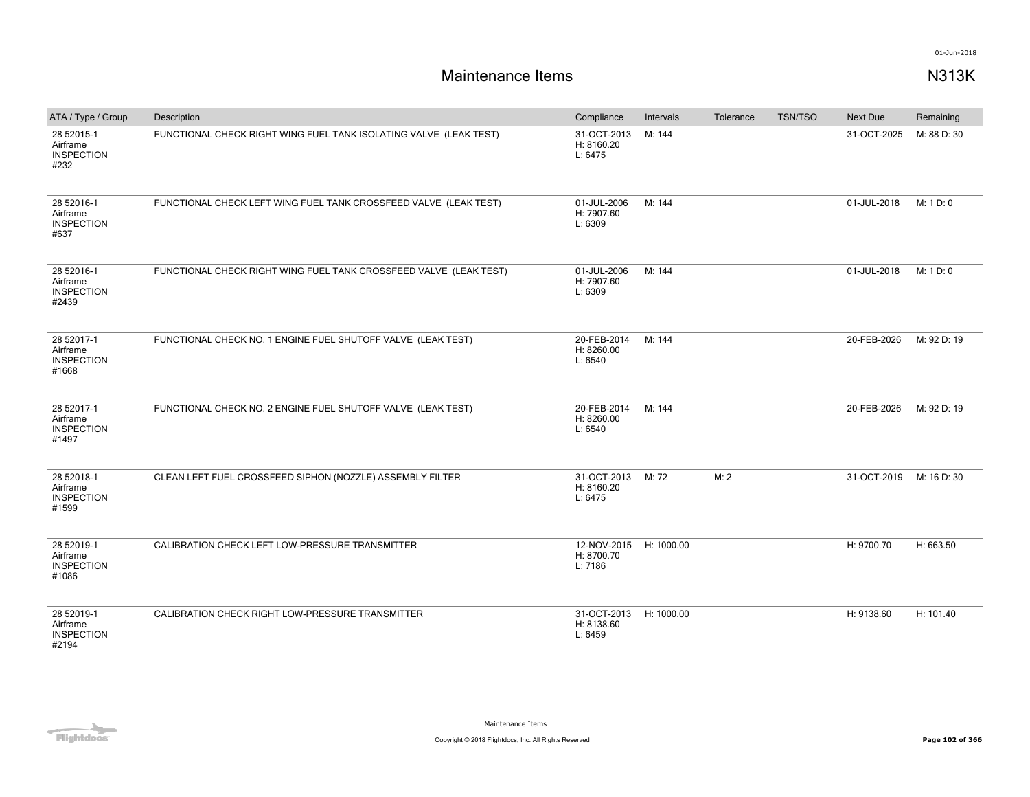# Maintenance Items

N313K

| ATA / Type / Group | Description | Compliance | Intervals | Tolerance | TSN/TSO | Next Due | Remaining |
|---|---|---|---|---|---|---|---|
| 28 52015-1 Airframe INSPECTION #232 | FUNCTIONAL CHECK RIGHT WING FUEL TANK ISOLATING VALVE (LEAK TEST) | 31-OCT-2013 H: 8160.20 L: 6475 | M: 144 | | | 31-OCT-2025 | M: 88 D: 30 |
| 28 52016-1 Airframe INSPECTION #637 | FUNCTIONAL CHECK LEFT WING FUEL TANK CROSSFEED VALVE (LEAK TEST) | 01-JUL-2006 H: 7907.60 L: 6309 | M: 144 | | | 01-JUL-2018 | M: 1 D: 0 |
| 28 52016-1 Airframe INSPECTION #2439 | FUNCTIONAL CHECK RIGHT WING FUEL TANK CROSSFEED VALVE (LEAK TEST) | 01-JUL-2006 H: 7907.60 L: 6309 | M: 144 | | | 01-JUL-2018 | M: 1 D: 0 |
| 28 52017-1 Airframe INSPECTION #1668 | FUNCTIONAL CHECK NO. 1 ENGINE FUEL SHUTOFF VALVE (LEAK TEST) | 20-FEB-2014 H: 8260.00 L: 6540 | M: 144 | | | 20-FEB-2026 | M: 92 D: 19 |
| 28 52017-1 Airframe INSPECTION #1497 | FUNCTIONAL CHECK NO. 2 ENGINE FUEL SHUTOFF VALVE (LEAK TEST) | 20-FEB-2014 H: 8260.00 L: 6540 | M: 144 | | | 20-FEB-2026 | M: 92 D: 19 |
| 28 52018-1 Airframe INSPECTION #1599 | CLEAN LEFT FUEL CROSSFEED SIPHON (NOZZLE) ASSEMBLY FILTER | 31-OCT-2013 H: 8160.20 L: 6475 | M: 72 | M: 2 | | 31-OCT-2019 | M: 16 D: 30 |
| 28 52019-1 Airframe INSPECTION #1086 | CALIBRATION CHECK LEFT LOW-PRESSURE TRANSMITTER | 12-NOV-2015 H: 8700.70 L: 7186 | H: 1000.00 | | | H: 9700.70 | H: 663.50 |
| 28 52019-1 Airframe INSPECTION #2194 | CALIBRATION CHECK RIGHT LOW-PRESSURE TRANSMITTER | 31-OCT-2013 H: 8138.60 L: 6459 | H: 1000.00 | | | H: 9138.60 | H: 101.40 |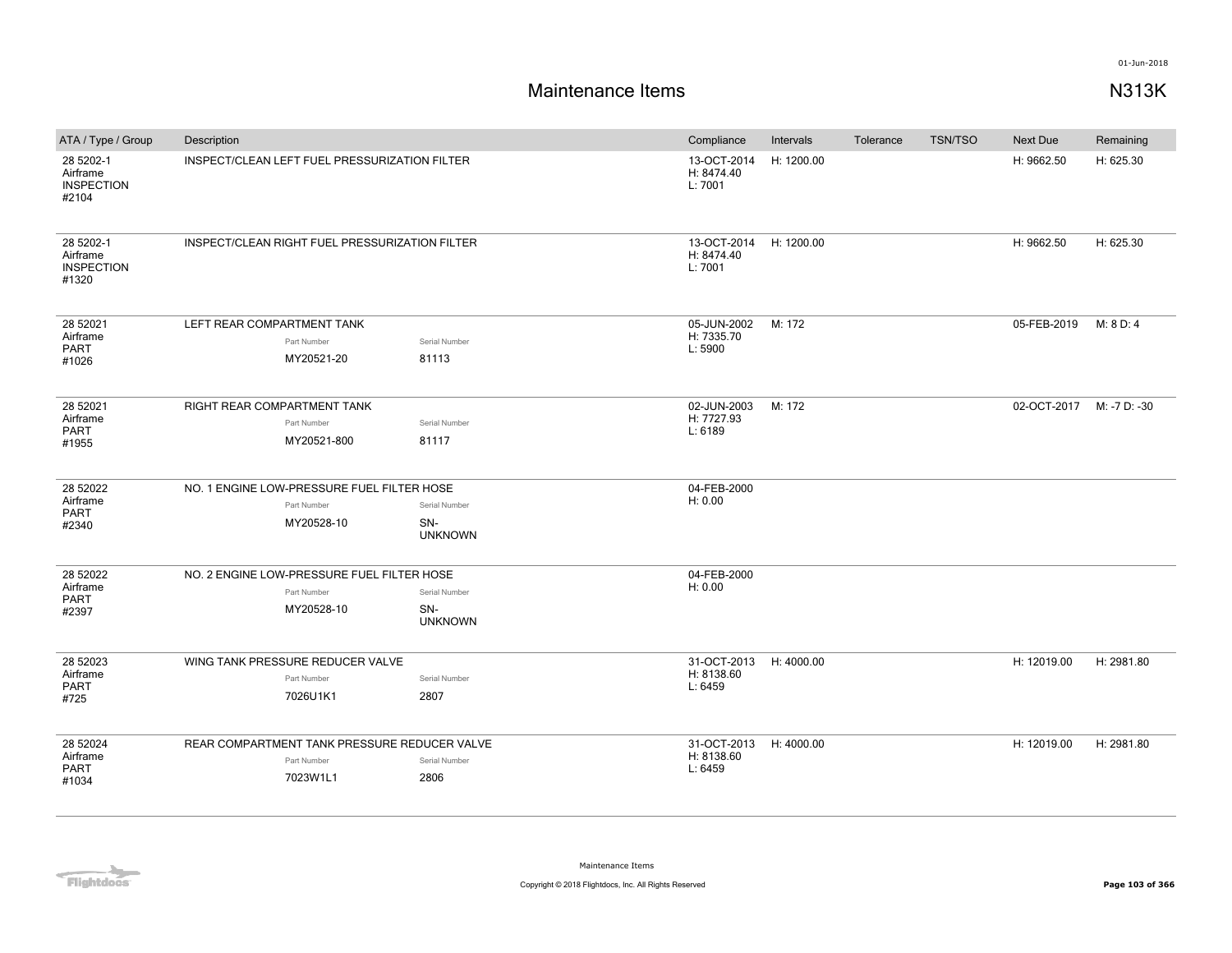# Maintenance Items

## N313K

| ATA / Type / Group | Description | Compliance | Intervals | Tolerance | TSN/TSO | Next Due | Remaining |
|---|---|---|---|---|---|---|---|
| 28 5202-1 Airframe INSPECTION #2104 | INSPECT/CLEAN LEFT FUEL PRESSURIZATION FILTER | 13-OCT-2014 H: 8474.40 L: 7001 | H: 1200.00 | | | H: 9662.50 | H: 625.30 |
| 28 5202-1 Airframe INSPECTION #1320 | INSPECT/CLEAN RIGHT FUEL PRESSURIZATION FILTER | 13-OCT-2014 H: 8474.40 L: 7001 | H: 1200.00 | | | H: 9662.50 | H: 625.30 |
| 28 52021 Airframe PART #1026 | LEFT REAR COMPARTMENT TANK<br>Part Number: MY20521-20<br>Serial Number: 81113 | 05-JUN-2002 H: 7335.70 L: 5900 | M: 172 | | | 05-FEB-2019 | M: 8 D: 4 |
| 28 52021 Airframe PART #1955 | RIGHT REAR COMPARTMENT TANK<br>Part Number: MY20521-800<br>Serial Number: 81117 | 02-JUN-2003 H: 7727.93 L: 6189 | M: 172 | | | 02-OCT-2017 | M: -7 D: -30 |
| 28 52022 Airframe PART #2340 | NO. 1 ENGINE LOW-PRESSURE FUEL FILTER HOSE<br>Part Number: MY20528-10<br>Serial Number: SN-UNKNOWN | 04-FEB-2000 H: 0.00 | | | | | |
| 28 52022 Airframe PART #2397 | NO. 2 ENGINE LOW-PRESSURE FUEL FILTER HOSE<br>Part Number: MY20528-10<br>Serial Number: SN-UNKNOWN | 04-FEB-2000 H: 0.00 | | | | | |
| 28 52023 Airframe PART #725 | WING TANK PRESSURE REDUCER VALVE<br>Part Number: 7026U1K1<br>Serial Number: 2807 | 31-OCT-2013 H: 8138.60 L: 6459 | H: 4000.00 | | | H: 12019.00 | H: 2981.80 |
| 28 52024 Airframe PART #1034 | REAR COMPARTMENT TANK PRESSURE REDUCER VALVE<br>Part Number: 7023W1L1<br>Serial Number: 2806 | 31-OCT-2013 H: 8138.60 L: 6459 | H: 4000.00 | | | H: 12019.00 | H: 2981.80 |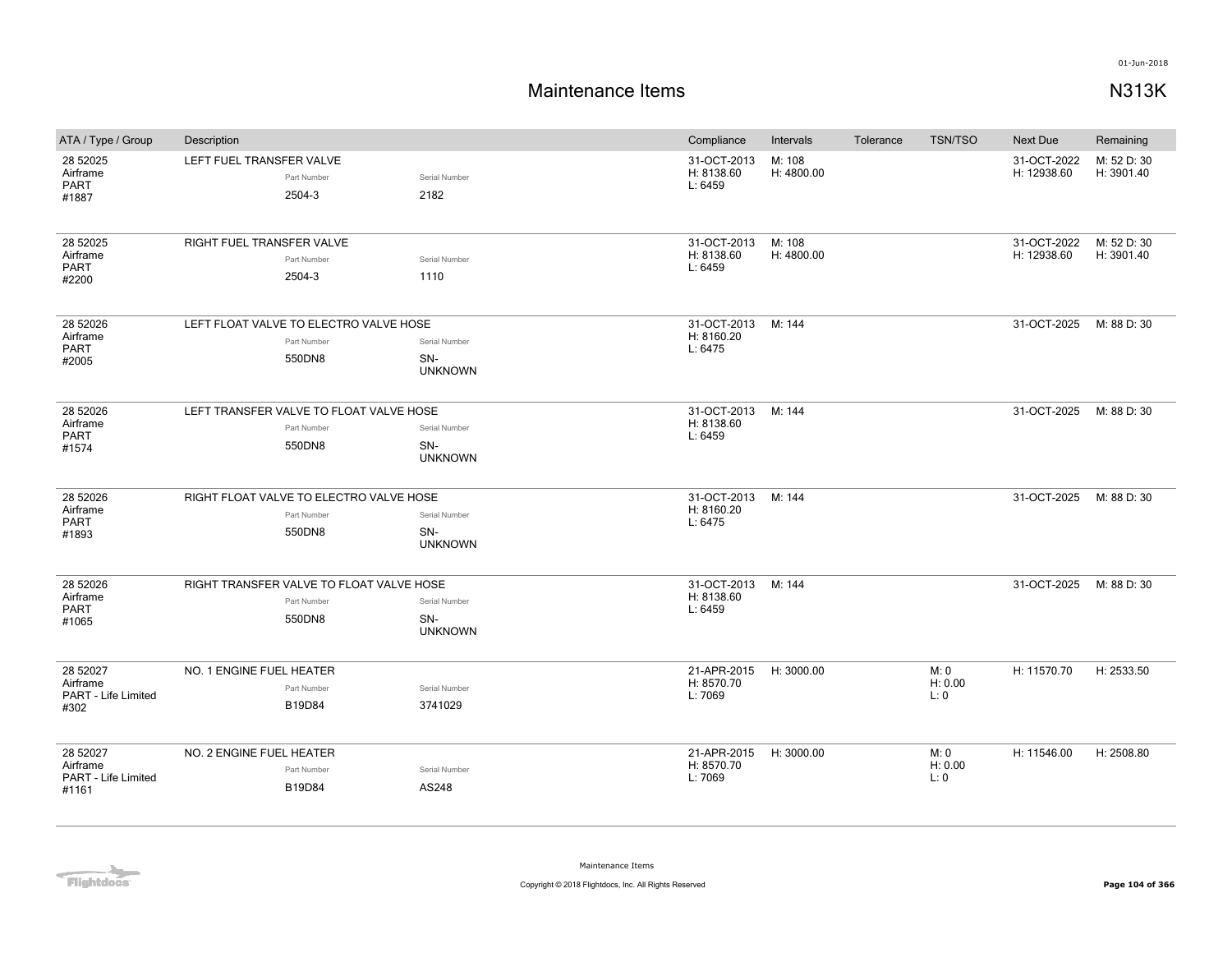01-Jun-2018

# Maintenance Items

## N313K

| ATA / Type / Group | Description | Part Number | Serial Number | Compliance | Intervals | Tolerance | TSN/TSO | Next Due | Remaining |
|---|---|---|---|---|---|---|---|---|---|
| 28 52025 Airframe PART #1887 | LEFT FUEL TRANSFER VALVE | 2504-3 | 2182 | 31-OCT-2013 H: 8138.60 L: 6459 | M: 108 H: 4800.00 | | | 31-OCT-2022 H: 12938.60 | M: 52 D: 30 H: 3901.40 |
| 28 52025 Airframe PART #2200 | RIGHT FUEL TRANSFER VALVE | 2504-3 | 1110 | 31-OCT-2013 H: 8138.60 L: 6459 | M: 108 H: 4800.00 | | | 31-OCT-2022 H: 12938.60 | M: 52 D: 30 H: 3901.40 |
| 28 52026 Airframe PART #2005 | LEFT FLOAT VALVE TO ELECTRO VALVE HOSE | 550DN8 | SN-UNKNOWN | 31-OCT-2013 H: 8160.20 L: 6475 | M: 144 | | | 31-OCT-2025 | M: 88 D: 30 |
| 28 52026 Airframe PART #1574 | LEFT TRANSFER VALVE TO FLOAT VALVE HOSE | 550DN8 | SN-UNKNOWN | 31-OCT-2013 H: 8138.60 L: 6459 | M: 144 | | | 31-OCT-2025 | M: 88 D: 30 |
| 28 52026 Airframe PART #1893 | RIGHT FLOAT VALVE TO ELECTRO VALVE HOSE | 550DN8 | SN-UNKNOWN | 31-OCT-2013 H: 8160.20 L: 6475 | M: 144 | | | 31-OCT-2025 | M: 88 D: 30 |
| 28 52026 Airframe PART #1065 | RIGHT TRANSFER VALVE TO FLOAT VALVE HOSE | 550DN8 | SN-UNKNOWN | 31-OCT-2013 H: 8138.60 L: 6459 | M: 144 | | | 31-OCT-2025 | M: 88 D: 30 |
| 28 52027 Airframe PART - Life Limited #302 | NO. 1 ENGINE FUEL HEATER | B19D84 | 3741029 | 21-APR-2015 H: 8570.70 L: 7069 | H: 3000.00 | | M: 0 H: 0.00 L: 0 | H: 11570.70 | H: 2533.50 |
| 28 52027 Airframe PART - Life Limited #1161 | NO. 2 ENGINE FUEL HEATER | B19D84 | AS248 | 21-APR-2015 H: 8570.70 L: 7069 | H: 3000.00 | | M: 0 H: 0.00 L: 0 | H: 11546.00 | H: 2508.80 |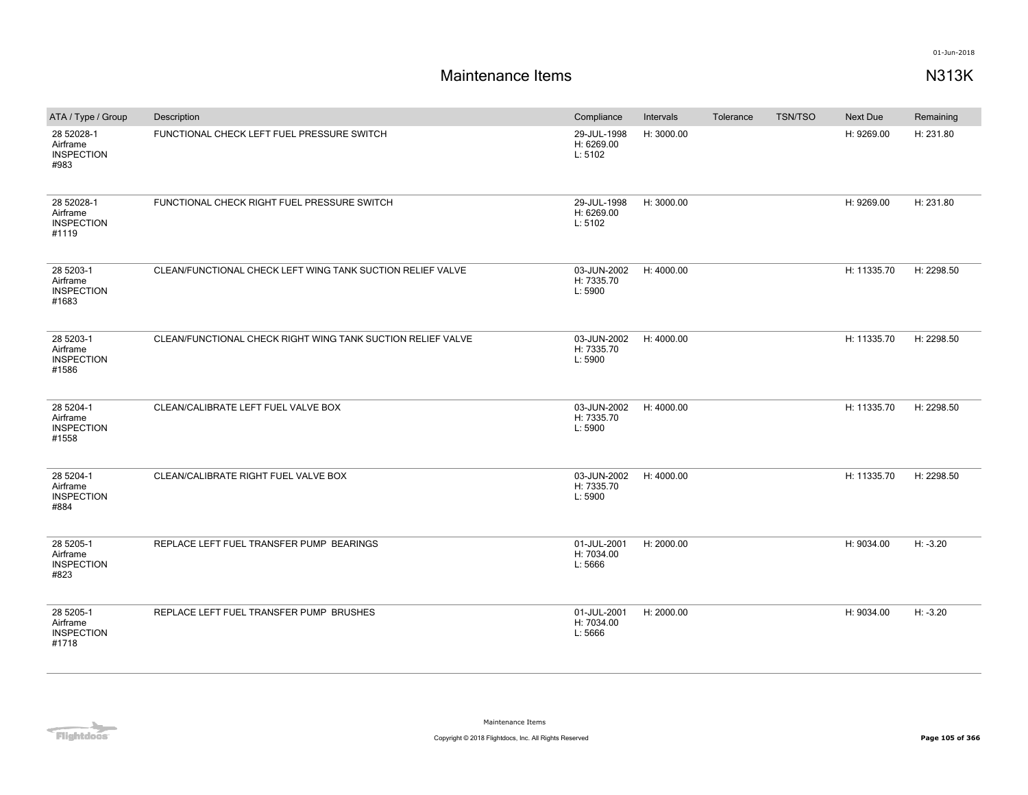# Maintenance Items

## N313K

| ATA / Type / Group | Description | Compliance | Intervals | Tolerance | TSN/TSO | Next Due | Remaining |
|---|---|---|---|---|---|---|---|
| 28 52028-1 Airframe INSPECTION #983 | FUNCTIONAL CHECK LEFT FUEL PRESSURE SWITCH | 29-JUL-1998 H: 6269.00 L: 5102 | H: 3000.00 | | | H: 9269.00 | H: 231.80 |
| 28 52028-1 Airframe INSPECTION #1119 | FUNCTIONAL CHECK RIGHT FUEL PRESSURE SWITCH | 29-JUL-1998 H: 6269.00 L: 5102 | H: 3000.00 | | | H: 9269.00 | H: 231.80 |
| 28 5203-1 Airframe INSPECTION #1683 | CLEAN/FUNCTIONAL CHECK LEFT WING TANK SUCTION RELIEF VALVE | 03-JUN-2002 H: 7335.70 L: 5900 | H: 4000.00 | | | H: 11335.70 | H: 2298.50 |
| 28 5203-1 Airframe INSPECTION #1586 | CLEAN/FUNCTIONAL CHECK RIGHT WING TANK SUCTION RELIEF VALVE | 03-JUN-2002 H: 7335.70 L: 5900 | H: 4000.00 | | | H: 11335.70 | H: 2298.50 |
| 28 5204-1 Airframe INSPECTION #1558 | CLEAN/CALIBRATE LEFT FUEL VALVE BOX | 03-JUN-2002 H: 7335.70 L: 5900 | H: 4000.00 | | | H: 11335.70 | H: 2298.50 |
| 28 5204-1 Airframe INSPECTION #884 | CLEAN/CALIBRATE RIGHT FUEL VALVE BOX | 03-JUN-2002 H: 7335.70 L: 5900 | H: 4000.00 | | | H: 11335.70 | H: 2298.50 |
| 28 5205-1 Airframe INSPECTION #823 | REPLACE LEFT FUEL TRANSFER PUMP BEARINGS | 01-JUL-2001 H: 7034.00 L: 5666 | H: 2000.00 | | | H: 9034.00 | H: -3.20 |
| 28 5205-1 Airframe INSPECTION #1718 | REPLACE LEFT FUEL TRANSFER PUMP BRUSHES | 01-JUL-2001 H: 7034.00 L: 5666 | H: 2000.00 | | | H: 9034.00 | H: -3.20 |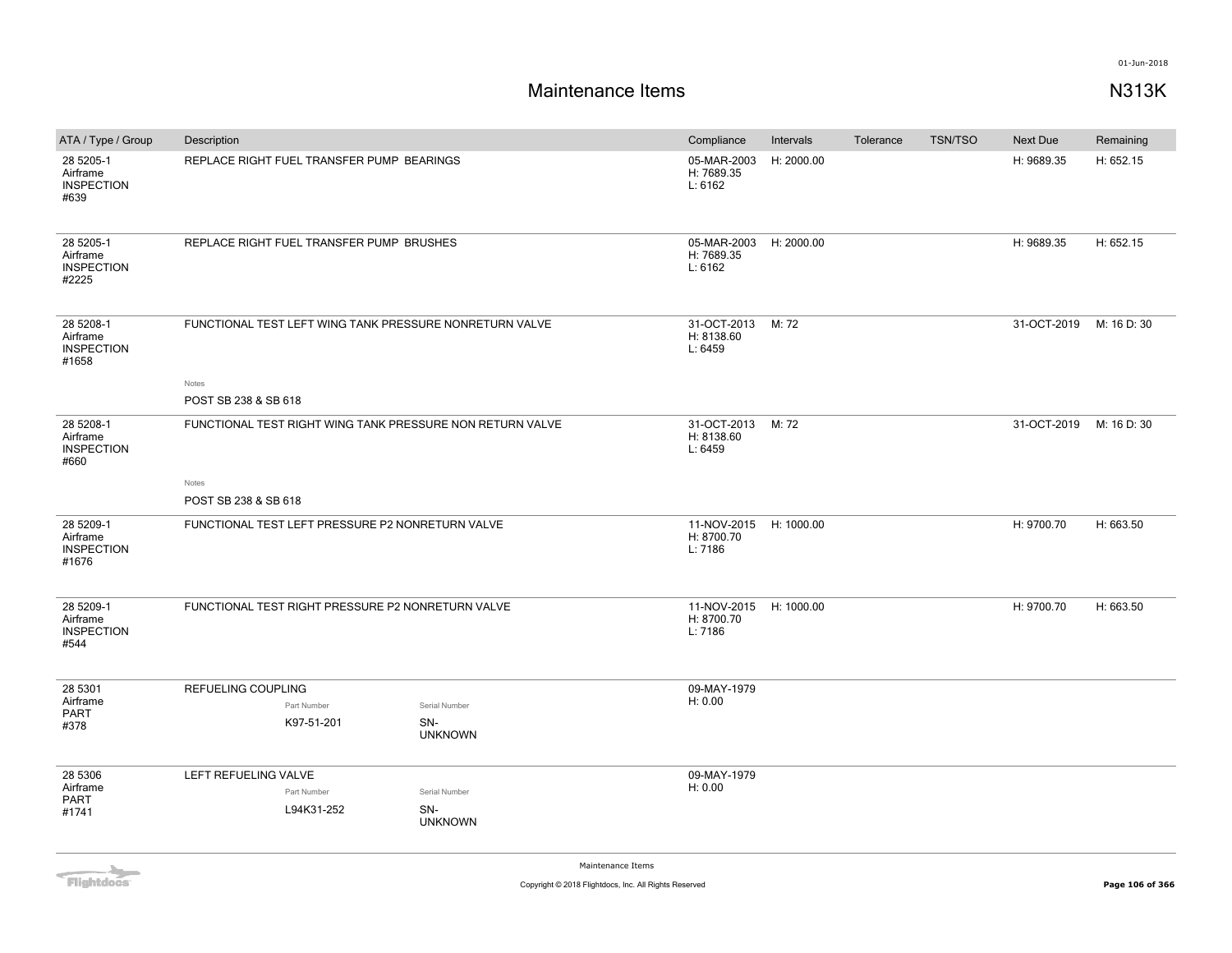# Maintenance Items

N313K

| ATA / Type / Group | Description | Compliance | Intervals | Tolerance | TSN/TSO | Next Due | Remaining |
|---|---|---|---|---|---|---|---|
| 28 5205-1 Airframe INSPECTION #639 | REPLACE RIGHT FUEL TRANSFER PUMP BEARINGS | 05-MAR-2003 H: 7689.35 L: 6162 | H: 2000.00 | | | H: 9689.35 | H: 652.15 |
| 28 5205-1 Airframe INSPECTION #2225 | REPLACE RIGHT FUEL TRANSFER PUMP BRUSHES | 05-MAR-2003 H: 7689.35 L: 6162 | H: 2000.00 | | | H: 9689.35 | H: 652.15 |
| 28 5208-1 Airframe INSPECTION #1658 | FUNCTIONAL TEST LEFT WING TANK PRESSURE NONRETURN VALVE<br>Notes<br>POST SB 238 & SB 618 | 31-OCT-2013 H: 8138.60 L: 6459 | M: 72 | | | 31-OCT-2019 | M: 16 D: 30 |
| 28 5208-1 Airframe INSPECTION #660 | FUNCTIONAL TEST RIGHT WING TANK PRESSURE NON RETURN VALVE<br>Notes<br>POST SB 238 & SB 618 | 31-OCT-2013 H: 8138.60 L: 6459 | M: 72 | | | 31-OCT-2019 | M: 16 D: 30 |
| 28 5209-1 Airframe INSPECTION #1676 | FUNCTIONAL TEST LEFT PRESSURE P2 NONRETURN VALVE | 11-NOV-2015 H: 8700.70 L: 7186 | H: 1000.00 | | | H: 9700.70 | H: 663.50 |
| 28 5209-1 Airframe INSPECTION #544 | FUNCTIONAL TEST RIGHT PRESSURE P2 NONRETURN VALVE | 11-NOV-2015 H: 8700.70 L: 7186 | H: 1000.00 | | | H: 9700.70 | H: 663.50 |
| 28 5301 Airframe PART #378 | REFUELING COUPLING<br>Part Number: K97-51-201<br>Serial Number: SN-UNKNOWN | 09-MAY-1979 H: 0.00 | | | | | |
| 28 5306 Airframe PART #1741 | LEFT REFUELING VALVE<br>Part Number: L94K31-252<br>Serial Number: SN-UNKNOWN | 09-MAY-1979 H: 0.00 | | | | | |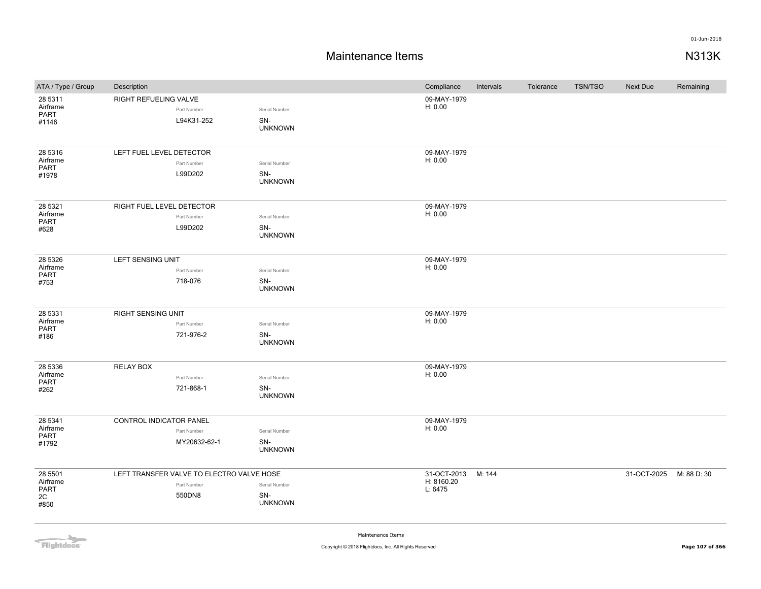# Maintenance Items

N313K

| ATA / Type / Group | Description | Part Number | Serial Number | Compliance | Intervals | Tolerance | TSN/TSO | Next Due | Remaining |
|---|---|---|---|---|---|---|---|---|---|
| 28 5311<br>Airframe<br>PART<br>#1146 | RIGHT REFUELING VALVE | L94K31-252 | SN-UNKNOWN | 09-MAY-1979<br>H: 0.00 | | | | | |
| 28 5316<br>Airframe<br>PART<br>#1978 | LEFT FUEL LEVEL DETECTOR | L99D202 | SN-UNKNOWN | 09-MAY-1979<br>H: 0.00 | | | | | |
| 28 5321<br>Airframe<br>PART<br>#628 | RIGHT FUEL LEVEL DETECTOR | L99D202 | SN-UNKNOWN | 09-MAY-1979<br>H: 0.00 | | | | | |
| 28 5326<br>Airframe<br>PART<br>#753 | LEFT SENSING UNIT | 718-076 | SN-UNKNOWN | 09-MAY-1979<br>H: 0.00 | | | | | |
| 28 5331<br>Airframe<br>PART<br>#186 | RIGHT SENSING UNIT | 721-976-2 | SN-UNKNOWN | 09-MAY-1979<br>H: 0.00 | | | | | |
| 28 5336<br>Airframe<br>PART<br>#262 | RELAY BOX | 721-868-1 | SN-UNKNOWN | 09-MAY-1979<br>H: 0.00 | | | | | |
| 28 5341<br>Airframe<br>PART<br>#1792 | CONTROL INDICATOR PANEL | MY20632-62-1 | SN-UNKNOWN | 09-MAY-1979<br>H: 0.00 | | | | | |
| 28 5501<br>Airframe<br>PART<br>2C<br>#850 | LEFT TRANSFER VALVE TO ELECTRO VALVE HOSE | 550DN8 | SN-UNKNOWN | 31-OCT-2013<br>H: 8160.20<br>L: 6475 | M: 144 | | | 31-OCT-2025 | M: 88 D: 30 |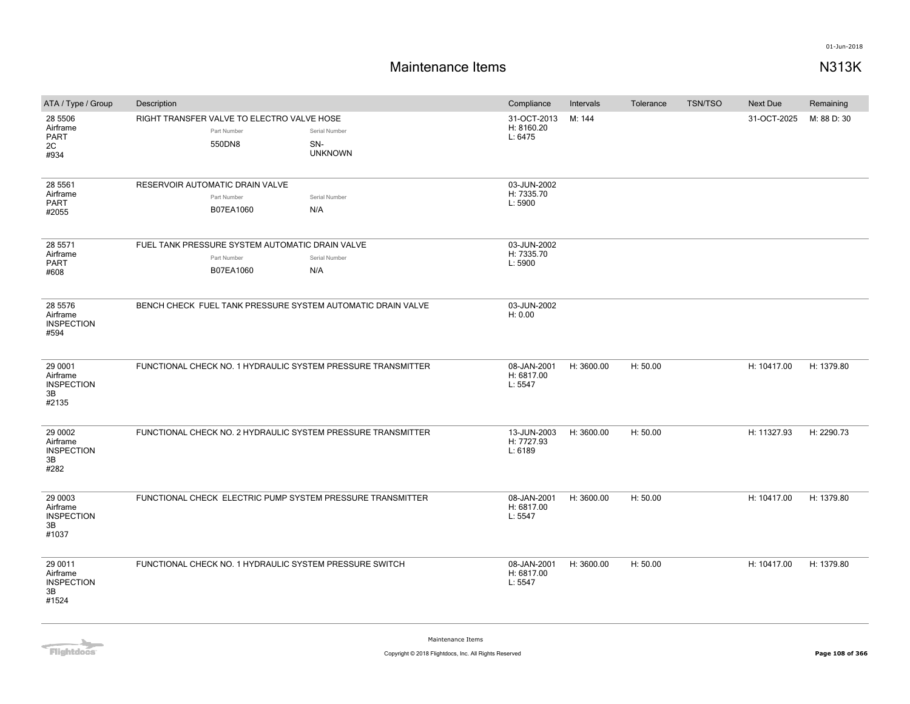# Maintenance Items

N313K

| ATA / Type / Group | Description | Compliance | Intervals | Tolerance | TSN/TSO | Next Due | Remaining |
|---|---|---|---|---|---|---|---|
| 28 5506 Airframe PART 2C #934 | RIGHT TRANSFER VALVE TO ELECTRO VALVE HOSE<br>Part Number: 550DN8<br>Serial Number: SN-UNKNOWN | 31-OCT-2013 H: 8160.20 L: 6475 | M: 144 | | | 31-OCT-2025 | M: 88 D: 30 |
| 28 5561 Airframe PART #2055 | RESERVOIR AUTOMATIC DRAIN VALVE<br>Part Number: B07EA1060<br>Serial Number: N/A | 03-JUN-2002 H: 7335.70 L: 5900 | | | | | |
| 28 5571 Airframe PART #608 | FUEL TANK PRESSURE SYSTEM AUTOMATIC DRAIN VALVE<br>Part Number: B07EA1060<br>Serial Number: N/A | 03-JUN-2002 H: 7335.70 L: 5900 | | | | | |
| 28 5576 Airframe INSPECTION #594 | BENCH CHECK FUEL TANK PRESSURE SYSTEM AUTOMATIC DRAIN VALVE | 03-JUN-2002 H: 0.00 | | | | | |
| 29 0001 Airframe INSPECTION 3B #2135 | FUNCTIONAL CHECK NO. 1 HYDRAULIC SYSTEM PRESSURE TRANSMITTER | 08-JAN-2001 H: 6817.00 L: 5547 | H: 3600.00 | H: 50.00 | | H: 10417.00 | H: 1379.80 |
| 29 0002 Airframe INSPECTION 3B #282 | FUNCTIONAL CHECK NO. 2 HYDRAULIC SYSTEM PRESSURE TRANSMITTER | 13-JUN-2003 H: 7727.93 L: 6189 | H: 3600.00 | H: 50.00 | | H: 11327.93 | H: 2290.73 |
| 29 0003 Airframe INSPECTION 3B #1037 | FUNCTIONAL CHECK ELECTRIC PUMP SYSTEM PRESSURE TRANSMITTER | 08-JAN-2001 H: 6817.00 L: 5547 | H: 3600.00 | H: 50.00 | | H: 10417.00 | H: 1379.80 |
| 29 0011 Airframe INSPECTION 3B #1524 | FUNCTIONAL CHECK NO. 1 HYDRAULIC SYSTEM PRESSURE SWITCH | 08-JAN-2001 H: 6817.00 L: 5547 | H: 3600.00 | H: 50.00 | | H: 10417.00 | H: 1379.80 |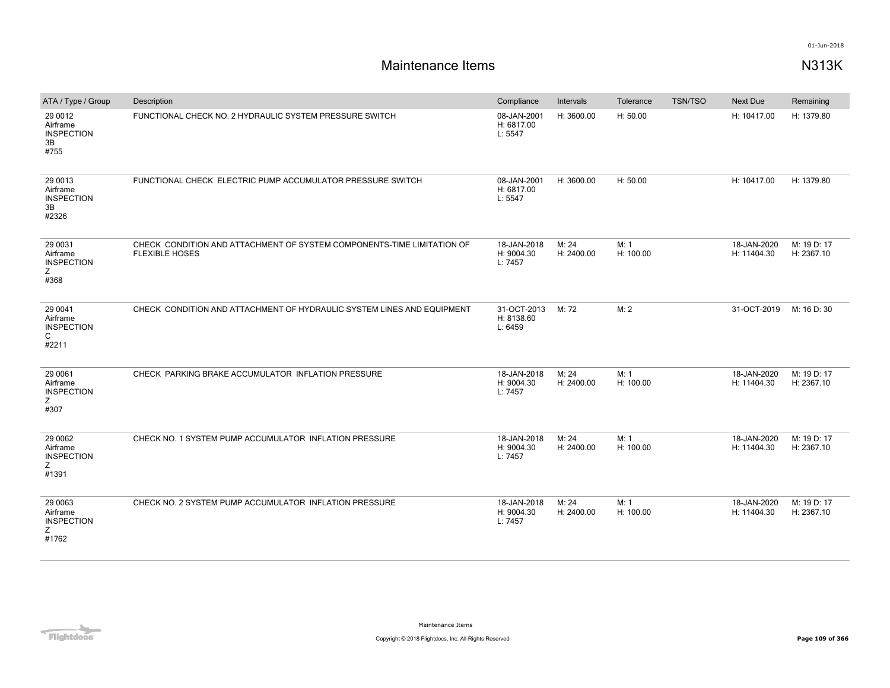# Maintenance Items

01-Jun-2018

N313K

| ATA / Type / Group | Description | Compliance | Intervals | Tolerance | TSN/TSO | Next Due | Remaining |
|---|---|---|---|---|---|---|---|
| 29 0012 Airframe INSPECTION 3B #755 | FUNCTIONAL CHECK NO. 2 HYDRAULIC SYSTEM PRESSURE SWITCH | 08-JAN-2001 H: 6817.00 L: 5547 | H: 3600.00 | H: 50.00 | | H: 10417.00 | H: 1379.80 |
| 29 0013 Airframe INSPECTION 3B #2326 | FUNCTIONAL CHECK ELECTRIC PUMP ACCUMULATOR PRESSURE SWITCH | 08-JAN-2001 H: 6817.00 L: 5547 | H: 3600.00 | H: 50.00 | | H: 10417.00 | H: 1379.80 |
| 29 0031 Airframe INSPECTION Z #368 | CHECK CONDITION AND ATTACHMENT OF SYSTEM COMPONENTS-TIME LIMITATION OF FLEXIBLE HOSES | 18-JAN-2018 H: 9004.30 L: 7457 | M: 24 H: 2400.00 | M: 1 H: 100.00 | | 18-JAN-2020 H: 11404.30 | M: 19 D: 17 H: 2367.10 |
| 29 0041 Airframe INSPECTION C #2211 | CHECK CONDITION AND ATTACHMENT OF HYDRAULIC SYSTEM LINES AND EQUIPMENT | 31-OCT-2013 H: 8138.60 L: 6459 | M: 72 | M: 2 | | 31-OCT-2019 | M: 16 D: 30 |
| 29 0061 Airframe INSPECTION Z #307 | CHECK PARKING BRAKE ACCUMULATOR INFLATION PRESSURE | 18-JAN-2018 H: 9004.30 L: 7457 | M: 24 H: 2400.00 | M: 1 H: 100.00 | | 18-JAN-2020 H: 11404.30 | M: 19 D: 17 H: 2367.10 |
| 29 0062 Airframe INSPECTION Z #1391 | CHECK NO. 1 SYSTEM PUMP ACCUMULATOR INFLATION PRESSURE | 18-JAN-2018 H: 9004.30 L: 7457 | M: 24 H: 2400.00 | M: 1 H: 100.00 | | 18-JAN-2020 H: 11404.30 | M: 19 D: 17 H: 2367.10 |
| 29 0063 Airframe INSPECTION Z #1762 | CHECK NO. 2 SYSTEM PUMP ACCUMULATOR INFLATION PRESSURE | 18-JAN-2018 H: 9004.30 L: 7457 | M: 24 H: 2400.00 | M: 1 H: 100.00 | | 18-JAN-2020 H: 11404.30 | M: 19 D: 17 H: 2367.10 |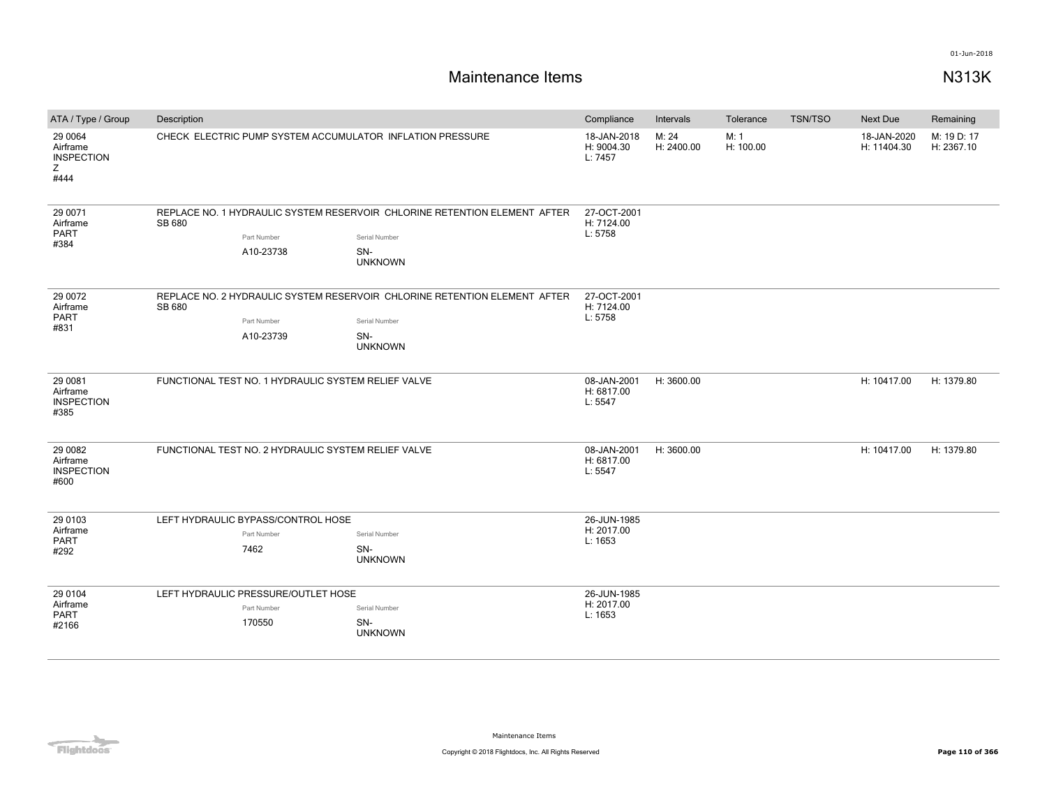# Maintenance Items

N313K

| ATA / Type / Group | Description | Compliance | Intervals | Tolerance | TSN/TSO | Next Due | Remaining |
|---|---|---|---|---|---|---|---|
| 29 0064<br>Airframe<br>INSPECTION<br>Z<br>#444 | CHECK ELECTRIC PUMP SYSTEM ACCUMULATOR INFLATION PRESSURE | 18-JAN-2018<br>H: 9004.30<br>L: 7457 | M: 24<br>H: 2400.00 | M: 1<br>H: 100.00 | | 18-JAN-2020<br>H: 11404.30 | M: 19 D: 17<br>H: 2367.10 |
| 29 0071<br>Airframe<br>PART<br>#384 | REPLACE NO. 1 HYDRAULIC SYSTEM RESERVOIR CHLORINE RETENTION ELEMENT AFTER SB 680<br>Part Number: A10-23738<br>Serial Number: SN-UNKNOWN | 27-OCT-2001<br>H: 7124.00<br>L: 5758 | | | | | |
| 29 0072<br>Airframe<br>PART<br>#831 | REPLACE NO. 2 HYDRAULIC SYSTEM RESERVOIR CHLORINE RETENTION ELEMENT AFTER SB 680<br>Part Number: A10-23739<br>Serial Number: SN-UNKNOWN | 27-OCT-2001<br>H: 7124.00<br>L: 5758 | | | | | |
| 29 0081<br>Airframe<br>INSPECTION<br>#385 | FUNCTIONAL TEST NO. 1 HYDRAULIC SYSTEM RELIEF VALVE | 08-JAN-2001<br>H: 6817.00<br>L: 5547 | H: 3600.00 | | | H: 10417.00 | H: 1379.80 |
| 29 0082<br>Airframe<br>INSPECTION<br>#600 | FUNCTIONAL TEST NO. 2 HYDRAULIC SYSTEM RELIEF VALVE | 08-JAN-2001<br>H: 6817.00<br>L: 5547 | H: 3600.00 | | | H: 10417.00 | H: 1379.80 |
| 29 0103<br>Airframe<br>PART<br>#292 | LEFT HYDRAULIC BYPASS/CONTROL HOSE<br>Part Number: 7462<br>Serial Number: SN-UNKNOWN | 26-JUN-1985<br>H: 2017.00<br>L: 1653 | | | | | |
| 29 0104<br>Airframe<br>PART<br>#2166 | LEFT HYDRAULIC PRESSURE/OUTLET HOSE<br>Part Number: 170550<br>Serial Number: SN-UNKNOWN | 26-JUN-1985<br>H: 2017.00<br>L: 1653 | | | | | |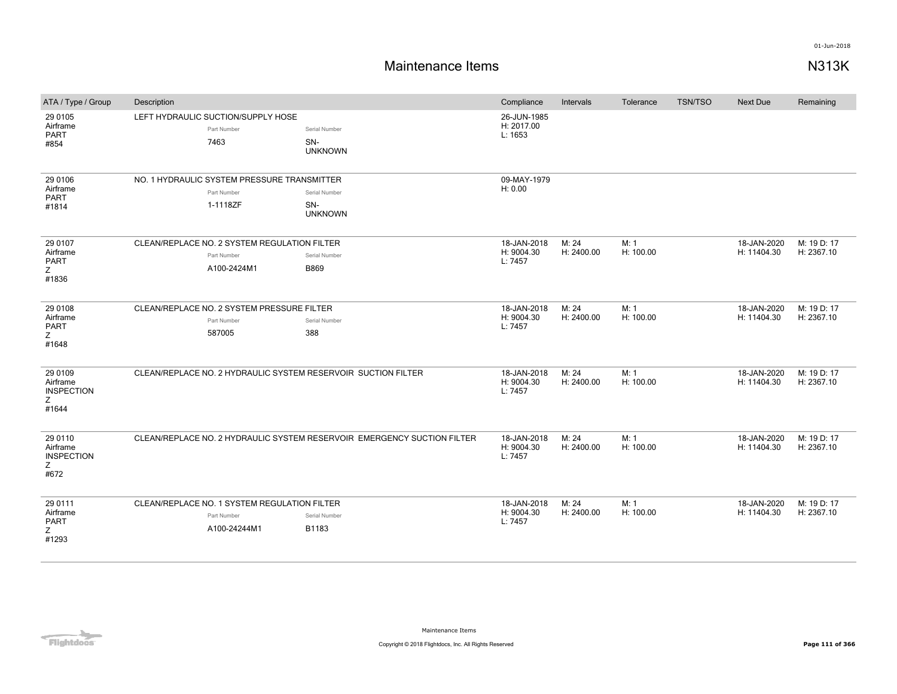# Maintenance Items

## N313K

| ATA / Type / Group | Description | Compliance | Intervals | Tolerance | TSN/TSO | Next Due | Remaining |
|---|---|---|---|---|---|---|---|
| 29 0105 Airframe PART #854 | LEFT HYDRAULIC SUCTION/SUPPLY HOSE<br>Part Number: 7463<br>Serial Number: SN-UNKNOWN | 26-JUN-1985<br>H: 2017.00<br>L: 1653 | | | | | |
| 29 0106 Airframe PART #1814 | NO. 1 HYDRAULIC SYSTEM PRESSURE TRANSMITTER<br>Part Number: 1-1118ZF<br>Serial Number: SN-UNKNOWN | 09-MAY-1979<br>H: 0.00 | | | | | |
| 29 0107 Airframe PART Z #1836 | CLEAN/REPLACE NO. 2 SYSTEM REGULATION FILTER<br>Part Number: A100-2424M1<br>Serial Number: B869 | 18-JAN-2018<br>H: 9004.30<br>L: 7457 | M: 24<br>H: 2400.00 | M: 1<br>H: 100.00 | | 18-JAN-2020<br>H: 11404.30 | M: 19 D: 17<br>H: 2367.10 |
| 29 0108 Airframe PART Z #1648 | CLEAN/REPLACE NO. 2 SYSTEM PRESSURE FILTER<br>Part Number: 587005<br>Serial Number: 388 | 18-JAN-2018<br>H: 9004.30<br>L: 7457 | M: 24<br>H: 2400.00 | M: 1<br>H: 100.00 | | 18-JAN-2020<br>H: 11404.30 | M: 19 D: 17<br>H: 2367.10 |
| 29 0109 Airframe INSPECTION Z #1644 | CLEAN/REPLACE NO. 2 HYDRAULIC SYSTEM RESERVOIR SUCTION FILTER | 18-JAN-2018<br>H: 9004.30<br>L: 7457 | M: 24<br>H: 2400.00 | M: 1<br>H: 100.00 | | 18-JAN-2020<br>H: 11404.30 | M: 19 D: 17<br>H: 2367.10 |
| 29 0110 Airframe INSPECTION Z #672 | CLEAN/REPLACE NO. 2 HYDRAULIC SYSTEM RESERVOIR EMERGENCY SUCTION FILTER | 18-JAN-2018<br>H: 9004.30<br>L: 7457 | M: 24<br>H: 2400.00 | M: 1<br>H: 100.00 | | 18-JAN-2020<br>H: 11404.30 | M: 19 D: 17<br>H: 2367.10 |
| 29 0111 Airframe PART Z #1293 | CLEAN/REPLACE NO. 1 SYSTEM REGULATION FILTER<br>Part Number: A100-24244M1<br>Serial Number: B1183 | 18-JAN-2018<br>H: 9004.30<br>L: 7457 | M: 24<br>H: 2400.00 | M: 1<br>H: 100.00 | | 18-JAN-2020<br>H: 11404.30 | M: 19 D: 17<br>H: 2367.10 |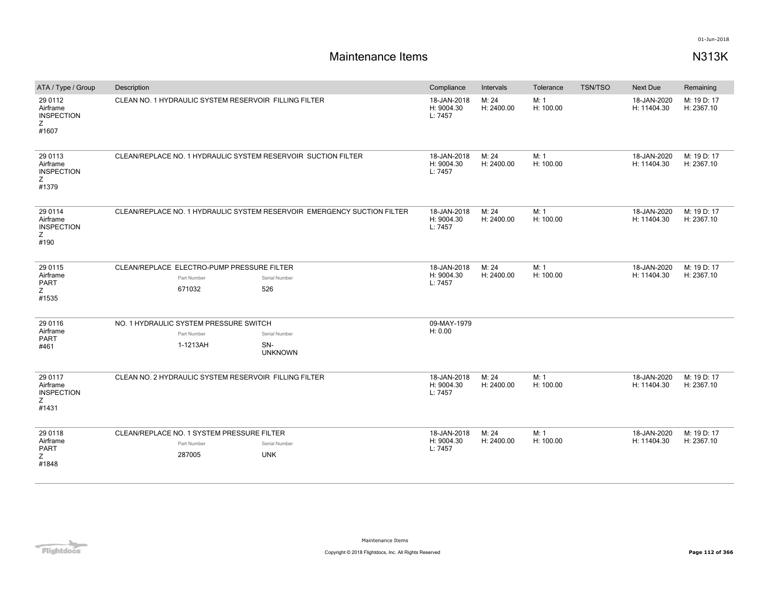# Maintenance Items

N313K

| ATA / Type / Group | Description | Compliance | Intervals | Tolerance | TSN/TSO | Next Due | Remaining |
|---|---|---|---|---|---|---|---|
| 29 0112<br>Airframe<br>INSPECTION<br>Z<br>#1607 | CLEAN NO. 1 HYDRAULIC SYSTEM RESERVOIR FILLING FILTER | 18-JAN-2018<br>H: 9004.30<br>L: 7457 | M: 24<br>H: 2400.00 | M: 1<br>H: 100.00 | | 18-JAN-2020<br>H: 11404.30 | M: 19 D: 17<br>H: 2367.10 |
| 29 0113<br>Airframe<br>INSPECTION<br>Z<br>#1379 | CLEAN/REPLACE NO. 1 HYDRAULIC SYSTEM RESERVOIR SUCTION FILTER | 18-JAN-2018<br>H: 9004.30<br>L: 7457 | M: 24<br>H: 2400.00 | M: 1<br>H: 100.00 | | 18-JAN-2020<br>H: 11404.30 | M: 19 D: 17<br>H: 2367.10 |
| 29 0114<br>Airframe<br>INSPECTION<br>Z<br>#190 | CLEAN/REPLACE NO. 1 HYDRAULIC SYSTEM RESERVOIR EMERGENCY SUCTION FILTER | 18-JAN-2018<br>H: 9004.30<br>L: 7457 | M: 24<br>H: 2400.00 | M: 1<br>H: 100.00 | | 18-JAN-2020<br>H: 11404.30 | M: 19 D: 17<br>H: 2367.10 |
| 29 0115<br>Airframe<br>PART<br>Z<br>#1535 | CLEAN/REPLACE ELECTRO-PUMP PRESSURE FILTER<br>Part Number: 671032<br>Serial Number: 526 | 18-JAN-2018<br>H: 9004.30<br>L: 7457 | M: 24<br>H: 2400.00 | M: 1<br>H: 100.00 | | 18-JAN-2020<br>H: 11404.30 | M: 19 D: 17<br>H: 2367.10 |
| 29 0116<br>Airframe<br>PART<br>#461 | NO. 1 HYDRAULIC SYSTEM PRESSURE SWITCH<br>Part Number: 1-1213AH<br>Serial Number: SN-UNKNOWN | 09-MAY-1979<br>H: 0.00 | | | | | |
| 29 0117<br>Airframe<br>INSPECTION<br>Z<br>#1431 | CLEAN NO. 2 HYDRAULIC SYSTEM RESERVOIR FILLING FILTER | 18-JAN-2018<br>H: 9004.30<br>L: 7457 | M: 24<br>H: 2400.00 | M: 1<br>H: 100.00 | | 18-JAN-2020<br>H: 11404.30 | M: 19 D: 17<br>H: 2367.10 |
| 29 0118<br>Airframe<br>PART<br>Z<br>#1848 | CLEAN/REPLACE NO. 1 SYSTEM PRESSURE FILTER<br>Part Number: 287005<br>Serial Number: UNK | 18-JAN-2018<br>H: 9004.30<br>L: 7457 | M: 24<br>H: 2400.00 | M: 1<br>H: 100.00 | | 18-JAN-2020<br>H: 11404.30 | M: 19 D: 17<br>H: 2367.10 |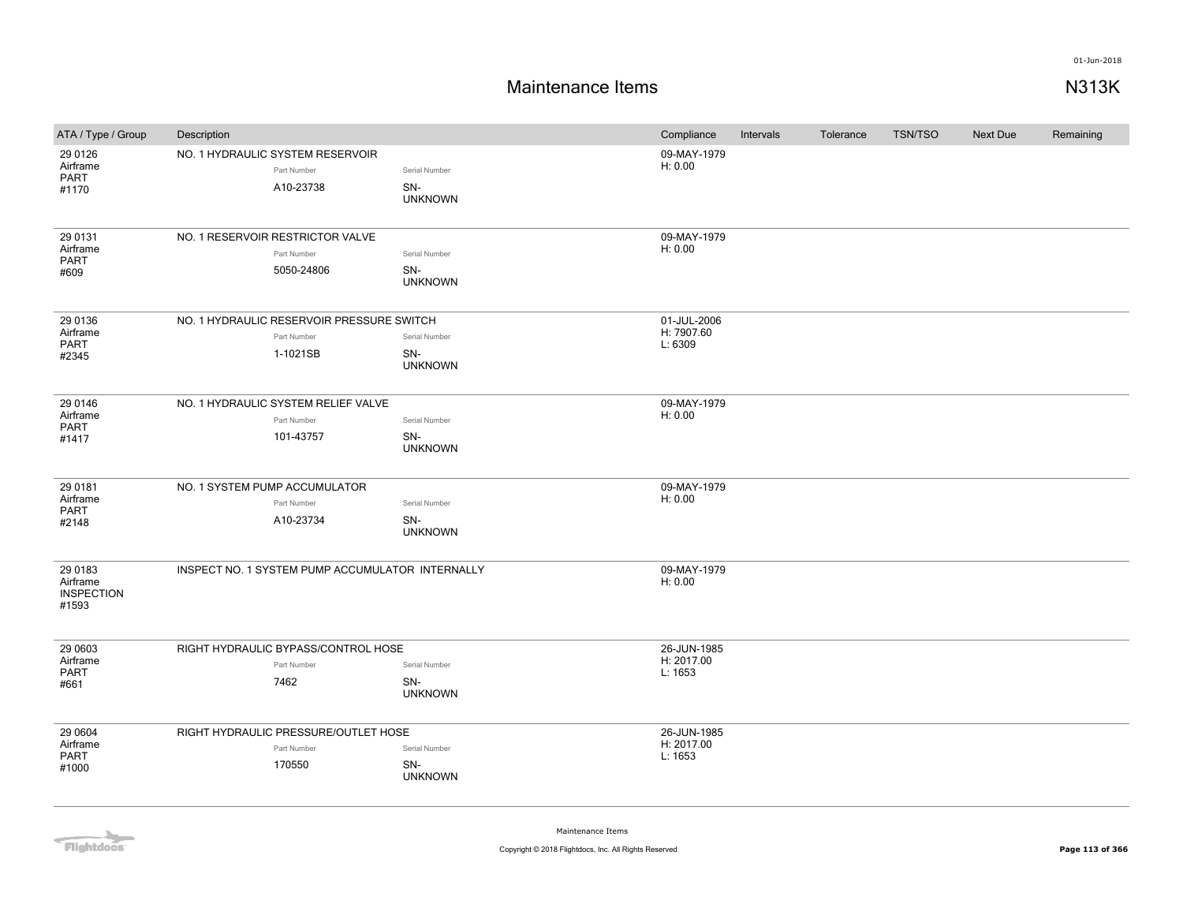# Maintenance Items

N313K

| ATA / Type / Group | Description | Compliance | Intervals | Tolerance | TSN/TSO | Next Due | Remaining |
|---|---|---|---|---|---|---|---|
| 29 0126 Airframe PART #1170 | NO. 1 HYDRAULIC SYSTEM RESERVOIR<br>Part Number: A10-23738<br>Serial Number: SN-UNKNOWN | 09-MAY-1979 H: 0.00 | | | | | |
| 29 0131 Airframe PART #609 | NO. 1 RESERVOIR RESTRICTOR VALVE<br>Part Number: 5050-24806<br>Serial Number: SN-UNKNOWN | 09-MAY-1979 H: 0.00 | | | | | |
| 29 0136 Airframe PART #2345 | NO. 1 HYDRAULIC RESERVOIR PRESSURE SWITCH<br>Part Number: 1-1021SB<br>Serial Number: SN-UNKNOWN | 01-JUL-2006 H: 7907.60 L: 6309 | | | | | |
| 29 0146 Airframe PART #1417 | NO. 1 HYDRAULIC SYSTEM RELIEF VALVE<br>Part Number: 101-43757<br>Serial Number: SN-UNKNOWN | 09-MAY-1979 H: 0.00 | | | | | |
| 29 0181 Airframe PART #2148 | NO. 1 SYSTEM PUMP ACCUMULATOR<br>Part Number: A10-23734<br>Serial Number: SN-UNKNOWN | 09-MAY-1979 H: 0.00 | | | | | |
| 29 0183 Airframe INSPECTION #1593 | INSPECT NO. 1 SYSTEM PUMP ACCUMULATOR INTERNALLY | 09-MAY-1979 H: 0.00 | | | | | |
| 29 0603 Airframe PART #661 | RIGHT HYDRAULIC BYPASS/CONTROL HOSE<br>Part Number: 7462<br>Serial Number: SN-UNKNOWN | 26-JUN-1985 H: 2017.00 L: 1653 | | | | | |
| 29 0604 Airframe PART #1000 | RIGHT HYDRAULIC PRESSURE/OUTLET HOSE<br>Part Number: 170550<br>Serial Number: SN-UNKNOWN | 26-JUN-1985 H: 2017.00 L: 1653 | | | | | |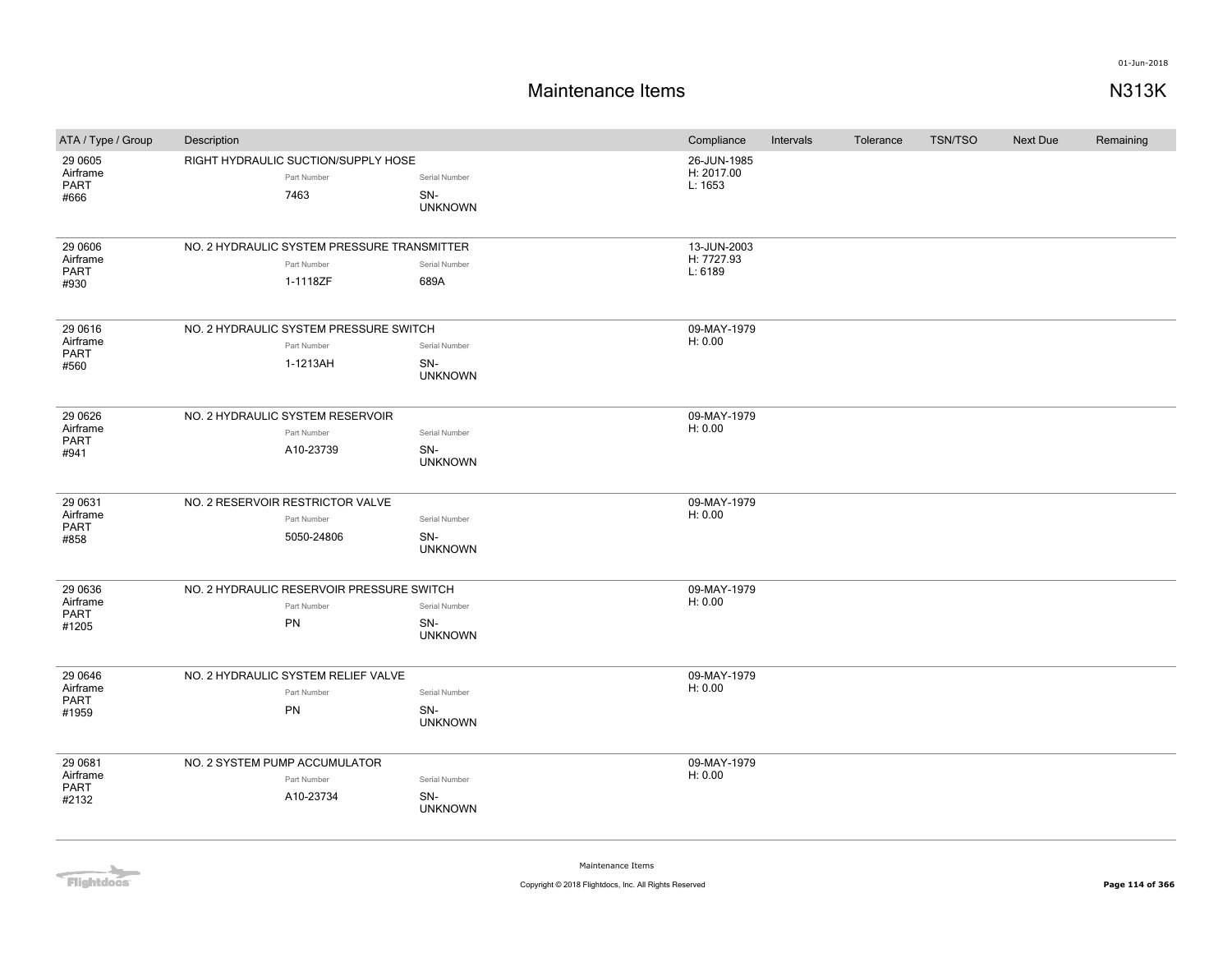# Maintenance Items

N313K

| ATA / Type / Group | Description | Compliance | Intervals | Tolerance | TSN/TSO | Next Due | Remaining |
|---|---|---|---|---|---|---|---|
| 29 0605 Airframe PART #666 | RIGHT HYDRAULIC SUCTION/SUPPLY HOSE<br>Part Number: 7463<br>Serial Number: SN-UNKNOWN | 26-JUN-1985<br>H: 2017.00<br>L: 1653 | | | | | |
| 29 0606 Airframe PART #930 | NO. 2 HYDRAULIC SYSTEM PRESSURE TRANSMITTER<br>Part Number: 1-1118ZF<br>Serial Number: 689A | 13-JUN-2003<br>H: 7727.93<br>L: 6189 | | | | | |
| 29 0616 Airframe PART #560 | NO. 2 HYDRAULIC SYSTEM PRESSURE SWITCH<br>Part Number: 1-1213AH<br>Serial Number: SN-UNKNOWN | 09-MAY-1979<br>H: 0.00 | | | | | |
| 29 0626 Airframe PART #941 | NO. 2 HYDRAULIC SYSTEM RESERVOIR<br>Part Number: A10-23739<br>Serial Number: SN-UNKNOWN | 09-MAY-1979<br>H: 0.00 | | | | | |
| 29 0631 Airframe PART #858 | NO. 2 RESERVOIR RESTRICTOR VALVE<br>Part Number: 5050-24806<br>Serial Number: SN-UNKNOWN | 09-MAY-1979<br>H: 0.00 | | | | | |
| 29 0636 Airframe PART #1205 | NO. 2 HYDRAULIC RESERVOIR PRESSURE SWITCH<br>Part Number: PN<br>Serial Number: SN-UNKNOWN | 09-MAY-1979<br>H: 0.00 | | | | | |
| 29 0646 Airframe PART #1959 | NO. 2 HYDRAULIC SYSTEM RELIEF VALVE<br>Part Number: PN<br>Serial Number: SN-UNKNOWN | 09-MAY-1979<br>H: 0.00 | | | | | |
| 29 0681 Airframe PART #2132 | NO. 2 SYSTEM PUMP ACCUMULATOR<br>Part Number: A10-23734<br>Serial Number: SN-UNKNOWN | 09-MAY-1979<br>H: 0.00 | | | | | |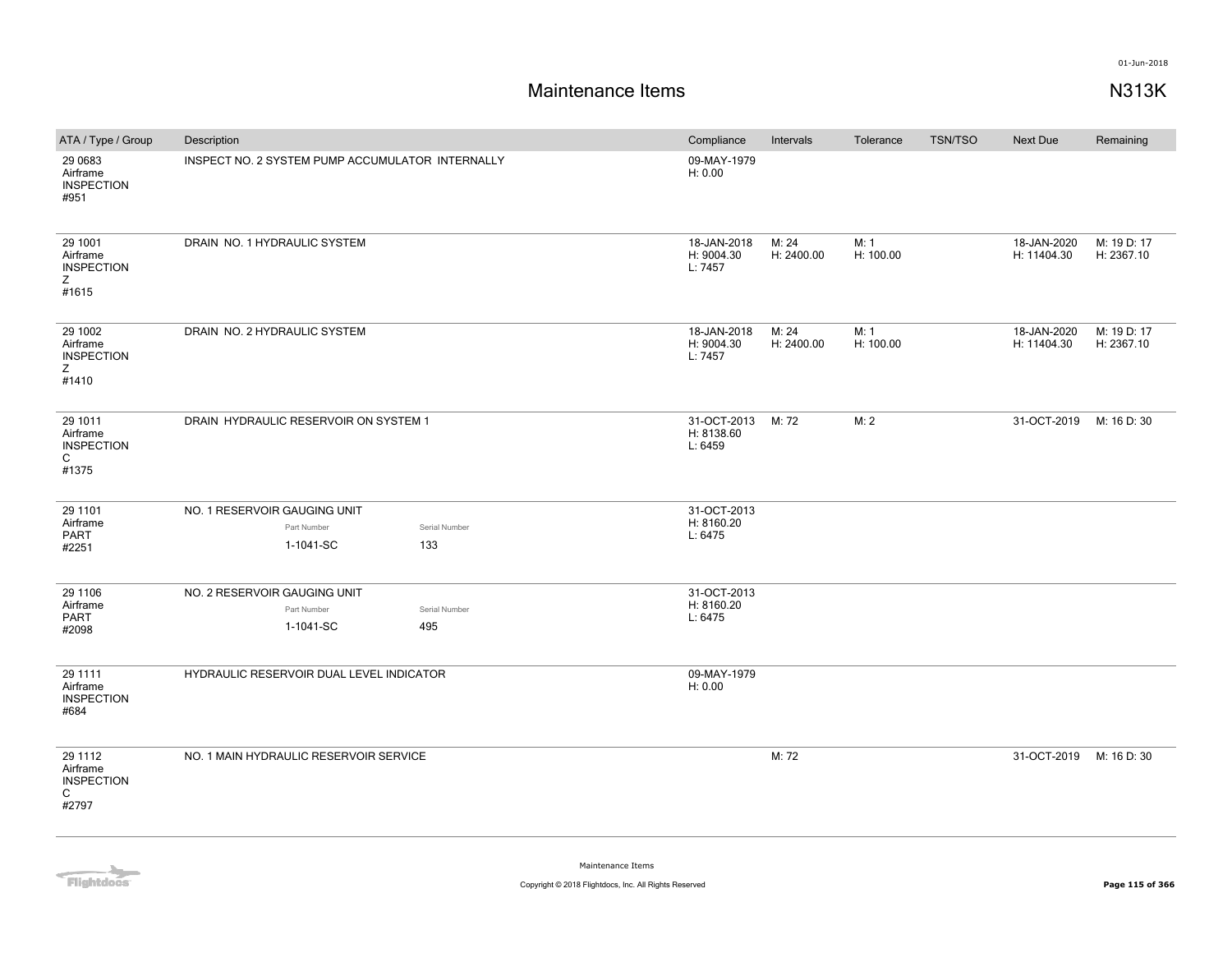# Maintenance Items

N313K

| ATA / Type / Group | Description | Compliance | Intervals | Tolerance | TSN/TSO | Next Due | Remaining |
|---|---|---|---|---|---|---|---|
| 29 0683 Airframe INSPECTION #951 | INSPECT NO. 2 SYSTEM PUMP ACCUMULATOR INTERNALLY | 09-MAY-1979 H: 0.00 | | | | | |
| 29 1001 Airframe INSPECTION Z #1615 | DRAIN NO. 1 HYDRAULIC SYSTEM | 18-JAN-2018 H: 9004.30 L: 7457 | M: 24 H: 2400.00 | M: 1 H: 100.00 | | 18-JAN-2020 H: 11404.30 | M: 19 D: 17 H: 2367.10 |
| 29 1002 Airframe INSPECTION Z #1410 | DRAIN NO. 2 HYDRAULIC SYSTEM | 18-JAN-2018 H: 9004.30 L: 7457 | M: 24 H: 2400.00 | M: 1 H: 100.00 | | 18-JAN-2020 H: 11404.30 | M: 19 D: 17 H: 2367.10 |
| 29 1011 Airframe INSPECTION C #1375 | DRAIN HYDRAULIC RESERVOIR ON SYSTEM 1 | 31-OCT-2013 H: 8138.60 L: 6459 | M: 72 | M: 2 | | 31-OCT-2019 | M: 16 D: 30 |
| 29 1101 Airframe PART #2251 | NO. 1 RESERVOIR GAUGING UNIT<br>Part Number: 1-1041-SC<br>Serial Number: 133 | 31-OCT-2013 H: 8160.20 L: 6475 | | | | | |
| 29 1106 Airframe PART #2098 | NO. 2 RESERVOIR GAUGING UNIT<br>Part Number: 1-1041-SC<br>Serial Number: 495 | 31-OCT-2013 H: 8160.20 L: 6475 | | | | | |
| 29 1111 Airframe INSPECTION #684 | HYDRAULIC RESERVOIR DUAL LEVEL INDICATOR | 09-MAY-1979 H: 0.00 | | | | | |
| 29 1112 Airframe INSPECTION C #2797 | NO. 1 MAIN HYDRAULIC RESERVOIR SERVICE | | M: 72 | | | 31-OCT-2019 | M: 16 D: 30 |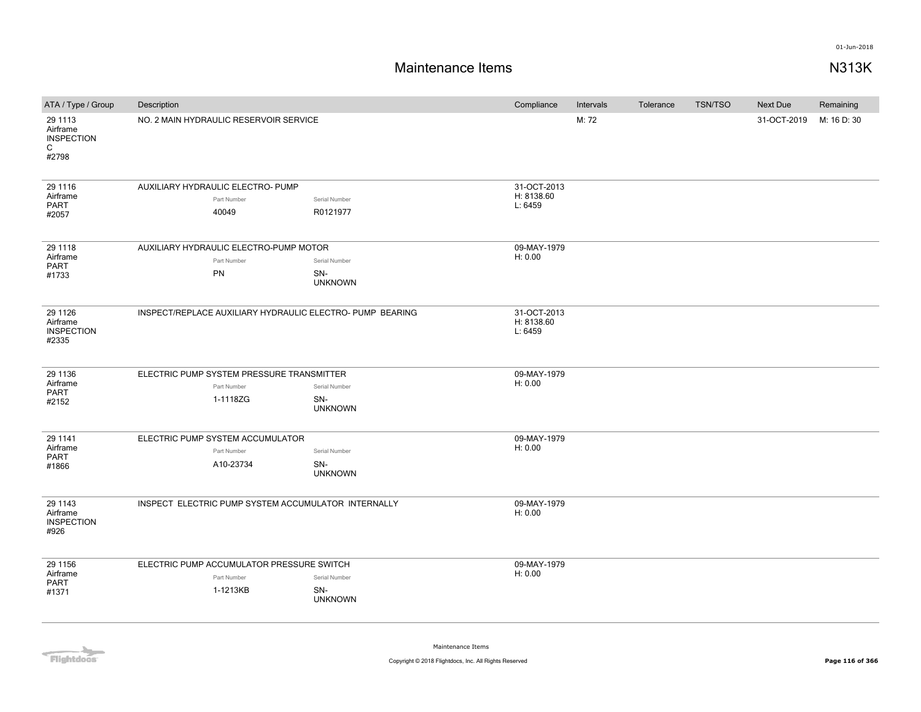# Maintenance Items

N313K

| ATA / Type / Group | Description | Compliance | Intervals | Tolerance | TSN/TSO | Next Due | Remaining |
|---|---|---|---|---|---|---|---|
| 29 1113 Airframe INSPECTION C #2798 | NO. 2 MAIN HYDRAULIC RESERVOIR SERVICE | | M: 72 | | | 31-OCT-2019 | M: 16 D: 30 |
| 29 1116 Airframe PART #2057 | AUXILIARY HYDRAULIC ELECTRO- PUMP<br>Part Number: 40049<br>Serial Number: R0121977 | 31-OCT-2013 H: 8138.60 L: 6459 | | | | | |
| 29 1118 Airframe PART #1733 | AUXILIARY HYDRAULIC ELECTRO-PUMP MOTOR<br>Part Number: PN<br>Serial Number: SN-UNKNOWN | 09-MAY-1979 H: 0.00 | | | | | |
| 29 1126 Airframe INSPECTION #2335 | INSPECT/REPLACE AUXILIARY HYDRAULIC ELECTRO- PUMP BEARING | 31-OCT-2013 H: 8138.60 L: 6459 | | | | | |
| 29 1136 Airframe PART #2152 | ELECTRIC PUMP SYSTEM PRESSURE TRANSMITTER<br>Part Number: 1-1118ZG<br>Serial Number: SN-UNKNOWN | 09-MAY-1979 H: 0.00 | | | | | |
| 29 1141 Airframe PART #1866 | ELECTRIC PUMP SYSTEM ACCUMULATOR<br>Part Number: A10-23734<br>Serial Number: SN-UNKNOWN | 09-MAY-1979 H: 0.00 | | | | | |
| 29 1143 Airframe INSPECTION #926 | INSPECT ELECTRIC PUMP SYSTEM ACCUMULATOR INTERNALLY | 09-MAY-1979 H: 0.00 | | | | | |
| 29 1156 Airframe PART #1371 | ELECTRIC PUMP ACCUMULATOR PRESSURE SWITCH<br>Part Number: 1-1213KB<br>Serial Number: SN-UNKNOWN | 09-MAY-1979 H: 0.00 | | | | | |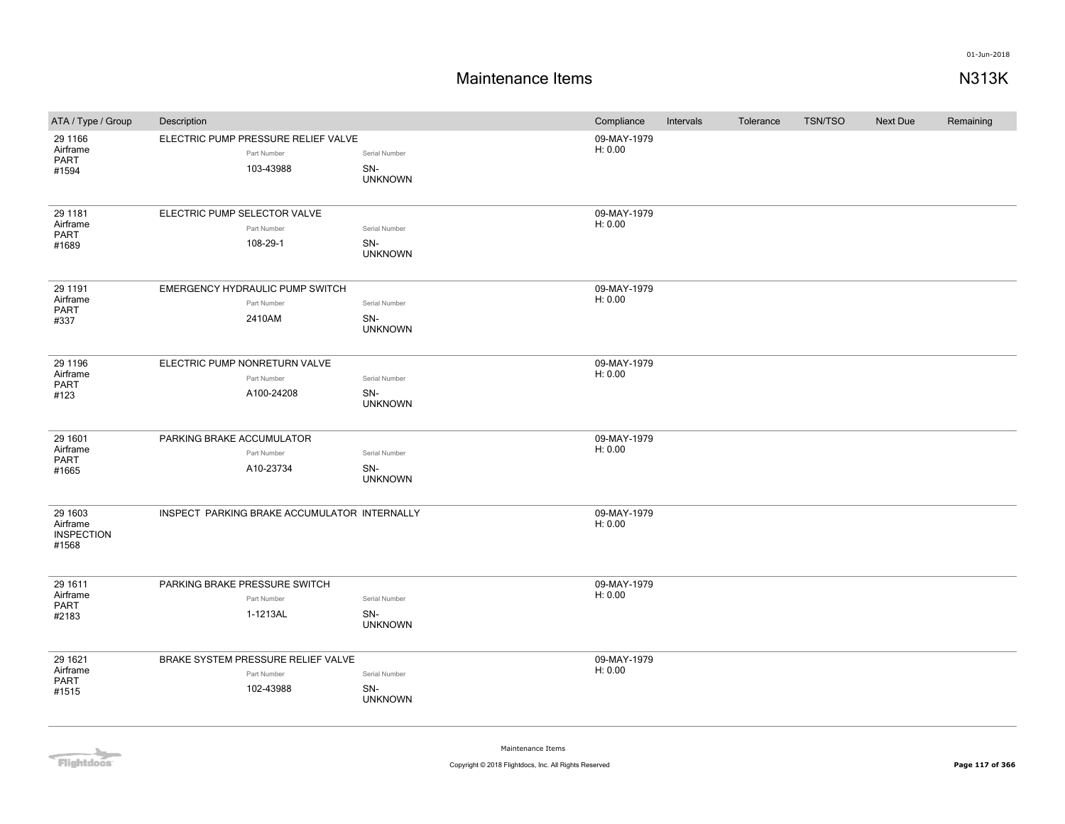# Maintenance Items

N313K

| ATA / Type / Group | Description | Compliance | Intervals | Tolerance | TSN/TSO | Next Due | Remaining |
|---|---|---|---|---|---|---|---|
| 29 1166 Airframe PART #1594 | ELECTRIC PUMP PRESSURE RELIEF VALVE Part Number 103-43988 Serial Number SN-UNKNOWN | 09-MAY-1979 H: 0.00 | | | | | |
| 29 1181 Airframe PART #1689 | ELECTRIC PUMP SELECTOR VALVE Part Number 108-29-1 Serial Number SN-UNKNOWN | 09-MAY-1979 H: 0.00 | | | | | |
| 29 1191 Airframe PART #337 | EMERGENCY HYDRAULIC PUMP SWITCH Part Number 2410AM Serial Number SN-UNKNOWN | 09-MAY-1979 H: 0.00 | | | | | |
| 29 1196 Airframe PART #123 | ELECTRIC PUMP NONRETURN VALVE Part Number A100-24208 Serial Number SN-UNKNOWN | 09-MAY-1979 H: 0.00 | | | | | |
| 29 1601 Airframe PART #1665 | PARKING BRAKE ACCUMULATOR Part Number A10-23734 Serial Number SN-UNKNOWN | 09-MAY-1979 H: 0.00 | | | | | |
| 29 1603 Airframe INSPECTION #1568 | INSPECT PARKING BRAKE ACCUMULATOR INTERNALLY | 09-MAY-1979 H: 0.00 | | | | | |
| 29 1611 Airframe PART #2183 | PARKING BRAKE PRESSURE SWITCH Part Number 1-1213AL Serial Number SN-UNKNOWN | 09-MAY-1979 H: 0.00 | | | | | |
| 29 1621 Airframe PART #1515 | BRAKE SYSTEM PRESSURE RELIEF VALVE Part Number 102-43988 Serial Number SN-UNKNOWN | 09-MAY-1979 H: 0.00 | | | | | |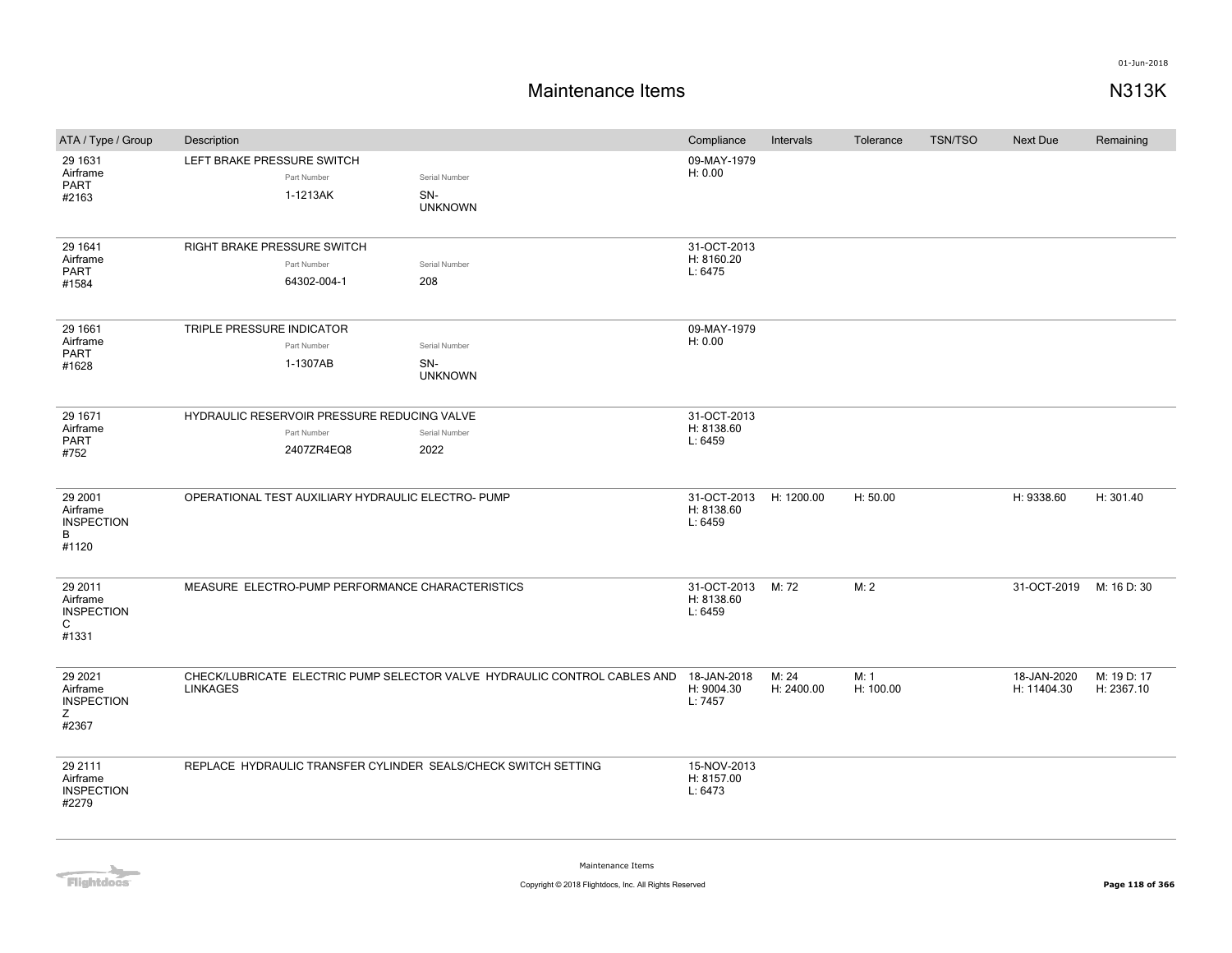# Maintenance Items

N313K

| ATA / Type / Group | Description | Compliance | Intervals | Tolerance | TSN/TSO | Next Due | Remaining |
|---|---|---|---|---|---|---|---|
| 29 1631 Airframe PART #2163 | LEFT BRAKE PRESSURE SWITCH<br>Part Number: 1-1213AK<br>Serial Number: SN-UNKNOWN | 09-MAY-1979<br>H: 0.00 | | | | | |
| 29 1641 Airframe PART #1584 | RIGHT BRAKE PRESSURE SWITCH<br>Part Number: 64302-004-1<br>Serial Number: 208 | 31-OCT-2013<br>H: 8160.20<br>L: 6475 | | | | | |
| 29 1661 Airframe PART #1628 | TRIPLE PRESSURE INDICATOR<br>Part Number: 1-1307AB<br>Serial Number: SN-UNKNOWN | 09-MAY-1979<br>H: 0.00 | | | | | |
| 29 1671 Airframe PART #752 | HYDRAULIC RESERVOIR PRESSURE REDUCING VALVE<br>Part Number: 2407ZR4EQ8<br>Serial Number: 2022 | 31-OCT-2013<br>H: 8138.60<br>L: 6459 | | | | | |
| 29 2001 Airframe INSPECTION B #1120 | OPERATIONAL TEST AUXILIARY HYDRAULIC ELECTRO- PUMP | 31-OCT-2013<br>H: 8138.60<br>L: 6459 | H: 1200.00 | H: 50.00 | | H: 9338.60 | H: 301.40 |
| 29 2011 Airframe INSPECTION C #1331 | MEASURE ELECTRO-PUMP PERFORMANCE CHARACTERISTICS | 31-OCT-2013<br>H: 8138.60<br>L: 6459 | M: 72 | M: 2 | | 31-OCT-2019 | M: 16 D: 30 |
| 29 2021 Airframe INSPECTION Z #2367 | CHECK/LUBRICATE ELECTRIC PUMP SELECTOR VALVE HYDRAULIC CONTROL CABLES AND LINKAGES | 18-JAN-2018<br>H: 9004.30<br>L: 7457 | M: 24<br>H: 2400.00 | M: 1<br>H: 100.00 | | 18-JAN-2020<br>H: 11404.30 | M: 19 D: 17<br>H: 2367.10 |
| 29 2111 Airframe INSPECTION #2279 | REPLACE HYDRAULIC TRANSFER CYLINDER SEALS/CHECK SWITCH SETTING | 15-NOV-2013<br>H: 8157.00<br>L: 6473 | | | | | |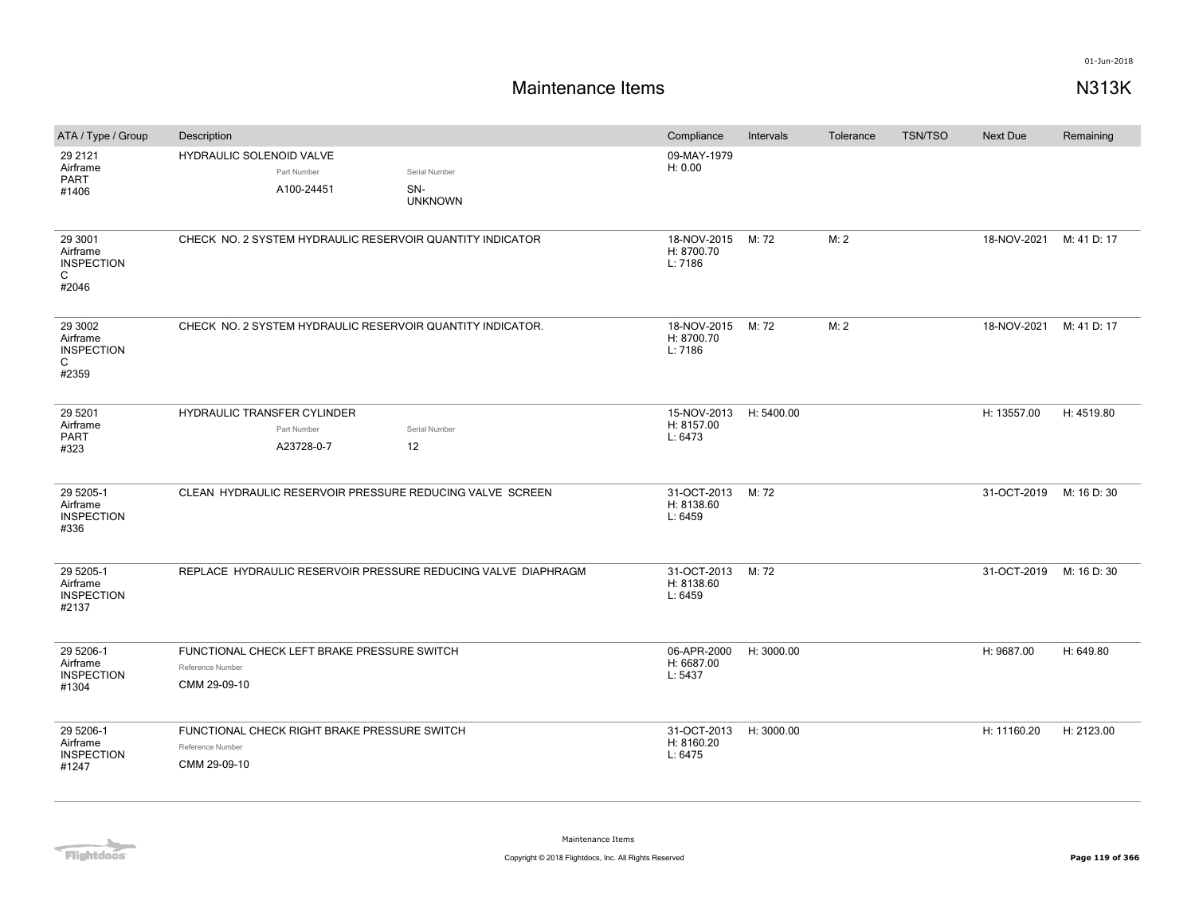# Maintenance Items

N313K

| ATA / Type / Group | Description | Compliance | Intervals | Tolerance | TSN/TSO | Next Due | Remaining |
|---|---|---|---|---|---|---|---|
| 29 2121 Airframe PART #1406 | HYDRAULIC SOLENOID VALVE<br>Part Number: A100-24451<br>Serial Number: SN-UNKNOWN | 09-MAY-1979 H: 0.00 | | | | | |
| 29 3001 Airframe INSPECTION C #2046 | CHECK NO. 2 SYSTEM HYDRAULIC RESERVOIR QUANTITY INDICATOR | 18-NOV-2015 H: 8700.70 L: 7186 | M: 72 | M: 2 | | 18-NOV-2021 | M: 41 D: 17 |
| 29 3002 Airframe INSPECTION C #2359 | CHECK NO. 2 SYSTEM HYDRAULIC RESERVOIR QUANTITY INDICATOR. | 18-NOV-2015 H: 8700.70 L: 7186 | M: 72 | M: 2 | | 18-NOV-2021 | M: 41 D: 17 |
| 29 5201 Airframe PART #323 | HYDRAULIC TRANSFER CYLINDER<br>Part Number: A23728-0-7<br>Serial Number: 12 | 15-NOV-2013 H: 8157.00 L: 6473 | H: 5400.00 | | | H: 13557.00 | H: 4519.80 |
| 29 5205-1 Airframe INSPECTION #336 | CLEAN HYDRAULIC RESERVOIR PRESSURE REDUCING VALVE SCREEN | 31-OCT-2013 H: 8138.60 L: 6459 | M: 72 | | | 31-OCT-2019 | M: 16 D: 30 |
| 29 5205-1 Airframe INSPECTION #2137 | REPLACE HYDRAULIC RESERVOIR PRESSURE REDUCING VALVE DIAPHRAGM | 31-OCT-2013 H: 8138.60 L: 6459 | M: 72 | | | 31-OCT-2019 | M: 16 D: 30 |
| 29 5206-1 Airframe INSPECTION #1304 | FUNCTIONAL CHECK LEFT BRAKE PRESSURE SWITCH<br>Reference Number: CMM 29-09-10 | 06-APR-2000 H: 6687.00 L: 5437 | H: 3000.00 | | | H: 9687.00 | H: 649.80 |
| 29 5206-1 Airframe INSPECTION #1247 | FUNCTIONAL CHECK RIGHT BRAKE PRESSURE SWITCH<br>Reference Number: CMM 29-09-10 | 31-OCT-2013 H: 8160.20 L: 6475 | H: 3000.00 | | | H: 11160.20 | H: 2123.00 |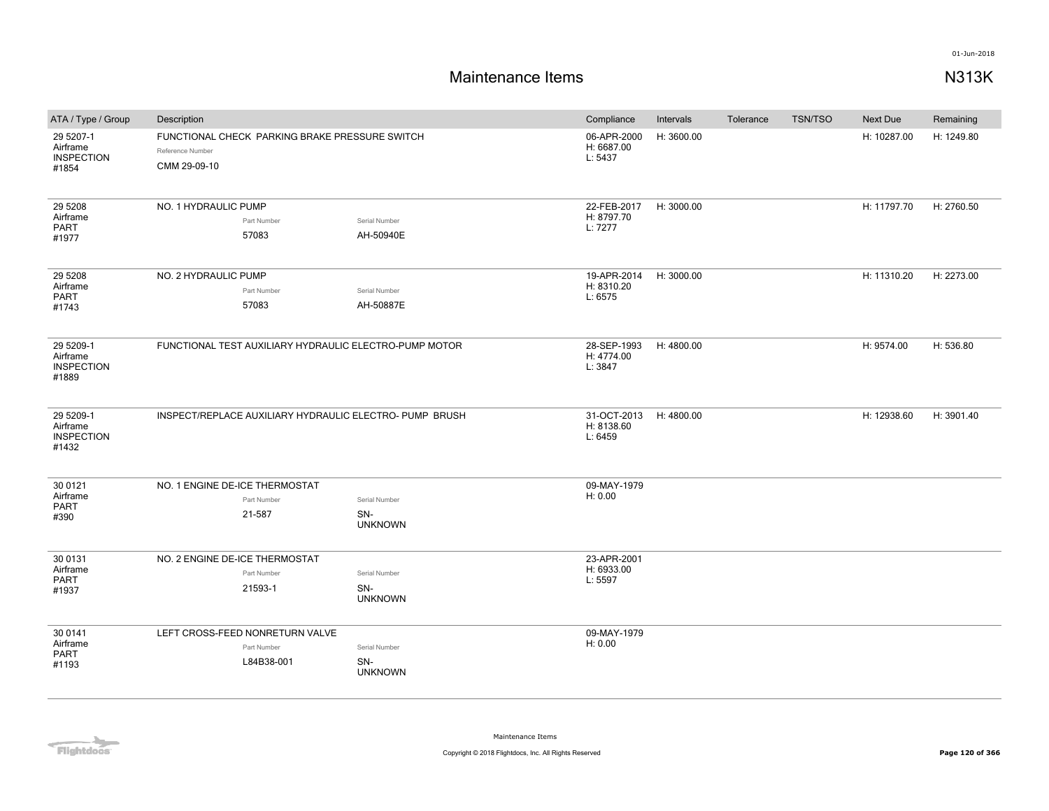# Maintenance Items

N313K

| ATA / Type / Group | Description | Compliance | Intervals | Tolerance | TSN/TSO | Next Due | Remaining |
|---|---|---|---|---|---|---|---|
| 29 5207-1<br>Airframe<br>INSPECTION<br>#1854 | FUNCTIONAL CHECK PARKING BRAKE PRESSURE SWITCH<br>Reference Number<br>CMM 29-09-10 | 06-APR-2000<br>H: 6687.00<br>L: 5437 | H: 3600.00 | | | H: 10287.00 | H: 1249.80 |
| 29 5208<br>Airframe<br>PART<br>#1977 | NO. 1 HYDRAULIC PUMP<br>Part Number: 57083<br>Serial Number: AH-50940E | 22-FEB-2017<br>H: 8797.70<br>L: 7277 | H: 3000.00 | | | H: 11797.70 | H: 2760.50 |
| 29 5208<br>Airframe<br>PART<br>#1743 | NO. 2 HYDRAULIC PUMP<br>Part Number: 57083<br>Serial Number: AH-50887E | 19-APR-2014<br>H: 8310.20<br>L: 6575 | H: 3000.00 | | | H: 11310.20 | H: 2273.00 |
| 29 5209-1<br>Airframe<br>INSPECTION<br>#1889 | FUNCTIONAL TEST AUXILIARY HYDRAULIC ELECTRO-PUMP MOTOR | 28-SEP-1993<br>H: 4774.00<br>L: 3847 | H: 4800.00 | | | H: 9574.00 | H: 536.80 |
| 29 5209-1<br>Airframe<br>INSPECTION<br>#1432 | INSPECT/REPLACE AUXILIARY HYDRAULIC ELECTRO- PUMP BRUSH | 31-OCT-2013<br>H: 8138.60<br>L: 6459 | H: 4800.00 | | | H: 12938.60 | H: 3901.40 |
| 30 0121<br>Airframe<br>PART<br>#390 | NO. 1 ENGINE DE-ICE THERMOSTAT<br>Part Number: 21-587<br>Serial Number: SN-UNKNOWN | 09-MAY-1979<br>H: 0.00 | | | | | |
| 30 0131<br>Airframe<br>PART<br>#1937 | NO. 2 ENGINE DE-ICE THERMOSTAT<br>Part Number: 21593-1<br>Serial Number: SN-UNKNOWN | 23-APR-2001<br>H: 6933.00<br>L: 5597 | | | | | |
| 30 0141<br>Airframe<br>PART<br>#1193 | LEFT CROSS-FEED NONRETURN VALVE<br>Part Number: L84B38-001<br>Serial Number: SN-UNKNOWN | 09-MAY-1979<br>H: 0.00 | | | | | |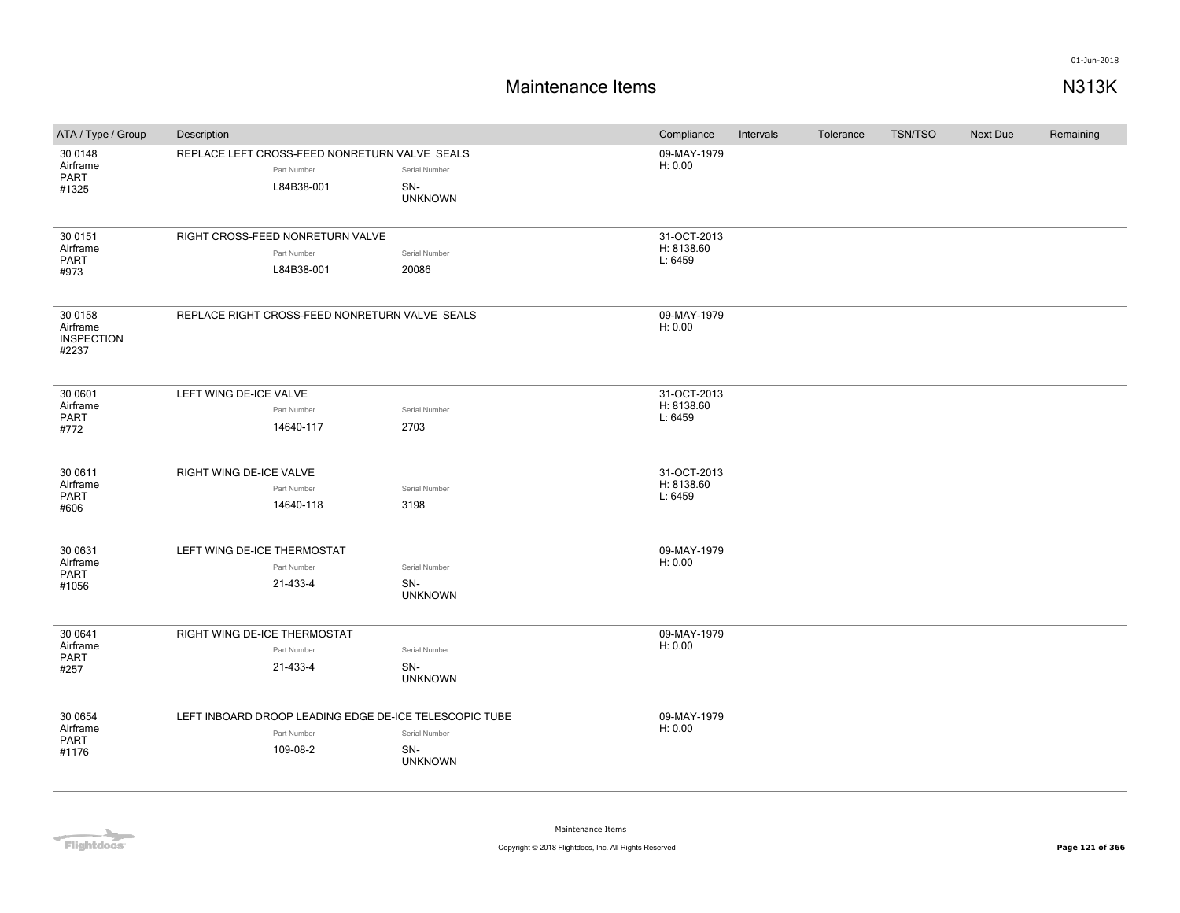# Maintenance Items

**N313K**

| ATA / Type / Group | Description | Compliance | Intervals | Tolerance | TSN/TSO | Next Due | Remaining |
|---|---|---|---|---|---|---|---|
| 30 0148<br>Airframe<br>PART<br>#1325 | REPLACE LEFT CROSS-FEED NONRETURN VALVE SEALS<br>Part Number: L84B38-001<br>Serial Number: SN-UNKNOWN | 09-MAY-1979<br>H: 0.00 | | | | | |
| 30 0151<br>Airframe<br>PART<br>#973 | RIGHT CROSS-FEED NONRETURN VALVE<br>Part Number: L84B38-001<br>Serial Number: 20086 | 31-OCT-2013<br>H: 8138.60<br>L: 6459 | | | | | |
| 30 0158<br>Airframe<br>INSPECTION<br>#2237 | REPLACE RIGHT CROSS-FEED NONRETURN VALVE SEALS | 09-MAY-1979<br>H: 0.00 | | | | | |
| 30 0601<br>Airframe<br>PART<br>#772 | LEFT WING DE-ICE VALVE<br>Part Number: 14640-117<br>Serial Number: 2703 | 31-OCT-2013<br>H: 8138.60<br>L: 6459 | | | | | |
| 30 0611<br>Airframe<br>PART<br>#606 | RIGHT WING DE-ICE VALVE<br>Part Number: 14640-118<br>Serial Number: 3198 | 31-OCT-2013<br>H: 8138.60<br>L: 6459 | | | | | |
| 30 0631<br>Airframe<br>PART<br>#1056 | LEFT WING DE-ICE THERMOSTAT<br>Part Number: 21-433-4<br>Serial Number: SN-UNKNOWN | 09-MAY-1979<br>H: 0.00 | | | | | |
| 30 0641<br>Airframe<br>PART<br>#257 | RIGHT WING DE-ICE THERMOSTAT<br>Part Number: 21-433-4<br>Serial Number: SN-UNKNOWN | 09-MAY-1979<br>H: 0.00 | | | | | |
| 30 0654<br>Airframe<br>PART<br>#1176 | LEFT INBOARD DROOP LEADING EDGE DE-ICE TELESCOPIC TUBE<br>Part Number: 109-08-2<br>Serial Number: SN-UNKNOWN | 09-MAY-1979<br>H: 0.00 | | | | | |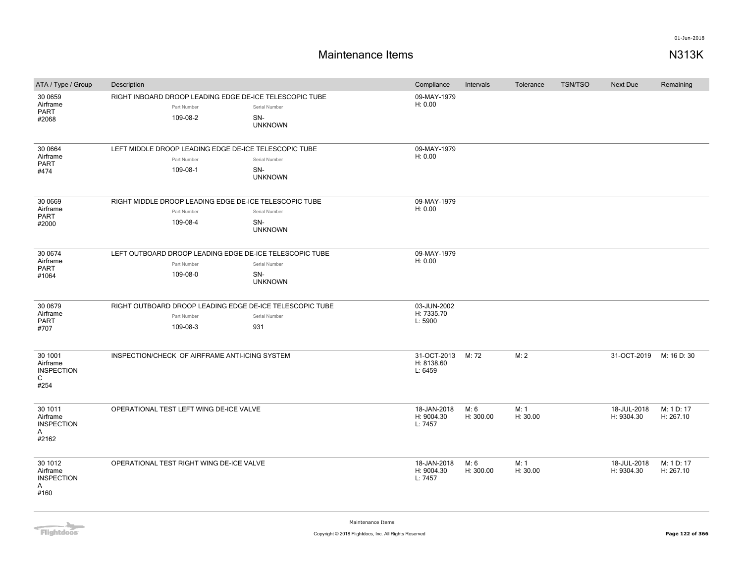# Maintenance Items

N313K

| ATA / Type / Group | Description | Compliance | Intervals | Tolerance | TSN/TSO | Next Due | Remaining |
|---|---|---|---|---|---|---|---|
| 30 0659 Airframe PART #2068 | RIGHT INBOARD DROOP LEADING EDGE DE-ICE TELESCOPIC TUBE<br>Part Number: 109-08-2<br>Serial Number: SN-UNKNOWN | 09-MAY-1979 H: 0.00 | | | | | |
| 30 0664 Airframe PART #474 | LEFT MIDDLE DROOP LEADING EDGE DE-ICE TELESCOPIC TUBE<br>Part Number: 109-08-1<br>Serial Number: SN-UNKNOWN | 09-MAY-1979 H: 0.00 | | | | | |
| 30 0669 Airframe PART #2000 | RIGHT MIDDLE DROOP LEADING EDGE DE-ICE TELESCOPIC TUBE<br>Part Number: 109-08-4<br>Serial Number: SN-UNKNOWN | 09-MAY-1979 H: 0.00 | | | | | |
| 30 0674 Airframe PART #1064 | LEFT OUTBOARD DROOP LEADING EDGE DE-ICE TELESCOPIC TUBE<br>Part Number: 109-08-0<br>Serial Number: SN-UNKNOWN | 09-MAY-1979 H: 0.00 | | | | | |
| 30 0679 Airframe PART #707 | RIGHT OUTBOARD DROOP LEADING EDGE DE-ICE TELESCOPIC TUBE<br>Part Number: 109-08-3<br>Serial Number: 931 | 03-JUN-2002 H: 7335.70 L: 5900 | | | | | |
| 30 1001 Airframe INSPECTION C #254 | INSPECTION/CHECK OF AIRFRAME ANTI-ICING SYSTEM | 31-OCT-2013 H: 8138.60 L: 6459 | M: 72 | M: 2 | | 31-OCT-2019 | M: 16 D: 30 |
| 30 1011 Airframe INSPECTION A #2162 | OPERATIONAL TEST LEFT WING DE-ICE VALVE | 18-JAN-2018 H: 9004.30 L: 7457 | M: 6 H: 300.00 | M: 1 H: 30.00 | | 18-JUL-2018 H: 9304.30 | M: 1 D: 17 H: 267.10 |
| 30 1012 Airframe INSPECTION A #160 | OPERATIONAL TEST RIGHT WING DE-ICE VALVE | 18-JAN-2018 H: 9004.30 L: 7457 | M: 6 H: 300.00 | M: 1 H: 30.00 | | 18-JUL-2018 H: 9304.30 | M: 1 D: 17 H: 267.10 |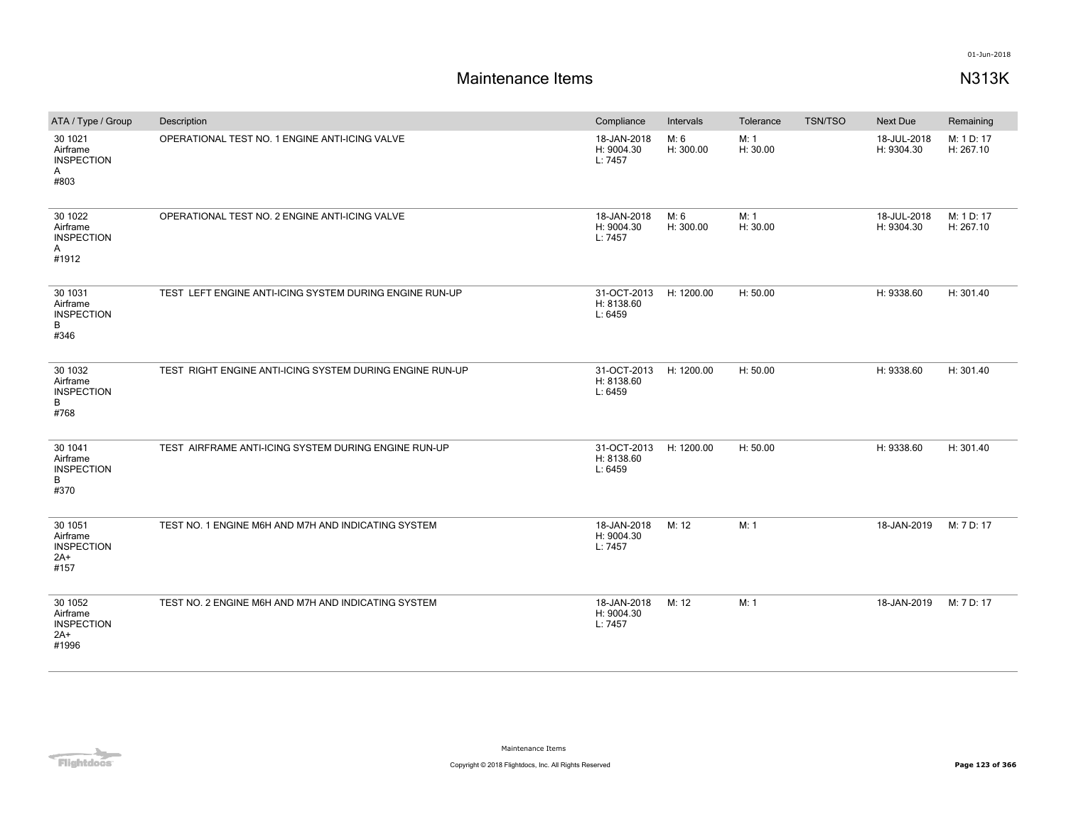# Maintenance Items

N313K

| ATA / Type / Group | Description | Compliance | Intervals | Tolerance | TSN/TSO | Next Due | Remaining |
|---|---|---|---|---|---|---|---|
| 30 1021<br>Airframe<br>INSPECTION<br>A<br>#803 | OPERATIONAL TEST NO. 1 ENGINE ANTI-ICING VALVE | 18-JAN-2018<br>H: 9004.30<br>L: 7457 | M: 6<br>H: 300.00 | M: 1<br>H: 30.00 | | 18-JUL-2018<br>H: 9304.30 | M: 1 D: 17<br>H: 267.10 |
| 30 1022<br>Airframe<br>INSPECTION<br>A<br>#1912 | OPERATIONAL TEST NO. 2 ENGINE ANTI-ICING VALVE | 18-JAN-2018<br>H: 9004.30<br>L: 7457 | M: 6<br>H: 300.00 | M: 1<br>H: 30.00 | | 18-JUL-2018<br>H: 9304.30 | M: 1 D: 17<br>H: 267.10 |
| 30 1031<br>Airframe<br>INSPECTION<br>B<br>#346 | TEST LEFT ENGINE ANTI-ICING SYSTEM DURING ENGINE RUN-UP | 31-OCT-2013<br>H: 8138.60<br>L: 6459 | H: 1200.00 | H: 50.00 | | H: 9338.60 | H: 301.40 |
| 30 1032<br>Airframe<br>INSPECTION<br>B<br>#768 | TEST RIGHT ENGINE ANTI-ICING SYSTEM DURING ENGINE RUN-UP | 31-OCT-2013<br>H: 8138.60<br>L: 6459 | H: 1200.00 | H: 50.00 | | H: 9338.60 | H: 301.40 |
| 30 1041<br>Airframe<br>INSPECTION<br>B<br>#370 | TEST AIRFRAME ANTI-ICING SYSTEM DURING ENGINE RUN-UP | 31-OCT-2013<br>H: 8138.60<br>L: 6459 | H: 1200.00 | H: 50.00 | | H: 9338.60 | H: 301.40 |
| 30 1051<br>Airframe<br>INSPECTION<br>2A+<br>#157 | TEST NO. 1 ENGINE M6H AND M7H AND INDICATING SYSTEM | 18-JAN-2018<br>H: 9004.30<br>L: 7457 | M: 12 | M: 1 | | 18-JAN-2019 | M: 7 D: 17 |
| 30 1052<br>Airframe<br>INSPECTION<br>2A+<br>#1996 | TEST NO. 2 ENGINE M6H AND M7H AND INDICATING SYSTEM | 18-JAN-2018<br>H: 9004.30<br>L: 7457 | M: 12 | M: 1 | | 18-JAN-2019 | M: 7 D: 17 |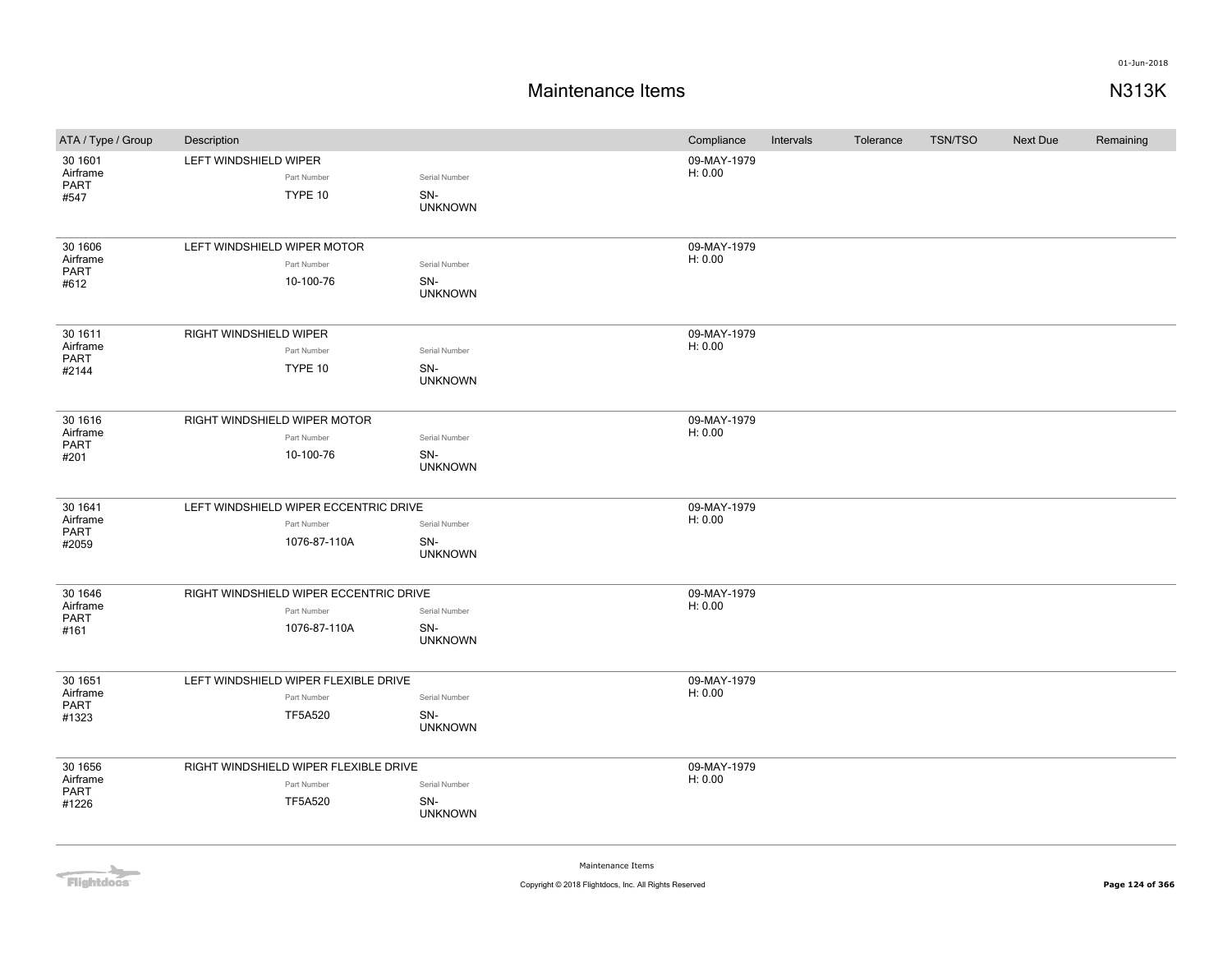# Maintenance Items

## N313K

| ATA / Type / Group | Description | Compliance | Intervals | Tolerance | TSN/TSO | Next Due | Remaining |
| --- | --- | --- | --- | --- | --- | --- | --- |
| 30 1601 Airframe PART #547 | LEFT WINDSHIELD WIPER<br>Part Number: TYPE 10<br>Serial Number: SN-UNKNOWN | 09-MAY-1979 H: 0.00 | | | | | |
| 30 1606 Airframe PART #612 | LEFT WINDSHIELD WIPER MOTOR<br>Part Number: 10-100-76<br>Serial Number: SN-UNKNOWN | 09-MAY-1979 H: 0.00 | | | | | |
| 30 1611 Airframe PART #2144 | RIGHT WINDSHIELD WIPER<br>Part Number: TYPE 10<br>Serial Number: SN-UNKNOWN | 09-MAY-1979 H: 0.00 | | | | | |
| 30 1616 Airframe PART #201 | RIGHT WINDSHIELD WIPER MOTOR<br>Part Number: 10-100-76<br>Serial Number: SN-UNKNOWN | 09-MAY-1979 H: 0.00 | | | | | |
| 30 1641 Airframe PART #2059 | LEFT WINDSHIELD WIPER ECCENTRIC DRIVE<br>Part Number: 1076-87-110A<br>Serial Number: SN-UNKNOWN | 09-MAY-1979 H: 0.00 | | | | | |
| 30 1646 Airframe PART #161 | RIGHT WINDSHIELD WIPER ECCENTRIC DRIVE<br>Part Number: 1076-87-110A<br>Serial Number: SN-UNKNOWN | 09-MAY-1979 H: 0.00 | | | | | |
| 30 1651 Airframe PART #1323 | LEFT WINDSHIELD WIPER FLEXIBLE DRIVE<br>Part Number: TF5A520<br>Serial Number: SN-UNKNOWN | 09-MAY-1979 H: 0.00 | | | | | |
| 30 1656 Airframe PART #1226 | RIGHT WINDSHIELD WIPER FLEXIBLE DRIVE<br>Part Number: TF5A520<br>Serial Number: SN-UNKNOWN | 09-MAY-1979 H: 0.00 | | | | | |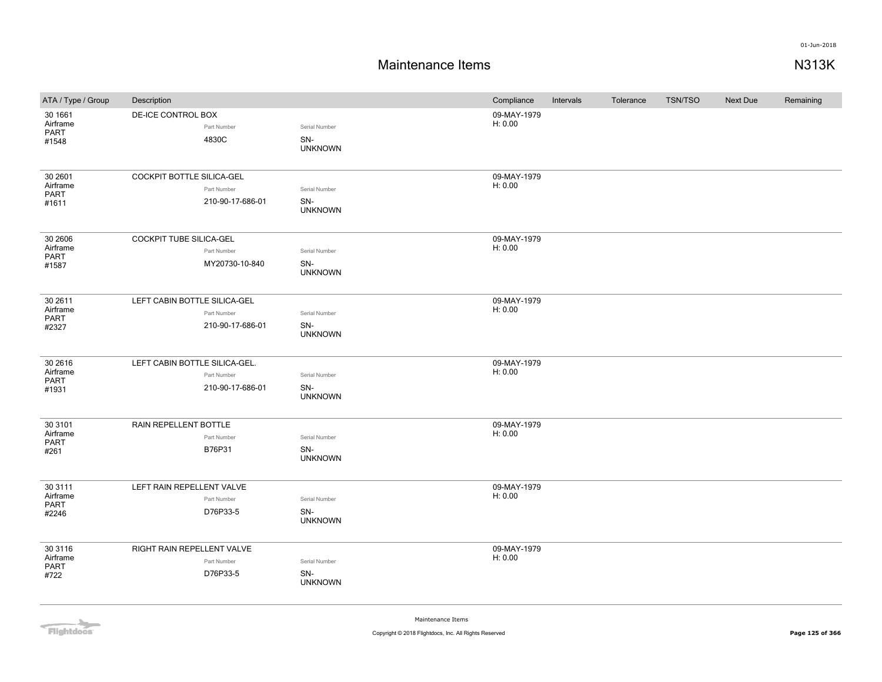# Maintenance Items

N313K

| ATA / Type / Group | Description | | | Compliance | Intervals | Tolerance | TSN/TSO | Next Due | Remaining |
|---|---|---|---|---|---|---|---|---|---|
| 30 1661<br>Airframe<br>PART<br>#1548 | DE-ICE CONTROL BOX | Part Number<br>4830C | Serial Number<br>SN-UNKNOWN | 09-MAY-1979<br>H: 0.00 | | | | | |
| 30 2601<br>Airframe<br>PART<br>#1611 | COCKPIT BOTTLE SILICA-GEL | Part Number<br>210-90-17-686-01 | Serial Number<br>SN-UNKNOWN | 09-MAY-1979<br>H: 0.00 | | | | | |
| 30 2606<br>Airframe<br>PART<br>#1587 | COCKPIT TUBE SILICA-GEL | Part Number<br>MY20730-10-840 | Serial Number<br>SN-UNKNOWN | 09-MAY-1979<br>H: 0.00 | | | | | |
| 30 2611<br>Airframe<br>PART<br>#2327 | LEFT CABIN BOTTLE SILICA-GEL | Part Number<br>210-90-17-686-01 | Serial Number<br>SN-UNKNOWN | 09-MAY-1979<br>H: 0.00 | | | | | |
| 30 2616<br>Airframe<br>PART<br>#1931 | LEFT CABIN BOTTLE SILICA-GEL. | Part Number<br>210-90-17-686-01 | Serial Number<br>SN-UNKNOWN | 09-MAY-1979<br>H: 0.00 | | | | | |
| 30 3101<br>Airframe<br>PART<br>#261 | RAIN REPELLENT BOTTLE | Part Number<br>B76P31 | Serial Number<br>SN-UNKNOWN | 09-MAY-1979<br>H: 0.00 | | | | | |
| 30 3111<br>Airframe<br>PART<br>#2246 | LEFT RAIN REPELLENT VALVE | Part Number<br>D76P33-5 | Serial Number<br>SN-UNKNOWN | 09-MAY-1979<br>H: 0.00 | | | | | |
| 30 3116<br>Airframe<br>PART<br>#722 | RIGHT RAIN REPELLENT VALVE | Part Number<br>D76P33-5 | Serial Number<br>SN-UNKNOWN | 09-MAY-1979<br>H: 0.00 | | | | | |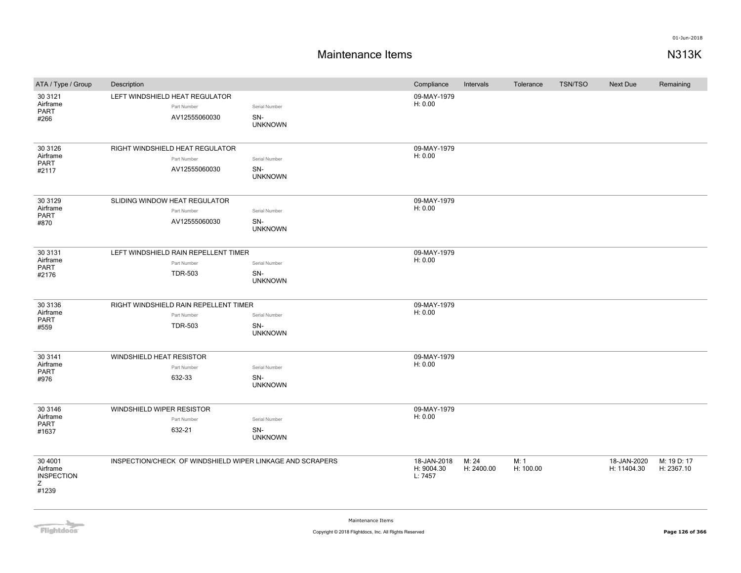# Maintenance Items

N313K

| ATA / Type / Group | Description | Compliance | Intervals | Tolerance | TSN/TSO | Next Due | Remaining |
|---|---|---|---|---|---|---|---|
| 30 3121<br>Airframe<br>PART<br>#266 | LEFT WINDSHIELD HEAT REGULATOR<br>Part Number: AV12555060030<br>Serial Number: SN-UNKNOWN | 09-MAY-1979<br>H: 0.00 | | | | | |
| 30 3126<br>Airframe<br>PART<br>#2117 | RIGHT WINDSHIELD HEAT REGULATOR<br>Part Number: AV12555060030<br>Serial Number: SN-UNKNOWN | 09-MAY-1979<br>H: 0.00 | | | | | |
| 30 3129<br>Airframe<br>PART<br>#870 | SLIDING WINDOW HEAT REGULATOR<br>Part Number: AV12555060030<br>Serial Number: SN-UNKNOWN | 09-MAY-1979<br>H: 0.00 | | | | | |
| 30 3131<br>Airframe<br>PART<br>#2176 | LEFT WINDSHIELD RAIN REPELLENT TIMER<br>Part Number: TDR-503<br>Serial Number: SN-UNKNOWN | 09-MAY-1979<br>H: 0.00 | | | | | |
| 30 3136<br>Airframe<br>PART<br>#559 | RIGHT WINDSHIELD RAIN REPELLENT TIMER<br>Part Number: TDR-503<br>Serial Number: SN-UNKNOWN | 09-MAY-1979<br>H: 0.00 | | | | | |
| 30 3141<br>Airframe<br>PART<br>#976 | WINDSHIELD HEAT RESISTOR<br>Part Number: 632-33<br>Serial Number: SN-UNKNOWN | 09-MAY-1979<br>H: 0.00 | | | | | |
| 30 3146<br>Airframe<br>PART<br>#1637 | WINDSHIELD WIPER RESISTOR<br>Part Number: 632-21<br>Serial Number: SN-UNKNOWN | 09-MAY-1979<br>H: 0.00 | | | | | |
| 30 4001<br>Airframe<br>INSPECTION<br>Z<br>#1239 | INSPECTION/CHECK OF WINDSHIELD WIPER LINKAGE AND SCRAPERS | 18-JAN-2018<br>H: 9004.30<br>L: 7457 | M: 24<br>H: 2400.00 | M: 1<br>H: 100.00 | | 18-JAN-2020<br>H: 11404.30 | M: 19 D: 17<br>H: 2367.10 |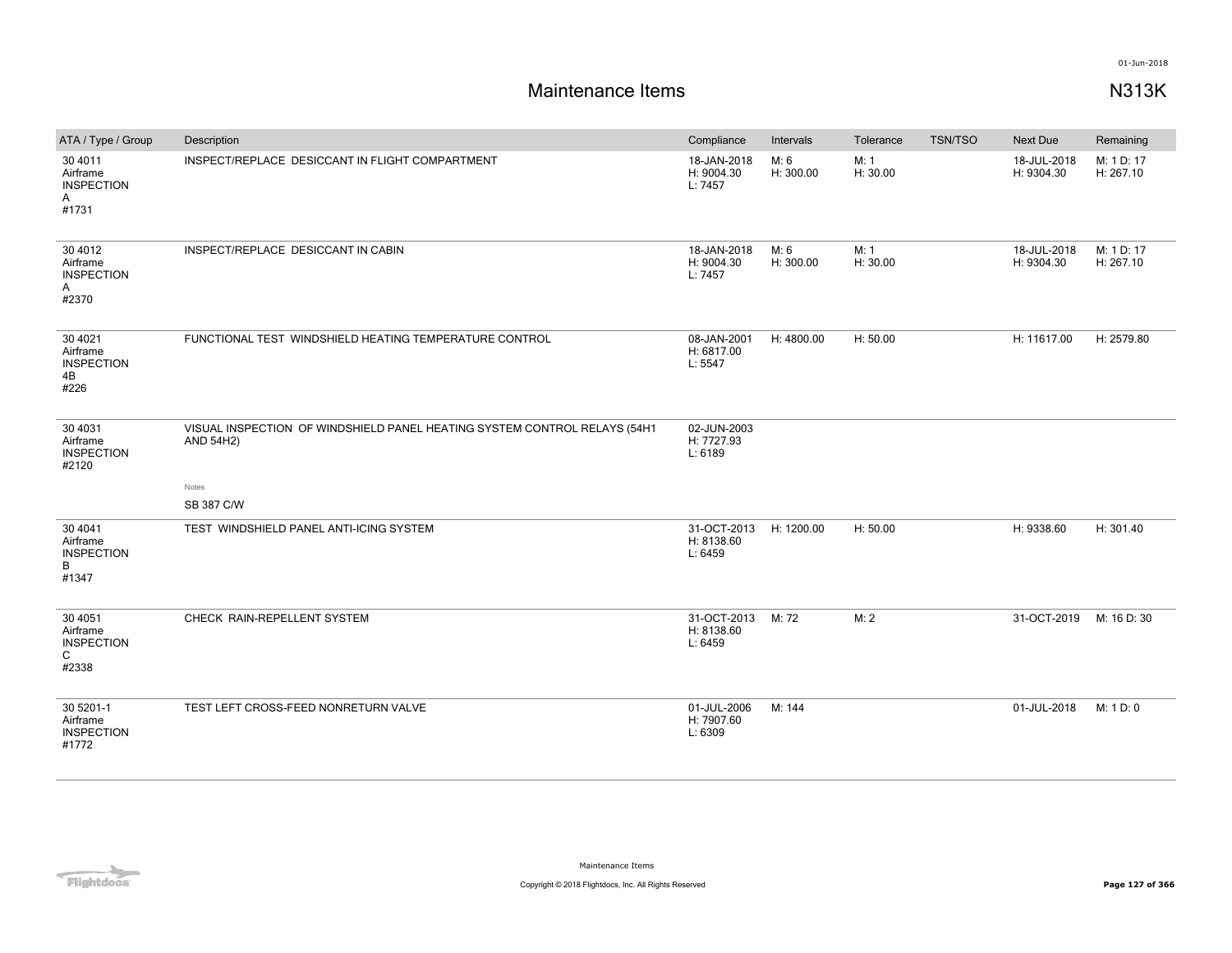# Maintenance Items

**N313K**

| ATA / Type / Group | Description | Compliance | Intervals | Tolerance | TSN/TSO | Next Due | Remaining |
|---|---|---|---|---|---|---|---|
| 30 4011 Airframe INSPECTION A #1731 | INSPECT/REPLACE DESICCANT IN FLIGHT COMPARTMENT | 18-JAN-2018 H: 9004.30 L: 7457 | M: 6 H: 300.00 | M: 1 H: 30.00 | | 18-JUL-2018 H: 9304.30 | M: 1 D: 17 H: 267.10 |
| 30 4012 Airframe INSPECTION A #2370 | INSPECT/REPLACE DESICCANT IN CABIN | 18-JAN-2018 H: 9004.30 L: 7457 | M: 6 H: 300.00 | M: 1 H: 30.00 | | 18-JUL-2018 H: 9304.30 | M: 1 D: 17 H: 267.10 |
| 30 4021 Airframe INSPECTION 4B #226 | FUNCTIONAL TEST WINDSHIELD HEATING TEMPERATURE CONTROL | 08-JAN-2001 H: 6817.00 L: 5547 | H: 4800.00 | H: 50.00 | | H: 11617.00 | H: 2579.80 |
| 30 4031 Airframe INSPECTION #2120 | VISUAL INSPECTION OF WINDSHIELD PANEL HEATING SYSTEM CONTROL RELAYS (54H1 AND 54H2) Notes SB 387 C/W | 02-JUN-2003 H: 7727.93 L: 6189 | | | | | |
| 30 4041 Airframe INSPECTION B #1347 | TEST WINDSHIELD PANEL ANTI-ICING SYSTEM | 31-OCT-2013 H: 8138.60 L: 6459 | H: 1200.00 | H: 50.00 | | H: 9338.60 | H: 301.40 |
| 30 4051 Airframe INSPECTION C #2338 | CHECK RAIN-REPELLENT SYSTEM | 31-OCT-2013 H: 8138.60 L: 6459 | M: 72 | M: 2 | | 31-OCT-2019 | M: 16 D: 30 |
| 30 5201-1 Airframe INSPECTION #1772 | TEST LEFT CROSS-FEED NONRETURN VALVE | 01-JUL-2006 H: 7907.60 L: 6309 | M: 144 | | | 01-JUL-2018 | M: 1 D: 0 |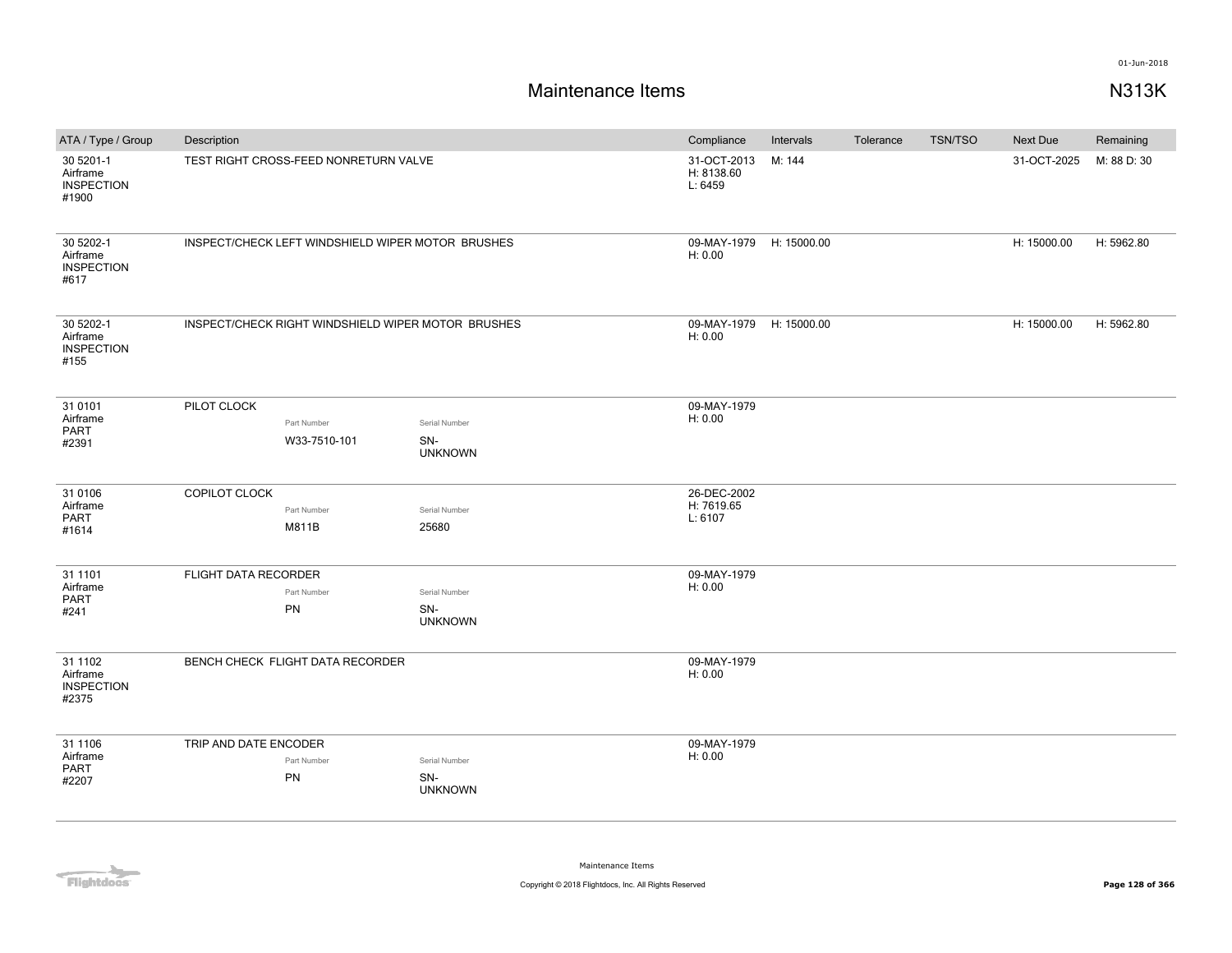01-Jun-2018

# Maintenance Items

## N313K

| ATA / Type / Group | Description | Compliance | Intervals | Tolerance | TSN/TSO | Next Due | Remaining |
|---|---|---|---|---|---|---|---|
| 30 5201-1<br>Airframe<br>INSPECTION<br>#1900 | TEST RIGHT CROSS-FEED NONRETURN VALVE | 31-OCT-2013<br>H: 8138.60<br>L: 6459 | M: 144 | | | 31-OCT-2025 | M: 88 D: 30 |
| 30 5202-1<br>Airframe<br>INSPECTION<br>#617 | INSPECT/CHECK LEFT WINDSHIELD WIPER MOTOR BRUSHES | 09-MAY-1979<br>H: 0.00 | H: 15000.00 | | | H: 15000.00 | H: 5962.80 |
| 30 5202-1<br>Airframe<br>INSPECTION<br>#155 | INSPECT/CHECK RIGHT WINDSHIELD WIPER MOTOR BRUSHES | 09-MAY-1979<br>H: 0.00 | H: 15000.00 | | | H: 15000.00 | H: 5962.80 |
| 31 0101<br>Airframe<br>PART<br>#2391 | PILOT CLOCK<br>Part Number: W33-7510-101<br>Serial Number: SN-UNKNOWN | 09-MAY-1979<br>H: 0.00 | | | | | |
| 31 0106<br>Airframe<br>PART<br>#1614 | COPILOT CLOCK<br>Part Number: M811B<br>Serial Number: 25680 | 26-DEC-2002<br>H: 7619.65<br>L: 6107 | | | | | |
| 31 1101<br>Airframe<br>PART<br>#241 | FLIGHT DATA RECORDER<br>Part Number: PN<br>Serial Number: SN-UNKNOWN | 09-MAY-1979<br>H: 0.00 | | | | | |
| 31 1102<br>Airframe<br>INSPECTION<br>#2375 | BENCH CHECK FLIGHT DATA RECORDER | 09-MAY-1979<br>H: 0.00 | | | | | |
| 31 1106<br>Airframe<br>PART<br>#2207 | TRIP AND DATE ENCODER<br>Part Number: PN<br>Serial Number: SN-UNKNOWN | 09-MAY-1979<br>H: 0.00 | | | | | |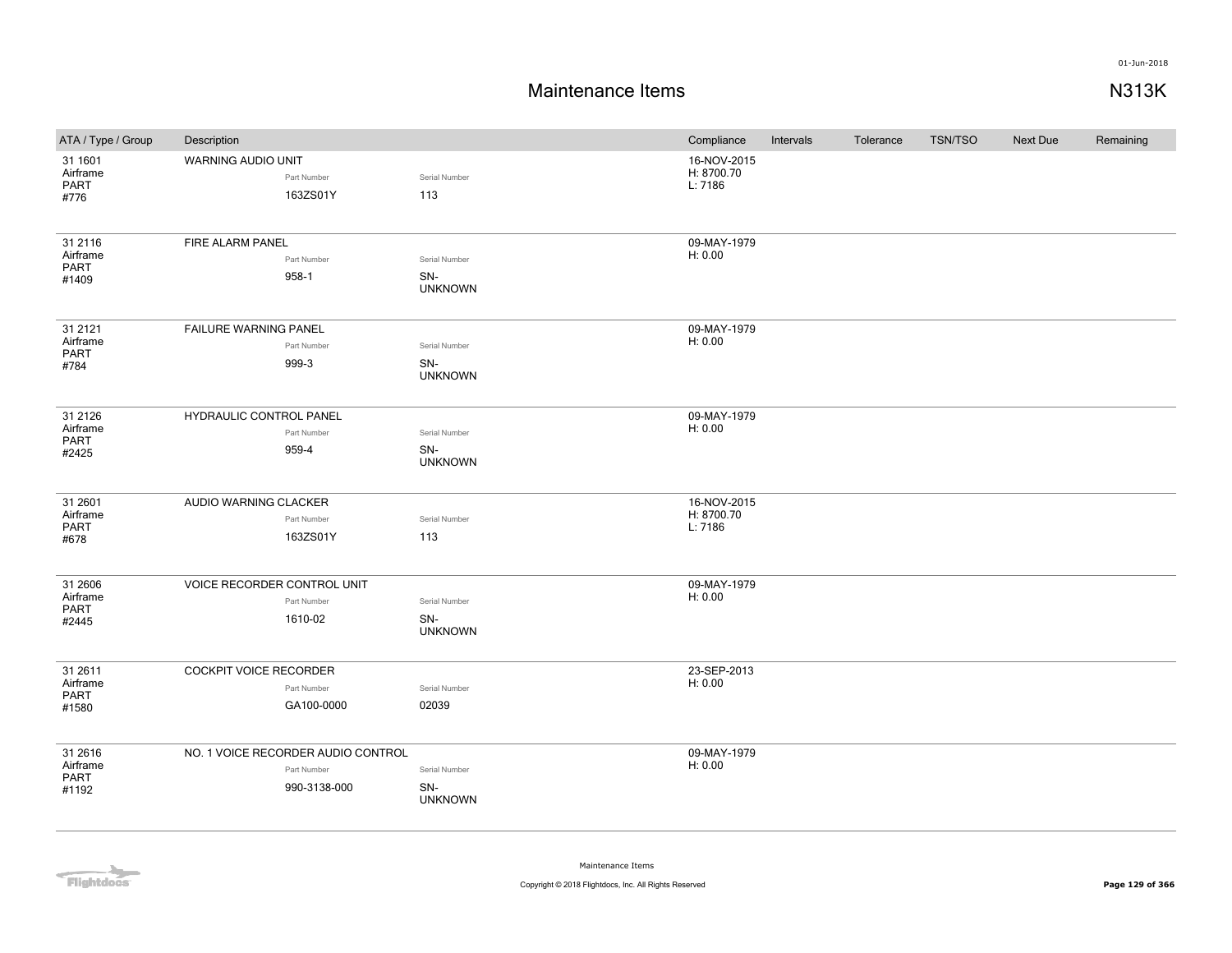# Maintenance Items

N313K

| ATA / Type / Group | Description | | | Compliance | Intervals | Tolerance | TSN/TSO | Next Due | Remaining |
|---|---|---|---|---|---|---|---|---|---|
| 31 1601 Airframe PART #776 | WARNING AUDIO UNIT | Part Number 163ZS01Y | Serial Number 113 | 16-NOV-2015 H: 8700.70 L: 7186 | | | | | |
| 31 2116 Airframe PART #1409 | FIRE ALARM PANEL | Part Number 958-1 | Serial Number SN-UNKNOWN | 09-MAY-1979 H: 0.00 | | | | | |
| 31 2121 Airframe PART #784 | FAILURE WARNING PANEL | Part Number 999-3 | Serial Number SN-UNKNOWN | 09-MAY-1979 H: 0.00 | | | | | |
| 31 2126 Airframe PART #2425 | HYDRAULIC CONTROL PANEL | Part Number 959-4 | Serial Number SN-UNKNOWN | 09-MAY-1979 H: 0.00 | | | | | |
| 31 2601 Airframe PART #678 | AUDIO WARNING CLACKER | Part Number 163ZS01Y | Serial Number 113 | 16-NOV-2015 H: 8700.70 L: 7186 | | | | | |
| 31 2606 Airframe PART #2445 | VOICE RECORDER CONTROL UNIT | Part Number 1610-02 | Serial Number SN-UNKNOWN | 09-MAY-1979 H: 0.00 | | | | | |
| 31 2611 Airframe PART #1580 | COCKPIT VOICE RECORDER | Part Number GA100-0000 | Serial Number 02039 | 23-SEP-2013 H: 0.00 | | | | | |
| 31 2616 Airframe PART #1192 | NO. 1 VOICE RECORDER AUDIO CONTROL | Part Number 990-3138-000 | Serial Number SN-UNKNOWN | 09-MAY-1979 H: 0.00 | | | | | |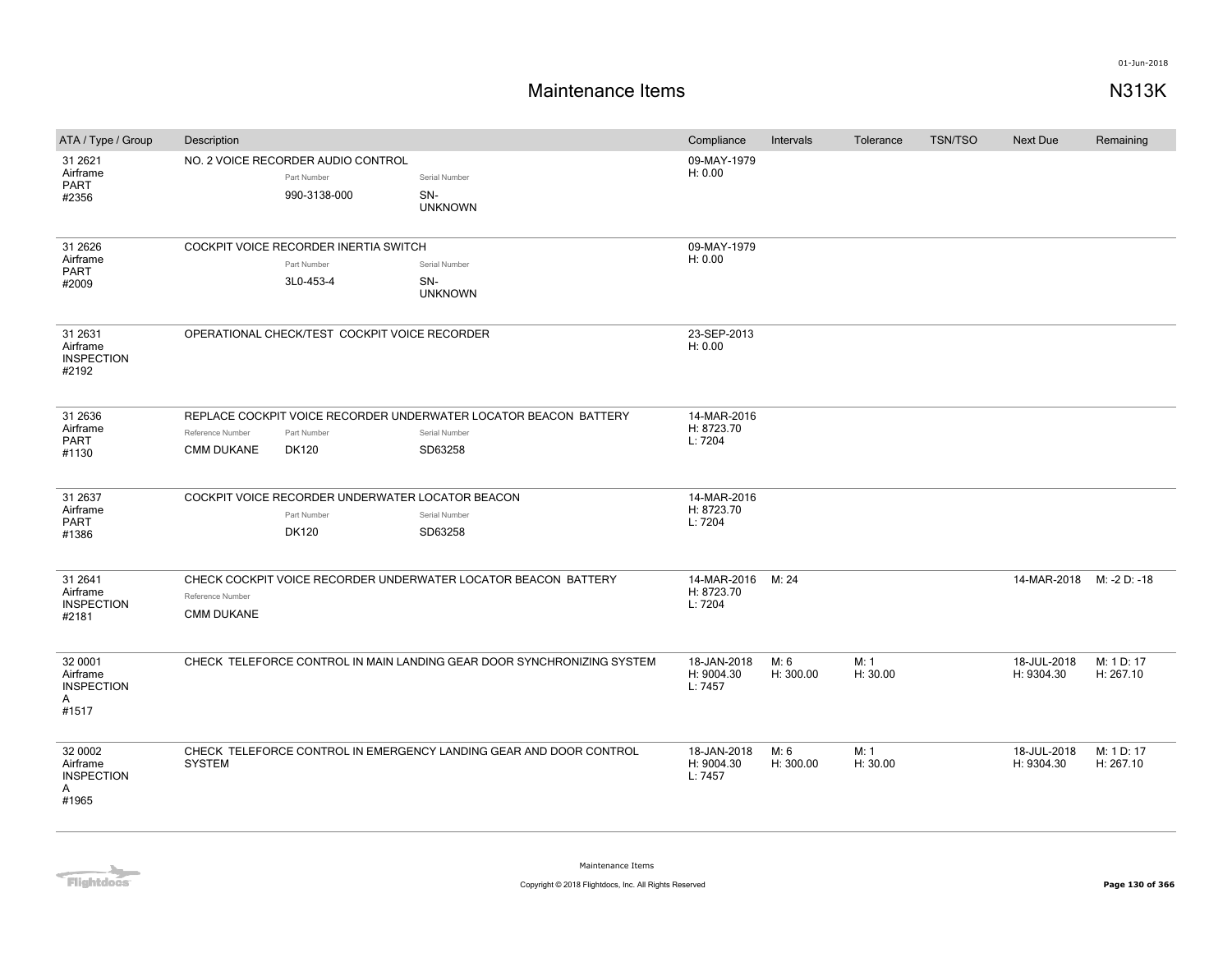# Maintenance Items

N313K

| ATA / Type / Group | Description | Compliance | Intervals | Tolerance | TSN/TSO | Next Due | Remaining |
|---|---|---|---|---|---|---|---|
| 31 2621 Airframe PART #2356 | NO. 2 VOICE RECORDER AUDIO CONTROL<br>Part Number: 990-3138-000<br>Serial Number: SN-UNKNOWN | 09-MAY-1979 H: 0.00 | | | | | |
| 31 2626 Airframe PART #2009 | COCKPIT VOICE RECORDER INERTIA SWITCH<br>Part Number: 3L0-453-4<br>Serial Number: SN-UNKNOWN | 09-MAY-1979 H: 0.00 | | | | | |
| 31 2631 Airframe INSPECTION #2192 | OPERATIONAL CHECK/TEST COCKPIT VOICE RECORDER | 23-SEP-2013 H: 0.00 | | | | | |
| 31 2636 Airframe PART #1130 | REPLACE COCKPIT VOICE RECORDER UNDERWATER LOCATOR BEACON BATTERY<br>Reference Number: CMM DUKANE<br>Part Number: DK120<br>Serial Number: SD63258 | 14-MAR-2016 H: 8723.70 L: 7204 | | | | | |
| 31 2637 Airframe PART #1386 | COCKPIT VOICE RECORDER UNDERWATER LOCATOR BEACON<br>Part Number: DK120<br>Serial Number: SD63258 | 14-MAR-2016 H: 8723.70 L: 7204 | | | | | |
| 31 2641 Airframe INSPECTION #2181 | CHECK COCKPIT VOICE RECORDER UNDERWATER LOCATOR BEACON BATTERY<br>Reference Number: CMM DUKANE | 14-MAR-2016 H: 8723.70 L: 7204 | M: 24 | | | 14-MAR-2018 | M: -2 D: -18 |
| 32 0001 Airframe INSPECTION A #1517 | CHECK TELEFORCE CONTROL IN MAIN LANDING GEAR DOOR SYNCHRONIZING SYSTEM | 18-JAN-2018 H: 9004.30 L: 7457 | M: 6 H: 300.00 | M: 1 H: 30.00 | | 18-JUL-2018 H: 9304.30 | M: 1 D: 17 H: 267.10 |
| 32 0002 Airframe INSPECTION A #1965 | CHECK TELEFORCE CONTROL IN EMERGENCY LANDING GEAR AND DOOR CONTROL SYSTEM | 18-JAN-2018 H: 9004.30 L: 7457 | M: 6 H: 300.00 | M: 1 H: 30.00 | | 18-JUL-2018 H: 9304.30 | M: 1 D: 17 H: 267.10 |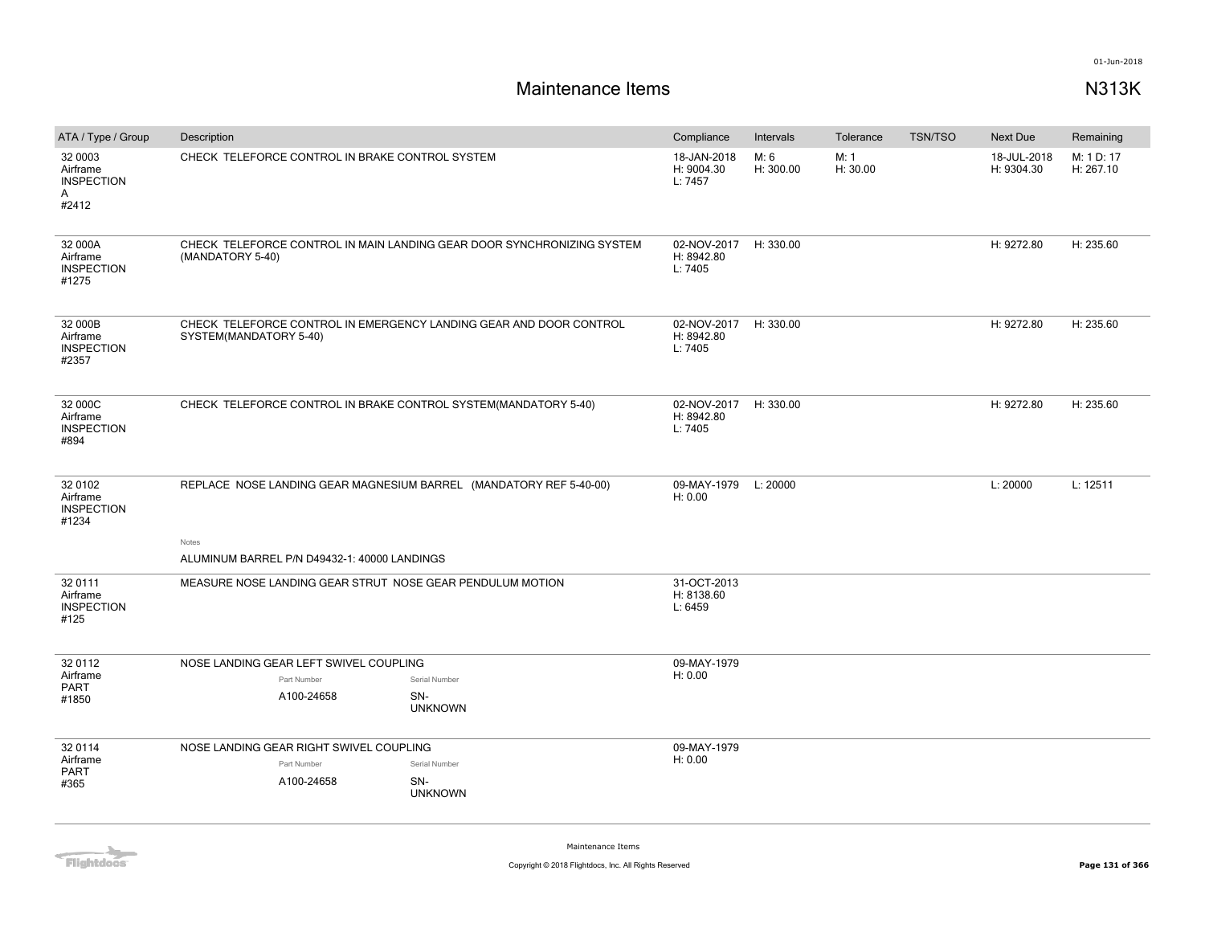# Maintenance Items

N313K

| ATA / Type / Group | Description | Compliance | Intervals | Tolerance | TSN/TSO | Next Due | Remaining |
|---|---|---|---|---|---|---|---|
| 32 0003 Airframe INSPECTION A #2412 | CHECK TELEFORCE CONTROL IN BRAKE CONTROL SYSTEM | 18-JAN-2018 H: 9004.30 L: 7457 | M: 6 H: 300.00 | M: 1 H: 30.00 | | 18-JUL-2018 H: 9304.30 | M: 1 D: 17 H: 267.10 |
| 32 000A Airframe INSPECTION #1275 | CHECK TELEFORCE CONTROL IN MAIN LANDING GEAR DOOR SYNCHRONIZING SYSTEM (MANDATORY 5-40) | 02-NOV-2017 H: 8942.80 L: 7405 | H: 330.00 | | | H: 9272.80 | H: 235.60 |
| 32 000B Airframe INSPECTION #2357 | CHECK TELEFORCE CONTROL IN EMERGENCY LANDING GEAR AND DOOR CONTROL SYSTEM(MANDATORY 5-40) | 02-NOV-2017 H: 8942.80 L: 7405 | H: 330.00 | | | H: 9272.80 | H: 235.60 |
| 32 000C Airframe INSPECTION #894 | CHECK TELEFORCE CONTROL IN BRAKE CONTROL SYSTEM(MANDATORY 5-40) | 02-NOV-2017 H: 8942.80 L: 7405 | H: 330.00 | | | H: 9272.80 | H: 235.60 |
| 32 0102 Airframe INSPECTION #1234 | REPLACE NOSE LANDING GEAR MAGNESIUM BARREL (MANDATORY REF 5-40-00)<br><br>Notes<br>ALUMINUM BARREL P/N D49432-1: 40000 LANDINGS | 09-MAY-1979 H: 0.00 | L: 20000 | | | L: 20000 | L: 12511 |
| 32 0111 Airframe INSPECTION #125 | MEASURE NOSE LANDING GEAR STRUT NOSE GEAR PENDULUM MOTION | 31-OCT-2013 H: 8138.60 L: 6459 | | | | | |
| 32 0112 Airframe PART #1850 | NOSE LANDING GEAR LEFT SWIVEL COUPLING<br>Part Number: A100-24658<br>Serial Number: SN-UNKNOWN | 09-MAY-1979 H: 0.00 | | | | | |
| 32 0114 Airframe PART #365 | NOSE LANDING GEAR RIGHT SWIVEL COUPLING<br>Part Number: A100-24658<br>Serial Number: SN-UNKNOWN | 09-MAY-1979 H: 0.00 | | | | | |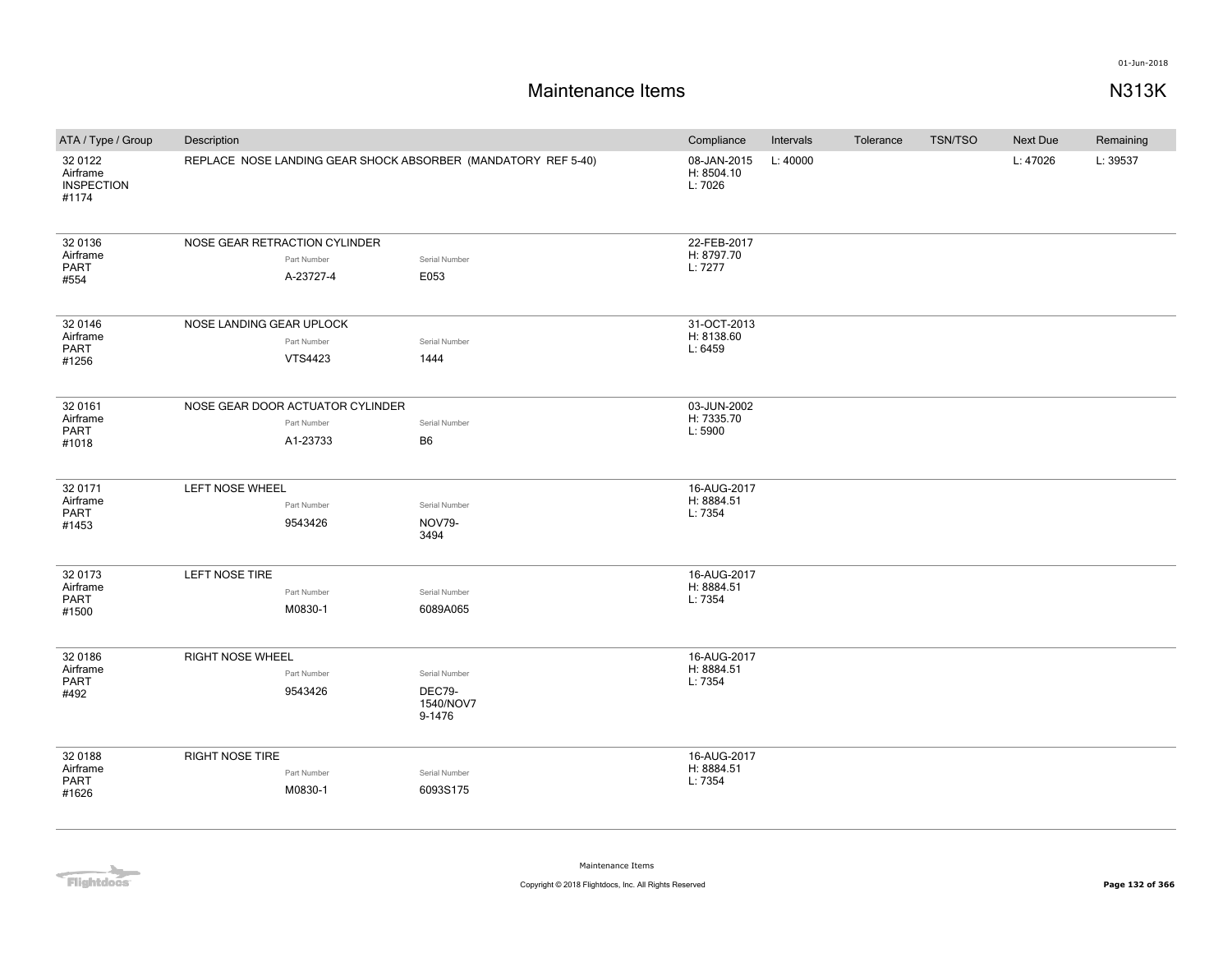# Maintenance Items

**N313K**

01-Jun-2018

| ATA / Type / Group | Description | Compliance | Intervals | Tolerance | TSN/TSO | Next Due | Remaining |
|---|---|---|---|---|---|---|---|
| 32 0122<br>Airframe<br>INSPECTION<br>#1174 | REPLACE NOSE LANDING GEAR SHOCK ABSORBER (MANDATORY REF 5-40) | 08-JAN-2015<br>H: 8504.10<br>L: 7026 | L: 40000 | | | L: 47026 | L: 39537 |
| 32 0136<br>Airframe<br>PART<br>#554 | NOSE GEAR RETRACTION CYLINDER<br>Part Number: A-23727-4<br>Serial Number: E053 | 22-FEB-2017<br>H: 8797.70<br>L: 7277 | | | | | |
| 32 0146<br>Airframe<br>PART<br>#1256 | NOSE LANDING GEAR UPLOCK<br>Part Number: VTS4423<br>Serial Number: 1444 | 31-OCT-2013<br>H: 8138.60<br>L: 6459 | | | | | |
| 32 0161<br>Airframe<br>PART<br>#1018 | NOSE GEAR DOOR ACTUATOR CYLINDER<br>Part Number: A1-23733<br>Serial Number: B6 | 03-JUN-2002<br>H: 7335.70<br>L: 5900 | | | | | |
| 32 0171<br>Airframe<br>PART<br>#1453 | LEFT NOSE WHEEL<br>Part Number: 9543426<br>Serial Number: NOV79-3494 | 16-AUG-2017<br>H: 8884.51<br>L: 7354 | | | | | |
| 32 0173<br>Airframe<br>PART<br>#1500 | LEFT NOSE TIRE<br>Part Number: M0830-1<br>Serial Number: 6089A065 | 16-AUG-2017<br>H: 8884.51<br>L: 7354 | | | | | |
| 32 0186<br>Airframe<br>PART<br>#492 | RIGHT NOSE WHEEL<br>Part Number: 9543426<br>Serial Number: DEC79-1540/NOV79-1476 | 16-AUG-2017<br>H: 8884.51<br>L: 7354 | | | | | |
| 32 0188<br>Airframe<br>PART<br>#1626 | RIGHT NOSE TIRE<br>Part Number: M0830-1<br>Serial Number: 6093S175 | 16-AUG-2017<br>H: 8884.51<br>L: 7354 | | | | | |

Maintenance Items

Copyright © 2018 Flightdocs, Inc. All Rights Reserved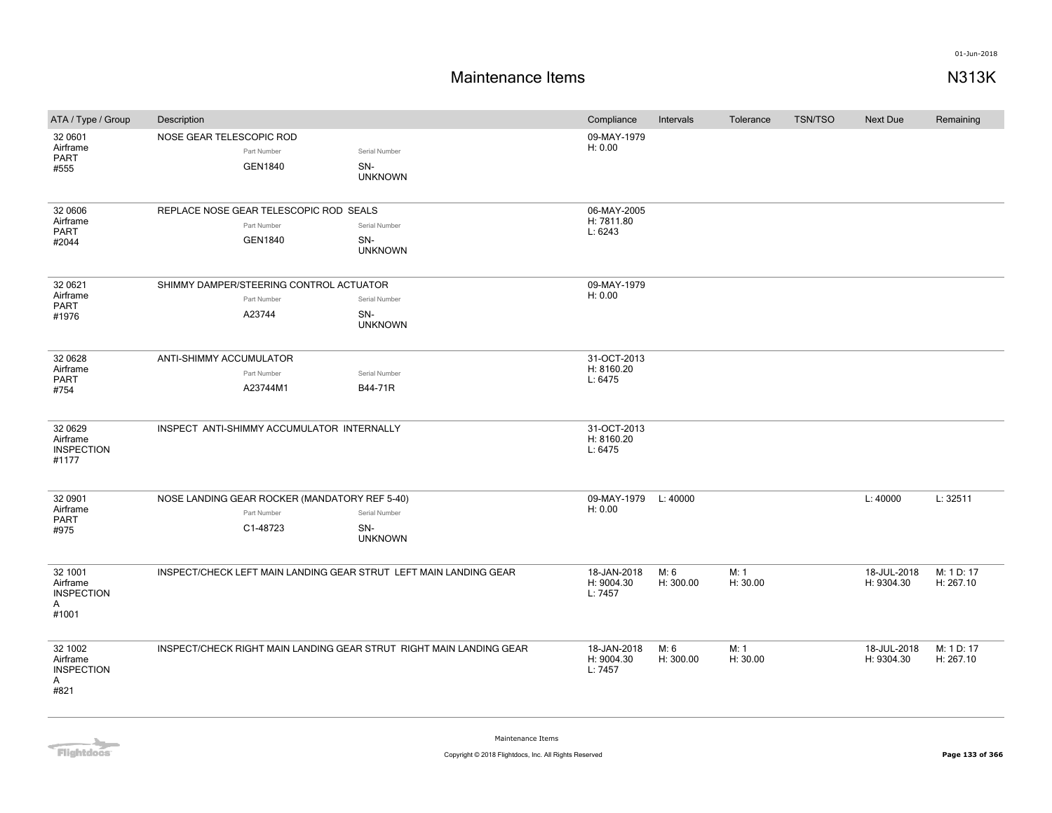# Maintenance Items

N313K

| ATA / Type / Group | Description | Compliance | Intervals | Tolerance | TSN/TSO | Next Due | Remaining |
|---|---|---|---|---|---|---|---|
| 32 0601 Airframe PART #555 | NOSE GEAR TELESCOPIC ROD<br>Part Number: GEN1840<br>Serial Number: SN-UNKNOWN | 09-MAY-1979<br>H: 0.00 | | | | | |
| 32 0606 Airframe PART #2044 | REPLACE NOSE GEAR TELESCOPIC ROD SEALS<br>Part Number: GEN1840<br>Serial Number: SN-UNKNOWN | 06-MAY-2005<br>H: 7811.80<br>L: 6243 | | | | | |
| 32 0621 Airframe PART #1976 | SHIMMY DAMPER/STEERING CONTROL ACTUATOR<br>Part Number: A23744<br>Serial Number: SN-UNKNOWN | 09-MAY-1979<br>H: 0.00 | | | | | |
| 32 0628 Airframe PART #754 | ANTI-SHIMMY ACCUMULATOR<br>Part Number: A23744M1<br>Serial Number: B44-71R | 31-OCT-2013<br>H: 8160.20<br>L: 6475 | | | | | |
| 32 0629 Airframe INSPECTION #1177 | INSPECT ANTI-SHIMMY ACCUMULATOR INTERNALLY | 31-OCT-2013<br>H: 8160.20<br>L: 6475 | | | | | |
| 32 0901 Airframe PART #975 | NOSE LANDING GEAR ROCKER (MANDATORY REF 5-40)<br>Part Number: C1-48723<br>Serial Number: SN-UNKNOWN | 09-MAY-1979<br>H: 0.00 | L: 40000 | | | L: 40000 | L: 32511 |
| 32 1001 Airframe INSPECTION A #1001 | INSPECT/CHECK LEFT MAIN LANDING GEAR STRUT LEFT MAIN LANDING GEAR | 18-JAN-2018<br>H: 9004.30<br>L: 7457 | M: 6<br>H: 300.00 | M: 1<br>H: 30.00 | | 18-JUL-2018<br>H: 9304.30 | M: 1 D: 17<br>H: 267.10 |
| 32 1002 Airframe INSPECTION A #821 | INSPECT/CHECK RIGHT MAIN LANDING GEAR STRUT RIGHT MAIN LANDING GEAR | 18-JAN-2018<br>H: 9004.30<br>L: 7457 | M: 6<br>H: 300.00 | M: 1<br>H: 30.00 | | 18-JUL-2018<br>H: 9304.30 | M: 1 D: 17<br>H: 267.10 |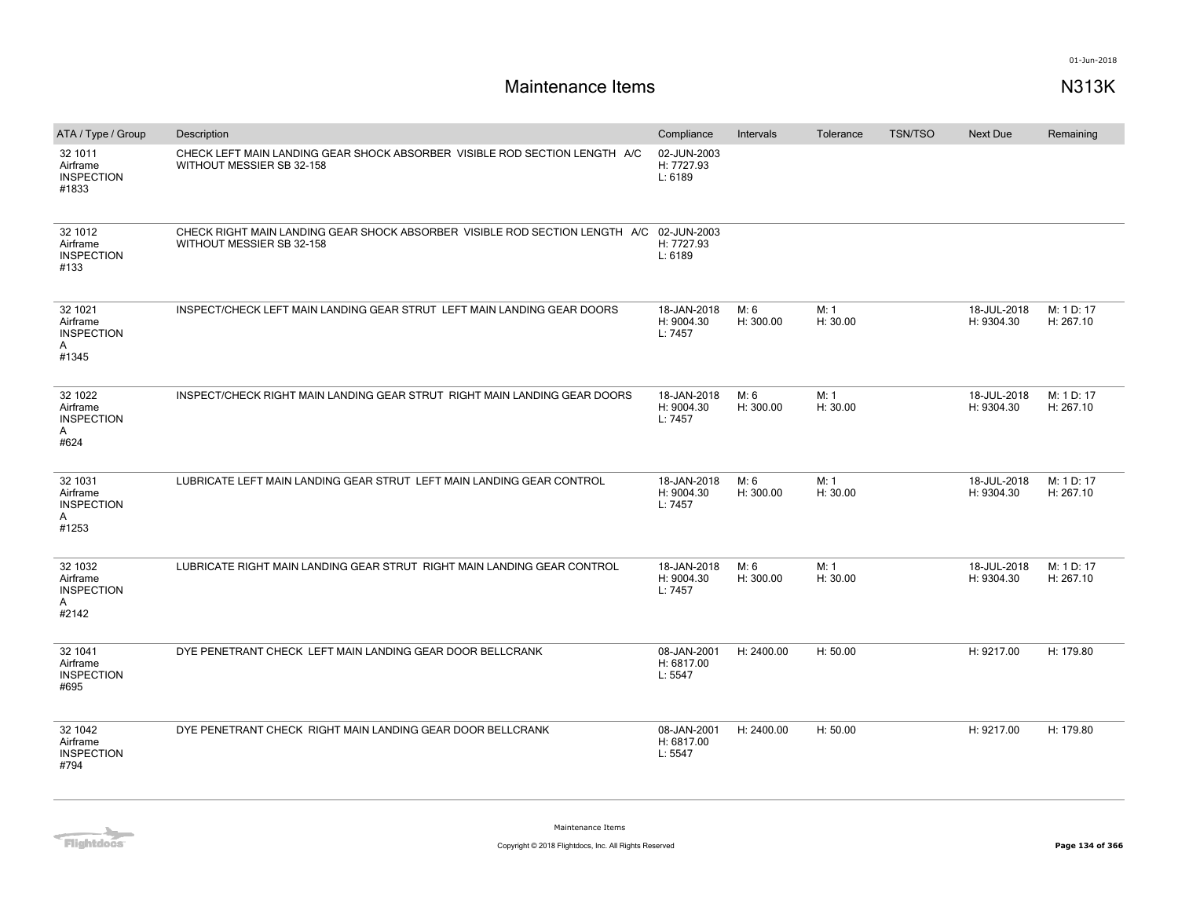# Maintenance Items

N313K

| ATA / Type / Group | Description | Compliance | Intervals | Tolerance | TSN/TSO | Next Due | Remaining |
|---|---|---|---|---|---|---|---|
| 32 1011<br>Airframe<br>INSPECTION<br>#1833 | CHECK LEFT MAIN LANDING GEAR SHOCK ABSORBER VISIBLE ROD SECTION LENGTH A/C WITHOUT MESSIER SB 32-158 | 02-JUN-2003<br>H: 7727.93<br>L: 6189 | | | | | |
| 32 1012<br>Airframe<br>INSPECTION<br>#133 | CHECK RIGHT MAIN LANDING GEAR SHOCK ABSORBER VISIBLE ROD SECTION LENGTH A/C WITHOUT MESSIER SB 32-158 | 02-JUN-2003<br>H: 7727.93<br>L: 6189 | | | | | |
| 32 1021<br>Airframe<br>INSPECTION<br>A<br>#1345 | INSPECT/CHECK LEFT MAIN LANDING GEAR STRUT LEFT MAIN LANDING GEAR DOORS | 18-JAN-2018<br>H: 9004.30<br>L: 7457 | M: 6<br>H: 300.00 | M: 1<br>H: 30.00 | | 18-JUL-2018<br>H: 9304.30 | M: 1 D: 17<br>H: 267.10 |
| 32 1022<br>Airframe<br>INSPECTION<br>A<br>#624 | INSPECT/CHECK RIGHT MAIN LANDING GEAR STRUT RIGHT MAIN LANDING GEAR DOORS | 18-JAN-2018<br>H: 9004.30<br>L: 7457 | M: 6<br>H: 300.00 | M: 1<br>H: 30.00 | | 18-JUL-2018<br>H: 9304.30 | M: 1 D: 17<br>H: 267.10 |
| 32 1031<br>Airframe<br>INSPECTION<br>A<br>#1253 | LUBRICATE LEFT MAIN LANDING GEAR STRUT LEFT MAIN LANDING GEAR CONTROL | 18-JAN-2018<br>H: 9004.30<br>L: 7457 | M: 6<br>H: 300.00 | M: 1<br>H: 30.00 | | 18-JUL-2018<br>H: 9304.30 | M: 1 D: 17<br>H: 267.10 |
| 32 1032<br>Airframe<br>INSPECTION<br>A<br>#2142 | LUBRICATE RIGHT MAIN LANDING GEAR STRUT RIGHT MAIN LANDING GEAR CONTROL | 18-JAN-2018<br>H: 9004.30<br>L: 7457 | M: 6<br>H: 300.00 | M: 1<br>H: 30.00 | | 18-JUL-2018<br>H: 9304.30 | M: 1 D: 17<br>H: 267.10 |
| 32 1041<br>Airframe<br>INSPECTION<br>#695 | DYE PENETRANT CHECK LEFT MAIN LANDING GEAR DOOR BELLCRANK | 08-JAN-2001<br>H: 6817.00<br>L: 5547 | H: 2400.00 | H: 50.00 | | H: 9217.00 | H: 179.80 |
| 32 1042<br>Airframe<br>INSPECTION<br>#794 | DYE PENETRANT CHECK RIGHT MAIN LANDING GEAR DOOR BELLCRANK | 08-JAN-2001<br>H: 6817.00<br>L: 5547 | H: 2400.00 | H: 50.00 | | H: 9217.00 | H: 179.80 |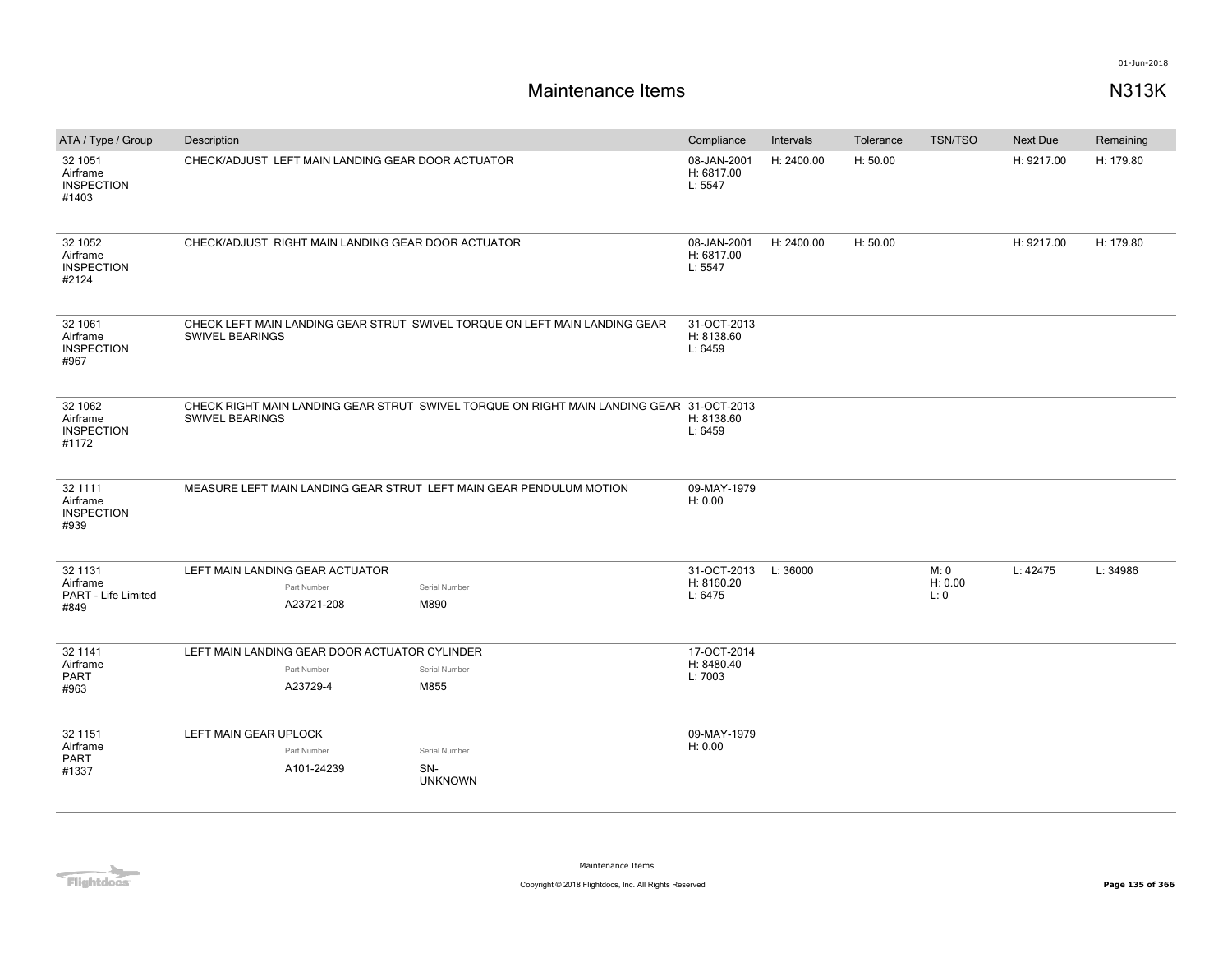# Maintenance Items

**N313K**

| ATA / Type / Group | Description | Compliance | Intervals | Tolerance | TSN/TSO | Next Due | Remaining |
|---|---|---|---|---|---|---|---|
| 32 1051<br>Airframe<br>INSPECTION<br>#1403 | CHECK/ADJUST LEFT MAIN LANDING GEAR DOOR ACTUATOR | 08-JAN-2001<br>H: 6817.00<br>L: 5547 | H: 2400.00 | H: 50.00 | | H: 9217.00 | H: 179.80 |
| 32 1052<br>Airframe<br>INSPECTION<br>#2124 | CHECK/ADJUST RIGHT MAIN LANDING GEAR DOOR ACTUATOR | 08-JAN-2001<br>H: 6817.00<br>L: 5547 | H: 2400.00 | H: 50.00 | | H: 9217.00 | H: 179.80 |
| 32 1061<br>Airframe<br>INSPECTION<br>#967 | CHECK LEFT MAIN LANDING GEAR STRUT SWIVEL TORQUE ON LEFT MAIN LANDING GEAR SWIVEL BEARINGS | 31-OCT-2013<br>H: 8138.60<br>L: 6459 | | | | | |
| 32 1062<br>Airframe<br>INSPECTION<br>#1172 | CHECK RIGHT MAIN LANDING GEAR STRUT SWIVEL TORQUE ON RIGHT MAIN LANDING GEAR SWIVEL BEARINGS | 31-OCT-2013<br>H: 8138.60<br>L: 6459 | | | | | |
| 32 1111<br>Airframe<br>INSPECTION<br>#939 | MEASURE LEFT MAIN LANDING GEAR STRUT LEFT MAIN GEAR PENDULUM MOTION | 09-MAY-1979<br>H: 0.00 | | | | | |
| 32 1131<br>Airframe<br>PART - Life Limited<br>#849 | LEFT MAIN LANDING GEAR ACTUATOR<br>Part Number: A23721-208<br>Serial Number: M890 | 31-OCT-2013<br>H: 8160.20<br>L: 6475 | L: 36000 | | M: 0<br>H: 0.00<br>L: 0 | L: 42475 | L: 34986 |
| 32 1141<br>Airframe<br>PART<br>#963 | LEFT MAIN LANDING GEAR DOOR ACTUATOR CYLINDER<br>Part Number: A23729-4<br>Serial Number: M855 | 17-OCT-2014<br>H: 8480.40<br>L: 7003 | | | | | |
| 32 1151<br>Airframe<br>PART<br>#1337 | LEFT MAIN GEAR UPLOCK<br>Part Number: A101-24239<br>Serial Number: SN-UNKNOWN | 09-MAY-1979<br>H: 0.00 | | | | | |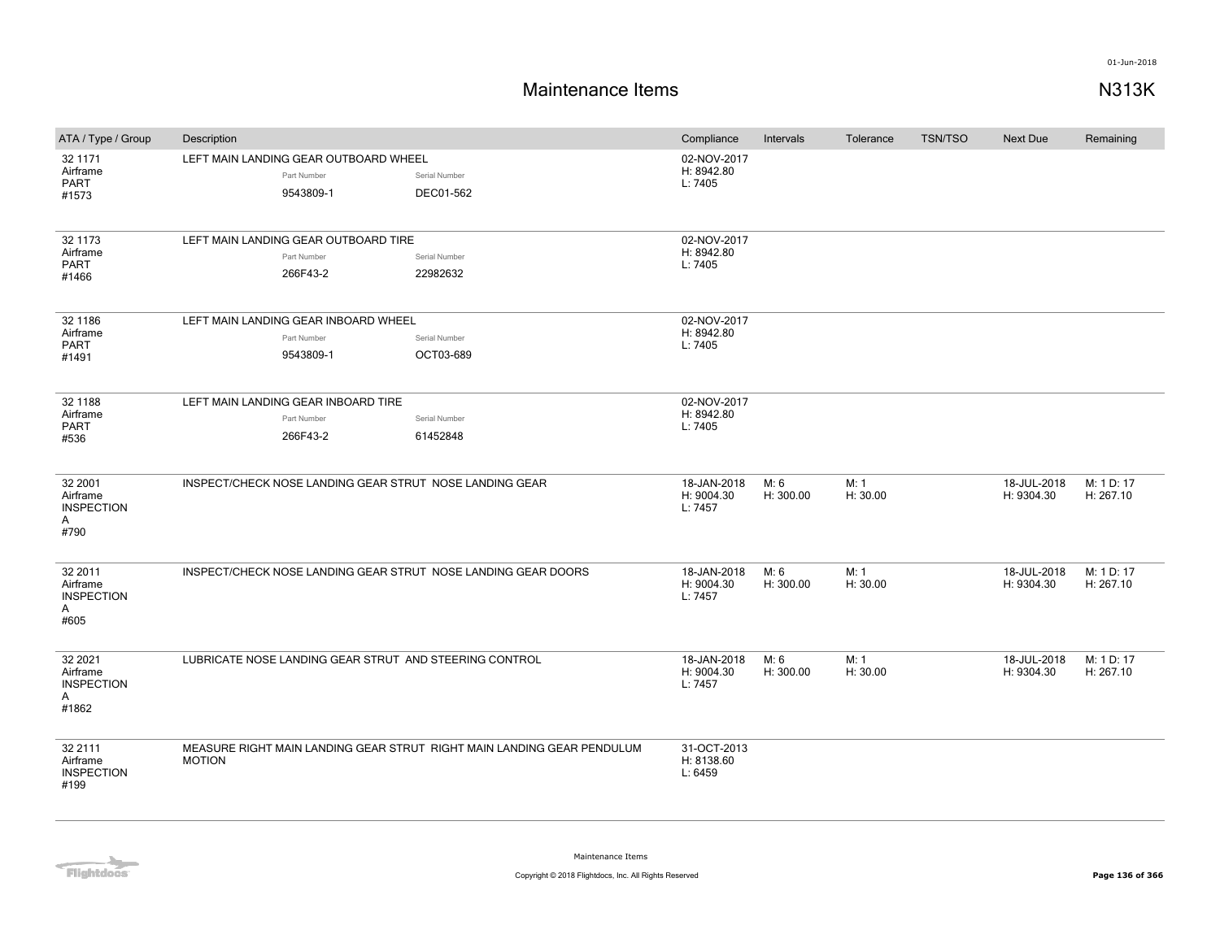# Maintenance Items

01-Jun-2018

## N313K

| ATA / Type / Group | Description | Compliance | Intervals | Tolerance | TSN/TSO | Next Due | Remaining |
|---|---|---|---|---|---|---|---|
| 32 1171 Airframe PART #1573 | LEFT MAIN LANDING GEAR OUTBOARD WHEEL<br>Part Number: 9543809-1<br>Serial Number: DEC01-562 | 02-NOV-2017 H: 8942.80 L: 7405 | | | | | |
| 32 1173 Airframe PART #1466 | LEFT MAIN LANDING GEAR OUTBOARD TIRE<br>Part Number: 266F43-2<br>Serial Number: 22982632 | 02-NOV-2017 H: 8942.80 L: 7405 | | | | | |
| 32 1186 Airframe PART #1491 | LEFT MAIN LANDING GEAR INBOARD WHEEL<br>Part Number: 9543809-1<br>Serial Number: OCT03-689 | 02-NOV-2017 H: 8942.80 L: 7405 | | | | | |
| 32 1188 Airframe PART #536 | LEFT MAIN LANDING GEAR INBOARD TIRE<br>Part Number: 266F43-2<br>Serial Number: 61452848 | 02-NOV-2017 H: 8942.80 L: 7405 | | | | | |
| 32 2001 Airframe INSPECTION A #790 | INSPECT/CHECK NOSE LANDING GEAR STRUT NOSE LANDING GEAR | 18-JAN-2018 H: 9004.30 L: 7457 | M: 6 H: 300.00 | M: 1 H: 30.00 | | 18-JUL-2018 H: 9304.30 | M: 1 D: 17 H: 267.10 |
| 32 2011 Airframe INSPECTION A #605 | INSPECT/CHECK NOSE LANDING GEAR STRUT NOSE LANDING GEAR DOORS | 18-JAN-2018 H: 9004.30 L: 7457 | M: 6 H: 300.00 | M: 1 H: 30.00 | | 18-JUL-2018 H: 9304.30 | M: 1 D: 17 H: 267.10 |
| 32 2021 Airframe INSPECTION A #1862 | LUBRICATE NOSE LANDING GEAR STRUT AND STEERING CONTROL | 18-JAN-2018 H: 9004.30 L: 7457 | M: 6 H: 300.00 | M: 1 H: 30.00 | | 18-JUL-2018 H: 9304.30 | M: 1 D: 17 H: 267.10 |
| 32 2111 Airframe INSPECTION #199 | MEASURE RIGHT MAIN LANDING GEAR STRUT RIGHT MAIN LANDING GEAR PENDULUM MOTION | 31-OCT-2013 H: 8138.60 L: 6459 | | | | | |

Maintenance Items

Copyright © 2018 Flightdocs, Inc. All Rights Reserved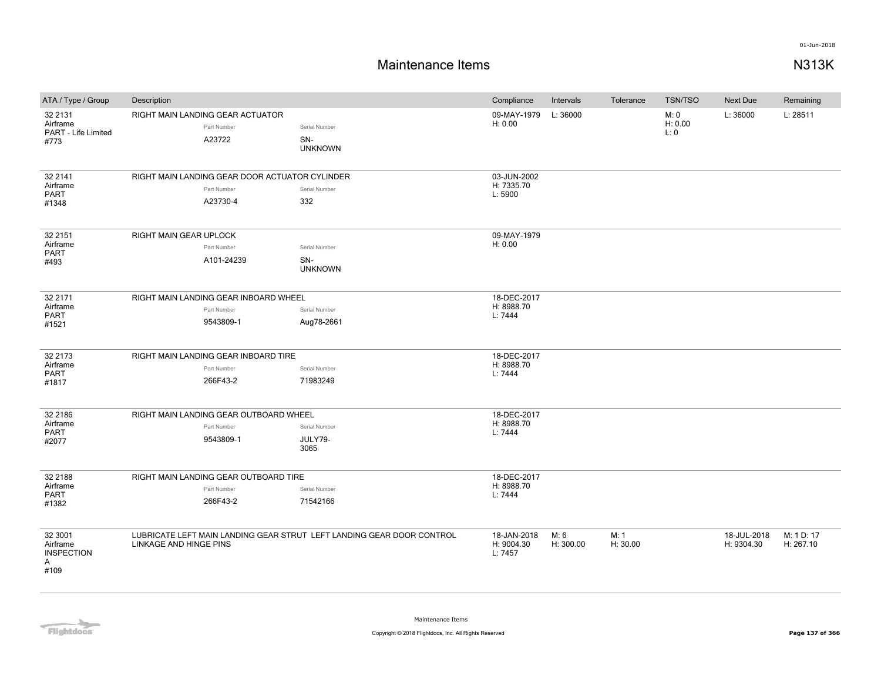# Maintenance Items

N313K

| ATA / Type / Group | Description | Compliance | Intervals | Tolerance | TSN/TSO | Next Due | Remaining |
|---|---|---|---|---|---|---|---|
| 32 2131 Airframe PART - Life Limited #773 | RIGHT MAIN LANDING GEAR ACTUATOR<br>Part Number: A23722<br>Serial Number: SN-UNKNOWN | 09-MAY-1979 H: 0.00 | L: 36000 | | M: 0 H: 0.00 L: 0 | L: 36000 | L: 28511 |
| 32 2141 Airframe PART #1348 | RIGHT MAIN LANDING GEAR DOOR ACTUATOR CYLINDER<br>Part Number: A23730-4<br>Serial Number: 332 | 03-JUN-2002 H: 7335.70 L: 5900 | | | | | |
| 32 2151 Airframe PART #493 | RIGHT MAIN GEAR UPLOCK<br>Part Number: A101-24239<br>Serial Number: SN-UNKNOWN | 09-MAY-1979 H: 0.00 | | | | | |
| 32 2171 Airframe PART #1521 | RIGHT MAIN LANDING GEAR INBOARD WHEEL<br>Part Number: 9543809-1<br>Serial Number: Aug78-2661 | 18-DEC-2017 H: 8988.70 L: 7444 | | | | | |
| 32 2173 Airframe PART #1817 | RIGHT MAIN LANDING GEAR INBOARD TIRE<br>Part Number: 266F43-2<br>Serial Number: 71983249 | 18-DEC-2017 H: 8988.70 L: 7444 | | | | | |
| 32 2186 Airframe PART #2077 | RIGHT MAIN LANDING GEAR OUTBOARD WHEEL<br>Part Number: 9543809-1<br>Serial Number: JULY79-3065 | 18-DEC-2017 H: 8988.70 L: 7444 | | | | | |
| 32 2188 Airframe PART #1382 | RIGHT MAIN LANDING GEAR OUTBOARD TIRE<br>Part Number: 266F43-2<br>Serial Number: 71542166 | 18-DEC-2017 H: 8988.70 L: 7444 | | | | | |
| 32 3001 Airframe INSPECTION A #109 | LUBRICATE LEFT MAIN LANDING GEAR STRUT LEFT LANDING GEAR DOOR CONTROL LINKAGE AND HINGE PINS | 18-JAN-2018 H: 9004.30 L: 7457 | M: 6 H: 300.00 | M: 1 H: 30.00 | | 18-JUL-2018 H: 9304.30 | M: 1 D: 17 H: 267.10 |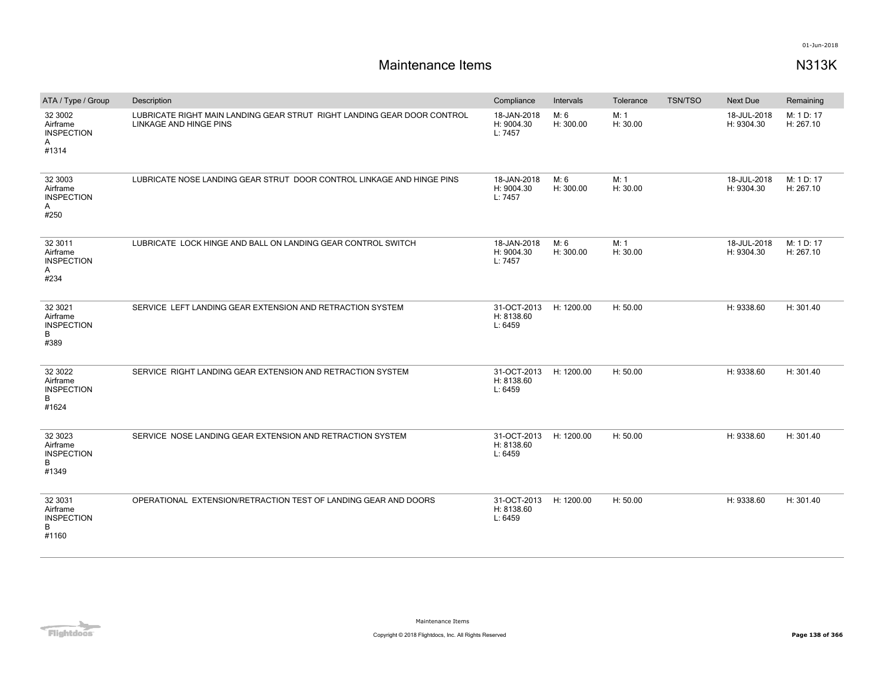# Maintenance Items

N313K

| ATA / Type / Group | Description | Compliance | Intervals | Tolerance | TSN/TSO | Next Due | Remaining |
|---|---|---|---|---|---|---|---|
| 32 3002<br>Airframe<br>INSPECTION<br>A<br>#1314 | LUBRICATE RIGHT MAIN LANDING GEAR STRUT RIGHT LANDING GEAR DOOR CONTROL LINKAGE AND HINGE PINS | 18-JAN-2018<br>H: 9004.30<br>L: 7457 | M: 6<br>H: 300.00 | M: 1<br>H: 30.00 | | 18-JUL-2018<br>H: 9304.30 | M: 1 D: 17<br>H: 267.10 |
| 32 3003<br>Airframe<br>INSPECTION<br>A<br>#250 | LUBRICATE NOSE LANDING GEAR STRUT DOOR CONTROL LINKAGE AND HINGE PINS | 18-JAN-2018<br>H: 9004.30<br>L: 7457 | M: 6<br>H: 300.00 | M: 1<br>H: 30.00 | | 18-JUL-2018<br>H: 9304.30 | M: 1 D: 17<br>H: 267.10 |
| 32 3011<br>Airframe<br>INSPECTION<br>A<br>#234 | LUBRICATE LOCK HINGE AND BALL ON LANDING GEAR CONTROL SWITCH | 18-JAN-2018<br>H: 9004.30<br>L: 7457 | M: 6<br>H: 300.00 | M: 1<br>H: 30.00 | | 18-JUL-2018<br>H: 9304.30 | M: 1 D: 17<br>H: 267.10 |
| 32 3021<br>Airframe<br>INSPECTION<br>B<br>#389 | SERVICE LEFT LANDING GEAR EXTENSION AND RETRACTION SYSTEM | 31-OCT-2013<br>H: 8138.60<br>L: 6459 | H: 1200.00 | H: 50.00 | | H: 9338.60 | H: 301.40 |
| 32 3022<br>Airframe<br>INSPECTION<br>B<br>#1624 | SERVICE RIGHT LANDING GEAR EXTENSION AND RETRACTION SYSTEM | 31-OCT-2013<br>H: 8138.60<br>L: 6459 | H: 1200.00 | H: 50.00 | | H: 9338.60 | H: 301.40 |
| 32 3023<br>Airframe<br>INSPECTION<br>B<br>#1349 | SERVICE NOSE LANDING GEAR EXTENSION AND RETRACTION SYSTEM | 31-OCT-2013<br>H: 8138.60<br>L: 6459 | H: 1200.00 | H: 50.00 | | H: 9338.60 | H: 301.40 |
| 32 3031<br>Airframe<br>INSPECTION<br>B<br>#1160 | OPERATIONAL EXTENSION/RETRACTION TEST OF LANDING GEAR AND DOORS | 31-OCT-2013<br>H: 8138.60<br>L: 6459 | H: 1200.00 | H: 50.00 | | H: 9338.60 | H: 301.40 |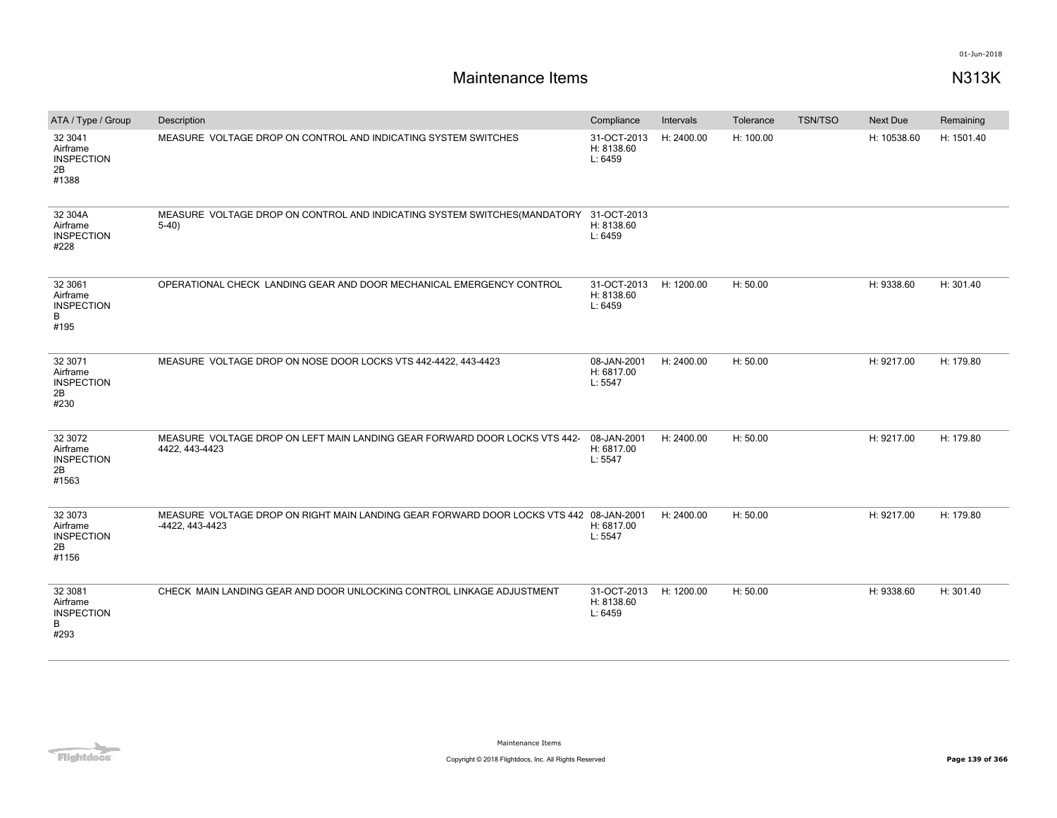# Maintenance Items

N313K

| ATA / Type / Group | Description | Compliance | Intervals | Tolerance | TSN/TSO | Next Due | Remaining |
|---|---|---|---|---|---|---|---|
| 32 3041 Airframe INSPECTION 2B #1388 | MEASURE VOLTAGE DROP ON CONTROL AND INDICATING SYSTEM SWITCHES | 31-OCT-2013 H: 8138.60 L: 6459 | H: 2400.00 | H: 100.00 | | H: 10538.60 | H: 1501.40 |
| 32 304A Airframe INSPECTION #228 | MEASURE VOLTAGE DROP ON CONTROL AND INDICATING SYSTEM SWITCHES(MANDATORY 5-40) | 31-OCT-2013 H: 8138.60 L: 6459 | | | | | |
| 32 3061 Airframe INSPECTION B #195 | OPERATIONAL CHECK LANDING GEAR AND DOOR MECHANICAL EMERGENCY CONTROL | 31-OCT-2013 H: 8138.60 L: 6459 | H: 1200.00 | H: 50.00 | | H: 9338.60 | H: 301.40 |
| 32 3071 Airframe INSPECTION 2B #230 | MEASURE VOLTAGE DROP ON NOSE DOOR LOCKS VTS 442-4422, 443-4423 | 08-JAN-2001 H: 6817.00 L: 5547 | H: 2400.00 | H: 50.00 | | H: 9217.00 | H: 179.80 |
| 32 3072 Airframe INSPECTION 2B #1563 | MEASURE VOLTAGE DROP ON LEFT MAIN LANDING GEAR FORWARD DOOR LOCKS VTS 442-4422, 443-4423 | 08-JAN-2001 H: 6817.00 L: 5547 | H: 2400.00 | H: 50.00 | | H: 9217.00 | H: 179.80 |
| 32 3073 Airframe INSPECTION 2B #1156 | MEASURE VOLTAGE DROP ON RIGHT MAIN LANDING GEAR FORWARD DOOR LOCKS VTS 442 -4422, 443-4423 | 08-JAN-2001 H: 6817.00 L: 5547 | H: 2400.00 | H: 50.00 | | H: 9217.00 | H: 179.80 |
| 32 3081 Airframe INSPECTION B #293 | CHECK MAIN LANDING GEAR AND DOOR UNLOCKING CONTROL LINKAGE ADJUSTMENT | 31-OCT-2013 H: 8138.60 L: 6459 | H: 1200.00 | H: 50.00 | | H: 9338.60 | H: 301.40 |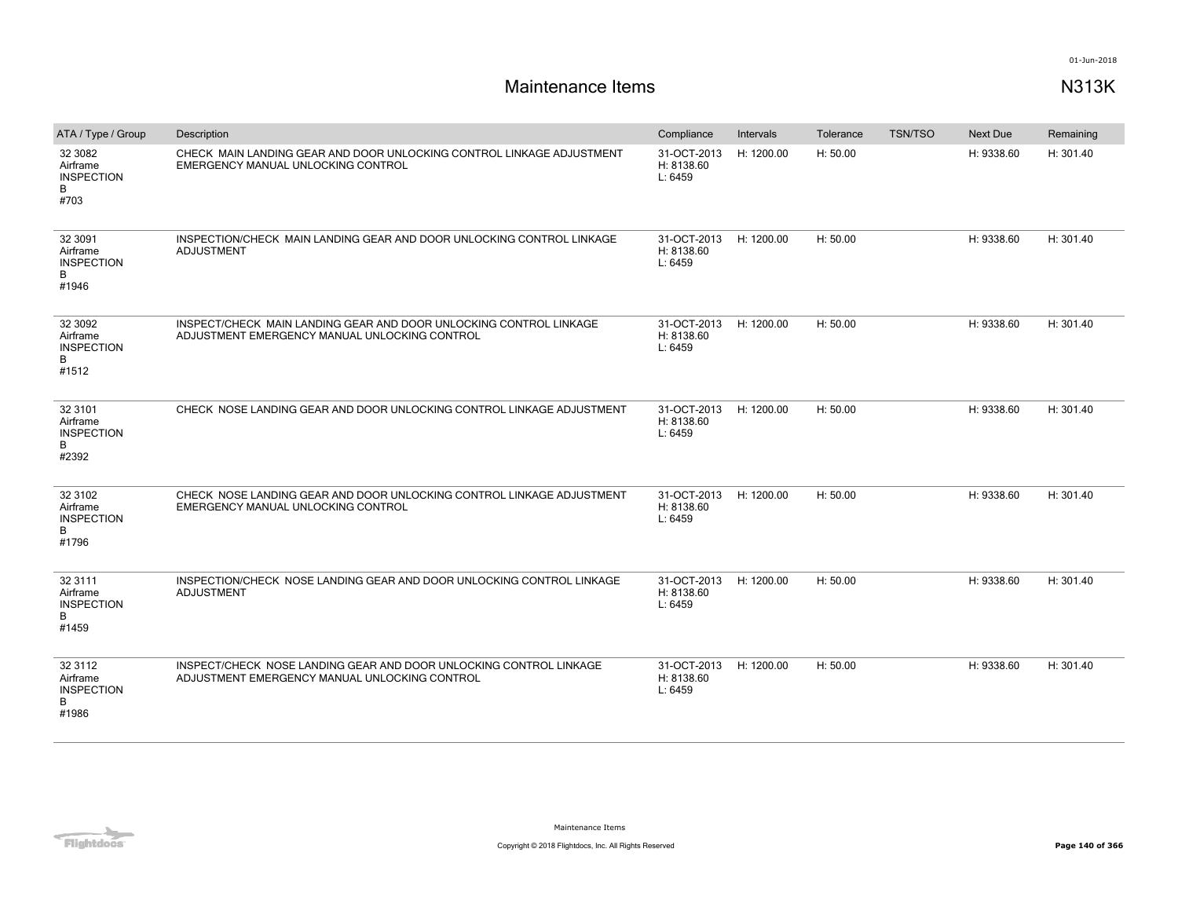# Maintenance Items

N313K

| ATA / Type / Group | Description | Compliance | Intervals | Tolerance | TSN/TSO | Next Due | Remaining |
|---|---|---|---|---|---|---|---|
| 32 3082<br>Airframe<br>INSPECTION<br>B<br>#703 | CHECK MAIN LANDING GEAR AND DOOR UNLOCKING CONTROL LINKAGE ADJUSTMENT EMERGENCY MANUAL UNLOCKING CONTROL | 31-OCT-2013<br>H: 8138.60<br>L: 6459 | H: 1200.00 | H: 50.00 | | H: 9338.60 | H: 301.40 |
| 32 3091<br>Airframe<br>INSPECTION<br>B<br>#1946 | INSPECTION/CHECK MAIN LANDING GEAR AND DOOR UNLOCKING CONTROL LINKAGE ADJUSTMENT | 31-OCT-2013<br>H: 8138.60<br>L: 6459 | H: 1200.00 | H: 50.00 | | H: 9338.60 | H: 301.40 |
| 32 3092<br>Airframe<br>INSPECTION<br>B<br>#1512 | INSPECT/CHECK MAIN LANDING GEAR AND DOOR UNLOCKING CONTROL LINKAGE ADJUSTMENT EMERGENCY MANUAL UNLOCKING CONTROL | 31-OCT-2013<br>H: 8138.60<br>L: 6459 | H: 1200.00 | H: 50.00 | | H: 9338.60 | H: 301.40 |
| 32 3101<br>Airframe<br>INSPECTION<br>B<br>#2392 | CHECK NOSE LANDING GEAR AND DOOR UNLOCKING CONTROL LINKAGE ADJUSTMENT | 31-OCT-2013<br>H: 8138.60<br>L: 6459 | H: 1200.00 | H: 50.00 | | H: 9338.60 | H: 301.40 |
| 32 3102<br>Airframe<br>INSPECTION<br>B<br>#1796 | CHECK NOSE LANDING GEAR AND DOOR UNLOCKING CONTROL LINKAGE ADJUSTMENT EMERGENCY MANUAL UNLOCKING CONTROL | 31-OCT-2013<br>H: 8138.60<br>L: 6459 | H: 1200.00 | H: 50.00 | | H: 9338.60 | H: 301.40 |
| 32 3111<br>Airframe<br>INSPECTION<br>B<br>#1459 | INSPECTION/CHECK NOSE LANDING GEAR AND DOOR UNLOCKING CONTROL LINKAGE ADJUSTMENT | 31-OCT-2013<br>H: 8138.60<br>L: 6459 | H: 1200.00 | H: 50.00 | | H: 9338.60 | H: 301.40 |
| 32 3112<br>Airframe<br>INSPECTION<br>B<br>#1986 | INSPECT/CHECK NOSE LANDING GEAR AND DOOR UNLOCKING CONTROL LINKAGE ADJUSTMENT EMERGENCY MANUAL UNLOCKING CONTROL | 31-OCT-2013<br>H: 8138.60<br>L: 6459 | H: 1200.00 | H: 50.00 | | H: 9338.60 | H: 301.40 |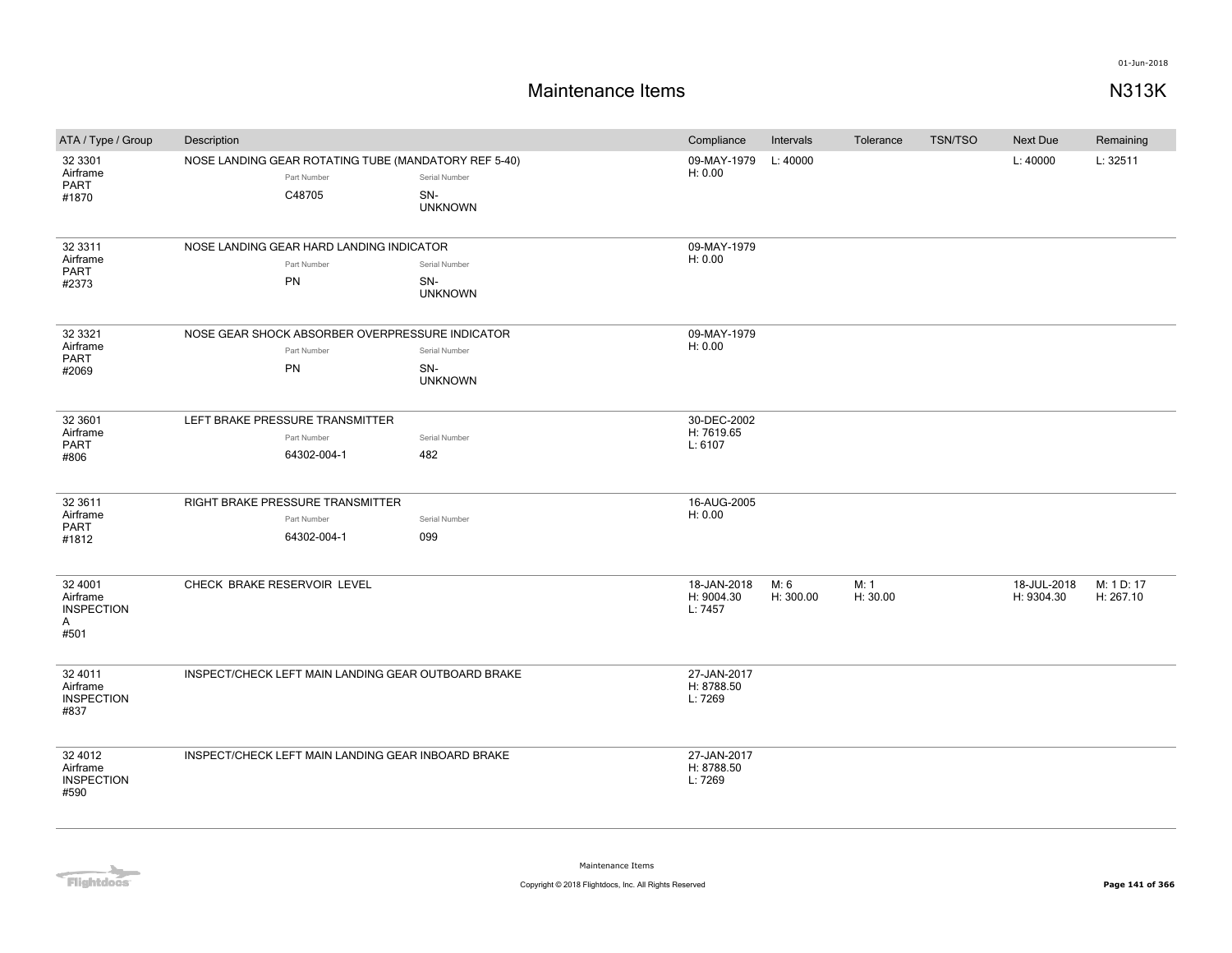# Maintenance Items

N313K

| ATA / Type / Group | Description | Compliance | Intervals | Tolerance | TSN/TSO | Next Due | Remaining |
|---|---|---|---|---|---|---|---|
| 32 3301 Airframe PART #1870 | NOSE LANDING GEAR ROTATING TUBE (MANDATORY REF 5-40)<br>Part Number: C48705<br>Serial Number: SN-UNKNOWN | 09-MAY-1979<br>H: 0.00 | L: 40000 | | | L: 40000 | L: 32511 |
| 32 3311 Airframe PART #2373 | NOSE LANDING GEAR HARD LANDING INDICATOR<br>Part Number: PN<br>Serial Number: SN-UNKNOWN | 09-MAY-1979<br>H: 0.00 | | | | | |
| 32 3321 Airframe PART #2069 | NOSE GEAR SHOCK ABSORBER OVERPRESSURE INDICATOR<br>Part Number: PN<br>Serial Number: SN-UNKNOWN | 09-MAY-1979<br>H: 0.00 | | | | | |
| 32 3601 Airframe PART #806 | LEFT BRAKE PRESSURE TRANSMITTER<br>Part Number: 64302-004-1<br>Serial Number: 482 | 30-DEC-2002<br>H: 7619.65<br>L: 6107 | | | | | |
| 32 3611 Airframe PART #1812 | RIGHT BRAKE PRESSURE TRANSMITTER<br>Part Number: 64302-004-1<br>Serial Number: 099 | 16-AUG-2005<br>H: 0.00 | | | | | |
| 32 4001 Airframe INSPECTION A #501 | CHECK BRAKE RESERVOIR LEVEL | 18-JAN-2018<br>H: 9004.30<br>L: 7457 | M: 6<br>H: 300.00 | M: 1<br>H: 30.00 | | 18-JUL-2018<br>H: 9304.30 | M: 1 D: 17<br>H: 267.10 |
| 32 4011 Airframe INSPECTION #837 | INSPECT/CHECK LEFT MAIN LANDING GEAR OUTBOARD BRAKE | 27-JAN-2017<br>H: 8788.50<br>L: 7269 | | | | | |
| 32 4012 Airframe INSPECTION #590 | INSPECT/CHECK LEFT MAIN LANDING GEAR INBOARD BRAKE | 27-JAN-2017<br>H: 8788.50<br>L: 7269 | | | | | |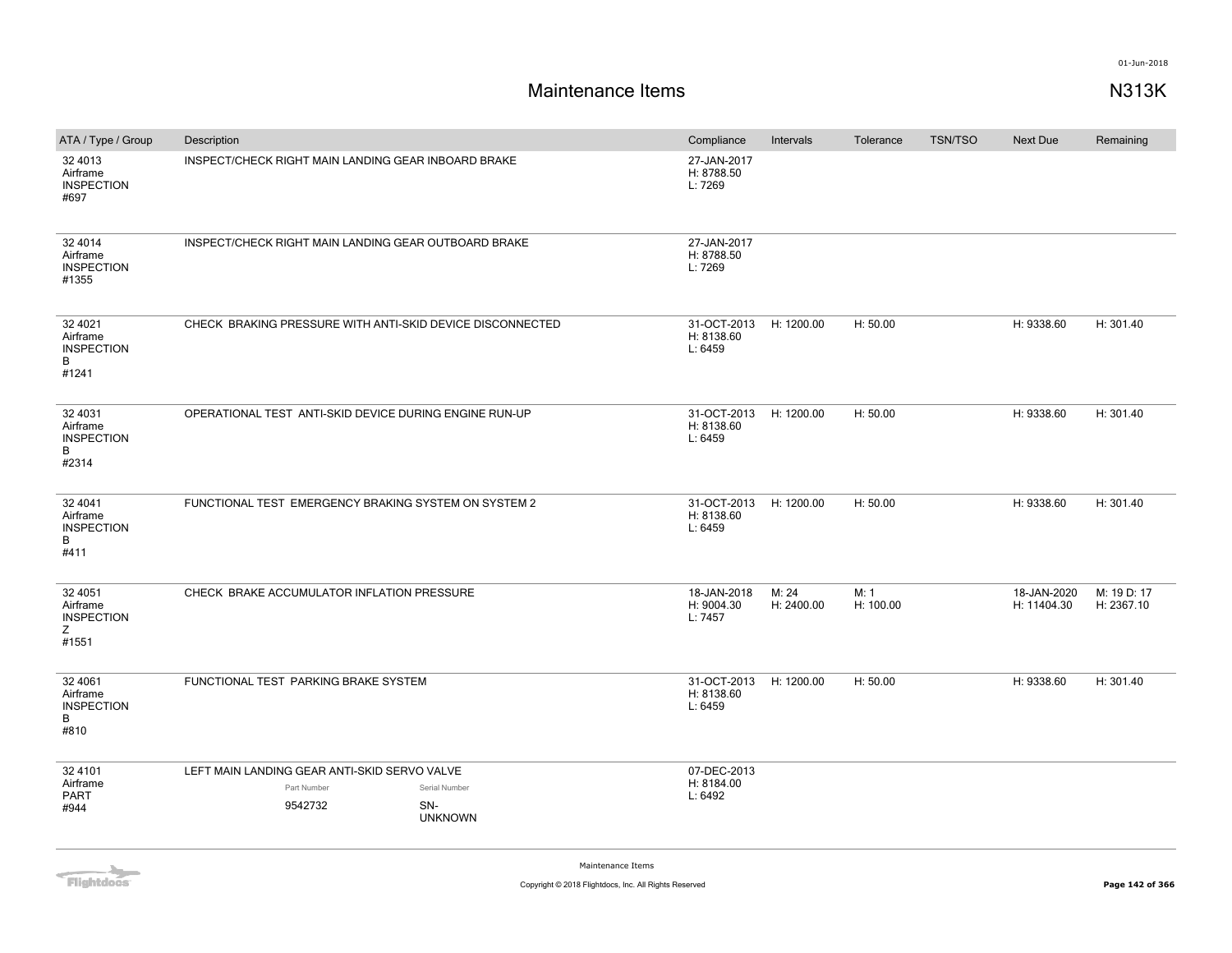# Maintenance Items

N313K

| ATA / Type / Group | Description | Compliance | Intervals | Tolerance | TSN/TSO | Next Due | Remaining |
|---|---|---|---|---|---|---|---|
| 32 4013 Airframe INSPECTION #697 | INSPECT/CHECK RIGHT MAIN LANDING GEAR INBOARD BRAKE | 27-JAN-2017 H: 8788.50 L: 7269 | | | | | |
| 32 4014 Airframe INSPECTION #1355 | INSPECT/CHECK RIGHT MAIN LANDING GEAR OUTBOARD BRAKE | 27-JAN-2017 H: 8788.50 L: 7269 | | | | | |
| 32 4021 Airframe INSPECTION B #1241 | CHECK BRAKING PRESSURE WITH ANTI-SKID DEVICE DISCONNECTED | 31-OCT-2013 H: 8138.60 L: 6459 | H: 1200.00 | H: 50.00 | | H: 9338.60 | H: 301.40 |
| 32 4031 Airframe INSPECTION B #2314 | OPERATIONAL TEST ANTI-SKID DEVICE DURING ENGINE RUN-UP | 31-OCT-2013 H: 8138.60 L: 6459 | H: 1200.00 | H: 50.00 | | H: 9338.60 | H: 301.40 |
| 32 4041 Airframe INSPECTION B #411 | FUNCTIONAL TEST EMERGENCY BRAKING SYSTEM ON SYSTEM 2 | 31-OCT-2013 H: 8138.60 L: 6459 | H: 1200.00 | H: 50.00 | | H: 9338.60 | H: 301.40 |
| 32 4051 Airframe INSPECTION Z #1551 | CHECK BRAKE ACCUMULATOR INFLATION PRESSURE | 18-JAN-2018 H: 9004.30 L: 7457 | M: 24 H: 2400.00 | M: 1 H: 100.00 | | 18-JAN-2020 H: 11404.30 | M: 19 D: 17 H: 2367.10 |
| 32 4061 Airframe INSPECTION B #810 | FUNCTIONAL TEST PARKING BRAKE SYSTEM | 31-OCT-2013 H: 8138.60 L: 6459 | H: 1200.00 | H: 50.00 | | H: 9338.60 | H: 301.40 |
| 32 4101 Airframe PART #944 | LEFT MAIN LANDING GEAR ANTI-SKID SERVO VALVE<br>Part Number: 9542732<br>Serial Number: SN-UNKNOWN | 07-DEC-2013 H: 8184.00 L: 6492 | | | | | |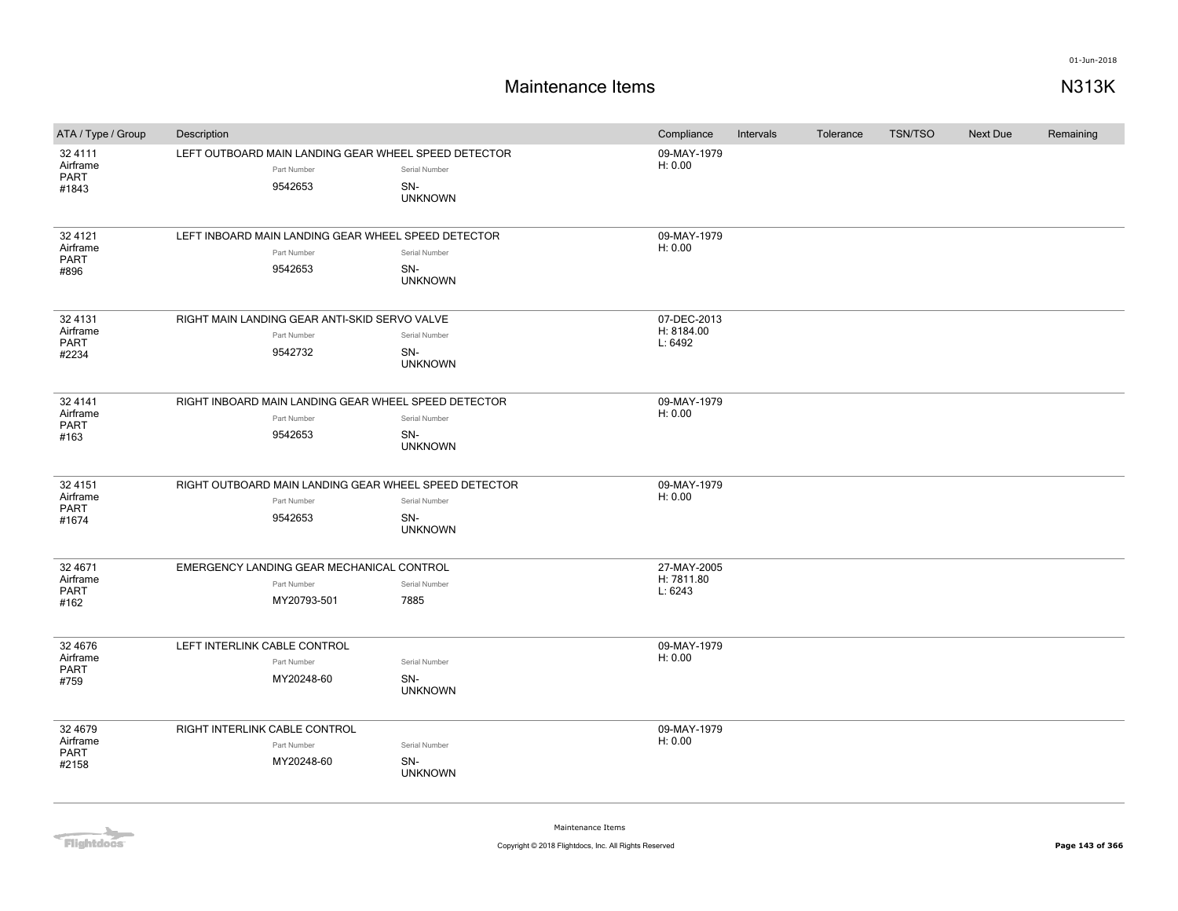# Maintenance Items

N313K

| ATA / Type / Group | Description | Compliance | Intervals | Tolerance | TSN/TSO | Next Due | Remaining |
|---|---|---|---|---|---|---|---|
| 32 4111<br>Airframe<br>PART<br>#1843 | LEFT OUTBOARD MAIN LANDING GEAR WHEEL SPEED DETECTOR<br>Part Number: 9542653<br>Serial Number: SN-UNKNOWN | 09-MAY-1979<br>H: 0.00 | | | | | |
| 32 4121<br>Airframe<br>PART<br>#896 | LEFT INBOARD MAIN LANDING GEAR WHEEL SPEED DETECTOR<br>Part Number: 9542653<br>Serial Number: SN-UNKNOWN | 09-MAY-1979<br>H: 0.00 | | | | | |
| 32 4131<br>Airframe<br>PART<br>#2234 | RIGHT MAIN LANDING GEAR ANTI-SKID SERVO VALVE<br>Part Number: 9542732<br>Serial Number: SN-UNKNOWN | 07-DEC-2013<br>H: 8184.00<br>L: 6492 | | | | | |
| 32 4141<br>Airframe<br>PART<br>#163 | RIGHT INBOARD MAIN LANDING GEAR WHEEL SPEED DETECTOR<br>Part Number: 9542653<br>Serial Number: SN-UNKNOWN | 09-MAY-1979<br>H: 0.00 | | | | | |
| 32 4151<br>Airframe<br>PART<br>#1674 | RIGHT OUTBOARD MAIN LANDING GEAR WHEEL SPEED DETECTOR<br>Part Number: 9542653<br>Serial Number: SN-UNKNOWN | 09-MAY-1979<br>H: 0.00 | | | | | |
| 32 4671<br>Airframe<br>PART<br>#162 | EMERGENCY LANDING GEAR MECHANICAL CONTROL<br>Part Number: MY20793-501<br>Serial Number: 7885 | 27-MAY-2005<br>H: 7811.80<br>L: 6243 | | | | | |
| 32 4676<br>Airframe<br>PART<br>#759 | LEFT INTERLINK CABLE CONTROL<br>Part Number: MY20248-60<br>Serial Number: SN-UNKNOWN | 09-MAY-1979<br>H: 0.00 | | | | | |
| 32 4679<br>Airframe<br>PART<br>#2158 | RIGHT INTERLINK CABLE CONTROL<br>Part Number: MY20248-60<br>Serial Number: SN-UNKNOWN | 09-MAY-1979<br>H: 0.00 | | | | | |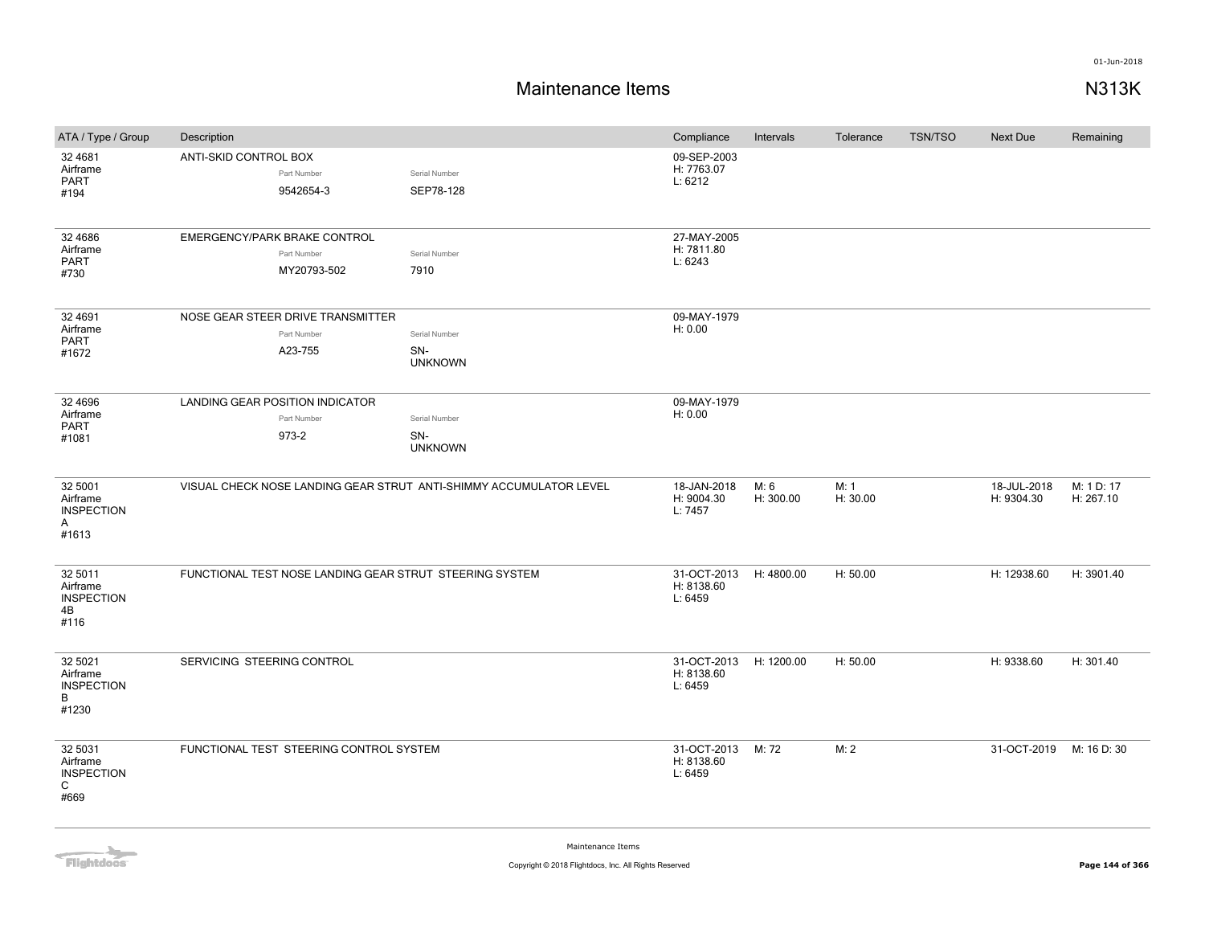# Maintenance Items

**N313K**

| ATA / Type / Group | Description | Compliance | Intervals | Tolerance | TSN/TSO | Next Due | Remaining |
|---|---|---|---|---|---|---|---|
| 32 4681 Airframe PART #194 | ANTI-SKID CONTROL BOX<br>Part Number: 9542654-3<br>Serial Number: SEP78-128 | 09-SEP-2003<br>H: 7763.07<br>L: 6212 | | | | | |
| 32 4686 Airframe PART #730 | EMERGENCY/PARK BRAKE CONTROL<br>Part Number: MY20793-502<br>Serial Number: 7910 | 27-MAY-2005<br>H: 7811.80<br>L: 6243 | | | | | |
| 32 4691 Airframe PART #1672 | NOSE GEAR STEER DRIVE TRANSMITTER<br>Part Number: A23-755<br>Serial Number: SN-UNKNOWN | 09-MAY-1979<br>H: 0.00 | | | | | |
| 32 4696 Airframe PART #1081 | LANDING GEAR POSITION INDICATOR<br>Part Number: 973-2<br>Serial Number: SN-UNKNOWN | 09-MAY-1979<br>H: 0.00 | | | | | |
| 32 5001 Airframe INSPECTION A #1613 | VISUAL CHECK NOSE LANDING GEAR STRUT ANTI-SHIMMY ACCUMULATOR LEVEL | 18-JAN-2018<br>H: 9004.30<br>L: 7457 | M: 6<br>H: 300.00 | M: 1<br>H: 30.00 | | 18-JUL-2018<br>H: 9304.30 | M: 1 D: 17<br>H: 267.10 |
| 32 5011 Airframe INSPECTION 4B #116 | FUNCTIONAL TEST NOSE LANDING GEAR STRUT STEERING SYSTEM | 31-OCT-2013<br>H: 8138.60<br>L: 6459 | H: 4800.00 | H: 50.00 | | H: 12938.60 | H: 3901.40 |
| 32 5021 Airframe INSPECTION B #1230 | SERVICING STEERING CONTROL | 31-OCT-2013<br>H: 8138.60<br>L: 6459 | H: 1200.00 | H: 50.00 | | H: 9338.60 | H: 301.40 |
| 32 5031 Airframe INSPECTION C #669 | FUNCTIONAL TEST STEERING CONTROL SYSTEM | 31-OCT-2013<br>H: 8138.60<br>L: 6459 | M: 72 | M: 2 | | 31-OCT-2019 | M: 16 D: 30 |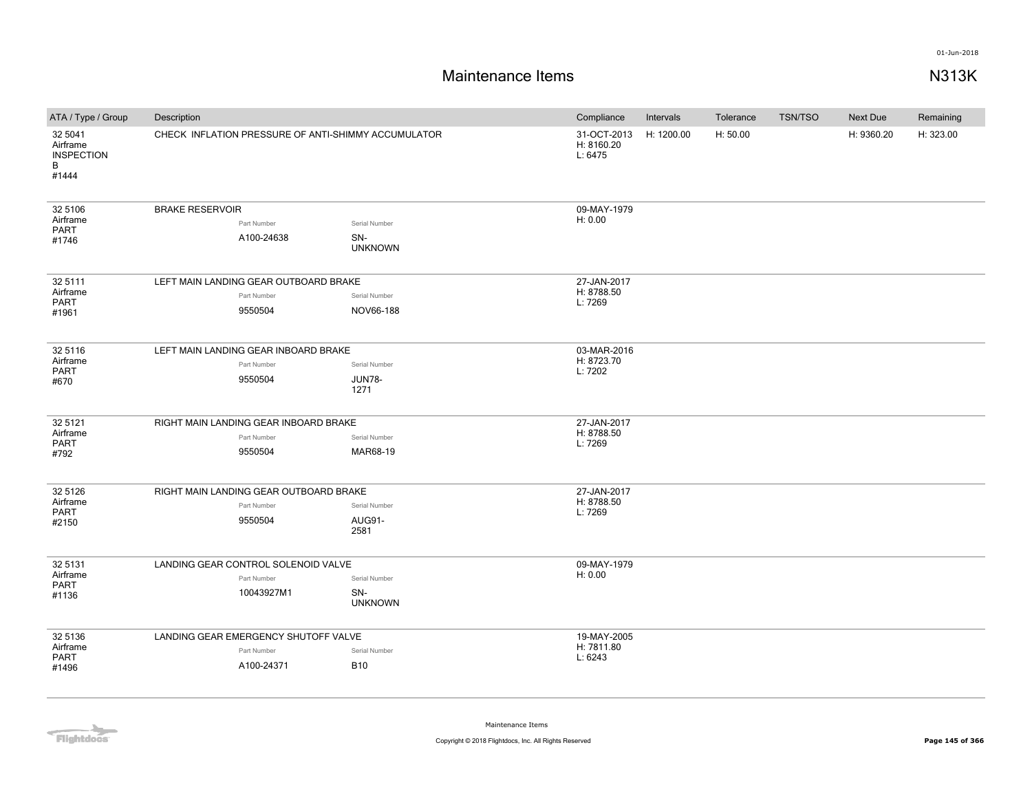# Maintenance Items

N313K

| ATA / Type / Group | Description | Compliance | Intervals | Tolerance | TSN/TSO | Next Due | Remaining |
|---|---|---|---|---|---|---|---|
| 32 5041 Airframe INSPECTION B #1444 | CHECK INFLATION PRESSURE OF ANTI-SHIMMY ACCUMULATOR | 31-OCT-2013 H: 8160.20 L: 6475 | H: 1200.00 | H: 50.00 | | H: 9360.20 | H: 323.00 |
| 32 5106 Airframe PART #1746 | BRAKE RESERVOIR<br>Part Number: A100-24638<br>Serial Number: SN-UNKNOWN | 09-MAY-1979 H: 0.00 | | | | | |
| 32 5111 Airframe PART #1961 | LEFT MAIN LANDING GEAR OUTBOARD BRAKE<br>Part Number: 9550504<br>Serial Number: NOV66-188 | 27-JAN-2017 H: 8788.50 L: 7269 | | | | | |
| 32 5116 Airframe PART #670 | LEFT MAIN LANDING GEAR INBOARD BRAKE<br>Part Number: 9550504<br>Serial Number: JUN78-1271 | 03-MAR-2016 H: 8723.70 L: 7202 | | | | | |
| 32 5121 Airframe PART #792 | RIGHT MAIN LANDING GEAR INBOARD BRAKE<br>Part Number: 9550504<br>Serial Number: MAR68-19 | 27-JAN-2017 H: 8788.50 L: 7269 | | | | | |
| 32 5126 Airframe PART #2150 | RIGHT MAIN LANDING GEAR OUTBOARD BRAKE<br>Part Number: 9550504<br>Serial Number: AUG91-2581 | 27-JAN-2017 H: 8788.50 L: 7269 | | | | | |
| 32 5131 Airframe PART #1136 | LANDING GEAR CONTROL SOLENOID VALVE<br>Part Number: 10043927M1<br>Serial Number: SN-UNKNOWN | 09-MAY-1979 H: 0.00 | | | | | |
| 32 5136 Airframe PART #1496 | LANDING GEAR EMERGENCY SHUTOFF VALVE<br>Part Number: A100-24371<br>Serial Number: B10 | 19-MAY-2005 H: 7811.80 L: 6243 | | | | | |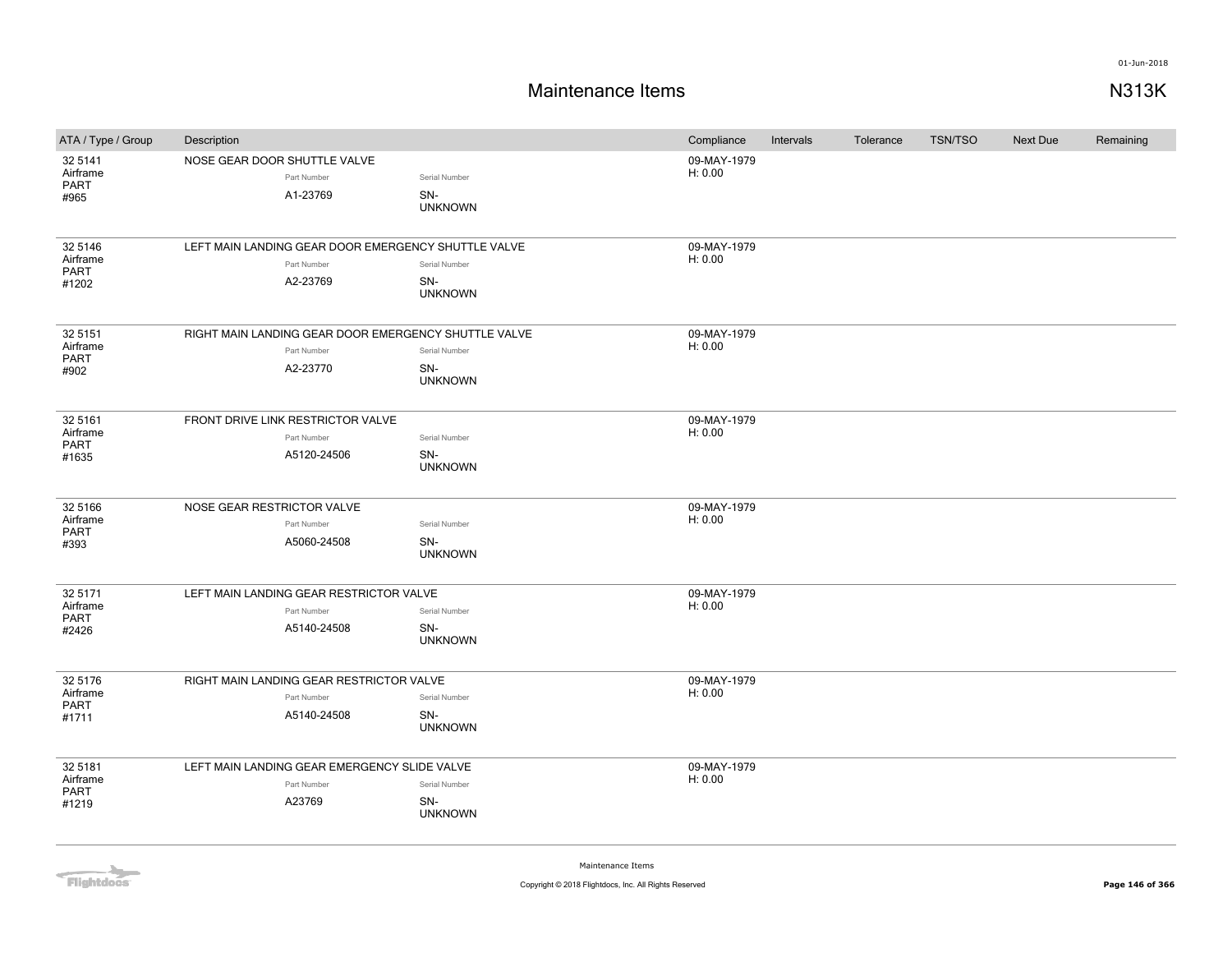# Maintenance Items

N313K

| ATA / Type / Group | Description | Compliance | Intervals | Tolerance | TSN/TSO | Next Due | Remaining |
|---|---|---|---|---|---|---|---|
| 32 5141 Airframe PART #965 | NOSE GEAR DOOR SHUTTLE VALVE<br>Part Number: A1-23769<br>Serial Number: SN-UNKNOWN | 09-MAY-1979 H: 0.00 | | | | | |
| 32 5146 Airframe PART #1202 | LEFT MAIN LANDING GEAR DOOR EMERGENCY SHUTTLE VALVE<br>Part Number: A2-23769<br>Serial Number: SN-UNKNOWN | 09-MAY-1979 H: 0.00 | | | | | |
| 32 5151 Airframe PART #902 | RIGHT MAIN LANDING GEAR DOOR EMERGENCY SHUTTLE VALVE<br>Part Number: A2-23770<br>Serial Number: SN-UNKNOWN | 09-MAY-1979 H: 0.00 | | | | | |
| 32 5161 Airframe PART #1635 | FRONT DRIVE LINK RESTRICTOR VALVE<br>Part Number: A5120-24506<br>Serial Number: SN-UNKNOWN | 09-MAY-1979 H: 0.00 | | | | | |
| 32 5166 Airframe PART #393 | NOSE GEAR RESTRICTOR VALVE<br>Part Number: A5060-24508<br>Serial Number: SN-UNKNOWN | 09-MAY-1979 H: 0.00 | | | | | |
| 32 5171 Airframe PART #2426 | LEFT MAIN LANDING GEAR RESTRICTOR VALVE<br>Part Number: A5140-24508<br>Serial Number: SN-UNKNOWN | 09-MAY-1979 H: 0.00 | | | | | |
| 32 5176 Airframe PART #1711 | RIGHT MAIN LANDING GEAR RESTRICTOR VALVE<br>Part Number: A5140-24508<br>Serial Number: SN-UNKNOWN | 09-MAY-1979 H: 0.00 | | | | | |
| 32 5181 Airframe PART #1219 | LEFT MAIN LANDING GEAR EMERGENCY SLIDE VALVE<br>Part Number: A23769<br>Serial Number: SN-UNKNOWN | 09-MAY-1979 H: 0.00 | | | | | |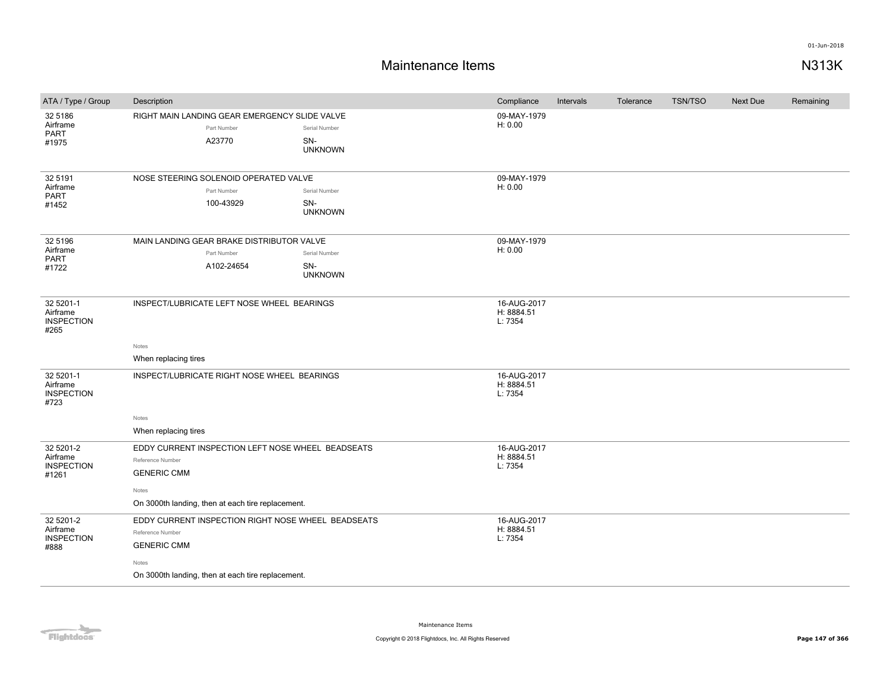# Maintenance Items

N313K

| ATA / Type / Group | Description | Compliance | Intervals | Tolerance | TSN/TSO | Next Due | Remaining |
|---|---|---|---|---|---|---|---|
| 32 5186<br>Airframe<br>PART<br>#1975 | RIGHT MAIN LANDING GEAR EMERGENCY SLIDE VALVE<br>Part Number: A23770<br>Serial Number: SN-UNKNOWN | 09-MAY-1979<br>H: 0.00 | | | | | |
| 32 5191<br>Airframe<br>PART<br>#1452 | NOSE STEERING SOLENOID OPERATED VALVE<br>Part Number: 100-43929<br>Serial Number: SN-UNKNOWN | 09-MAY-1979<br>H: 0.00 | | | | | |
| 32 5196<br>Airframe<br>PART<br>#1722 | MAIN LANDING GEAR BRAKE DISTRIBUTOR VALVE<br>Part Number: A102-24654<br>Serial Number: SN-UNKNOWN | 09-MAY-1979<br>H: 0.00 | | | | | |
| 32 5201-1<br>Airframe<br>INSPECTION<br>#265 | INSPECT/LUBRICATE LEFT NOSE WHEEL BEARINGS<br>Notes<br>When replacing tires | 16-AUG-2017<br>H: 8884.51<br>L: 7354 | | | | | |
| 32 5201-1<br>Airframe<br>INSPECTION<br>#723 | INSPECT/LUBRICATE RIGHT NOSE WHEEL BEARINGS<br>Notes<br>When replacing tires | 16-AUG-2017<br>H: 8884.51<br>L: 7354 | | | | | |
| 32 5201-2<br>Airframe<br>INSPECTION<br>#1261 | EDDY CURRENT INSPECTION LEFT NOSE WHEEL BEADSEATS<br>Reference Number<br>GENERIC CMM<br>Notes<br>On 3000th landing, then at each tire replacement. | 16-AUG-2017<br>H: 8884.51<br>L: 7354 | | | | | |
| 32 5201-2<br>Airframe<br>INSPECTION<br>#888 | EDDY CURRENT INSPECTION RIGHT NOSE WHEEL BEADSEATS<br>Reference Number<br>GENERIC CMM<br>Notes<br>On 3000th landing, then at each tire replacement. | 16-AUG-2017<br>H: 8884.51<br>L: 7354 | | | | | |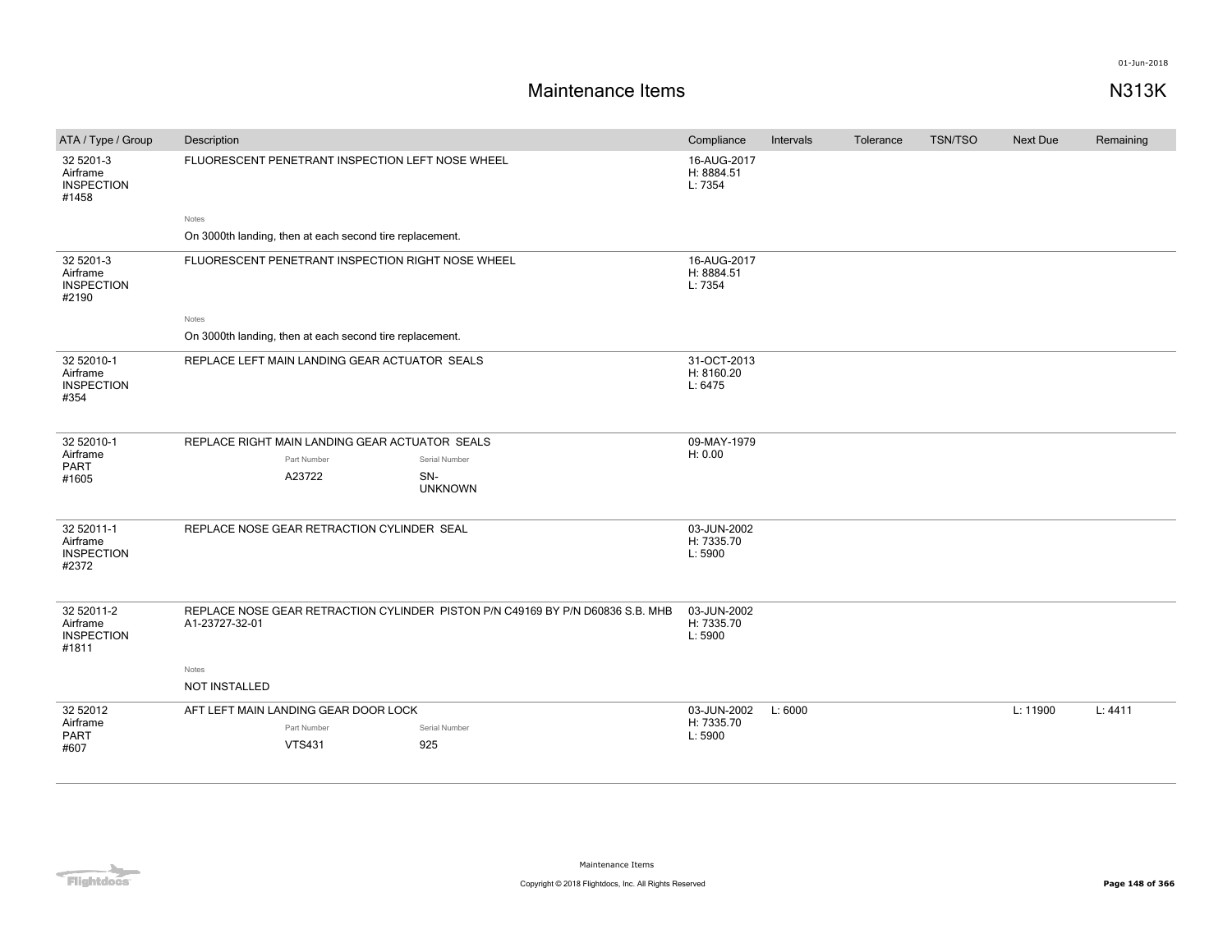# Maintenance Items

N313K

01-Jun-2018

| ATA / Type / Group | Description | Compliance | Intervals | Tolerance | TSN/TSO | Next Due | Remaining |
|---|---|---|---|---|---|---|---|
| 32 5201-3 Airframe INSPECTION #1458 | FLUORESCENT PENETRANT INSPECTION LEFT NOSE WHEEL<br>Notes<br>On 3000th landing, then at each second tire replacement. | 16-AUG-2017 H: 8884.51 L: 7354 | | | | | |
| 32 5201-3 Airframe INSPECTION #2190 | FLUORESCENT PENETRANT INSPECTION RIGHT NOSE WHEEL<br>Notes<br>On 3000th landing, then at each second tire replacement. | 16-AUG-2017 H: 8884.51 L: 7354 | | | | | |
| 32 52010-1 Airframe INSPECTION #354 | REPLACE LEFT MAIN LANDING GEAR ACTUATOR SEALS | 31-OCT-2013 H: 8160.20 L: 6475 | | | | | |
| 32 52010-1 Airframe PART #1605 | REPLACE RIGHT MAIN LANDING GEAR ACTUATOR SEALS<br>Part Number: A23722<br>Serial Number: SN-UNKNOWN | 09-MAY-1979 H: 0.00 | | | | | |
| 32 52011-1 Airframe INSPECTION #2372 | REPLACE NOSE GEAR RETRACTION CYLINDER SEAL | 03-JUN-2002 H: 7335.70 L: 5900 | | | | | |
| 32 52011-2 Airframe INSPECTION #1811 | REPLACE NOSE GEAR RETRACTION CYLINDER PISTON P/N C49169 BY P/N D60836 S.B. MHB A1-23727-32-01<br>Notes<br>NOT INSTALLED | 03-JUN-2002 H: 7335.70 L: 5900 | | | | | |
| 32 52012 Airframe PART #607 | AFT LEFT MAIN LANDING GEAR DOOR LOCK<br>Part Number: VTS431<br>Serial Number: 925 | 03-JUN-2002 H: 7335.70 L: 5900 | L: 6000 | | | L: 11900 | L: 4411 |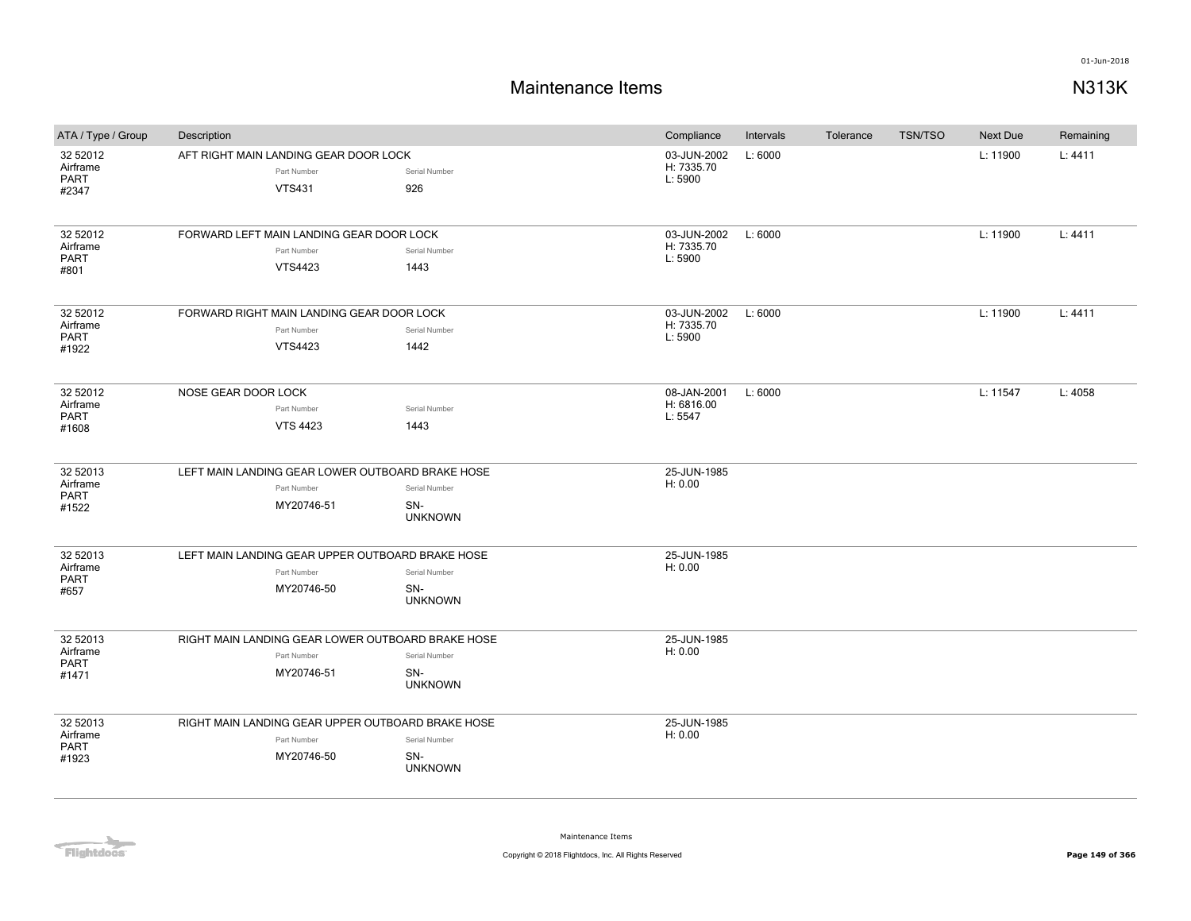# Maintenance Items

**N313K**

| ATA / Type / Group | Description | Compliance | Intervals | Tolerance | TSN/TSO | Next Due | Remaining |
|---|---|---|---|---|---|---|---|
| 32 52012 Airframe PART #2347 | AFT RIGHT MAIN LANDING GEAR DOOR LOCK<br>Part Number: VTS431<br>Serial Number: 926 | 03-JUN-2002 H: 7335.70 L: 5900 | L: 6000 | | | L: 11900 | L: 4411 |
| 32 52012 Airframe PART #801 | FORWARD LEFT MAIN LANDING GEAR DOOR LOCK<br>Part Number: VTS4423<br>Serial Number: 1443 | 03-JUN-2002 H: 7335.70 L: 5900 | L: 6000 | | | L: 11900 | L: 4411 |
| 32 52012 Airframe PART #1922 | FORWARD RIGHT MAIN LANDING GEAR DOOR LOCK<br>Part Number: VTS4423<br>Serial Number: 1442 | 03-JUN-2002 H: 7335.70 L: 5900 | L: 6000 | | | L: 11900 | L: 4411 |
| 32 52012 Airframe PART #1608 | NOSE GEAR DOOR LOCK<br>Part Number: VTS 4423<br>Serial Number: 1443 | 08-JAN-2001 H: 6816.00 L: 5547 | L: 6000 | | | L: 11547 | L: 4058 |
| 32 52013 Airframe PART #1522 | LEFT MAIN LANDING GEAR LOWER OUTBOARD BRAKE HOSE<br>Part Number: MY20746-51<br>Serial Number: SN-UNKNOWN | 25-JUN-1985 H: 0.00 | | | | | |
| 32 52013 Airframe PART #657 | LEFT MAIN LANDING GEAR UPPER OUTBOARD BRAKE HOSE<br>Part Number: MY20746-50<br>Serial Number: SN-UNKNOWN | 25-JUN-1985 H: 0.00 | | | | | |
| 32 52013 Airframe PART #1471 | RIGHT MAIN LANDING GEAR LOWER OUTBOARD BRAKE HOSE<br>Part Number: MY20746-51<br>Serial Number: SN-UNKNOWN | 25-JUN-1985 H: 0.00 | | | | | |
| 32 52013 Airframe PART #1923 | RIGHT MAIN LANDING GEAR UPPER OUTBOARD BRAKE HOSE<br>Part Number: MY20746-50<br>Serial Number: SN-UNKNOWN | 25-JUN-1985 H: 0.00 | | | | | |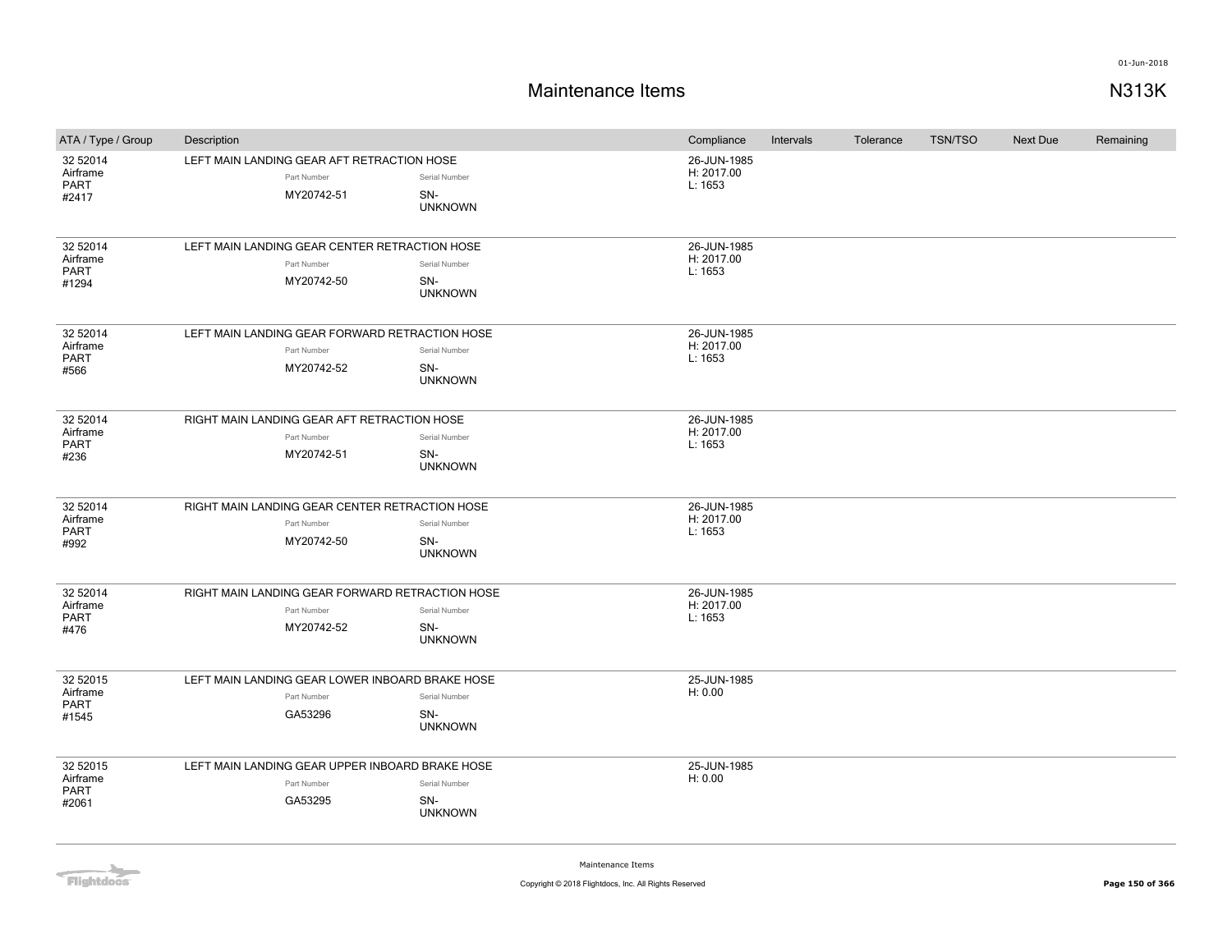# Maintenance Items

N313K

| ATA / Type / Group | Description | Compliance | Intervals | Tolerance | TSN/TSO | Next Due | Remaining |
|---|---|---|---|---|---|---|---|
| 32 52014 Airframe PART #2417 | LEFT MAIN LANDING GEAR AFT RETRACTION HOSE<br>Part Number: MY20742-51<br>Serial Number: SN-UNKNOWN | 26-JUN-1985<br>H: 2017.00<br>L: 1653 | | | | | |
| 32 52014 Airframe PART #1294 | LEFT MAIN LANDING GEAR CENTER RETRACTION HOSE<br>Part Number: MY20742-50<br>Serial Number: SN-UNKNOWN | 26-JUN-1985<br>H: 2017.00<br>L: 1653 | | | | | |
| 32 52014 Airframe PART #566 | LEFT MAIN LANDING GEAR FORWARD RETRACTION HOSE<br>Part Number: MY20742-52<br>Serial Number: SN-UNKNOWN | 26-JUN-1985<br>H: 2017.00<br>L: 1653 | | | | | |
| 32 52014 Airframe PART #236 | RIGHT MAIN LANDING GEAR AFT RETRACTION HOSE<br>Part Number: MY20742-51<br>Serial Number: SN-UNKNOWN | 26-JUN-1985<br>H: 2017.00<br>L: 1653 | | | | | |
| 32 52014 Airframe PART #992 | RIGHT MAIN LANDING GEAR CENTER RETRACTION HOSE<br>Part Number: MY20742-50<br>Serial Number: SN-UNKNOWN | 26-JUN-1985<br>H: 2017.00<br>L: 1653 | | | | | |
| 32 52014 Airframe PART #476 | RIGHT MAIN LANDING GEAR FORWARD RETRACTION HOSE<br>Part Number: MY20742-52<br>Serial Number: SN-UNKNOWN | 26-JUN-1985<br>H: 2017.00<br>L: 1653 | | | | | |
| 32 52015 Airframe PART #1545 | LEFT MAIN LANDING GEAR LOWER INBOARD BRAKE HOSE<br>Part Number: GA53296<br>Serial Number: SN-UNKNOWN | 25-JUN-1985<br>H: 0.00 | | | | | |
| 32 52015 Airframe PART #2061 | LEFT MAIN LANDING GEAR UPPER INBOARD BRAKE HOSE<br>Part Number: GA53295<br>Serial Number: SN-UNKNOWN | 25-JUN-1985<br>H: 0.00 | | | | | |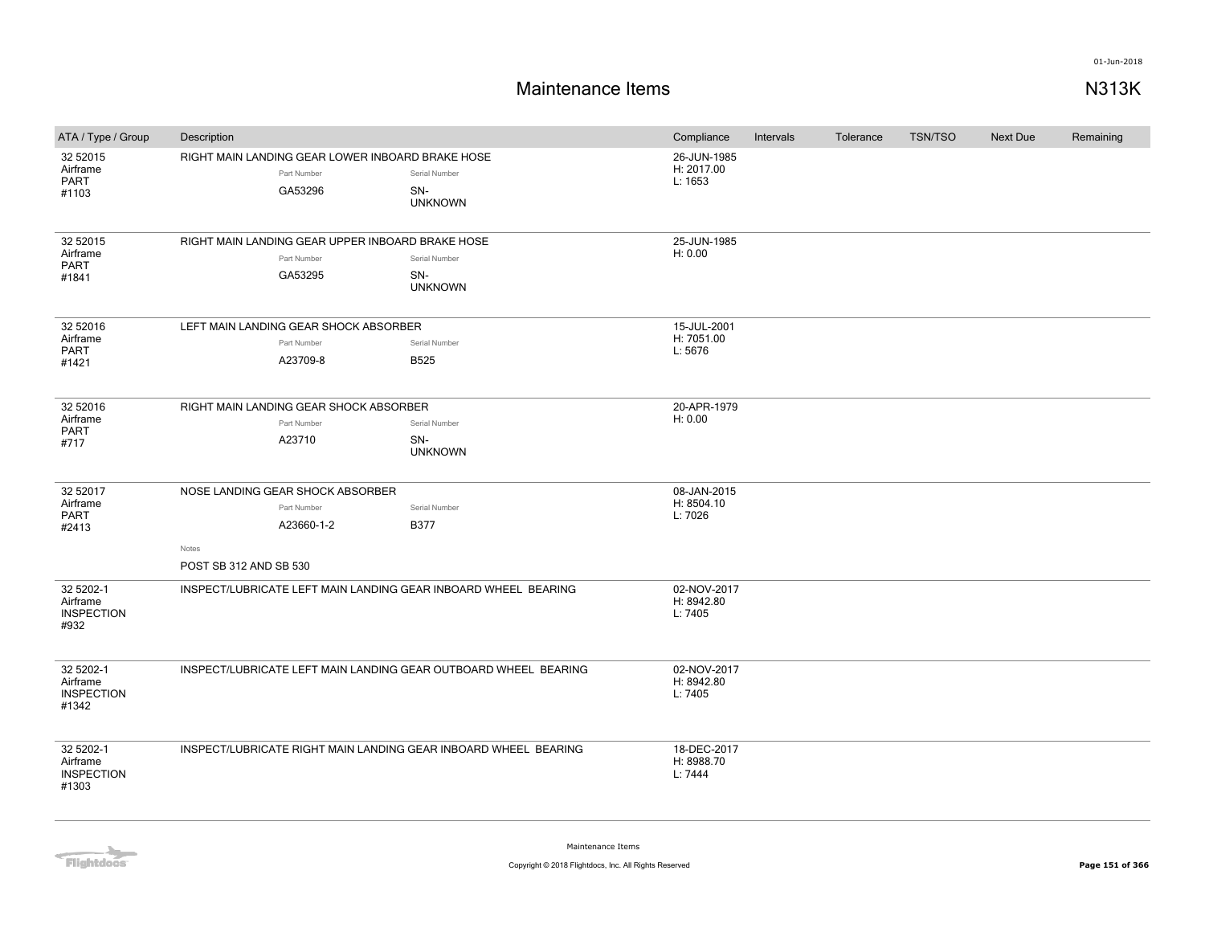# Maintenance Items

N313K

| ATA / Type / Group | Description | Compliance | Intervals | Tolerance | TSN/TSO | Next Due | Remaining |
|---|---|---|---|---|---|---|---|
| 32 52015 Airframe PART #1103 | RIGHT MAIN LANDING GEAR LOWER INBOARD BRAKE HOSE<br>Part Number: GA53296<br>Serial Number: SN-UNKNOWN | 26-JUN-1985<br>H: 2017.00<br>L: 1653 | | | | | |
| 32 52015 Airframe PART #1841 | RIGHT MAIN LANDING GEAR UPPER INBOARD BRAKE HOSE<br>Part Number: GA53295<br>Serial Number: SN-UNKNOWN | 25-JUN-1985<br>H: 0.00 | | | | | |
| 32 52016 Airframe PART #1421 | LEFT MAIN LANDING GEAR SHOCK ABSORBER<br>Part Number: A23709-8<br>Serial Number: B525 | 15-JUL-2001<br>H: 7051.00<br>L: 5676 | | | | | |
| 32 52016 Airframe PART #717 | RIGHT MAIN LANDING GEAR SHOCK ABSORBER<br>Part Number: A23710<br>Serial Number: SN-UNKNOWN | 20-APR-1979<br>H: 0.00 | | | | | |
| 32 52017 Airframe PART #2413 | NOSE LANDING GEAR SHOCK ABSORBER<br>Part Number: A23660-1-2<br>Serial Number: B377<br>Notes: POST SB 312 AND SB 530 | 08-JAN-2015<br>H: 8504.10<br>L: 7026 | | | | | |
| 32 5202-1 Airframe INSPECTION #932 | INSPECT/LUBRICATE LEFT MAIN LANDING GEAR INBOARD WHEEL BEARING | 02-NOV-2017<br>H: 8942.80<br>L: 7405 | | | | | |
| 32 5202-1 Airframe INSPECTION #1342 | INSPECT/LUBRICATE LEFT MAIN LANDING GEAR OUTBOARD WHEEL BEARING | 02-NOV-2017<br>H: 8942.80<br>L: 7405 | | | | | |
| 32 5202-1 Airframe INSPECTION #1303 | INSPECT/LUBRICATE RIGHT MAIN LANDING GEAR INBOARD WHEEL BEARING | 18-DEC-2017<br>H: 8988.70<br>L: 7444 | | | | | |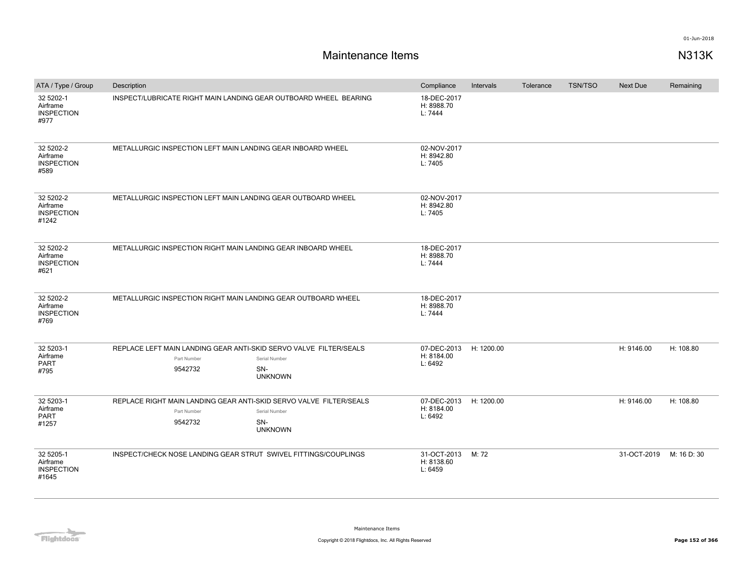# Maintenance Items

**N313K**

01-Jun-2018

| ATA / Type / Group | Description | Compliance | Intervals | Tolerance | TSN/TSO | Next Due | Remaining |
|---|---|---|---|---|---|---|---|
| 32 5202-1 Airframe INSPECTION #977 | INSPECT/LUBRICATE RIGHT MAIN LANDING GEAR OUTBOARD WHEEL BEARING | 18-DEC-2017 H: 8988.70 L: 7444 | | | | | |
| 32 5202-2 Airframe INSPECTION #589 | METALLURGIC INSPECTION LEFT MAIN LANDING GEAR INBOARD WHEEL | 02-NOV-2017 H: 8942.80 L: 7405 | | | | | |
| 32 5202-2 Airframe INSPECTION #1242 | METALLURGIC INSPECTION LEFT MAIN LANDING GEAR OUTBOARD WHEEL | 02-NOV-2017 H: 8942.80 L: 7405 | | | | | |
| 32 5202-2 Airframe INSPECTION #621 | METALLURGIC INSPECTION RIGHT MAIN LANDING GEAR INBOARD WHEEL | 18-DEC-2017 H: 8988.70 L: 7444 | | | | | |
| 32 5202-2 Airframe INSPECTION #769 | METALLURGIC INSPECTION RIGHT MAIN LANDING GEAR OUTBOARD WHEEL | 18-DEC-2017 H: 8988.70 L: 7444 | | | | | |
| 32 5203-1 Airframe PART #795 | REPLACE LEFT MAIN LANDING GEAR ANTI-SKID SERVO VALVE FILTER/SEALS<br>Part Number: 9542732<br>Serial Number: SN-UNKNOWN | 07-DEC-2013 H: 8184.00 L: 6492 | H: 1200.00 | | | H: 9146.00 | H: 108.80 |
| 32 5203-1 Airframe PART #1257 | REPLACE RIGHT MAIN LANDING GEAR ANTI-SKID SERVO VALVE FILTER/SEALS<br>Part Number: 9542732<br>Serial Number: SN-UNKNOWN | 07-DEC-2013 H: 8184.00 L: 6492 | H: 1200.00 | | | H: 9146.00 | H: 108.80 |
| 32 5205-1 Airframe INSPECTION #1645 | INSPECT/CHECK NOSE LANDING GEAR STRUT SWIVEL FITTINGS/COUPLINGS | 31-OCT-2013 H: 8138.60 L: 6459 | M: 72 | | | 31-OCT-2019 | M: 16 D: 30 |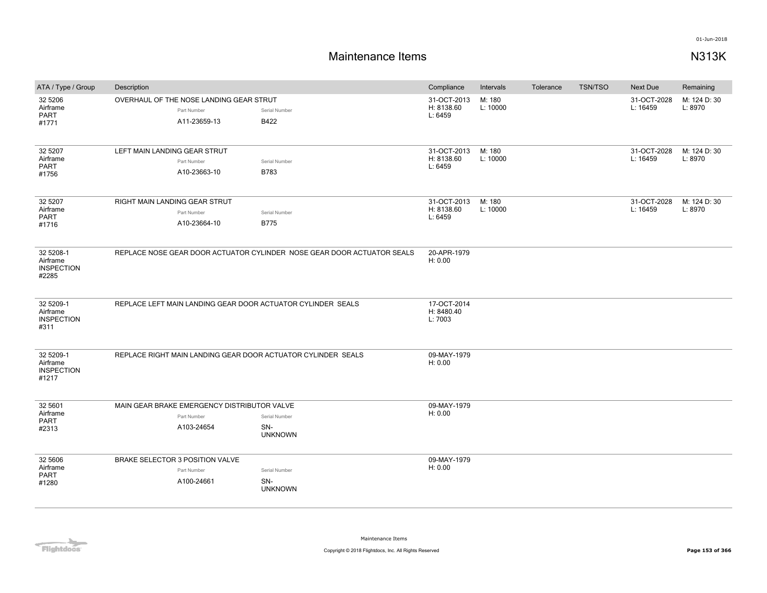# Maintenance Items

## N313K

| ATA / Type / Group | Description | Compliance | Intervals | Tolerance | TSN/TSO | Next Due | Remaining |
|---|---|---|---|---|---|---|---|
| 32 5206 Airframe PART #1771 | OVERHAUL OF THE NOSE LANDING GEAR STRUT<br>Part Number: A11-23659-13<br>Serial Number: B422 | 31-OCT-2013<br>H: 8138.60<br>L: 6459 | M: 180<br>L: 10000 | | | 31-OCT-2028<br>L: 16459 | M: 124 D: 30<br>L: 8970 |
| 32 5207 Airframe PART #1756 | LEFT MAIN LANDING GEAR STRUT<br>Part Number: A10-23663-10<br>Serial Number: B783 | 31-OCT-2013<br>H: 8138.60<br>L: 6459 | M: 180<br>L: 10000 | | | 31-OCT-2028<br>L: 16459 | M: 124 D: 30<br>L: 8970 |
| 32 5207 Airframe PART #1716 | RIGHT MAIN LANDING GEAR STRUT<br>Part Number: A10-23664-10<br>Serial Number: B775 | 31-OCT-2013<br>H: 8138.60<br>L: 6459 | M: 180<br>L: 10000 | | | 31-OCT-2028<br>L: 16459 | M: 124 D: 30<br>L: 8970 |
| 32 5208-1 Airframe INSPECTION #2285 | REPLACE NOSE GEAR DOOR ACTUATOR CYLINDER NOSE GEAR DOOR ACTUATOR SEALS | 20-APR-1979<br>H: 0.00 | | | | | |
| 32 5209-1 Airframe INSPECTION #311 | REPLACE LEFT MAIN LANDING GEAR DOOR ACTUATOR CYLINDER SEALS | 17-OCT-2014<br>H: 8480.40<br>L: 7003 | | | | | |
| 32 5209-1 Airframe INSPECTION #1217 | REPLACE RIGHT MAIN LANDING GEAR DOOR ACTUATOR CYLINDER SEALS | 09-MAY-1979<br>H: 0.00 | | | | | |
| 32 5601 Airframe PART #2313 | MAIN GEAR BRAKE EMERGENCY DISTRIBUTOR VALVE<br>Part Number: A103-24654<br>Serial Number: SN-UNKNOWN | 09-MAY-1979<br>H: 0.00 | | | | | |
| 32 5606 Airframe PART #1280 | BRAKE SELECTOR 3 POSITION VALVE<br>Part Number: A100-24661<br>Serial Number: SN-UNKNOWN | 09-MAY-1979<br>H: 0.00 | | | | | |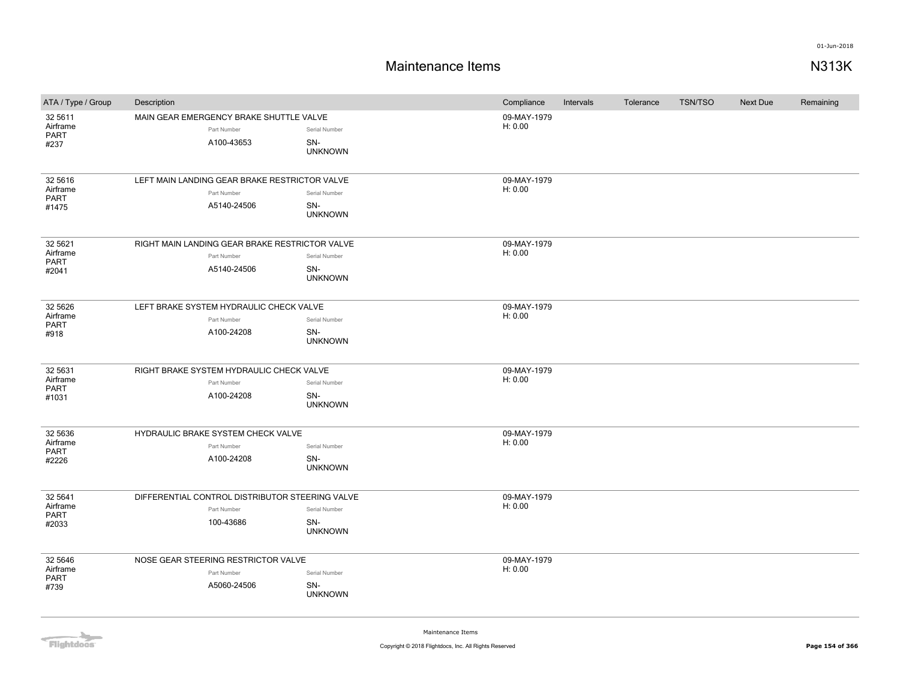# Maintenance Items

N313K

| ATA / Type / Group | Description | Compliance | Intervals | Tolerance | TSN/TSO | Next Due | Remaining |
|---|---|---|---|---|---|---|---|
| 32 5611<br>Airframe<br>PART<br>#237 | MAIN GEAR EMERGENCY BRAKE SHUTTLE VALVE<br>Part Number: A100-43653<br>Serial Number: SN-UNKNOWN | 09-MAY-1979<br>H: 0.00 | | | | | |
| 32 5616<br>Airframe<br>PART<br>#1475 | LEFT MAIN LANDING GEAR BRAKE RESTRICTOR VALVE<br>Part Number: A5140-24506<br>Serial Number: SN-UNKNOWN | 09-MAY-1979<br>H: 0.00 | | | | | |
| 32 5621<br>Airframe<br>PART<br>#2041 | RIGHT MAIN LANDING GEAR BRAKE RESTRICTOR VALVE<br>Part Number: A5140-24506<br>Serial Number: SN-UNKNOWN | 09-MAY-1979<br>H: 0.00 | | | | | |
| 32 5626<br>Airframe<br>PART<br>#918 | LEFT BRAKE SYSTEM HYDRAULIC CHECK VALVE<br>Part Number: A100-24208<br>Serial Number: SN-UNKNOWN | 09-MAY-1979<br>H: 0.00 | | | | | |
| 32 5631<br>Airframe<br>PART<br>#1031 | RIGHT BRAKE SYSTEM HYDRAULIC CHECK VALVE<br>Part Number: A100-24208<br>Serial Number: SN-UNKNOWN | 09-MAY-1979<br>H: 0.00 | | | | | |
| 32 5636<br>Airframe<br>PART<br>#2226 | HYDRAULIC BRAKE SYSTEM CHECK VALVE<br>Part Number: A100-24208<br>Serial Number: SN-UNKNOWN | 09-MAY-1979<br>H: 0.00 | | | | | |
| 32 5641<br>Airframe<br>PART<br>#2033 | DIFFERENTIAL CONTROL DISTRIBUTOR STEERING VALVE<br>Part Number: 100-43686<br>Serial Number: SN-UNKNOWN | 09-MAY-1979<br>H: 0.00 | | | | | |
| 32 5646<br>Airframe<br>PART<br>#739 | NOSE GEAR STEERING RESTRICTOR VALVE<br>Part Number: A5060-24506<br>Serial Number: SN-UNKNOWN | 09-MAY-1979<br>H: 0.00 | | | | | |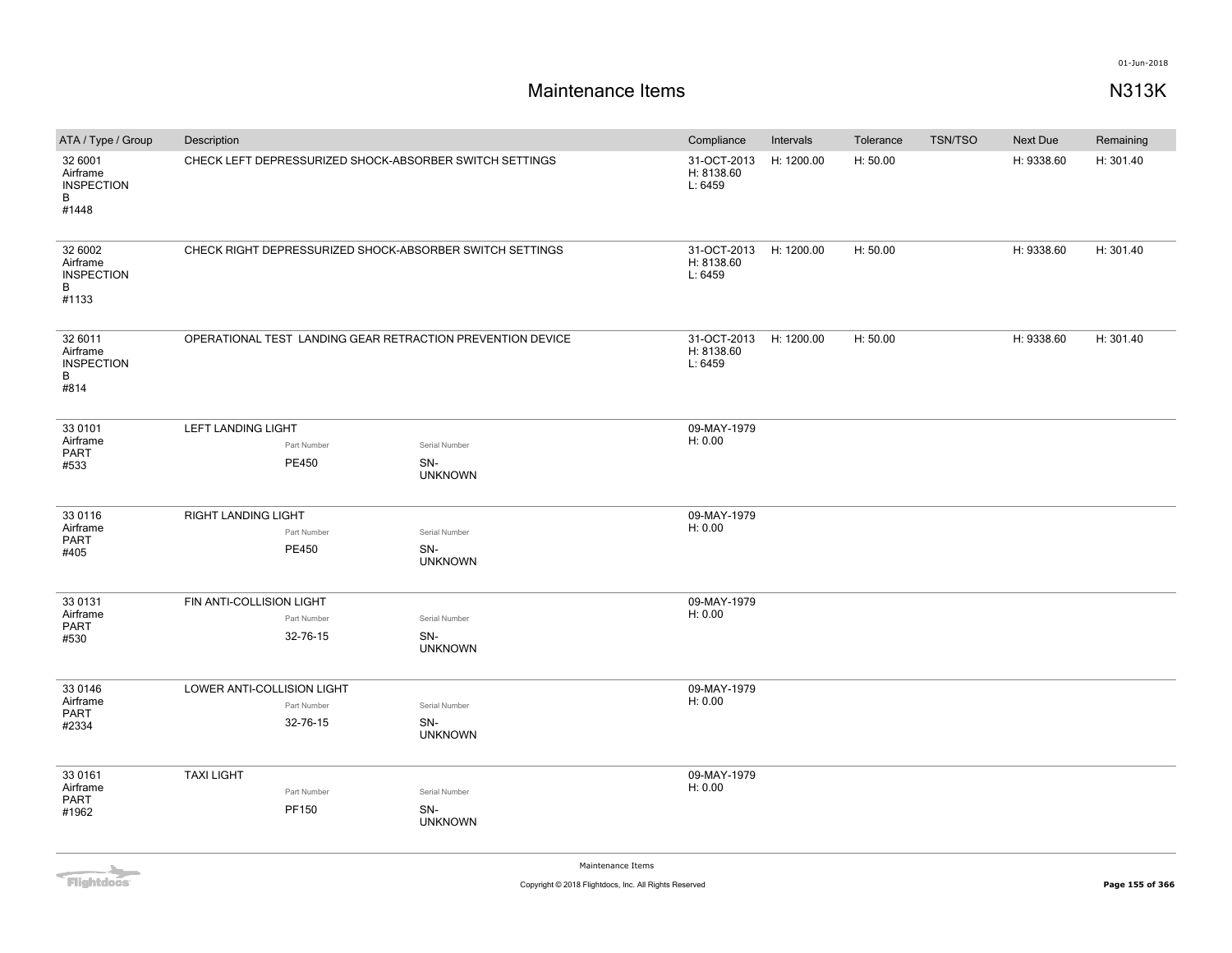01-Jun-2018

# Maintenance Items

## N313K

| ATA / Type / Group | Description | Compliance | Intervals | Tolerance | TSN/TSO | Next Due | Remaining |
|---|---|---|---|---|---|---|---|
| 32 6001 Airframe INSPECTION B #1448 | CHECK LEFT DEPRESSURIZED SHOCK-ABSORBER SWITCH SETTINGS | 31-OCT-2013 H: 8138.60 L: 6459 | H: 1200.00 | H: 50.00 | | H: 9338.60 | H: 301.40 |
| 32 6002 Airframe INSPECTION B #1133 | CHECK RIGHT DEPRESSURIZED SHOCK-ABSORBER SWITCH SETTINGS | 31-OCT-2013 H: 8138.60 L: 6459 | H: 1200.00 | H: 50.00 | | H: 9338.60 | H: 301.40 |
| 32 6011 Airframe INSPECTION B #814 | OPERATIONAL TEST LANDING GEAR RETRACTION PREVENTION DEVICE | 31-OCT-2013 H: 8138.60 L: 6459 | H: 1200.00 | H: 50.00 | | H: 9338.60 | H: 301.40 |
| 33 0101 Airframe PART #533 | LEFT LANDING LIGHT<br>Part Number: PE450<br>Serial Number: SN-UNKNOWN | 09-MAY-1979 H: 0.00 | | | | | |
| 33 0116 Airframe PART #405 | RIGHT LANDING LIGHT<br>Part Number: PE450<br>Serial Number: SN-UNKNOWN | 09-MAY-1979 H: 0.00 | | | | | |
| 33 0131 Airframe PART #530 | FIN ANTI-COLLISION LIGHT<br>Part Number: 32-76-15<br>Serial Number: SN-UNKNOWN | 09-MAY-1979 H: 0.00 | | | | | |
| 33 0146 Airframe PART #2334 | LOWER ANTI-COLLISION LIGHT<br>Part Number: 32-76-15<br>Serial Number: SN-UNKNOWN | 09-MAY-1979 H: 0.00 | | | | | |
| 33 0161 Airframe PART #1962 | TAXI LIGHT<br>Part Number: PF150<br>Serial Number: SN-UNKNOWN | 09-MAY-1979 H: 0.00 | | | | | |

Maintenance Items

Copyright © 2018 Flightdocs, Inc. All Rights Reserved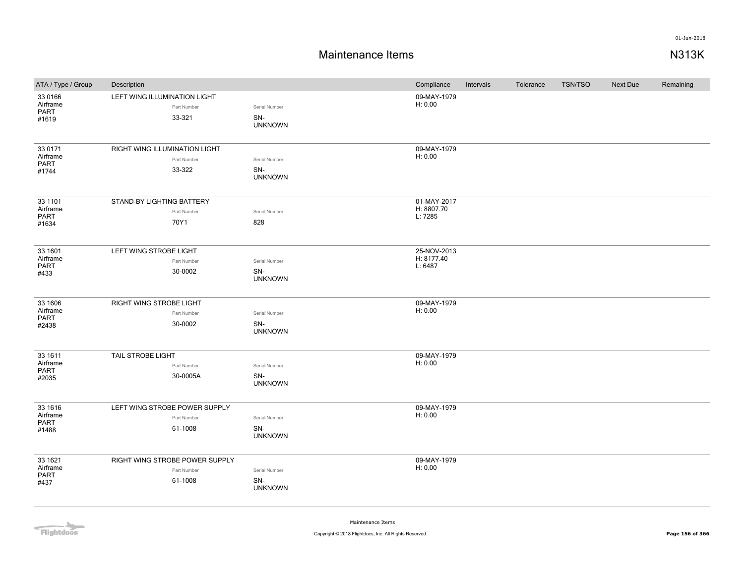# Maintenance Items

N313K

| ATA / Type / Group | Description | Part Number | Serial Number | Compliance | Intervals | Tolerance | TSN/TSO | Next Due | Remaining |
|---|---|---|---|---|---|---|---|---|---|
| 33 0166 Airframe PART #1619 | LEFT WING ILLUMINATION LIGHT | 33-321 | SN-UNKNOWN | 09-MAY-1979 H: 0.00 | | | | | |
| 33 0171 Airframe PART #1744 | RIGHT WING ILLUMINATION LIGHT | 33-322 | SN-UNKNOWN | 09-MAY-1979 H: 0.00 | | | | | |
| 33 1101 Airframe PART #1634 | STAND-BY LIGHTING BATTERY | 70Y1 | 828 | 01-MAY-2017 H: 8807.70 L: 7285 | | | | | |
| 33 1601 Airframe PART #433 | LEFT WING STROBE LIGHT | 30-0002 | SN-UNKNOWN | 25-NOV-2013 H: 8177.40 L: 6487 | | | | | |
| 33 1606 Airframe PART #2438 | RIGHT WING STROBE LIGHT | 30-0002 | SN-UNKNOWN | 09-MAY-1979 H: 0.00 | | | | | |
| 33 1611 Airframe PART #2035 | TAIL STROBE LIGHT | 30-0005A | SN-UNKNOWN | 09-MAY-1979 H: 0.00 | | | | | |
| 33 1616 Airframe PART #1488 | LEFT WING STROBE POWER SUPPLY | 61-1008 | SN-UNKNOWN | 09-MAY-1979 H: 0.00 | | | | | |
| 33 1621 Airframe PART #437 | RIGHT WING STROBE POWER SUPPLY | 61-1008 | SN-UNKNOWN | 09-MAY-1979 H: 0.00 | | | | | |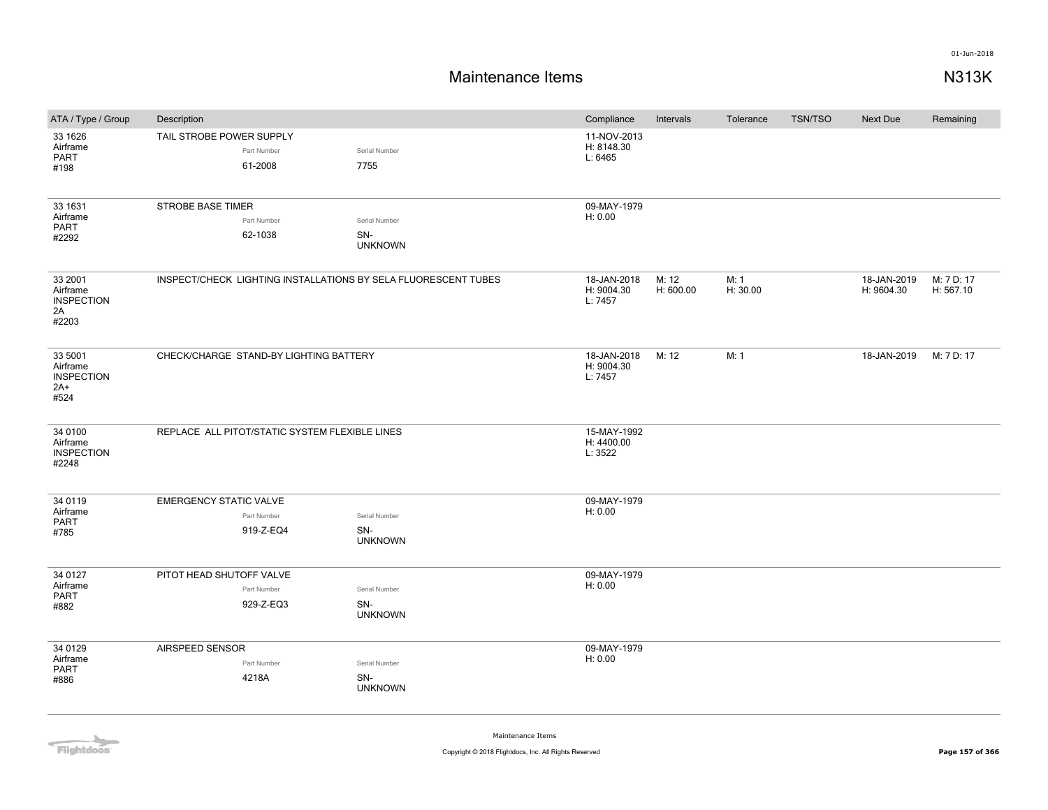# Maintenance Items

N313K

| ATA / Type / Group | Description | Compliance | Intervals | Tolerance | TSN/TSO | Next Due | Remaining |
|---|---|---|---|---|---|---|---|
| 33 1626<br>Airframe<br>PART<br>#198 | TAIL STROBE POWER SUPPLY<br>Part Number: 61-2008<br>Serial Number: 7755 | 11-NOV-2013<br>H: 8148.30<br>L: 6465 | | | | | |
| 33 1631<br>Airframe<br>PART<br>#2292 | STROBE BASE TIMER<br>Part Number: 62-1038<br>Serial Number: SN-UNKNOWN | 09-MAY-1979<br>H: 0.00 | | | | | |
| 33 2001<br>Airframe<br>INSPECTION<br>2A<br>#2203 | INSPECT/CHECK LIGHTING INSTALLATIONS BY SELA FLUORESCENT TUBES | 18-JAN-2018<br>H: 9004.30<br>L: 7457 | M: 12<br>H: 600.00 | M: 1<br>H: 30.00 | | 18-JAN-2019<br>H: 9604.30 | M: 7 D: 17<br>H: 567.10 |
| 33 5001<br>Airframe<br>INSPECTION<br>2A+<br>#524 | CHECK/CHARGE STAND-BY LIGHTING BATTERY | 18-JAN-2018<br>H: 9004.30<br>L: 7457 | M: 12 | M: 1 | | 18-JAN-2019 | M: 7 D: 17 |
| 34 0100<br>Airframe<br>INSPECTION<br>#2248 | REPLACE ALL PITOT/STATIC SYSTEM FLEXIBLE LINES | 15-MAY-1992<br>H: 4400.00<br>L: 3522 | | | | | |
| 34 0119<br>Airframe<br>PART<br>#785 | EMERGENCY STATIC VALVE<br>Part Number: 919-Z-EQ4<br>Serial Number: SN-UNKNOWN | 09-MAY-1979<br>H: 0.00 | | | | | |
| 34 0127<br>Airframe<br>PART<br>#882 | PITOT HEAD SHUTOFF VALVE<br>Part Number: 929-Z-EQ3<br>Serial Number: SN-UNKNOWN | 09-MAY-1979<br>H: 0.00 | | | | | |
| 34 0129<br>Airframe<br>PART<br>#886 | AIRSPEED SENSOR<br>Part Number: 4218A<br>Serial Number: SN-UNKNOWN | 09-MAY-1979<br>H: 0.00 | | | | | |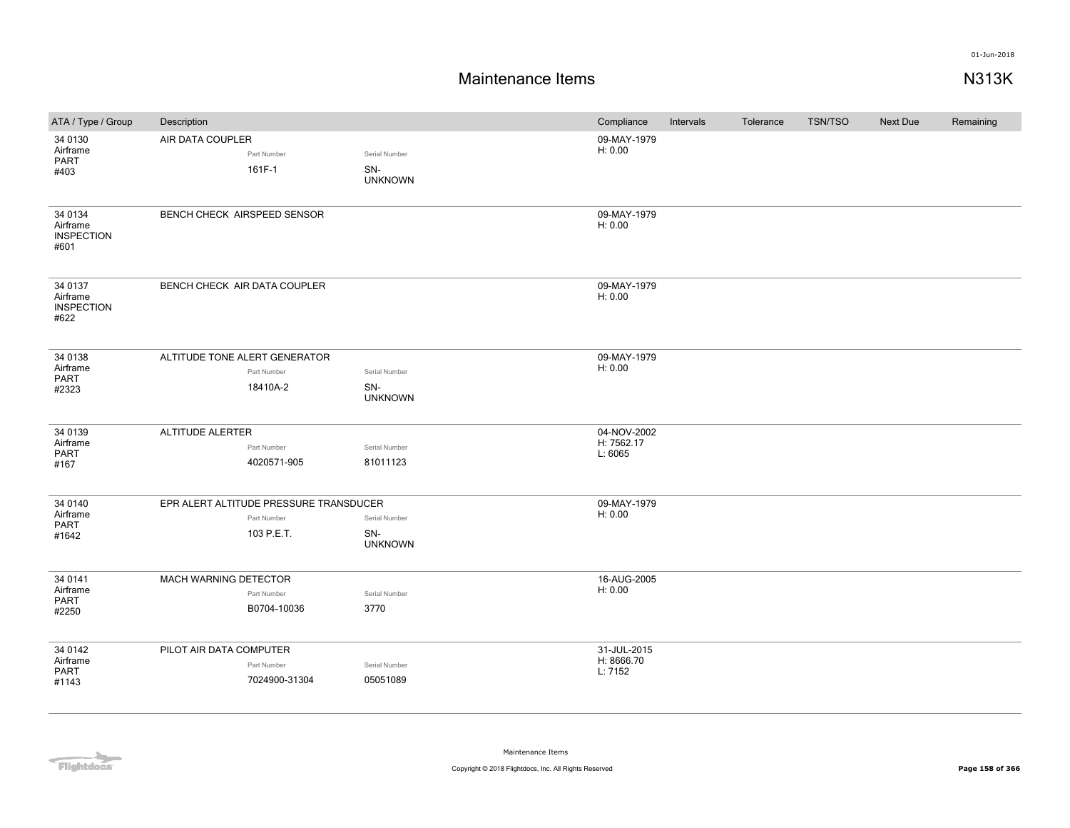# Maintenance Items

**N313K**

01-Jun-2018

| ATA / Type / Group | Description | Part Number | Serial Number | Compliance | Intervals | Tolerance | TSN/TSO | Next Due | Remaining |
|---|---|---|---|---|---|---|---|---|---|
| 34 0130 Airframe PART #403 | AIR DATA COUPLER | 161F-1 | SN-UNKNOWN | 09-MAY-1979 H: 0.00 | | | | | |
| 34 0134 Airframe INSPECTION #601 | BENCH CHECK AIRSPEED SENSOR | | | 09-MAY-1979 H: 0.00 | | | | | |
| 34 0137 Airframe INSPECTION #622 | BENCH CHECK AIR DATA COUPLER | | | 09-MAY-1979 H: 0.00 | | | | | |
| 34 0138 Airframe PART #2323 | ALTITUDE TONE ALERT GENERATOR | 18410A-2 | SN-UNKNOWN | 09-MAY-1979 H: 0.00 | | | | | |
| 34 0139 Airframe PART #167 | ALTITUDE ALERTER | 4020571-905 | 81011123 | 04-NOV-2002 H: 7562.17 L: 6065 | | | | | |
| 34 0140 Airframe PART #1642 | EPR ALERT ALTITUDE PRESSURE TRANSDUCER | 103 P.E.T. | SN-UNKNOWN | 09-MAY-1979 H: 0.00 | | | | | |
| 34 0141 Airframe PART #2250 | MACH WARNING DETECTOR | B0704-10036 | 3770 | 16-AUG-2005 H: 0.00 | | | | | |
| 34 0142 Airframe PART #1143 | PILOT AIR DATA COMPUTER | 7024900-31304 | 05051089 | 31-JUL-2015 H: 8666.70 L: 7152 | | | | | |

Maintenance Items

Copyright © 2018 Flightdocs, Inc. All Rights Reserved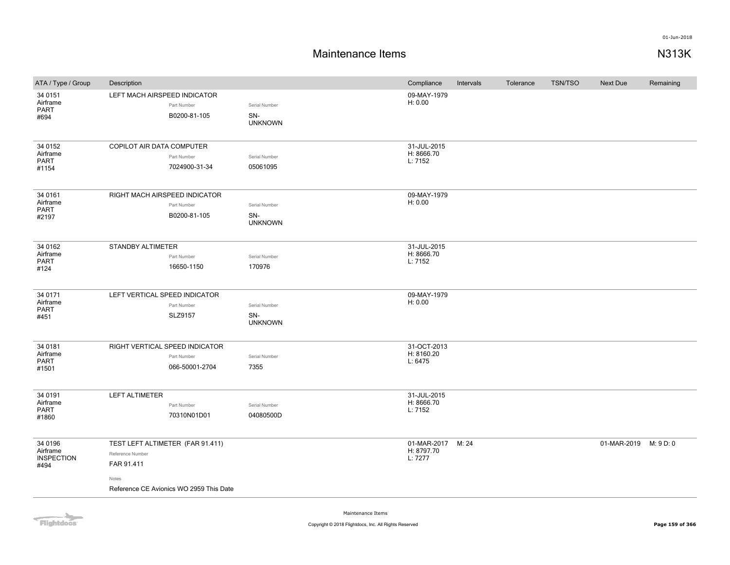# Maintenance Items

N313K

| ATA / Type / Group | Description | Compliance | Intervals | Tolerance | TSN/TSO | Next Due | Remaining |
|---|---|---|---|---|---|---|---|
| 34 0151<br>Airframe<br>PART<br>#694 | LEFT MACH AIRSPEED INDICATOR<br>Part Number: B0200-81-105<br>Serial Number: SN-UNKNOWN | 09-MAY-1979<br>H: 0.00 | | | | | |
| 34 0152<br>Airframe<br>PART<br>#1154 | COPILOT AIR DATA COMPUTER<br>Part Number: 7024900-31-34<br>Serial Number: 05061095 | 31-JUL-2015<br>H: 8666.70<br>L: 7152 | | | | | |
| 34 0161<br>Airframe<br>PART<br>#2197 | RIGHT MACH AIRSPEED INDICATOR<br>Part Number: B0200-81-105<br>Serial Number: SN-UNKNOWN | 09-MAY-1979<br>H: 0.00 | | | | | |
| 34 0162<br>Airframe<br>PART<br>#124 | STANDBY ALTIMETER<br>Part Number: 16650-1150<br>Serial Number: 170976 | 31-JUL-2015<br>H: 8666.70<br>L: 7152 | | | | | |
| 34 0171<br>Airframe<br>PART<br>#451 | LEFT VERTICAL SPEED INDICATOR<br>Part Number: SLZ9157<br>Serial Number: SN-UNKNOWN | 09-MAY-1979<br>H: 0.00 | | | | | |
| 34 0181<br>Airframe<br>PART<br>#1501 | RIGHT VERTICAL SPEED INDICATOR<br>Part Number: 066-50001-2704<br>Serial Number: 7355 | 31-OCT-2013<br>H: 8160.20<br>L: 6475 | | | | | |
| 34 0191<br>Airframe<br>PART<br>#1860 | LEFT ALTIMETER<br>Part Number: 70310N01D01<br>Serial Number: 04080500D | 31-JUL-2015<br>H: 8666.70<br>L: 7152 | | | | | |
| 34 0196<br>Airframe<br>INSPECTION<br>#494 | TEST LEFT ALTIMETER (FAR 91.411)<br>Reference Number: FAR 91.411<br>Notes: Reference CE Avionics WO 2959 This Date | 01-MAR-2017<br>H: 8797.70<br>L: 7277 | M: 24 | | | 01-MAR-2019 | M: 9 D: 0 |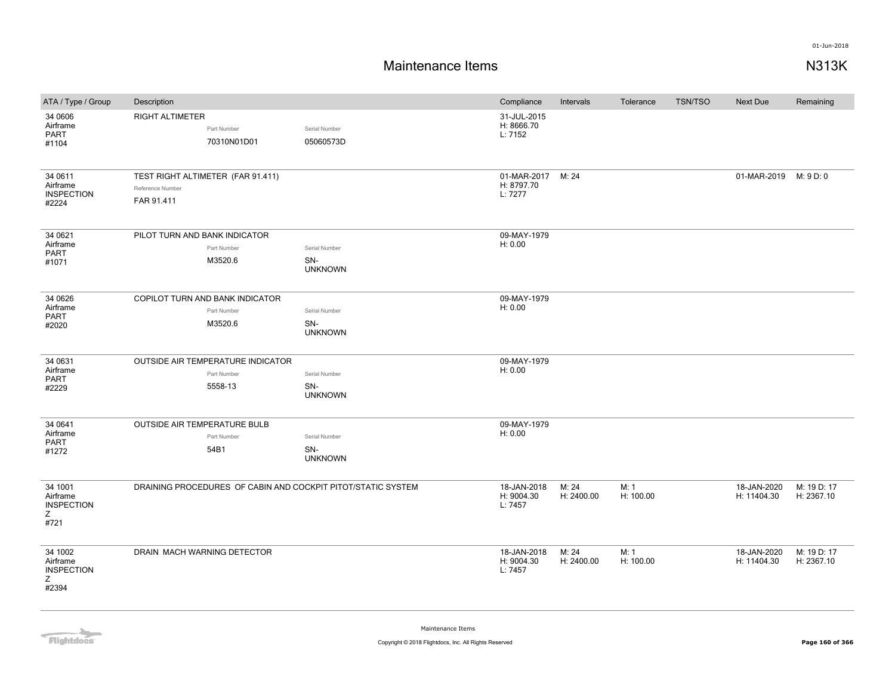# Maintenance Items

N313K

| ATA / Type / Group | Description | Compliance | Intervals | Tolerance | TSN/TSO | Next Due | Remaining |
|---|---|---|---|---|---|---|---|
| 34 0606 Airframe PART #1104 | RIGHT ALTIMETER<br>Part Number: 70310N01D01<br>Serial Number: 05060573D | 31-JUL-2015<br>H: 8666.70<br>L: 7152 | | | | | |
| 34 0611 Airframe INSPECTION #2224 | TEST RIGHT ALTIMETER (FAR 91.411)<br>Reference Number: FAR 91.411 | 01-MAR-2017<br>H: 8797.70<br>L: 7277 | M: 24 | | | 01-MAR-2019 | M: 9 D: 0 |
| 34 0621 Airframe PART #1071 | PILOT TURN AND BANK INDICATOR<br>Part Number: M3520.6<br>Serial Number: SN-UNKNOWN | 09-MAY-1979<br>H: 0.00 | | | | | |
| 34 0626 Airframe PART #2020 | COPILOT TURN AND BANK INDICATOR<br>Part Number: M3520.6<br>Serial Number: SN-UNKNOWN | 09-MAY-1979<br>H: 0.00 | | | | | |
| 34 0631 Airframe PART #2229 | OUTSIDE AIR TEMPERATURE INDICATOR<br>Part Number: 5558-13<br>Serial Number: SN-UNKNOWN | 09-MAY-1979<br>H: 0.00 | | | | | |
| 34 0641 Airframe PART #1272 | OUTSIDE AIR TEMPERATURE BULB<br>Part Number: 54B1<br>Serial Number: SN-UNKNOWN | 09-MAY-1979<br>H: 0.00 | | | | | |
| 34 1001 Airframe INSPECTION Z #721 | DRAINING PROCEDURES OF CABIN AND COCKPIT PITOT/STATIC SYSTEM | 18-JAN-2018<br>H: 9004.30<br>L: 7457 | M: 24<br>H: 2400.00 | M: 1<br>H: 100.00 | | 18-JAN-2020<br>H: 11404.30 | M: 19 D: 17<br>H: 2367.10 |
| 34 1002 Airframe INSPECTION Z #2394 | DRAIN MACH WARNING DETECTOR | 18-JAN-2018<br>H: 9004.30<br>L: 7457 | M: 24<br>H: 2400.00 | M: 1<br>H: 100.00 | | 18-JAN-2020<br>H: 11404.30 | M: 19 D: 17<br>H: 2367.10 |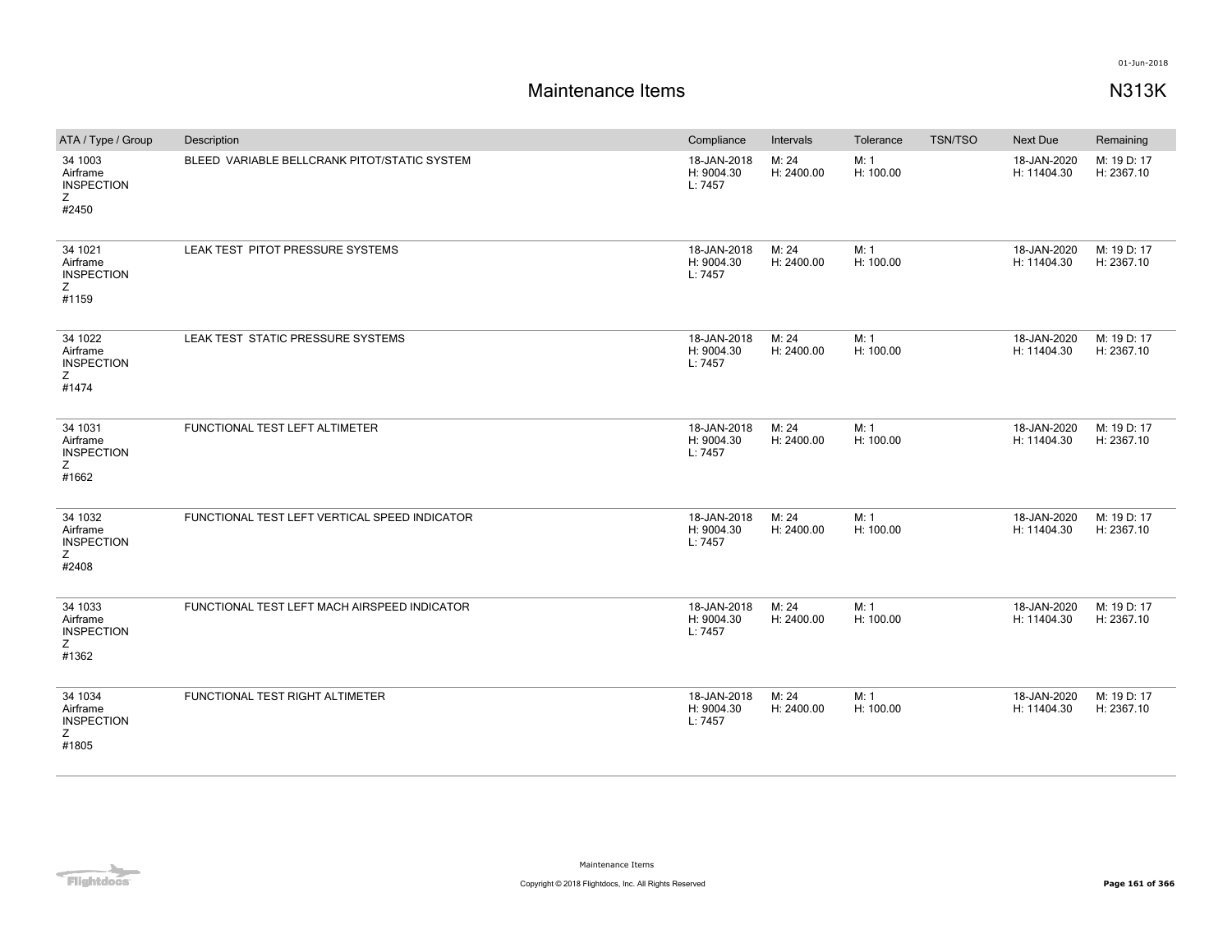# Maintenance Items

N313K

| ATA / Type / Group | Description | Compliance | Intervals | Tolerance | TSN/TSO | Next Due | Remaining |
|---|---|---|---|---|---|---|---|
| 34 1003<br>Airframe<br>INSPECTION<br>Z<br>#2450 | BLEED VARIABLE BELLCRANK PITOT/STATIC SYSTEM | 18-JAN-2018<br>H: 9004.30<br>L: 7457 | M: 24<br>H: 2400.00 | M: 1<br>H: 100.00 | | 18-JAN-2020<br>H: 11404.30 | M: 19 D: 17<br>H: 2367.10 |
| 34 1021<br>Airframe<br>INSPECTION<br>Z<br>#1159 | LEAK TEST PITOT PRESSURE SYSTEMS | 18-JAN-2018<br>H: 9004.30<br>L: 7457 | M: 24<br>H: 2400.00 | M: 1<br>H: 100.00 | | 18-JAN-2020<br>H: 11404.30 | M: 19 D: 17<br>H: 2367.10 |
| 34 1022<br>Airframe<br>INSPECTION<br>Z<br>#1474 | LEAK TEST STATIC PRESSURE SYSTEMS | 18-JAN-2018<br>H: 9004.30<br>L: 7457 | M: 24<br>H: 2400.00 | M: 1<br>H: 100.00 | | 18-JAN-2020<br>H: 11404.30 | M: 19 D: 17<br>H: 2367.10 |
| 34 1031<br>Airframe<br>INSPECTION<br>Z<br>#1662 | FUNCTIONAL TEST LEFT ALTIMETER | 18-JAN-2018<br>H: 9004.30<br>L: 7457 | M: 24<br>H: 2400.00 | M: 1<br>H: 100.00 | | 18-JAN-2020<br>H: 11404.30 | M: 19 D: 17<br>H: 2367.10 |
| 34 1032<br>Airframe<br>INSPECTION<br>Z<br>#2408 | FUNCTIONAL TEST LEFT VERTICAL SPEED INDICATOR | 18-JAN-2018<br>H: 9004.30<br>L: 7457 | M: 24<br>H: 2400.00 | M: 1<br>H: 100.00 | | 18-JAN-2020<br>H: 11404.30 | M: 19 D: 17<br>H: 2367.10 |
| 34 1033<br>Airframe<br>INSPECTION<br>Z<br>#1362 | FUNCTIONAL TEST LEFT MACH AIRSPEED INDICATOR | 18-JAN-2018<br>H: 9004.30<br>L: 7457 | M: 24<br>H: 2400.00 | M: 1<br>H: 100.00 | | 18-JAN-2020<br>H: 11404.30 | M: 19 D: 17<br>H: 2367.10 |
| 34 1034<br>Airframe<br>INSPECTION<br>Z<br>#1805 | FUNCTIONAL TEST RIGHT ALTIMETER | 18-JAN-2018<br>H: 9004.30<br>L: 7457 | M: 24<br>H: 2400.00 | M: 1<br>H: 100.00 | | 18-JAN-2020<br>H: 11404.30 | M: 19 D: 17<br>H: 2367.10 |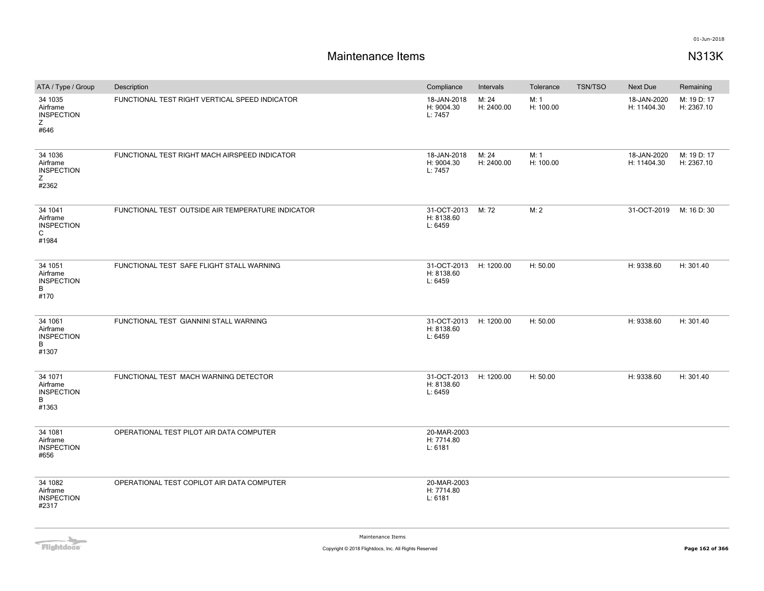# Maintenance Items

N313K

| ATA / Type / Group | Description | Compliance | Intervals | Tolerance | TSN/TSO | Next Due | Remaining |
|---|---|---|---|---|---|---|---|
| 34 1035 Airframe INSPECTION Z #646 | FUNCTIONAL TEST RIGHT VERTICAL SPEED INDICATOR | 18-JAN-2018 H: 9004.30 L: 7457 | M: 24 H: 2400.00 | M: 1 H: 100.00 | | 18-JAN-2020 H: 11404.30 | M: 19 D: 17 H: 2367.10 |
| 34 1036 Airframe INSPECTION Z #2362 | FUNCTIONAL TEST RIGHT MACH AIRSPEED INDICATOR | 18-JAN-2018 H: 9004.30 L: 7457 | M: 24 H: 2400.00 | M: 1 H: 100.00 | | 18-JAN-2020 H: 11404.30 | M: 19 D: 17 H: 2367.10 |
| 34 1041 Airframe INSPECTION C #1984 | FUNCTIONAL TEST OUTSIDE AIR TEMPERATURE INDICATOR | 31-OCT-2013 H: 8138.60 L: 6459 | M: 72 | M: 2 | | 31-OCT-2019 | M: 16 D: 30 |
| 34 1051 Airframe INSPECTION B #170 | FUNCTIONAL TEST SAFE FLIGHT STALL WARNING | 31-OCT-2013 H: 8138.60 L: 6459 | H: 1200.00 | H: 50.00 | | H: 9338.60 | H: 301.40 |
| 34 1061 Airframe INSPECTION B #1307 | FUNCTIONAL TEST GIANNINI STALL WARNING | 31-OCT-2013 H: 8138.60 L: 6459 | H: 1200.00 | H: 50.00 | | H: 9338.60 | H: 301.40 |
| 34 1071 Airframe INSPECTION B #1363 | FUNCTIONAL TEST MACH WARNING DETECTOR | 31-OCT-2013 H: 8138.60 L: 6459 | H: 1200.00 | H: 50.00 | | H: 9338.60 | H: 301.40 |
| 34 1081 Airframe INSPECTION #656 | OPERATIONAL TEST PILOT AIR DATA COMPUTER | 20-MAR-2003 H: 7714.80 L: 6181 | | | | | |
| 34 1082 Airframe INSPECTION #2317 | OPERATIONAL TEST COPILOT AIR DATA COMPUTER | 20-MAR-2003 H: 7714.80 L: 6181 | | | | | |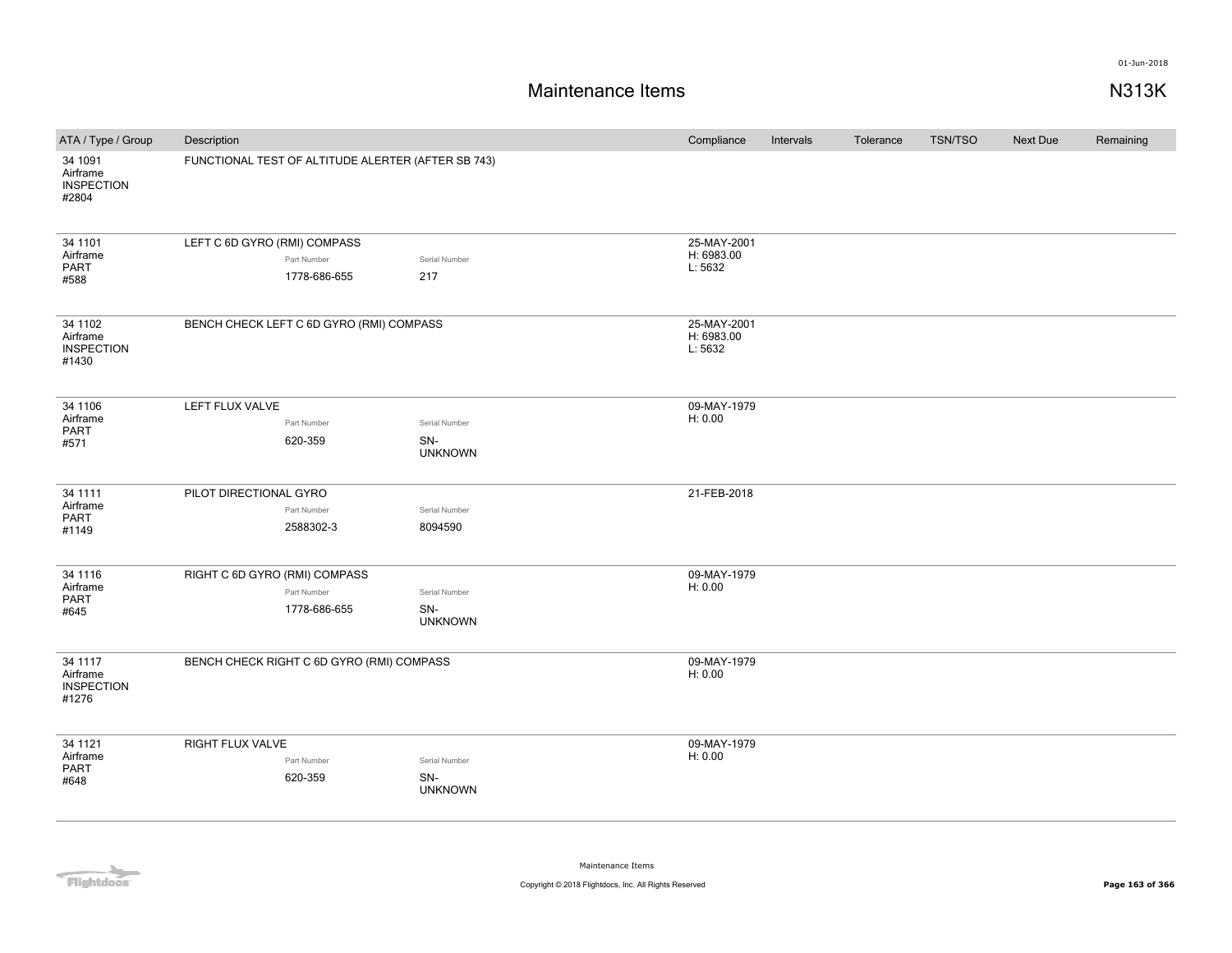# Maintenance Items

N313K

| ATA / Type / Group | Description | Compliance | Intervals | Tolerance | TSN/TSO | Next Due | Remaining |
|---|---|---|---|---|---|---|---|
| 34 1091 Airframe INSPECTION #2804 | FUNCTIONAL TEST OF ALTITUDE ALERTER (AFTER SB 743) | | | | | | |
| 34 1101 Airframe PART #588 | LEFT C 6D GYRO (RMI) COMPASS<br>Part Number: 1778-686-655<br>Serial Number: 217 | 25-MAY-2001<br>H: 6983.00<br>L: 5632 | | | | | |
| 34 1102 Airframe INSPECTION #1430 | BENCH CHECK LEFT C 6D GYRO (RMI) COMPASS | 25-MAY-2001<br>H: 6983.00<br>L: 5632 | | | | | |
| 34 1106 Airframe PART #571 | LEFT FLUX VALVE<br>Part Number: 620-359<br>Serial Number: SN-UNKNOWN | 09-MAY-1979<br>H: 0.00 | | | | | |
| 34 1111 Airframe PART #1149 | PILOT DIRECTIONAL GYRO<br>Part Number: 2588302-3<br>Serial Number: 8094590 | 21-FEB-2018 | | | | | |
| 34 1116 Airframe PART #645 | RIGHT C 6D GYRO (RMI) COMPASS<br>Part Number: 1778-686-655<br>Serial Number: SN-UNKNOWN | 09-MAY-1979<br>H: 0.00 | | | | | |
| 34 1117 Airframe INSPECTION #1276 | BENCH CHECK RIGHT C 6D GYRO (RMI) COMPASS | 09-MAY-1979<br>H: 0.00 | | | | | |
| 34 1121 Airframe PART #648 | RIGHT FLUX VALVE<br>Part Number: 620-359<br>Serial Number: SN-UNKNOWN | 09-MAY-1979<br>H: 0.00 | | | | | |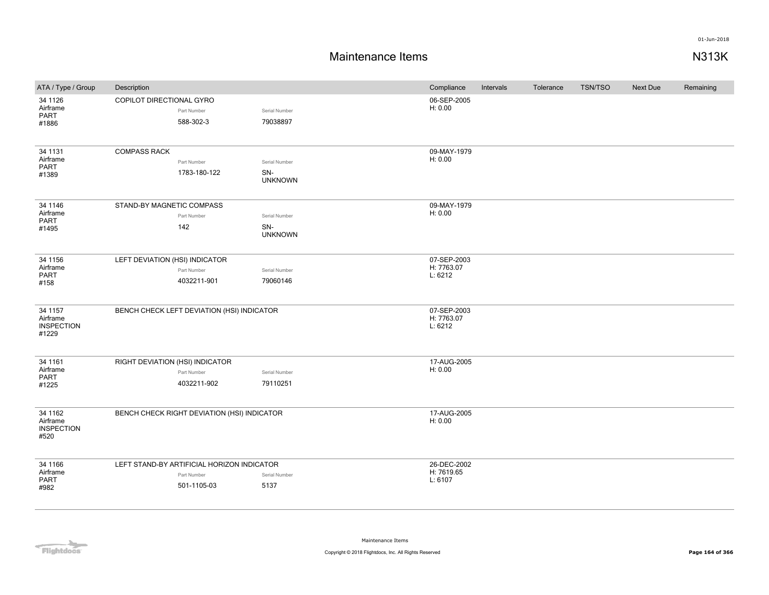# Maintenance Items

N313K

| ATA / Type / Group | Description | | | Compliance | Intervals | Tolerance | TSN/TSO | Next Due | Remaining |
|---|---|---|---|---|---|---|---|---|---|
| 34 1126 Airframe PART #1886 | COPILOT DIRECTIONAL GYRO | Part Number 588-302-3 | Serial Number 79038897 | 06-SEP-2005 H: 0.00 | | | | | |
| 34 1131 Airframe PART #1389 | COMPASS RACK | Part Number 1783-180-122 | Serial Number SN-UNKNOWN | 09-MAY-1979 H: 0.00 | | | | | |
| 34 1146 Airframe PART #1495 | STAND-BY MAGNETIC COMPASS | Part Number 142 | Serial Number SN-UNKNOWN | 09-MAY-1979 H: 0.00 | | | | | |
| 34 1156 Airframe PART #158 | LEFT DEVIATION (HSI) INDICATOR | Part Number 4032211-901 | Serial Number 79060146 | 07-SEP-2003 H: 7763.07 L: 6212 | | | | | |
| 34 1157 Airframe INSPECTION #1229 | BENCH CHECK LEFT DEVIATION (HSI) INDICATOR | | | 07-SEP-2003 H: 7763.07 L: 6212 | | | | | |
| 34 1161 Airframe PART #1225 | RIGHT DEVIATION (HSI) INDICATOR | Part Number 4032211-902 | Serial Number 79110251 | 17-AUG-2005 H: 0.00 | | | | | |
| 34 1162 Airframe INSPECTION #520 | BENCH CHECK RIGHT DEVIATION (HSI) INDICATOR | | | 17-AUG-2005 H: 0.00 | | | | | |
| 34 1166 Airframe PART #982 | LEFT STAND-BY ARTIFICIAL HORIZON INDICATOR | Part Number 501-1105-03 | Serial Number 5137 | 26-DEC-2002 H: 7619.65 L: 6107 | | | | | |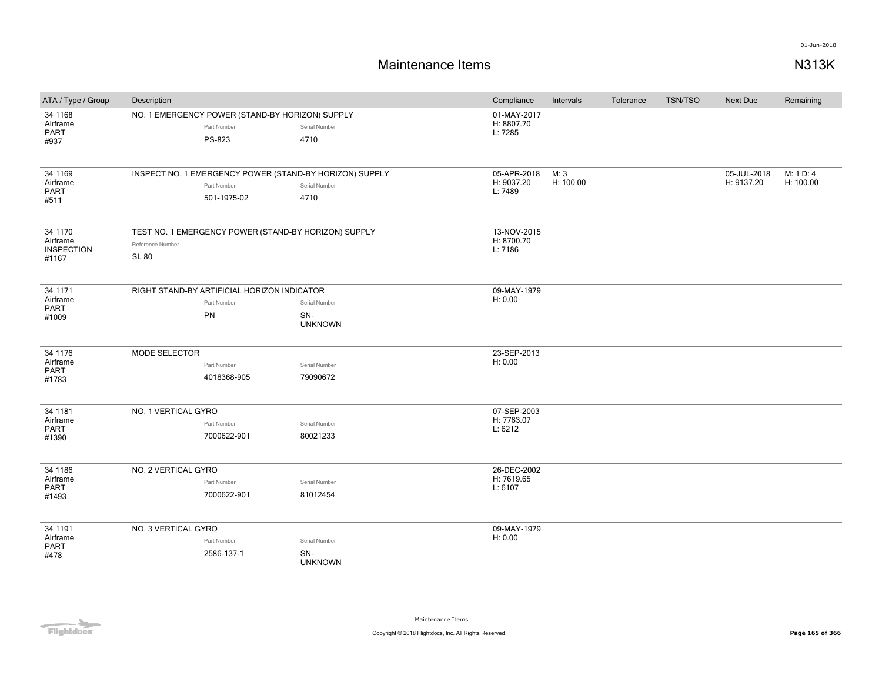# Maintenance Items

N313K

| ATA / Type / Group | Description | Compliance | Intervals | Tolerance | TSN/TSO | Next Due | Remaining |
|---|---|---|---|---|---|---|---|
| 34 1168<br>Airframe<br>PART<br>#937 | NO. 1 EMERGENCY POWER (STAND-BY HORIZON) SUPPLY<br>Part Number: PS-823<br>Serial Number: 4710 | 01-MAY-2017<br>H: 8807.70<br>L: 7285 | | | | | |
| 34 1169<br>Airframe<br>PART<br>#511 | INSPECT NO. 1 EMERGENCY POWER (STAND-BY HORIZON) SUPPLY<br>Part Number: 501-1975-02<br>Serial Number: 4710 | 05-APR-2018<br>H: 9037.20<br>L: 7489 | M: 3<br>H: 100.00 | | | 05-JUL-2018<br>H: 9137.20 | M: 1 D: 4<br>H: 100.00 |
| 34 1170<br>Airframe<br>INSPECTION<br>#1167 | TEST NO. 1 EMERGENCY POWER (STAND-BY HORIZON) SUPPLY<br>Reference Number: SL 80 | 13-NOV-2015<br>H: 8700.70<br>L: 7186 | | | | | |
| 34 1171<br>Airframe<br>PART<br>#1009 | RIGHT STAND-BY ARTIFICIAL HORIZON INDICATOR<br>Part Number: PN<br>Serial Number: SN-UNKNOWN | 09-MAY-1979<br>H: 0.00 | | | | | |
| 34 1176<br>Airframe<br>PART<br>#1783 | MODE SELECTOR<br>Part Number: 4018368-905<br>Serial Number: 79090672 | 23-SEP-2013<br>H: 0.00 | | | | | |
| 34 1181<br>Airframe<br>PART<br>#1390 | NO. 1 VERTICAL GYRO<br>Part Number: 7000622-901<br>Serial Number: 80021233 | 07-SEP-2003<br>H: 7763.07<br>L: 6212 | | | | | |
| 34 1186<br>Airframe<br>PART<br>#1493 | NO. 2 VERTICAL GYRO<br>Part Number: 7000622-901<br>Serial Number: 81012454 | 26-DEC-2002<br>H: 7619.65<br>L: 6107 | | | | | |
| 34 1191<br>Airframe<br>PART<br>#478 | NO. 3 VERTICAL GYRO<br>Part Number: 2586-137-1<br>Serial Number: SN-UNKNOWN | 09-MAY-1979<br>H: 0.00 | | | | | |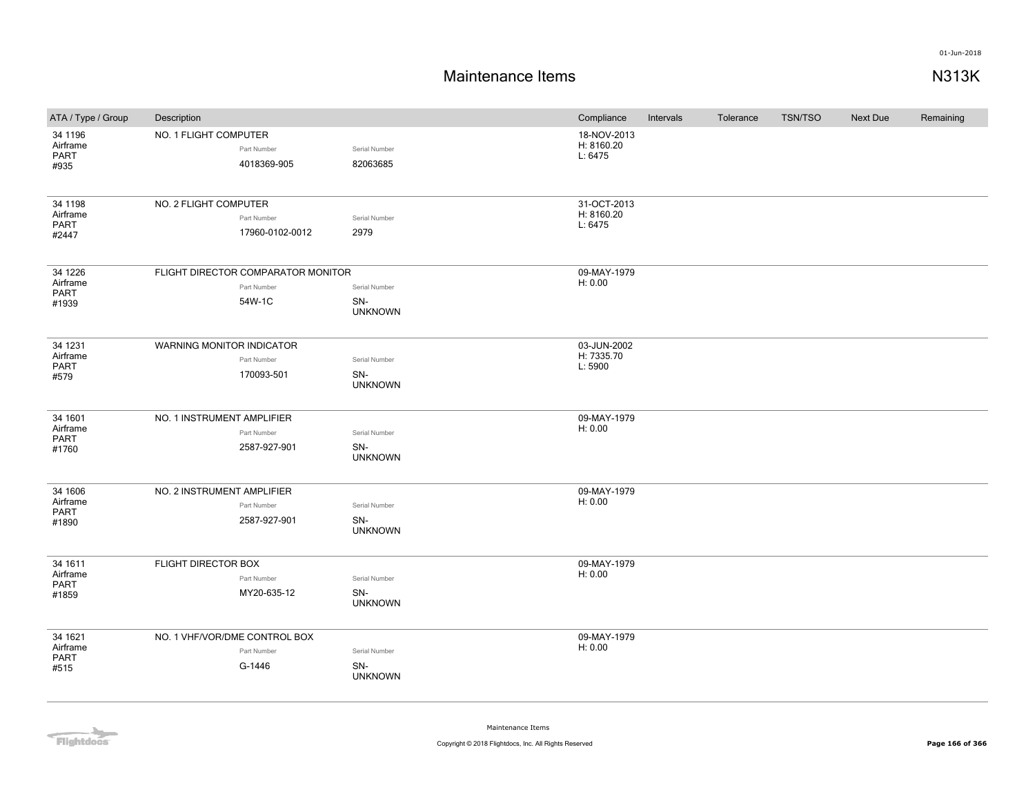# Maintenance Items

N313K

| ATA / Type / Group | Description | | Compliance | Intervals | Tolerance | TSN/TSO | Next Due | Remaining |
|---|---|---|---|---|---|---|---|---|
| 34 1196 Airframe PART #935 | NO. 1 FLIGHT COMPUTER<br>Part Number: 4018369-905 | Serial Number: 82063685 | 18-NOV-2013 H: 8160.20 L: 6475 | | | | | |
| 34 1198 Airframe PART #2447 | NO. 2 FLIGHT COMPUTER<br>Part Number: 17960-0102-0012 | Serial Number: 2979 | 31-OCT-2013 H: 8160.20 L: 6475 | | | | | |
| 34 1226 Airframe PART #1939 | FLIGHT DIRECTOR COMPARATOR MONITOR<br>Part Number: 54W-1C | Serial Number: SN-UNKNOWN | 09-MAY-1979 H: 0.00 | | | | | |
| 34 1231 Airframe PART #579 | WARNING MONITOR INDICATOR<br>Part Number: 170093-501 | Serial Number: SN-UNKNOWN | 03-JUN-2002 H: 7335.70 L: 5900 | | | | | |
| 34 1601 Airframe PART #1760 | NO. 1 INSTRUMENT AMPLIFIER<br>Part Number: 2587-927-901 | Serial Number: SN-UNKNOWN | 09-MAY-1979 H: 0.00 | | | | | |
| 34 1606 Airframe PART #1890 | NO. 2 INSTRUMENT AMPLIFIER<br>Part Number: 2587-927-901 | Serial Number: SN-UNKNOWN | 09-MAY-1979 H: 0.00 | | | | | |
| 34 1611 Airframe PART #1859 | FLIGHT DIRECTOR BOX<br>Part Number: MY20-635-12 | Serial Number: SN-UNKNOWN | 09-MAY-1979 H: 0.00 | | | | | |
| 34 1621 Airframe PART #515 | NO. 1 VHF/VOR/DME CONTROL BOX<br>Part Number: G-1446 | Serial Number: SN-UNKNOWN | 09-MAY-1979 H: 0.00 | | | | | |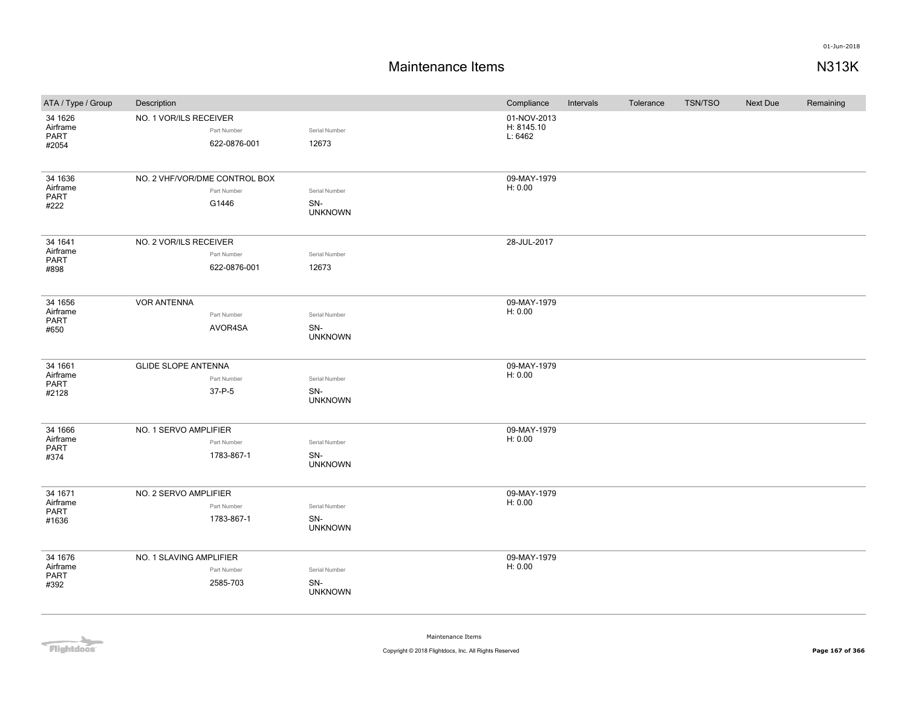# Maintenance Items

**N313K**

| ATA / Type / Group | Description | Part Number | Serial Number | Compliance | Intervals | Tolerance | TSN/TSO | Next Due | Remaining |
|---|---|---|---|---|---|---|---|---|---|
| 34 1626 Airframe PART #2054 | NO. 1 VOR/ILS RECEIVER | 622-0876-001 | 12673 | 01-NOV-2013 H: 8145.10 L: 6462 | | | | | |
| 34 1636 Airframe PART #222 | NO. 2 VHF/VOR/DME CONTROL BOX | G1446 | SN-UNKNOWN | 09-MAY-1979 H: 0.00 | | | | | |
| 34 1641 Airframe PART #898 | NO. 2 VOR/ILS RECEIVER | 622-0876-001 | 12673 | 28-JUL-2017 | | | | | |
| 34 1656 Airframe PART #650 | VOR ANTENNA | AVOR4SA | SN-UNKNOWN | 09-MAY-1979 H: 0.00 | | | | | |
| 34 1661 Airframe PART #2128 | GLIDE SLOPE ANTENNA | 37-P-5 | SN-UNKNOWN | 09-MAY-1979 H: 0.00 | | | | | |
| 34 1666 Airframe PART #374 | NO. 1 SERVO AMPLIFIER | 1783-867-1 | SN-UNKNOWN | 09-MAY-1979 H: 0.00 | | | | | |
| 34 1671 Airframe PART #1636 | NO. 2 SERVO AMPLIFIER | 1783-867-1 | SN-UNKNOWN | 09-MAY-1979 H: 0.00 | | | | | |
| 34 1676 Airframe PART #392 | NO. 1 SLAVING AMPLIFIER | 2585-703 | SN-UNKNOWN | 09-MAY-1979 H: 0.00 | | | | | |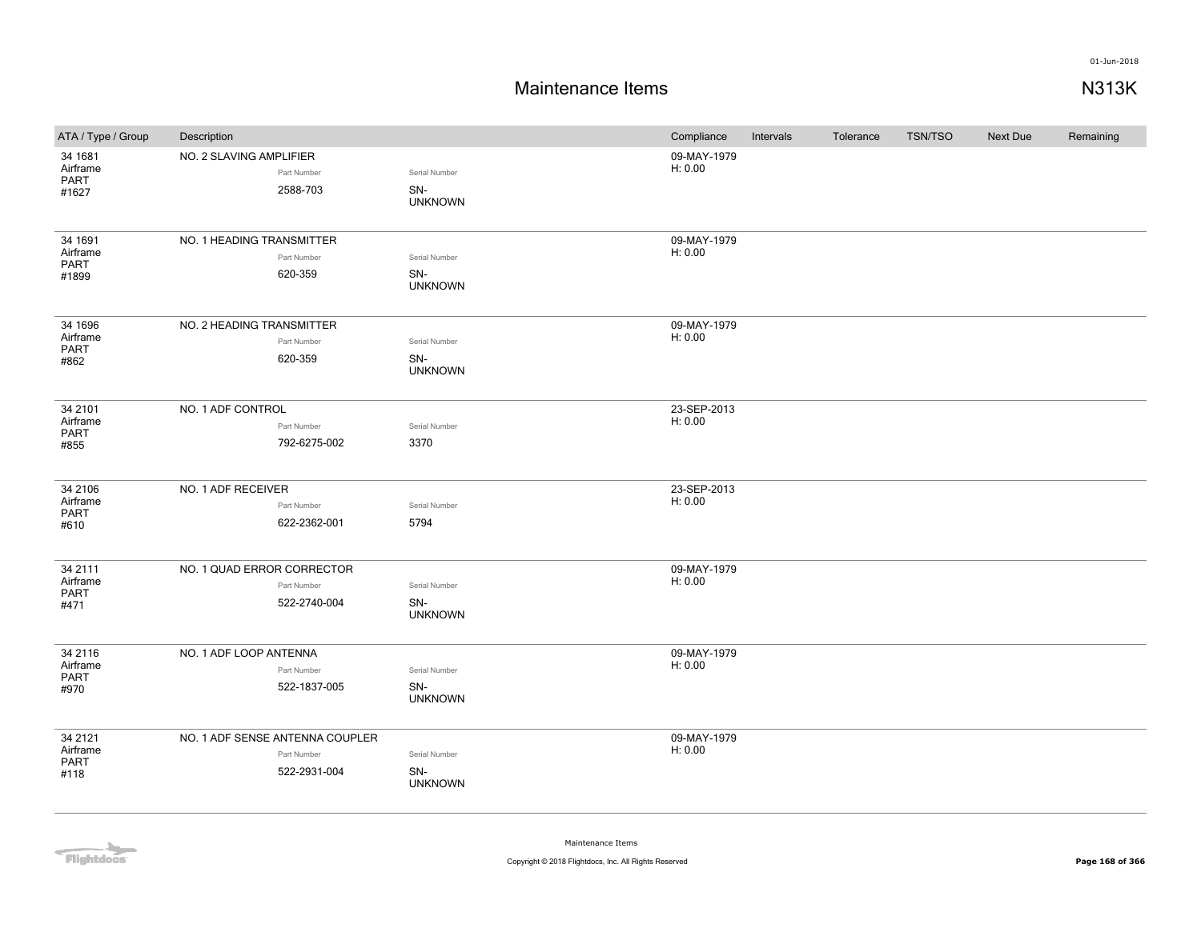# Maintenance Items

N313K

| ATA / Type / Group | Description | | | Compliance | Intervals | Tolerance | TSN/TSO | Next Due | Remaining |
|---|---|---|---|---|---|---|---|---|---|
| 34 1681 Airframe PART #1627 | NO. 2 SLAVING AMPLIFIER | Part Number 2588-703 | Serial Number SN-UNKNOWN | 09-MAY-1979 H: 0.00 | | | | | |
| 34 1691 Airframe PART #1899 | NO. 1 HEADING TRANSMITTER | Part Number 620-359 | Serial Number SN-UNKNOWN | 09-MAY-1979 H: 0.00 | | | | | |
| 34 1696 Airframe PART #862 | NO. 2 HEADING TRANSMITTER | Part Number 620-359 | Serial Number SN-UNKNOWN | 09-MAY-1979 H: 0.00 | | | | | |
| 34 2101 Airframe PART #855 | NO. 1 ADF CONTROL | Part Number 792-6275-002 | Serial Number 3370 | 23-SEP-2013 H: 0.00 | | | | | |
| 34 2106 Airframe PART #610 | NO. 1 ADF RECEIVER | Part Number 622-2362-001 | Serial Number 5794 | 23-SEP-2013 H: 0.00 | | | | | |
| 34 2111 Airframe PART #471 | NO. 1 QUAD ERROR CORRECTOR | Part Number 522-2740-004 | Serial Number SN-UNKNOWN | 09-MAY-1979 H: 0.00 | | | | | |
| 34 2116 Airframe PART #970 | NO. 1 ADF LOOP ANTENNA | Part Number 522-1837-005 | Serial Number SN-UNKNOWN | 09-MAY-1979 H: 0.00 | | | | | |
| 34 2121 Airframe PART #118 | NO. 1 ADF SENSE ANTENNA COUPLER | Part Number 522-2931-004 | Serial Number SN-UNKNOWN | 09-MAY-1979 H: 0.00 | | | | | |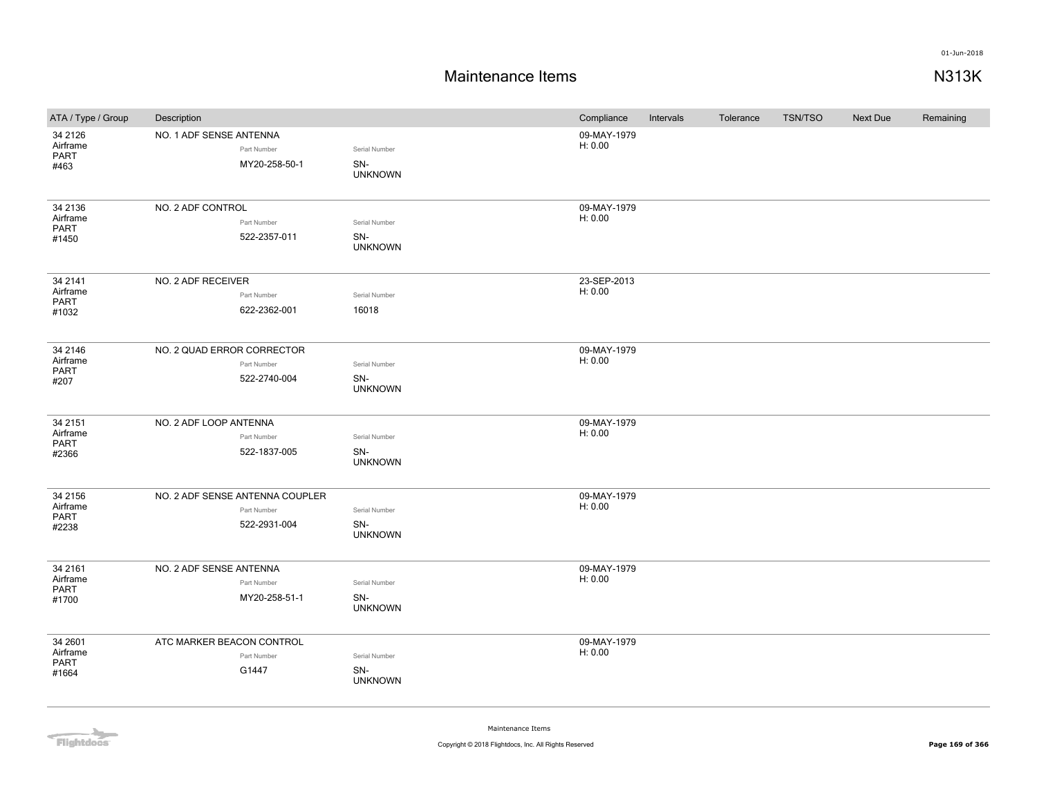# Maintenance Items

N313K

| ATA / Type / Group | Description | Part Number | Serial Number | Compliance | Intervals | Tolerance | TSN/TSO | Next Due | Remaining |
|---|---|---|---|---|---|---|---|---|---|
| 34 2126 Airframe PART #463 | NO. 1 ADF SENSE ANTENNA | MY20-258-50-1 | SN-UNKNOWN | 09-MAY-1979 H: 0.00 | | | | | |
| 34 2136 Airframe PART #1450 | NO. 2 ADF CONTROL | 522-2357-011 | SN-UNKNOWN | 09-MAY-1979 H: 0.00 | | | | | |
| 34 2141 Airframe PART #1032 | NO. 2 ADF RECEIVER | 622-2362-001 | 16018 | 23-SEP-2013 H: 0.00 | | | | | |
| 34 2146 Airframe PART #207 | NO. 2 QUAD ERROR CORRECTOR | 522-2740-004 | SN-UNKNOWN | 09-MAY-1979 H: 0.00 | | | | | |
| 34 2151 Airframe PART #2366 | NO. 2 ADF LOOP ANTENNA | 522-1837-005 | SN-UNKNOWN | 09-MAY-1979 H: 0.00 | | | | | |
| 34 2156 Airframe PART #2238 | NO. 2 ADF SENSE ANTENNA COUPLER | 522-2931-004 | SN-UNKNOWN | 09-MAY-1979 H: 0.00 | | | | | |
| 34 2161 Airframe PART #1700 | NO. 2 ADF SENSE ANTENNA | MY20-258-51-1 | SN-UNKNOWN | 09-MAY-1979 H: 0.00 | | | | | |
| 34 2601 Airframe PART #1664 | ATC MARKER BEACON CONTROL | G1447 | SN-UNKNOWN | 09-MAY-1979 H: 0.00 | | | | | |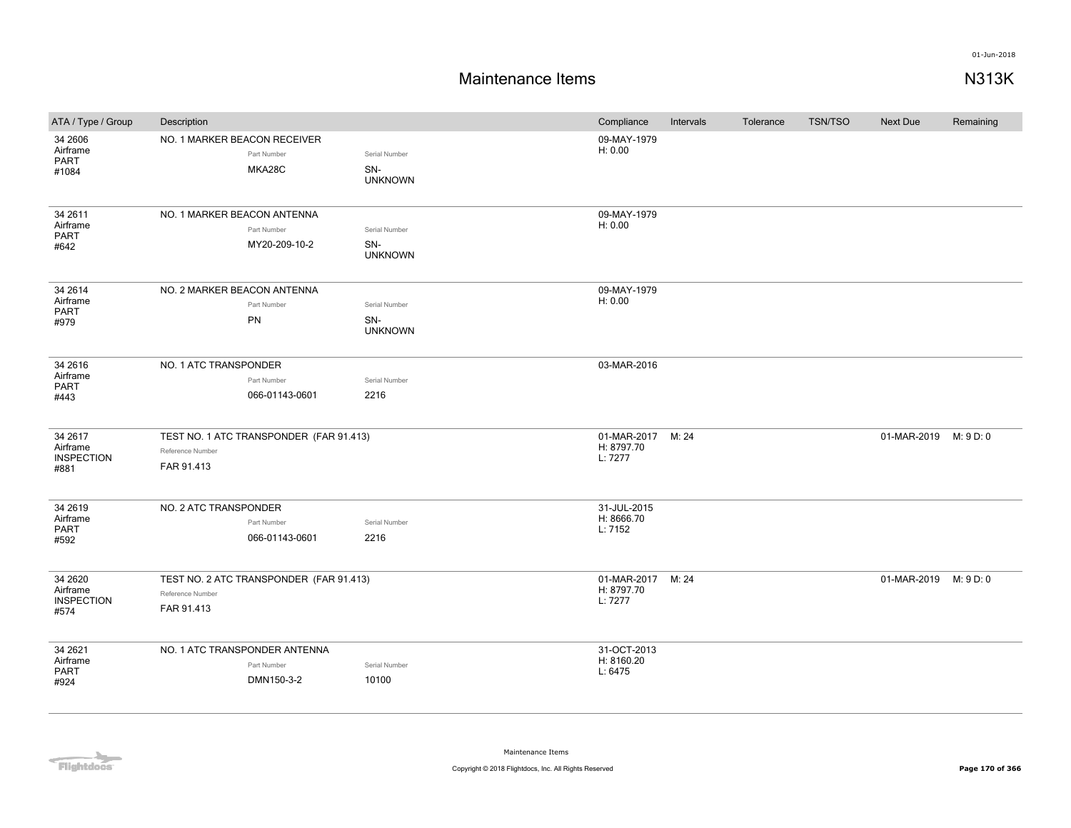# Maintenance Items

N313K

| ATA / Type / Group | Description | | Compliance | Intervals | Tolerance | TSN/TSO | Next Due | Remaining |
|---|---|---|---|---|---|---|---|---|
| 34 2606 Airframe PART #1084 | NO. 1 MARKER BEACON RECEIVER<br>Part Number: MKA28C | Serial Number: SN-UNKNOWN | 09-MAY-1979<br>H: 0.00 | | | | | |
| 34 2611 Airframe PART #642 | NO. 1 MARKER BEACON ANTENNA<br>Part Number: MY20-209-10-2 | Serial Number: SN-UNKNOWN | 09-MAY-1979<br>H: 0.00 | | | | | |
| 34 2614 Airframe PART #979 | NO. 2 MARKER BEACON ANTENNA<br>Part Number: PN | Serial Number: SN-UNKNOWN | 09-MAY-1979<br>H: 0.00 | | | | | |
| 34 2616 Airframe PART #443 | NO. 1 ATC TRANSPONDER<br>Part Number: 066-01143-0601 | Serial Number: 2216 | 03-MAR-2016 | | | | | |
| 34 2617 Airframe INSPECTION #881 | TEST NO. 1 ATC TRANSPONDER (FAR 91.413)<br>Reference Number: FAR 91.413 | | 01-MAR-2017<br>H: 8797.70<br>L: 7277 | M: 24 | | | 01-MAR-2019 | M: 9 D: 0 |
| 34 2619 Airframe PART #592 | NO. 2 ATC TRANSPONDER<br>Part Number: 066-01143-0601 | Serial Number: 2216 | 31-JUL-2015<br>H: 8666.70<br>L: 7152 | | | | | |
| 34 2620 Airframe INSPECTION #574 | TEST NO. 2 ATC TRANSPONDER (FAR 91.413)<br>Reference Number: FAR 91.413 | | 01-MAR-2017<br>H: 8797.70<br>L: 7277 | M: 24 | | | 01-MAR-2019 | M: 9 D: 0 |
| 34 2621 Airframe PART #924 | NO. 1 ATC TRANSPONDER ANTENNA<br>Part Number: DMN150-3-2 | Serial Number: 10100 | 31-OCT-2013<br>H: 8160.20<br>L: 6475 | | | | | |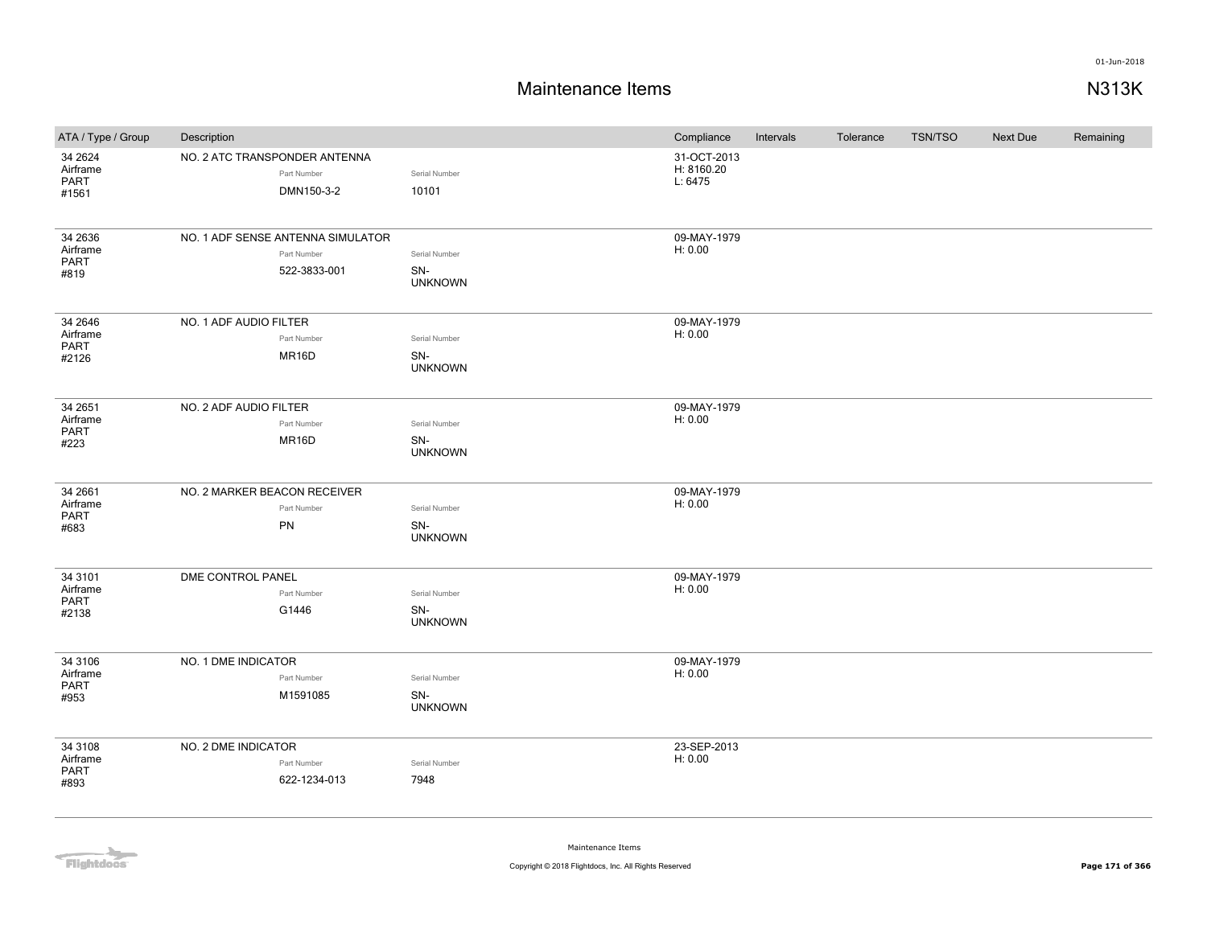# Maintenance Items

N313K

| ATA / Type / Group | Description | Part Number | Serial Number | Compliance | Intervals | Tolerance | TSN/TSO | Next Due | Remaining |
|---|---|---|---|---|---|---|---|---|---|
| 34 2624 Airframe PART #1561 | NO. 2 ATC TRANSPONDER ANTENNA | DMN150-3-2 | 10101 | 31-OCT-2013 H: 8160.20 L: 6475 | | | | | |
| 34 2636 Airframe PART #819 | NO. 1 ADF SENSE ANTENNA SIMULATOR | 522-3833-001 | SN-UNKNOWN | 09-MAY-1979 H: 0.00 | | | | | |
| 34 2646 Airframe PART #2126 | NO. 1 ADF AUDIO FILTER | MR16D | SN-UNKNOWN | 09-MAY-1979 H: 0.00 | | | | | |
| 34 2651 Airframe PART #223 | NO. 2 ADF AUDIO FILTER | MR16D | SN-UNKNOWN | 09-MAY-1979 H: 0.00 | | | | | |
| 34 2661 Airframe PART #683 | NO. 2 MARKER BEACON RECEIVER | PN | SN-UNKNOWN | 09-MAY-1979 H: 0.00 | | | | | |
| 34 3101 Airframe PART #2138 | DME CONTROL PANEL | G1446 | SN-UNKNOWN | 09-MAY-1979 H: 0.00 | | | | | |
| 34 3106 Airframe PART #953 | NO. 1 DME INDICATOR | M1591085 | SN-UNKNOWN | 09-MAY-1979 H: 0.00 | | | | | |
| 34 3108 Airframe PART #893 | NO. 2 DME INDICATOR | 622-1234-013 | 7948 | 23-SEP-2013 H: 0.00 | | | | | |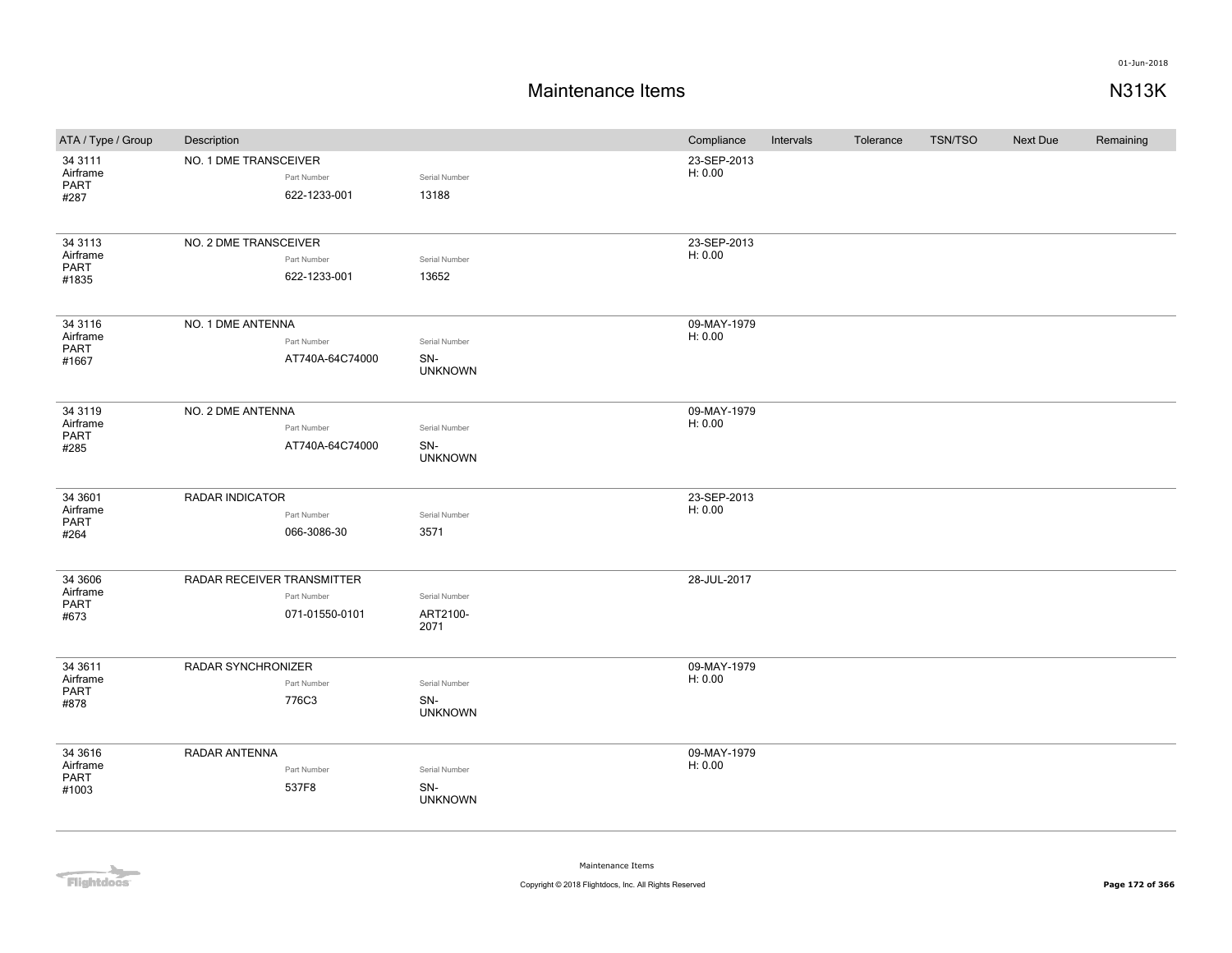# Maintenance Items

N313K

| ATA / Type / Group | Description | | | Compliance | Intervals | Tolerance | TSN/TSO | Next Due | Remaining |
|---|---|---|---|---|---|---|---|---|---|
| 34 3111 Airframe PART #287 | NO. 1 DME TRANSCEIVER | Part Number 622-1233-001 | Serial Number 13188 | 23-SEP-2013 H: 0.00 | | | | | |
| 34 3113 Airframe PART #1835 | NO. 2 DME TRANSCEIVER | Part Number 622-1233-001 | Serial Number 13652 | 23-SEP-2013 H: 0.00 | | | | | |
| 34 3116 Airframe PART #1667 | NO. 1 DME ANTENNA | Part Number AT740A-64C74000 | Serial Number SN-UNKNOWN | 09-MAY-1979 H: 0.00 | | | | | |
| 34 3119 Airframe PART #285 | NO. 2 DME ANTENNA | Part Number AT740A-64C74000 | Serial Number SN-UNKNOWN | 09-MAY-1979 H: 0.00 | | | | | |
| 34 3601 Airframe PART #264 | RADAR INDICATOR | Part Number 066-3086-30 | Serial Number 3571 | 23-SEP-2013 H: 0.00 | | | | | |
| 34 3606 Airframe PART #673 | RADAR RECEIVER TRANSMITTER | Part Number 071-01550-0101 | Serial Number ART2100-2071 | 28-JUL-2017 | | | | | |
| 34 3611 Airframe PART #878 | RADAR SYNCHRONIZER | Part Number 776C3 | Serial Number SN-UNKNOWN | 09-MAY-1979 H: 0.00 | | | | | |
| 34 3616 Airframe PART #1003 | RADAR ANTENNA | Part Number 537F8 | Serial Number SN-UNKNOWN | 09-MAY-1979 H: 0.00 | | | | | |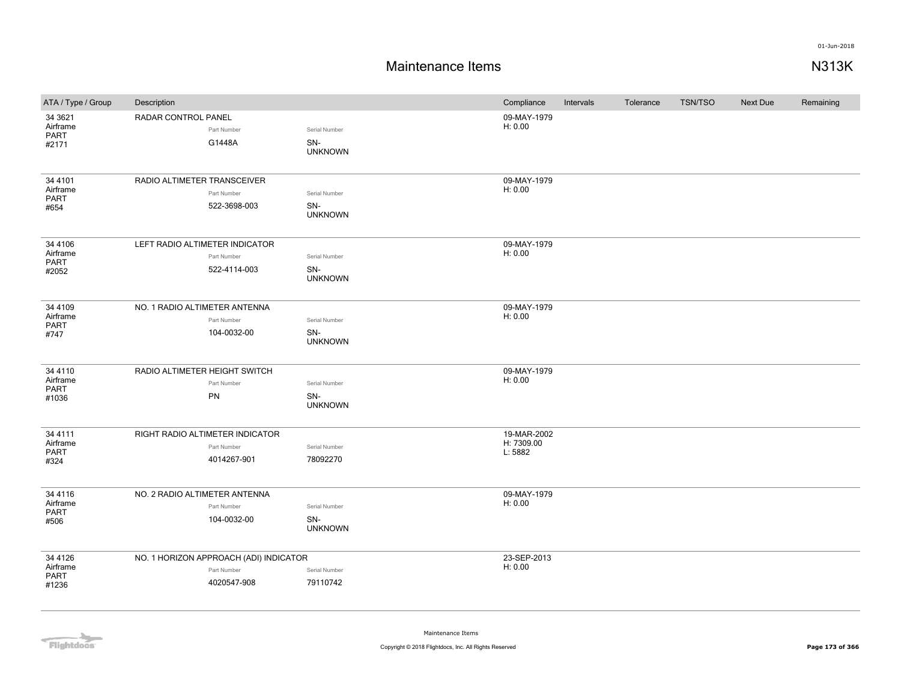# Maintenance Items

N313K

| ATA / Type / Group | Description | Part Number | Serial Number | Compliance | Intervals | Tolerance | TSN/TSO | Next Due | Remaining |
|---|---|---|---|---|---|---|---|---|---|
| 34 3621 Airframe PART #2171 | RADAR CONTROL PANEL | G1448A | SN-UNKNOWN | 09-MAY-1979 H: 0.00 | | | | | |
| 34 4101 Airframe PART #654 | RADIO ALTIMETER TRANSCEIVER | 522-3698-003 | SN-UNKNOWN | 09-MAY-1979 H: 0.00 | | | | | |
| 34 4106 Airframe PART #2052 | LEFT RADIO ALTIMETER INDICATOR | 522-4114-003 | SN-UNKNOWN | 09-MAY-1979 H: 0.00 | | | | | |
| 34 4109 Airframe PART #747 | NO. 1 RADIO ALTIMETER ANTENNA | 104-0032-00 | SN-UNKNOWN | 09-MAY-1979 H: 0.00 | | | | | |
| 34 4110 Airframe PART #1036 | RADIO ALTIMETER HEIGHT SWITCH | PN | SN-UNKNOWN | 09-MAY-1979 H: 0.00 | | | | | |
| 34 4111 Airframe PART #324 | RIGHT RADIO ALTIMETER INDICATOR | 4014267-901 | 78092270 | 19-MAR-2002 H: 7309.00 L: 5882 | | | | | |
| 34 4116 Airframe PART #506 | NO. 2 RADIO ALTIMETER ANTENNA | 104-0032-00 | SN-UNKNOWN | 09-MAY-1979 H: 0.00 | | | | | |
| 34 4126 Airframe PART #1236 | NO. 1 HORIZON APPROACH (ADI) INDICATOR | 4020547-908 | 79110742 | 23-SEP-2013 H: 0.00 | | | | | |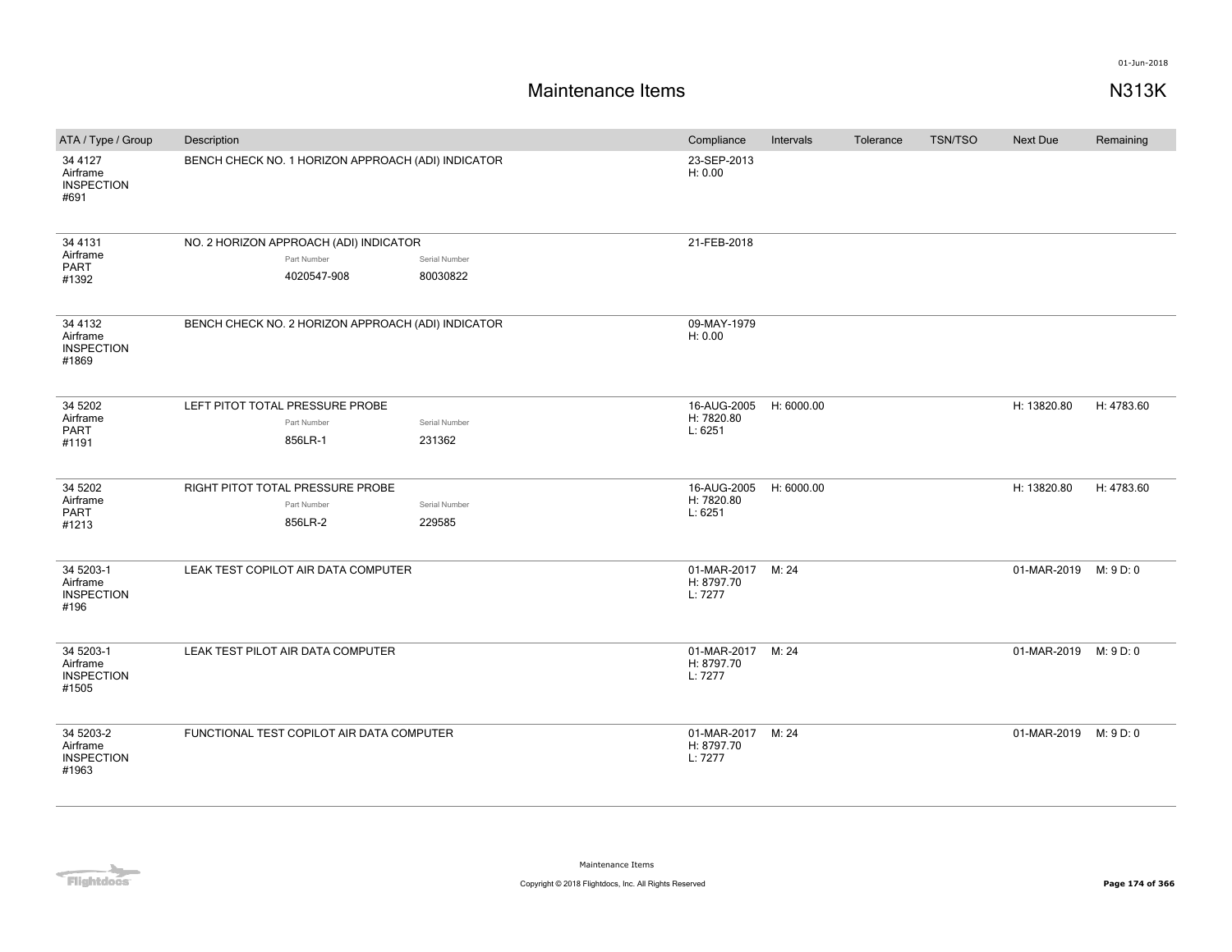# Maintenance Items

01-Jun-2018

N313K

| ATA / Type / Group | Description | Compliance | Intervals | Tolerance | TSN/TSO | Next Due | Remaining |
|---|---|---|---|---|---|---|---|
| 34 4127 Airframe INSPECTION #691 | BENCH CHECK NO. 1 HORIZON APPROACH (ADI) INDICATOR | 23-SEP-2013 H: 0.00 | | | | | |
| 34 4131 Airframe PART #1392 | NO. 2 HORIZON APPROACH (ADI) INDICATOR Part Number: 4020547-908 Serial Number: 80030822 | 21-FEB-2018 | | | | | |
| 34 4132 Airframe INSPECTION #1869 | BENCH CHECK NO. 2 HORIZON APPROACH (ADI) INDICATOR | 09-MAY-1979 H: 0.00 | | | | | |
| 34 5202 Airframe PART #1191 | LEFT PITOT TOTAL PRESSURE PROBE Part Number: 856LR-1 Serial Number: 231362 | 16-AUG-2005 H: 7820.80 L: 6251 | H: 6000.00 | | | H: 13820.80 | H: 4783.60 |
| 34 5202 Airframe PART #1213 | RIGHT PITOT TOTAL PRESSURE PROBE Part Number: 856LR-2 Serial Number: 229585 | 16-AUG-2005 H: 7820.80 L: 6251 | H: 6000.00 | | | H: 13820.80 | H: 4783.60 |
| 34 5203-1 Airframe INSPECTION #196 | LEAK TEST COPILOT AIR DATA COMPUTER | 01-MAR-2017 H: 8797.70 L: 7277 | M: 24 | | | 01-MAR-2019 | M: 9 D: 0 |
| 34 5203-1 Airframe INSPECTION #1505 | LEAK TEST PILOT AIR DATA COMPUTER | 01-MAR-2017 H: 8797.70 L: 7277 | M: 24 | | | 01-MAR-2019 | M: 9 D: 0 |
| 34 5203-2 Airframe INSPECTION #1963 | FUNCTIONAL TEST COPILOT AIR DATA COMPUTER | 01-MAR-2017 H: 8797.70 L: 7277 | M: 24 | | | 01-MAR-2019 | M: 9 D: 0 |

Maintenance Items

Copyright © 2018 Flightdocs, Inc. All Rights Reserved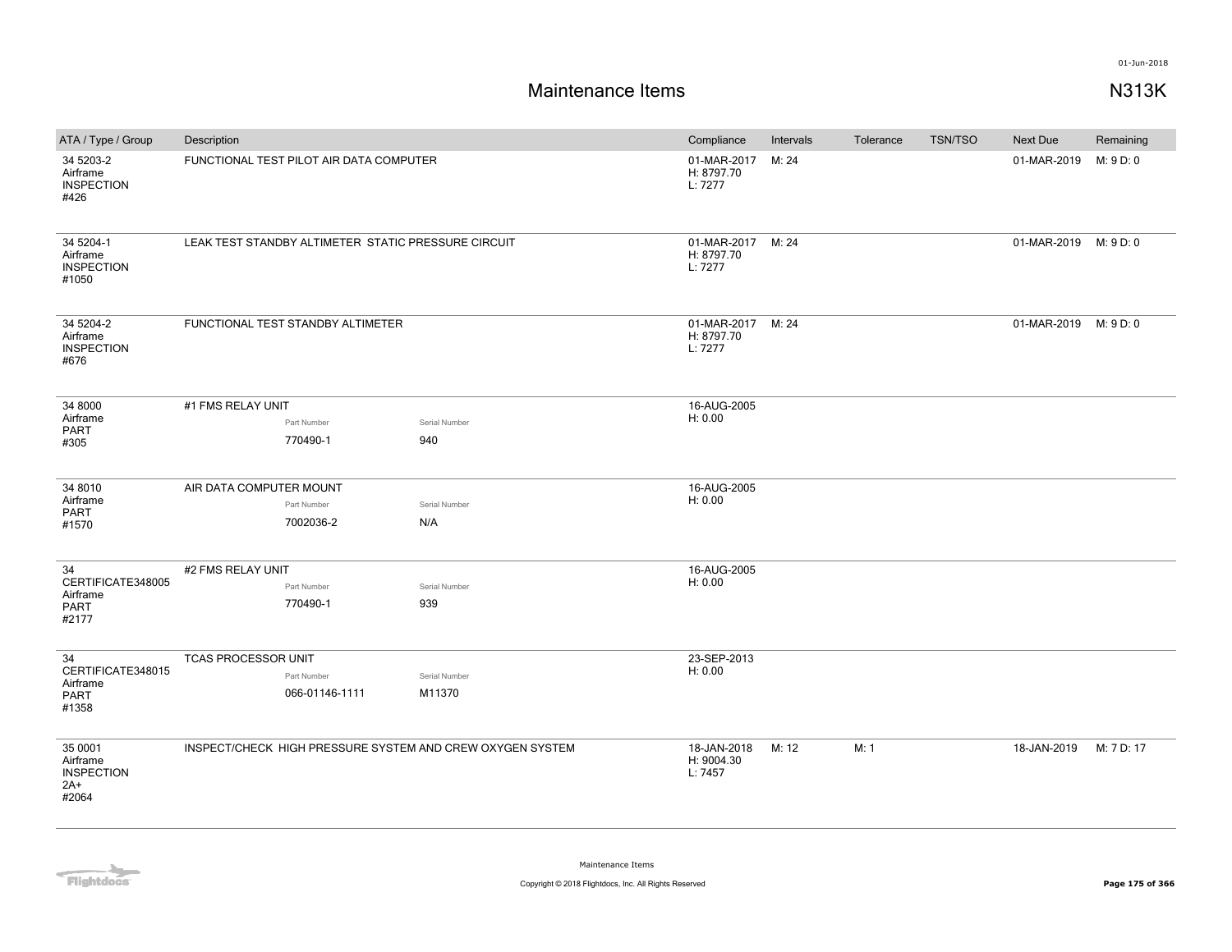# Maintenance Items

N313K

| ATA / Type / Group | Description | Compliance | Intervals | Tolerance | TSN/TSO | Next Due | Remaining |
| --- | --- | --- | --- | --- | --- | --- | --- |
| 34 5203-2 Airframe INSPECTION #426 | FUNCTIONAL TEST PILOT AIR DATA COMPUTER | 01-MAR-2017 H: 8797.70 L: 7277 | M: 24 | | | 01-MAR-2019 | M: 9 D: 0 |
| 34 5204-1 Airframe INSPECTION #1050 | LEAK TEST STANDBY ALTIMETER STATIC PRESSURE CIRCUIT | 01-MAR-2017 H: 8797.70 L: 7277 | M: 24 | | | 01-MAR-2019 | M: 9 D: 0 |
| 34 5204-2 Airframe INSPECTION #676 | FUNCTIONAL TEST STANDBY ALTIMETER | 01-MAR-2017 H: 8797.70 L: 7277 | M: 24 | | | 01-MAR-2019 | M: 9 D: 0 |
| 34 8000 Airframe PART #305 | #1 FMS RELAY UNIT Part Number: 770490-1 Serial Number: 940 | 16-AUG-2005 H: 0.00 | | | | | |
| 34 8010 Airframe PART #1570 | AIR DATA COMPUTER MOUNT Part Number: 7002036-2 Serial Number: N/A | 16-AUG-2005 H: 0.00 | | | | | |
| 34 CERTIFICATE348005 Airframe PART #2177 | #2 FMS RELAY UNIT Part Number: 770490-1 Serial Number: 939 | 16-AUG-2005 H: 0.00 | | | | | |
| 34 CERTIFICATE348015 Airframe PART #1358 | TCAS PROCESSOR UNIT Part Number: 066-01146-1111 Serial Number: M11370 | 23-SEP-2013 H: 0.00 | | | | | |
| 35 0001 Airframe INSPECTION 2A+ #2064 | INSPECT/CHECK HIGH PRESSURE SYSTEM AND CREW OXYGEN SYSTEM | 18-JAN-2018 H: 9004.30 L: 7457 | M: 12 | M: 1 | | 18-JAN-2019 | M: 7 D: 17 |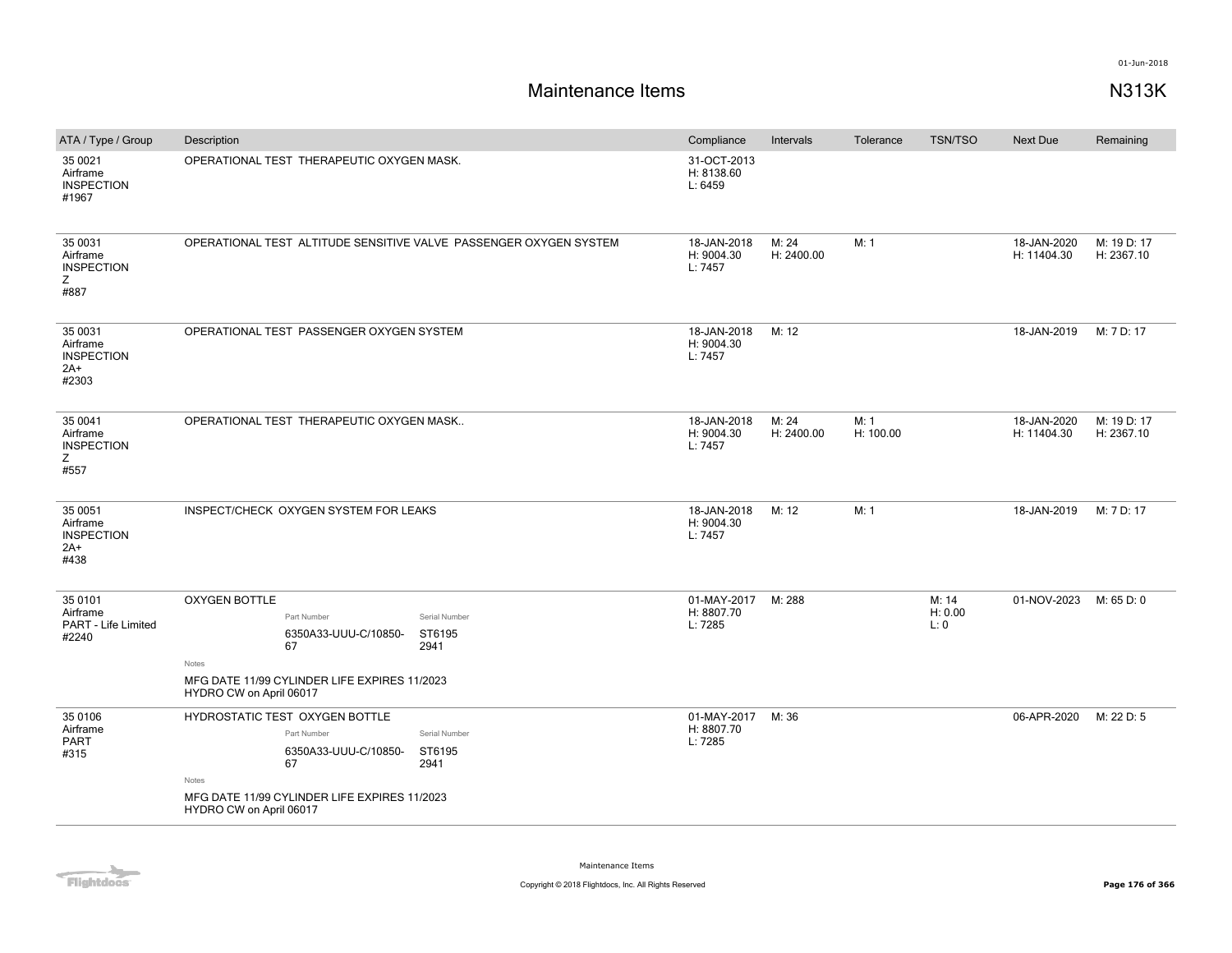01-Jun-2018

# Maintenance Items

## N313K

| ATA / Type / Group | Description | Compliance | Intervals | Tolerance | TSN/TSO | Next Due | Remaining |
|---|---|---|---|---|---|---|---|
| 35 0021<br>Airframe<br>INSPECTION<br>#1967 | OPERATIONAL TEST THERAPEUTIC OXYGEN MASK. | 31-OCT-2013<br>H: 8138.60<br>L: 6459 | | | | | |
| 35 0031<br>Airframe<br>INSPECTION<br>Z<br>#887 | OPERATIONAL TEST ALTITUDE SENSITIVE VALVE PASSENGER OXYGEN SYSTEM | 18-JAN-2018<br>H: 9004.30<br>L: 7457 | M: 24<br>H: 2400.00 | M: 1 | | 18-JAN-2020<br>H: 11404.30 | M: 19 D: 17<br>H: 2367.10 |
| 35 0031<br>Airframe<br>INSPECTION<br>2A+<br>#2303 | OPERATIONAL TEST PASSENGER OXYGEN SYSTEM | 18-JAN-2018<br>H: 9004.30<br>L: 7457 | M: 12 | | | 18-JAN-2019 | M: 7 D: 17 |
| 35 0041<br>Airframe<br>INSPECTION<br>Z<br>#557 | OPERATIONAL TEST THERAPEUTIC OXYGEN MASK.. | 18-JAN-2018<br>H: 9004.30<br>L: 7457 | M: 24<br>H: 2400.00 | M: 1<br>H: 100.00 | | 18-JAN-2020<br>H: 11404.30 | M: 19 D: 17<br>H: 2367.10 |
| 35 0051<br>Airframe<br>INSPECTION<br>2A+<br>#438 | INSPECT/CHECK OXYGEN SYSTEM FOR LEAKS | 18-JAN-2018<br>H: 9004.30<br>L: 7457 | M: 12 | M: 1 | | 18-JAN-2019 | M: 7 D: 17 |
| 35 0101<br>Airframe<br>PART - Life Limited<br>#2240 | OXYGEN BOTTLE<br>Part Number: 6350A33-UUU-C/10850-67<br>Serial Number: ST6195 2941<br>Notes<br>MFG DATE 11/99 CYLINDER LIFE EXPIRES 11/2023<br>HYDRO CW on April 06017 | 01-MAY-2017<br>H: 8807.70<br>L: 7285 | M: 288 | | M: 14<br>H: 0.00<br>L: 0 | 01-NOV-2023 | M: 65 D: 0 |
| 35 0106<br>Airframe<br>PART<br>#315 | HYDROSTATIC TEST OXYGEN BOTTLE<br>Part Number: 6350A33-UUU-C/10850-67<br>Serial Number: ST6195 2941<br>Notes<br>MFG DATE 11/99 CYLINDER LIFE EXPIRES 11/2023<br>HYDRO CW on April 06017 | 01-MAY-2017<br>H: 8807.70<br>L: 7285 | M: 36 | | | 06-APR-2020 | M: 22 D: 5 |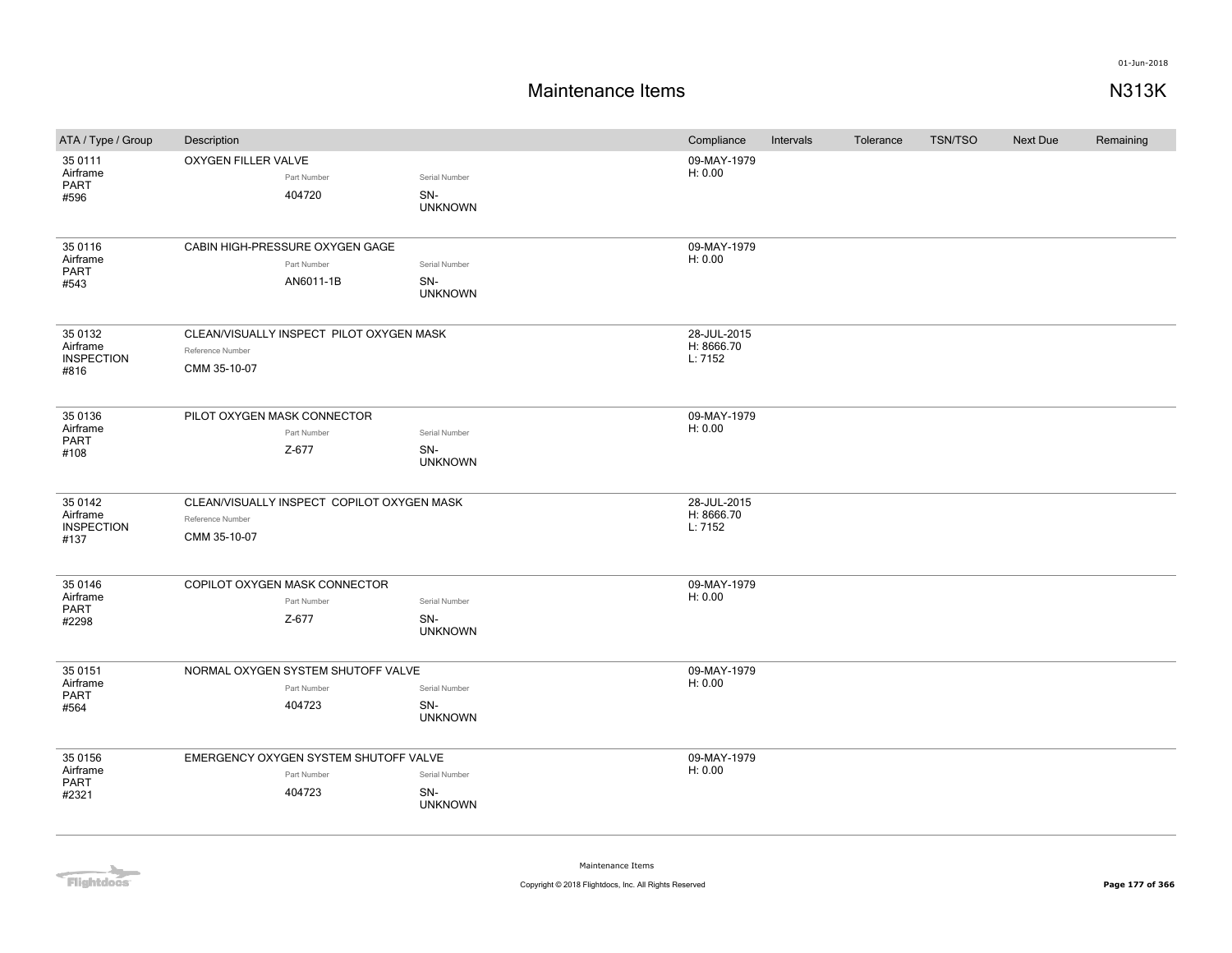# Maintenance Items

N313K

| ATA / Type / Group | Description | Compliance | Intervals | Tolerance | TSN/TSO | Next Due | Remaining |
|---|---|---|---|---|---|---|---|
| 35 0111 Airframe PART #596 | OXYGEN FILLER VALVE<br>Part Number: 404720<br>Serial Number: SN-UNKNOWN | 09-MAY-1979<br>H: 0.00 | | | | | |
| 35 0116 Airframe PART #543 | CABIN HIGH-PRESSURE OXYGEN GAGE<br>Part Number: AN6011-1B<br>Serial Number: SN-UNKNOWN | 09-MAY-1979<br>H: 0.00 | | | | | |
| 35 0132 Airframe INSPECTION #816 | CLEAN/VISUALLY INSPECT PILOT OXYGEN MASK<br>Reference Number: CMM 35-10-07 | 28-JUL-2015<br>H: 8666.70<br>L: 7152 | | | | | |
| 35 0136 Airframe PART #108 | PILOT OXYGEN MASK CONNECTOR<br>Part Number: Z-677<br>Serial Number: SN-UNKNOWN | 09-MAY-1979<br>H: 0.00 | | | | | |
| 35 0142 Airframe INSPECTION #137 | CLEAN/VISUALLY INSPECT COPILOT OXYGEN MASK<br>Reference Number: CMM 35-10-07 | 28-JUL-2015<br>H: 8666.70<br>L: 7152 | | | | | |
| 35 0146 Airframe PART #2298 | COPILOT OXYGEN MASK CONNECTOR<br>Part Number: Z-677<br>Serial Number: SN-UNKNOWN | 09-MAY-1979<br>H: 0.00 | | | | | |
| 35 0151 Airframe PART #564 | NORMAL OXYGEN SYSTEM SHUTOFF VALVE<br>Part Number: 404723<br>Serial Number: SN-UNKNOWN | 09-MAY-1979<br>H: 0.00 | | | | | |
| 35 0156 Airframe PART #2321 | EMERGENCY OXYGEN SYSTEM SHUTOFF VALVE<br>Part Number: 404723<br>Serial Number: SN-UNKNOWN | 09-MAY-1979<br>H: 0.00 | | | | | |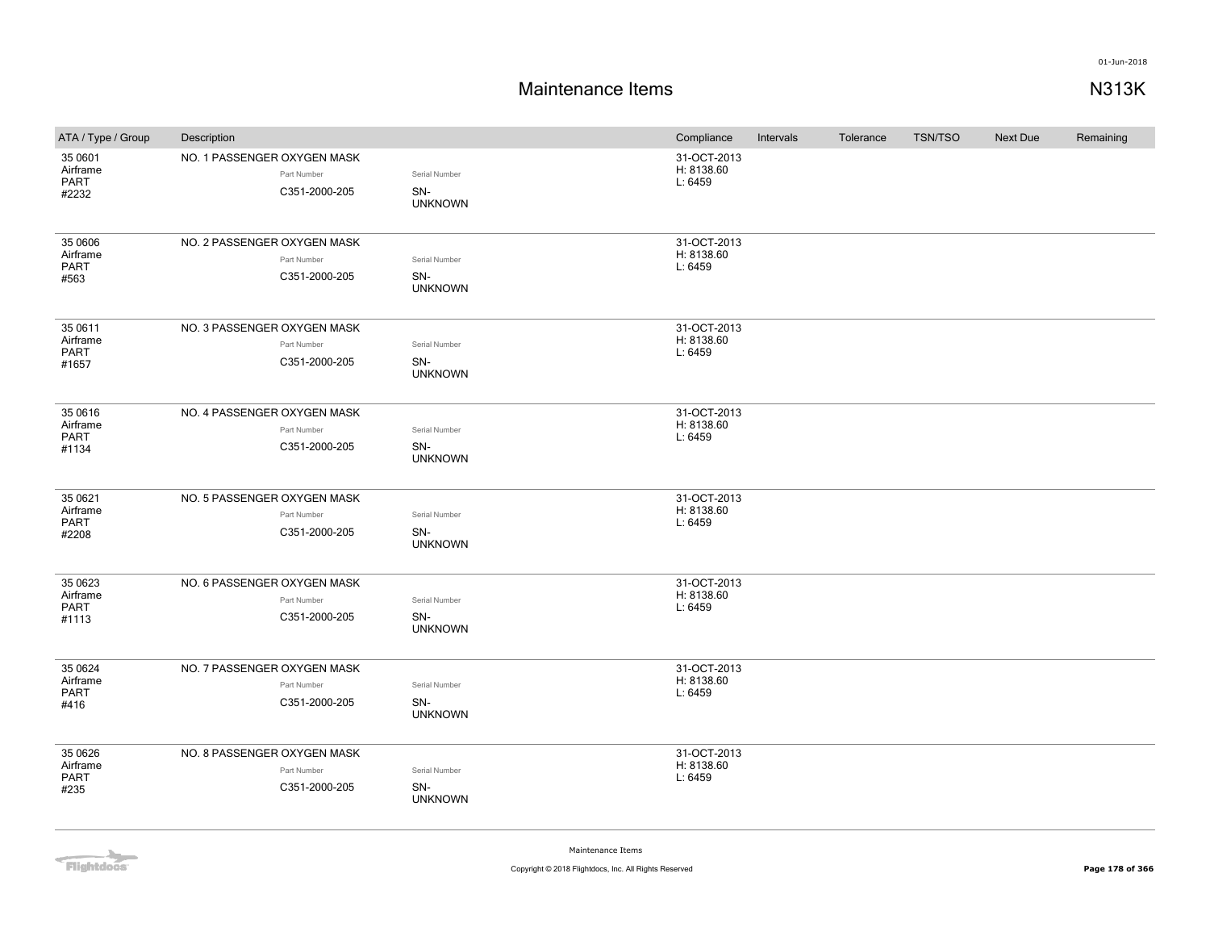# Maintenance Items

N313K

| ATA / Type / Group | Description | | | Compliance | Intervals | Tolerance | TSN/TSO | Next Due | Remaining |
|---|---|---|---|---|---|---|---|---|---|
| 35 0601 Airframe PART #2232 | NO. 1 PASSENGER OXYGEN MASK | Part Number C351-2000-205 | Serial Number SN-UNKNOWN | 31-OCT-2013 H: 8138.60 L: 6459 | | | | | |
| 35 0606 Airframe PART #563 | NO. 2 PASSENGER OXYGEN MASK | Part Number C351-2000-205 | Serial Number SN-UNKNOWN | 31-OCT-2013 H: 8138.60 L: 6459 | | | | | |
| 35 0611 Airframe PART #1657 | NO. 3 PASSENGER OXYGEN MASK | Part Number C351-2000-205 | Serial Number SN-UNKNOWN | 31-OCT-2013 H: 8138.60 L: 6459 | | | | | |
| 35 0616 Airframe PART #1134 | NO. 4 PASSENGER OXYGEN MASK | Part Number C351-2000-205 | Serial Number SN-UNKNOWN | 31-OCT-2013 H: 8138.60 L: 6459 | | | | | |
| 35 0621 Airframe PART #2208 | NO. 5 PASSENGER OXYGEN MASK | Part Number C351-2000-205 | Serial Number SN-UNKNOWN | 31-OCT-2013 H: 8138.60 L: 6459 | | | | | |
| 35 0623 Airframe PART #1113 | NO. 6 PASSENGER OXYGEN MASK | Part Number C351-2000-205 | Serial Number SN-UNKNOWN | 31-OCT-2013 H: 8138.60 L: 6459 | | | | | |
| 35 0624 Airframe PART #416 | NO. 7 PASSENGER OXYGEN MASK | Part Number C351-2000-205 | Serial Number SN-UNKNOWN | 31-OCT-2013 H: 8138.60 L: 6459 | | | | | |
| 35 0626 Airframe PART #235 | NO. 8 PASSENGER OXYGEN MASK | Part Number C351-2000-205 | Serial Number SN-UNKNOWN | 31-OCT-2013 H: 8138.60 L: 6459 | | | | | |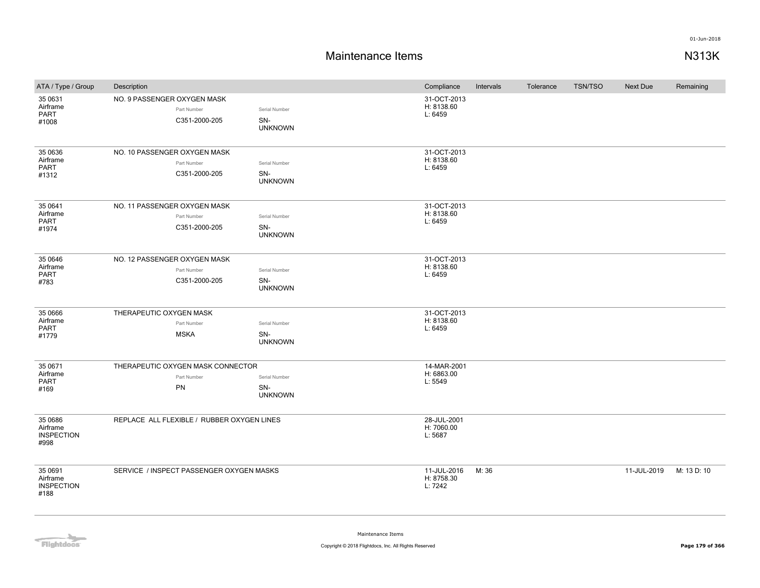# Maintenance Items

N313K

| ATA / Type / Group | Description | Compliance | Intervals | Tolerance | TSN/TSO | Next Due | Remaining |
|---|---|---|---|---|---|---|---|
| 35 0631 Airframe PART #1008 | NO. 9 PASSENGER OXYGEN MASK<br>Part Number: C351-2000-205<br>Serial Number: SN-UNKNOWN | 31-OCT-2013 H: 8138.60 L: 6459 | | | | | |
| 35 0636 Airframe PART #1312 | NO. 10 PASSENGER OXYGEN MASK<br>Part Number: C351-2000-205<br>Serial Number: SN-UNKNOWN | 31-OCT-2013 H: 8138.60 L: 6459 | | | | | |
| 35 0641 Airframe PART #1974 | NO. 11 PASSENGER OXYGEN MASK<br>Part Number: C351-2000-205<br>Serial Number: SN-UNKNOWN | 31-OCT-2013 H: 8138.60 L: 6459 | | | | | |
| 35 0646 Airframe PART #783 | NO. 12 PASSENGER OXYGEN MASK<br>Part Number: C351-2000-205<br>Serial Number: SN-UNKNOWN | 31-OCT-2013 H: 8138.60 L: 6459 | | | | | |
| 35 0666 Airframe PART #1779 | THERAPEUTIC OXYGEN MASK<br>Part Number: MSKA<br>Serial Number: SN-UNKNOWN | 31-OCT-2013 H: 8138.60 L: 6459 | | | | | |
| 35 0671 Airframe PART #169 | THERAPEUTIC OXYGEN MASK CONNECTOR<br>Part Number: PN<br>Serial Number: SN-UNKNOWN | 14-MAR-2001 H: 6863.00 L: 5549 | | | | | |
| 35 0686 Airframe INSPECTION #998 | REPLACE ALL FLEXIBLE / RUBBER OXYGEN LINES | 28-JUL-2001 H: 7060.00 L: 5687 | | | | | |
| 35 0691 Airframe INSPECTION #188 | SERVICE / INSPECT PASSENGER OXYGEN MASKS | 11-JUL-2016 H: 8758.30 L: 7242 | M: 36 | | | 11-JUL-2019 | M: 13 D: 10 |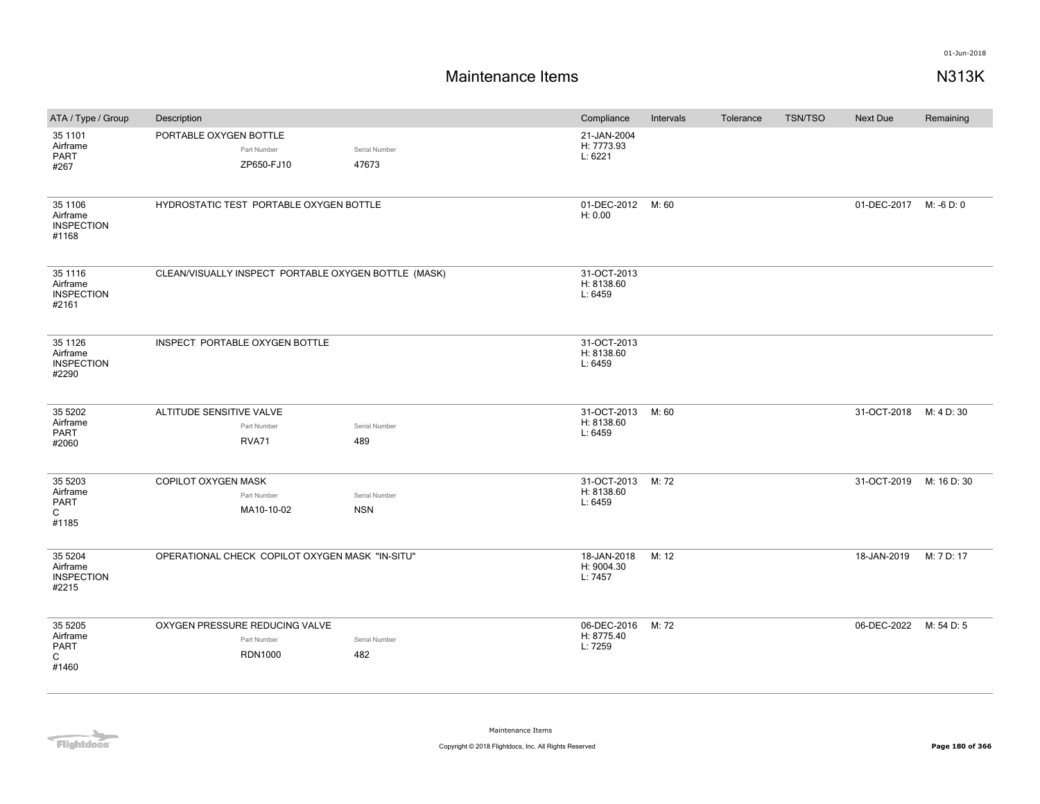# Maintenance Items

N313K

| ATA / Type / Group | Description | Compliance | Intervals | Tolerance | TSN/TSO | Next Due | Remaining |
|---|---|---|---|---|---|---|---|
| 35 1101 Airframe PART #267 | PORTABLE OXYGEN BOTTLE<br>Part Number: ZP650-FJ10<br>Serial Number: 47673 | 21-JAN-2004<br>H: 7773.93<br>L: 6221 | | | | | |
| 35 1106 Airframe INSPECTION #1168 | HYDROSTATIC TEST PORTABLE OXYGEN BOTTLE | 01-DEC-2012<br>H: 0.00 | M: 60 | | | 01-DEC-2017 | M: -6 D: 0 |
| 35 1116 Airframe INSPECTION #2161 | CLEAN/VISUALLY INSPECT PORTABLE OXYGEN BOTTLE (MASK) | 31-OCT-2013<br>H: 8138.60<br>L: 6459 | | | | | |
| 35 1126 Airframe INSPECTION #2290 | INSPECT PORTABLE OXYGEN BOTTLE | 31-OCT-2013<br>H: 8138.60<br>L: 6459 | | | | | |
| 35 5202 Airframe PART #2060 | ALTITUDE SENSITIVE VALVE<br>Part Number: RVA71<br>Serial Number: 489 | 31-OCT-2013<br>H: 8138.60<br>L: 6459 | M: 60 | | | 31-OCT-2018 | M: 4 D: 30 |
| 35 5203 Airframe PART C #1185 | COPILOT OXYGEN MASK<br>Part Number: MA10-10-02<br>Serial Number: NSN | 31-OCT-2013<br>H: 8138.60<br>L: 6459 | M: 72 | | | 31-OCT-2019 | M: 16 D: 30 |
| 35 5204 Airframe INSPECTION #2215 | OPERATIONAL CHECK COPILOT OXYGEN MASK "IN-SITU" | 18-JAN-2018<br>H: 9004.30<br>L: 7457 | M: 12 | | | 18-JAN-2019 | M: 7 D: 17 |
| 35 5205 Airframe PART C #1460 | OXYGEN PRESSURE REDUCING VALVE<br>Part Number: RDN1000<br>Serial Number: 482 | 06-DEC-2016<br>H: 8775.40<br>L: 7259 | M: 72 | | | 06-DEC-2022 | M: 54 D: 5 |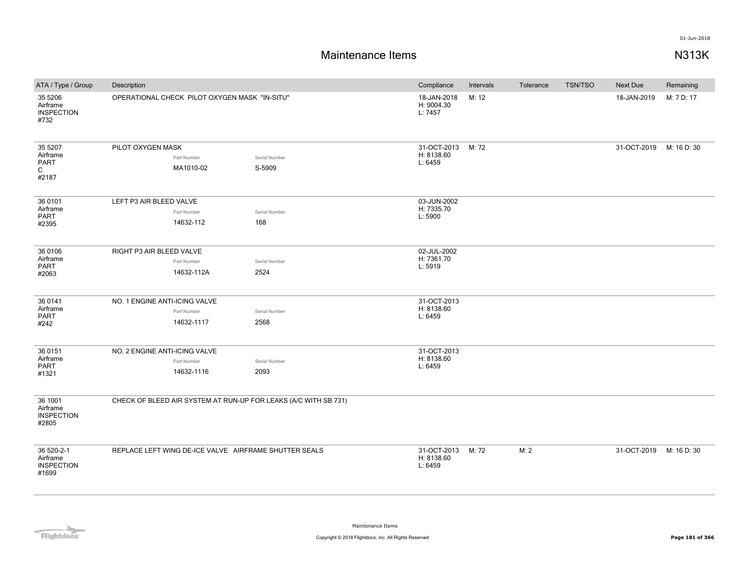# Maintenance Items

**N313K**

| ATA / Type / Group | Description | Compliance | Intervals | Tolerance | TSN/TSO | Next Due | Remaining |
|---|---|---|---|---|---|---|---|
| 35 5206 Airframe INSPECTION #732 | OPERATIONAL CHECK PILOT OXYGEN MASK "IN-SITU" | 18-JAN-2018 H: 9004.30 L: 7457 | M: 12 | | | 18-JAN-2019 | M: 7 D: 17 |
| 35 5207 Airframe PART C #2187 | PILOT OXYGEN MASK<br>Part Number: MA1010-02<br>Serial Number: S-5909 | 31-OCT-2013 H: 8138.60 L: 6459 | M: 72 | | | 31-OCT-2019 | M: 16 D: 30 |
| 36 0101 Airframe PART #2395 | LEFT P3 AIR BLEED VALVE<br>Part Number: 14632-112<br>Serial Number: 168 | 03-JUN-2002 H: 7335.70 L: 5900 | | | | | |
| 36 0106 Airframe PART #2063 | RIGHT P3 AIR BLEED VALVE<br>Part Number: 14632-112A<br>Serial Number: 2524 | 02-JUL-2002 H: 7361.70 L: 5919 | | | | | |
| 36 0141 Airframe PART #242 | NO. 1 ENGINE ANTI-ICING VALVE<br>Part Number: 14632-1117<br>Serial Number: 2568 | 31-OCT-2013 H: 8138.60 L: 6459 | | | | | |
| 36 0151 Airframe PART #1321 | NO. 2 ENGINE ANTI-ICING VALVE<br>Part Number: 14632-1116<br>Serial Number: 2093 | 31-OCT-2013 H: 8138.60 L: 6459 | | | | | |
| 36 1001 Airframe INSPECTION #2805 | CHECK OF BLEED AIR SYSTEM AT RUN-UP FOR LEAKS (A/C WITH SB 731) | | | | | | |
| 36 520-2-1 Airframe INSPECTION #1699 | REPLACE LEFT WING DE-ICE VALVE AIRFRAME SHUTTER SEALS | 31-OCT-2013 H: 8138.60 L: 6459 | M: 72 | M: 2 | | 31-OCT-2019 | M: 16 D: 30 |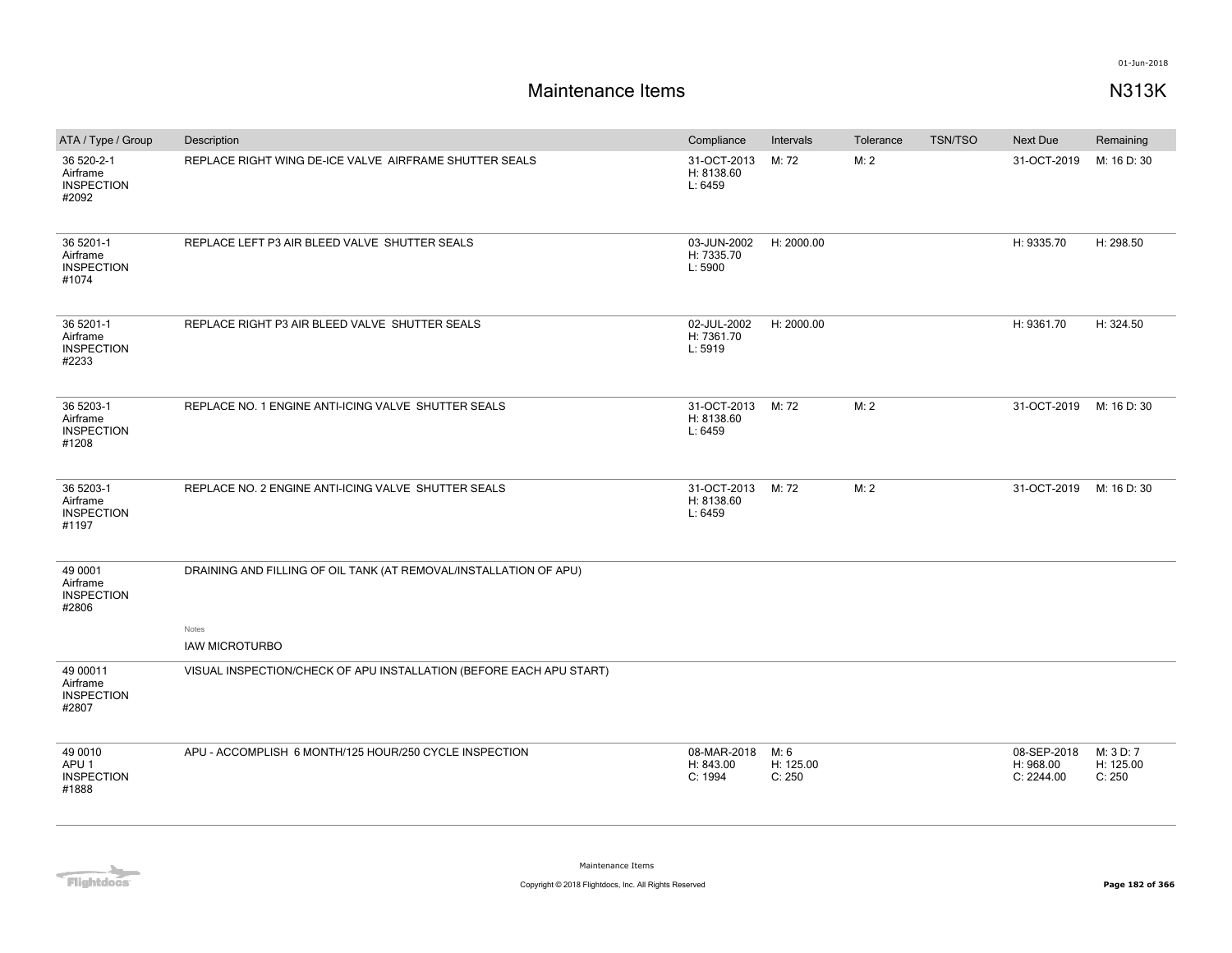# Maintenance Items

N313K

| ATA / Type / Group | Description | Compliance | Intervals | Tolerance | TSN/TSO | Next Due | Remaining |
|---|---|---|---|---|---|---|---|
| 36 520-2-1<br>Airframe<br>INSPECTION<br>#2092 | REPLACE RIGHT WING DE-ICE VALVE AIRFRAME SHUTTER SEALS | 31-OCT-2013<br>H: 8138.60<br>L: 6459 | M: 72 | M: 2 | | 31-OCT-2019 | M: 16 D: 30 |
| 36 5201-1<br>Airframe<br>INSPECTION<br>#1074 | REPLACE LEFT P3 AIR BLEED VALVE SHUTTER SEALS | 03-JUN-2002<br>H: 7335.70<br>L: 5900 | H: 2000.00 | | | H: 9335.70 | H: 298.50 |
| 36 5201-1<br>Airframe<br>INSPECTION<br>#2233 | REPLACE RIGHT P3 AIR BLEED VALVE SHUTTER SEALS | 02-JUL-2002<br>H: 7361.70<br>L: 5919 | H: 2000.00 | | | H: 9361.70 | H: 324.50 |
| 36 5203-1<br>Airframe<br>INSPECTION<br>#1208 | REPLACE NO. 1 ENGINE ANTI-ICING VALVE SHUTTER SEALS | 31-OCT-2013<br>H: 8138.60<br>L: 6459 | M: 72 | M: 2 | | 31-OCT-2019 | M: 16 D: 30 |
| 36 5203-1<br>Airframe<br>INSPECTION<br>#1197 | REPLACE NO. 2 ENGINE ANTI-ICING VALVE SHUTTER SEALS | 31-OCT-2013<br>H: 8138.60<br>L: 6459 | M: 72 | M: 2 | | 31-OCT-2019 | M: 16 D: 30 |
| 49 0001<br>Airframe<br>INSPECTION<br>#2806 | DRAINING AND FILLING OF OIL TANK (AT REMOVAL/INSTALLATION OF APU)<br><br>Notes<br>IAW MICROTURBO | | | | | | |
| 49 00011<br>Airframe<br>INSPECTION<br>#2807 | VISUAL INSPECTION/CHECK OF APU INSTALLATION (BEFORE EACH APU START) | | | | | | |
| 49 0010<br>APU 1<br>INSPECTION<br>#1888 | APU - ACCOMPLISH 6 MONTH/125 HOUR/250 CYCLE INSPECTION | 08-MAR-2018<br>H: 843.00<br>C: 1994 | M: 6<br>H: 125.00<br>C: 250 | | | 08-SEP-2018<br>H: 968.00<br>C: 2244.00 | M: 3 D: 7<br>H: 125.00<br>C: 250 |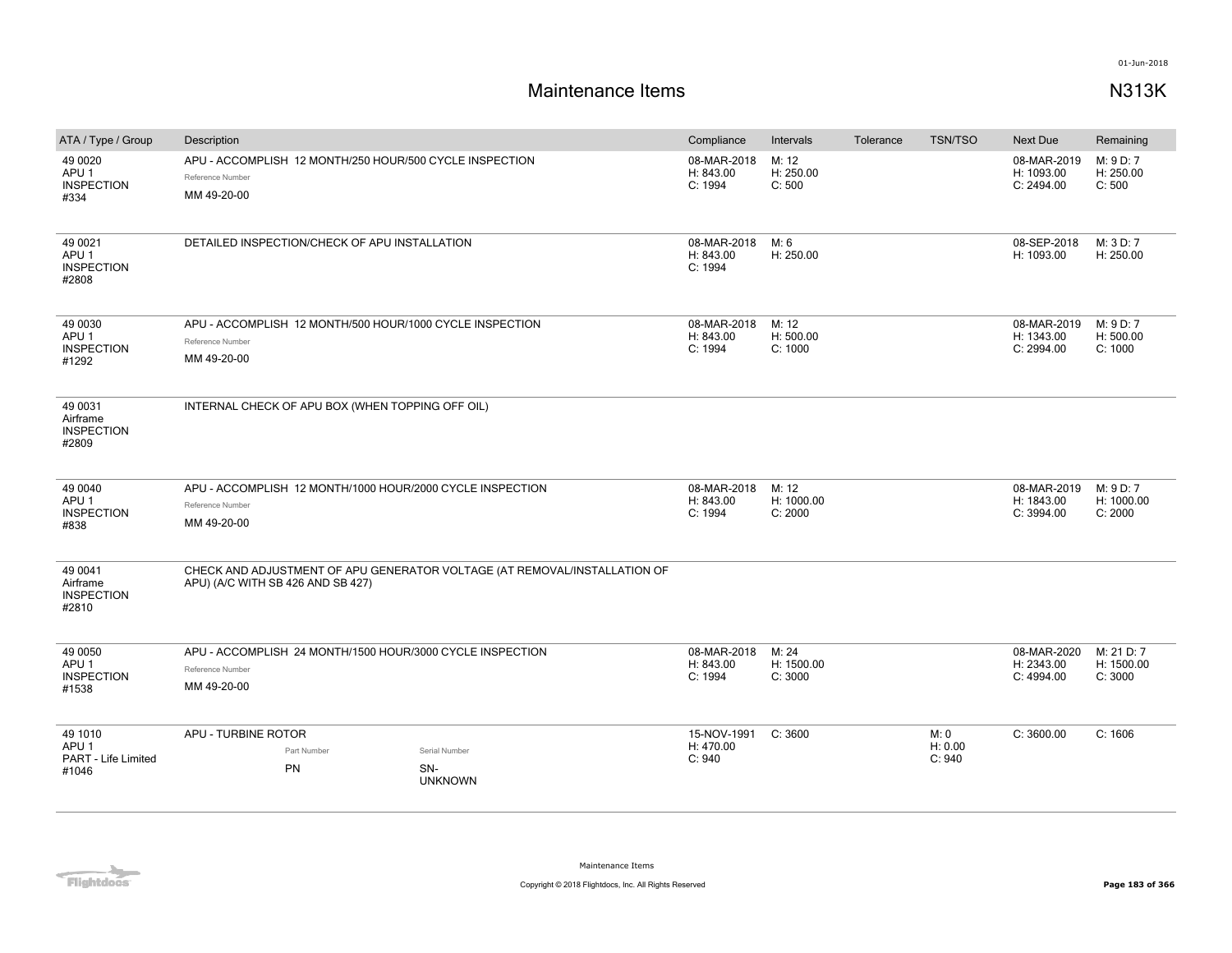# Maintenance Items

N313K

| ATA / Type / Group | Description | Compliance | Intervals | Tolerance | TSN/TSO | Next Due | Remaining |
|---|---|---|---|---|---|---|---|
| 49 0020<br>APU 1<br>INSPECTION<br>#334 | APU - ACCOMPLISH 12 MONTH/250 HOUR/500 CYCLE INSPECTION<br>Reference Number<br>MM 49-20-00 | 08-MAR-2018<br>H: 843.00<br>C: 1994 | M: 12<br>H: 250.00<br>C: 500 | | | 08-MAR-2019<br>H: 1093.00<br>C: 2494.00 | M: 9 D: 7<br>H: 250.00<br>C: 500 |
| 49 0021<br>APU 1<br>INSPECTION<br>#2808 | DETAILED INSPECTION/CHECK OF APU INSTALLATION | 08-MAR-2018<br>H: 843.00<br>C: 1994 | M: 6<br>H: 250.00 | | | 08-SEP-2018<br>H: 1093.00 | M: 3 D: 7<br>H: 250.00 |
| 49 0030<br>APU 1<br>INSPECTION<br>#1292 | APU - ACCOMPLISH 12 MONTH/500 HOUR/1000 CYCLE INSPECTION<br>Reference Number<br>MM 49-20-00 | 08-MAR-2018<br>H: 843.00<br>C: 1994 | M: 12<br>H: 500.00<br>C: 1000 | | | 08-MAR-2019<br>H: 1343.00<br>C: 2994.00 | M: 9 D: 7<br>H: 500.00<br>C: 1000 |
| 49 0031<br>Airframe<br>INSPECTION<br>#2809 | INTERNAL CHECK OF APU BOX (WHEN TOPPING OFF OIL) | | | | | | |
| 49 0040<br>APU 1<br>INSPECTION<br>#838 | APU - ACCOMPLISH 12 MONTH/1000 HOUR/2000 CYCLE INSPECTION<br>Reference Number<br>MM 49-20-00 | 08-MAR-2018<br>H: 843.00<br>C: 1994 | M: 12<br>H: 1000.00<br>C: 2000 | | | 08-MAR-2019<br>H: 1843.00<br>C: 3994.00 | M: 9 D: 7<br>H: 1000.00<br>C: 2000 |
| 49 0041<br>Airframe<br>INSPECTION<br>#2810 | CHECK AND ADJUSTMENT OF APU GENERATOR VOLTAGE (AT REMOVAL/INSTALLATION OF APU) (A/C WITH SB 426 AND SB 427) | | | | | | |
| 49 0050<br>APU 1<br>INSPECTION<br>#1538 | APU - ACCOMPLISH 24 MONTH/1500 HOUR/3000 CYCLE INSPECTION<br>Reference Number<br>MM 49-20-00 | 08-MAR-2018<br>H: 843.00<br>C: 1994 | M: 24<br>H: 1500.00<br>C: 3000 | | | 08-MAR-2020<br>H: 2343.00<br>C: 4994.00 | M: 21 D: 7<br>H: 1500.00<br>C: 3000 |
| 49 1010<br>APU 1<br>PART - Life Limited<br>#1046 | APU - TURBINE ROTOR<br>Part Number: PN<br>Serial Number: SN-UNKNOWN | 15-NOV-1991<br>H: 470.00<br>C: 940 | C: 3600 | | M: 0<br>H: 0.00<br>C: 940 | C: 3600.00 | C: 1606 |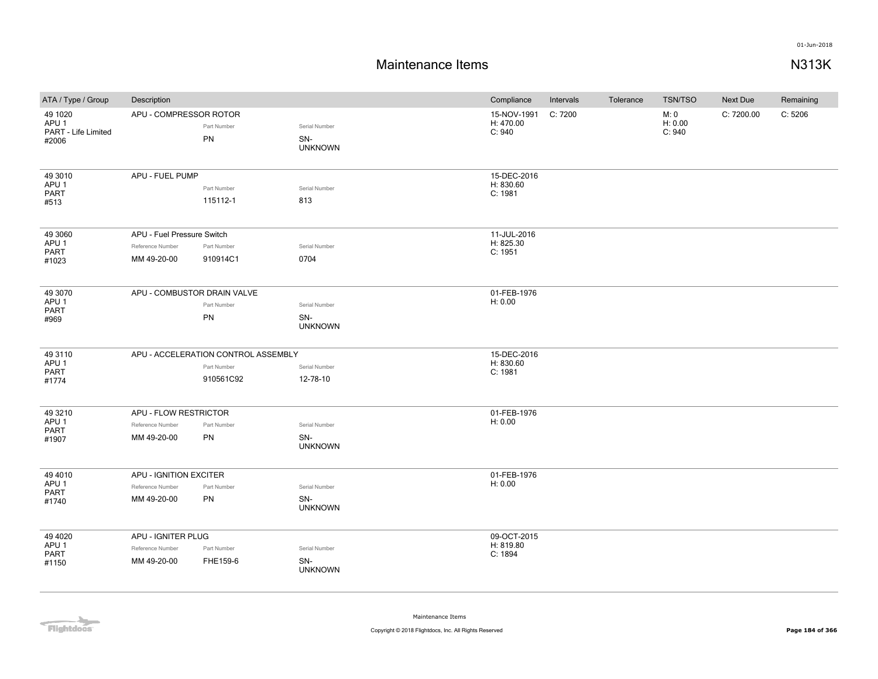# Maintenance Items

## N313K

| ATA / Type / Group | Description | | | Compliance | Intervals | Tolerance | TSN/TSO | Next Due | Remaining |
|---|---|---|---|---|---|---|---|---|---|
| 49 1020<br>APU 1<br>PART - Life Limited<br>#2006 | APU - COMPRESSOR ROTOR | Part Number<br>PN | Serial Number<br>SN-UNKNOWN | 15-NOV-1991<br>H: 470.00<br>C: 940 | C: 7200 | | M: 0<br>H: 0.00<br>C: 940 | C: 7200.00 | C: 5206 |
| 49 3010<br>APU 1<br>PART<br>#513 | APU - FUEL PUMP | Part Number<br>115112-1 | Serial Number<br>813 | 15-DEC-2016<br>H: 830.60<br>C: 1981 | | | | | |
| 49 3060<br>APU 1<br>PART<br>#1023 | APU - Fuel Pressure Switch<br>Reference Number<br>MM 49-20-00 | Part Number<br>910914C1 | Serial Number<br>0704 | 11-JUL-2016<br>H: 825.30<br>C: 1951 | | | | | |
| 49 3070<br>APU 1<br>PART<br>#969 | APU - COMBUSTOR DRAIN VALVE | Part Number<br>PN | Serial Number<br>SN-UNKNOWN | 01-FEB-1976<br>H: 0.00 | | | | | |
| 49 3110<br>APU 1<br>PART<br>#1774 | APU - ACCELERATION CONTROL ASSEMBLY | Part Number<br>910561C92 | Serial Number<br>12-78-10 | 15-DEC-2016<br>H: 830.60<br>C: 1981 | | | | | |
| 49 3210<br>APU 1<br>PART<br>#1907 | APU - FLOW RESTRICTOR<br>Reference Number<br>MM 49-20-00 | Part Number<br>PN | Serial Number<br>SN-UNKNOWN | 01-FEB-1976<br>H: 0.00 | | | | | |
| 49 4010<br>APU 1<br>PART<br>#1740 | APU - IGNITION EXCITER<br>Reference Number<br>MM 49-20-00 | Part Number<br>PN | Serial Number<br>SN-UNKNOWN | 01-FEB-1976<br>H: 0.00 | | | | | |
| 49 4020<br>APU 1<br>PART<br>#1150 | APU - IGNITER PLUG<br>Reference Number<br>MM 49-20-00 | Part Number<br>FHE159-6 | Serial Number<br>SN-UNKNOWN | 09-OCT-2015<br>H: 819.80<br>C: 1894 | | | | | |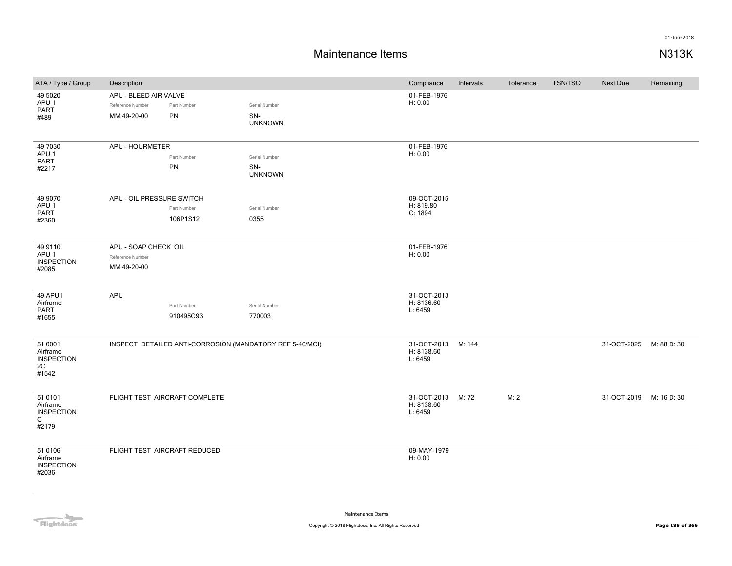# Maintenance Items

01-Jun-2018

N313K

| ATA / Type / Group | Description | Compliance | Intervals | Tolerance | TSN/TSO | Next Due | Remaining |
|---|---|---|---|---|---|---|---|
| 49 5020<br>APU 1<br>PART<br>#489 | APU - BLEED AIR VALVE<br>Reference Number: MM 49-20-00<br>Part Number: PN<br>Serial Number: SN-UNKNOWN | 01-FEB-1976<br>H: 0.00 | | | | | |
| 49 7030<br>APU 1<br>PART<br>#2217 | APU - HOURMETER<br>Part Number: PN<br>Serial Number: SN-UNKNOWN | 01-FEB-1976<br>H: 0.00 | | | | | |
| 49 9070<br>APU 1<br>PART<br>#2360 | APU - OIL PRESSURE SWITCH<br>Part Number: 106P1S12<br>Serial Number: 0355 | 09-OCT-2015<br>H: 819.80<br>C: 1894 | | | | | |
| 49 9110<br>APU 1<br>INSPECTION<br>#2085 | APU - SOAP CHECK OIL<br>Reference Number: MM 49-20-00 | 01-FEB-1976<br>H: 0.00 | | | | | |
| 49 APU1<br>Airframe<br>PART<br>#1655 | APU<br>Part Number: 910495C93<br>Serial Number: 770003 | 31-OCT-2013<br>H: 8136.60<br>L: 6459 | | | | | |
| 51 0001<br>Airframe<br>INSPECTION<br>2C<br>#1542 | INSPECT DETAILED ANTI-CORROSION (MANDATORY REF 5-40/MCI) | 31-OCT-2013<br>H: 8138.60<br>L: 6459 | M: 144 | | | 31-OCT-2025 | M: 88 D: 30 |
| 51 0101<br>Airframe<br>INSPECTION<br>C<br>#2179 | FLIGHT TEST AIRCRAFT COMPLETE | 31-OCT-2013<br>H: 8138.60<br>L: 6459 | M: 72 | M: 2 | | 31-OCT-2019 | M: 16 D: 30 |
| 51 0106<br>Airframe<br>INSPECTION<br>#2036 | FLIGHT TEST AIRCRAFT REDUCED | 09-MAY-1979<br>H: 0.00 | | | | | |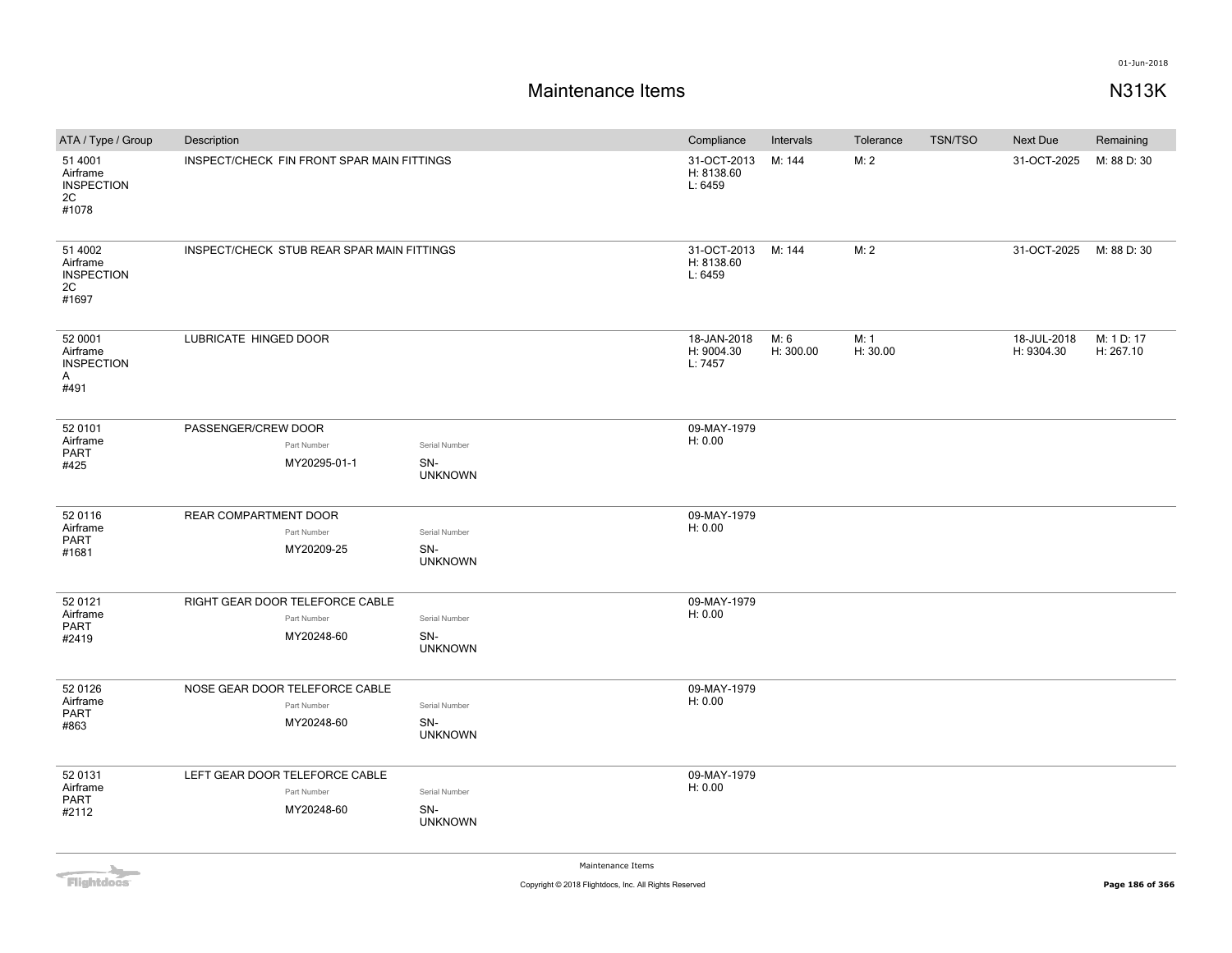# Maintenance Items

N313K

| ATA / Type / Group | Description | Compliance | Intervals | Tolerance | TSN/TSO | Next Due | Remaining |
|---|---|---|---|---|---|---|---|
| 51 4001 Airframe INSPECTION 2C #1078 | INSPECT/CHECK FIN FRONT SPAR MAIN FITTINGS | 31-OCT-2013 H: 8138.60 L: 6459 | M: 144 | M: 2 | | 31-OCT-2025 | M: 88 D: 30 |
| 51 4002 Airframe INSPECTION 2C #1697 | INSPECT/CHECK STUB REAR SPAR MAIN FITTINGS | 31-OCT-2013 H: 8138.60 L: 6459 | M: 144 | M: 2 | | 31-OCT-2025 | M: 88 D: 30 |
| 52 0001 Airframe INSPECTION A #491 | LUBRICATE HINGED DOOR | 18-JAN-2018 H: 9004.30 L: 7457 | M: 6 H: 300.00 | M: 1 H: 30.00 | | 18-JUL-2018 H: 9304.30 | M: 1 D: 17 H: 267.10 |
| 52 0101 Airframe PART #425 | PASSENGER/CREW DOOR Part Number: MY20295-01-1 Serial Number: SN-UNKNOWN | 09-MAY-1979 H: 0.00 | | | | | |
| 52 0116 Airframe PART #1681 | REAR COMPARTMENT DOOR Part Number: MY20209-25 Serial Number: SN-UNKNOWN | 09-MAY-1979 H: 0.00 | | | | | |
| 52 0121 Airframe PART #2419 | RIGHT GEAR DOOR TELEFORCE CABLE Part Number: MY20248-60 Serial Number: SN-UNKNOWN | 09-MAY-1979 H: 0.00 | | | | | |
| 52 0126 Airframe PART #863 | NOSE GEAR DOOR TELEFORCE CABLE Part Number: MY20248-60 Serial Number: SN-UNKNOWN | 09-MAY-1979 H: 0.00 | | | | | |
| 52 0131 Airframe PART #2112 | LEFT GEAR DOOR TELEFORCE CABLE Part Number: MY20248-60 Serial Number: SN-UNKNOWN | 09-MAY-1979 H: 0.00 | | | | | |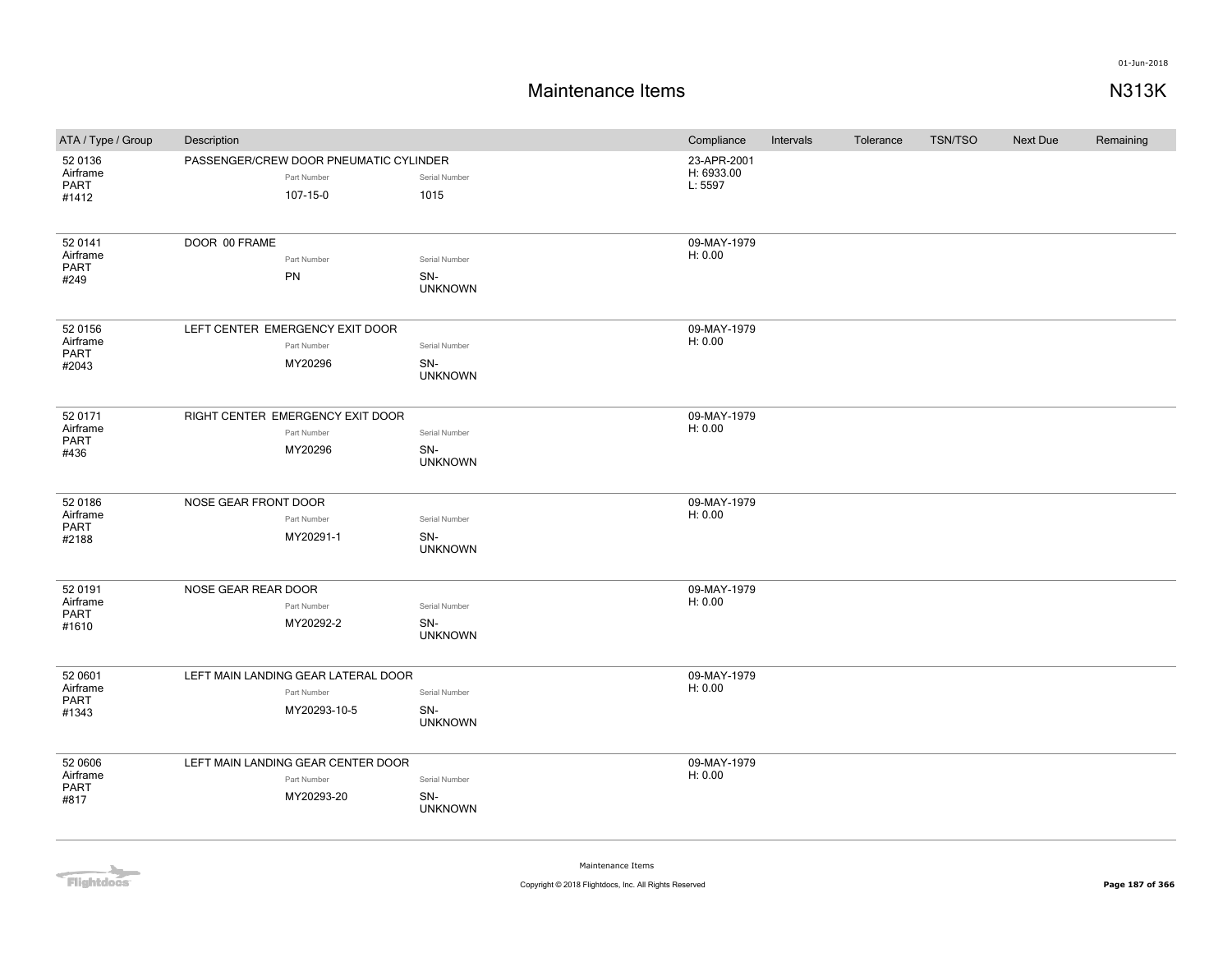# Maintenance Items

N313K

| ATA / Type / Group | Description | Part Number | Serial Number | Compliance | Intervals | Tolerance | TSN/TSO | Next Due | Remaining |
|---|---|---|---|---|---|---|---|---|---|
| 52 0136 Airframe PART #1412 | PASSENGER/CREW DOOR PNEUMATIC CYLINDER | 107-15-0 | 1015 | 23-APR-2001 H: 6933.00 L: 5597 | | | | | |
| 52 0141 Airframe PART #249 | DOOR 00 FRAME | PN | SN-UNKNOWN | 09-MAY-1979 H: 0.00 | | | | | |
| 52 0156 Airframe PART #2043 | LEFT CENTER EMERGENCY EXIT DOOR | MY20296 | SN-UNKNOWN | 09-MAY-1979 H: 0.00 | | | | | |
| 52 0171 Airframe PART #436 | RIGHT CENTER EMERGENCY EXIT DOOR | MY20296 | SN-UNKNOWN | 09-MAY-1979 H: 0.00 | | | | | |
| 52 0186 Airframe PART #2188 | NOSE GEAR FRONT DOOR | MY20291-1 | SN-UNKNOWN | 09-MAY-1979 H: 0.00 | | | | | |
| 52 0191 Airframe PART #1610 | NOSE GEAR REAR DOOR | MY20292-2 | SN-UNKNOWN | 09-MAY-1979 H: 0.00 | | | | | |
| 52 0601 Airframe PART #1343 | LEFT MAIN LANDING GEAR LATERAL DOOR | MY20293-10-5 | SN-UNKNOWN | 09-MAY-1979 H: 0.00 | | | | | |
| 52 0606 Airframe PART #817 | LEFT MAIN LANDING GEAR CENTER DOOR | MY20293-20 | SN-UNKNOWN | 09-MAY-1979 H: 0.00 | | | | | |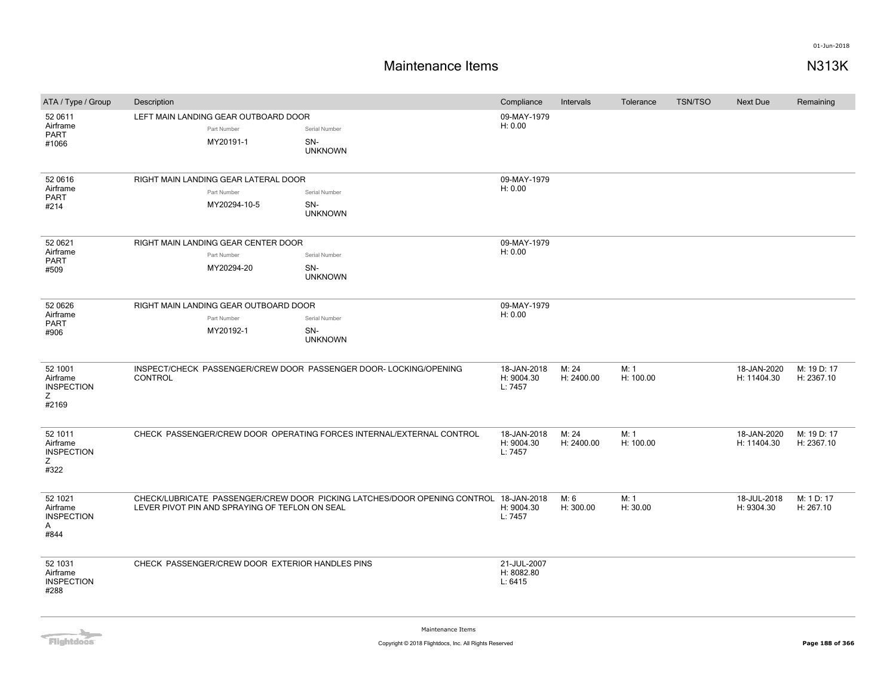# Maintenance Items

N313K

| ATA / Type / Group | Description | Compliance | Intervals | Tolerance | TSN/TSO | Next Due | Remaining |
|---|---|---|---|---|---|---|---|
| 52 0611 Airframe PART #1066 | LEFT MAIN LANDING GEAR OUTBOARD DOOR<br>Part Number: MY20191-1<br>Serial Number: SN-UNKNOWN | 09-MAY-1979 H: 0.00 | | | | | |
| 52 0616 Airframe PART #214 | RIGHT MAIN LANDING GEAR LATERAL DOOR<br>Part Number: MY20294-10-5<br>Serial Number: SN-UNKNOWN | 09-MAY-1979 H: 0.00 | | | | | |
| 52 0621 Airframe PART #509 | RIGHT MAIN LANDING GEAR CENTER DOOR<br>Part Number: MY20294-20<br>Serial Number: SN-UNKNOWN | 09-MAY-1979 H: 0.00 | | | | | |
| 52 0626 Airframe PART #906 | RIGHT MAIN LANDING GEAR OUTBOARD DOOR<br>Part Number: MY20192-1<br>Serial Number: SN-UNKNOWN | 09-MAY-1979 H: 0.00 | | | | | |
| 52 1001 Airframe INSPECTION Z #2169 | INSPECT/CHECK PASSENGER/CREW DOOR PASSENGER DOOR- LOCKING/OPENING CONTROL | 18-JAN-2018 H: 9004.30 L: 7457 | M: 24 H: 2400.00 | M: 1 H: 100.00 | | 18-JAN-2020 H: 11404.30 | M: 19 D: 17 H: 2367.10 |
| 52 1011 Airframe INSPECTION Z #322 | CHECK PASSENGER/CREW DOOR OPERATING FORCES INTERNAL/EXTERNAL CONTROL | 18-JAN-2018 H: 9004.30 L: 7457 | M: 24 H: 2400.00 | M: 1 H: 100.00 | | 18-JAN-2020 H: 11404.30 | M: 19 D: 17 H: 2367.10 |
| 52 1021 Airframe INSPECTION A #844 | CHECK/LUBRICATE PASSENGER/CREW DOOR PICKING LATCHES/DOOR OPENING CONTROL LEVER PIVOT PIN AND SPRAYING OF TEFLON ON SEAL | 18-JAN-2018 H: 9004.30 L: 7457 | M: 6 H: 300.00 | M: 1 H: 30.00 | | 18-JUL-2018 H: 9304.30 | M: 1 D: 17 H: 267.10 |
| 52 1031 Airframe INSPECTION #288 | CHECK PASSENGER/CREW DOOR EXTERIOR HANDLES PINS | 21-JUL-2007 H: 8082.80 L: 6415 | | | | | |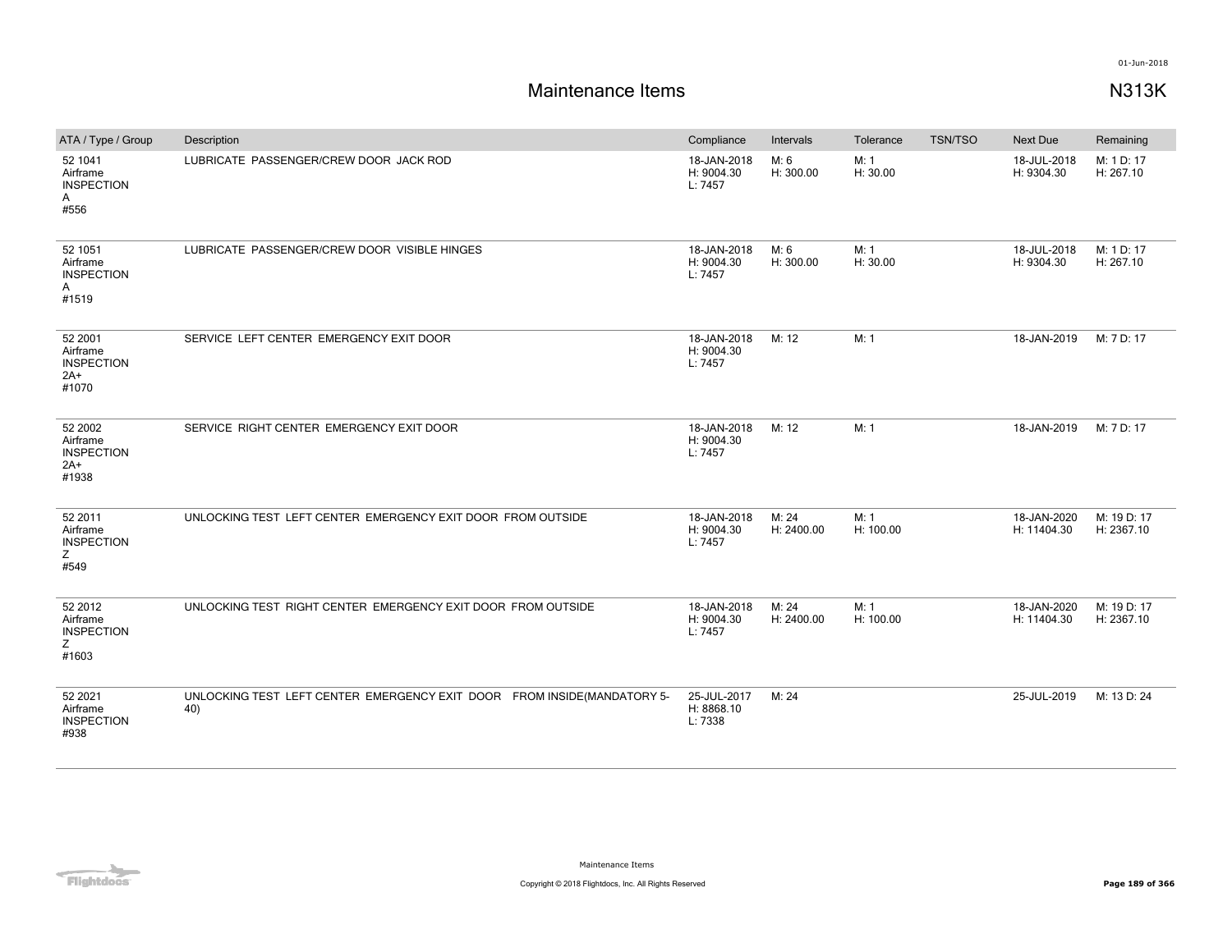# Maintenance Items

N313K

| ATA / Type / Group | Description | Compliance | Intervals | Tolerance | TSN/TSO | Next Due | Remaining |
|---|---|---|---|---|---|---|---|
| 52 1041<br>Airframe<br>INSPECTION<br>A<br>#556 | LUBRICATE PASSENGER/CREW DOOR JACK ROD | 18-JAN-2018<br>H: 9004.30<br>L: 7457 | M: 6<br>H: 300.00 | M: 1<br>H: 30.00 | | 18-JUL-2018<br>H: 9304.30 | M: 1 D: 17<br>H: 267.10 |
| 52 1051<br>Airframe<br>INSPECTION<br>A<br>#1519 | LUBRICATE PASSENGER/CREW DOOR VISIBLE HINGES | 18-JAN-2018<br>H: 9004.30<br>L: 7457 | M: 6<br>H: 300.00 | M: 1<br>H: 30.00 | | 18-JUL-2018<br>H: 9304.30 | M: 1 D: 17<br>H: 267.10 |
| 52 2001<br>Airframe<br>INSPECTION<br>2A+<br>#1070 | SERVICE LEFT CENTER EMERGENCY EXIT DOOR | 18-JAN-2018<br>H: 9004.30<br>L: 7457 | M: 12 | M: 1 | | 18-JAN-2019 | M: 7 D: 17 |
| 52 2002<br>Airframe<br>INSPECTION<br>2A+<br>#1938 | SERVICE RIGHT CENTER EMERGENCY EXIT DOOR | 18-JAN-2018<br>H: 9004.30<br>L: 7457 | M: 12 | M: 1 | | 18-JAN-2019 | M: 7 D: 17 |
| 52 2011<br>Airframe<br>INSPECTION<br>Z<br>#549 | UNLOCKING TEST LEFT CENTER EMERGENCY EXIT DOOR FROM OUTSIDE | 18-JAN-2018<br>H: 9004.30<br>L: 7457 | M: 24<br>H: 2400.00 | M: 1<br>H: 100.00 | | 18-JAN-2020<br>H: 11404.30 | M: 19 D: 17<br>H: 2367.10 |
| 52 2012<br>Airframe<br>INSPECTION<br>Z<br>#1603 | UNLOCKING TEST RIGHT CENTER EMERGENCY EXIT DOOR FROM OUTSIDE | 18-JAN-2018<br>H: 9004.30<br>L: 7457 | M: 24<br>H: 2400.00 | M: 1<br>H: 100.00 | | 18-JAN-2020<br>H: 11404.30 | M: 19 D: 17<br>H: 2367.10 |
| 52 2021<br>Airframe<br>INSPECTION<br>#938 | UNLOCKING TEST LEFT CENTER EMERGENCY EXIT DOOR FROM INSIDE(MANDATORY 5-40) | 25-JUL-2017<br>H: 8868.10<br>L: 7338 | M: 24 | | | 25-JUL-2019 | M: 13 D: 24 |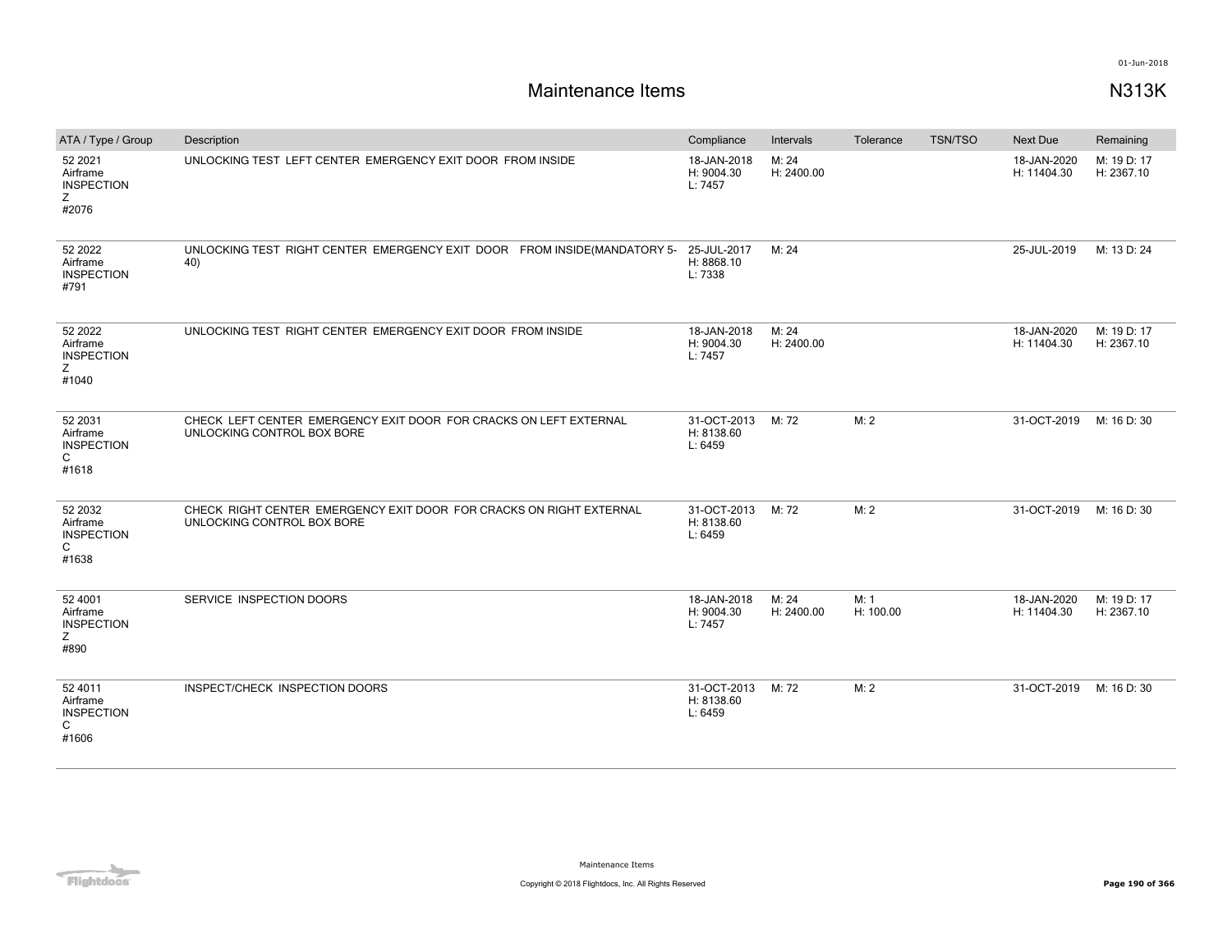# Maintenance Items

**N313K**

| ATA / Type / Group | Description | Compliance | Intervals | Tolerance | TSN/TSO | Next Due | Remaining |
|---|---|---|---|---|---|---|---|
| 52 2021<br>Airframe<br>INSPECTION<br>Z<br>#2076 | UNLOCKING TEST LEFT CENTER EMERGENCY EXIT DOOR FROM INSIDE | 18-JAN-2018<br>H: 9004.30<br>L: 7457 | M: 24<br>H: 2400.00 | | | 18-JAN-2020<br>H: 11404.30 | M: 19 D: 17<br>H: 2367.10 |
| 52 2022<br>Airframe<br>INSPECTION<br>#791 | UNLOCKING TEST RIGHT CENTER EMERGENCY EXIT DOOR FROM INSIDE(MANDATORY 5-40) | 25-JUL-2017<br>H: 8868.10<br>L: 7338 | M: 24 | | | 25-JUL-2019 | M: 13 D: 24 |
| 52 2022<br>Airframe<br>INSPECTION<br>Z<br>#1040 | UNLOCKING TEST RIGHT CENTER EMERGENCY EXIT DOOR FROM INSIDE | 18-JAN-2018<br>H: 9004.30<br>L: 7457 | M: 24<br>H: 2400.00 | | | 18-JAN-2020<br>H: 11404.30 | M: 19 D: 17<br>H: 2367.10 |
| 52 2031<br>Airframe<br>INSPECTION<br>C<br>#1618 | CHECK LEFT CENTER EMERGENCY EXIT DOOR FOR CRACKS ON LEFT EXTERNAL UNLOCKING CONTROL BOX BORE | 31-OCT-2013<br>H: 8138.60<br>L: 6459 | M: 72 | M: 2 | | 31-OCT-2019 | M: 16 D: 30 |
| 52 2032<br>Airframe<br>INSPECTION<br>C<br>#1638 | CHECK RIGHT CENTER EMERGENCY EXIT DOOR FOR CRACKS ON RIGHT EXTERNAL UNLOCKING CONTROL BOX BORE | 31-OCT-2013<br>H: 8138.60<br>L: 6459 | M: 72 | M: 2 | | 31-OCT-2019 | M: 16 D: 30 |
| 52 4001<br>Airframe<br>INSPECTION<br>Z<br>#890 | SERVICE INSPECTION DOORS | 18-JAN-2018<br>H: 9004.30<br>L: 7457 | M: 24<br>H: 2400.00 | M: 1<br>H: 100.00 | | 18-JAN-2020<br>H: 11404.30 | M: 19 D: 17<br>H: 2367.10 |
| 52 4011<br>Airframe<br>INSPECTION<br>C<br>#1606 | INSPECT/CHECK INSPECTION DOORS | 31-OCT-2013<br>H: 8138.60<br>L: 6459 | M: 72 | M: 2 | | 31-OCT-2019 | M: 16 D: 30 |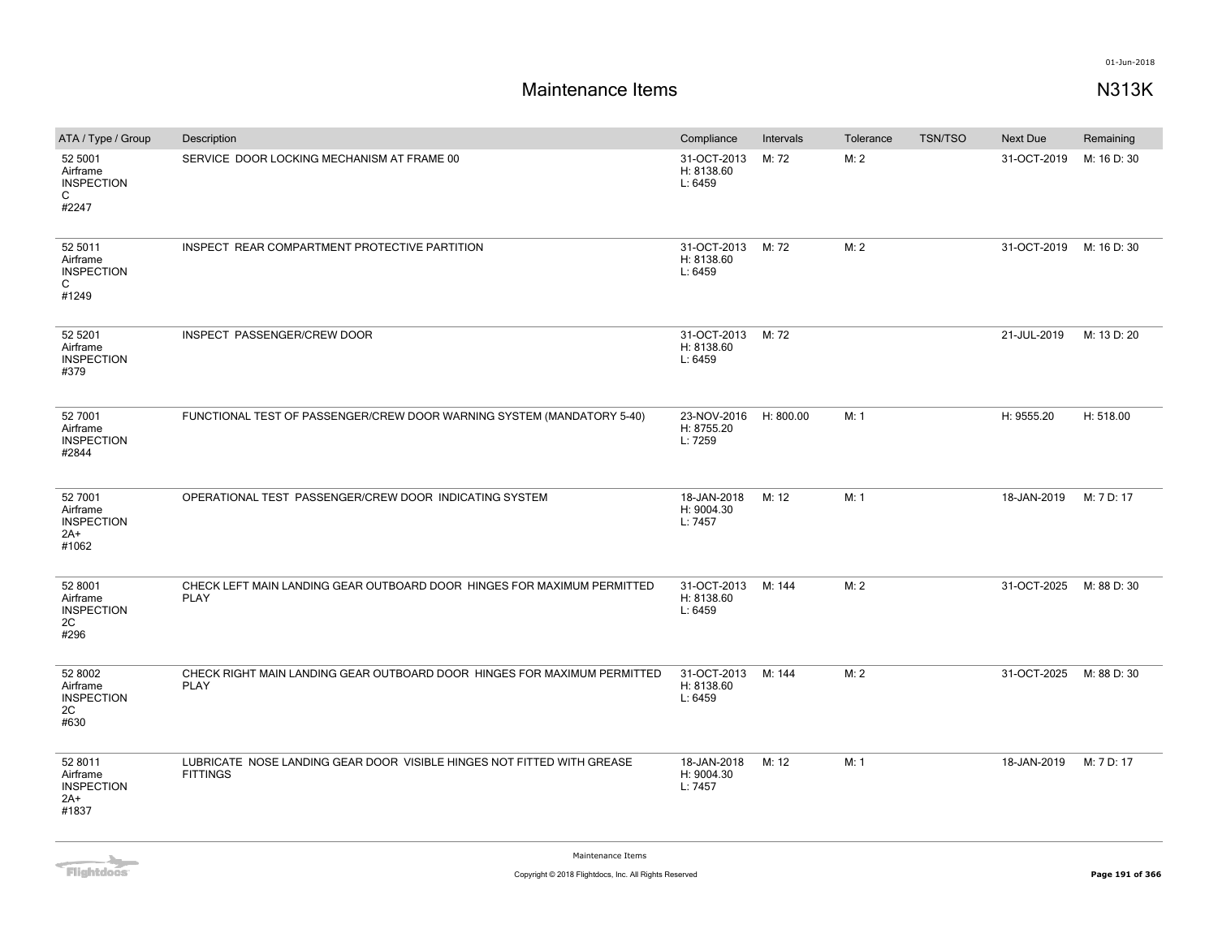# Maintenance Items

N313K

| ATA / Type / Group | Description | Compliance | Intervals | Tolerance | TSN/TSO | Next Due | Remaining |
|---|---|---|---|---|---|---|---|
| 52 5001 Airframe INSPECTION C #2247 | SERVICE DOOR LOCKING MECHANISM AT FRAME 00 | 31-OCT-2013 H: 8138.60 L: 6459 | M: 72 | M: 2 | | 31-OCT-2019 | M: 16 D: 30 |
| 52 5011 Airframe INSPECTION C #1249 | INSPECT REAR COMPARTMENT PROTECTIVE PARTITION | 31-OCT-2013 H: 8138.60 L: 6459 | M: 72 | M: 2 | | 31-OCT-2019 | M: 16 D: 30 |
| 52 5201 Airframe INSPECTION #379 | INSPECT PASSENGER/CREW DOOR | 31-OCT-2013 H: 8138.60 L: 6459 | M: 72 | | | 21-JUL-2019 | M: 13 D: 20 |
| 52 7001 Airframe INSPECTION #2844 | FUNCTIONAL TEST OF PASSENGER/CREW DOOR WARNING SYSTEM (MANDATORY 5-40) | 23-NOV-2016 H: 8755.20 L: 7259 | H: 800.00 | M: 1 | | H: 9555.20 | H: 518.00 |
| 52 7001 Airframe INSPECTION 2A+ #1062 | OPERATIONAL TEST PASSENGER/CREW DOOR INDICATING SYSTEM | 18-JAN-2018 H: 9004.30 L: 7457 | M: 12 | M: 1 | | 18-JAN-2019 | M: 7 D: 17 |
| 52 8001 Airframe INSPECTION 2C #296 | CHECK LEFT MAIN LANDING GEAR OUTBOARD DOOR HINGES FOR MAXIMUM PERMITTED PLAY | 31-OCT-2013 H: 8138.60 L: 6459 | M: 144 | M: 2 | | 31-OCT-2025 | M: 88 D: 30 |
| 52 8002 Airframe INSPECTION 2C #630 | CHECK RIGHT MAIN LANDING GEAR OUTBOARD DOOR HINGES FOR MAXIMUM PERMITTED PLAY | 31-OCT-2013 H: 8138.60 L: 6459 | M: 144 | M: 2 | | 31-OCT-2025 | M: 88 D: 30 |
| 52 8011 Airframe INSPECTION 2A+ #1837 | LUBRICATE NOSE LANDING GEAR DOOR VISIBLE HINGES NOT FITTED WITH GREASE FITTINGS | 18-JAN-2018 H: 9004.30 L: 7457 | M: 12 | M: 1 | | 18-JAN-2019 | M: 7 D: 17 |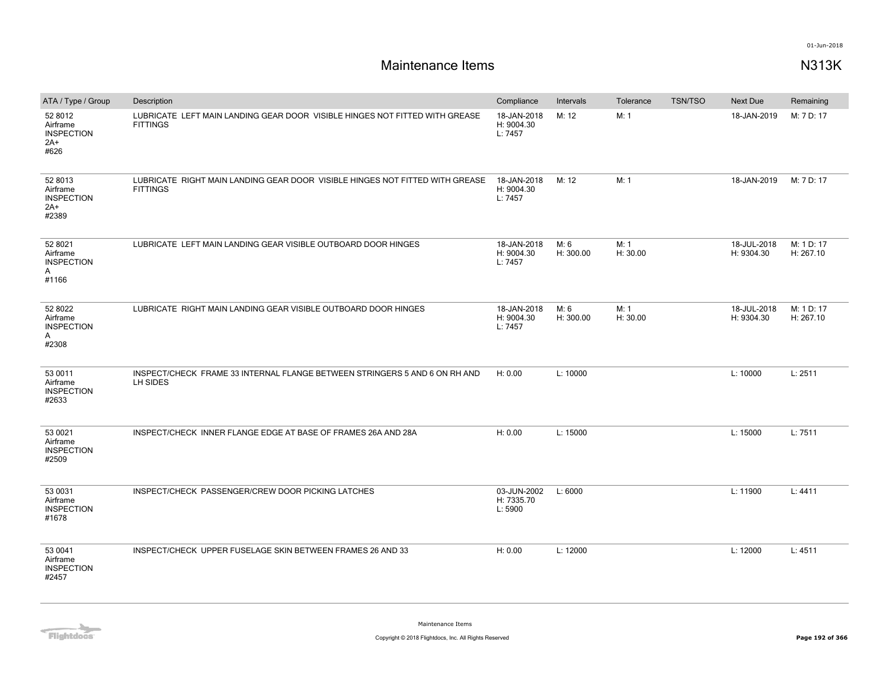# Maintenance Items

N313K

| ATA / Type / Group | Description | Compliance | Intervals | Tolerance | TSN/TSO | Next Due | Remaining |
|---|---|---|---|---|---|---|---|
| 52 8012<br>Airframe<br>INSPECTION<br>2A+<br>#626 | LUBRICATE LEFT MAIN LANDING GEAR DOOR VISIBLE HINGES NOT FITTED WITH GREASE FITTINGS | 18-JAN-2018<br>H: 9004.30<br>L: 7457 | M: 12 | M: 1 | | 18-JAN-2019 | M: 7 D: 17 |
| 52 8013<br>Airframe<br>INSPECTION<br>2A+<br>#2389 | LUBRICATE RIGHT MAIN LANDING GEAR DOOR VISIBLE HINGES NOT FITTED WITH GREASE FITTINGS | 18-JAN-2018<br>H: 9004.30<br>L: 7457 | M: 12 | M: 1 | | 18-JAN-2019 | M: 7 D: 17 |
| 52 8021<br>Airframe<br>INSPECTION<br>A<br>#1166 | LUBRICATE LEFT MAIN LANDING GEAR VISIBLE OUTBOARD DOOR HINGES | 18-JAN-2018<br>H: 9004.30<br>L: 7457 | M: 6<br>H: 300.00 | M: 1<br>H: 30.00 | | 18-JUL-2018<br>H: 9304.30 | M: 1 D: 17<br>H: 267.10 |
| 52 8022<br>Airframe<br>INSPECTION<br>A<br>#2308 | LUBRICATE RIGHT MAIN LANDING GEAR VISIBLE OUTBOARD DOOR HINGES | 18-JAN-2018<br>H: 9004.30<br>L: 7457 | M: 6<br>H: 300.00 | M: 1<br>H: 30.00 | | 18-JUL-2018<br>H: 9304.30 | M: 1 D: 17<br>H: 267.10 |
| 53 0011<br>Airframe<br>INSPECTION<br>#2633 | INSPECT/CHECK FRAME 33 INTERNAL FLANGE BETWEEN STRINGERS 5 AND 6 ON RH AND LH SIDES | H: 0.00 | L: 10000 | | | L: 10000 | L: 2511 |
| 53 0021<br>Airframe<br>INSPECTION<br>#2509 | INSPECT/CHECK INNER FLANGE EDGE AT BASE OF FRAMES 26A AND 28A | H: 0.00 | L: 15000 | | | L: 15000 | L: 7511 |
| 53 0031<br>Airframe<br>INSPECTION<br>#1678 | INSPECT/CHECK PASSENGER/CREW DOOR PICKING LATCHES | 03-JUN-2002<br>H: 7335.70<br>L: 5900 | L: 6000 | | | L: 11900 | L: 4411 |
| 53 0041<br>Airframe<br>INSPECTION<br>#2457 | INSPECT/CHECK UPPER FUSELAGE SKIN BETWEEN FRAMES 26 AND 33 | H: 0.00 | L: 12000 | | | L: 12000 | L: 4511 |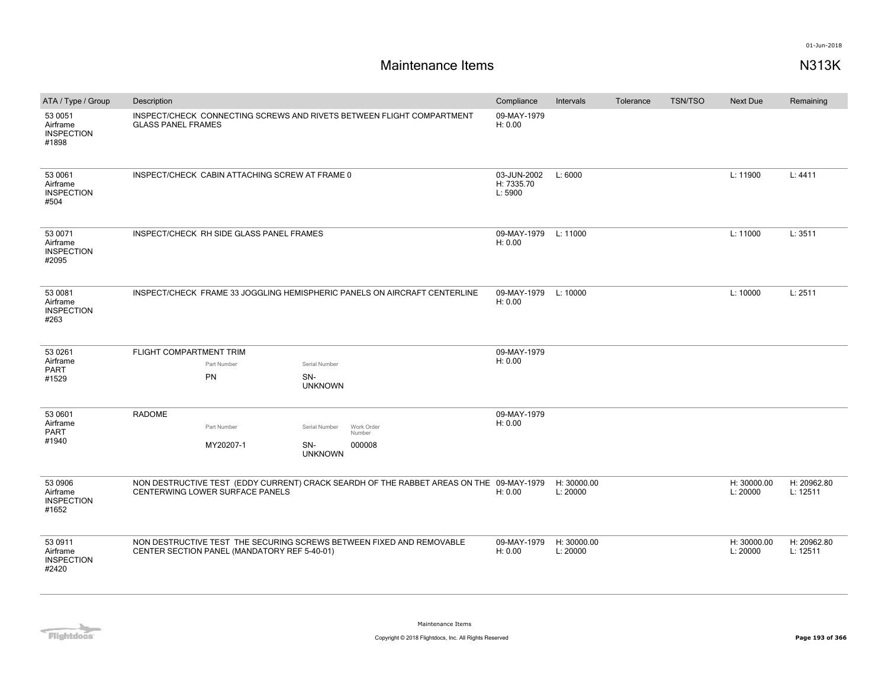# Maintenance Items

N313K

| ATA / Type / Group | Description | Compliance | Intervals | Tolerance | TSN/TSO | Next Due | Remaining |
|---|---|---|---|---|---|---|---|
| 53 0051<br>Airframe<br>INSPECTION<br>#1898 | INSPECT/CHECK CONNECTING SCREWS AND RIVETS BETWEEN FLIGHT COMPARTMENT GLASS PANEL FRAMES | 09-MAY-1979<br>H: 0.00 | | | | | |
| 53 0061<br>Airframe<br>INSPECTION<br>#504 | INSPECT/CHECK CABIN ATTACHING SCREW AT FRAME 0 | 03-JUN-2002<br>H: 7335.70<br>L: 5900 | L: 6000 | | | L: 11900 | L: 4411 |
| 53 0071<br>Airframe<br>INSPECTION<br>#2095 | INSPECT/CHECK RH SIDE GLASS PANEL FRAMES | 09-MAY-1979<br>H: 0.00 | L: 11000 | | | L: 11000 | L: 3511 |
| 53 0081<br>Airframe<br>INSPECTION<br>#263 | INSPECT/CHECK FRAME 33 JOGGLING HEMISPHERIC PANELS ON AIRCRAFT CENTERLINE | 09-MAY-1979<br>H: 0.00 | L: 10000 | | | L: 10000 | L: 2511 |
| 53 0261<br>Airframe<br>PART<br>#1529 | FLIGHT COMPARTMENT TRIM<br>Part Number: PN<br>Serial Number: SN-UNKNOWN | 09-MAY-1979<br>H: 0.00 | | | | | |
| 53 0601<br>Airframe<br>PART<br>#1940 | RADOME<br>Part Number: MY20207-1<br>Serial Number: SN-UNKNOWN<br>Work Order Number: 000008 | 09-MAY-1979<br>H: 0.00 | | | | | |
| 53 0906<br>Airframe<br>INSPECTION<br>#1652 | NON DESTRUCTIVE TEST (EDDY CURRENT) CRACK SEARDH OF THE RABBET AREAS ON THE CENTERWING LOWER SURFACE PANELS | 09-MAY-1979<br>H: 0.00 | H: 30000.00<br>L: 20000 | | | H: 30000.00<br>L: 20000 | H: 20962.80<br>L: 12511 |
| 53 0911<br>Airframe<br>INSPECTION<br>#2420 | NON DESTRUCTIVE TEST THE SECURING SCREWS BETWEEN FIXED AND REMOVABLE CENTER SECTION PANEL (MANDATORY REF 5-40-01) | 09-MAY-1979<br>H: 0.00 | H: 30000.00<br>L: 20000 | | | H: 30000.00<br>L: 20000 | H: 20962.80<br>L: 12511 |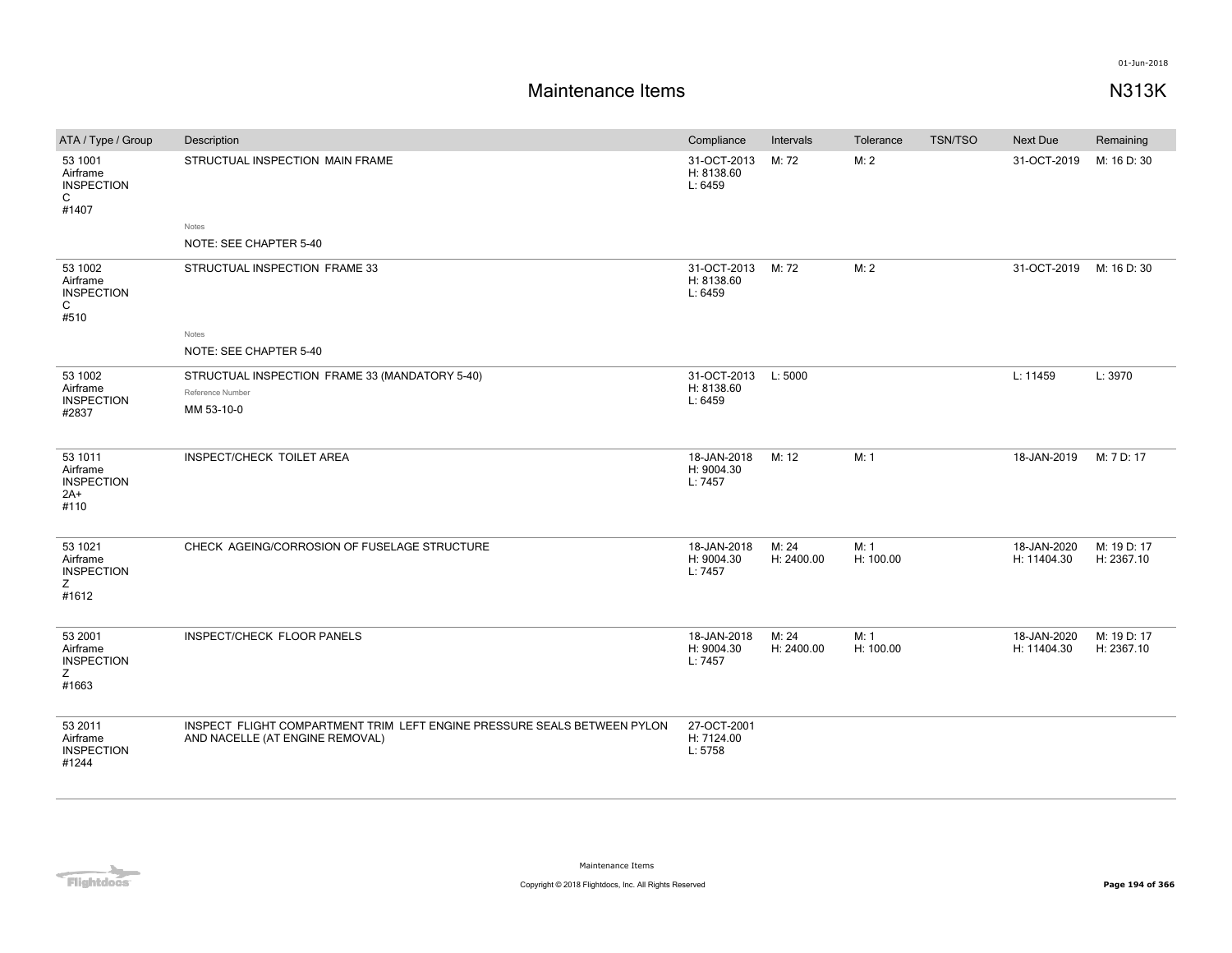# Maintenance Items

01-Jun-2018

## N313K

| ATA / Type / Group | Description | Compliance | Intervals | Tolerance | TSN/TSO | Next Due | Remaining |
|---|---|---|---|---|---|---|---|
| 53 1001 Airframe INSPECTION C #1407 | STRUCTUAL INSPECTION MAIN FRAME<br>Notes<br>NOTE: SEE CHAPTER 5-40 | 31-OCT-2013 H: 8138.60 L: 6459 | M: 72 | M: 2 | | 31-OCT-2019 | M: 16 D: 30 |
| 53 1002 Airframe INSPECTION C #510 | STRUCTUAL INSPECTION FRAME 33<br>Notes<br>NOTE: SEE CHAPTER 5-40 | 31-OCT-2013 H: 8138.60 L: 6459 | M: 72 | M: 2 | | 31-OCT-2019 | M: 16 D: 30 |
| 53 1002 Airframe INSPECTION #2837 | STRUCTUAL INSPECTION FRAME 33 (MANDATORY 5-40)<br>Reference Number<br>MM 53-10-0 | 31-OCT-2013 H: 8138.60 L: 6459 | L: 5000 | | | L: 11459 | L: 3970 |
| 53 1011 Airframe INSPECTION 2A+ #110 | INSPECT/CHECK TOILET AREA | 18-JAN-2018 H: 9004.30 L: 7457 | M: 12 | M: 1 | | 18-JAN-2019 | M: 7 D: 17 |
| 53 1021 Airframe INSPECTION Z #1612 | CHECK AGEING/CORROSION OF FUSELAGE STRUCTURE | 18-JAN-2018 H: 9004.30 L: 7457 | M: 24 H: 2400.00 | M: 1 H: 100.00 | | 18-JAN-2020 H: 11404.30 | M: 19 D: 17 H: 2367.10 |
| 53 2001 Airframe INSPECTION Z #1663 | INSPECT/CHECK FLOOR PANELS | 18-JAN-2018 H: 9004.30 L: 7457 | M: 24 H: 2400.00 | M: 1 H: 100.00 | | 18-JAN-2020 H: 11404.30 | M: 19 D: 17 H: 2367.10 |
| 53 2011 Airframe INSPECTION #1244 | INSPECT FLIGHT COMPARTMENT TRIM LEFT ENGINE PRESSURE SEALS BETWEEN PYLON AND NACELLE (AT ENGINE REMOVAL) | 27-OCT-2001 H: 7124.00 L: 5758 | | | | | |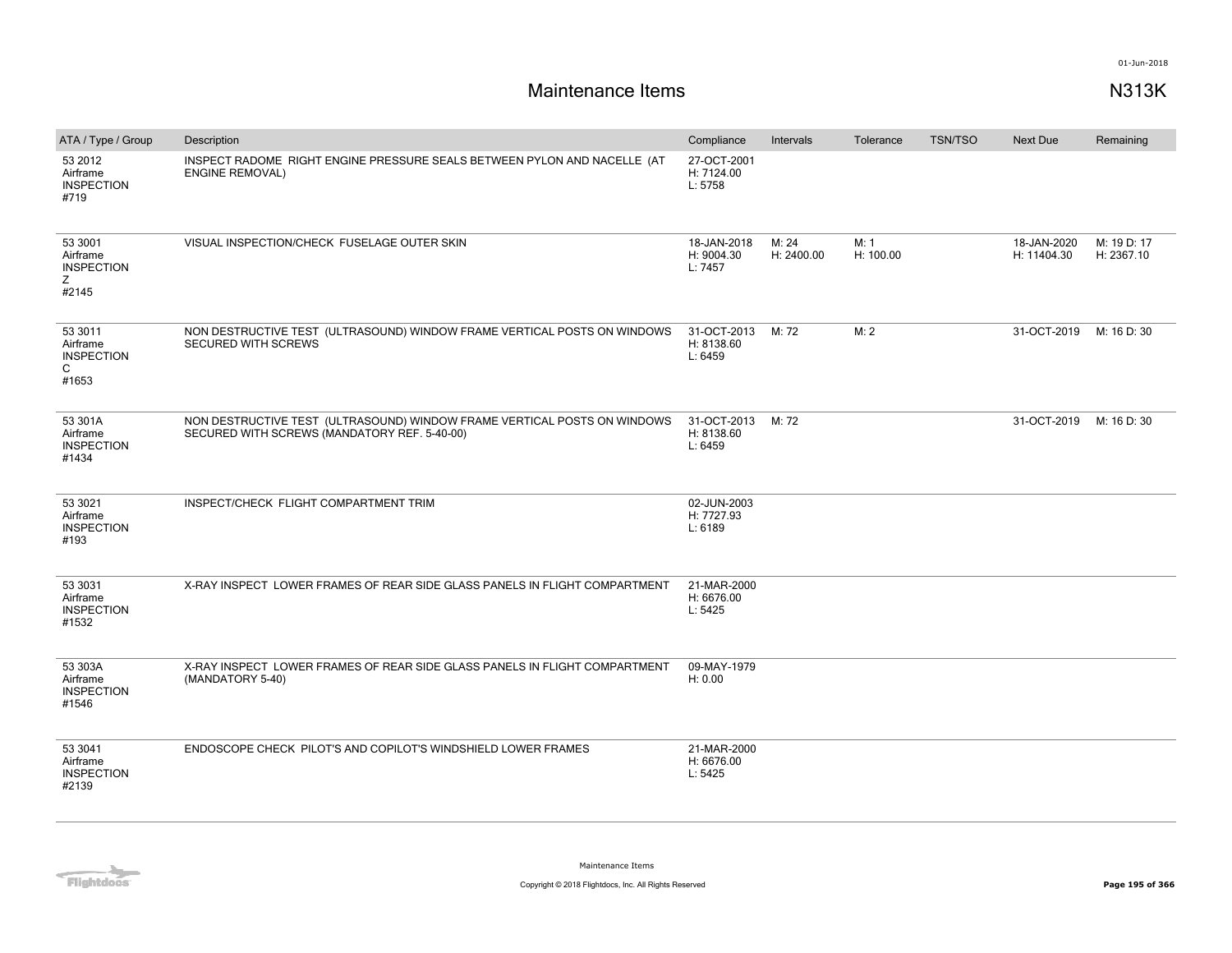# Maintenance Items

N313K

| ATA / Type / Group | Description | Compliance | Intervals | Tolerance | TSN/TSO | Next Due | Remaining |
| --- | --- | --- | --- | --- | --- | --- | --- |
| 53 2012 Airframe INSPECTION #719 | INSPECT RADOME RIGHT ENGINE PRESSURE SEALS BETWEEN PYLON AND NACELLE (AT ENGINE REMOVAL) | 27-OCT-2001 H: 7124.00 L: 5758 | | | | | |
| 53 3001 Airframe INSPECTION Z #2145 | VISUAL INSPECTION/CHECK FUSELAGE OUTER SKIN | 18-JAN-2018 H: 9004.30 L: 7457 | M: 24 H: 2400.00 | M: 1 H: 100.00 | | 18-JAN-2020 H: 11404.30 | M: 19 D: 17 H: 2367.10 |
| 53 3011 Airframe INSPECTION C #1653 | NON DESTRUCTIVE TEST (ULTRASOUND) WINDOW FRAME VERTICAL POSTS ON WINDOWS SECURED WITH SCREWS | 31-OCT-2013 H: 8138.60 L: 6459 | M: 72 | M: 2 | | 31-OCT-2019 | M: 16 D: 30 |
| 53 301A Airframe INSPECTION #1434 | NON DESTRUCTIVE TEST (ULTRASOUND) WINDOW FRAME VERTICAL POSTS ON WINDOWS SECURED WITH SCREWS (MANDATORY REF. 5-40-00) | 31-OCT-2013 H: 8138.60 L: 6459 | M: 72 | | | 31-OCT-2019 | M: 16 D: 30 |
| 53 3021 Airframe INSPECTION #193 | INSPECT/CHECK FLIGHT COMPARTMENT TRIM | 02-JUN-2003 H: 7727.93 L: 6189 | | | | | |
| 53 3031 Airframe INSPECTION #1532 | X-RAY INSPECT LOWER FRAMES OF REAR SIDE GLASS PANELS IN FLIGHT COMPARTMENT | 21-MAR-2000 H: 6676.00 L: 5425 | | | | | |
| 53 303A Airframe INSPECTION #1546 | X-RAY INSPECT LOWER FRAMES OF REAR SIDE GLASS PANELS IN FLIGHT COMPARTMENT (MANDATORY 5-40) | 09-MAY-1979 H: 0.00 | | | | | |
| 53 3041 Airframe INSPECTION #2139 | ENDOSCOPE CHECK PILOT'S AND COPILOT'S WINDSHIELD LOWER FRAMES | 21-MAR-2000 H: 6676.00 L: 5425 | | | | | |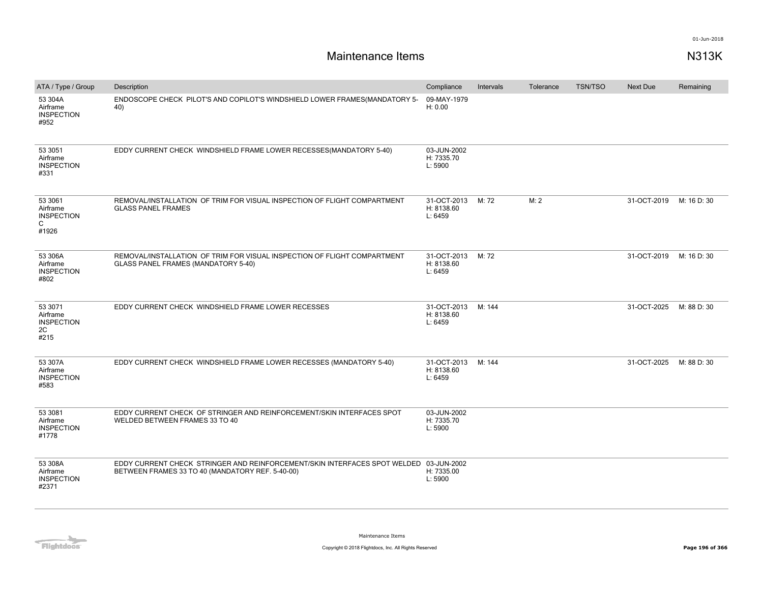# Maintenance Items

N313K

| ATA / Type / Group | Description | Compliance | Intervals | Tolerance | TSN/TSO | Next Due | Remaining |
|---|---|---|---|---|---|---|---|
| 53 304A Airframe INSPECTION #952 | ENDOSCOPE CHECK PILOT'S AND COPILOT'S WINDSHIELD LOWER FRAMES(MANDATORY 5-40) | 09-MAY-1979 H: 0.00 | | | | | |
| 53 3051 Airframe INSPECTION #331 | EDDY CURRENT CHECK WINDSHIELD FRAME LOWER RECESSES(MANDATORY 5-40) | 03-JUN-2002 H: 7335.70 L: 5900 | | | | | |
| 53 3061 Airframe INSPECTION C #1926 | REMOVAL/INSTALLATION OF TRIM FOR VISUAL INSPECTION OF FLIGHT COMPARTMENT GLASS PANEL FRAMES | 31-OCT-2013 H: 8138.60 L: 6459 | M: 72 | M: 2 | | 31-OCT-2019 | M: 16 D: 30 |
| 53 306A Airframe INSPECTION #802 | REMOVAL/INSTALLATION OF TRIM FOR VISUAL INSPECTION OF FLIGHT COMPARTMENT GLASS PANEL FRAMES (MANDATORY 5-40) | 31-OCT-2013 H: 8138.60 L: 6459 | M: 72 | | | 31-OCT-2019 | M: 16 D: 30 |
| 53 3071 Airframe INSPECTION 2C #215 | EDDY CURRENT CHECK WINDSHIELD FRAME LOWER RECESSES | 31-OCT-2013 H: 8138.60 L: 6459 | M: 144 | | | 31-OCT-2025 | M: 88 D: 30 |
| 53 307A Airframe INSPECTION #583 | EDDY CURRENT CHECK WINDSHIELD FRAME LOWER RECESSES (MANDATORY 5-40) | 31-OCT-2013 H: 8138.60 L: 6459 | M: 144 | | | 31-OCT-2025 | M: 88 D: 30 |
| 53 3081 Airframe INSPECTION #1778 | EDDY CURRENT CHECK OF STRINGER AND REINFORCEMENT/SKIN INTERFACES SPOT WELDED BETWEEN FRAMES 33 TO 40 | 03-JUN-2002 H: 7335.70 L: 5900 | | | | | |
| 53 308A Airframe INSPECTION #2371 | EDDY CURRENT CHECK STRINGER AND REINFORCEMENT/SKIN INTERFACES SPOT WELDED BETWEEN FRAMES 33 TO 40 (MANDATORY REF. 5-40-00) | 03-JUN-2002 H: 7335.00 L: 5900 | | | | | |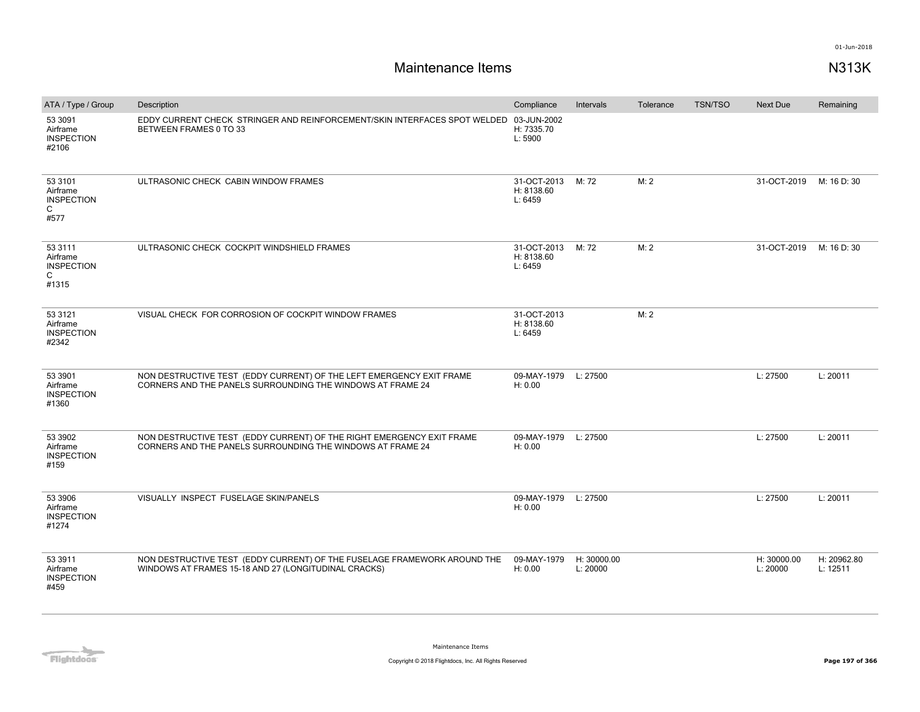# Maintenance Items

N313K

| ATA / Type / Group | Description | Compliance | Intervals | Tolerance | TSN/TSO | Next Due | Remaining |
|---|---|---|---|---|---|---|---|
| 53 3091 Airframe INSPECTION #2106 | EDDY CURRENT CHECK STRINGER AND REINFORCEMENT/SKIN INTERFACES SPOT WELDED BETWEEN FRAMES 0 TO 33 | 03-JUN-2002 H: 7335.70 L: 5900 | | | | | |
| 53 3101 Airframe INSPECTION C #577 | ULTRASONIC CHECK CABIN WINDOW FRAMES | 31-OCT-2013 H: 8138.60 L: 6459 | M: 72 | M: 2 | | 31-OCT-2019 | M: 16 D: 30 |
| 53 3111 Airframe INSPECTION C #1315 | ULTRASONIC CHECK COCKPIT WINDSHIELD FRAMES | 31-OCT-2013 H: 8138.60 L: 6459 | M: 72 | M: 2 | | 31-OCT-2019 | M: 16 D: 30 |
| 53 3121 Airframe INSPECTION #2342 | VISUAL CHECK FOR CORROSION OF COCKPIT WINDOW FRAMES | 31-OCT-2013 H: 8138.60 L: 6459 | | M: 2 | | | |
| 53 3901 Airframe INSPECTION #1360 | NON DESTRUCTIVE TEST (EDDY CURRENT) OF THE LEFT EMERGENCY EXIT FRAME CORNERS AND THE PANELS SURROUNDING THE WINDOWS AT FRAME 24 | 09-MAY-1979 H: 0.00 | L: 27500 | | | L: 27500 | L: 20011 |
| 53 3902 Airframe INSPECTION #159 | NON DESTRUCTIVE TEST (EDDY CURRENT) OF THE RIGHT EMERGENCY EXIT FRAME CORNERS AND THE PANELS SURROUNDING THE WINDOWS AT FRAME 24 | 09-MAY-1979 H: 0.00 | L: 27500 | | | L: 27500 | L: 20011 |
| 53 3906 Airframe INSPECTION #1274 | VISUALLY INSPECT FUSELAGE SKIN/PANELS | 09-MAY-1979 H: 0.00 | L: 27500 | | | L: 27500 | L: 20011 |
| 53 3911 Airframe INSPECTION #459 | NON DESTRUCTIVE TEST (EDDY CURRENT) OF THE FUSELAGE FRAMEWORK AROUND THE WINDOWS AT FRAMES 15-18 AND 27 (LONGITUDINAL CRACKS) | 09-MAY-1979 H: 0.00 | H: 30000.00 L: 20000 | | | H: 30000.00 L: 20000 | H: 20962.80 L: 12511 |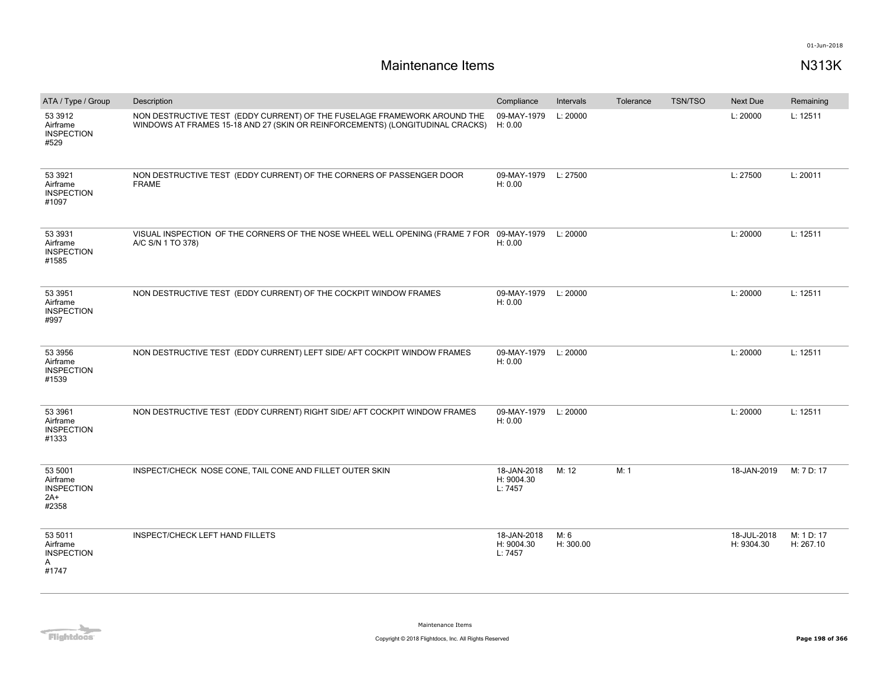# Maintenance Items

01-Jun-2018

## N313K

| ATA / Type / Group | Description | Compliance | Intervals | Tolerance | TSN/TSO | Next Due | Remaining |
|---|---|---|---|---|---|---|---|
| 53 3912 Airframe INSPECTION #529 | NON DESTRUCTIVE TEST (EDDY CURRENT) OF THE FUSELAGE FRAMEWORK AROUND THE WINDOWS AT FRAMES 15-18 AND 27 (SKIN OR REINFORCEMENTS) (LONGITUDINAL CRACKS) | 09-MAY-1979 H: 0.00 | L: 20000 | | | L: 20000 | L: 12511 |
| 53 3921 Airframe INSPECTION #1097 | NON DESTRUCTIVE TEST (EDDY CURRENT) OF THE CORNERS OF PASSENGER DOOR FRAME | 09-MAY-1979 H: 0.00 | L: 27500 | | | L: 27500 | L: 20011 |
| 53 3931 Airframe INSPECTION #1585 | VISUAL INSPECTION OF THE CORNERS OF THE NOSE WHEEL WELL OPENING (FRAME 7 FOR A/C S/N 1 TO 378) | 09-MAY-1979 H: 0.00 | L: 20000 | | | L: 20000 | L: 12511 |
| 53 3951 Airframe INSPECTION #997 | NON DESTRUCTIVE TEST (EDDY CURRENT) OF THE COCKPIT WINDOW FRAMES | 09-MAY-1979 H: 0.00 | L: 20000 | | | L: 20000 | L: 12511 |
| 53 3956 Airframe INSPECTION #1539 | NON DESTRUCTIVE TEST (EDDY CURRENT) LEFT SIDE/ AFT COCKPIT WINDOW FRAMES | 09-MAY-1979 H: 0.00 | L: 20000 | | | L: 20000 | L: 12511 |
| 53 3961 Airframe INSPECTION #1333 | NON DESTRUCTIVE TEST (EDDY CURRENT) RIGHT SIDE/ AFT COCKPIT WINDOW FRAMES | 09-MAY-1979 H: 0.00 | L: 20000 | | | L: 20000 | L: 12511 |
| 53 5001 Airframe INSPECTION 2A+ #2358 | INSPECT/CHECK NOSE CONE, TAIL CONE AND FILLET OUTER SKIN | 18-JAN-2018 H: 9004.30 L: 7457 | M: 12 | M: 1 | | 18-JAN-2019 | M: 7 D: 17 |
| 53 5011 Airframe INSPECTION A #1747 | INSPECT/CHECK LEFT HAND FILLETS | 18-JAN-2018 H: 9004.30 L: 7457 | M: 6 H: 300.00 | | | 18-JUL-2018 H: 9304.30 | M: 1 D: 17 H: 267.10 |

Maintenance Items

Copyright © 2018 Flightdocs, Inc. All Rights Reserved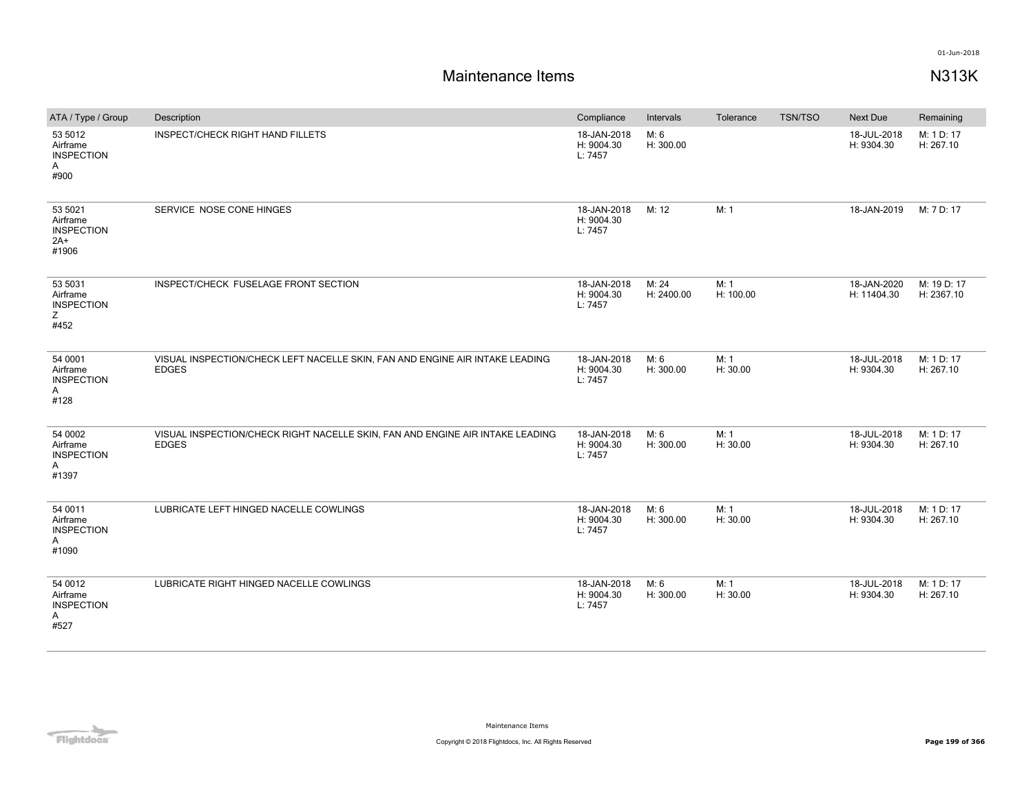# Maintenance Items

## N313K

| ATA / Type / Group | Description | Compliance | Intervals | Tolerance | TSN/TSO | Next Due | Remaining |
|---|---|---|---|---|---|---|---|
| 53 5012<br>Airframe<br>INSPECTION<br>A<br>#900 | INSPECT/CHECK RIGHT HAND FILLETS | 18-JAN-2018<br>H: 9004.30<br>L: 7457 | M: 6<br>H: 300.00 | | | 18-JUL-2018<br>H: 9304.30 | M: 1 D: 17<br>H: 267.10 |
| 53 5021<br>Airframe<br>INSPECTION<br>2A+<br>#1906 | SERVICE NOSE CONE HINGES | 18-JAN-2018<br>H: 9004.30<br>L: 7457 | M: 12 | M: 1 | | 18-JAN-2019 | M: 7 D: 17 |
| 53 5031<br>Airframe<br>INSPECTION<br>Z<br>#452 | INSPECT/CHECK FUSELAGE FRONT SECTION | 18-JAN-2018<br>H: 9004.30<br>L: 7457 | M: 24<br>H: 2400.00 | M: 1<br>H: 100.00 | | 18-JAN-2020<br>H: 11404.30 | M: 19 D: 17<br>H: 2367.10 |
| 54 0001<br>Airframe<br>INSPECTION<br>A<br>#128 | VISUAL INSPECTION/CHECK LEFT NACELLE SKIN, FAN AND ENGINE AIR INTAKE LEADING EDGES | 18-JAN-2018<br>H: 9004.30<br>L: 7457 | M: 6<br>H: 300.00 | M: 1<br>H: 30.00 | | 18-JUL-2018<br>H: 9304.30 | M: 1 D: 17<br>H: 267.10 |
| 54 0002<br>Airframe<br>INSPECTION<br>A<br>#1397 | VISUAL INSPECTION/CHECK RIGHT NACELLE SKIN, FAN AND ENGINE AIR INTAKE LEADING EDGES | 18-JAN-2018<br>H: 9004.30<br>L: 7457 | M: 6<br>H: 300.00 | M: 1<br>H: 30.00 | | 18-JUL-2018<br>H: 9304.30 | M: 1 D: 17<br>H: 267.10 |
| 54 0011<br>Airframe<br>INSPECTION<br>A<br>#1090 | LUBRICATE LEFT HINGED NACELLE COWLINGS | 18-JAN-2018<br>H: 9004.30<br>L: 7457 | M: 6<br>H: 300.00 | M: 1<br>H: 30.00 | | 18-JUL-2018<br>H: 9304.30 | M: 1 D: 17<br>H: 267.10 |
| 54 0012<br>Airframe<br>INSPECTION<br>A<br>#527 | LUBRICATE RIGHT HINGED NACELLE COWLINGS | 18-JAN-2018<br>H: 9004.30<br>L: 7457 | M: 6<br>H: 300.00 | M: 1<br>H: 30.00 | | 18-JUL-2018<br>H: 9304.30 | M: 1 D: 17<br>H: 267.10 |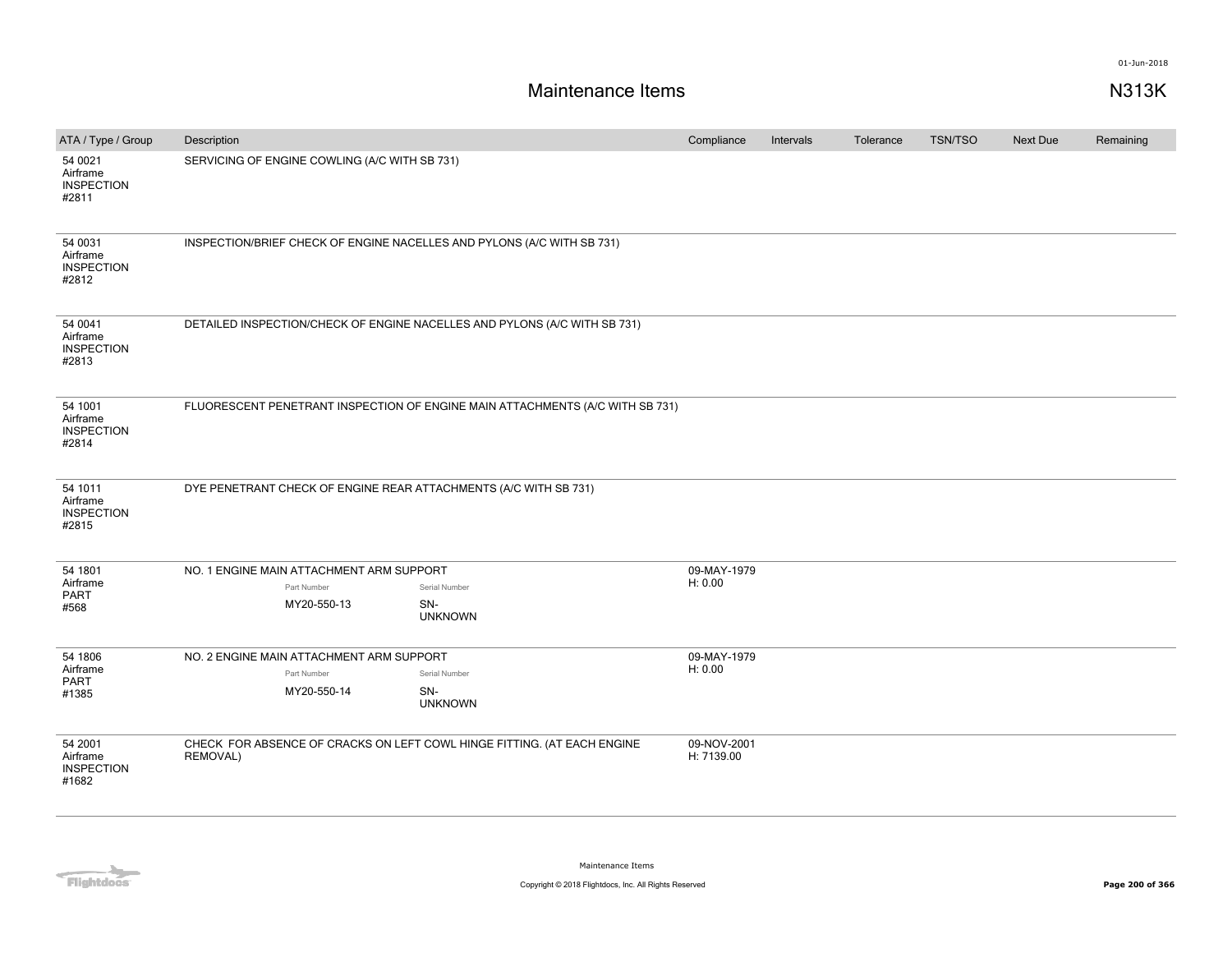# Maintenance Items

N313K

| ATA / Type / Group | Description | Compliance | Intervals | Tolerance | TSN/TSO | Next Due | Remaining |
|---|---|---|---|---|---|---|---|
| 54 0021 Airframe INSPECTION #2811 | SERVICING OF ENGINE COWLING (A/C WITH SB 731) | | | | | | |
| 54 0031 Airframe INSPECTION #2812 | INSPECTION/BRIEF CHECK OF ENGINE NACELLES AND PYLONS (A/C WITH SB 731) | | | | | | |
| 54 0041 Airframe INSPECTION #2813 | DETAILED INSPECTION/CHECK OF ENGINE NACELLES AND PYLONS (A/C WITH SB 731) | | | | | | |
| 54 1001 Airframe INSPECTION #2814 | FLUORESCENT PENETRANT INSPECTION OF ENGINE MAIN ATTACHMENTS (A/C WITH SB 731) | | | | | | |
| 54 1011 Airframe INSPECTION #2815 | DYE PENETRANT CHECK OF ENGINE REAR ATTACHMENTS (A/C WITH SB 731) | | | | | | |
| 54 1801 Airframe PART #568 | NO. 1 ENGINE MAIN ATTACHMENT ARM SUPPORT<br>Part Number: MY20-550-13<br>Serial Number: SN-UNKNOWN | 09-MAY-1979<br>H: 0.00 | | | | | |
| 54 1806 Airframe PART #1385 | NO. 2 ENGINE MAIN ATTACHMENT ARM SUPPORT<br>Part Number: MY20-550-14<br>Serial Number: SN-UNKNOWN | 09-MAY-1979<br>H: 0.00 | | | | | |
| 54 2001 Airframe INSPECTION #1682 | CHECK FOR ABSENCE OF CRACKS ON LEFT COWL HINGE FITTING. (AT EACH ENGINE REMOVAL) | 09-NOV-2001<br>H: 7139.00 | | | | | |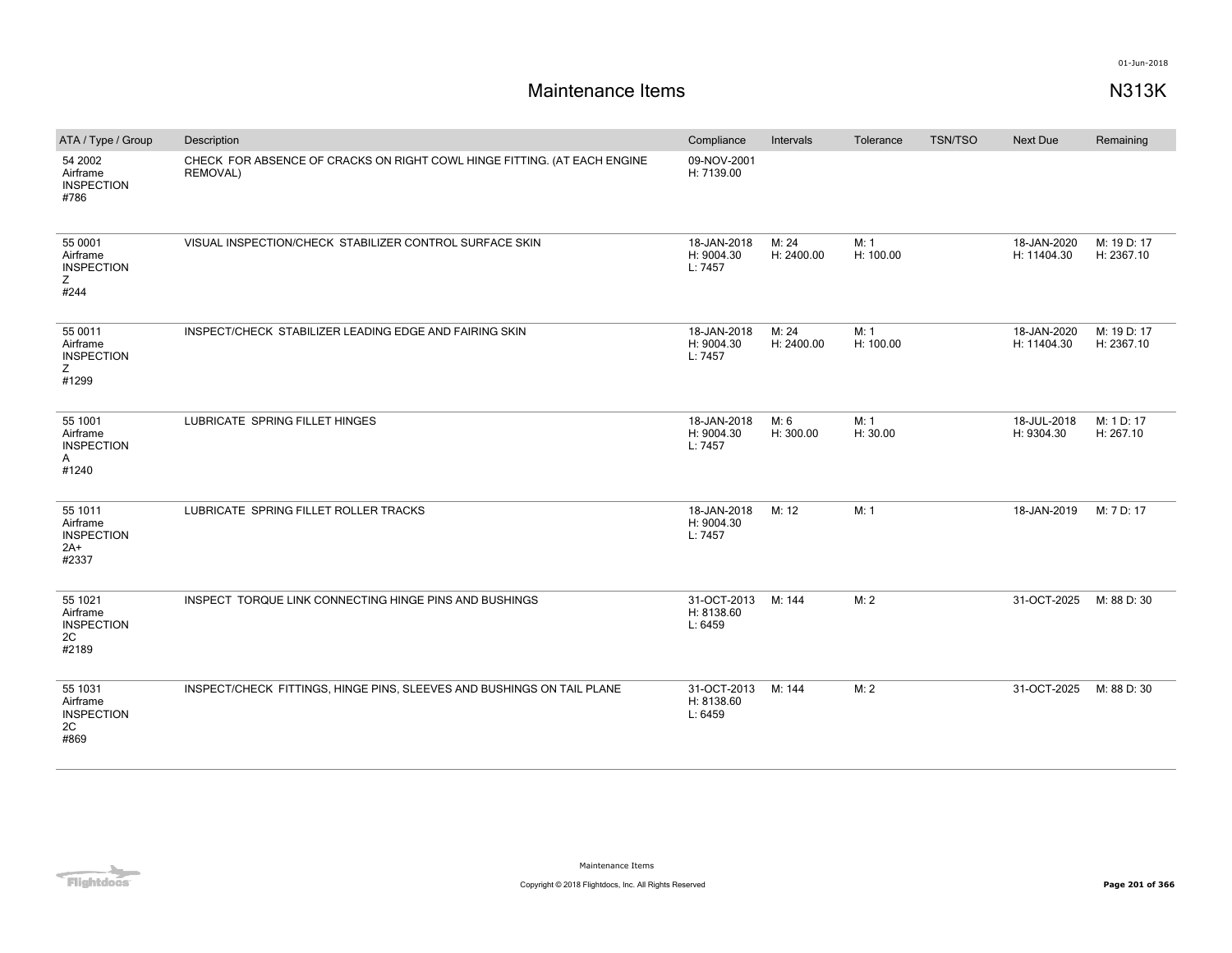# Maintenance Items

**N313K**

01-Jun-2018

| ATA / Type / Group | Description | Compliance | Intervals | Tolerance | TSN/TSO | Next Due | Remaining |
|---|---|---|---|---|---|---|---|
| 54 2002<br>Airframe<br>INSPECTION<br>#786 | CHECK FOR ABSENCE OF CRACKS ON RIGHT COWL HINGE FITTING. (AT EACH ENGINE REMOVAL) | 09-NOV-2001<br>H: 7139.00 | | | | | |
| 55 0001<br>Airframe<br>INSPECTION<br>Z<br>#244 | VISUAL INSPECTION/CHECK STABILIZER CONTROL SURFACE SKIN | 18-JAN-2018<br>H: 9004.30<br>L: 7457 | M: 24<br>H: 2400.00 | M: 1<br>H: 100.00 | | 18-JAN-2020<br>H: 11404.30 | M: 19 D: 17<br>H: 2367.10 |
| 55 0011<br>Airframe<br>INSPECTION<br>Z<br>#1299 | INSPECT/CHECK STABILIZER LEADING EDGE AND FAIRING SKIN | 18-JAN-2018<br>H: 9004.30<br>L: 7457 | M: 24<br>H: 2400.00 | M: 1<br>H: 100.00 | | 18-JAN-2020<br>H: 11404.30 | M: 19 D: 17<br>H: 2367.10 |
| 55 1001<br>Airframe<br>INSPECTION<br>A<br>#1240 | LUBRICATE SPRING FILLET HINGES | 18-JAN-2018<br>H: 9004.30<br>L: 7457 | M: 6<br>H: 300.00 | M: 1<br>H: 30.00 | | 18-JUL-2018<br>H: 9304.30 | M: 1 D: 17<br>H: 267.10 |
| 55 1011<br>Airframe<br>INSPECTION<br>2A+<br>#2337 | LUBRICATE SPRING FILLET ROLLER TRACKS | 18-JAN-2018<br>H: 9004.30<br>L: 7457 | M: 12 | M: 1 | | 18-JAN-2019 | M: 7 D: 17 |
| 55 1021<br>Airframe<br>INSPECTION<br>2C<br>#2189 | INSPECT TORQUE LINK CONNECTING HINGE PINS AND BUSHINGS | 31-OCT-2013<br>H: 8138.60<br>L: 6459 | M: 144 | M: 2 | | 31-OCT-2025 | M: 88 D: 30 |
| 55 1031<br>Airframe<br>INSPECTION<br>2C<br>#869 | INSPECT/CHECK FITTINGS, HINGE PINS, SLEEVES AND BUSHINGS ON TAIL PLANE | 31-OCT-2013<br>H: 8138.60<br>L: 6459 | M: 144 | M: 2 | | 31-OCT-2025 | M: 88 D: 30 |

Maintenance Items

Copyright © 2018 Flightdocs, Inc. All Rights Reserved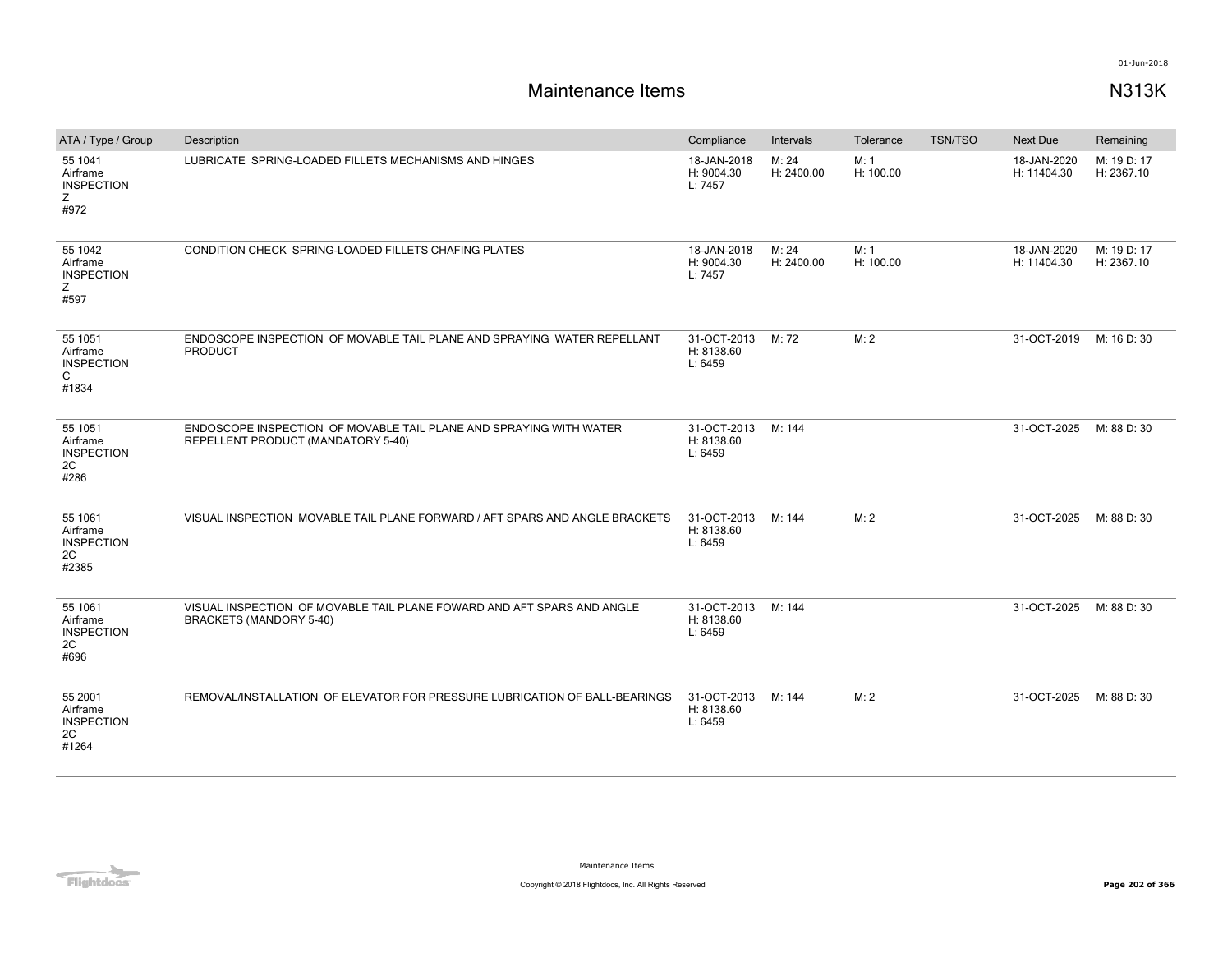# Maintenance Items

N313K

| ATA / Type / Group | Description | Compliance | Intervals | Tolerance | TSN/TSO | Next Due | Remaining |
|---|---|---|---|---|---|---|---|
| 55 1041 Airframe INSPECTION Z #972 | LUBRICATE SPRING-LOADED FILLETS MECHANISMS AND HINGES | 18-JAN-2018 H: 9004.30 L: 7457 | M: 24 H: 2400.00 | M: 1 H: 100.00 | | 18-JAN-2020 H: 11404.30 | M: 19 D: 17 H: 2367.10 |
| 55 1042 Airframe INSPECTION Z #597 | CONDITION CHECK SPRING-LOADED FILLETS CHAFING PLATES | 18-JAN-2018 H: 9004.30 L: 7457 | M: 24 H: 2400.00 | M: 1 H: 100.00 | | 18-JAN-2020 H: 11404.30 | M: 19 D: 17 H: 2367.10 |
| 55 1051 Airframe INSPECTION C #1834 | ENDOSCOPE INSPECTION OF MOVABLE TAIL PLANE AND SPRAYING WATER REPELLANT PRODUCT | 31-OCT-2013 H: 8138.60 L: 6459 | M: 72 | M: 2 | | 31-OCT-2019 | M: 16 D: 30 |
| 55 1051 Airframe INSPECTION 2C #286 | ENDOSCOPE INSPECTION OF MOVABLE TAIL PLANE AND SPRAYING WITH WATER REPELLENT PRODUCT (MANDATORY 5-40) | 31-OCT-2013 H: 8138.60 L: 6459 | M: 144 | | | 31-OCT-2025 | M: 88 D: 30 |
| 55 1061 Airframe INSPECTION 2C #2385 | VISUAL INSPECTION MOVABLE TAIL PLANE FORWARD / AFT SPARS AND ANGLE BRACKETS | 31-OCT-2013 H: 8138.60 L: 6459 | M: 144 | M: 2 | | 31-OCT-2025 | M: 88 D: 30 |
| 55 1061 Airframe INSPECTION 2C #696 | VISUAL INSPECTION OF MOVABLE TAIL PLANE FOWARD AND AFT SPARS AND ANGLE BRACKETS (MANDORY 5-40) | 31-OCT-2013 H: 8138.60 L: 6459 | M: 144 | | | 31-OCT-2025 | M: 88 D: 30 |
| 55 2001 Airframe INSPECTION 2C #1264 | REMOVAL/INSTALLATION OF ELEVATOR FOR PRESSURE LUBRICATION OF BALL-BEARINGS | 31-OCT-2013 H: 8138.60 L: 6459 | M: 144 | M: 2 | | 31-OCT-2025 | M: 88 D: 30 |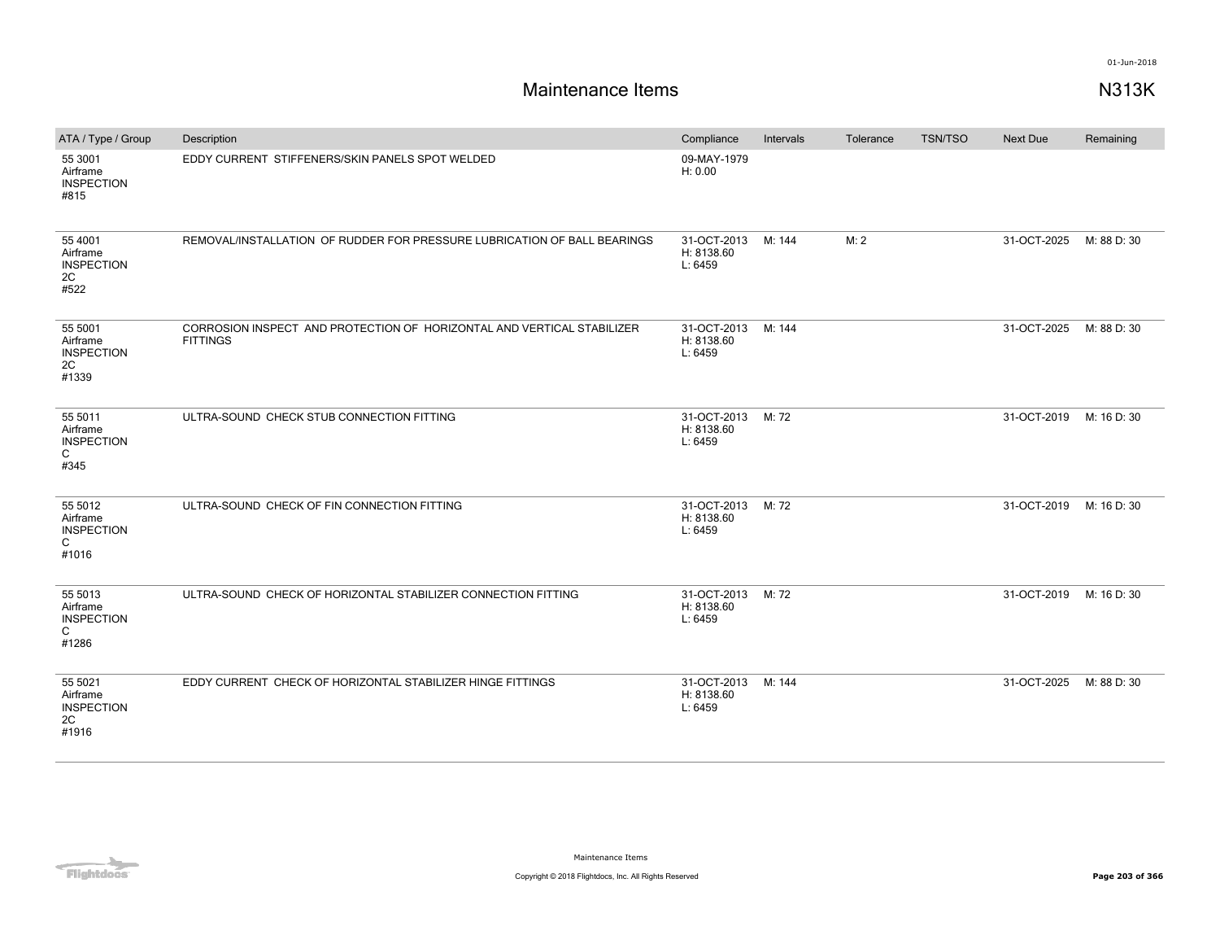# Maintenance Items

N313K

| ATA / Type / Group | Description | Compliance | Intervals | Tolerance | TSN/TSO | Next Due | Remaining |
|---|---|---|---|---|---|---|---|
| 55 3001<br>Airframe<br>INSPECTION<br>#815 | EDDY CURRENT STIFFENERS/SKIN PANELS SPOT WELDED | 09-MAY-1979<br>H: 0.00 | | | | | |
| 55 4001<br>Airframe<br>INSPECTION<br>2C<br>#522 | REMOVAL/INSTALLATION OF RUDDER FOR PRESSURE LUBRICATION OF BALL BEARINGS | 31-OCT-2013<br>H: 8138.60<br>L: 6459 | M: 144 | M: 2 | | 31-OCT-2025 | M: 88 D: 30 |
| 55 5001<br>Airframe<br>INSPECTION<br>2C<br>#1339 | CORROSION INSPECT AND PROTECTION OF HORIZONTAL AND VERTICAL STABILIZER FITTINGS | 31-OCT-2013<br>H: 8138.60<br>L: 6459 | M: 144 | | | 31-OCT-2025 | M: 88 D: 30 |
| 55 5011<br>Airframe<br>INSPECTION<br>C<br>#345 | ULTRA-SOUND CHECK STUB CONNECTION FITTING | 31-OCT-2013<br>H: 8138.60<br>L: 6459 | M: 72 | | | 31-OCT-2019 | M: 16 D: 30 |
| 55 5012<br>Airframe<br>INSPECTION<br>C<br>#1016 | ULTRA-SOUND CHECK OF FIN CONNECTION FITTING | 31-OCT-2013<br>H: 8138.60<br>L: 6459 | M: 72 | | | 31-OCT-2019 | M: 16 D: 30 |
| 55 5013<br>Airframe<br>INSPECTION<br>C<br>#1286 | ULTRA-SOUND CHECK OF HORIZONTAL STABILIZER CONNECTION FITTING | 31-OCT-2013<br>H: 8138.60<br>L: 6459 | M: 72 | | | 31-OCT-2019 | M: 16 D: 30 |
| 55 5021<br>Airframe<br>INSPECTION<br>2C<br>#1916 | EDDY CURRENT CHECK OF HORIZONTAL STABILIZER HINGE FITTINGS | 31-OCT-2013<br>H: 8138.60<br>L: 6459 | M: 144 | | | 31-OCT-2025 | M: 88 D: 30 |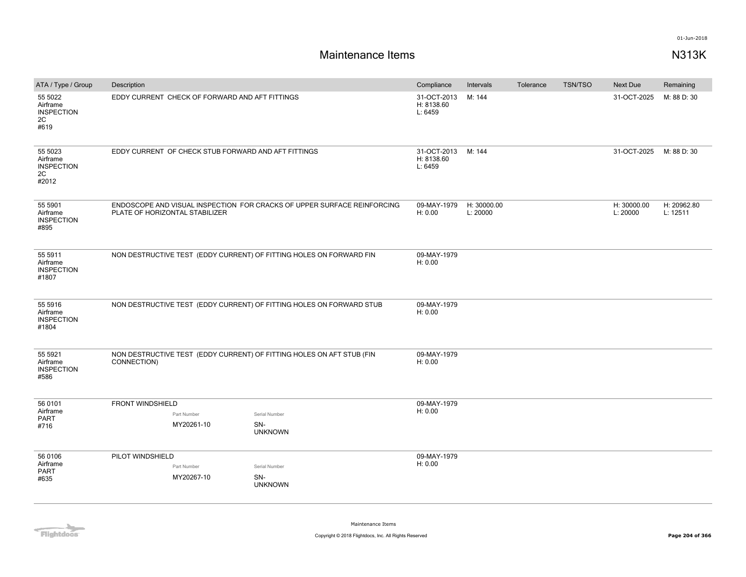# Maintenance Items

N313K

| ATA / Type / Group | Description | Compliance | Intervals | Tolerance | TSN/TSO | Next Due | Remaining |
|---|---|---|---|---|---|---|---|
| 55 5022 Airframe INSPECTION 2C #619 | EDDY CURRENT CHECK OF FORWARD AND AFT FITTINGS | 31-OCT-2013 H: 8138.60 L: 6459 | M: 144 | | | 31-OCT-2025 | M: 88 D: 30 |
| 55 5023 Airframe INSPECTION 2C #2012 | EDDY CURRENT OF CHECK STUB FORWARD AND AFT FITTINGS | 31-OCT-2013 H: 8138.60 L: 6459 | M: 144 | | | 31-OCT-2025 | M: 88 D: 30 |
| 55 5901 Airframe INSPECTION #895 | ENDOSCOPE AND VISUAL INSPECTION FOR CRACKS OF UPPER SURFACE REINFORCING PLATE OF HORIZONTAL STABILIZER | 09-MAY-1979 H: 0.00 | H: 30000.00 L: 20000 | | | H: 30000.00 L: 20000 | H: 20962.80 L: 12511 |
| 55 5911 Airframe INSPECTION #1807 | NON DESTRUCTIVE TEST (EDDY CURRENT) OF FITTING HOLES ON FORWARD FIN | 09-MAY-1979 H: 0.00 | | | | | |
| 55 5916 Airframe INSPECTION #1804 | NON DESTRUCTIVE TEST (EDDY CURRENT) OF FITTING HOLES ON FORWARD STUB | 09-MAY-1979 H: 0.00 | | | | | |
| 55 5921 Airframe INSPECTION #586 | NON DESTRUCTIVE TEST (EDDY CURRENT) OF FITTING HOLES ON AFT STUB (FIN CONNECTION) | 09-MAY-1979 H: 0.00 | | | | | |
| 56 0101 Airframe PART #716 | FRONT WINDSHIELD<br>Part Number: MY20261-10<br>Serial Number: SN-UNKNOWN | 09-MAY-1979 H: 0.00 | | | | | |
| 56 0106 Airframe PART #635 | PILOT WINDSHIELD<br>Part Number: MY20267-10<br>Serial Number: SN-UNKNOWN | 09-MAY-1979 H: 0.00 | | | | | |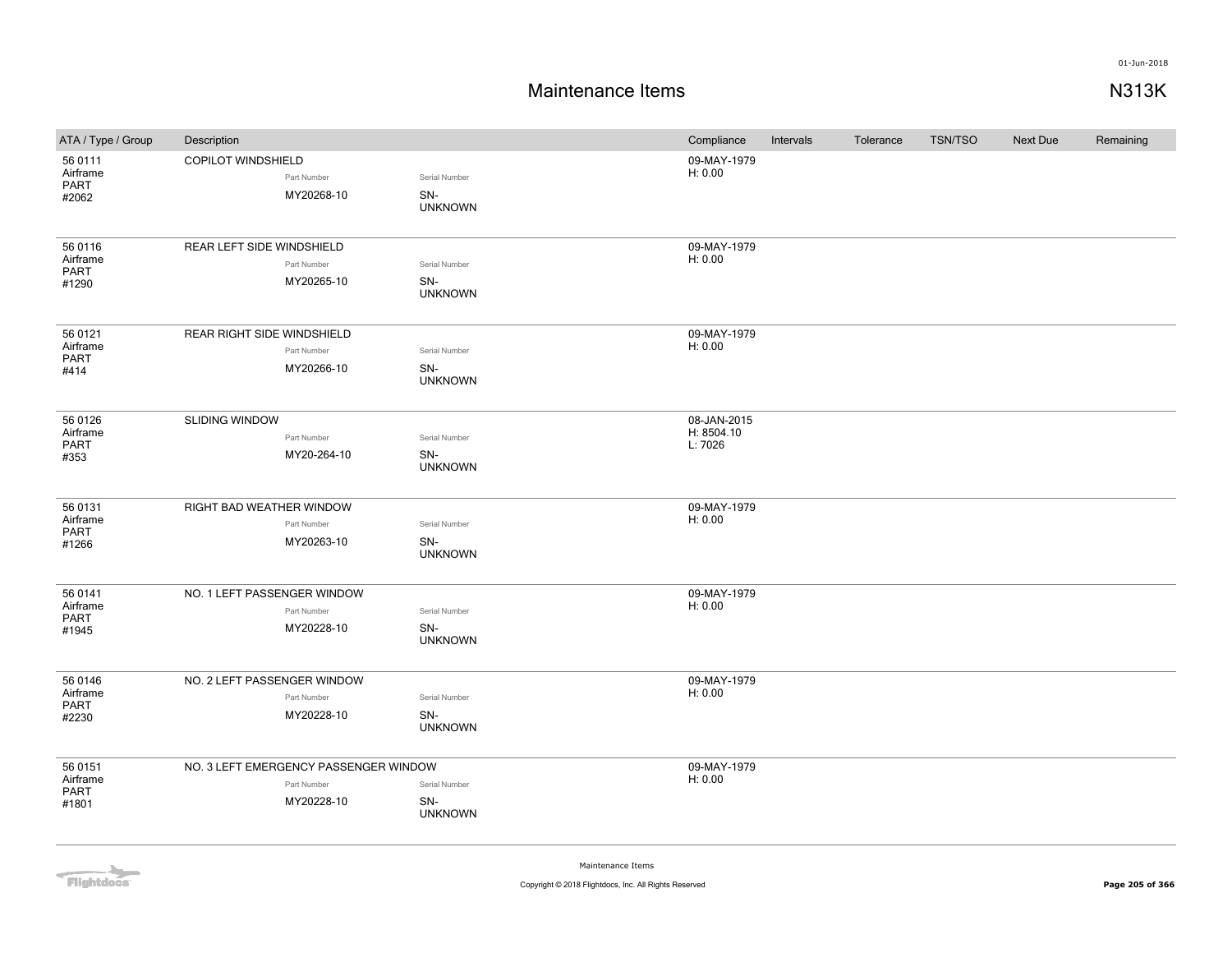# Maintenance Items

N313K

| ATA / Type / Group | Description | | | Compliance | Intervals | Tolerance | TSN/TSO | Next Due | Remaining |
|---|---|---|---|---|---|---|---|---|---|
| 56 0111 Airframe PART #2062 | COPILOT WINDSHIELD | Part Number MY20268-10 | Serial Number SN-UNKNOWN | 09-MAY-1979 H: 0.00 | | | | | |
| 56 0116 Airframe PART #1290 | REAR LEFT SIDE WINDSHIELD | Part Number MY20265-10 | Serial Number SN-UNKNOWN | 09-MAY-1979 H: 0.00 | | | | | |
| 56 0121 Airframe PART #414 | REAR RIGHT SIDE WINDSHIELD | Part Number MY20266-10 | Serial Number SN-UNKNOWN | 09-MAY-1979 H: 0.00 | | | | | |
| 56 0126 Airframe PART #353 | SLIDING WINDOW | Part Number MY20-264-10 | Serial Number SN-UNKNOWN | 08-JAN-2015 H: 8504.10 L: 7026 | | | | | |
| 56 0131 Airframe PART #1266 | RIGHT BAD WEATHER WINDOW | Part Number MY20263-10 | Serial Number SN-UNKNOWN | 09-MAY-1979 H: 0.00 | | | | | |
| 56 0141 Airframe PART #1945 | NO. 1 LEFT PASSENGER WINDOW | Part Number MY20228-10 | Serial Number SN-UNKNOWN | 09-MAY-1979 H: 0.00 | | | | | |
| 56 0146 Airframe PART #2230 | NO. 2 LEFT PASSENGER WINDOW | Part Number MY20228-10 | Serial Number SN-UNKNOWN | 09-MAY-1979 H: 0.00 | | | | | |
| 56 0151 Airframe PART #1801 | NO. 3 LEFT EMERGENCY PASSENGER WINDOW | Part Number MY20228-10 | Serial Number SN-UNKNOWN | 09-MAY-1979 H: 0.00 | | | | | |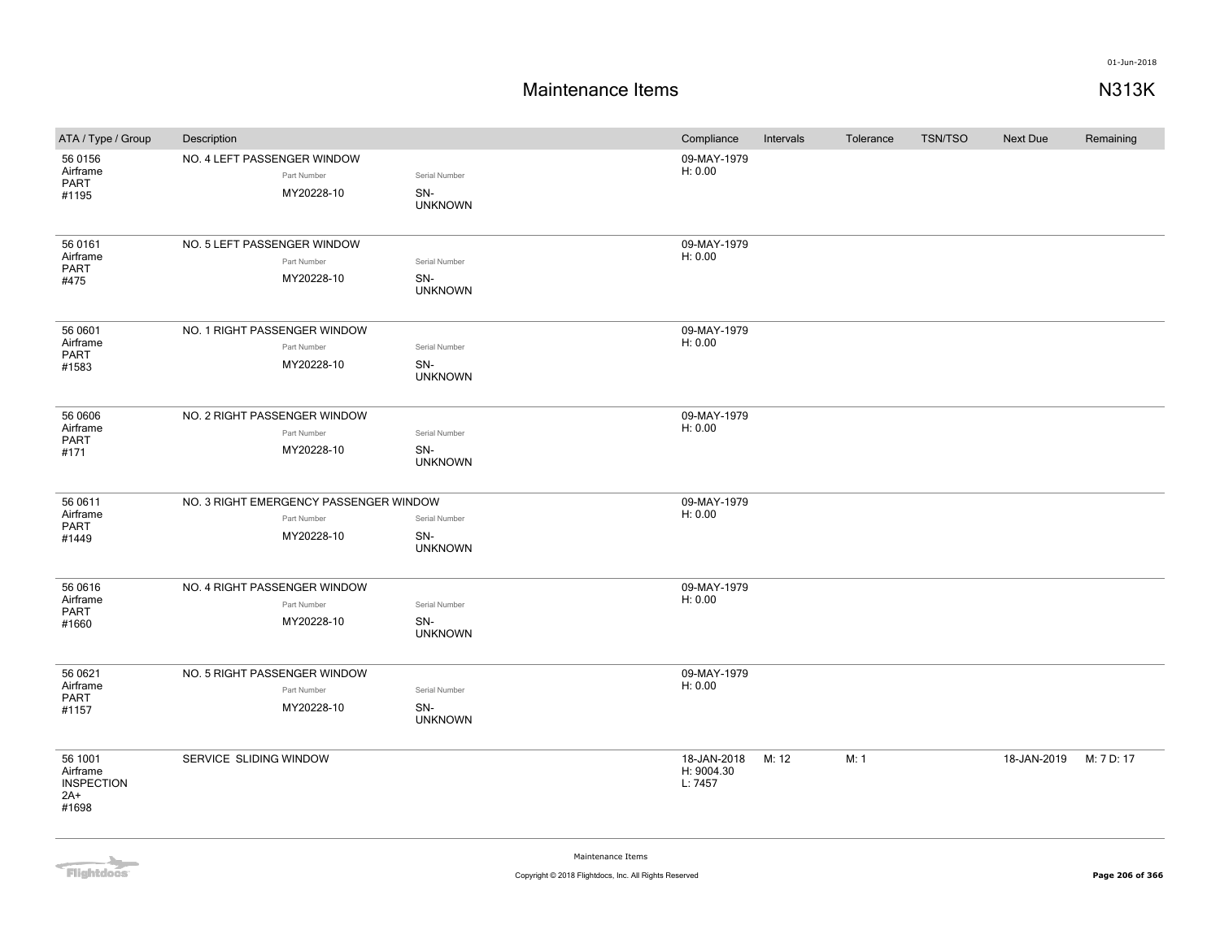# Maintenance Items

N313K

| ATA / Type / Group | Description | Compliance | Intervals | Tolerance | TSN/TSO | Next Due | Remaining |
|---|---|---|---|---|---|---|---|
| 56 0156<br>Airframe<br>PART<br>#1195 | NO. 4 LEFT PASSENGER WINDOW<br>Part Number: MY20228-10<br>Serial Number: SN-UNKNOWN | 09-MAY-1979<br>H: 0.00 | | | | | |
| 56 0161<br>Airframe<br>PART<br>#475 | NO. 5 LEFT PASSENGER WINDOW<br>Part Number: MY20228-10<br>Serial Number: SN-UNKNOWN | 09-MAY-1979<br>H: 0.00 | | | | | |
| 56 0601<br>Airframe<br>PART<br>#1583 | NO. 1 RIGHT PASSENGER WINDOW<br>Part Number: MY20228-10<br>Serial Number: SN-UNKNOWN | 09-MAY-1979<br>H: 0.00 | | | | | |
| 56 0606<br>Airframe<br>PART<br>#171 | NO. 2 RIGHT PASSENGER WINDOW<br>Part Number: MY20228-10<br>Serial Number: SN-UNKNOWN | 09-MAY-1979<br>H: 0.00 | | | | | |
| 56 0611<br>Airframe<br>PART<br>#1449 | NO. 3 RIGHT EMERGENCY PASSENGER WINDOW<br>Part Number: MY20228-10<br>Serial Number: SN-UNKNOWN | 09-MAY-1979<br>H: 0.00 | | | | | |
| 56 0616<br>Airframe<br>PART<br>#1660 | NO. 4 RIGHT PASSENGER WINDOW<br>Part Number: MY20228-10<br>Serial Number: SN-UNKNOWN | 09-MAY-1979<br>H: 0.00 | | | | | |
| 56 0621<br>Airframe<br>PART<br>#1157 | NO. 5 RIGHT PASSENGER WINDOW<br>Part Number: MY20228-10<br>Serial Number: SN-UNKNOWN | 09-MAY-1979<br>H: 0.00 | | | | | |
| 56 1001<br>Airframe<br>INSPECTION<br>2A+<br>#1698 | SERVICE SLIDING WINDOW | 18-JAN-2018<br>H: 9004.30<br>L: 7457 | M: 12 | M: 1 | | 18-JAN-2019 | M: 7 D: 17 |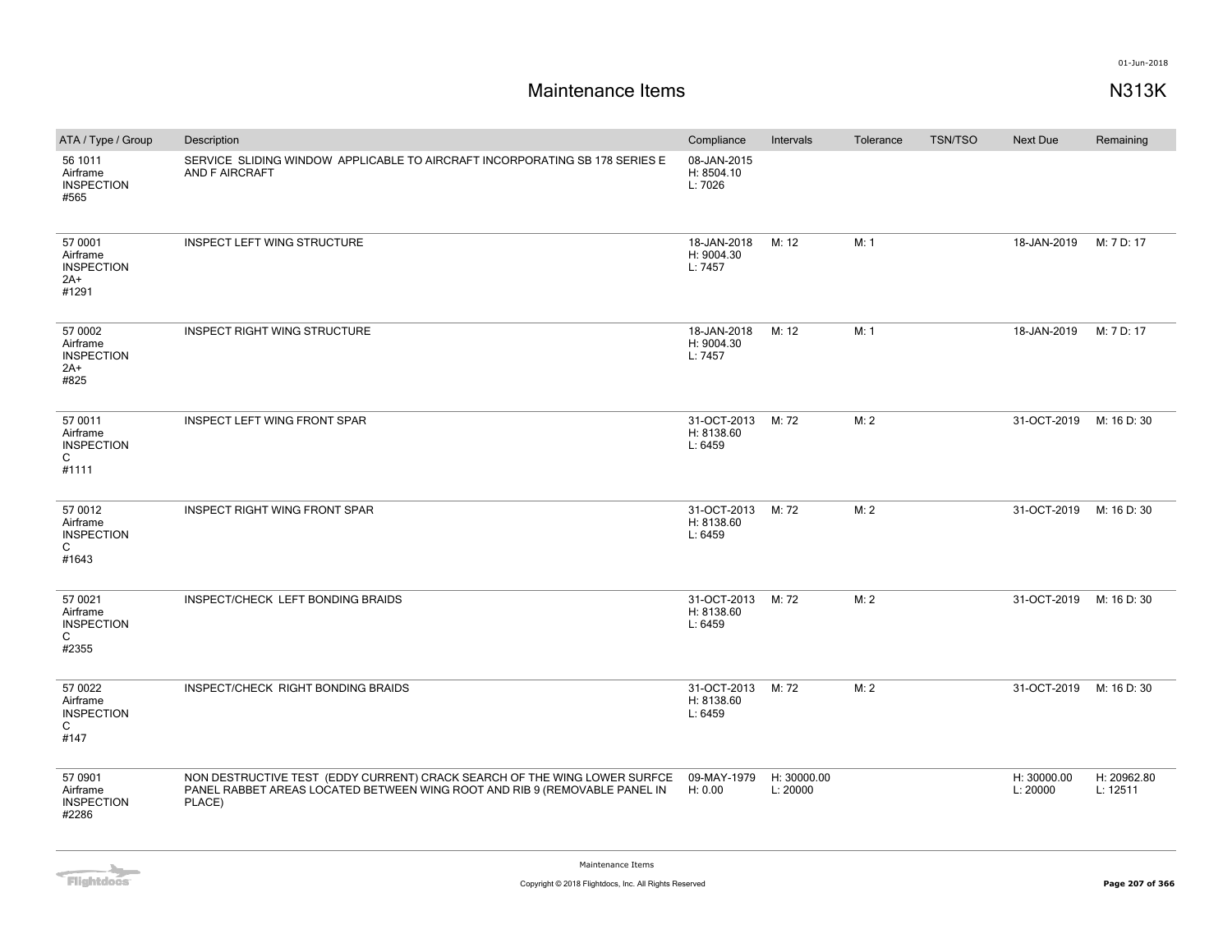01-Jun-2018

# Maintenance Items

## N313K

| ATA / Type / Group | Description | Compliance | Intervals | Tolerance | TSN/TSO | Next Due | Remaining |
|---|---|---|---|---|---|---|---|
| 56 1011<br>Airframe<br>INSPECTION<br>#565 | SERVICE SLIDING WINDOW APPLICABLE TO AIRCRAFT INCORPORATING SB 178 SERIES E AND F AIRCRAFT | 08-JAN-2015<br>H: 8504.10<br>L: 7026 | | | | | |
| 57 0001<br>Airframe<br>INSPECTION<br>2A+<br>#1291 | INSPECT LEFT WING STRUCTURE | 18-JAN-2018<br>H: 9004.30<br>L: 7457 | M: 12 | M: 1 | | 18-JAN-2019 | M: 7 D: 17 |
| 57 0002<br>Airframe<br>INSPECTION<br>2A+<br>#825 | INSPECT RIGHT WING STRUCTURE | 18-JAN-2018<br>H: 9004.30<br>L: 7457 | M: 12 | M: 1 | | 18-JAN-2019 | M: 7 D: 17 |
| 57 0011<br>Airframe<br>INSPECTION<br>C<br>#1111 | INSPECT LEFT WING FRONT SPAR | 31-OCT-2013<br>H: 8138.60<br>L: 6459 | M: 72 | M: 2 | | 31-OCT-2019 | M: 16 D: 30 |
| 57 0012<br>Airframe<br>INSPECTION<br>C<br>#1643 | INSPECT RIGHT WING FRONT SPAR | 31-OCT-2013<br>H: 8138.60<br>L: 6459 | M: 72 | M: 2 | | 31-OCT-2019 | M: 16 D: 30 |
| 57 0021<br>Airframe<br>INSPECTION<br>C<br>#2355 | INSPECT/CHECK LEFT BONDING BRAIDS | 31-OCT-2013<br>H: 8138.60<br>L: 6459 | M: 72 | M: 2 | | 31-OCT-2019 | M: 16 D: 30 |
| 57 0022<br>Airframe<br>INSPECTION<br>C<br>#147 | INSPECT/CHECK RIGHT BONDING BRAIDS | 31-OCT-2013<br>H: 8138.60<br>L: 6459 | M: 72 | M: 2 | | 31-OCT-2019 | M: 16 D: 30 |
| 57 0901<br>Airframe<br>INSPECTION<br>#2286 | NON DESTRUCTIVE TEST (EDDY CURRENT) CRACK SEARCH OF THE WING LOWER SURFCE PANEL RABBET AREAS LOCATED BETWEEN WING ROOT AND RIB 9 (REMOVABLE PANEL IN PLACE) | 09-MAY-1979<br>H: 0.00 | H: 30000.00<br>L: 20000 | | | H: 30000.00<br>L: 20000 | H: 20962.80<br>L: 12511 |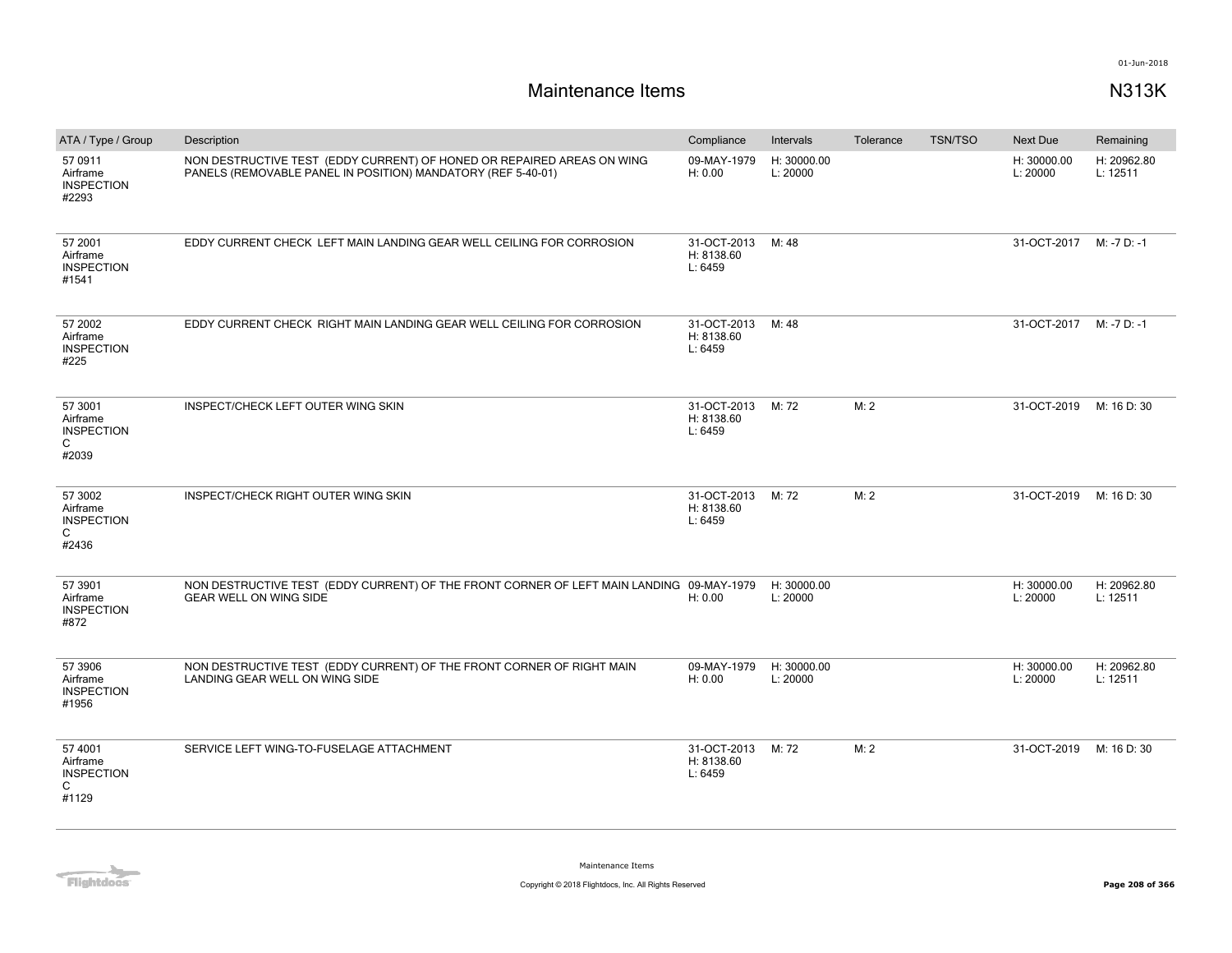# Maintenance Items

N313K

| ATA / Type / Group | Description | Compliance | Intervals | Tolerance | TSN/TSO | Next Due | Remaining |
| --- | --- | --- | --- | --- | --- | --- | --- |
| 57 0911 Airframe INSPECTION #2293 | NON DESTRUCTIVE TEST (EDDY CURRENT) OF HONED OR REPAIRED AREAS ON WING PANELS (REMOVABLE PANEL IN POSITION) MANDATORY (REF 5-40-01) | 09-MAY-1979 H: 0.00 | H: 30000.00 L: 20000 | | | H: 30000.00 L: 20000 | H: 20962.80 L: 12511 |
| 57 2001 Airframe INSPECTION #1541 | EDDY CURRENT CHECK LEFT MAIN LANDING GEAR WELL CEILING FOR CORROSION | 31-OCT-2013 H: 8138.60 L: 6459 | M: 48 | | | 31-OCT-2017 | M: -7 D: -1 |
| 57 2002 Airframe INSPECTION #225 | EDDY CURRENT CHECK RIGHT MAIN LANDING GEAR WELL CEILING FOR CORROSION | 31-OCT-2013 H: 8138.60 L: 6459 | M: 48 | | | 31-OCT-2017 | M: -7 D: -1 |
| 57 3001 Airframe INSPECTION C #2039 | INSPECT/CHECK LEFT OUTER WING SKIN | 31-OCT-2013 H: 8138.60 L: 6459 | M: 72 | M: 2 | | 31-OCT-2019 | M: 16 D: 30 |
| 57 3002 Airframe INSPECTION C #2436 | INSPECT/CHECK RIGHT OUTER WING SKIN | 31-OCT-2013 H: 8138.60 L: 6459 | M: 72 | M: 2 | | 31-OCT-2019 | M: 16 D: 30 |
| 57 3901 Airframe INSPECTION #872 | NON DESTRUCTIVE TEST (EDDY CURRENT) OF THE FRONT CORNER OF LEFT MAIN LANDING GEAR WELL ON WING SIDE | 09-MAY-1979 H: 0.00 | H: 30000.00 L: 20000 | | | H: 30000.00 L: 20000 | H: 20962.80 L: 12511 |
| 57 3906 Airframe INSPECTION #1956 | NON DESTRUCTIVE TEST (EDDY CURRENT) OF THE FRONT CORNER OF RIGHT MAIN LANDING GEAR WELL ON WING SIDE | 09-MAY-1979 H: 0.00 | H: 30000.00 L: 20000 | | | H: 30000.00 L: 20000 | H: 20962.80 L: 12511 |
| 57 4001 Airframe INSPECTION C #1129 | SERVICE LEFT WING-TO-FUSELAGE ATTACHMENT | 31-OCT-2013 H: 8138.60 L: 6459 | M: 72 | M: 2 | | 31-OCT-2019 | M: 16 D: 30 |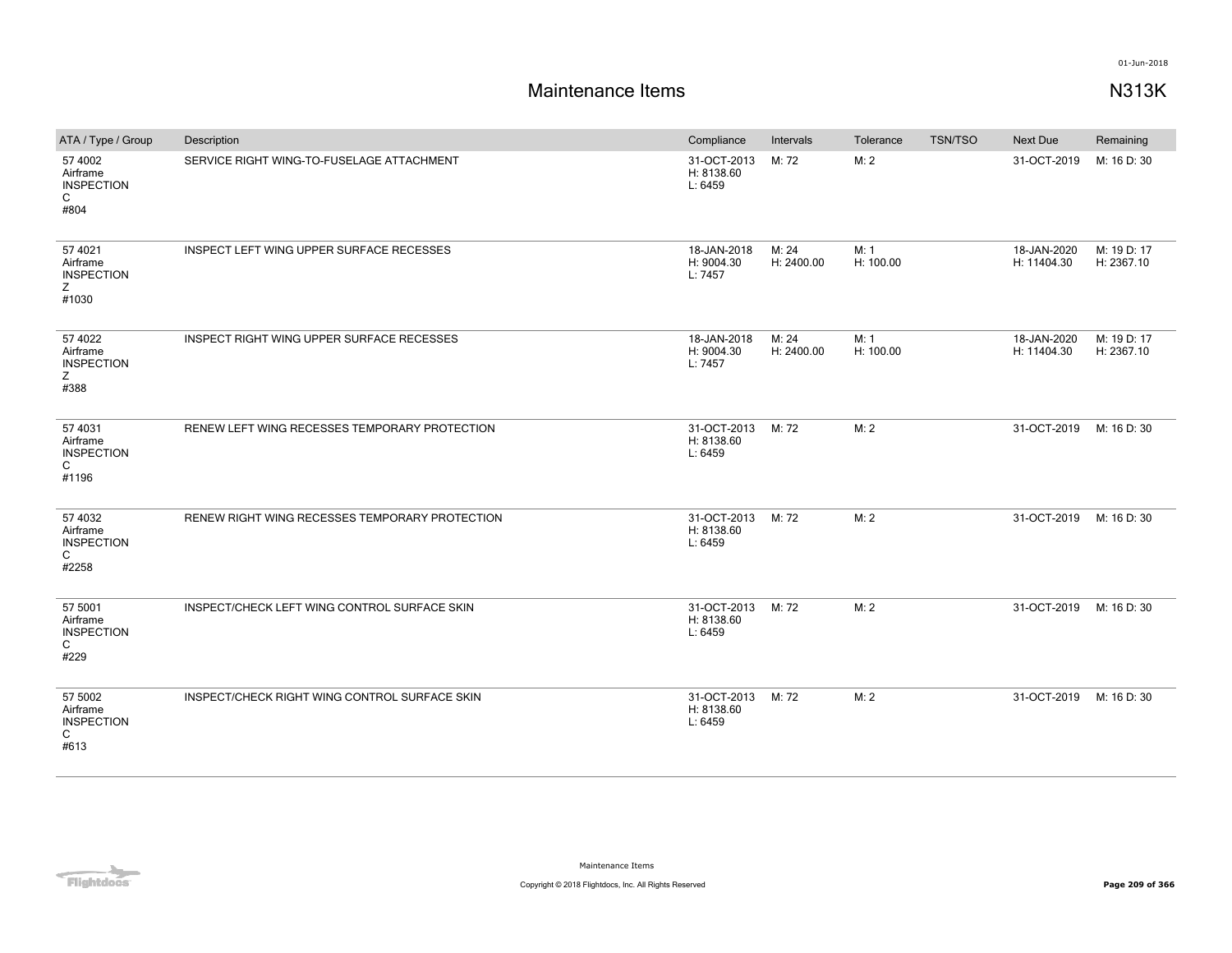# Maintenance Items

## N313K

| ATA / Type / Group | Description | Compliance | Intervals | Tolerance | TSN/TSO | Next Due | Remaining |
|---|---|---|---|---|---|---|---|
| 57 4002 Airframe INSPECTION C #804 | SERVICE RIGHT WING-TO-FUSELAGE ATTACHMENT | 31-OCT-2013 H: 8138.60 L: 6459 | M: 72 | M: 2 | | 31-OCT-2019 | M: 16 D: 30 |
| 57 4021 Airframe INSPECTION Z #1030 | INSPECT LEFT WING UPPER SURFACE RECESSES | 18-JAN-2018 H: 9004.30 L: 7457 | M: 24 H: 2400.00 | M: 1 H: 100.00 | | 18-JAN-2020 H: 11404.30 | M: 19 D: 17 H: 2367.10 |
| 57 4022 Airframe INSPECTION Z #388 | INSPECT RIGHT WING UPPER SURFACE RECESSES | 18-JAN-2018 H: 9004.30 L: 7457 | M: 24 H: 2400.00 | M: 1 H: 100.00 | | 18-JAN-2020 H: 11404.30 | M: 19 D: 17 H: 2367.10 |
| 57 4031 Airframe INSPECTION C #1196 | RENEW LEFT WING RECESSES TEMPORARY PROTECTION | 31-OCT-2013 H: 8138.60 L: 6459 | M: 72 | M: 2 | | 31-OCT-2019 | M: 16 D: 30 |
| 57 4032 Airframe INSPECTION C #2258 | RENEW RIGHT WING RECESSES TEMPORARY PROTECTION | 31-OCT-2013 H: 8138.60 L: 6459 | M: 72 | M: 2 | | 31-OCT-2019 | M: 16 D: 30 |
| 57 5001 Airframe INSPECTION C #229 | INSPECT/CHECK LEFT WING CONTROL SURFACE SKIN | 31-OCT-2013 H: 8138.60 L: 6459 | M: 72 | M: 2 | | 31-OCT-2019 | M: 16 D: 30 |
| 57 5002 Airframe INSPECTION C #613 | INSPECT/CHECK RIGHT WING CONTROL SURFACE SKIN | 31-OCT-2013 H: 8138.60 L: 6459 | M: 72 | M: 2 | | 31-OCT-2019 | M: 16 D: 30 |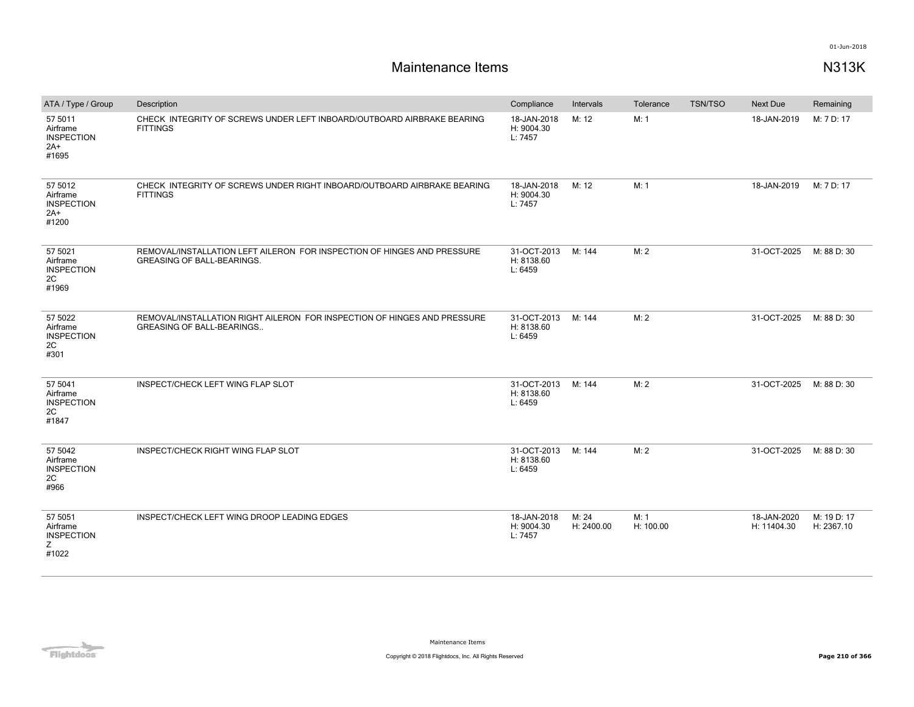# Maintenance Items

N313K

| ATA / Type / Group | Description | Compliance | Intervals | Tolerance | TSN/TSO | Next Due | Remaining |
|---|---|---|---|---|---|---|---|
| 57 5011 Airframe INSPECTION 2A+ #1695 | CHECK INTEGRITY OF SCREWS UNDER LEFT INBOARD/OUTBOARD AIRBRAKE BEARING FITTINGS | 18-JAN-2018 H: 9004.30 L: 7457 | M: 12 | M: 1 | | 18-JAN-2019 | M: 7 D: 17 |
| 57 5012 Airframe INSPECTION 2A+ #1200 | CHECK INTEGRITY OF SCREWS UNDER RIGHT INBOARD/OUTBOARD AIRBRAKE BEARING FITTINGS | 18-JAN-2018 H: 9004.30 L: 7457 | M: 12 | M: 1 | | 18-JAN-2019 | M: 7 D: 17 |
| 57 5021 Airframe INSPECTION 2C #1969 | REMOVAL/INSTALLATION LEFT AILERON FOR INSPECTION OF HINGES AND PRESSURE GREASING OF BALL-BEARINGS. | 31-OCT-2013 H: 8138.60 L: 6459 | M: 144 | M: 2 | | 31-OCT-2025 | M: 88 D: 30 |
| 57 5022 Airframe INSPECTION 2C #301 | REMOVAL/INSTALLATION RIGHT AILERON FOR INSPECTION OF HINGES AND PRESSURE GREASING OF BALL-BEARINGS.. | 31-OCT-2013 H: 8138.60 L: 6459 | M: 144 | M: 2 | | 31-OCT-2025 | M: 88 D: 30 |
| 57 5041 Airframe INSPECTION 2C #1847 | INSPECT/CHECK LEFT WING FLAP SLOT | 31-OCT-2013 H: 8138.60 L: 6459 | M: 144 | M: 2 | | 31-OCT-2025 | M: 88 D: 30 |
| 57 5042 Airframe INSPECTION 2C #966 | INSPECT/CHECK RIGHT WING FLAP SLOT | 31-OCT-2013 H: 8138.60 L: 6459 | M: 144 | M: 2 | | 31-OCT-2025 | M: 88 D: 30 |
| 57 5051 Airframe INSPECTION Z #1022 | INSPECT/CHECK LEFT WING DROOP LEADING EDGES | 18-JAN-2018 H: 9004.30 L: 7457 | M: 24 H: 2400.00 | M: 1 H: 100.00 | | 18-JAN-2020 H: 11404.30 | M: 19 D: 17 H: 2367.10 |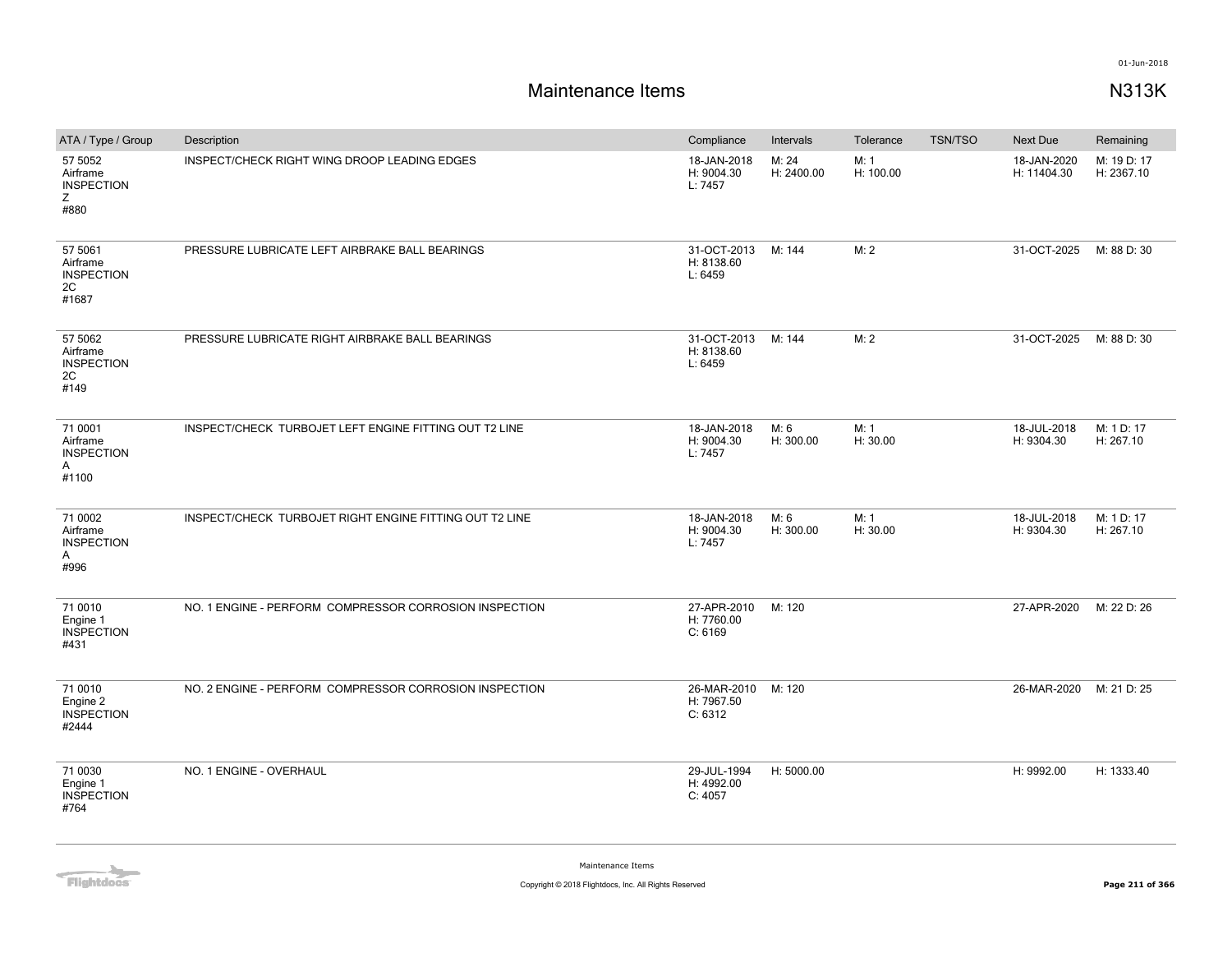# Maintenance Items

N313K

| ATA / Type / Group | Description | Compliance | Intervals | Tolerance | TSN/TSO | Next Due | Remaining |
|---|---|---|---|---|---|---|---|
| 57 5052 Airframe INSPECTION Z #880 | INSPECT/CHECK RIGHT WING DROOP LEADING EDGES | 18-JAN-2018 H: 9004.30 L: 7457 | M: 24 H: 2400.00 | M: 1 H: 100.00 | | 18-JAN-2020 H: 11404.30 | M: 19 D: 17 H: 2367.10 |
| 57 5061 Airframe INSPECTION 2C #1687 | PRESSURE LUBRICATE LEFT AIRBRAKE BALL BEARINGS | 31-OCT-2013 H: 8138.60 L: 6459 | M: 144 | M: 2 | | 31-OCT-2025 | M: 88 D: 30 |
| 57 5062 Airframe INSPECTION 2C #149 | PRESSURE LUBRICATE RIGHT AIRBRAKE BALL BEARINGS | 31-OCT-2013 H: 8138.60 L: 6459 | M: 144 | M: 2 | | 31-OCT-2025 | M: 88 D: 30 |
| 71 0001 Airframe INSPECTION A #1100 | INSPECT/CHECK TURBOJET LEFT ENGINE FITTING OUT T2 LINE | 18-JAN-2018 H: 9004.30 L: 7457 | M: 6 H: 300.00 | M: 1 H: 30.00 | | 18-JUL-2018 H: 9304.30 | M: 1 D: 17 H: 267.10 |
| 71 0002 Airframe INSPECTION A #996 | INSPECT/CHECK TURBOJET RIGHT ENGINE FITTING OUT T2 LINE | 18-JAN-2018 H: 9004.30 L: 7457 | M: 6 H: 300.00 | M: 1 H: 30.00 | | 18-JUL-2018 H: 9304.30 | M: 1 D: 17 H: 267.10 |
| 71 0010 Engine 1 INSPECTION #431 | NO. 1 ENGINE - PERFORM COMPRESSOR CORROSION INSPECTION | 27-APR-2010 H: 7760.00 C: 6169 | M: 120 | | | 27-APR-2020 | M: 22 D: 26 |
| 71 0010 Engine 2 INSPECTION #2444 | NO. 2 ENGINE - PERFORM COMPRESSOR CORROSION INSPECTION | 26-MAR-2010 H: 7967.50 C: 6312 | M: 120 | | | 26-MAR-2020 | M: 21 D: 25 |
| 71 0030 Engine 1 INSPECTION #764 | NO. 1 ENGINE - OVERHAUL | 29-JUL-1994 H: 4992.00 C: 4057 | H: 5000.00 | | | H: 9992.00 | H: 1333.40 |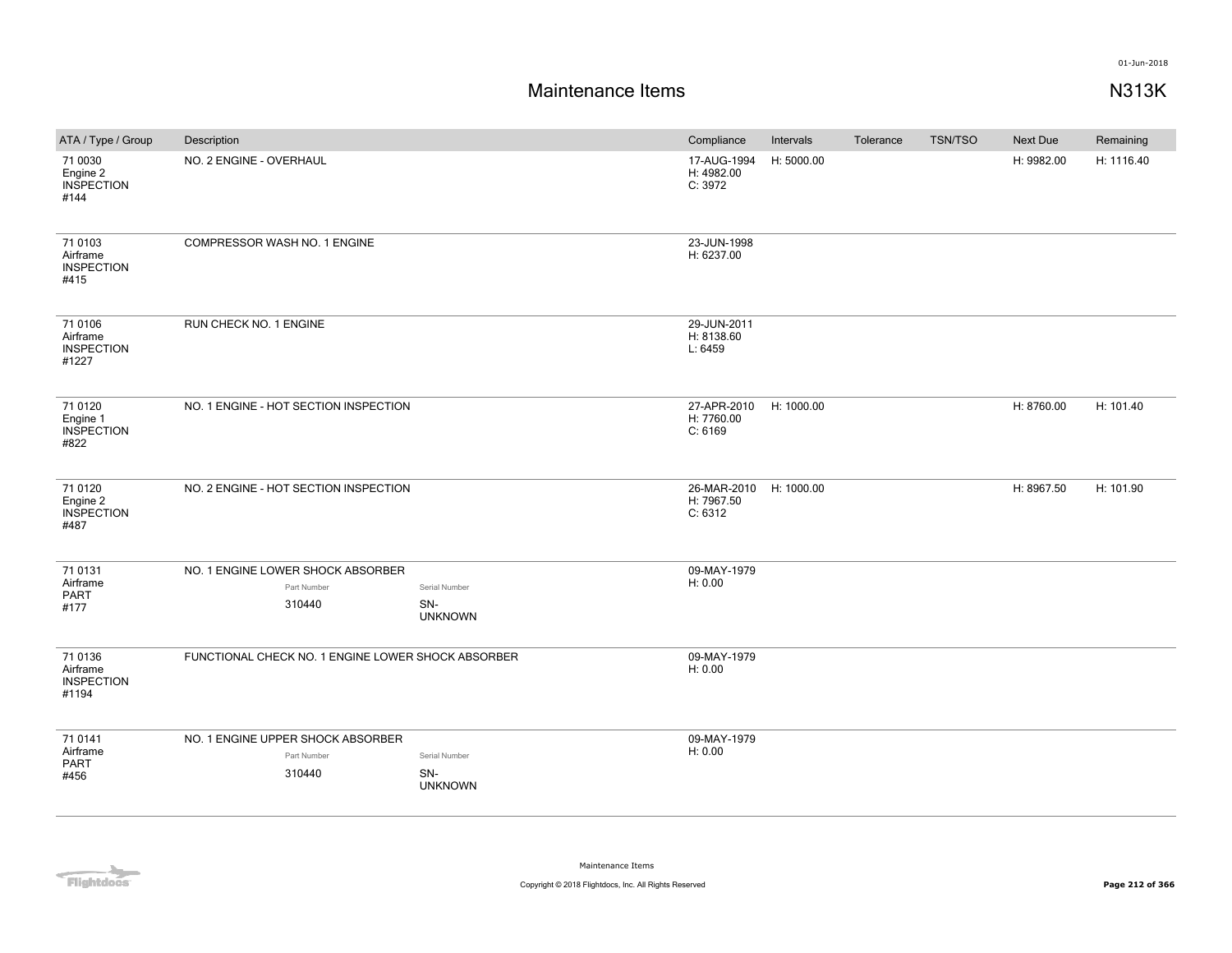# Maintenance Items

## N313K

| ATA / Type / Group | Description | Compliance | Intervals | Tolerance | TSN/TSO | Next Due | Remaining |
|---|---|---|---|---|---|---|---|
| 71 0030<br>Engine 2<br>INSPECTION<br>#144 | NO. 2 ENGINE - OVERHAUL | 17-AUG-1994<br>H: 4982.00<br>C: 3972 | H: 5000.00 | | | H: 9982.00 | H: 1116.40 |
| 71 0103<br>Airframe<br>INSPECTION<br>#415 | COMPRESSOR WASH NO. 1 ENGINE | 23-JUN-1998<br>H: 6237.00 | | | | | |
| 71 0106<br>Airframe<br>INSPECTION<br>#1227 | RUN CHECK NO. 1 ENGINE | 29-JUN-2011<br>H: 8138.60<br>L: 6459 | | | | | |
| 71 0120<br>Engine 1<br>INSPECTION<br>#822 | NO. 1 ENGINE - HOT SECTION INSPECTION | 27-APR-2010<br>H: 7760.00<br>C: 6169 | H: 1000.00 | | | H: 8760.00 | H: 101.40 |
| 71 0120<br>Engine 2<br>INSPECTION<br>#487 | NO. 2 ENGINE - HOT SECTION INSPECTION | 26-MAR-2010<br>H: 7967.50<br>C: 6312 | H: 1000.00 | | | H: 8967.50 | H: 101.90 |
| 71 0131<br>Airframe<br>PART<br>#177 | NO. 1 ENGINE LOWER SHOCK ABSORBER<br>Part Number: 310440<br>Serial Number: SN-UNKNOWN | 09-MAY-1979<br>H: 0.00 | | | | | |
| 71 0136<br>Airframe<br>INSPECTION<br>#1194 | FUNCTIONAL CHECK NO. 1 ENGINE LOWER SHOCK ABSORBER | 09-MAY-1979<br>H: 0.00 | | | | | |
| 71 0141<br>Airframe<br>PART<br>#456 | NO. 1 ENGINE UPPER SHOCK ABSORBER<br>Part Number: 310440<br>Serial Number: SN-UNKNOWN | 09-MAY-1979<br>H: 0.00 | | | | | |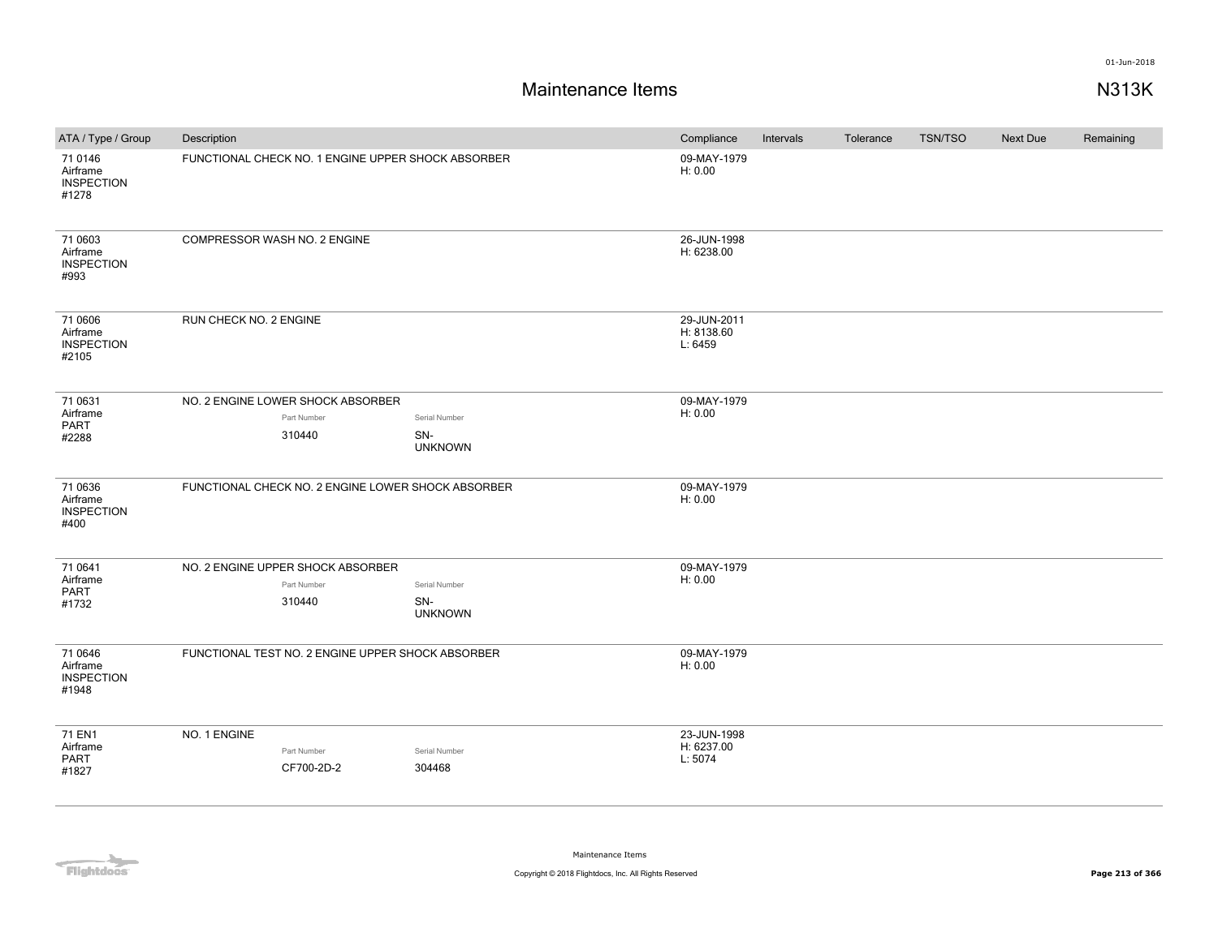# Maintenance Items

N313K

| ATA / Type / Group | Description | Compliance | Intervals | Tolerance | TSN/TSO | Next Due | Remaining |
|---|---|---|---|---|---|---|---|
| 71 0146 Airframe INSPECTION #1278 | FUNCTIONAL CHECK NO. 1 ENGINE UPPER SHOCK ABSORBER | 09-MAY-1979 H: 0.00 | | | | | |
| 71 0603 Airframe INSPECTION #993 | COMPRESSOR WASH NO. 2 ENGINE | 26-JUN-1998 H: 6238.00 | | | | | |
| 71 0606 Airframe INSPECTION #2105 | RUN CHECK NO. 2 ENGINE | 29-JUN-2011 H: 8138.60 L: 6459 | | | | | |
| 71 0631 Airframe PART #2288 | NO. 2 ENGINE LOWER SHOCK ABSORBER Part Number: 310440 Serial Number: SN-UNKNOWN | 09-MAY-1979 H: 0.00 | | | | | |
| 71 0636 Airframe INSPECTION #400 | FUNCTIONAL CHECK NO. 2 ENGINE LOWER SHOCK ABSORBER | 09-MAY-1979 H: 0.00 | | | | | |
| 71 0641 Airframe PART #1732 | NO. 2 ENGINE UPPER SHOCK ABSORBER Part Number: 310440 Serial Number: SN-UNKNOWN | 09-MAY-1979 H: 0.00 | | | | | |
| 71 0646 Airframe INSPECTION #1948 | FUNCTIONAL TEST NO. 2 ENGINE UPPER SHOCK ABSORBER | 09-MAY-1979 H: 0.00 | | | | | |
| 71 EN1 Airframe PART #1827 | NO. 1 ENGINE Part Number: CF700-2D-2 Serial Number: 304468 | 23-JUN-1998 H: 6237.00 L: 5074 | | | | | |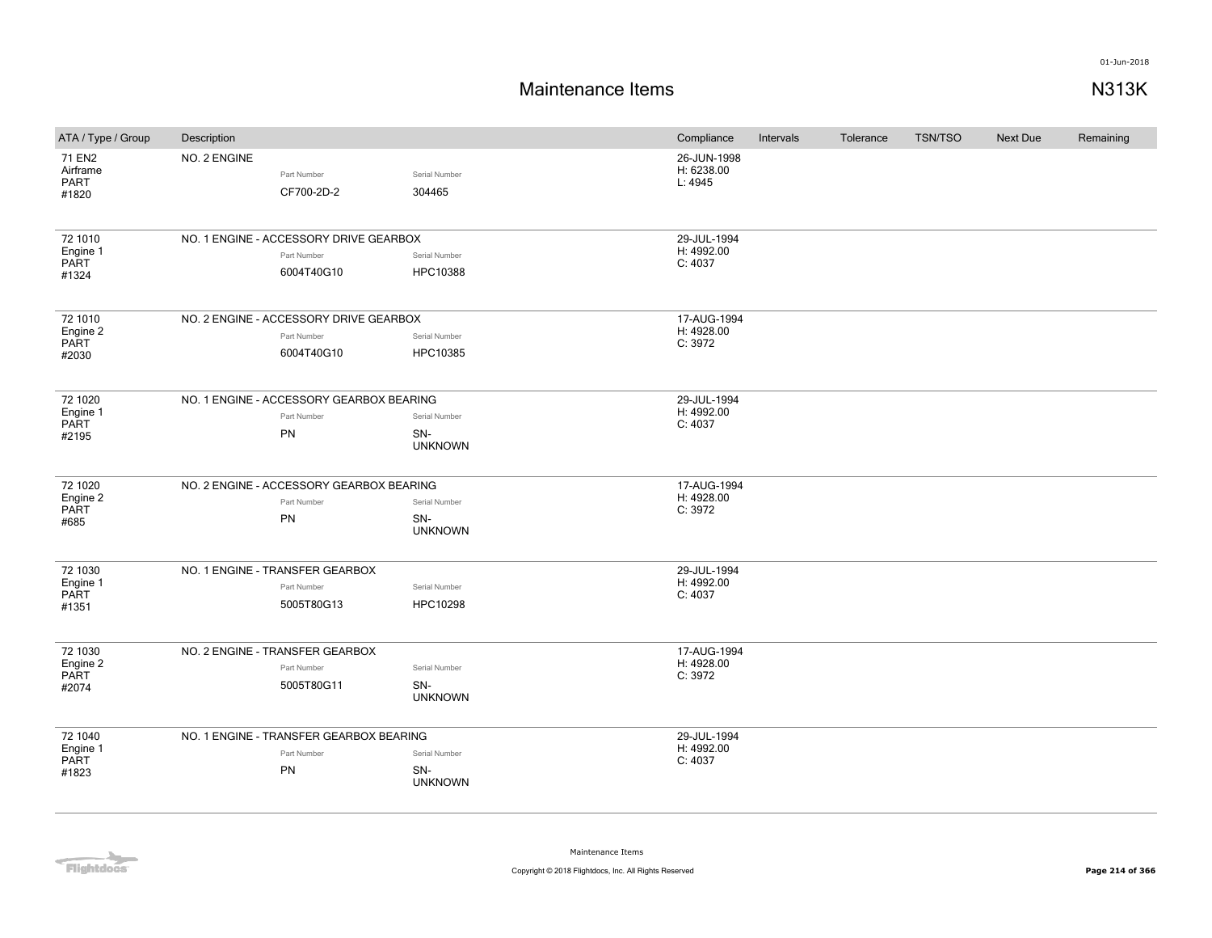# Maintenance Items

N313K

| ATA / Type / Group | Description | | | Compliance | Intervals | Tolerance | TSN/TSO | Next Due | Remaining |
|---|---|---|---|---|---|---|---|---|---|
| 71 EN2 Airframe PART #1820 | NO. 2 ENGINE | Part Number CF700-2D-2 | Serial Number 304465 | 26-JUN-1998 H: 6238.00 L: 4945 | | | | | |
| 72 1010 Engine 1 PART #1324 | NO. 1 ENGINE - ACCESSORY DRIVE GEARBOX | Part Number 6004T40G10 | Serial Number HPC10388 | 29-JUL-1994 H: 4992.00 C: 4037 | | | | | |
| 72 1010 Engine 2 PART #2030 | NO. 2 ENGINE - ACCESSORY DRIVE GEARBOX | Part Number 6004T40G10 | Serial Number HPC10385 | 17-AUG-1994 H: 4928.00 C: 3972 | | | | | |
| 72 1020 Engine 1 PART #2195 | NO. 1 ENGINE - ACCESSORY GEARBOX BEARING | Part Number PN | Serial Number SN-UNKNOWN | 29-JUL-1994 H: 4992.00 C: 4037 | | | | | |
| 72 1020 Engine 2 PART #685 | NO. 2 ENGINE - ACCESSORY GEARBOX BEARING | Part Number PN | Serial Number SN-UNKNOWN | 17-AUG-1994 H: 4928.00 C: 3972 | | | | | |
| 72 1030 Engine 1 PART #1351 | NO. 1 ENGINE - TRANSFER GEARBOX | Part Number 5005T80G13 | Serial Number HPC10298 | 29-JUL-1994 H: 4992.00 C: 4037 | | | | | |
| 72 1030 Engine 2 PART #2074 | NO. 2 ENGINE - TRANSFER GEARBOX | Part Number 5005T80G11 | Serial Number SN-UNKNOWN | 17-AUG-1994 H: 4928.00 C: 3972 | | | | | |
| 72 1040 Engine 1 PART #1823 | NO. 1 ENGINE - TRANSFER GEARBOX BEARING | Part Number PN | Serial Number SN-UNKNOWN | 29-JUL-1994 H: 4992.00 C: 4037 | | | | | |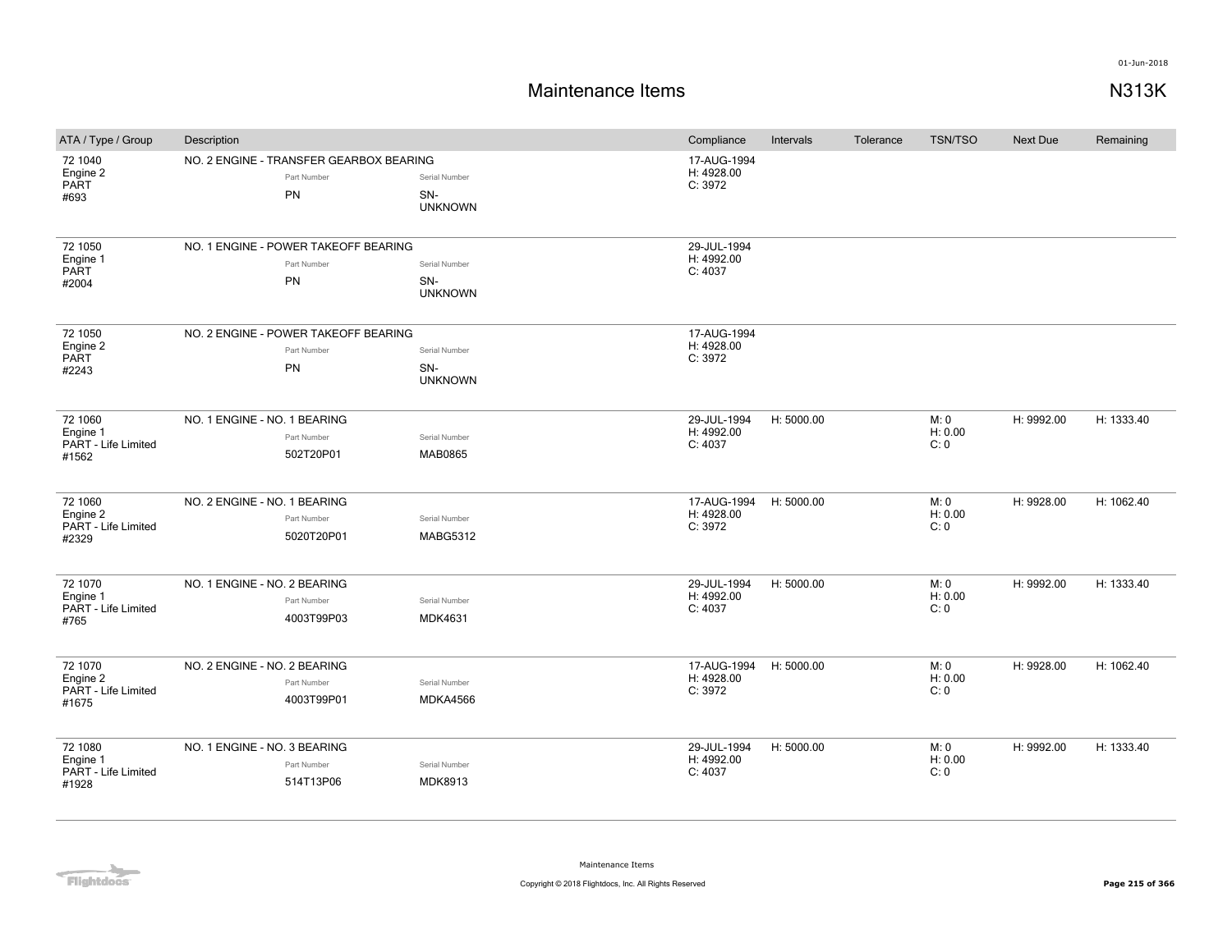# Maintenance Items

N313K

01-Jun-2018

| ATA / Type / Group | Description | Compliance | Intervals | Tolerance | TSN/TSO | Next Due | Remaining |
|---|---|---|---|---|---|---|---|
| 72 1040<br>Engine 2<br>PART<br>#693 | NO. 2 ENGINE - TRANSFER GEARBOX BEARING<br>Part Number: PN<br>Serial Number: SN-UNKNOWN | 17-AUG-1994<br>H: 4928.00<br>C: 3972 | | | | | |
| 72 1050<br>Engine 1<br>PART<br>#2004 | NO. 1 ENGINE - POWER TAKEOFF BEARING<br>Part Number: PN<br>Serial Number: SN-UNKNOWN | 29-JUL-1994<br>H: 4992.00<br>C: 4037 | | | | | |
| 72 1050<br>Engine 2<br>PART<br>#2243 | NO. 2 ENGINE - POWER TAKEOFF BEARING<br>Part Number: PN<br>Serial Number: SN-UNKNOWN | 17-AUG-1994<br>H: 4928.00<br>C: 3972 | | | | | |
| 72 1060<br>Engine 1<br>PART - Life Limited<br>#1562 | NO. 1 ENGINE - NO. 1 BEARING<br>Part Number: 502T20P01<br>Serial Number: MAB0865 | 29-JUL-1994<br>H: 4992.00<br>C: 4037 | H: 5000.00 | | M: 0<br>H: 0.00<br>C: 0 | H: 9992.00 | H: 1333.40 |
| 72 1060<br>Engine 2<br>PART - Life Limited<br>#2329 | NO. 2 ENGINE - NO. 1 BEARING<br>Part Number: 5020T20P01<br>Serial Number: MABG5312 | 17-AUG-1994<br>H: 4928.00<br>C: 3972 | H: 5000.00 | | M: 0<br>H: 0.00<br>C: 0 | H: 9928.00 | H: 1062.40 |
| 72 1070<br>Engine 1<br>PART - Life Limited<br>#765 | NO. 1 ENGINE - NO. 2 BEARING<br>Part Number: 4003T99P03<br>Serial Number: MDK4631 | 29-JUL-1994<br>H: 4992.00<br>C: 4037 | H: 5000.00 | | M: 0<br>H: 0.00<br>C: 0 | H: 9992.00 | H: 1333.40 |
| 72 1070<br>Engine 2<br>PART - Life Limited<br>#1675 | NO. 2 ENGINE - NO. 2 BEARING<br>Part Number: 4003T99P01<br>Serial Number: MDKA4566 | 17-AUG-1994<br>H: 4928.00<br>C: 3972 | H: 5000.00 | | M: 0<br>H: 0.00<br>C: 0 | H: 9928.00 | H: 1062.40 |
| 72 1080<br>Engine 1<br>PART - Life Limited<br>#1928 | NO. 1 ENGINE - NO. 3 BEARING<br>Part Number: 514T13P06<br>Serial Number: MDK8913 | 29-JUL-1994<br>H: 4992.00<br>C: 4037 | H: 5000.00 | | M: 0<br>H: 0.00<br>C: 0 | H: 9992.00 | H: 1333.40 |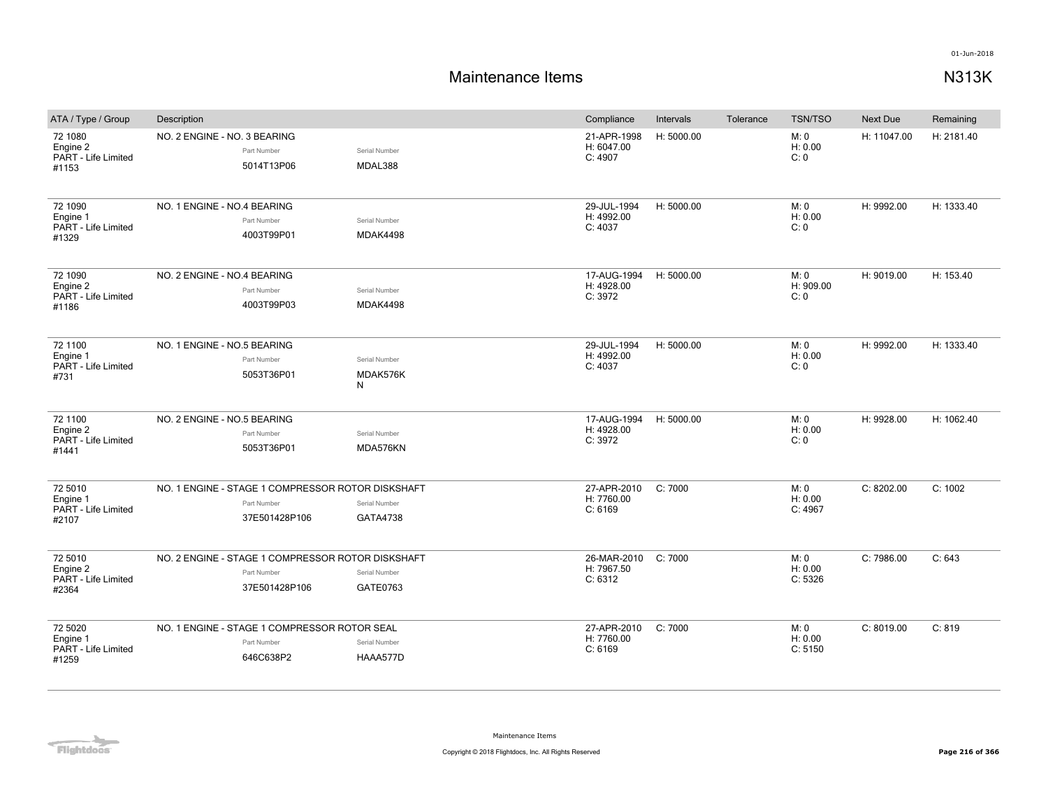# Maintenance Items

N313K

| ATA / Type / Group | Description | Part Number | Serial Number | Compliance | Intervals | Tolerance | TSN/TSO | Next Due | Remaining |
|---|---|---|---|---|---|---|---|---|---|
| 72 1080<br>Engine 2<br>PART - Life Limited<br>#1153 | NO. 2 ENGINE - NO. 3 BEARING | 5014T13P06 | MDAL388 | 21-APR-1998<br>H: 6047.00<br>C: 4907 | H: 5000.00 | | M: 0<br>H: 0.00<br>C: 0 | H: 11047.00 | H: 2181.40 |
| 72 1090<br>Engine 1<br>PART - Life Limited<br>#1329 | NO. 1 ENGINE - NO.4 BEARING | 4003T99P01 | MDAK4498 | 29-JUL-1994<br>H: 4992.00<br>C: 4037 | H: 5000.00 | | M: 0<br>H: 0.00<br>C: 0 | H: 9992.00 | H: 1333.40 |
| 72 1090<br>Engine 2<br>PART - Life Limited<br>#1186 | NO. 2 ENGINE - NO.4 BEARING | 4003T99P03 | MDAK4498 | 17-AUG-1994<br>H: 4928.00<br>C: 3972 | H: 5000.00 | | M: 0<br>H: 909.00<br>C: 0 | H: 9019.00 | H: 153.40 |
| 72 1100<br>Engine 1<br>PART - Life Limited<br>#731 | NO. 1 ENGINE - NO.5 BEARING | 5053T36P01 | MDAK576KN | 29-JUL-1994<br>H: 4992.00<br>C: 4037 | H: 5000.00 | | M: 0<br>H: 0.00<br>C: 0 | H: 9992.00 | H: 1333.40 |
| 72 1100<br>Engine 2<br>PART - Life Limited<br>#1441 | NO. 2 ENGINE - NO.5 BEARING | 5053T36P01 | MDA576KN | 17-AUG-1994<br>H: 4928.00<br>C: 3972 | H: 5000.00 | | M: 0<br>H: 0.00<br>C: 0 | H: 9928.00 | H: 1062.40 |
| 72 5010<br>Engine 1<br>PART - Life Limited<br>#2107 | NO. 1 ENGINE - STAGE 1 COMPRESSOR ROTOR DISKSHAFT | 37E501428P106 | GATA4738 | 27-APR-2010<br>H: 7760.00<br>C: 6169 | C: 7000 | | M: 0<br>H: 0.00<br>C: 4967 | C: 8202.00 | C: 1002 |
| 72 5010<br>Engine 2<br>PART - Life Limited<br>#2364 | NO. 2 ENGINE - STAGE 1 COMPRESSOR ROTOR DISKSHAFT | 37E501428P106 | GATE0763 | 26-MAR-2010<br>H: 7967.50<br>C: 6312 | C: 7000 | | M: 0<br>H: 0.00<br>C: 5326 | C: 7986.00 | C: 643 |
| 72 5020<br>Engine 1<br>PART - Life Limited<br>#1259 | NO. 1 ENGINE - STAGE 1 COMPRESSOR ROTOR SEAL | 646C638P2 | HAAA577D | 27-APR-2010<br>H: 7760.00<br>C: 6169 | C: 7000 | | M: 0<br>H: 0.00<br>C: 5150 | C: 8019.00 | C: 819 |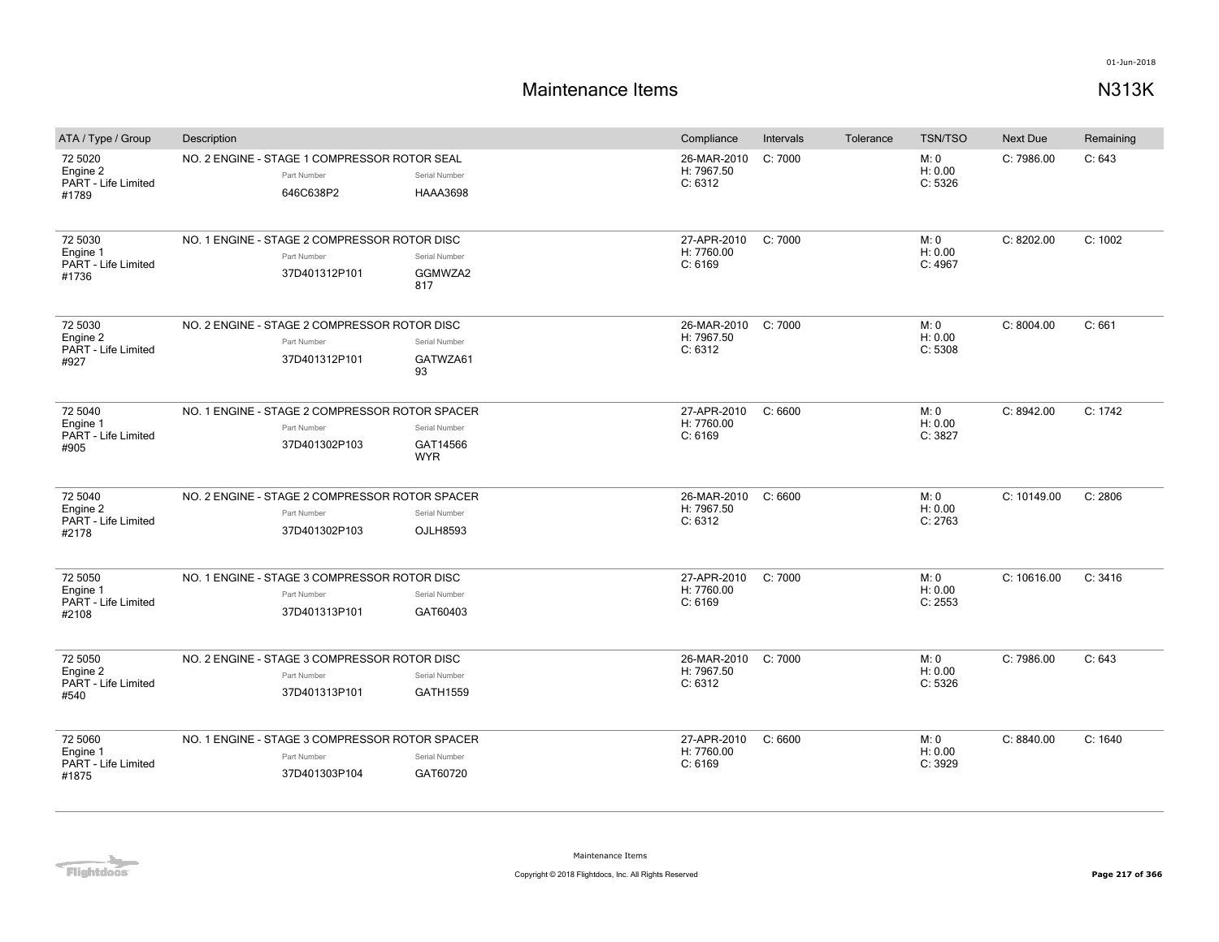# Maintenance Items

N313K

| ATA / Type / Group | Description | Compliance | Intervals | Tolerance | TSN/TSO | Next Due | Remaining |
|---|---|---|---|---|---|---|---|
| 72 5020<br>Engine 2<br>PART - Life Limited<br>#1789 | NO. 2 ENGINE - STAGE 1 COMPRESSOR ROTOR SEAL<br>Part Number: 646C638P2<br>Serial Number: HAAA3698 | 26-MAR-2010<br>H: 7967.50<br>C: 6312 | C: 7000 | | M: 0<br>H: 0.00<br>C: 5326 | C: 7986.00 | C: 643 |
| 72 5030<br>Engine 1<br>PART - Life Limited<br>#1736 | NO. 1 ENGINE - STAGE 2 COMPRESSOR ROTOR DISC<br>Part Number: 37D401312P101<br>Serial Number: GGMWZA2817 | 27-APR-2010<br>H: 7760.00<br>C: 6169 | C: 7000 | | M: 0<br>H: 0.00<br>C: 4967 | C: 8202.00 | C: 1002 |
| 72 5030<br>Engine 2<br>PART - Life Limited<br>#927 | NO. 2 ENGINE - STAGE 2 COMPRESSOR ROTOR DISC<br>Part Number: 37D401312P101<br>Serial Number: GATWZA6193 | 26-MAR-2010<br>H: 7967.50<br>C: 6312 | C: 7000 | | M: 0<br>H: 0.00<br>C: 5308 | C: 8004.00 | C: 661 |
| 72 5040<br>Engine 1<br>PART - Life Limited<br>#905 | NO. 1 ENGINE - STAGE 2 COMPRESSOR ROTOR SPACER<br>Part Number: 37D401302P103<br>Serial Number: GAT14566WYR | 27-APR-2010<br>H: 7760.00<br>C: 6169 | C: 6600 | | M: 0<br>H: 0.00<br>C: 3827 | C: 8942.00 | C: 1742 |
| 72 5040<br>Engine 2<br>PART - Life Limited<br>#2178 | NO. 2 ENGINE - STAGE 2 COMPRESSOR ROTOR SPACER<br>Part Number: 37D401302P103<br>Serial Number: OJLH8593 | 26-MAR-2010<br>H: 7967.50<br>C: 6312 | C: 6600 | | M: 0<br>H: 0.00<br>C: 2763 | C: 10149.00 | C: 2806 |
| 72 5050<br>Engine 1<br>PART - Life Limited<br>#2108 | NO. 1 ENGINE - STAGE 3 COMPRESSOR ROTOR DISC<br>Part Number: 37D401313P101<br>Serial Number: GAT60403 | 27-APR-2010<br>H: 7760.00<br>C: 6169 | C: 7000 | | M: 0<br>H: 0.00<br>C: 2553 | C: 10616.00 | C: 3416 |
| 72 5050<br>Engine 2<br>PART - Life Limited<br>#540 | NO. 2 ENGINE - STAGE 3 COMPRESSOR ROTOR DISC<br>Part Number: 37D401313P101<br>Serial Number: GATH1559 | 26-MAR-2010<br>H: 7967.50<br>C: 6312 | C: 7000 | | M: 0<br>H: 0.00<br>C: 5326 | C: 7986.00 | C: 643 |
| 72 5060<br>Engine 1<br>PART - Life Limited<br>#1875 | NO. 1 ENGINE - STAGE 3 COMPRESSOR ROTOR SPACER<br>Part Number: 37D401303P104<br>Serial Number: GAT60720 | 27-APR-2010<br>H: 7760.00<br>C: 6169 | C: 6600 | | M: 0<br>H: 0.00<br>C: 3929 | C: 8840.00 | C: 1640 |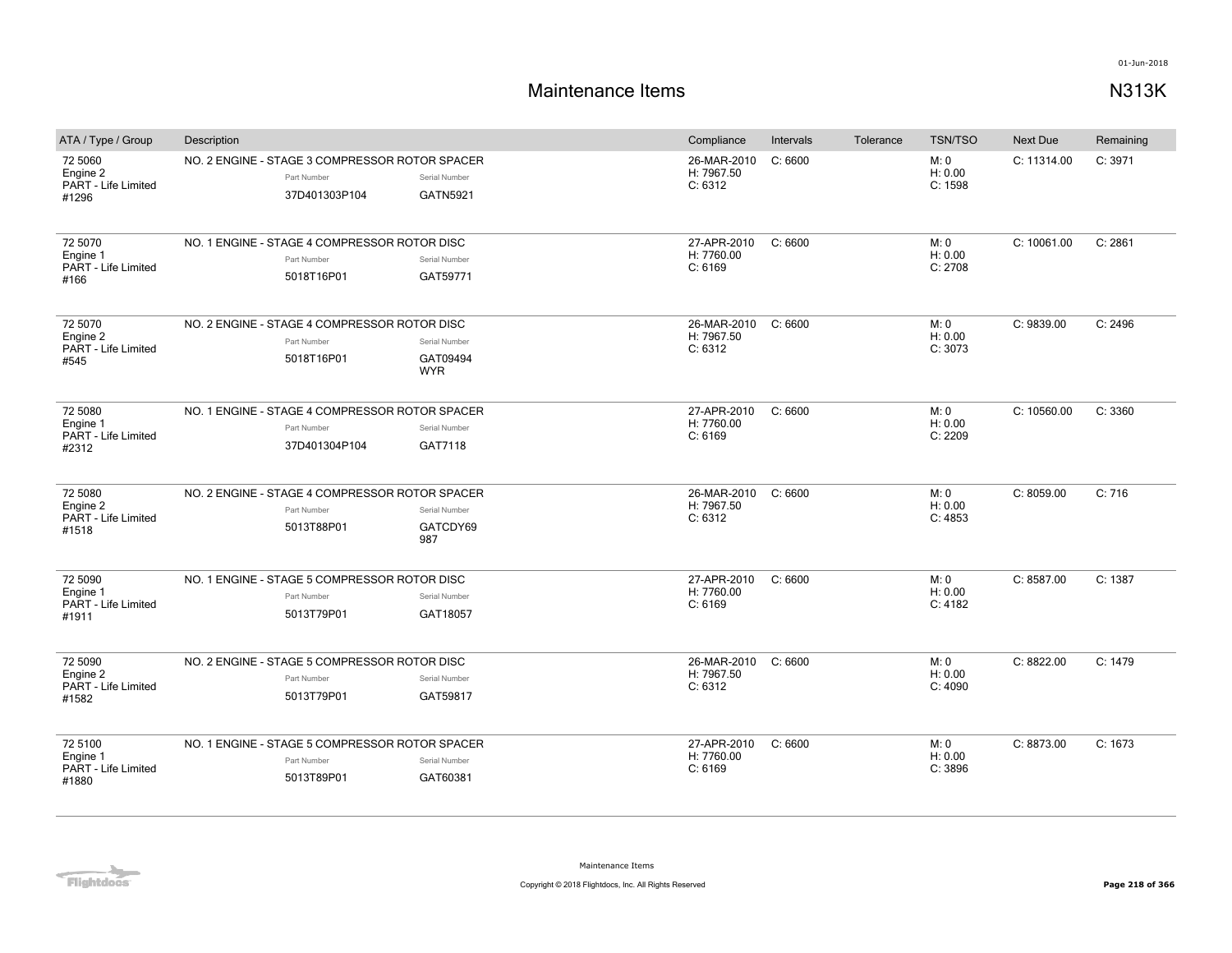# Maintenance Items

N313K

| ATA / Type / Group | Description | Part Number | Serial Number | Compliance | Intervals | Tolerance | TSN/TSO | Next Due | Remaining |
|---|---|---|---|---|---|---|---|---|---|
| 72 5060<br>Engine 2<br>PART - Life Limited<br>#1296 | NO. 2 ENGINE - STAGE 3 COMPRESSOR ROTOR SPACER | 37D401303P104 | GATN5921 | 26-MAR-2010<br>H: 7967.50<br>C: 6312 | C: 6600 | | M: 0<br>H: 0.00<br>C: 1598 | C: 11314.00 | C: 3971 |
| 72 5070<br>Engine 1<br>PART - Life Limited<br>#166 | NO. 1 ENGINE - STAGE 4 COMPRESSOR ROTOR DISC | 5018T16P01 | GAT59771 | 27-APR-2010<br>H: 7760.00<br>C: 6169 | C: 6600 | | M: 0<br>H: 0.00<br>C: 2708 | C: 10061.00 | C: 2861 |
| 72 5070<br>Engine 2<br>PART - Life Limited<br>#545 | NO. 2 ENGINE - STAGE 4 COMPRESSOR ROTOR DISC | 5018T16P01 | GAT09494 WYR | 26-MAR-2010<br>H: 7967.50<br>C: 6312 | C: 6600 | | M: 0<br>H: 0.00<br>C: 3073 | C: 9839.00 | C: 2496 |
| 72 5080<br>Engine 1<br>PART - Life Limited<br>#2312 | NO. 1 ENGINE - STAGE 4 COMPRESSOR ROTOR SPACER | 37D401304P104 | GAT7118 | 27-APR-2010<br>H: 7760.00<br>C: 6169 | C: 6600 | | M: 0<br>H: 0.00<br>C: 2209 | C: 10560.00 | C: 3360 |
| 72 5080<br>Engine 2<br>PART - Life Limited<br>#1518 | NO. 2 ENGINE - STAGE 4 COMPRESSOR ROTOR SPACER | 5013T88P01 | GATCDY69 987 | 26-MAR-2010<br>H: 7967.50<br>C: 6312 | C: 6600 | | M: 0<br>H: 0.00<br>C: 4853 | C: 8059.00 | C: 716 |
| 72 5090<br>Engine 1<br>PART - Life Limited<br>#1911 | NO. 1 ENGINE - STAGE 5 COMPRESSOR ROTOR DISC | 5013T79P01 | GAT18057 | 27-APR-2010<br>H: 7760.00<br>C: 6169 | C: 6600 | | M: 0<br>H: 0.00<br>C: 4182 | C: 8587.00 | C: 1387 |
| 72 5090<br>Engine 2<br>PART - Life Limited<br>#1582 | NO. 2 ENGINE - STAGE 5 COMPRESSOR ROTOR DISC | 5013T79P01 | GAT59817 | 26-MAR-2010<br>H: 7967.50<br>C: 6312 | C: 6600 | | M: 0<br>H: 0.00<br>C: 4090 | C: 8822.00 | C: 1479 |
| 72 5100<br>Engine 1<br>PART - Life Limited<br>#1880 | NO. 1 ENGINE - STAGE 5 COMPRESSOR ROTOR SPACER | 5013T89P01 | GAT60381 | 27-APR-2010<br>H: 7760.00<br>C: 6169 | C: 6600 | | M: 0<br>H: 0.00<br>C: 3896 | C: 8873.00 | C: 1673 |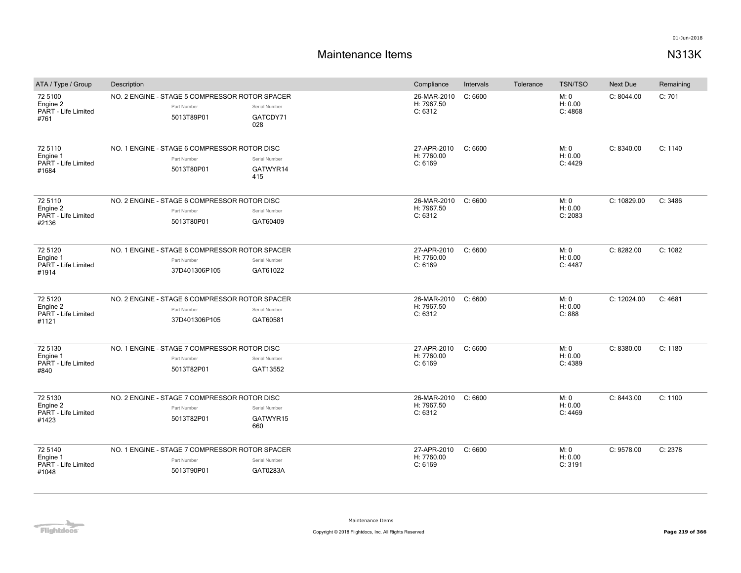# Maintenance Items

N313K

| ATA / Type / Group | Description | Compliance | Intervals | Tolerance | TSN/TSO | Next Due | Remaining |
| --- | --- | --- | --- | --- | --- | --- | --- |
| 72 5100<br>Engine 2<br>PART - Life Limited<br>#761 | NO. 2 ENGINE - STAGE 5 COMPRESSOR ROTOR SPACER<br>Part Number: 5013T89P01<br>Serial Number: GATCDY71028 | 26-MAR-2010<br>H: 7967.50<br>C: 6312 | C: 6600 | | M: 0<br>H: 0.00<br>C: 4868 | C: 8044.00 | C: 701 |
| 72 5110<br>Engine 1<br>PART - Life Limited<br>#1684 | NO. 1 ENGINE - STAGE 6 COMPRESSOR ROTOR DISC<br>Part Number: 5013T80P01<br>Serial Number: GATWYR14415 | 27-APR-2010<br>H: 7760.00<br>C: 6169 | C: 6600 | | M: 0<br>H: 0.00<br>C: 4429 | C: 8340.00 | C: 1140 |
| 72 5110<br>Engine 2<br>PART - Life Limited<br>#2136 | NO. 2 ENGINE - STAGE 6 COMPRESSOR ROTOR DISC<br>Part Number: 5013T80P01<br>Serial Number: GAT60409 | 26-MAR-2010<br>H: 7967.50<br>C: 6312 | C: 6600 | | M: 0<br>H: 0.00<br>C: 2083 | C: 10829.00 | C: 3486 |
| 72 5120<br>Engine 1<br>PART - Life Limited<br>#1914 | NO. 1 ENGINE - STAGE 6 COMPRESSOR ROTOR SPACER<br>Part Number: 37D401306P105<br>Serial Number: GAT61022 | 27-APR-2010<br>H: 7760.00<br>C: 6169 | C: 6600 | | M: 0<br>H: 0.00<br>C: 4487 | C: 8282.00 | C: 1082 |
| 72 5120<br>Engine 2<br>PART - Life Limited<br>#1121 | NO. 2 ENGINE - STAGE 6 COMPRESSOR ROTOR SPACER<br>Part Number: 37D401306P105<br>Serial Number: GAT60581 | 26-MAR-2010<br>H: 7967.50<br>C: 6312 | C: 6600 | | M: 0<br>H: 0.00<br>C: 888 | C: 12024.00 | C: 4681 |
| 72 5130<br>Engine 1<br>PART - Life Limited<br>#840 | NO. 1 ENGINE - STAGE 7 COMPRESSOR ROTOR DISC<br>Part Number: 5013T82P01<br>Serial Number: GAT13552 | 27-APR-2010<br>H: 7760.00<br>C: 6169 | C: 6600 | | M: 0<br>H: 0.00<br>C: 4389 | C: 8380.00 | C: 1180 |
| 72 5130<br>Engine 2<br>PART - Life Limited<br>#1423 | NO. 2 ENGINE - STAGE 7 COMPRESSOR ROTOR DISC<br>Part Number: 5013T82P01<br>Serial Number: GATWYR15660 | 26-MAR-2010<br>H: 7967.50<br>C: 6312 | C: 6600 | | M: 0<br>H: 0.00<br>C: 4469 | C: 8443.00 | C: 1100 |
| 72 5140<br>Engine 1<br>PART - Life Limited<br>#1048 | NO. 1 ENGINE - STAGE 7 COMPRESSOR ROTOR SPACER<br>Part Number: 5013T90P01<br>Serial Number: GAT0283A | 27-APR-2010<br>H: 7760.00<br>C: 6169 | C: 6600 | | M: 0<br>H: 0.00<br>C: 3191 | C: 9578.00 | C: 2378 |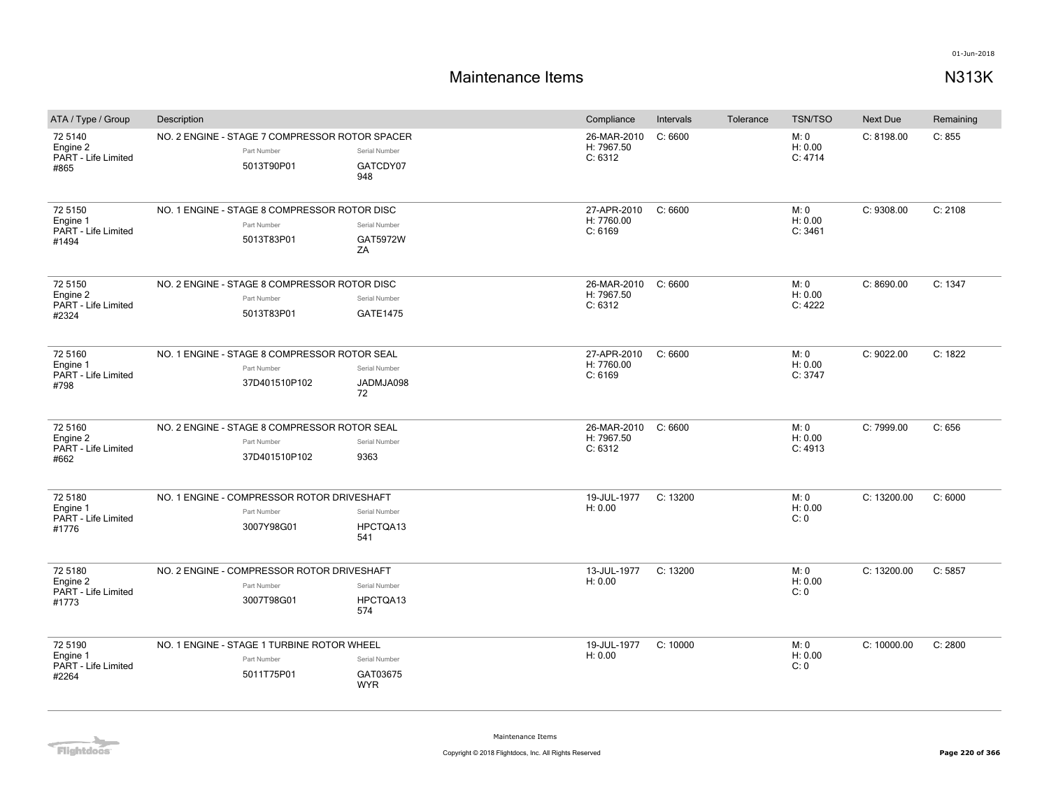# Maintenance Items

N313K

| ATA / Type / Group | Description | Part Number | Serial Number | Compliance | Intervals | Tolerance | TSN/TSO | Next Due | Remaining |
|---|---|---|---|---|---|---|---|---|---|
| 72 5140 Engine 2 PART - Life Limited #865 | NO. 2 ENGINE - STAGE 7 COMPRESSOR ROTOR SPACER | 5013T90P01 | GATCDY07948 | 26-MAR-2010 H: 7967.50 C: 6312 | C: 6600 | | M: 0 H: 0.00 C: 4714 | C: 8198.00 | C: 855 |
| 72 5150 Engine 1 PART - Life Limited #1494 | NO. 1 ENGINE - STAGE 8 COMPRESSOR ROTOR DISC | 5013T83P01 | GAT5972WZA | 27-APR-2010 H: 7760.00 C: 6169 | C: 6600 | | M: 0 H: 0.00 C: 3461 | C: 9308.00 | C: 2108 |
| 72 5150 Engine 2 PART - Life Limited #2324 | NO. 2 ENGINE - STAGE 8 COMPRESSOR ROTOR DISC | 5013T83P01 | GATE1475 | 26-MAR-2010 H: 7967.50 C: 6312 | C: 6600 | | M: 0 H: 0.00 C: 4222 | C: 8690.00 | C: 1347 |
| 72 5160 Engine 1 PART - Life Limited #798 | NO. 1 ENGINE - STAGE 8 COMPRESSOR ROTOR SEAL | 37D401510P102 | JADMJA09872 | 27-APR-2010 H: 7760.00 C: 6169 | C: 6600 | | M: 0 H: 0.00 C: 3747 | C: 9022.00 | C: 1822 |
| 72 5160 Engine 2 PART - Life Limited #662 | NO. 2 ENGINE - STAGE 8 COMPRESSOR ROTOR SEAL | 37D401510P102 | 9363 | 26-MAR-2010 H: 7967.50 C: 6312 | C: 6600 | | M: 0 H: 0.00 C: 4913 | C: 7999.00 | C: 656 |
| 72 5180 Engine 1 PART - Life Limited #1776 | NO. 1 ENGINE - COMPRESSOR ROTOR DRIVESHAFT | 3007Y98G01 | HPCTQA13541 | 19-JUL-1977 H: 0.00 | C: 13200 | | M: 0 H: 0.00 C: 0 | C: 13200.00 | C: 6000 |
| 72 5180 Engine 2 PART - Life Limited #1773 | NO. 2 ENGINE - COMPRESSOR ROTOR DRIVESHAFT | 3007T98G01 | HPCTQA13574 | 13-JUL-1977 H: 0.00 | C: 13200 | | M: 0 H: 0.00 C: 0 | C: 13200.00 | C: 5857 |
| 72 5190 Engine 1 PART - Life Limited #2264 | NO. 1 ENGINE - STAGE 1 TURBINE ROTOR WHEEL | 5011T75P01 | GAT03675WYR | 19-JUL-1977 H: 0.00 | C: 10000 | | M: 0 H: 0.00 C: 0 | C: 10000.00 | C: 2800 |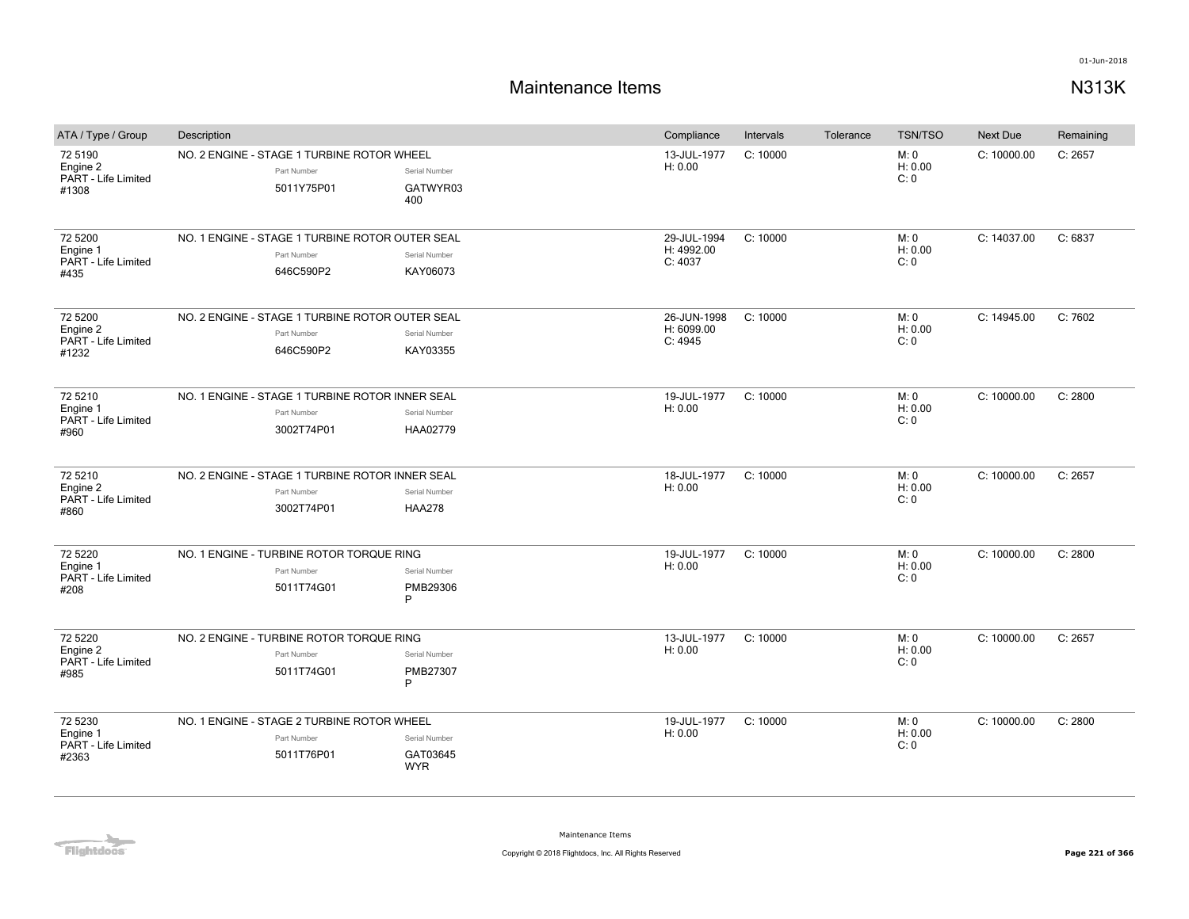# Maintenance Items

N313K

| ATA / Type / Group | Description | Part Number | Serial Number | Compliance | Intervals | Tolerance | TSN/TSO | Next Due | Remaining |
|---|---|---|---|---|---|---|---|---|---|
| 72 5190 Engine 2 PART - Life Limited #1308 | NO. 2 ENGINE - STAGE 1 TURBINE ROTOR WHEEL | 5011Y75P01 | GATWYR03400 | 13-JUL-1977 H: 0.00 | C: 10000 | | M: 0 H: 0.00 C: 0 | C: 10000.00 | C: 2657 |
| 72 5200 Engine 1 PART - Life Limited #435 | NO. 1 ENGINE - STAGE 1 TURBINE ROTOR OUTER SEAL | 646C590P2 | KAY06073 | 29-JUL-1994 H: 4992.00 C: 4037 | C: 10000 | | M: 0 H: 0.00 C: 0 | C: 14037.00 | C: 6837 |
| 72 5200 Engine 2 PART - Life Limited #1232 | NO. 2 ENGINE - STAGE 1 TURBINE ROTOR OUTER SEAL | 646C590P2 | KAY03355 | 26-JUN-1998 H: 6099.00 C: 4945 | C: 10000 | | M: 0 H: 0.00 C: 0 | C: 14945.00 | C: 7602 |
| 72 5210 Engine 1 PART - Life Limited #960 | NO. 1 ENGINE - STAGE 1 TURBINE ROTOR INNER SEAL | 3002T74P01 | HAA02779 | 19-JUL-1977 H: 0.00 | C: 10000 | | M: 0 H: 0.00 C: 0 | C: 10000.00 | C: 2800 |
| 72 5210 Engine 2 PART - Life Limited #860 | NO. 2 ENGINE - STAGE 1 TURBINE ROTOR INNER SEAL | 3002T74P01 | HAA278 | 18-JUL-1977 H: 0.00 | C: 10000 | | M: 0 H: 0.00 C: 0 | C: 10000.00 | C: 2657 |
| 72 5220 Engine 1 PART - Life Limited #208 | NO. 1 ENGINE - TURBINE ROTOR TORQUE RING | 5011T74G01 | PMB29306P | 19-JUL-1977 H: 0.00 | C: 10000 | | M: 0 H: 0.00 C: 0 | C: 10000.00 | C: 2800 |
| 72 5220 Engine 2 PART - Life Limited #985 | NO. 2 ENGINE - TURBINE ROTOR TORQUE RING | 5011T74G01 | PMB27307P | 13-JUL-1977 H: 0.00 | C: 10000 | | M: 0 H: 0.00 C: 0 | C: 10000.00 | C: 2657 |
| 72 5230 Engine 1 PART - Life Limited #2363 | NO. 1 ENGINE - STAGE 2 TURBINE ROTOR WHEEL | 5011T76P01 | GAT03645WYR | 19-JUL-1977 H: 0.00 | C: 10000 | | M: 0 H: 0.00 C: 0 | C: 10000.00 | C: 2800 |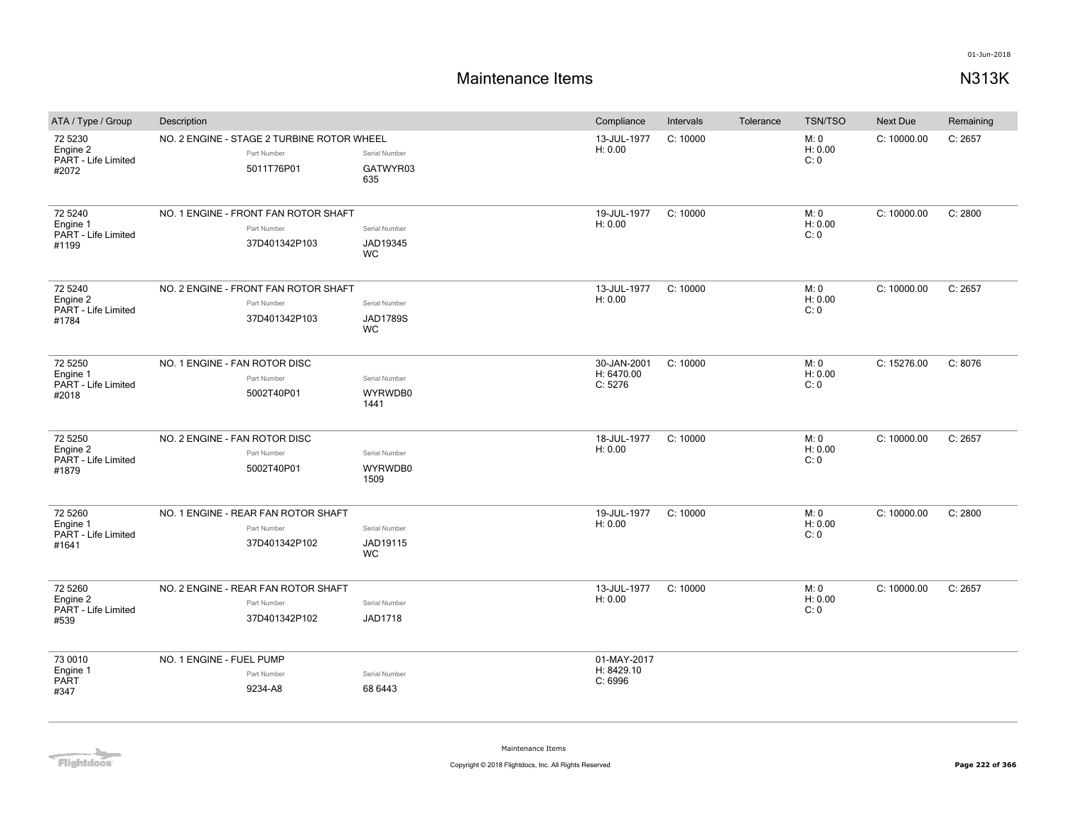# Maintenance Items

N313K

| ATA / Type / Group | Description | Part Number | Serial Number | Compliance | Intervals | Tolerance | TSN/TSO | Next Due | Remaining |
|---|---|---|---|---|---|---|---|---|---|
| 72 5230 Engine 2 PART - Life Limited #2072 | NO. 2 ENGINE - STAGE 2 TURBINE ROTOR WHEEL | 5011T76P01 | GATWYR03 635 | 13-JUL-1977 H: 0.00 | C: 10000 | | M: 0 H: 0.00 C: 0 | C: 10000.00 | C: 2657 |
| 72 5240 Engine 1 PART - Life Limited #1199 | NO. 1 ENGINE - FRONT FAN ROTOR SHAFT | 37D401342P103 | JAD19345 WC | 19-JUL-1977 H: 0.00 | C: 10000 | | M: 0 H: 0.00 C: 0 | C: 10000.00 | C: 2800 |
| 72 5240 Engine 2 PART - Life Limited #1784 | NO. 2 ENGINE - FRONT FAN ROTOR SHAFT | 37D401342P103 | JAD1789S WC | 13-JUL-1977 H: 0.00 | C: 10000 | | M: 0 H: 0.00 C: 0 | C: 10000.00 | C: 2657 |
| 72 5250 Engine 1 PART - Life Limited #2018 | NO. 1 ENGINE - FAN ROTOR DISC | 5002T40P01 | WYRWDB0 1441 | 30-JAN-2001 H: 6470.00 C: 5276 | C: 10000 | | M: 0 H: 0.00 C: 0 | C: 15276.00 | C: 8076 |
| 72 5250 Engine 2 PART - Life Limited #1879 | NO. 2 ENGINE - FAN ROTOR DISC | 5002T40P01 | WYRWDB0 1509 | 18-JUL-1977 H: 0.00 | C: 10000 | | M: 0 H: 0.00 C: 0 | C: 10000.00 | C: 2657 |
| 72 5260 Engine 1 PART - Life Limited #1641 | NO. 1 ENGINE - REAR FAN ROTOR SHAFT | 37D401342P102 | JAD19115 WC | 19-JUL-1977 H: 0.00 | C: 10000 | | M: 0 H: 0.00 C: 0 | C: 10000.00 | C: 2800 |
| 72 5260 Engine 2 PART - Life Limited #539 | NO. 2 ENGINE - REAR FAN ROTOR SHAFT | 37D401342P102 | JAD1718 | 13-JUL-1977 H: 0.00 | C: 10000 | | M: 0 H: 0.00 C: 0 | C: 10000.00 | C: 2657 |
| 73 0010 Engine 1 PART #347 | NO. 1 ENGINE - FUEL PUMP | 9234-A8 | 68 6443 | 01-MAY-2017 H: 8429.10 C: 6996 | | | | | |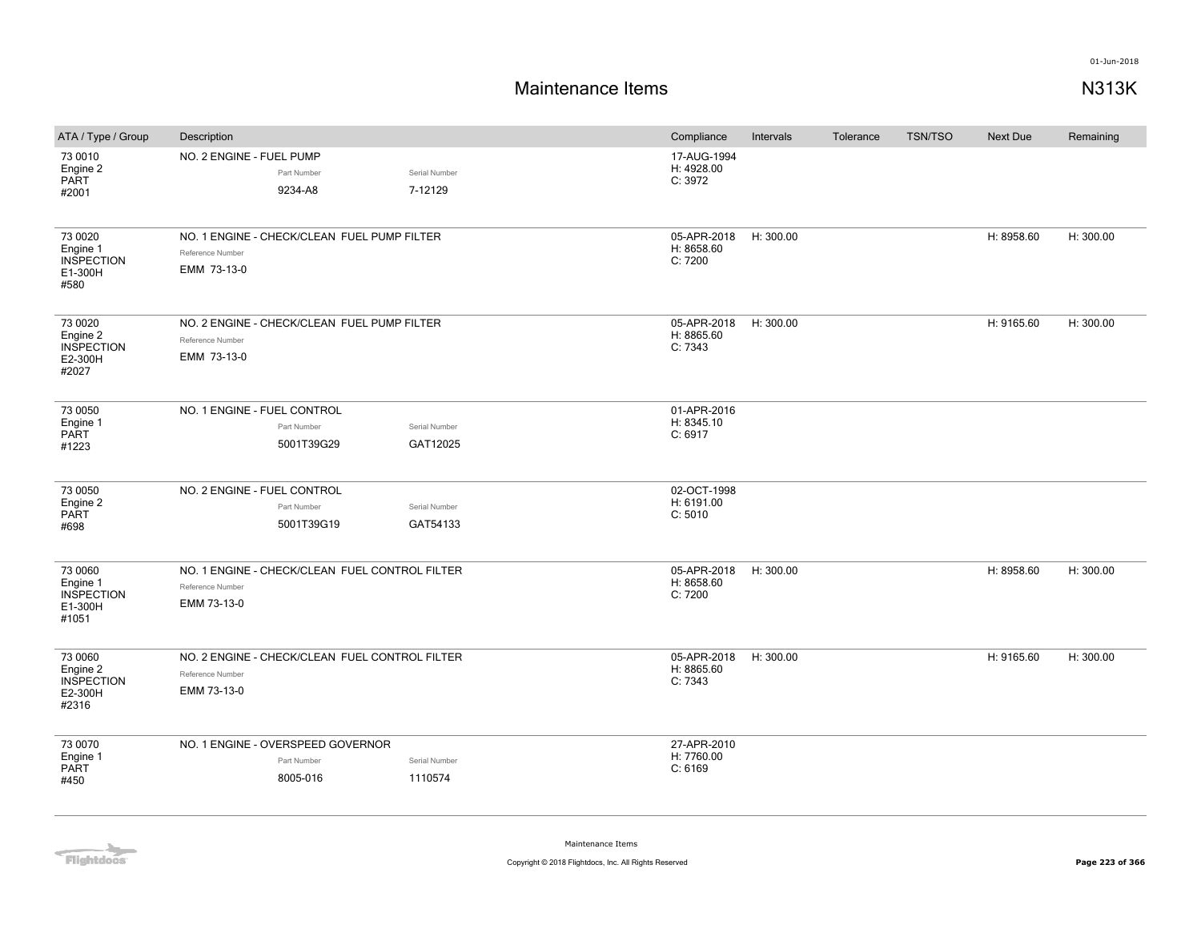# Maintenance Items

N313K

01-Jun-2018

| ATA / Type / Group | Description | Compliance | Intervals | Tolerance | TSN/TSO | Next Due | Remaining |
|---|---|---|---|---|---|---|---|
| 73 0010<br>Engine 2<br>PART<br>#2001 | NO. 2 ENGINE - FUEL PUMP<br>Part Number: 9234-A8<br>Serial Number: 7-12129 | 17-AUG-1994<br>H: 4928.00<br>C: 3972 | | | | | |
| 73 0020<br>Engine 1<br>INSPECTION<br>E1-300H<br>#580 | NO. 1 ENGINE - CHECK/CLEAN FUEL PUMP FILTER<br>Reference Number: EMM 73-13-0 | 05-APR-2018<br>H: 8658.60<br>C: 7200 | H: 300.00 | | | H: 8958.60 | H: 300.00 |
| 73 0020<br>Engine 2<br>INSPECTION<br>E2-300H<br>#2027 | NO. 2 ENGINE - CHECK/CLEAN FUEL PUMP FILTER<br>Reference Number: EMM 73-13-0 | 05-APR-2018<br>H: 8865.60<br>C: 7343 | H: 300.00 | | | H: 9165.60 | H: 300.00 |
| 73 0050<br>Engine 1<br>PART<br>#1223 | NO. 1 ENGINE - FUEL CONTROL<br>Part Number: 5001T39G29<br>Serial Number: GAT12025 | 01-APR-2016<br>H: 8345.10<br>C: 6917 | | | | | |
| 73 0050<br>Engine 2<br>PART<br>#698 | NO. 2 ENGINE - FUEL CONTROL<br>Part Number: 5001T39G19<br>Serial Number: GAT54133 | 02-OCT-1998<br>H: 6191.00<br>C: 5010 | | | | | |
| 73 0060<br>Engine 1<br>INSPECTION<br>E1-300H<br>#1051 | NO. 1 ENGINE - CHECK/CLEAN FUEL CONTROL FILTER<br>Reference Number: EMM 73-13-0 | 05-APR-2018<br>H: 8658.60<br>C: 7200 | H: 300.00 | | | H: 8958.60 | H: 300.00 |
| 73 0060<br>Engine 2<br>INSPECTION<br>E2-300H<br>#2316 | NO. 2 ENGINE - CHECK/CLEAN FUEL CONTROL FILTER<br>Reference Number: EMM 73-13-0 | 05-APR-2018<br>H: 8865.60<br>C: 7343 | H: 300.00 | | | H: 9165.60 | H: 300.00 |
| 73 0070<br>Engine 1<br>PART<br>#450 | NO. 1 ENGINE - OVERSPEED GOVERNOR<br>Part Number: 8005-016<br>Serial Number: 1110574 | 27-APR-2010<br>H: 7760.00<br>C: 6169 | | | | | |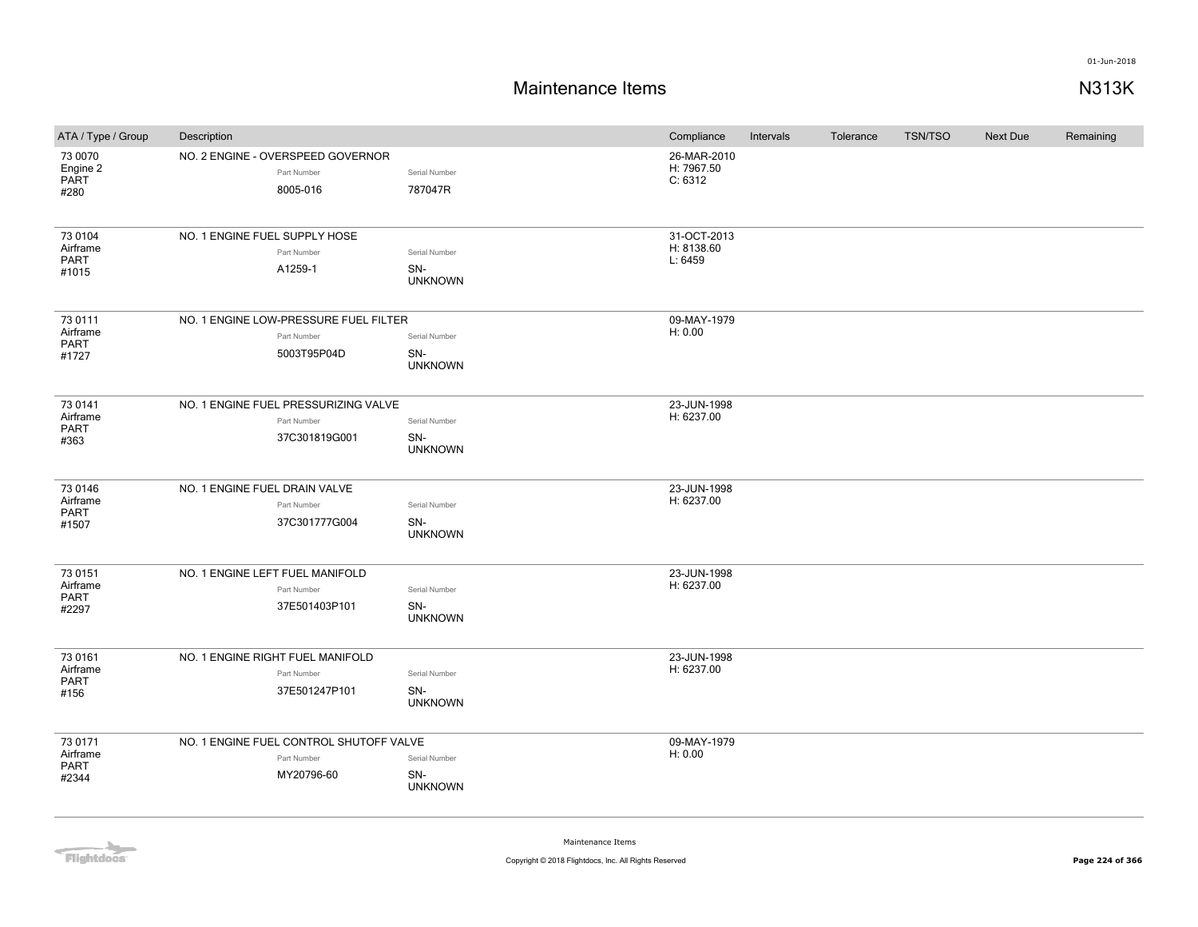# Maintenance Items

N313K

| ATA / Type / Group | Description | Part Number | Serial Number | Compliance | Intervals | Tolerance | TSN/TSO | Next Due | Remaining |
|---|---|---|---|---|---|---|---|---|---|
| 73 0070 Engine 2 PART #280 | NO. 2 ENGINE - OVERSPEED GOVERNOR | 8005-016 | 787047R | 26-MAR-2010 H: 7967.50 C: 6312 | | | | | |
| 73 0104 Airframe PART #1015 | NO. 1 ENGINE FUEL SUPPLY HOSE | A1259-1 | SN-UNKNOWN | 31-OCT-2013 H: 8138.60 L: 6459 | | | | | |
| 73 0111 Airframe PART #1727 | NO. 1 ENGINE LOW-PRESSURE FUEL FILTER | 5003T95P04D | SN-UNKNOWN | 09-MAY-1979 H: 0.00 | | | | | |
| 73 0141 Airframe PART #363 | NO. 1 ENGINE FUEL PRESSURIZING VALVE | 37C301819G001 | SN-UNKNOWN | 23-JUN-1998 H: 6237.00 | | | | | |
| 73 0146 Airframe PART #1507 | NO. 1 ENGINE FUEL DRAIN VALVE | 37C301777G004 | SN-UNKNOWN | 23-JUN-1998 H: 6237.00 | | | | | |
| 73 0151 Airframe PART #2297 | NO. 1 ENGINE LEFT FUEL MANIFOLD | 37E501403P101 | SN-UNKNOWN | 23-JUN-1998 H: 6237.00 | | | | | |
| 73 0161 Airframe PART #156 | NO. 1 ENGINE RIGHT FUEL MANIFOLD | 37E501247P101 | SN-UNKNOWN | 23-JUN-1998 H: 6237.00 | | | | | |
| 73 0171 Airframe PART #2344 | NO. 1 ENGINE FUEL CONTROL SHUTOFF VALVE | MY20796-60 | SN-UNKNOWN | 09-MAY-1979 H: 0.00 | | | | | |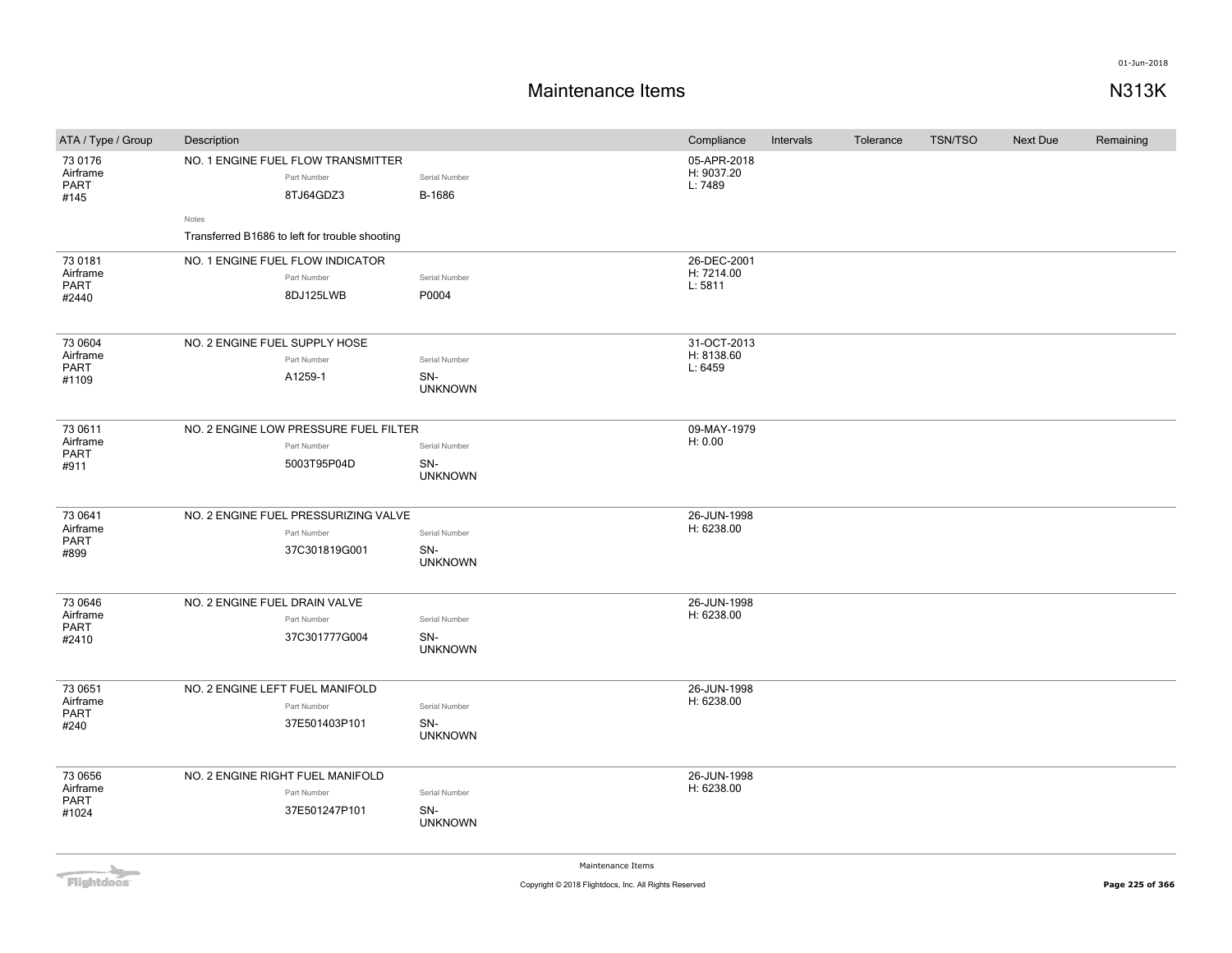# Maintenance Items

N313K

| ATA / Type / Group | Description | Compliance | Intervals | Tolerance | TSN/TSO | Next Due | Remaining |
|---|---|---|---|---|---|---|---|
| 73 0176 Airframe PART #145 | NO. 1 ENGINE FUEL FLOW TRANSMITTER<br>Part Number: 8TJ64GDZ3<br>Serial Number: B-1686<br>Notes: Transferred B1686 to left for trouble shooting | 05-APR-2018 H: 9037.20 L: 7489 | | | | | |
| 73 0181 Airframe PART #2440 | NO. 1 ENGINE FUEL FLOW INDICATOR<br>Part Number: 8DJ125LWB<br>Serial Number: P0004 | 26-DEC-2001 H: 7214.00 L: 5811 | | | | | |
| 73 0604 Airframe PART #1109 | NO. 2 ENGINE FUEL SUPPLY HOSE<br>Part Number: A1259-1<br>Serial Number: SN-UNKNOWN | 31-OCT-2013 H: 8138.60 L: 6459 | | | | | |
| 73 0611 Airframe PART #911 | NO. 2 ENGINE LOW PRESSURE FUEL FILTER<br>Part Number: 5003T95P04D<br>Serial Number: SN-UNKNOWN | 09-MAY-1979 H: 0.00 | | | | | |
| 73 0641 Airframe PART #899 | NO. 2 ENGINE FUEL PRESSURIZING VALVE<br>Part Number: 37C301819G001<br>Serial Number: SN-UNKNOWN | 26-JUN-1998 H: 6238.00 | | | | | |
| 73 0646 Airframe PART #2410 | NO. 2 ENGINE FUEL DRAIN VALVE<br>Part Number: 37C301777G004<br>Serial Number: SN-UNKNOWN | 26-JUN-1998 H: 6238.00 | | | | | |
| 73 0651 Airframe PART #240 | NO. 2 ENGINE LEFT FUEL MANIFOLD<br>Part Number: 37E501403P101<br>Serial Number: SN-UNKNOWN | 26-JUN-1998 H: 6238.00 | | | | | |
| 73 0656 Airframe PART #1024 | NO. 2 ENGINE RIGHT FUEL MANIFOLD<br>Part Number: 37E501247P101<br>Serial Number: SN-UNKNOWN | 26-JUN-1998 H: 6238.00 | | | | | |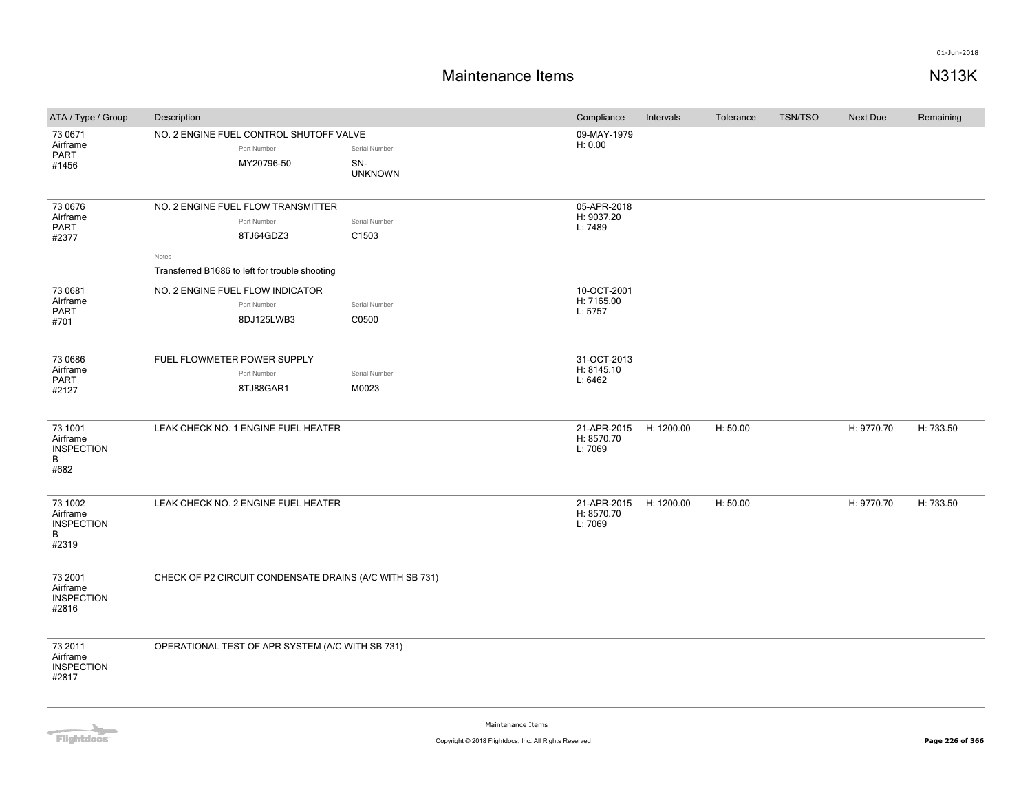# Maintenance Items

N313K

| ATA / Type / Group | Description | Compliance | Intervals | Tolerance | TSN/TSO | Next Due | Remaining |
|---|---|---|---|---|---|---|---|
| 73 0671 Airframe PART #1456 | NO. 2 ENGINE FUEL CONTROL SHUTOFF VALVE<br>Part Number: MY20796-50<br>Serial Number: SN-UNKNOWN | 09-MAY-1979<br>H: 0.00 | | | | | |
| 73 0676 Airframe PART #2377 | NO. 2 ENGINE FUEL FLOW TRANSMITTER<br>Part Number: 8TJ64GDZ3<br>Serial Number: C1503<br>Notes: Transferred B1686 to left for trouble shooting | 05-APR-2018<br>H: 9037.20<br>L: 7489 | | | | | |
| 73 0681 Airframe PART #701 | NO. 2 ENGINE FUEL FLOW INDICATOR<br>Part Number: 8DJ125LWB3<br>Serial Number: C0500 | 10-OCT-2001<br>H: 7165.00<br>L: 5757 | | | | | |
| 73 0686 Airframe PART #2127 | FUEL FLOWMETER POWER SUPPLY<br>Part Number: 8TJ88GAR1<br>Serial Number: M0023 | 31-OCT-2013<br>H: 8145.10<br>L: 6462 | | | | | |
| 73 1001 Airframe INSPECTION B #682 | LEAK CHECK NO. 1 ENGINE FUEL HEATER | 21-APR-2015<br>H: 8570.70<br>L: 7069 | H: 1200.00 | H: 50.00 | | H: 9770.70 | H: 733.50 |
| 73 1002 Airframe INSPECTION B #2319 | LEAK CHECK NO. 2 ENGINE FUEL HEATER | 21-APR-2015<br>H: 8570.70<br>L: 7069 | H: 1200.00 | H: 50.00 | | H: 9770.70 | H: 733.50 |
| 73 2001 Airframe INSPECTION #2816 | CHECK OF P2 CIRCUIT CONDENSATE DRAINS (A/C WITH SB 731) | | | | | | |
| 73 2011 Airframe INSPECTION #2817 | OPERATIONAL TEST OF APR SYSTEM (A/C WITH SB 731) | | | | | | |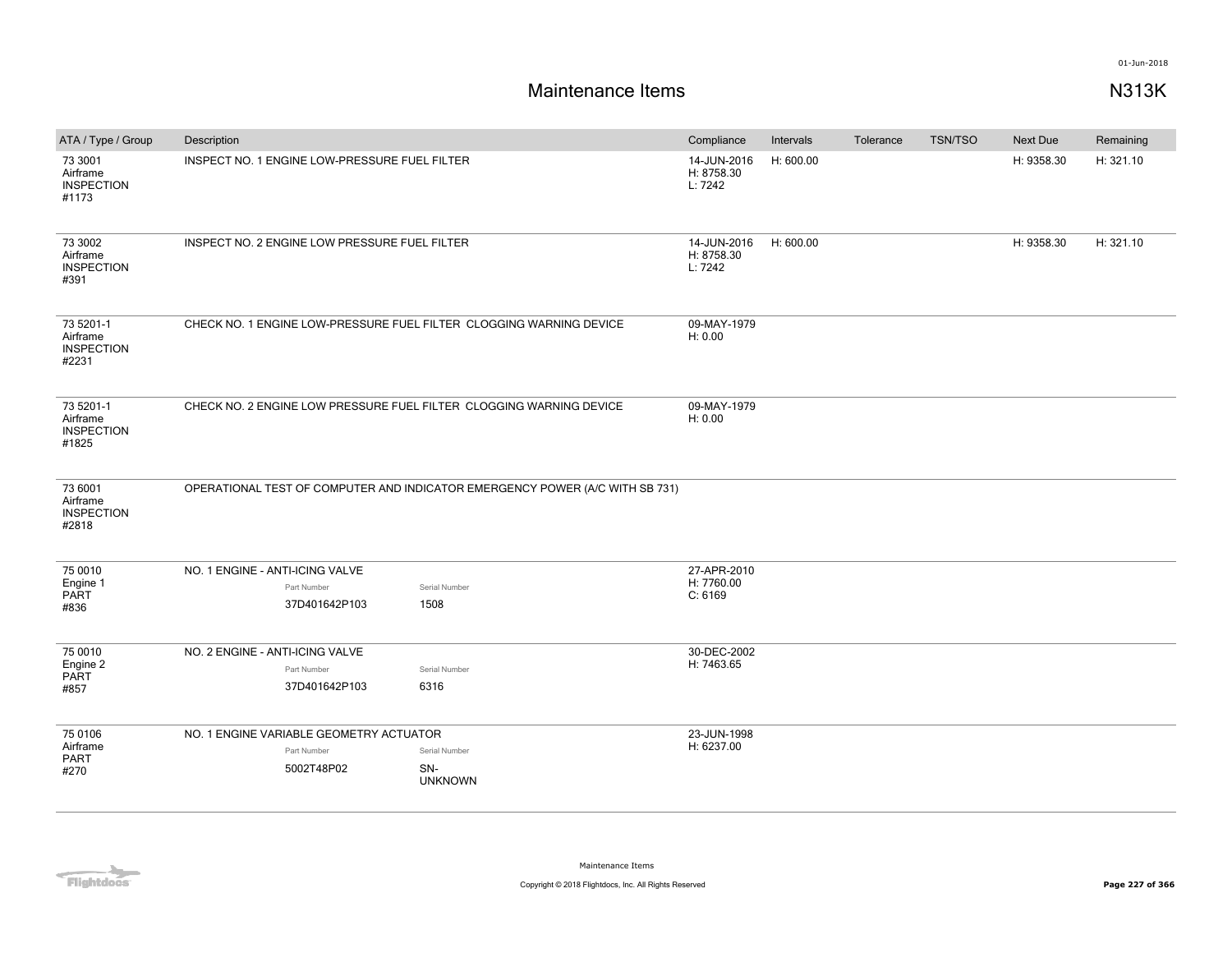# Maintenance Items

N313K

| ATA / Type / Group | Description | Compliance | Intervals | Tolerance | TSN/TSO | Next Due | Remaining |
|---|---|---|---|---|---|---|---|
| 73 3001<br>Airframe<br>INSPECTION<br>#1173 | INSPECT NO. 1 ENGINE LOW-PRESSURE FUEL FILTER | 14-JUN-2016<br>H: 8758.30<br>L: 7242 | H: 600.00 | | | H: 9358.30 | H: 321.10 |
| 73 3002<br>Airframe<br>INSPECTION<br>#391 | INSPECT NO. 2 ENGINE LOW PRESSURE FUEL FILTER | 14-JUN-2016<br>H: 8758.30<br>L: 7242 | H: 600.00 | | | H: 9358.30 | H: 321.10 |
| 73 5201-1<br>Airframe<br>INSPECTION<br>#2231 | CHECK NO. 1 ENGINE LOW-PRESSURE FUEL FILTER CLOGGING WARNING DEVICE | 09-MAY-1979<br>H: 0.00 | | | | | |
| 73 5201-1<br>Airframe<br>INSPECTION<br>#1825 | CHECK NO. 2 ENGINE LOW PRESSURE FUEL FILTER CLOGGING WARNING DEVICE | 09-MAY-1979<br>H: 0.00 | | | | | |
| 73 6001<br>Airframe<br>INSPECTION<br>#2818 | OPERATIONAL TEST OF COMPUTER AND INDICATOR EMERGENCY POWER (A/C WITH SB 731) | | | | | | |
| 75 0010<br>Engine 1<br>PART<br>#836 | NO. 1 ENGINE - ANTI-ICING VALVE<br>Part Number: 37D401642P103<br>Serial Number: 1508 | 27-APR-2010<br>H: 7760.00<br>C: 6169 | | | | | |
| 75 0010<br>Engine 2<br>PART<br>#857 | NO. 2 ENGINE - ANTI-ICING VALVE<br>Part Number: 37D401642P103<br>Serial Number: 6316 | 30-DEC-2002<br>H: 7463.65 | | | | | |
| 75 0106<br>Airframe<br>PART<br>#270 | NO. 1 ENGINE VARIABLE GEOMETRY ACTUATOR<br>Part Number: 5002T48P02<br>Serial Number: SN-UNKNOWN | 23-JUN-1998<br>H: 6237.00 | | | | | |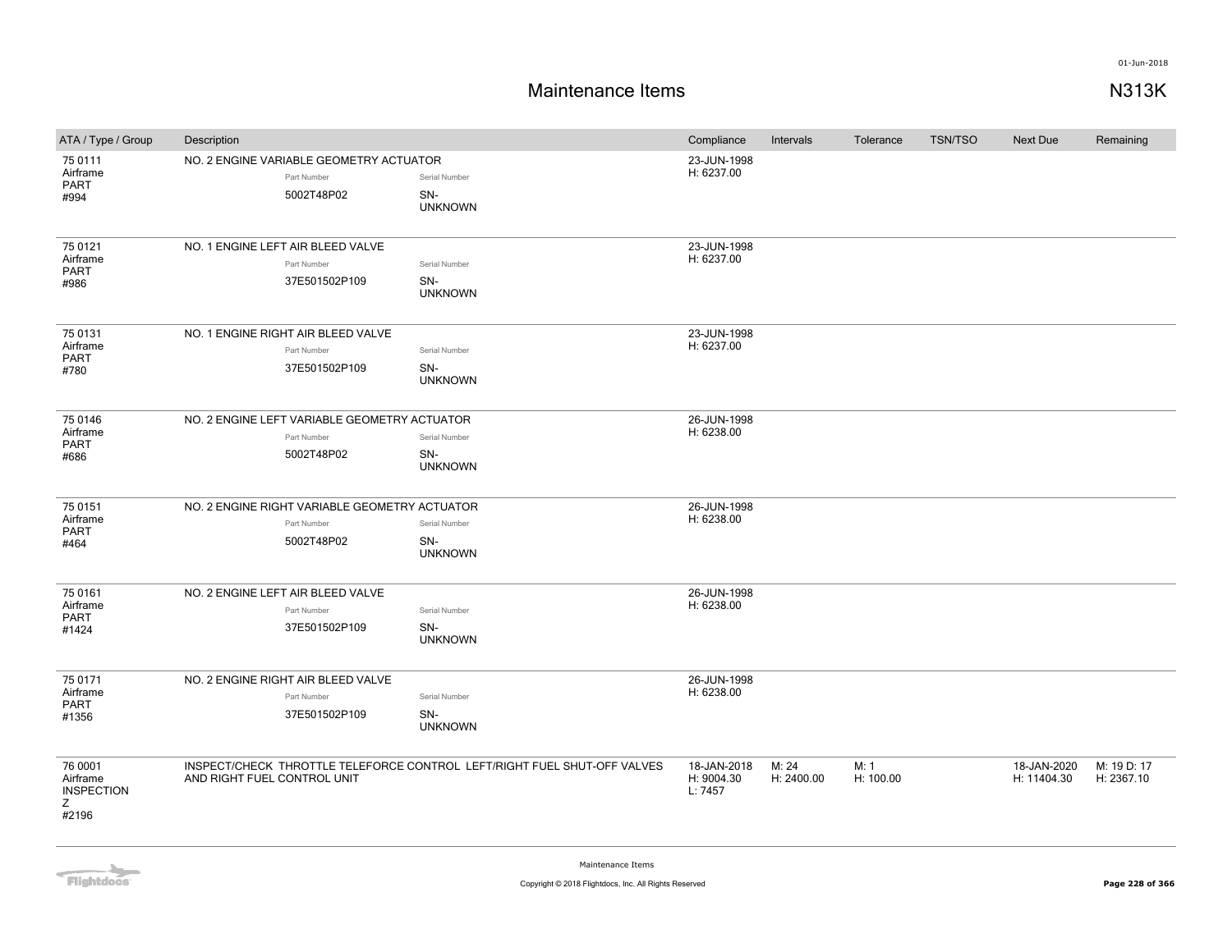# Maintenance Items

N313K

| ATA / Type / Group | Description | Compliance | Intervals | Tolerance | TSN/TSO | Next Due | Remaining |
|---|---|---|---|---|---|---|---|
| 75 0111 Airframe PART #994 | NO. 2 ENGINE VARIABLE GEOMETRY ACTUATOR<br>Part Number: 5002T48P02<br>Serial Number: SN-UNKNOWN | 23-JUN-1998<br>H: 6237.00 | | | | | |
| 75 0121 Airframe PART #986 | NO. 1 ENGINE LEFT AIR BLEED VALVE<br>Part Number: 37E501502P109<br>Serial Number: SN-UNKNOWN | 23-JUN-1998<br>H: 6237.00 | | | | | |
| 75 0131 Airframe PART #780 | NO. 1 ENGINE RIGHT AIR BLEED VALVE<br>Part Number: 37E501502P109<br>Serial Number: SN-UNKNOWN | 23-JUN-1998<br>H: 6237.00 | | | | | |
| 75 0146 Airframe PART #686 | NO. 2 ENGINE LEFT VARIABLE GEOMETRY ACTUATOR<br>Part Number: 5002T48P02<br>Serial Number: SN-UNKNOWN | 26-JUN-1998<br>H: 6238.00 | | | | | |
| 75 0151 Airframe PART #464 | NO. 2 ENGINE RIGHT VARIABLE GEOMETRY ACTUATOR<br>Part Number: 5002T48P02<br>Serial Number: SN-UNKNOWN | 26-JUN-1998<br>H: 6238.00 | | | | | |
| 75 0161 Airframe PART #1424 | NO. 2 ENGINE LEFT AIR BLEED VALVE<br>Part Number: 37E501502P109<br>Serial Number: SN-UNKNOWN | 26-JUN-1998<br>H: 6238.00 | | | | | |
| 75 0171 Airframe PART #1356 | NO. 2 ENGINE RIGHT AIR BLEED VALVE<br>Part Number: 37E501502P109<br>Serial Number: SN-UNKNOWN | 26-JUN-1998<br>H: 6238.00 | | | | | |
| 76 0001 Airframe INSPECTION Z #2196 | INSPECT/CHECK THROTTLE TELEFORCE CONTROL LEFT/RIGHT FUEL SHUT-OFF VALVES AND RIGHT FUEL CONTROL UNIT | 18-JAN-2018<br>H: 9004.30<br>L: 7457 | M: 24<br>H: 2400.00 | M: 1<br>H: 100.00 | | 18-JAN-2020<br>H: 11404.30 | M: 19 D: 17<br>H: 2367.10 |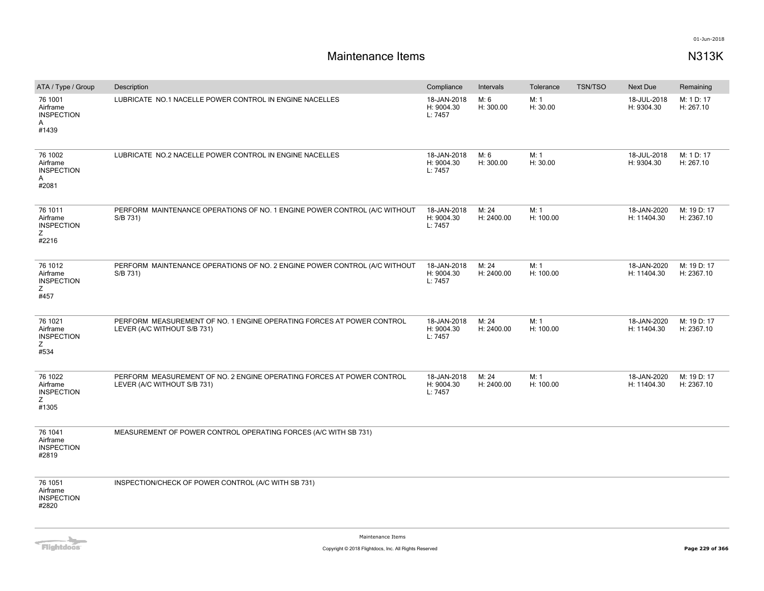# Maintenance Items

01-Jun-2018

## N313K

| ATA / Type / Group | Description | Compliance | Intervals | Tolerance | TSN/TSO | Next Due | Remaining |
|---|---|---|---|---|---|---|---|
| 76 1001 Airframe INSPECTION A #1439 | LUBRICATE NO.1 NACELLE POWER CONTROL IN ENGINE NACELLES | 18-JAN-2018 H: 9004.30 L: 7457 | M: 6 H: 300.00 | M: 1 H: 30.00 | | 18-JUL-2018 H: 9304.30 | M: 1 D: 17 H: 267.10 |
| 76 1002 Airframe INSPECTION A #2081 | LUBRICATE NO.2 NACELLE POWER CONTROL IN ENGINE NACELLES | 18-JAN-2018 H: 9004.30 L: 7457 | M: 6 H: 300.00 | M: 1 H: 30.00 | | 18-JUL-2018 H: 9304.30 | M: 1 D: 17 H: 267.10 |
| 76 1011 Airframe INSPECTION Z #2216 | PERFORM MAINTENANCE OPERATIONS OF NO. 1 ENGINE POWER CONTROL (A/C WITHOUT S/B 731) | 18-JAN-2018 H: 9004.30 L: 7457 | M: 24 H: 2400.00 | M: 1 H: 100.00 | | 18-JAN-2020 H: 11404.30 | M: 19 D: 17 H: 2367.10 |
| 76 1012 Airframe INSPECTION Z #457 | PERFORM MAINTENANCE OPERATIONS OF NO. 2 ENGINE POWER CONTROL (A/C WITHOUT S/B 731) | 18-JAN-2018 H: 9004.30 L: 7457 | M: 24 H: 2400.00 | M: 1 H: 100.00 | | 18-JAN-2020 H: 11404.30 | M: 19 D: 17 H: 2367.10 |
| 76 1021 Airframe INSPECTION Z #534 | PERFORM MEASUREMENT OF NO. 1 ENGINE OPERATING FORCES AT POWER CONTROL LEVER (A/C WITHOUT S/B 731) | 18-JAN-2018 H: 9004.30 L: 7457 | M: 24 H: 2400.00 | M: 1 H: 100.00 | | 18-JAN-2020 H: 11404.30 | M: 19 D: 17 H: 2367.10 |
| 76 1022 Airframe INSPECTION Z #1305 | PERFORM MEASUREMENT OF NO. 2 ENGINE OPERATING FORCES AT POWER CONTROL LEVER (A/C WITHOUT S/B 731) | 18-JAN-2018 H: 9004.30 L: 7457 | M: 24 H: 2400.00 | M: 1 H: 100.00 | | 18-JAN-2020 H: 11404.30 | M: 19 D: 17 H: 2367.10 |
| 76 1041 Airframe INSPECTION #2819 | MEASUREMENT OF POWER CONTROL OPERATING FORCES (A/C WITH SB 731) | | | | | | |
| 76 1051 Airframe INSPECTION #2820 | INSPECTION/CHECK OF POWER CONTROL (A/C WITH SB 731) | | | | | | |

Maintenance Items

Copyright © 2018 Flightdocs, Inc. All Rights Reserved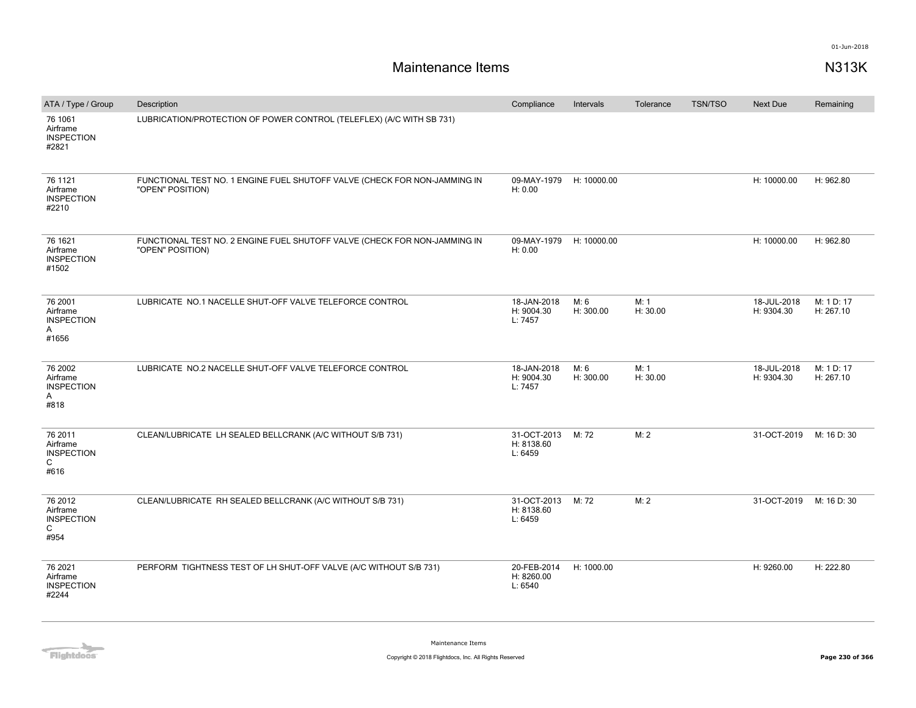# Maintenance Items

N313K

| ATA / Type / Group | Description | Compliance | Intervals | Tolerance | TSN/TSO | Next Due | Remaining |
|---|---|---|---|---|---|---|---|
| 76 1061 Airframe INSPECTION #2821 | LUBRICATION/PROTECTION OF POWER CONTROL (TELEFLEX) (A/C WITH SB 731) | | | | | | |
| 76 1121 Airframe INSPECTION #2210 | FUNCTIONAL TEST NO. 1 ENGINE FUEL SHUTOFF VALVE (CHECK FOR NON-JAMMING IN "OPEN" POSITION) | 09-MAY-1979 H: 0.00 | H: 10000.00 | | | H: 10000.00 | H: 962.80 |
| 76 1621 Airframe INSPECTION #1502 | FUNCTIONAL TEST NO. 2 ENGINE FUEL SHUTOFF VALVE (CHECK FOR NON-JAMMING IN "OPEN" POSITION) | 09-MAY-1979 H: 0.00 | H: 10000.00 | | | H: 10000.00 | H: 962.80 |
| 76 2001 Airframe INSPECTION A #1656 | LUBRICATE NO.1 NACELLE SHUT-OFF VALVE TELEFORCE CONTROL | 18-JAN-2018 H: 9004.30 L: 7457 | M: 6 H: 300.00 | M: 1 H: 30.00 | | 18-JUL-2018 H: 9304.30 | M: 1 D: 17 H: 267.10 |
| 76 2002 Airframe INSPECTION A #818 | LUBRICATE NO.2 NACELLE SHUT-OFF VALVE TELEFORCE CONTROL | 18-JAN-2018 H: 9004.30 L: 7457 | M: 6 H: 300.00 | M: 1 H: 30.00 | | 18-JUL-2018 H: 9304.30 | M: 1 D: 17 H: 267.10 |
| 76 2011 Airframe INSPECTION C #616 | CLEAN/LUBRICATE LH SEALED BELLCRANK (A/C WITHOUT S/B 731) | 31-OCT-2013 H: 8138.60 L: 6459 | M: 72 | M: 2 | | 31-OCT-2019 | M: 16 D: 30 |
| 76 2012 Airframe INSPECTION C #954 | CLEAN/LUBRICATE RH SEALED BELLCRANK (A/C WITHOUT S/B 731) | 31-OCT-2013 H: 8138.60 L: 6459 | M: 72 | M: 2 | | 31-OCT-2019 | M: 16 D: 30 |
| 76 2021 Airframe INSPECTION #2244 | PERFORM TIGHTNESS TEST OF LH SHUT-OFF VALVE (A/C WITHOUT S/B 731) | 20-FEB-2014 H: 8260.00 L: 6540 | H: 1000.00 | | | H: 9260.00 | H: 222.80 |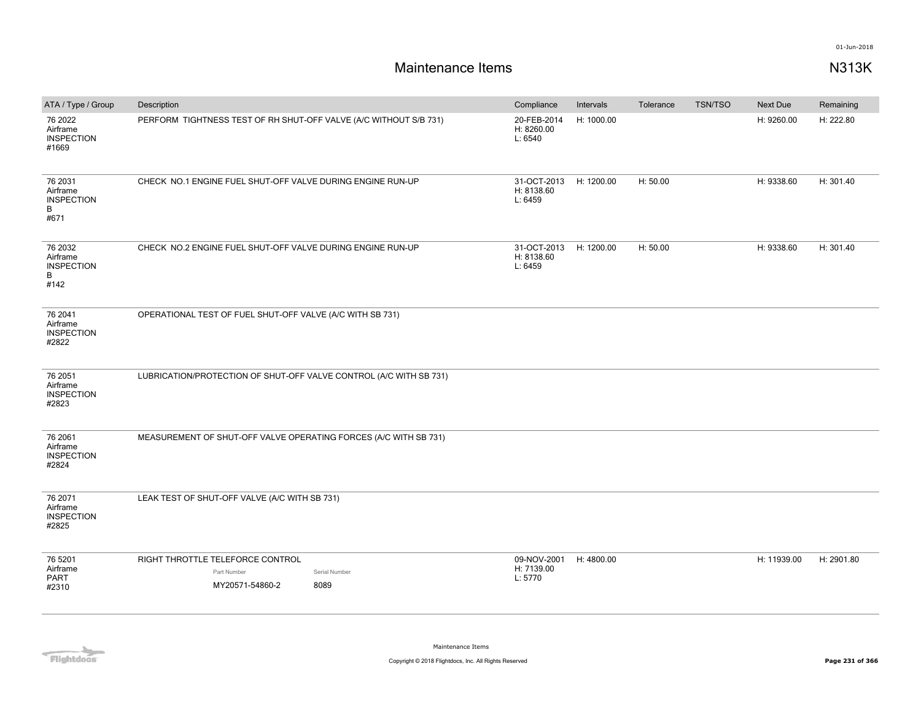# Maintenance Items

01-Jun-2018

N313K

| ATA / Type / Group | Description | Compliance | Intervals | Tolerance | TSN/TSO | Next Due | Remaining |
|---|---|---|---|---|---|---|---|
| 76 2022 Airframe INSPECTION #1669 | PERFORM TIGHTNESS TEST OF RH SHUT-OFF VALVE (A/C WITHOUT S/B 731) | 20-FEB-2014 H: 8260.00 L: 6540 | H: 1000.00 | | | H: 9260.00 | H: 222.80 |
| 76 2031 Airframe INSPECTION B #671 | CHECK NO.1 ENGINE FUEL SHUT-OFF VALVE DURING ENGINE RUN-UP | 31-OCT-2013 H: 8138.60 L: 6459 | H: 1200.00 | H: 50.00 | | H: 9338.60 | H: 301.40 |
| 76 2032 Airframe INSPECTION B #142 | CHECK NO.2 ENGINE FUEL SHUT-OFF VALVE DURING ENGINE RUN-UP | 31-OCT-2013 H: 8138.60 L: 6459 | H: 1200.00 | H: 50.00 | | H: 9338.60 | H: 301.40 |
| 76 2041 Airframe INSPECTION #2822 | OPERATIONAL TEST OF FUEL SHUT-OFF VALVE (A/C WITH SB 731) | | | | | | |
| 76 2051 Airframe INSPECTION #2823 | LUBRICATION/PROTECTION OF SHUT-OFF VALVE CONTROL (A/C WITH SB 731) | | | | | | |
| 76 2061 Airframe INSPECTION #2824 | MEASUREMENT OF SHUT-OFF VALVE OPERATING FORCES (A/C WITH SB 731) | | | | | | |
| 76 2071 Airframe INSPECTION #2825 | LEAK TEST OF SHUT-OFF VALVE (A/C WITH SB 731) | | | | | | |
| 76 5201 Airframe PART #2310 | RIGHT THROTTLE TELEFORCE CONTROL<br>Part Number: MY20571-54860-2<br>Serial Number: 8089 | 09-NOV-2001 H: 7139.00 L: 5770 | H: 4800.00 | | | H: 11939.00 | H: 2901.80 |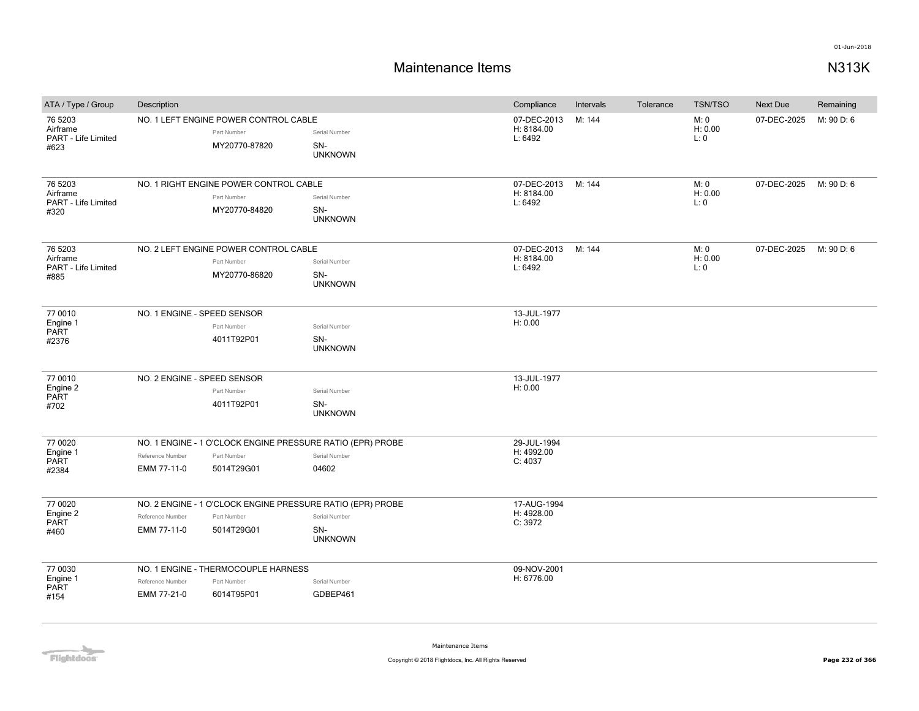# Maintenance Items

N313K

| ATA / Type / Group | Description | Compliance | Intervals | Tolerance | TSN/TSO | Next Due | Remaining |
|---|---|---|---|---|---|---|---|
| 76 5203<br>Airframe<br>PART - Life Limited<br>#623 | NO. 1 LEFT ENGINE POWER CONTROL CABLE<br>Part Number: MY20770-87820<br>Serial Number: SN-UNKNOWN | 07-DEC-2013<br>H: 8184.00<br>L: 6492 | M: 144 | | M: 0<br>H: 0.00<br>L: 0 | 07-DEC-2025 | M: 90 D: 6 |
| 76 5203<br>Airframe<br>PART - Life Limited<br>#320 | NO. 1 RIGHT ENGINE POWER CONTROL CABLE<br>Part Number: MY20770-84820<br>Serial Number: SN-UNKNOWN | 07-DEC-2013<br>H: 8184.00<br>L: 6492 | M: 144 | | M: 0<br>H: 0.00<br>L: 0 | 07-DEC-2025 | M: 90 D: 6 |
| 76 5203<br>Airframe<br>PART - Life Limited<br>#885 | NO. 2 LEFT ENGINE POWER CONTROL CABLE<br>Part Number: MY20770-86820<br>Serial Number: SN-UNKNOWN | 07-DEC-2013<br>H: 8184.00<br>L: 6492 | M: 144 | | M: 0<br>H: 0.00<br>L: 0 | 07-DEC-2025 | M: 90 D: 6 |
| 77 0010<br>Engine 1<br>PART<br>#2376 | NO. 1 ENGINE - SPEED SENSOR<br>Part Number: 4011T92P01<br>Serial Number: SN-UNKNOWN | 13-JUL-1977<br>H: 0.00 | | | | | |
| 77 0010<br>Engine 2<br>PART<br>#702 | NO. 2 ENGINE - SPEED SENSOR<br>Part Number: 4011T92P01<br>Serial Number: SN-UNKNOWN | 13-JUL-1977<br>H: 0.00 | | | | | |
| 77 0020<br>Engine 1<br>PART<br>#2384 | NO. 1 ENGINE - 1 O'CLOCK ENGINE PRESSURE RATIO (EPR) PROBE<br>Reference Number: EMM 77-11-0<br>Part Number: 5014T29G01<br>Serial Number: 04602 | 29-JUL-1994<br>H: 4992.00<br>C: 4037 | | | | | |
| 77 0020<br>Engine 2<br>PART<br>#460 | NO. 2 ENGINE - 1 O'CLOCK ENGINE PRESSURE RATIO (EPR) PROBE<br>Reference Number: EMM 77-11-0<br>Part Number: 5014T29G01<br>Serial Number: SN-UNKNOWN | 17-AUG-1994<br>H: 4928.00<br>C: 3972 | | | | | |
| 77 0030<br>Engine 1<br>PART<br>#154 | NO. 1 ENGINE - THERMOCOUPLE HARNESS<br>Reference Number: EMM 77-21-0<br>Part Number: 6014T95P01<br>Serial Number: GDBEP461 | 09-NOV-2001<br>H: 6776.00 | | | | | |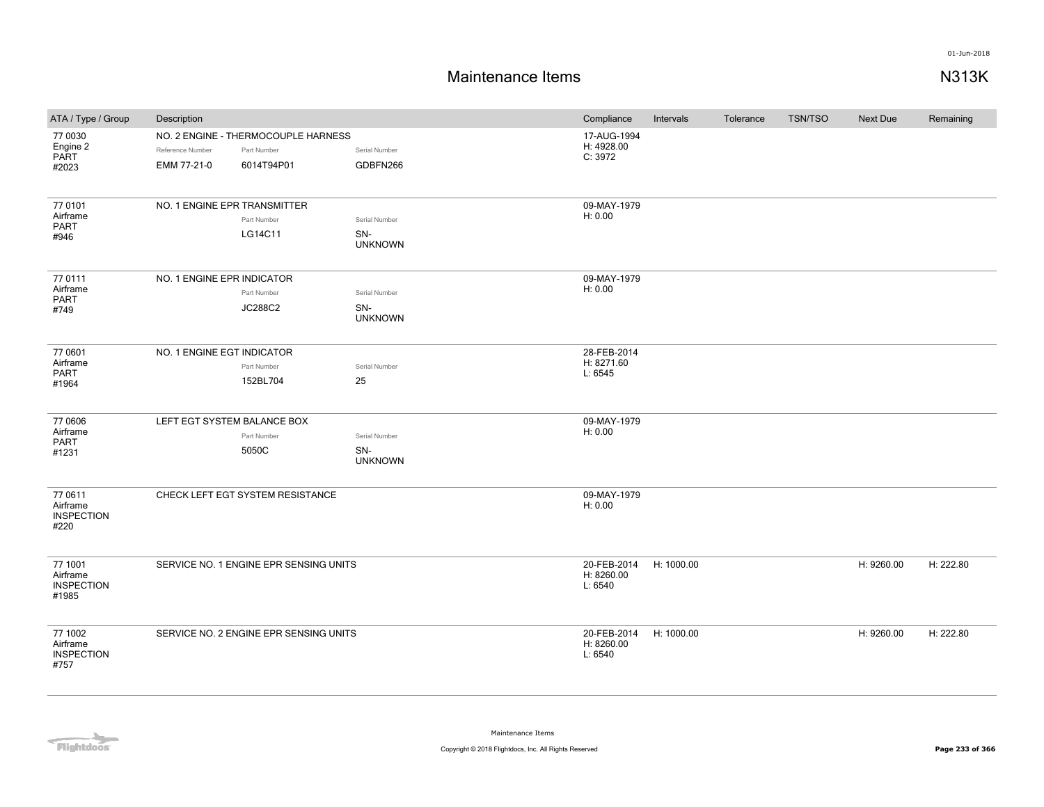# Maintenance Items

**N313K**

01-Jun-2018

| ATA / Type / Group | Description | Compliance | Intervals | Tolerance | TSN/TSO | Next Due | Remaining |
|---|---|---|---|---|---|---|---|
| 77 0030 Engine 2 PART #2023 | NO. 2 ENGINE - THERMOCOUPLE HARNESS<br>Reference Number: EMM 77-21-0<br>Part Number: 6014T94P01<br>Serial Number: GDBFN266 | 17-AUG-1994 H: 4928.00 C: 3972 | | | | | |
| 77 0101 Airframe PART #946 | NO. 1 ENGINE EPR TRANSMITTER<br>Part Number: LG14C11<br>Serial Number: SN-UNKNOWN | 09-MAY-1979 H: 0.00 | | | | | |
| 77 0111 Airframe PART #749 | NO. 1 ENGINE EPR INDICATOR<br>Part Number: JC288C2<br>Serial Number: SN-UNKNOWN | 09-MAY-1979 H: 0.00 | | | | | |
| 77 0601 Airframe PART #1964 | NO. 1 ENGINE EGT INDICATOR<br>Part Number: 152BL704<br>Serial Number: 25 | 28-FEB-2014 H: 8271.60 L: 6545 | | | | | |
| 77 0606 Airframe PART #1231 | LEFT EGT SYSTEM BALANCE BOX<br>Part Number: 5050C<br>Serial Number: SN-UNKNOWN | 09-MAY-1979 H: 0.00 | | | | | |
| 77 0611 Airframe INSPECTION #220 | CHECK LEFT EGT SYSTEM RESISTANCE | 09-MAY-1979 H: 0.00 | | | | | |
| 77 1001 Airframe INSPECTION #1985 | SERVICE NO. 1 ENGINE EPR SENSING UNITS | 20-FEB-2014 H: 8260.00 L: 6540 | H: 1000.00 | | | H: 9260.00 | H: 222.80 |
| 77 1002 Airframe INSPECTION #757 | SERVICE NO. 2 ENGINE EPR SENSING UNITS | 20-FEB-2014 H: 8260.00 L: 6540 | H: 1000.00 | | | H: 9260.00 | H: 222.80 |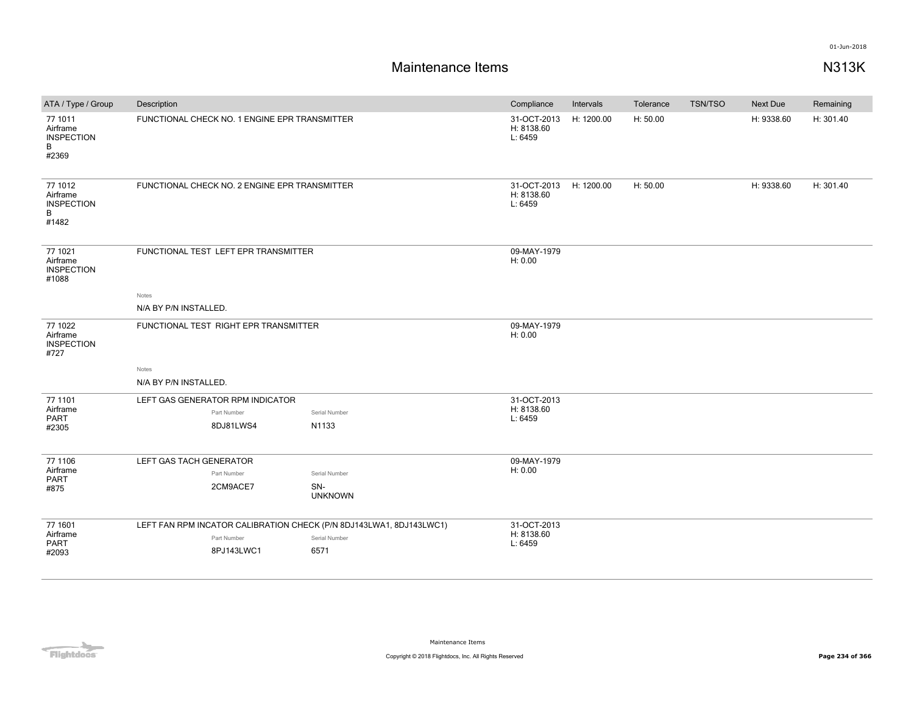# Maintenance Items

**N313K**

| ATA / Type / Group | Description | Compliance | Intervals | Tolerance | TSN/TSO | Next Due | Remaining |
|---|---|---|---|---|---|---|---|
| 77 1011<br>Airframe<br>INSPECTION<br>B<br>#2369 | FUNCTIONAL CHECK NO. 1 ENGINE EPR TRANSMITTER | 31-OCT-2013<br>H: 8138.60<br>L: 6459 | H: 1200.00 | H: 50.00 | | H: 9338.60 | H: 301.40 |
| 77 1012<br>Airframe<br>INSPECTION<br>B<br>#1482 | FUNCTIONAL CHECK NO. 2 ENGINE EPR TRANSMITTER | 31-OCT-2013<br>H: 8138.60<br>L: 6459 | H: 1200.00 | H: 50.00 | | H: 9338.60 | H: 301.40 |
| 77 1021<br>Airframe<br>INSPECTION<br>#1088 | FUNCTIONAL TEST LEFT EPR TRANSMITTER<br>Notes<br>N/A BY P/N INSTALLED. | 09-MAY-1979<br>H: 0.00 | | | | | |
| 77 1022<br>Airframe<br>INSPECTION<br>#727 | FUNCTIONAL TEST RIGHT EPR TRANSMITTER<br>Notes<br>N/A BY P/N INSTALLED. | 09-MAY-1979<br>H: 0.00 | | | | | |
| 77 1101<br>Airframe<br>PART<br>#2305 | LEFT GAS GENERATOR RPM INDICATOR<br>Part Number: 8DJ81LWS4<br>Serial Number: N1133 | 31-OCT-2013<br>H: 8138.60<br>L: 6459 | | | | | |
| 77 1106<br>Airframe<br>PART<br>#875 | LEFT GAS TACH GENERATOR<br>Part Number: 2CM9ACE7<br>Serial Number: SN-UNKNOWN | 09-MAY-1979<br>H: 0.00 | | | | | |
| 77 1601<br>Airframe<br>PART<br>#2093 | LEFT FAN RPM INCATOR CALIBRATION CHECK (P/N 8DJ143LWA1, 8DJ143LWC1)<br>Part Number: 8PJ143LWC1<br>Serial Number: 6571 | 31-OCT-2013<br>H: 8138.60<br>L: 6459 | | | | | |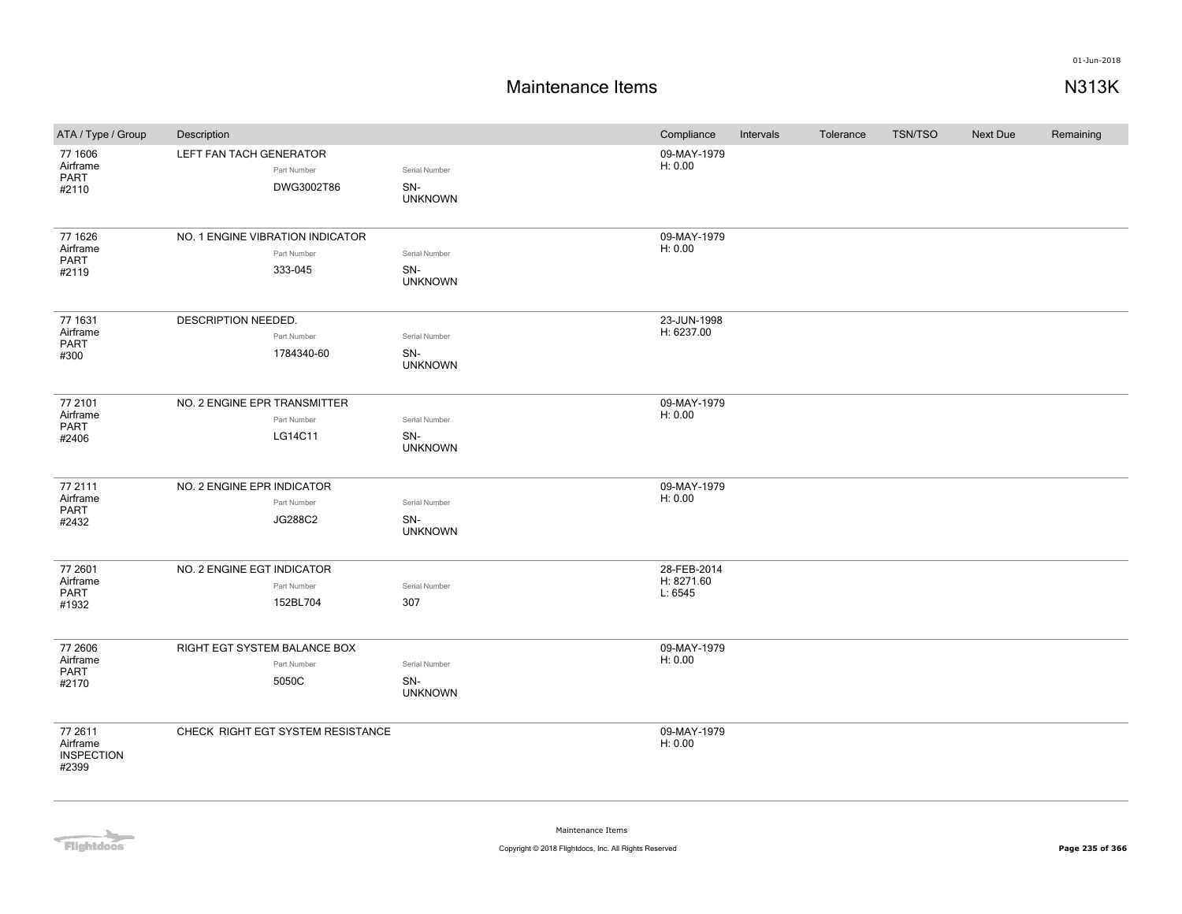# Maintenance Items

N313K

| ATA / Type / Group | Description | Part Number | Serial Number | Compliance | Intervals | Tolerance | TSN/TSO | Next Due | Remaining |
|---|---|---|---|---|---|---|---|---|---|
| 77 1606 Airframe PART #2110 | LEFT FAN TACH GENERATOR | DWG3002T86 | SN-UNKNOWN | 09-MAY-1979 H: 0.00 | | | | | |
| 77 1626 Airframe PART #2119 | NO. 1 ENGINE VIBRATION INDICATOR | 333-045 | SN-UNKNOWN | 09-MAY-1979 H: 0.00 | | | | | |
| 77 1631 Airframe PART #300 | DESCRIPTION NEEDED. | 1784340-60 | SN-UNKNOWN | 23-JUN-1998 H: 6237.00 | | | | | |
| 77 2101 Airframe PART #2406 | NO. 2 ENGINE EPR TRANSMITTER | LG14C11 | SN-UNKNOWN | 09-MAY-1979 H: 0.00 | | | | | |
| 77 2111 Airframe PART #2432 | NO. 2 ENGINE EPR INDICATOR | JG288C2 | SN-UNKNOWN | 09-MAY-1979 H: 0.00 | | | | | |
| 77 2601 Airframe PART #1932 | NO. 2 ENGINE EGT INDICATOR | 152BL704 | 307 | 28-FEB-2014 H: 8271.60 L: 6545 | | | | | |
| 77 2606 Airframe PART #2170 | RIGHT EGT SYSTEM BALANCE BOX | 5050C | SN-UNKNOWN | 09-MAY-1979 H: 0.00 | | | | | |
| 77 2611 Airframe INSPECTION #2399 | CHECK RIGHT EGT SYSTEM RESISTANCE | | | 09-MAY-1979 H: 0.00 | | | | | |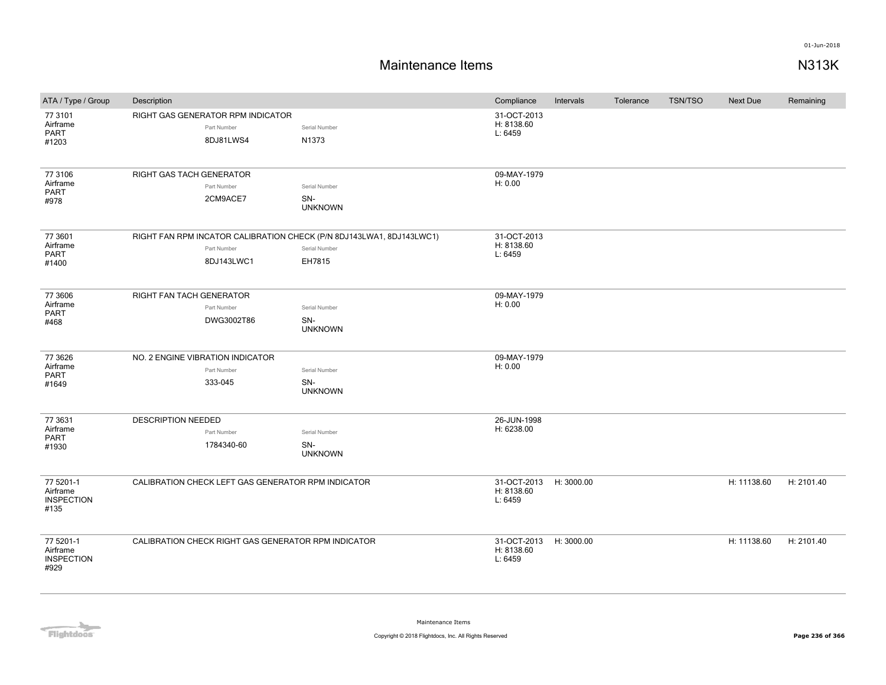# Maintenance Items

N313K

| ATA / Type / Group | Description | Compliance | Intervals | Tolerance | TSN/TSO | Next Due | Remaining |
|---|---|---|---|---|---|---|---|
| 77 3101<br>Airframe<br>PART<br>#1203 | RIGHT GAS GENERATOR RPM INDICATOR<br>Part Number: 8DJ81LWS4<br>Serial Number: N1373 | 31-OCT-2013<br>H: 8138.60<br>L: 6459 | | | | | |
| 77 3106<br>Airframe<br>PART<br>#978 | RIGHT GAS TACH GENERATOR<br>Part Number: 2CM9ACE7<br>Serial Number: SN-UNKNOWN | 09-MAY-1979<br>H: 0.00 | | | | | |
| 77 3601<br>Airframe<br>PART<br>#1400 | RIGHT FAN RPM INCATOR CALIBRATION CHECK (P/N 8DJ143LWA1, 8DJ143LWC1)<br>Part Number: 8DJ143LWC1<br>Serial Number: EH7815 | 31-OCT-2013<br>H: 8138.60<br>L: 6459 | | | | | |
| 77 3606<br>Airframe<br>PART<br>#468 | RIGHT FAN TACH GENERATOR<br>Part Number: DWG3002T86<br>Serial Number: SN-UNKNOWN | 09-MAY-1979<br>H: 0.00 | | | | | |
| 77 3626<br>Airframe<br>PART<br>#1649 | NO. 2 ENGINE VIBRATION INDICATOR<br>Part Number: 333-045<br>Serial Number: SN-UNKNOWN | 09-MAY-1979<br>H: 0.00 | | | | | |
| 77 3631<br>Airframe<br>PART<br>#1930 | DESCRIPTION NEEDED<br>Part Number: 1784340-60<br>Serial Number: SN-UNKNOWN | 26-JUN-1998<br>H: 6238.00 | | | | | |
| 77 5201-1<br>Airframe<br>INSPECTION<br>#135 | CALIBRATION CHECK LEFT GAS GENERATOR RPM INDICATOR | 31-OCT-2013<br>H: 8138.60<br>L: 6459 | H: 3000.00 | | | H: 11138.60 | H: 2101.40 |
| 77 5201-1<br>Airframe<br>INSPECTION<br>#929 | CALIBRATION CHECK RIGHT GAS GENERATOR RPM INDICATOR | 31-OCT-2013<br>H: 8138.60<br>L: 6459 | H: 3000.00 | | | H: 11138.60 | H: 2101.40 |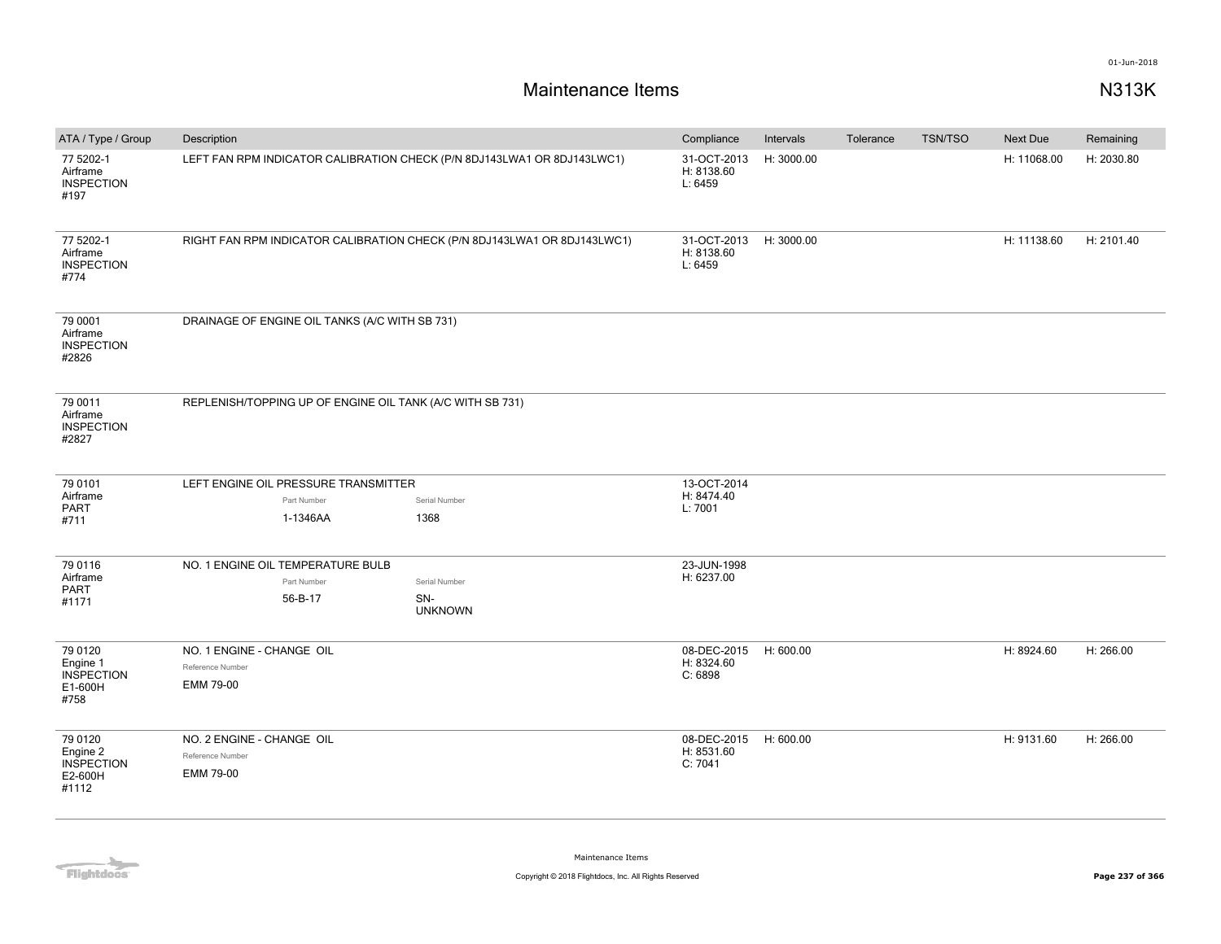# Maintenance Items

N313K

| ATA / Type / Group | Description | Compliance | Intervals | Tolerance | TSN/TSO | Next Due | Remaining |
|---|---|---|---|---|---|---|---|
| 77 5202-1 Airframe INSPECTION #197 | LEFT FAN RPM INDICATOR CALIBRATION CHECK (P/N 8DJ143LWA1 OR 8DJ143LWC1) | 31-OCT-2013 H: 8138.60 L: 6459 | H: 3000.00 | | | H: 11068.00 | H: 2030.80 |
| 77 5202-1 Airframe INSPECTION #774 | RIGHT FAN RPM INDICATOR CALIBRATION CHECK (P/N 8DJ143LWA1 OR 8DJ143LWC1) | 31-OCT-2013 H: 8138.60 L: 6459 | H: 3000.00 | | | H: 11138.60 | H: 2101.40 |
| 79 0001 Airframe INSPECTION #2826 | DRAINAGE OF ENGINE OIL TANKS (A/C WITH SB 731) | | | | | | |
| 79 0011 Airframe INSPECTION #2827 | REPLENISH/TOPPING UP OF ENGINE OIL TANK (A/C WITH SB 731) | | | | | | |
| 79 0101 Airframe PART #711 | LEFT ENGINE OIL PRESSURE TRANSMITTER<br>Part Number: 1-1346AA<br>Serial Number: 1368 | 13-OCT-2014 H: 8474.40 L: 7001 | | | | | |
| 79 0116 Airframe PART #1171 | NO. 1 ENGINE OIL TEMPERATURE BULB<br>Part Number: 56-B-17<br>Serial Number: SN-UNKNOWN | 23-JUN-1998 H: 6237.00 | | | | | |
| 79 0120 Engine 1 INSPECTION E1-600H #758 | NO. 1 ENGINE - CHANGE OIL<br>Reference Number: EMM 79-00 | 08-DEC-2015 H: 8324.60 C: 6898 | H: 600.00 | | | H: 8924.60 | H: 266.00 |
| 79 0120 Engine 2 INSPECTION E2-600H #1112 | NO. 2 ENGINE - CHANGE OIL<br>Reference Number: EMM 79-00 | 08-DEC-2015 H: 8531.60 C: 7041 | H: 600.00 | | | H: 9131.60 | H: 266.00 |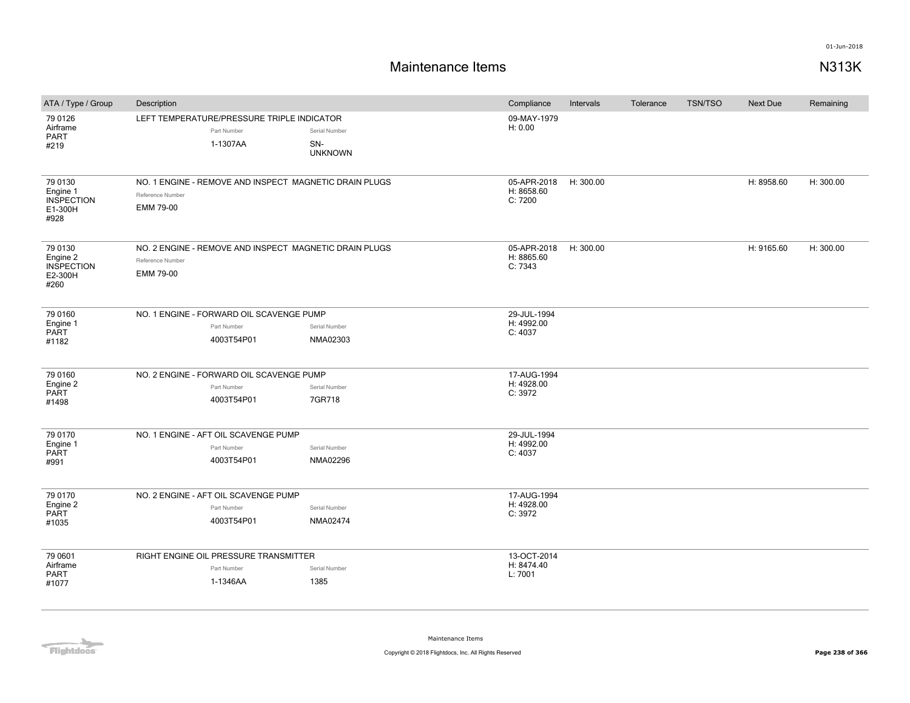# Maintenance Items

01-Jun-2018

N313K

| ATA / Type / Group | Description | Compliance | Intervals | Tolerance | TSN/TSO | Next Due | Remaining |
|---|---|---|---|---|---|---|---|
| 79 0126<br>Airframe<br>PART<br>#219 | LEFT TEMPERATURE/PRESSURE TRIPLE INDICATOR<br>Part Number: 1-1307AA<br>Serial Number: SN-UNKNOWN | 09-MAY-1979<br>H: 0.00 | | | | | |
| 79 0130<br>Engine 1<br>INSPECTION<br>E1-300H<br>#928 | NO. 1 ENGINE - REMOVE AND INSPECT MAGNETIC DRAIN PLUGS<br>Reference Number: EMM 79-00 | 05-APR-2018<br>H: 8658.60<br>C: 7200 | H: 300.00 | | | H: 8958.60 | H: 300.00 |
| 79 0130<br>Engine 2<br>INSPECTION<br>E2-300H<br>#260 | NO. 2 ENGINE - REMOVE AND INSPECT MAGNETIC DRAIN PLUGS<br>Reference Number: EMM 79-00 | 05-APR-2018<br>H: 8865.60<br>C: 7343 | H: 300.00 | | | H: 9165.60 | H: 300.00 |
| 79 0160<br>Engine 1<br>PART<br>#1182 | NO. 1 ENGINE - FORWARD OIL SCAVENGE PUMP<br>Part Number: 4003T54P01<br>Serial Number: NMA02303 | 29-JUL-1994<br>H: 4992.00<br>C: 4037 | | | | | |
| 79 0160<br>Engine 2<br>PART<br>#1498 | NO. 2 ENGINE - FORWARD OIL SCAVENGE PUMP<br>Part Number: 4003T54P01<br>Serial Number: 7GR718 | 17-AUG-1994<br>H: 4928.00<br>C: 3972 | | | | | |
| 79 0170<br>Engine 1<br>PART<br>#991 | NO. 1 ENGINE - AFT OIL SCAVENGE PUMP<br>Part Number: 4003T54P01<br>Serial Number: NMA02296 | 29-JUL-1994<br>H: 4992.00<br>C: 4037 | | | | | |
| 79 0170<br>Engine 2<br>PART<br>#1035 | NO. 2 ENGINE - AFT OIL SCAVENGE PUMP<br>Part Number: 4003T54P01<br>Serial Number: NMA02474 | 17-AUG-1994<br>H: 4928.00<br>C: 3972 | | | | | |
| 79 0601<br>Airframe<br>PART<br>#1077 | RIGHT ENGINE OIL PRESSURE TRANSMITTER<br>Part Number: 1-1346AA<br>Serial Number: 1385 | 13-OCT-2014<br>H: 8474.40<br>L: 7001 | | | | | |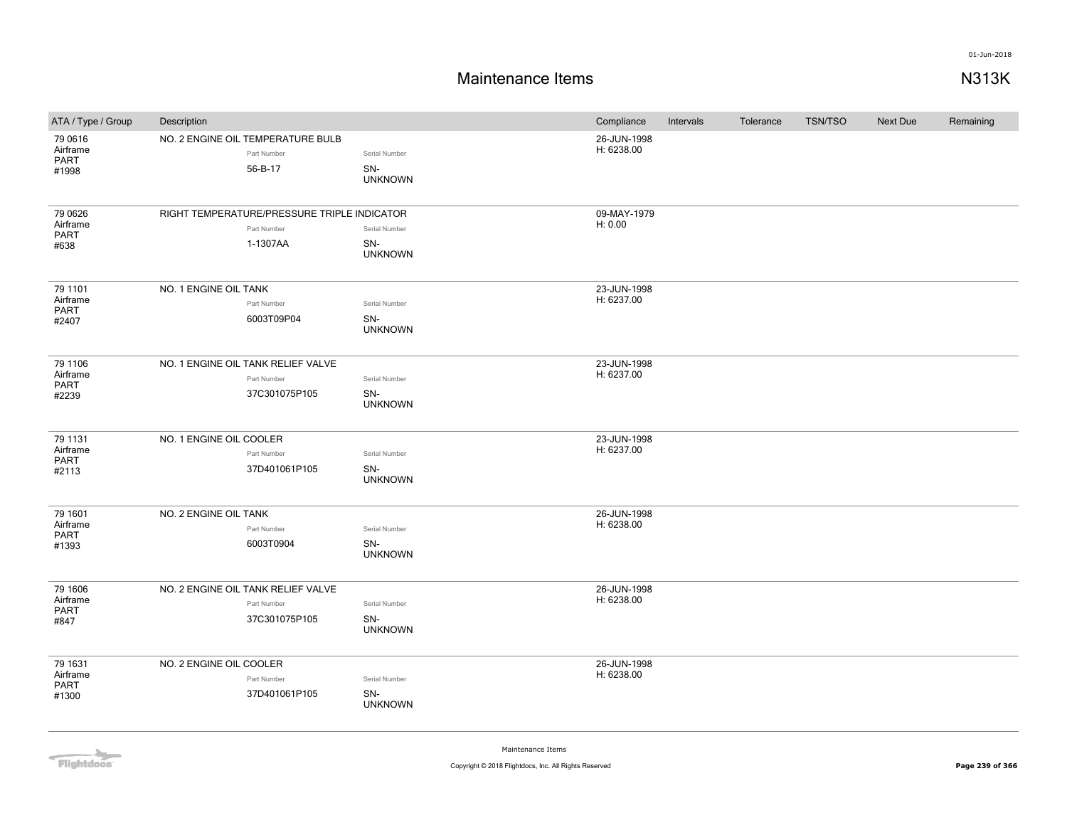# Maintenance Items

N313K

| ATA / Type / Group | Description | | | Compliance | Intervals | Tolerance | TSN/TSO | Next Due | Remaining |
|---|---|---|---|---|---|---|---|---|---|
| 79 0616 Airframe PART #1998 | NO. 2 ENGINE OIL TEMPERATURE BULB | Part Number 56-B-17 | Serial Number SN-UNKNOWN | 26-JUN-1998 H: 6238.00 | | | | | |
| 79 0626 Airframe PART #638 | RIGHT TEMPERATURE/PRESSURE TRIPLE INDICATOR | Part Number 1-1307AA | Serial Number SN-UNKNOWN | 09-MAY-1979 H: 0.00 | | | | | |
| 79 1101 Airframe PART #2407 | NO. 1 ENGINE OIL TANK | Part Number 6003T09P04 | Serial Number SN-UNKNOWN | 23-JUN-1998 H: 6237.00 | | | | | |
| 79 1106 Airframe PART #2239 | NO. 1 ENGINE OIL TANK RELIEF VALVE | Part Number 37C301075P105 | Serial Number SN-UNKNOWN | 23-JUN-1998 H: 6237.00 | | | | | |
| 79 1131 Airframe PART #2113 | NO. 1 ENGINE OIL COOLER | Part Number 37D401061P105 | Serial Number SN-UNKNOWN | 23-JUN-1998 H: 6237.00 | | | | | |
| 79 1601 Airframe PART #1393 | NO. 2 ENGINE OIL TANK | Part Number 6003T0904 | Serial Number SN-UNKNOWN | 26-JUN-1998 H: 6238.00 | | | | | |
| 79 1606 Airframe PART #847 | NO. 2 ENGINE OIL TANK RELIEF VALVE | Part Number 37C301075P105 | Serial Number SN-UNKNOWN | 26-JUN-1998 H: 6238.00 | | | | | |
| 79 1631 Airframe PART #1300 | NO. 2 ENGINE OIL COOLER | Part Number 37D401061P105 | Serial Number SN-UNKNOWN | 26-JUN-1998 H: 6238.00 | | | | | |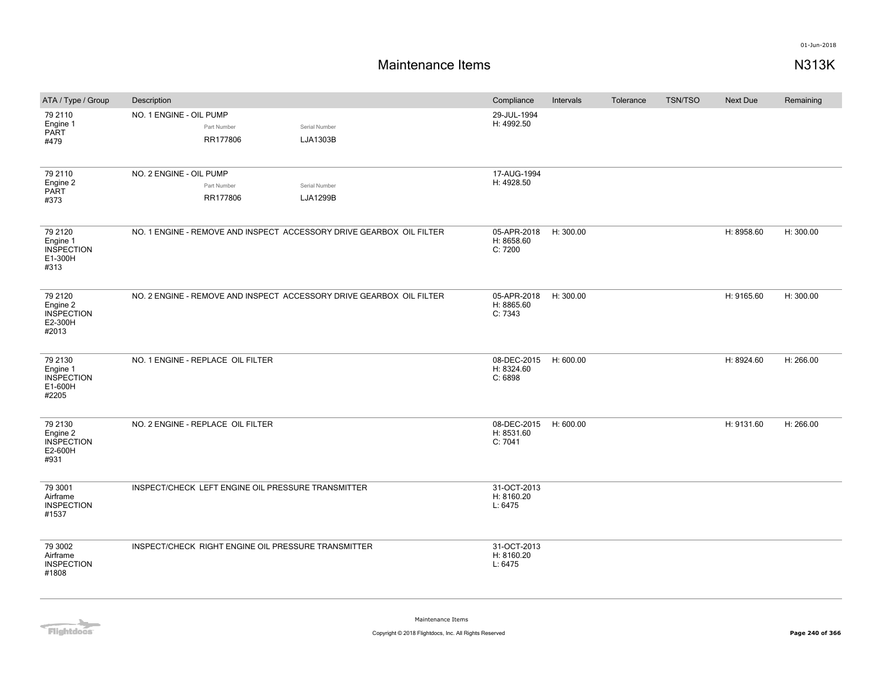# Maintenance Items

N313K

01-Jun-2018

| ATA / Type / Group | Description | Compliance | Intervals | Tolerance | TSN/TSO | Next Due | Remaining |
|---|---|---|---|---|---|---|---|
| 79 2110 Engine 1 PART #479 | NO. 1 ENGINE - OIL PUMP<br>Part Number: RR177806<br>Serial Number: LJA1303B | 29-JUL-1994 H: 4992.50 | | | | | |
| 79 2110 Engine 2 PART #373 | NO. 2 ENGINE - OIL PUMP<br>Part Number: RR177806<br>Serial Number: LJA1299B | 17-AUG-1994 H: 4928.50 | | | | | |
| 79 2120 Engine 1 INSPECTION E1-300H #313 | NO. 1 ENGINE - REMOVE AND INSPECT ACCESSORY DRIVE GEARBOX OIL FILTER | 05-APR-2018 H: 8658.60 C: 7200 | H: 300.00 | | | H: 8958.60 | H: 300.00 |
| 79 2120 Engine 2 INSPECTION E2-300H #2013 | NO. 2 ENGINE - REMOVE AND INSPECT ACCESSORY DRIVE GEARBOX OIL FILTER | 05-APR-2018 H: 8865.60 C: 7343 | H: 300.00 | | | H: 9165.60 | H: 300.00 |
| 79 2130 Engine 1 INSPECTION E1-600H #2205 | NO. 1 ENGINE - REPLACE OIL FILTER | 08-DEC-2015 H: 8324.60 C: 6898 | H: 600.00 | | | H: 8924.60 | H: 266.00 |
| 79 2130 Engine 2 INSPECTION E2-600H #931 | NO. 2 ENGINE - REPLACE OIL FILTER | 08-DEC-2015 H: 8531.60 C: 7041 | H: 600.00 | | | H: 9131.60 | H: 266.00 |
| 79 3001 Airframe INSPECTION #1537 | INSPECT/CHECK LEFT ENGINE OIL PRESSURE TRANSMITTER | 31-OCT-2013 H: 8160.20 L: 6475 | | | | | |
| 79 3002 Airframe INSPECTION #1808 | INSPECT/CHECK RIGHT ENGINE OIL PRESSURE TRANSMITTER | 31-OCT-2013 H: 8160.20 L: 6475 | | | | | |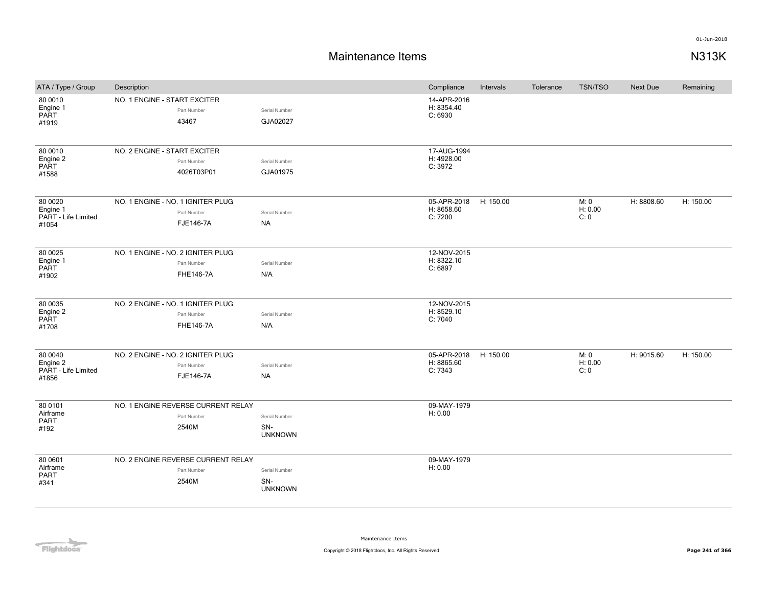# Maintenance Items

N313K

| ATA / Type / Group | Description | | | Compliance | Intervals | Tolerance | TSN/TSO | Next Due | Remaining |
|---|---|---|---|---|---|---|---|---|---|
| 80 0010 Engine 1 PART #1919 | NO. 1 ENGINE - START EXCITER | Part Number 43467 | Serial Number GJA02027 | 14-APR-2016 H: 8354.40 C: 6930 | | | | | |
| 80 0010 Engine 2 PART #1588 | NO. 2 ENGINE - START EXCITER | Part Number 4026T03P01 | Serial Number GJA01975 | 17-AUG-1994 H: 4928.00 C: 3972 | | | | | |
| 80 0020 Engine 1 PART - Life Limited #1054 | NO. 1 ENGINE - NO. 1 IGNITER PLUG | Part Number FJE146-7A | Serial Number NA | 05-APR-2018 H: 8658.60 C: 7200 | H: 150.00 | | M: 0 H: 0.00 C: 0 | H: 8808.60 | H: 150.00 |
| 80 0025 Engine 1 PART #1902 | NO. 1 ENGINE - NO. 2 IGNITER PLUG | Part Number FHE146-7A | Serial Number N/A | 12-NOV-2015 H: 8322.10 C: 6897 | | | | | |
| 80 0035 Engine 2 PART #1708 | NO. 2 ENGINE - NO. 1 IGNITER PLUG | Part Number FHE146-7A | Serial Number N/A | 12-NOV-2015 H: 8529.10 C: 7040 | | | | | |
| 80 0040 Engine 2 PART - Life Limited #1856 | NO. 2 ENGINE - NO. 2 IGNITER PLUG | Part Number FJE146-7A | Serial Number NA | 05-APR-2018 H: 8865.60 C: 7343 | H: 150.00 | | M: 0 H: 0.00 C: 0 | H: 9015.60 | H: 150.00 |
| 80 0101 Airframe PART #192 | NO. 1 ENGINE REVERSE CURRENT RELAY | Part Number 2540M | Serial Number SN-UNKNOWN | 09-MAY-1979 H: 0.00 | | | | | |
| 80 0601 Airframe PART #341 | NO. 2 ENGINE REVERSE CURRENT RELAY | Part Number 2540M | Serial Number SN-UNKNOWN | 09-MAY-1979 H: 0.00 | | | | | |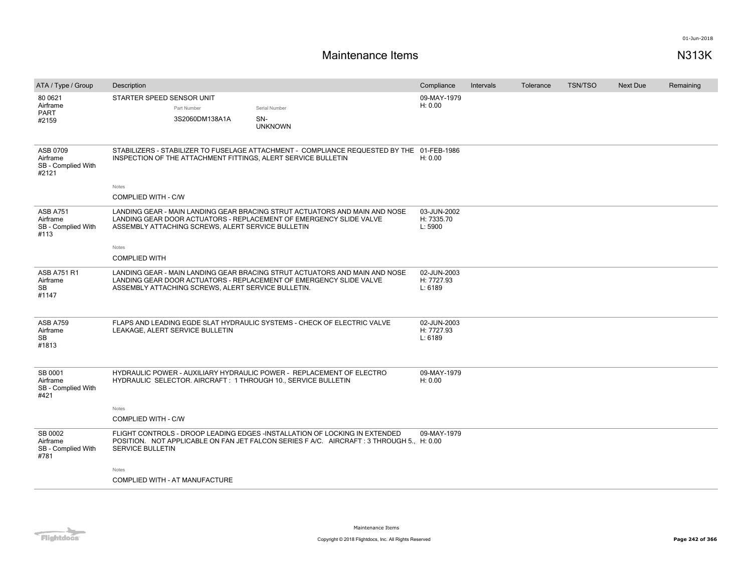# Maintenance Items

N313K

| ATA / Type / Group | Description | Compliance | Intervals | Tolerance | TSN/TSO | Next Due | Remaining |
|---|---|---|---|---|---|---|---|
| 80 0621<br>Airframe<br>PART<br>#2159 | STARTER SPEED SENSOR UNIT<br>Part Number: 3S2060DM138A1A<br>Serial Number: SN-UNKNOWN | 09-MAY-1979<br>H: 0.00 | | | | | |
| ASB 0709<br>Airframe<br>SB - Complied With<br>#2121 | STABILIZERS - STABILIZER TO FUSELAGE ATTACHMENT - COMPLIANCE REQUESTED BY THE INSPECTION OF THE ATTACHMENT FITTINGS, ALERT SERVICE BULLETIN<br>Notes<br>COMPLIED WITH - C/W | 01-FEB-1986<br>H: 0.00 | | | | | |
| ASB A751<br>Airframe<br>SB - Complied With<br>#113 | LANDING GEAR - MAIN LANDING GEAR BRACING STRUT ACTUATORS AND MAIN AND NOSE LANDING GEAR DOOR ACTUATORS - REPLACEMENT OF EMERGENCY SLIDE VALVE ASSEMBLY ATTACHING SCREWS, ALERT SERVICE BULLETIN<br>Notes<br>COMPLIED WITH | 03-JUN-2002<br>H: 7335.70<br>L: 5900 | | | | | |
| ASB A751 R1<br>Airframe<br>SB<br>#1147 | LANDING GEAR - MAIN LANDING GEAR BRACING STRUT ACTUATORS AND MAIN AND NOSE LANDING GEAR DOOR ACTUATORS - REPLACEMENT OF EMERGENCY SLIDE VALVE ASSEMBLY ATTACHING SCREWS, ALERT SERVICE BULLETIN. | 02-JUN-2003<br>H: 7727.93<br>L: 6189 | | | | | |
| ASB A759<br>Airframe<br>SB<br>#1813 | FLAPS AND LEADING EGDE SLAT HYDRAULIC SYSTEMS - CHECK OF ELECTRIC VALVE LEAKAGE, ALERT SERVICE BULLETIN | 02-JUN-2003<br>H: 7727.93<br>L: 6189 | | | | | |
| SB 0001<br>Airframe<br>SB - Complied With<br>#421 | HYDRAULIC POWER - AUXILIARY HYDRAULIC POWER - REPLACEMENT OF ELECTRO HYDRAULIC SELECTOR. AIRCRAFT : 1 THROUGH 10., SERVICE BULLETIN<br>Notes<br>COMPLIED WITH - C/W | 09-MAY-1979<br>H: 0.00 | | | | | |
| SB 0002<br>Airframe<br>SB - Complied With<br>#781 | FLIGHT CONTROLS - DROOP LEADING EDGES -INSTALLATION OF LOCKING IN EXTENDED POSITION. NOT APPLICABLE ON FAN JET FALCON SERIES F A/C. AIRCRAFT : 3 THROUGH 5., SERVICE BULLETIN<br>Notes<br>COMPLIED WITH - AT MANUFACTURE | 09-MAY-1979<br>H: 0.00 | | | | | |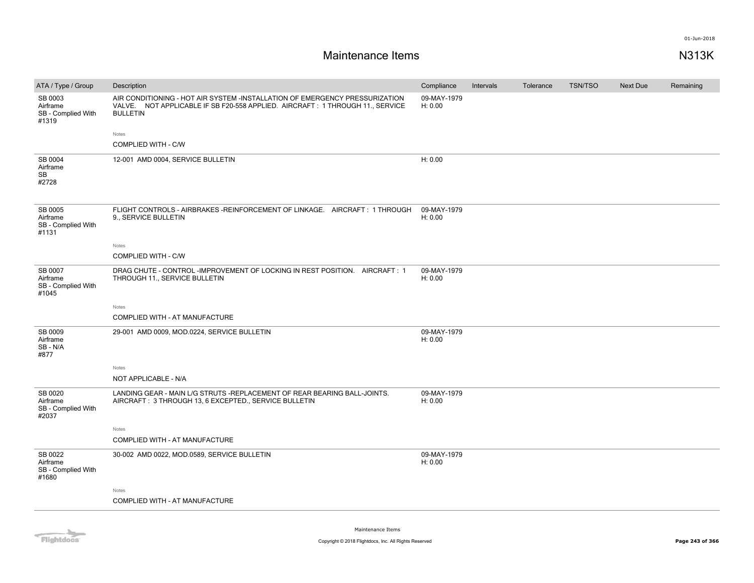# Maintenance Items

N313K

| ATA / Type / Group | Description | Compliance | Intervals | Tolerance | TSN/TSO | Next Due | Remaining |
|---|---|---|---|---|---|---|---|
| SB 0003 Airframe SB - Complied With #1319 | AIR CONDITIONING - HOT AIR SYSTEM -INSTALLATION OF EMERGENCY PRESSURIZATION VALVE. NOT APPLICABLE IF SB F20-558 APPLIED. AIRCRAFT : 1 THROUGH 11., SERVICE BULLETIN<br><br>Notes<br>COMPLIED WITH - C/W | 09-MAY-1979 H: 0.00 | | | | | |
| SB 0004 Airframe SB #2728 | 12-001 AMD 0004, SERVICE BULLETIN | H: 0.00 | | | | | |
| SB 0005 Airframe SB - Complied With #1131 | FLIGHT CONTROLS - AIRBRAKES -REINFORCEMENT OF LINKAGE. AIRCRAFT : 1 THROUGH 9., SERVICE BULLETIN<br><br>Notes<br>COMPLIED WITH - C/W | 09-MAY-1979 H: 0.00 | | | | | |
| SB 0007 Airframe SB - Complied With #1045 | DRAG CHUTE - CONTROL -IMPROVEMENT OF LOCKING IN REST POSITION. AIRCRAFT : 1 THROUGH 11., SERVICE BULLETIN<br><br>Notes<br>COMPLIED WITH - AT MANUFACTURE | 09-MAY-1979 H: 0.00 | | | | | |
| SB 0009 Airframe SB - N/A #877 | 29-001 AMD 0009, MOD.0224, SERVICE BULLETIN<br><br>Notes<br>NOT APPLICABLE - N/A | 09-MAY-1979 H: 0.00 | | | | | |
| SB 0020 Airframe SB - Complied With #2037 | LANDING GEAR - MAIN L/G STRUTS -REPLACEMENT OF REAR BEARING BALL-JOINTS. AIRCRAFT : 3 THROUGH 13, 6 EXCEPTED., SERVICE BULLETIN<br><br>Notes<br>COMPLIED WITH - AT MANUFACTURE | 09-MAY-1979 H: 0.00 | | | | | |
| SB 0022 Airframe SB - Complied With #1680 | 30-002 AMD 0022, MOD.0589, SERVICE BULLETIN<br><br>Notes<br>COMPLIED WITH - AT MANUFACTURE | 09-MAY-1979 H: 0.00 | | | | | |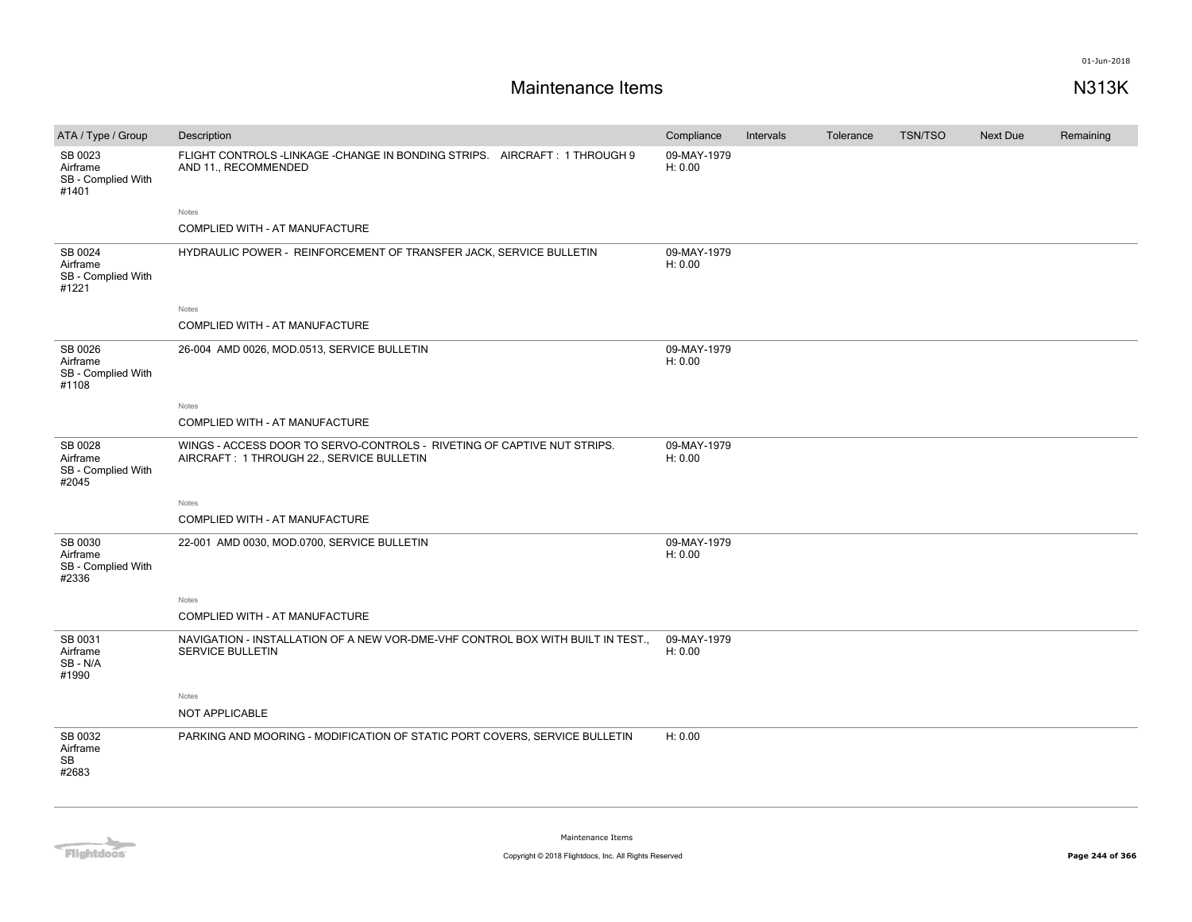# Maintenance Items

N313K

| ATA / Type / Group | Description | Compliance | Intervals | Tolerance | TSN/TSO | Next Due | Remaining |
|---|---|---|---|---|---|---|---|
| SB 0023 Airframe SB - Complied With #1401 | FLIGHT CONTROLS -LINKAGE -CHANGE IN BONDING STRIPS. AIRCRAFT : 1 THROUGH 9 AND 11., RECOMMENDED | 09-MAY-1979 H: 0.00 | | | | | |
| | Notes<br>COMPLIED WITH - AT MANUFACTURE | | | | | | |
| SB 0024 Airframe SB - Complied With #1221 | HYDRAULIC POWER - REINFORCEMENT OF TRANSFER JACK, SERVICE BULLETIN | 09-MAY-1979 H: 0.00 | | | | | |
| | Notes<br>COMPLIED WITH - AT MANUFACTURE | | | | | | |
| SB 0026 Airframe SB - Complied With #1108 | 26-004 AMD 0026, MOD.0513, SERVICE BULLETIN | 09-MAY-1979 H: 0.00 | | | | | |
| | Notes<br>COMPLIED WITH - AT MANUFACTURE | | | | | | |
| SB 0028 Airframe SB - Complied With #2045 | WINGS - ACCESS DOOR TO SERVO-CONTROLS - RIVETING OF CAPTIVE NUT STRIPS. AIRCRAFT : 1 THROUGH 22., SERVICE BULLETIN | 09-MAY-1979 H: 0.00 | | | | | |
| | Notes<br>COMPLIED WITH - AT MANUFACTURE | | | | | | |
| SB 0030 Airframe SB - Complied With #2336 | 22-001 AMD 0030, MOD.0700, SERVICE BULLETIN | 09-MAY-1979 H: 0.00 | | | | | |
| | Notes<br>COMPLIED WITH - AT MANUFACTURE | | | | | | |
| SB 0031 Airframe SB - N/A #1990 | NAVIGATION - INSTALLATION OF A NEW VOR-DME-VHF CONTROL BOX WITH BUILT IN TEST., SERVICE BULLETIN | 09-MAY-1979 H: 0.00 | | | | | |
| | Notes<br>NOT APPLICABLE | | | | | | |
| SB 0032 Airframe SB #2683 | PARKING AND MOORING - MODIFICATION OF STATIC PORT COVERS, SERVICE BULLETIN | H: 0.00 | | | | | |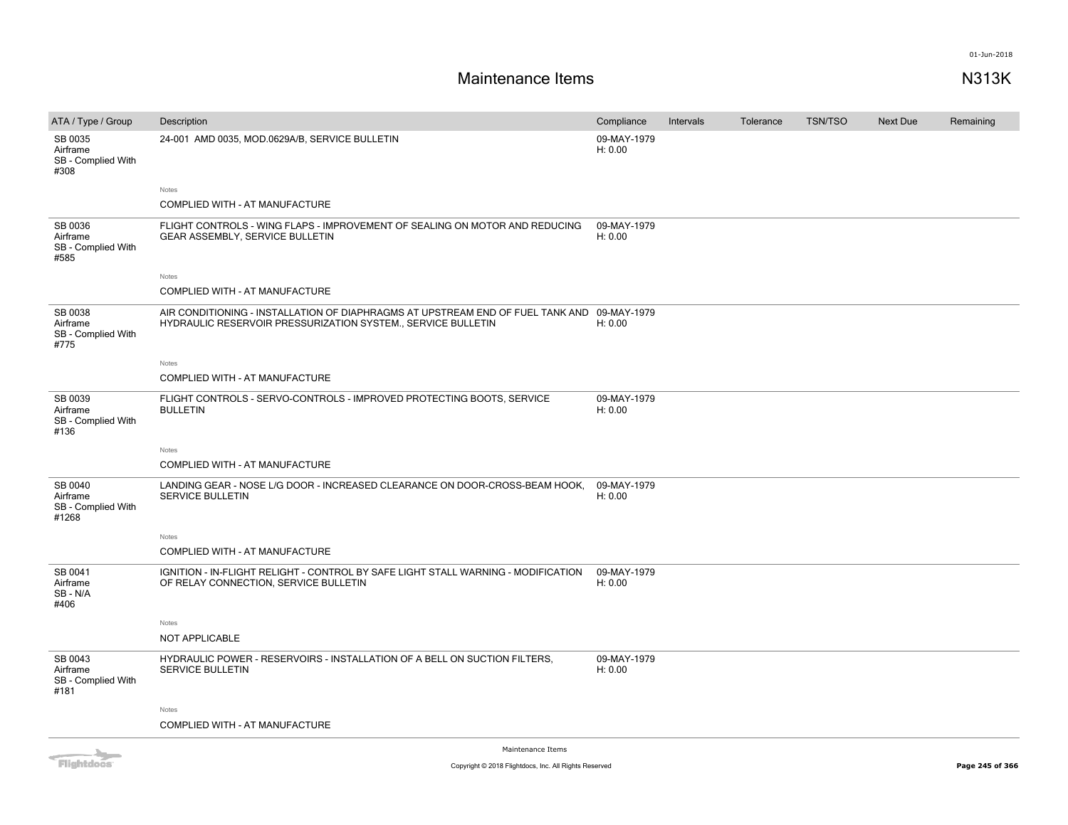01-Jun-2018

# Maintenance Items

## N313K

| ATA / Type / Group | Description | Compliance | Intervals | Tolerance | TSN/TSO | Next Due | Remaining |
|---|---|---|---|---|---|---|---|
| SB 0035<br>Airframe<br>SB - Complied With<br>#308 | 24-001 AMD 0035, MOD.0629A/B, SERVICE BULLETIN<br><br>Notes<br>COMPLIED WITH - AT MANUFACTURE | 09-MAY-1979<br>H: 0.00 | | | | | |
| SB 0036<br>Airframe<br>SB - Complied With<br>#585 | FLIGHT CONTROLS - WING FLAPS - IMPROVEMENT OF SEALING ON MOTOR AND REDUCING GEAR ASSEMBLY, SERVICE BULLETIN<br><br>Notes<br>COMPLIED WITH - AT MANUFACTURE | 09-MAY-1979<br>H: 0.00 | | | | | |
| SB 0038<br>Airframe<br>SB - Complied With<br>#775 | AIR CONDITIONING - INSTALLATION OF DIAPHRAGMS AT UPSTREAM END OF FUEL TANK AND HYDRAULIC RESERVOIR PRESSURIZATION SYSTEM., SERVICE BULLETIN<br><br>Notes<br>COMPLIED WITH - AT MANUFACTURE | 09-MAY-1979<br>H: 0.00 | | | | | |
| SB 0039<br>Airframe<br>SB - Complied With<br>#136 | FLIGHT CONTROLS - SERVO-CONTROLS - IMPROVED PROTECTING BOOTS, SERVICE BULLETIN<br><br>Notes<br>COMPLIED WITH - AT MANUFACTURE | 09-MAY-1979<br>H: 0.00 | | | | | |
| SB 0040<br>Airframe<br>SB - Complied With<br>#1268 | LANDING GEAR - NOSE L/G DOOR - INCREASED CLEARANCE ON DOOR-CROSS-BEAM HOOK, SERVICE BULLETIN<br><br>Notes<br>COMPLIED WITH - AT MANUFACTURE | 09-MAY-1979<br>H: 0.00 | | | | | |
| SB 0041<br>Airframe<br>SB - N/A<br>#406 | IGNITION - IN-FLIGHT RELIGHT - CONTROL BY SAFE LIGHT STALL WARNING - MODIFICATION OF RELAY CONNECTION, SERVICE BULLETIN<br><br>Notes<br>NOT APPLICABLE | 09-MAY-1979<br>H: 0.00 | | | | | |
| SB 0043<br>Airframe<br>SB - Complied With<br>#181 | HYDRAULIC POWER - RESERVOIRS - INSTALLATION OF A BELL ON SUCTION FILTERS, SERVICE BULLETIN<br><br>Notes<br>COMPLIED WITH - AT MANUFACTURE | 09-MAY-1979<br>H: 0.00 | | | | | |

Maintenance Items

Copyright © 2018 Flightdocs, Inc. All Rights Reserved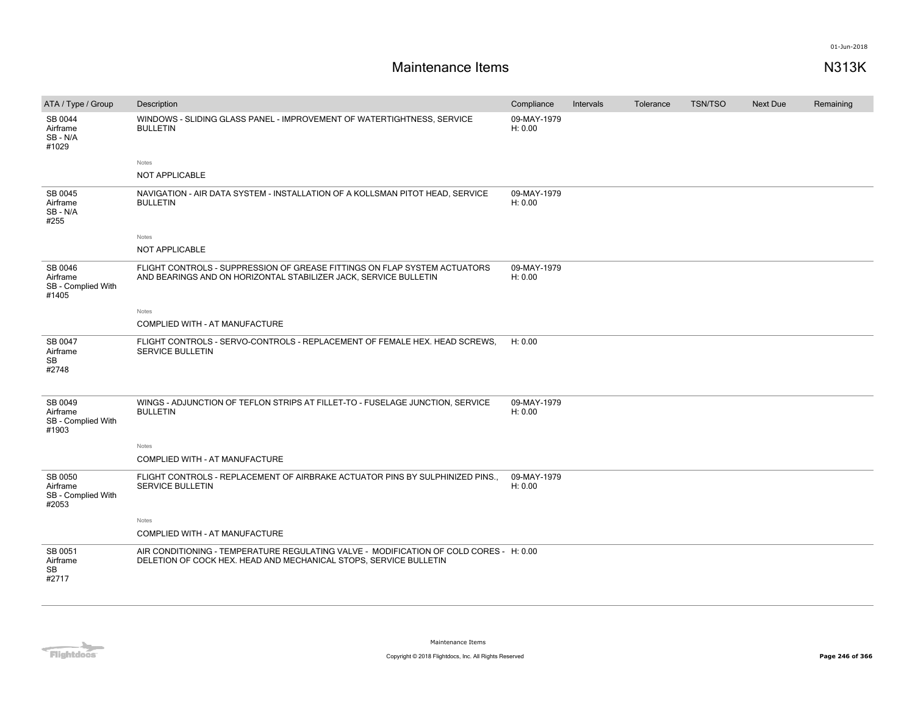# Maintenance Items

N313K

| ATA / Type / Group | Description | Compliance | Intervals | Tolerance | TSN/TSO | Next Due | Remaining |
|---|---|---|---|---|---|---|---|
| SB 0044 Airframe SB - N/A #1029 | WINDOWS - SLIDING GLASS PANEL - IMPROVEMENT OF WATERTIGHTNESS, SERVICE BULLETIN | 09-MAY-1979 H: 0.00 | | | | | |
| | Notes NOT APPLICABLE | | | | | | |
| SB 0045 Airframe SB - N/A #255 | NAVIGATION - AIR DATA SYSTEM - INSTALLATION OF A KOLLSMAN PITOT HEAD, SERVICE BULLETIN | 09-MAY-1979 H: 0.00 | | | | | |
| | Notes NOT APPLICABLE | | | | | | |
| SB 0046 Airframe SB - Complied With #1405 | FLIGHT CONTROLS - SUPPRESSION OF GREASE FITTINGS ON FLAP SYSTEM ACTUATORS AND BEARINGS AND ON HORIZONTAL STABILIZER JACK, SERVICE BULLETIN | 09-MAY-1979 H: 0.00 | | | | | |
| | Notes COMPLIED WITH - AT MANUFACTURE | | | | | | |
| SB 0047 Airframe SB #2748 | FLIGHT CONTROLS - SERVO-CONTROLS - REPLACEMENT OF FEMALE HEX. HEAD SCREWS, SERVICE BULLETIN | H: 0.00 | | | | | |
| SB 0049 Airframe SB - Complied With #1903 | WINGS - ADJUNCTION OF TEFLON STRIPS AT FILLET-TO - FUSELAGE JUNCTION, SERVICE BULLETIN | 09-MAY-1979 H: 0.00 | | | | | |
| | Notes COMPLIED WITH - AT MANUFACTURE | | | | | | |
| SB 0050 Airframe SB - Complied With #2053 | FLIGHT CONTROLS - REPLACEMENT OF AIRBRAKE ACTUATOR PINS BY SULPHINIZED PINS., SERVICE BULLETIN | 09-MAY-1979 H: 0.00 | | | | | |
| | Notes COMPLIED WITH - AT MANUFACTURE | | | | | | |
| SB 0051 Airframe SB #2717 | AIR CONDITIONING - TEMPERATURE REGULATING VALVE - MODIFICATION OF COLD CORES - DELETION OF COCK HEX. HEAD AND MECHANICAL STOPS, SERVICE BULLETIN | H: 0.00 | | | | | |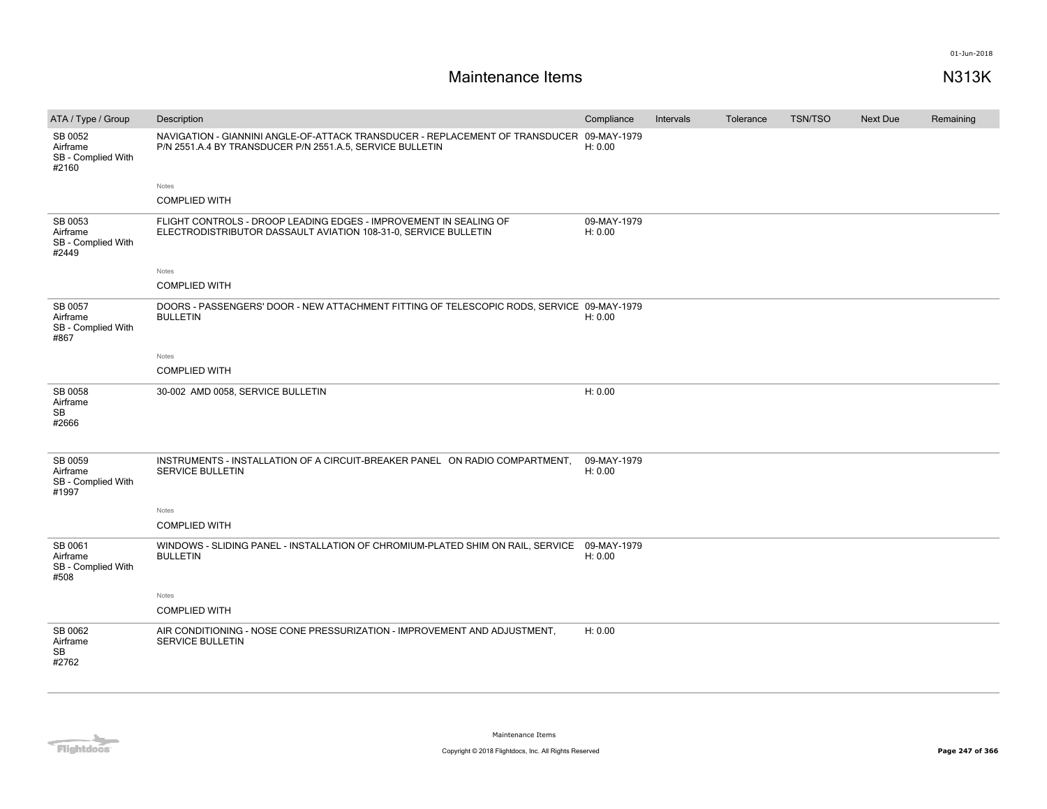# Maintenance Items

**N313K**

01-Jun-2018

| ATA / Type / Group | Description | Compliance | Intervals | Tolerance | TSN/TSO | Next Due | Remaining |
|---|---|---|---|---|---|---|---|
| SB 0052<br>Airframe<br>SB - Complied With<br>#2160 | NAVIGATION - GIANNINI ANGLE-OF-ATTACK TRANSDUCER - REPLACEMENT OF TRANSDUCER P/N 2551.A.4 BY TRANSDUCER P/N 2551.A.5, SERVICE BULLETIN<br><br>Notes<br>COMPLIED WITH | 09-MAY-1979<br>H: 0.00 | | | | | |
| SB 0053<br>Airframe<br>SB - Complied With<br>#2449 | FLIGHT CONTROLS - DROOP LEADING EDGES - IMPROVEMENT IN SEALING OF ELECTRODISTRIBUTOR DASSAULT AVIATION 108-31-0, SERVICE BULLETIN<br><br>Notes<br>COMPLIED WITH | 09-MAY-1979<br>H: 0.00 | | | | | |
| SB 0057<br>Airframe<br>SB - Complied With<br>#867 | DOORS - PASSENGERS' DOOR - NEW ATTACHMENT FITTING OF TELESCOPIC RODS, SERVICE BULLETIN<br><br>Notes<br>COMPLIED WITH | 09-MAY-1979<br>H: 0.00 | | | | | |
| SB 0058<br>Airframe<br>SB<br>#2666 | 30-002 AMD 0058, SERVICE BULLETIN | H: 0.00 | | | | | |
| SB 0059<br>Airframe<br>SB - Complied With<br>#1997 | INSTRUMENTS - INSTALLATION OF A CIRCUIT-BREAKER PANEL ON RADIO COMPARTMENT, SERVICE BULLETIN<br><br>Notes<br>COMPLIED WITH | 09-MAY-1979<br>H: 0.00 | | | | | |
| SB 0061<br>Airframe<br>SB - Complied With<br>#508 | WINDOWS - SLIDING PANEL - INSTALLATION OF CHROMIUM-PLATED SHIM ON RAIL, SERVICE BULLETIN<br><br>Notes<br>COMPLIED WITH | 09-MAY-1979<br>H: 0.00 | | | | | |
| SB 0062<br>Airframe<br>SB<br>#2762 | AIR CONDITIONING - NOSE CONE PRESSURIZATION - IMPROVEMENT AND ADJUSTMENT, SERVICE BULLETIN | H: 0.00 | | | | | |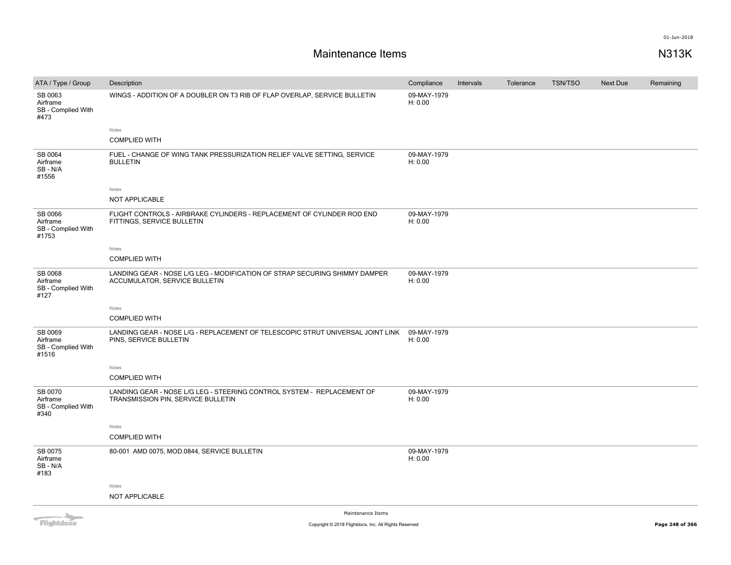# Maintenance Items

N313K

| ATA / Type / Group | Description | Compliance | Intervals | Tolerance | TSN/TSO | Next Due | Remaining |
|---|---|---|---|---|---|---|---|
| SB 0063 Airframe SB - Complied With #473 | WINGS - ADDITION OF A DOUBLER ON T3 RIB OF FLAP OVERLAP, SERVICE BULLETIN | 09-MAY-1979 H: 0.00 | | | | | |
| | Notes<br>COMPLIED WITH | | | | | | |
| SB 0064 Airframe SB - N/A #1556 | FUEL - CHANGE OF WING TANK PRESSURIZATION RELIEF VALVE SETTING, SERVICE BULLETIN | 09-MAY-1979 H: 0.00 | | | | | |
| | Notes<br>NOT APPLICABLE | | | | | | |
| SB 0066 Airframe SB - Complied With #1753 | FLIGHT CONTROLS - AIRBRAKE CYLINDERS - REPLACEMENT OF CYLINDER ROD END FITTINGS, SERVICE BULLETIN | 09-MAY-1979 H: 0.00 | | | | | |
| | Notes<br>COMPLIED WITH | | | | | | |
| SB 0068 Airframe SB - Complied With #127 | LANDING GEAR - NOSE L/G LEG - MODIFICATION OF STRAP SECURING SHIMMY DAMPER ACCUMULATOR, SERVICE BULLETIN | 09-MAY-1979 H: 0.00 | | | | | |
| | Notes<br>COMPLIED WITH | | | | | | |
| SB 0069 Airframe SB - Complied With #1516 | LANDING GEAR - NOSE L/G - REPLACEMENT OF TELESCOPIC STRUT UNIVERSAL JOINT LINK PINS, SERVICE BULLETIN | 09-MAY-1979 H: 0.00 | | | | | |
| | Notes<br>COMPLIED WITH | | | | | | |
| SB 0070 Airframe SB - Complied With #340 | LANDING GEAR - NOSE L/G LEG - STEERING CONTROL SYSTEM - REPLACEMENT OF TRANSMISSION PIN, SERVICE BULLETIN | 09-MAY-1979 H: 0.00 | | | | | |
| | Notes<br>COMPLIED WITH | | | | | | |
| SB 0075 Airframe SB - N/A #183 | 80-001 AMD 0075, MOD.0844, SERVICE BULLETIN | 09-MAY-1979 H: 0.00 | | | | | |
| | Notes<br>NOT APPLICABLE | | | | | | |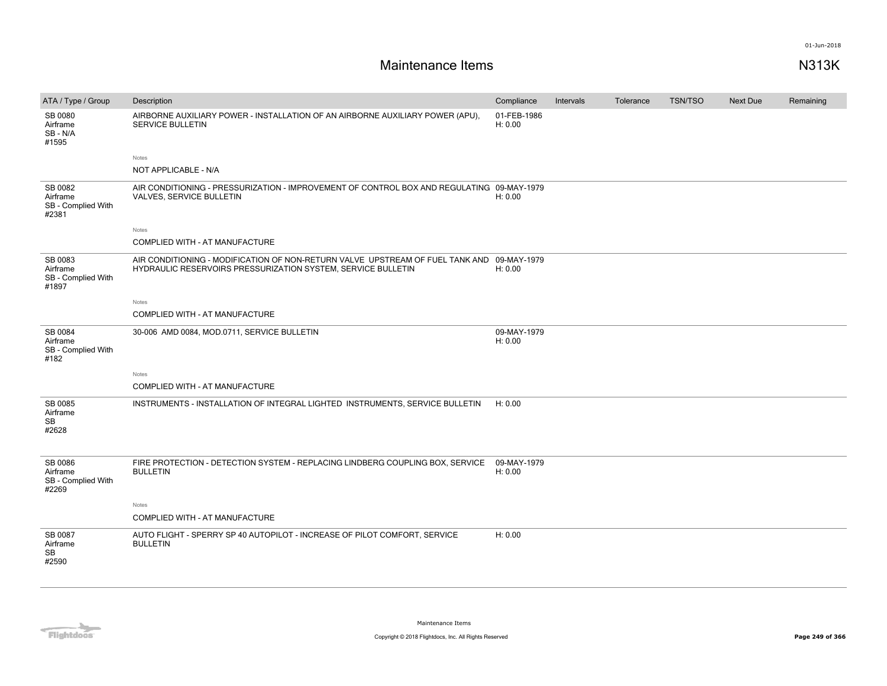# Maintenance Items

N313K

| ATA / Type / Group | Description | Compliance | Intervals | Tolerance | TSN/TSO | Next Due | Remaining |
|---|---|---|---|---|---|---|---|
| SB 0080 Airframe SB - N/A #1595 | AIRBORNE AUXILIARY POWER - INSTALLATION OF AN AIRBORNE AUXILIARY POWER (APU), SERVICE BULLETIN | 01-FEB-1986 H: 0.00 | | | | | |
| | Notes: NOT APPLICABLE - N/A | | | | | | |
| SB 0082 Airframe SB - Complied With #2381 | AIR CONDITIONING - PRESSURIZATION - IMPROVEMENT OF CONTROL BOX AND REGULATING VALVES, SERVICE BULLETIN | 09-MAY-1979 H: 0.00 | | | | | |
| | Notes: COMPLIED WITH - AT MANUFACTURE | | | | | | |
| SB 0083 Airframe SB - Complied With #1897 | AIR CONDITIONING - MODIFICATION OF NON-RETURN VALVE UPSTREAM OF FUEL TANK AND HYDRAULIC RESERVOIRS PRESSURIZATION SYSTEM, SERVICE BULLETIN | 09-MAY-1979 H: 0.00 | | | | | |
| | Notes: COMPLIED WITH - AT MANUFACTURE | | | | | | |
| SB 0084 Airframe SB - Complied With #182 | 30-006 AMD 0084, MOD.0711, SERVICE BULLETIN | 09-MAY-1979 H: 0.00 | | | | | |
| | Notes: COMPLIED WITH - AT MANUFACTURE | | | | | | |
| SB 0085 Airframe SB #2628 | INSTRUMENTS - INSTALLATION OF INTEGRAL LIGHTED INSTRUMENTS, SERVICE BULLETIN | H: 0.00 | | | | | |
| SB 0086 Airframe SB - Complied With #2269 | FIRE PROTECTION - DETECTION SYSTEM - REPLACING LINDBERG COUPLING BOX, SERVICE BULLETIN | 09-MAY-1979 H: 0.00 | | | | | |
| | Notes: COMPLIED WITH - AT MANUFACTURE | | | | | | |
| SB 0087 Airframe SB #2590 | AUTO FLIGHT - SPERRY SP 40 AUTOPILOT - INCREASE OF PILOT COMFORT, SERVICE BULLETIN | H: 0.00 | | | | | |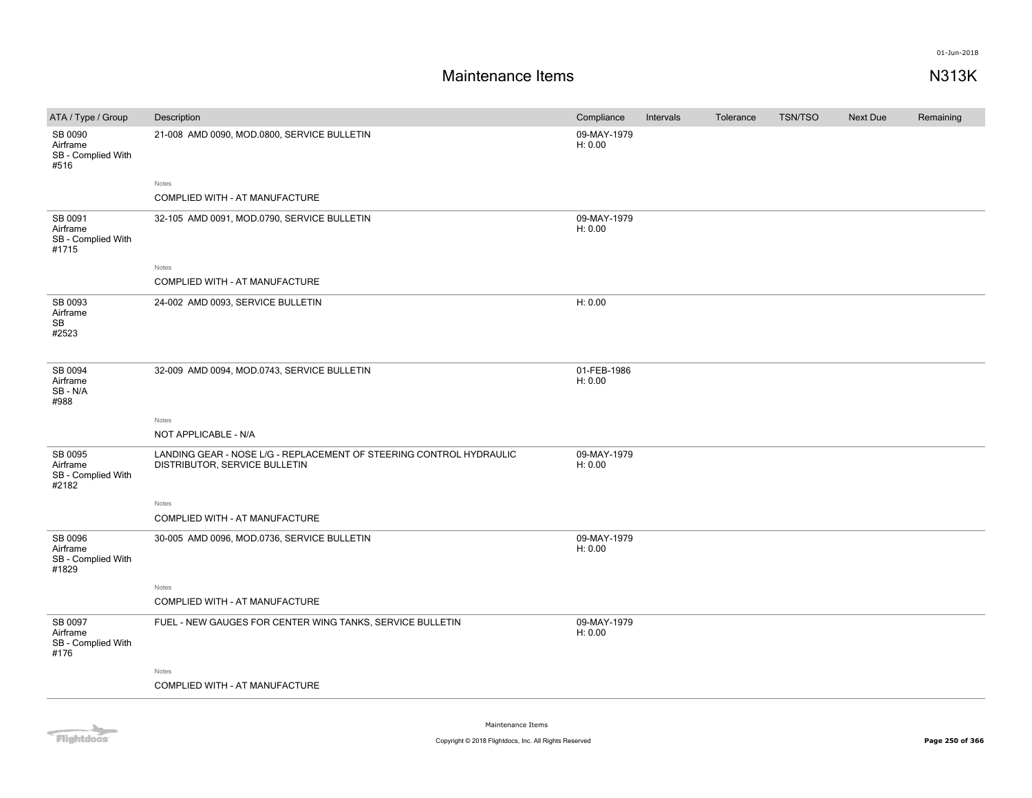# Maintenance Items

N313K

| ATA / Type / Group | Description | Compliance | Intervals | Tolerance | TSN/TSO | Next Due | Remaining |
|---|---|---|---|---|---|---|---|
| SB 0090 Airframe SB - Complied With #516 | 21-008 AMD 0090, MOD.0800, SERVICE BULLETIN | 09-MAY-1979 H: 0.00 | | | | | |
| | Notes: COMPLIED WITH - AT MANUFACTURE | | | | | | |
| SB 0091 Airframe SB - Complied With #1715 | 32-105 AMD 0091, MOD.0790, SERVICE BULLETIN | 09-MAY-1979 H: 0.00 | | | | | |
| | Notes: COMPLIED WITH - AT MANUFACTURE | | | | | | |
| SB 0093 Airframe SB #2523 | 24-002 AMD 0093, SERVICE BULLETIN | H: 0.00 | | | | | |
| SB 0094 Airframe SB - N/A #988 | 32-009 AMD 0094, MOD.0743, SERVICE BULLETIN | 01-FEB-1986 H: 0.00 | | | | | |
| | Notes: NOT APPLICABLE - N/A | | | | | | |
| SB 0095 Airframe SB - Complied With #2182 | LANDING GEAR - NOSE L/G - REPLACEMENT OF STEERING CONTROL HYDRAULIC DISTRIBUTOR, SERVICE BULLETIN | 09-MAY-1979 H: 0.00 | | | | | |
| | Notes: COMPLIED WITH - AT MANUFACTURE | | | | | | |
| SB 0096 Airframe SB - Complied With #1829 | 30-005 AMD 0096, MOD.0736, SERVICE BULLETIN | 09-MAY-1979 H: 0.00 | | | | | |
| | Notes: COMPLIED WITH - AT MANUFACTURE | | | | | | |
| SB 0097 Airframe SB - Complied With #176 | FUEL - NEW GAUGES FOR CENTER WING TANKS, SERVICE BULLETIN | 09-MAY-1979 H: 0.00 | | | | | |
| | Notes: COMPLIED WITH - AT MANUFACTURE | | | | | | |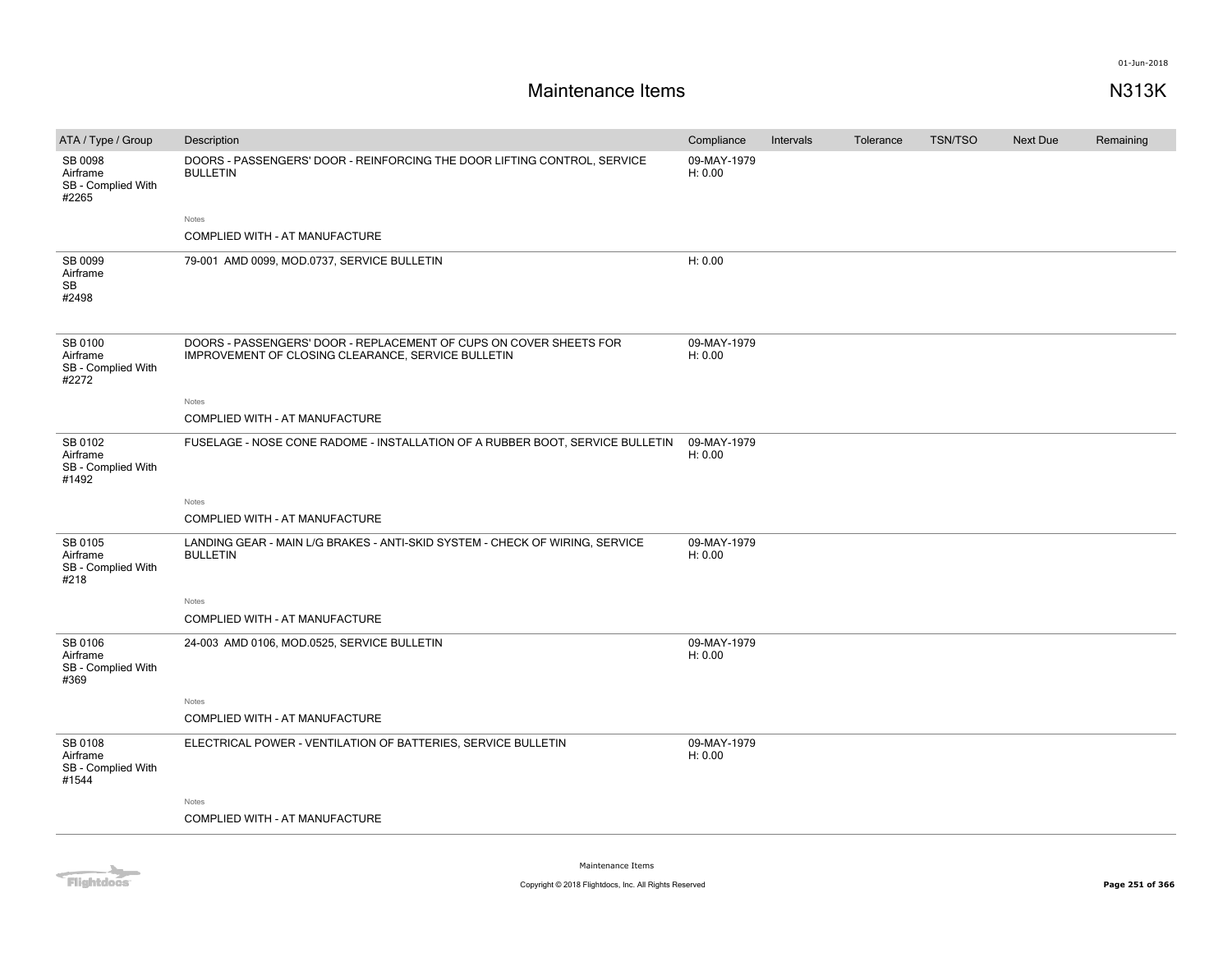# Maintenance Items

N313K

| ATA / Type / Group | Description | Compliance | Intervals | Tolerance | TSN/TSO | Next Due | Remaining |
|---|---|---|---|---|---|---|---|
| SB 0098<br>Airframe<br>SB - Complied With<br>#2265 | DOORS - PASSENGERS' DOOR - REINFORCING THE DOOR LIFTING CONTROL, SERVICE BULLETIN<br><br>Notes<br>COMPLIED WITH - AT MANUFACTURE | 09-MAY-1979<br>H: 0.00 | | | | | |
| SB 0099<br>Airframe<br>SB<br>#2498 | 79-001 AMD 0099, MOD.0737, SERVICE BULLETIN | H: 0.00 | | | | | |
| SB 0100<br>Airframe<br>SB - Complied With<br>#2272 | DOORS - PASSENGERS' DOOR - REPLACEMENT OF CUPS ON COVER SHEETS FOR IMPROVEMENT OF CLOSING CLEARANCE, SERVICE BULLETIN<br><br>Notes<br>COMPLIED WITH - AT MANUFACTURE | 09-MAY-1979<br>H: 0.00 | | | | | |
| SB 0102<br>Airframe<br>SB - Complied With<br>#1492 | FUSELAGE - NOSE CONE RADOME - INSTALLATION OF A RUBBER BOOT, SERVICE BULLETIN<br><br>Notes<br>COMPLIED WITH - AT MANUFACTURE | 09-MAY-1979<br>H: 0.00 | | | | | |
| SB 0105<br>Airframe<br>SB - Complied With<br>#218 | LANDING GEAR - MAIN L/G BRAKES - ANTI-SKID SYSTEM - CHECK OF WIRING, SERVICE BULLETIN<br><br>Notes<br>COMPLIED WITH - AT MANUFACTURE | 09-MAY-1979<br>H: 0.00 | | | | | |
| SB 0106<br>Airframe<br>SB - Complied With<br>#369 | 24-003 AMD 0106, MOD.0525, SERVICE BULLETIN<br><br>Notes<br>COMPLIED WITH - AT MANUFACTURE | 09-MAY-1979<br>H: 0.00 | | | | | |
| SB 0108<br>Airframe<br>SB - Complied With<br>#1544 | ELECTRICAL POWER - VENTILATION OF BATTERIES, SERVICE BULLETIN<br><br>Notes<br>COMPLIED WITH - AT MANUFACTURE | 09-MAY-1979<br>H: 0.00 | | | | | |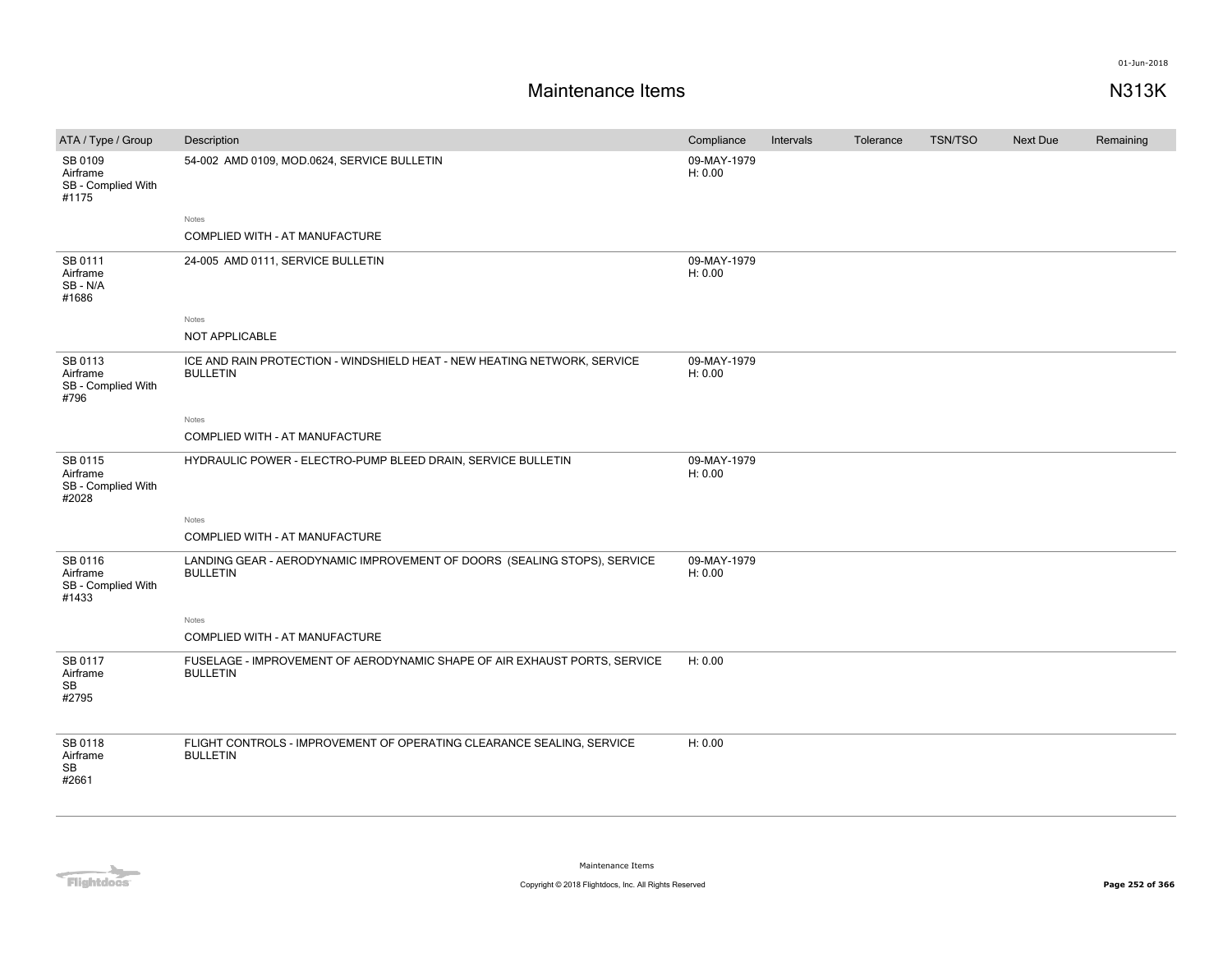# Maintenance Items

N313K

| ATA / Type / Group | Description | Compliance | Intervals | Tolerance | TSN/TSO | Next Due | Remaining |
|---|---|---|---|---|---|---|---|
| SB 0109 Airframe SB - Complied With #1175 | 54-002 AMD 0109, MOD.0624, SERVICE BULLETIN | 09-MAY-1979 H: 0.00 | | | | | |
| | Notes<br>COMPLIED WITH - AT MANUFACTURE | | | | | | |
| SB 0111 Airframe SB - N/A #1686 | 24-005 AMD 0111, SERVICE BULLETIN | 09-MAY-1979 H: 0.00 | | | | | |
| | Notes<br>NOT APPLICABLE | | | | | | |
| SB 0113 Airframe SB - Complied With #796 | ICE AND RAIN PROTECTION - WINDSHIELD HEAT - NEW HEATING NETWORK, SERVICE BULLETIN | 09-MAY-1979 H: 0.00 | | | | | |
| | Notes<br>COMPLIED WITH - AT MANUFACTURE | | | | | | |
| SB 0115 Airframe SB - Complied With #2028 | HYDRAULIC POWER - ELECTRO-PUMP BLEED DRAIN, SERVICE BULLETIN | 09-MAY-1979 H: 0.00 | | | | | |
| | Notes<br>COMPLIED WITH - AT MANUFACTURE | | | | | | |
| SB 0116 Airframe SB - Complied With #1433 | LANDING GEAR - AERODYNAMIC IMPROVEMENT OF DOORS (SEALING STOPS), SERVICE BULLETIN | 09-MAY-1979 H: 0.00 | | | | | |
| | Notes<br>COMPLIED WITH - AT MANUFACTURE | | | | | | |
| SB 0117 Airframe SB #2795 | FUSELAGE - IMPROVEMENT OF AERODYNAMIC SHAPE OF AIR EXHAUST PORTS, SERVICE BULLETIN | H: 0.00 | | | | | |
| SB 0118 Airframe SB #2661 | FLIGHT CONTROLS - IMPROVEMENT OF OPERATING CLEARANCE SEALING, SERVICE BULLETIN | H: 0.00 | | | | | |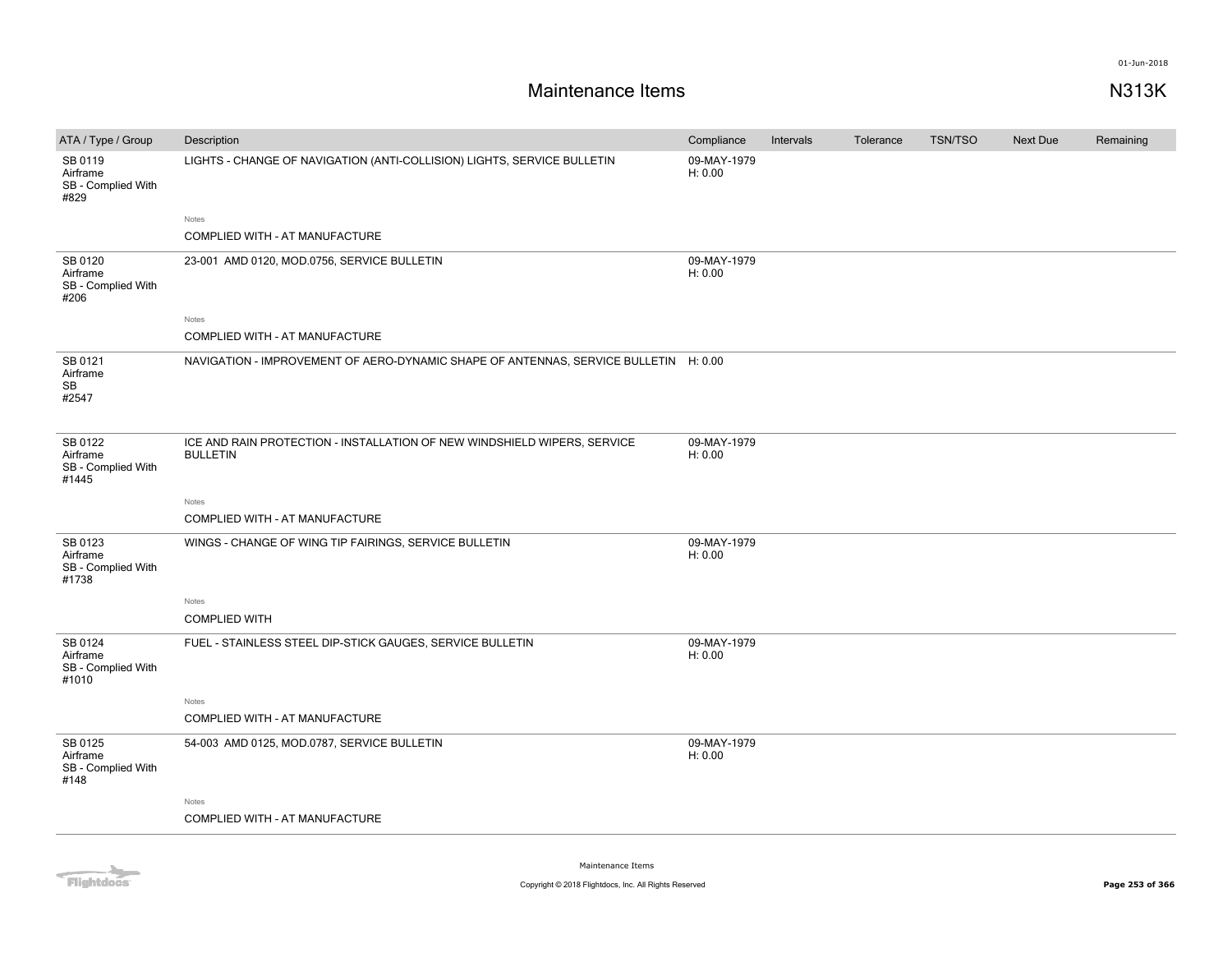# Maintenance Items

N313K

| ATA / Type / Group | Description | Compliance | Intervals | Tolerance | TSN/TSO | Next Due | Remaining |
|---|---|---|---|---|---|---|---|
| SB 0119<br>Airframe<br>SB - Complied With<br>#829 | LIGHTS - CHANGE OF NAVIGATION (ANTI-COLLISION) LIGHTS, SERVICE BULLETIN<br><br>Notes<br>COMPLIED WITH - AT MANUFACTURE | 09-MAY-1979<br>H: 0.00 | | | | | |
| SB 0120<br>Airframe<br>SB - Complied With<br>#206 | 23-001 AMD 0120, MOD.0756, SERVICE BULLETIN<br><br>Notes<br>COMPLIED WITH - AT MANUFACTURE | 09-MAY-1979<br>H: 0.00 | | | | | |
| SB 0121<br>Airframe<br>SB<br>#2547 | NAVIGATION - IMPROVEMENT OF AERO-DYNAMIC SHAPE OF ANTENNAS, SERVICE BULLETIN | H: 0.00 | | | | | |
| SB 0122<br>Airframe<br>SB - Complied With<br>#1445 | ICE AND RAIN PROTECTION - INSTALLATION OF NEW WINDSHIELD WIPERS, SERVICE BULLETIN<br><br>Notes<br>COMPLIED WITH - AT MANUFACTURE | 09-MAY-1979<br>H: 0.00 | | | | | |
| SB 0123<br>Airframe<br>SB - Complied With<br>#1738 | WINGS - CHANGE OF WING TIP FAIRINGS, SERVICE BULLETIN<br><br>Notes<br>COMPLIED WITH | 09-MAY-1979<br>H: 0.00 | | | | | |
| SB 0124<br>Airframe<br>SB - Complied With<br>#1010 | FUEL - STAINLESS STEEL DIP-STICK GAUGES, SERVICE BULLETIN<br><br>Notes<br>COMPLIED WITH - AT MANUFACTURE | 09-MAY-1979<br>H: 0.00 | | | | | |
| SB 0125<br>Airframe<br>SB - Complied With<br>#148 | 54-003 AMD 0125, MOD.0787, SERVICE BULLETIN<br><br>Notes<br>COMPLIED WITH - AT MANUFACTURE | 09-MAY-1979<br>H: 0.00 | | | | | |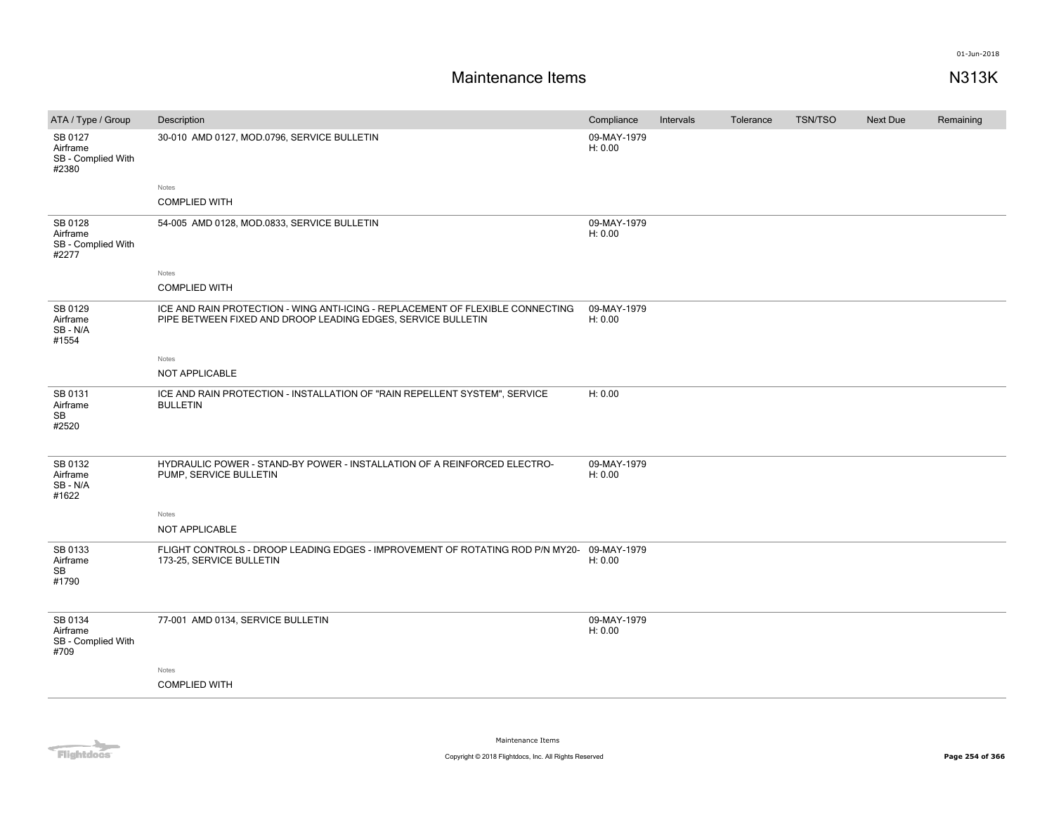# Maintenance Items

N313K

| ATA / Type / Group | Description | Compliance | Intervals | Tolerance | TSN/TSO | Next Due | Remaining |
|---|---|---|---|---|---|---|---|
| SB 0127<br>Airframe<br>SB - Complied With<br>#2380 | 30-010 AMD 0127, MOD.0796, SERVICE BULLETIN<br><br>Notes<br>COMPLIED WITH | 09-MAY-1979<br>H: 0.00 | | | | | |
| SB 0128<br>Airframe<br>SB - Complied With<br>#2277 | 54-005 AMD 0128, MOD.0833, SERVICE BULLETIN<br><br>Notes<br>COMPLIED WITH | 09-MAY-1979<br>H: 0.00 | | | | | |
| SB 0129<br>Airframe<br>SB - N/A<br>#1554 | ICE AND RAIN PROTECTION - WING ANTI-ICING - REPLACEMENT OF FLEXIBLE CONNECTING PIPE BETWEEN FIXED AND DROOP LEADING EDGES, SERVICE BULLETIN<br><br>Notes<br>NOT APPLICABLE | 09-MAY-1979<br>H: 0.00 | | | | | |
| SB 0131<br>Airframe<br>SB<br>#2520 | ICE AND RAIN PROTECTION - INSTALLATION OF "RAIN REPELLENT SYSTEM", SERVICE BULLETIN | H: 0.00 | | | | | |
| SB 0132<br>Airframe<br>SB - N/A<br>#1622 | HYDRAULIC POWER - STAND-BY POWER - INSTALLATION OF A REINFORCED ELECTRO-PUMP, SERVICE BULLETIN<br><br>Notes<br>NOT APPLICABLE | 09-MAY-1979<br>H: 0.00 | | | | | |
| SB 0133<br>Airframe<br>SB<br>#1790 | FLIGHT CONTROLS - DROOP LEADING EDGES - IMPROVEMENT OF ROTATING ROD P/N MY20-173-25, SERVICE BULLETIN | 09-MAY-1979<br>H: 0.00 | | | | | |
| SB 0134<br>Airframe<br>SB - Complied With<br>#709 | 77-001 AMD 0134, SERVICE BULLETIN<br><br>Notes<br>COMPLIED WITH | 09-MAY-1979<br>H: 0.00 | | | | | |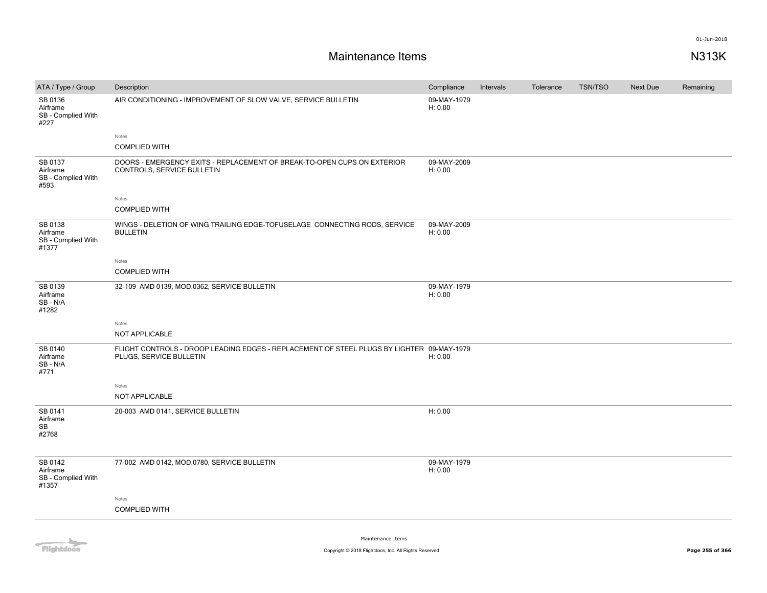# Maintenance Items

N313K

| ATA / Type / Group | Description | Compliance | Intervals | Tolerance | TSN/TSO | Next Due | Remaining |
|---|---|---|---|---|---|---|---|
| SB 0136<br>Airframe<br>SB - Complied With<br>#227 | AIR CONDITIONING - IMPROVEMENT OF SLOW VALVE, SERVICE BULLETIN<br><br>Notes<br>COMPLIED WITH | 09-MAY-1979<br>H: 0.00 | | | | | |
| SB 0137<br>Airframe<br>SB - Complied With<br>#593 | DOORS - EMERGENCY EXITS - REPLACEMENT OF BREAK-TO-OPEN CUPS ON EXTERIOR CONTROLS, SERVICE BULLETIN<br><br>Notes<br>COMPLIED WITH | 09-MAY-2009<br>H: 0.00 | | | | | |
| SB 0138<br>Airframe<br>SB - Complied With<br>#1377 | WINGS - DELETION OF WING TRAILING EDGE-TOFUSELAGE CONNECTING RODS, SERVICE BULLETIN<br><br>Notes<br>COMPLIED WITH | 09-MAY-2009<br>H: 0.00 | | | | | |
| SB 0139<br>Airframe<br>SB - N/A<br>#1282 | 32-109 AMD 0139, MOD.0362, SERVICE BULLETIN<br><br>Notes<br>NOT APPLICABLE | 09-MAY-1979<br>H: 0.00 | | | | | |
| SB 0140<br>Airframe<br>SB - N/A<br>#771 | FLIGHT CONTROLS - DROOP LEADING EDGES - REPLACEMENT OF STEEL PLUGS BY LIGHTER PLUGS, SERVICE BULLETIN<br><br>Notes<br>NOT APPLICABLE | 09-MAY-1979<br>H: 0.00 | | | | | |
| SB 0141<br>Airframe<br>SB<br>#2768 | 20-003 AMD 0141, SERVICE BULLETIN | H: 0.00 | | | | | |
| SB 0142<br>Airframe<br>SB - Complied With<br>#1357 | 77-002 AMD 0142, MOD.0780, SERVICE BULLETIN<br><br>Notes<br>COMPLIED WITH | 09-MAY-1979<br>H: 0.00 | | | | | |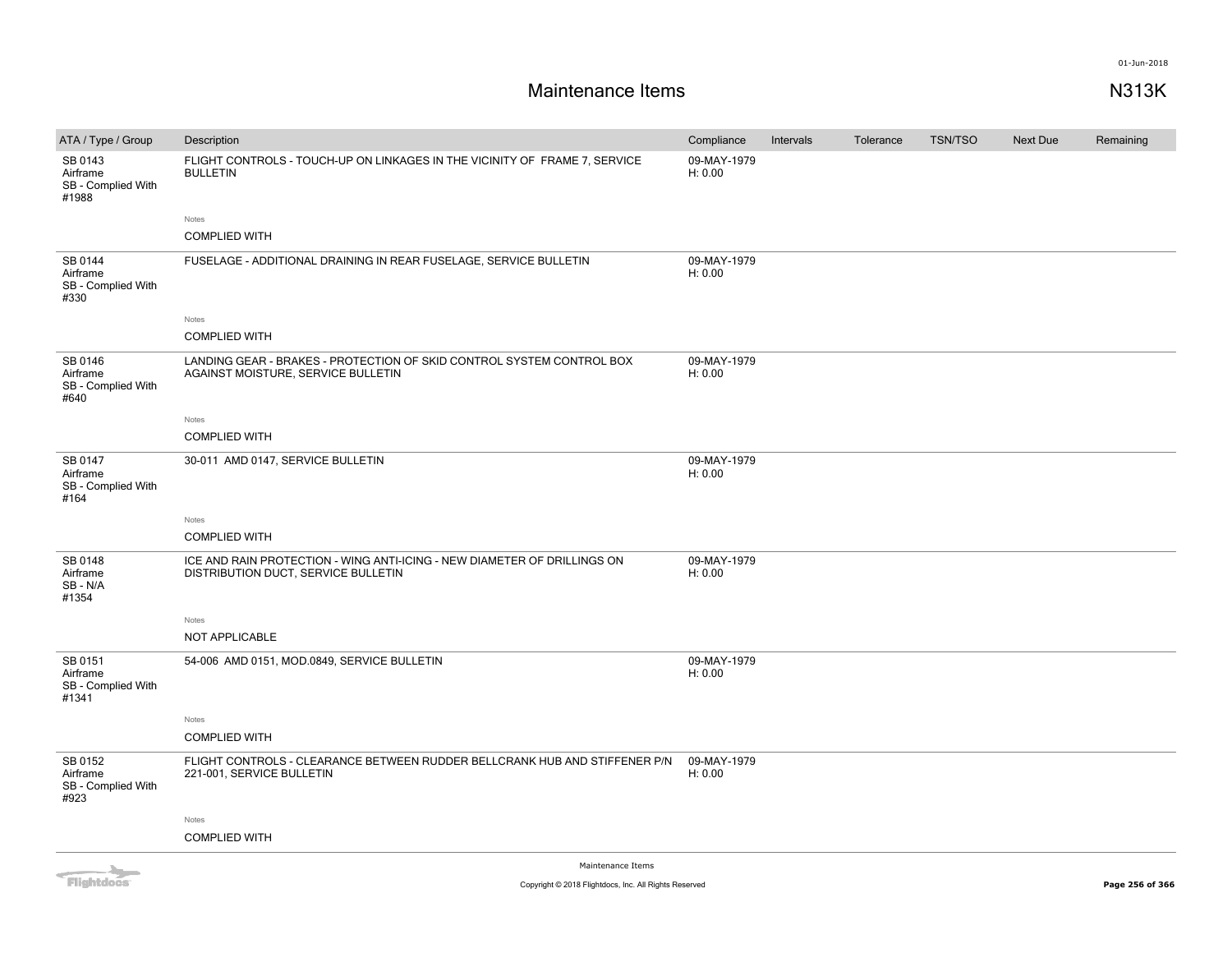# Maintenance Items

N313K

| ATA / Type / Group | Description | Compliance | Intervals | Tolerance | TSN/TSO | Next Due | Remaining |
|---|---|---|---|---|---|---|---|
| SB 0143<br>Airframe<br>SB - Complied With<br>#1988 | FLIGHT CONTROLS - TOUCH-UP ON LINKAGES IN THE VICINITY OF FRAME 7, SERVICE BULLETIN<br><br>Notes<br>COMPLIED WITH | 09-MAY-1979<br>H: 0.00 | | | | | |
| SB 0144<br>Airframe<br>SB - Complied With<br>#330 | FUSELAGE - ADDITIONAL DRAINING IN REAR FUSELAGE, SERVICE BULLETIN<br><br>Notes<br>COMPLIED WITH | 09-MAY-1979<br>H: 0.00 | | | | | |
| SB 0146<br>Airframe<br>SB - Complied With<br>#640 | LANDING GEAR - BRAKES - PROTECTION OF SKID CONTROL SYSTEM CONTROL BOX AGAINST MOISTURE, SERVICE BULLETIN<br><br>Notes<br>COMPLIED WITH | 09-MAY-1979<br>H: 0.00 | | | | | |
| SB 0147<br>Airframe<br>SB - Complied With<br>#164 | 30-011 AMD 0147, SERVICE BULLETIN<br><br>Notes<br>COMPLIED WITH | 09-MAY-1979<br>H: 0.00 | | | | | |
| SB 0148<br>Airframe<br>SB - N/A<br>#1354 | ICE AND RAIN PROTECTION - WING ANTI-ICING - NEW DIAMETER OF DRILLINGS ON DISTRIBUTION DUCT, SERVICE BULLETIN<br><br>Notes<br>NOT APPLICABLE | 09-MAY-1979<br>H: 0.00 | | | | | |
| SB 0151<br>Airframe<br>SB - Complied With<br>#1341 | 54-006 AMD 0151, MOD.0849, SERVICE BULLETIN<br><br>Notes<br>COMPLIED WITH | 09-MAY-1979<br>H: 0.00 | | | | | |
| SB 0152<br>Airframe<br>SB - Complied With<br>#923 | FLIGHT CONTROLS - CLEARANCE BETWEEN RUDDER BELLCRANK HUB AND STIFFENER P/N 221-001, SERVICE BULLETIN<br><br>Notes<br>COMPLIED WITH | 09-MAY-1979<br>H: 0.00 | | | | | |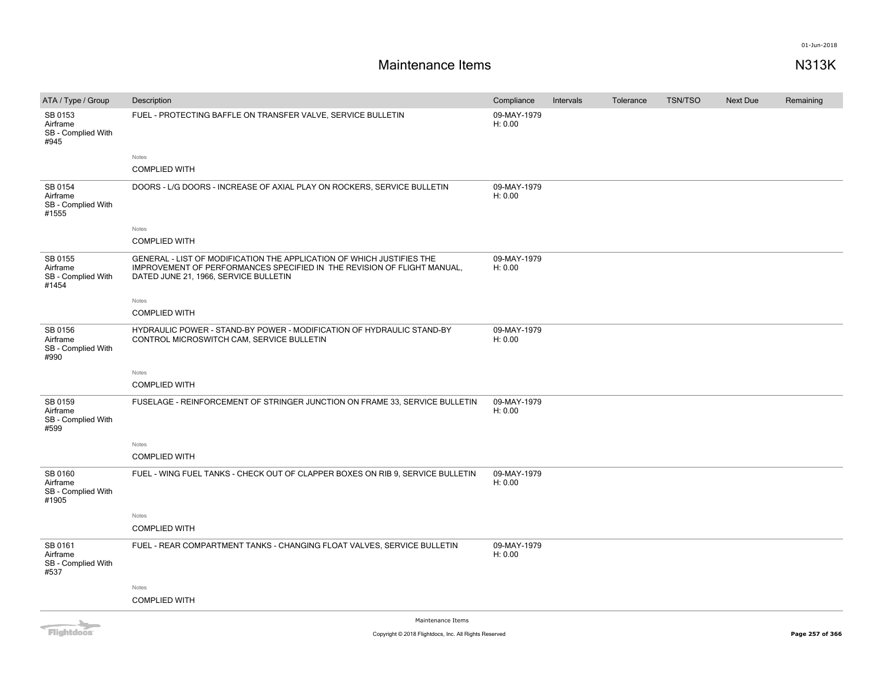# Maintenance Items

N313K

| ATA / Type / Group | Description | Compliance | Intervals | Tolerance | TSN/TSO | Next Due | Remaining |
|---|---|---|---|---|---|---|---|
| SB 0153<br>Airframe<br>SB - Complied With<br>#945 | FUEL - PROTECTING BAFFLE ON TRANSFER VALVE, SERVICE BULLETIN<br><br>Notes<br>COMPLIED WITH | 09-MAY-1979<br>H: 0.00 | | | | | |
| SB 0154<br>Airframe<br>SB - Complied With<br>#1555 | DOORS - L/G DOORS - INCREASE OF AXIAL PLAY ON ROCKERS, SERVICE BULLETIN<br><br>Notes<br>COMPLIED WITH | 09-MAY-1979<br>H: 0.00 | | | | | |
| SB 0155<br>Airframe<br>SB - Complied With<br>#1454 | GENERAL - LIST OF MODIFICATION THE APPLICATION OF WHICH JUSTIFIES THE IMPROVEMENT OF PERFORMANCES SPECIFIED IN THE REVISION OF FLIGHT MANUAL, DATED JUNE 21, 1966, SERVICE BULLETIN<br><br>Notes<br>COMPLIED WITH | 09-MAY-1979<br>H: 0.00 | | | | | |
| SB 0156<br>Airframe<br>SB - Complied With<br>#990 | HYDRAULIC POWER - STAND-BY POWER - MODIFICATION OF HYDRAULIC STAND-BY CONTROL MICROSWITCH CAM, SERVICE BULLETIN<br><br>Notes<br>COMPLIED WITH | 09-MAY-1979<br>H: 0.00 | | | | | |
| SB 0159<br>Airframe<br>SB - Complied With<br>#599 | FUSELAGE - REINFORCEMENT OF STRINGER JUNCTION ON FRAME 33, SERVICE BULLETIN<br><br>Notes<br>COMPLIED WITH | 09-MAY-1979<br>H: 0.00 | | | | | |
| SB 0160<br>Airframe<br>SB - Complied With<br>#1905 | FUEL - WING FUEL TANKS - CHECK OUT OF CLAPPER BOXES ON RIB 9, SERVICE BULLETIN<br><br>Notes<br>COMPLIED WITH | 09-MAY-1979<br>H: 0.00 | | | | | |
| SB 0161<br>Airframe<br>SB - Complied With<br>#537 | FUEL - REAR COMPARTMENT TANKS - CHANGING FLOAT VALVES, SERVICE BULLETIN<br><br>Notes<br>COMPLIED WITH | 09-MAY-1979<br>H: 0.00 | | | | | |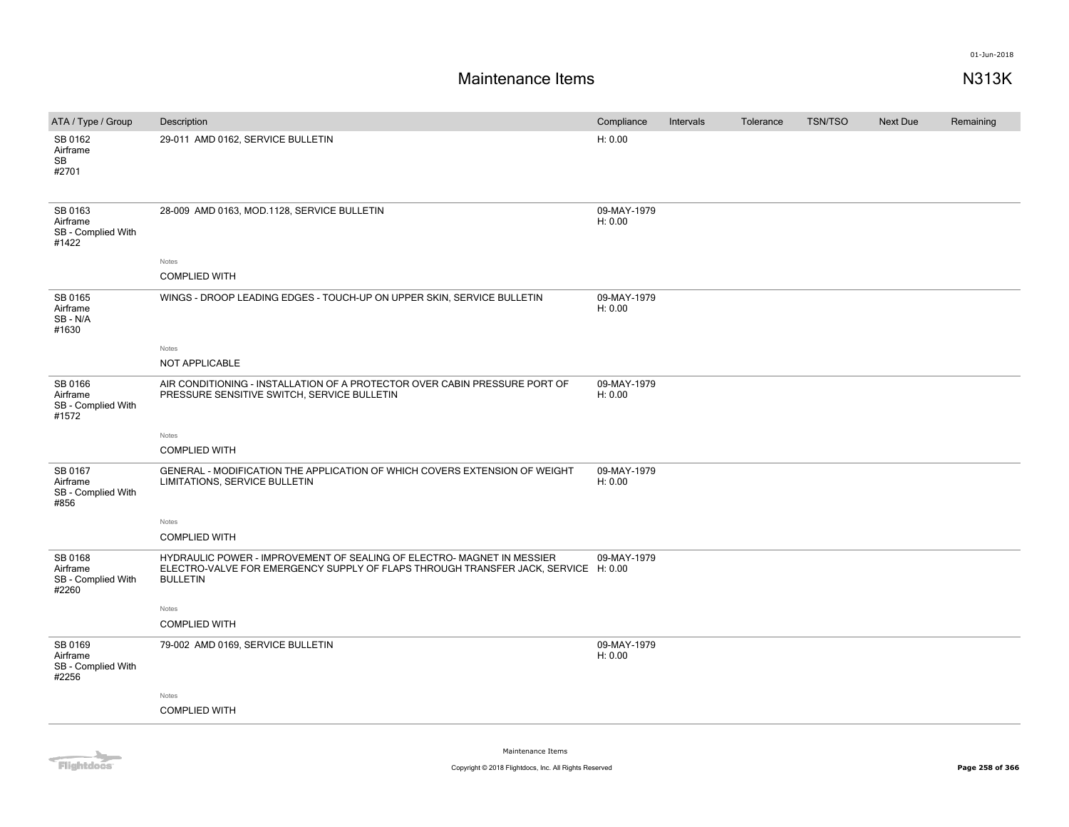# Maintenance Items

N313K

| ATA / Type / Group | Description | Compliance | Intervals | Tolerance | TSN/TSO | Next Due | Remaining |
|---|---|---|---|---|---|---|---|
| SB 0162 Airframe SB #2701 | 29-011 AMD 0162, SERVICE BULLETIN | H: 0.00 | | | | | |
| SB 0163 Airframe SB - Complied With #1422 | 28-009 AMD 0163, MOD.1128, SERVICE BULLETIN | 09-MAY-1979 H: 0.00 | | | | | |
| | Notes<br>COMPLIED WITH | | | | | | |
| SB 0165 Airframe SB - N/A #1630 | WINGS - DROOP LEADING EDGES - TOUCH-UP ON UPPER SKIN, SERVICE BULLETIN | 09-MAY-1979 H: 0.00 | | | | | |
| | Notes<br>NOT APPLICABLE | | | | | | |
| SB 0166 Airframe SB - Complied With #1572 | AIR CONDITIONING - INSTALLATION OF A PROTECTOR OVER CABIN PRESSURE PORT OF PRESSURE SENSITIVE SWITCH, SERVICE BULLETIN | 09-MAY-1979 H: 0.00 | | | | | |
| | Notes<br>COMPLIED WITH | | | | | | |
| SB 0167 Airframe SB - Complied With #856 | GENERAL - MODIFICATION THE APPLICATION OF WHICH COVERS EXTENSION OF WEIGHT LIMITATIONS, SERVICE BULLETIN | 09-MAY-1979 H: 0.00 | | | | | |
| | Notes<br>COMPLIED WITH | | | | | | |
| SB 0168 Airframe SB - Complied With #2260 | HYDRAULIC POWER - IMPROVEMENT OF SEALING OF ELECTRO- MAGNET IN MESSIER ELECTRO-VALVE FOR EMERGENCY SUPPLY OF FLAPS THROUGH TRANSFER JACK, SERVICE BULLETIN | 09-MAY-1979 H: 0.00 | | | | | |
| | Notes<br>COMPLIED WITH | | | | | | |
| SB 0169 Airframe SB - Complied With #2256 | 79-002 AMD 0169, SERVICE BULLETIN | 09-MAY-1979 H: 0.00 | | | | | |
| | Notes<br>COMPLIED WITH | | | | | | |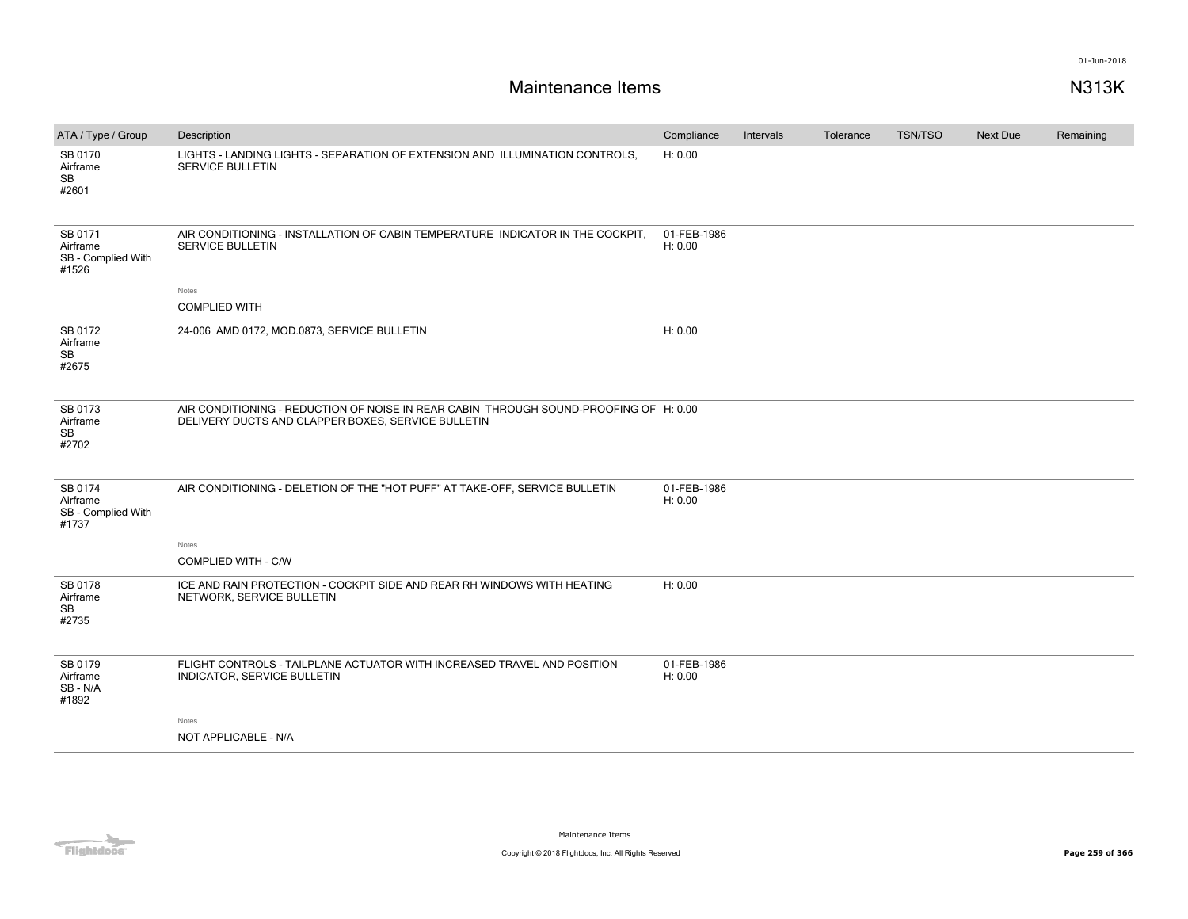# Maintenance Items

N313K

| ATA / Type / Group | Description | Compliance | Intervals | Tolerance | TSN/TSO | Next Due | Remaining |
|---|---|---|---|---|---|---|---|
| SB 0170<br>Airframe<br>SB<br>#2601 | LIGHTS - LANDING LIGHTS - SEPARATION OF EXTENSION AND ILLUMINATION CONTROLS, SERVICE BULLETIN | H: 0.00 | | | | | |
| SB 0171<br>Airframe<br>SB - Complied With<br>#1526 | AIR CONDITIONING - INSTALLATION OF CABIN TEMPERATURE INDICATOR IN THE COCKPIT, SERVICE BULLETIN<br><br>Notes<br>COMPLIED WITH | 01-FEB-1986<br>H: 0.00 | | | | | |
| SB 0172<br>Airframe<br>SB<br>#2675 | 24-006 AMD 0172, MOD.0873, SERVICE BULLETIN | H: 0.00 | | | | | |
| SB 0173<br>Airframe<br>SB<br>#2702 | AIR CONDITIONING - REDUCTION OF NOISE IN REAR CABIN THROUGH SOUND-PROOFING OF DELIVERY DUCTS AND CLAPPER BOXES, SERVICE BULLETIN | H: 0.00 | | | | | |
| SB 0174<br>Airframe<br>SB - Complied With<br>#1737 | AIR CONDITIONING - DELETION OF THE "HOT PUFF" AT TAKE-OFF, SERVICE BULLETIN<br><br>Notes<br>COMPLIED WITH - C/W | 01-FEB-1986<br>H: 0.00 | | | | | |
| SB 0178<br>Airframe<br>SB<br>#2735 | ICE AND RAIN PROTECTION - COCKPIT SIDE AND REAR RH WINDOWS WITH HEATING NETWORK, SERVICE BULLETIN | H: 0.00 | | | | | |
| SB 0179<br>Airframe<br>SB - N/A<br>#1892 | FLIGHT CONTROLS - TAILPLANE ACTUATOR WITH INCREASED TRAVEL AND POSITION INDICATOR, SERVICE BULLETIN<br><br>Notes<br>NOT APPLICABLE - N/A | 01-FEB-1986<br>H: 0.00 | | | | | |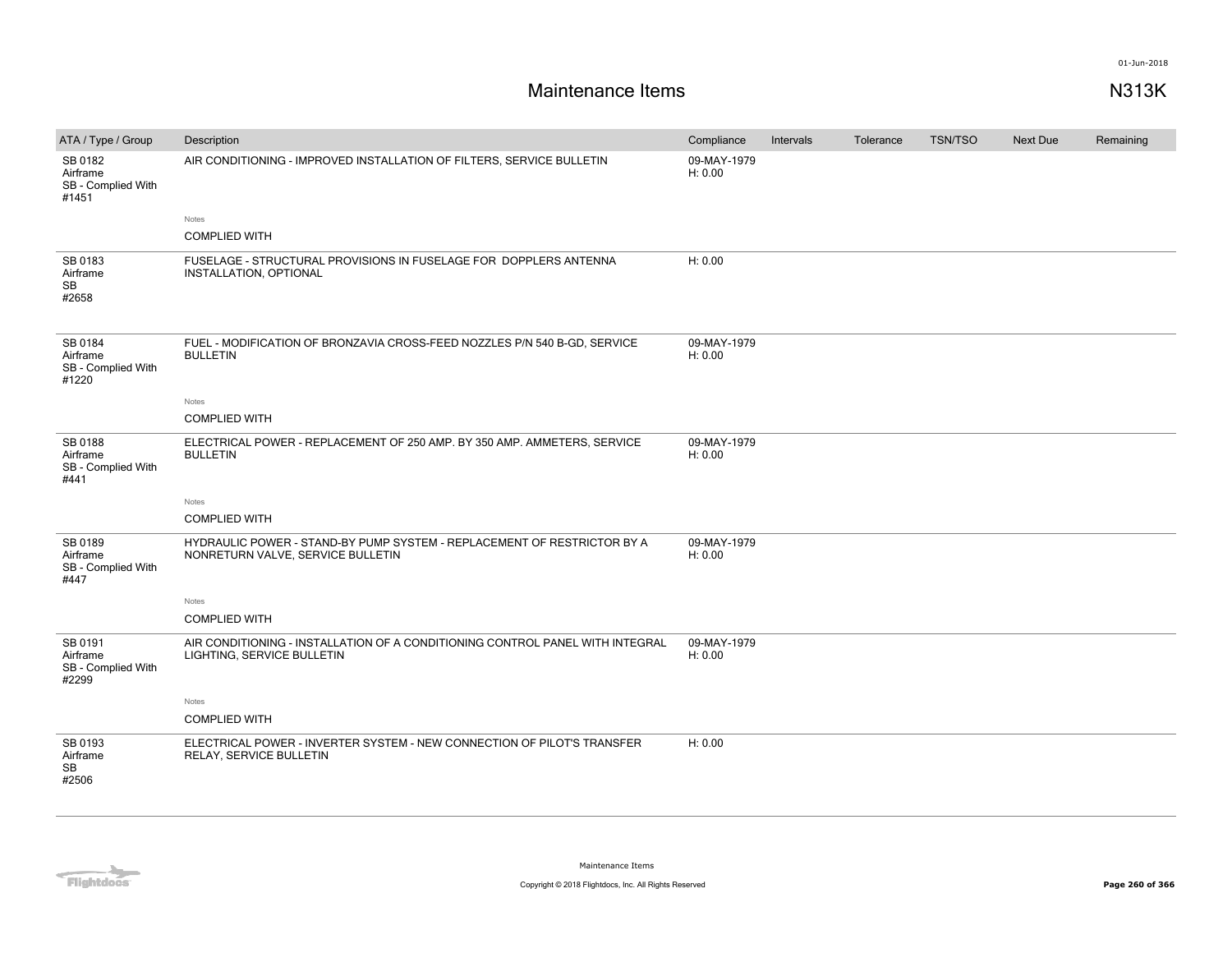# Maintenance Items

N313K

| ATA / Type / Group | Description | Compliance | Intervals | Tolerance | TSN/TSO | Next Due | Remaining |
|---|---|---|---|---|---|---|---|
| SB 0182<br>Airframe<br>SB - Complied With<br>#1451 | AIR CONDITIONING - IMPROVED INSTALLATION OF FILTERS, SERVICE BULLETIN<br><br>Notes<br>COMPLIED WITH | 09-MAY-1979<br>H: 0.00 | | | | | |
| SB 0183<br>Airframe<br>SB<br>#2658 | FUSELAGE - STRUCTURAL PROVISIONS IN FUSELAGE FOR DOPPLERS ANTENNA INSTALLATION, OPTIONAL | H: 0.00 | | | | | |
| SB 0184<br>Airframe<br>SB - Complied With<br>#1220 | FUEL - MODIFICATION OF BRONZAVIA CROSS-FEED NOZZLES P/N 540 B-GD, SERVICE BULLETIN<br><br>Notes<br>COMPLIED WITH | 09-MAY-1979<br>H: 0.00 | | | | | |
| SB 0188<br>Airframe<br>SB - Complied With<br>#441 | ELECTRICAL POWER - REPLACEMENT OF 250 AMP. BY 350 AMP. AMMETERS, SERVICE BULLETIN<br><br>Notes<br>COMPLIED WITH | 09-MAY-1979<br>H: 0.00 | | | | | |
| SB 0189<br>Airframe<br>SB - Complied With<br>#447 | HYDRAULIC POWER - STAND-BY PUMP SYSTEM - REPLACEMENT OF RESTRICTOR BY A NONRETURN VALVE, SERVICE BULLETIN<br><br>Notes<br>COMPLIED WITH | 09-MAY-1979<br>H: 0.00 | | | | | |
| SB 0191<br>Airframe<br>SB - Complied With<br>#2299 | AIR CONDITIONING - INSTALLATION OF A CONDITIONING CONTROL PANEL WITH INTEGRAL LIGHTING, SERVICE BULLETIN<br><br>Notes<br>COMPLIED WITH | 09-MAY-1979<br>H: 0.00 | | | | | |
| SB 0193<br>Airframe<br>SB<br>#2506 | ELECTRICAL POWER - INVERTER SYSTEM - NEW CONNECTION OF PILOT'S TRANSFER RELAY, SERVICE BULLETIN | H: 0.00 | | | | | |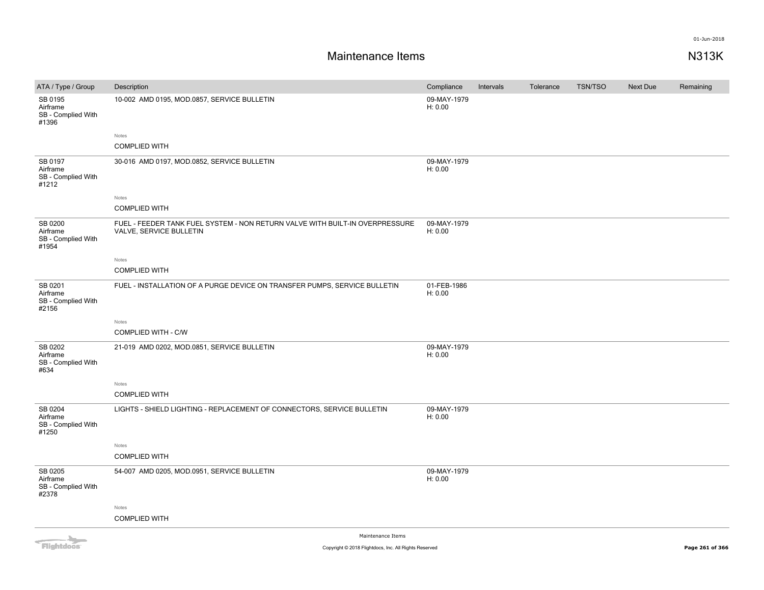# Maintenance Items

N313K

| ATA / Type / Group | Description | Compliance | Intervals | Tolerance | TSN/TSO | Next Due | Remaining |
|---|---|---|---|---|---|---|---|
| SB 0195<br>Airframe<br>SB - Complied With<br>#1396 | 10-002 AMD 0195, MOD.0857, SERVICE BULLETIN<br><br>Notes<br>COMPLIED WITH | 09-MAY-1979<br>H: 0.00 | | | | | |
| SB 0197<br>Airframe<br>SB - Complied With<br>#1212 | 30-016 AMD 0197, MOD.0852, SERVICE BULLETIN<br><br>Notes<br>COMPLIED WITH | 09-MAY-1979<br>H: 0.00 | | | | | |
| SB 0200<br>Airframe<br>SB - Complied With<br>#1954 | FUEL - FEEDER TANK FUEL SYSTEM - NON RETURN VALVE WITH BUILT-IN OVERPRESSURE VALVE, SERVICE BULLETIN<br><br>Notes<br>COMPLIED WITH | 09-MAY-1979<br>H: 0.00 | | | | | |
| SB 0201<br>Airframe<br>SB - Complied With<br>#2156 | FUEL - INSTALLATION OF A PURGE DEVICE ON TRANSFER PUMPS, SERVICE BULLETIN<br><br>Notes<br>COMPLIED WITH - C/W | 01-FEB-1986<br>H: 0.00 | | | | | |
| SB 0202<br>Airframe<br>SB - Complied With<br>#634 | 21-019 AMD 0202, MOD.0851, SERVICE BULLETIN<br><br>Notes<br>COMPLIED WITH | 09-MAY-1979<br>H: 0.00 | | | | | |
| SB 0204<br>Airframe<br>SB - Complied With<br>#1250 | LIGHTS - SHIELD LIGHTING - REPLACEMENT OF CONNECTORS, SERVICE BULLETIN<br><br>Notes<br>COMPLIED WITH | 09-MAY-1979<br>H: 0.00 | | | | | |
| SB 0205<br>Airframe<br>SB - Complied With<br>#2378 | 54-007 AMD 0205, MOD.0951, SERVICE BULLETIN<br><br>Notes<br>COMPLIED WITH | 09-MAY-1979<br>H: 0.00 | | | | | |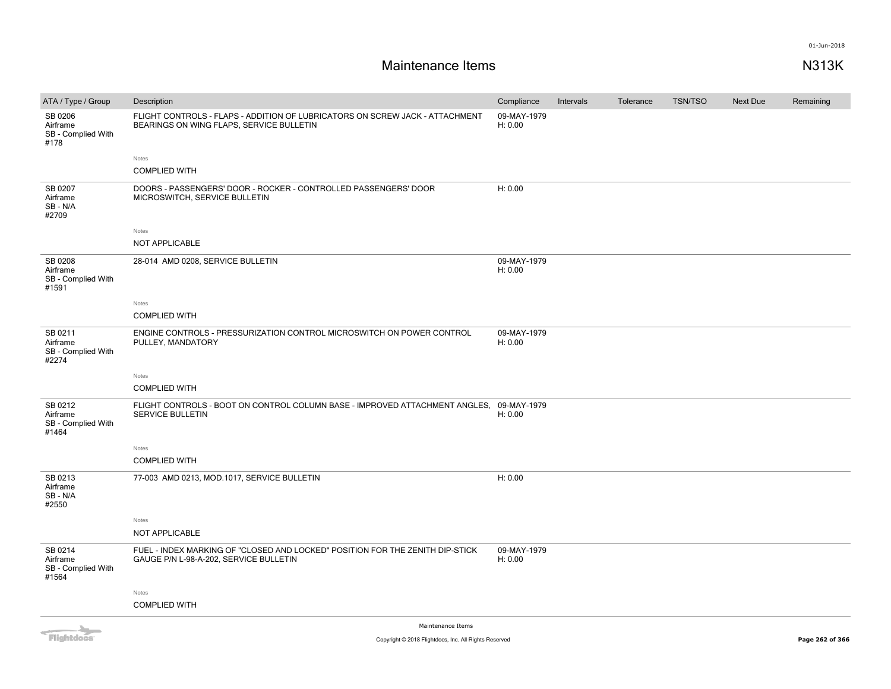# Maintenance Items

**N313K**

| ATA / Type / Group | Description | Compliance | Intervals | Tolerance | TSN/TSO | Next Due | Remaining |
|---|---|---|---|---|---|---|---|
| SB 0206<br>Airframe<br>SB - Complied With<br>#178 | FLIGHT CONTROLS - FLAPS - ADDITION OF LUBRICATORS ON SCREW JACK - ATTACHMENT BEARINGS ON WING FLAPS, SERVICE BULLETIN<br><br>Notes<br>COMPLIED WITH | 09-MAY-1979<br>H: 0.00 | | | | | |
| SB 0207<br>Airframe<br>SB - N/A<br>#2709 | DOORS - PASSENGERS' DOOR - ROCKER - CONTROLLED PASSENGERS' DOOR MICROSWITCH, SERVICE BULLETIN<br><br>Notes<br>NOT APPLICABLE | H: 0.00 | | | | | |
| SB 0208<br>Airframe<br>SB - Complied With<br>#1591 | 28-014 AMD 0208, SERVICE BULLETIN<br><br>Notes<br>COMPLIED WITH | 09-MAY-1979<br>H: 0.00 | | | | | |
| SB 0211<br>Airframe<br>SB - Complied With<br>#2274 | ENGINE CONTROLS - PRESSURIZATION CONTROL MICROSWITCH ON POWER CONTROL PULLEY, MANDATORY<br><br>Notes<br>COMPLIED WITH | 09-MAY-1979<br>H: 0.00 | | | | | |
| SB 0212<br>Airframe<br>SB - Complied With<br>#1464 | FLIGHT CONTROLS - BOOT ON CONTROL COLUMN BASE - IMPROVED ATTACHMENT ANGLES, SERVICE BULLETIN<br><br>Notes<br>COMPLIED WITH | 09-MAY-1979<br>H: 0.00 | | | | | |
| SB 0213<br>Airframe<br>SB - N/A<br>#2550 | 77-003 AMD 0213, MOD.1017, SERVICE BULLETIN<br><br>Notes<br>NOT APPLICABLE | H: 0.00 | | | | | |
| SB 0214<br>Airframe<br>SB - Complied With<br>#1564 | FUEL - INDEX MARKING OF "CLOSED AND LOCKED" POSITION FOR THE ZENITH DIP-STICK GAUGE P/N L-98-A-202, SERVICE BULLETIN<br><br>Notes<br>COMPLIED WITH | 09-MAY-1979<br>H: 0.00 | | | | | |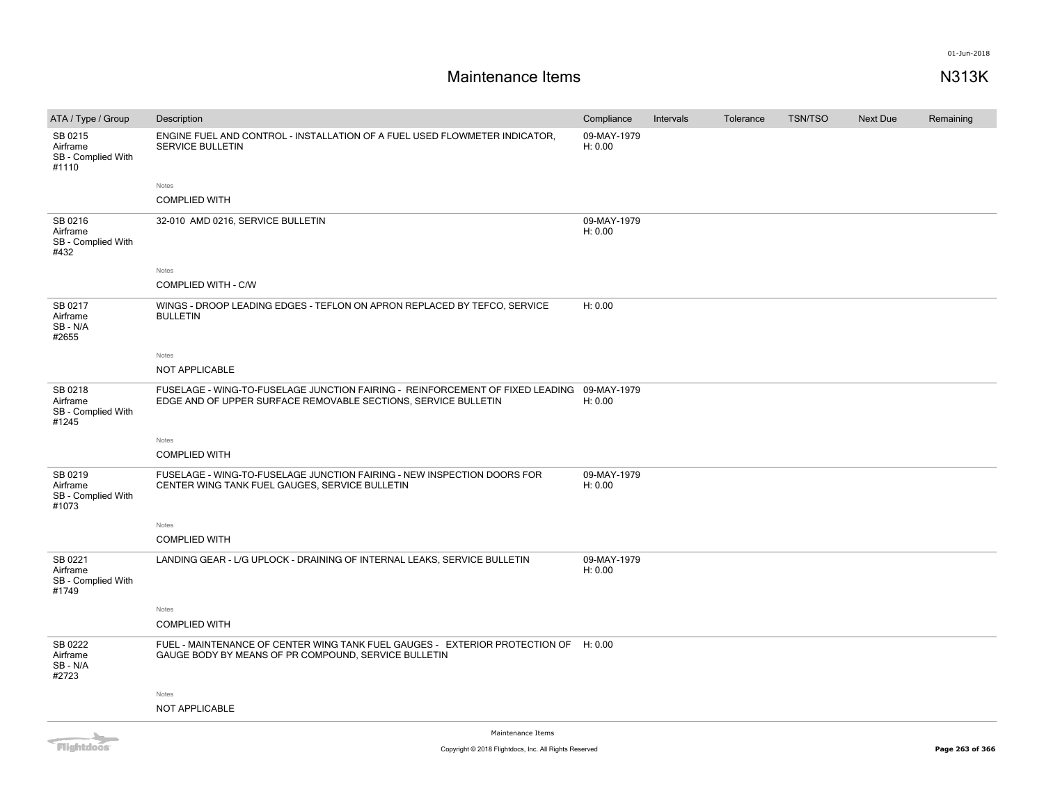# Maintenance Items

N313K

| ATA / Type / Group | Description | Compliance | Intervals | Tolerance | TSN/TSO | Next Due | Remaining |
|---|---|---|---|---|---|---|---|
| SB 0215 Airframe SB - Complied With #1110 | ENGINE FUEL AND CONTROL - INSTALLATION OF A FUEL USED FLOWMETER INDICATOR, SERVICE BULLETIN | 09-MAY-1979 H: 0.00 | | | | | |
| | Notes COMPLIED WITH | | | | | | |
| SB 0216 Airframe SB - Complied With #432 | 32-010 AMD 0216, SERVICE BULLETIN | 09-MAY-1979 H: 0.00 | | | | | |
| | Notes COMPLIED WITH - C/W | | | | | | |
| SB 0217 Airframe SB - N/A #2655 | WINGS - DROOP LEADING EDGES - TEFLON ON APRON REPLACED BY TEFCO, SERVICE BULLETIN | H: 0.00 | | | | | |
| | Notes NOT APPLICABLE | | | | | | |
| SB 0218 Airframe SB - Complied With #1245 | FUSELAGE - WING-TO-FUSELAGE JUNCTION FAIRING - REINFORCEMENT OF FIXED LEADING EDGE AND OF UPPER SURFACE REMOVABLE SECTIONS, SERVICE BULLETIN | 09-MAY-1979 H: 0.00 | | | | | |
| | Notes COMPLIED WITH | | | | | | |
| SB 0219 Airframe SB - Complied With #1073 | FUSELAGE - WING-TO-FUSELAGE JUNCTION FAIRING - NEW INSPECTION DOORS FOR CENTER WING TANK FUEL GAUGES, SERVICE BULLETIN | 09-MAY-1979 H: 0.00 | | | | | |
| | Notes COMPLIED WITH | | | | | | |
| SB 0221 Airframe SB - Complied With #1749 | LANDING GEAR - L/G UPLOCK - DRAINING OF INTERNAL LEAKS, SERVICE BULLETIN | 09-MAY-1979 H: 0.00 | | | | | |
| | Notes COMPLIED WITH | | | | | | |
| SB 0222 Airframe SB - N/A #2723 | FUEL - MAINTENANCE OF CENTER WING TANK FUEL GAUGES - EXTERIOR PROTECTION OF GAUGE BODY BY MEANS OF PR COMPOUND, SERVICE BULLETIN | H: 0.00 | | | | | |
| | Notes NOT APPLICABLE | | | | | | |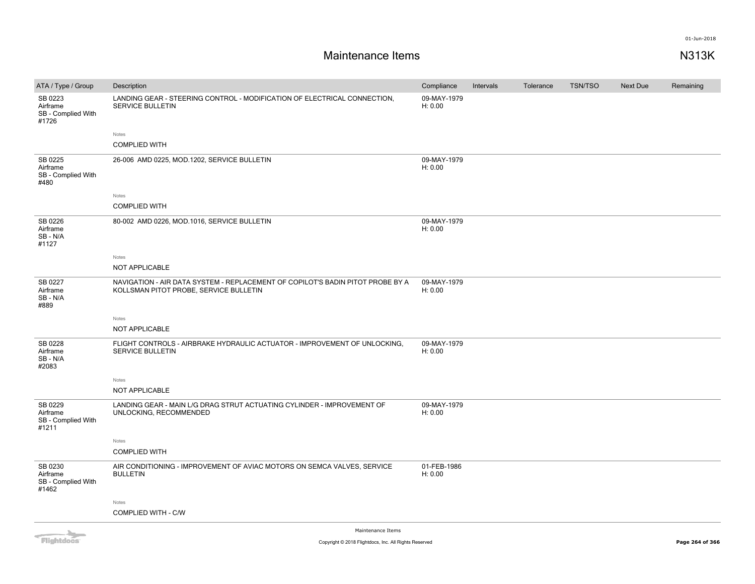# Maintenance Items

N313K

| ATA / Type / Group | Description | Compliance | Intervals | Tolerance | TSN/TSO | Next Due | Remaining |
|---|---|---|---|---|---|---|---|
| SB 0223<br>Airframe<br>SB - Complied With<br>#1726 | LANDING GEAR - STEERING CONTROL - MODIFICATION OF ELECTRICAL CONNECTION, SERVICE BULLETIN<br><br>Notes<br>COMPLIED WITH | 09-MAY-1979<br>H: 0.00 | | | | | |
| SB 0225<br>Airframe<br>SB - Complied With<br>#480 | 26-006 AMD 0225, MOD.1202, SERVICE BULLETIN<br><br>Notes<br>COMPLIED WITH | 09-MAY-1979<br>H: 0.00 | | | | | |
| SB 0226<br>Airframe<br>SB - N/A<br>#1127 | 80-002 AMD 0226, MOD.1016, SERVICE BULLETIN<br><br>Notes<br>NOT APPLICABLE | 09-MAY-1979<br>H: 0.00 | | | | | |
| SB 0227<br>Airframe<br>SB - N/A<br>#889 | NAVIGATION - AIR DATA SYSTEM - REPLACEMENT OF COPILOT'S BADIN PITOT PROBE BY A KOLLSMAN PITOT PROBE, SERVICE BULLETIN<br><br>Notes<br>NOT APPLICABLE | 09-MAY-1979<br>H: 0.00 | | | | | |
| SB 0228<br>Airframe<br>SB - N/A<br>#2083 | FLIGHT CONTROLS - AIRBRAKE HYDRAULIC ACTUATOR - IMPROVEMENT OF UNLOCKING, SERVICE BULLETIN<br><br>Notes<br>NOT APPLICABLE | 09-MAY-1979<br>H: 0.00 | | | | | |
| SB 0229<br>Airframe<br>SB - Complied With<br>#1211 | LANDING GEAR - MAIN L/G DRAG STRUT ACTUATING CYLINDER - IMPROVEMENT OF UNLOCKING, RECOMMENDED<br><br>Notes<br>COMPLIED WITH | 09-MAY-1979<br>H: 0.00 | | | | | |
| SB 0230<br>Airframe<br>SB - Complied With<br>#1462 | AIR CONDITIONING - IMPROVEMENT OF AVIAC MOTORS ON SEMCA VALVES, SERVICE BULLETIN<br><br>Notes<br>COMPLIED WITH - C/W | 01-FEB-1986<br>H: 0.00 | | | | | |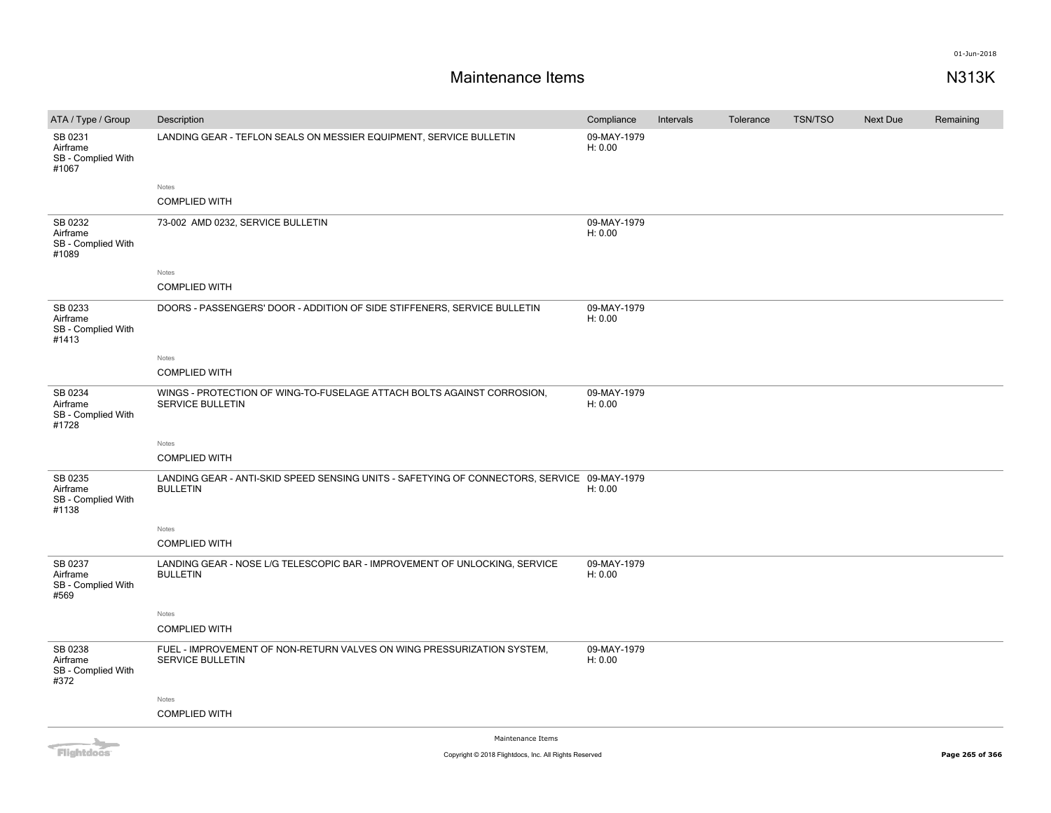# Maintenance Items

N313K

| ATA / Type / Group | Description | Compliance | Intervals | Tolerance | TSN/TSO | Next Due | Remaining |
|---|---|---|---|---|---|---|---|
| SB 0231 Airframe SB - Complied With #1067 | LANDING GEAR - TEFLON SEALS ON MESSIER EQUIPMENT, SERVICE BULLETIN | 09-MAY-1979 H: 0.00 | | | | | |
| | Notes COMPLIED WITH | | | | | | |
| SB 0232 Airframe SB - Complied With #1089 | 73-002 AMD 0232, SERVICE BULLETIN | 09-MAY-1979 H: 0.00 | | | | | |
| | Notes COMPLIED WITH | | | | | | |
| SB 0233 Airframe SB - Complied With #1413 | DOORS - PASSENGERS' DOOR - ADDITION OF SIDE STIFFENERS, SERVICE BULLETIN | 09-MAY-1979 H: 0.00 | | | | | |
| | Notes COMPLIED WITH | | | | | | |
| SB 0234 Airframe SB - Complied With #1728 | WINGS - PROTECTION OF WING-TO-FUSELAGE ATTACH BOLTS AGAINST CORROSION, SERVICE BULLETIN | 09-MAY-1979 H: 0.00 | | | | | |
| | Notes COMPLIED WITH | | | | | | |
| SB 0235 Airframe SB - Complied With #1138 | LANDING GEAR - ANTI-SKID SPEED SENSING UNITS - SAFETYING OF CONNECTORS, SERVICE BULLETIN | 09-MAY-1979 H: 0.00 | | | | | |
| | Notes COMPLIED WITH | | | | | | |
| SB 0237 Airframe SB - Complied With #569 | LANDING GEAR - NOSE L/G TELESCOPIC BAR - IMPROVEMENT OF UNLOCKING, SERVICE BULLETIN | 09-MAY-1979 H: 0.00 | | | | | |
| | Notes COMPLIED WITH | | | | | | |
| SB 0238 Airframe SB - Complied With #372 | FUEL - IMPROVEMENT OF NON-RETURN VALVES ON WING PRESSURIZATION SYSTEM, SERVICE BULLETIN | 09-MAY-1979 H: 0.00 | | | | | |
| | Notes COMPLIED WITH | | | | | | |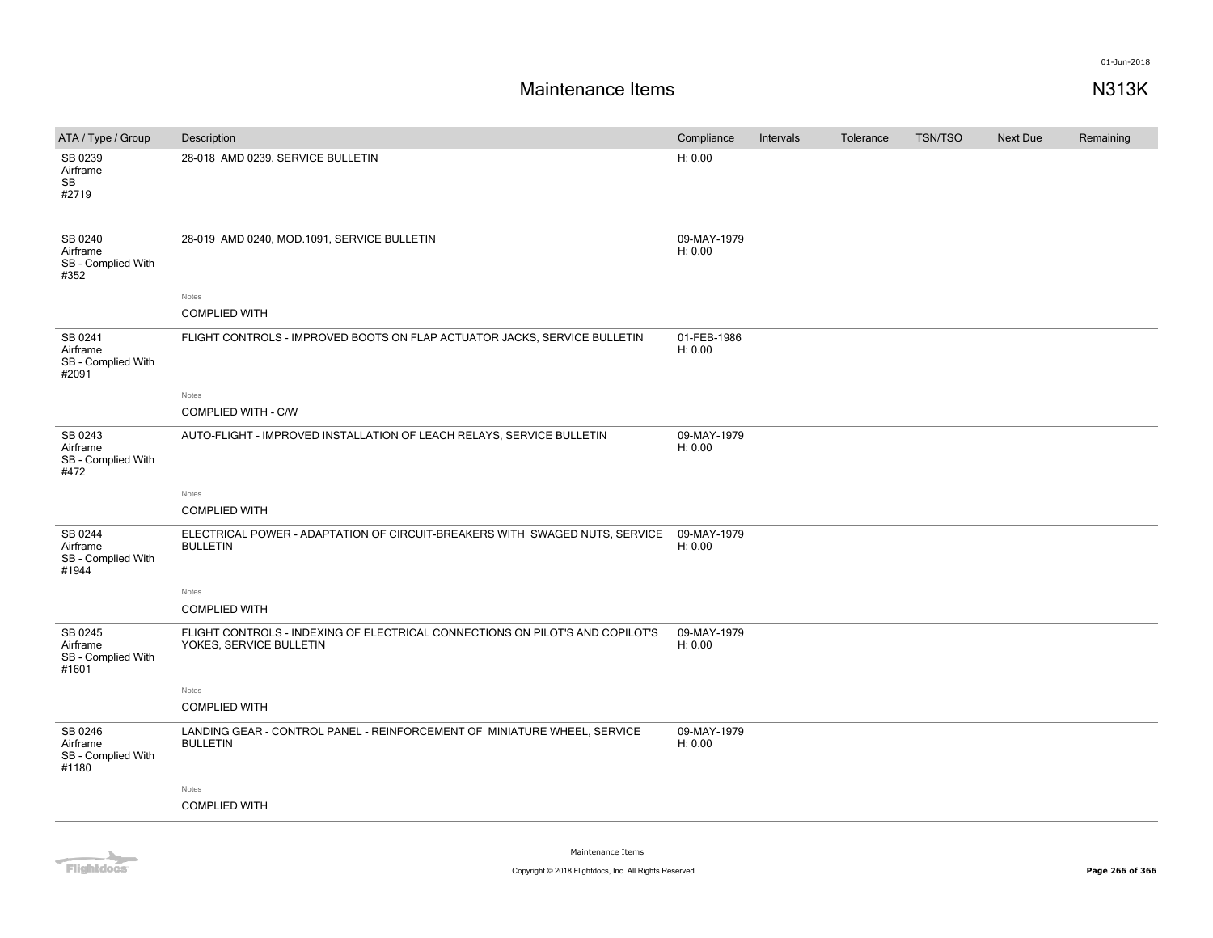# Maintenance Items

N313K

| ATA / Type / Group | Description | Compliance | Intervals | Tolerance | TSN/TSO | Next Due | Remaining |
|---|---|---|---|---|---|---|---|
| SB 0239 Airframe SB #2719 | 28-018 AMD 0239, SERVICE BULLETIN | H: 0.00 | | | | | |
| SB 0240 Airframe SB - Complied With #352 | 28-019 AMD 0240, MOD.1091, SERVICE BULLETIN | 09-MAY-1979 H: 0.00 | | | | | |
| | Notes: COMPLIED WITH | | | | | | |
| SB 0241 Airframe SB - Complied With #2091 | FLIGHT CONTROLS - IMPROVED BOOTS ON FLAP ACTUATOR JACKS, SERVICE BULLETIN | 01-FEB-1986 H: 0.00 | | | | | |
| | Notes: COMPLIED WITH - C/W | | | | | | |
| SB 0243 Airframe SB - Complied With #472 | AUTO-FLIGHT - IMPROVED INSTALLATION OF LEACH RELAYS, SERVICE BULLETIN | 09-MAY-1979 H: 0.00 | | | | | |
| | Notes: COMPLIED WITH | | | | | | |
| SB 0244 Airframe SB - Complied With #1944 | ELECTRICAL POWER - ADAPTATION OF CIRCUIT-BREAKERS WITH SWAGED NUTS, SERVICE BULLETIN | 09-MAY-1979 H: 0.00 | | | | | |
| | Notes: COMPLIED WITH | | | | | | |
| SB 0245 Airframe SB - Complied With #1601 | FLIGHT CONTROLS - INDEXING OF ELECTRICAL CONNECTIONS ON PILOT'S AND COPILOT'S YOKES, SERVICE BULLETIN | 09-MAY-1979 H: 0.00 | | | | | |
| | Notes: COMPLIED WITH | | | | | | |
| SB 0246 Airframe SB - Complied With #1180 | LANDING GEAR - CONTROL PANEL - REINFORCEMENT OF MINIATURE WHEEL, SERVICE BULLETIN | 09-MAY-1979 H: 0.00 | | | | | |
| | Notes: COMPLIED WITH | | | | | | |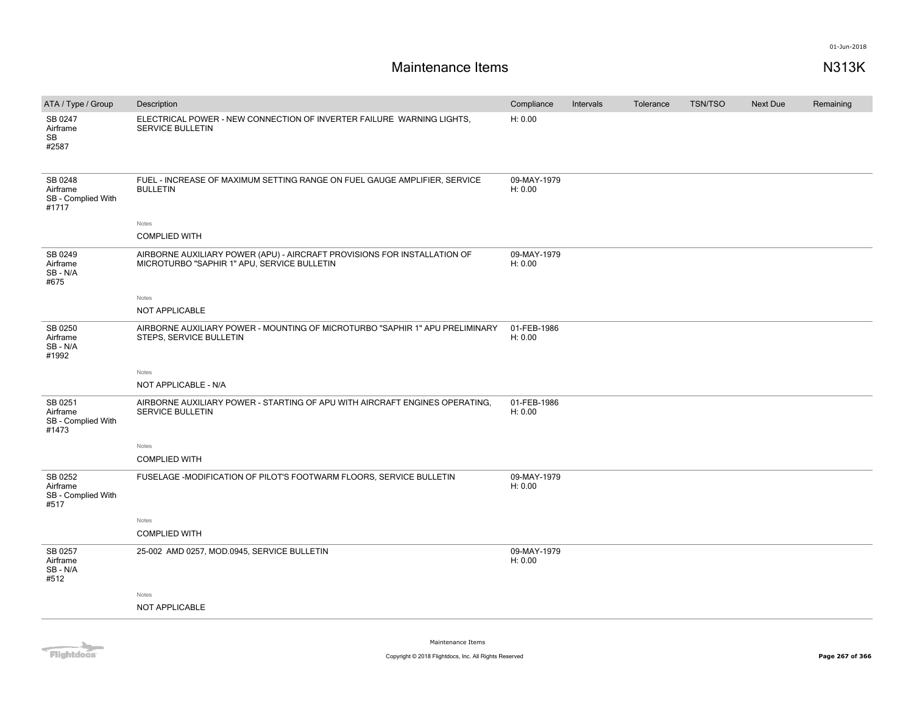# Maintenance Items

N313K

| ATA / Type / Group | Description | Compliance | Intervals | Tolerance | TSN/TSO | Next Due | Remaining |
|---|---|---|---|---|---|---|---|
| SB 0247<br>Airframe<br>SB<br>#2587 | ELECTRICAL POWER - NEW CONNECTION OF INVERTER FAILURE WARNING LIGHTS, SERVICE BULLETIN | H: 0.00 | | | | | |
| SB 0248<br>Airframe<br>SB - Complied With<br>#1717 | FUEL - INCREASE OF MAXIMUM SETTING RANGE ON FUEL GAUGE AMPLIFIER, SERVICE BULLETIN<br><br>Notes<br>COMPLIED WITH | 09-MAY-1979<br>H: 0.00 | | | | | |
| SB 0249<br>Airframe<br>SB - N/A<br>#675 | AIRBORNE AUXILIARY POWER (APU) - AIRCRAFT PROVISIONS FOR INSTALLATION OF MICROTURBO "SAPHIR 1" APU, SERVICE BULLETIN<br><br>Notes<br>NOT APPLICABLE | 09-MAY-1979<br>H: 0.00 | | | | | |
| SB 0250<br>Airframe<br>SB - N/A<br>#1992 | AIRBORNE AUXILIARY POWER - MOUNTING OF MICROTURBO "SAPHIR 1" APU PRELIMINARY STEPS, SERVICE BULLETIN<br><br>Notes<br>NOT APPLICABLE - N/A | 01-FEB-1986<br>H: 0.00 | | | | | |
| SB 0251<br>Airframe<br>SB - Complied With<br>#1473 | AIRBORNE AUXILIARY POWER - STARTING OF APU WITH AIRCRAFT ENGINES OPERATING, SERVICE BULLETIN<br><br>Notes<br>COMPLIED WITH | 01-FEB-1986<br>H: 0.00 | | | | | |
| SB 0252<br>Airframe<br>SB - Complied With<br>#517 | FUSELAGE -MODIFICATION OF PILOT'S FOOTWARM FLOORS, SERVICE BULLETIN<br><br>Notes<br>COMPLIED WITH | 09-MAY-1979<br>H: 0.00 | | | | | |
| SB 0257<br>Airframe<br>SB - N/A<br>#512 | 25-002 AMD 0257, MOD.0945, SERVICE BULLETIN<br><br>Notes<br>NOT APPLICABLE | 09-MAY-1979<br>H: 0.00 | | | | | |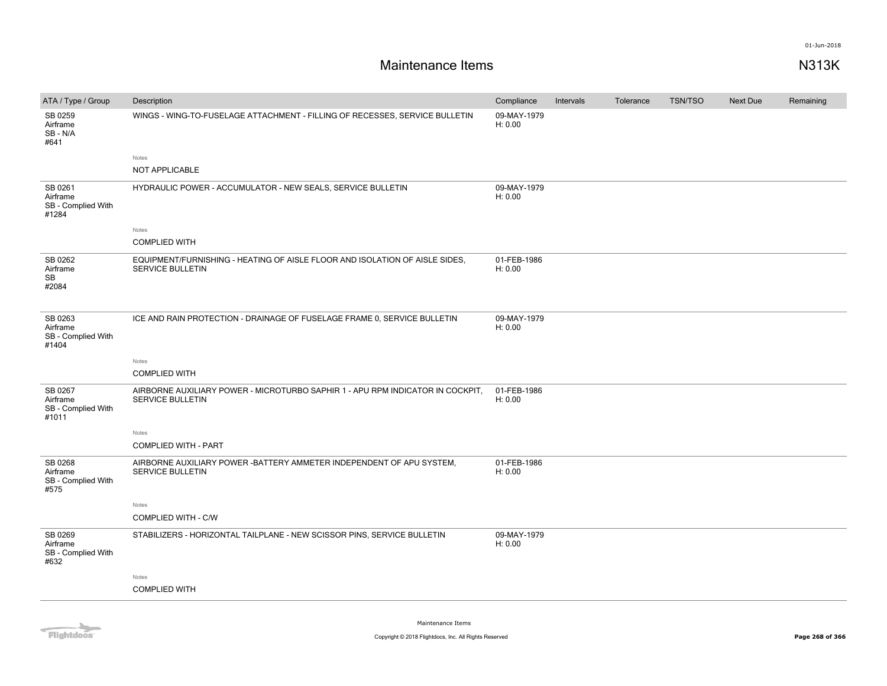# Maintenance Items

N313K

| ATA / Type / Group | Description | Compliance | Intervals | Tolerance | TSN/TSO | Next Due | Remaining |
|---|---|---|---|---|---|---|---|
| SB 0259<br>Airframe<br>SB - N/A<br>#641 | WINGS - WING-TO-FUSELAGE ATTACHMENT - FILLING OF RECESSES, SERVICE BULLETIN<br><br>Notes<br>NOT APPLICABLE | 09-MAY-1979<br>H: 0.00 | | | | | |
| SB 0261<br>Airframe<br>SB - Complied With<br>#1284 | HYDRAULIC POWER - ACCUMULATOR - NEW SEALS, SERVICE BULLETIN<br><br>Notes<br>COMPLIED WITH | 09-MAY-1979<br>H: 0.00 | | | | | |
| SB 0262<br>Airframe<br>SB<br>#2084 | EQUIPMENT/FURNISHING - HEATING OF AISLE FLOOR AND ISOLATION OF AISLE SIDES, SERVICE BULLETIN | 01-FEB-1986<br>H: 0.00 | | | | | |
| SB 0263<br>Airframe<br>SB - Complied With<br>#1404 | ICE AND RAIN PROTECTION - DRAINAGE OF FUSELAGE FRAME 0, SERVICE BULLETIN<br><br>Notes<br>COMPLIED WITH | 09-MAY-1979<br>H: 0.00 | | | | | |
| SB 0267<br>Airframe<br>SB - Complied With<br>#1011 | AIRBORNE AUXILIARY POWER - MICROTURBO SAPHIR 1 - APU RPM INDICATOR IN COCKPIT, SERVICE BULLETIN<br><br>Notes<br>COMPLIED WITH - PART | 01-FEB-1986<br>H: 0.00 | | | | | |
| SB 0268<br>Airframe<br>SB - Complied With<br>#575 | AIRBORNE AUXILIARY POWER -BATTERY AMMETER INDEPENDENT OF APU SYSTEM, SERVICE BULLETIN<br><br>Notes<br>COMPLIED WITH - C/W | 01-FEB-1986<br>H: 0.00 | | | | | |
| SB 0269<br>Airframe<br>SB - Complied With<br>#632 | STABILIZERS - HORIZONTAL TAILPLANE - NEW SCISSOR PINS, SERVICE BULLETIN<br><br>Notes<br>COMPLIED WITH | 09-MAY-1979<br>H: 0.00 | | | | | |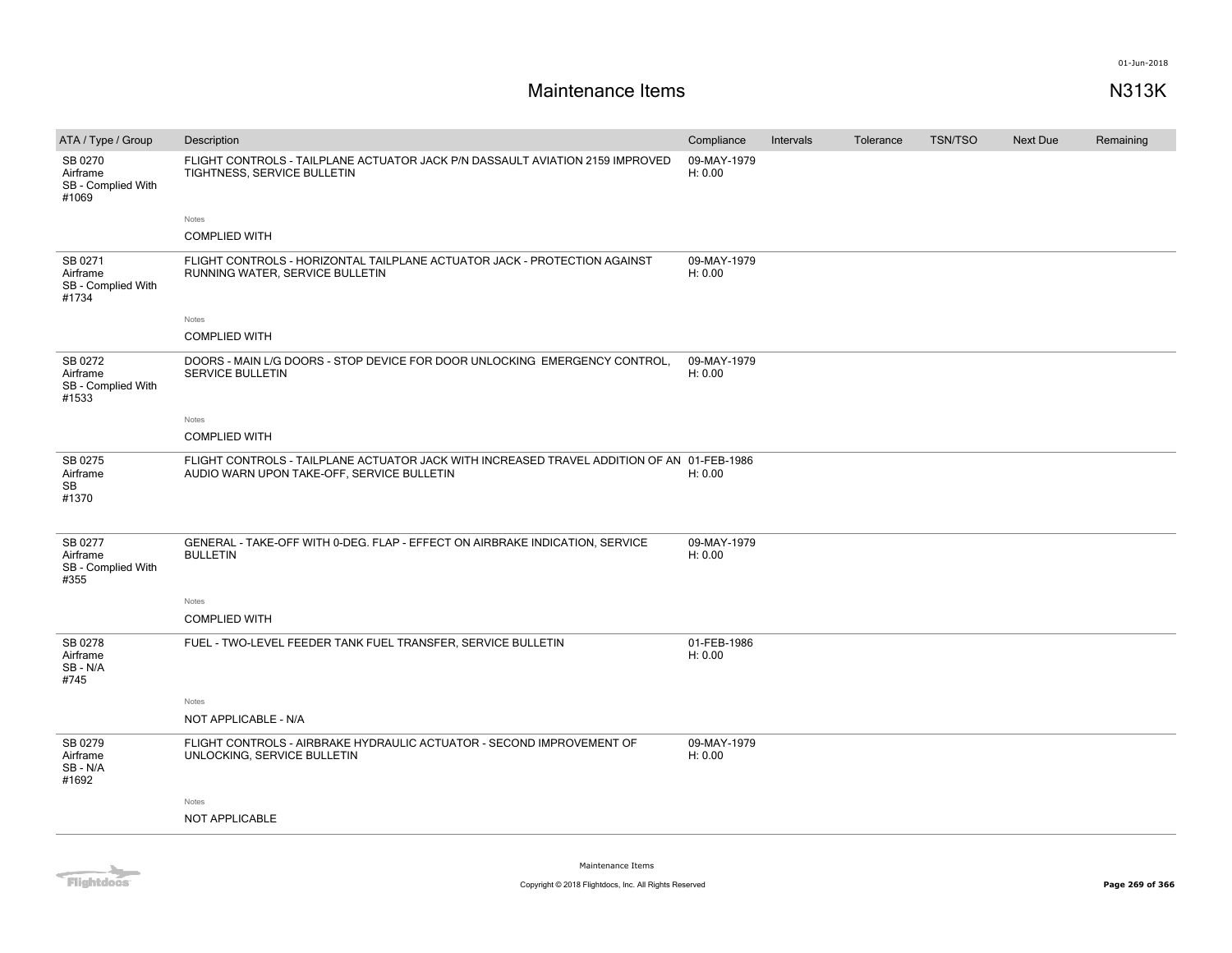# Maintenance Items

N313K

| ATA / Type / Group | Description | Compliance | Intervals | Tolerance | TSN/TSO | Next Due | Remaining |
|---|---|---|---|---|---|---|---|
| SB 0270<br>Airframe<br>SB - Complied With<br>#1069 | FLIGHT CONTROLS - TAILPLANE ACTUATOR JACK P/N DASSAULT AVIATION 2159 IMPROVED TIGHTNESS, SERVICE BULLETIN<br><br>Notes<br>COMPLIED WITH | 09-MAY-1979<br>H: 0.00 | | | | | |
| SB 0271<br>Airframe<br>SB - Complied With<br>#1734 | FLIGHT CONTROLS - HORIZONTAL TAILPLANE ACTUATOR JACK - PROTECTION AGAINST RUNNING WATER, SERVICE BULLETIN<br><br>Notes<br>COMPLIED WITH | 09-MAY-1979<br>H: 0.00 | | | | | |
| SB 0272<br>Airframe<br>SB - Complied With<br>#1533 | DOORS - MAIN L/G DOORS - STOP DEVICE FOR DOOR UNLOCKING EMERGENCY CONTROL, SERVICE BULLETIN<br><br>Notes<br>COMPLIED WITH | 09-MAY-1979<br>H: 0.00 | | | | | |
| SB 0275<br>Airframe<br>SB<br>#1370 | FLIGHT CONTROLS - TAILPLANE ACTUATOR JACK WITH INCREASED TRAVEL ADDITION OF AN AUDIO WARN UPON TAKE-OFF, SERVICE BULLETIN | 01-FEB-1986<br>H: 0.00 | | | | | |
| SB 0277<br>Airframe<br>SB - Complied With<br>#355 | GENERAL - TAKE-OFF WITH 0-DEG. FLAP - EFFECT ON AIRBRAKE INDICATION, SERVICE BULLETIN<br><br>Notes<br>COMPLIED WITH | 09-MAY-1979<br>H: 0.00 | | | | | |
| SB 0278<br>Airframe<br>SB - N/A<br>#745 | FUEL - TWO-LEVEL FEEDER TANK FUEL TRANSFER, SERVICE BULLETIN<br><br>Notes<br>NOT APPLICABLE - N/A | 01-FEB-1986<br>H: 0.00 | | | | | |
| SB 0279<br>Airframe<br>SB - N/A<br>#1692 | FLIGHT CONTROLS - AIRBRAKE HYDRAULIC ACTUATOR - SECOND IMPROVEMENT OF UNLOCKING, SERVICE BULLETIN<br><br>Notes<br>NOT APPLICABLE | 09-MAY-1979<br>H: 0.00 | | | | | |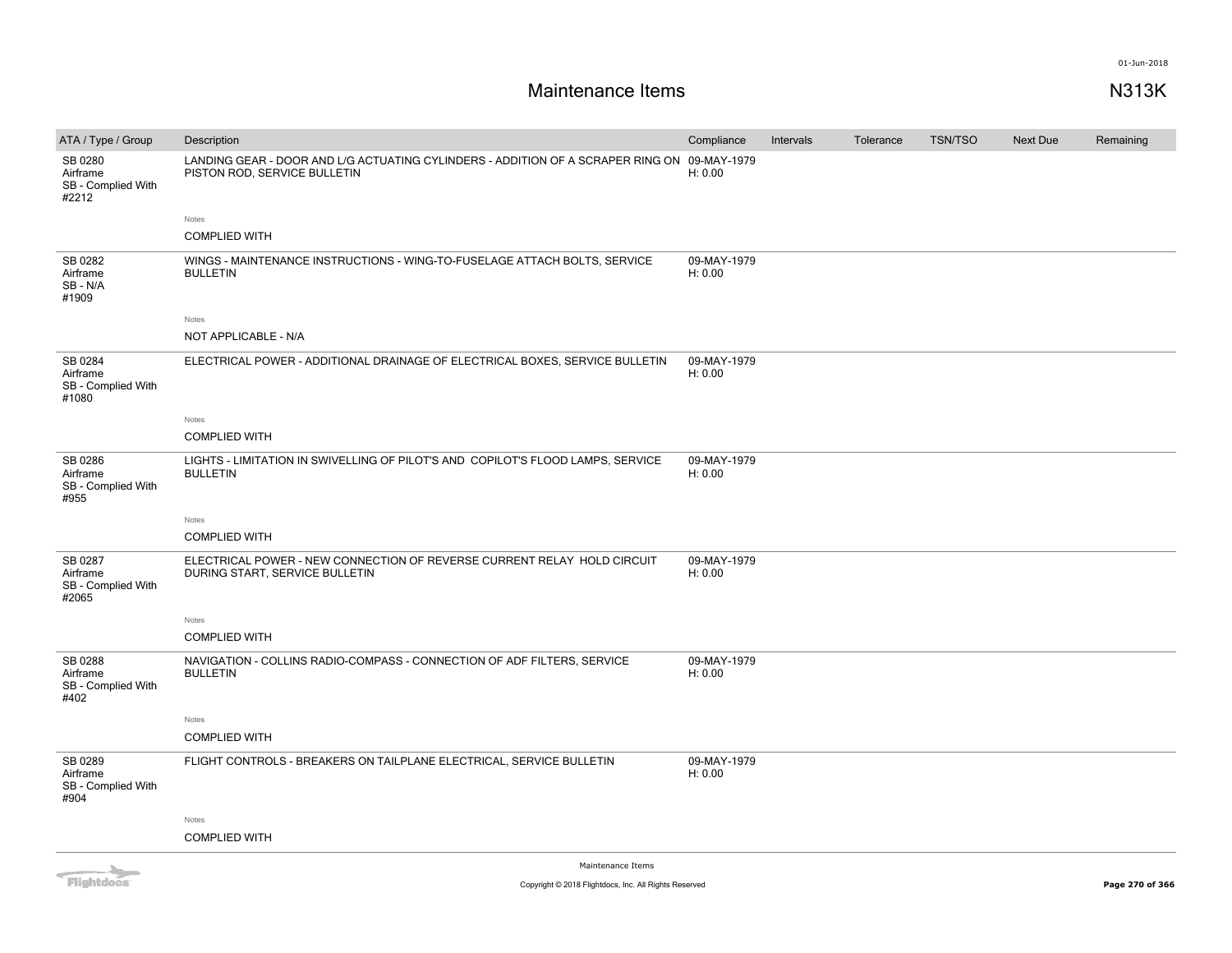# Maintenance Items

N313K

| ATA / Type / Group | Description | Compliance | Intervals | Tolerance | TSN/TSO | Next Due | Remaining |
|---|---|---|---|---|---|---|---|
| SB 0280 Airframe SB - Complied With #2212 | LANDING GEAR - DOOR AND L/G ACTUATING CYLINDERS - ADDITION OF A SCRAPER RING ON PISTON ROD, SERVICE BULLETIN | 09-MAY-1979 H: 0.00 | | | | | |
| | Notes<br>COMPLIED WITH | | | | | | |
| SB 0282 Airframe SB - N/A #1909 | WINGS - MAINTENANCE INSTRUCTIONS - WING-TO-FUSELAGE ATTACH BOLTS, SERVICE BULLETIN | 09-MAY-1979 H: 0.00 | | | | | |
| | Notes<br>NOT APPLICABLE - N/A | | | | | | |
| SB 0284 Airframe SB - Complied With #1080 | ELECTRICAL POWER - ADDITIONAL DRAINAGE OF ELECTRICAL BOXES, SERVICE BULLETIN | 09-MAY-1979 H: 0.00 | | | | | |
| | Notes<br>COMPLIED WITH | | | | | | |
| SB 0286 Airframe SB - Complied With #955 | LIGHTS - LIMITATION IN SWIVELLING OF PILOT'S AND COPILOT'S FLOOD LAMPS, SERVICE BULLETIN | 09-MAY-1979 H: 0.00 | | | | | |
| | Notes<br>COMPLIED WITH | | | | | | |
| SB 0287 Airframe SB - Complied With #2065 | ELECTRICAL POWER - NEW CONNECTION OF REVERSE CURRENT RELAY HOLD CIRCUIT DURING START, SERVICE BULLETIN | 09-MAY-1979 H: 0.00 | | | | | |
| | Notes<br>COMPLIED WITH | | | | | | |
| SB 0288 Airframe SB - Complied With #402 | NAVIGATION - COLLINS RADIO-COMPASS - CONNECTION OF ADF FILTERS, SERVICE BULLETIN | 09-MAY-1979 H: 0.00 | | | | | |
| | Notes<br>COMPLIED WITH | | | | | | |
| SB 0289 Airframe SB - Complied With #904 | FLIGHT CONTROLS - BREAKERS ON TAILPLANE ELECTRICAL, SERVICE BULLETIN | 09-MAY-1979 H: 0.00 | | | | | |
| | Notes<br>COMPLIED WITH | | | | | | |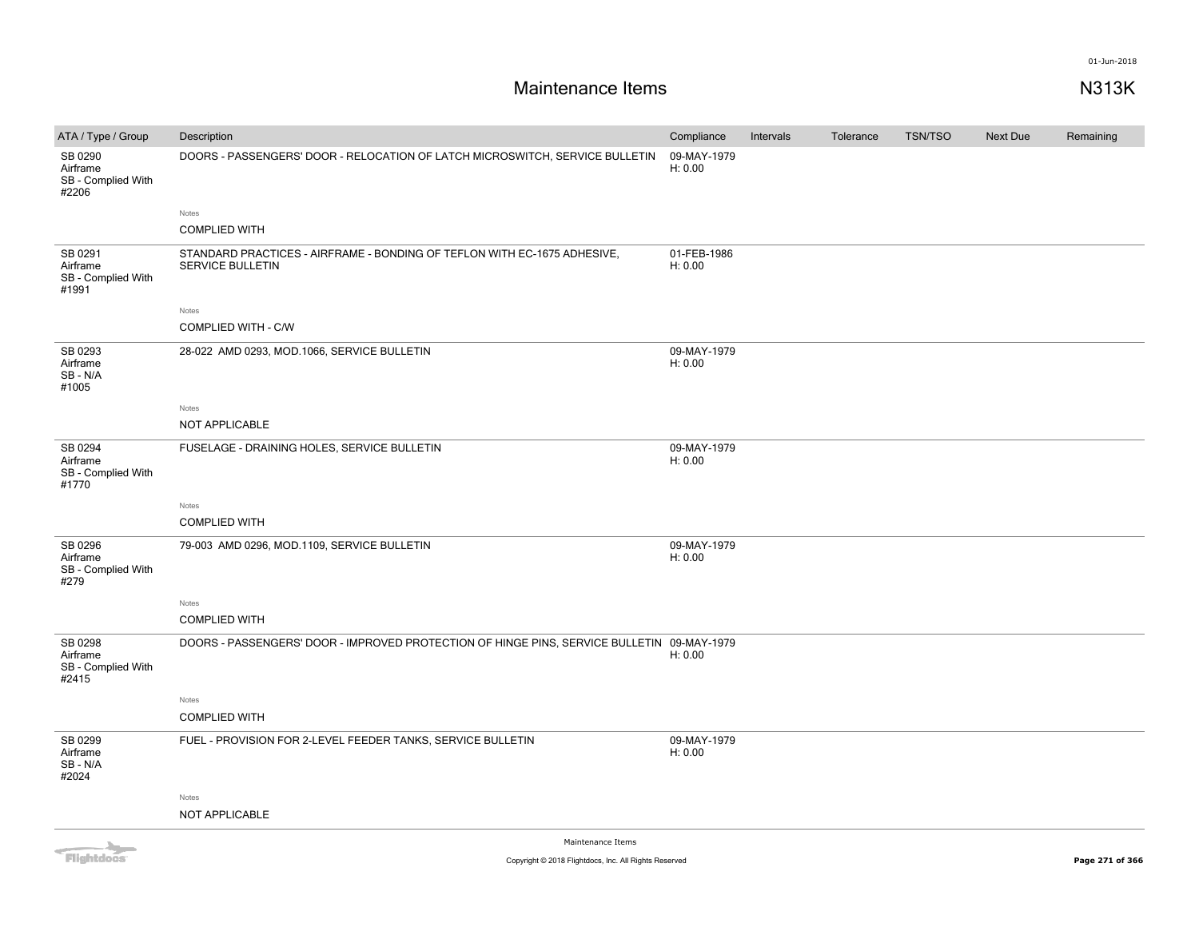# Maintenance Items

N313K

| ATA / Type / Group | Description | Compliance | Intervals | Tolerance | TSN/TSO | Next Due | Remaining |
|---|---|---|---|---|---|---|---|
| SB 0290 Airframe SB - Complied With #2206 | DOORS - PASSENGERS' DOOR - RELOCATION OF LATCH MICROSWITCH, SERVICE BULLETIN | 09-MAY-1979 H: 0.00 | | | | | |
| | Notes<br>COMPLIED WITH | | | | | | |
| SB 0291 Airframe SB - Complied With #1991 | STANDARD PRACTICES - AIRFRAME - BONDING OF TEFLON WITH EC-1675 ADHESIVE, SERVICE BULLETIN | 01-FEB-1986 H: 0.00 | | | | | |
| | Notes<br>COMPLIED WITH - C/W | | | | | | |
| SB 0293 Airframe SB - N/A #1005 | 28-022 AMD 0293, MOD.1066, SERVICE BULLETIN | 09-MAY-1979 H: 0.00 | | | | | |
| | Notes<br>NOT APPLICABLE | | | | | | |
| SB 0294 Airframe SB - Complied With #1770 | FUSELAGE - DRAINING HOLES, SERVICE BULLETIN | 09-MAY-1979 H: 0.00 | | | | | |
| | Notes<br>COMPLIED WITH | | | | | | |
| SB 0296 Airframe SB - Complied With #279 | 79-003 AMD 0296, MOD.1109, SERVICE BULLETIN | 09-MAY-1979 H: 0.00 | | | | | |
| | Notes<br>COMPLIED WITH | | | | | | |
| SB 0298 Airframe SB - Complied With #2415 | DOORS - PASSENGERS' DOOR - IMPROVED PROTECTION OF HINGE PINS, SERVICE BULLETIN | 09-MAY-1979 H: 0.00 | | | | | |
| | Notes<br>COMPLIED WITH | | | | | | |
| SB 0299 Airframe SB - N/A #2024 | FUEL - PROVISION FOR 2-LEVEL FEEDER TANKS, SERVICE BULLETIN | 09-MAY-1979 H: 0.00 | | | | | |
| | Notes<br>NOT APPLICABLE | | | | | | |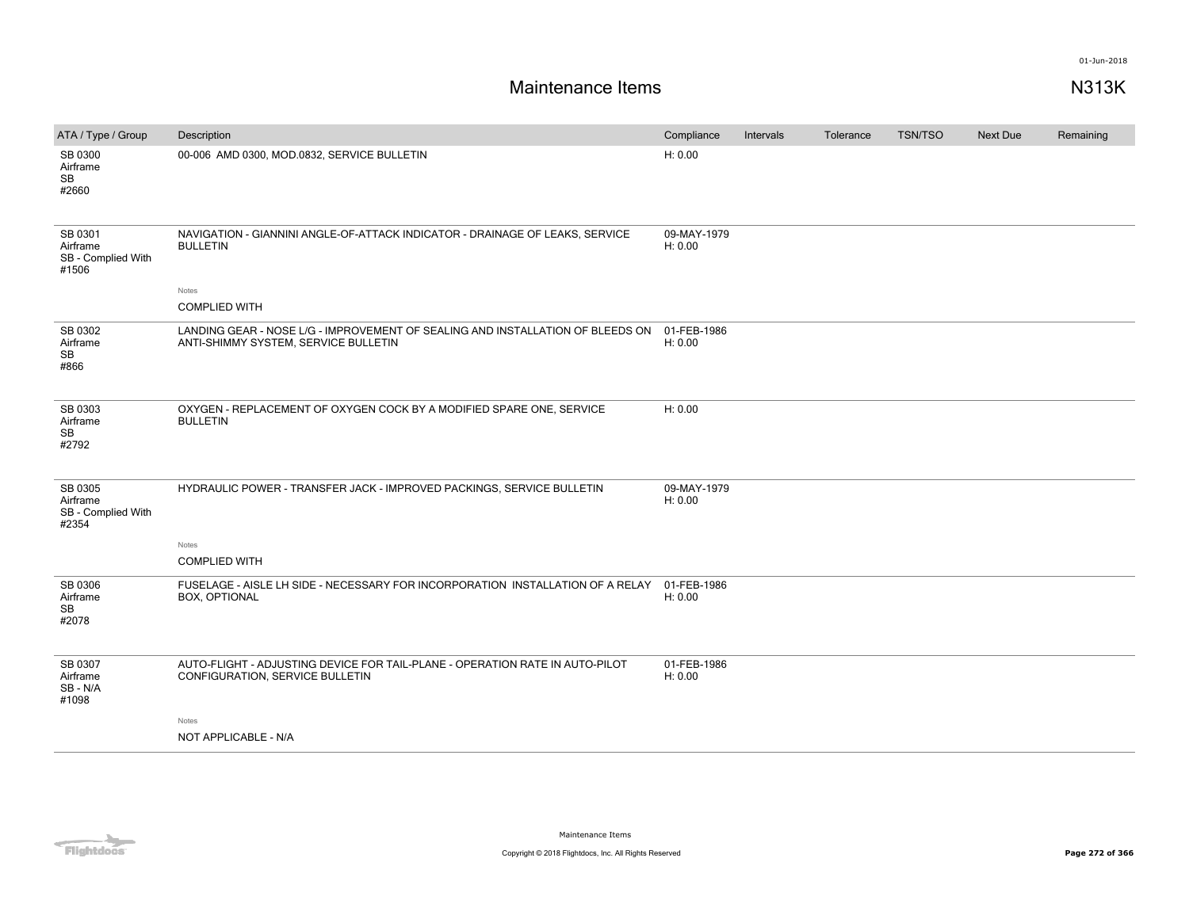# Maintenance Items

N313K

| ATA / Type / Group | Description | Compliance | Intervals | Tolerance | TSN/TSO | Next Due | Remaining |
|---|---|---|---|---|---|---|---|
| SB 0300 Airframe SB #2660 | 00-006 AMD 0300, MOD.0832, SERVICE BULLETIN | H: 0.00 | | | | | |
| SB 0301 Airframe SB - Complied With #1506 | NAVIGATION - GIANNINI ANGLE-OF-ATTACK INDICATOR - DRAINAGE OF LEAKS, SERVICE BULLETIN<br><br>Notes<br>COMPLIED WITH | 09-MAY-1979 H: 0.00 | | | | | |
| SB 0302 Airframe SB #866 | LANDING GEAR - NOSE L/G - IMPROVEMENT OF SEALING AND INSTALLATION OF BLEEDS ON ANTI-SHIMMY SYSTEM, SERVICE BULLETIN | 01-FEB-1986 H: 0.00 | | | | | |
| SB 0303 Airframe SB #2792 | OXYGEN - REPLACEMENT OF OXYGEN COCK BY A MODIFIED SPARE ONE, SERVICE BULLETIN | H: 0.00 | | | | | |
| SB 0305 Airframe SB - Complied With #2354 | HYDRAULIC POWER - TRANSFER JACK - IMPROVED PACKINGS, SERVICE BULLETIN<br><br>Notes<br>COMPLIED WITH | 09-MAY-1979 H: 0.00 | | | | | |
| SB 0306 Airframe SB #2078 | FUSELAGE - AISLE LH SIDE - NECESSARY FOR INCORPORATION INSTALLATION OF A RELAY BOX, OPTIONAL | 01-FEB-1986 H: 0.00 | | | | | |
| SB 0307 Airframe SB - N/A #1098 | AUTO-FLIGHT - ADJUSTING DEVICE FOR TAIL-PLANE - OPERATION RATE IN AUTO-PILOT CONFIGURATION, SERVICE BULLETIN<br><br>Notes<br>NOT APPLICABLE - N/A | 01-FEB-1986 H: 0.00 | | | | | |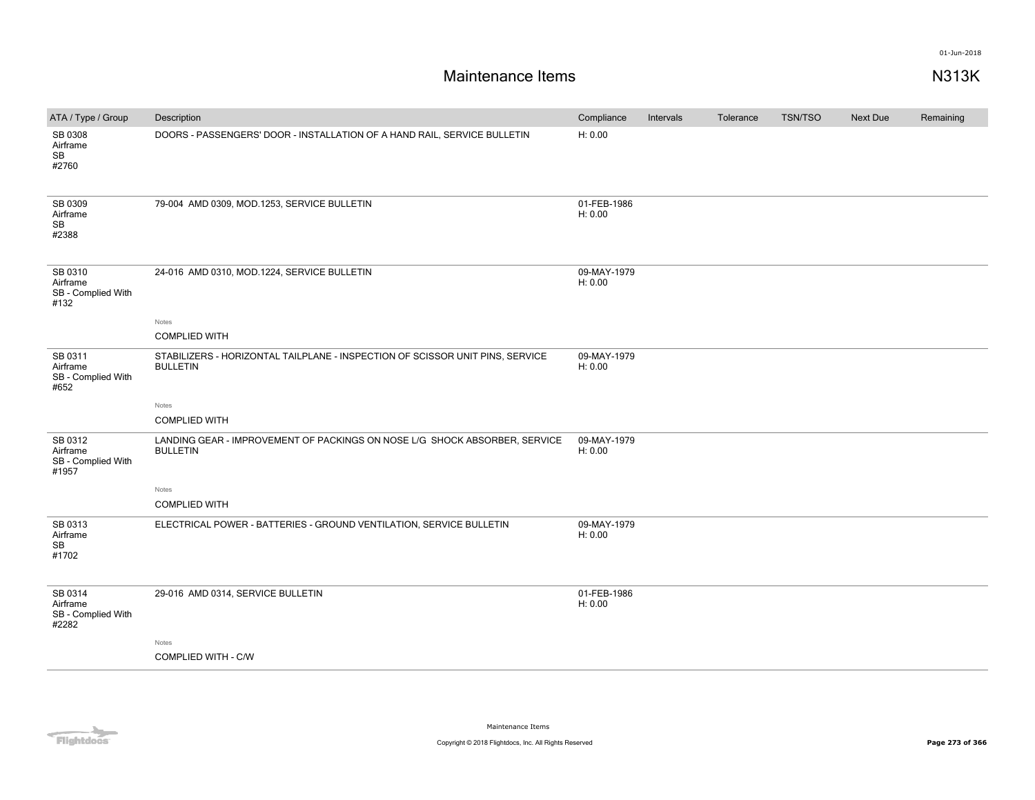# Maintenance Items

N313K

| ATA / Type / Group | Description | Compliance | Intervals | Tolerance | TSN/TSO | Next Due | Remaining |
|---|---|---|---|---|---|---|---|
| SB 0308 Airframe SB #2760 | DOORS - PASSENGERS' DOOR - INSTALLATION OF A HAND RAIL, SERVICE BULLETIN | H: 0.00 | | | | | |
| SB 0309 Airframe SB #2388 | 79-004 AMD 0309, MOD.1253, SERVICE BULLETIN | 01-FEB-1986 H: 0.00 | | | | | |
| SB 0310 Airframe SB - Complied With #132 | 24-016 AMD 0310, MOD.1224, SERVICE BULLETIN<br>Notes<br>COMPLIED WITH | 09-MAY-1979 H: 0.00 | | | | | |
| SB 0311 Airframe SB - Complied With #652 | STABILIZERS - HORIZONTAL TAILPLANE - INSPECTION OF SCISSOR UNIT PINS, SERVICE BULLETIN<br>Notes<br>COMPLIED WITH | 09-MAY-1979 H: 0.00 | | | | | |
| SB 0312 Airframe SB - Complied With #1957 | LANDING GEAR - IMPROVEMENT OF PACKINGS ON NOSE L/G SHOCK ABSORBER, SERVICE BULLETIN<br>Notes<br>COMPLIED WITH | 09-MAY-1979 H: 0.00 | | | | | |
| SB 0313 Airframe SB #1702 | ELECTRICAL POWER - BATTERIES - GROUND VENTILATION, SERVICE BULLETIN | 09-MAY-1979 H: 0.00 | | | | | |
| SB 0314 Airframe SB - Complied With #2282 | 29-016 AMD 0314, SERVICE BULLETIN<br>Notes<br>COMPLIED WITH - C/W | 01-FEB-1986 H: 0.00 | | | | | |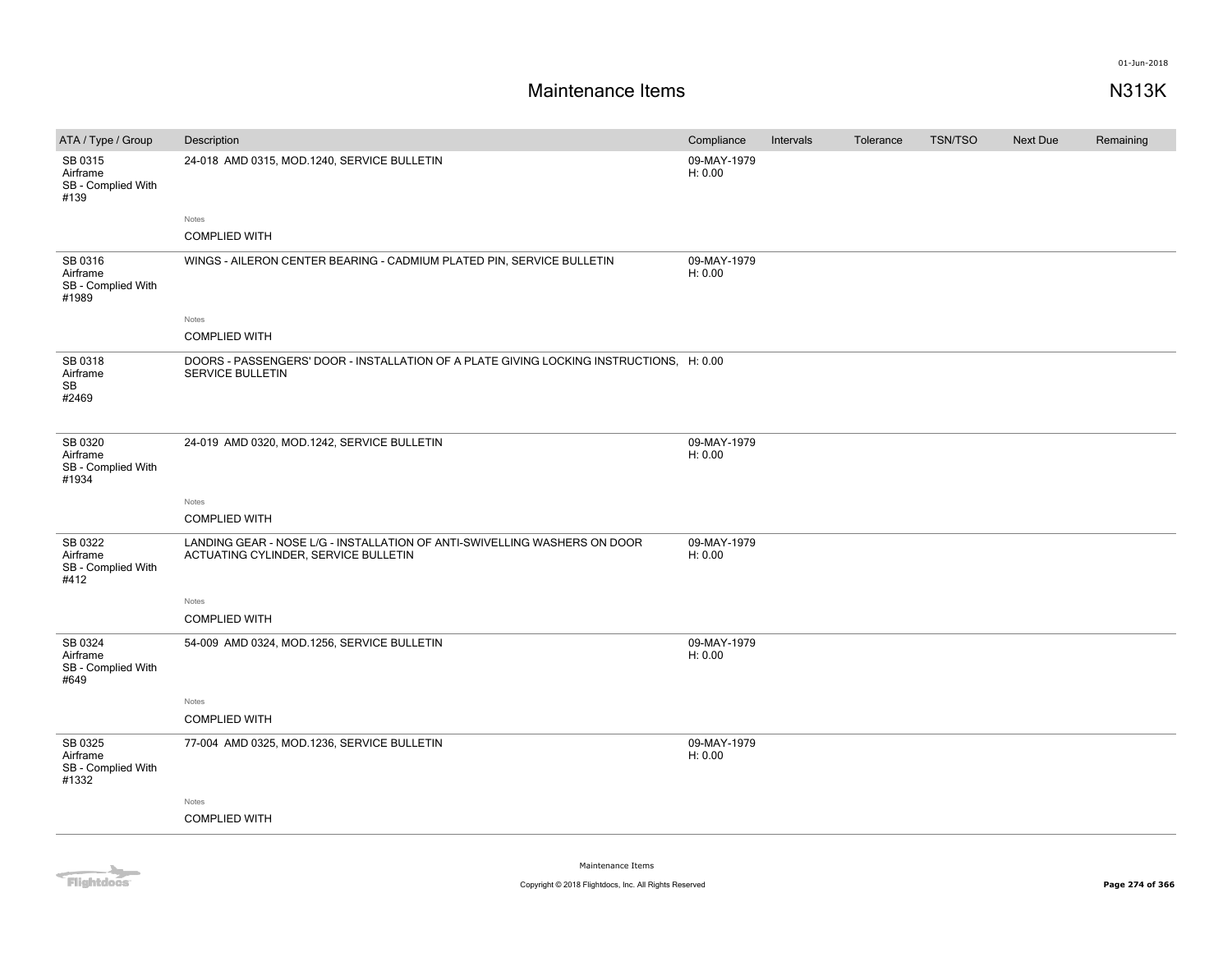# Maintenance Items

N313K

| ATA / Type / Group | Description | Compliance | Intervals | Tolerance | TSN/TSO | Next Due | Remaining |
|---|---|---|---|---|---|---|---|
| SB 0315 Airframe SB - Complied With #139 | 24-018 AMD 0315, MOD.1240, SERVICE BULLETIN | 09-MAY-1979 H: 0.00 | | | | | |
| | Notes: COMPLIED WITH | | | | | | |
| SB 0316 Airframe SB - Complied With #1989 | WINGS - AILERON CENTER BEARING - CADMIUM PLATED PIN, SERVICE BULLETIN | 09-MAY-1979 H: 0.00 | | | | | |
| | Notes: COMPLIED WITH | | | | | | |
| SB 0318 Airframe SB #2469 | DOORS - PASSENGERS' DOOR - INSTALLATION OF A PLATE GIVING LOCKING INSTRUCTIONS, SERVICE BULLETIN | H: 0.00 | | | | | |
| SB 0320 Airframe SB - Complied With #1934 | 24-019 AMD 0320, MOD.1242, SERVICE BULLETIN | 09-MAY-1979 H: 0.00 | | | | | |
| | Notes: COMPLIED WITH | | | | | | |
| SB 0322 Airframe SB - Complied With #412 | LANDING GEAR - NOSE L/G - INSTALLATION OF ANTI-SWIVELLING WASHERS ON DOOR ACTUATING CYLINDER, SERVICE BULLETIN | 09-MAY-1979 H: 0.00 | | | | | |
| | Notes: COMPLIED WITH | | | | | | |
| SB 0324 Airframe SB - Complied With #649 | 54-009 AMD 0324, MOD.1256, SERVICE BULLETIN | 09-MAY-1979 H: 0.00 | | | | | |
| | Notes: COMPLIED WITH | | | | | | |
| SB 0325 Airframe SB - Complied With #1332 | 77-004 AMD 0325, MOD.1236, SERVICE BULLETIN | 09-MAY-1979 H: 0.00 | | | | | |
| | Notes: COMPLIED WITH | | | | | | |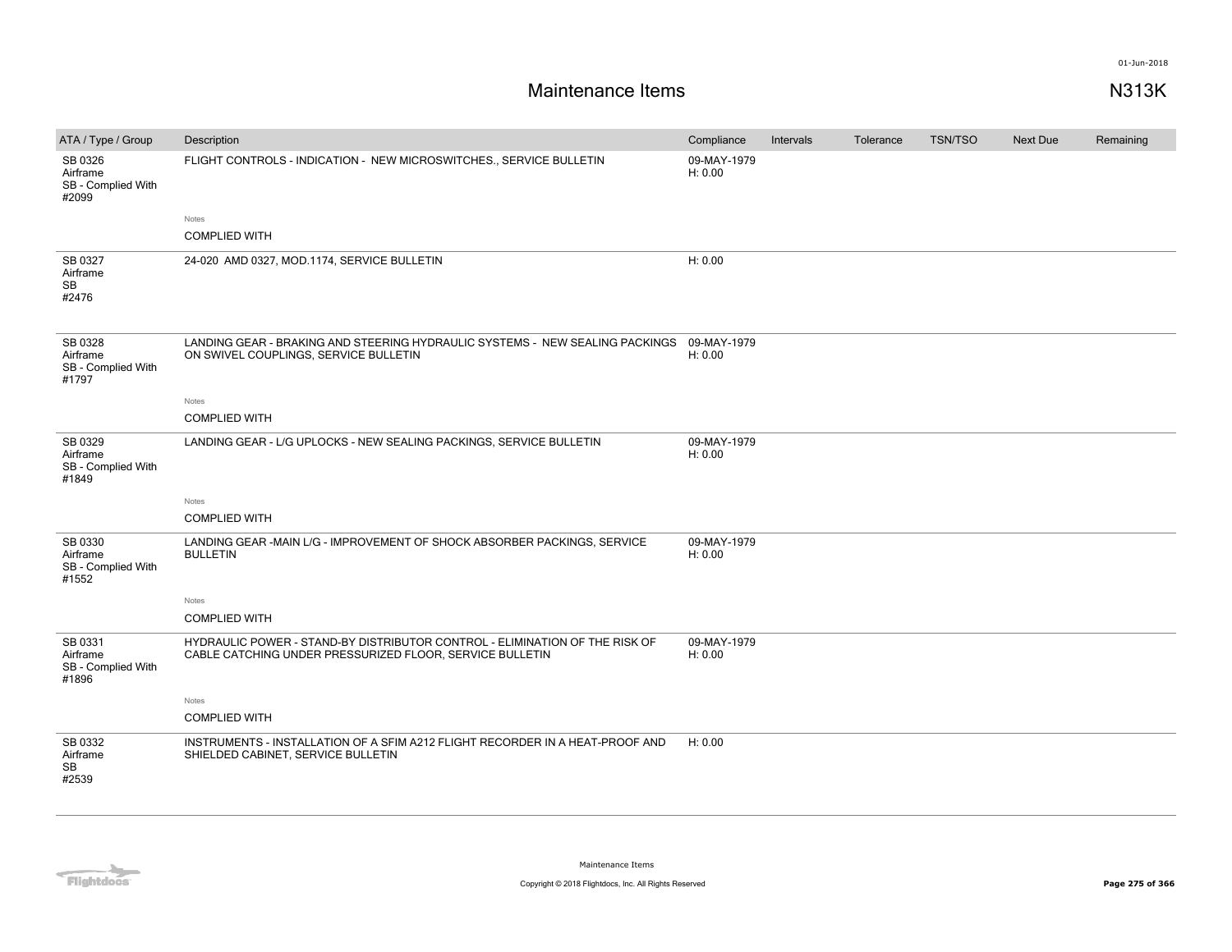# Maintenance Items

N313K

| ATA / Type / Group | Description | Compliance | Intervals | Tolerance | TSN/TSO | Next Due | Remaining |
|---|---|---|---|---|---|---|---|
| SB 0326 Airframe SB - Complied With #2099 | FLIGHT CONTROLS - INDICATION - NEW MICROSWITCHES., SERVICE BULLETIN | 09-MAY-1979 H: 0.00 | | | | | |
| | Notes: COMPLIED WITH | | | | | | |
| SB 0327 Airframe SB #2476 | 24-020 AMD 0327, MOD.1174, SERVICE BULLETIN | H: 0.00 | | | | | |
| SB 0328 Airframe SB - Complied With #1797 | LANDING GEAR - BRAKING AND STEERING HYDRAULIC SYSTEMS - NEW SEALING PACKINGS ON SWIVEL COUPLINGS, SERVICE BULLETIN | 09-MAY-1979 H: 0.00 | | | | | |
| | Notes: COMPLIED WITH | | | | | | |
| SB 0329 Airframe SB - Complied With #1849 | LANDING GEAR - L/G UPLOCKS - NEW SEALING PACKINGS, SERVICE BULLETIN | 09-MAY-1979 H: 0.00 | | | | | |
| | Notes: COMPLIED WITH | | | | | | |
| SB 0330 Airframe SB - Complied With #1552 | LANDING GEAR -MAIN L/G - IMPROVEMENT OF SHOCK ABSORBER PACKINGS, SERVICE BULLETIN | 09-MAY-1979 H: 0.00 | | | | | |
| | Notes: COMPLIED WITH | | | | | | |
| SB 0331 Airframe SB - Complied With #1896 | HYDRAULIC POWER - STAND-BY DISTRIBUTOR CONTROL - ELIMINATION OF THE RISK OF CABLE CATCHING UNDER PRESSURIZED FLOOR, SERVICE BULLETIN | 09-MAY-1979 H: 0.00 | | | | | |
| | Notes: COMPLIED WITH | | | | | | |
| SB 0332 Airframe SB #2539 | INSTRUMENTS - INSTALLATION OF A SFIM A212 FLIGHT RECORDER IN A HEAT-PROOF AND SHIELDED CABINET, SERVICE BULLETIN | H: 0.00 | | | | | |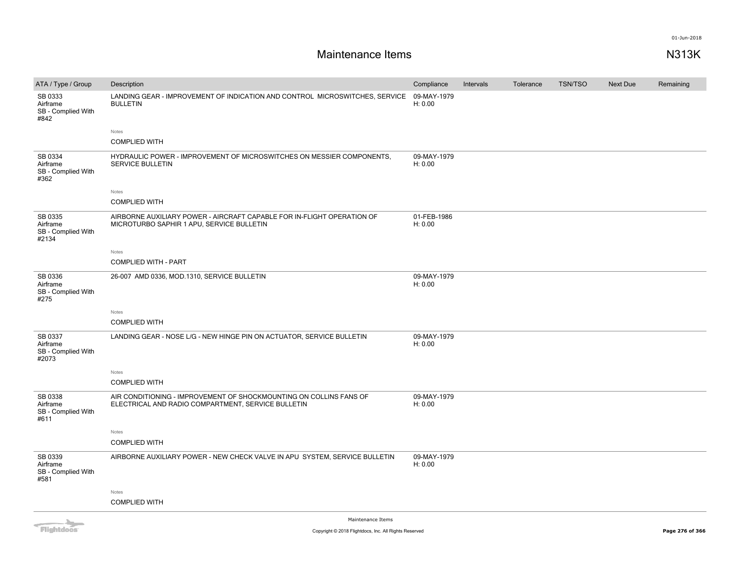# Maintenance Items

N313K

| ATA / Type / Group | Description | Compliance | Intervals | Tolerance | TSN/TSO | Next Due | Remaining |
|---|---|---|---|---|---|---|---|
| SB 0333<br>Airframe<br>SB - Complied With<br>#842 | LANDING GEAR - IMPROVEMENT OF INDICATION AND CONTROL MICROSWITCHES, SERVICE BULLETIN<br><br>Notes<br>COMPLIED WITH | 09-MAY-1979<br>H: 0.00 | | | | | |
| SB 0334<br>Airframe<br>SB - Complied With<br>#362 | HYDRAULIC POWER - IMPROVEMENT OF MICROSWITCHES ON MESSIER COMPONENTS, SERVICE BULLETIN<br><br>Notes<br>COMPLIED WITH | 09-MAY-1979<br>H: 0.00 | | | | | |
| SB 0335<br>Airframe<br>SB - Complied With<br>#2134 | AIRBORNE AUXILIARY POWER - AIRCRAFT CAPABLE FOR IN-FLIGHT OPERATION OF MICROTURBO SAPHIR 1 APU, SERVICE BULLETIN<br><br>Notes<br>COMPLIED WITH - PART | 01-FEB-1986<br>H: 0.00 | | | | | |
| SB 0336<br>Airframe<br>SB - Complied With<br>#275 | 26-007 AMD 0336, MOD.1310, SERVICE BULLETIN<br><br>Notes<br>COMPLIED WITH | 09-MAY-1979<br>H: 0.00 | | | | | |
| SB 0337<br>Airframe<br>SB - Complied With<br>#2073 | LANDING GEAR - NOSE L/G - NEW HINGE PIN ON ACTUATOR, SERVICE BULLETIN<br><br>Notes<br>COMPLIED WITH | 09-MAY-1979<br>H: 0.00 | | | | | |
| SB 0338<br>Airframe<br>SB - Complied With<br>#611 | AIR CONDITIONING - IMPROVEMENT OF SHOCKMOUNTING ON COLLINS FANS OF ELECTRICAL AND RADIO COMPARTMENT, SERVICE BULLETIN<br><br>Notes<br>COMPLIED WITH | 09-MAY-1979<br>H: 0.00 | | | | | |
| SB 0339<br>Airframe<br>SB - Complied With<br>#581 | AIRBORNE AUXILIARY POWER - NEW CHECK VALVE IN APU SYSTEM, SERVICE BULLETIN<br><br>Notes<br>COMPLIED WITH | 09-MAY-1979<br>H: 0.00 | | | | | |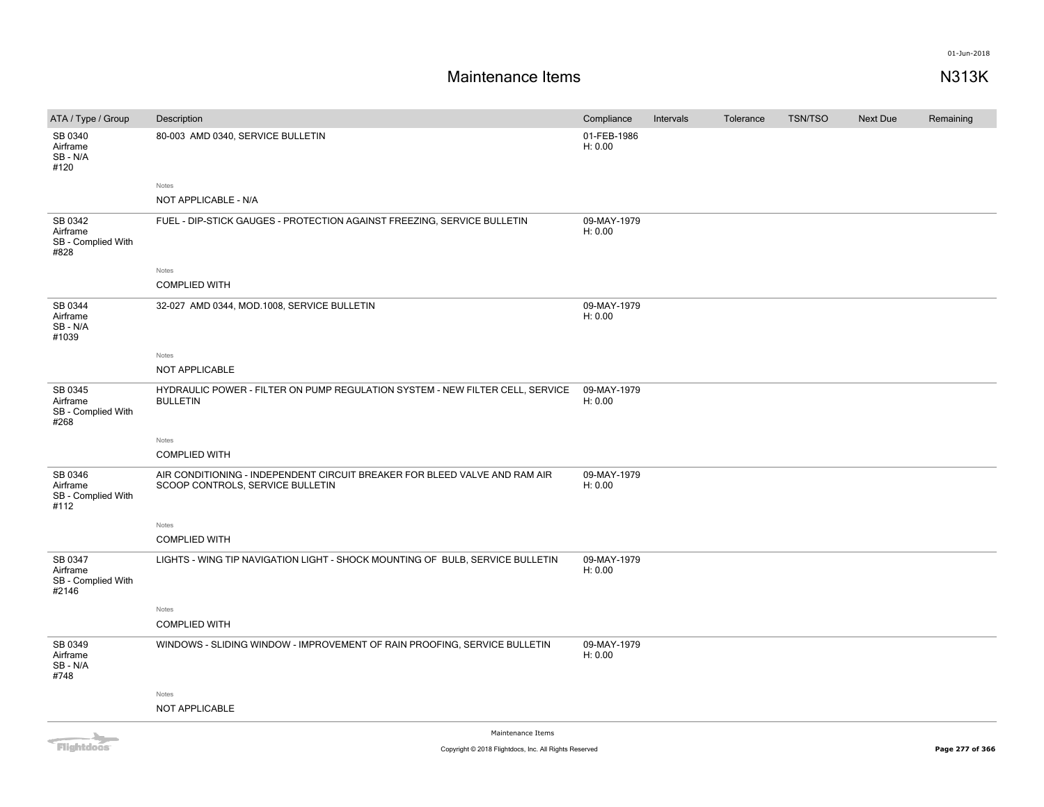# Maintenance Items

N313K

| ATA / Type / Group | Description | Compliance | Intervals | Tolerance | TSN/TSO | Next Due | Remaining |
|---|---|---|---|---|---|---|---|
| SB 0340 Airframe SB - N/A #120 | 80-003 AMD 0340, SERVICE BULLETIN | 01-FEB-1986 H: 0.00 | | | | | |
| | Notes: NOT APPLICABLE - N/A | | | | | | |
| SB 0342 Airframe SB - Complied With #828 | FUEL - DIP-STICK GAUGES - PROTECTION AGAINST FREEZING, SERVICE BULLETIN | 09-MAY-1979 H: 0.00 | | | | | |
| | Notes: COMPLIED WITH | | | | | | |
| SB 0344 Airframe SB - N/A #1039 | 32-027 AMD 0344, MOD.1008, SERVICE BULLETIN | 09-MAY-1979 H: 0.00 | | | | | |
| | Notes: NOT APPLICABLE | | | | | | |
| SB 0345 Airframe SB - Complied With #268 | HYDRAULIC POWER - FILTER ON PUMP REGULATION SYSTEM - NEW FILTER CELL, SERVICE BULLETIN | 09-MAY-1979 H: 0.00 | | | | | |
| | Notes: COMPLIED WITH | | | | | | |
| SB 0346 Airframe SB - Complied With #112 | AIR CONDITIONING - INDEPENDENT CIRCUIT BREAKER FOR BLEED VALVE AND RAM AIR SCOOP CONTROLS, SERVICE BULLETIN | 09-MAY-1979 H: 0.00 | | | | | |
| | Notes: COMPLIED WITH | | | | | | |
| SB 0347 Airframe SB - Complied With #2146 | LIGHTS - WING TIP NAVIGATION LIGHT - SHOCK MOUNTING OF BULB, SERVICE BULLETIN | 09-MAY-1979 H: 0.00 | | | | | |
| | Notes: COMPLIED WITH | | | | | | |
| SB 0349 Airframe SB - N/A #748 | WINDOWS - SLIDING WINDOW - IMPROVEMENT OF RAIN PROOFING, SERVICE BULLETIN | 09-MAY-1979 H: 0.00 | | | | | |
| | Notes: NOT APPLICABLE | | | | | | |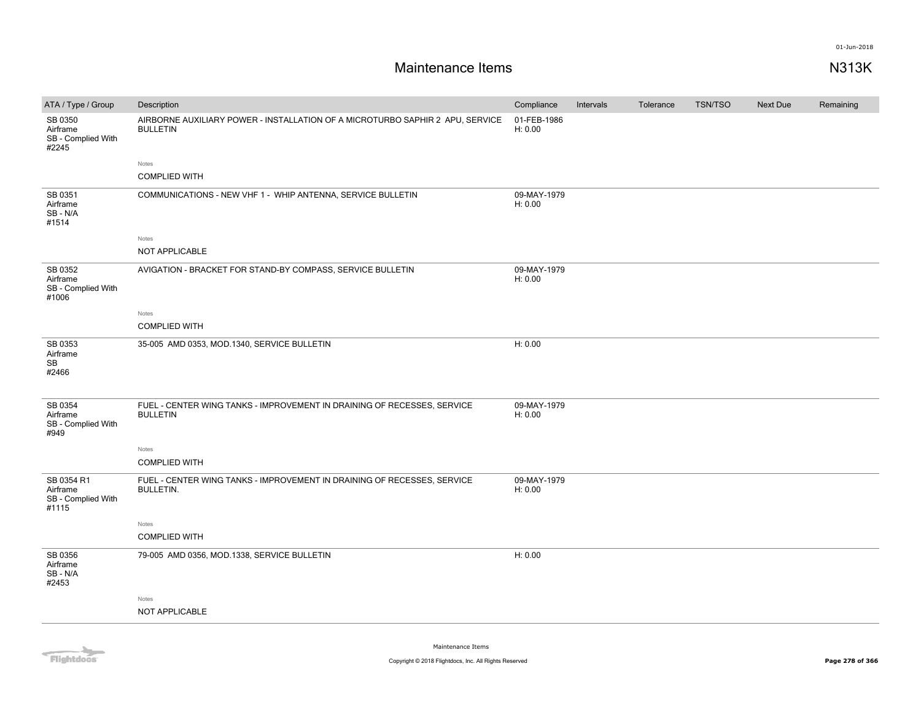# Maintenance Items

N313K

01-Jun-2018

| ATA / Type / Group | Description | Compliance | Intervals | Tolerance | TSN/TSO | Next Due | Remaining |
|---|---|---|---|---|---|---|---|
| SB 0350 Airframe SB - Complied With #2245 | AIRBORNE AUXILIARY POWER - INSTALLATION OF A MICROTURBO SAPHIR 2 APU, SERVICE BULLETIN<br><br>Notes<br>COMPLIED WITH | 01-FEB-1986 H: 0.00 | | | | | |
| SB 0351 Airframe SB - N/A #1514 | COMMUNICATIONS - NEW VHF 1 - WHIP ANTENNA, SERVICE BULLETIN<br><br>Notes<br>NOT APPLICABLE | 09-MAY-1979 H: 0.00 | | | | | |
| SB 0352 Airframe SB - Complied With #1006 | AVIGATION - BRACKET FOR STAND-BY COMPASS, SERVICE BULLETIN<br><br>Notes<br>COMPLIED WITH | 09-MAY-1979 H: 0.00 | | | | | |
| SB 0353 Airframe SB #2466 | 35-005 AMD 0353, MOD.1340, SERVICE BULLETIN | H: 0.00 | | | | | |
| SB 0354 Airframe SB - Complied With #949 | FUEL - CENTER WING TANKS - IMPROVEMENT IN DRAINING OF RECESSES, SERVICE BULLETIN<br><br>Notes<br>COMPLIED WITH | 09-MAY-1979 H: 0.00 | | | | | |
| SB 0354 R1 Airframe SB - Complied With #1115 | FUEL - CENTER WING TANKS - IMPROVEMENT IN DRAINING OF RECESSES, SERVICE BULLETIN.<br><br>Notes<br>COMPLIED WITH | 09-MAY-1979 H: 0.00 | | | | | |
| SB 0356 Airframe SB - N/A #2453 | 79-005 AMD 0356, MOD.1338, SERVICE BULLETIN<br><br>Notes<br>NOT APPLICABLE | H: 0.00 | | | | | |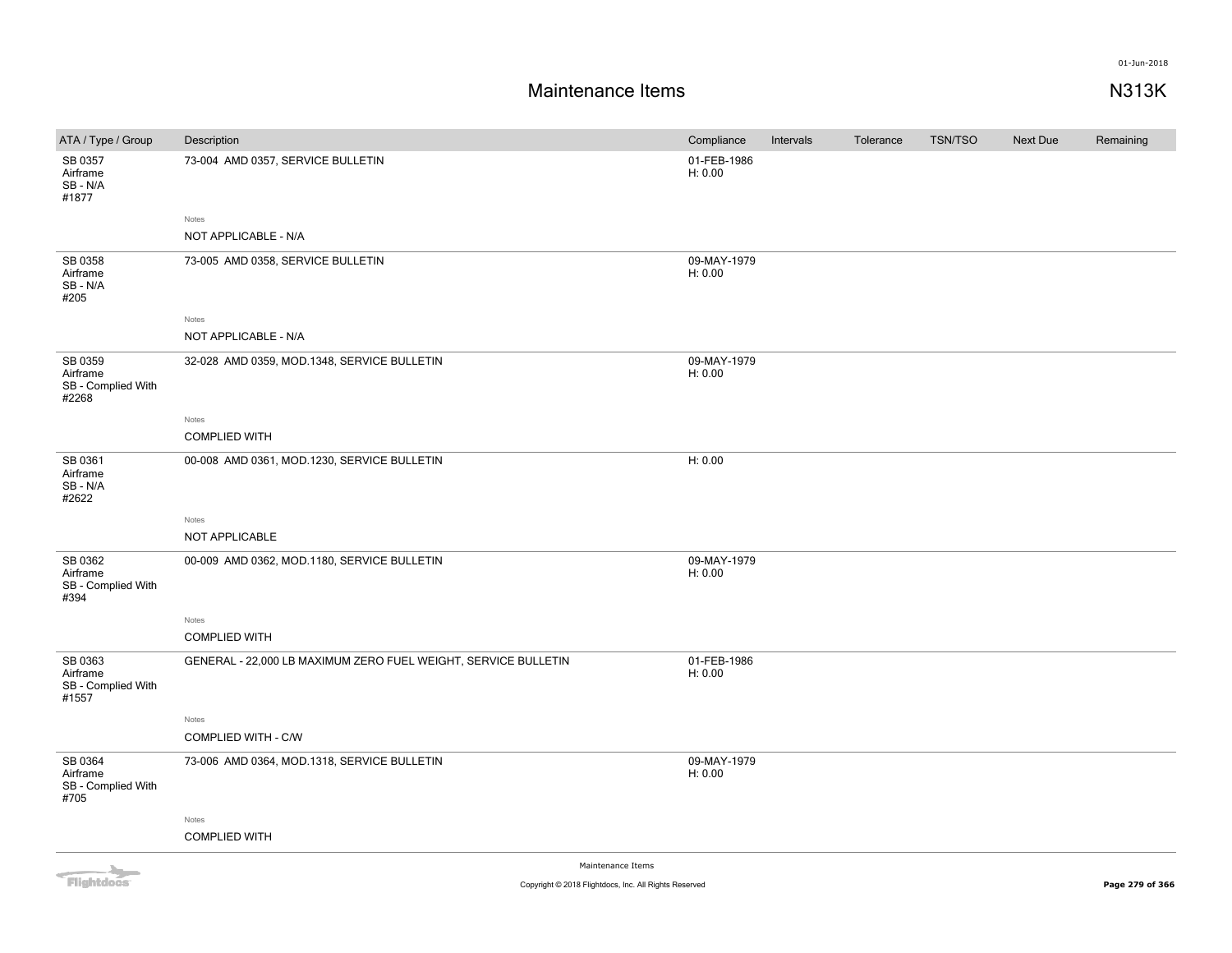# Maintenance Items

N313K

| ATA / Type / Group | Description | Compliance | Intervals | Tolerance | TSN/TSO | Next Due | Remaining |
|---|---|---|---|---|---|---|---|
| SB 0357 Airframe SB - N/A #1877 | 73-004 AMD 0357, SERVICE BULLETIN | 01-FEB-1986 H: 0.00 | | | | | |
| | Notes: NOT APPLICABLE - N/A | | | | | | |
| SB 0358 Airframe SB - N/A #205 | 73-005 AMD 0358, SERVICE BULLETIN | 09-MAY-1979 H: 0.00 | | | | | |
| | Notes: NOT APPLICABLE - N/A | | | | | | |
| SB 0359 Airframe SB - Complied With #2268 | 32-028 AMD 0359, MOD.1348, SERVICE BULLETIN | 09-MAY-1979 H: 0.00 | | | | | |
| | Notes: COMPLIED WITH | | | | | | |
| SB 0361 Airframe SB - N/A #2622 | 00-008 AMD 0361, MOD.1230, SERVICE BULLETIN | H: 0.00 | | | | | |
| | Notes: NOT APPLICABLE | | | | | | |
| SB 0362 Airframe SB - Complied With #394 | 00-009 AMD 0362, MOD.1180, SERVICE BULLETIN | 09-MAY-1979 H: 0.00 | | | | | |
| | Notes: COMPLIED WITH | | | | | | |
| SB 0363 Airframe SB - Complied With #1557 | GENERAL - 22,000 LB MAXIMUM ZERO FUEL WEIGHT, SERVICE BULLETIN | 01-FEB-1986 H: 0.00 | | | | | |
| | Notes: COMPLIED WITH - C/W | | | | | | |
| SB 0364 Airframe SB - Complied With #705 | 73-006 AMD 0364, MOD.1318, SERVICE BULLETIN | 09-MAY-1979 H: 0.00 | | | | | |
| | Notes: COMPLIED WITH | | | | | | |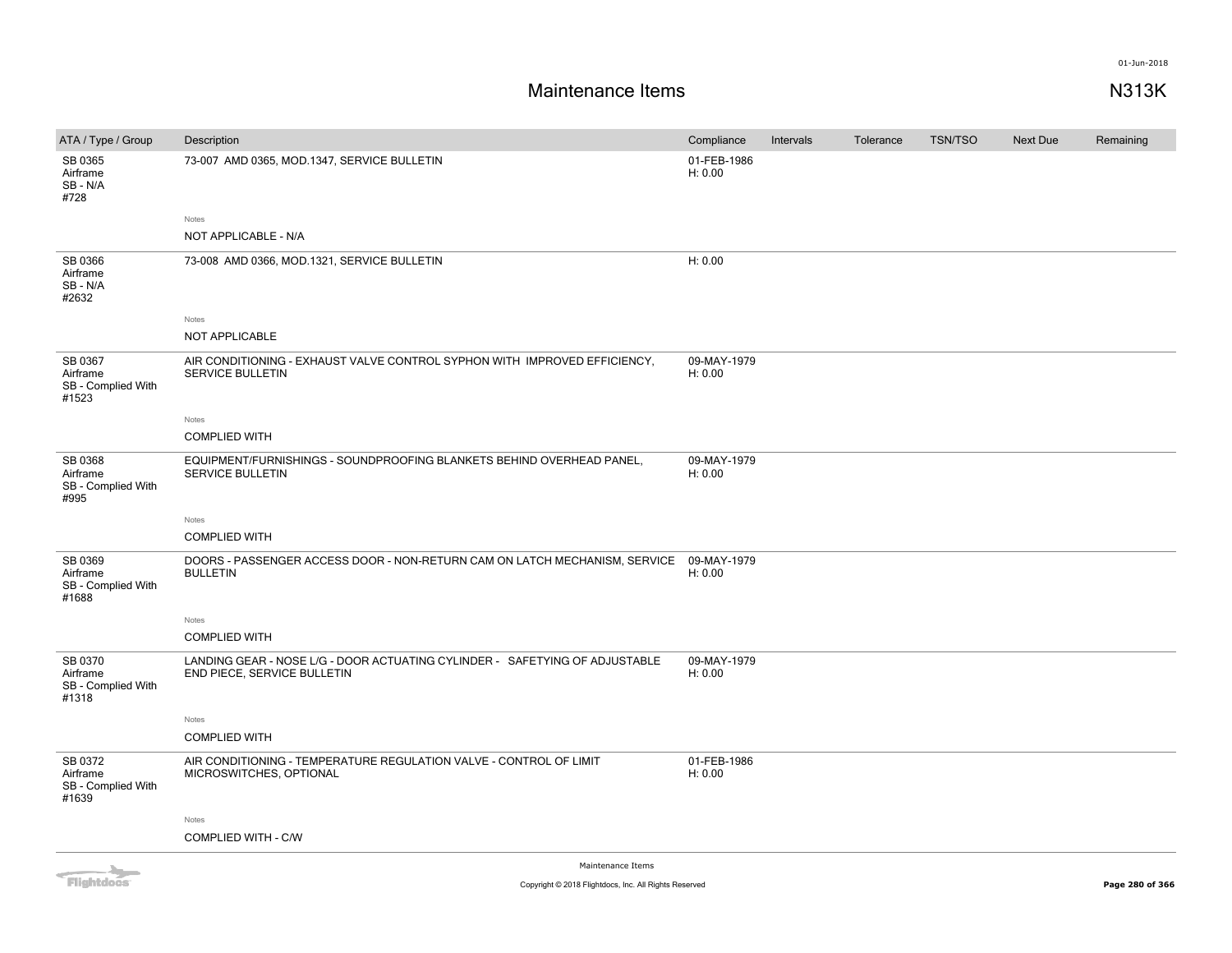# Maintenance Items

N313K

| ATA / Type / Group | Description | Compliance | Intervals | Tolerance | TSN/TSO | Next Due | Remaining |
|---|---|---|---|---|---|---|---|
| SB 0365 Airframe SB - N/A #728 | 73-007 AMD 0365, MOD.1347, SERVICE BULLETIN | 01-FEB-1986 H: 0.00 | | | | | |
| | Notes NOT APPLICABLE - N/A | | | | | | |
| SB 0366 Airframe SB - N/A #2632 | 73-008 AMD 0366, MOD.1321, SERVICE BULLETIN | H: 0.00 | | | | | |
| | Notes NOT APPLICABLE | | | | | | |
| SB 0367 Airframe SB - Complied With #1523 | AIR CONDITIONING - EXHAUST VALVE CONTROL SYPHON WITH IMPROVED EFFICIENCY, SERVICE BULLETIN | 09-MAY-1979 H: 0.00 | | | | | |
| | Notes COMPLIED WITH | | | | | | |
| SB 0368 Airframe SB - Complied With #995 | EQUIPMENT/FURNISHINGS - SOUNDPROOFING BLANKETS BEHIND OVERHEAD PANEL, SERVICE BULLETIN | 09-MAY-1979 H: 0.00 | | | | | |
| | Notes COMPLIED WITH | | | | | | |
| SB 0369 Airframe SB - Complied With #1688 | DOORS - PASSENGER ACCESS DOOR - NON-RETURN CAM ON LATCH MECHANISM, SERVICE BULLETIN | 09-MAY-1979 H: 0.00 | | | | | |
| | Notes COMPLIED WITH | | | | | | |
| SB 0370 Airframe SB - Complied With #1318 | LANDING GEAR - NOSE L/G - DOOR ACTUATING CYLINDER - SAFETYING OF ADJUSTABLE END PIECE, SERVICE BULLETIN | 09-MAY-1979 H: 0.00 | | | | | |
| | Notes COMPLIED WITH | | | | | | |
| SB 0372 Airframe SB - Complied With #1639 | AIR CONDITIONING - TEMPERATURE REGULATION VALVE - CONTROL OF LIMIT MICROSWITCHES, OPTIONAL | 01-FEB-1986 H: 0.00 | | | | | |
| | Notes COMPLIED WITH - C/W | | | | | | |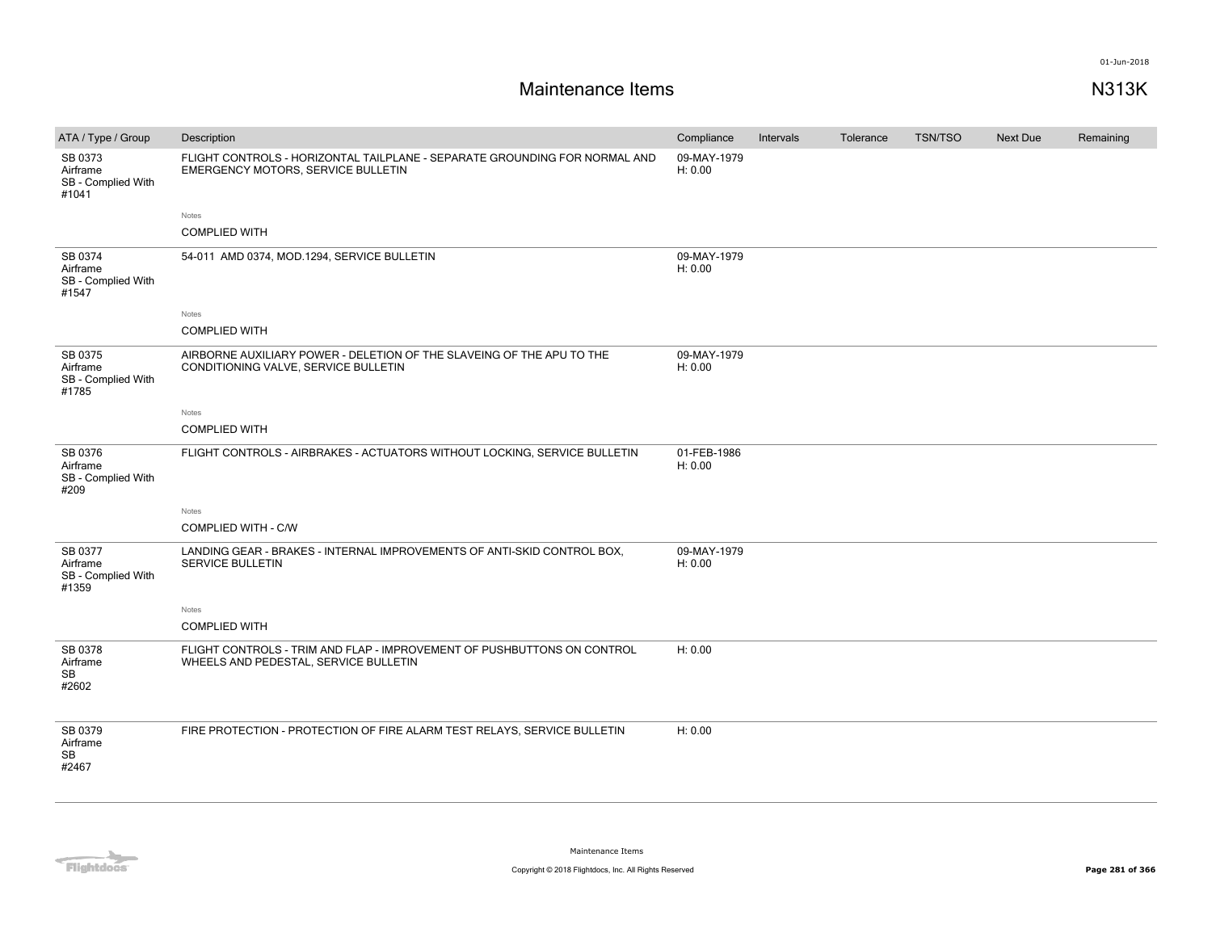# Maintenance Items

**N313K**

| ATA / Type / Group | Description | Compliance | Intervals | Tolerance | TSN/TSO | Next Due | Remaining |
|---|---|---|---|---|---|---|---|
| SB 0373<br>Airframe<br>SB - Complied With<br>#1041 | FLIGHT CONTROLS - HORIZONTAL TAILPLANE - SEPARATE GROUNDING FOR NORMAL AND EMERGENCY MOTORS, SERVICE BULLETIN<br><br>Notes<br>COMPLIED WITH | 09-MAY-1979<br>H: 0.00 | | | | | |
| SB 0374<br>Airframe<br>SB - Complied With<br>#1547 | 54-011 AMD 0374, MOD.1294, SERVICE BULLETIN<br><br>Notes<br>COMPLIED WITH | 09-MAY-1979<br>H: 0.00 | | | | | |
| SB 0375<br>Airframe<br>SB - Complied With<br>#1785 | AIRBORNE AUXILIARY POWER - DELETION OF THE SLAVEING OF THE APU TO THE CONDITIONING VALVE, SERVICE BULLETIN<br><br>Notes<br>COMPLIED WITH | 09-MAY-1979<br>H: 0.00 | | | | | |
| SB 0376<br>Airframe<br>SB - Complied With<br>#209 | FLIGHT CONTROLS - AIRBRAKES - ACTUATORS WITHOUT LOCKING, SERVICE BULLETIN<br><br>Notes<br>COMPLIED WITH - C/W | 01-FEB-1986<br>H: 0.00 | | | | | |
| SB 0377<br>Airframe<br>SB - Complied With<br>#1359 | LANDING GEAR - BRAKES - INTERNAL IMPROVEMENTS OF ANTI-SKID CONTROL BOX, SERVICE BULLETIN<br><br>Notes<br>COMPLIED WITH | 09-MAY-1979<br>H: 0.00 | | | | | |
| SB 0378<br>Airframe<br>SB<br>#2602 | FLIGHT CONTROLS - TRIM AND FLAP - IMPROVEMENT OF PUSHBUTTONS ON CONTROL WHEELS AND PEDESTAL, SERVICE BULLETIN | H: 0.00 | | | | | |
| SB 0379<br>Airframe<br>SB<br>#2467 | FIRE PROTECTION - PROTECTION OF FIRE ALARM TEST RELAYS, SERVICE BULLETIN | H: 0.00 | | | | | |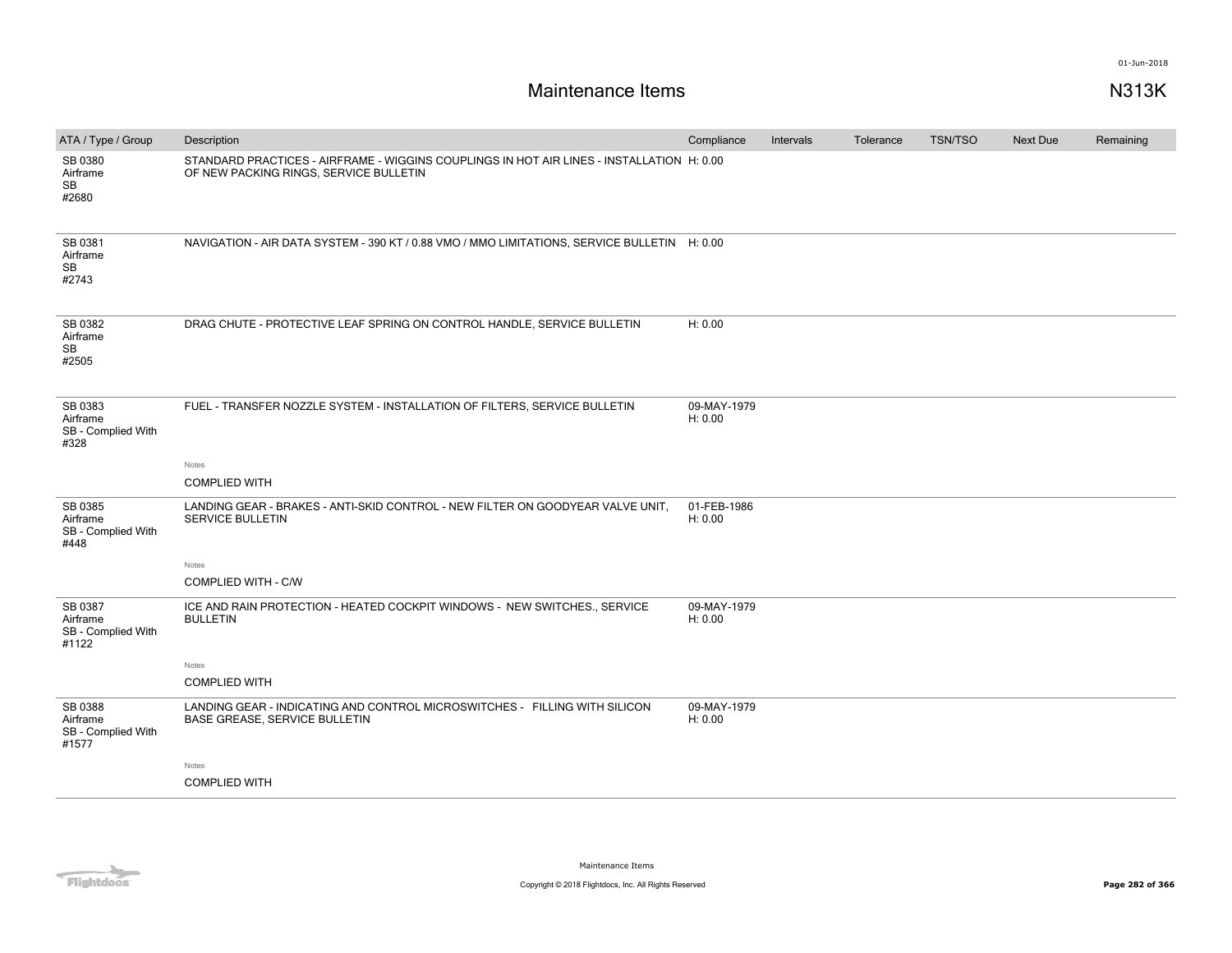# Maintenance Items

N313K

| ATA / Type / Group | Description | Compliance | Intervals | Tolerance | TSN/TSO | Next Due | Remaining |
|---|---|---|---|---|---|---|---|
| SB 0380 Airframe SB #2680 | STANDARD PRACTICES - AIRFRAME - WIGGINS COUPLINGS IN HOT AIR LINES - INSTALLATION OF NEW PACKING RINGS, SERVICE BULLETIN | H: 0.00 | | | | | |
| SB 0381 Airframe SB #2743 | NAVIGATION - AIR DATA SYSTEM - 390 KT / 0.88 VMO / MMO LIMITATIONS, SERVICE BULLETIN | H: 0.00 | | | | | |
| SB 0382 Airframe SB #2505 | DRAG CHUTE - PROTECTIVE LEAF SPRING ON CONTROL HANDLE, SERVICE BULLETIN | H: 0.00 | | | | | |
| SB 0383 Airframe SB - Complied With #328 | FUEL - TRANSFER NOZZLE SYSTEM - INSTALLATION OF FILTERS, SERVICE BULLETIN<br><br>Notes<br>COMPLIED WITH | 09-MAY-1979 H: 0.00 | | | | | |
| SB 0385 Airframe SB - Complied With #448 | LANDING GEAR - BRAKES - ANTI-SKID CONTROL - NEW FILTER ON GOODYEAR VALVE UNIT, SERVICE BULLETIN<br><br>Notes<br>COMPLIED WITH - C/W | 01-FEB-1986 H: 0.00 | | | | | |
| SB 0387 Airframe SB - Complied With #1122 | ICE AND RAIN PROTECTION - HEATED COCKPIT WINDOWS - NEW SWITCHES., SERVICE BULLETIN<br><br>Notes<br>COMPLIED WITH | 09-MAY-1979 H: 0.00 | | | | | |
| SB 0388 Airframe SB - Complied With #1577 | LANDING GEAR - INDICATING AND CONTROL MICROSWITCHES - FILLING WITH SILICON BASE GREASE, SERVICE BULLETIN<br><br>Notes<br>COMPLIED WITH | 09-MAY-1979 H: 0.00 | | | | | |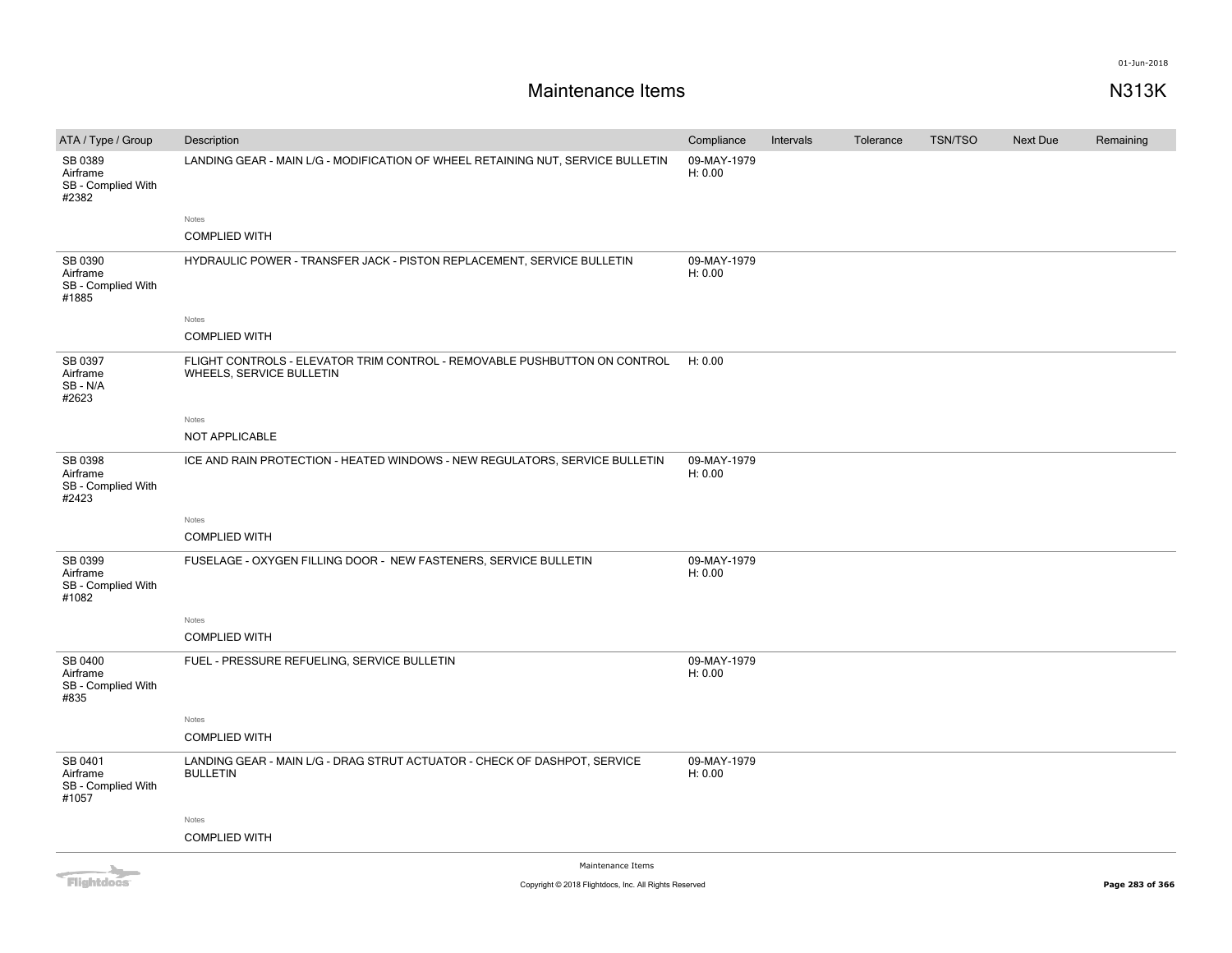# Maintenance Items

N313K

| ATA / Type / Group | Description | Compliance | Intervals | Tolerance | TSN/TSO | Next Due | Remaining |
|---|---|---|---|---|---|---|---|
| SB 0389<br>Airframe<br>SB - Complied With<br>#2382 | LANDING GEAR - MAIN L/G - MODIFICATION OF WHEEL RETAINING NUT, SERVICE BULLETIN<br><br>Notes<br>COMPLIED WITH | 09-MAY-1979<br>H: 0.00 | | | | | |
| SB 0390<br>Airframe<br>SB - Complied With<br>#1885 | HYDRAULIC POWER - TRANSFER JACK - PISTON REPLACEMENT, SERVICE BULLETIN<br><br>Notes<br>COMPLIED WITH | 09-MAY-1979<br>H: 0.00 | | | | | |
| SB 0397<br>Airframe<br>SB - N/A<br>#2623 | FLIGHT CONTROLS - ELEVATOR TRIM CONTROL - REMOVABLE PUSHBUTTON ON CONTROL WHEELS, SERVICE BULLETIN<br><br>Notes<br>NOT APPLICABLE | H: 0.00 | | | | | |
| SB 0398<br>Airframe<br>SB - Complied With<br>#2423 | ICE AND RAIN PROTECTION - HEATED WINDOWS - NEW REGULATORS, SERVICE BULLETIN<br><br>Notes<br>COMPLIED WITH | 09-MAY-1979<br>H: 0.00 | | | | | |
| SB 0399<br>Airframe<br>SB - Complied With<br>#1082 | FUSELAGE - OXYGEN FILLING DOOR - NEW FASTENERS, SERVICE BULLETIN<br><br>Notes<br>COMPLIED WITH | 09-MAY-1979<br>H: 0.00 | | | | | |
| SB 0400<br>Airframe<br>SB - Complied With<br>#835 | FUEL - PRESSURE REFUELING, SERVICE BULLETIN<br><br>Notes<br>COMPLIED WITH | 09-MAY-1979<br>H: 0.00 | | | | | |
| SB 0401<br>Airframe<br>SB - Complied With<br>#1057 | LANDING GEAR - MAIN L/G - DRAG STRUT ACTUATOR - CHECK OF DASHPOT, SERVICE BULLETIN<br><br>Notes<br>COMPLIED WITH | 09-MAY-1979<br>H: 0.00 | | | | | |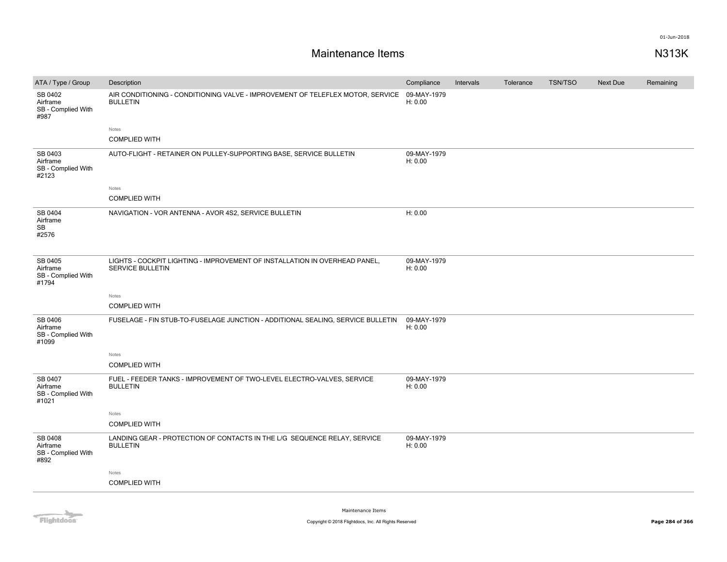# Maintenance Items

N313K

| ATA / Type / Group | Description | Compliance | Intervals | Tolerance | TSN/TSO | Next Due | Remaining |
|---|---|---|---|---|---|---|---|
| SB 0402 Airframe SB - Complied With #987 | AIR CONDITIONING - CONDITIONING VALVE - IMPROVEMENT OF TELEFLEX MOTOR, SERVICE BULLETIN<br><br>Notes<br>COMPLIED WITH | 09-MAY-1979 H: 0.00 | | | | | |
| SB 0403 Airframe SB - Complied With #2123 | AUTO-FLIGHT - RETAINER ON PULLEY-SUPPORTING BASE, SERVICE BULLETIN<br><br>Notes<br>COMPLIED WITH | 09-MAY-1979 H: 0.00 | | | | | |
| SB 0404 Airframe SB #2576 | NAVIGATION - VOR ANTENNA - AVOR 4S2, SERVICE BULLETIN | H: 0.00 | | | | | |
| SB 0405 Airframe SB - Complied With #1794 | LIGHTS - COCKPIT LIGHTING - IMPROVEMENT OF INSTALLATION IN OVERHEAD PANEL, SERVICE BULLETIN<br><br>Notes<br>COMPLIED WITH | 09-MAY-1979 H: 0.00 | | | | | |
| SB 0406 Airframe SB - Complied With #1099 | FUSELAGE - FIN STUB-TO-FUSELAGE JUNCTION - ADDITIONAL SEALING, SERVICE BULLETIN<br><br>Notes<br>COMPLIED WITH | 09-MAY-1979 H: 0.00 | | | | | |
| SB 0407 Airframe SB - Complied With #1021 | FUEL - FEEDER TANKS - IMPROVEMENT OF TWO-LEVEL ELECTRO-VALVES, SERVICE BULLETIN<br><br>Notes<br>COMPLIED WITH | 09-MAY-1979 H: 0.00 | | | | | |
| SB 0408 Airframe SB - Complied With #892 | LANDING GEAR - PROTECTION OF CONTACTS IN THE L/G SEQUENCE RELAY, SERVICE BULLETIN<br><br>Notes<br>COMPLIED WITH | 09-MAY-1979 H: 0.00 | | | | | |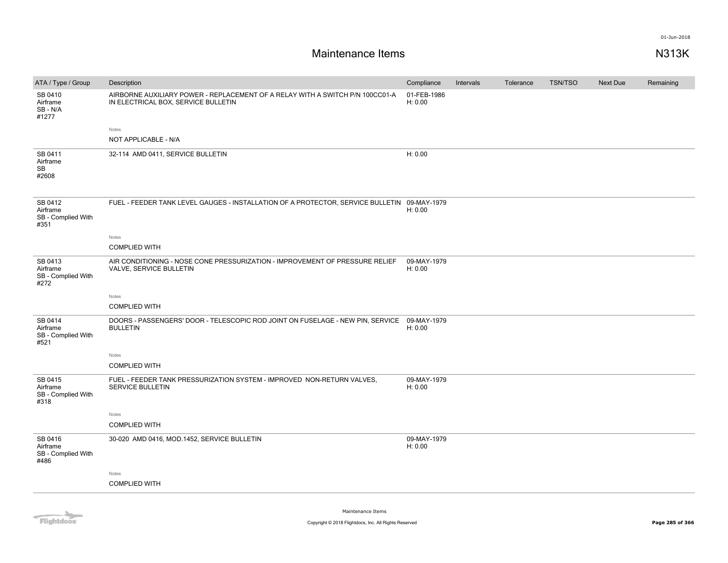# Maintenance Items

N313K

| ATA / Type / Group | Description | Compliance | Intervals | Tolerance | TSN/TSO | Next Due | Remaining |
|---|---|---|---|---|---|---|---|
| SB 0410 Airframe SB - N/A #1277 | AIRBORNE AUXILIARY POWER - REPLACEMENT OF A RELAY WITH A SWITCH P/N 100CC01-A IN ELECTRICAL BOX, SERVICE BULLETIN | 01-FEB-1986 H: 0.00 | | | | | |
| | Notes: NOT APPLICABLE - N/A | | | | | | |
| SB 0411 Airframe SB #2608 | 32-114 AMD 0411, SERVICE BULLETIN | H: 0.00 | | | | | |
| SB 0412 Airframe SB - Complied With #351 | FUEL - FEEDER TANK LEVEL GAUGES - INSTALLATION OF A PROTECTOR, SERVICE BULLETIN | 09-MAY-1979 H: 0.00 | | | | | |
| | Notes: COMPLIED WITH | | | | | | |
| SB 0413 Airframe SB - Complied With #272 | AIR CONDITIONING - NOSE CONE PRESSURIZATION - IMPROVEMENT OF PRESSURE RELIEF VALVE, SERVICE BULLETIN | 09-MAY-1979 H: 0.00 | | | | | |
| | Notes: COMPLIED WITH | | | | | | |
| SB 0414 Airframe SB - Complied With #521 | DOORS - PASSENGERS' DOOR - TELESCOPIC ROD JOINT ON FUSELAGE - NEW PIN, SERVICE BULLETIN | 09-MAY-1979 H: 0.00 | | | | | |
| | Notes: COMPLIED WITH | | | | | | |
| SB 0415 Airframe SB - Complied With #318 | FUEL - FEEDER TANK PRESSURIZATION SYSTEM - IMPROVED NON-RETURN VALVES, SERVICE BULLETIN | 09-MAY-1979 H: 0.00 | | | | | |
| | Notes: COMPLIED WITH | | | | | | |
| SB 0416 Airframe SB - Complied With #486 | 30-020 AMD 0416, MOD.1452, SERVICE BULLETIN | 09-MAY-1979 H: 0.00 | | | | | |
| | Notes: COMPLIED WITH | | | | | | |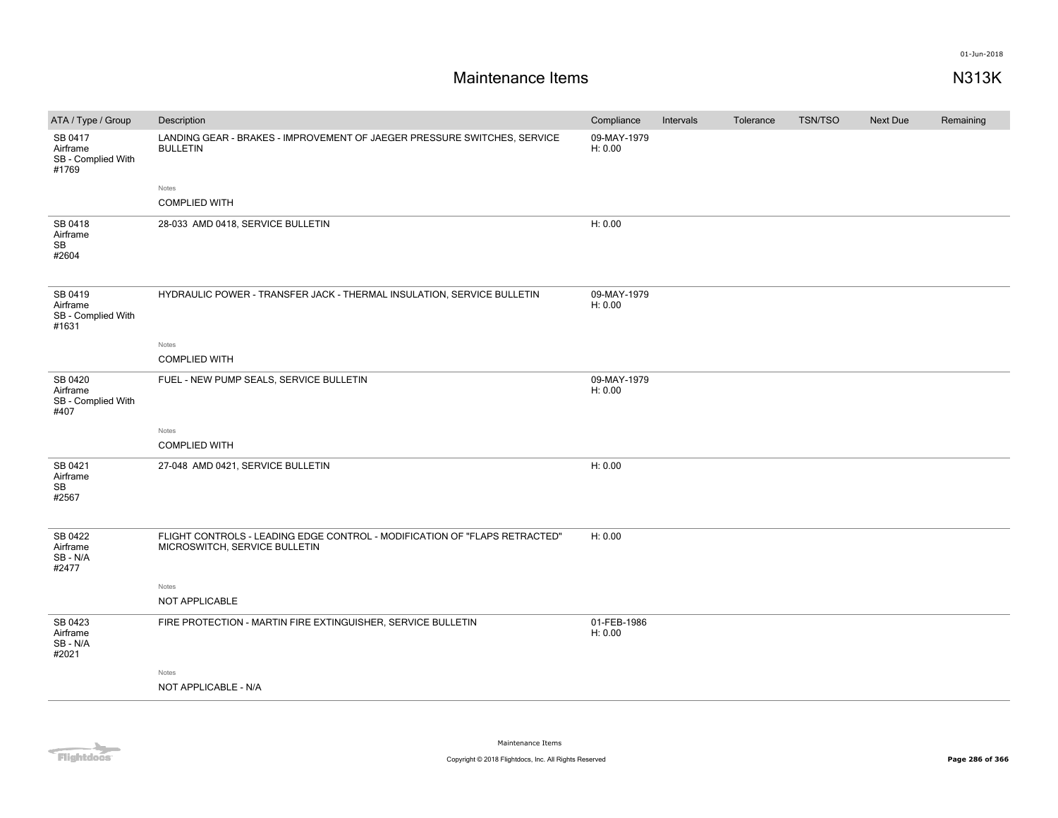# Maintenance Items

N313K

| ATA / Type / Group | Description | Compliance | Intervals | Tolerance | TSN/TSO | Next Due | Remaining |
|---|---|---|---|---|---|---|---|
| SB 0417<br>Airframe<br>SB - Complied With<br>#1769 | LANDING GEAR - BRAKES - IMPROVEMENT OF JAEGER PRESSURE SWITCHES, SERVICE BULLETIN<br><br>Notes<br>COMPLIED WITH | 09-MAY-1979<br>H: 0.00 | | | | | |
| SB 0418<br>Airframe<br>SB<br>#2604 | 28-033 AMD 0418, SERVICE BULLETIN | H: 0.00 | | | | | |
| SB 0419<br>Airframe<br>SB - Complied With<br>#1631 | HYDRAULIC POWER - TRANSFER JACK - THERMAL INSULATION, SERVICE BULLETIN<br><br>Notes<br>COMPLIED WITH | 09-MAY-1979<br>H: 0.00 | | | | | |
| SB 0420<br>Airframe<br>SB - Complied With<br>#407 | FUEL - NEW PUMP SEALS, SERVICE BULLETIN<br><br>Notes<br>COMPLIED WITH | 09-MAY-1979<br>H: 0.00 | | | | | |
| SB 0421<br>Airframe<br>SB<br>#2567 | 27-048 AMD 0421, SERVICE BULLETIN | H: 0.00 | | | | | |
| SB 0422<br>Airframe<br>SB - N/A<br>#2477 | FLIGHT CONTROLS - LEADING EDGE CONTROL - MODIFICATION OF "FLAPS RETRACTED" MICROSWITCH, SERVICE BULLETIN<br><br>Notes<br>NOT APPLICABLE | H: 0.00 | | | | | |
| SB 0423<br>Airframe<br>SB - N/A<br>#2021 | FIRE PROTECTION - MARTIN FIRE EXTINGUISHER, SERVICE BULLETIN<br><br>Notes<br>NOT APPLICABLE - N/A | 01-FEB-1986<br>H: 0.00 | | | | | |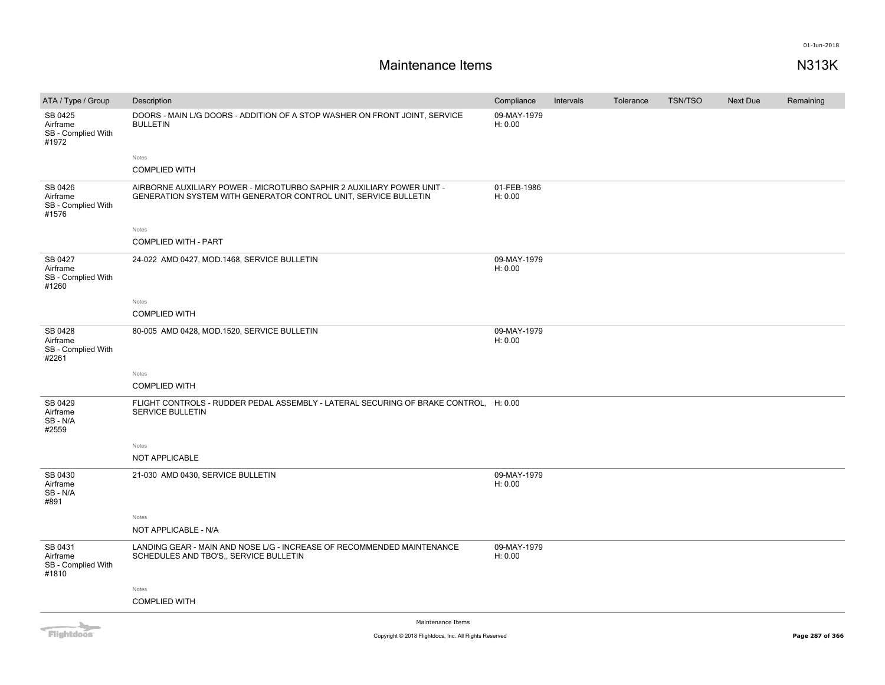# Maintenance Items

N313K

| ATA / Type / Group | Description | Compliance | Intervals | Tolerance | TSN/TSO | Next Due | Remaining |
|---|---|---|---|---|---|---|---|
| SB 0425 Airframe SB - Complied With #1972 | DOORS - MAIN L/G DOORS - ADDITION OF A STOP WASHER ON FRONT JOINT, SERVICE BULLETIN | 09-MAY-1979 H: 0.00 | | | | | |
| | Notes<br>COMPLIED WITH | | | | | | |
| SB 0426 Airframe SB - Complied With #1576 | AIRBORNE AUXILIARY POWER - MICROTURBO SAPHIR 2 AUXILIARY POWER UNIT - GENERATION SYSTEM WITH GENERATOR CONTROL UNIT, SERVICE BULLETIN | 01-FEB-1986 H: 0.00 | | | | | |
| | Notes<br>COMPLIED WITH - PART | | | | | | |
| SB 0427 Airframe SB - Complied With #1260 | 24-022 AMD 0427, MOD.1468, SERVICE BULLETIN | 09-MAY-1979 H: 0.00 | | | | | |
| | Notes<br>COMPLIED WITH | | | | | | |
| SB 0428 Airframe SB - Complied With #2261 | 80-005 AMD 0428, MOD.1520, SERVICE BULLETIN | 09-MAY-1979 H: 0.00 | | | | | |
| | Notes<br>COMPLIED WITH | | | | | | |
| SB 0429 Airframe SB - N/A #2559 | FLIGHT CONTROLS - RUDDER PEDAL ASSEMBLY - LATERAL SECURING OF BRAKE CONTROL, SERVICE BULLETIN | H: 0.00 | | | | | |
| | Notes<br>NOT APPLICABLE | | | | | | |
| SB 0430 Airframe SB - N/A #891 | 21-030 AMD 0430, SERVICE BULLETIN | 09-MAY-1979 H: 0.00 | | | | | |
| | Notes<br>NOT APPLICABLE - N/A | | | | | | |
| SB 0431 Airframe SB - Complied With #1810 | LANDING GEAR - MAIN AND NOSE L/G - INCREASE OF RECOMMENDED MAINTENANCE SCHEDULES AND TBO'S., SERVICE BULLETIN | 09-MAY-1979 H: 0.00 | | | | | |
| | Notes<br>COMPLIED WITH | | | | | | |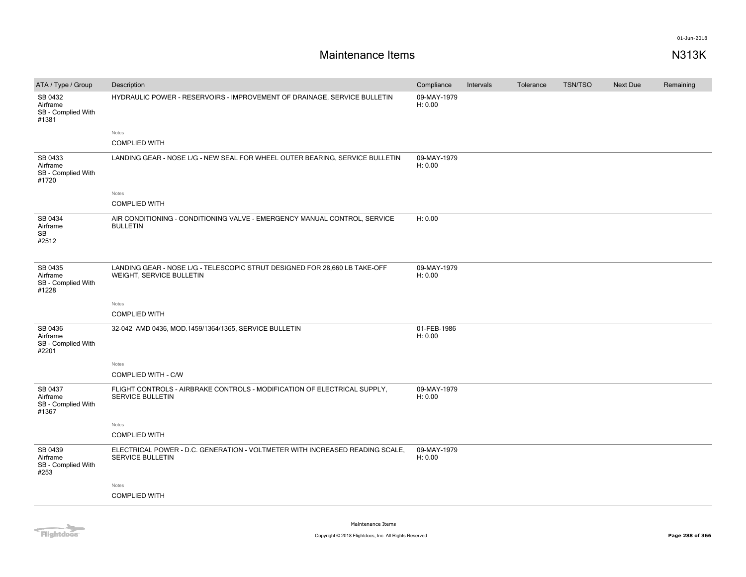# Maintenance Items

N313K

| ATA / Type / Group | Description | Compliance | Intervals | Tolerance | TSN/TSO | Next Due | Remaining |
|---|---|---|---|---|---|---|---|
| SB 0432<br>Airframe<br>SB - Complied With<br>#1381 | HYDRAULIC POWER - RESERVOIRS - IMPROVEMENT OF DRAINAGE, SERVICE BULLETIN<br><br>Notes<br>COMPLIED WITH | 09-MAY-1979<br>H: 0.00 | | | | | |
| SB 0433<br>Airframe<br>SB - Complied With<br>#1720 | LANDING GEAR - NOSE L/G - NEW SEAL FOR WHEEL OUTER BEARING, SERVICE BULLETIN<br><br>Notes<br>COMPLIED WITH | 09-MAY-1979<br>H: 0.00 | | | | | |
| SB 0434<br>Airframe<br>SB<br>#2512 | AIR CONDITIONING - CONDITIONING VALVE - EMERGENCY MANUAL CONTROL, SERVICE BULLETIN | H: 0.00 | | | | | |
| SB 0435<br>Airframe<br>SB - Complied With<br>#1228 | LANDING GEAR - NOSE L/G - TELESCOPIC STRUT DESIGNED FOR 28,660 LB TAKE-OFF WEIGHT, SERVICE BULLETIN<br><br>Notes<br>COMPLIED WITH | 09-MAY-1979<br>H: 0.00 | | | | | |
| SB 0436<br>Airframe<br>SB - Complied With<br>#2201 | 32-042 AMD 0436, MOD.1459/1364/1365, SERVICE BULLETIN<br><br>Notes<br>COMPLIED WITH - C/W | 01-FEB-1986<br>H: 0.00 | | | | | |
| SB 0437<br>Airframe<br>SB - Complied With<br>#1367 | FLIGHT CONTROLS - AIRBRAKE CONTROLS - MODIFICATION OF ELECTRICAL SUPPLY, SERVICE BULLETIN<br><br>Notes<br>COMPLIED WITH | 09-MAY-1979<br>H: 0.00 | | | | | |
| SB 0439<br>Airframe<br>SB - Complied With<br>#253 | ELECTRICAL POWER - D.C. GENERATION - VOLTMETER WITH INCREASED READING SCALE, SERVICE BULLETIN<br><br>Notes<br>COMPLIED WITH | 09-MAY-1979<br>H: 0.00 | | | | | |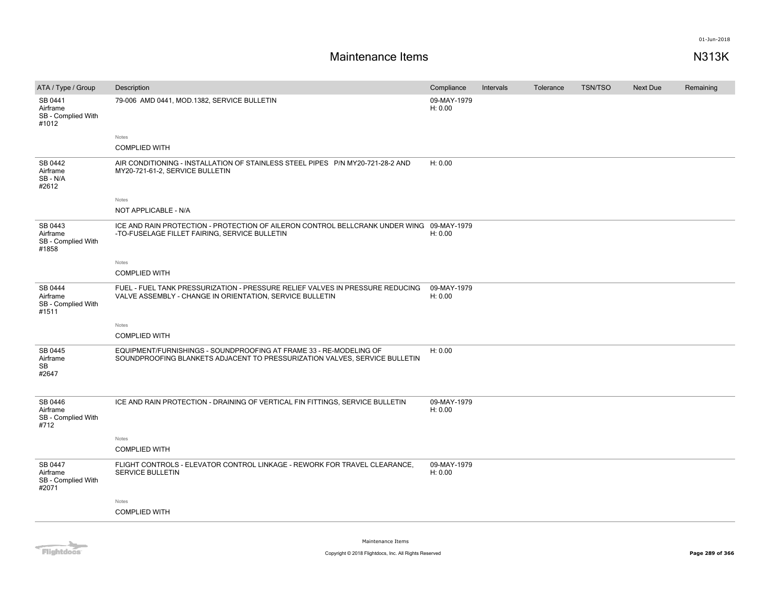# Maintenance Items

N313K

| ATA / Type / Group | Description | Compliance | Intervals | Tolerance | TSN/TSO | Next Due | Remaining |
|---|---|---|---|---|---|---|---|
| SB 0441<br>Airframe<br>SB - Complied With<br>#1012 | 79-006 AMD 0441, MOD.1382, SERVICE BULLETIN<br><br>Notes<br>COMPLIED WITH | 09-MAY-1979<br>H: 0.00 | | | | | |
| SB 0442<br>Airframe<br>SB - N/A<br>#2612 | AIR CONDITIONING - INSTALLATION OF STAINLESS STEEL PIPES P/N MY20-721-28-2 AND MY20-721-61-2, SERVICE BULLETIN<br><br>Notes<br>NOT APPLICABLE - N/A | H: 0.00 | | | | | |
| SB 0443<br>Airframe<br>SB - Complied With<br>#1858 | ICE AND RAIN PROTECTION - PROTECTION OF AILERON CONTROL BELLCRANK UNDER WING -TO-FUSELAGE FILLET FAIRING, SERVICE BULLETIN<br><br>Notes<br>COMPLIED WITH | 09-MAY-1979<br>H: 0.00 | | | | | |
| SB 0444<br>Airframe<br>SB - Complied With<br>#1511 | FUEL - FUEL TANK PRESSURIZATION - PRESSURE RELIEF VALVES IN PRESSURE REDUCING VALVE ASSEMBLY - CHANGE IN ORIENTATION, SERVICE BULLETIN<br><br>Notes<br>COMPLIED WITH | 09-MAY-1979<br>H: 0.00 | | | | | |
| SB 0445<br>Airframe<br>SB<br>#2647 | EQUIPMENT/FURNISHINGS - SOUNDPROOFING AT FRAME 33 - RE-MODELING OF SOUNDPROOFING BLANKETS ADJACENT TO PRESSURIZATION VALVES, SERVICE BULLETIN | H: 0.00 | | | | | |
| SB 0446<br>Airframe<br>SB - Complied With<br>#712 | ICE AND RAIN PROTECTION - DRAINING OF VERTICAL FIN FITTINGS, SERVICE BULLETIN<br><br>Notes<br>COMPLIED WITH | 09-MAY-1979<br>H: 0.00 | | | | | |
| SB 0447<br>Airframe<br>SB - Complied With<br>#2071 | FLIGHT CONTROLS - ELEVATOR CONTROL LINKAGE - REWORK FOR TRAVEL CLEARANCE, SERVICE BULLETIN<br><br>Notes<br>COMPLIED WITH | 09-MAY-1979<br>H: 0.00 | | | | | |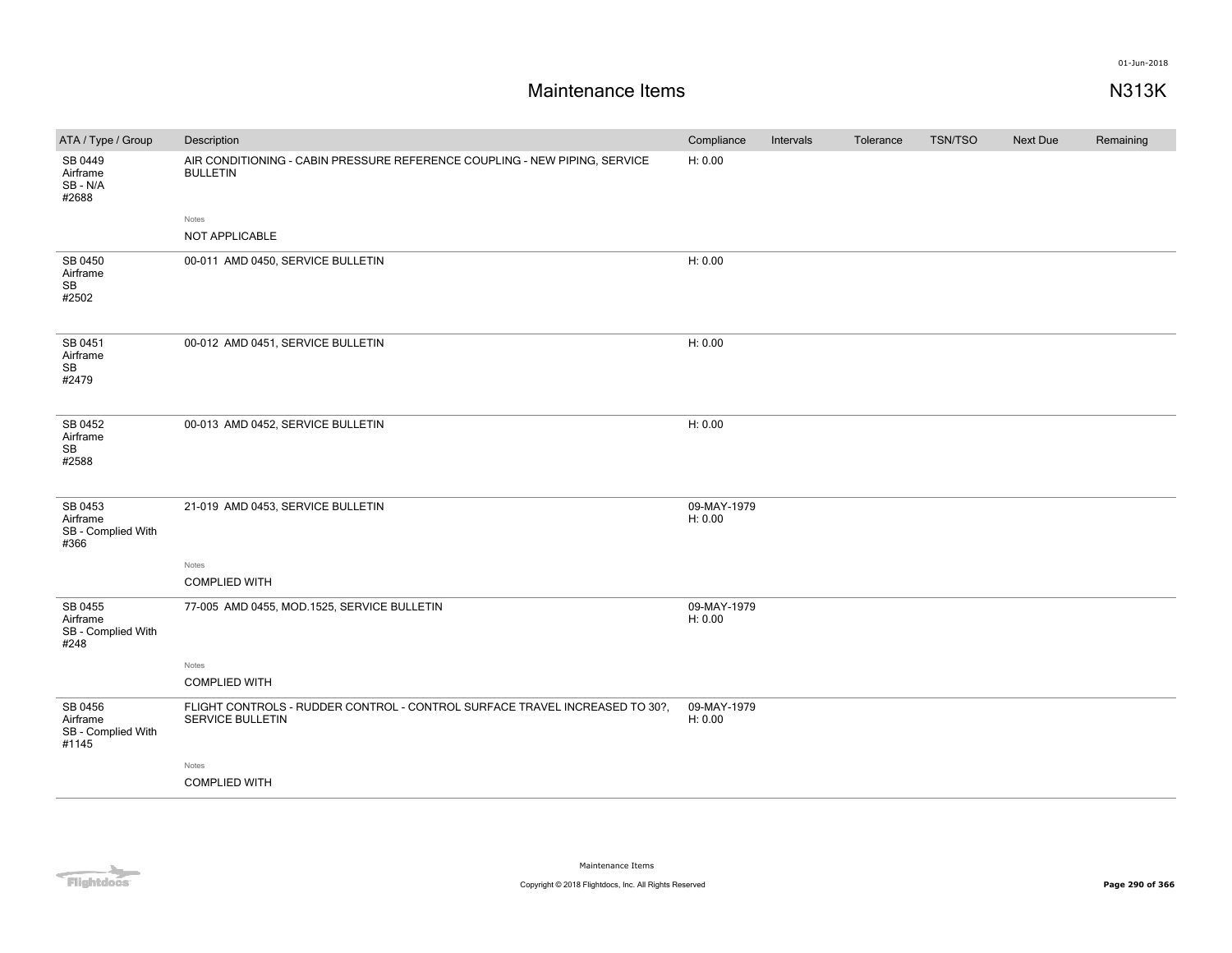# Maintenance Items

**N313K**

| ATA / Type / Group | Description | Compliance | Intervals | Tolerance | TSN/TSO | Next Due | Remaining |
|---|---|---|---|---|---|---|---|
| SB 0449<br>Airframe<br>SB - N/A<br>#2688 | AIR CONDITIONING - CABIN PRESSURE REFERENCE COUPLING - NEW PIPING, SERVICE BULLETIN<br><br>Notes<br>NOT APPLICABLE | H: 0.00 | | | | | |
| SB 0450<br>Airframe<br>SB<br>#2502 | 00-011 AMD 0450, SERVICE BULLETIN | H: 0.00 | | | | | |
| SB 0451<br>Airframe<br>SB<br>#2479 | 00-012 AMD 0451, SERVICE BULLETIN | H: 0.00 | | | | | |
| SB 0452<br>Airframe<br>SB<br>#2588 | 00-013 AMD 0452, SERVICE BULLETIN | H: 0.00 | | | | | |
| SB 0453<br>Airframe<br>SB - Complied With<br>#366 | 21-019 AMD 0453, SERVICE BULLETIN<br><br>Notes<br>COMPLIED WITH | 09-MAY-1979<br>H: 0.00 | | | | | |
| SB 0455<br>Airframe<br>SB - Complied With<br>#248 | 77-005 AMD 0455, MOD.1525, SERVICE BULLETIN<br><br>Notes<br>COMPLIED WITH | 09-MAY-1979<br>H: 0.00 | | | | | |
| SB 0456<br>Airframe<br>SB - Complied With<br>#1145 | FLIGHT CONTROLS - RUDDER CONTROL - CONTROL SURFACE TRAVEL INCREASED TO 30?, SERVICE BULLETIN<br><br>Notes<br>COMPLIED WITH | 09-MAY-1979<br>H: 0.00 | | | | | |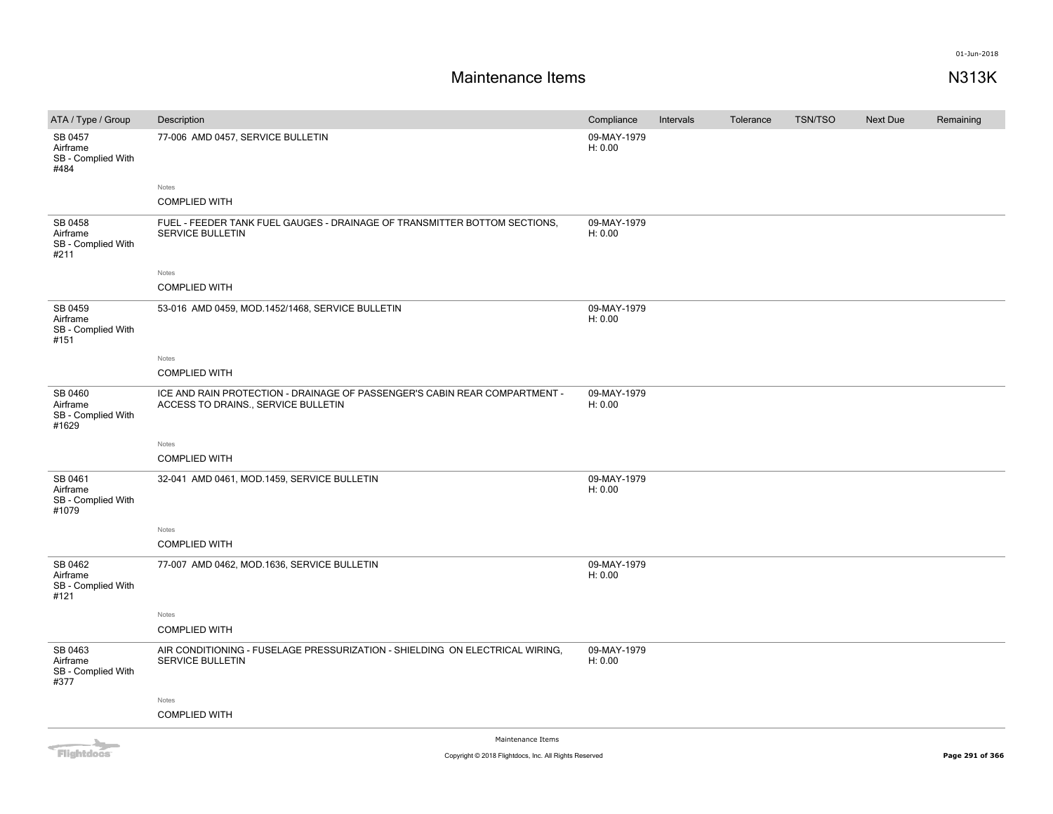# Maintenance Items

N313K

| ATA / Type / Group | Description | Compliance | Intervals | Tolerance | TSN/TSO | Next Due | Remaining |
|---|---|---|---|---|---|---|---|
| SB 0457 Airframe SB - Complied With #484 | 77-006 AMD 0457, SERVICE BULLETIN<br><br>Notes<br>COMPLIED WITH | 09-MAY-1979 H: 0.00 | | | | | |
| SB 0458 Airframe SB - Complied With #211 | FUEL - FEEDER TANK FUEL GAUGES - DRAINAGE OF TRANSMITTER BOTTOM SECTIONS, SERVICE BULLETIN<br><br>Notes<br>COMPLIED WITH | 09-MAY-1979 H: 0.00 | | | | | |
| SB 0459 Airframe SB - Complied With #151 | 53-016 AMD 0459, MOD.1452/1468, SERVICE BULLETIN<br><br>Notes<br>COMPLIED WITH | 09-MAY-1979 H: 0.00 | | | | | |
| SB 0460 Airframe SB - Complied With #1629 | ICE AND RAIN PROTECTION - DRAINAGE OF PASSENGER'S CABIN REAR COMPARTMENT - ACCESS TO DRAINS., SERVICE BULLETIN<br><br>Notes<br>COMPLIED WITH | 09-MAY-1979 H: 0.00 | | | | | |
| SB 0461 Airframe SB - Complied With #1079 | 32-041 AMD 0461, MOD.1459, SERVICE BULLETIN<br><br>Notes<br>COMPLIED WITH | 09-MAY-1979 H: 0.00 | | | | | |
| SB 0462 Airframe SB - Complied With #121 | 77-007 AMD 0462, MOD.1636, SERVICE BULLETIN<br><br>Notes<br>COMPLIED WITH | 09-MAY-1979 H: 0.00 | | | | | |
| SB 0463 Airframe SB - Complied With #377 | AIR CONDITIONING - FUSELAGE PRESSURIZATION - SHIELDING ON ELECTRICAL WIRING, SERVICE BULLETIN<br><br>Notes<br>COMPLIED WITH | 09-MAY-1979 H: 0.00 | | | | | |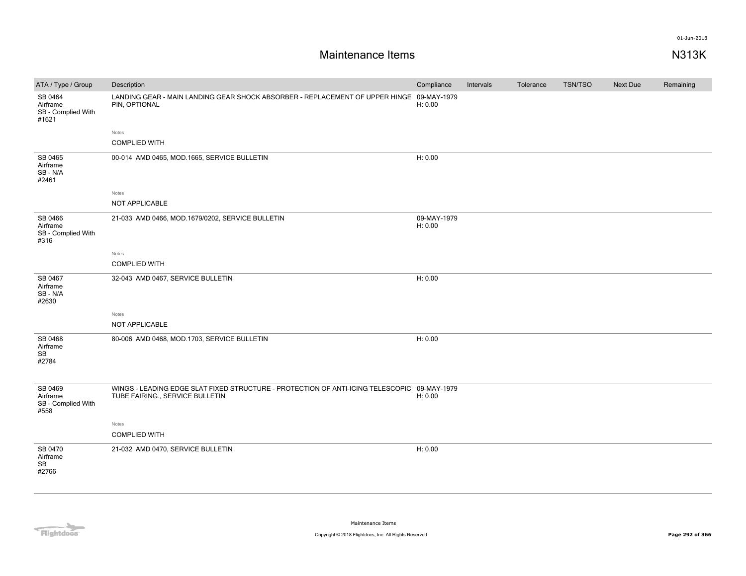# Maintenance Items

N313K

| ATA / Type / Group | Description | Compliance | Intervals | Tolerance | TSN/TSO | Next Due | Remaining |
|---|---|---|---|---|---|---|---|
| SB 0464<br>Airframe<br>SB - Complied With<br>#1621 | LANDING GEAR - MAIN LANDING GEAR SHOCK ABSORBER - REPLACEMENT OF UPPER HINGE PIN, OPTIONAL<br><br>Notes<br>COMPLIED WITH | 09-MAY-1979<br>H: 0.00 | | | | | |
| SB 0465<br>Airframe<br>SB - N/A<br>#2461 | 00-014 AMD 0465, MOD.1665, SERVICE BULLETIN<br><br>Notes<br>NOT APPLICABLE | H: 0.00 | | | | | |
| SB 0466<br>Airframe<br>SB - Complied With<br>#316 | 21-033 AMD 0466, MOD.1679/0202, SERVICE BULLETIN<br><br>Notes<br>COMPLIED WITH | 09-MAY-1979<br>H: 0.00 | | | | | |
| SB 0467<br>Airframe<br>SB - N/A<br>#2630 | 32-043 AMD 0467, SERVICE BULLETIN<br><br>Notes<br>NOT APPLICABLE | H: 0.00 | | | | | |
| SB 0468<br>Airframe<br>SB<br>#2784 | 80-006 AMD 0468, MOD.1703, SERVICE BULLETIN | H: 0.00 | | | | | |
| SB 0469<br>Airframe<br>SB - Complied With<br>#558 | WINGS - LEADING EDGE SLAT FIXED STRUCTURE - PROTECTION OF ANTI-ICING TELESCOPIC TUBE FAIRING., SERVICE BULLETIN<br><br>Notes<br>COMPLIED WITH | 09-MAY-1979<br>H: 0.00 | | | | | |
| SB 0470<br>Airframe<br>SB<br>#2766 | 21-032 AMD 0470, SERVICE BULLETIN | H: 0.00 | | | | | |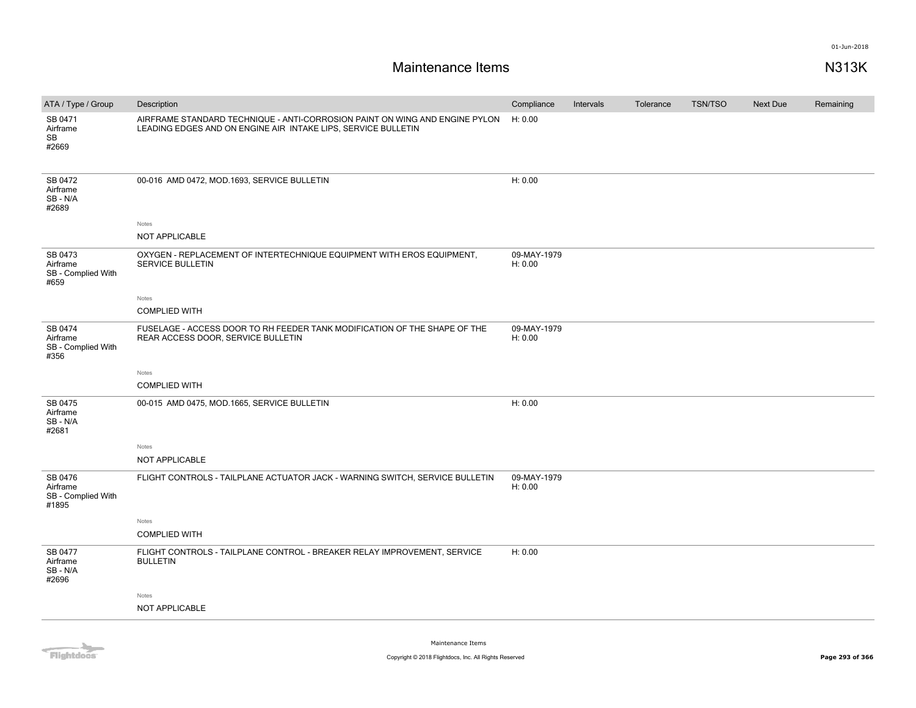# Maintenance Items

N313K

| ATA / Type / Group | Description | Compliance | Intervals | Tolerance | TSN/TSO | Next Due | Remaining |
|---|---|---|---|---|---|---|---|
| SB 0471 Airframe SB #2669 | AIRFRAME STANDARD TECHNIQUE - ANTI-CORROSION PAINT ON WING AND ENGINE PYLON LEADING EDGES AND ON ENGINE AIR INTAKE LIPS, SERVICE BULLETIN | H: 0.00 | | | | | |
| SB 0472 Airframe SB - N/A #2689 | 00-016 AMD 0472, MOD.1693, SERVICE BULLETIN | H: 0.00 | | | | | |
| | Notes<br>NOT APPLICABLE | | | | | | |
| SB 0473 Airframe SB - Complied With #659 | OXYGEN - REPLACEMENT OF INTERTECHNIQUE EQUIPMENT WITH EROS EQUIPMENT, SERVICE BULLETIN | 09-MAY-1979 H: 0.00 | | | | | |
| | Notes<br>COMPLIED WITH | | | | | | |
| SB 0474 Airframe SB - Complied With #356 | FUSELAGE - ACCESS DOOR TO RH FEEDER TANK MODIFICATION OF THE SHAPE OF THE REAR ACCESS DOOR, SERVICE BULLETIN | 09-MAY-1979 H: 0.00 | | | | | |
| | Notes<br>COMPLIED WITH | | | | | | |
| SB 0475 Airframe SB - N/A #2681 | 00-015 AMD 0475, MOD.1665, SERVICE BULLETIN | H: 0.00 | | | | | |
| | Notes<br>NOT APPLICABLE | | | | | | |
| SB 0476 Airframe SB - Complied With #1895 | FLIGHT CONTROLS - TAILPLANE ACTUATOR JACK - WARNING SWITCH, SERVICE BULLETIN | 09-MAY-1979 H: 0.00 | | | | | |
| | Notes<br>COMPLIED WITH | | | | | | |
| SB 0477 Airframe SB - N/A #2696 | FLIGHT CONTROLS - TAILPLANE CONTROL - BREAKER RELAY IMPROVEMENT, SERVICE BULLETIN | H: 0.00 | | | | | |
| | Notes<br>NOT APPLICABLE | | | | | | |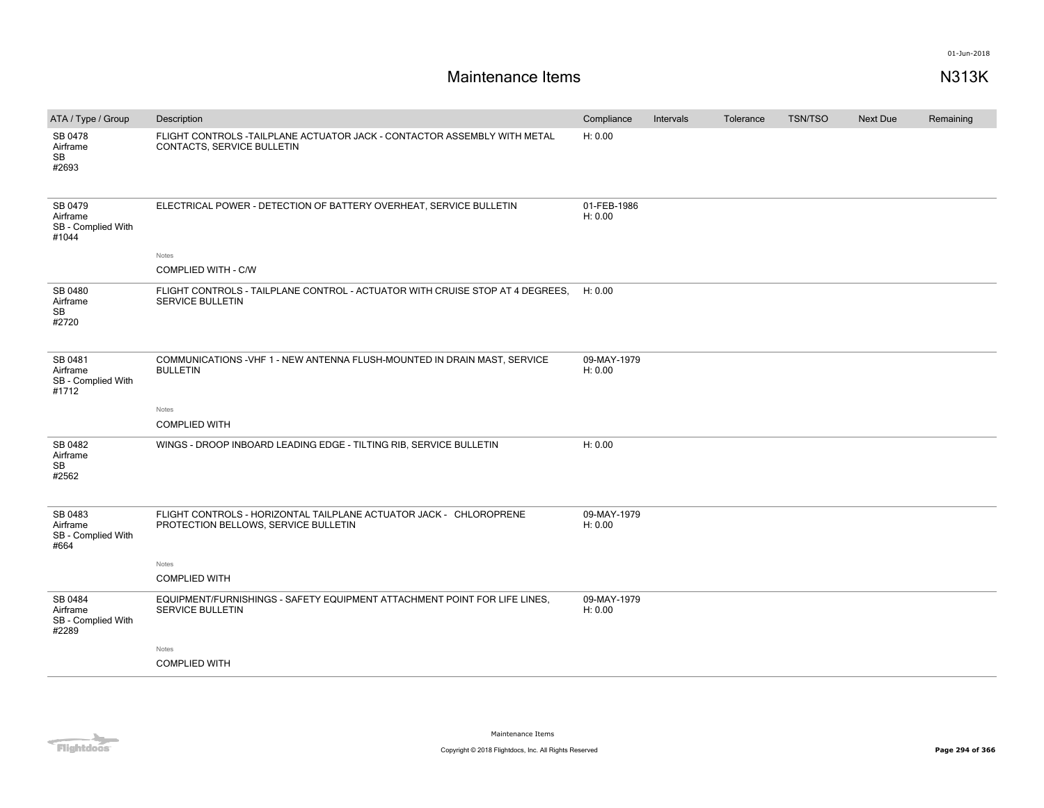# Maintenance Items

N313K

| ATA / Type / Group | Description | Compliance | Intervals | Tolerance | TSN/TSO | Next Due | Remaining |
|---|---|---|---|---|---|---|---|
| SB 0478 Airframe SB #2693 | FLIGHT CONTROLS -TAILPLANE ACTUATOR JACK - CONTACTOR ASSEMBLY WITH METAL CONTACTS, SERVICE BULLETIN | H: 0.00 | | | | | |
| SB 0479 Airframe SB - Complied With #1044 | ELECTRICAL POWER - DETECTION OF BATTERY OVERHEAT, SERVICE BULLETIN | 01-FEB-1986 H: 0.00 | | | | | |
| | Notes<br>COMPLIED WITH - C/W | | | | | | |
| SB 0480 Airframe SB #2720 | FLIGHT CONTROLS - TAILPLANE CONTROL - ACTUATOR WITH CRUISE STOP AT 4 DEGREES, SERVICE BULLETIN | H: 0.00 | | | | | |
| SB 0481 Airframe SB - Complied With #1712 | COMMUNICATIONS -VHF 1 - NEW ANTENNA FLUSH-MOUNTED IN DRAIN MAST, SERVICE BULLETIN | 09-MAY-1979 H: 0.00 | | | | | |
| | Notes<br>COMPLIED WITH | | | | | | |
| SB 0482 Airframe SB #2562 | WINGS - DROOP INBOARD LEADING EDGE - TILTING RIB, SERVICE BULLETIN | H: 0.00 | | | | | |
| SB 0483 Airframe SB - Complied With #664 | FLIGHT CONTROLS - HORIZONTAL TAILPLANE ACTUATOR JACK - CHLOROPRENE PROTECTION BELLOWS, SERVICE BULLETIN | 09-MAY-1979 H: 0.00 | | | | | |
| | Notes<br>COMPLIED WITH | | | | | | |
| SB 0484 Airframe SB - Complied With #2289 | EQUIPMENT/FURNISHINGS - SAFETY EQUIPMENT ATTACHMENT POINT FOR LIFE LINES, SERVICE BULLETIN | 09-MAY-1979 H: 0.00 | | | | | |
| | Notes<br>COMPLIED WITH | | | | | | |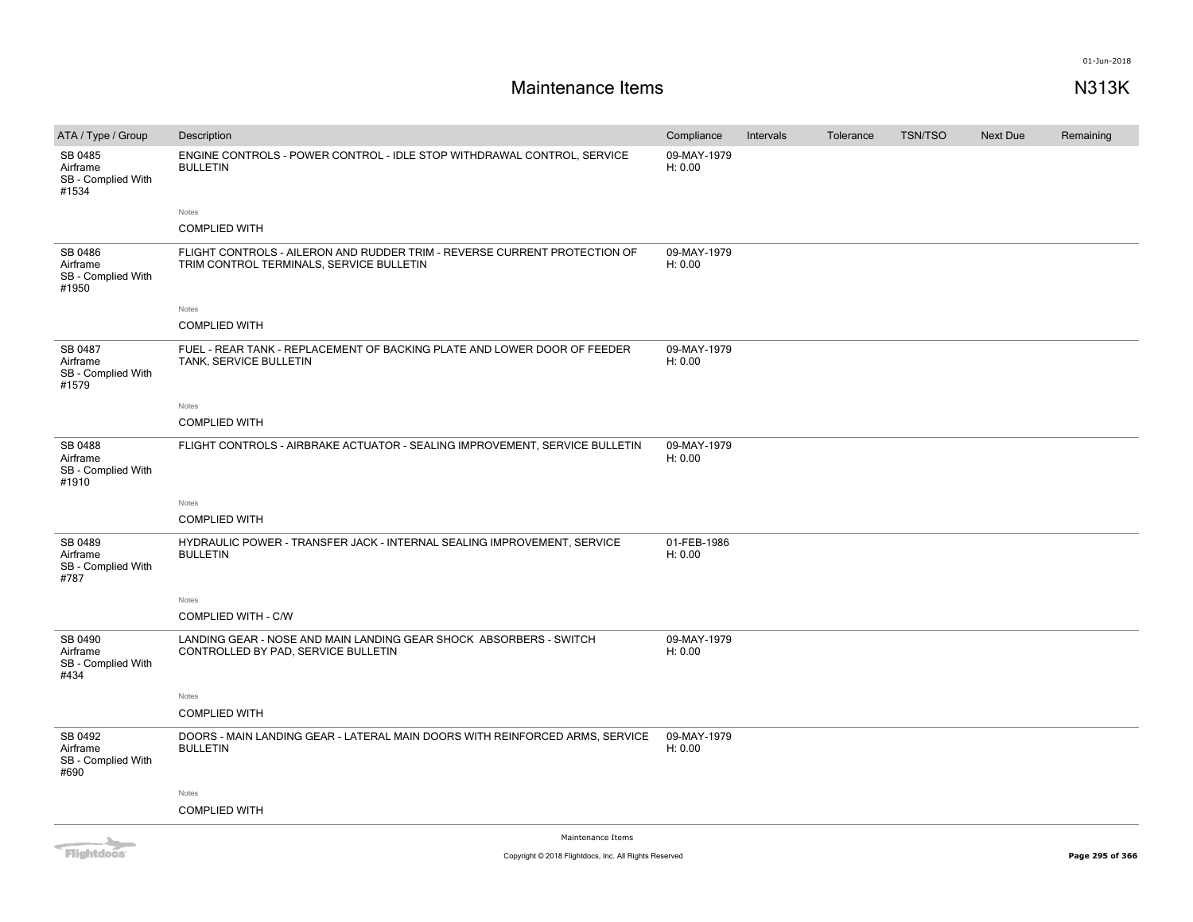# Maintenance Items

N313K

| ATA / Type / Group | Description | Compliance | Intervals | Tolerance | TSN/TSO | Next Due | Remaining |
|---|---|---|---|---|---|---|---|
| SB 0485<br>Airframe<br>SB - Complied With<br>#1534 | ENGINE CONTROLS - POWER CONTROL - IDLE STOP WITHDRAWAL CONTROL, SERVICE BULLETIN<br><br>Notes<br>COMPLIED WITH | 09-MAY-1979<br>H: 0.00 | | | | | |
| SB 0486<br>Airframe<br>SB - Complied With<br>#1950 | FLIGHT CONTROLS - AILERON AND RUDDER TRIM - REVERSE CURRENT PROTECTION OF TRIM CONTROL TERMINALS, SERVICE BULLETIN<br><br>Notes<br>COMPLIED WITH | 09-MAY-1979<br>H: 0.00 | | | | | |
| SB 0487<br>Airframe<br>SB - Complied With<br>#1579 | FUEL - REAR TANK - REPLACEMENT OF BACKING PLATE AND LOWER DOOR OF FEEDER TANK, SERVICE BULLETIN<br><br>Notes<br>COMPLIED WITH | 09-MAY-1979<br>H: 0.00 | | | | | |
| SB 0488<br>Airframe<br>SB - Complied With<br>#1910 | FLIGHT CONTROLS - AIRBRAKE ACTUATOR - SEALING IMPROVEMENT, SERVICE BULLETIN<br><br>Notes<br>COMPLIED WITH | 09-MAY-1979<br>H: 0.00 | | | | | |
| SB 0489<br>Airframe<br>SB - Complied With<br>#787 | HYDRAULIC POWER - TRANSFER JACK - INTERNAL SEALING IMPROVEMENT, SERVICE BULLETIN<br><br>Notes<br>COMPLIED WITH - C/W | 01-FEB-1986<br>H: 0.00 | | | | | |
| SB 0490<br>Airframe<br>SB - Complied With<br>#434 | LANDING GEAR - NOSE AND MAIN LANDING GEAR SHOCK ABSORBERS - SWITCH CONTROLLED BY PAD, SERVICE BULLETIN<br><br>Notes<br>COMPLIED WITH | 09-MAY-1979<br>H: 0.00 | | | | | |
| SB 0492<br>Airframe<br>SB - Complied With<br>#690 | DOORS - MAIN LANDING GEAR - LATERAL MAIN DOORS WITH REINFORCED ARMS, SERVICE BULLETIN<br><br>Notes<br>COMPLIED WITH | 09-MAY-1979<br>H: 0.00 | | | | | |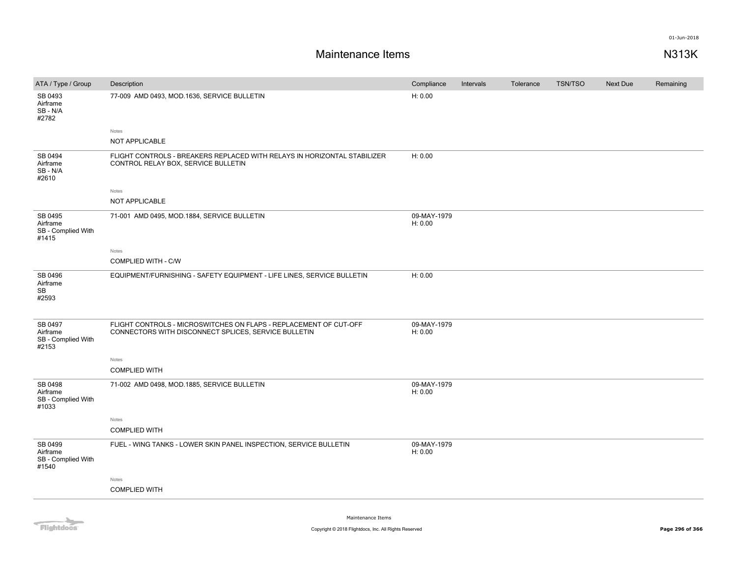# Maintenance Items

N313K

| ATA / Type / Group | Description | Compliance | Intervals | Tolerance | TSN/TSO | Next Due | Remaining |
|---|---|---|---|---|---|---|---|
| SB 0493<br>Airframe<br>SB - N/A<br>#2782 | 77-009 AMD 0493, MOD.1636, SERVICE BULLETIN<br><br>Notes<br>NOT APPLICABLE | H: 0.00 | | | | | |
| SB 0494<br>Airframe<br>SB - N/A<br>#2610 | FLIGHT CONTROLS - BREAKERS REPLACED WITH RELAYS IN HORIZONTAL STABILIZER CONTROL RELAY BOX, SERVICE BULLETIN<br><br>Notes<br>NOT APPLICABLE | H: 0.00 | | | | | |
| SB 0495<br>Airframe<br>SB - Complied With<br>#1415 | 71-001 AMD 0495, MOD.1884, SERVICE BULLETIN<br><br>Notes<br>COMPLIED WITH - C/W | 09-MAY-1979<br>H: 0.00 | | | | | |
| SB 0496<br>Airframe<br>SB<br>#2593 | EQUIPMENT/FURNISHING - SAFETY EQUIPMENT - LIFE LINES, SERVICE BULLETIN | H: 0.00 | | | | | |
| SB 0497<br>Airframe<br>SB - Complied With<br>#2153 | FLIGHT CONTROLS - MICROSWITCHES ON FLAPS - REPLACEMENT OF CUT-OFF CONNECTORS WITH DISCONNECT SPLICES, SERVICE BULLETIN<br><br>Notes<br>COMPLIED WITH | 09-MAY-1979<br>H: 0.00 | | | | | |
| SB 0498<br>Airframe<br>SB - Complied With<br>#1033 | 71-002 AMD 0498, MOD.1885, SERVICE BULLETIN<br><br>Notes<br>COMPLIED WITH | 09-MAY-1979<br>H: 0.00 | | | | | |
| SB 0499<br>Airframe<br>SB - Complied With<br>#1540 | FUEL - WING TANKS - LOWER SKIN PANEL INSPECTION, SERVICE BULLETIN<br><br>Notes<br>COMPLIED WITH | 09-MAY-1979<br>H: 0.00 | | | | | |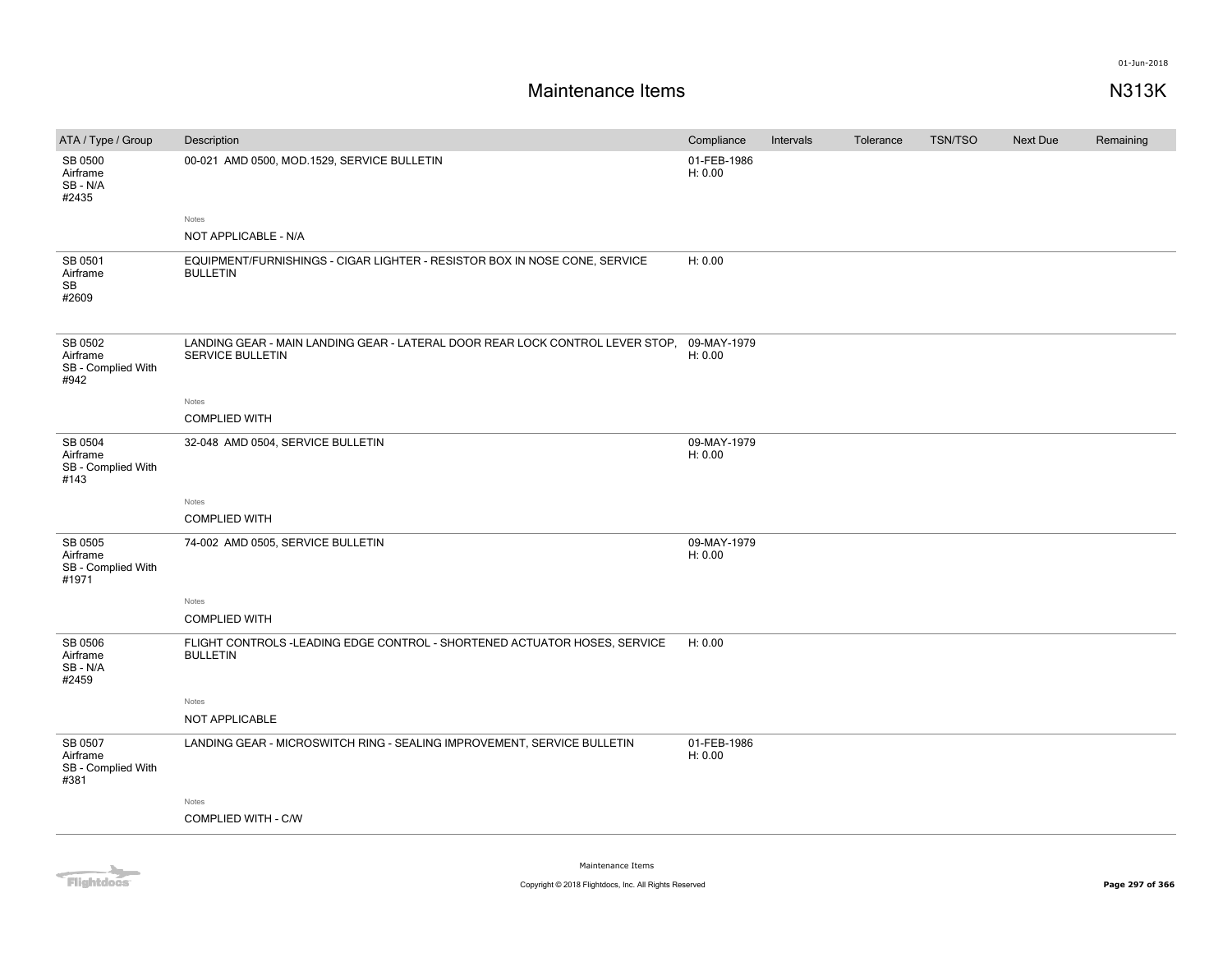# Maintenance Items

N313K

| ATA / Type / Group | Description | Compliance | Intervals | Tolerance | TSN/TSO | Next Due | Remaining |
|---|---|---|---|---|---|---|---|
| SB 0500 Airframe SB - N/A #2435 | 00-021 AMD 0500, MOD.1529, SERVICE BULLETIN | 01-FEB-1986 H: 0.00 | | | | | |
| | Notes: NOT APPLICABLE - N/A | | | | | | |
| SB 0501 Airframe SB #2609 | EQUIPMENT/FURNISHINGS - CIGAR LIGHTER - RESISTOR BOX IN NOSE CONE, SERVICE BULLETIN | H: 0.00 | | | | | |
| SB 0502 Airframe SB - Complied With #942 | LANDING GEAR - MAIN LANDING GEAR - LATERAL DOOR REAR LOCK CONTROL LEVER STOP, SERVICE BULLETIN | 09-MAY-1979 H: 0.00 | | | | | |
| | Notes: COMPLIED WITH | | | | | | |
| SB 0504 Airframe SB - Complied With #143 | 32-048 AMD 0504, SERVICE BULLETIN | 09-MAY-1979 H: 0.00 | | | | | |
| | Notes: COMPLIED WITH | | | | | | |
| SB 0505 Airframe SB - Complied With #1971 | 74-002 AMD 0505, SERVICE BULLETIN | 09-MAY-1979 H: 0.00 | | | | | |
| | Notes: COMPLIED WITH | | | | | | |
| SB 0506 Airframe SB - N/A #2459 | FLIGHT CONTROLS -LEADING EDGE CONTROL - SHORTENED ACTUATOR HOSES, SERVICE BULLETIN | H: 0.00 | | | | | |
| | Notes: NOT APPLICABLE | | | | | | |
| SB 0507 Airframe SB - Complied With #381 | LANDING GEAR - MICROSWITCH RING - SEALING IMPROVEMENT, SERVICE BULLETIN | 01-FEB-1986 H: 0.00 | | | | | |
| | Notes: COMPLIED WITH - C/W | | | | | | |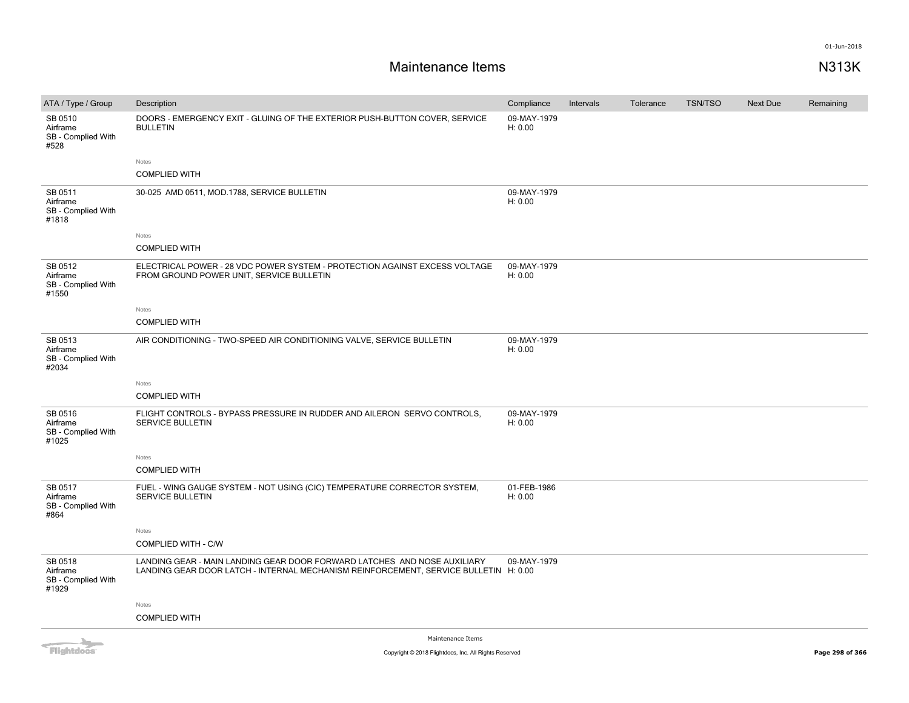# Maintenance Items

N313K

| ATA / Type / Group | Description | Compliance | Intervals | Tolerance | TSN/TSO | Next Due | Remaining |
|---|---|---|---|---|---|---|---|
| SB 0510<br>Airframe<br>SB - Complied With<br>#528 | DOORS - EMERGENCY EXIT - GLUING OF THE EXTERIOR PUSH-BUTTON COVER, SERVICE BULLETIN<br><br>Notes<br>COMPLIED WITH | 09-MAY-1979<br>H: 0.00 | | | | | |
| SB 0511<br>Airframe<br>SB - Complied With<br>#1818 | 30-025 AMD 0511, MOD.1788, SERVICE BULLETIN<br><br>Notes<br>COMPLIED WITH | 09-MAY-1979<br>H: 0.00 | | | | | |
| SB 0512<br>Airframe<br>SB - Complied With<br>#1550 | ELECTRICAL POWER - 28 VDC POWER SYSTEM - PROTECTION AGAINST EXCESS VOLTAGE FROM GROUND POWER UNIT, SERVICE BULLETIN<br><br>Notes<br>COMPLIED WITH | 09-MAY-1979<br>H: 0.00 | | | | | |
| SB 0513<br>Airframe<br>SB - Complied With<br>#2034 | AIR CONDITIONING - TWO-SPEED AIR CONDITIONING VALVE, SERVICE BULLETIN<br><br>Notes<br>COMPLIED WITH | 09-MAY-1979<br>H: 0.00 | | | | | |
| SB 0516<br>Airframe<br>SB - Complied With<br>#1025 | FLIGHT CONTROLS - BYPASS PRESSURE IN RUDDER AND AILERON SERVO CONTROLS, SERVICE BULLETIN<br><br>Notes<br>COMPLIED WITH | 09-MAY-1979<br>H: 0.00 | | | | | |
| SB 0517<br>Airframe<br>SB - Complied With<br>#864 | FUEL - WING GAUGE SYSTEM - NOT USING (CIC) TEMPERATURE CORRECTOR SYSTEM, SERVICE BULLETIN<br><br>Notes<br>COMPLIED WITH - C/W | 01-FEB-1986<br>H: 0.00 | | | | | |
| SB 0518<br>Airframe<br>SB - Complied With<br>#1929 | LANDING GEAR - MAIN LANDING GEAR DOOR FORWARD LATCHES AND NOSE AUXILIARY LANDING GEAR DOOR LATCH - INTERNAL MECHANISM REINFORCEMENT, SERVICE BULLETIN<br><br>Notes<br>COMPLIED WITH | 09-MAY-1979<br>H: 0.00 | | | | | |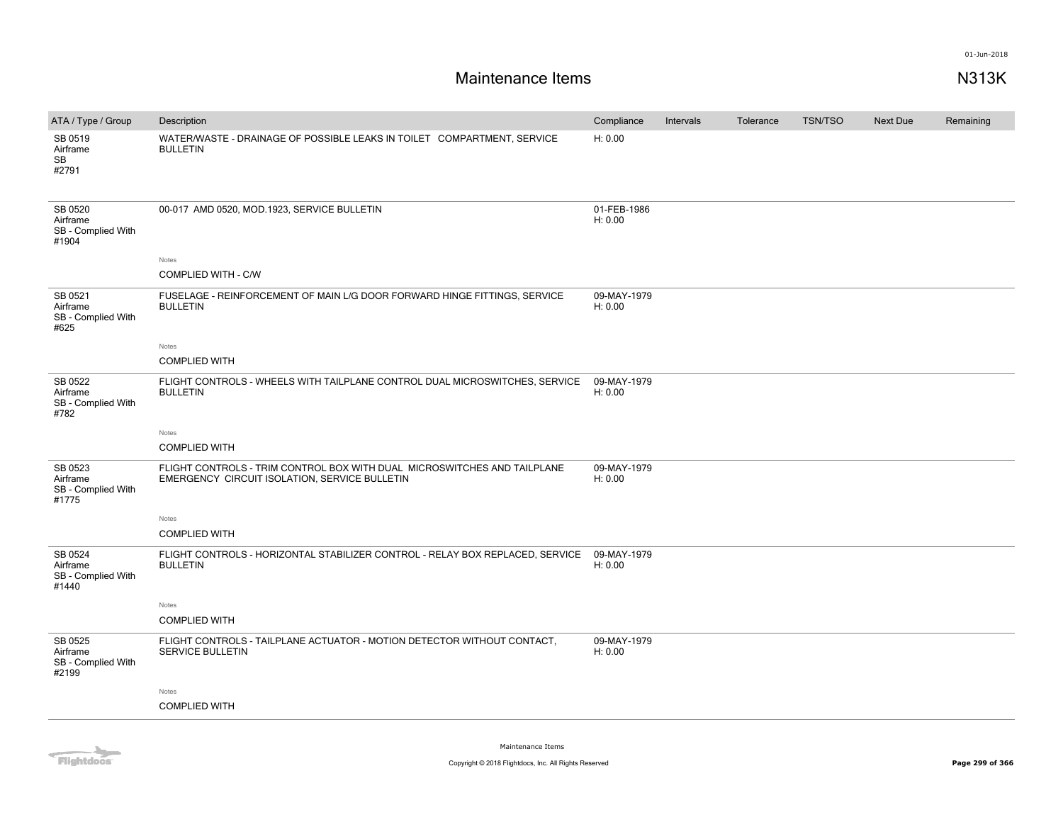# Maintenance Items

N313K

| ATA / Type / Group | Description | Compliance | Intervals | Tolerance | TSN/TSO | Next Due | Remaining |
|---|---|---|---|---|---|---|---|
| SB 0519 Airframe SB #2791 | WATER/WASTE - DRAINAGE OF POSSIBLE LEAKS IN TOILET COMPARTMENT, SERVICE BULLETIN | H: 0.00 | | | | | |
| SB 0520 Airframe SB - Complied With #1904 | 00-017 AMD 0520, MOD.1923, SERVICE BULLETIN | 01-FEB-1986 H: 0.00 | | | | | |
| | Notes<br>COMPLIED WITH - C/W | | | | | | |
| SB 0521 Airframe SB - Complied With #625 | FUSELAGE - REINFORCEMENT OF MAIN L/G DOOR FORWARD HINGE FITTINGS, SERVICE BULLETIN | 09-MAY-1979 H: 0.00 | | | | | |
| | Notes<br>COMPLIED WITH | | | | | | |
| SB 0522 Airframe SB - Complied With #782 | FLIGHT CONTROLS - WHEELS WITH TAILPLANE CONTROL DUAL MICROSWITCHES, SERVICE BULLETIN | 09-MAY-1979 H: 0.00 | | | | | |
| | Notes<br>COMPLIED WITH | | | | | | |
| SB 0523 Airframe SB - Complied With #1775 | FLIGHT CONTROLS - TRIM CONTROL BOX WITH DUAL MICROSWITCHES AND TAILPLANE EMERGENCY CIRCUIT ISOLATION, SERVICE BULLETIN | 09-MAY-1979 H: 0.00 | | | | | |
| | Notes<br>COMPLIED WITH | | | | | | |
| SB 0524 Airframe SB - Complied With #1440 | FLIGHT CONTROLS - HORIZONTAL STABILIZER CONTROL - RELAY BOX REPLACED, SERVICE BULLETIN | 09-MAY-1979 H: 0.00 | | | | | |
| | Notes<br>COMPLIED WITH | | | | | | |
| SB 0525 Airframe SB - Complied With #2199 | FLIGHT CONTROLS - TAILPLANE ACTUATOR - MOTION DETECTOR WITHOUT CONTACT, SERVICE BULLETIN | 09-MAY-1979 H: 0.00 | | | | | |
| | Notes<br>COMPLIED WITH | | | | | | |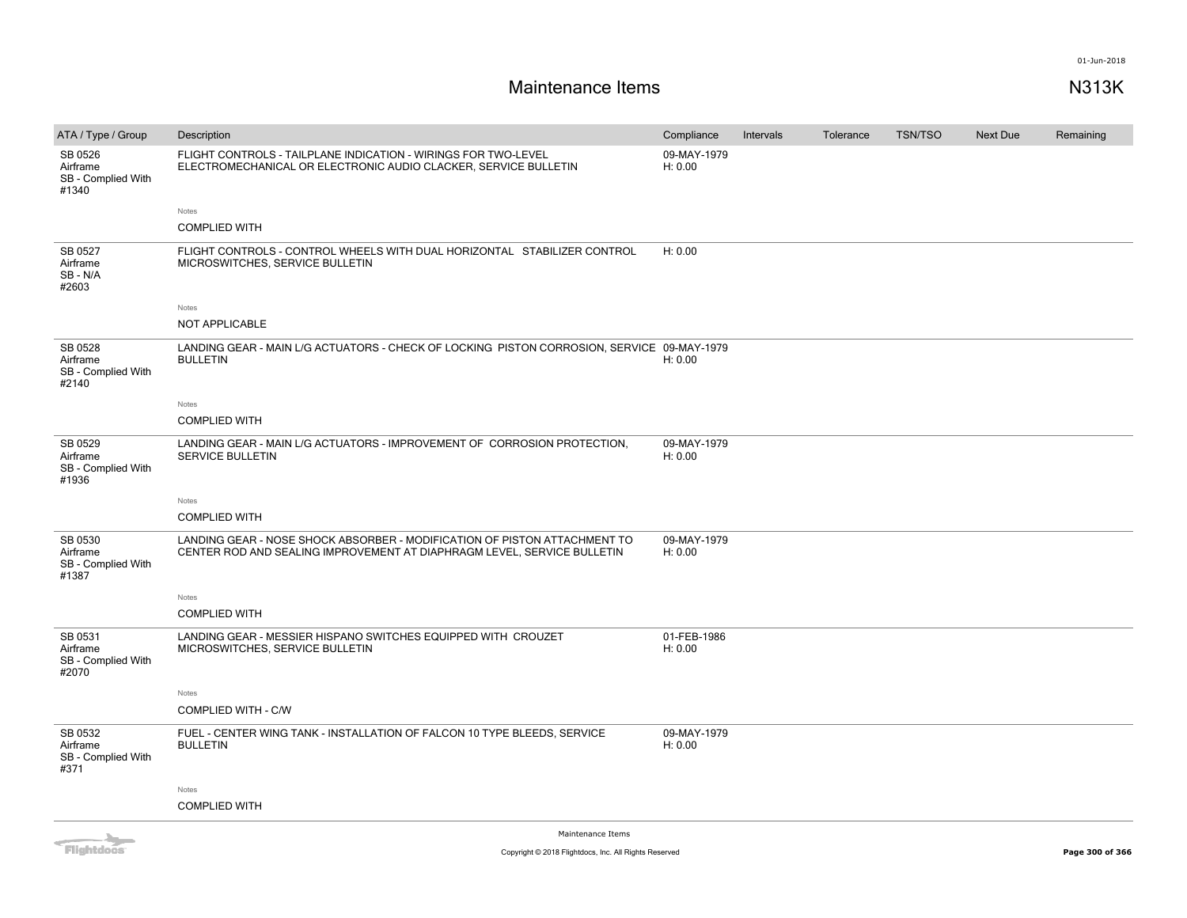# Maintenance Items

N313K

| ATA / Type / Group | Description | Compliance | Intervals | Tolerance | TSN/TSO | Next Due | Remaining |
|---|---|---|---|---|---|---|---|
| SB 0526 Airframe SB - Complied With #1340 | FLIGHT CONTROLS - TAILPLANE INDICATION - WIRINGS FOR TWO-LEVEL ELECTROMECHANICAL OR ELECTRONIC AUDIO CLACKER, SERVICE BULLETIN | 09-MAY-1979 H: 0.00 | | | | | |
| | Notes<br>COMPLIED WITH | | | | | | |
| SB 0527 Airframe SB - N/A #2603 | FLIGHT CONTROLS - CONTROL WHEELS WITH DUAL HORIZONTAL STABILIZER CONTROL MICROSWITCHES, SERVICE BULLETIN | H: 0.00 | | | | | |
| | Notes<br>NOT APPLICABLE | | | | | | |
| SB 0528 Airframe SB - Complied With #2140 | LANDING GEAR - MAIN L/G ACTUATORS - CHECK OF LOCKING PISTON CORROSION, SERVICE BULLETIN | 09-MAY-1979 H: 0.00 | | | | | |
| | Notes<br>COMPLIED WITH | | | | | | |
| SB 0529 Airframe SB - Complied With #1936 | LANDING GEAR - MAIN L/G ACTUATORS - IMPROVEMENT OF CORROSION PROTECTION, SERVICE BULLETIN | 09-MAY-1979 H: 0.00 | | | | | |
| | Notes<br>COMPLIED WITH | | | | | | |
| SB 0530 Airframe SB - Complied With #1387 | LANDING GEAR - NOSE SHOCK ABSORBER - MODIFICATION OF PISTON ATTACHMENT TO CENTER ROD AND SEALING IMPROVEMENT AT DIAPHRAGM LEVEL, SERVICE BULLETIN | 09-MAY-1979 H: 0.00 | | | | | |
| | Notes<br>COMPLIED WITH | | | | | | |
| SB 0531 Airframe SB - Complied With #2070 | LANDING GEAR - MESSIER HISPANO SWITCHES EQUIPPED WITH CROUZET MICROSWITCHES, SERVICE BULLETIN | 01-FEB-1986 H: 0.00 | | | | | |
| | Notes<br>COMPLIED WITH - C/W | | | | | | |
| SB 0532 Airframe SB - Complied With #371 | FUEL - CENTER WING TANK - INSTALLATION OF FALCON 10 TYPE BLEEDS, SERVICE BULLETIN | 09-MAY-1979 H: 0.00 | | | | | |
| | Notes<br>COMPLIED WITH | | | | | | |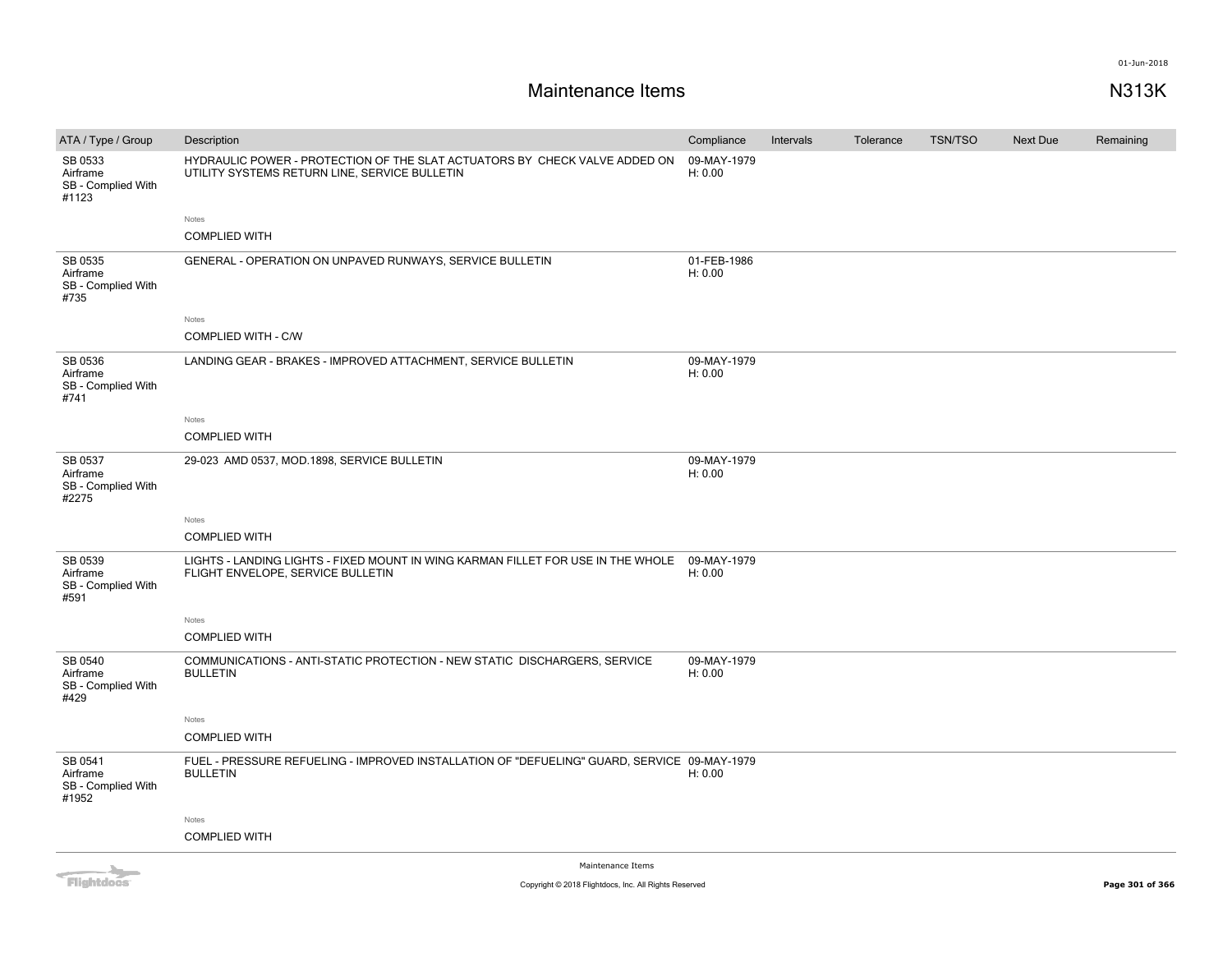# Maintenance Items

N313K

| ATA / Type / Group | Description | Compliance | Intervals | Tolerance | TSN/TSO | Next Due | Remaining |
|---|---|---|---|---|---|---|---|
| SB 0533<br>Airframe<br>SB - Complied With<br>#1123 | HYDRAULIC POWER - PROTECTION OF THE SLAT ACTUATORS BY CHECK VALVE ADDED ON UTILITY SYSTEMS RETURN LINE, SERVICE BULLETIN<br><br>Notes<br>COMPLIED WITH | 09-MAY-1979<br>H: 0.00 | | | | | |
| SB 0535<br>Airframe<br>SB - Complied With<br>#735 | GENERAL - OPERATION ON UNPAVED RUNWAYS, SERVICE BULLETIN<br><br>Notes<br>COMPLIED WITH - C/W | 01-FEB-1986<br>H: 0.00 | | | | | |
| SB 0536<br>Airframe<br>SB - Complied With<br>#741 | LANDING GEAR - BRAKES - IMPROVED ATTACHMENT, SERVICE BULLETIN<br><br>Notes<br>COMPLIED WITH | 09-MAY-1979<br>H: 0.00 | | | | | |
| SB 0537<br>Airframe<br>SB - Complied With<br>#2275 | 29-023 AMD 0537, MOD.1898, SERVICE BULLETIN<br><br>Notes<br>COMPLIED WITH | 09-MAY-1979<br>H: 0.00 | | | | | |
| SB 0539<br>Airframe<br>SB - Complied With<br>#591 | LIGHTS - LANDING LIGHTS - FIXED MOUNT IN WING KARMAN FILLET FOR USE IN THE WHOLE FLIGHT ENVELOPE, SERVICE BULLETIN<br><br>Notes<br>COMPLIED WITH | 09-MAY-1979<br>H: 0.00 | | | | | |
| SB 0540<br>Airframe<br>SB - Complied With<br>#429 | COMMUNICATIONS - ANTI-STATIC PROTECTION - NEW STATIC DISCHARGERS, SERVICE BULLETIN<br><br>Notes<br>COMPLIED WITH | 09-MAY-1979<br>H: 0.00 | | | | | |
| SB 0541<br>Airframe<br>SB - Complied With<br>#1952 | FUEL - PRESSURE REFUELING - IMPROVED INSTALLATION OF "DEFUELING" GUARD, SERVICE BULLETIN<br><br>Notes<br>COMPLIED WITH | 09-MAY-1979<br>H: 0.00 | | | | | |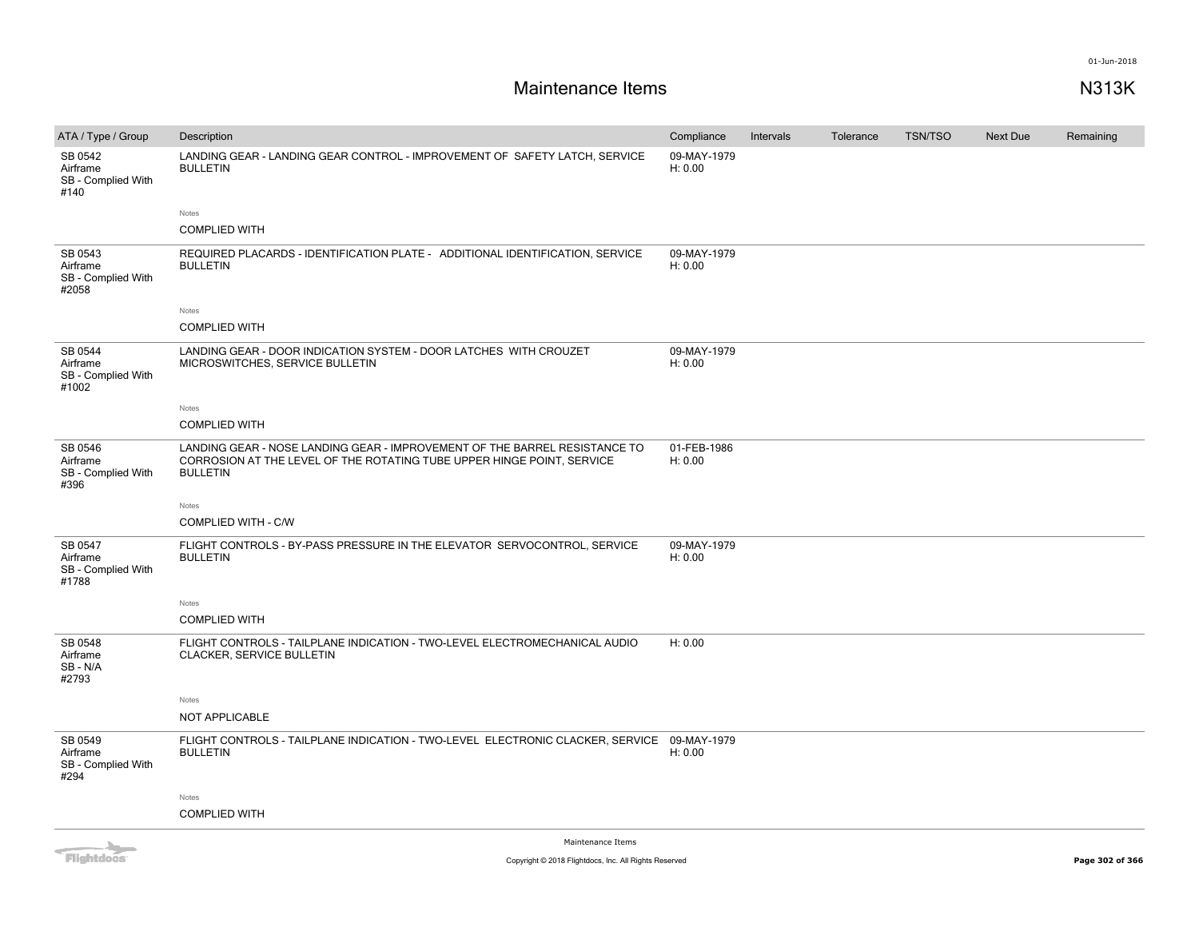# Maintenance Items

N313K

| ATA / Type / Group | Description | Compliance | Intervals | Tolerance | TSN/TSO | Next Due | Remaining |
|---|---|---|---|---|---|---|---|
| SB 0542 Airframe SB - Complied With #140 | LANDING GEAR - LANDING GEAR CONTROL - IMPROVEMENT OF SAFETY LATCH, SERVICE BULLETIN | 09-MAY-1979 H: 0.00 | | | | | |
| | Notes COMPLIED WITH | | | | | | |
| SB 0543 Airframe SB - Complied With #2058 | REQUIRED PLACARDS - IDENTIFICATION PLATE - ADDITIONAL IDENTIFICATION, SERVICE BULLETIN | 09-MAY-1979 H: 0.00 | | | | | |
| | Notes COMPLIED WITH | | | | | | |
| SB 0544 Airframe SB - Complied With #1002 | LANDING GEAR - DOOR INDICATION SYSTEM - DOOR LATCHES WITH CROUZET MICROSWITCHES, SERVICE BULLETIN | 09-MAY-1979 H: 0.00 | | | | | |
| | Notes COMPLIED WITH | | | | | | |
| SB 0546 Airframe SB - Complied With #396 | LANDING GEAR - NOSE LANDING GEAR - IMPROVEMENT OF THE BARREL RESISTANCE TO CORROSION AT THE LEVEL OF THE ROTATING TUBE UPPER HINGE POINT, SERVICE BULLETIN | 01-FEB-1986 H: 0.00 | | | | | |
| | Notes COMPLIED WITH - C/W | | | | | | |
| SB 0547 Airframe SB - Complied With #1788 | FLIGHT CONTROLS - BY-PASS PRESSURE IN THE ELEVATOR SERVOCONTROL, SERVICE BULLETIN | 09-MAY-1979 H: 0.00 | | | | | |
| | Notes COMPLIED WITH | | | | | | |
| SB 0548 Airframe SB - N/A #2793 | FLIGHT CONTROLS - TAILPLANE INDICATION - TWO-LEVEL ELECTROMECHANICAL AUDIO CLACKER, SERVICE BULLETIN | H: 0.00 | | | | | |
| | Notes NOT APPLICABLE | | | | | | |
| SB 0549 Airframe SB - Complied With #294 | FLIGHT CONTROLS - TAILPLANE INDICATION - TWO-LEVEL ELECTRONIC CLACKER, SERVICE BULLETIN | 09-MAY-1979 H: 0.00 | | | | | |
| | Notes COMPLIED WITH | | | | | | |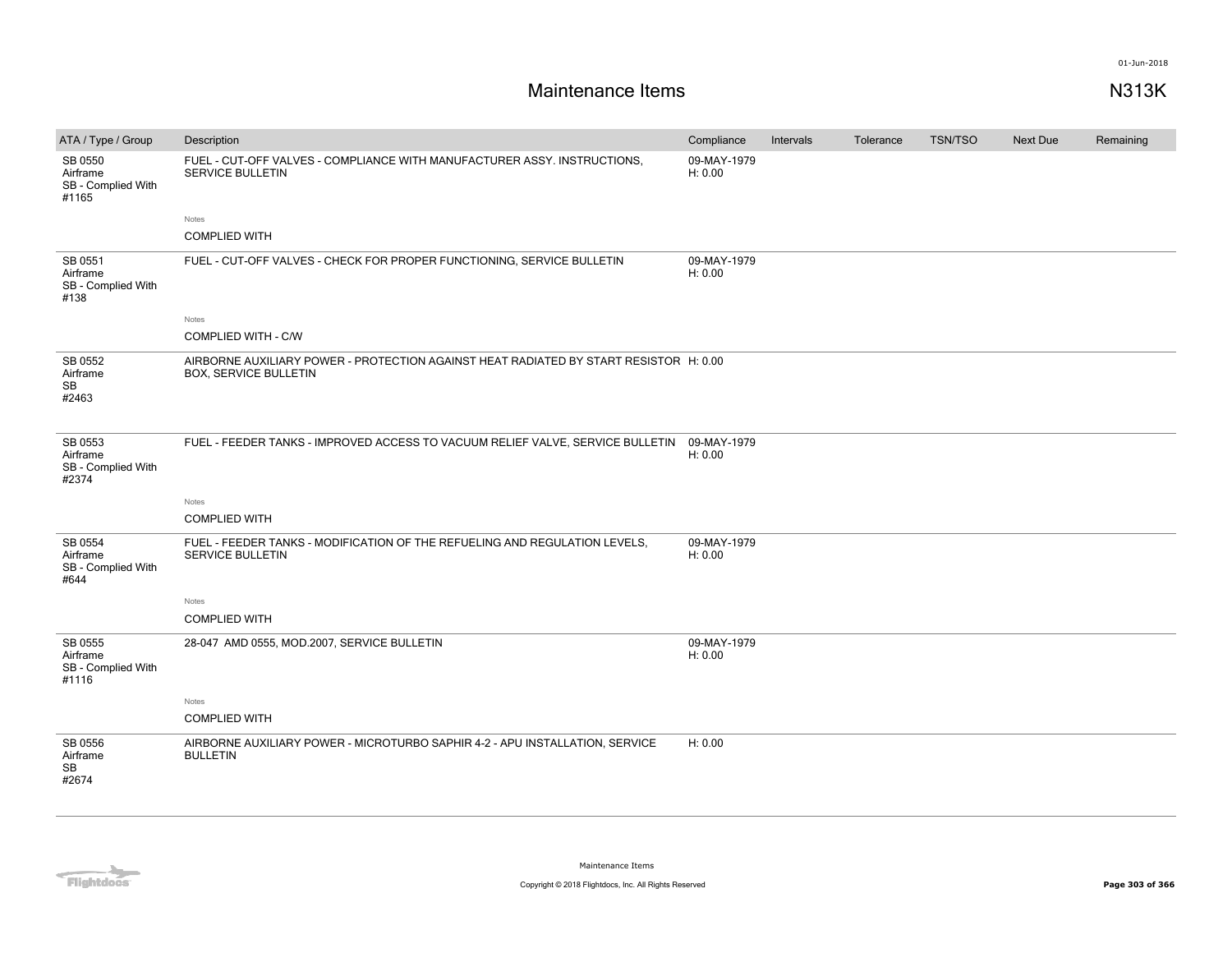# Maintenance Items

N313K

| ATA / Type / Group | Description | Compliance | Intervals | Tolerance | TSN/TSO | Next Due | Remaining |
|---|---|---|---|---|---|---|---|
| SB 0550<br>Airframe<br>SB - Complied With<br>#1165 | FUEL - CUT-OFF VALVES - COMPLIANCE WITH MANUFACTURER ASSY. INSTRUCTIONS, SERVICE BULLETIN<br><br>Notes<br>COMPLIED WITH | 09-MAY-1979<br>H: 0.00 | | | | | |
| SB 0551<br>Airframe<br>SB - Complied With<br>#138 | FUEL - CUT-OFF VALVES - CHECK FOR PROPER FUNCTIONING, SERVICE BULLETIN<br><br>Notes<br>COMPLIED WITH - C/W | 09-MAY-1979<br>H: 0.00 | | | | | |
| SB 0552<br>Airframe<br>SB<br>#2463 | AIRBORNE AUXILIARY POWER - PROTECTION AGAINST HEAT RADIATED BY START RESISTOR BOX, SERVICE BULLETIN | H: 0.00 | | | | | |
| SB 0553<br>Airframe<br>SB - Complied With<br>#2374 | FUEL - FEEDER TANKS - IMPROVED ACCESS TO VACUUM RELIEF VALVE, SERVICE BULLETIN<br><br>Notes<br>COMPLIED WITH | 09-MAY-1979<br>H: 0.00 | | | | | |
| SB 0554<br>Airframe<br>SB - Complied With<br>#644 | FUEL - FEEDER TANKS - MODIFICATION OF THE REFUELING AND REGULATION LEVELS, SERVICE BULLETIN<br><br>Notes<br>COMPLIED WITH | 09-MAY-1979<br>H: 0.00 | | | | | |
| SB 0555<br>Airframe<br>SB - Complied With<br>#1116 | 28-047 AMD 0555, MOD.2007, SERVICE BULLETIN<br><br>Notes<br>COMPLIED WITH | 09-MAY-1979<br>H: 0.00 | | | | | |
| SB 0556<br>Airframe<br>SB<br>#2674 | AIRBORNE AUXILIARY POWER - MICROTURBO SAPHIR 4-2 - APU INSTALLATION, SERVICE BULLETIN | H: 0.00 | | | | | |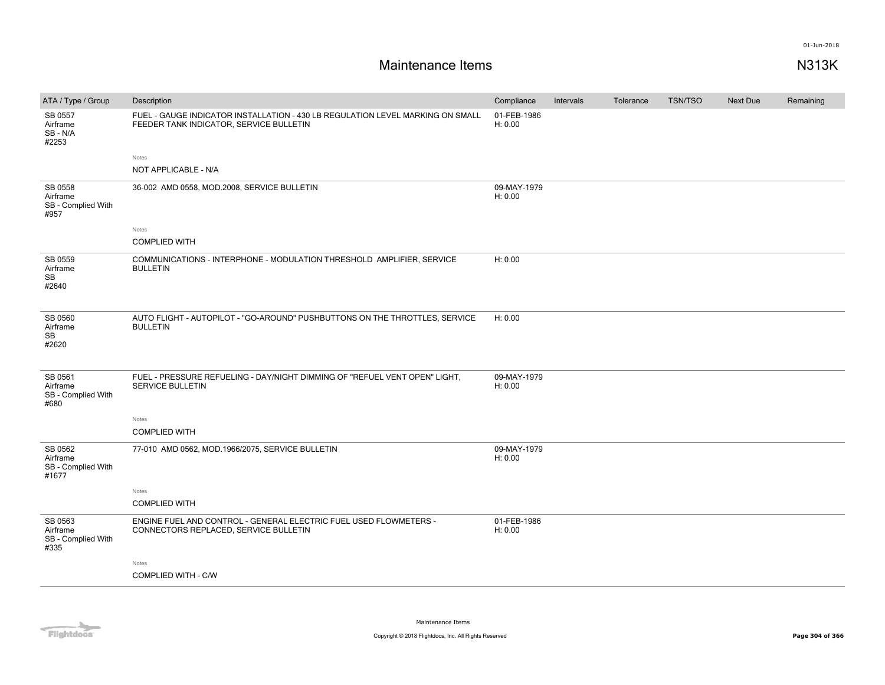# Maintenance Items

N313K

| ATA / Type / Group | Description | Compliance | Intervals | Tolerance | TSN/TSO | Next Due | Remaining |
|---|---|---|---|---|---|---|---|
| SB 0557 Airframe SB - N/A #2253 | FUEL - GAUGE INDICATOR INSTALLATION - 430 LB REGULATION LEVEL MARKING ON SMALL FEEDER TANK INDICATOR, SERVICE BULLETIN<br>Notes<br>NOT APPLICABLE - N/A | 01-FEB-1986 H: 0.00 | | | | | |
| SB 0558 Airframe SB - Complied With #957 | 36-002 AMD 0558, MOD.2008, SERVICE BULLETIN<br>Notes<br>COMPLIED WITH | 09-MAY-1979 H: 0.00 | | | | | |
| SB 0559 Airframe SB #2640 | COMMUNICATIONS - INTERPHONE - MODULATION THRESHOLD AMPLIFIER, SERVICE BULLETIN | H: 0.00 | | | | | |
| SB 0560 Airframe SB #2620 | AUTO FLIGHT - AUTOPILOT - "GO-AROUND" PUSHBUTTONS ON THE THROTTLES, SERVICE BULLETIN | H: 0.00 | | | | | |
| SB 0561 Airframe SB - Complied With #680 | FUEL - PRESSURE REFUELING - DAY/NIGHT DIMMING OF "REFUEL VENT OPEN" LIGHT, SERVICE BULLETIN<br>Notes<br>COMPLIED WITH | 09-MAY-1979 H: 0.00 | | | | | |
| SB 0562 Airframe SB - Complied With #1677 | 77-010 AMD 0562, MOD.1966/2075, SERVICE BULLETIN<br>Notes<br>COMPLIED WITH | 09-MAY-1979 H: 0.00 | | | | | |
| SB 0563 Airframe SB - Complied With #335 | ENGINE FUEL AND CONTROL - GENERAL ELECTRIC FUEL USED FLOWMETERS - CONNECTORS REPLACED, SERVICE BULLETIN<br>Notes<br>COMPLIED WITH - C/W | 01-FEB-1986 H: 0.00 | | | | | |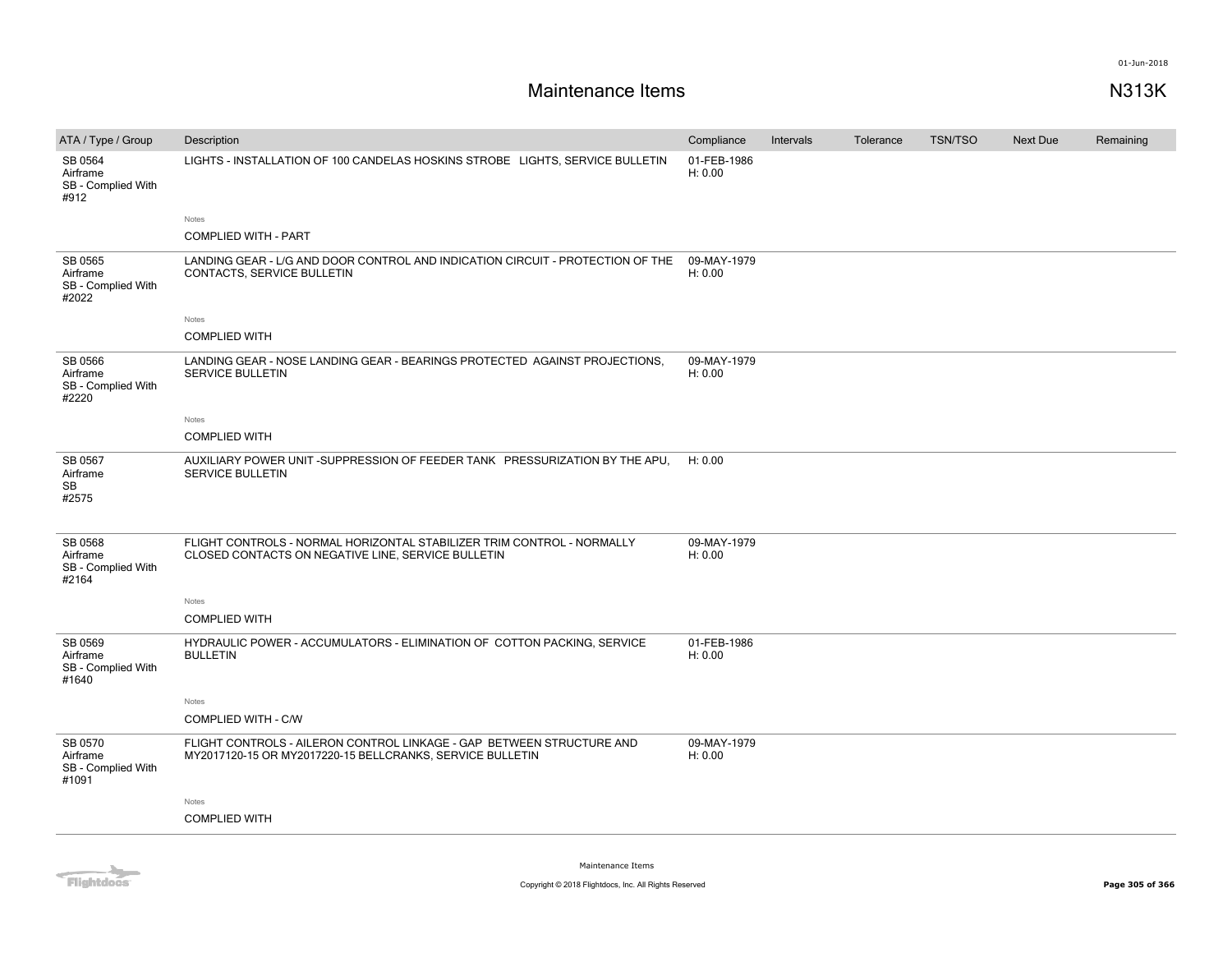# Maintenance Items

N313K

| ATA / Type / Group | Description | Compliance | Intervals | Tolerance | TSN/TSO | Next Due | Remaining |
|---|---|---|---|---|---|---|---|
| SB 0564 Airframe SB - Complied With #912 | LIGHTS - INSTALLATION OF 100 CANDELAS HOSKINS STROBE LIGHTS, SERVICE BULLETIN | 01-FEB-1986 H: 0.00 | | | | | |
| | Notes: COMPLIED WITH - PART | | | | | | |
| SB 0565 Airframe SB - Complied With #2022 | LANDING GEAR - L/G AND DOOR CONTROL AND INDICATION CIRCUIT - PROTECTION OF THE CONTACTS, SERVICE BULLETIN | 09-MAY-1979 H: 0.00 | | | | | |
| | Notes: COMPLIED WITH | | | | | | |
| SB 0566 Airframe SB - Complied With #2220 | LANDING GEAR - NOSE LANDING GEAR - BEARINGS PROTECTED AGAINST PROJECTIONS, SERVICE BULLETIN | 09-MAY-1979 H: 0.00 | | | | | |
| | Notes: COMPLIED WITH | | | | | | |
| SB 0567 Airframe SB #2575 | AUXILIARY POWER UNIT -SUPPRESSION OF FEEDER TANK PRESSURIZATION BY THE APU, SERVICE BULLETIN | H: 0.00 | | | | | |
| SB 0568 Airframe SB - Complied With #2164 | FLIGHT CONTROLS - NORMAL HORIZONTAL STABILIZER TRIM CONTROL - NORMALLY CLOSED CONTACTS ON NEGATIVE LINE, SERVICE BULLETIN | 09-MAY-1979 H: 0.00 | | | | | |
| | Notes: COMPLIED WITH | | | | | | |
| SB 0569 Airframe SB - Complied With #1640 | HYDRAULIC POWER - ACCUMULATORS - ELIMINATION OF COTTON PACKING, SERVICE BULLETIN | 01-FEB-1986 H: 0.00 | | | | | |
| | Notes: COMPLIED WITH - C/W | | | | | | |
| SB 0570 Airframe SB - Complied With #1091 | FLIGHT CONTROLS - AILERON CONTROL LINKAGE - GAP BETWEEN STRUCTURE AND MY2017120-15 OR MY2017220-15 BELLCRANKS, SERVICE BULLETIN | 09-MAY-1979 H: 0.00 | | | | | |
| | Notes: COMPLIED WITH | | | | | | |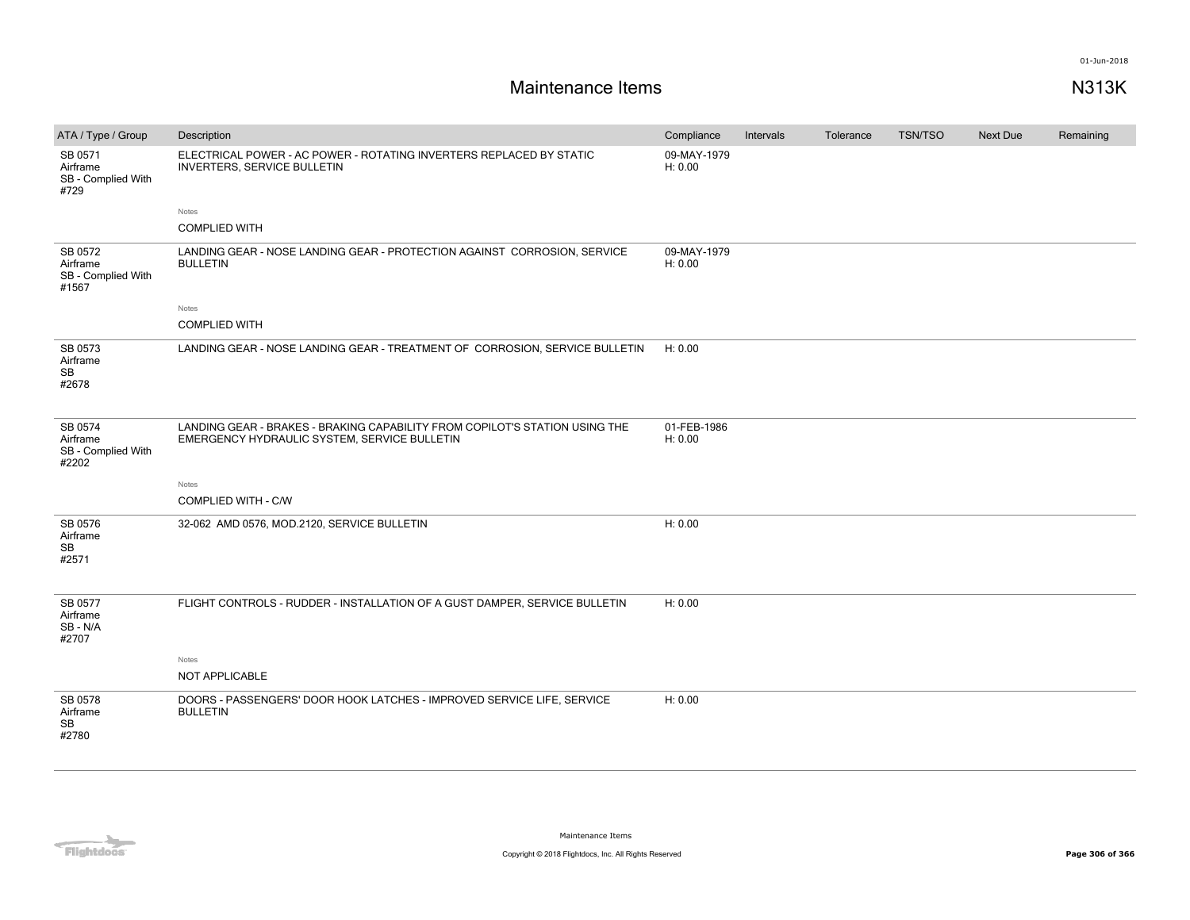# Maintenance Items

N313K

| ATA / Type / Group | Description | Compliance | Intervals | Tolerance | TSN/TSO | Next Due | Remaining |
|---|---|---|---|---|---|---|---|
| SB 0571<br>Airframe<br>SB - Complied With<br>#729 | ELECTRICAL POWER - AC POWER - ROTATING INVERTERS REPLACED BY STATIC INVERTERS, SERVICE BULLETIN<br><br>Notes<br>COMPLIED WITH | 09-MAY-1979<br>H: 0.00 | | | | | |
| SB 0572<br>Airframe<br>SB - Complied With<br>#1567 | LANDING GEAR - NOSE LANDING GEAR - PROTECTION AGAINST CORROSION, SERVICE BULLETIN<br><br>Notes<br>COMPLIED WITH | 09-MAY-1979<br>H: 0.00 | | | | | |
| SB 0573<br>Airframe<br>SB<br>#2678 | LANDING GEAR - NOSE LANDING GEAR - TREATMENT OF CORROSION, SERVICE BULLETIN | H: 0.00 | | | | | |
| SB 0574<br>Airframe<br>SB - Complied With<br>#2202 | LANDING GEAR - BRAKES - BRAKING CAPABILITY FROM COPILOT'S STATION USING THE EMERGENCY HYDRAULIC SYSTEM, SERVICE BULLETIN<br><br>Notes<br>COMPLIED WITH - C/W | 01-FEB-1986<br>H: 0.00 | | | | | |
| SB 0576<br>Airframe<br>SB<br>#2571 | 32-062 AMD 0576, MOD.2120, SERVICE BULLETIN | H: 0.00 | | | | | |
| SB 0577<br>Airframe<br>SB - N/A<br>#2707 | FLIGHT CONTROLS - RUDDER - INSTALLATION OF A GUST DAMPER, SERVICE BULLETIN<br><br>Notes<br>NOT APPLICABLE | H: 0.00 | | | | | |
| SB 0578<br>Airframe<br>SB<br>#2780 | DOORS - PASSENGERS' DOOR HOOK LATCHES - IMPROVED SERVICE LIFE, SERVICE BULLETIN | H: 0.00 | | | | | |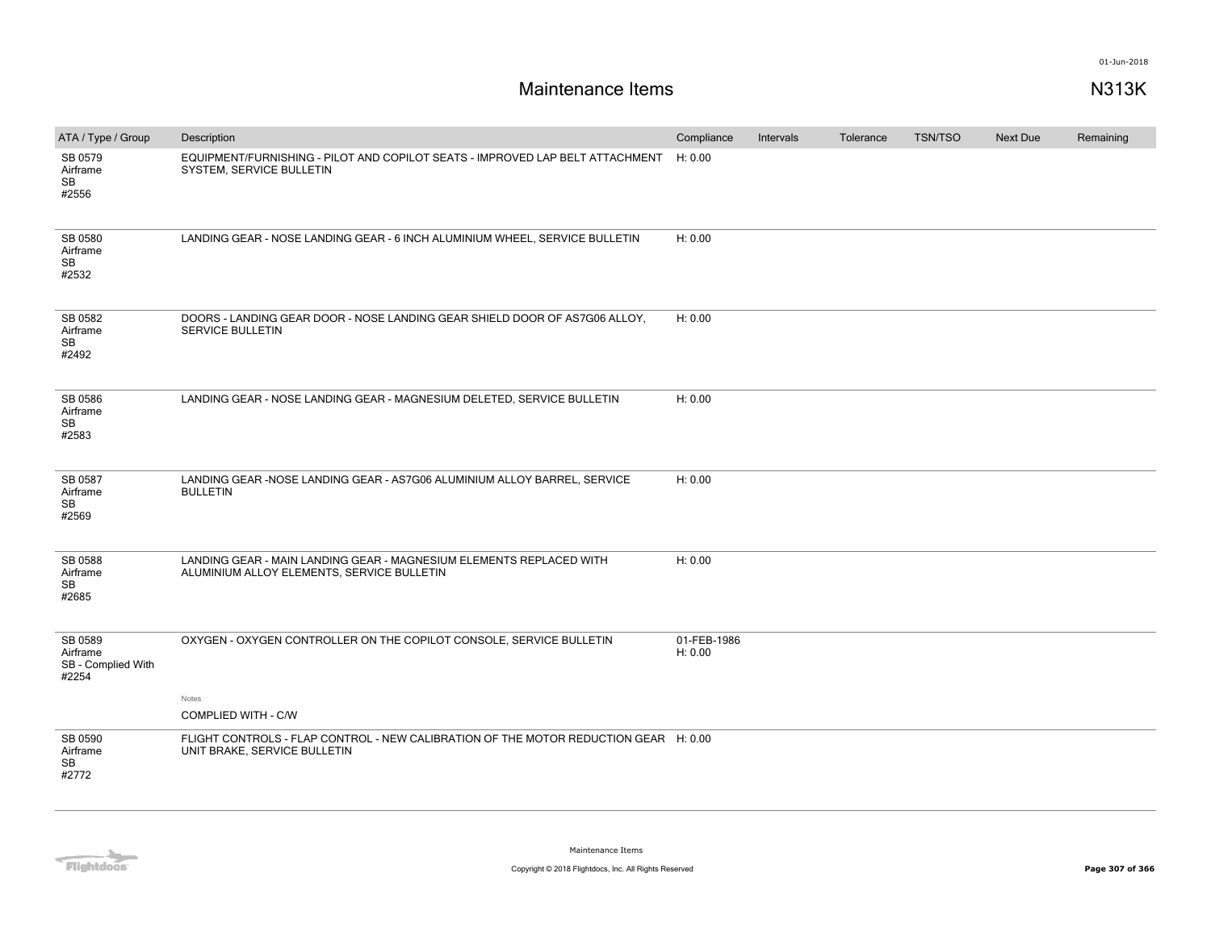# Maintenance Items

N313K

| ATA / Type / Group | Description | Compliance | Intervals | Tolerance | TSN/TSO | Next Due | Remaining |
|---|---|---|---|---|---|---|---|
| SB 0579 Airframe SB #2556 | EQUIPMENT/FURNISHING - PILOT AND COPILOT SEATS - IMPROVED LAP BELT ATTACHMENT SYSTEM, SERVICE BULLETIN | H: 0.00 | | | | | |
| SB 0580 Airframe SB #2532 | LANDING GEAR - NOSE LANDING GEAR - 6 INCH ALUMINIUM WHEEL, SERVICE BULLETIN | H: 0.00 | | | | | |
| SB 0582 Airframe SB #2492 | DOORS - LANDING GEAR DOOR - NOSE LANDING GEAR SHIELD DOOR OF AS7G06 ALLOY, SERVICE BULLETIN | H: 0.00 | | | | | |
| SB 0586 Airframe SB #2583 | LANDING GEAR - NOSE LANDING GEAR - MAGNESIUM DELETED, SERVICE BULLETIN | H: 0.00 | | | | | |
| SB 0587 Airframe SB #2569 | LANDING GEAR -NOSE LANDING GEAR - AS7G06 ALUMINIUM ALLOY BARREL, SERVICE BULLETIN | H: 0.00 | | | | | |
| SB 0588 Airframe SB #2685 | LANDING GEAR - MAIN LANDING GEAR - MAGNESIUM ELEMENTS REPLACED WITH ALUMINIUM ALLOY ELEMENTS, SERVICE BULLETIN | H: 0.00 | | | | | |
| SB 0589 Airframe SB - Complied With #2254 | OXYGEN - OXYGEN CONTROLLER ON THE COPILOT CONSOLE, SERVICE BULLETIN<br><br>Notes<br>COMPLIED WITH - C/W | 01-FEB-1986<br>H: 0.00 | | | | | |
| SB 0590 Airframe SB #2772 | FLIGHT CONTROLS - FLAP CONTROL - NEW CALIBRATION OF THE MOTOR REDUCTION GEAR UNIT BRAKE, SERVICE BULLETIN | H: 0.00 | | | | | |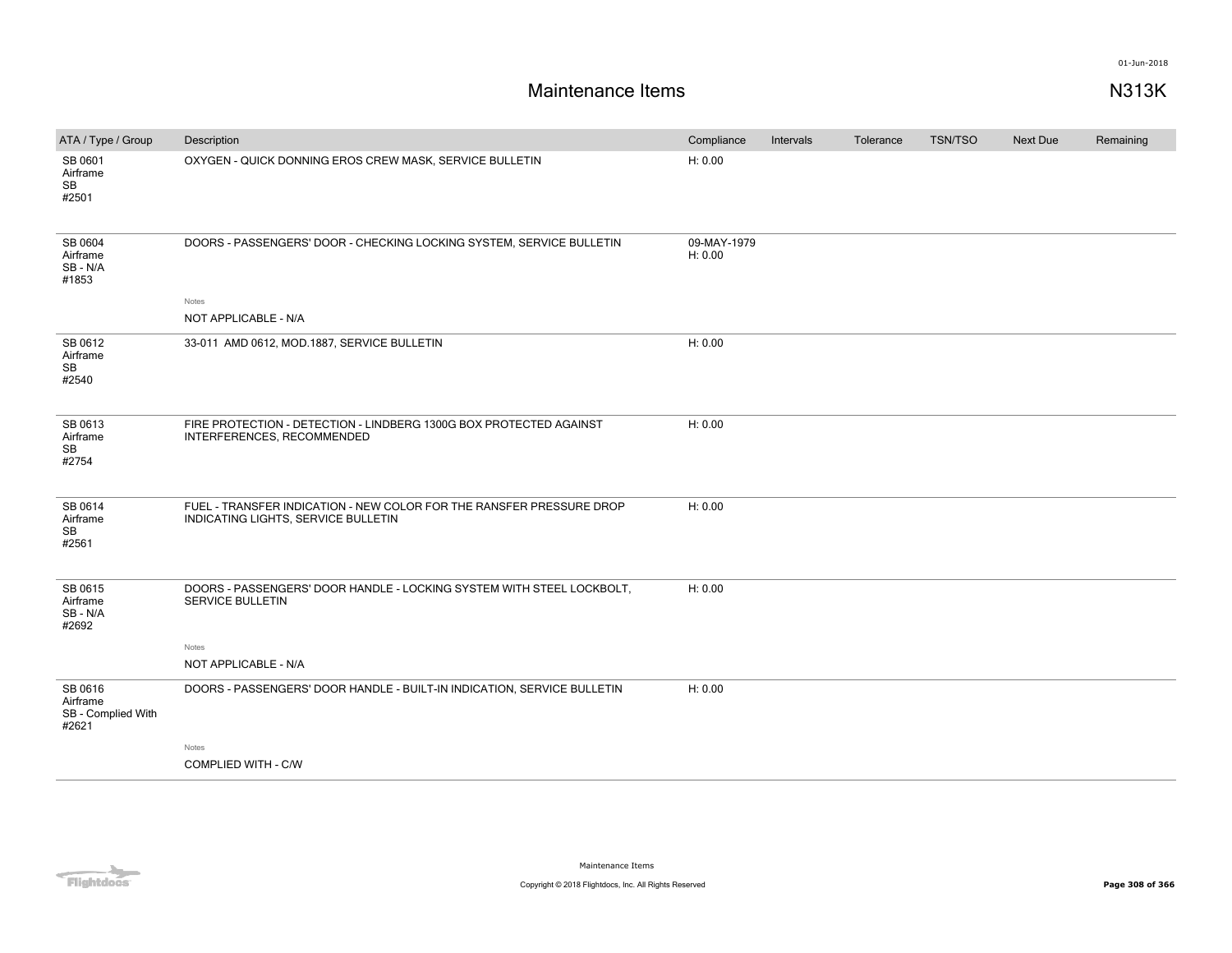# Maintenance Items

N313K

| ATA / Type / Group | Description | Compliance | Intervals | Tolerance | TSN/TSO | Next Due | Remaining |
|---|---|---|---|---|---|---|---|
| SB 0601 Airframe SB #2501 | OXYGEN - QUICK DONNING EROS CREW MASK, SERVICE BULLETIN | H: 0.00 | | | | | |
| SB 0604 Airframe SB - N/A #1853 | DOORS - PASSENGERS' DOOR - CHECKING LOCKING SYSTEM, SERVICE BULLETIN<br><br>Notes<br>NOT APPLICABLE - N/A | 09-MAY-1979 H: 0.00 | | | | | |
| SB 0612 Airframe SB #2540 | 33-011 AMD 0612, MOD.1887, SERVICE BULLETIN | H: 0.00 | | | | | |
| SB 0613 Airframe SB #2754 | FIRE PROTECTION - DETECTION - LINDBERG 1300G BOX PROTECTED AGAINST INTERFERENCES, RECOMMENDED | H: 0.00 | | | | | |
| SB 0614 Airframe SB #2561 | FUEL - TRANSFER INDICATION - NEW COLOR FOR THE RANSFER PRESSURE DROP INDICATING LIGHTS, SERVICE BULLETIN | H: 0.00 | | | | | |
| SB 0615 Airframe SB - N/A #2692 | DOORS - PASSENGERS' DOOR HANDLE - LOCKING SYSTEM WITH STEEL LOCKBOLT, SERVICE BULLETIN<br><br>Notes<br>NOT APPLICABLE - N/A | H: 0.00 | | | | | |
| SB 0616 Airframe SB - Complied With #2621 | DOORS - PASSENGERS' DOOR HANDLE - BUILT-IN INDICATION, SERVICE BULLETIN<br><br>Notes<br>COMPLIED WITH - C/W | H: 0.00 | | | | | |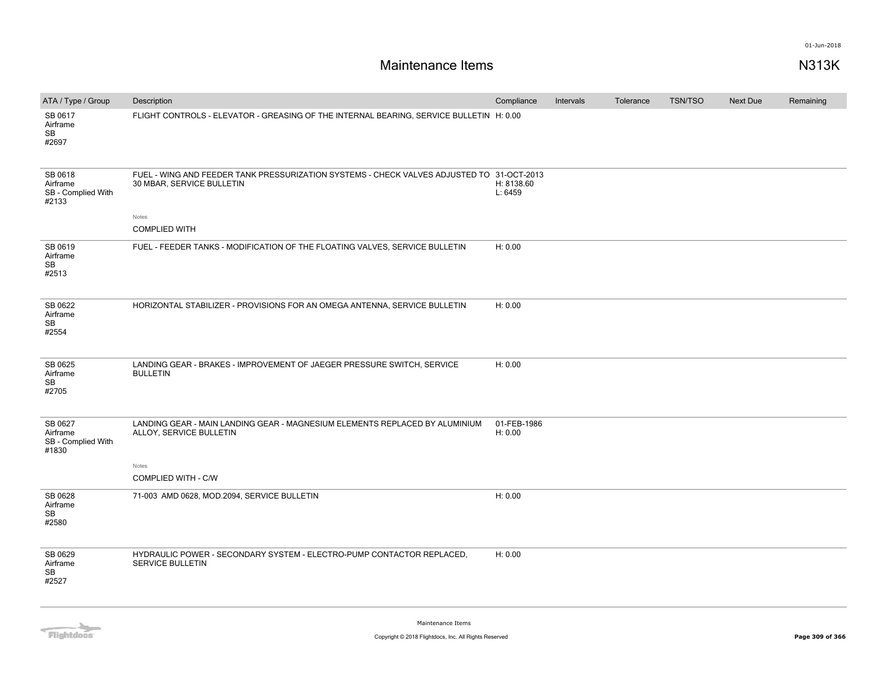# Maintenance Items

N313K

| ATA / Type / Group | Description | Compliance | Intervals | Tolerance | TSN/TSO | Next Due | Remaining |
|---|---|---|---|---|---|---|---|
| SB 0617<br>Airframe<br>SB<br>#2697 | FLIGHT CONTROLS - ELEVATOR - GREASING OF THE INTERNAL BEARING, SERVICE BULLETIN | H: 0.00 | | | | | |
| SB 0618<br>Airframe<br>SB - Complied With<br>#2133 | FUEL - WING AND FEEDER TANK PRESSURIZATION SYSTEMS - CHECK VALVES ADJUSTED TO 30 MBAR, SERVICE BULLETIN<br><br>Notes<br>COMPLIED WITH | 31-OCT-2013<br>H: 8138.60<br>L: 6459 | | | | | |
| SB 0619<br>Airframe<br>SB<br>#2513 | FUEL - FEEDER TANKS - MODIFICATION OF THE FLOATING VALVES, SERVICE BULLETIN | H: 0.00 | | | | | |
| SB 0622<br>Airframe<br>SB<br>#2554 | HORIZONTAL STABILIZER - PROVISIONS FOR AN OMEGA ANTENNA, SERVICE BULLETIN | H: 0.00 | | | | | |
| SB 0625<br>Airframe<br>SB<br>#2705 | LANDING GEAR - BRAKES - IMPROVEMENT OF JAEGER PRESSURE SWITCH, SERVICE BULLETIN | H: 0.00 | | | | | |
| SB 0627<br>Airframe<br>SB - Complied With<br>#1830 | LANDING GEAR - MAIN LANDING GEAR - MAGNESIUM ELEMENTS REPLACED BY ALUMINIUM ALLOY, SERVICE BULLETIN<br><br>Notes<br>COMPLIED WITH - C/W | 01-FEB-1986<br>H: 0.00 | | | | | |
| SB 0628<br>Airframe<br>SB<br>#2580 | 71-003 AMD 0628, MOD.2094, SERVICE BULLETIN | H: 0.00 | | | | | |
| SB 0629<br>Airframe<br>SB<br>#2527 | HYDRAULIC POWER - SECONDARY SYSTEM - ELECTRO-PUMP CONTACTOR REPLACED, SERVICE BULLETIN | H: 0.00 | | | | | |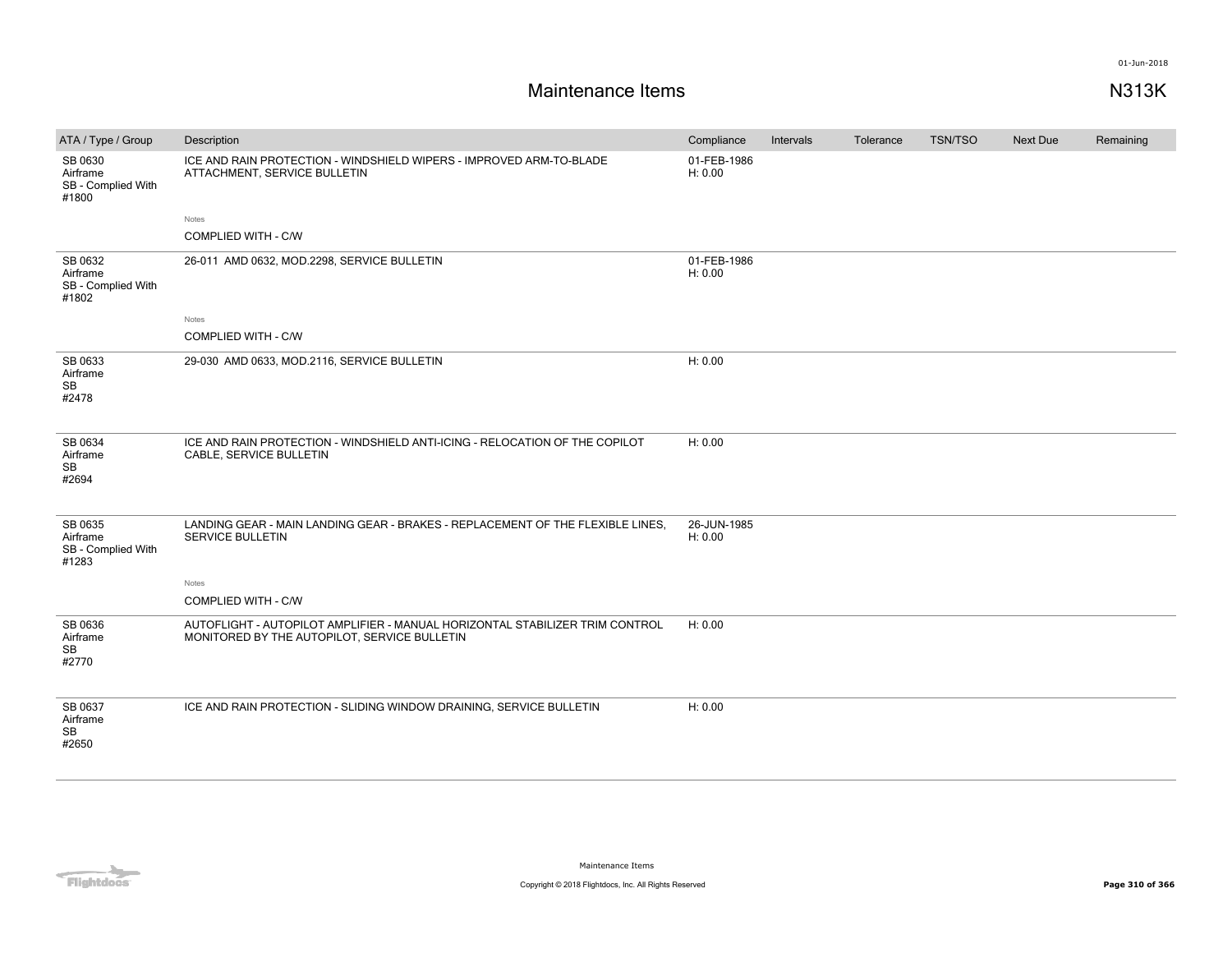# Maintenance Items

N313K

| ATA / Type / Group | Description | Compliance | Intervals | Tolerance | TSN/TSO | Next Due | Remaining |
|---|---|---|---|---|---|---|---|
| SB 0630 Airframe SB - Complied With #1800 | ICE AND RAIN PROTECTION - WINDSHIELD WIPERS - IMPROVED ARM-TO-BLADE ATTACHMENT, SERVICE BULLETIN | 01-FEB-1986 H: 0.00 | | | | | |
| | Notes: COMPLIED WITH - C/W | | | | | | |
| SB 0632 Airframe SB - Complied With #1802 | 26-011 AMD 0632, MOD.2298, SERVICE BULLETIN | 01-FEB-1986 H: 0.00 | | | | | |
| | Notes: COMPLIED WITH - C/W | | | | | | |
| SB 0633 Airframe SB #2478 | 29-030 AMD 0633, MOD.2116, SERVICE BULLETIN | H: 0.00 | | | | | |
| SB 0634 Airframe SB #2694 | ICE AND RAIN PROTECTION - WINDSHIELD ANTI-ICING - RELOCATION OF THE COPILOT CABLE, SERVICE BULLETIN | H: 0.00 | | | | | |
| SB 0635 Airframe SB - Complied With #1283 | LANDING GEAR - MAIN LANDING GEAR - BRAKES - REPLACEMENT OF THE FLEXIBLE LINES, SERVICE BULLETIN | 26-JUN-1985 H: 0.00 | | | | | |
| | Notes: COMPLIED WITH - C/W | | | | | | |
| SB 0636 Airframe SB #2770 | AUTOFLIGHT - AUTOPILOT AMPLIFIER - MANUAL HORIZONTAL STABILIZER TRIM CONTROL MONITORED BY THE AUTOPILOT, SERVICE BULLETIN | H: 0.00 | | | | | |
| SB 0637 Airframe SB #2650 | ICE AND RAIN PROTECTION - SLIDING WINDOW DRAINING, SERVICE BULLETIN | H: 0.00 | | | | | |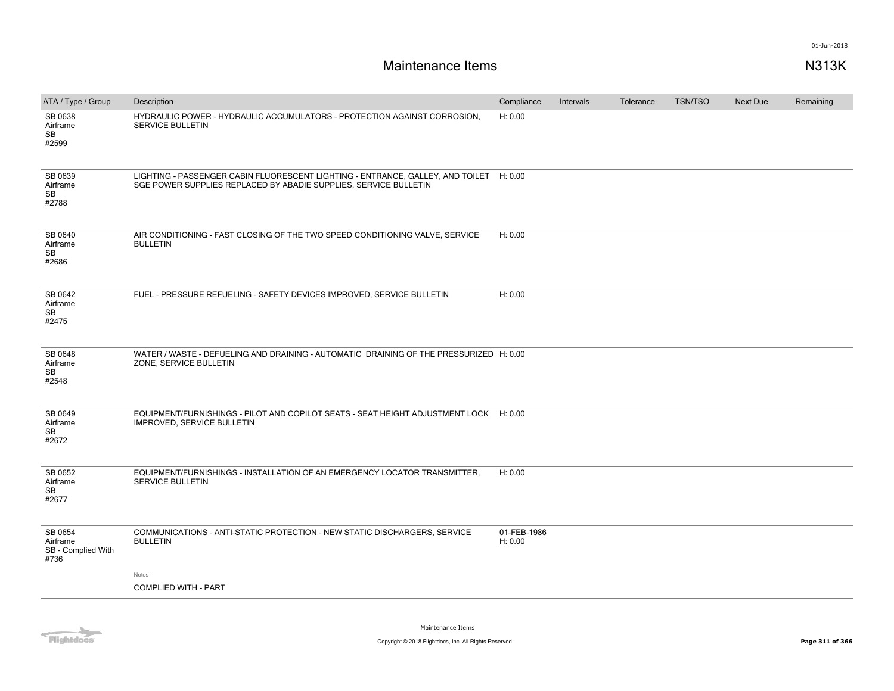# Maintenance Items

**N313K**

| ATA / Type / Group | Description | Compliance | Intervals | Tolerance | TSN/TSO | Next Due | Remaining |
|---|---|---|---|---|---|---|---|
| SB 0638 Airframe SB #2599 | HYDRAULIC POWER - HYDRAULIC ACCUMULATORS - PROTECTION AGAINST CORROSION, SERVICE BULLETIN | H: 0.00 | | | | | |
| SB 0639 Airframe SB #2788 | LIGHTING - PASSENGER CABIN FLUORESCENT LIGHTING - ENTRANCE, GALLEY, AND TOILET SGE POWER SUPPLIES REPLACED BY ABADIE SUPPLIES, SERVICE BULLETIN | H: 0.00 | | | | | |
| SB 0640 Airframe SB #2686 | AIR CONDITIONING - FAST CLOSING OF THE TWO SPEED CONDITIONING VALVE, SERVICE BULLETIN | H: 0.00 | | | | | |
| SB 0642 Airframe SB #2475 | FUEL - PRESSURE REFUELING - SAFETY DEVICES IMPROVED, SERVICE BULLETIN | H: 0.00 | | | | | |
| SB 0648 Airframe SB #2548 | WATER / WASTE - DEFUELING AND DRAINING - AUTOMATIC DRAINING OF THE PRESSURIZED ZONE, SERVICE BULLETIN | H: 0.00 | | | | | |
| SB 0649 Airframe SB #2672 | EQUIPMENT/FURNISHINGS - PILOT AND COPILOT SEATS - SEAT HEIGHT ADJUSTMENT LOCK IMPROVED, SERVICE BULLETIN | H: 0.00 | | | | | |
| SB 0652 Airframe SB #2677 | EQUIPMENT/FURNISHINGS - INSTALLATION OF AN EMERGENCY LOCATOR TRANSMITTER, SERVICE BULLETIN | H: 0.00 | | | | | |
| SB 0654 Airframe SB - Complied With #736 | COMMUNICATIONS - ANTI-STATIC PROTECTION - NEW STATIC DISCHARGERS, SERVICE BULLETIN<br><br>Notes<br>COMPLIED WITH - PART | 01-FEB-1986 H: 0.00 | | | | | |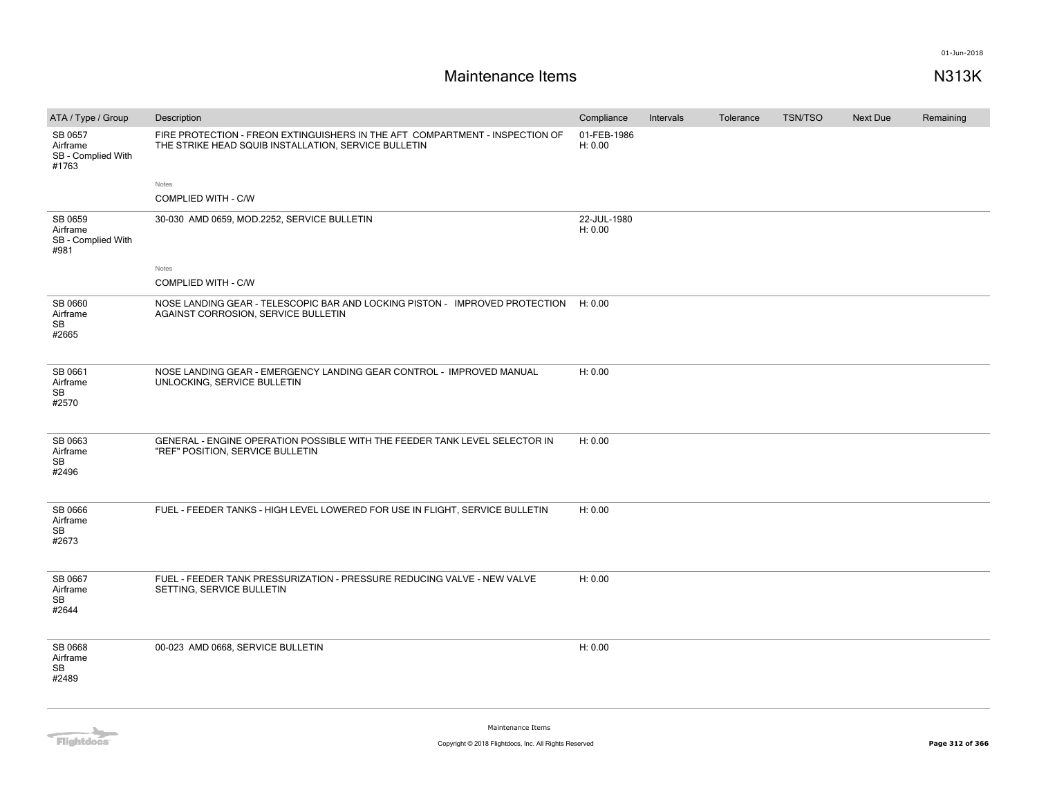# Maintenance Items

N313K

| ATA / Type / Group | Description | Compliance | Intervals | Tolerance | TSN/TSO | Next Due | Remaining |
|---|---|---|---|---|---|---|---|
| SB 0657 Airframe SB - Complied With #1763 | FIRE PROTECTION - FREON EXTINGUISHERS IN THE AFT COMPARTMENT - INSPECTION OF THE STRIKE HEAD SQUIB INSTALLATION, SERVICE BULLETIN | 01-FEB-1986 H: 0.00 | | | | | |
| | Notes<br>COMPLIED WITH - C/W | | | | | | |
| SB 0659 Airframe SB - Complied With #981 | 30-030 AMD 0659, MOD.2252, SERVICE BULLETIN | 22-JUL-1980 H: 0.00 | | | | | |
| | Notes<br>COMPLIED WITH - C/W | | | | | | |
| SB 0660 Airframe SB #2665 | NOSE LANDING GEAR - TELESCOPIC BAR AND LOCKING PISTON - IMPROVED PROTECTION AGAINST CORROSION, SERVICE BULLETIN | H: 0.00 | | | | | |
| SB 0661 Airframe SB #2570 | NOSE LANDING GEAR - EMERGENCY LANDING GEAR CONTROL - IMPROVED MANUAL UNLOCKING, SERVICE BULLETIN | H: 0.00 | | | | | |
| SB 0663 Airframe SB #2496 | GENERAL - ENGINE OPERATION POSSIBLE WITH THE FEEDER TANK LEVEL SELECTOR IN "REF" POSITION, SERVICE BULLETIN | H: 0.00 | | | | | |
| SB 0666 Airframe SB #2673 | FUEL - FEEDER TANKS - HIGH LEVEL LOWERED FOR USE IN FLIGHT, SERVICE BULLETIN | H: 0.00 | | | | | |
| SB 0667 Airframe SB #2644 | FUEL - FEEDER TANK PRESSURIZATION - PRESSURE REDUCING VALVE - NEW VALVE SETTING, SERVICE BULLETIN | H: 0.00 | | | | | |
| SB 0668 Airframe SB #2489 | 00-023 AMD 0668, SERVICE BULLETIN | H: 0.00 | | | | | |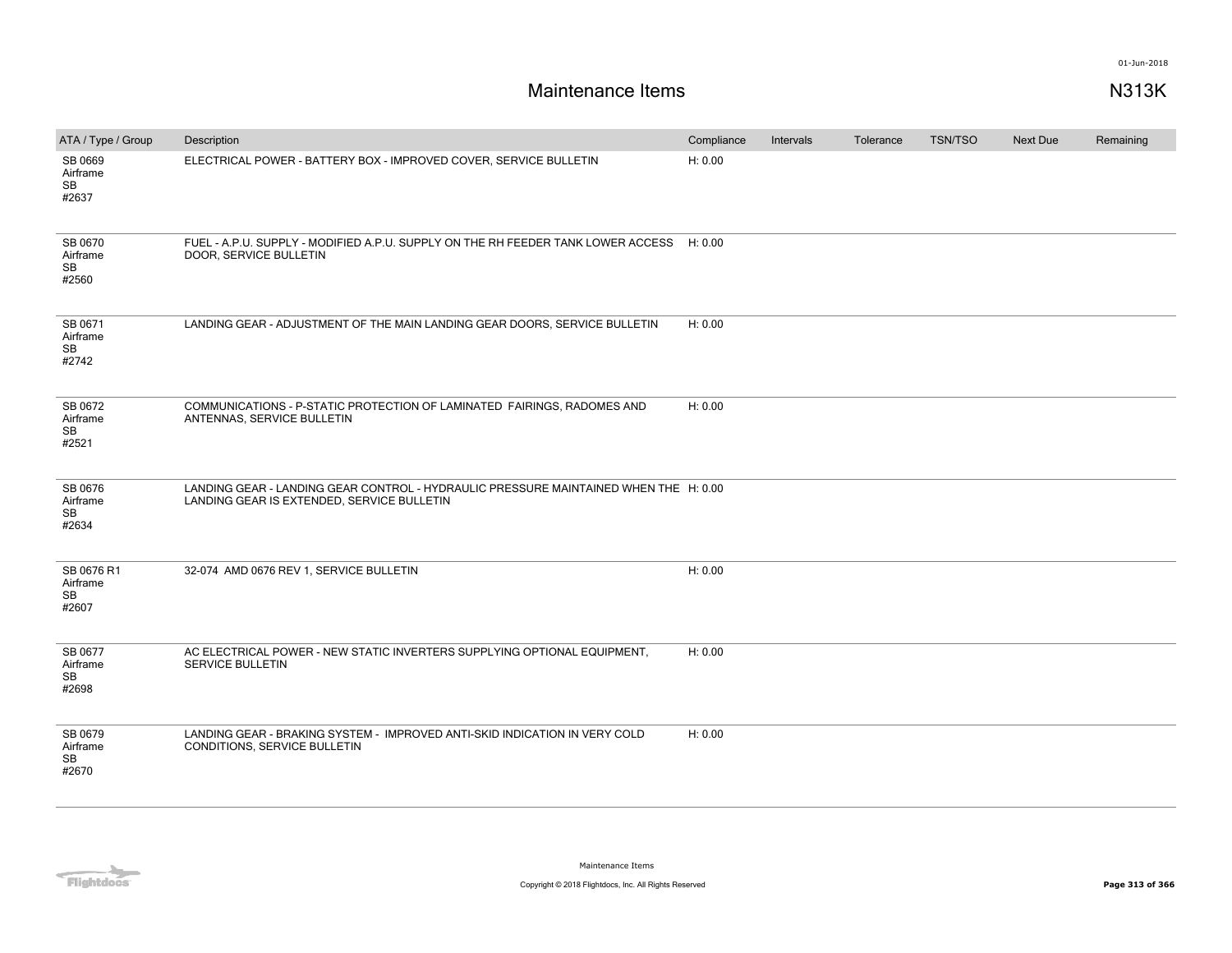# Maintenance Items

N313K

| ATA / Type / Group | Description | Compliance | Intervals | Tolerance | TSN/TSO | Next Due | Remaining |
|---|---|---|---|---|---|---|---|
| SB 0669 Airframe SB #2637 | ELECTRICAL POWER - BATTERY BOX - IMPROVED COVER, SERVICE BULLETIN | H: 0.00 | | | | | |
| SB 0670 Airframe SB #2560 | FUEL - A.P.U. SUPPLY - MODIFIED A.P.U. SUPPLY ON THE RH FEEDER TANK LOWER ACCESS DOOR, SERVICE BULLETIN | H: 0.00 | | | | | |
| SB 0671 Airframe SB #2742 | LANDING GEAR - ADJUSTMENT OF THE MAIN LANDING GEAR DOORS, SERVICE BULLETIN | H: 0.00 | | | | | |
| SB 0672 Airframe SB #2521 | COMMUNICATIONS - P-STATIC PROTECTION OF LAMINATED FAIRINGS, RADOMES AND ANTENNAS, SERVICE BULLETIN | H: 0.00 | | | | | |
| SB 0676 Airframe SB #2634 | LANDING GEAR - LANDING GEAR CONTROL - HYDRAULIC PRESSURE MAINTAINED WHEN THE LANDING GEAR IS EXTENDED, SERVICE BULLETIN | H: 0.00 | | | | | |
| SB 0676 R1 Airframe SB #2607 | 32-074 AMD 0676 REV 1, SERVICE BULLETIN | H: 0.00 | | | | | |
| SB 0677 Airframe SB #2698 | AC ELECTRICAL POWER - NEW STATIC INVERTERS SUPPLYING OPTIONAL EQUIPMENT, SERVICE BULLETIN | H: 0.00 | | | | | |
| SB 0679 Airframe SB #2670 | LANDING GEAR - BRAKING SYSTEM - IMPROVED ANTI-SKID INDICATION IN VERY COLD CONDITIONS, SERVICE BULLETIN | H: 0.00 | | | | | |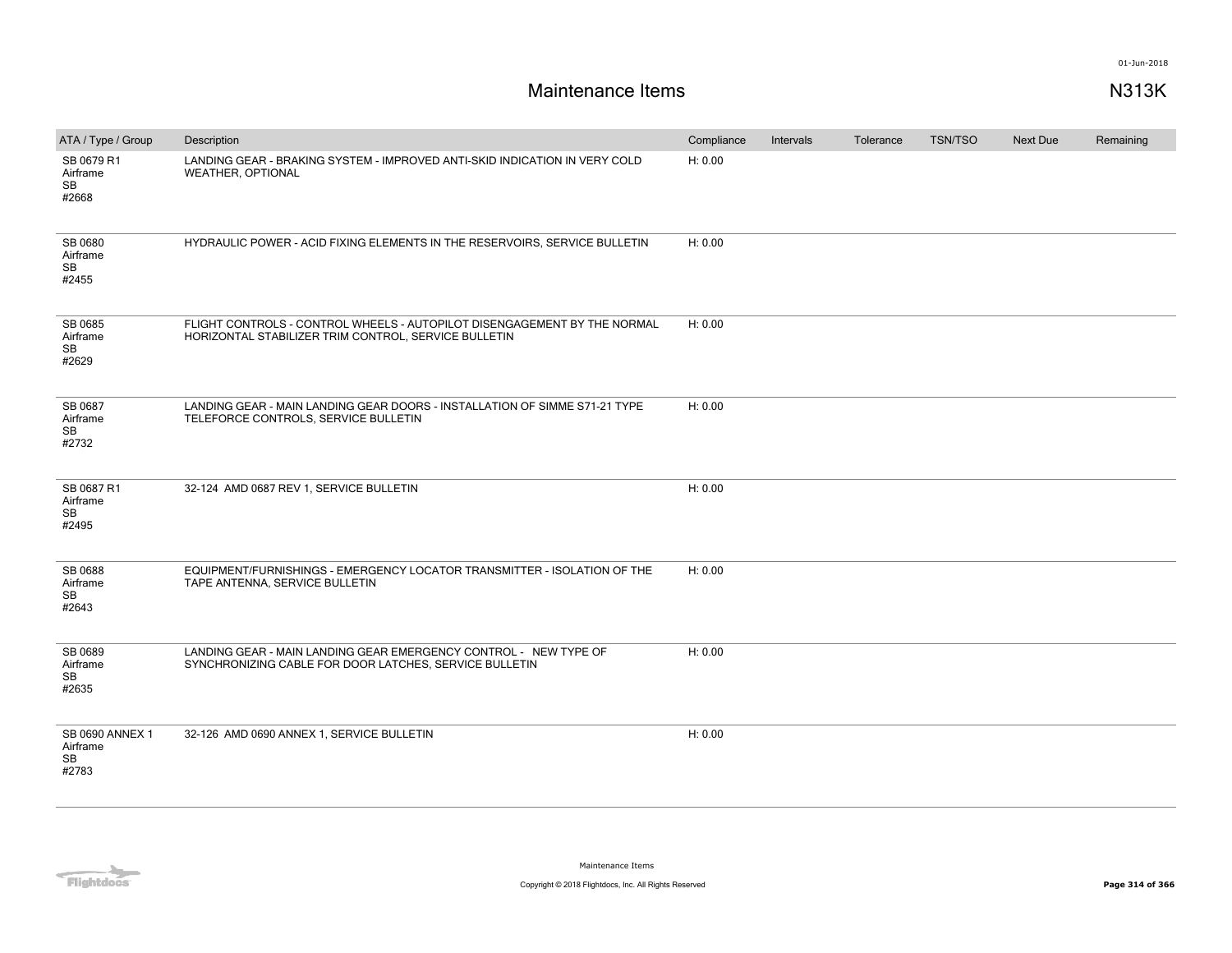# Maintenance Items

N313K

| ATA / Type / Group | Description | Compliance | Intervals | Tolerance | TSN/TSO | Next Due | Remaining |
|---|---|---|---|---|---|---|---|
| SB 0679 R1 Airframe SB #2668 | LANDING GEAR - BRAKING SYSTEM - IMPROVED ANTI-SKID INDICATION IN VERY COLD WEATHER, OPTIONAL | H: 0.00 | | | | | |
| SB 0680 Airframe SB #2455 | HYDRAULIC POWER - ACID FIXING ELEMENTS IN THE RESERVOIRS, SERVICE BULLETIN | H: 0.00 | | | | | |
| SB 0685 Airframe SB #2629 | FLIGHT CONTROLS - CONTROL WHEELS - AUTOPILOT DISENGAGEMENT BY THE NORMAL HORIZONTAL STABILIZER TRIM CONTROL, SERVICE BULLETIN | H: 0.00 | | | | | |
| SB 0687 Airframe SB #2732 | LANDING GEAR - MAIN LANDING GEAR DOORS - INSTALLATION OF SIMME S71-21 TYPE TELEFORCE CONTROLS, SERVICE BULLETIN | H: 0.00 | | | | | |
| SB 0687 R1 Airframe SB #2495 | 32-124 AMD 0687 REV 1, SERVICE BULLETIN | H: 0.00 | | | | | |
| SB 0688 Airframe SB #2643 | EQUIPMENT/FURNISHINGS - EMERGENCY LOCATOR TRANSMITTER - ISOLATION OF THE TAPE ANTENNA, SERVICE BULLETIN | H: 0.00 | | | | | |
| SB 0689 Airframe SB #2635 | LANDING GEAR - MAIN LANDING GEAR EMERGENCY CONTROL - NEW TYPE OF SYNCHRONIZING CABLE FOR DOOR LATCHES, SERVICE BULLETIN | H: 0.00 | | | | | |
| SB 0690 ANNEX 1 Airframe SB #2783 | 32-126 AMD 0690 ANNEX 1, SERVICE BULLETIN | H: 0.00 | | | | | |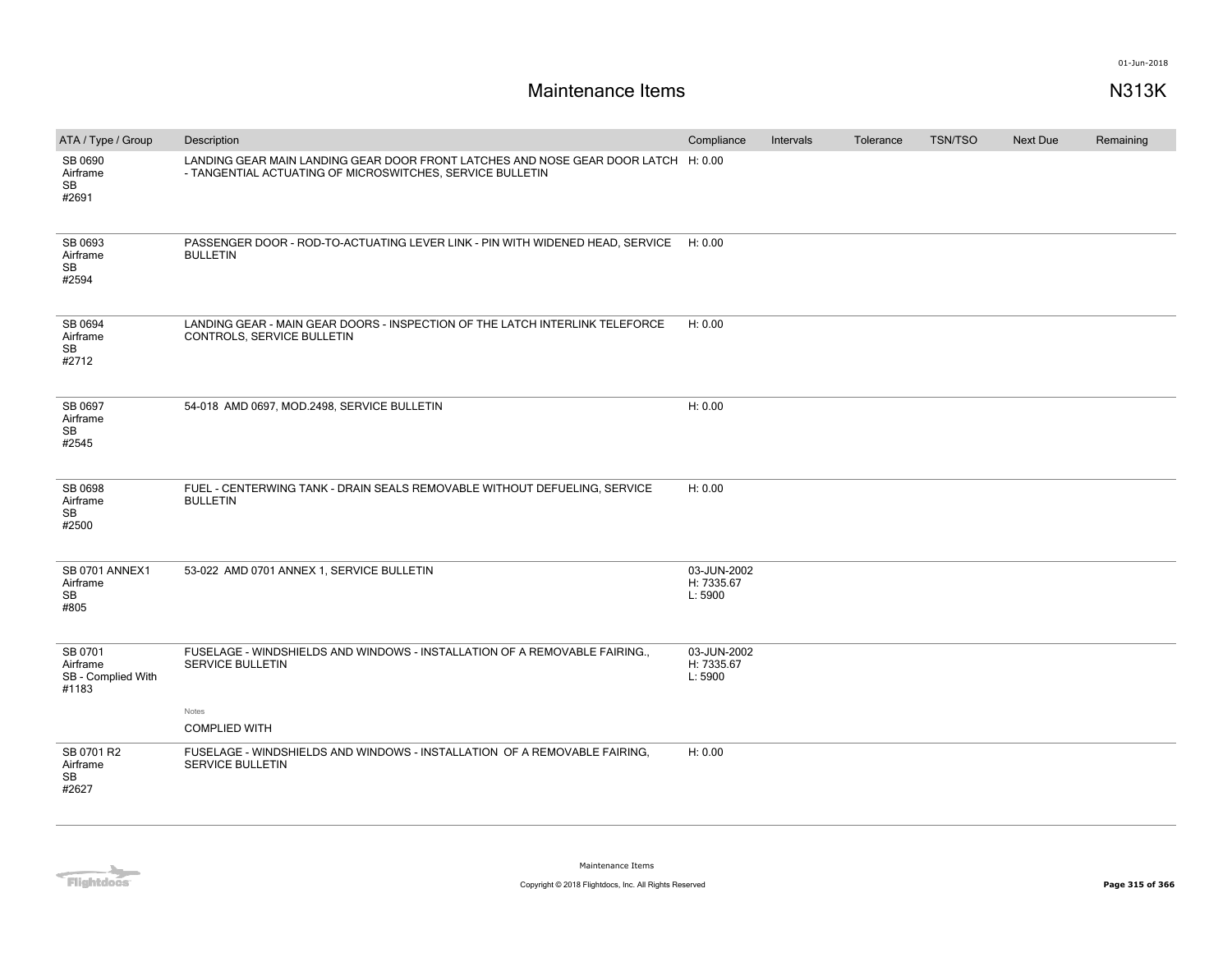# Maintenance Items

N313K

| ATA / Type / Group | Description | Compliance | Intervals | Tolerance | TSN/TSO | Next Due | Remaining |
|---|---|---|---|---|---|---|---|
| SB 0690 Airframe SB #2691 | LANDING GEAR MAIN LANDING GEAR DOOR FRONT LATCHES AND NOSE GEAR DOOR LATCH - TANGENTIAL ACTUATING OF MICROSWITCHES, SERVICE BULLETIN | H: 0.00 | | | | | |
| SB 0693 Airframe SB #2594 | PASSENGER DOOR - ROD-TO-ACTUATING LEVER LINK - PIN WITH WIDENED HEAD, SERVICE BULLETIN | H: 0.00 | | | | | |
| SB 0694 Airframe SB #2712 | LANDING GEAR - MAIN GEAR DOORS - INSPECTION OF THE LATCH INTERLINK TELEFORCE CONTROLS, SERVICE BULLETIN | H: 0.00 | | | | | |
| SB 0697 Airframe SB #2545 | 54-018 AMD 0697, MOD.2498, SERVICE BULLETIN | H: 0.00 | | | | | |
| SB 0698 Airframe SB #2500 | FUEL - CENTERWING TANK - DRAIN SEALS REMOVABLE WITHOUT DEFUELING, SERVICE BULLETIN | H: 0.00 | | | | | |
| SB 0701 ANNEX1 Airframe SB #805 | 53-022 AMD 0701 ANNEX 1, SERVICE BULLETIN | 03-JUN-2002 H: 7335.67 L: 5900 | | | | | |
| SB 0701 Airframe SB - Complied With #1183 | FUSELAGE - WINDSHIELDS AND WINDOWS - INSTALLATION OF A REMOVABLE FAIRING., SERVICE BULLETIN<br>Notes<br>COMPLIED WITH | 03-JUN-2002 H: 7335.67 L: 5900 | | | | | |
| SB 0701 R2 Airframe SB #2627 | FUSELAGE - WINDSHIELDS AND WINDOWS - INSTALLATION OF A REMOVABLE FAIRING, SERVICE BULLETIN | H: 0.00 | | | | | |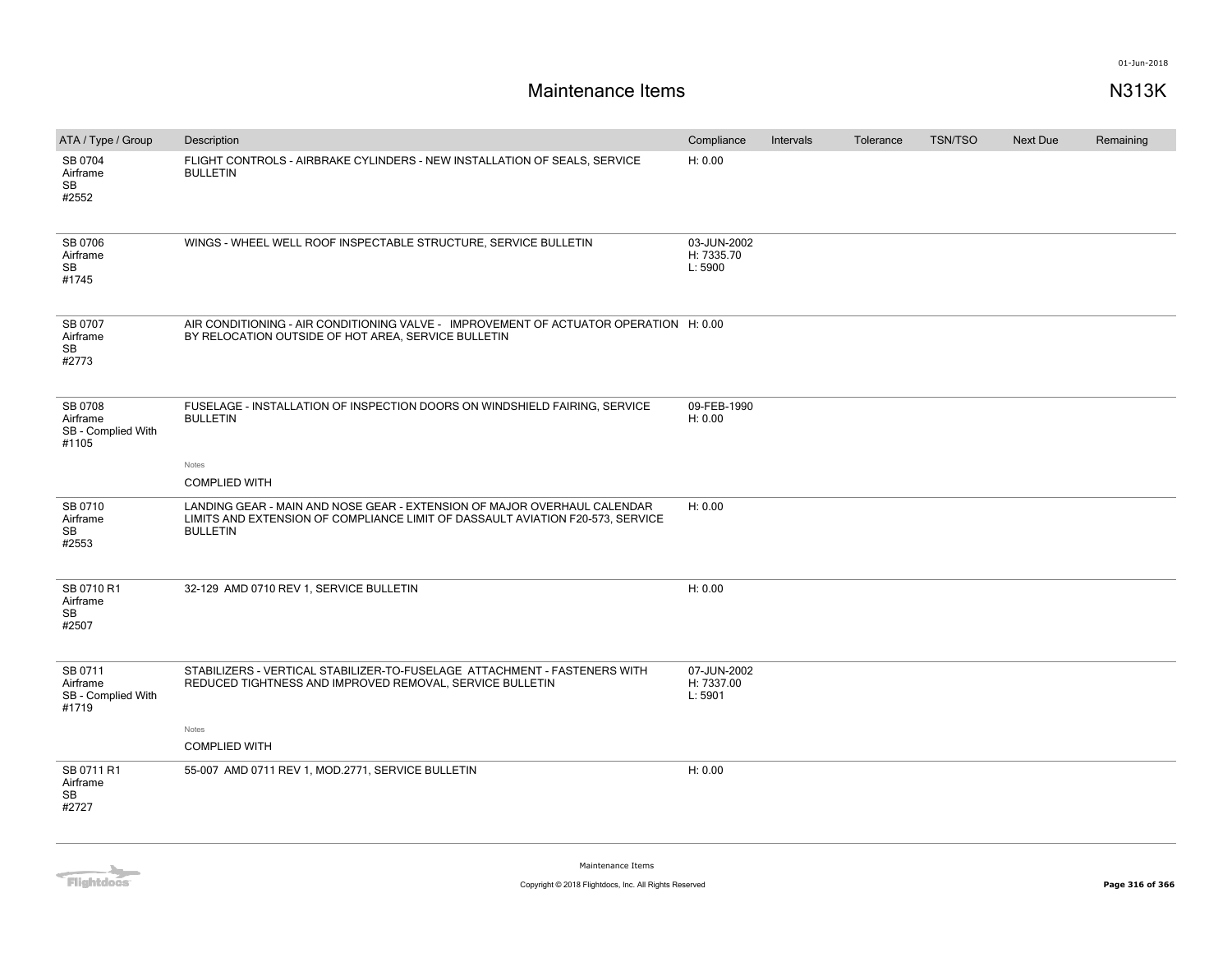# Maintenance Items

N313K

| ATA / Type / Group | Description | Compliance | Intervals | Tolerance | TSN/TSO | Next Due | Remaining |
|---|---|---|---|---|---|---|---|
| SB 0704<br>Airframe<br>SB<br>#2552 | FLIGHT CONTROLS - AIRBRAKE CYLINDERS - NEW INSTALLATION OF SEALS, SERVICE BULLETIN | H: 0.00 | | | | | |
| SB 0706<br>Airframe<br>SB<br>#1745 | WINGS - WHEEL WELL ROOF INSPECTABLE STRUCTURE, SERVICE BULLETIN | 03-JUN-2002<br>H: 7335.70<br>L: 5900 | | | | | |
| SB 0707<br>Airframe<br>SB<br>#2773 | AIR CONDITIONING - AIR CONDITIONING VALVE - IMPROVEMENT OF ACTUATOR OPERATION BY RELOCATION OUTSIDE OF HOT AREA, SERVICE BULLETIN | H: 0.00 | | | | | |
| SB 0708<br>Airframe<br>SB - Complied With<br>#1105 | FUSELAGE - INSTALLATION OF INSPECTION DOORS ON WINDSHIELD FAIRING, SERVICE BULLETIN<br><br>Notes<br>COMPLIED WITH | 09-FEB-1990<br>H: 0.00 | | | | | |
| SB 0710<br>Airframe<br>SB<br>#2553 | LANDING GEAR - MAIN AND NOSE GEAR - EXTENSION OF MAJOR OVERHAUL CALENDAR LIMITS AND EXTENSION OF COMPLIANCE LIMIT OF DASSAULT AVIATION F20-573, SERVICE BULLETIN | H: 0.00 | | | | | |
| SB 0710 R1<br>Airframe<br>SB<br>#2507 | 32-129 AMD 0710 REV 1, SERVICE BULLETIN | H: 0.00 | | | | | |
| SB 0711<br>Airframe<br>SB - Complied With<br>#1719 | STABILIZERS - VERTICAL STABILIZER-TO-FUSELAGE ATTACHMENT - FASTENERS WITH REDUCED TIGHTNESS AND IMPROVED REMOVAL, SERVICE BULLETIN<br><br>Notes<br>COMPLIED WITH | 07-JUN-2002<br>H: 7337.00<br>L: 5901 | | | | | |
| SB 0711 R1<br>Airframe<br>SB<br>#2727 | 55-007 AMD 0711 REV 1, MOD.2771, SERVICE BULLETIN | H: 0.00 | | | | | |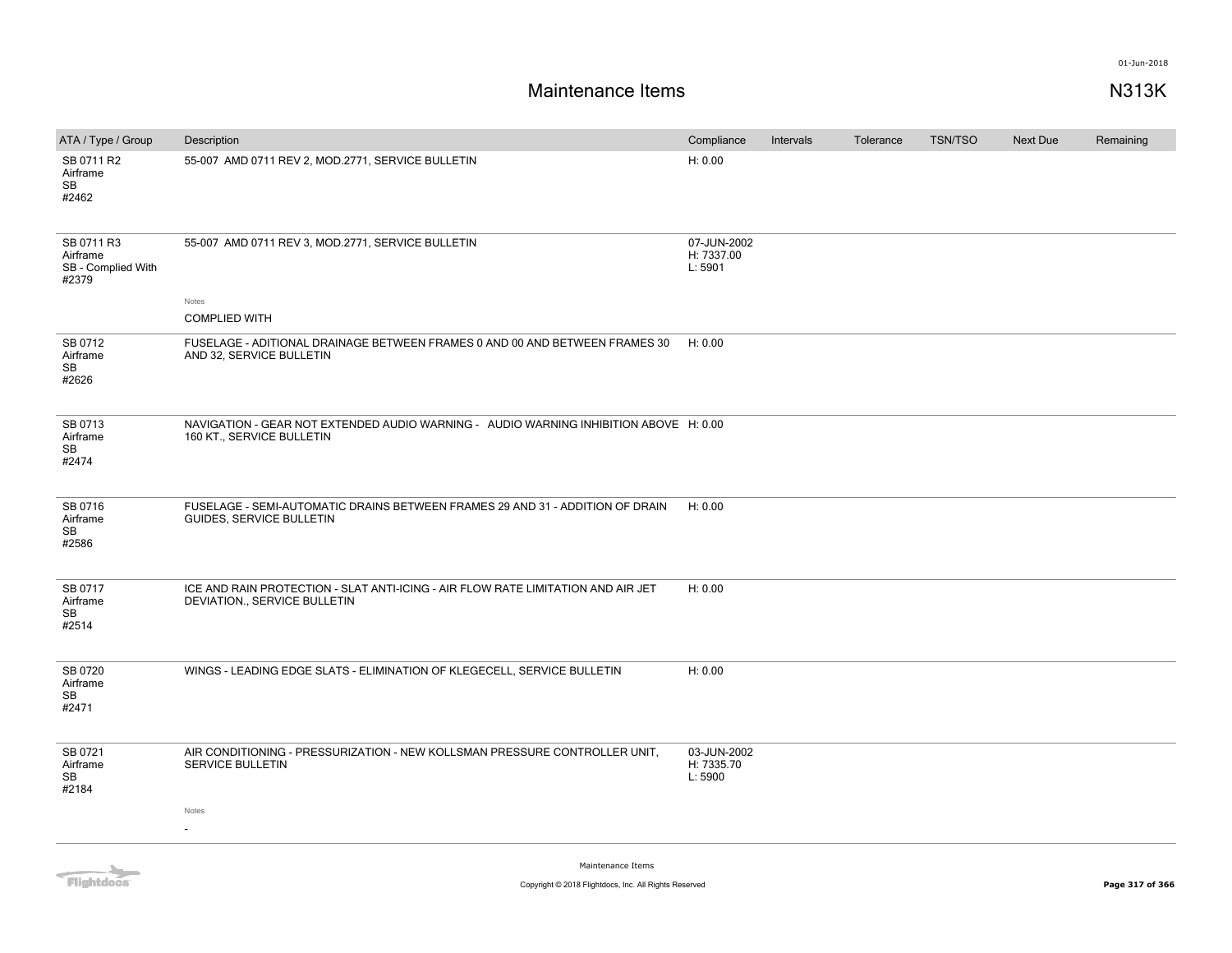# Maintenance Items

N313K

| ATA / Type / Group | Description | Compliance | Intervals | Tolerance | TSN/TSO | Next Due | Remaining |
|---|---|---|---|---|---|---|---|
| SB 0711 R2<br>Airframe<br>SB<br>#2462 | 55-007 AMD 0711 REV 2, MOD.2771, SERVICE BULLETIN | H: 0.00 | | | | | |
| SB 0711 R3<br>Airframe<br>SB - Complied With<br>#2379 | 55-007 AMD 0711 REV 3, MOD.2771, SERVICE BULLETIN<br><br>Notes<br>COMPLIED WITH | 07-JUN-2002<br>H: 7337.00<br>L: 5901 | | | | | |
| SB 0712<br>Airframe<br>SB<br>#2626 | FUSELAGE - ADITIONAL DRAINAGE BETWEEN FRAMES 0 AND 00 AND BETWEEN FRAMES 30 AND 32, SERVICE BULLETIN | H: 0.00 | | | | | |
| SB 0713<br>Airframe<br>SB<br>#2474 | NAVIGATION - GEAR NOT EXTENDED AUDIO WARNING - AUDIO WARNING INHIBITION ABOVE 160 KT., SERVICE BULLETIN | H: 0.00 | | | | | |
| SB 0716<br>Airframe<br>SB<br>#2586 | FUSELAGE - SEMI-AUTOMATIC DRAINS BETWEEN FRAMES 29 AND 31 - ADDITION OF DRAIN GUIDES, SERVICE BULLETIN | H: 0.00 | | | | | |
| SB 0717<br>Airframe<br>SB<br>#2514 | ICE AND RAIN PROTECTION - SLAT ANTI-ICING - AIR FLOW RATE LIMITATION AND AIR JET DEVIATION., SERVICE BULLETIN | H: 0.00 | | | | | |
| SB 0720<br>Airframe<br>SB<br>#2471 | WINGS - LEADING EDGE SLATS - ELIMINATION OF KLEGECELL, SERVICE BULLETIN | H: 0.00 | | | | | |
| SB 0721<br>Airframe<br>SB<br>#2184 | AIR CONDITIONING - PRESSURIZATION - NEW KOLLSMAN PRESSURE CONTROLLER UNIT, SERVICE BULLETIN<br><br>Notes<br>- | 03-JUN-2002<br>H: 7335.70<br>L: 5900 | | | | | |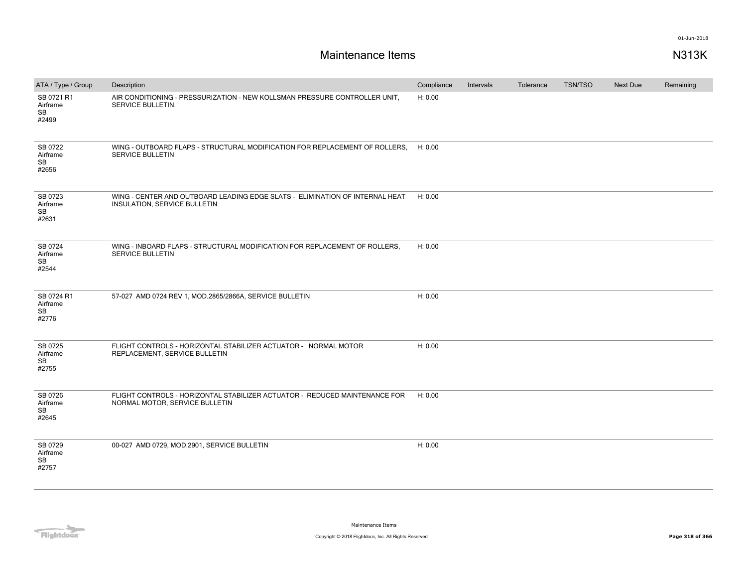# Maintenance Items

N313K

| ATA / Type / Group | Description | Compliance | Intervals | Tolerance | TSN/TSO | Next Due | Remaining |
|---|---|---|---|---|---|---|---|
| SB 0721 R1<br>Airframe<br>SB<br>#2499 | AIR CONDITIONING - PRESSURIZATION - NEW KOLLSMAN PRESSURE CONTROLLER UNIT, SERVICE BULLETIN. | H: 0.00 | | | | | |
| SB 0722<br>Airframe<br>SB<br>#2656 | WING - OUTBOARD FLAPS - STRUCTURAL MODIFICATION FOR REPLACEMENT OF ROLLERS, SERVICE BULLETIN | H: 0.00 | | | | | |
| SB 0723<br>Airframe<br>SB<br>#2631 | WING - CENTER AND OUTBOARD LEADING EDGE SLATS - ELIMINATION OF INTERNAL HEAT INSULATION, SERVICE BULLETIN | H: 0.00 | | | | | |
| SB 0724<br>Airframe<br>SB<br>#2544 | WING - INBOARD FLAPS - STRUCTURAL MODIFICATION FOR REPLACEMENT OF ROLLERS, SERVICE BULLETIN | H: 0.00 | | | | | |
| SB 0724 R1<br>Airframe<br>SB<br>#2776 | 57-027 AMD 0724 REV 1, MOD.2865/2866A, SERVICE BULLETIN | H: 0.00 | | | | | |
| SB 0725<br>Airframe<br>SB<br>#2755 | FLIGHT CONTROLS - HORIZONTAL STABILIZER ACTUATOR - NORMAL MOTOR REPLACEMENT, SERVICE BULLETIN | H: 0.00 | | | | | |
| SB 0726<br>Airframe<br>SB<br>#2645 | FLIGHT CONTROLS - HORIZONTAL STABILIZER ACTUATOR - REDUCED MAINTENANCE FOR NORMAL MOTOR, SERVICE BULLETIN | H: 0.00 | | | | | |
| SB 0729<br>Airframe<br>SB<br>#2757 | 00-027 AMD 0729, MOD.2901, SERVICE BULLETIN | H: 0.00 | | | | | |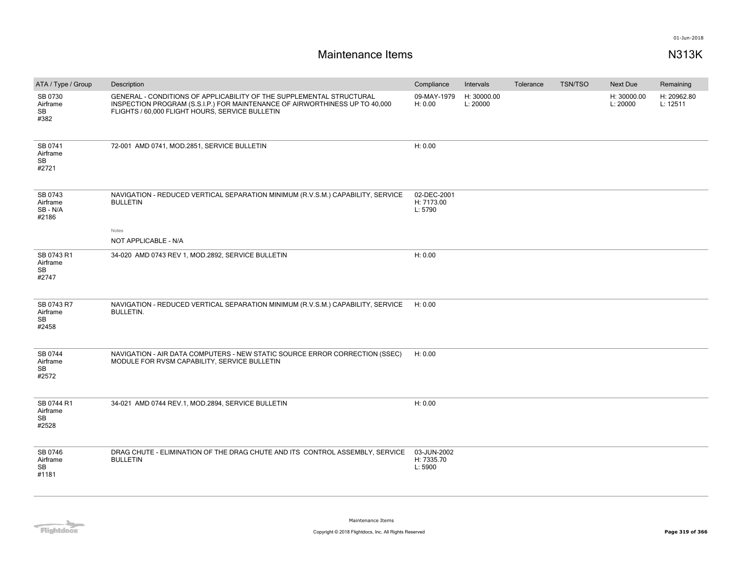# Maintenance Items

N313K

| ATA / Type / Group | Description | Compliance | Intervals | Tolerance | TSN/TSO | Next Due | Remaining |
|---|---|---|---|---|---|---|---|
| SB 0730 Airframe SB #382 | GENERAL - CONDITIONS OF APPLICABILITY OF THE SUPPLEMENTAL STRUCTURAL INSPECTION PROGRAM (S.S.I.P.) FOR MAINTENANCE OF AIRWORTHINESS UP TO 40,000 FLIGHTS / 60,000 FLIGHT HOURS, SERVICE BULLETIN | 09-MAY-1979 H: 0.00 | H: 30000.00 L: 20000 | | | H: 30000.00 L: 20000 | H: 20962.80 L: 12511 |
| SB 0741 Airframe SB #2721 | 72-001 AMD 0741, MOD.2851, SERVICE BULLETIN | H: 0.00 | | | | | |
| SB 0743 Airframe SB - N/A #2186 | NAVIGATION - REDUCED VERTICAL SEPARATION MINIMUM (R.V.S.M.) CAPABILITY, SERVICE BULLETIN<br>Notes<br>NOT APPLICABLE - N/A | 02-DEC-2001 H: 7173.00 L: 5790 | | | | | |
| SB 0743 R1 Airframe SB #2747 | 34-020 AMD 0743 REV 1, MOD.2892, SERVICE BULLETIN | H: 0.00 | | | | | |
| SB 0743 R7 Airframe SB #2458 | NAVIGATION - REDUCED VERTICAL SEPARATION MINIMUM (R.V.S.M.) CAPABILITY, SERVICE BULLETIN. | H: 0.00 | | | | | |
| SB 0744 Airframe SB #2572 | NAVIGATION - AIR DATA COMPUTERS - NEW STATIC SOURCE ERROR CORRECTION (SSEC) MODULE FOR RVSM CAPABILITY, SERVICE BULLETIN | H: 0.00 | | | | | |
| SB 0744 R1 Airframe SB #2528 | 34-021 AMD 0744 REV.1, MOD.2894, SERVICE BULLETIN | H: 0.00 | | | | | |
| SB 0746 Airframe SB #1181 | DRAG CHUTE - ELIMINATION OF THE DRAG CHUTE AND ITS CONTROL ASSEMBLY, SERVICE BULLETIN | 03-JUN-2002 H: 7335.70 L: 5900 | | | | | |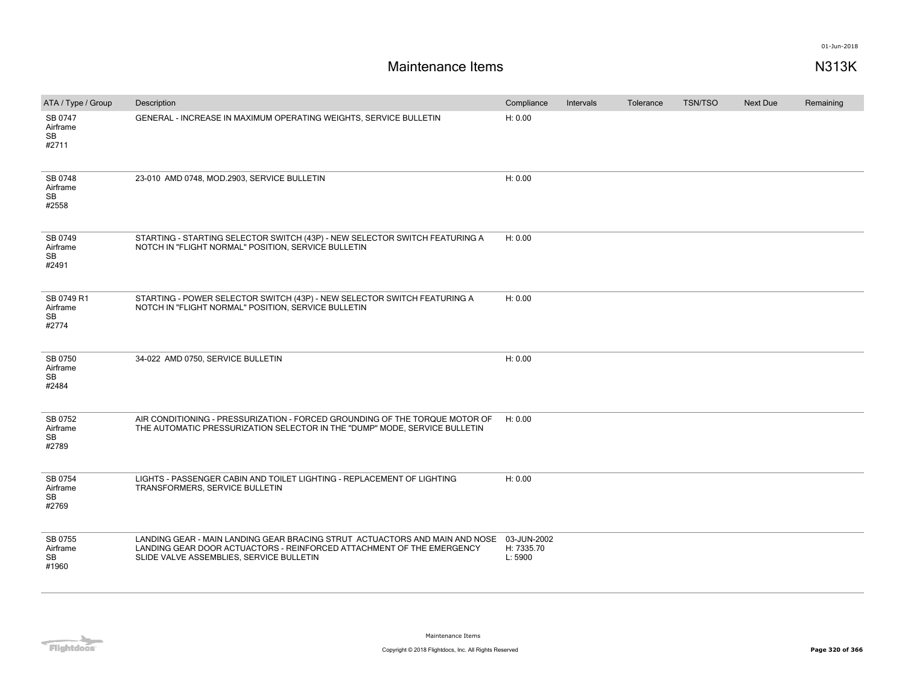# Maintenance Items

N313K

| ATA / Type / Group | Description | Compliance | Intervals | Tolerance | TSN/TSO | Next Due | Remaining |
|---|---|---|---|---|---|---|---|
| SB 0747<br>Airframe<br>SB<br>#2711 | GENERAL - INCREASE IN MAXIMUM OPERATING WEIGHTS, SERVICE BULLETIN | H: 0.00 | | | | | |
| SB 0748<br>Airframe<br>SB<br>#2558 | 23-010 AMD 0748, MOD.2903, SERVICE BULLETIN | H: 0.00 | | | | | |
| SB 0749<br>Airframe<br>SB<br>#2491 | STARTING - STARTING SELECTOR SWITCH (43P) - NEW SELECTOR SWITCH FEATURING A NOTCH IN "FLIGHT NORMAL" POSITION, SERVICE BULLETIN | H: 0.00 | | | | | |
| SB 0749 R1<br>Airframe<br>SB<br>#2774 | STARTING - POWER SELECTOR SWITCH (43P) - NEW SELECTOR SWITCH FEATURING A NOTCH IN "FLIGHT NORMAL" POSITION, SERVICE BULLETIN | H: 0.00 | | | | | |
| SB 0750<br>Airframe<br>SB<br>#2484 | 34-022 AMD 0750, SERVICE BULLETIN | H: 0.00 | | | | | |
| SB 0752<br>Airframe<br>SB<br>#2789 | AIR CONDITIONING - PRESSURIZATION - FORCED GROUNDING OF THE TORQUE MOTOR OF THE AUTOMATIC PRESSURIZATION SELECTOR IN THE "DUMP" MODE, SERVICE BULLETIN | H: 0.00 | | | | | |
| SB 0754<br>Airframe<br>SB<br>#2769 | LIGHTS - PASSENGER CABIN AND TOILET LIGHTING - REPLACEMENT OF LIGHTING TRANSFORMERS, SERVICE BULLETIN | H: 0.00 | | | | | |
| SB 0755<br>Airframe<br>SB<br>#1960 | LANDING GEAR - MAIN LANDING GEAR BRACING STRUT ACTUACTORS AND MAIN AND NOSE LANDING GEAR DOOR ACTUACTORS - REINFORCED ATTACHMENT OF THE EMERGENCY SLIDE VALVE ASSEMBLIES, SERVICE BULLETIN | 03-JUN-2002<br>H: 7335.70<br>L: 5900 | | | | | |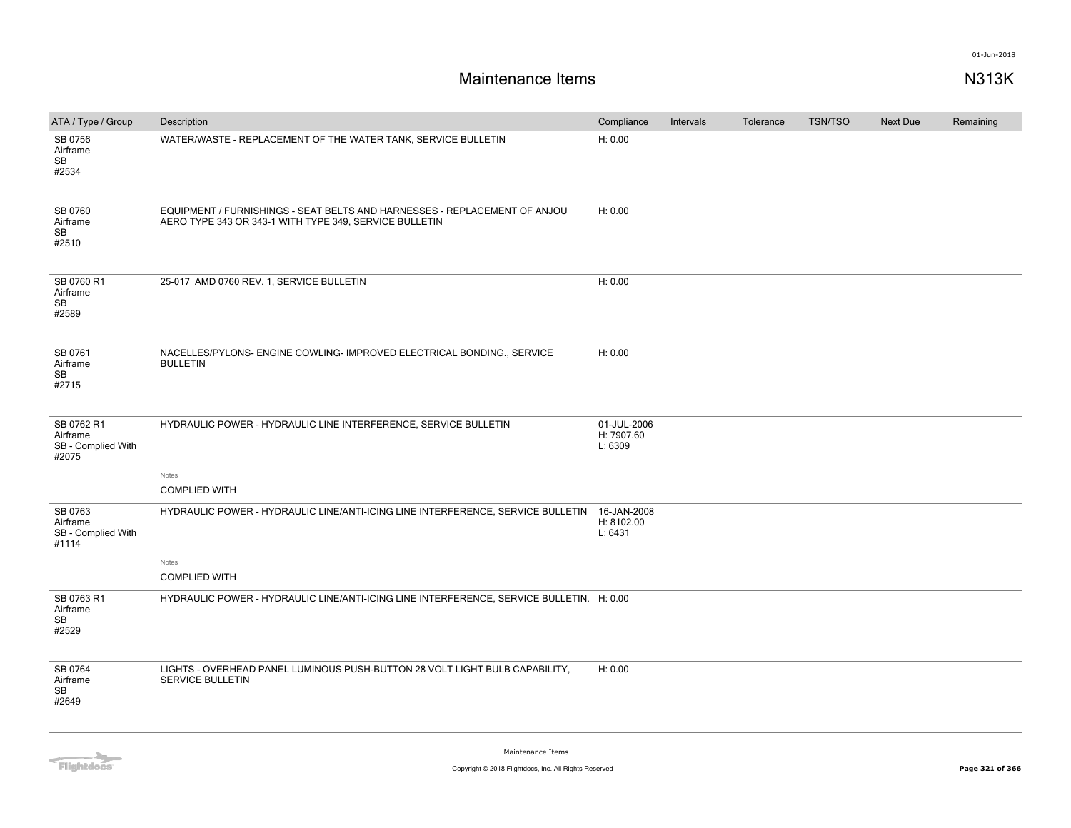# Maintenance Items

N313K

| ATA / Type / Group | Description | Compliance | Intervals | Tolerance | TSN/TSO | Next Due | Remaining |
|---|---|---|---|---|---|---|---|
| SB 0756 Airframe SB #2534 | WATER/WASTE - REPLACEMENT OF THE WATER TANK, SERVICE BULLETIN | H: 0.00 | | | | | |
| SB 0760 Airframe SB #2510 | EQUIPMENT / FURNISHINGS - SEAT BELTS AND HARNESSES - REPLACEMENT OF ANJOU AERO TYPE 343 OR 343-1 WITH TYPE 349, SERVICE BULLETIN | H: 0.00 | | | | | |
| SB 0760 R1 Airframe SB #2589 | 25-017 AMD 0760 REV. 1, SERVICE BULLETIN | H: 0.00 | | | | | |
| SB 0761 Airframe SB #2715 | NACELLES/PYLONS- ENGINE COWLING- IMPROVED ELECTRICAL BONDING., SERVICE BULLETIN | H: 0.00 | | | | | |
| SB 0762 R1 Airframe SB - Complied With #2075 | HYDRAULIC POWER - HYDRAULIC LINE INTERFERENCE, SERVICE BULLETIN<br>Notes<br>COMPLIED WITH | 01-JUL-2006 H: 7907.60 L: 6309 | | | | | |
| SB 0763 Airframe SB - Complied With #1114 | HYDRAULIC POWER - HYDRAULIC LINE/ANTI-ICING LINE INTERFERENCE, SERVICE BULLETIN<br>Notes<br>COMPLIED WITH | 16-JAN-2008 H: 8102.00 L: 6431 | | | | | |
| SB 0763 R1 Airframe SB #2529 | HYDRAULIC POWER - HYDRAULIC LINE/ANTI-ICING LINE INTERFERENCE, SERVICE BULLETIN. | H: 0.00 | | | | | |
| SB 0764 Airframe SB #2649 | LIGHTS - OVERHEAD PANEL LUMINOUS PUSH-BUTTON 28 VOLT LIGHT BULB CAPABILITY, SERVICE BULLETIN | H: 0.00 | | | | | |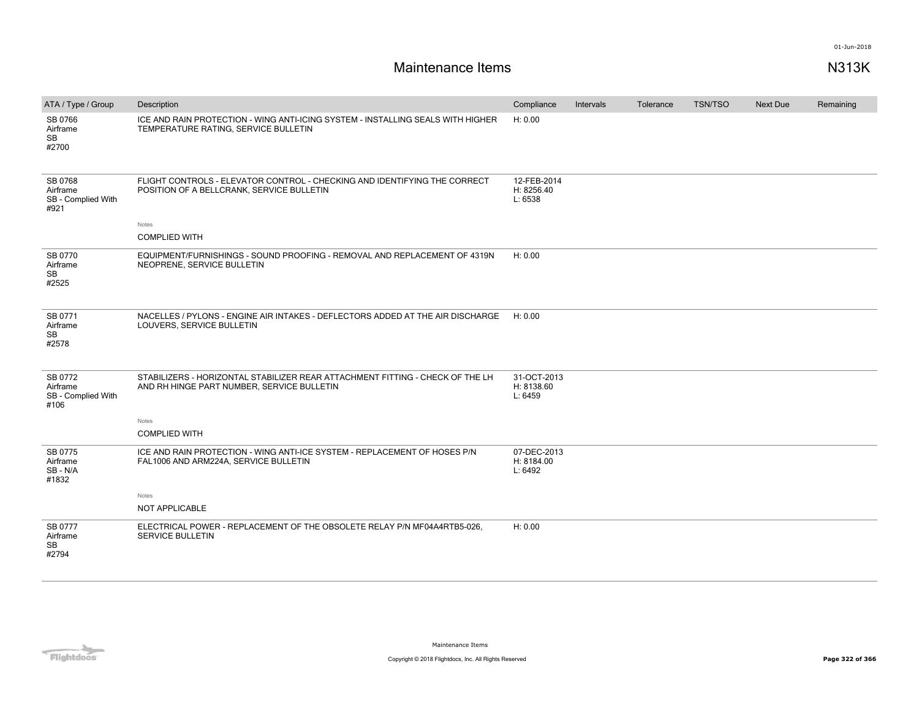# Maintenance Items

N313K

| ATA / Type / Group | Description | Compliance | Intervals | Tolerance | TSN/TSO | Next Due | Remaining |
|---|---|---|---|---|---|---|---|
| SB 0766 Airframe SB #2700 | ICE AND RAIN PROTECTION - WING ANTI-ICING SYSTEM - INSTALLING SEALS WITH HIGHER TEMPERATURE RATING, SERVICE BULLETIN | H: 0.00 | | | | | |
| SB 0768 Airframe SB - Complied With #921 | FLIGHT CONTROLS - ELEVATOR CONTROL - CHECKING AND IDENTIFYING THE CORRECT POSITION OF A BELLCRANK, SERVICE BULLETIN<br><br>Notes<br>COMPLIED WITH | 12-FEB-2014 H: 8256.40 L: 6538 | | | | | |
| SB 0770 Airframe SB #2525 | EQUIPMENT/FURNISHINGS - SOUND PROOFING - REMOVAL AND REPLACEMENT OF 4319N NEOPRENE, SERVICE BULLETIN | H: 0.00 | | | | | |
| SB 0771 Airframe SB #2578 | NACELLES / PYLONS - ENGINE AIR INTAKES - DEFLECTORS ADDED AT THE AIR DISCHARGE LOUVERS, SERVICE BULLETIN | H: 0.00 | | | | | |
| SB 0772 Airframe SB - Complied With #106 | STABILIZERS - HORIZONTAL STABILIZER REAR ATTACHMENT FITTING - CHECK OF THE LH AND RH HINGE PART NUMBER, SERVICE BULLETIN<br><br>Notes<br>COMPLIED WITH | 31-OCT-2013 H: 8138.60 L: 6459 | | | | | |
| SB 0775 Airframe SB - N/A #1832 | ICE AND RAIN PROTECTION - WING ANTI-ICE SYSTEM - REPLACEMENT OF HOSES P/N FAL1006 AND ARM224A, SERVICE BULLETIN<br><br>Notes<br>NOT APPLICABLE | 07-DEC-2013 H: 8184.00 L: 6492 | | | | | |
| SB 0777 Airframe SB #2794 | ELECTRICAL POWER - REPLACEMENT OF THE OBSOLETE RELAY P/N MF04A4RTB5-026, SERVICE BULLETIN | H: 0.00 | | | | | |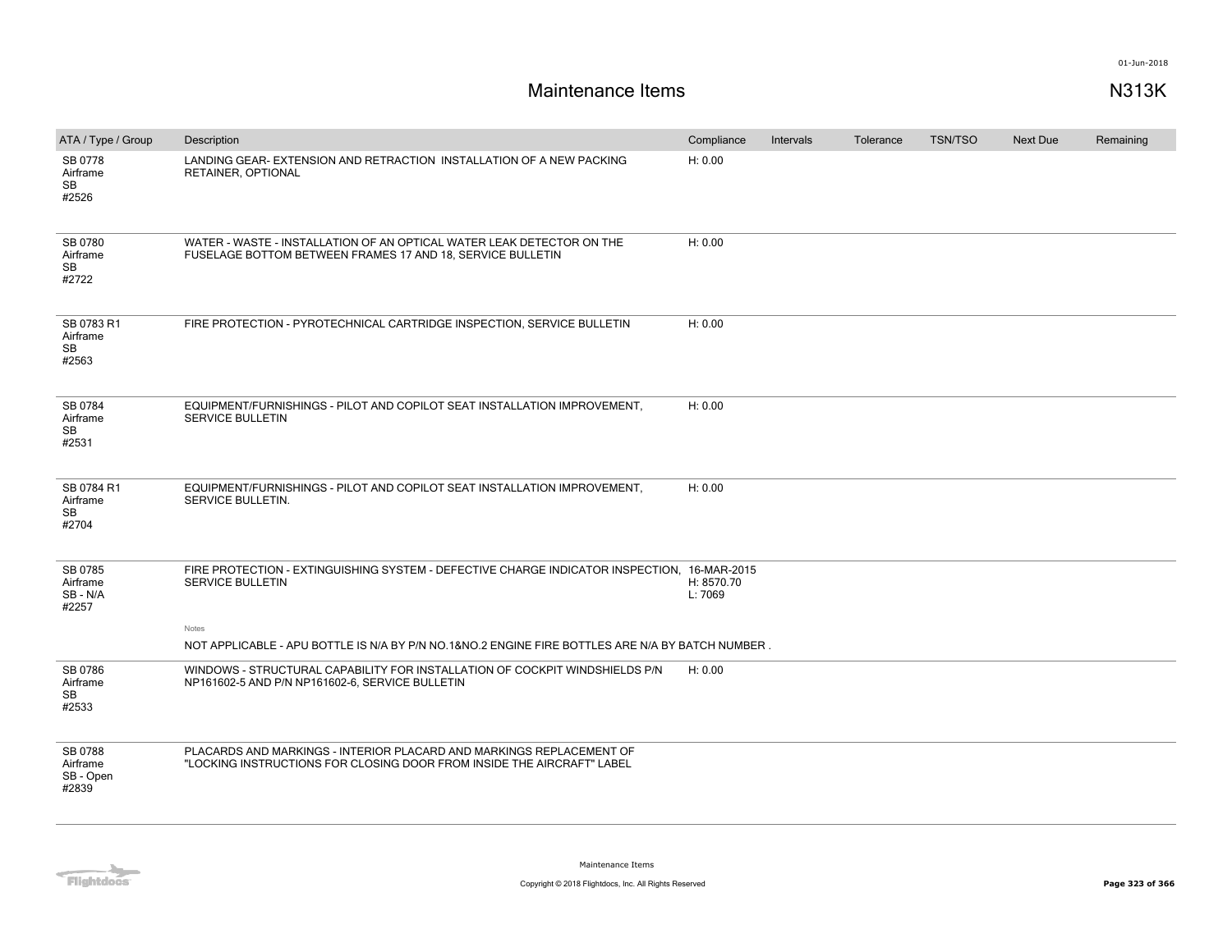# Maintenance Items

N313K

| ATA / Type / Group | Description | Compliance | Intervals | Tolerance | TSN/TSO | Next Due | Remaining |
|---|---|---|---|---|---|---|---|
| SB 0778<br>Airframe<br>SB<br>#2526 | LANDING GEAR- EXTENSION AND RETRACTION INSTALLATION OF A NEW PACKING RETAINER, OPTIONAL | H: 0.00 | | | | | |
| SB 0780<br>Airframe<br>SB<br>#2722 | WATER - WASTE - INSTALLATION OF AN OPTICAL WATER LEAK DETECTOR ON THE FUSELAGE BOTTOM BETWEEN FRAMES 17 AND 18, SERVICE BULLETIN | H: 0.00 | | | | | |
| SB 0783 R1<br>Airframe<br>SB<br>#2563 | FIRE PROTECTION - PYROTECHNICAL CARTRIDGE INSPECTION, SERVICE BULLETIN | H: 0.00 | | | | | |
| SB 0784<br>Airframe<br>SB<br>#2531 | EQUIPMENT/FURNISHINGS - PILOT AND COPILOT SEAT INSTALLATION IMPROVEMENT, SERVICE BULLETIN | H: 0.00 | | | | | |
| SB 0784 R1<br>Airframe<br>SB<br>#2704 | EQUIPMENT/FURNISHINGS - PILOT AND COPILOT SEAT INSTALLATION IMPROVEMENT, SERVICE BULLETIN. | H: 0.00 | | | | | |
| SB 0785<br>Airframe<br>SB - N/A<br>#2257 | FIRE PROTECTION - EXTINGUISHING SYSTEM - DEFECTIVE CHARGE INDICATOR INSPECTION, SERVICE BULLETIN<br><br>Notes<br>NOT APPLICABLE - APU BOTTLE IS N/A BY P/N NO.1&NO.2 ENGINE FIRE BOTTLES ARE N/A BY BATCH NUMBER . | 16-MAR-2015<br>H: 8570.70<br>L: 7069 | | | | | |
| SB 0786<br>Airframe<br>SB<br>#2533 | WINDOWS - STRUCTURAL CAPABILITY FOR INSTALLATION OF COCKPIT WINDSHIELDS P/N NP161602-5 AND P/N NP161602-6, SERVICE BULLETIN | H: 0.00 | | | | | |
| SB 0788<br>Airframe<br>SB - Open<br>#2839 | PLACARDS AND MARKINGS - INTERIOR PLACARD AND MARKINGS REPLACEMENT OF "LOCKING INSTRUCTIONS FOR CLOSING DOOR FROM INSIDE THE AIRCRAFT" LABEL | | | | | | |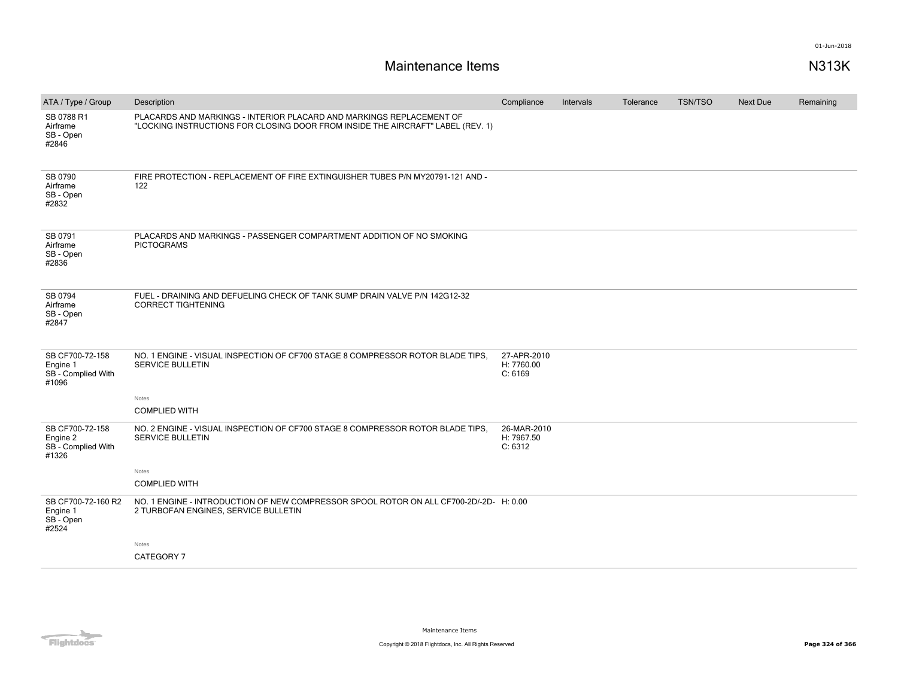# Maintenance Items

N313K

| ATA / Type / Group | Description | Compliance | Intervals | Tolerance | TSN/TSO | Next Due | Remaining |
|---|---|---|---|---|---|---|---|
| SB 0788 R1<br>Airframe<br>SB - Open<br>#2846 | PLACARDS AND MARKINGS - INTERIOR PLACARD AND MARKINGS REPLACEMENT OF "LOCKING INSTRUCTIONS FOR CLOSING DOOR FROM INSIDE THE AIRCRAFT" LABEL (REV. 1) | | | | | | |
| SB 0790<br>Airframe<br>SB - Open<br>#2832 | FIRE PROTECTION - REPLACEMENT OF FIRE EXTINGUISHER TUBES P/N MY20791-121 AND -122 | | | | | | |
| SB 0791<br>Airframe<br>SB - Open<br>#2836 | PLACARDS AND MARKINGS - PASSENGER COMPARTMENT ADDITION OF NO SMOKING PICTOGRAMS | | | | | | |
| SB 0794<br>Airframe<br>SB - Open<br>#2847 | FUEL - DRAINING AND DEFUELING CHECK OF TANK SUMP DRAIN VALVE P/N 142G12-32 CORRECT TIGHTENING | | | | | | |
| SB CF700-72-158<br>Engine 1<br>SB - Complied With<br>#1096 | NO. 1 ENGINE - VISUAL INSPECTION OF CF700 STAGE 8 COMPRESSOR ROTOR BLADE TIPS, SERVICE BULLETIN<br><br>Notes<br>COMPLIED WITH | 27-APR-2010<br>H: 7760.00<br>C: 6169 | | | | | |
| SB CF700-72-158<br>Engine 2<br>SB - Complied With<br>#1326 | NO. 2 ENGINE - VISUAL INSPECTION OF CF700 STAGE 8 COMPRESSOR ROTOR BLADE TIPS, SERVICE BULLETIN<br><br>Notes<br>COMPLIED WITH | 26-MAR-2010<br>H: 7967.50<br>C: 6312 | | | | | |
| SB CF700-72-160 R2<br>Engine 1<br>SB - Open<br>#2524 | NO. 1 ENGINE - INTRODUCTION OF NEW COMPRESSOR SPOOL ROTOR ON ALL CF700-2D/-2D-2 TURBOFAN ENGINES, SERVICE BULLETIN<br><br>Notes<br>CATEGORY 7 | H: 0.00 | | | | | |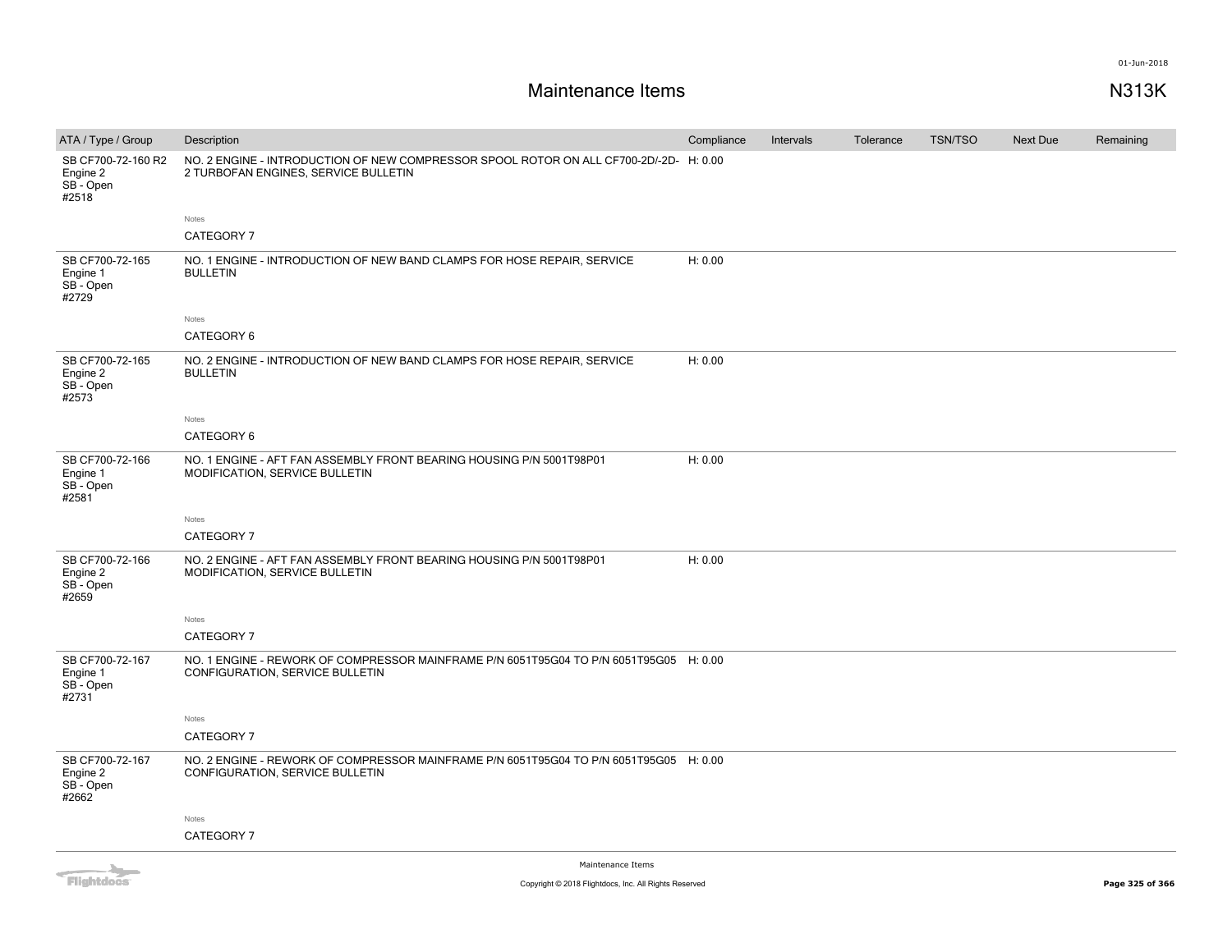## Maintenance Items

N313K

| ATA / Type / Group | Description | Compliance | Intervals | Tolerance | TSN/TSO | Next Due | Remaining |
|---|---|---|---|---|---|---|---|
| SB CF700-72-160 R2 Engine 2 SB - Open #2518 | NO. 2 ENGINE - INTRODUCTION OF NEW COMPRESSOR SPOOL ROTOR ON ALL CF700-2D/-2D-2 TURBOFAN ENGINES, SERVICE BULLETIN | H: 0.00 | | | | | |
| | Notes<br>CATEGORY 7 | | | | | | |
| SB CF700-72-165 Engine 1 SB - Open #2729 | NO. 1 ENGINE - INTRODUCTION OF NEW BAND CLAMPS FOR HOSE REPAIR, SERVICE BULLETIN | H: 0.00 | | | | | |
| | Notes<br>CATEGORY 6 | | | | | | |
| SB CF700-72-165 Engine 2 SB - Open #2573 | NO. 2 ENGINE - INTRODUCTION OF NEW BAND CLAMPS FOR HOSE REPAIR, SERVICE BULLETIN | H: 0.00 | | | | | |
| | Notes<br>CATEGORY 6 | | | | | | |
| SB CF700-72-166 Engine 1 SB - Open #2581 | NO. 1 ENGINE - AFT FAN ASSEMBLY FRONT BEARING HOUSING P/N 5001T98P01 MODIFICATION, SERVICE BULLETIN | H: 0.00 | | | | | |
| | Notes<br>CATEGORY 7 | | | | | | |
| SB CF700-72-166 Engine 2 SB - Open #2659 | NO. 2 ENGINE - AFT FAN ASSEMBLY FRONT BEARING HOUSING P/N 5001T98P01 MODIFICATION, SERVICE BULLETIN | H: 0.00 | | | | | |
| | Notes<br>CATEGORY 7 | | | | | | |
| SB CF700-72-167 Engine 1 SB - Open #2731 | NO. 1 ENGINE - REWORK OF COMPRESSOR MAINFRAME P/N 6051T95G04 TO P/N 6051T95G05 CONFIGURATION, SERVICE BULLETIN | H: 0.00 | | | | | |
| | Notes<br>CATEGORY 7 | | | | | | |
| SB CF700-72-167 Engine 2 SB - Open #2662 | NO. 2 ENGINE - REWORK OF COMPRESSOR MAINFRAME P/N 6051T95G04 TO P/N 6051T95G05 CONFIGURATION, SERVICE BULLETIN | H: 0.00 | | | | | |
| | Notes<br>CATEGORY 7 | | | | | | |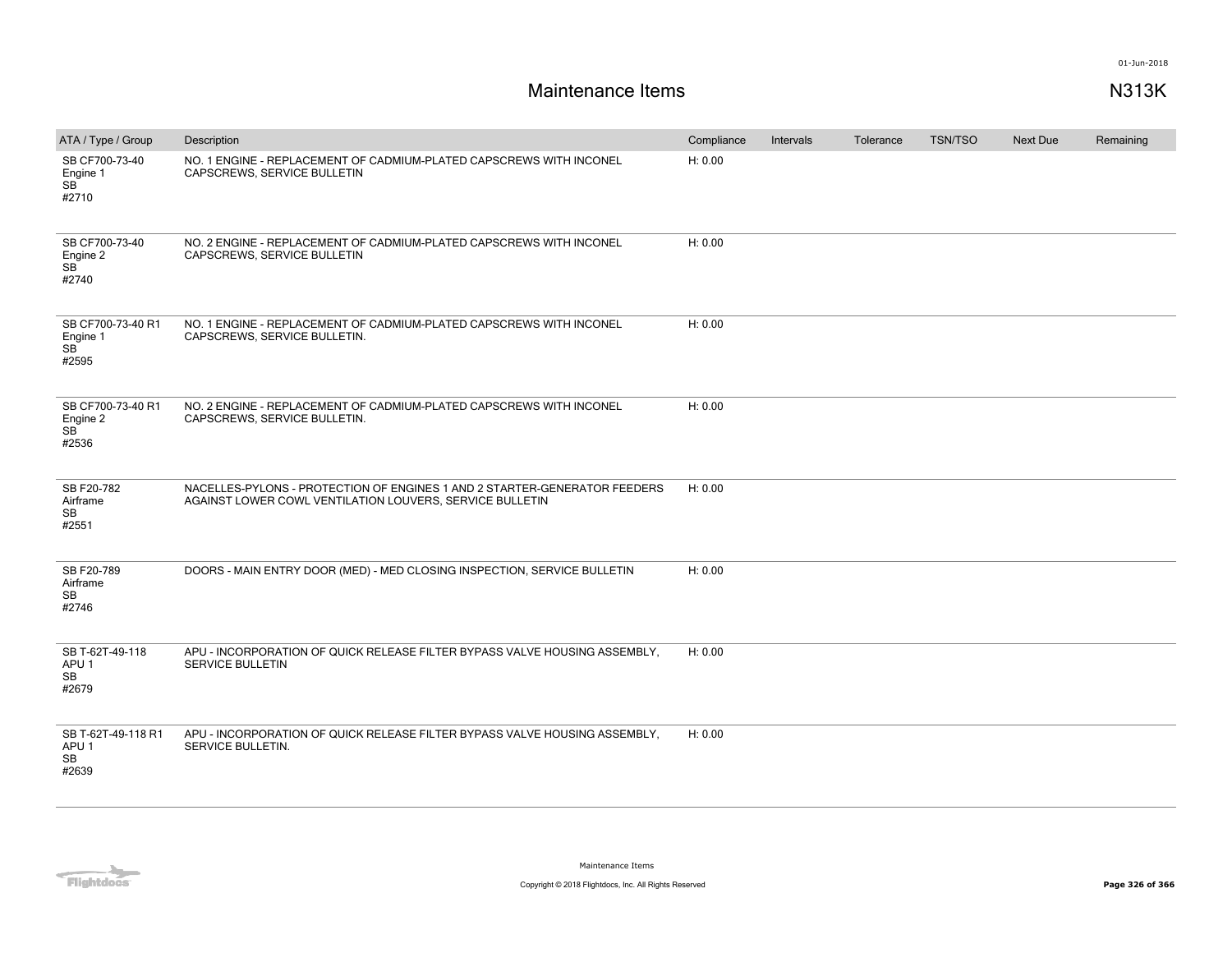# Maintenance Items

N313K

| ATA / Type / Group | Description | Compliance | Intervals | Tolerance | TSN/TSO | Next Due | Remaining |
|---|---|---|---|---|---|---|---|
| SB CF700-73-40<br>Engine 1<br>SB<br>#2710 | NO. 1 ENGINE - REPLACEMENT OF CADMIUM-PLATED CAPSCREWS WITH INCONEL CAPSCREWS, SERVICE BULLETIN | H: 0.00 | | | | | |
| SB CF700-73-40<br>Engine 2<br>SB<br>#2740 | NO. 2 ENGINE - REPLACEMENT OF CADMIUM-PLATED CAPSCREWS WITH INCONEL CAPSCREWS, SERVICE BULLETIN | H: 0.00 | | | | | |
| SB CF700-73-40 R1<br>Engine 1<br>SB<br>#2595 | NO. 1 ENGINE - REPLACEMENT OF CADMIUM-PLATED CAPSCREWS WITH INCONEL CAPSCREWS, SERVICE BULLETIN. | H: 0.00 | | | | | |
| SB CF700-73-40 R1<br>Engine 2<br>SB<br>#2536 | NO. 2 ENGINE - REPLACEMENT OF CADMIUM-PLATED CAPSCREWS WITH INCONEL CAPSCREWS, SERVICE BULLETIN. | H: 0.00 | | | | | |
| SB F20-782<br>Airframe<br>SB<br>#2551 | NACELLES-PYLONS - PROTECTION OF ENGINES 1 AND 2 STARTER-GENERATOR FEEDERS AGAINST LOWER COWL VENTILATION LOUVERS, SERVICE BULLETIN | H: 0.00 | | | | | |
| SB F20-789<br>Airframe<br>SB<br>#2746 | DOORS - MAIN ENTRY DOOR (MED) - MED CLOSING INSPECTION, SERVICE BULLETIN | H: 0.00 | | | | | |
| SB T-62T-49-118<br>APU 1<br>SB<br>#2679 | APU - INCORPORATION OF QUICK RELEASE FILTER BYPASS VALVE HOUSING ASSEMBLY, SERVICE BULLETIN | H: 0.00 | | | | | |
| SB T-62T-49-118 R1<br>APU 1<br>SB<br>#2639 | APU - INCORPORATION OF QUICK RELEASE FILTER BYPASS VALVE HOUSING ASSEMBLY, SERVICE BULLETIN. | H: 0.00 | | | | | |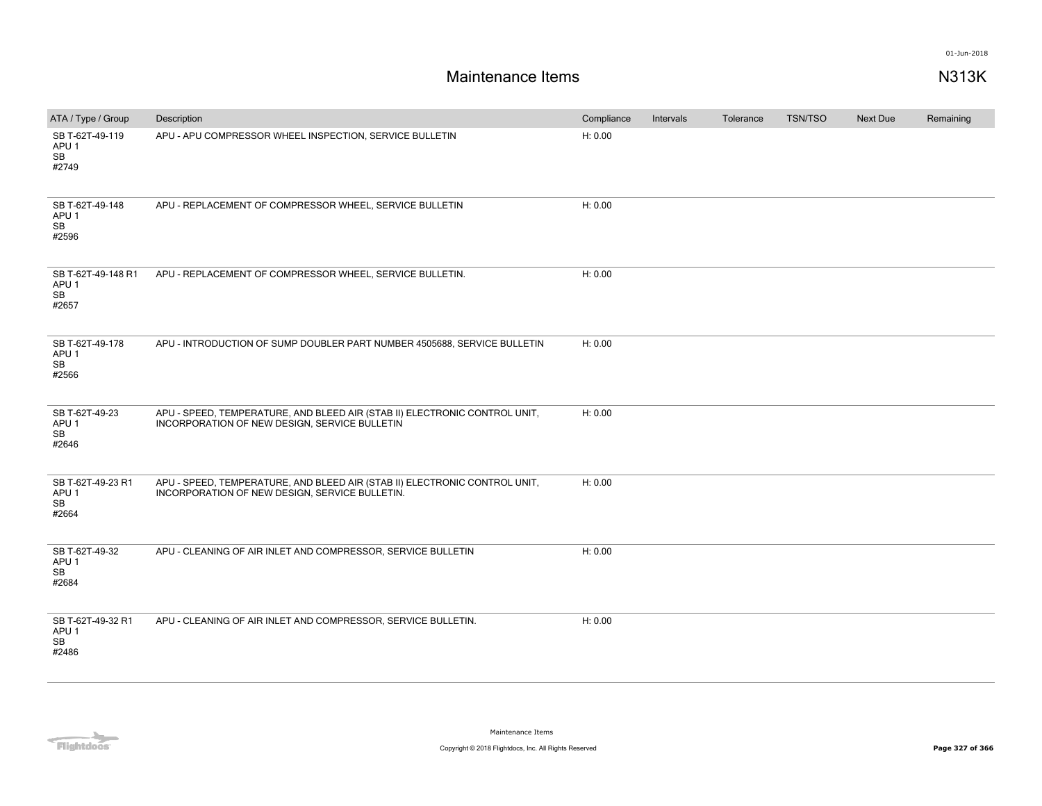# Maintenance Items

N313K

| ATA / Type / Group | Description | Compliance | Intervals | Tolerance | TSN/TSO | Next Due | Remaining |
|---|---|---|---|---|---|---|---|
| SB T-62T-49-119<br>APU 1<br>SB<br>#2749 | APU - APU COMPRESSOR WHEEL INSPECTION, SERVICE BULLETIN | H: 0.00 | | | | | |
| SB T-62T-49-148<br>APU 1<br>SB<br>#2596 | APU - REPLACEMENT OF COMPRESSOR WHEEL, SERVICE BULLETIN | H: 0.00 | | | | | |
| SB T-62T-49-148 R1<br>APU 1<br>SB<br>#2657 | APU - REPLACEMENT OF COMPRESSOR WHEEL, SERVICE BULLETIN. | H: 0.00 | | | | | |
| SB T-62T-49-178<br>APU 1<br>SB<br>#2566 | APU - INTRODUCTION OF SUMP DOUBLER PART NUMBER 4505688, SERVICE BULLETIN | H: 0.00 | | | | | |
| SB T-62T-49-23<br>APU 1<br>SB<br>#2646 | APU - SPEED, TEMPERATURE, AND BLEED AIR (STAB II) ELECTRONIC CONTROL UNIT, INCORPORATION OF NEW DESIGN, SERVICE BULLETIN | H: 0.00 | | | | | |
| SB T-62T-49-23 R1<br>APU 1<br>SB<br>#2664 | APU - SPEED, TEMPERATURE, AND BLEED AIR (STAB II) ELECTRONIC CONTROL UNIT, INCORPORATION OF NEW DESIGN, SERVICE BULLETIN. | H: 0.00 | | | | | |
| SB T-62T-49-32<br>APU 1<br>SB<br>#2684 | APU - CLEANING OF AIR INLET AND COMPRESSOR, SERVICE BULLETIN | H: 0.00 | | | | | |
| SB T-62T-49-32 R1<br>APU 1<br>SB<br>#2486 | APU - CLEANING OF AIR INLET AND COMPRESSOR, SERVICE BULLETIN. | H: 0.00 | | | | | |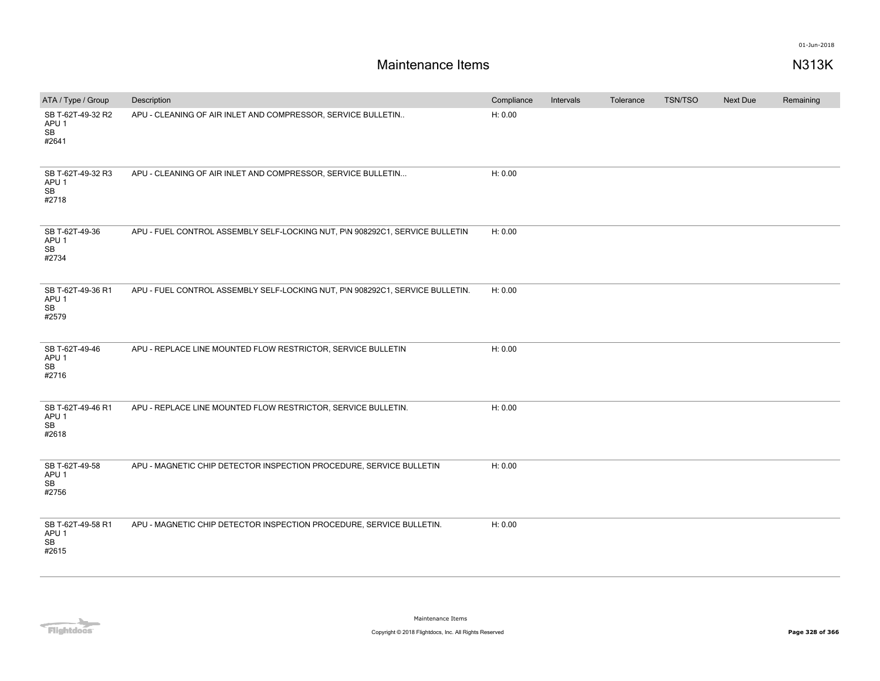# Maintenance Items

N313K

| ATA / Type / Group | Description | Compliance | Intervals | Tolerance | TSN/TSO | Next Due | Remaining |
|---|---|---|---|---|---|---|---|
| SB T-62T-49-32 R2<br>APU 1<br>SB<br>#2641 | APU - CLEANING OF AIR INLET AND COMPRESSOR, SERVICE BULLETIN.. | H: 0.00 | | | | | |
| SB T-62T-49-32 R3<br>APU 1<br>SB<br>#2718 | APU - CLEANING OF AIR INLET AND COMPRESSOR, SERVICE BULLETIN... | H: 0.00 | | | | | |
| SB T-62T-49-36<br>APU 1<br>SB<br>#2734 | APU - FUEL CONTROL ASSEMBLY SELF-LOCKING NUT, P\N 908292C1, SERVICE BULLETIN | H: 0.00 | | | | | |
| SB T-62T-49-36 R1<br>APU 1<br>SB<br>#2579 | APU - FUEL CONTROL ASSEMBLY SELF-LOCKING NUT, P\N 908292C1, SERVICE BULLETIN. | H: 0.00 | | | | | |
| SB T-62T-49-46<br>APU 1<br>SB<br>#2716 | APU - REPLACE LINE MOUNTED FLOW RESTRICTOR, SERVICE BULLETIN | H: 0.00 | | | | | |
| SB T-62T-49-46 R1<br>APU 1<br>SB<br>#2618 | APU - REPLACE LINE MOUNTED FLOW RESTRICTOR, SERVICE BULLETIN. | H: 0.00 | | | | | |
| SB T-62T-49-58<br>APU 1<br>SB<br>#2756 | APU - MAGNETIC CHIP DETECTOR INSPECTION PROCEDURE, SERVICE BULLETIN | H: 0.00 | | | | | |
| SB T-62T-49-58 R1<br>APU 1<br>SB<br>#2615 | APU - MAGNETIC CHIP DETECTOR INSPECTION PROCEDURE, SERVICE BULLETIN. | H: 0.00 | | | | | |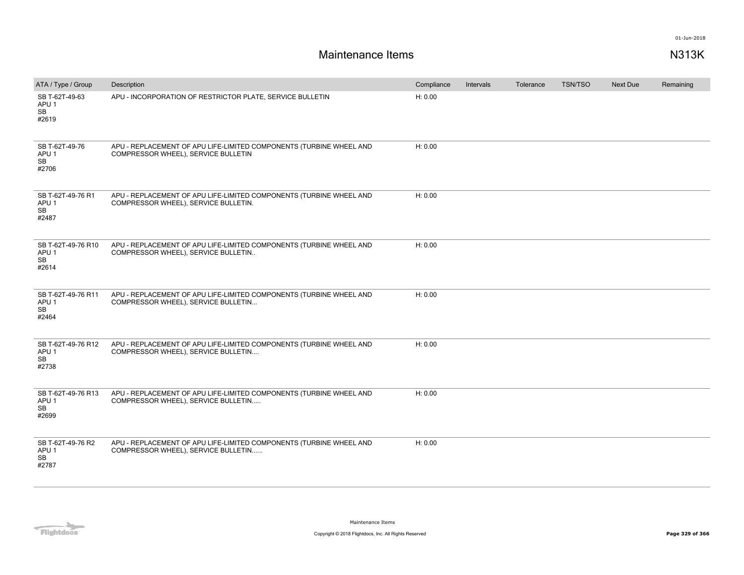# Maintenance Items

N313K

| ATA / Type / Group | Description | Compliance | Intervals | Tolerance | TSN/TSO | Next Due | Remaining |
|---|---|---|---|---|---|---|---|
| SB T-62T-49-63<br>APU 1<br>SB<br>#2619 | APU - INCORPORATION OF RESTRICTOR PLATE, SERVICE BULLETIN | H: 0.00 | | | | | |
| SB T-62T-49-76<br>APU 1<br>SB<br>#2706 | APU - REPLACEMENT OF APU LIFE-LIMITED COMPONENTS (TURBINE WHEEL AND COMPRESSOR WHEEL), SERVICE BULLETIN | H: 0.00 | | | | | |
| SB T-62T-49-76 R1<br>APU 1<br>SB<br>#2487 | APU - REPLACEMENT OF APU LIFE-LIMITED COMPONENTS (TURBINE WHEEL AND COMPRESSOR WHEEL), SERVICE BULLETIN. | H: 0.00 | | | | | |
| SB T-62T-49-76 R10<br>APU 1<br>SB<br>#2614 | APU - REPLACEMENT OF APU LIFE-LIMITED COMPONENTS (TURBINE WHEEL AND COMPRESSOR WHEEL), SERVICE BULLETIN.. | H: 0.00 | | | | | |
| SB T-62T-49-76 R11<br>APU 1<br>SB<br>#2464 | APU - REPLACEMENT OF APU LIFE-LIMITED COMPONENTS (TURBINE WHEEL AND COMPRESSOR WHEEL), SERVICE BULLETIN... | H: 0.00 | | | | | |
| SB T-62T-49-76 R12<br>APU 1<br>SB<br>#2738 | APU - REPLACEMENT OF APU LIFE-LIMITED COMPONENTS (TURBINE WHEEL AND COMPRESSOR WHEEL), SERVICE BULLETIN.... | H: 0.00 | | | | | |
| SB T-62T-49-76 R13<br>APU 1<br>SB<br>#2699 | APU - REPLACEMENT OF APU LIFE-LIMITED COMPONENTS (TURBINE WHEEL AND COMPRESSOR WHEEL), SERVICE BULLETIN..... | H: 0.00 | | | | | |
| SB T-62T-49-76 R2<br>APU 1<br>SB<br>#2787 | APU - REPLACEMENT OF APU LIFE-LIMITED COMPONENTS (TURBINE WHEEL AND COMPRESSOR WHEEL), SERVICE BULLETIN...... | H: 0.00 | | | | | |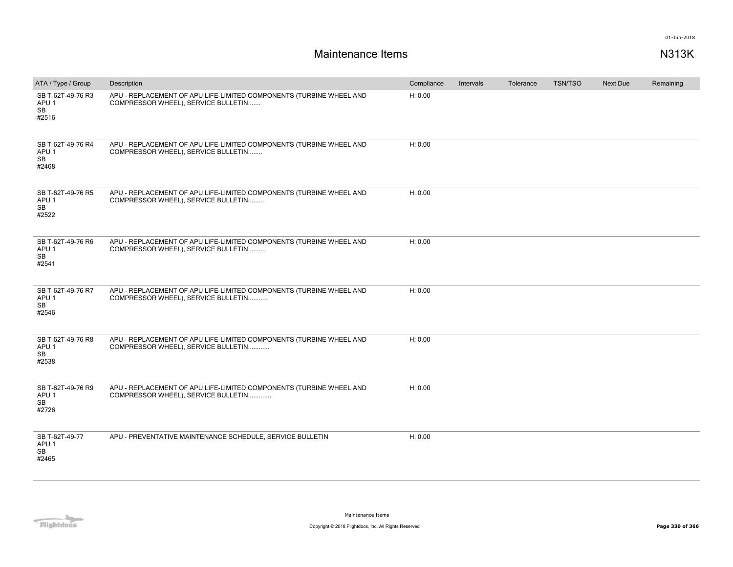# Maintenance Items

N313K

| ATA / Type / Group | Description | Compliance | Intervals | Tolerance | TSN/TSO | Next Due | Remaining |
|---|---|---|---|---|---|---|---|
| SB T-62T-49-76 R3<br>APU 1<br>SB<br>#2516 | APU - REPLACEMENT OF APU LIFE-LIMITED COMPONENTS (TURBINE WHEEL AND COMPRESSOR WHEEL), SERVICE BULLETIN....... | H: 0.00 | | | | | |
| SB T-62T-49-76 R4<br>APU 1<br>SB<br>#2468 | APU - REPLACEMENT OF APU LIFE-LIMITED COMPONENTS (TURBINE WHEEL AND COMPRESSOR WHEEL), SERVICE BULLETIN........ | H: 0.00 | | | | | |
| SB T-62T-49-76 R5<br>APU 1<br>SB<br>#2522 | APU - REPLACEMENT OF APU LIFE-LIMITED COMPONENTS (TURBINE WHEEL AND COMPRESSOR WHEEL), SERVICE BULLETIN......... | H: 0.00 | | | | | |
| SB T-62T-49-76 R6<br>APU 1<br>SB<br>#2541 | APU - REPLACEMENT OF APU LIFE-LIMITED COMPONENTS (TURBINE WHEEL AND COMPRESSOR WHEEL), SERVICE BULLETIN.......... | H: 0.00 | | | | | |
| SB T-62T-49-76 R7<br>APU 1<br>SB<br>#2546 | APU - REPLACEMENT OF APU LIFE-LIMITED COMPONENTS (TURBINE WHEEL AND COMPRESSOR WHEEL), SERVICE BULLETIN........... | H: 0.00 | | | | | |
| SB T-62T-49-76 R8<br>APU 1<br>SB<br>#2538 | APU - REPLACEMENT OF APU LIFE-LIMITED COMPONENTS (TURBINE WHEEL AND COMPRESSOR WHEEL), SERVICE BULLETIN............ | H: 0.00 | | | | | |
| SB T-62T-49-76 R9<br>APU 1<br>SB<br>#2726 | APU - REPLACEMENT OF APU LIFE-LIMITED COMPONENTS (TURBINE WHEEL AND COMPRESSOR WHEEL), SERVICE BULLETIN............. | H: 0.00 | | | | | |
| SB T-62T-49-77<br>APU 1<br>SB<br>#2465 | APU - PREVENTATIVE MAINTENANCE SCHEDULE, SERVICE BULLETIN | H: 0.00 | | | | | |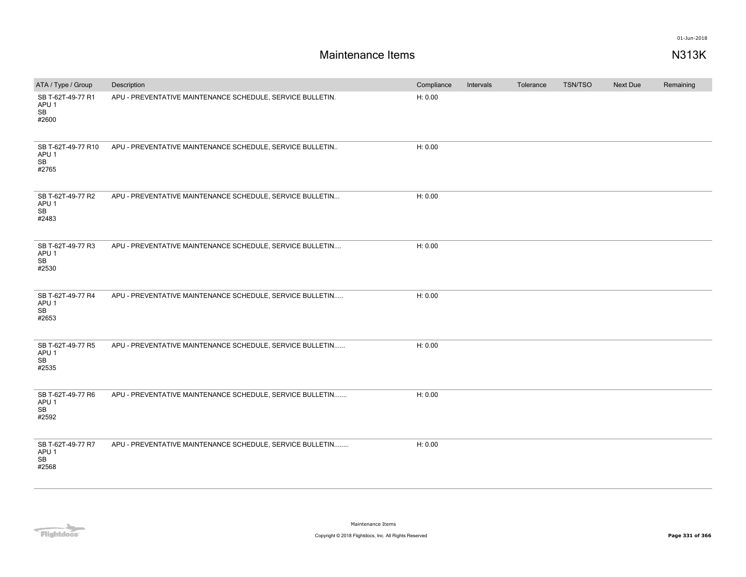# Maintenance Items

N313K

| ATA / Type / Group | Description | Compliance | Intervals | Tolerance | TSN/TSO | Next Due | Remaining |
|---|---|---|---|---|---|---|---|
| SB T-62T-49-77 R1<br>APU 1<br>SB<br>#2600 | APU - PREVENTATIVE MAINTENANCE SCHEDULE, SERVICE BULLETIN. | H: 0.00 | | | | | |
| SB T-62T-49-77 R10<br>APU 1<br>SB<br>#2765 | APU - PREVENTATIVE MAINTENANCE SCHEDULE, SERVICE BULLETIN.. | H: 0.00 | | | | | |
| SB T-62T-49-77 R2<br>APU 1<br>SB<br>#2483 | APU - PREVENTATIVE MAINTENANCE SCHEDULE, SERVICE BULLETIN... | H: 0.00 | | | | | |
| SB T-62T-49-77 R3<br>APU 1<br>SB<br>#2530 | APU - PREVENTATIVE MAINTENANCE SCHEDULE, SERVICE BULLETIN.... | H: 0.00 | | | | | |
| SB T-62T-49-77 R4<br>APU 1<br>SB<br>#2653 | APU - PREVENTATIVE MAINTENANCE SCHEDULE, SERVICE BULLETIN..... | H: 0.00 | | | | | |
| SB T-62T-49-77 R5<br>APU 1<br>SB<br>#2535 | APU - PREVENTATIVE MAINTENANCE SCHEDULE, SERVICE BULLETIN...... | H: 0.00 | | | | | |
| SB T-62T-49-77 R6<br>APU 1<br>SB<br>#2592 | APU - PREVENTATIVE MAINTENANCE SCHEDULE, SERVICE BULLETIN....... | H: 0.00 | | | | | |
| SB T-62T-49-77 R7<br>APU 1<br>SB<br>#2568 | APU - PREVENTATIVE MAINTENANCE SCHEDULE, SERVICE BULLETIN........ | H: 0.00 | | | | | |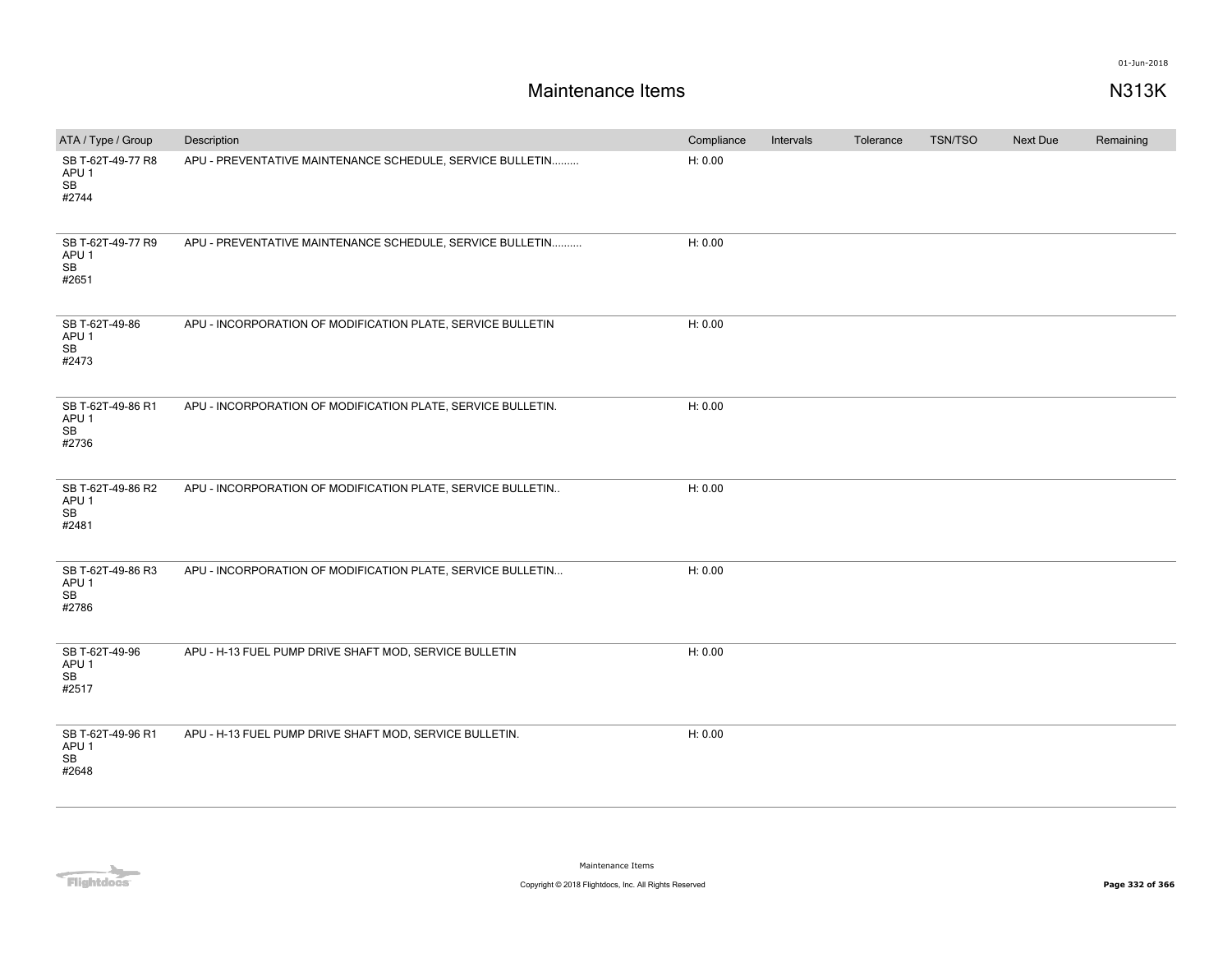# Maintenance Items

N313K

| ATA / Type / Group | Description | Compliance | Intervals | Tolerance | TSN/TSO | Next Due | Remaining |
|---|---|---|---|---|---|---|---|
| SB T-62T-49-77 R8 APU 1 SB #2744 | APU - PREVENTATIVE MAINTENANCE SCHEDULE, SERVICE BULLETIN......... | H: 0.00 | | | | | |
| SB T-62T-49-77 R9 APU 1 SB #2651 | APU - PREVENTATIVE MAINTENANCE SCHEDULE, SERVICE BULLETIN.......... | H: 0.00 | | | | | |
| SB T-62T-49-86 APU 1 SB #2473 | APU - INCORPORATION OF MODIFICATION PLATE, SERVICE BULLETIN | H: 0.00 | | | | | |
| SB T-62T-49-86 R1 APU 1 SB #2736 | APU - INCORPORATION OF MODIFICATION PLATE, SERVICE BULLETIN. | H: 0.00 | | | | | |
| SB T-62T-49-86 R2 APU 1 SB #2481 | APU - INCORPORATION OF MODIFICATION PLATE, SERVICE BULLETIN.. | H: 0.00 | | | | | |
| SB T-62T-49-86 R3 APU 1 SB #2786 | APU - INCORPORATION OF MODIFICATION PLATE, SERVICE BULLETIN... | H: 0.00 | | | | | |
| SB T-62T-49-96 APU 1 SB #2517 | APU - H-13 FUEL PUMP DRIVE SHAFT MOD, SERVICE BULLETIN | H: 0.00 | | | | | |
| SB T-62T-49-96 R1 APU 1 SB #2648 | APU - H-13 FUEL PUMP DRIVE SHAFT MOD, SERVICE BULLETIN. | H: 0.00 | | | | | |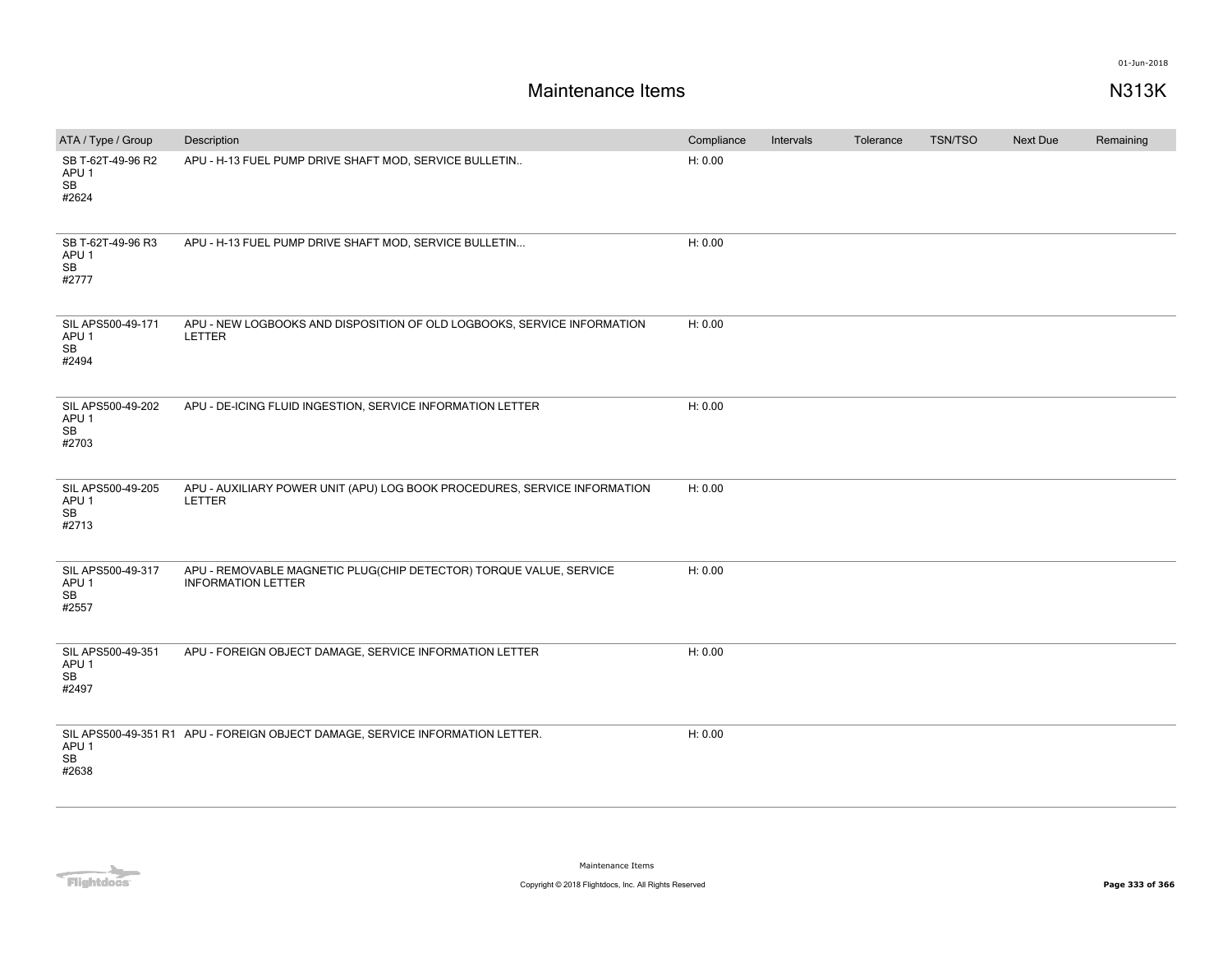# Maintenance Items

N313K

| ATA / Type / Group | Description | Compliance | Intervals | Tolerance | TSN/TSO | Next Due | Remaining |
|---|---|---|---|---|---|---|---|
| SB T-62T-49-96 R2<br>APU 1<br>SB<br>#2624 | APU - H-13 FUEL PUMP DRIVE SHAFT MOD, SERVICE BULLETIN.. | H: 0.00 | | | | | |
| SB T-62T-49-96 R3<br>APU 1<br>SB<br>#2777 | APU - H-13 FUEL PUMP DRIVE SHAFT MOD, SERVICE BULLETIN... | H: 0.00 | | | | | |
| SIL APS500-49-171<br>APU 1<br>SB<br>#2494 | APU - NEW LOGBOOKS AND DISPOSITION OF OLD LOGBOOKS, SERVICE INFORMATION LETTER | H: 0.00 | | | | | |
| SIL APS500-49-202<br>APU 1<br>SB<br>#2703 | APU - DE-ICING FLUID INGESTION, SERVICE INFORMATION LETTER | H: 0.00 | | | | | |
| SIL APS500-49-205<br>APU 1<br>SB<br>#2713 | APU - AUXILIARY POWER UNIT (APU) LOG BOOK PROCEDURES, SERVICE INFORMATION LETTER | H: 0.00 | | | | | |
| SIL APS500-49-317<br>APU 1<br>SB<br>#2557 | APU - REMOVABLE MAGNETIC PLUG(CHIP DETECTOR) TORQUE VALUE, SERVICE INFORMATION LETTER | H: 0.00 | | | | | |
| SIL APS500-49-351<br>APU 1<br>SB<br>#2497 | APU - FOREIGN OBJECT DAMAGE, SERVICE INFORMATION LETTER | H: 0.00 | | | | | |
| SIL APS500-49-351 R1<br>APU 1<br>SB<br>#2638 | APU - FOREIGN OBJECT DAMAGE, SERVICE INFORMATION LETTER. | H: 0.00 | | | | | |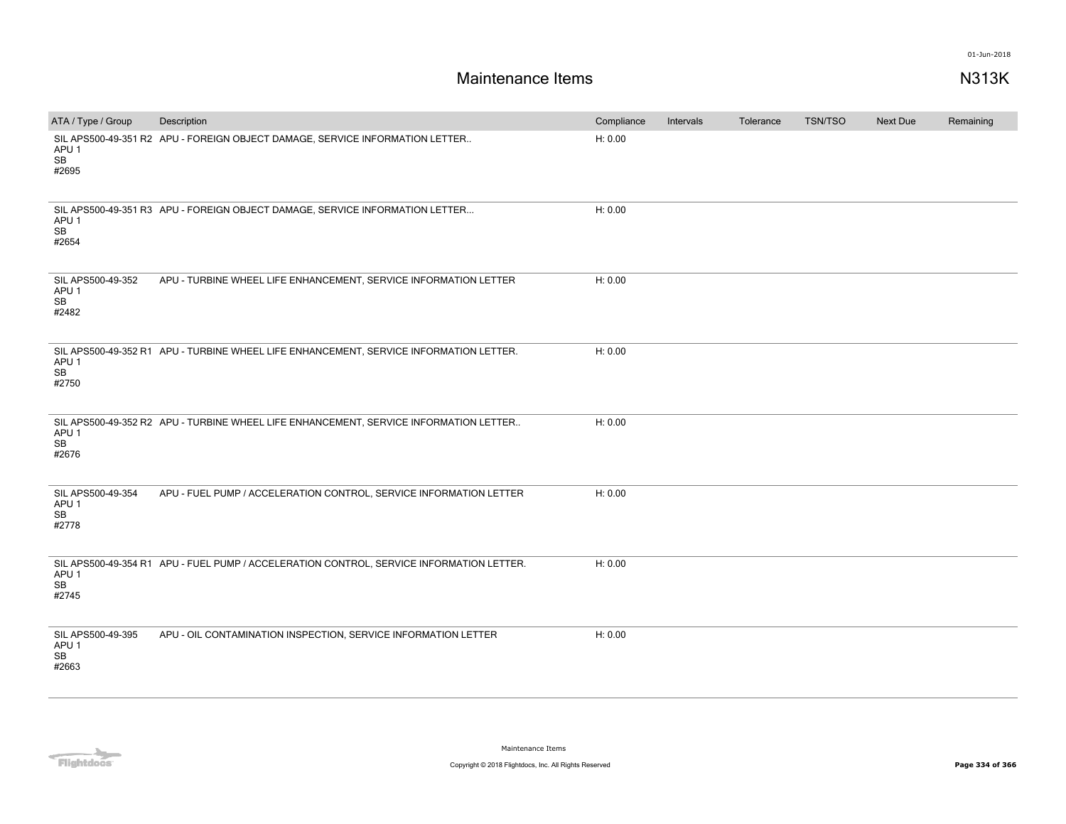# Maintenance Items

N313K

| ATA / Type / Group | Description | Compliance | Intervals | Tolerance | TSN/TSO | Next Due | Remaining |
|---|---|---|---|---|---|---|---|
| SIL APS500-49-351 R2<br>APU 1<br>SB<br>#2695 | APU - FOREIGN OBJECT DAMAGE, SERVICE INFORMATION LETTER.. | H: 0.00 | | | | | |
| SIL APS500-49-351 R3<br>APU 1<br>SB<br>#2654 | APU - FOREIGN OBJECT DAMAGE, SERVICE INFORMATION LETTER... | H: 0.00 | | | | | |
| SIL APS500-49-352<br>APU 1<br>SB<br>#2482 | APU - TURBINE WHEEL LIFE ENHANCEMENT, SERVICE INFORMATION LETTER | H: 0.00 | | | | | |
| SIL APS500-49-352 R1<br>APU 1<br>SB<br>#2750 | APU - TURBINE WHEEL LIFE ENHANCEMENT, SERVICE INFORMATION LETTER. | H: 0.00 | | | | | |
| SIL APS500-49-352 R2<br>APU 1<br>SB<br>#2676 | APU - TURBINE WHEEL LIFE ENHANCEMENT, SERVICE INFORMATION LETTER.. | H: 0.00 | | | | | |
| SIL APS500-49-354<br>APU 1<br>SB<br>#2778 | APU - FUEL PUMP / ACCELERATION CONTROL, SERVICE INFORMATION LETTER | H: 0.00 | | | | | |
| SIL APS500-49-354 R1<br>APU 1<br>SB<br>#2745 | APU - FUEL PUMP / ACCELERATION CONTROL, SERVICE INFORMATION LETTER. | H: 0.00 | | | | | |
| SIL APS500-49-395<br>APU 1<br>SB<br>#2663 | APU - OIL CONTAMINATION INSPECTION, SERVICE INFORMATION LETTER | H: 0.00 | | | | | |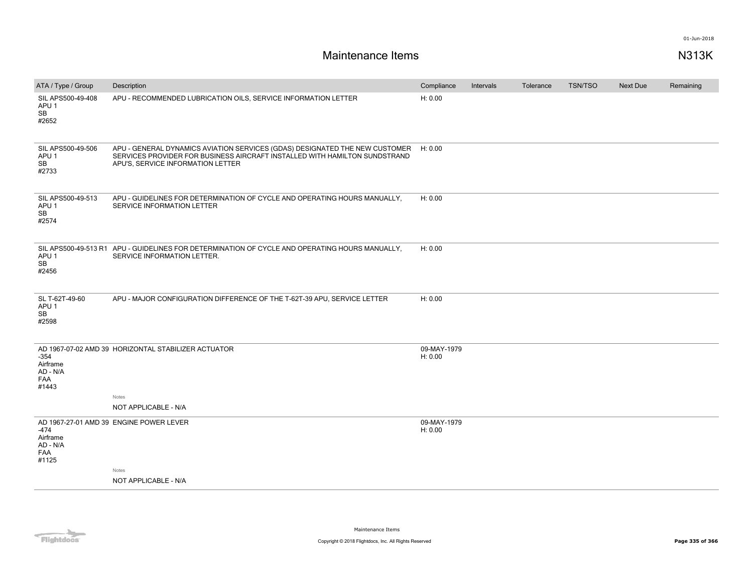# Maintenance Items

N313K

01-Jun-2018

| ATA / Type / Group | Description | Compliance | Intervals | Tolerance | TSN/TSO | Next Due | Remaining |
|---|---|---|---|---|---|---|---|
| SIL APS500-49-408<br>APU 1<br>SB<br>#2652 | APU - RECOMMENDED LUBRICATION OILS, SERVICE INFORMATION LETTER | H: 0.00 | | | | | |
| SIL APS500-49-506<br>APU 1<br>SB<br>#2733 | APU - GENERAL DYNAMICS AVIATION SERVICES (GDAS) DESIGNATED THE NEW CUSTOMER SERVICES PROVIDER FOR BUSINESS AIRCRAFT INSTALLED WITH HAMILTON SUNDSTRAND APU'S, SERVICE INFORMATION LETTER | H: 0.00 | | | | | |
| SIL APS500-49-513<br>APU 1<br>SB<br>#2574 | APU - GUIDELINES FOR DETERMINATION OF CYCLE AND OPERATING HOURS MANUALLY, SERVICE INFORMATION LETTER | H: 0.00 | | | | | |
| SIL APS500-49-513 R1<br>APU 1<br>SB<br>#2456 | APU - GUIDELINES FOR DETERMINATION OF CYCLE AND OPERATING HOURS MANUALLY, SERVICE INFORMATION LETTER. | H: 0.00 | | | | | |
| SL T-62T-49-60<br>APU 1<br>SB<br>#2598 | APU - MAJOR CONFIGURATION DIFFERENCE OF THE T-62T-39 APU, SERVICE LETTER | H: 0.00 | | | | | |
| AD 1967-07-02 AMD 39 -354<br>Airframe<br>AD - N/A<br>FAA<br>#1443 | HORIZONTAL STABILIZER ACTUATOR<br><br>Notes<br>NOT APPLICABLE - N/A | 09-MAY-1979<br>H: 0.00 | | | | | |
| AD 1967-27-01 AMD 39 -474<br>Airframe<br>AD - N/A<br>FAA<br>#1125 | ENGINE POWER LEVER<br><br>Notes<br>NOT APPLICABLE - N/A | 09-MAY-1979<br>H: 0.00 | | | | | |

Maintenance Items

Copyright © 2018 Flightdocs, Inc. All Rights Reserved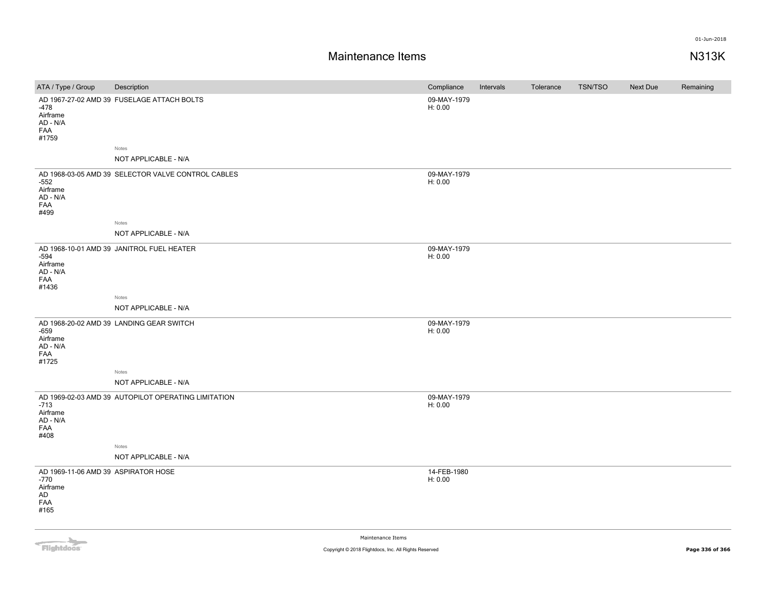# Maintenance Items

N313K

| ATA / Type / Group | Description | Compliance | Intervals | Tolerance | TSN/TSO | Next Due | Remaining |
|---|---|---|---|---|---|---|---|
| AD 1967-27-02 AMD 39 -478 Airframe AD - N/A FAA #1759 | FUSELAGE ATTACH BOLTS | 09-MAY-1979 H: 0.00 | | | | | |
| | Notes<br>NOT APPLICABLE - N/A | | | | | | |
| AD 1968-03-05 AMD 39 -552 Airframe AD - N/A FAA #499 | SELECTOR VALVE CONTROL CABLES | 09-MAY-1979 H: 0.00 | | | | | |
| | Notes<br>NOT APPLICABLE - N/A | | | | | | |
| AD 1968-10-01 AMD 39 -594 Airframe AD - N/A FAA #1436 | JANITROL FUEL HEATER | 09-MAY-1979 H: 0.00 | | | | | |
| | Notes<br>NOT APPLICABLE - N/A | | | | | | |
| AD 1968-20-02 AMD 39 -659 Airframe AD - N/A FAA #1725 | LANDING GEAR SWITCH | 09-MAY-1979 H: 0.00 | | | | | |
| | Notes<br>NOT APPLICABLE - N/A | | | | | | |
| AD 1969-02-03 AMD 39 -713 Airframe AD - N/A FAA #408 | AUTOPILOT OPERATING LIMITATION | 09-MAY-1979 H: 0.00 | | | | | |
| | Notes<br>NOT APPLICABLE - N/A | | | | | | |
| AD 1969-11-06 AMD 39 -770 Airframe AD FAA #165 | ASPIRATOR HOSE | 14-FEB-1980 H: 0.00 | | | | | |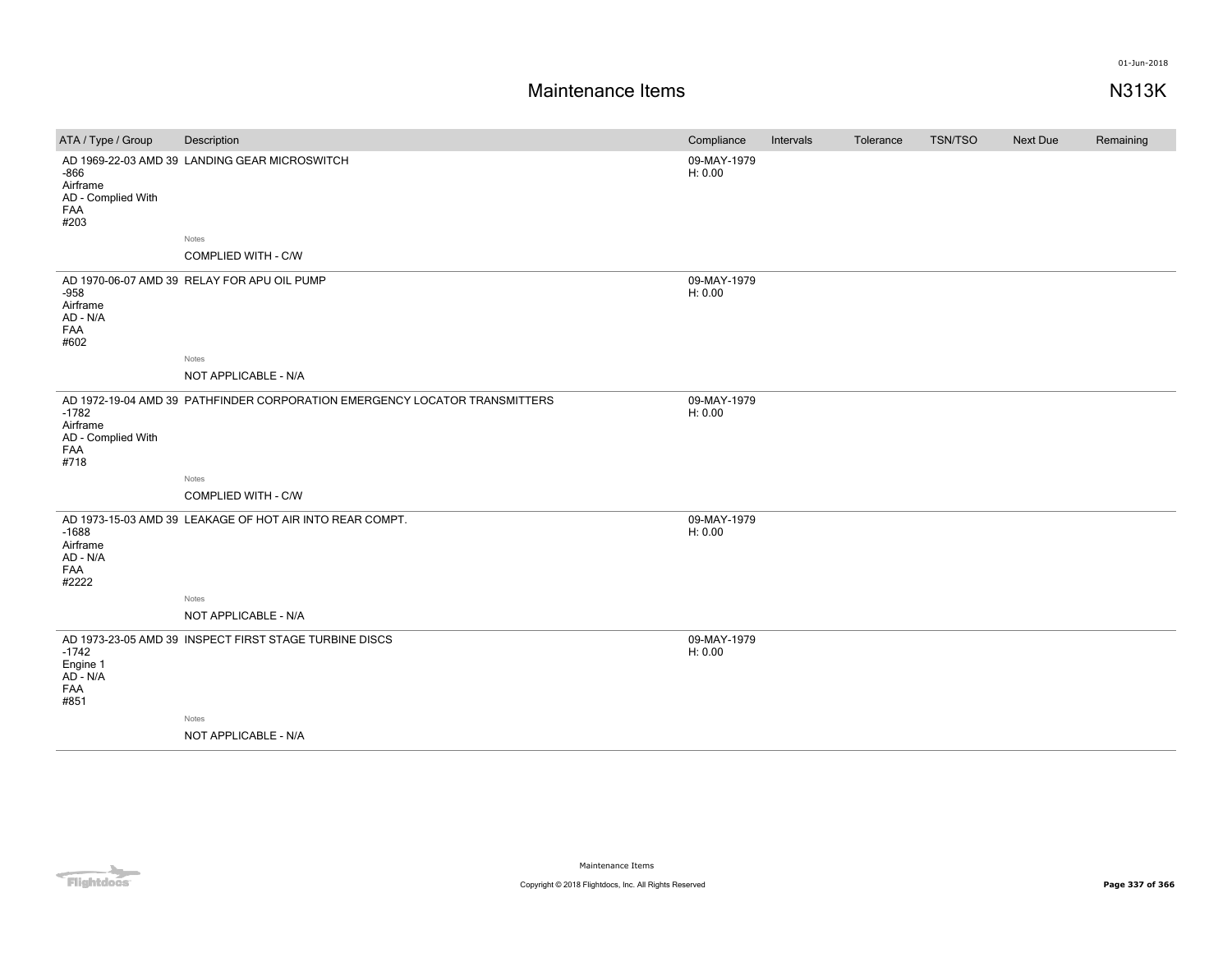# Maintenance Items

N313K

| ATA / Type / Group | Description | Compliance | Intervals | Tolerance | TSN/TSO | Next Due | Remaining |
|---|---|---|---|---|---|---|---|
| AD 1969-22-03 AMD 39 -866 Airframe AD - Complied With FAA #203 | LANDING GEAR MICROSWITCH | 09-MAY-1979 H: 0.00 | | | | | |
| | Notes COMPLIED WITH - C/W | | | | | | |
| AD 1970-06-07 AMD 39 -958 Airframe AD - N/A FAA #602 | RELAY FOR APU OIL PUMP | 09-MAY-1979 H: 0.00 | | | | | |
| | Notes NOT APPLICABLE - N/A | | | | | | |
| AD 1972-19-04 AMD 39 -1782 Airframe AD - Complied With FAA #718 | PATHFINDER CORPORATION EMERGENCY LOCATOR TRANSMITTERS | 09-MAY-1979 H: 0.00 | | | | | |
| | Notes COMPLIED WITH - C/W | | | | | | |
| AD 1973-15-03 AMD 39 -1688 Airframe AD - N/A FAA #2222 | LEAKAGE OF HOT AIR INTO REAR COMPT. | 09-MAY-1979 H: 0.00 | | | | | |
| | Notes NOT APPLICABLE - N/A | | | | | | |
| AD 1973-23-05 AMD 39 -1742 Engine 1 AD - N/A FAA #851 | INSPECT FIRST STAGE TURBINE DISCS | 09-MAY-1979 H: 0.00 | | | | | |
| | Notes NOT APPLICABLE - N/A | | | | | | |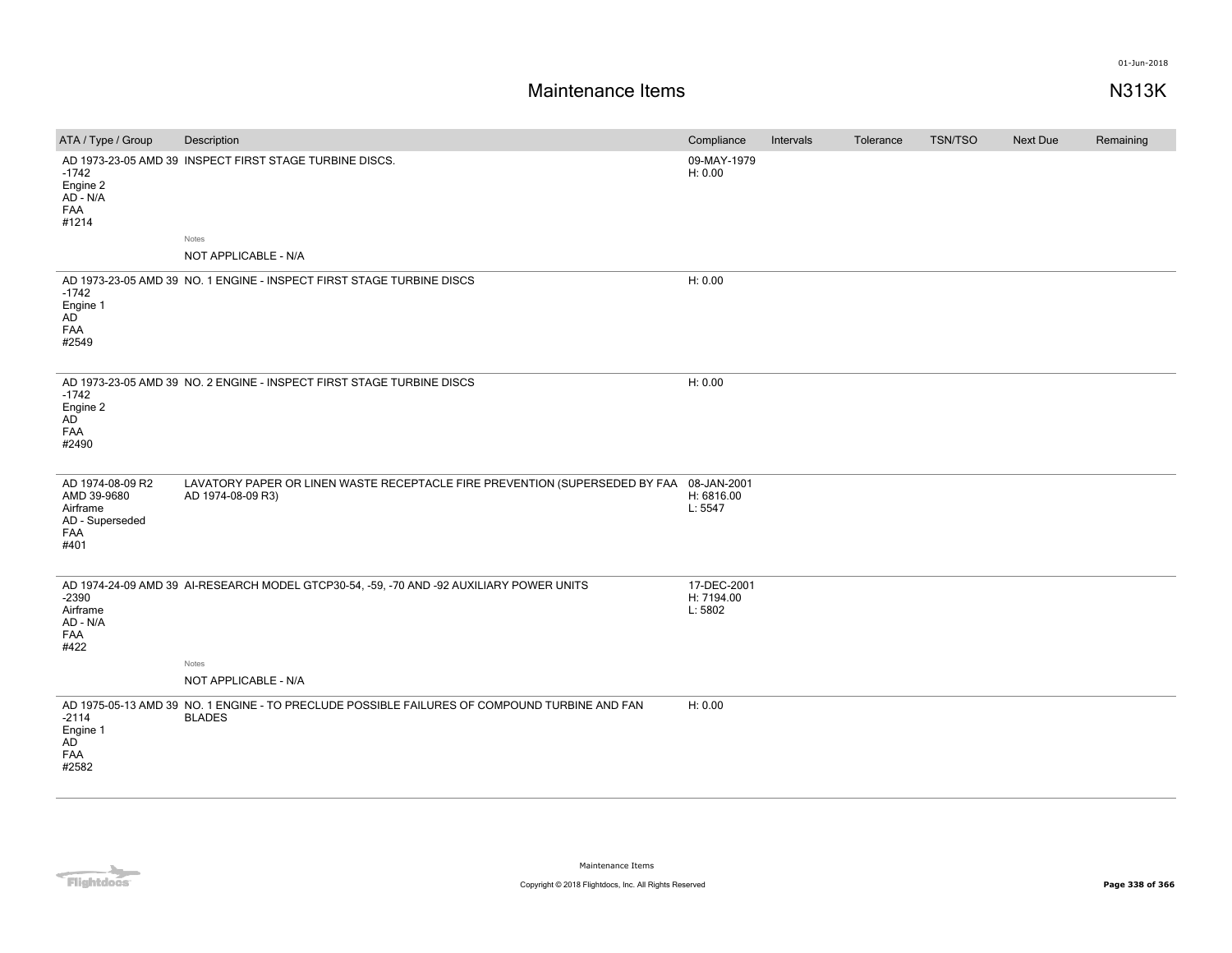# Maintenance Items

N313K

| ATA / Type / Group | Description | Compliance | Intervals | Tolerance | TSN/TSO | Next Due | Remaining |
|---|---|---|---|---|---|---|---|
| AD 1973-23-05 AMD 39 -1742 Engine 2 AD - N/A FAA #1214 | INSPECT FIRST STAGE TURBINE DISCS.<br><br>Notes<br>NOT APPLICABLE - N/A | 09-MAY-1979 H: 0.00 | | | | | |
| AD 1973-23-05 AMD 39 -1742 Engine 1 AD FAA #2549 | NO. 1 ENGINE - INSPECT FIRST STAGE TURBINE DISCS | H: 0.00 | | | | | |
| AD 1973-23-05 AMD 39 -1742 Engine 2 AD FAA #2490 | NO. 2 ENGINE - INSPECT FIRST STAGE TURBINE DISCS | H: 0.00 | | | | | |
| AD 1974-08-09 R2 AMD 39-9680 Airframe AD - Superseded FAA #401 | LAVATORY PAPER OR LINEN WASTE RECEPTACLE FIRE PREVENTION (SUPERSEDED BY FAA AD 1974-08-09 R3) | 08-JAN-2001 H: 6816.00 L: 5547 | | | | | |
| AD 1974-24-09 AMD 39 -2390 Airframe AD - N/A FAA #422 | AI-RESEARCH MODEL GTCP30-54, -59, -70 AND -92 AUXILIARY POWER UNITS<br><br>Notes<br>NOT APPLICABLE - N/A | 17-DEC-2001 H: 7194.00 L: 5802 | | | | | |
| AD 1975-05-13 AMD 39 -2114 Engine 1 AD FAA #2582 | NO. 1 ENGINE - TO PRECLUDE POSSIBLE FAILURES OF COMPOUND TURBINE AND FAN BLADES | H: 0.00 | | | | | |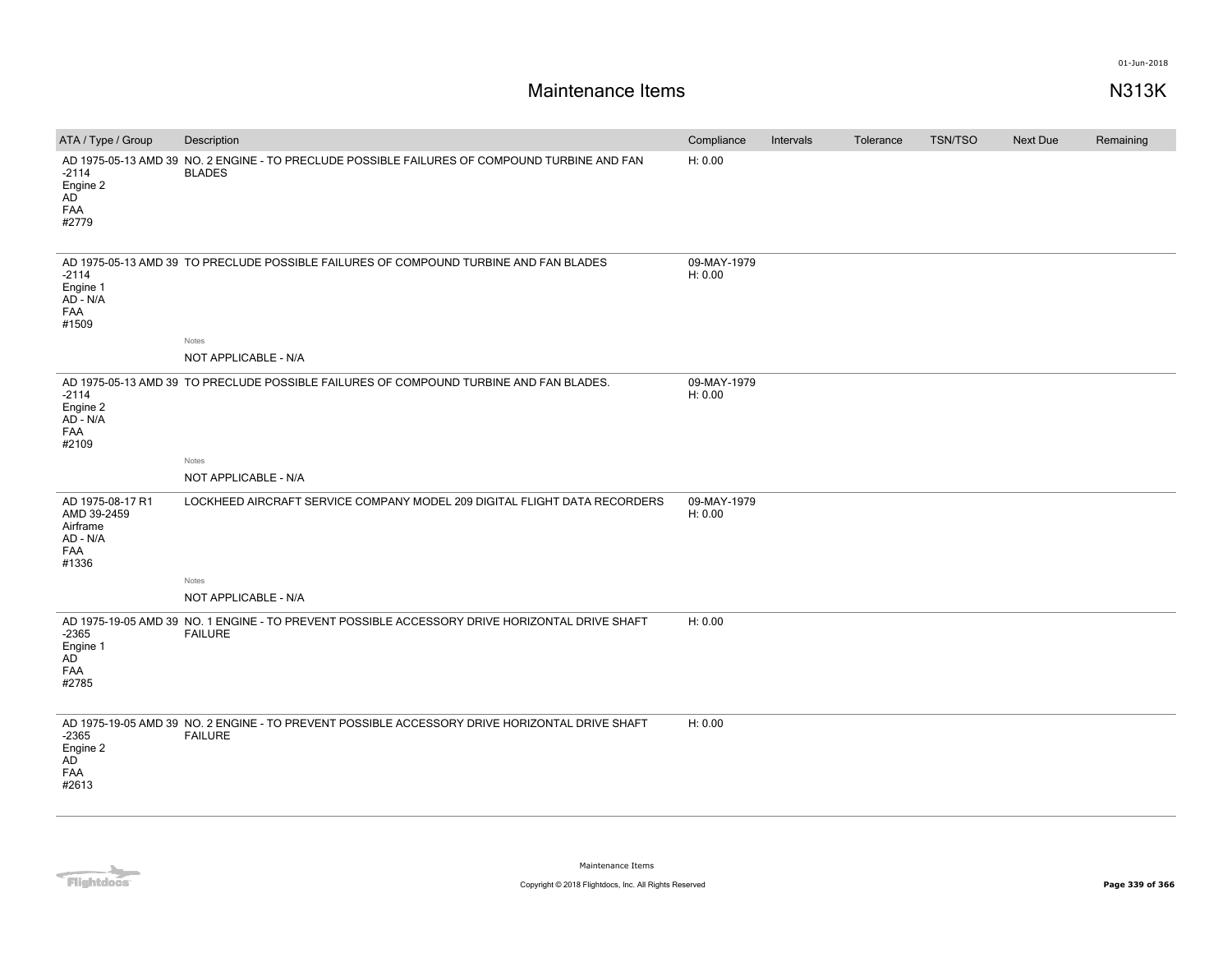# Maintenance Items

N313K

| ATA / Type / Group | Description | Compliance | Intervals | Tolerance | TSN/TSO | Next Due | Remaining |
|---|---|---|---|---|---|---|---|
| AD 1975-05-13 AMD 39-2114 Engine 2 AD FAA #2779 | NO. 2 ENGINE - TO PRECLUDE POSSIBLE FAILURES OF COMPOUND TURBINE AND FAN BLADES | H: 0.00 | | | | | |
| AD 1975-05-13 AMD 39-2114 Engine 1 AD - N/A FAA #1509 | TO PRECLUDE POSSIBLE FAILURES OF COMPOUND TURBINE AND FAN BLADES<br>Notes<br>NOT APPLICABLE - N/A | 09-MAY-1979 H: 0.00 | | | | | |
| AD 1975-05-13 AMD 39-2114 Engine 2 AD - N/A FAA #2109 | TO PRECLUDE POSSIBLE FAILURES OF COMPOUND TURBINE AND FAN BLADES.<br>Notes<br>NOT APPLICABLE - N/A | 09-MAY-1979 H: 0.00 | | | | | |
| AD 1975-08-17 R1 AMD 39-2459 Airframe AD - N/A FAA #1336 | LOCKHEED AIRCRAFT SERVICE COMPANY MODEL 209 DIGITAL FLIGHT DATA RECORDERS<br>Notes<br>NOT APPLICABLE - N/A | 09-MAY-1979 H: 0.00 | | | | | |
| AD 1975-19-05 AMD 39-2365 Engine 1 AD FAA #2785 | NO. 1 ENGINE - TO PREVENT POSSIBLE ACCESSORY DRIVE HORIZONTAL DRIVE SHAFT FAILURE | H: 0.00 | | | | | |
| AD 1975-19-05 AMD 39-2365 Engine 2 AD FAA #2613 | NO. 2 ENGINE - TO PREVENT POSSIBLE ACCESSORY DRIVE HORIZONTAL DRIVE SHAFT FAILURE | H: 0.00 | | | | | |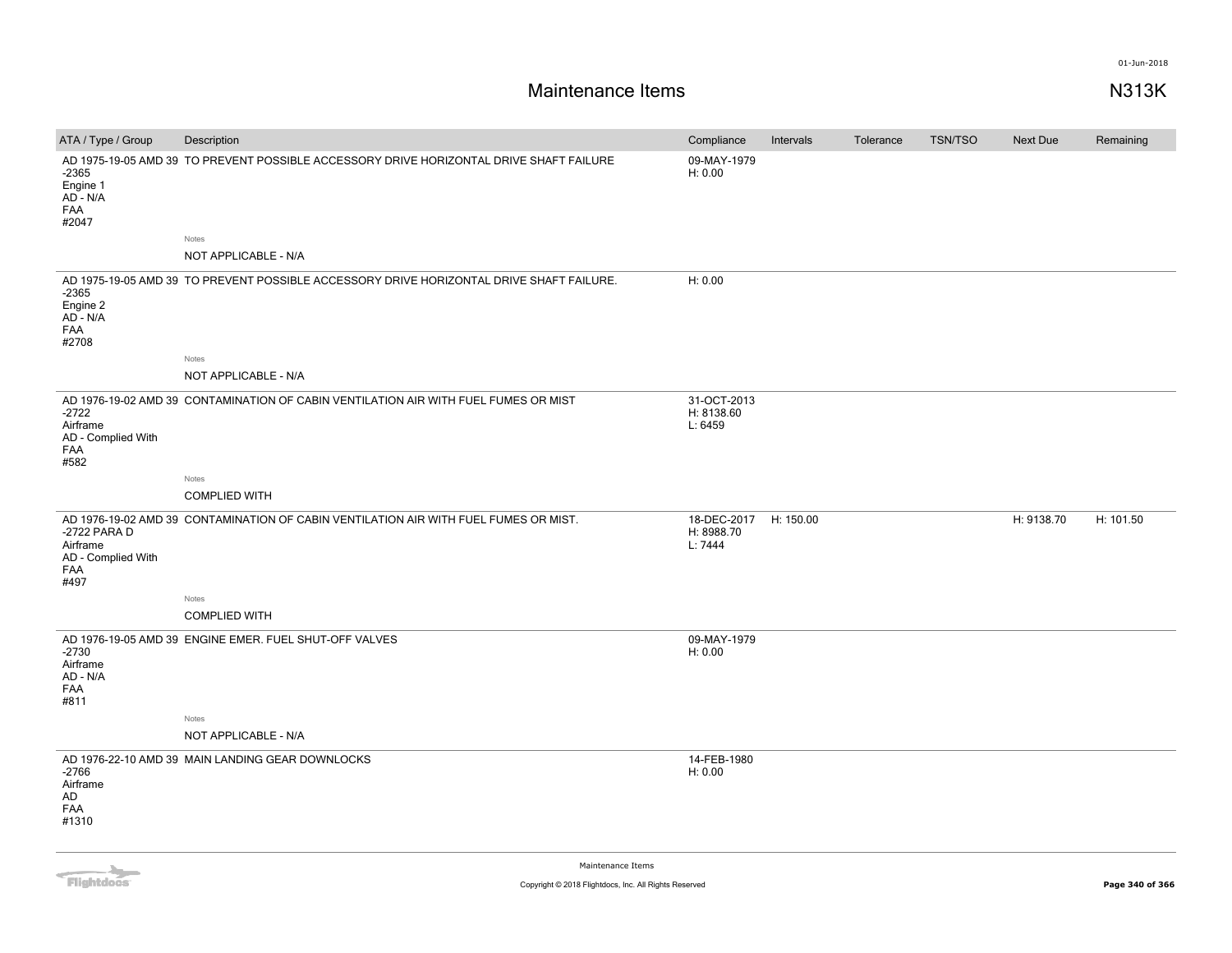# Maintenance Items

N313K

01-Jun-2018

| ATA / Type / Group | Description | Compliance | Intervals | Tolerance | TSN/TSO | Next Due | Remaining |
|---|---|---|---|---|---|---|---|
| AD 1975-19-05 AMD 39 -2365 Engine 1 AD - N/A FAA #2047 | TO PREVENT POSSIBLE ACCESSORY DRIVE HORIZONTAL DRIVE SHAFT FAILURE | 09-MAY-1979 H: 0.00 | | | | | |
| | Notes<br>NOT APPLICABLE - N/A | | | | | | |
| AD 1975-19-05 AMD 39 -2365 Engine 2 AD - N/A FAA #2708 | TO PREVENT POSSIBLE ACCESSORY DRIVE HORIZONTAL DRIVE SHAFT FAILURE. | H: 0.00 | | | | | |
| | Notes<br>NOT APPLICABLE - N/A | | | | | | |
| AD 1976-19-02 AMD 39 -2722 Airframe AD - Complied With FAA #582 | CONTAMINATION OF CABIN VENTILATION AIR WITH FUEL FUMES OR MIST | 31-OCT-2013 H: 8138.60 L: 6459 | | | | | |
| | Notes<br>COMPLIED WITH | | | | | | |
| AD 1976-19-02 AMD 39 -2722 PARA D Airframe AD - Complied With FAA #497 | CONTAMINATION OF CABIN VENTILATION AIR WITH FUEL FUMES OR MIST. | 18-DEC-2017 H: 8988.70 L: 7444 | H: 150.00 | | | H: 9138.70 | H: 101.50 |
| | Notes<br>COMPLIED WITH | | | | | | |
| AD 1976-19-05 AMD 39 -2730 Airframe AD - N/A FAA #811 | ENGINE EMER. FUEL SHUT-OFF VALVES | 09-MAY-1979 H: 0.00 | | | | | |
| | Notes<br>NOT APPLICABLE - N/A | | | | | | |
| AD 1976-22-10 AMD 39 -2766 Airframe AD FAA #1310 | MAIN LANDING GEAR DOWNLOCKS | 14-FEB-1980 H: 0.00 | | | | | |

Maintenance Items

Copyright © 2018 Flightdocs, Inc. All Rights Reserved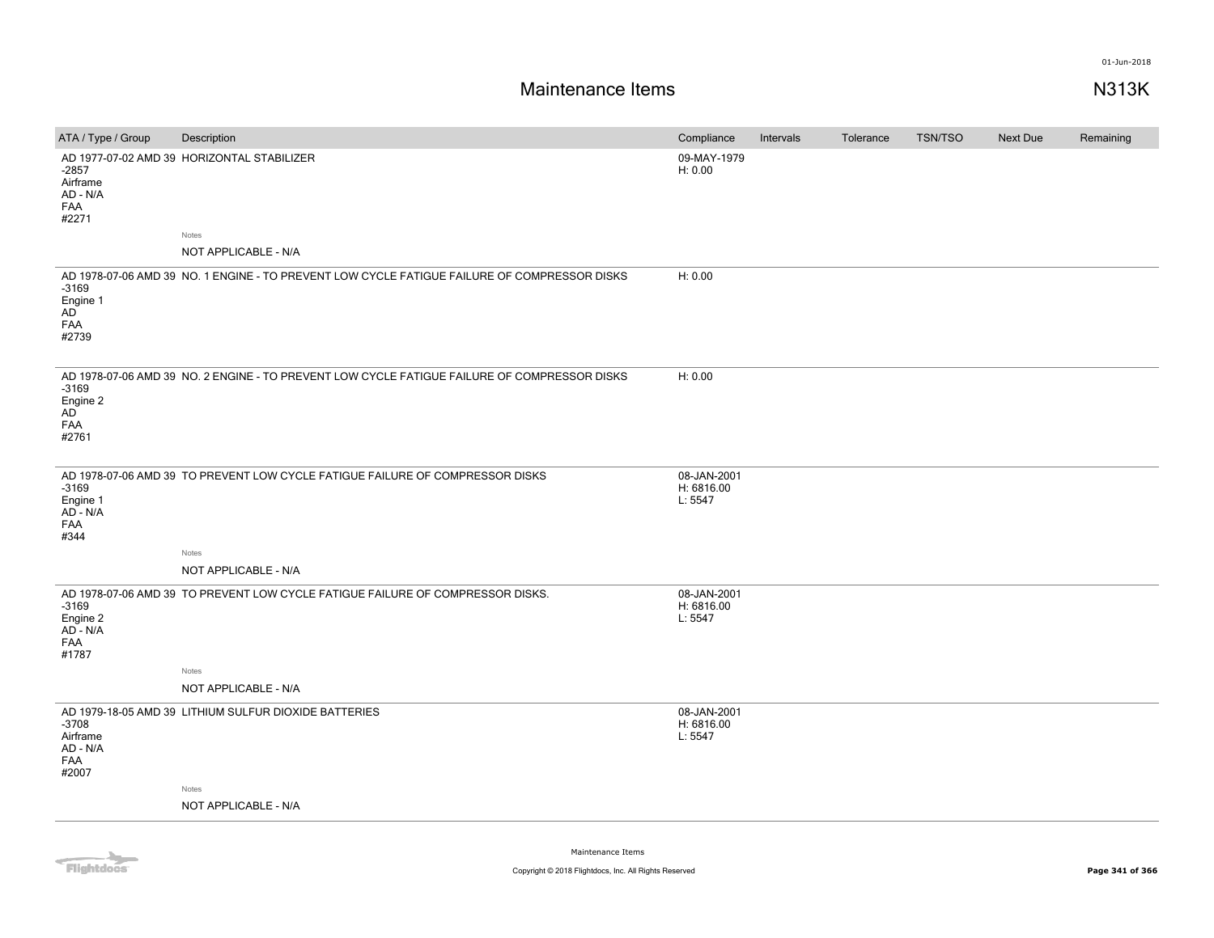# Maintenance Items

N313K

| ATA / Type / Group | Description | Compliance | Intervals | Tolerance | TSN/TSO | Next Due | Remaining |
|---|---|---|---|---|---|---|---|
| AD 1977-07-02 AMD 39 -2857 Airframe AD - N/A FAA #2271 | HORIZONTAL STABILIZER<br><br>Notes<br>NOT APPLICABLE - N/A | 09-MAY-1979 H: 0.00 | | | | | |
| AD 1978-07-06 AMD 39 -3169 Engine 1 AD FAA #2739 | NO. 1 ENGINE - TO PREVENT LOW CYCLE FATIGUE FAILURE OF COMPRESSOR DISKS | H: 0.00 | | | | | |
| AD 1978-07-06 AMD 39 -3169 Engine 2 AD FAA #2761 | NO. 2 ENGINE - TO PREVENT LOW CYCLE FATIGUE FAILURE OF COMPRESSOR DISKS | H: 0.00 | | | | | |
| AD 1978-07-06 AMD 39 -3169 Engine 1 AD - N/A FAA #344 | TO PREVENT LOW CYCLE FATIGUE FAILURE OF COMPRESSOR DISKS<br><br>Notes<br>NOT APPLICABLE - N/A | 08-JAN-2001 H: 6816.00 L: 5547 | | | | | |
| AD 1978-07-06 AMD 39 -3169 Engine 2 AD - N/A FAA #1787 | TO PREVENT LOW CYCLE FATIGUE FAILURE OF COMPRESSOR DISKS.<br><br>Notes<br>NOT APPLICABLE - N/A | 08-JAN-2001 H: 6816.00 L: 5547 | | | | | |
| AD 1979-18-05 AMD 39 -3708 Airframe AD - N/A FAA #2007 | LITHIUM SULFUR DIOXIDE BATTERIES<br><br>Notes<br>NOT APPLICABLE - N/A | 08-JAN-2001 H: 6816.00 L: 5547 | | | | | |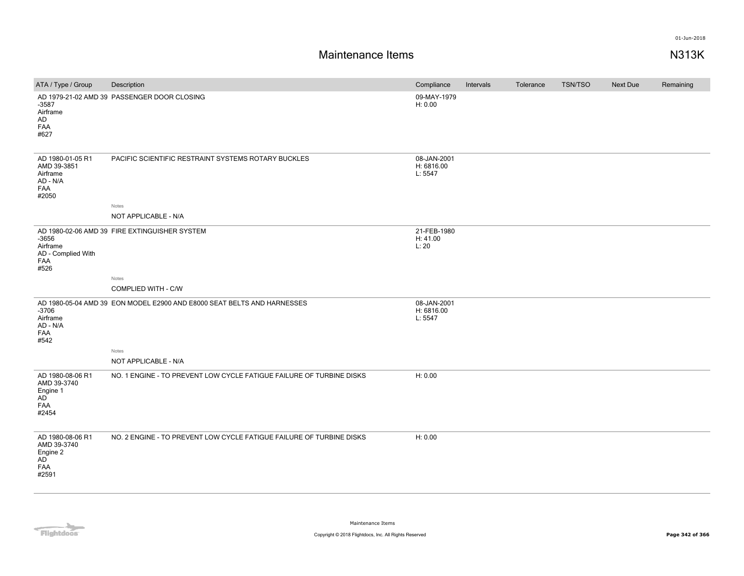# Maintenance Items

N313K

| ATA / Type / Group | Description | Compliance | Intervals | Tolerance | TSN/TSO | Next Due | Remaining |
|---|---|---|---|---|---|---|---|
| AD 1979-21-02 AMD 39 -3587 Airframe AD FAA #627 | PASSENGER DOOR CLOSING | 09-MAY-1979 H: 0.00 | | | | | |
| AD 1980-01-05 R1 AMD 39-3851 Airframe AD - N/A FAA #2050 | PACIFIC SCIENTIFIC RESTRAINT SYSTEMS ROTARY BUCKLES<br>Notes<br>NOT APPLICABLE - N/A | 08-JAN-2001 H: 6816.00 L: 5547 | | | | | |
| AD 1980-02-06 AMD 39 -3656 Airframe AD - Complied With FAA #526 | FIRE EXTINGUISHER SYSTEM<br>Notes<br>COMPLIED WITH - C/W | 21-FEB-1980 H: 41.00 L: 20 | | | | | |
| AD 1980-05-04 AMD 39 -3706 Airframe AD - N/A FAA #542 | EON MODEL E2900 AND E8000 SEAT BELTS AND HARNESSES<br>Notes<br>NOT APPLICABLE - N/A | 08-JAN-2001 H: 6816.00 L: 5547 | | | | | |
| AD 1980-08-06 R1 AMD 39-3740 Engine 1 AD FAA #2454 | NO. 1 ENGINE - TO PREVENT LOW CYCLE FATIGUE FAILURE OF TURBINE DISKS | H: 0.00 | | | | | |
| AD 1980-08-06 R1 AMD 39-3740 Engine 2 AD FAA #2591 | NO. 2 ENGINE - TO PREVENT LOW CYCLE FATIGUE FAILURE OF TURBINE DISKS | H: 0.00 | | | | | |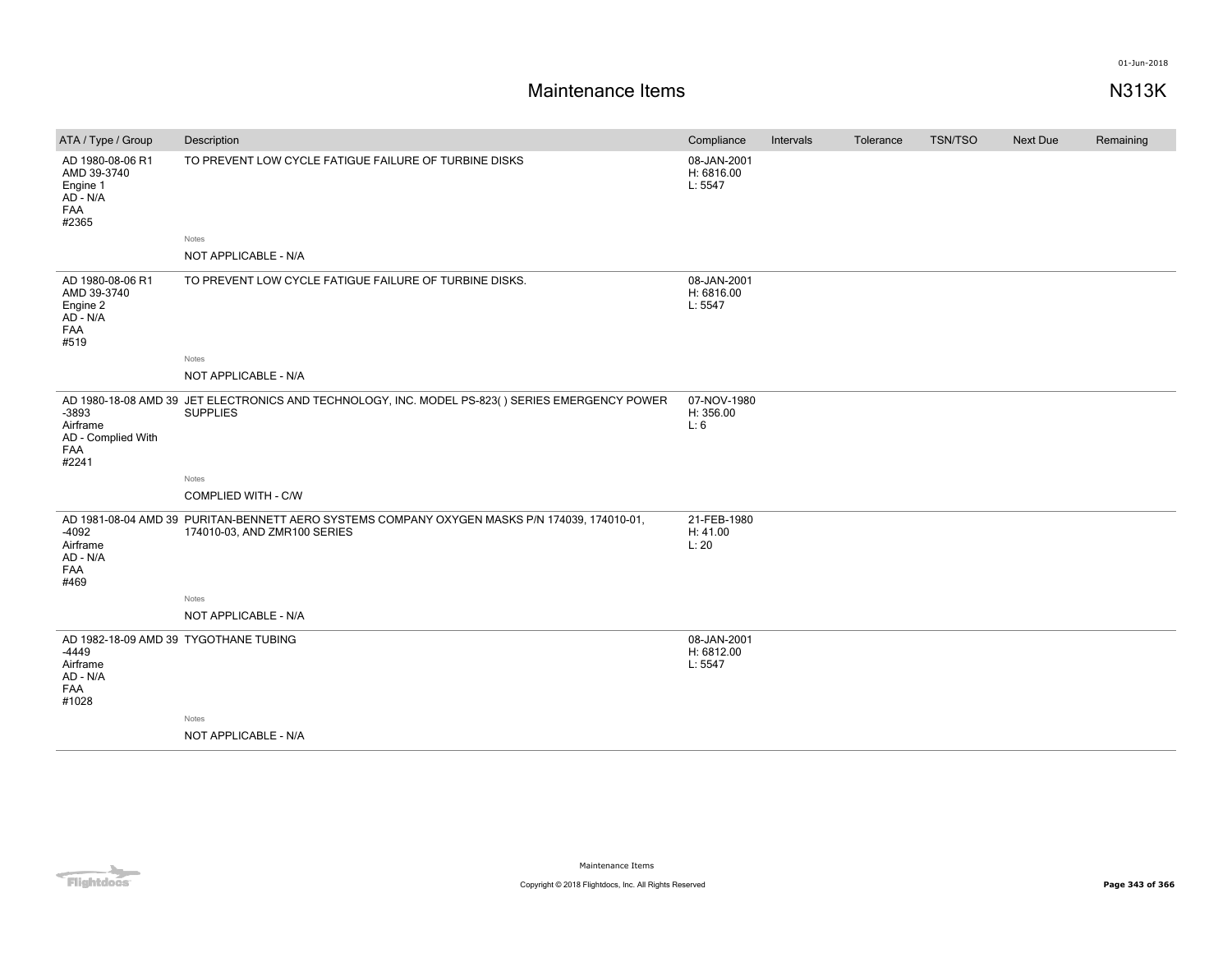# Maintenance Items

N313K

| ATA / Type / Group | Description | Compliance | Intervals | Tolerance | TSN/TSO | Next Due | Remaining |
|---|---|---|---|---|---|---|---|
| AD 1980-08-06 R1 AMD 39-3740 Engine 1 AD - N/A FAA #2365 | TO PREVENT LOW CYCLE FATIGUE FAILURE OF TURBINE DISKS | 08-JAN-2001 H: 6816.00 L: 5547 | | | | | |
| | Notes<br>NOT APPLICABLE - N/A | | | | | | |
| AD 1980-08-06 R1 AMD 39-3740 Engine 2 AD - N/A FAA #519 | TO PREVENT LOW CYCLE FATIGUE FAILURE OF TURBINE DISKS. | 08-JAN-2001 H: 6816.00 L: 5547 | | | | | |
| | Notes<br>NOT APPLICABLE - N/A | | | | | | |
| AD 1980-18-08 AMD 39 -3893 Airframe AD - Complied With FAA #2241 | JET ELECTRONICS AND TECHNOLOGY, INC. MODEL PS-823( ) SERIES EMERGENCY POWER SUPPLIES | 07-NOV-1980 H: 356.00 L: 6 | | | | | |
| | Notes<br>COMPLIED WITH - C/W | | | | | | |
| AD 1981-08-04 AMD 39 -4092 Airframe AD - N/A FAA #469 | PURITAN-BENNETT AERO SYSTEMS COMPANY OXYGEN MASKS P/N 174039, 174010-01, 174010-03, AND ZMR100 SERIES | 21-FEB-1980 H: 41.00 L: 20 | | | | | |
| | Notes<br>NOT APPLICABLE - N/A | | | | | | |
| AD 1982-18-09 AMD 39 -4449 Airframe AD - N/A FAA #1028 | TYGOTHANE TUBING | 08-JAN-2001 H: 6812.00 L: 5547 | | | | | |
| | Notes<br>NOT APPLICABLE - N/A | | | | | | |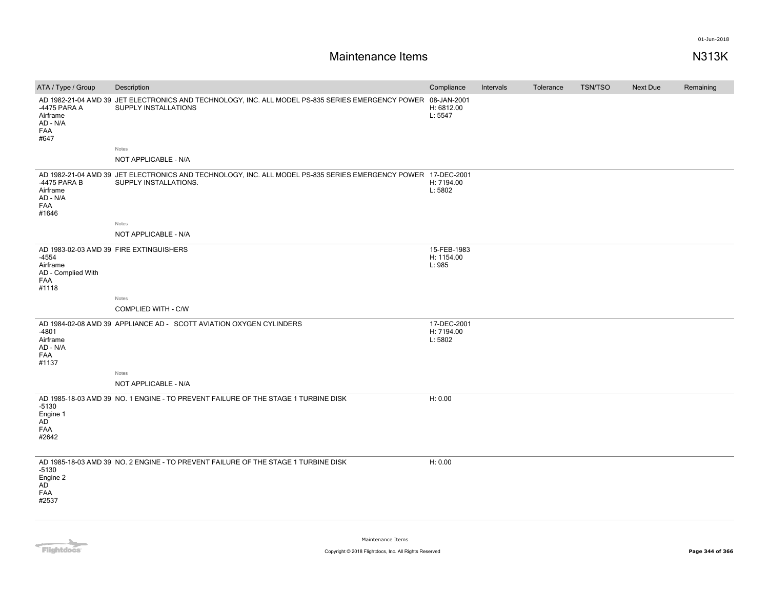# Maintenance Items

N313K

| ATA / Type / Group | Description | Compliance | Intervals | Tolerance | TSN/TSO | Next Due | Remaining |
|---|---|---|---|---|---|---|---|
| AD 1982-21-04 AMD 39 -4475 PARA A Airframe AD - N/A FAA #647 | JET ELECTRONICS AND TECHNOLOGY, INC. ALL MODEL PS-835 SERIES EMERGENCY POWER SUPPLY INSTALLATIONS | 08-JAN-2001 H: 6812.00 L: 5547 | | | | | |
| | Notes NOT APPLICABLE - N/A | | | | | | |
| AD 1982-21-04 AMD 39 -4475 PARA B Airframe AD - N/A FAA #1646 | JET ELECTRONICS AND TECHNOLOGY, INC. ALL MODEL PS-835 SERIES EMERGENCY POWER SUPPLY INSTALLATIONS. | 17-DEC-2001 H: 7194.00 L: 5802 | | | | | |
| | Notes NOT APPLICABLE - N/A | | | | | | |
| AD 1983-02-03 AMD 39 -4554 Airframe AD - Complied With FAA #1118 | FIRE EXTINGUISHERS | 15-FEB-1983 H: 1154.00 L: 985 | | | | | |
| | Notes COMPLIED WITH - C/W | | | | | | |
| AD 1984-02-08 AMD 39 -4801 Airframe AD - N/A FAA #1137 | APPLIANCE AD - SCOTT AVIATION OXYGEN CYLINDERS | 17-DEC-2001 H: 7194.00 L: 5802 | | | | | |
| | Notes NOT APPLICABLE - N/A | | | | | | |
| AD 1985-18-03 AMD 39 -5130 Engine 1 AD FAA #2642 | NO. 1 ENGINE - TO PREVENT FAILURE OF THE STAGE 1 TURBINE DISK | H: 0.00 | | | | | |
| AD 1985-18-03 AMD 39 -5130 Engine 2 AD FAA #2537 | NO. 2 ENGINE - TO PREVENT FAILURE OF THE STAGE 1 TURBINE DISK | H: 0.00 | | | | | |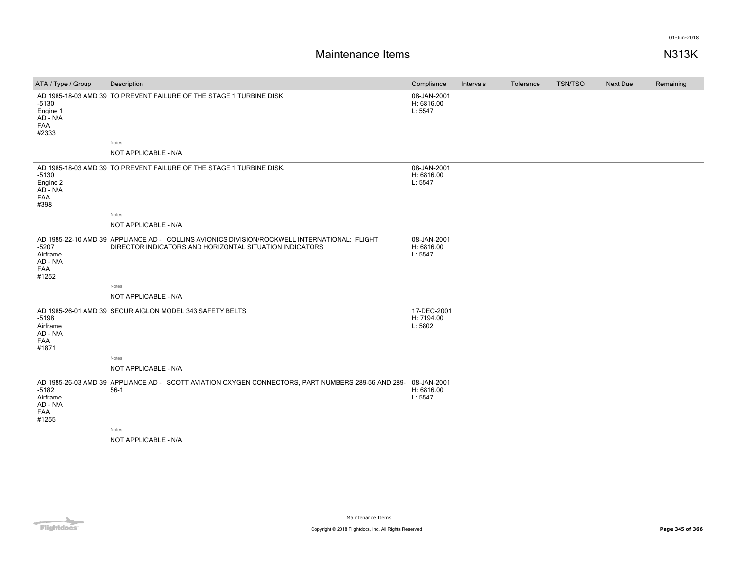# Maintenance Items

N313K

| ATA / Type / Group | Description | Compliance | Intervals | Tolerance | TSN/TSO | Next Due | Remaining |
|---|---|---|---|---|---|---|---|
| AD 1985-18-03 AMD 39 -5130 Engine 1 AD - N/A FAA #2333 | TO PREVENT FAILURE OF THE STAGE 1 TURBINE DISK | 08-JAN-2001 H: 6816.00 L: 5547 | | | | | |
| | Notes NOT APPLICABLE - N/A | | | | | | |
| AD 1985-18-03 AMD 39 -5130 Engine 2 AD - N/A FAA #398 | TO PREVENT FAILURE OF THE STAGE 1 TURBINE DISK. | 08-JAN-2001 H: 6816.00 L: 5547 | | | | | |
| | Notes NOT APPLICABLE - N/A | | | | | | |
| AD 1985-22-10 AMD 39 -5207 Airframe AD - N/A FAA #1252 | APPLIANCE AD - COLLINS AVIONICS DIVISION/ROCKWELL INTERNATIONAL: FLIGHT DIRECTOR INDICATORS AND HORIZONTAL SITUATION INDICATORS | 08-JAN-2001 H: 6816.00 L: 5547 | | | | | |
| | Notes NOT APPLICABLE - N/A | | | | | | |
| AD 1985-26-01 AMD 39 -5198 Airframe AD - N/A FAA #1871 | SECUR AIGLON MODEL 343 SAFETY BELTS | 17-DEC-2001 H: 7194.00 L: 5802 | | | | | |
| | Notes NOT APPLICABLE - N/A | | | | | | |
| AD 1985-26-03 AMD 39 -5182 Airframe AD - N/A FAA #1255 | APPLIANCE AD - SCOTT AVIATION OXYGEN CONNECTORS, PART NUMBERS 289-56 AND 289-56-1 | 08-JAN-2001 H: 6816.00 L: 5547 | | | | | |
| | Notes NOT APPLICABLE - N/A | | | | | | |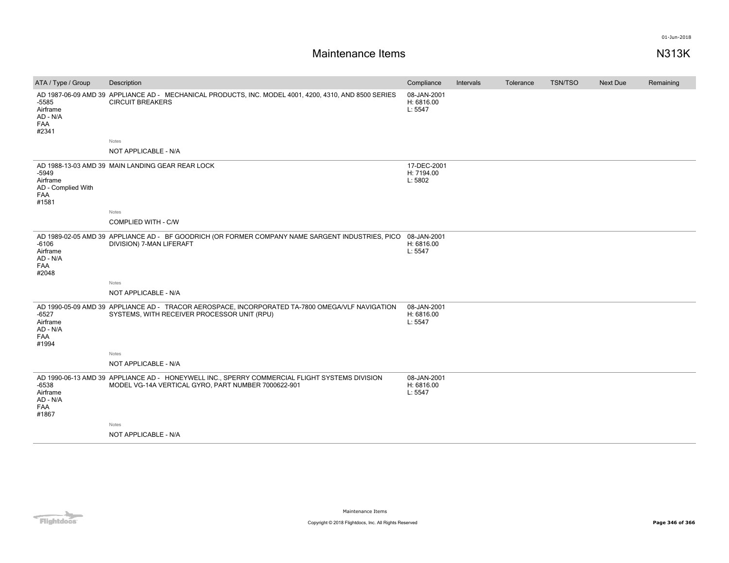# Maintenance Items

N313K

| ATA / Type / Group | Description | Compliance | Intervals | Tolerance | TSN/TSO | Next Due | Remaining |
|---|---|---|---|---|---|---|---|
| AD 1987-06-09 AMD 39 -5585<br>Airframe<br>AD - N/A<br>FAA<br>#2341 | APPLIANCE AD - MECHANICAL PRODUCTS, INC. MODEL 4001, 4200, 4310, AND 8500 SERIES CIRCUIT BREAKERS<br><br>Notes<br>NOT APPLICABLE - N/A | 08-JAN-2001<br>H: 6816.00<br>L: 5547 | | | | | |
| AD 1988-13-03 AMD 39 -5949<br>Airframe<br>AD - Complied With<br>FAA<br>#1581 | MAIN LANDING GEAR REAR LOCK<br><br>Notes<br>COMPLIED WITH - C/W | 17-DEC-2001<br>H: 7194.00<br>L: 5802 | | | | | |
| AD 1989-02-05 AMD 39 -6106<br>Airframe<br>AD - N/A<br>FAA<br>#2048 | APPLIANCE AD - BF GOODRICH (OR FORMER COMPANY NAME SARGENT INDUSTRIES, PICO DIVISION) 7-MAN LIFERAFT<br><br>Notes<br>NOT APPLICABLE - N/A | 08-JAN-2001<br>H: 6816.00<br>L: 5547 | | | | | |
| AD 1990-05-09 AMD 39 -6527<br>Airframe<br>AD - N/A<br>FAA<br>#1994 | APPLIANCE AD - TRACOR AEROSPACE, INCORPORATED TA-7800 OMEGA/VLF NAVIGATION SYSTEMS, WITH RECEIVER PROCESSOR UNIT (RPU)<br><br>Notes<br>NOT APPLICABLE - N/A | 08-JAN-2001<br>H: 6816.00<br>L: 5547 | | | | | |
| AD 1990-06-13 AMD 39 -6538<br>Airframe<br>AD - N/A<br>FAA<br>#1867 | APPLIANCE AD - HONEYWELL INC., SPERRY COMMERCIAL FLIGHT SYSTEMS DIVISION MODEL VG-14A VERTICAL GYRO, PART NUMBER 7000622-901<br><br>Notes<br>NOT APPLICABLE - N/A | 08-JAN-2001<br>H: 6816.00<br>L: 5547 | | | | | |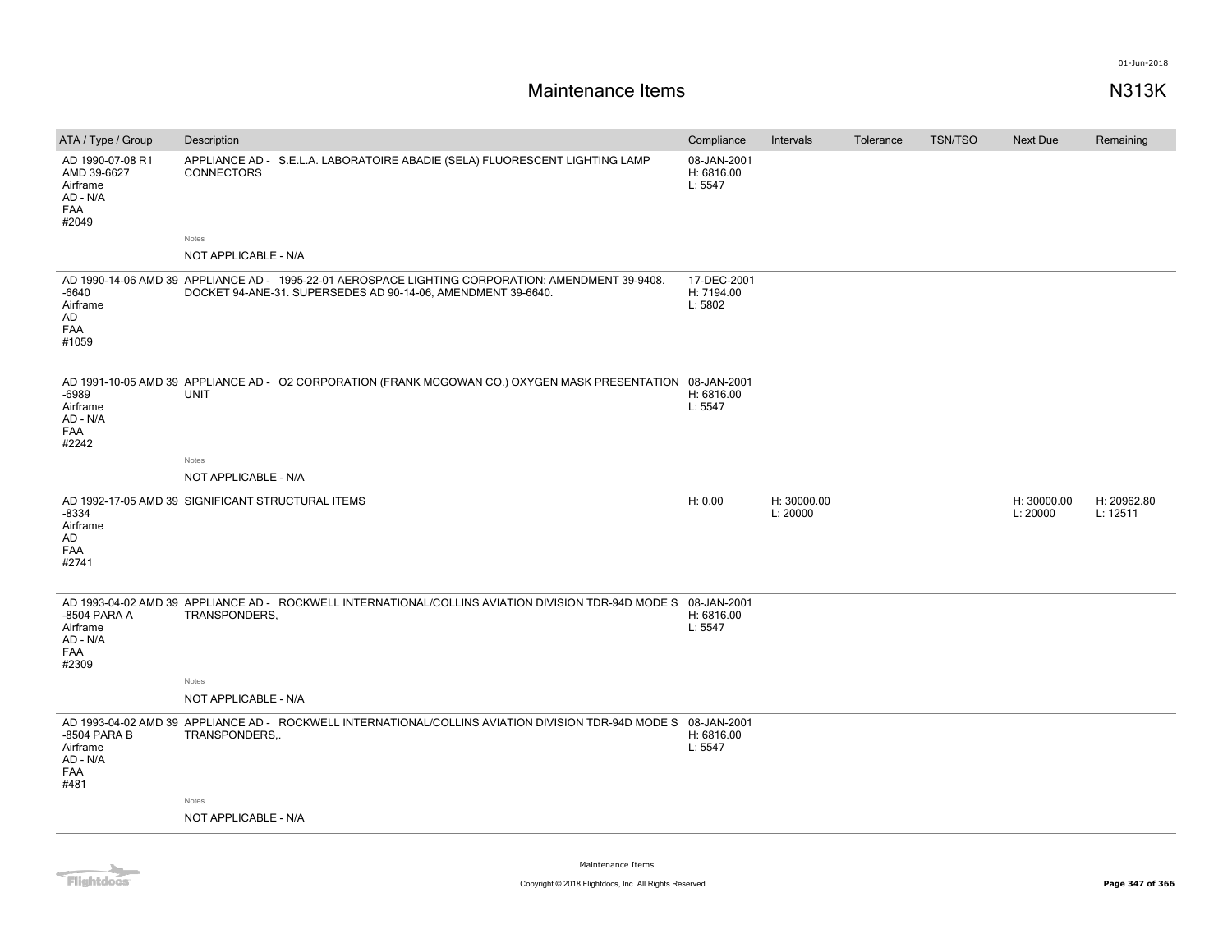# Maintenance Items

N313K

| ATA / Type / Group | Description | Compliance | Intervals | Tolerance | TSN/TSO | Next Due | Remaining |
|---|---|---|---|---|---|---|---|
| AD 1990-07-08 R1 AMD 39-6627 Airframe AD - N/A FAA #2049 | APPLIANCE AD - S.E.L.A. LABORATOIRE ABADIE (SELA) FLUORESCENT LIGHTING LAMP CONNECTORS | 08-JAN-2001 H: 6816.00 L: 5547 | | | | | |
| | Notes<br>NOT APPLICABLE - N/A | | | | | | |
| AD 1990-14-06 AMD 39 -6640 Airframe AD FAA #1059 | APPLIANCE AD - 1995-22-01 AEROSPACE LIGHTING CORPORATION: AMENDMENT 39-9408. DOCKET 94-ANE-31. SUPERSEDES AD 90-14-06, AMENDMENT 39-6640. | 17-DEC-2001 H: 7194.00 L: 5802 | | | | | |
| AD 1991-10-05 AMD 39 -6989 Airframe AD - N/A FAA #2242 | APPLIANCE AD - O2 CORPORATION (FRANK MCGOWAN CO.) OXYGEN MASK PRESENTATION UNIT | 08-JAN-2001 H: 6816.00 L: 5547 | | | | | |
| | Notes<br>NOT APPLICABLE - N/A | | | | | | |
| AD 1992-17-05 AMD 39 -8334 Airframe AD FAA #2741 | SIGNIFICANT STRUCTURAL ITEMS | H: 0.00 | H: 30000.00 L: 20000 | | | H: 30000.00 L: 20000 | H: 20962.80 L: 12511 |
| AD 1993-04-02 AMD 39 -8504 PARA A Airframe AD - N/A FAA #2309 | APPLIANCE AD - ROCKWELL INTERNATIONAL/COLLINS AVIATION DIVISION TDR-94D MODE S TRANSPONDERS, | 08-JAN-2001 H: 6816.00 L: 5547 | | | | | |
| | Notes<br>NOT APPLICABLE - N/A | | | | | | |
| AD 1993-04-02 AMD 39 -8504 PARA B Airframe AD - N/A FAA #481 | APPLIANCE AD - ROCKWELL INTERNATIONAL/COLLINS AVIATION DIVISION TDR-94D MODE S TRANSPONDERS,. | 08-JAN-2001 H: 6816.00 L: 5547 | | | | | |
| | Notes<br>NOT APPLICABLE - N/A | | | | | | |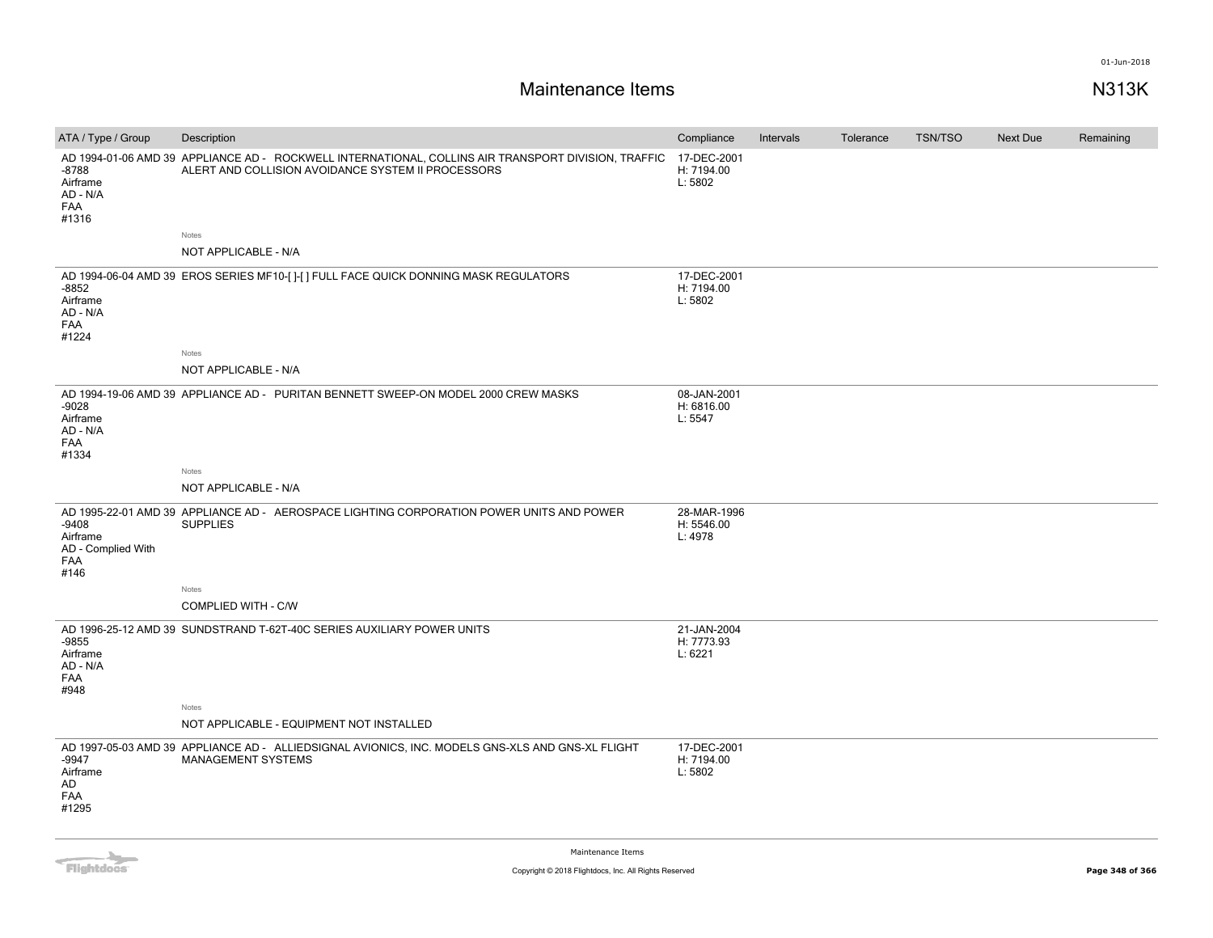# Maintenance Items

N313K

| ATA / Type / Group | Description | Compliance | Intervals | Tolerance | TSN/TSO | Next Due | Remaining |
|---|---|---|---|---|---|---|---|
| AD 1994-01-06 AMD 39 -8788 Airframe AD - N/A FAA #1316 | APPLIANCE AD - ROCKWELL INTERNATIONAL, COLLINS AIR TRANSPORT DIVISION, TRAFFIC ALERT AND COLLISION AVOIDANCE SYSTEM II PROCESSORS | 17-DEC-2001 H: 7194.00 L: 5802 | | | | | |
| | Notes<br>NOT APPLICABLE - N/A | | | | | | |
| AD 1994-06-04 AMD 39 -8852 Airframe AD - N/A FAA #1224 | EROS SERIES MF10-[ ]-[ ] FULL FACE QUICK DONNING MASK REGULATORS | 17-DEC-2001 H: 7194.00 L: 5802 | | | | | |
| | Notes<br>NOT APPLICABLE - N/A | | | | | | |
| AD 1994-19-06 AMD 39 -9028 Airframe AD - N/A FAA #1334 | APPLIANCE AD - PURITAN BENNETT SWEEP-ON MODEL 2000 CREW MASKS | 08-JAN-2001 H: 6816.00 L: 5547 | | | | | |
| | Notes<br>NOT APPLICABLE - N/A | | | | | | |
| AD 1995-22-01 AMD 39 -9408 Airframe AD - Complied With FAA #146 | APPLIANCE AD - AEROSPACE LIGHTING CORPORATION POWER UNITS AND POWER SUPPLIES | 28-MAR-1996 H: 5546.00 L: 4978 | | | | | |
| | Notes<br>COMPLIED WITH - C/W | | | | | | |
| AD 1996-25-12 AMD 39 -9855 Airframe AD - N/A FAA #948 | SUNDSTRAND T-62T-40C SERIES AUXILIARY POWER UNITS | 21-JAN-2004 H: 7773.93 L: 6221 | | | | | |
| | Notes<br>NOT APPLICABLE - EQUIPMENT NOT INSTALLED | | | | | | |
| AD 1997-05-03 AMD 39 -9947 Airframe AD FAA #1295 | APPLIANCE AD - ALLIEDSIGNAL AVIONICS, INC. MODELS GNS-XLS AND GNS-XL FLIGHT MANAGEMENT SYSTEMS | 17-DEC-2001 H: 7194.00 L: 5802 | | | | | |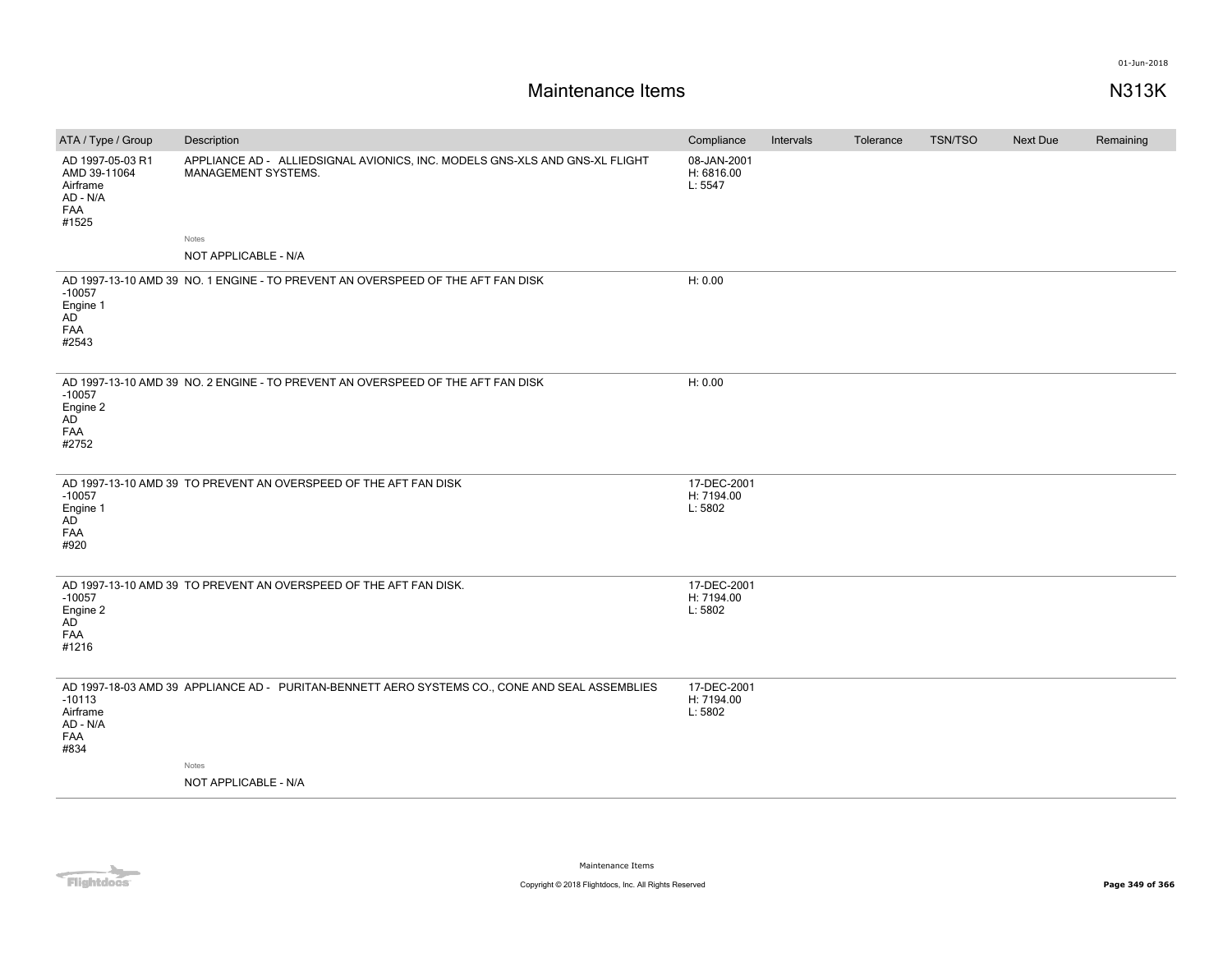# Maintenance Items

N313K

| ATA / Type / Group | Description | Compliance | Intervals | Tolerance | TSN/TSO | Next Due | Remaining |
|---|---|---|---|---|---|---|---|
| AD 1997-05-03 R1 AMD 39-11064 Airframe AD - N/A FAA #1525 | APPLIANCE AD - ALLIEDSIGNAL AVIONICS, INC. MODELS GNS-XLS AND GNS-XL FLIGHT MANAGEMENT SYSTEMS.<br>Notes<br>NOT APPLICABLE - N/A | 08-JAN-2001 H: 6816.00 L: 5547 | | | | | |
| AD 1997-13-10 AMD 39 -10057 Engine 1 AD FAA #2543 | NO. 1 ENGINE - TO PREVENT AN OVERSPEED OF THE AFT FAN DISK | H: 0.00 | | | | | |
| AD 1997-13-10 AMD 39 -10057 Engine 2 AD FAA #2752 | NO. 2 ENGINE - TO PREVENT AN OVERSPEED OF THE AFT FAN DISK | H: 0.00 | | | | | |
| AD 1997-13-10 AMD 39 -10057 Engine 1 AD FAA #920 | TO PREVENT AN OVERSPEED OF THE AFT FAN DISK | 17-DEC-2001 H: 7194.00 L: 5802 | | | | | |
| AD 1997-13-10 AMD 39 -10057 Engine 2 AD FAA #1216 | TO PREVENT AN OVERSPEED OF THE AFT FAN DISK. | 17-DEC-2001 H: 7194.00 L: 5802 | | | | | |
| AD 1997-18-03 AMD 39 -10113 Airframe AD - N/A FAA #834 | APPLIANCE AD - PURITAN-BENNETT AERO SYSTEMS CO., CONE AND SEAL ASSEMBLIES<br>Notes<br>NOT APPLICABLE - N/A | 17-DEC-2001 H: 7194.00 L: 5802 | | | | | |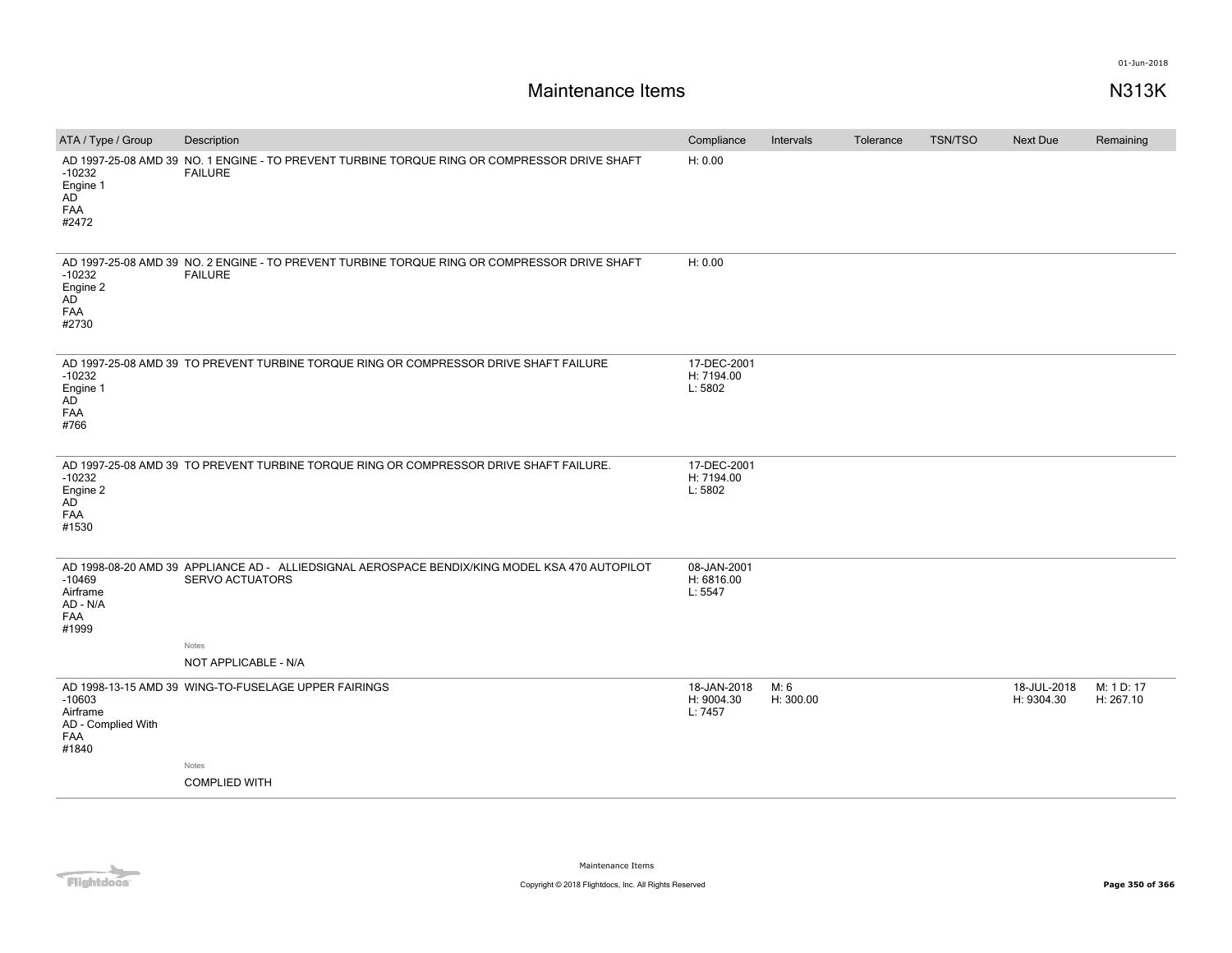# Maintenance Items

N313K

| ATA / Type / Group | Description | Compliance | Intervals | Tolerance | TSN/TSO | Next Due | Remaining |
|---|---|---|---|---|---|---|---|
| AD 1997-25-08 AMD 39 -10232 Engine 1 AD FAA #2472 | NO. 1 ENGINE - TO PREVENT TURBINE TORQUE RING OR COMPRESSOR DRIVE SHAFT FAILURE | H: 0.00 | | | | | |
| AD 1997-25-08 AMD 39 -10232 Engine 2 AD FAA #2730 | NO. 2 ENGINE - TO PREVENT TURBINE TORQUE RING OR COMPRESSOR DRIVE SHAFT FAILURE | H: 0.00 | | | | | |
| AD 1997-25-08 AMD 39 -10232 Engine 1 AD FAA #766 | TO PREVENT TURBINE TORQUE RING OR COMPRESSOR DRIVE SHAFT FAILURE | 17-DEC-2001 H: 7194.00 L: 5802 | | | | | |
| AD 1997-25-08 AMD 39 -10232 Engine 2 AD FAA #1530 | TO PREVENT TURBINE TORQUE RING OR COMPRESSOR DRIVE SHAFT FAILURE. | 17-DEC-2001 H: 7194.00 L: 5802 | | | | | |
| AD 1998-08-20 AMD 39 -10469 Airframe AD - N/A FAA #1999 | APPLIANCE AD - ALLIEDSIGNAL AEROSPACE BENDIX/KING MODEL KSA 470 AUTOPILOT SERVO ACTUATORS<br><br>Notes<br>NOT APPLICABLE - N/A | 08-JAN-2001 H: 6816.00 L: 5547 | | | | | |
| AD 1998-13-15 AMD 39 -10603 Airframe AD - Complied With FAA #1840 | WING-TO-FUSELAGE UPPER FAIRINGS<br><br>Notes<br>COMPLIED WITH | 18-JAN-2018 H: 9004.30 L: 7457 | M: 6 H: 300.00 | | | 18-JUL-2018 H: 9304.30 | M: 1 D: 17 H: 267.10 |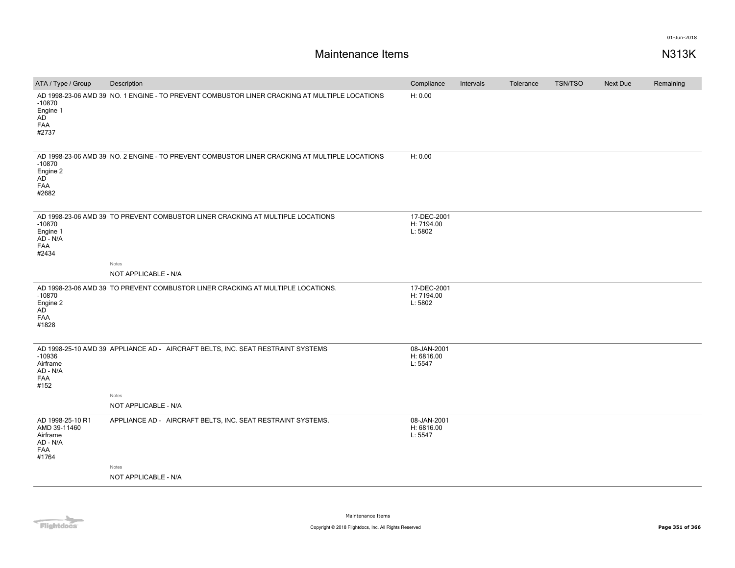# Maintenance Items

N313K

| ATA / Type / Group | Description | Compliance | Intervals | Tolerance | TSN/TSO | Next Due | Remaining |
|---|---|---|---|---|---|---|---|
| AD 1998-23-06 AMD 39 -10870 Engine 1 AD FAA #2737 | NO. 1 ENGINE - TO PREVENT COMBUSTOR LINER CRACKING AT MULTIPLE LOCATIONS | H: 0.00 | | | | | |
| AD 1998-23-06 AMD 39 -10870 Engine 2 AD FAA #2682 | NO. 2 ENGINE - TO PREVENT COMBUSTOR LINER CRACKING AT MULTIPLE LOCATIONS | H: 0.00 | | | | | |
| AD 1998-23-06 AMD 39 -10870 Engine 1 AD - N/A FAA #2434 | TO PREVENT COMBUSTOR LINER CRACKING AT MULTIPLE LOCATIONS<br>Notes<br>NOT APPLICABLE - N/A | 17-DEC-2001 H: 7194.00 L: 5802 | | | | | |
| AD 1998-23-06 AMD 39 -10870 Engine 2 AD FAA #1828 | TO PREVENT COMBUSTOR LINER CRACKING AT MULTIPLE LOCATIONS. | 17-DEC-2001 H: 7194.00 L: 5802 | | | | | |
| AD 1998-25-10 AMD 39 -10936 Airframe AD - N/A FAA #152 | APPLIANCE AD - AIRCRAFT BELTS, INC. SEAT RESTRAINT SYSTEMS<br>Notes<br>NOT APPLICABLE - N/A | 08-JAN-2001 H: 6816.00 L: 5547 | | | | | |
| AD 1998-25-10 R1 AMD 39-11460 Airframe AD - N/A FAA #1764 | APPLIANCE AD - AIRCRAFT BELTS, INC. SEAT RESTRAINT SYSTEMS.<br>Notes<br>NOT APPLICABLE - N/A | 08-JAN-2001 H: 6816.00 L: 5547 | | | | | |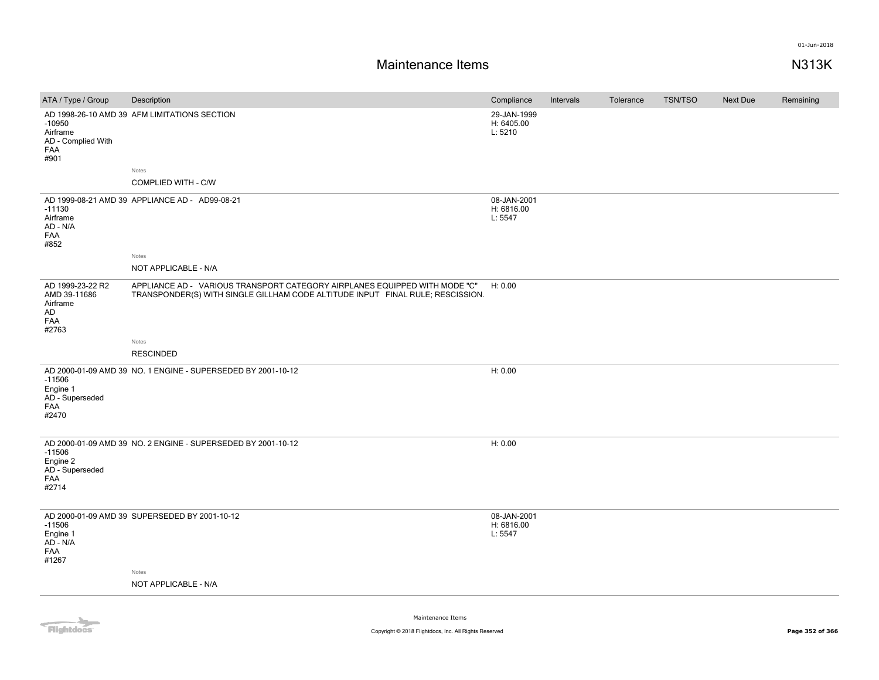# Maintenance Items

N313K

| ATA / Type / Group | Description | Compliance | Intervals | Tolerance | TSN/TSO | Next Due | Remaining |
|---|---|---|---|---|---|---|---|
| AD 1998-26-10 AMD 39 -10950 Airframe AD - Complied With FAA #901 | AFM LIMITATIONS SECTION<br><br>Notes<br>COMPLIED WITH - C/W | 29-JAN-1999 H: 6405.00 L: 5210 | | | | | |
| AD 1999-08-21 AMD 39 -11130 Airframe AD - N/A FAA #852 | APPLIANCE AD - AD99-08-21<br><br>Notes<br>NOT APPLICABLE - N/A | 08-JAN-2001 H: 6816.00 L: 5547 | | | | | |
| AD 1999-23-22 R2 AMD 39-11686 Airframe AD FAA #2763 | APPLIANCE AD - VARIOUS TRANSPORT CATEGORY AIRPLANES EQUIPPED WITH MODE "C" TRANSPONDER(S) WITH SINGLE GILLHAM CODE ALTITUDE INPUT FINAL RULE; RESCISSION.<br><br>Notes<br>RESCINDED | H: 0.00 | | | | | |
| AD 2000-01-09 AMD 39 -11506 Engine 1 AD - Superseded FAA #2470 | NO. 1 ENGINE - SUPERSEDED BY 2001-10-12 | H: 0.00 | | | | | |
| AD 2000-01-09 AMD 39 -11506 Engine 2 AD - Superseded FAA #2714 | NO. 2 ENGINE - SUPERSEDED BY 2001-10-12 | H: 0.00 | | | | | |
| AD 2000-01-09 AMD 39 -11506 Engine 1 AD - N/A FAA #1267 | SUPERSEDED BY 2001-10-12<br><br>Notes<br>NOT APPLICABLE - N/A | 08-JAN-2001 H: 6816.00 L: 5547 | | | | | |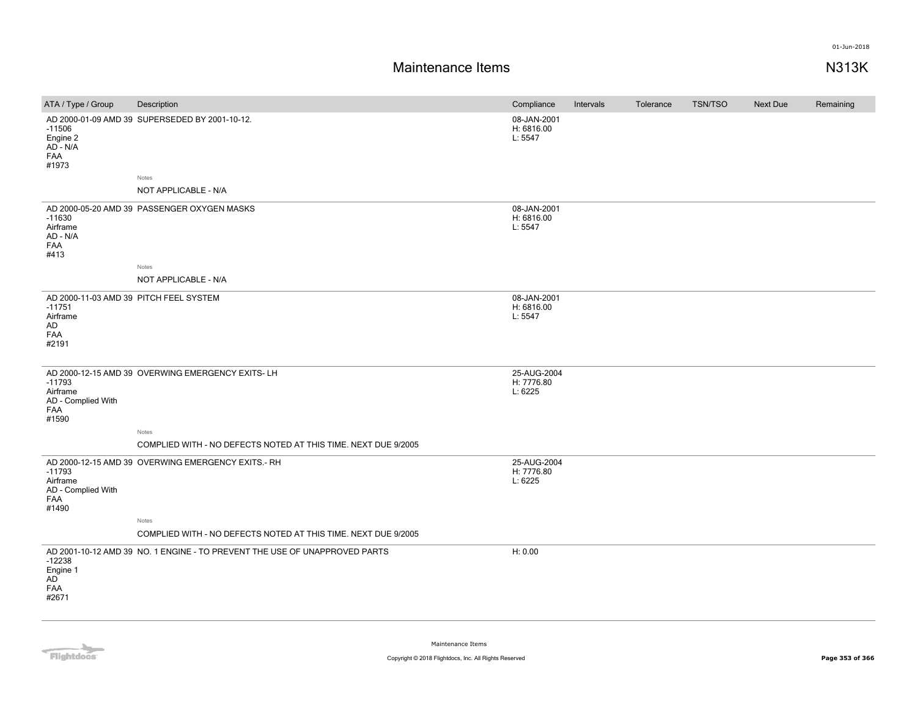# Maintenance Items

N313K

| ATA / Type / Group | Description | Compliance | Intervals | Tolerance | TSN/TSO | Next Due | Remaining |
|---|---|---|---|---|---|---|---|
| AD 2000-01-09 AMD 39 -11506 Engine 2 AD - N/A FAA #1973 | SUPERSEDED BY 2001-10-12. | 08-JAN-2001 H: 6816.00 L: 5547 | | | | | |
| | Notes<br>NOT APPLICABLE - N/A | | | | | | |
| AD 2000-05-20 AMD 39 -11630 Airframe AD - N/A FAA #413 | PASSENGER OXYGEN MASKS | 08-JAN-2001 H: 6816.00 L: 5547 | | | | | |
| | Notes<br>NOT APPLICABLE - N/A | | | | | | |
| AD 2000-11-03 AMD 39 -11751 Airframe AD FAA #2191 | PITCH FEEL SYSTEM | 08-JAN-2001 H: 6816.00 L: 5547 | | | | | |
| AD 2000-12-15 AMD 39 -11793 Airframe AD - Complied With FAA #1590 | OVERWING EMERGENCY EXITS- LH | 25-AUG-2004 H: 7776.80 L: 6225 | | | | | |
| | Notes<br>COMPLIED WITH - NO DEFECTS NOTED AT THIS TIME. NEXT DUE 9/2005 | | | | | | |
| AD 2000-12-15 AMD 39 -11793 Airframe AD - Complied With FAA #1490 | OVERWING EMERGENCY EXITS.- RH | 25-AUG-2004 H: 7776.80 L: 6225 | | | | | |
| | Notes<br>COMPLIED WITH - NO DEFECTS NOTED AT THIS TIME. NEXT DUE 9/2005 | | | | | | |
| AD 2001-10-12 AMD 39 -12238 Engine 1 AD FAA #2671 | NO. 1 ENGINE - TO PREVENT THE USE OF UNAPPROVED PARTS | H: 0.00 | | | | | |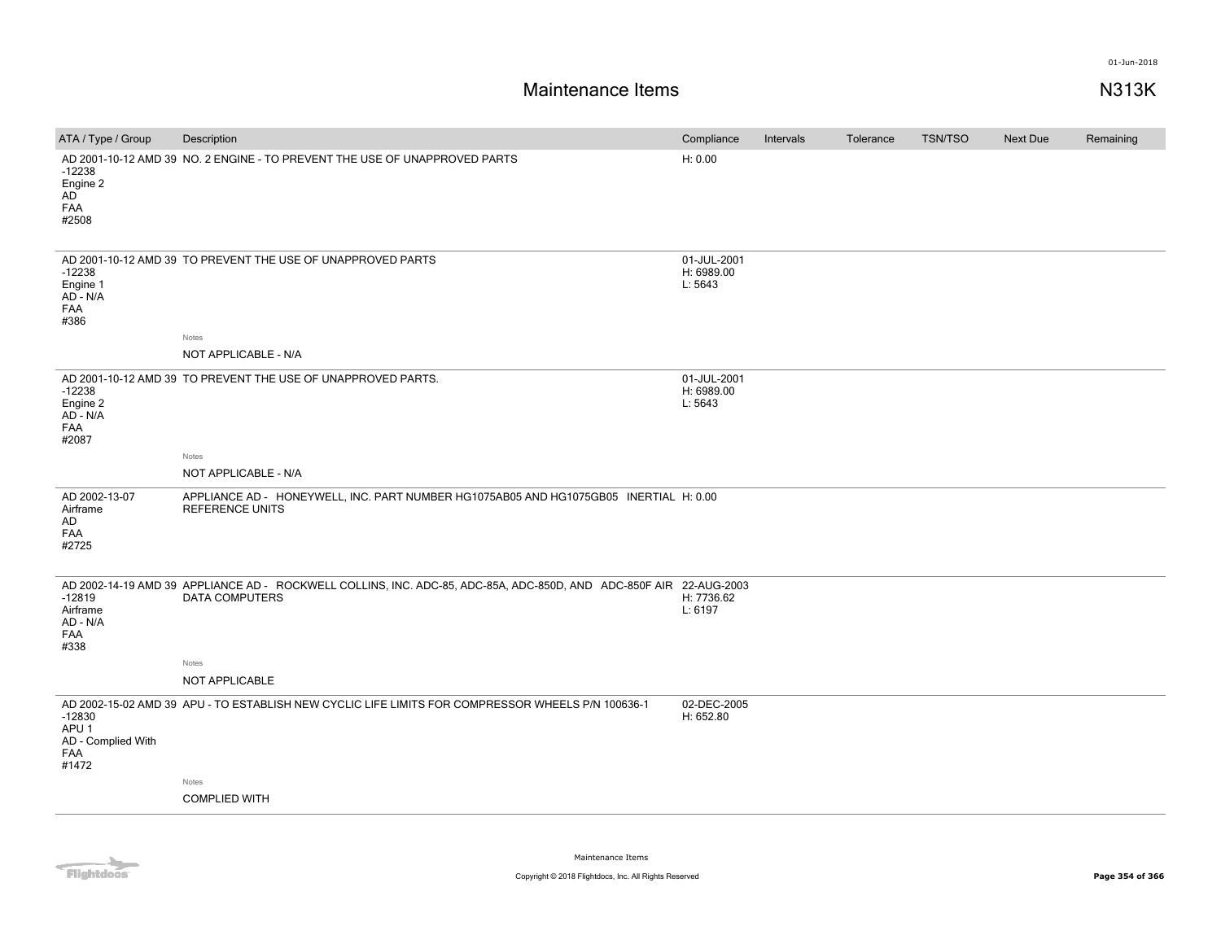# Maintenance Items

N313K

| ATA / Type / Group | Description | Compliance | Intervals | Tolerance | TSN/TSO | Next Due | Remaining |
|---|---|---|---|---|---|---|---|
| AD 2001-10-12 AMD 39 -12238 Engine 2 AD FAA #2508 | NO. 2 ENGINE - TO PREVENT THE USE OF UNAPPROVED PARTS | H: 0.00 | | | | | |
| AD 2001-10-12 AMD 39 -12238 Engine 1 AD - N/A FAA #386 | TO PREVENT THE USE OF UNAPPROVED PARTS<br>Notes<br>NOT APPLICABLE - N/A | 01-JUL-2001 H: 6989.00 L: 5643 | | | | | |
| AD 2001-10-12 AMD 39 -12238 Engine 2 AD - N/A FAA #2087 | TO PREVENT THE USE OF UNAPPROVED PARTS.<br>Notes<br>NOT APPLICABLE - N/A | 01-JUL-2001 H: 6989.00 L: 5643 | | | | | |
| AD 2002-13-07 Airframe AD FAA #2725 | APPLIANCE AD - HONEYWELL, INC. PART NUMBER HG1075AB05 AND HG1075GB05 INERTIAL REFERENCE UNITS | H: 0.00 | | | | | |
| AD 2002-14-19 AMD 39 -12819 Airframe AD - N/A FAA #338 | APPLIANCE AD - ROCKWELL COLLINS, INC. ADC-85, ADC-85A, ADC-850D, AND ADC-850F AIR DATA COMPUTERS<br>Notes<br>NOT APPLICABLE | 22-AUG-2003 H: 7736.62 L: 6197 | | | | | |
| AD 2002-15-02 AMD 39 -12830 APU 1 AD - Complied With FAA #1472 | APU - TO ESTABLISH NEW CYCLIC LIFE LIMITS FOR COMPRESSOR WHEELS P/N 100636-1<br>Notes<br>COMPLIED WITH | 02-DEC-2005 H: 652.80 | | | | | |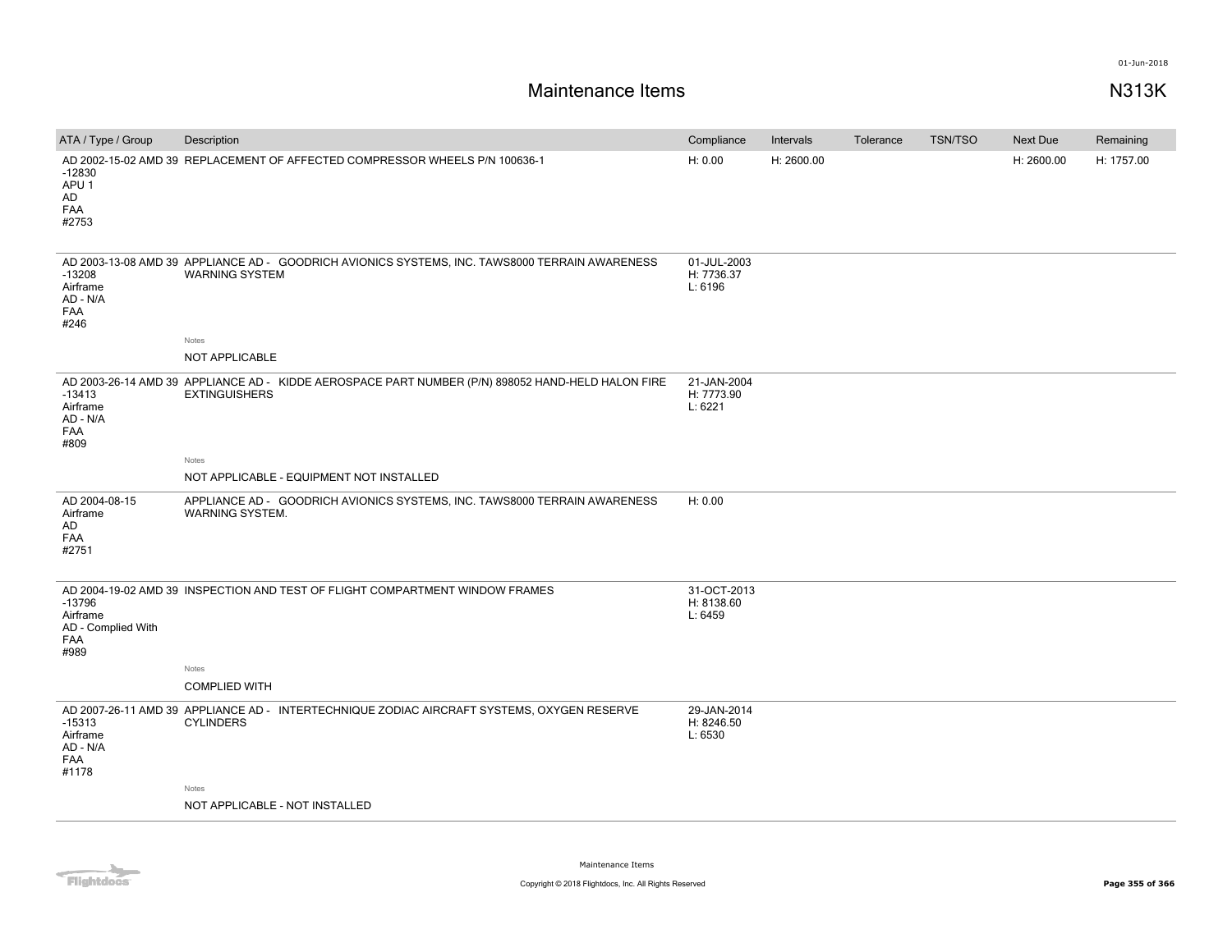# Maintenance Items

N313K

| ATA / Type / Group | Description | Compliance | Intervals | Tolerance | TSN/TSO | Next Due | Remaining |
|---|---|---|---|---|---|---|---|
| AD 2002-15-02 AMD 39 -12830<br>APU 1<br>AD<br>FAA<br>#2753 | REPLACEMENT OF AFFECTED COMPRESSOR WHEELS P/N 100636-1 | H: 0.00 | H: 2600.00 | | | H: 2600.00 | H: 1757.00 |
| AD 2003-13-08 AMD 39 -13208<br>Airframe<br>AD - N/A<br>FAA<br>#246 | APPLIANCE AD - GOODRICH AVIONICS SYSTEMS, INC. TAWS8000 TERRAIN AWARENESS WARNING SYSTEM<br><br>Notes<br>NOT APPLICABLE | 01-JUL-2003<br>H: 7736.37<br>L: 6196 | | | | | |
| AD 2003-26-14 AMD 39 -13413<br>Airframe<br>AD - N/A<br>FAA<br>#809 | APPLIANCE AD - KIDDE AEROSPACE PART NUMBER (P/N) 898052 HAND-HELD HALON FIRE EXTINGUISHERS<br><br>Notes<br>NOT APPLICABLE - EQUIPMENT NOT INSTALLED | 21-JAN-2004<br>H: 7773.90<br>L: 6221 | | | | | |
| AD 2004-08-15<br>Airframe<br>AD<br>FAA<br>#2751 | APPLIANCE AD - GOODRICH AVIONICS SYSTEMS, INC. TAWS8000 TERRAIN AWARENESS WARNING SYSTEM. | H: 0.00 | | | | | |
| AD 2004-19-02 AMD 39 -13796<br>Airframe<br>AD - Complied With<br>FAA<br>#989 | INSPECTION AND TEST OF FLIGHT COMPARTMENT WINDOW FRAMES<br><br>Notes<br>COMPLIED WITH | 31-OCT-2013<br>H: 8138.60<br>L: 6459 | | | | | |
| AD 2007-26-11 AMD 39 -15313<br>Airframe<br>AD - N/A<br>FAA<br>#1178 | APPLIANCE AD - INTERTECHNIQUE ZODIAC AIRCRAFT SYSTEMS, OXYGEN RESERVE CYLINDERS<br><br>Notes<br>NOT APPLICABLE - NOT INSTALLED | 29-JAN-2014<br>H: 8246.50<br>L: 6530 | | | | | |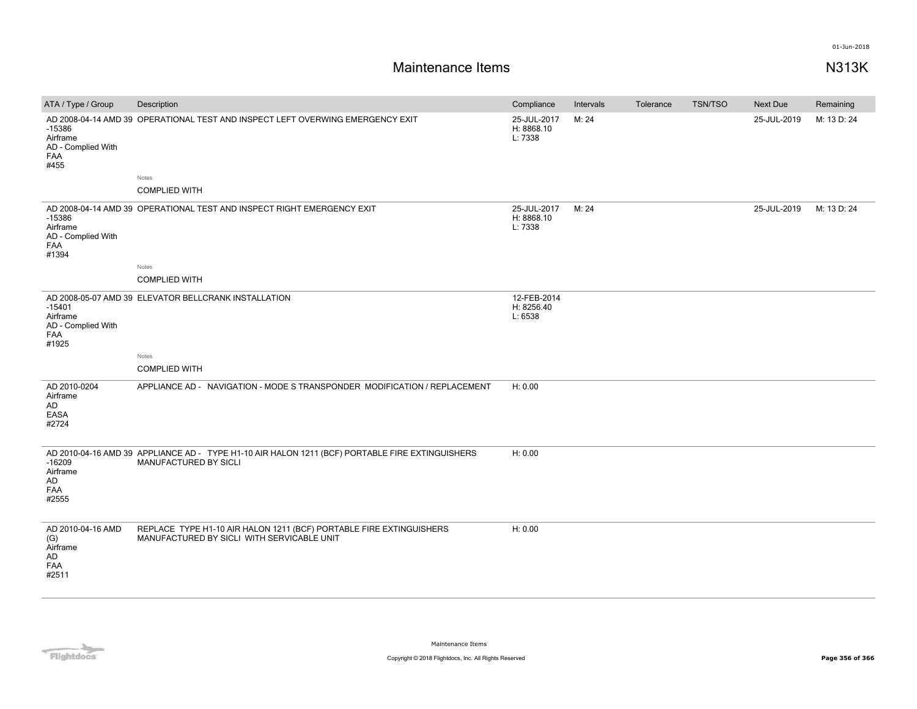# Maintenance Items

N313K

| ATA / Type / Group | Description | Compliance | Intervals | Tolerance | TSN/TSO | Next Due | Remaining |
|---|---|---|---|---|---|---|---|
| AD 2008-04-14 AMD 39 -15386 Airframe AD - Complied With FAA #455 | OPERATIONAL TEST AND INSPECT LEFT OVERWING EMERGENCY EXIT<br><br>Notes<br>COMPLIED WITH | 25-JUL-2017 H: 8868.10 L: 7338 | M: 24 | | | 25-JUL-2019 | M: 13 D: 24 |
| AD 2008-04-14 AMD 39 -15386 Airframe AD - Complied With FAA #1394 | OPERATIONAL TEST AND INSPECT RIGHT EMERGENCY EXIT<br><br>Notes<br>COMPLIED WITH | 25-JUL-2017 H: 8868.10 L: 7338 | M: 24 | | | 25-JUL-2019 | M: 13 D: 24 |
| AD 2008-05-07 AMD 39 -15401 Airframe AD - Complied With FAA #1925 | ELEVATOR BELLCRANK INSTALLATION<br><br>Notes<br>COMPLIED WITH | 12-FEB-2014 H: 8256.40 L: 6538 | | | | | |
| AD 2010-0204 Airframe AD EASA #2724 | APPLIANCE AD - NAVIGATION - MODE S TRANSPONDER MODIFICATION / REPLACEMENT | H: 0.00 | | | | | |
| AD 2010-04-16 AMD 39 -16209 Airframe AD FAA #2555 | APPLIANCE AD - TYPE H1-10 AIR HALON 1211 (BCF) PORTABLE FIRE EXTINGUISHERS MANUFACTURED BY SICLI | H: 0.00 | | | | | |
| AD 2010-04-16 AMD (G) Airframe AD FAA #2511 | REPLACE TYPE H1-10 AIR HALON 1211 (BCF) PORTABLE FIRE EXTINGUISHERS MANUFACTURED BY SICLI WITH SERVICABLE UNIT | H: 0.00 | | | | | |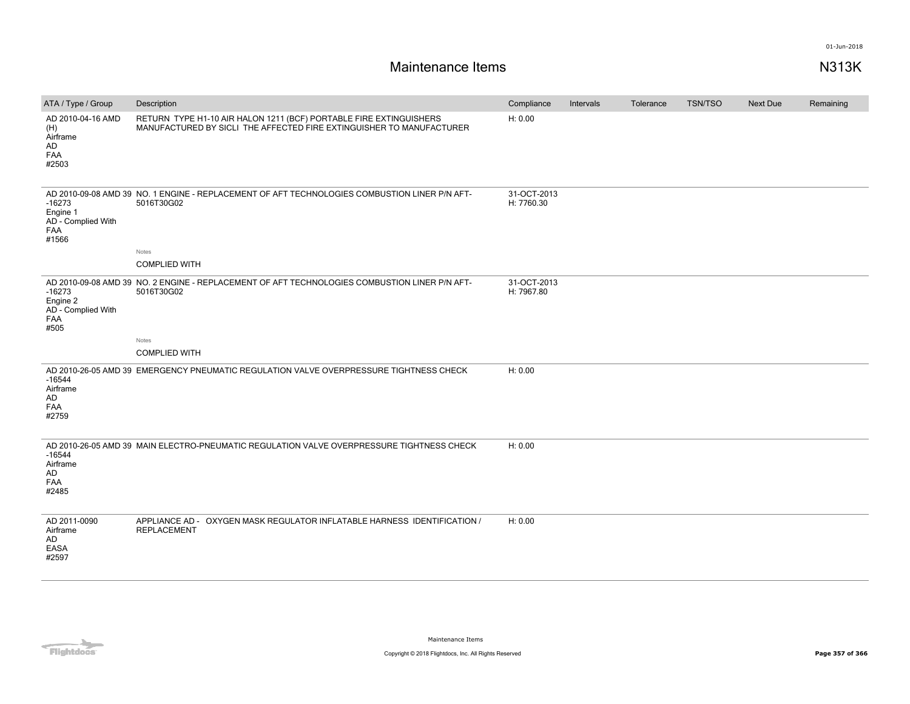# Maintenance Items

N313K

| ATA / Type / Group | Description | Compliance | Intervals | Tolerance | TSN/TSO | Next Due | Remaining |
|---|---|---|---|---|---|---|---|
| AD 2010-04-16 AMD (H) Airframe AD FAA #2503 | RETURN TYPE H1-10 AIR HALON 1211 (BCF) PORTABLE FIRE EXTINGUISHERS MANUFACTURED BY SICLI THE AFFECTED FIRE EXTINGUISHER TO MANUFACTURER | H: 0.00 | | | | | |
| AD 2010-09-08 AMD 39 -16273 Engine 1 AD - Complied With FAA #1566 | NO. 1 ENGINE - REPLACEMENT OF AFT TECHNOLOGIES COMBUSTION LINER P/N AFT-5016T30G02<br>Notes<br>COMPLIED WITH | 31-OCT-2013 H: 7760.30 | | | | | |
| AD 2010-09-08 AMD 39 -16273 Engine 2 AD - Complied With FAA #505 | NO. 2 ENGINE - REPLACEMENT OF AFT TECHNOLOGIES COMBUSTION LINER P/N AFT-5016T30G02<br>Notes<br>COMPLIED WITH | 31-OCT-2013 H: 7967.80 | | | | | |
| AD 2010-26-05 AMD 39 -16544 Airframe AD FAA #2759 | EMERGENCY PNEUMATIC REGULATION VALVE OVERPRESSURE TIGHTNESS CHECK | H: 0.00 | | | | | |
| AD 2010-26-05 AMD 39 -16544 Airframe AD FAA #2485 | MAIN ELECTRO-PNEUMATIC REGULATION VALVE OVERPRESSURE TIGHTNESS CHECK | H: 0.00 | | | | | |
| AD 2011-0090 Airframe AD EASA #2597 | APPLIANCE AD - OXYGEN MASK REGULATOR INFLATABLE HARNESS IDENTIFICATION / REPLACEMENT | H: 0.00 | | | | | |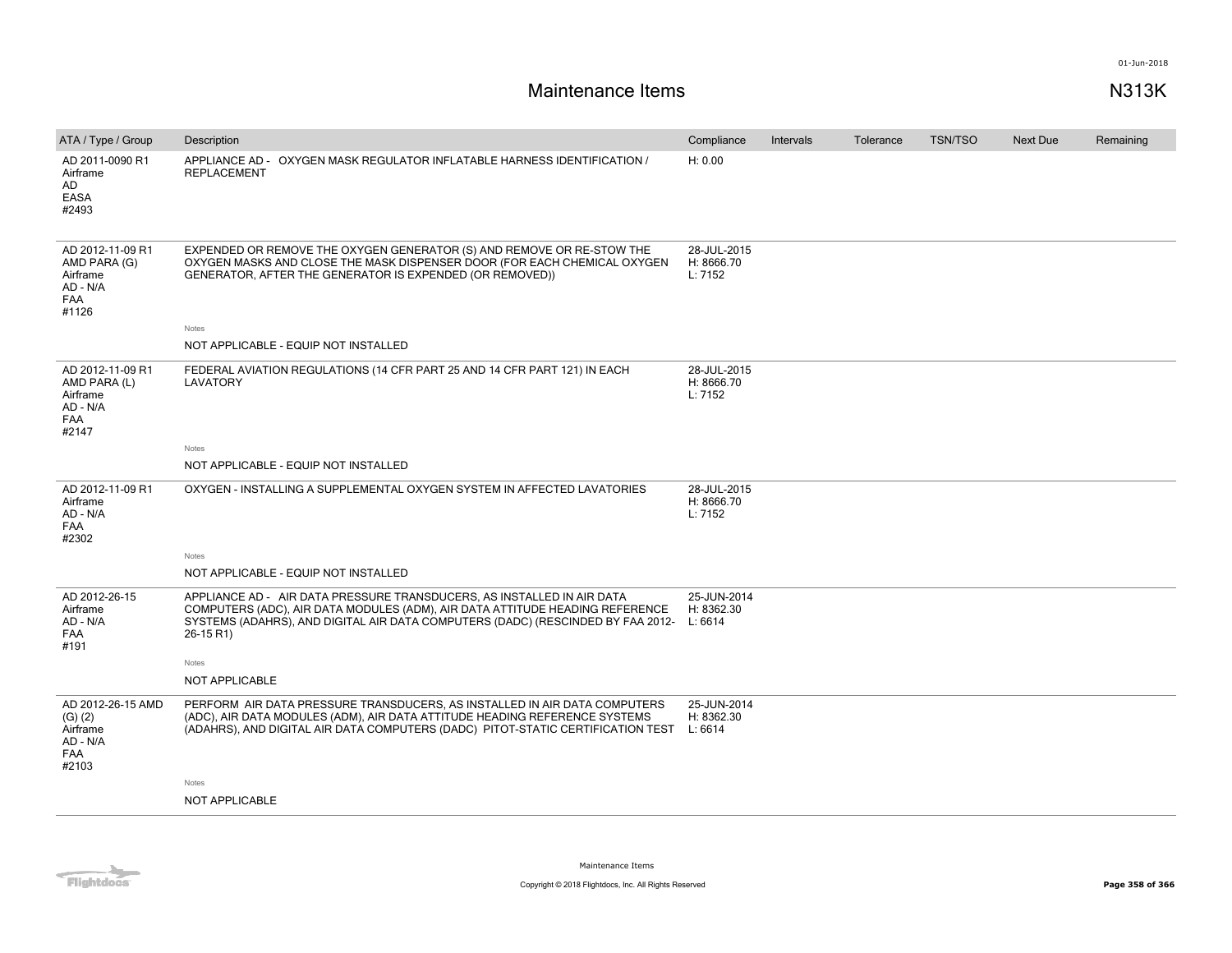# Maintenance Items

N313K

| ATA / Type / Group | Description | Compliance | Intervals | Tolerance | TSN/TSO | Next Due | Remaining |
|---|---|---|---|---|---|---|---|
| AD 2011-0090 R1 Airframe AD EASA #2493 | APPLIANCE AD - OXYGEN MASK REGULATOR INFLATABLE HARNESS IDENTIFICATION / REPLACEMENT | H: 0.00 | | | | | |
| AD 2012-11-09 R1 AMD PARA (G) Airframe AD - N/A FAA #1126 | EXPENDED OR REMOVE THE OXYGEN GENERATOR (S) AND REMOVE OR RE-STOW THE OXYGEN MASKS AND CLOSE THE MASK DISPENSER DOOR (FOR EACH CHEMICAL OXYGEN GENERATOR, AFTER THE GENERATOR IS EXPENDED (OR REMOVED))<br>Notes<br>NOT APPLICABLE - EQUIP NOT INSTALLED | 28-JUL-2015 H: 8666.70 L: 7152 | | | | | |
| AD 2012-11-09 R1 AMD PARA (L) Airframe AD - N/A FAA #2147 | FEDERAL AVIATION REGULATIONS (14 CFR PART 25 AND 14 CFR PART 121) IN EACH LAVATORY<br>Notes<br>NOT APPLICABLE - EQUIP NOT INSTALLED | 28-JUL-2015 H: 8666.70 L: 7152 | | | | | |
| AD 2012-11-09 R1 Airframe AD - N/A FAA #2302 | OXYGEN - INSTALLING A SUPPLEMENTAL OXYGEN SYSTEM IN AFFECTED LAVATORIES<br>Notes<br>NOT APPLICABLE - EQUIP NOT INSTALLED | 28-JUL-2015 H: 8666.70 L: 7152 | | | | | |
| AD 2012-26-15 Airframe AD - N/A FAA #191 | APPLIANCE AD - AIR DATA PRESSURE TRANSDUCERS, AS INSTALLED IN AIR DATA COMPUTERS (ADC), AIR DATA MODULES (ADM), AIR DATA ATTITUDE HEADING REFERENCE SYSTEMS (ADAHRS), AND DIGITAL AIR DATA COMPUTERS (DADC) (RESCINDED BY FAA 2012-26-15 R1)<br>Notes<br>NOT APPLICABLE | 25-JUN-2014 H: 8362.30 L: 6614 | | | | | |
| AD 2012-26-15 AMD (G) (2) Airframe AD - N/A FAA #2103 | PERFORM AIR DATA PRESSURE TRANSDUCERS, AS INSTALLED IN AIR DATA COMPUTERS (ADC), AIR DATA MODULES (ADM), AIR DATA ATTITUDE HEADING REFERENCE SYSTEMS (ADAHRS), AND DIGITAL AIR DATA COMPUTERS (DADC) PITOT-STATIC CERTIFICATION TEST<br>Notes<br>NOT APPLICABLE | 25-JUN-2014 H: 8362.30 L: 6614 | | | | | |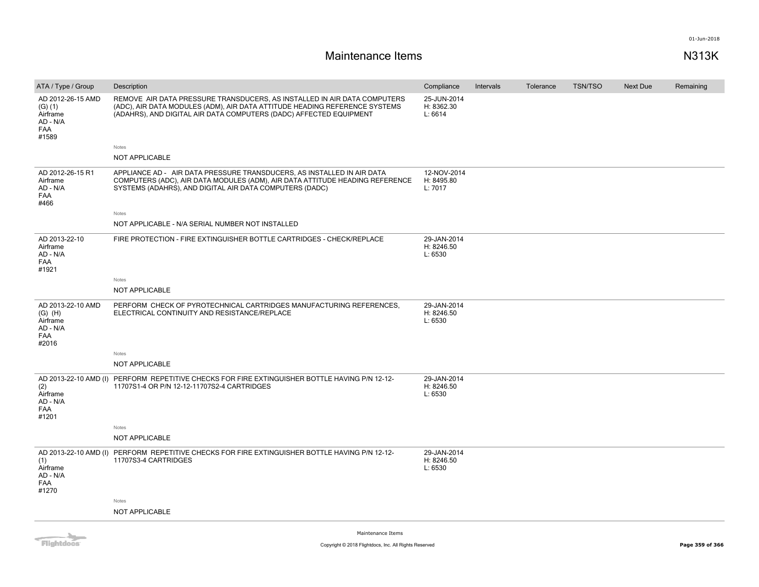# Maintenance Items

N313K

| ATA / Type / Group | Description | Compliance | Intervals | Tolerance | TSN/TSO | Next Due | Remaining |
|---|---|---|---|---|---|---|---|
| AD 2012-26-15 AMD (G) (1) Airframe AD - N/A FAA #1589 | REMOVE AIR DATA PRESSURE TRANSDUCERS, AS INSTALLED IN AIR DATA COMPUTERS (ADC), AIR DATA MODULES (ADM), AIR DATA ATTITUDE HEADING REFERENCE SYSTEMS (ADAHRS), AND DIGITAL AIR DATA COMPUTERS (DADC) AFFECTED EQUIPMENT<br>Notes<br>NOT APPLICABLE | 25-JUN-2014 H: 8362.30 L: 6614 | | | | | |
| AD 2012-26-15 R1 Airframe AD - N/A FAA #466 | APPLIANCE AD - AIR DATA PRESSURE TRANSDUCERS, AS INSTALLED IN AIR DATA COMPUTERS (ADC), AIR DATA MODULES (ADM), AIR DATA ATTITUDE HEADING REFERENCE SYSTEMS (ADAHRS), AND DIGITAL AIR DATA COMPUTERS (DADC)<br>Notes<br>NOT APPLICABLE - N/A SERIAL NUMBER NOT INSTALLED | 12-NOV-2014 H: 8495.80 L: 7017 | | | | | |
| AD 2013-22-10 Airframe AD - N/A FAA #1921 | FIRE PROTECTION - FIRE EXTINGUISHER BOTTLE CARTRIDGES - CHECK/REPLACE<br>Notes<br>NOT APPLICABLE | 29-JAN-2014 H: 8246.50 L: 6530 | | | | | |
| AD 2013-22-10 AMD (G) (H) Airframe AD - N/A FAA #2016 | PERFORM CHECK OF PYROTECHNICAL CARTRIDGES MANUFACTURING REFERENCES, ELECTRICAL CONTINUITY AND RESISTANCE/REPLACE<br>Notes<br>NOT APPLICABLE | 29-JAN-2014 H: 8246.50 L: 6530 | | | | | |
| AD 2013-22-10 AMD (I) (2) Airframe AD - N/A FAA #1201 | PERFORM REPETITIVE CHECKS FOR FIRE EXTINGUISHER BOTTLE HAVING P/N 12-12-11707S1-4 OR P/N 12-12-11707S2-4 CARTRIDGES<br>Notes<br>NOT APPLICABLE | 29-JAN-2014 H: 8246.50 L: 6530 | | | | | |
| AD 2013-22-10 AMD (I) (1) Airframe AD - N/A FAA #1270 | PERFORM REPETITIVE CHECKS FOR FIRE EXTINGUISHER BOTTLE HAVING P/N 12-12-11707S3-4 CARTRIDGES<br>Notes<br>NOT APPLICABLE | 29-JAN-2014 H: 8246.50 L: 6530 | | | | | |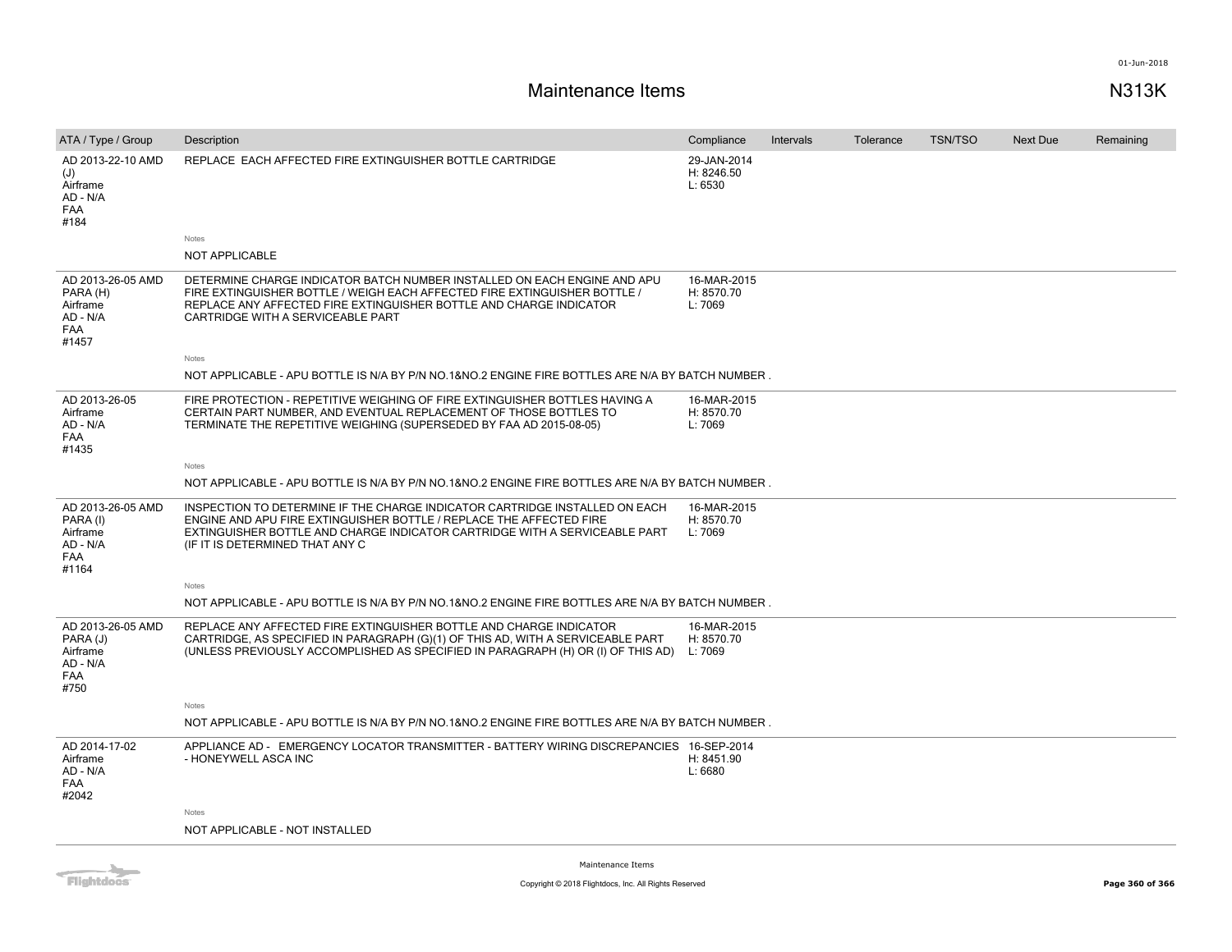# Maintenance Items

N313K

| ATA / Type / Group | Description | Compliance | Intervals | Tolerance | TSN/TSO | Next Due | Remaining |
|---|---|---|---|---|---|---|---|
| AD 2013-22-10 AMD (J) Airframe AD - N/A FAA #184 | REPLACE EACH AFFECTED FIRE EXTINGUISHER BOTTLE CARTRIDGE | 29-JAN-2014 H: 8246.50 L: 6530 | | | | | |
| | Notes<br>NOT APPLICABLE | | | | | | |
| AD 2013-26-05 AMD PARA (H) Airframe AD - N/A FAA #1457 | DETERMINE CHARGE INDICATOR BATCH NUMBER INSTALLED ON EACH ENGINE AND APU FIRE EXTINGUISHER BOTTLE / WEIGH EACH AFFECTED FIRE EXTINGUISHER BOTTLE / REPLACE ANY AFFECTED FIRE EXTINGUISHER BOTTLE AND CHARGE INDICATOR CARTRIDGE WITH A SERVICEABLE PART | 16-MAR-2015 H: 8570.70 L: 7069 | | | | | |
| | Notes<br>NOT APPLICABLE - APU BOTTLE IS N/A BY P/N NO.1&NO.2 ENGINE FIRE BOTTLES ARE N/A BY BATCH NUMBER . | | | | | | |
| AD 2013-26-05 Airframe AD - N/A FAA #1435 | FIRE PROTECTION - REPETITIVE WEIGHING OF FIRE EXTINGUISHER BOTTLES HAVING A CERTAIN PART NUMBER, AND EVENTUAL REPLACEMENT OF THOSE BOTTLES TO TERMINATE THE REPETITIVE WEIGHING (SUPERSEDED BY FAA AD 2015-08-05) | 16-MAR-2015 H: 8570.70 L: 7069 | | | | | |
| | Notes<br>NOT APPLICABLE - APU BOTTLE IS N/A BY P/N NO.1&NO.2 ENGINE FIRE BOTTLES ARE N/A BY BATCH NUMBER . | | | | | | |
| AD 2013-26-05 AMD PARA (I) Airframe AD - N/A FAA #1164 | INSPECTION TO DETERMINE IF THE CHARGE INDICATOR CARTRIDGE INSTALLED ON EACH ENGINE AND APU FIRE EXTINGUISHER BOTTLE / REPLACE THE AFFECTED FIRE EXTINGUISHER BOTTLE AND CHARGE INDICATOR CARTRIDGE WITH A SERVICEABLE PART (IF IT IS DETERMINED THAT ANY C | 16-MAR-2015 H: 8570.70 L: 7069 | | | | | |
| | Notes<br>NOT APPLICABLE - APU BOTTLE IS N/A BY P/N NO.1&NO.2 ENGINE FIRE BOTTLES ARE N/A BY BATCH NUMBER . | | | | | | |
| AD 2013-26-05 AMD PARA (J) Airframe AD - N/A FAA #750 | REPLACE ANY AFFECTED FIRE EXTINGUISHER BOTTLE AND CHARGE INDICATOR CARTRIDGE, AS SPECIFIED IN PARAGRAPH (G)(1) OF THIS AD, WITH A SERVICEABLE PART (UNLESS PREVIOUSLY ACCOMPLISHED AS SPECIFIED IN PARAGRAPH (H) OR (I) OF THIS AD) | 16-MAR-2015 H: 8570.70 L: 7069 | | | | | |
| | Notes<br>NOT APPLICABLE - APU BOTTLE IS N/A BY P/N NO.1&NO.2 ENGINE FIRE BOTTLES ARE N/A BY BATCH NUMBER . | | | | | | |
| AD 2014-17-02 Airframe AD - N/A FAA #2042 | APPLIANCE AD - EMERGENCY LOCATOR TRANSMITTER - BATTERY WIRING DISCREPANCIES - HONEYWELL ASCA INC | 16-SEP-2014 H: 8451.90 L: 6680 | | | | | |
| | Notes<br>NOT APPLICABLE - NOT INSTALLED | | | | | | |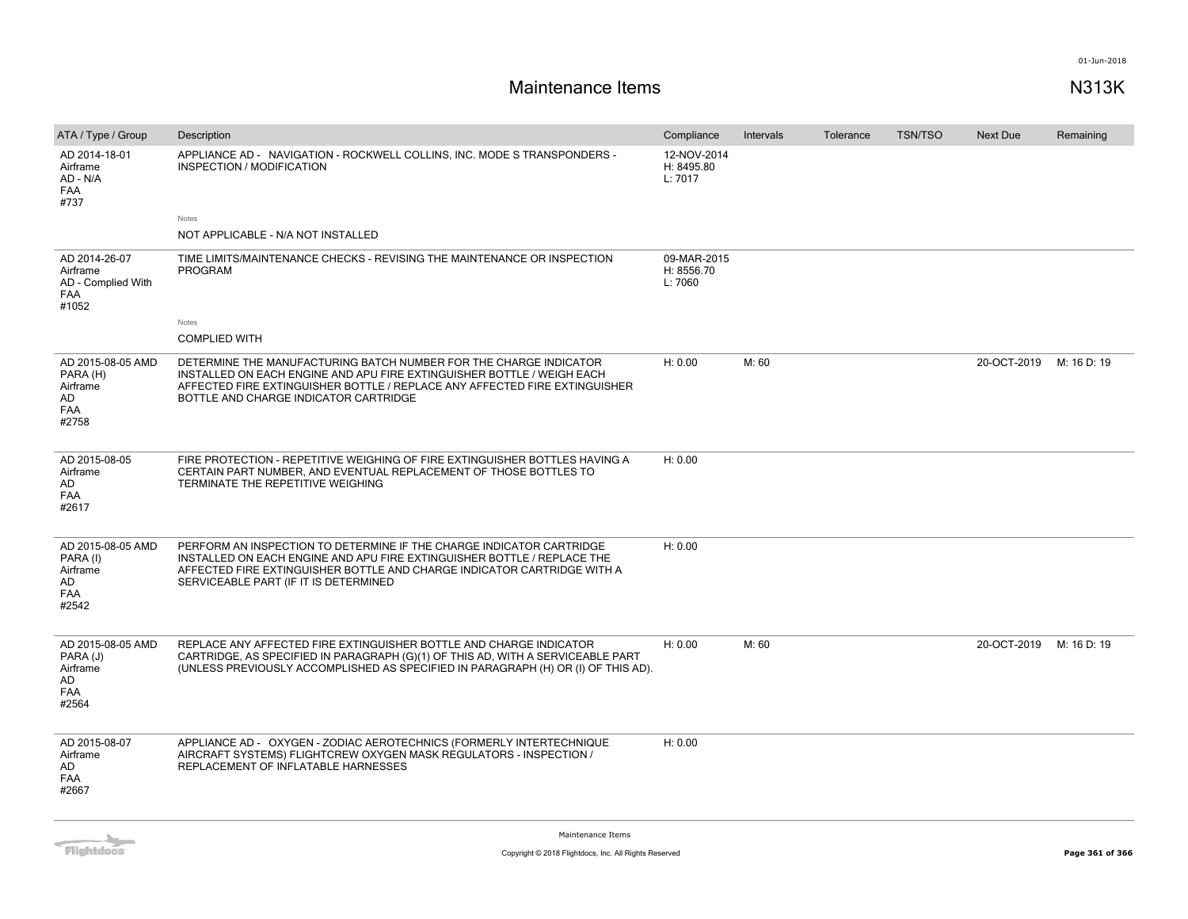# Maintenance Items

N313K

| ATA / Type / Group | Description | Compliance | Intervals | Tolerance | TSN/TSO | Next Due | Remaining |
|---|---|---|---|---|---|---|---|
| AD 2014-18-01 Airframe AD - N/A FAA #737 | APPLIANCE AD - NAVIGATION - ROCKWELL COLLINS, INC. MODE S TRANSPONDERS - INSPECTION / MODIFICATION<br><br>Notes<br>NOT APPLICABLE - N/A NOT INSTALLED | 12-NOV-2014 H: 8495.80 L: 7017 | | | | | |
| AD 2014-26-07 Airframe AD - Complied With FAA #1052 | TIME LIMITS/MAINTENANCE CHECKS - REVISING THE MAINTENANCE OR INSPECTION PROGRAM<br><br>Notes<br>COMPLIED WITH | 09-MAR-2015 H: 8556.70 L: 7060 | | | | | |
| AD 2015-08-05 AMD PARA (H) Airframe AD FAA #2758 | DETERMINE THE MANUFACTURING BATCH NUMBER FOR THE CHARGE INDICATOR INSTALLED ON EACH ENGINE AND APU FIRE EXTINGUISHER BOTTLE / WEIGH EACH AFFECTED FIRE EXTINGUISHER BOTTLE / REPLACE ANY AFFECTED FIRE EXTINGUISHER BOTTLE AND CHARGE INDICATOR CARTRIDGE | H: 0.00 | M: 60 | | | 20-OCT-2019 | M: 16 D: 19 |
| AD 2015-08-05 Airframe AD FAA #2617 | FIRE PROTECTION - REPETITIVE WEIGHING OF FIRE EXTINGUISHER BOTTLES HAVING A CERTAIN PART NUMBER, AND EVENTUAL REPLACEMENT OF THOSE BOTTLES TO TERMINATE THE REPETITIVE WEIGHING | H: 0.00 | | | | | |
| AD 2015-08-05 AMD PARA (I) Airframe AD FAA #2542 | PERFORM AN INSPECTION TO DETERMINE IF THE CHARGE INDICATOR CARTRIDGE INSTALLED ON EACH ENGINE AND APU FIRE EXTINGUISHER BOTTLE / REPLACE THE AFFECTED FIRE EXTINGUISHER BOTTLE AND CHARGE INDICATOR CARTRIDGE WITH A SERVICEABLE PART (IF IT IS DETERMINED | H: 0.00 | | | | | |
| AD 2015-08-05 AMD PARA (J) Airframe AD FAA #2564 | REPLACE ANY AFFECTED FIRE EXTINGUISHER BOTTLE AND CHARGE INDICATOR CARTRIDGE, AS SPECIFIED IN PARAGRAPH (G)(1) OF THIS AD, WITH A SERVICEABLE PART (UNLESS PREVIOUSLY ACCOMPLISHED AS SPECIFIED IN PARAGRAPH (H) OR (I) OF THIS AD). | H: 0.00 | M: 60 | | | 20-OCT-2019 | M: 16 D: 19 |
| AD 2015-08-07 Airframe AD FAA #2667 | APPLIANCE AD - OXYGEN - ZODIAC AEROTECHNICS (FORMERLY INTERTECHNIQUE AIRCRAFT SYSTEMS) FLIGHTCREW OXYGEN MASK REGULATORS - INSPECTION / REPLACEMENT OF INFLATABLE HARNESSES | H: 0.00 | | | | | |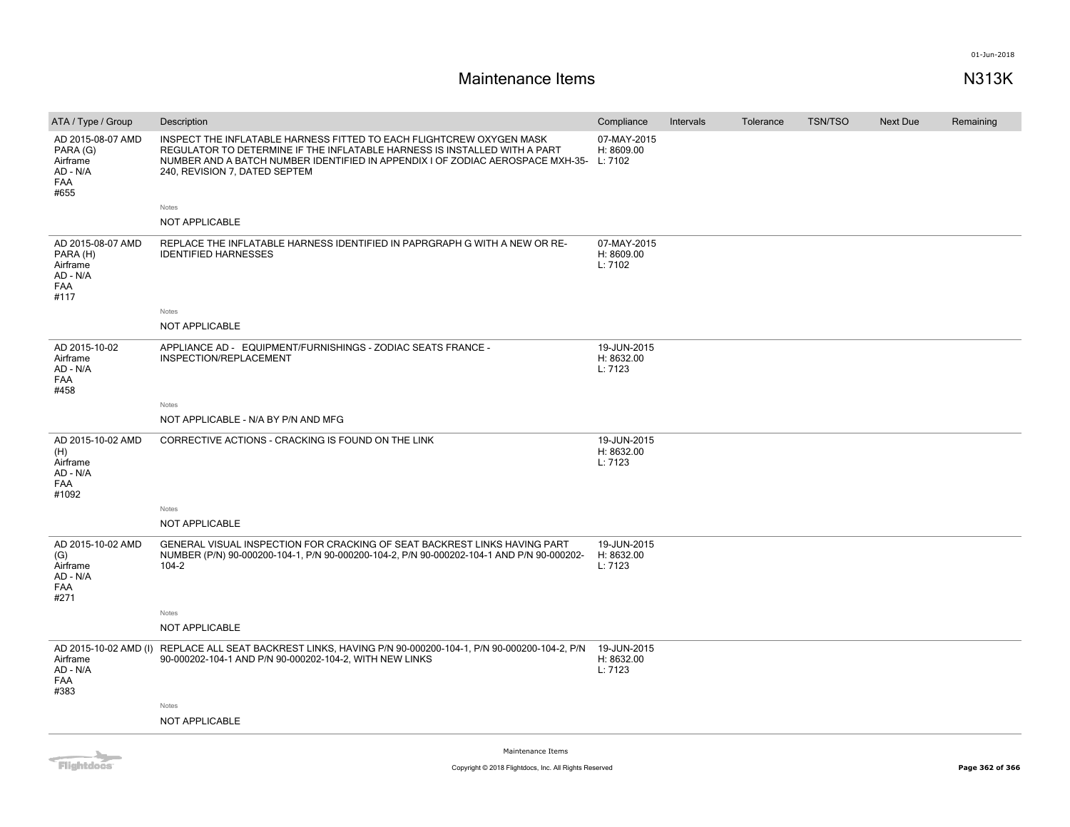# Maintenance Items

N313K

| ATA / Type / Group | Description | Compliance | Intervals | Tolerance | TSN/TSO | Next Due | Remaining |
|---|---|---|---|---|---|---|---|
| AD 2015-08-07 AMD PARA (G) Airframe AD - N/A FAA #655 | INSPECT THE INFLATABLE HARNESS FITTED TO EACH FLIGHTCREW OXYGEN MASK REGULATOR TO DETERMINE IF THE INFLATABLE HARNESS IS INSTALLED WITH A PART NUMBER AND A BATCH NUMBER IDENTIFIED IN APPENDIX I OF ZODIAC AEROSPACE MXH-35-240, REVISION 7, DATED SEPTEM<br><br>Notes<br>NOT APPLICABLE | 07-MAY-2015 H: 8609.00 L: 7102 | | | | | |
| AD 2015-08-07 AMD PARA (H) Airframe AD - N/A FAA #117 | REPLACE THE INFLATABLE HARNESS IDENTIFIED IN PAPRGRAPH G WITH A NEW OR RE-IDENTIFIED HARNESSES<br><br>Notes<br>NOT APPLICABLE | 07-MAY-2015 H: 8609.00 L: 7102 | | | | | |
| AD 2015-10-02 Airframe AD - N/A FAA #458 | APPLIANCE AD - EQUIPMENT/FURNISHINGS - ZODIAC SEATS FRANCE - INSPECTION/REPLACEMENT<br><br>Notes<br>NOT APPLICABLE - N/A BY P/N AND MFG | 19-JUN-2015 H: 8632.00 L: 7123 | | | | | |
| AD 2015-10-02 AMD (H) Airframe AD - N/A FAA #1092 | CORRECTIVE ACTIONS - CRACKING IS FOUND ON THE LINK<br><br>Notes<br>NOT APPLICABLE | 19-JUN-2015 H: 8632.00 L: 7123 | | | | | |
| AD 2015-10-02 AMD (G) Airframe AD - N/A FAA #271 | GENERAL VISUAL INSPECTION FOR CRACKING OF SEAT BACKREST LINKS HAVING PART NUMBER (P/N) 90-000200-104-1, P/N 90-000200-104-2, P/N 90-000202-104-1 AND P/N 90-000202-104-2<br><br>Notes<br>NOT APPLICABLE | 19-JUN-2015 H: 8632.00 L: 7123 | | | | | |
| AD 2015-10-02 AMD (I) Airframe AD - N/A FAA #383 | REPLACE ALL SEAT BACKREST LINKS, HAVING P/N 90-000200-104-1, P/N 90-000200-104-2, P/N 90-000202-104-1 AND P/N 90-000202-104-2, WITH NEW LINKS<br><br>Notes<br>NOT APPLICABLE | 19-JUN-2015 H: 8632.00 L: 7123 | | | | | |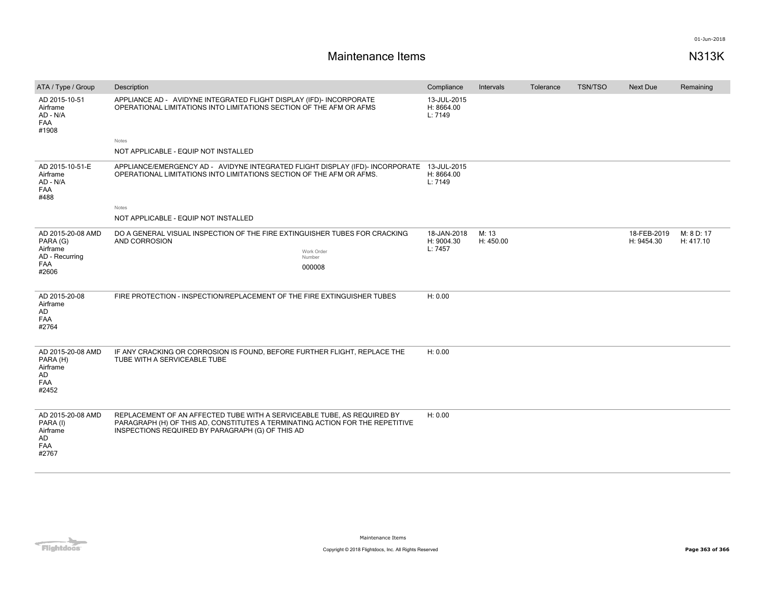# Maintenance Items

N313K

| ATA / Type / Group | Description | Compliance | Intervals | Tolerance | TSN/TSO | Next Due | Remaining |
|---|---|---|---|---|---|---|---|
| AD 2015-10-51 Airframe AD - N/A FAA #1908 | APPLIANCE AD - AVIDYNE INTEGRATED FLIGHT DISPLAY (IFD)- INCORPORATE OPERATIONAL LIMITATIONS INTO LIMITATIONS SECTION OF THE AFM OR AFMS<br><br>Notes<br>NOT APPLICABLE - EQUIP NOT INSTALLED | 13-JUL-2015 H: 8664.00 L: 7149 | | | | | |
| AD 2015-10-51-E Airframe AD - N/A FAA #488 | APPLIANCE/EMERGENCY AD - AVIDYNE INTEGRATED FLIGHT DISPLAY (IFD)- INCORPORATE OPERATIONAL LIMITATIONS INTO LIMITATIONS SECTION OF THE AFM OR AFMS.<br><br>Notes<br>NOT APPLICABLE - EQUIP NOT INSTALLED | 13-JUL-2015 H: 8664.00 L: 7149 | | | | | |
| AD 2015-20-08 AMD PARA (G) Airframe AD - Recurring FAA #2606 | DO A GENERAL VISUAL INSPECTION OF THE FIRE EXTINGUISHER TUBES FOR CRACKING AND CORROSION<br><br>Work Order Number<br>000008 | 18-JAN-2018 H: 9004.30 L: 7457 | M: 13 H: 450.00 | | | 18-FEB-2019 H: 9454.30 | M: 8 D: 17 H: 417.10 |
| AD 2015-20-08 Airframe AD FAA #2764 | FIRE PROTECTION - INSPECTION/REPLACEMENT OF THE FIRE EXTINGUISHER TUBES | H: 0.00 | | | | | |
| AD 2015-20-08 AMD PARA (H) Airframe AD FAA #2452 | IF ANY CRACKING OR CORROSION IS FOUND, BEFORE FURTHER FLIGHT, REPLACE THE TUBE WITH A SERVICEABLE TUBE | H: 0.00 | | | | | |
| AD 2015-20-08 AMD PARA (I) Airframe AD FAA #2767 | REPLACEMENT OF AN AFFECTED TUBE WITH A SERVICEABLE TUBE, AS REQUIRED BY PARAGRAPH (H) OF THIS AD, CONSTITUTES A TERMINATING ACTION FOR THE REPETITIVE INSPECTIONS REQUIRED BY PARAGRAPH (G) OF THIS AD | H: 0.00 | | | | | |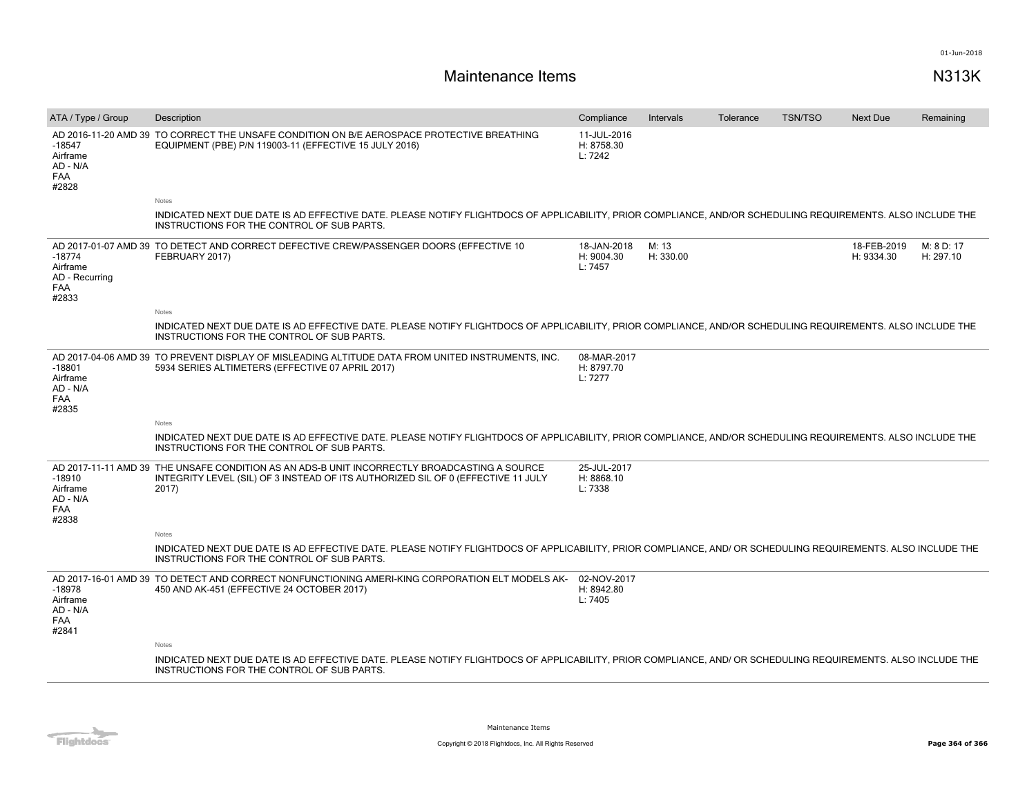# Maintenance Items

N313K

| ATA / Type / Group | Description | Compliance | Intervals | Tolerance | TSN/TSO | Next Due | Remaining |
|---|---|---|---|---|---|---|---|
| AD 2016-11-20 AMD 39 -18547 Airframe AD - N/A FAA #2828 | TO CORRECT THE UNSAFE CONDITION ON B/E AEROSPACE PROTECTIVE BREATHING EQUIPMENT (PBE) P/N 119003-11 (EFFECTIVE 15 JULY 2016) | 11-JUL-2016 H: 8758.30 L: 7242 | | | | | |
| | Notes<br>INDICATED NEXT DUE DATE IS AD EFFECTIVE DATE. PLEASE NOTIFY FLIGHTDOCS OF APPLICABILITY, PRIOR COMPLIANCE, AND/OR SCHEDULING REQUIREMENTS. ALSO INCLUDE THE INSTRUCTIONS FOR THE CONTROL OF SUB PARTS. | | | | | | |
| AD 2017-01-07 AMD 39 -18774 Airframe AD - Recurring FAA #2833 | TO DETECT AND CORRECT DEFECTIVE CREW/PASSENGER DOORS (EFFECTIVE 10 FEBRUARY 2017) | 18-JAN-2018 H: 9004.30 L: 7457 | M: 13 H: 330.00 | | | 18-FEB-2019 H: 9334.30 | M: 8 D: 17 H: 297.10 |
| | Notes<br>INDICATED NEXT DUE DATE IS AD EFFECTIVE DATE. PLEASE NOTIFY FLIGHTDOCS OF APPLICABILITY, PRIOR COMPLIANCE, AND/OR SCHEDULING REQUIREMENTS. ALSO INCLUDE THE INSTRUCTIONS FOR THE CONTROL OF SUB PARTS. | | | | | | |
| AD 2017-04-06 AMD 39 -18801 Airframe AD - N/A FAA #2835 | TO PREVENT DISPLAY OF MISLEADING ALTITUDE DATA FROM UNITED INSTRUMENTS, INC. 5934 SERIES ALTIMETERS (EFFECTIVE 07 APRIL 2017) | 08-MAR-2017 H: 8797.70 L: 7277 | | | | | |
| | Notes<br>INDICATED NEXT DUE DATE IS AD EFFECTIVE DATE. PLEASE NOTIFY FLIGHTDOCS OF APPLICABILITY, PRIOR COMPLIANCE, AND/OR SCHEDULING REQUIREMENTS. ALSO INCLUDE THE INSTRUCTIONS FOR THE CONTROL OF SUB PARTS. | | | | | | |
| AD 2017-11-11 AMD 39 -18910 Airframe AD - N/A FAA #2838 | THE UNSAFE CONDITION AS AN ADS-B UNIT INCORRECTLY BROADCASTING A SOURCE INTEGRITY LEVEL (SIL) OF 3 INSTEAD OF ITS AUTHORIZED SIL OF 0 (EFFECTIVE 11 JULY 2017) | 25-JUL-2017 H: 8868.10 L: 7338 | | | | | |
| | Notes<br>INDICATED NEXT DUE DATE IS AD EFFECTIVE DATE. PLEASE NOTIFY FLIGHTDOCS OF APPLICABILITY, PRIOR COMPLIANCE, AND/ OR SCHEDULING REQUIREMENTS. ALSO INCLUDE THE INSTRUCTIONS FOR THE CONTROL OF SUB PARTS. | | | | | | |
| AD 2017-16-01 AMD 39 -18978 Airframe AD - N/A FAA #2841 | TO DETECT AND CORRECT NONFUNCTIONING AMERI-KING CORPORATION ELT MODELS AK-450 AND AK-451 (EFFECTIVE 24 OCTOBER 2017) | 02-NOV-2017 H: 8942.80 L: 7405 | | | | | |
| | Notes<br>INDICATED NEXT DUE DATE IS AD EFFECTIVE DATE. PLEASE NOTIFY FLIGHTDOCS OF APPLICABILITY, PRIOR COMPLIANCE, AND/ OR SCHEDULING REQUIREMENTS. ALSO INCLUDE THE INSTRUCTIONS FOR THE CONTROL OF SUB PARTS. | | | | | | |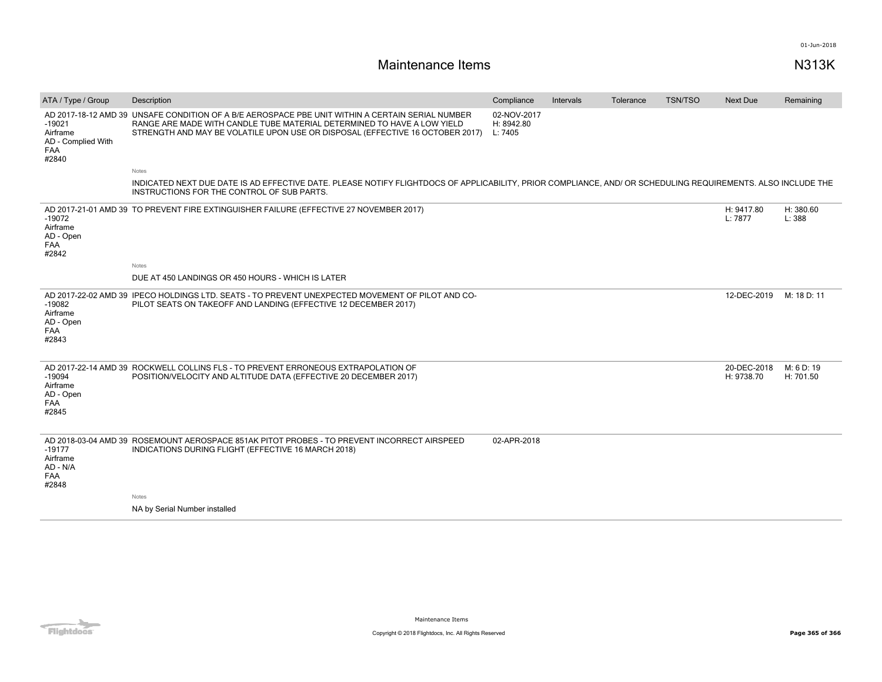# Maintenance Items

N313K

| ATA / Type / Group | Description | Compliance | Intervals | Tolerance | TSN/TSO | Next Due | Remaining |
|---|---|---|---|---|---|---|---|
| AD 2017-18-12 AMD 39 -19021 Airframe AD - Complied With FAA #2840 | UNSAFE CONDITION OF A B/E AEROSPACE PBE UNIT WITHIN A CERTAIN SERIAL NUMBER RANGE ARE MADE WITH CANDLE TUBE MATERIAL DETERMINED TO HAVE A LOW YIELD STRENGTH AND MAY BE VOLATILE UPON USE OR DISPOSAL (EFFECTIVE 16 OCTOBER 2017) | 02-NOV-2017 H: 8942.80 L: 7405 | | | | | |
| | Notes<br>INDICATED NEXT DUE DATE IS AD EFFECTIVE DATE. PLEASE NOTIFY FLIGHTDOCS OF APPLICABILITY, PRIOR COMPLIANCE, AND/ OR SCHEDULING REQUIREMENTS. ALSO INCLUDE THE INSTRUCTIONS FOR THE CONTROL OF SUB PARTS. | | | | | | |
| AD 2017-21-01 AMD 39 -19072 Airframe AD - Open FAA #2842 | TO PREVENT FIRE EXTINGUISHER FAILURE (EFFECTIVE 27 NOVEMBER 2017) | | | | | H: 9417.80 L: 7877 | H: 380.60 L: 388 |
| | Notes<br>DUE AT 450 LANDINGS OR 450 HOURS - WHICH IS LATER | | | | | | |
| AD 2017-22-02 AMD 39 -19082 Airframe AD - Open FAA #2843 | IPECO HOLDINGS LTD. SEATS - TO PREVENT UNEXPECTED MOVEMENT OF PILOT AND CO-PILOT SEATS ON TAKEOFF AND LANDING (EFFECTIVE 12 DECEMBER 2017) | | | | | 12-DEC-2019 | M: 18 D: 11 |
| AD 2017-22-14 AMD 39 -19094 Airframe AD - Open FAA #2845 | ROCKWELL COLLINS FLS - TO PREVENT ERRONEOUS EXTRAPOLATION OF POSITION/VELOCITY AND ALTITUDE DATA (EFFECTIVE 20 DECEMBER 2017) | | | | | 20-DEC-2018 H: 9738.70 | M: 6 D: 19 H: 701.50 |
| AD 2018-03-04 AMD 39 -19177 Airframe AD - N/A FAA #2848 | ROSEMOUNT AEROSPACE 851AK PITOT PROBES - TO PREVENT INCORRECT AIRSPEED INDICATIONS DURING FLIGHT (EFFECTIVE 16 MARCH 2018) | 02-APR-2018 | | | | | |
| | Notes<br>NA by Serial Number installed | | | | | | |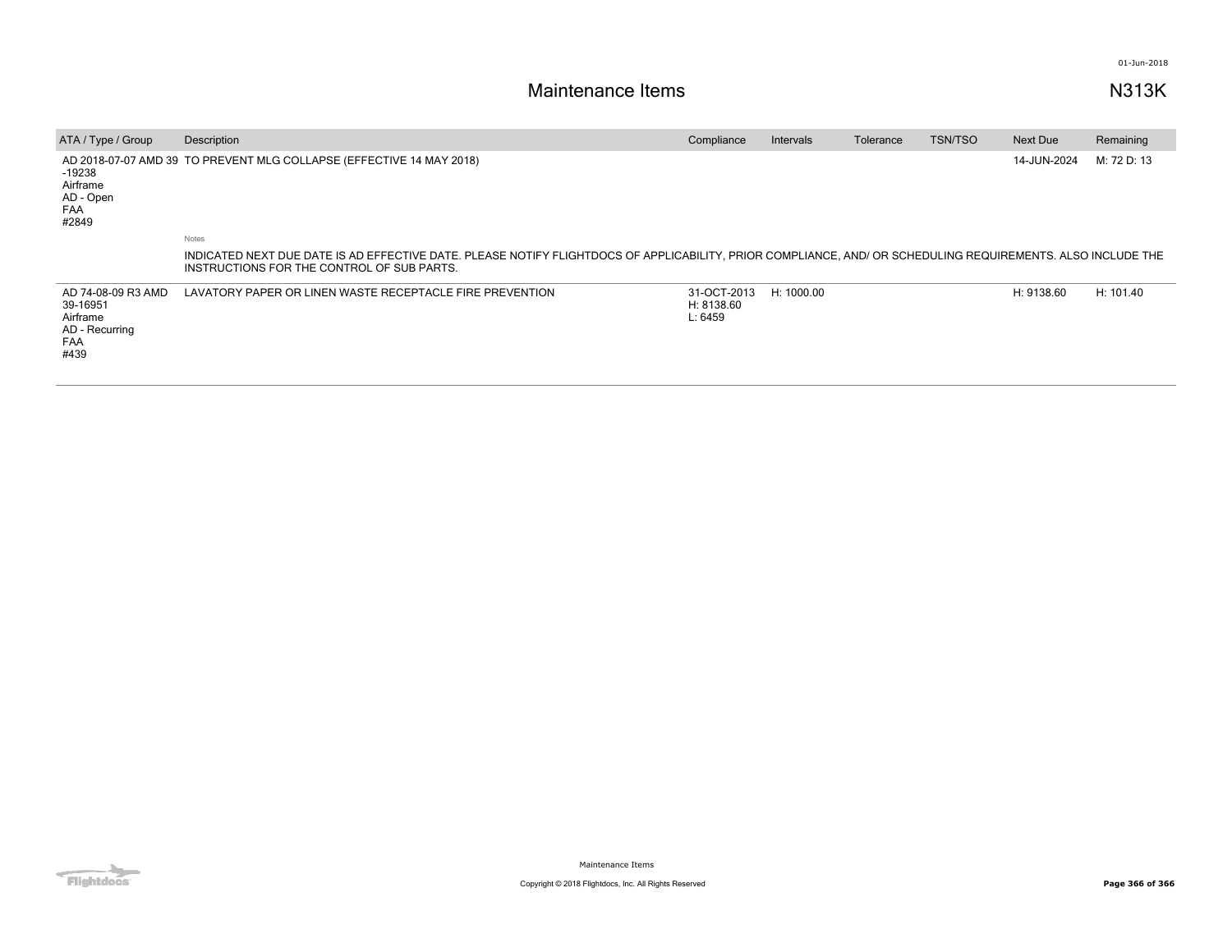# Maintenance Items

## N313K

| ATA / Type / Group | Description | Compliance | Intervals | Tolerance | TSN/TSO | Next Due | Remaining |
|---|---|---|---|---|---|---|---|
| AD 2018-07-07 AMD 39 -19238 Airframe AD - Open FAA #2849 | TO PREVENT MLG COLLAPSE (EFFECTIVE 14 MAY 2018) | | | | | 14-JUN-2024 | M: 72 D: 13 |
| | Notes<br>INDICATED NEXT DUE DATE IS AD EFFECTIVE DATE. PLEASE NOTIFY FLIGHTDOCS OF APPLICABILITY, PRIOR COMPLIANCE, AND/ OR SCHEDULING REQUIREMENTS. ALSO INCLUDE THE INSTRUCTIONS FOR THE CONTROL OF SUB PARTS. | | | | | | |
| AD 74-08-09 R3 AMD 39-16951 Airframe AD - Recurring FAA #439 | LAVATORY PAPER OR LINEN WASTE RECEPTACLE FIRE PREVENTION | 31-OCT-2013 H: 8138.60 L: 6459 | H: 1000.00 | | | H: 9138.60 | H: 101.40 |